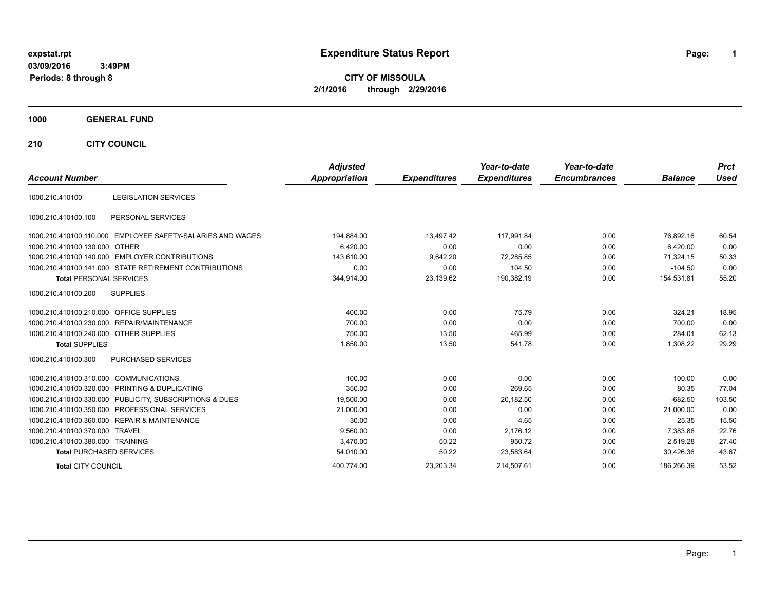expstat.rpt
03/09/2016 3:49PM
Periods: 8 through 8

# Expenditure Status Report

**CITY OF MISSOULA**
**2/1/2016 through 2/29/2016**

## 1000 GENERAL FUND

## 210 CITY COUNCIL

| Account Number | | Adjusted Appropriation | Expenditures | Year-to-date Expenditures | Year-to-date Encumbrances | Balance | Prct Used |
|---|---|---|---|---|---|---|---|
| 1000.210.410100 | LEGISLATION SERVICES | | | | | | |
| 1000.210.410100.100 | PERSONAL SERVICES | | | | | | |
| 1000.210.410100.110.000 | EMPLOYEE SAFETY-SALARIES AND WAGES | 194,884.00 | 13,497.42 | 117,991.84 | 0.00 | 76,892.16 | 60.54 |
| 1000.210.410100.130.000 | OTHER | 6,420.00 | 0.00 | 0.00 | 0.00 | 6,420.00 | 0.00 |
| 1000.210.410100.140.000 | EMPLOYER CONTRIBUTIONS | 143,610.00 | 9,642.20 | 72,285.85 | 0.00 | 71,324.15 | 50.33 |
| 1000.210.410100.141.000 | STATE RETIREMENT CONTRIBUTIONS | 0.00 | 0.00 | 104.50 | 0.00 | -104.50 | 0.00 |
| **Total** PERSONAL SERVICES | | 344,914.00 | 23,139.62 | 190,382.19 | 0.00 | 154,531.81 | 55.20 |
| 1000.210.410100.200 | SUPPLIES | | | | | | |
| 1000.210.410100.210.000 | OFFICE SUPPLIES | 400.00 | 0.00 | 75.79 | 0.00 | 324.21 | 18.95 |
| 1000.210.410100.230.000 | REPAIR/MAINTENANCE | 700.00 | 0.00 | 0.00 | 0.00 | 700.00 | 0.00 |
| 1000.210.410100.240.000 | OTHER SUPPLIES | 750.00 | 13.50 | 465.99 | 0.00 | 284.01 | 62.13 |
| **Total** SUPPLIES | | 1,850.00 | 13.50 | 541.78 | 0.00 | 1,308.22 | 29.29 |
| 1000.210.410100.300 | PURCHASED SERVICES | | | | | | |
| 1000.210.410100.310.000 | COMMUNICATIONS | 100.00 | 0.00 | 0.00 | 0.00 | 100.00 | 0.00 |
| 1000.210.410100.320.000 | PRINTING & DUPLICATING | 350.00 | 0.00 | 269.65 | 0.00 | 80.35 | 77.04 |
| 1000.210.410100.330.000 | PUBLICITY, SUBSCRIPTIONS & DUES | 19,500.00 | 0.00 | 20,182.50 | 0.00 | -682.50 | 103.50 |
| 1000.210.410100.350.000 | PROFESSIONAL SERVICES | 21,000.00 | 0.00 | 0.00 | 0.00 | 21,000.00 | 0.00 |
| 1000.210.410100.360.000 | REPAIR & MAINTENANCE | 30.00 | 0.00 | 4.65 | 0.00 | 25.35 | 15.50 |
| 1000.210.410100.370.000 | TRAVEL | 9,560.00 | 0.00 | 2,176.12 | 0.00 | 7,383.88 | 22.76 |
| 1000.210.410100.380.000 | TRAINING | 3,470.00 | 50.22 | 950.72 | 0.00 | 2,519.28 | 27.40 |
| **Total** PURCHASED SERVICES | | 54,010.00 | 50.22 | 23,583.64 | 0.00 | 30,426.36 | 43.67 |
| **Total** CITY COUNCIL | | 400,774.00 | 23,203.34 | 214,507.61 | 0.00 | 186,266.39 | 53.52 |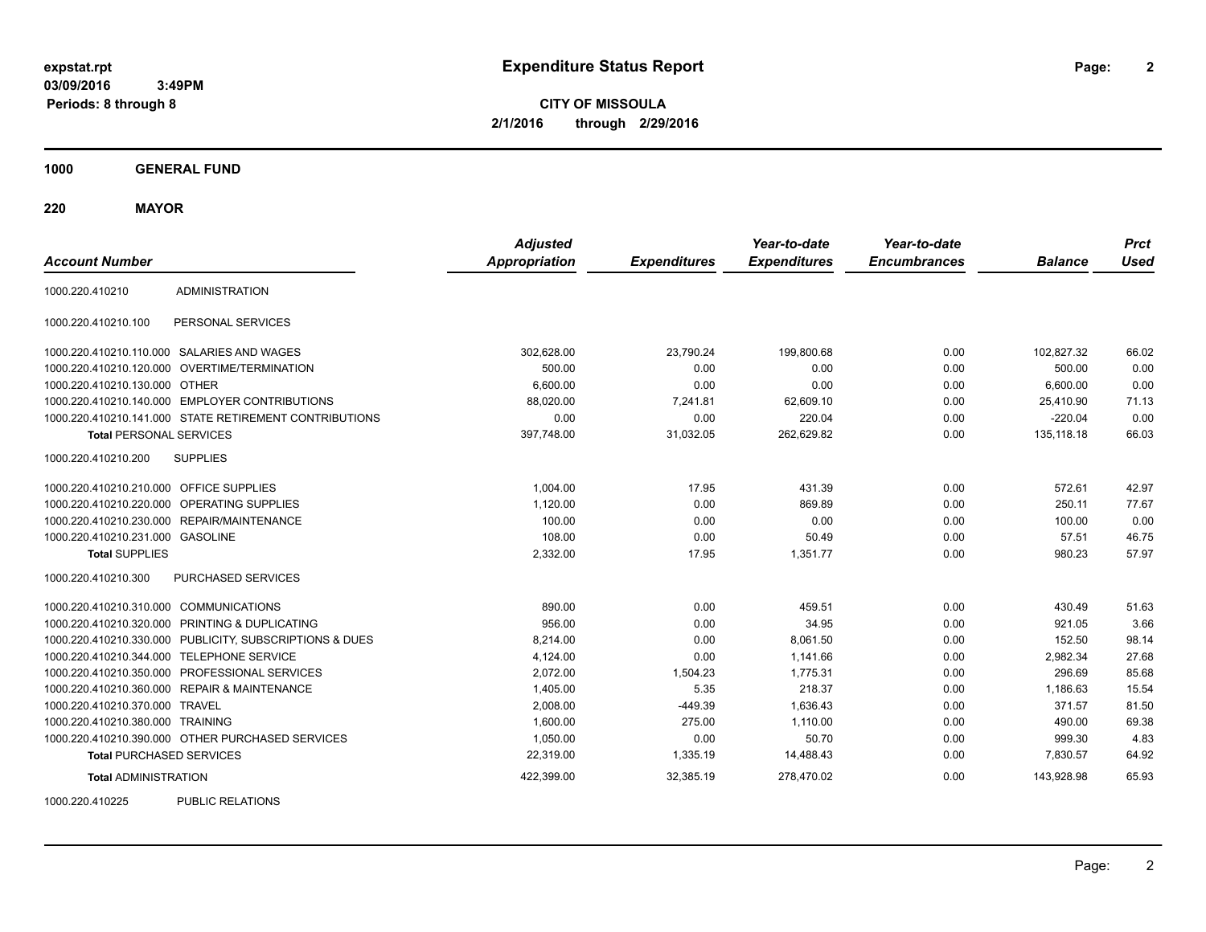**expstat.rpt**
**03/09/2016 3:49PM**
**Periods: 8 through 8**

# Expenditure Status Report

**CITY OF MISSOULA**
**2/1/2016 through 2/29/2016**

## 1000 GENERAL FUND

### 220 MAYOR

| Account Number | | Adjusted Appropriation | Expenditures | Year-to-date Expenditures | Year-to-date Encumbrances | Balance | Prct Used |
|---|---|---|---|---|---|---|---|
| 1000.220.410210 | ADMINISTRATION | | | | | | |
| 1000.220.410210.100 | PERSONAL SERVICES | | | | | | |
| 1000.220.410210.110.000 | SALARIES AND WAGES | 302,628.00 | 23,790.24 | 199,800.68 | 0.00 | 102,827.32 | 66.02 |
| 1000.220.410210.120.000 | OVERTIME/TERMINATION | 500.00 | 0.00 | 0.00 | 0.00 | 500.00 | 0.00 |
| 1000.220.410210.130.000 | OTHER | 6,600.00 | 0.00 | 0.00 | 0.00 | 6,600.00 | 0.00 |
| 1000.220.410210.140.000 | EMPLOYER CONTRIBUTIONS | 88,020.00 | 7,241.81 | 62,609.10 | 0.00 | 25,410.90 | 71.13 |
| 1000.220.410210.141.000 | STATE RETIREMENT CONTRIBUTIONS | 0.00 | 0.00 | 220.04 | 0.00 | -220.04 | 0.00 |
| **Total** PERSONAL SERVICES | | 397,748.00 | 31,032.05 | 262,629.82 | 0.00 | 135,118.18 | 66.03 |
| 1000.220.410210.200 | SUPPLIES | | | | | | |
| 1000.220.410210.210.000 | OFFICE SUPPLIES | 1,004.00 | 17.95 | 431.39 | 0.00 | 572.61 | 42.97 |
| 1000.220.410210.220.000 | OPERATING SUPPLIES | 1,120.00 | 0.00 | 869.89 | 0.00 | 250.11 | 77.67 |
| 1000.220.410210.230.000 | REPAIR/MAINTENANCE | 100.00 | 0.00 | 0.00 | 0.00 | 100.00 | 0.00 |
| 1000.220.410210.231.000 | GASOLINE | 108.00 | 0.00 | 50.49 | 0.00 | 57.51 | 46.75 |
| **Total** SUPPLIES | | 2,332.00 | 17.95 | 1,351.77 | 0.00 | 980.23 | 57.97 |
| 1000.220.410210.300 | PURCHASED SERVICES | | | | | | |
| 1000.220.410210.310.000 | COMMUNICATIONS | 890.00 | 0.00 | 459.51 | 0.00 | 430.49 | 51.63 |
| 1000.220.410210.320.000 | PRINTING & DUPLICATING | 956.00 | 0.00 | 34.95 | 0.00 | 921.05 | 3.66 |
| 1000.220.410210.330.000 | PUBLICITY, SUBSCRIPTIONS & DUES | 8,214.00 | 0.00 | 8,061.50 | 0.00 | 152.50 | 98.14 |
| 1000.220.410210.344.000 | TELEPHONE SERVICE | 4,124.00 | 0.00 | 1,141.66 | 0.00 | 2,982.34 | 27.68 |
| 1000.220.410210.350.000 | PROFESSIONAL SERVICES | 2,072.00 | 1,504.23 | 1,775.31 | 0.00 | 296.69 | 85.68 |
| 1000.220.410210.360.000 | REPAIR & MAINTENANCE | 1,405.00 | 5.35 | 218.37 | 0.00 | 1,186.63 | 15.54 |
| 1000.220.410210.370.000 | TRAVEL | 2,008.00 | -449.39 | 1,636.43 | 0.00 | 371.57 | 81.50 |
| 1000.220.410210.380.000 | TRAINING | 1,600.00 | 275.00 | 1,110.00 | 0.00 | 490.00 | 69.38 |
| 1000.220.410210.390.000 | OTHER PURCHASED SERVICES | 1,050.00 | 0.00 | 50.70 | 0.00 | 999.30 | 4.83 |
| **Total** PURCHASED SERVICES | | 22,319.00 | 1,335.19 | 14,488.43 | 0.00 | 7,830.57 | 64.92 |
| **Total** ADMINISTRATION | | 422,399.00 | 32,385.19 | 278,470.02 | 0.00 | 143,928.98 | 65.93 |
| 1000.220.410225 | PUBLIC RELATIONS | | | | | | |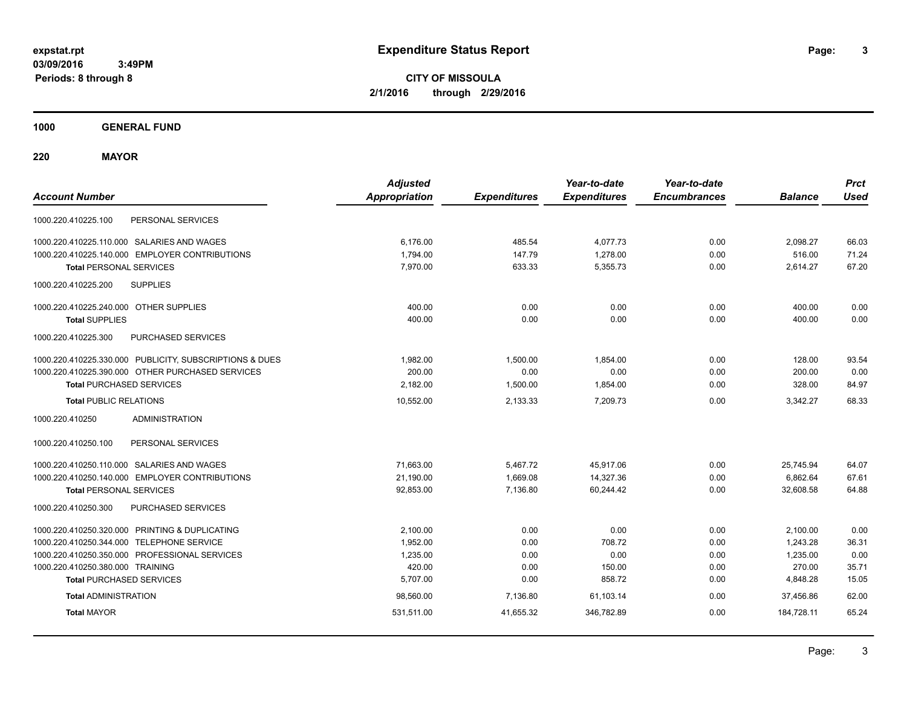**expstat.rpt**
**03/09/2016 3:49PM**
**Periods: 8 through 8**

# Expenditure Status Report

**CITY OF MISSOULA**
**2/1/2016 through 2/29/2016**

## 1000 GENERAL FUND

### 220 MAYOR

| Account Number | | Adjusted Appropriation | Expenditures | Year-to-date Expenditures | Year-to-date Encumbrances | Balance | Prct Used |
|---|---|---|---|---|---|---|---|
| 1000.220.410225.100 | PERSONAL SERVICES | | | | | | |
| 1000.220.410225.110.000 | SALARIES AND WAGES | 6,176.00 | 485.54 | 4,077.73 | 0.00 | 2,098.27 | 66.03 |
| 1000.220.410225.140.000 | EMPLOYER CONTRIBUTIONS | 1,794.00 | 147.79 | 1,278.00 | 0.00 | 516.00 | 71.24 |
| **Total** PERSONAL SERVICES | | 7,970.00 | 633.33 | 5,355.73 | 0.00 | 2,614.27 | 67.20 |
| 1000.220.410225.200 | SUPPLIES | | | | | | |
| 1000.220.410225.240.000 | OTHER SUPPLIES | 400.00 | 0.00 | 0.00 | 0.00 | 400.00 | 0.00 |
| **Total** SUPPLIES | | 400.00 | 0.00 | 0.00 | 0.00 | 400.00 | 0.00 |
| 1000.220.410225.300 | PURCHASED SERVICES | | | | | | |
| 1000.220.410225.330.000 | PUBLICITY, SUBSCRIPTIONS & DUES | 1,982.00 | 1,500.00 | 1,854.00 | 0.00 | 128.00 | 93.54 |
| 1000.220.410225.390.000 | OTHER PURCHASED SERVICES | 200.00 | 0.00 | 0.00 | 0.00 | 200.00 | 0.00 |
| **Total** PURCHASED SERVICES | | 2,182.00 | 1,500.00 | 1,854.00 | 0.00 | 328.00 | 84.97 |
| **Total** PUBLIC RELATIONS | | 10,552.00 | 2,133.33 | 7,209.73 | 0.00 | 3,342.27 | 68.33 |
| 1000.220.410250 | ADMINISTRATION | | | | | | |
| 1000.220.410250.100 | PERSONAL SERVICES | | | | | | |
| 1000.220.410250.110.000 | SALARIES AND WAGES | 71,663.00 | 5,467.72 | 45,917.06 | 0.00 | 25,745.94 | 64.07 |
| 1000.220.410250.140.000 | EMPLOYER CONTRIBUTIONS | 21,190.00 | 1,669.08 | 14,327.36 | 0.00 | 6,862.64 | 67.61 |
| **Total** PERSONAL SERVICES | | 92,853.00 | 7,136.80 | 60,244.42 | 0.00 | 32,608.58 | 64.88 |
| 1000.220.410250.300 | PURCHASED SERVICES | | | | | | |
| 1000.220.410250.320.000 | PRINTING & DUPLICATING | 2,100.00 | 0.00 | 0.00 | 0.00 | 2,100.00 | 0.00 |
| 1000.220.410250.344.000 | TELEPHONE SERVICE | 1,952.00 | 0.00 | 708.72 | 0.00 | 1,243.28 | 36.31 |
| 1000.220.410250.350.000 | PROFESSIONAL SERVICES | 1,235.00 | 0.00 | 0.00 | 0.00 | 1,235.00 | 0.00 |
| 1000.220.410250.380.000 | TRAINING | 420.00 | 0.00 | 150.00 | 0.00 | 270.00 | 35.71 |
| **Total** PURCHASED SERVICES | | 5,707.00 | 0.00 | 858.72 | 0.00 | 4,848.28 | 15.05 |
| **Total** ADMINISTRATION | | 98,560.00 | 7,136.80 | 61,103.14 | 0.00 | 37,456.86 | 62.00 |
| **Total** MAYOR | | 531,511.00 | 41,655.32 | 346,782.89 | 0.00 | 184,728.11 | 65.24 |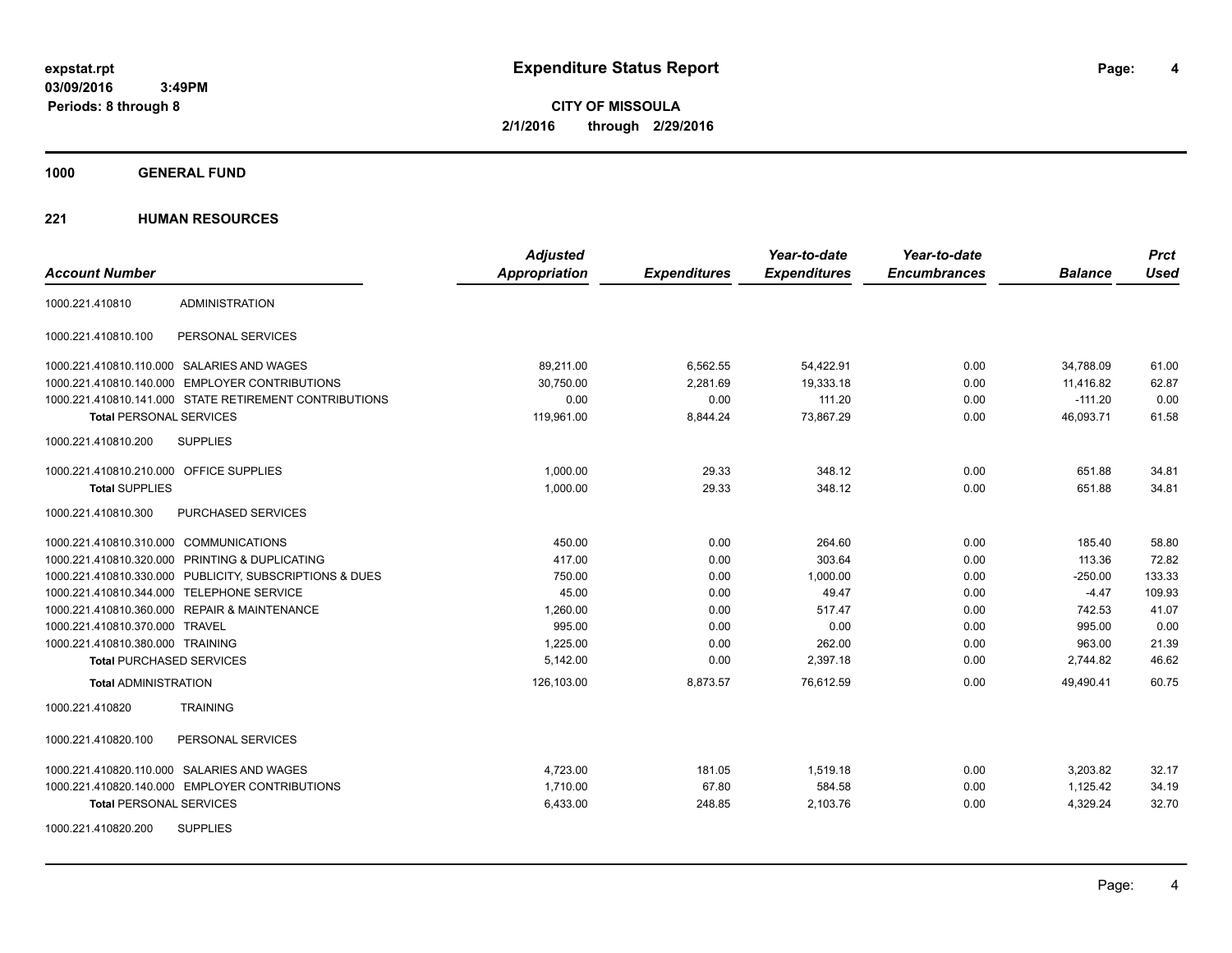**Expenditure Status Report**

**CITY OF MISSOULA**
**2/1/2016 through 2/29/2016**

expstat.rpt
03/09/2016 3:49PM
Periods: 8 through 8

**1000 GENERAL FUND**

**221 HUMAN RESOURCES**

| Account Number | | Adjusted Appropriation | Expenditures | Year-to-date Expenditures | Year-to-date Encumbrances | Balance | Prct Used |
|---|---|---|---|---|---|---|---|
| 1000.221.410810 | ADMINISTRATION | | | | | | |
| 1000.221.410810.100 | PERSONAL SERVICES | | | | | | |
| 1000.221.410810.110.000 | SALARIES AND WAGES | 89,211.00 | 6,562.55 | 54,422.91 | 0.00 | 34,788.09 | 61.00 |
| 1000.221.410810.140.000 | EMPLOYER CONTRIBUTIONS | 30,750.00 | 2,281.69 | 19,333.18 | 0.00 | 11,416.82 | 62.87 |
| 1000.221.410810.141.000 | STATE RETIREMENT CONTRIBUTIONS | 0.00 | 0.00 | 111.20 | 0.00 | -111.20 | 0.00 |
| **Total** PERSONAL SERVICES | | 119,961.00 | 8,844.24 | 73,867.29 | 0.00 | 46,093.71 | 61.58 |
| 1000.221.410810.200 | SUPPLIES | | | | | | |
| 1000.221.410810.210.000 | OFFICE SUPPLIES | 1,000.00 | 29.33 | 348.12 | 0.00 | 651.88 | 34.81 |
| **Total** SUPPLIES | | 1,000.00 | 29.33 | 348.12 | 0.00 | 651.88 | 34.81 |
| 1000.221.410810.300 | PURCHASED SERVICES | | | | | | |
| 1000.221.410810.310.000 | COMMUNICATIONS | 450.00 | 0.00 | 264.60 | 0.00 | 185.40 | 58.80 |
| 1000.221.410810.320.000 | PRINTING & DUPLICATING | 417.00 | 0.00 | 303.64 | 0.00 | 113.36 | 72.82 |
| 1000.221.410810.330.000 | PUBLICITY, SUBSCRIPTIONS & DUES | 750.00 | 0.00 | 1,000.00 | 0.00 | -250.00 | 133.33 |
| 1000.221.410810.344.000 | TELEPHONE SERVICE | 45.00 | 0.00 | 49.47 | 0.00 | -4.47 | 109.93 |
| 1000.221.410810.360.000 | REPAIR & MAINTENANCE | 1,260.00 | 0.00 | 517.47 | 0.00 | 742.53 | 41.07 |
| 1000.221.410810.370.000 | TRAVEL | 995.00 | 0.00 | 0.00 | 0.00 | 995.00 | 0.00 |
| 1000.221.410810.380.000 | TRAINING | 1,225.00 | 0.00 | 262.00 | 0.00 | 963.00 | 21.39 |
| **Total** PURCHASED SERVICES | | 5,142.00 | 0.00 | 2,397.18 | 0.00 | 2,744.82 | 46.62 |
| **Total** ADMINISTRATION | | 126,103.00 | 8,873.57 | 76,612.59 | 0.00 | 49,490.41 | 60.75 |
| 1000.221.410820 | TRAINING | | | | | | |
| 1000.221.410820.100 | PERSONAL SERVICES | | | | | | |
| 1000.221.410820.110.000 | SALARIES AND WAGES | 4,723.00 | 181.05 | 1,519.18 | 0.00 | 3,203.82 | 32.17 |
| 1000.221.410820.140.000 | EMPLOYER CONTRIBUTIONS | 1,710.00 | 67.80 | 584.58 | 0.00 | 1,125.42 | 34.19 |
| **Total** PERSONAL SERVICES | | 6,433.00 | 248.85 | 2,103.76 | 0.00 | 4,329.24 | 32.70 |
| 1000.221.410820.200 | SUPPLIES | | | | | | |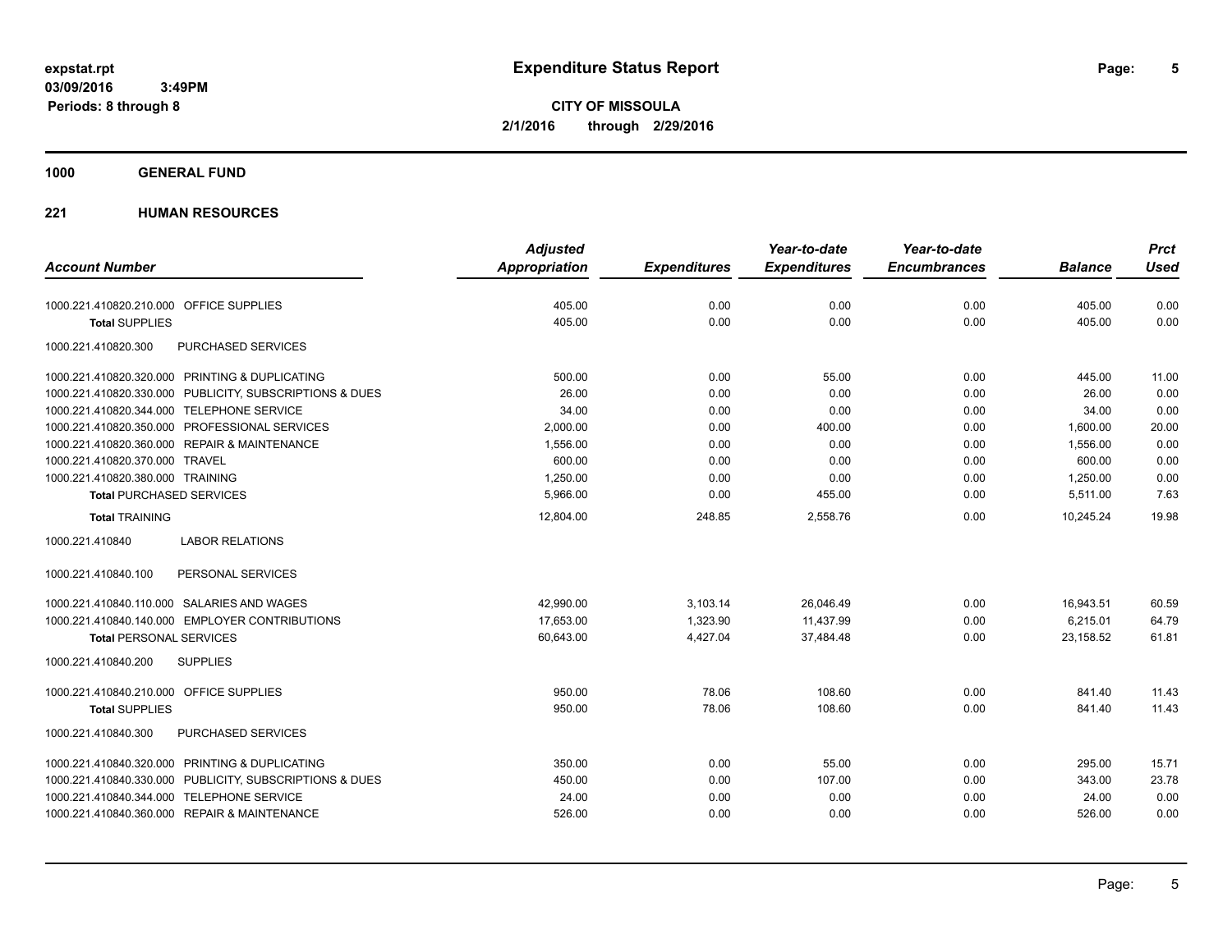# Expenditure Status Report

expstat.rpt
03/09/2016 3:49PM
Periods: 8 through 8

**CITY OF MISSOULA**
**2/1/2016 through 2/29/2016**

**1000 GENERAL FUND**

**221 HUMAN RESOURCES**

| Account Number | | Adjusted Appropriation | Expenditures | Year-to-date Expenditures | Year-to-date Encumbrances | Balance | Prct Used |
|---|---|---|---|---|---|---|---|
| 1000.221.410820.210.000 | OFFICE SUPPLIES | 405.00 | 0.00 | 0.00 | 0.00 | 405.00 | 0.00 |
| **Total** SUPPLIES | | 405.00 | 0.00 | 0.00 | 0.00 | 405.00 | 0.00 |
| 1000.221.410820.300 | PURCHASED SERVICES | | | | | | |
| 1000.221.410820.320.000 | PRINTING & DUPLICATING | 500.00 | 0.00 | 55.00 | 0.00 | 445.00 | 11.00 |
| 1000.221.410820.330.000 | PUBLICITY, SUBSCRIPTIONS & DUES | 26.00 | 0.00 | 0.00 | 0.00 | 26.00 | 0.00 |
| 1000.221.410820.344.000 | TELEPHONE SERVICE | 34.00 | 0.00 | 0.00 | 0.00 | 34.00 | 0.00 |
| 1000.221.410820.350.000 | PROFESSIONAL SERVICES | 2,000.00 | 0.00 | 400.00 | 0.00 | 1,600.00 | 20.00 |
| 1000.221.410820.360.000 | REPAIR & MAINTENANCE | 1,556.00 | 0.00 | 0.00 | 0.00 | 1,556.00 | 0.00 |
| 1000.221.410820.370.000 | TRAVEL | 600.00 | 0.00 | 0.00 | 0.00 | 600.00 | 0.00 |
| 1000.221.410820.380.000 | TRAINING | 1,250.00 | 0.00 | 0.00 | 0.00 | 1,250.00 | 0.00 |
| **Total** PURCHASED SERVICES | | 5,966.00 | 0.00 | 455.00 | 0.00 | 5,511.00 | 7.63 |
| **Total** TRAINING | | 12,804.00 | 248.85 | 2,558.76 | 0.00 | 10,245.24 | 19.98 |
| 1000.221.410840 | LABOR RELATIONS | | | | | | |
| 1000.221.410840.100 | PERSONAL SERVICES | | | | | | |
| 1000.221.410840.110.000 | SALARIES AND WAGES | 42,990.00 | 3,103.14 | 26,046.49 | 0.00 | 16,943.51 | 60.59 |
| 1000.221.410840.140.000 | EMPLOYER CONTRIBUTIONS | 17,653.00 | 1,323.90 | 11,437.99 | 0.00 | 6,215.01 | 64.79 |
| **Total** PERSONAL SERVICES | | 60,643.00 | 4,427.04 | 37,484.48 | 0.00 | 23,158.52 | 61.81 |
| 1000.221.410840.200 | SUPPLIES | | | | | | |
| 1000.221.410840.210.000 | OFFICE SUPPLIES | 950.00 | 78.06 | 108.60 | 0.00 | 841.40 | 11.43 |
| **Total** SUPPLIES | | 950.00 | 78.06 | 108.60 | 0.00 | 841.40 | 11.43 |
| 1000.221.410840.300 | PURCHASED SERVICES | | | | | | |
| 1000.221.410840.320.000 | PRINTING & DUPLICATING | 350.00 | 0.00 | 55.00 | 0.00 | 295.00 | 15.71 |
| 1000.221.410840.330.000 | PUBLICITY, SUBSCRIPTIONS & DUES | 450.00 | 0.00 | 107.00 | 0.00 | 343.00 | 23.78 |
| 1000.221.410840.344.000 | TELEPHONE SERVICE | 24.00 | 0.00 | 0.00 | 0.00 | 24.00 | 0.00 |
| 1000.221.410840.360.000 | REPAIR & MAINTENANCE | 526.00 | 0.00 | 0.00 | 0.00 | 526.00 | 0.00 |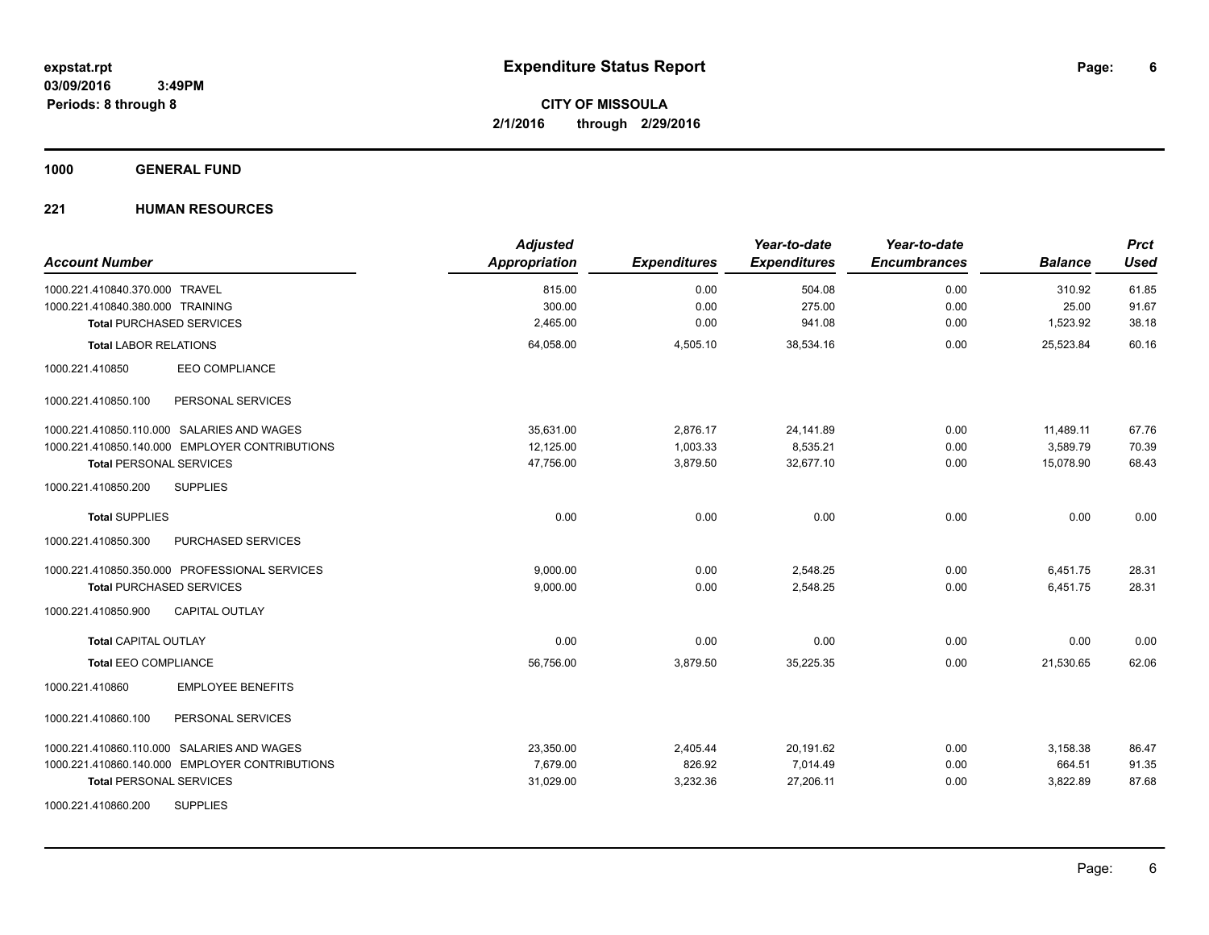**expstat.rpt**
**03/09/2016 3:49PM**
**Periods: 8 through 8**

# Expenditure Status Report

**CITY OF MISSOULA**
**2/1/2016 through 2/29/2016**

## 1000 GENERAL FUND

### 221 HUMAN RESOURCES

| Account Number | Adjusted Appropriation | Expenditures | Year-to-date Expenditures | Year-to-date Encumbrances | Balance | Prct Used |
|---|---|---|---|---|---|---|
| 1000.221.410840.370.000 TRAVEL | 815.00 | 0.00 | 504.08 | 0.00 | 310.92 | 61.85 |
| 1000.221.410840.380.000 TRAINING | 300.00 | 0.00 | 275.00 | 0.00 | 25.00 | 91.67 |
| **Total** PURCHASED SERVICES | 2,465.00 | 0.00 | 941.08 | 0.00 | 1,523.92 | 38.18 |
| **Total** LABOR RELATIONS | 64,058.00 | 4,505.10 | 38,534.16 | 0.00 | 25,523.84 | 60.16 |
| 1000.221.410850 EEO COMPLIANCE | | | | | | |
| 1000.221.410850.100 PERSONAL SERVICES | | | | | | |
| 1000.221.410850.110.000 SALARIES AND WAGES | 35,631.00 | 2,876.17 | 24,141.89 | 0.00 | 11,489.11 | 67.76 |
| 1000.221.410850.140.000 EMPLOYER CONTRIBUTIONS | 12,125.00 | 1,003.33 | 8,535.21 | 0.00 | 3,589.79 | 70.39 |
| **Total** PERSONAL SERVICES | 47,756.00 | 3,879.50 | 32,677.10 | 0.00 | 15,078.90 | 68.43 |
| 1000.221.410850.200 SUPPLIES | | | | | | |
| **Total** SUPPLIES | 0.00 | 0.00 | 0.00 | 0.00 | 0.00 | 0.00 |
| 1000.221.410850.300 PURCHASED SERVICES | | | | | | |
| 1000.221.410850.350.000 PROFESSIONAL SERVICES | 9,000.00 | 0.00 | 2,548.25 | 0.00 | 6,451.75 | 28.31 |
| **Total** PURCHASED SERVICES | 9,000.00 | 0.00 | 2,548.25 | 0.00 | 6,451.75 | 28.31 |
| 1000.221.410850.900 CAPITAL OUTLAY | | | | | | |
| **Total** CAPITAL OUTLAY | 0.00 | 0.00 | 0.00 | 0.00 | 0.00 | 0.00 |
| **Total** EEO COMPLIANCE | 56,756.00 | 3,879.50 | 35,225.35 | 0.00 | 21,530.65 | 62.06 |
| 1000.221.410860 EMPLOYEE BENEFITS | | | | | | |
| 1000.221.410860.100 PERSONAL SERVICES | | | | | | |
| 1000.221.410860.110.000 SALARIES AND WAGES | 23,350.00 | 2,405.44 | 20,191.62 | 0.00 | 3,158.38 | 86.47 |
| 1000.221.410860.140.000 EMPLOYER CONTRIBUTIONS | 7,679.00 | 826.92 | 7,014.49 | 0.00 | 664.51 | 91.35 |
| **Total** PERSONAL SERVICES | 31,029.00 | 3,232.36 | 27,206.11 | 0.00 | 3,822.89 | 87.68 |
| 1000.221.410860.200 SUPPLIES | | | | | | |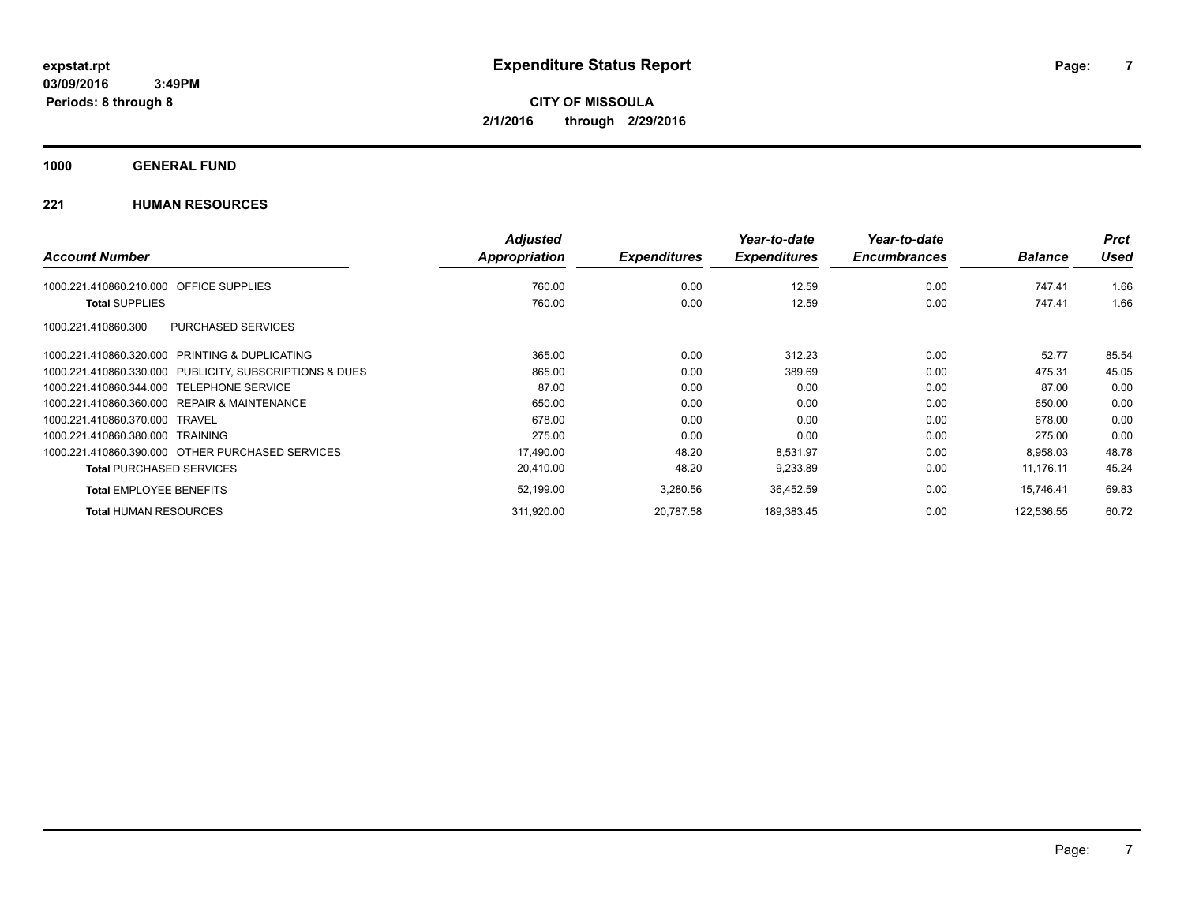**expstat.rpt**
**03/09/2016 3:49PM**
**Periods: 8 through 8**

# Expenditure Status Report

**CITY OF MISSOULA**
**2/1/2016 through 2/29/2016**

## 1000 GENERAL FUND

### 221 HUMAN RESOURCES

| Account Number | Adjusted Appropriation | Expenditures | Year-to-date Expenditures | Year-to-date Encumbrances | Balance | Prct Used |
|---|---|---|---|---|---|---|
| 1000.221.410860.210.000 OFFICE SUPPLIES | 760.00 | 0.00 | 12.59 | 0.00 | 747.41 | 1.66 |
| **Total** SUPPLIES | 760.00 | 0.00 | 12.59 | 0.00 | 747.41 | 1.66 |
| 1000.221.410860.300 PURCHASED SERVICES | | | | | | |
| 1000.221.410860.320.000 PRINTING & DUPLICATING | 365.00 | 0.00 | 312.23 | 0.00 | 52.77 | 85.54 |
| 1000.221.410860.330.000 PUBLICITY, SUBSCRIPTIONS & DUES | 865.00 | 0.00 | 389.69 | 0.00 | 475.31 | 45.05 |
| 1000.221.410860.344.000 TELEPHONE SERVICE | 87.00 | 0.00 | 0.00 | 0.00 | 87.00 | 0.00 |
| 1000.221.410860.360.000 REPAIR & MAINTENANCE | 650.00 | 0.00 | 0.00 | 0.00 | 650.00 | 0.00 |
| 1000.221.410860.370.000 TRAVEL | 678.00 | 0.00 | 0.00 | 0.00 | 678.00 | 0.00 |
| 1000.221.410860.380.000 TRAINING | 275.00 | 0.00 | 0.00 | 0.00 | 275.00 | 0.00 |
| 1000.221.410860.390.000 OTHER PURCHASED SERVICES | 17,490.00 | 48.20 | 8,531.97 | 0.00 | 8,958.03 | 48.78 |
| **Total** PURCHASED SERVICES | 20,410.00 | 48.20 | 9,233.89 | 0.00 | 11,176.11 | 45.24 |
| **Total** EMPLOYEE BENEFITS | 52,199.00 | 3,280.56 | 36,452.59 | 0.00 | 15,746.41 | 69.83 |
| **Total** HUMAN RESOURCES | 311,920.00 | 20,787.58 | 189,383.45 | 0.00 | 122,536.55 | 60.72 |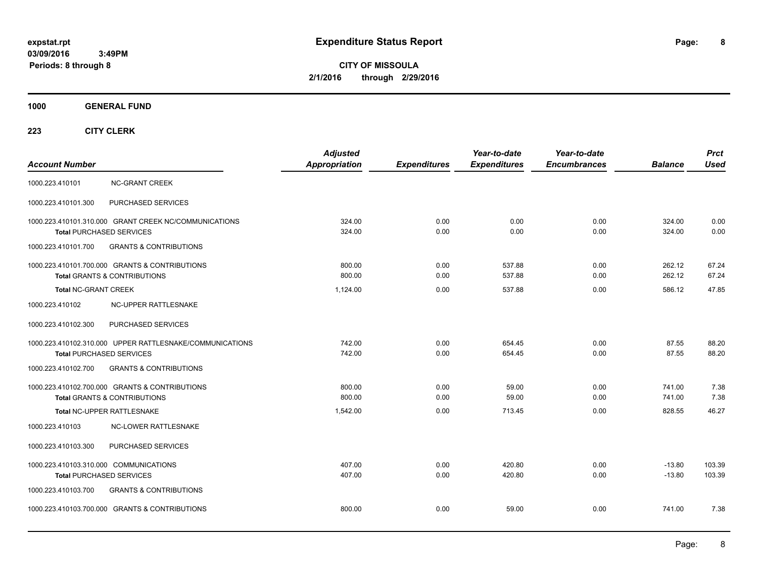# Expenditure Status Report

expstat.rpt
03/09/2016 3:49PM
Periods: 8 through 8

**CITY OF MISSOULA**
**2/1/2016 through 2/29/2016**

## 1000 GENERAL FUND

### 223 CITY CLERK

| Account Number | | Adjusted Appropriation | Expenditures | Year-to-date Expenditures | Year-to-date Encumbrances | Balance | Prct Used |
|---|---|---|---|---|---|---|---|
| 1000.223.410101 | NC-GRANT CREEK | | | | | | |
| 1000.223.410101.300 | PURCHASED SERVICES | | | | | | |
| 1000.223.410101.310.000 | GRANT CREEK NC/COMMUNICATIONS | 324.00 | 0.00 | 0.00 | 0.00 | 324.00 | 0.00 |
| **Total** PURCHASED SERVICES | | 324.00 | 0.00 | 0.00 | 0.00 | 324.00 | 0.00 |
| 1000.223.410101.700 | GRANTS & CONTRIBUTIONS | | | | | | |
| 1000.223.410101.700.000 | GRANTS & CONTRIBUTIONS | 800.00 | 0.00 | 537.88 | 0.00 | 262.12 | 67.24 |
| **Total** GRANTS & CONTRIBUTIONS | | 800.00 | 0.00 | 537.88 | 0.00 | 262.12 | 67.24 |
| **Total** NC-GRANT CREEK | | 1,124.00 | 0.00 | 537.88 | 0.00 | 586.12 | 47.85 |
| 1000.223.410102 | NC-UPPER RATTLESNAKE | | | | | | |
| 1000.223.410102.300 | PURCHASED SERVICES | | | | | | |
| 1000.223.410102.310.000 | UPPER RATTLESNAKE/COMMUNICATIONS | 742.00 | 0.00 | 654.45 | 0.00 | 87.55 | 88.20 |
| **Total** PURCHASED SERVICES | | 742.00 | 0.00 | 654.45 | 0.00 | 87.55 | 88.20 |
| 1000.223.410102.700 | GRANTS & CONTRIBUTIONS | | | | | | |
| 1000.223.410102.700.000 | GRANTS & CONTRIBUTIONS | 800.00 | 0.00 | 59.00 | 0.00 | 741.00 | 7.38 |
| **Total** GRANTS & CONTRIBUTIONS | | 800.00 | 0.00 | 59.00 | 0.00 | 741.00 | 7.38 |
| **Total** NC-UPPER RATTLESNAKE | | 1,542.00 | 0.00 | 713.45 | 0.00 | 828.55 | 46.27 |
| 1000.223.410103 | NC-LOWER RATTLESNAKE | | | | | | |
| 1000.223.410103.300 | PURCHASED SERVICES | | | | | | |
| 1000.223.410103.310.000 | COMMUNICATIONS | 407.00 | 0.00 | 420.80 | 0.00 | -13.80 | 103.39 |
| **Total** PURCHASED SERVICES | | 407.00 | 0.00 | 420.80 | 0.00 | -13.80 | 103.39 |
| 1000.223.410103.700 | GRANTS & CONTRIBUTIONS | | | | | | |
| 1000.223.410103.700.000 | GRANTS & CONTRIBUTIONS | 800.00 | 0.00 | 59.00 | 0.00 | 741.00 | 7.38 |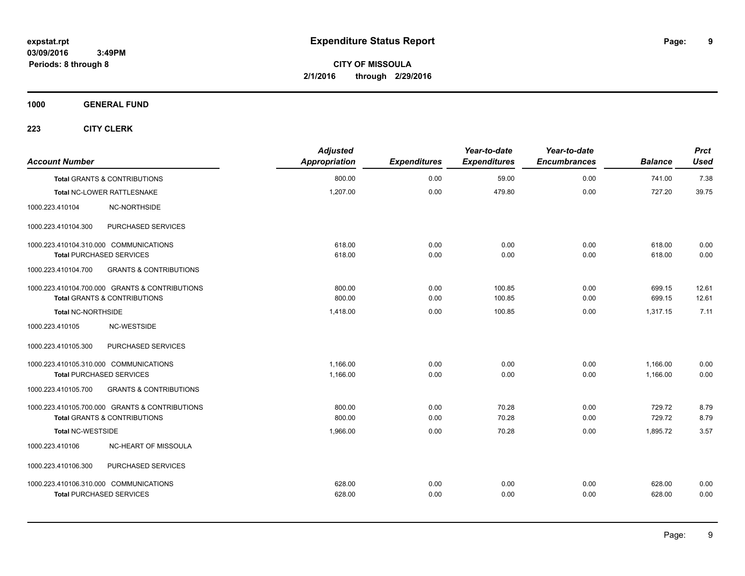# Expenditure Status Report

expstat.rpt
03/09/2016 3:49PM
Periods: 8 through 8

**CITY OF MISSOULA**
**2/1/2016 through 2/29/2016**

**1000 GENERAL FUND**

**223 CITY CLERK**

| Account Number | Adjusted Appropriation | Expenditures | Year-to-date Expenditures | Year-to-date Encumbrances | Balance | Prct Used |
|---|---|---|---|---|---|---|
| **Total** GRANTS & CONTRIBUTIONS | 800.00 | 0.00 | 59.00 | 0.00 | 741.00 | 7.38 |
| **Total** NC-LOWER RATTLESNAKE | 1,207.00 | 0.00 | 479.80 | 0.00 | 727.20 | 39.75 |
| 1000.223.410104 NC-NORTHSIDE | | | | | | |
| 1000.223.410104.300 PURCHASED SERVICES | | | | | | |
| 1000.223.410104.310.000 COMMUNICATIONS | 618.00 | 0.00 | 0.00 | 0.00 | 618.00 | 0.00 |
| **Total** PURCHASED SERVICES | 618.00 | 0.00 | 0.00 | 0.00 | 618.00 | 0.00 |
| 1000.223.410104.700 GRANTS & CONTRIBUTIONS | | | | | | |
| 1000.223.410104.700.000 GRANTS & CONTRIBUTIONS | 800.00 | 0.00 | 100.85 | 0.00 | 699.15 | 12.61 |
| **Total** GRANTS & CONTRIBUTIONS | 800.00 | 0.00 | 100.85 | 0.00 | 699.15 | 12.61 |
| **Total** NC-NORTHSIDE | 1,418.00 | 0.00 | 100.85 | 0.00 | 1,317.15 | 7.11 |
| 1000.223.410105 NC-WESTSIDE | | | | | | |
| 1000.223.410105.300 PURCHASED SERVICES | | | | | | |
| 1000.223.410105.310.000 COMMUNICATIONS | 1,166.00 | 0.00 | 0.00 | 0.00 | 1,166.00 | 0.00 |
| **Total** PURCHASED SERVICES | 1,166.00 | 0.00 | 0.00 | 0.00 | 1,166.00 | 0.00 |
| 1000.223.410105.700 GRANTS & CONTRIBUTIONS | | | | | | |
| 1000.223.410105.700.000 GRANTS & CONTRIBUTIONS | 800.00 | 0.00 | 70.28 | 0.00 | 729.72 | 8.79 |
| **Total** GRANTS & CONTRIBUTIONS | 800.00 | 0.00 | 70.28 | 0.00 | 729.72 | 8.79 |
| **Total** NC-WESTSIDE | 1,966.00 | 0.00 | 70.28 | 0.00 | 1,895.72 | 3.57 |
| 1000.223.410106 NC-HEART OF MISSOULA | | | | | | |
| 1000.223.410106.300 PURCHASED SERVICES | | | | | | |
| 1000.223.410106.310.000 COMMUNICATIONS | 628.00 | 0.00 | 0.00 | 0.00 | 628.00 | 0.00 |
| **Total** PURCHASED SERVICES | 628.00 | 0.00 | 0.00 | 0.00 | 628.00 | 0.00 |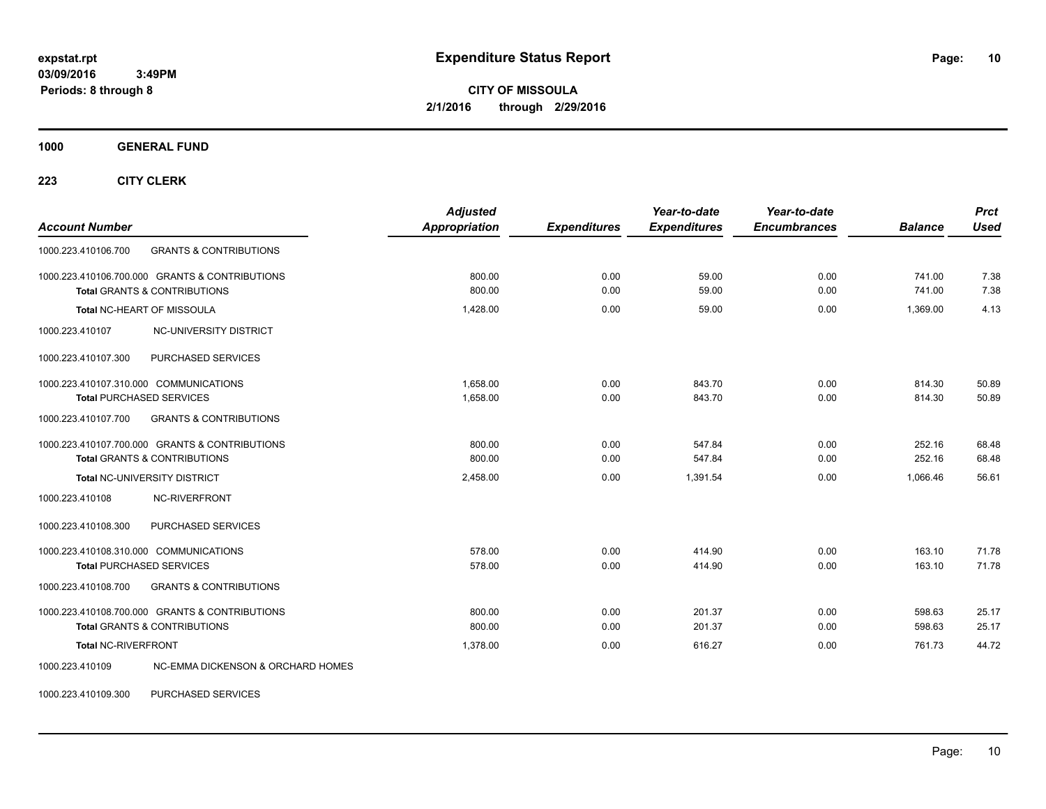**expstat.rpt**
**03/09/2016 3:49PM**
**Periods: 8 through 8**

# Expenditure Status Report

**CITY OF MISSOULA**
**2/1/2016 through 2/29/2016**

## 1000 GENERAL FUND

### 223 CITY CLERK

| Account Number | | Adjusted Appropriation | Expenditures | Year-to-date Expenditures | Year-to-date Encumbrances | Balance | Prct Used |
|---|---|---|---|---|---|---|---|
| 1000.223.410106.700 | GRANTS & CONTRIBUTIONS | | | | | | |
| 1000.223.410106.700.000 | GRANTS & CONTRIBUTIONS | 800.00 | 0.00 | 59.00 | 0.00 | 741.00 | 7.38 |
| **Total** GRANTS & CONTRIBUTIONS | | 800.00 | 0.00 | 59.00 | 0.00 | 741.00 | 7.38 |
| **Total** NC-HEART OF MISSOULA | | 1,428.00 | 0.00 | 59.00 | 0.00 | 1,369.00 | 4.13 |
| 1000.223.410107 | NC-UNIVERSITY DISTRICT | | | | | | |
| 1000.223.410107.300 | PURCHASED SERVICES | | | | | | |
| 1000.223.410107.310.000 | COMMUNICATIONS | 1,658.00 | 0.00 | 843.70 | 0.00 | 814.30 | 50.89 |
| **Total** PURCHASED SERVICES | | 1,658.00 | 0.00 | 843.70 | 0.00 | 814.30 | 50.89 |
| 1000.223.410107.700 | GRANTS & CONTRIBUTIONS | | | | | | |
| 1000.223.410107.700.000 | GRANTS & CONTRIBUTIONS | 800.00 | 0.00 | 547.84 | 0.00 | 252.16 | 68.48 |
| **Total** GRANTS & CONTRIBUTIONS | | 800.00 | 0.00 | 547.84 | 0.00 | 252.16 | 68.48 |
| **Total** NC-UNIVERSITY DISTRICT | | 2,458.00 | 0.00 | 1,391.54 | 0.00 | 1,066.46 | 56.61 |
| 1000.223.410108 | NC-RIVERFRONT | | | | | | |
| 1000.223.410108.300 | PURCHASED SERVICES | | | | | | |
| 1000.223.410108.310.000 | COMMUNICATIONS | 578.00 | 0.00 | 414.90 | 0.00 | 163.10 | 71.78 |
| **Total** PURCHASED SERVICES | | 578.00 | 0.00 | 414.90 | 0.00 | 163.10 | 71.78 |
| 1000.223.410108.700 | GRANTS & CONTRIBUTIONS | | | | | | |
| 1000.223.410108.700.000 | GRANTS & CONTRIBUTIONS | 800.00 | 0.00 | 201.37 | 0.00 | 598.63 | 25.17 |
| **Total** GRANTS & CONTRIBUTIONS | | 800.00 | 0.00 | 201.37 | 0.00 | 598.63 | 25.17 |
| **Total** NC-RIVERFRONT | | 1,378.00 | 0.00 | 616.27 | 0.00 | 761.73 | 44.72 |
| 1000.223.410109 | NC-EMMA DICKENSON & ORCHARD HOMES | | | | | | |
| 1000.223.410109.300 | PURCHASED SERVICES | | | | | | |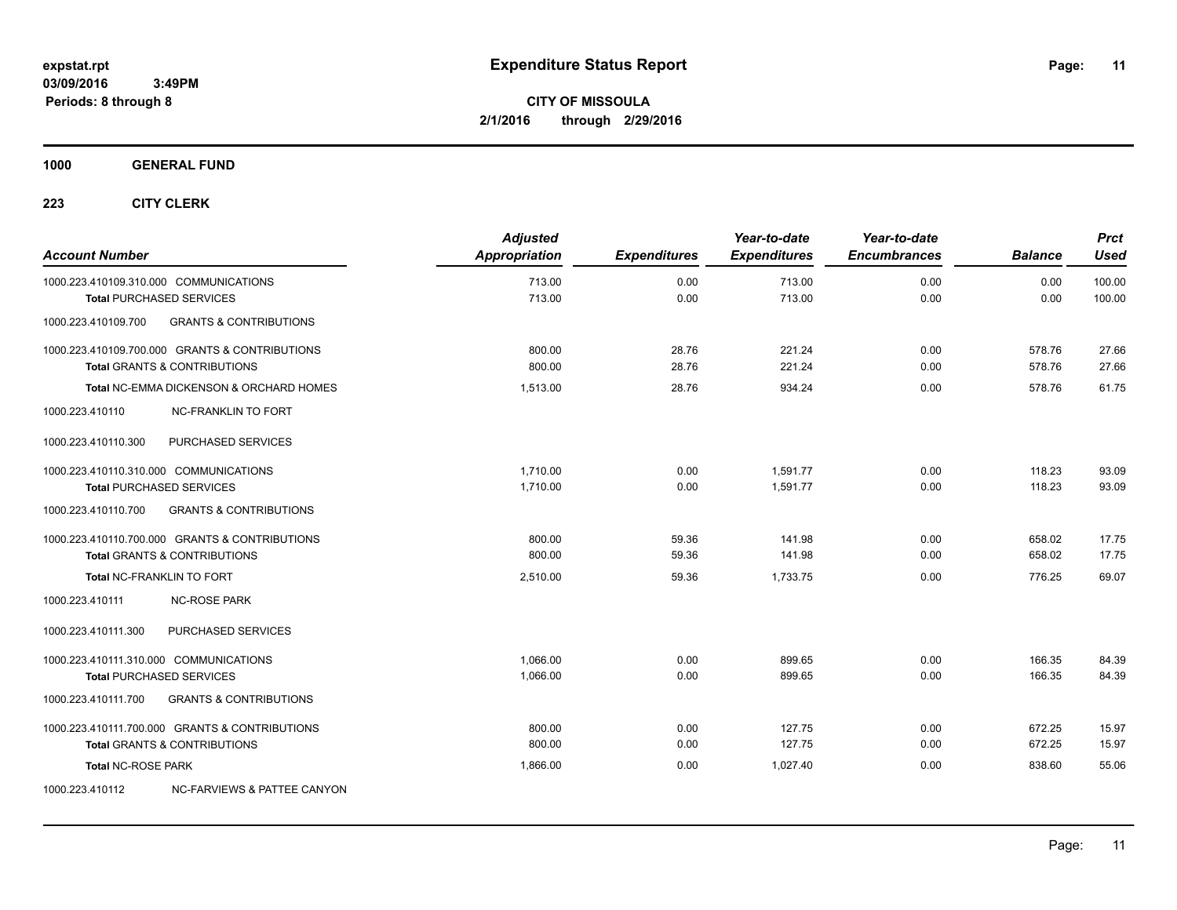**expstat.rpt**
**03/09/2016 3:49PM**
**Periods: 8 through 8**

# Expenditure Status Report

**CITY OF MISSOULA**
**2/1/2016 through 2/29/2016**

## 1000 GENERAL FUND

### 223 CITY CLERK

| Account Number | Adjusted Appropriation | Expenditures | Year-to-date Expenditures | Year-to-date Encumbrances | Balance | Prct Used |
|---|---|---|---|---|---|---|
| 1000.223.410109.310.000 COMMUNICATIONS | 713.00 | 0.00 | 713.00 | 0.00 | 0.00 | 100.00 |
| **Total** PURCHASED SERVICES | 713.00 | 0.00 | 713.00 | 0.00 | 0.00 | 100.00 |
| 1000.223.410109.700 GRANTS & CONTRIBUTIONS | | | | | | |
| 1000.223.410109.700.000 GRANTS & CONTRIBUTIONS | 800.00 | 28.76 | 221.24 | 0.00 | 578.76 | 27.66 |
| **Total** GRANTS & CONTRIBUTIONS | 800.00 | 28.76 | 221.24 | 0.00 | 578.76 | 27.66 |
| **Total** NC-EMMA DICKENSON & ORCHARD HOMES | 1,513.00 | 28.76 | 934.24 | 0.00 | 578.76 | 61.75 |
| 1000.223.410110 NC-FRANKLIN TO FORT | | | | | | |
| 1000.223.410110.300 PURCHASED SERVICES | | | | | | |
| 1000.223.410110.310.000 COMMUNICATIONS | 1,710.00 | 0.00 | 1,591.77 | 0.00 | 118.23 | 93.09 |
| **Total** PURCHASED SERVICES | 1,710.00 | 0.00 | 1,591.77 | 0.00 | 118.23 | 93.09 |
| 1000.223.410110.700 GRANTS & CONTRIBUTIONS | | | | | | |
| 1000.223.410110.700.000 GRANTS & CONTRIBUTIONS | 800.00 | 59.36 | 141.98 | 0.00 | 658.02 | 17.75 |
| **Total** GRANTS & CONTRIBUTIONS | 800.00 | 59.36 | 141.98 | 0.00 | 658.02 | 17.75 |
| **Total** NC-FRANKLIN TO FORT | 2,510.00 | 59.36 | 1,733.75 | 0.00 | 776.25 | 69.07 |
| 1000.223.410111 NC-ROSE PARK | | | | | | |
| 1000.223.410111.300 PURCHASED SERVICES | | | | | | |
| 1000.223.410111.310.000 COMMUNICATIONS | 1,066.00 | 0.00 | 899.65 | 0.00 | 166.35 | 84.39 |
| **Total** PURCHASED SERVICES | 1,066.00 | 0.00 | 899.65 | 0.00 | 166.35 | 84.39 |
| 1000.223.410111.700 GRANTS & CONTRIBUTIONS | | | | | | |
| 1000.223.410111.700.000 GRANTS & CONTRIBUTIONS | 800.00 | 0.00 | 127.75 | 0.00 | 672.25 | 15.97 |
| **Total** GRANTS & CONTRIBUTIONS | 800.00 | 0.00 | 127.75 | 0.00 | 672.25 | 15.97 |
| **Total** NC-ROSE PARK | 1,866.00 | 0.00 | 1,027.40 | 0.00 | 838.60 | 55.06 |
| 1000.223.410112 NC-FARVIEWS & PATTEE CANYON | | | | | | |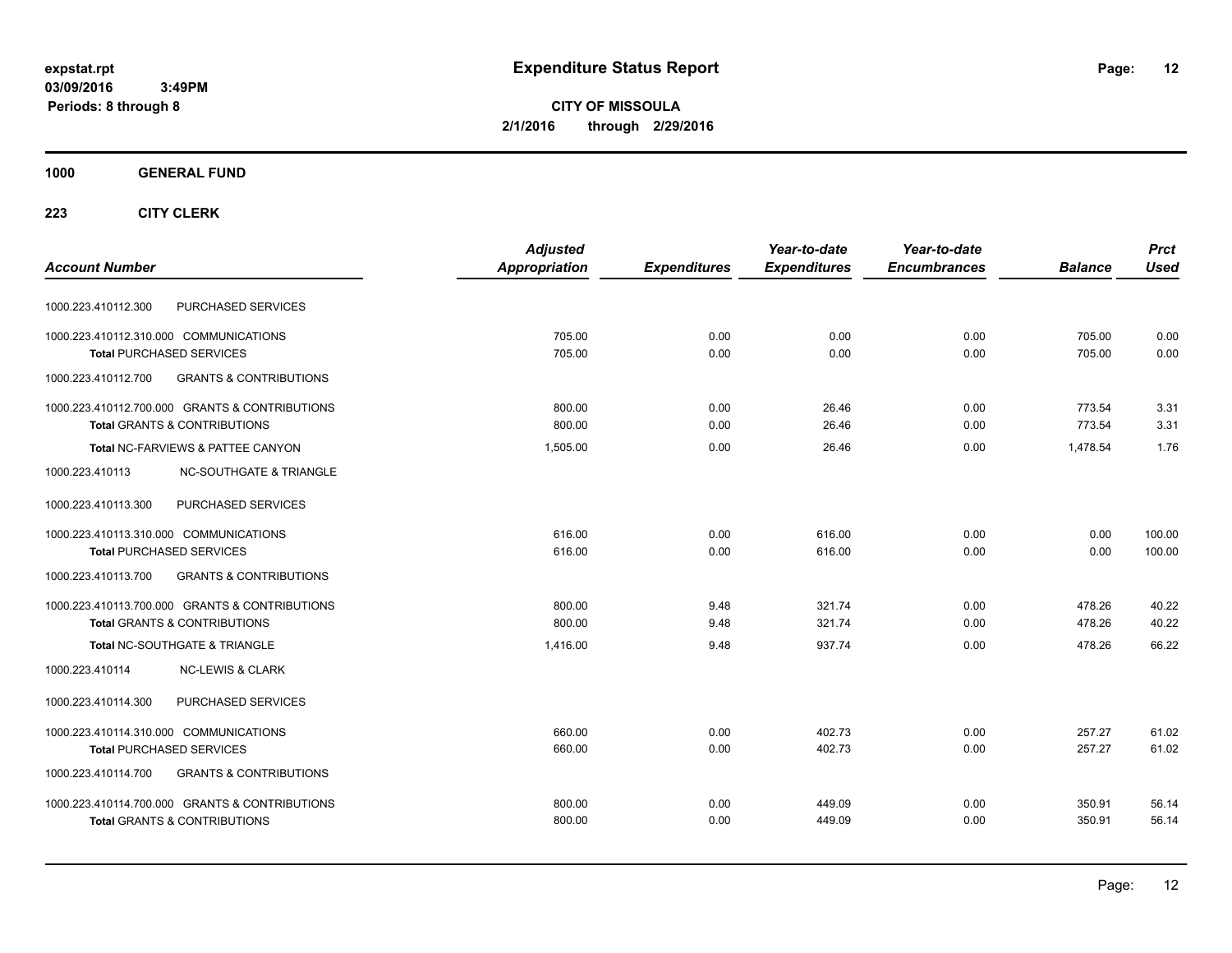# Expenditure Status Report

expstat.rpt
03/09/2016 3:49PM
Periods: 8 through 8

**CITY OF MISSOULA**
**2/1/2016 through 2/29/2016**

**1000 GENERAL FUND**

**223 CITY CLERK**

| Account Number | | Adjusted Appropriation | Expenditures | Year-to-date Expenditures | Year-to-date Encumbrances | Balance | Prct Used |
|---|---|---|---|---|---|---|---|
| 1000.223.410112.300 | PURCHASED SERVICES | | | | | | |
| 1000.223.410112.310.000 | COMMUNICATIONS | 705.00 | 0.00 | 0.00 | 0.00 | 705.00 | 0.00 |
| **Total** PURCHASED SERVICES | | 705.00 | 0.00 | 0.00 | 0.00 | 705.00 | 0.00 |
| 1000.223.410112.700 | GRANTS & CONTRIBUTIONS | | | | | | |
| 1000.223.410112.700.000 | GRANTS & CONTRIBUTIONS | 800.00 | 0.00 | 26.46 | 0.00 | 773.54 | 3.31 |
| **Total** GRANTS & CONTRIBUTIONS | | 800.00 | 0.00 | 26.46 | 0.00 | 773.54 | 3.31 |
| **Total** NC-FARVIEWS & PATTEE CANYON | | 1,505.00 | 0.00 | 26.46 | 0.00 | 1,478.54 | 1.76 |
| 1000.223.410113 | NC-SOUTHGATE & TRIANGLE | | | | | | |
| 1000.223.410113.300 | PURCHASED SERVICES | | | | | | |
| 1000.223.410113.310.000 | COMMUNICATIONS | 616.00 | 0.00 | 616.00 | 0.00 | 0.00 | 100.00 |
| **Total** PURCHASED SERVICES | | 616.00 | 0.00 | 616.00 | 0.00 | 0.00 | 100.00 |
| 1000.223.410113.700 | GRANTS & CONTRIBUTIONS | | | | | | |
| 1000.223.410113.700.000 | GRANTS & CONTRIBUTIONS | 800.00 | 9.48 | 321.74 | 0.00 | 478.26 | 40.22 |
| **Total** GRANTS & CONTRIBUTIONS | | 800.00 | 9.48 | 321.74 | 0.00 | 478.26 | 40.22 |
| **Total** NC-SOUTHGATE & TRIANGLE | | 1,416.00 | 9.48 | 937.74 | 0.00 | 478.26 | 66.22 |
| 1000.223.410114 | NC-LEWIS & CLARK | | | | | | |
| 1000.223.410114.300 | PURCHASED SERVICES | | | | | | |
| 1000.223.410114.310.000 | COMMUNICATIONS | 660.00 | 0.00 | 402.73 | 0.00 | 257.27 | 61.02 |
| **Total** PURCHASED SERVICES | | 660.00 | 0.00 | 402.73 | 0.00 | 257.27 | 61.02 |
| 1000.223.410114.700 | GRANTS & CONTRIBUTIONS | | | | | | |
| 1000.223.410114.700.000 | GRANTS & CONTRIBUTIONS | 800.00 | 0.00 | 449.09 | 0.00 | 350.91 | 56.14 |
| **Total** GRANTS & CONTRIBUTIONS | | 800.00 | 0.00 | 449.09 | 0.00 | 350.91 | 56.14 |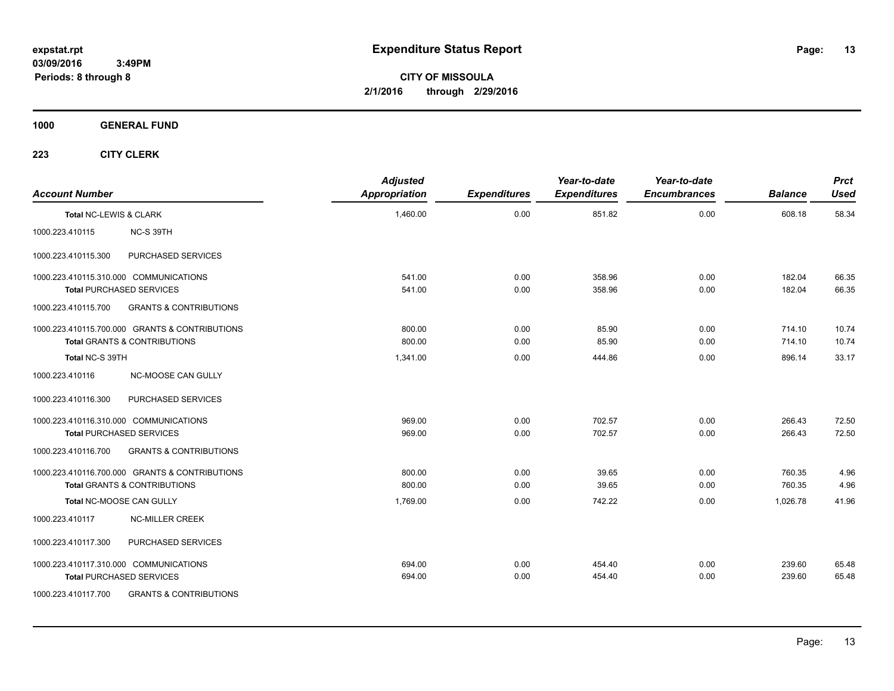**Expenditure Status Report**

**CITY OF MISSOULA**

**2/1/2016 through 2/29/2016**

expstat.rpt
03/09/2016 3:49PM
Periods: 8 through 8

**1000 GENERAL FUND**

**223 CITY CLERK**

| Account Number | | Adjusted Appropriation | Expenditures | Year-to-date Expenditures | Year-to-date Encumbrances | Balance | Prct Used |
|---|---|---|---|---|---|---|---|
| Total NC-LEWIS & CLARK | | 1,460.00 | 0.00 | 851.82 | 0.00 | 608.18 | 58.34 |
| 1000.223.410115 | NC-S 39TH | | | | | | |
| 1000.223.410115.300 | PURCHASED SERVICES | | | | | | |
| 1000.223.410115.310.000 COMMUNICATIONS | | 541.00 | 0.00 | 358.96 | 0.00 | 182.04 | 66.35 |
| Total PURCHASED SERVICES | | 541.00 | 0.00 | 358.96 | 0.00 | 182.04 | 66.35 |
| 1000.223.410115.700 | GRANTS & CONTRIBUTIONS | | | | | | |
| 1000.223.410115.700.000 GRANTS & CONTRIBUTIONS | | 800.00 | 0.00 | 85.90 | 0.00 | 714.10 | 10.74 |
| Total GRANTS & CONTRIBUTIONS | | 800.00 | 0.00 | 85.90 | 0.00 | 714.10 | 10.74 |
| Total NC-S 39TH | | 1,341.00 | 0.00 | 444.86 | 0.00 | 896.14 | 33.17 |
| 1000.223.410116 | NC-MOOSE CAN GULLY | | | | | | |
| 1000.223.410116.300 | PURCHASED SERVICES | | | | | | |
| 1000.223.410116.310.000 COMMUNICATIONS | | 969.00 | 0.00 | 702.57 | 0.00 | 266.43 | 72.50 |
| Total PURCHASED SERVICES | | 969.00 | 0.00 | 702.57 | 0.00 | 266.43 | 72.50 |
| 1000.223.410116.700 | GRANTS & CONTRIBUTIONS | | | | | | |
| 1000.223.410116.700.000 GRANTS & CONTRIBUTIONS | | 800.00 | 0.00 | 39.65 | 0.00 | 760.35 | 4.96 |
| Total GRANTS & CONTRIBUTIONS | | 800.00 | 0.00 | 39.65 | 0.00 | 760.35 | 4.96 |
| Total NC-MOOSE CAN GULLY | | 1,769.00 | 0.00 | 742.22 | 0.00 | 1,026.78 | 41.96 |
| 1000.223.410117 | NC-MILLER CREEK | | | | | | |
| 1000.223.410117.300 | PURCHASED SERVICES | | | | | | |
| 1000.223.410117.310.000 COMMUNICATIONS | | 694.00 | 0.00 | 454.40 | 0.00 | 239.60 | 65.48 |
| Total PURCHASED SERVICES | | 694.00 | 0.00 | 454.40 | 0.00 | 239.60 | 65.48 |
| 1000.223.410117.700 | GRANTS & CONTRIBUTIONS | | | | | | |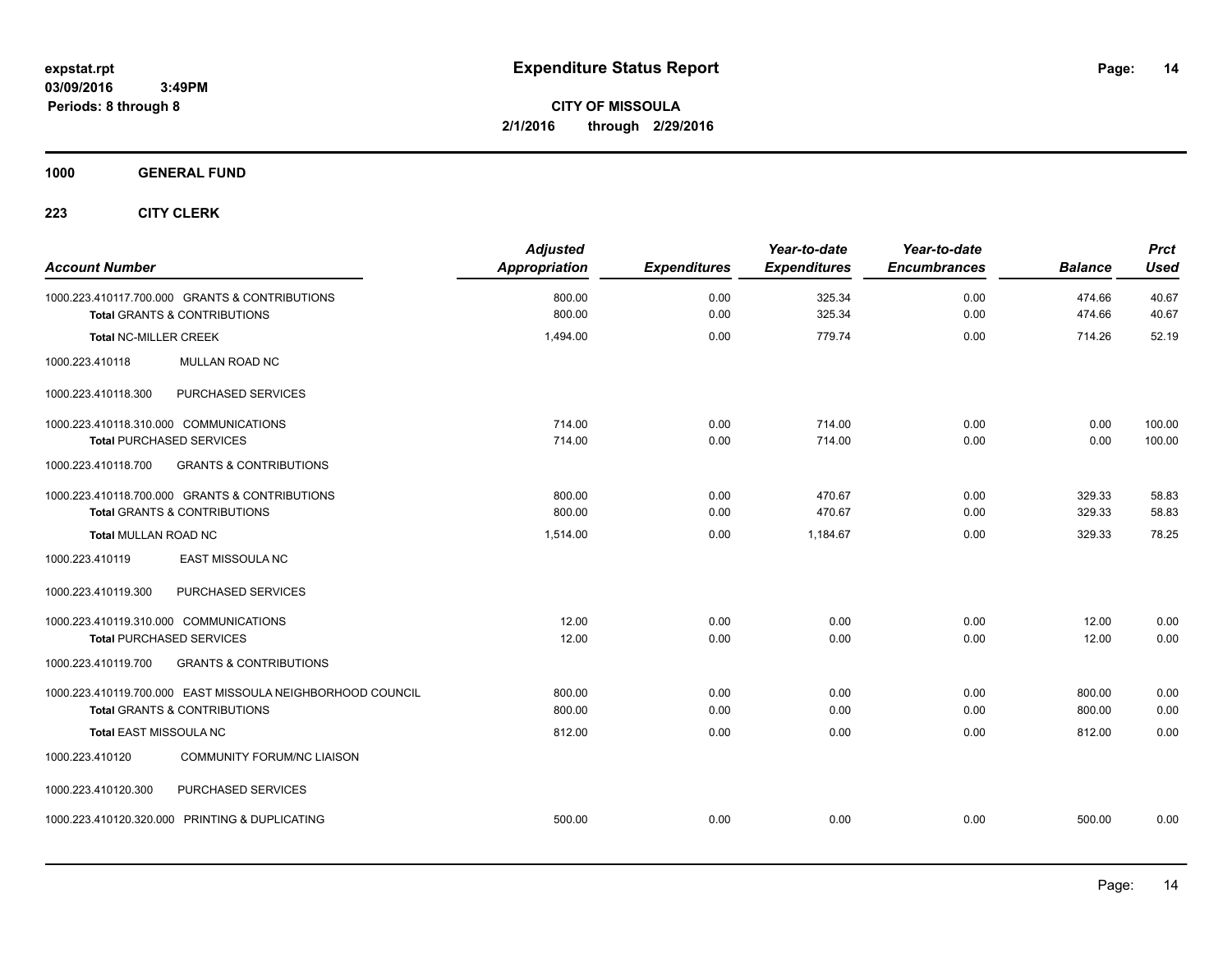# Expenditure Status Report

expstat.rpt
03/09/2016 3:49PM
Periods: 8 through 8

**CITY OF MISSOULA**
**2/1/2016 through 2/29/2016**

**1000 GENERAL FUND**

**223 CITY CLERK**

| Account Number | Adjusted Appropriation | Expenditures | Year-to-date Expenditures | Year-to-date Encumbrances | Balance | Prct Used |
|---|---|---|---|---|---|---|
| 1000.223.410117.700.000 GRANTS & CONTRIBUTIONS | 800.00 | 0.00 | 325.34 | 0.00 | 474.66 | 40.67 |
| **Total** GRANTS & CONTRIBUTIONS | 800.00 | 0.00 | 325.34 | 0.00 | 474.66 | 40.67 |
| **Total** NC-MILLER CREEK | 1,494.00 | 0.00 | 779.74 | 0.00 | 714.26 | 52.19 |
| 1000.223.410118 MULLAN ROAD NC | | | | | | |
| 1000.223.410118.300 PURCHASED SERVICES | | | | | | |
| 1000.223.410118.310.000 COMMUNICATIONS | 714.00 | 0.00 | 714.00 | 0.00 | 0.00 | 100.00 |
| **Total** PURCHASED SERVICES | 714.00 | 0.00 | 714.00 | 0.00 | 0.00 | 100.00 |
| 1000.223.410118.700 GRANTS & CONTRIBUTIONS | | | | | | |
| 1000.223.410118.700.000 GRANTS & CONTRIBUTIONS | 800.00 | 0.00 | 470.67 | 0.00 | 329.33 | 58.83 |
| **Total** GRANTS & CONTRIBUTIONS | 800.00 | 0.00 | 470.67 | 0.00 | 329.33 | 58.83 |
| **Total** MULLAN ROAD NC | 1,514.00 | 0.00 | 1,184.67 | 0.00 | 329.33 | 78.25 |
| 1000.223.410119 EAST MISSOULA NC | | | | | | |
| 1000.223.410119.300 PURCHASED SERVICES | | | | | | |
| 1000.223.410119.310.000 COMMUNICATIONS | 12.00 | 0.00 | 0.00 | 0.00 | 12.00 | 0.00 |
| **Total** PURCHASED SERVICES | 12.00 | 0.00 | 0.00 | 0.00 | 12.00 | 0.00 |
| 1000.223.410119.700 GRANTS & CONTRIBUTIONS | | | | | | |
| 1000.223.410119.700.000 EAST MISSOULA NEIGHBORHOOD COUNCIL | 800.00 | 0.00 | 0.00 | 0.00 | 800.00 | 0.00 |
| **Total** GRANTS & CONTRIBUTIONS | 800.00 | 0.00 | 0.00 | 0.00 | 800.00 | 0.00 |
| **Total** EAST MISSOULA NC | 812.00 | 0.00 | 0.00 | 0.00 | 812.00 | 0.00 |
| 1000.223.410120 COMMUNITY FORUM/NC LIAISON | | | | | | |
| 1000.223.410120.300 PURCHASED SERVICES | | | | | | |
| 1000.223.410120.320.000 PRINTING & DUPLICATING | 500.00 | 0.00 | 0.00 | 0.00 | 500.00 | 0.00 |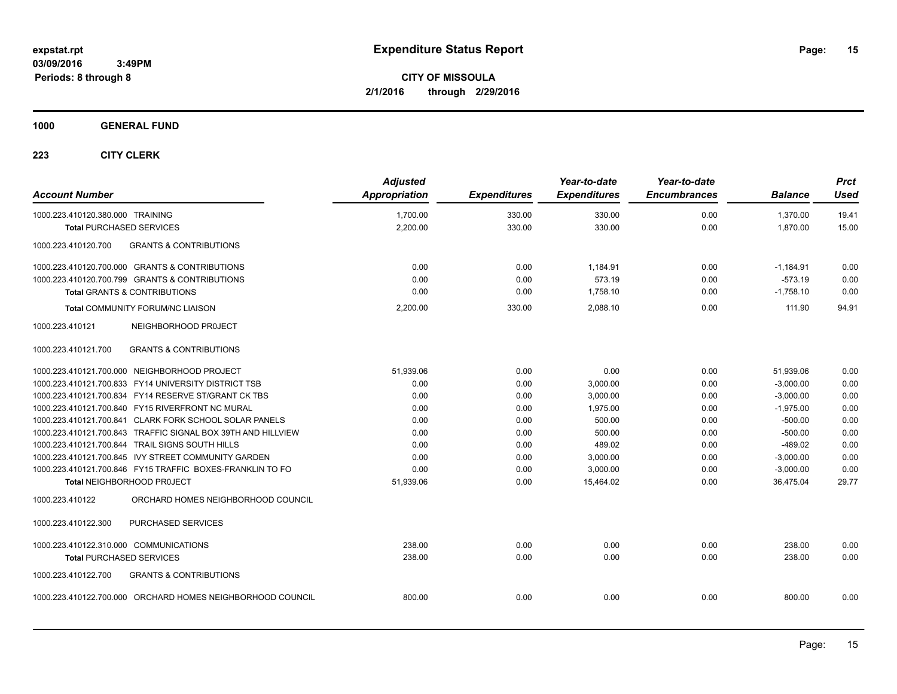**expstat.rpt**
**03/09/2016 3:49PM**
**Periods: 8 through 8**

# Expenditure Status Report

**CITY OF MISSOULA**
**2/1/2016 through 2/29/2016**

**1000 GENERAL FUND**

**223 CITY CLERK**

| Account Number | Adjusted Appropriation | Expenditures | Year-to-date Expenditures | Year-to-date Encumbrances | Balance | Prct Used |
|---|---|---|---|---|---|---|
| 1000.223.410120.380.000 TRAINING | 1,700.00 | 330.00 | 330.00 | 0.00 | 1,370.00 | 19.41 |
| **Total** PURCHASED SERVICES | 2,200.00 | 330.00 | 330.00 | 0.00 | 1,870.00 | 15.00 |
| 1000.223.410120.700 GRANTS & CONTRIBUTIONS | | | | | | |
| 1000.223.410120.700.000 GRANTS & CONTRIBUTIONS | 0.00 | 0.00 | 1,184.91 | 0.00 | -1,184.91 | 0.00 |
| 1000.223.410120.700.799 GRANTS & CONTRIBUTIONS | 0.00 | 0.00 | 573.19 | 0.00 | -573.19 | 0.00 |
| **Total** GRANTS & CONTRIBUTIONS | 0.00 | 0.00 | 1,758.10 | 0.00 | -1,758.10 | 0.00 |
| **Total** COMMUNITY FORUM/NC LIAISON | 2,200.00 | 330.00 | 2,088.10 | 0.00 | 111.90 | 94.91 |
| 1000.223.410121 NEIGHBORHOOD PR0JECT | | | | | | |
| 1000.223.410121.700 GRANTS & CONTRIBUTIONS | | | | | | |
| 1000.223.410121.700.000 NEIGHBORHOOD PROJECT | 51,939.06 | 0.00 | 0.00 | 0.00 | 51,939.06 | 0.00 |
| 1000.223.410121.700.833 FY14 UNIVERSITY DISTRICT TSB | 0.00 | 0.00 | 3,000.00 | 0.00 | -3,000.00 | 0.00 |
| 1000.223.410121.700.834 FY14 RESERVE ST/GRANT CK TBS | 0.00 | 0.00 | 3,000.00 | 0.00 | -3,000.00 | 0.00 |
| 1000.223.410121.700.840 FY15 RIVERFRONT NC MURAL | 0.00 | 0.00 | 1,975.00 | 0.00 | -1,975.00 | 0.00 |
| 1000.223.410121.700.841 CLARK FORK SCHOOL SOLAR PANELS | 0.00 | 0.00 | 500.00 | 0.00 | -500.00 | 0.00 |
| 1000.223.410121.700.843 TRAFFIC SIGNAL BOX 39TH AND HILLVIEW | 0.00 | 0.00 | 500.00 | 0.00 | -500.00 | 0.00 |
| 1000.223.410121.700.844 TRAIL SIGNS SOUTH HILLS | 0.00 | 0.00 | 489.02 | 0.00 | -489.02 | 0.00 |
| 1000.223.410121.700.845 IVY STREET COMMUNITY GARDEN | 0.00 | 0.00 | 3,000.00 | 0.00 | -3,000.00 | 0.00 |
| 1000.223.410121.700.846 FY15 TRAFFIC BOXES-FRANKLIN TO FO | 0.00 | 0.00 | 3,000.00 | 0.00 | -3,000.00 | 0.00 |
| **Total** NEIGHBORHOOD PR0JECT | 51,939.06 | 0.00 | 15,464.02 | 0.00 | 36,475.04 | 29.77 |
| 1000.223.410122 ORCHARD HOMES NEIGHBORHOOD COUNCIL | | | | | | |
| 1000.223.410122.300 PURCHASED SERVICES | | | | | | |
| 1000.223.410122.310.000 COMMUNICATIONS | 238.00 | 0.00 | 0.00 | 0.00 | 238.00 | 0.00 |
| **Total** PURCHASED SERVICES | 238.00 | 0.00 | 0.00 | 0.00 | 238.00 | 0.00 |
| 1000.223.410122.700 GRANTS & CONTRIBUTIONS | | | | | | |
| 1000.223.410122.700.000 ORCHARD HOMES NEIGHBORHOOD COUNCIL | 800.00 | 0.00 | 0.00 | 0.00 | 800.00 | 0.00 |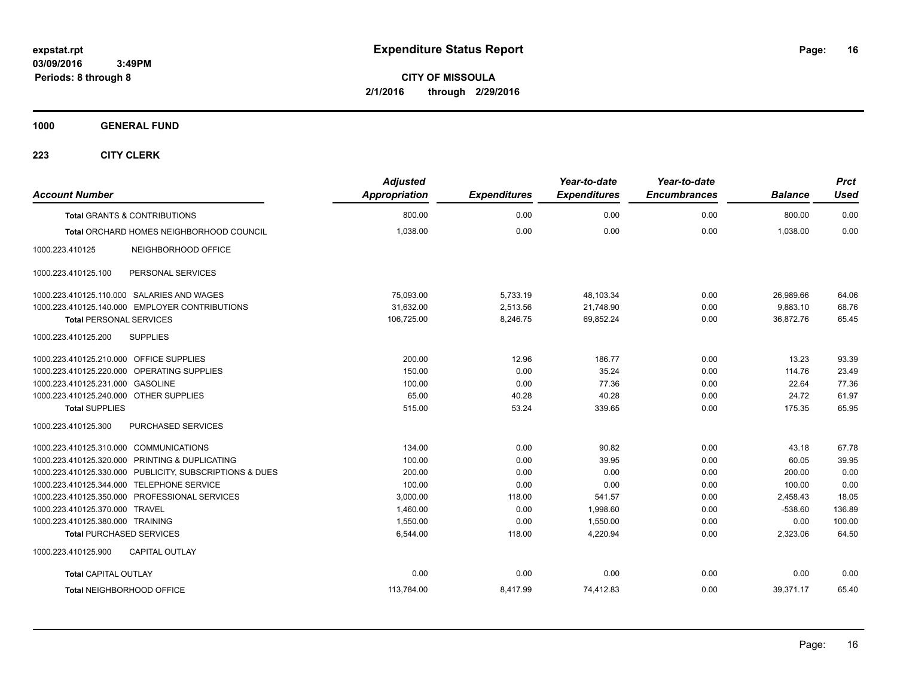expstat.rpt
03/09/2016 3:49PM
Periods: 8 through 8

# Expenditure Status Report

**CITY OF MISSOULA**
**2/1/2016 through 2/29/2016**

**1000 GENERAL FUND**

**223 CITY CLERK**

| Account Number | | Adjusted Appropriation | Expenditures | Year-to-date Expenditures | Year-to-date Encumbrances | Balance | Prct Used |
|---|---|---|---|---|---|---|---|
| **Total** GRANTS & CONTRIBUTIONS | | 800.00 | 0.00 | 0.00 | 0.00 | 800.00 | 0.00 |
| **Total** ORCHARD HOMES NEIGHBORHOOD COUNCIL | | 1,038.00 | 0.00 | 0.00 | 0.00 | 1,038.00 | 0.00 |
| 1000.223.410125 | NEIGHBORHOOD OFFICE | | | | | | |
| 1000.223.410125.100 | PERSONAL SERVICES | | | | | | |
| 1000.223.410125.110.000 | SALARIES AND WAGES | 75,093.00 | 5,733.19 | 48,103.34 | 0.00 | 26,989.66 | 64.06 |
| 1000.223.410125.140.000 | EMPLOYER CONTRIBUTIONS | 31,632.00 | 2,513.56 | 21,748.90 | 0.00 | 9,883.10 | 68.76 |
| **Total** PERSONAL SERVICES | | 106,725.00 | 8,246.75 | 69,852.24 | 0.00 | 36,872.76 | 65.45 |
| 1000.223.410125.200 | SUPPLIES | | | | | | |
| 1000.223.410125.210.000 | OFFICE SUPPLIES | 200.00 | 12.96 | 186.77 | 0.00 | 13.23 | 93.39 |
| 1000.223.410125.220.000 | OPERATING SUPPLIES | 150.00 | 0.00 | 35.24 | 0.00 | 114.76 | 23.49 |
| 1000.223.410125.231.000 | GASOLINE | 100.00 | 0.00 | 77.36 | 0.00 | 22.64 | 77.36 |
| 1000.223.410125.240.000 | OTHER SUPPLIES | 65.00 | 40.28 | 40.28 | 0.00 | 24.72 | 61.97 |
| **Total** SUPPLIES | | 515.00 | 53.24 | 339.65 | 0.00 | 175.35 | 65.95 |
| 1000.223.410125.300 | PURCHASED SERVICES | | | | | | |
| 1000.223.410125.310.000 | COMMUNICATIONS | 134.00 | 0.00 | 90.82 | 0.00 | 43.18 | 67.78 |
| 1000.223.410125.320.000 | PRINTING & DUPLICATING | 100.00 | 0.00 | 39.95 | 0.00 | 60.05 | 39.95 |
| 1000.223.410125.330.000 | PUBLICITY, SUBSCRIPTIONS & DUES | 200.00 | 0.00 | 0.00 | 0.00 | 200.00 | 0.00 |
| 1000.223.410125.344.000 | TELEPHONE SERVICE | 100.00 | 0.00 | 0.00 | 0.00 | 100.00 | 0.00 |
| 1000.223.410125.350.000 | PROFESSIONAL SERVICES | 3,000.00 | 118.00 | 541.57 | 0.00 | 2,458.43 | 18.05 |
| 1000.223.410125.370.000 | TRAVEL | 1,460.00 | 0.00 | 1,998.60 | 0.00 | -538.60 | 136.89 |
| 1000.223.410125.380.000 | TRAINING | 1,550.00 | 0.00 | 1,550.00 | 0.00 | 0.00 | 100.00 |
| **Total** PURCHASED SERVICES | | 6,544.00 | 118.00 | 4,220.94 | 0.00 | 2,323.06 | 64.50 |
| 1000.223.410125.900 | CAPITAL OUTLAY | | | | | | |
| **Total** CAPITAL OUTLAY | | 0.00 | 0.00 | 0.00 | 0.00 | 0.00 | 0.00 |
| **Total** NEIGHBORHOOD OFFICE | | 113,784.00 | 8,417.99 | 74,412.83 | 0.00 | 39,371.17 | 65.40 |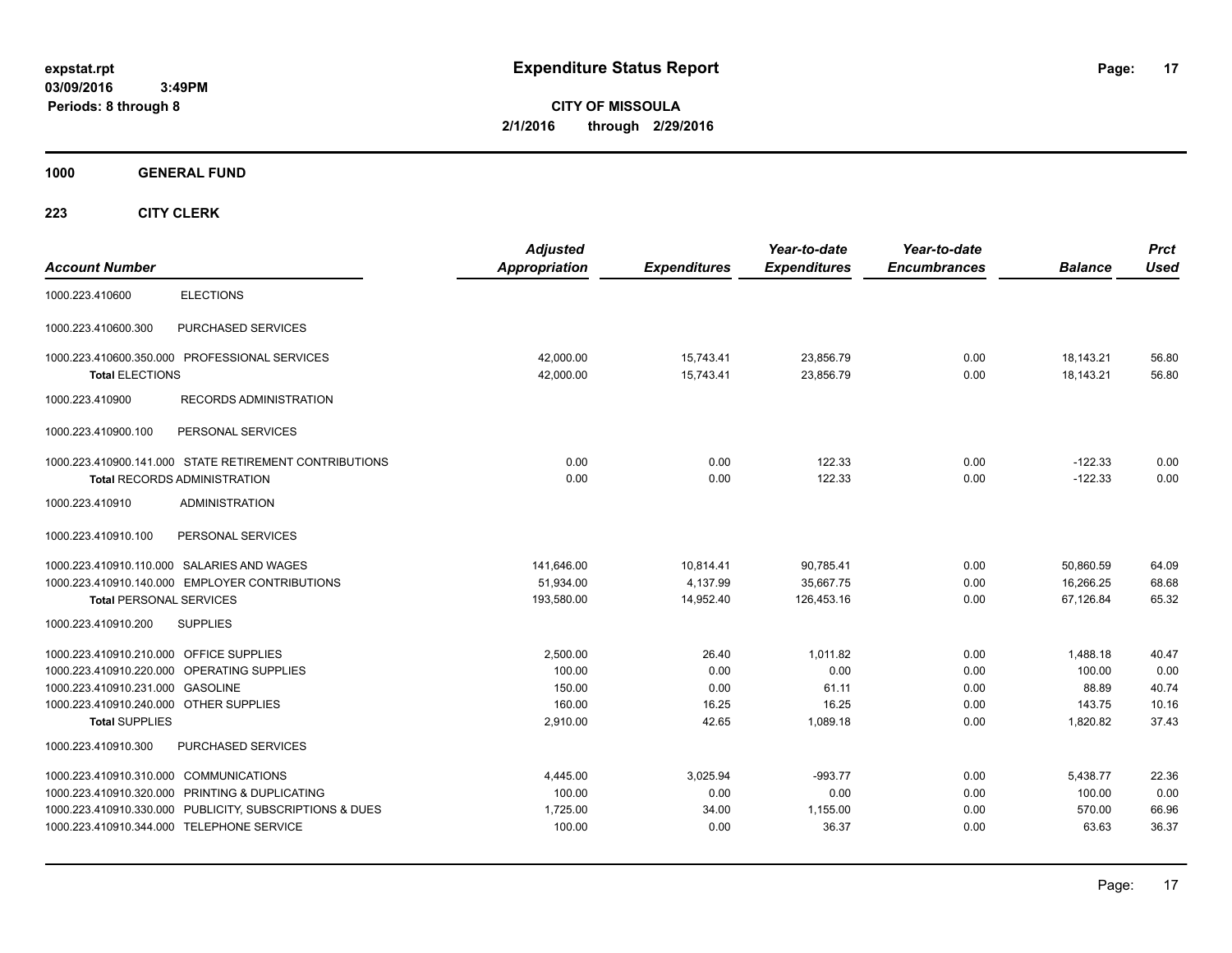expstat.rpt
03/09/2016 3:49PM
Periods: 8 through 8

# Expenditure Status Report

**CITY OF MISSOULA**
**2/1/2016 through 2/29/2016**

**1000 GENERAL FUND**

**223 CITY CLERK**

| Account Number | | Adjusted Appropriation | Expenditures | Year-to-date Expenditures | Year-to-date Encumbrances | Balance | Prct Used |
|---|---|---|---|---|---|---|---|
| 1000.223.410600 | ELECTIONS | | | | | | |
| 1000.223.410600.300 | PURCHASED SERVICES | | | | | | |
| 1000.223.410600.350.000 | PROFESSIONAL SERVICES | 42,000.00 | 15,743.41 | 23,856.79 | 0.00 | 18,143.21 | 56.80 |
| **Total** ELECTIONS | | 42,000.00 | 15,743.41 | 23,856.79 | 0.00 | 18,143.21 | 56.80 |
| 1000.223.410900 | RECORDS ADMINISTRATION | | | | | | |
| 1000.223.410900.100 | PERSONAL SERVICES | | | | | | |
| 1000.223.410900.141.000 | STATE RETIREMENT CONTRIBUTIONS | 0.00 | 0.00 | 122.33 | 0.00 | -122.33 | 0.00 |
| **Total** RECORDS ADMINISTRATION | | 0.00 | 0.00 | 122.33 | 0.00 | -122.33 | 0.00 |
| 1000.223.410910 | ADMINISTRATION | | | | | | |
| 1000.223.410910.100 | PERSONAL SERVICES | | | | | | |
| 1000.223.410910.110.000 | SALARIES AND WAGES | 141,646.00 | 10,814.41 | 90,785.41 | 0.00 | 50,860.59 | 64.09 |
| 1000.223.410910.140.000 | EMPLOYER CONTRIBUTIONS | 51,934.00 | 4,137.99 | 35,667.75 | 0.00 | 16,266.25 | 68.68 |
| **Total** PERSONAL SERVICES | | 193,580.00 | 14,952.40 | 126,453.16 | 0.00 | 67,126.84 | 65.32 |
| 1000.223.410910.200 | SUPPLIES | | | | | | |
| 1000.223.410910.210.000 | OFFICE SUPPLIES | 2,500.00 | 26.40 | 1,011.82 | 0.00 | 1,488.18 | 40.47 |
| 1000.223.410910.220.000 | OPERATING SUPPLIES | 100.00 | 0.00 | 0.00 | 0.00 | 100.00 | 0.00 |
| 1000.223.410910.231.000 | GASOLINE | 150.00 | 0.00 | 61.11 | 0.00 | 88.89 | 40.74 |
| 1000.223.410910.240.000 | OTHER SUPPLIES | 160.00 | 16.25 | 16.25 | 0.00 | 143.75 | 10.16 |
| **Total** SUPPLIES | | 2,910.00 | 42.65 | 1,089.18 | 0.00 | 1,820.82 | 37.43 |
| 1000.223.410910.300 | PURCHASED SERVICES | | | | | | |
| 1000.223.410910.310.000 | COMMUNICATIONS | 4,445.00 | 3,025.94 | -993.77 | 0.00 | 5,438.77 | 22.36 |
| 1000.223.410910.320.000 | PRINTING & DUPLICATING | 100.00 | 0.00 | 0.00 | 0.00 | 100.00 | 0.00 |
| 1000.223.410910.330.000 | PUBLICITY, SUBSCRIPTIONS & DUES | 1,725.00 | 34.00 | 1,155.00 | 0.00 | 570.00 | 66.96 |
| 1000.223.410910.344.000 | TELEPHONE SERVICE | 100.00 | 0.00 | 36.37 | 0.00 | 63.63 | 36.37 |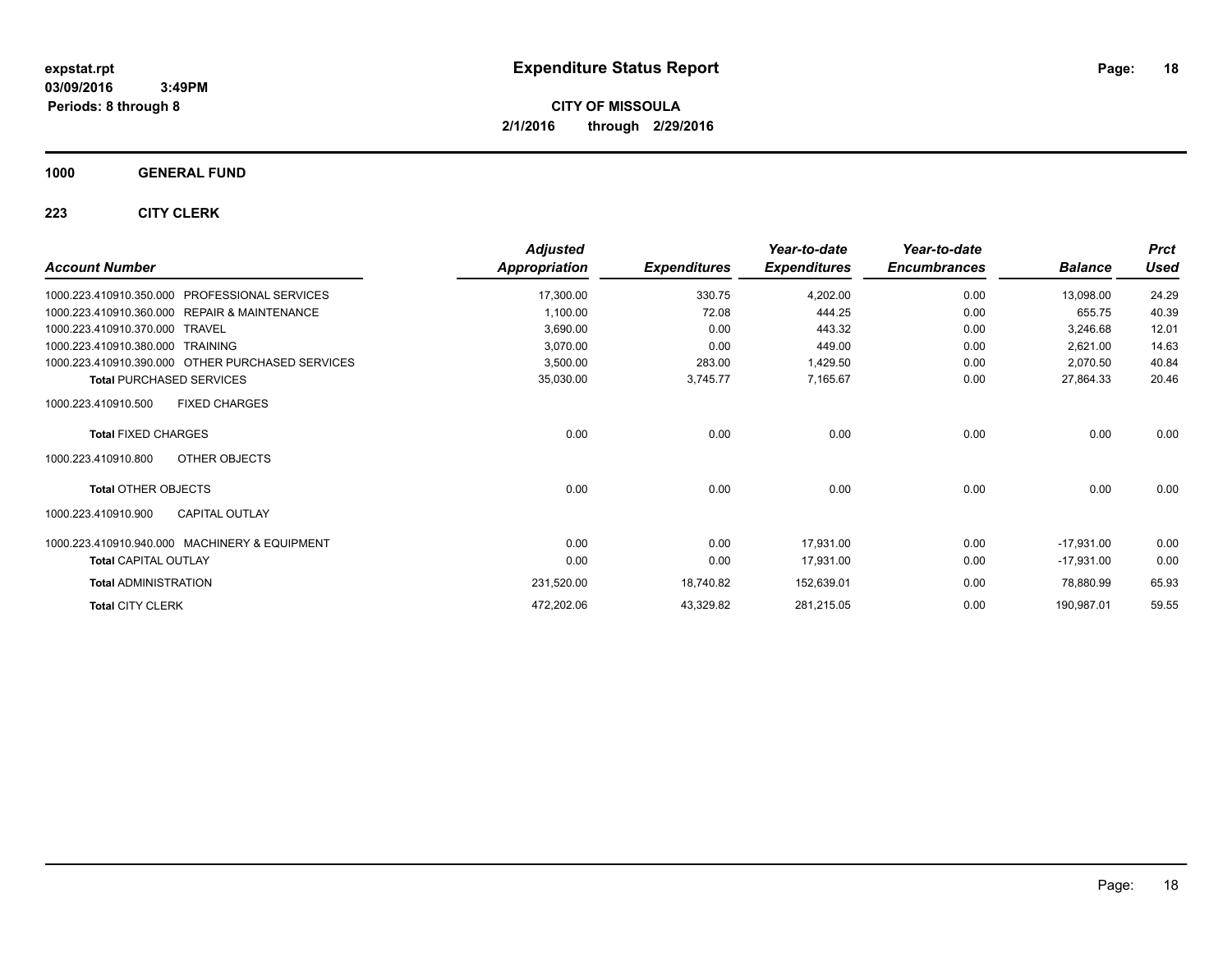**expstat.rpt**
**03/09/2016 3:49PM**
**Periods: 8 through 8**

# Expenditure Status Report

**CITY OF MISSOULA**
**2/1/2016 through 2/29/2016**

## 1000 GENERAL FUND

### 223 CITY CLERK

| Account Number | | Adjusted Appropriation | Expenditures | Year-to-date Expenditures | Year-to-date Encumbrances | Balance | Prct Used |
|---|---|---|---|---|---|---|---|
| 1000.223.410910.350.000 | PROFESSIONAL SERVICES | 17,300.00 | 330.75 | 4,202.00 | 0.00 | 13,098.00 | 24.29 |
| 1000.223.410910.360.000 | REPAIR & MAINTENANCE | 1,100.00 | 72.08 | 444.25 | 0.00 | 655.75 | 40.39 |
| 1000.223.410910.370.000 | TRAVEL | 3,690.00 | 0.00 | 443.32 | 0.00 | 3,246.68 | 12.01 |
| 1000.223.410910.380.000 | TRAINING | 3,070.00 | 0.00 | 449.00 | 0.00 | 2,621.00 | 14.63 |
| 1000.223.410910.390.000 | OTHER PURCHASED SERVICES | 3,500.00 | 283.00 | 1,429.50 | 0.00 | 2,070.50 | 40.84 |
| **Total** PURCHASED SERVICES | | 35,030.00 | 3,745.77 | 7,165.67 | 0.00 | 27,864.33 | 20.46 |
| 1000.223.410910.500 | FIXED CHARGES | | | | | | |
| **Total** FIXED CHARGES | | 0.00 | 0.00 | 0.00 | 0.00 | 0.00 | 0.00 |
| 1000.223.410910.800 | OTHER OBJECTS | | | | | | |
| **Total** OTHER OBJECTS | | 0.00 | 0.00 | 0.00 | 0.00 | 0.00 | 0.00 |
| 1000.223.410910.900 | CAPITAL OUTLAY | | | | | | |
| 1000.223.410910.940.000 | MACHINERY & EQUIPMENT | 0.00 | 0.00 | 17,931.00 | 0.00 | -17,931.00 | 0.00 |
| **Total** CAPITAL OUTLAY | | 0.00 | 0.00 | 17,931.00 | 0.00 | -17,931.00 | 0.00 |
| **Total** ADMINISTRATION | | 231,520.00 | 18,740.82 | 152,639.01 | 0.00 | 78,880.99 | 65.93 |
| **Total** CITY CLERK | | 472,202.06 | 43,329.82 | 281,215.05 | 0.00 | 190,987.01 | 59.55 |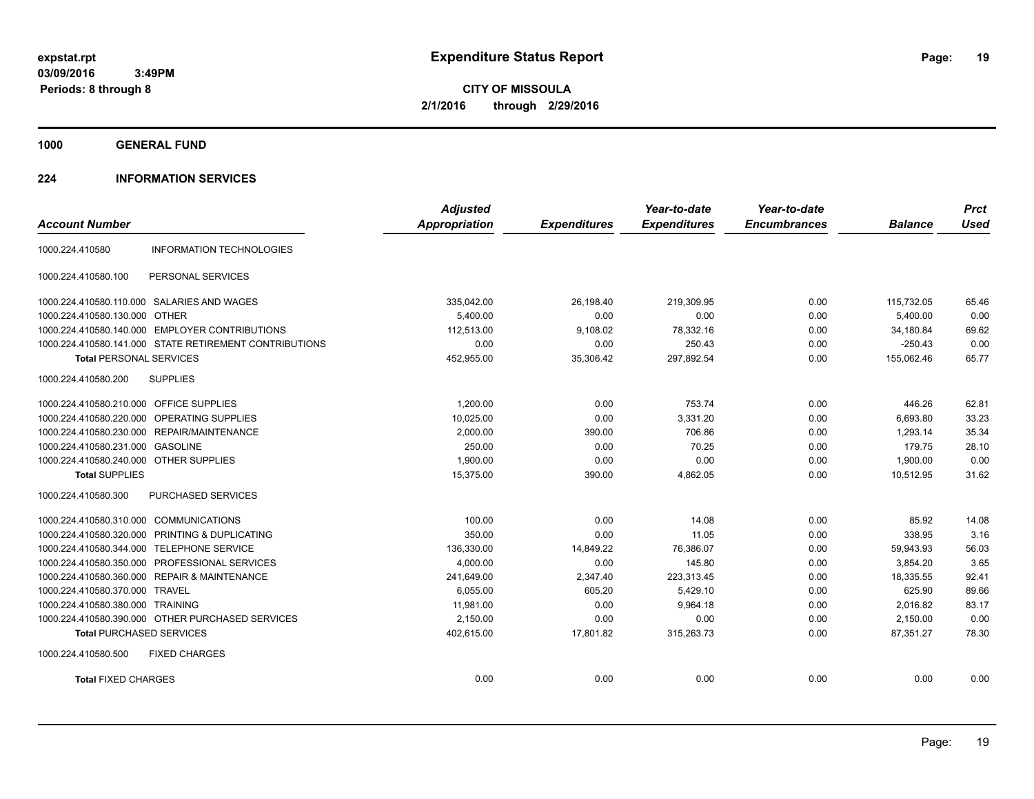expstat.rpt
03/09/2016 3:49PM
Periods: 8 through 8

# Expenditure Status Report

**CITY OF MISSOULA**
**2/1/2016 through 2/29/2016**

## 1000 GENERAL FUND

### 224 INFORMATION SERVICES

| Account Number | | Adjusted Appropriation | Expenditures | Year-to-date Expenditures | Year-to-date Encumbrances | Balance | Prct Used |
|---|---|---|---|---|---|---|---|
| 1000.224.410580 | INFORMATION TECHNOLOGIES | | | | | | |
| 1000.224.410580.100 | PERSONAL SERVICES | | | | | | |
| 1000.224.410580.110.000 | SALARIES AND WAGES | 335,042.00 | 26,198.40 | 219,309.95 | 0.00 | 115,732.05 | 65.46 |
| 1000.224.410580.130.000 | OTHER | 5,400.00 | 0.00 | 0.00 | 0.00 | 5,400.00 | 0.00 |
| 1000.224.410580.140.000 | EMPLOYER CONTRIBUTIONS | 112,513.00 | 9,108.02 | 78,332.16 | 0.00 | 34,180.84 | 69.62 |
| 1000.224.410580.141.000 | STATE RETIREMENT CONTRIBUTIONS | 0.00 | 0.00 | 250.43 | 0.00 | -250.43 | 0.00 |
| **Total** PERSONAL SERVICES | | 452,955.00 | 35,306.42 | 297,892.54 | 0.00 | 155,062.46 | 65.77 |
| 1000.224.410580.200 | SUPPLIES | | | | | | |
| 1000.224.410580.210.000 | OFFICE SUPPLIES | 1,200.00 | 0.00 | 753.74 | 0.00 | 446.26 | 62.81 |
| 1000.224.410580.220.000 | OPERATING SUPPLIES | 10,025.00 | 0.00 | 3,331.20 | 0.00 | 6,693.80 | 33.23 |
| 1000.224.410580.230.000 | REPAIR/MAINTENANCE | 2,000.00 | 390.00 | 706.86 | 0.00 | 1,293.14 | 35.34 |
| 1000.224.410580.231.000 | GASOLINE | 250.00 | 0.00 | 70.25 | 0.00 | 179.75 | 28.10 |
| 1000.224.410580.240.000 | OTHER SUPPLIES | 1,900.00 | 0.00 | 0.00 | 0.00 | 1,900.00 | 0.00 |
| **Total** SUPPLIES | | 15,375.00 | 390.00 | 4,862.05 | 0.00 | 10,512.95 | 31.62 |
| 1000.224.410580.300 | PURCHASED SERVICES | | | | | | |
| 1000.224.410580.310.000 | COMMUNICATIONS | 100.00 | 0.00 | 14.08 | 0.00 | 85.92 | 14.08 |
| 1000.224.410580.320.000 | PRINTING & DUPLICATING | 350.00 | 0.00 | 11.05 | 0.00 | 338.95 | 3.16 |
| 1000.224.410580.344.000 | TELEPHONE SERVICE | 136,330.00 | 14,849.22 | 76,386.07 | 0.00 | 59,943.93 | 56.03 |
| 1000.224.410580.350.000 | PROFESSIONAL SERVICES | 4,000.00 | 0.00 | 145.80 | 0.00 | 3,854.20 | 3.65 |
| 1000.224.410580.360.000 | REPAIR & MAINTENANCE | 241,649.00 | 2,347.40 | 223,313.45 | 0.00 | 18,335.55 | 92.41 |
| 1000.224.410580.370.000 | TRAVEL | 6,055.00 | 605.20 | 5,429.10 | 0.00 | 625.90 | 89.66 |
| 1000.224.410580.380.000 | TRAINING | 11,981.00 | 0.00 | 9,964.18 | 0.00 | 2,016.82 | 83.17 |
| 1000.224.410580.390.000 | OTHER PURCHASED SERVICES | 2,150.00 | 0.00 | 0.00 | 0.00 | 2,150.00 | 0.00 |
| **Total** PURCHASED SERVICES | | 402,615.00 | 17,801.82 | 315,263.73 | 0.00 | 87,351.27 | 78.30 |
| 1000.224.410580.500 | FIXED CHARGES | | | | | | |
| **Total** FIXED CHARGES | | 0.00 | 0.00 | 0.00 | 0.00 | 0.00 | 0.00 |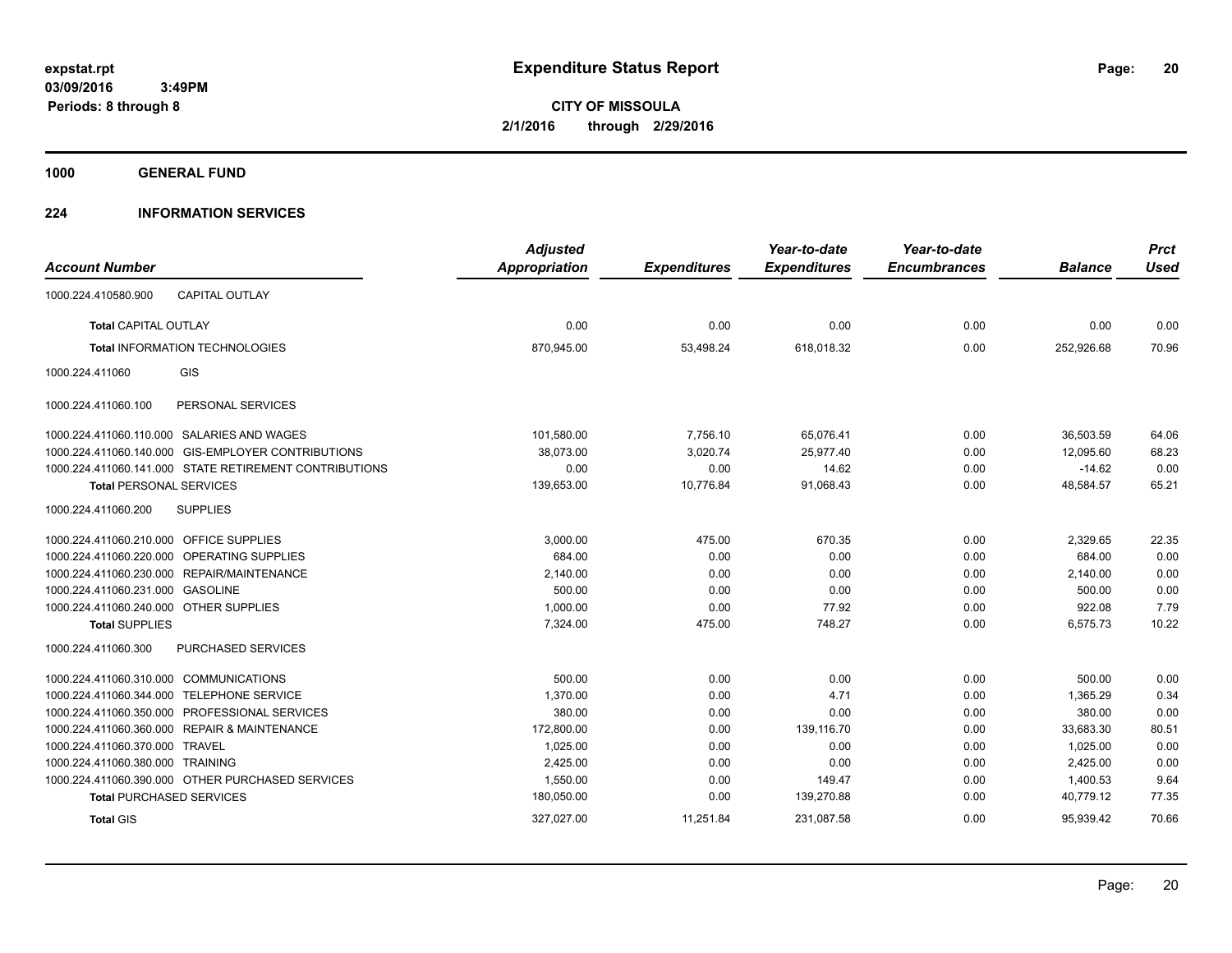**expstat.rpt**
**03/09/2016 3:49PM**
**Periods: 8 through 8**

# Expenditure Status Report

**CITY OF MISSOULA**
**2/1/2016 through 2/29/2016**

## 1000 GENERAL FUND

## 224 INFORMATION SERVICES

| Account Number | | Adjusted Appropriation | Expenditures | Year-to-date Expenditures | Year-to-date Encumbrances | Balance | Prct Used |
|---|---|---|---|---|---|---|---|
| 1000.224.410580.900 | CAPITAL OUTLAY | | | | | | |
| **Total** CAPITAL OUTLAY | | 0.00 | 0.00 | 0.00 | 0.00 | 0.00 | 0.00 |
| **Total** INFORMATION TECHNOLOGIES | | 870,945.00 | 53,498.24 | 618,018.32 | 0.00 | 252,926.68 | 70.96 |
| 1000.224.411060 | GIS | | | | | | |
| 1000.224.411060.100 | PERSONAL SERVICES | | | | | | |
| 1000.224.411060.110.000 | SALARIES AND WAGES | 101,580.00 | 7,756.10 | 65,076.41 | 0.00 | 36,503.59 | 64.06 |
| 1000.224.411060.140.000 | GIS-EMPLOYER CONTRIBUTIONS | 38,073.00 | 3,020.74 | 25,977.40 | 0.00 | 12,095.60 | 68.23 |
| 1000.224.411060.141.000 | STATE RETIREMENT CONTRIBUTIONS | 0.00 | 0.00 | 14.62 | 0.00 | -14.62 | 0.00 |
| **Total** PERSONAL SERVICES | | 139,653.00 | 10,776.84 | 91,068.43 | 0.00 | 48,584.57 | 65.21 |
| 1000.224.411060.200 | SUPPLIES | | | | | | |
| 1000.224.411060.210.000 | OFFICE SUPPLIES | 3,000.00 | 475.00 | 670.35 | 0.00 | 2,329.65 | 22.35 |
| 1000.224.411060.220.000 | OPERATING SUPPLIES | 684.00 | 0.00 | 0.00 | 0.00 | 684.00 | 0.00 |
| 1000.224.411060.230.000 | REPAIR/MAINTENANCE | 2,140.00 | 0.00 | 0.00 | 0.00 | 2,140.00 | 0.00 |
| 1000.224.411060.231.000 | GASOLINE | 500.00 | 0.00 | 0.00 | 0.00 | 500.00 | 0.00 |
| 1000.224.411060.240.000 | OTHER SUPPLIES | 1,000.00 | 0.00 | 77.92 | 0.00 | 922.08 | 7.79 |
| **Total** SUPPLIES | | 7,324.00 | 475.00 | 748.27 | 0.00 | 6,575.73 | 10.22 |
| 1000.224.411060.300 | PURCHASED SERVICES | | | | | | |
| 1000.224.411060.310.000 | COMMUNICATIONS | 500.00 | 0.00 | 0.00 | 0.00 | 500.00 | 0.00 |
| 1000.224.411060.344.000 | TELEPHONE SERVICE | 1,370.00 | 0.00 | 4.71 | 0.00 | 1,365.29 | 0.34 |
| 1000.224.411060.350.000 | PROFESSIONAL SERVICES | 380.00 | 0.00 | 0.00 | 0.00 | 380.00 | 0.00 |
| 1000.224.411060.360.000 | REPAIR & MAINTENANCE | 172,800.00 | 0.00 | 139,116.70 | 0.00 | 33,683.30 | 80.51 |
| 1000.224.411060.370.000 | TRAVEL | 1,025.00 | 0.00 | 0.00 | 0.00 | 1,025.00 | 0.00 |
| 1000.224.411060.380.000 | TRAINING | 2,425.00 | 0.00 | 0.00 | 0.00 | 2,425.00 | 0.00 |
| 1000.224.411060.390.000 | OTHER PURCHASED SERVICES | 1,550.00 | 0.00 | 149.47 | 0.00 | 1,400.53 | 9.64 |
| **Total** PURCHASED SERVICES | | 180,050.00 | 0.00 | 139,270.88 | 0.00 | 40,779.12 | 77.35 |
| **Total** GIS | | 327,027.00 | 11,251.84 | 231,087.58 | 0.00 | 95,939.42 | 70.66 |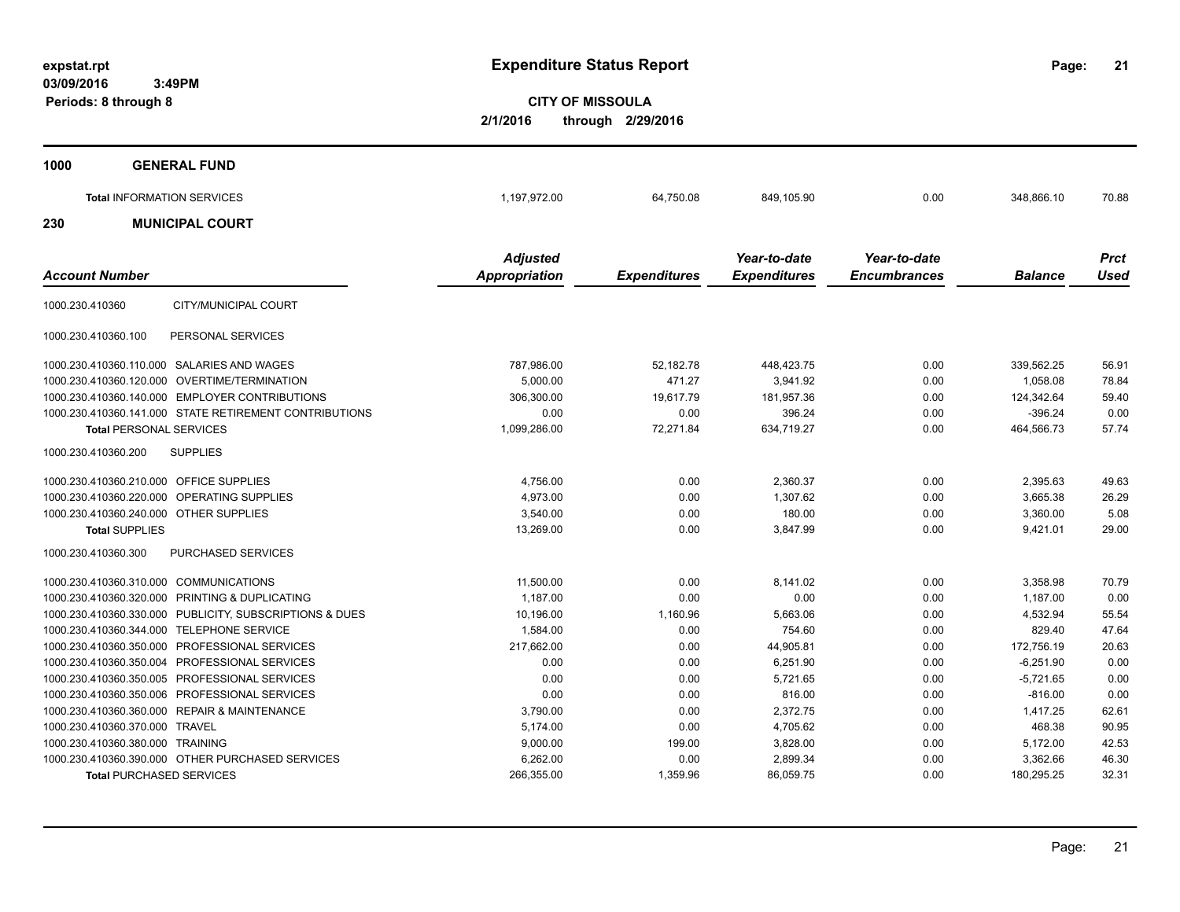# Expenditure Status Report

**expstat.rpt**
**03/09/2016 3:49PM**
**Periods: 8 through 8**

**CITY OF MISSOULA**
**2/1/2016 through 2/29/2016**

## 1000 GENERAL FUND

| | | | | | | |
|---|---|---|---|---|---|---|
| **Total** INFORMATION SERVICES | 1,197,972.00 | 64,750.08 | 849,105.90 | 0.00 | 348,866.10 | 70.88 |

## 230 MUNICIPAL COURT

| Account Number | Adjusted Appropriation | Expenditures | Year-to-date Expenditures | Year-to-date Encumbrances | Balance | Prct Used |
|---|---|---|---|---|---|---|
| 1000.230.410360 CITY/MUNICIPAL COURT | | | | | | |
| 1000.230.410360.100 PERSONAL SERVICES | | | | | | |
| 1000.230.410360.110.000 SALARIES AND WAGES | 787,986.00 | 52,182.78 | 448,423.75 | 0.00 | 339,562.25 | 56.91 |
| 1000.230.410360.120.000 OVERTIME/TERMINATION | 5,000.00 | 471.27 | 3,941.92 | 0.00 | 1,058.08 | 78.84 |
| 1000.230.410360.140.000 EMPLOYER CONTRIBUTIONS | 306,300.00 | 19,617.79 | 181,957.36 | 0.00 | 124,342.64 | 59.40 |
| 1000.230.410360.141.000 STATE RETIREMENT CONTRIBUTIONS | 0.00 | 0.00 | 396.24 | 0.00 | -396.24 | 0.00 |
| **Total** PERSONAL SERVICES | 1,099,286.00 | 72,271.84 | 634,719.27 | 0.00 | 464,566.73 | 57.74 |
| 1000.230.410360.200 SUPPLIES | | | | | | |
| 1000.230.410360.210.000 OFFICE SUPPLIES | 4,756.00 | 0.00 | 2,360.37 | 0.00 | 2,395.63 | 49.63 |
| 1000.230.410360.220.000 OPERATING SUPPLIES | 4,973.00 | 0.00 | 1,307.62 | 0.00 | 3,665.38 | 26.29 |
| 1000.230.410360.240.000 OTHER SUPPLIES | 3,540.00 | 0.00 | 180.00 | 0.00 | 3,360.00 | 5.08 |
| **Total** SUPPLIES | 13,269.00 | 0.00 | 3,847.99 | 0.00 | 9,421.01 | 29.00 |
| 1000.230.410360.300 PURCHASED SERVICES | | | | | | |
| 1000.230.410360.310.000 COMMUNICATIONS | 11,500.00 | 0.00 | 8,141.02 | 0.00 | 3,358.98 | 70.79 |
| 1000.230.410360.320.000 PRINTING & DUPLICATING | 1,187.00 | 0.00 | 0.00 | 0.00 | 1,187.00 | 0.00 |
| 1000.230.410360.330.000 PUBLICITY, SUBSCRIPTIONS & DUES | 10,196.00 | 1,160.96 | 5,663.06 | 0.00 | 4,532.94 | 55.54 |
| 1000.230.410360.344.000 TELEPHONE SERVICE | 1,584.00 | 0.00 | 754.60 | 0.00 | 829.40 | 47.64 |
| 1000.230.410360.350.000 PROFESSIONAL SERVICES | 217,662.00 | 0.00 | 44,905.81 | 0.00 | 172,756.19 | 20.63 |
| 1000.230.410360.350.004 PROFESSIONAL SERVICES | 0.00 | 0.00 | 6,251.90 | 0.00 | -6,251.90 | 0.00 |
| 1000.230.410360.350.005 PROFESSIONAL SERVICES | 0.00 | 0.00 | 5,721.65 | 0.00 | -5,721.65 | 0.00 |
| 1000.230.410360.350.006 PROFESSIONAL SERVICES | 0.00 | 0.00 | 816.00 | 0.00 | -816.00 | 0.00 |
| 1000.230.410360.360.000 REPAIR & MAINTENANCE | 3,790.00 | 0.00 | 2,372.75 | 0.00 | 1,417.25 | 62.61 |
| 1000.230.410360.370.000 TRAVEL | 5,174.00 | 0.00 | 4,705.62 | 0.00 | 468.38 | 90.95 |
| 1000.230.410360.380.000 TRAINING | 9,000.00 | 199.00 | 3,828.00 | 0.00 | 5,172.00 | 42.53 |
| 1000.230.410360.390.000 OTHER PURCHASED SERVICES | 6,262.00 | 0.00 | 2,899.34 | 0.00 | 3,362.66 | 46.30 |
| **Total** PURCHASED SERVICES | 266,355.00 | 1,359.96 | 86,059.75 | 0.00 | 180,295.25 | 32.31 |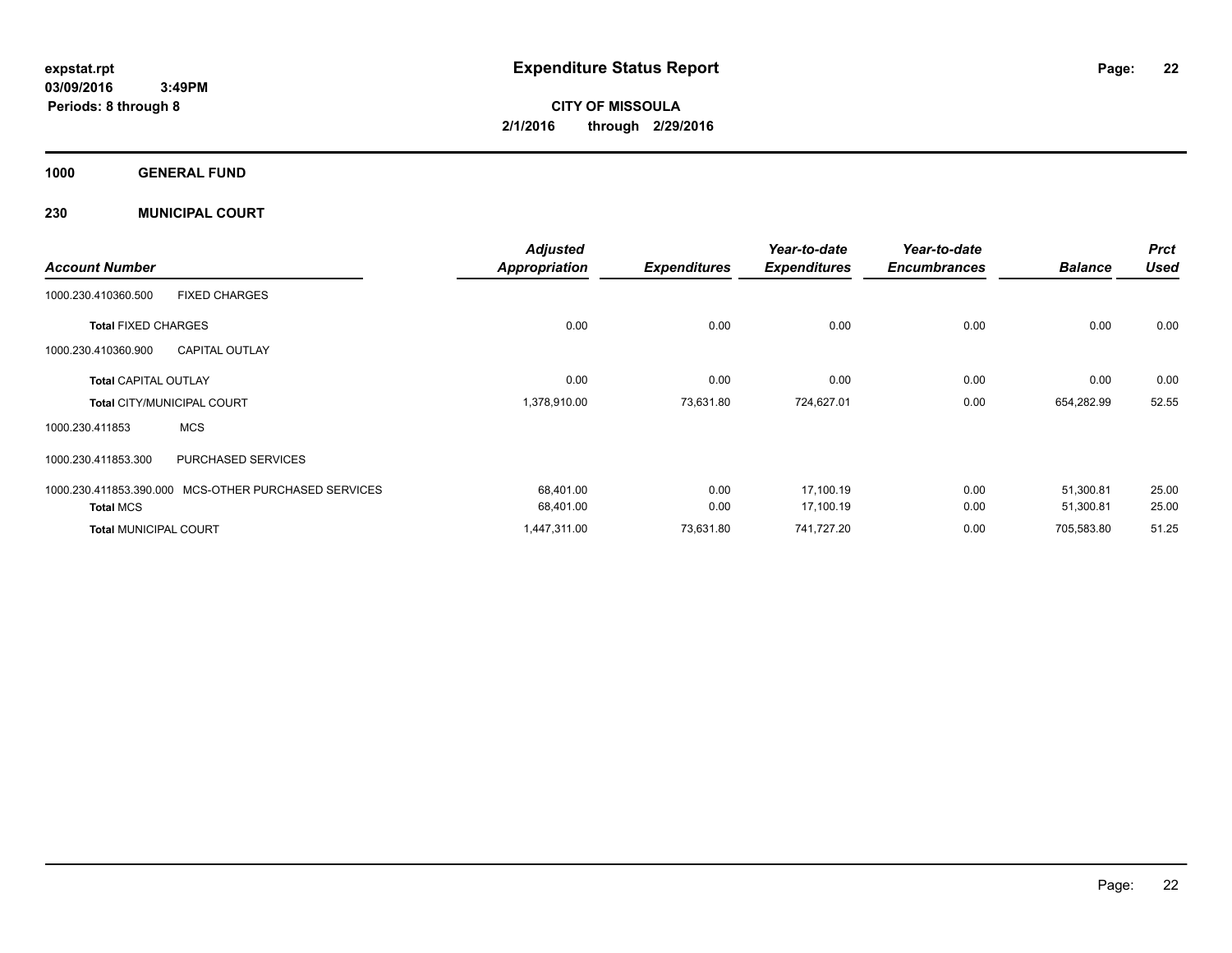**expstat.rpt**
**03/09/2016 3:49PM**
**Periods: 8 through 8**

# Expenditure Status Report

**CITY OF MISSOULA**
**2/1/2016 through 2/29/2016**

## 1000 GENERAL FUND

## 230 MUNICIPAL COURT

| Account Number | | Adjusted Appropriation | Expenditures | Year-to-date Expenditures | Year-to-date Encumbrances | Balance | Prct Used |
|---|---|---|---|---|---|---|---|
| 1000.230.410360.500 | FIXED CHARGES | | | | | | |
| **Total** FIXED CHARGES | | 0.00 | 0.00 | 0.00 | 0.00 | 0.00 | 0.00 |
| 1000.230.410360.900 | CAPITAL OUTLAY | | | | | | |
| **Total** CAPITAL OUTLAY | | 0.00 | 0.00 | 0.00 | 0.00 | 0.00 | 0.00 |
| **Total** CITY/MUNICIPAL COURT | | 1,378,910.00 | 73,631.80 | 724,627.01 | 0.00 | 654,282.99 | 52.55 |
| 1000.230.411853 | MCS | | | | | | |
| 1000.230.411853.300 | PURCHASED SERVICES | | | | | | |
| 1000.230.411853.390.000 | MCS-OTHER PURCHASED SERVICES | 68,401.00 | 0.00 | 17,100.19 | 0.00 | 51,300.81 | 25.00 |
| **Total** MCS | | 68,401.00 | 0.00 | 17,100.19 | 0.00 | 51,300.81 | 25.00 |
| **Total** MUNICIPAL COURT | | 1,447,311.00 | 73,631.80 | 741,727.20 | 0.00 | 705,583.80 | 51.25 |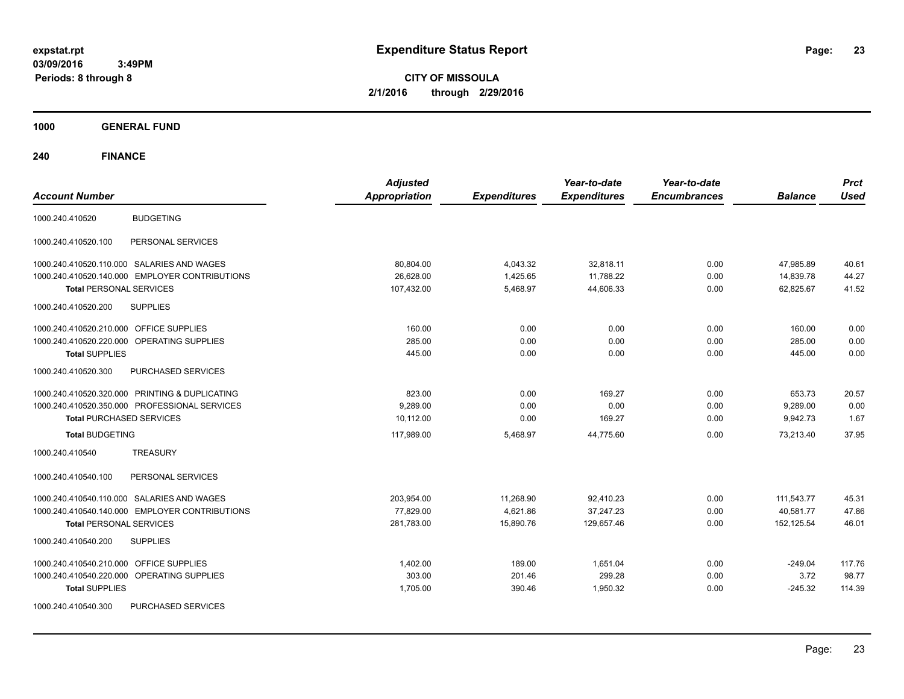# Expenditure Status Report

expstat.rpt
03/09/2016 3:49PM
Periods: 8 through 8

**CITY OF MISSOULA**
**2/1/2016 through 2/29/2016**

## 1000 GENERAL FUND

## 240 FINANCE

| Account Number | | Adjusted Appropriation | Expenditures | Year-to-date Expenditures | Year-to-date Encumbrances | Balance | Prct Used |
|---|---|---|---|---|---|---|---|
| 1000.240.410520 | BUDGETING | | | | | | |
| 1000.240.410520.100 | PERSONAL SERVICES | | | | | | |
| 1000.240.410520.110.000 | SALARIES AND WAGES | 80,804.00 | 4,043.32 | 32,818.11 | 0.00 | 47,985.89 | 40.61 |
| 1000.240.410520.140.000 | EMPLOYER CONTRIBUTIONS | 26,628.00 | 1,425.65 | 11,788.22 | 0.00 | 14,839.78 | 44.27 |
| **Total** PERSONAL SERVICES | | 107,432.00 | 5,468.97 | 44,606.33 | 0.00 | 62,825.67 | 41.52 |
| 1000.240.410520.200 | SUPPLIES | | | | | | |
| 1000.240.410520.210.000 | OFFICE SUPPLIES | 160.00 | 0.00 | 0.00 | 0.00 | 160.00 | 0.00 |
| 1000.240.410520.220.000 | OPERATING SUPPLIES | 285.00 | 0.00 | 0.00 | 0.00 | 285.00 | 0.00 |
| **Total** SUPPLIES | | 445.00 | 0.00 | 0.00 | 0.00 | 445.00 | 0.00 |
| 1000.240.410520.300 | PURCHASED SERVICES | | | | | | |
| 1000.240.410520.320.000 | PRINTING & DUPLICATING | 823.00 | 0.00 | 169.27 | 0.00 | 653.73 | 20.57 |
| 1000.240.410520.350.000 | PROFESSIONAL SERVICES | 9,289.00 | 0.00 | 0.00 | 0.00 | 9,289.00 | 0.00 |
| **Total** PURCHASED SERVICES | | 10,112.00 | 0.00 | 169.27 | 0.00 | 9,942.73 | 1.67 |
| **Total** BUDGETING | | 117,989.00 | 5,468.97 | 44,775.60 | 0.00 | 73,213.40 | 37.95 |
| 1000.240.410540 | TREASURY | | | | | | |
| 1000.240.410540.100 | PERSONAL SERVICES | | | | | | |
| 1000.240.410540.110.000 | SALARIES AND WAGES | 203,954.00 | 11,268.90 | 92,410.23 | 0.00 | 111,543.77 | 45.31 |
| 1000.240.410540.140.000 | EMPLOYER CONTRIBUTIONS | 77,829.00 | 4,621.86 | 37,247.23 | 0.00 | 40,581.77 | 47.86 |
| **Total** PERSONAL SERVICES | | 281,783.00 | 15,890.76 | 129,657.46 | 0.00 | 152,125.54 | 46.01 |
| 1000.240.410540.200 | SUPPLIES | | | | | | |
| 1000.240.410540.210.000 | OFFICE SUPPLIES | 1,402.00 | 189.00 | 1,651.04 | 0.00 | -249.04 | 117.76 |
| 1000.240.410540.220.000 | OPERATING SUPPLIES | 303.00 | 201.46 | 299.28 | 0.00 | 3.72 | 98.77 |
| **Total** SUPPLIES | | 1,705.00 | 390.46 | 1,950.32 | 0.00 | -245.32 | 114.39 |
| 1000.240.410540.300 | PURCHASED SERVICES | | | | | | |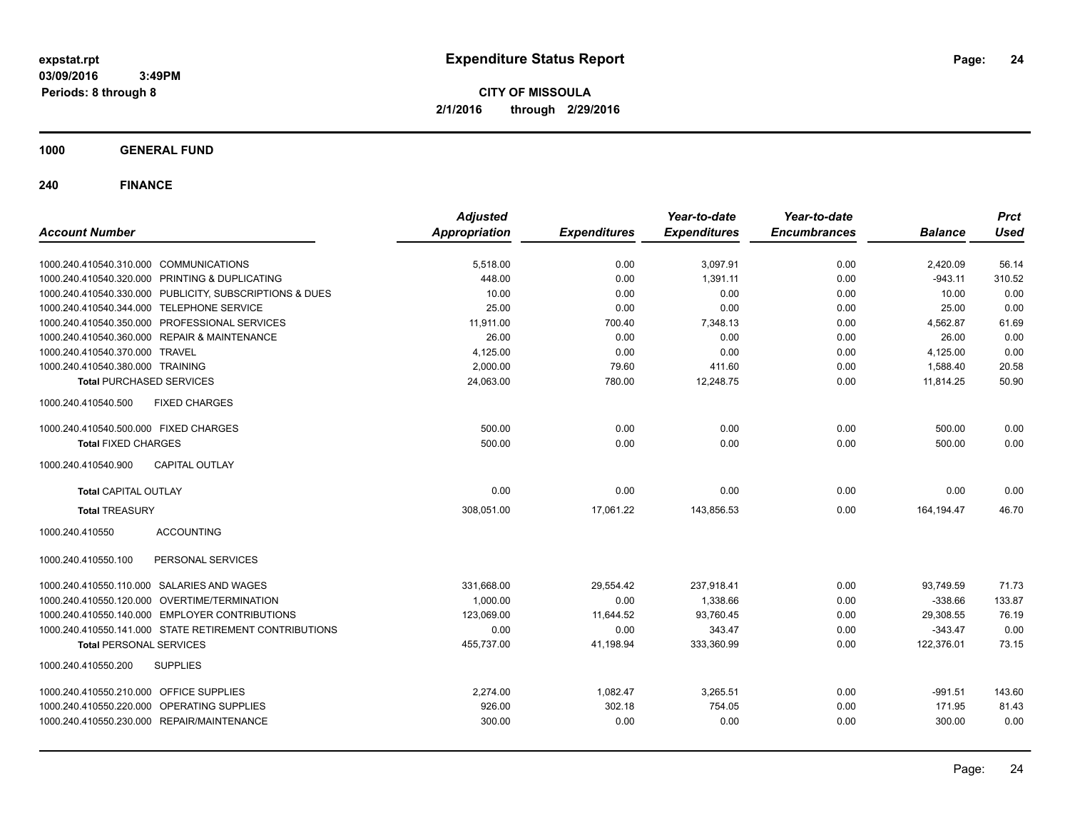# Expenditure Status Report

**CITY OF MISSOULA**

**2/1/2016 through 2/29/2016**

expstat.rpt
03/09/2016 3:49PM
Periods: 8 through 8

## 1000 GENERAL FUND

## 240 FINANCE

| Account Number | Adjusted Appropriation | Expenditures | Year-to-date Expenditures | Year-to-date Encumbrances | Balance | Prct Used |
|---|---|---|---|---|---|---|
| 1000.240.410540.310.000 COMMUNICATIONS | 5,518.00 | 0.00 | 3,097.91 | 0.00 | 2,420.09 | 56.14 |
| 1000.240.410540.320.000 PRINTING & DUPLICATING | 448.00 | 0.00 | 1,391.11 | 0.00 | -943.11 | 310.52 |
| 1000.240.410540.330.000 PUBLICITY, SUBSCRIPTIONS & DUES | 10.00 | 0.00 | 0.00 | 0.00 | 10.00 | 0.00 |
| 1000.240.410540.344.000 TELEPHONE SERVICE | 25.00 | 0.00 | 0.00 | 0.00 | 25.00 | 0.00 |
| 1000.240.410540.350.000 PROFESSIONAL SERVICES | 11,911.00 | 700.40 | 7,348.13 | 0.00 | 4,562.87 | 61.69 |
| 1000.240.410540.360.000 REPAIR & MAINTENANCE | 26.00 | 0.00 | 0.00 | 0.00 | 26.00 | 0.00 |
| 1000.240.410540.370.000 TRAVEL | 4,125.00 | 0.00 | 0.00 | 0.00 | 4,125.00 | 0.00 |
| 1000.240.410540.380.000 TRAINING | 2,000.00 | 79.60 | 411.60 | 0.00 | 1,588.40 | 20.58 |
| **Total** PURCHASED SERVICES | 24,063.00 | 780.00 | 12,248.75 | 0.00 | 11,814.25 | 50.90 |
| 1000.240.410540.500 FIXED CHARGES | | | | | | |
| 1000.240.410540.500.000 FIXED CHARGES | 500.00 | 0.00 | 0.00 | 0.00 | 500.00 | 0.00 |
| **Total** FIXED CHARGES | 500.00 | 0.00 | 0.00 | 0.00 | 500.00 | 0.00 |
| 1000.240.410540.900 CAPITAL OUTLAY | | | | | | |
| **Total** CAPITAL OUTLAY | 0.00 | 0.00 | 0.00 | 0.00 | 0.00 | 0.00 |
| **Total** TREASURY | 308,051.00 | 17,061.22 | 143,856.53 | 0.00 | 164,194.47 | 46.70 |
| 1000.240.410550 ACCOUNTING | | | | | | |
| 1000.240.410550.100 PERSONAL SERVICES | | | | | | |
| 1000.240.410550.110.000 SALARIES AND WAGES | 331,668.00 | 29,554.42 | 237,918.41 | 0.00 | 93,749.59 | 71.73 |
| 1000.240.410550.120.000 OVERTIME/TERMINATION | 1,000.00 | 0.00 | 1,338.66 | 0.00 | -338.66 | 133.87 |
| 1000.240.410550.140.000 EMPLOYER CONTRIBUTIONS | 123,069.00 | 11,644.52 | 93,760.45 | 0.00 | 29,308.55 | 76.19 |
| 1000.240.410550.141.000 STATE RETIREMENT CONTRIBUTIONS | 0.00 | 0.00 | 343.47 | 0.00 | -343.47 | 0.00 |
| **Total** PERSONAL SERVICES | 455,737.00 | 41,198.94 | 333,360.99 | 0.00 | 122,376.01 | 73.15 |
| 1000.240.410550.200 SUPPLIES | | | | | | |
| 1000.240.410550.210.000 OFFICE SUPPLIES | 2,274.00 | 1,082.47 | 3,265.51 | 0.00 | -991.51 | 143.60 |
| 1000.240.410550.220.000 OPERATING SUPPLIES | 926.00 | 302.18 | 754.05 | 0.00 | 171.95 | 81.43 |
| 1000.240.410550.230.000 REPAIR/MAINTENANCE | 300.00 | 0.00 | 0.00 | 0.00 | 300.00 | 0.00 |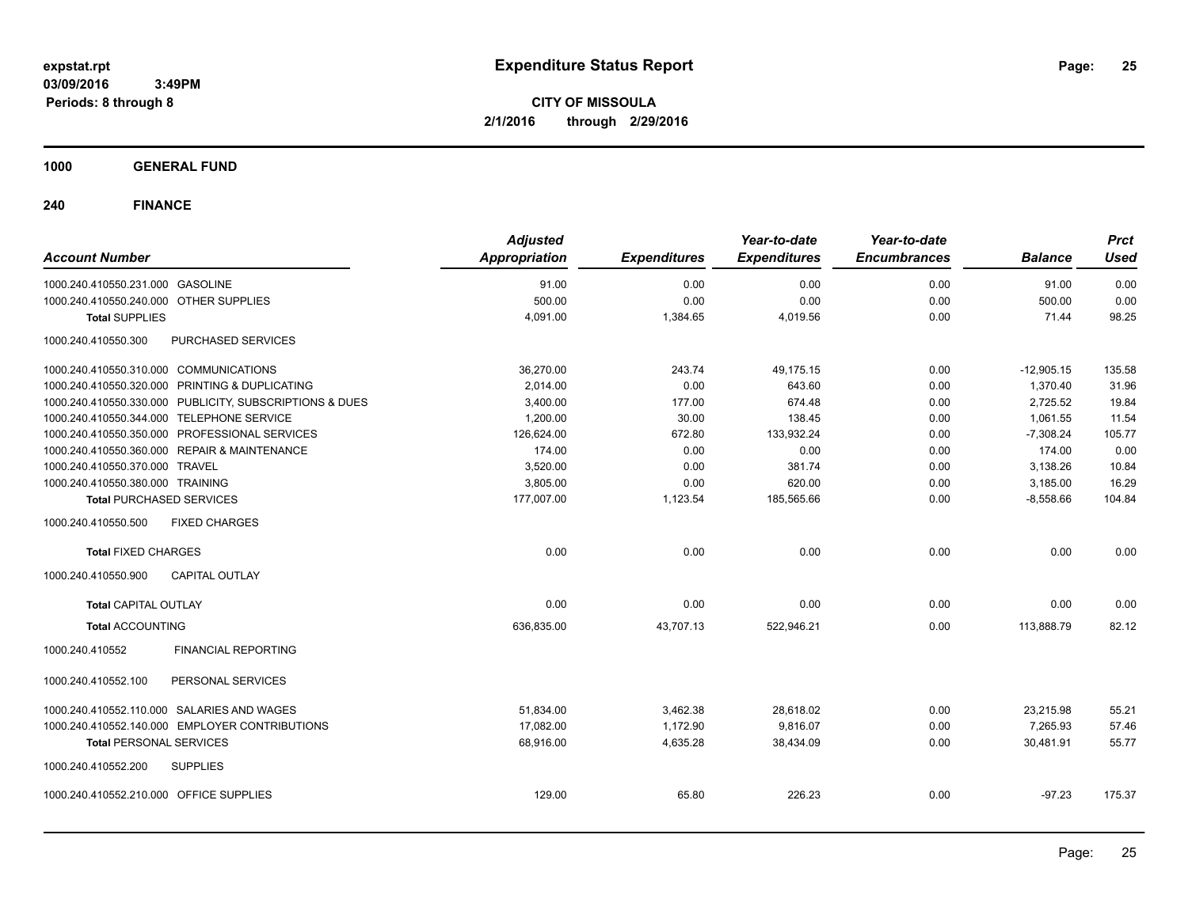# Expenditure Status Report

expstat.rpt
03/09/2016 3:49PM
Periods: 8 through 8

**CITY OF MISSOULA**
**2/1/2016 through 2/29/2016**

## 1000 GENERAL FUND

## 240 FINANCE

| Account Number | | Adjusted Appropriation | Expenditures | Year-to-date Expenditures | Year-to-date Encumbrances | Balance | Prct Used |
|---|---|---|---|---|---|---|---|
| 1000.240.410550.231.000 | GASOLINE | 91.00 | 0.00 | 0.00 | 0.00 | 91.00 | 0.00 |
| 1000.240.410550.240.000 | OTHER SUPPLIES | 500.00 | 0.00 | 0.00 | 0.00 | 500.00 | 0.00 |
| **Total** SUPPLIES | | 4,091.00 | 1,384.65 | 4,019.56 | 0.00 | 71.44 | 98.25 |
| 1000.240.410550.300 | PURCHASED SERVICES | | | | | | |
| 1000.240.410550.310.000 | COMMUNICATIONS | 36,270.00 | 243.74 | 49,175.15 | 0.00 | -12,905.15 | 135.58 |
| 1000.240.410550.320.000 | PRINTING & DUPLICATING | 2,014.00 | 0.00 | 643.60 | 0.00 | 1,370.40 | 31.96 |
| 1000.240.410550.330.000 | PUBLICITY, SUBSCRIPTIONS & DUES | 3,400.00 | 177.00 | 674.48 | 0.00 | 2,725.52 | 19.84 |
| 1000.240.410550.344.000 | TELEPHONE SERVICE | 1,200.00 | 30.00 | 138.45 | 0.00 | 1,061.55 | 11.54 |
| 1000.240.410550.350.000 | PROFESSIONAL SERVICES | 126,624.00 | 672.80 | 133,932.24 | 0.00 | -7,308.24 | 105.77 |
| 1000.240.410550.360.000 | REPAIR & MAINTENANCE | 174.00 | 0.00 | 0.00 | 0.00 | 174.00 | 0.00 |
| 1000.240.410550.370.000 | TRAVEL | 3,520.00 | 0.00 | 381.74 | 0.00 | 3,138.26 | 10.84 |
| 1000.240.410550.380.000 | TRAINING | 3,805.00 | 0.00 | 620.00 | 0.00 | 3,185.00 | 16.29 |
| **Total** PURCHASED SERVICES | | 177,007.00 | 1,123.54 | 185,565.66 | 0.00 | -8,558.66 | 104.84 |
| 1000.240.410550.500 | FIXED CHARGES | | | | | | |
| **Total** FIXED CHARGES | | 0.00 | 0.00 | 0.00 | 0.00 | 0.00 | 0.00 |
| 1000.240.410550.900 | CAPITAL OUTLAY | | | | | | |
| **Total** CAPITAL OUTLAY | | 0.00 | 0.00 | 0.00 | 0.00 | 0.00 | 0.00 |
| **Total** ACCOUNTING | | 636,835.00 | 43,707.13 | 522,946.21 | 0.00 | 113,888.79 | 82.12 |
| 1000.240.410552 | FINANCIAL REPORTING | | | | | | |
| 1000.240.410552.100 | PERSONAL SERVICES | | | | | | |
| 1000.240.410552.110.000 | SALARIES AND WAGES | 51,834.00 | 3,462.38 | 28,618.02 | 0.00 | 23,215.98 | 55.21 |
| 1000.240.410552.140.000 | EMPLOYER CONTRIBUTIONS | 17,082.00 | 1,172.90 | 9,816.07 | 0.00 | 7,265.93 | 57.46 |
| **Total** PERSONAL SERVICES | | 68,916.00 | 4,635.28 | 38,434.09 | 0.00 | 30,481.91 | 55.77 |
| 1000.240.410552.200 | SUPPLIES | | | | | | |
| 1000.240.410552.210.000 | OFFICE SUPPLIES | 129.00 | 65.80 | 226.23 | 0.00 | -97.23 | 175.37 |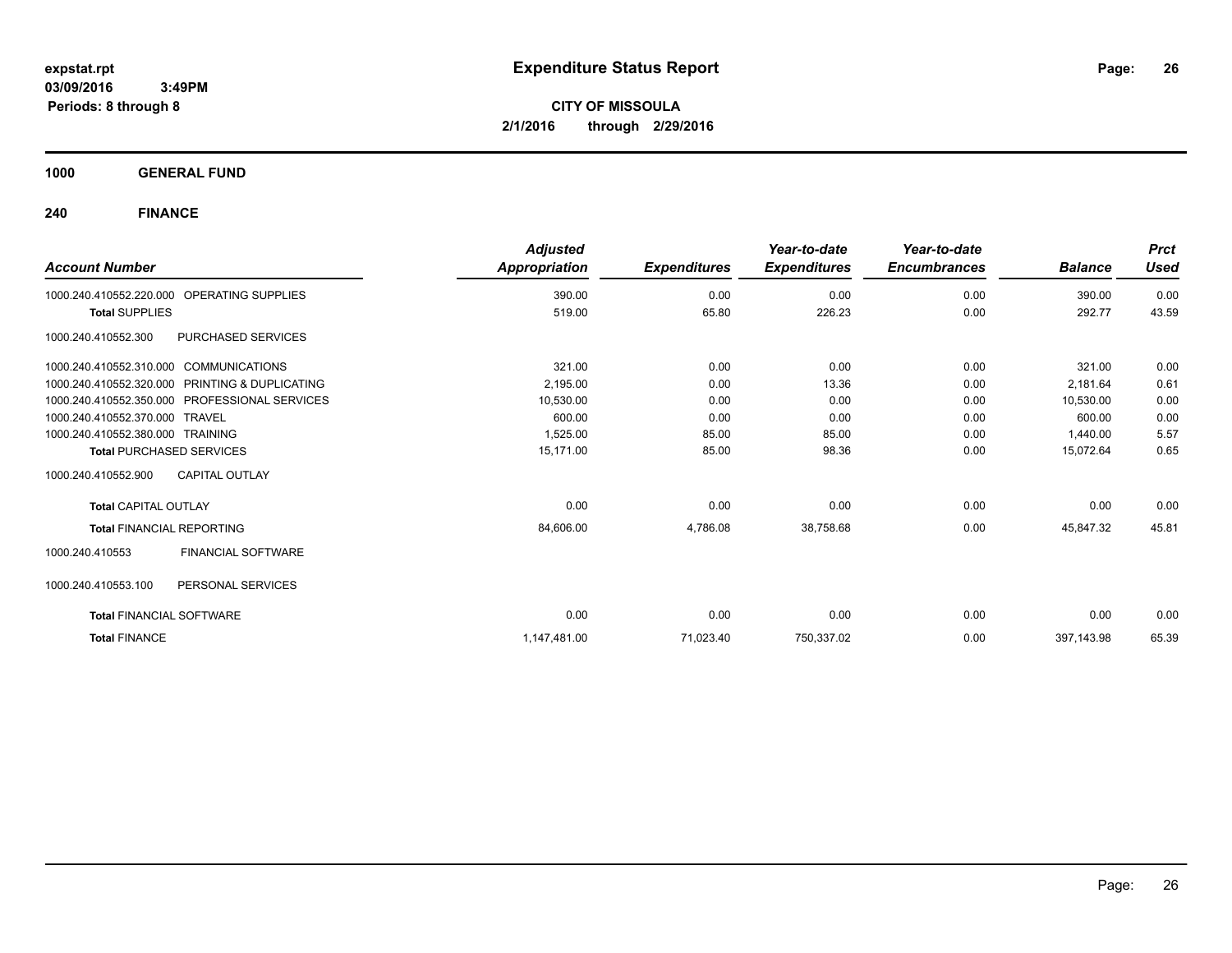**expstat.rpt**
**03/09/2016 3:49PM**
**Periods: 8 through 8**

# Expenditure Status Report

**CITY OF MISSOULA**
**2/1/2016 through 2/29/2016**

## 1000 GENERAL FUND

## 240 FINANCE

| Account Number | | Adjusted Appropriation | Expenditures | Year-to-date Expenditures | Year-to-date Encumbrances | Balance | Prct Used |
|---|---|---|---|---|---|---|---|
| 1000.240.410552.220.000 | OPERATING SUPPLIES | 390.00 | 0.00 | 0.00 | 0.00 | 390.00 | 0.00 |
| **Total** SUPPLIES | | 519.00 | 65.80 | 226.23 | 0.00 | 292.77 | 43.59 |
| 1000.240.410552.300 | PURCHASED SERVICES | | | | | | |
| 1000.240.410552.310.000 | COMMUNICATIONS | 321.00 | 0.00 | 0.00 | 0.00 | 321.00 | 0.00 |
| 1000.240.410552.320.000 | PRINTING & DUPLICATING | 2,195.00 | 0.00 | 13.36 | 0.00 | 2,181.64 | 0.61 |
| 1000.240.410552.350.000 | PROFESSIONAL SERVICES | 10,530.00 | 0.00 | 0.00 | 0.00 | 10,530.00 | 0.00 |
| 1000.240.410552.370.000 | TRAVEL | 600.00 | 0.00 | 0.00 | 0.00 | 600.00 | 0.00 |
| 1000.240.410552.380.000 | TRAINING | 1,525.00 | 85.00 | 85.00 | 0.00 | 1,440.00 | 5.57 |
| **Total** PURCHASED SERVICES | | 15,171.00 | 85.00 | 98.36 | 0.00 | 15,072.64 | 0.65 |
| 1000.240.410552.900 | CAPITAL OUTLAY | | | | | | |
| **Total** CAPITAL OUTLAY | | 0.00 | 0.00 | 0.00 | 0.00 | 0.00 | 0.00 |
| **Total** FINANCIAL REPORTING | | 84,606.00 | 4,786.08 | 38,758.68 | 0.00 | 45,847.32 | 45.81 |
| 1000.240.410553 | FINANCIAL SOFTWARE | | | | | | |
| 1000.240.410553.100 | PERSONAL SERVICES | | | | | | |
| **Total** FINANCIAL SOFTWARE | | 0.00 | 0.00 | 0.00 | 0.00 | 0.00 | 0.00 |
| **Total** FINANCE | | 1,147,481.00 | 71,023.40 | 750,337.02 | 0.00 | 397,143.98 | 65.39 |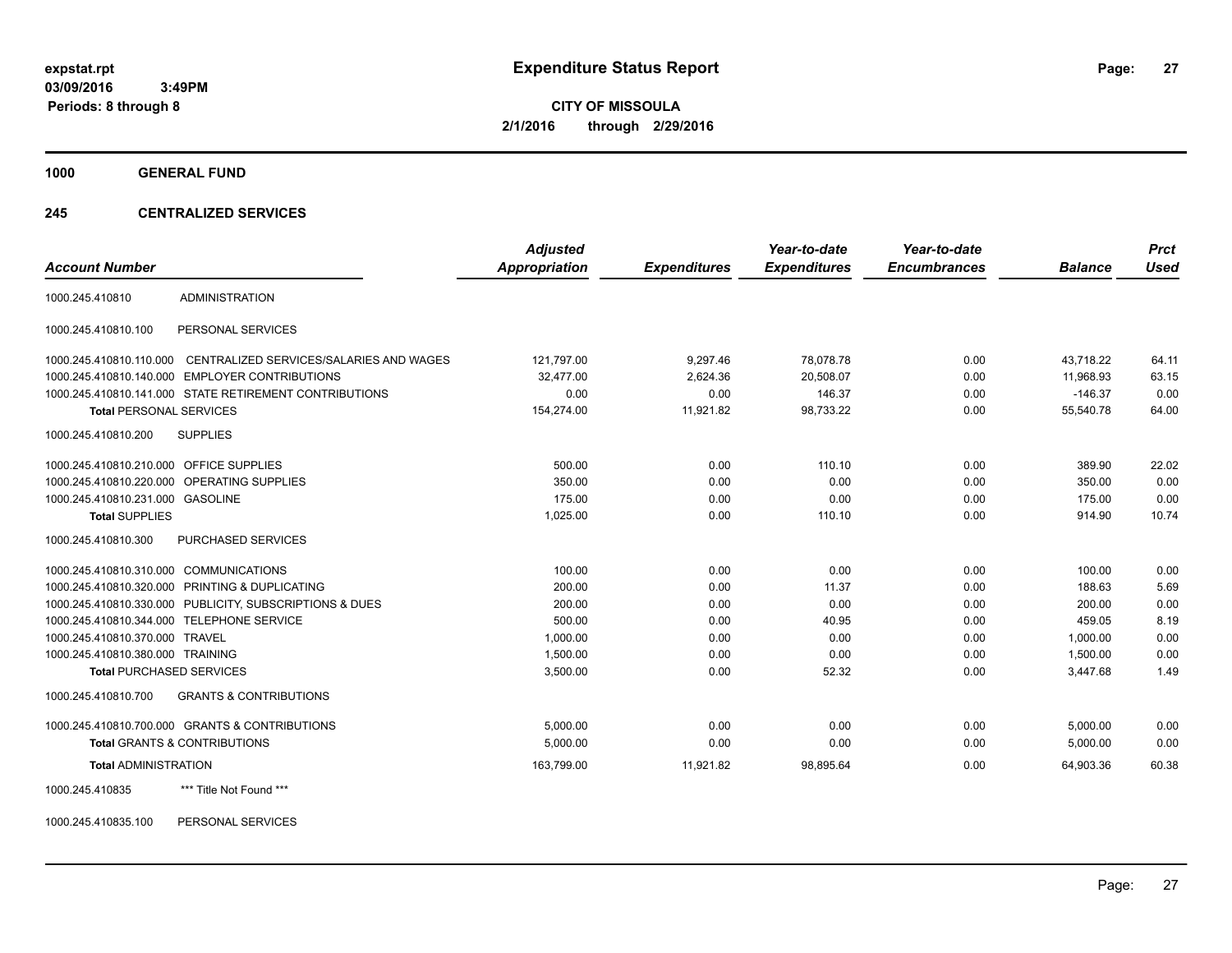**expstat.rpt**
**03/09/2016 3:49PM**
**Periods: 8 through 8**

# Expenditure Status Report

**CITY OF MISSOULA**
**2/1/2016 through 2/29/2016**

## 1000 GENERAL FUND

### 245 CENTRALIZED SERVICES

| Account Number | | *Adjusted Appropriation* | *Expenditures* | *Year-to-date Expenditures* | *Year-to-date Encumbrances* | *Balance* | *Prct Used* |
|---|---|---|---|---|---|---|---|
| 1000.245.410810 | ADMINISTRATION | | | | | | |
| 1000.245.410810.100 | PERSONAL SERVICES | | | | | | |
| 1000.245.410810.110.000 | CENTRALIZED SERVICES/SALARIES AND WAGES | 121,797.00 | 9,297.46 | 78,078.78 | 0.00 | 43,718.22 | 64.11 |
| 1000.245.410810.140.000 | EMPLOYER CONTRIBUTIONS | 32,477.00 | 2,624.36 | 20,508.07 | 0.00 | 11,968.93 | 63.15 |
| 1000.245.410810.141.000 | STATE RETIREMENT CONTRIBUTIONS | 0.00 | 0.00 | 146.37 | 0.00 | -146.37 | 0.00 |
| **Total** PERSONAL SERVICES | | 154,274.00 | 11,921.82 | 98,733.22 | 0.00 | 55,540.78 | 64.00 |
| 1000.245.410810.200 | SUPPLIES | | | | | | |
| 1000.245.410810.210.000 | OFFICE SUPPLIES | 500.00 | 0.00 | 110.10 | 0.00 | 389.90 | 22.02 |
| 1000.245.410810.220.000 | OPERATING SUPPLIES | 350.00 | 0.00 | 0.00 | 0.00 | 350.00 | 0.00 |
| 1000.245.410810.231.000 | GASOLINE | 175.00 | 0.00 | 0.00 | 0.00 | 175.00 | 0.00 |
| **Total** SUPPLIES | | 1,025.00 | 0.00 | 110.10 | 0.00 | 914.90 | 10.74 |
| 1000.245.410810.300 | PURCHASED SERVICES | | | | | | |
| 1000.245.410810.310.000 | COMMUNICATIONS | 100.00 | 0.00 | 0.00 | 0.00 | 100.00 | 0.00 |
| 1000.245.410810.320.000 | PRINTING & DUPLICATING | 200.00 | 0.00 | 11.37 | 0.00 | 188.63 | 5.69 |
| 1000.245.410810.330.000 | PUBLICITY, SUBSCRIPTIONS & DUES | 200.00 | 0.00 | 0.00 | 0.00 | 200.00 | 0.00 |
| 1000.245.410810.344.000 | TELEPHONE SERVICE | 500.00 | 0.00 | 40.95 | 0.00 | 459.05 | 8.19 |
| 1000.245.410810.370.000 | TRAVEL | 1,000.00 | 0.00 | 0.00 | 0.00 | 1,000.00 | 0.00 |
| 1000.245.410810.380.000 | TRAINING | 1,500.00 | 0.00 | 0.00 | 0.00 | 1,500.00 | 0.00 |
| **Total** PURCHASED SERVICES | | 3,500.00 | 0.00 | 52.32 | 0.00 | 3,447.68 | 1.49 |
| 1000.245.410810.700 | GRANTS & CONTRIBUTIONS | | | | | | |
| 1000.245.410810.700.000 | GRANTS & CONTRIBUTIONS | 5,000.00 | 0.00 | 0.00 | 0.00 | 5,000.00 | 0.00 |
| **Total** GRANTS & CONTRIBUTIONS | | 5,000.00 | 0.00 | 0.00 | 0.00 | 5,000.00 | 0.00 |
| **Total** ADMINISTRATION | | 163,799.00 | 11,921.82 | 98,895.64 | 0.00 | 64,903.36 | 60.38 |
| 1000.245.410835 | *** Title Not Found *** | | | | | | |
| 1000.245.410835.100 | PERSONAL SERVICES | | | | | | |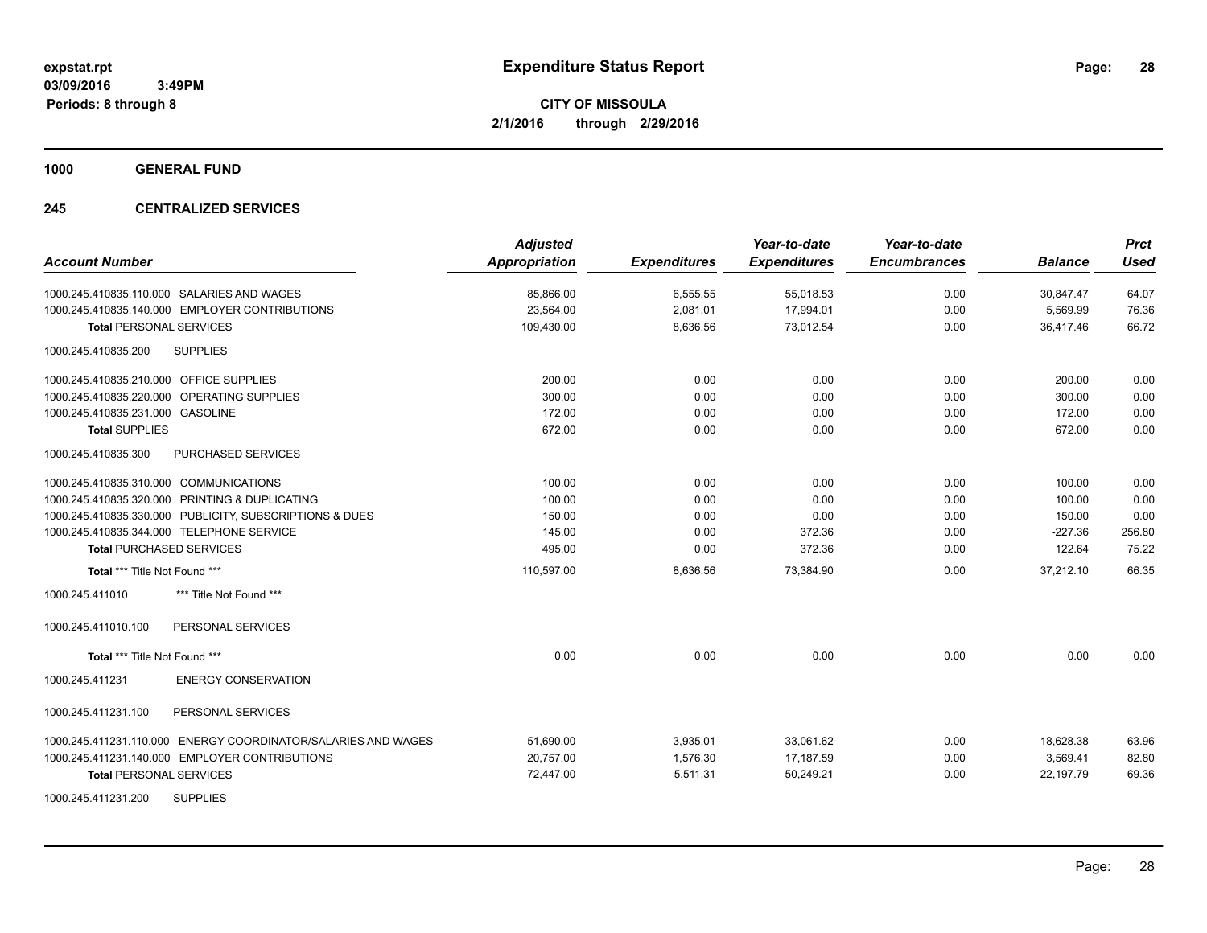**expstat.rpt**
**03/09/2016 3:49PM**
**Periods: 8 through 8**

# Expenditure Status Report

**CITY OF MISSOULA**
**2/1/2016 through 2/29/2016**

## 1000 GENERAL FUND

### 245 CENTRALIZED SERVICES

| Account Number | Adjusted Appropriation | Expenditures | Year-to-date Expenditures | Year-to-date Encumbrances | Balance | Prct Used |
|---|---|---|---|---|---|---|
| 1000.245.410835.110.000 SALARIES AND WAGES | 85,866.00 | 6,555.55 | 55,018.53 | 0.00 | 30,847.47 | 64.07 |
| 1000.245.410835.140.000 EMPLOYER CONTRIBUTIONS | 23,564.00 | 2,081.01 | 17,994.01 | 0.00 | 5,569.99 | 76.36 |
| **Total** PERSONAL SERVICES | 109,430.00 | 8,636.56 | 73,012.54 | 0.00 | 36,417.46 | 66.72 |
| 1000.245.410835.200 SUPPLIES | | | | | | |
| 1000.245.410835.210.000 OFFICE SUPPLIES | 200.00 | 0.00 | 0.00 | 0.00 | 200.00 | 0.00 |
| 1000.245.410835.220.000 OPERATING SUPPLIES | 300.00 | 0.00 | 0.00 | 0.00 | 300.00 | 0.00 |
| 1000.245.410835.231.000 GASOLINE | 172.00 | 0.00 | 0.00 | 0.00 | 172.00 | 0.00 |
| **Total** SUPPLIES | 672.00 | 0.00 | 0.00 | 0.00 | 672.00 | 0.00 |
| 1000.245.410835.300 PURCHASED SERVICES | | | | | | |
| 1000.245.410835.310.000 COMMUNICATIONS | 100.00 | 0.00 | 0.00 | 0.00 | 100.00 | 0.00 |
| 1000.245.410835.320.000 PRINTING & DUPLICATING | 100.00 | 0.00 | 0.00 | 0.00 | 100.00 | 0.00 |
| 1000.245.410835.330.000 PUBLICITY, SUBSCRIPTIONS & DUES | 150.00 | 0.00 | 0.00 | 0.00 | 150.00 | 0.00 |
| 1000.245.410835.344.000 TELEPHONE SERVICE | 145.00 | 0.00 | 372.36 | 0.00 | -227.36 | 256.80 |
| **Total** PURCHASED SERVICES | 495.00 | 0.00 | 372.36 | 0.00 | 122.64 | 75.22 |
| **Total** *** Title Not Found *** | 110,597.00 | 8,636.56 | 73,384.90 | 0.00 | 37,212.10 | 66.35 |
| 1000.245.411010 *** Title Not Found *** | | | | | | |
| 1000.245.411010.100 PERSONAL SERVICES | | | | | | |
| **Total** *** Title Not Found *** | 0.00 | 0.00 | 0.00 | 0.00 | 0.00 | 0.00 |
| 1000.245.411231 ENERGY CONSERVATION | | | | | | |
| 1000.245.411231.100 PERSONAL SERVICES | | | | | | |
| 1000.245.411231.110.000 ENERGY COORDINATOR/SALARIES AND WAGES | 51,690.00 | 3,935.01 | 33,061.62 | 0.00 | 18,628.38 | 63.96 |
| 1000.245.411231.140.000 EMPLOYER CONTRIBUTIONS | 20,757.00 | 1,576.30 | 17,187.59 | 0.00 | 3,569.41 | 82.80 |
| **Total** PERSONAL SERVICES | 72,447.00 | 5,511.31 | 50,249.21 | 0.00 | 22,197.79 | 69.36 |
| 1000.245.411231.200 SUPPLIES | | | | | | |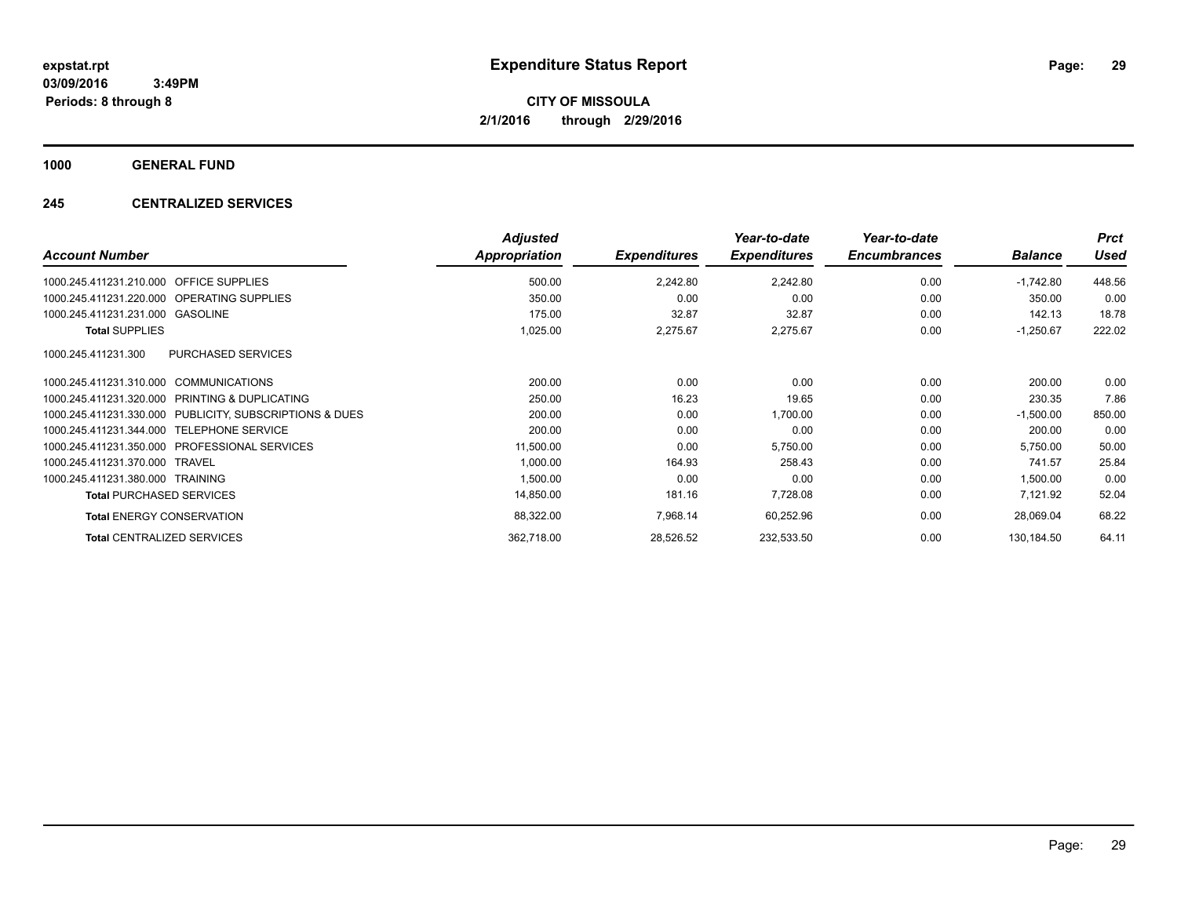expstat.rpt
03/09/2016 3:49PM
Periods: 8 through 8

# Expenditure Status Report

**CITY OF MISSOULA**
**2/1/2016 through 2/29/2016**

## 1000 GENERAL FUND

## 245 CENTRALIZED SERVICES

| Account Number | | Adjusted Appropriation | Expenditures | Year-to-date Expenditures | Year-to-date Encumbrances | Balance | Prct Used |
|---|---|---|---|---|---|---|---|
| 1000.245.411231.210.000 | OFFICE SUPPLIES | 500.00 | 2,242.80 | 2,242.80 | 0.00 | -1,742.80 | 448.56 |
| 1000.245.411231.220.000 | OPERATING SUPPLIES | 350.00 | 0.00 | 0.00 | 0.00 | 350.00 | 0.00 |
| 1000.245.411231.231.000 | GASOLINE | 175.00 | 32.87 | 32.87 | 0.00 | 142.13 | 18.78 |
| **Total SUPPLIES** | | 1,025.00 | 2,275.67 | 2,275.67 | 0.00 | -1,250.67 | 222.02 |
| 1000.245.411231.300 | PURCHASED SERVICES | | | | | | |
| 1000.245.411231.310.000 | COMMUNICATIONS | 200.00 | 0.00 | 0.00 | 0.00 | 200.00 | 0.00 |
| 1000.245.411231.320.000 | PRINTING & DUPLICATING | 250.00 | 16.23 | 19.65 | 0.00 | 230.35 | 7.86 |
| 1000.245.411231.330.000 | PUBLICITY, SUBSCRIPTIONS & DUES | 200.00 | 0.00 | 1,700.00 | 0.00 | -1,500.00 | 850.00 |
| 1000.245.411231.344.000 | TELEPHONE SERVICE | 200.00 | 0.00 | 0.00 | 0.00 | 200.00 | 0.00 |
| 1000.245.411231.350.000 | PROFESSIONAL SERVICES | 11,500.00 | 0.00 | 5,750.00 | 0.00 | 5,750.00 | 50.00 |
| 1000.245.411231.370.000 | TRAVEL | 1,000.00 | 164.93 | 258.43 | 0.00 | 741.57 | 25.84 |
| 1000.245.411231.380.000 | TRAINING | 1,500.00 | 0.00 | 0.00 | 0.00 | 1,500.00 | 0.00 |
| **Total PURCHASED SERVICES** | | 14,850.00 | 181.16 | 7,728.08 | 0.00 | 7,121.92 | 52.04 |
| **Total ENERGY CONSERVATION** | | 88,322.00 | 7,968.14 | 60,252.96 | 0.00 | 28,069.04 | 68.22 |
| **Total CENTRALIZED SERVICES** | | 362,718.00 | 28,526.52 | 232,533.50 | 0.00 | 130,184.50 | 64.11 |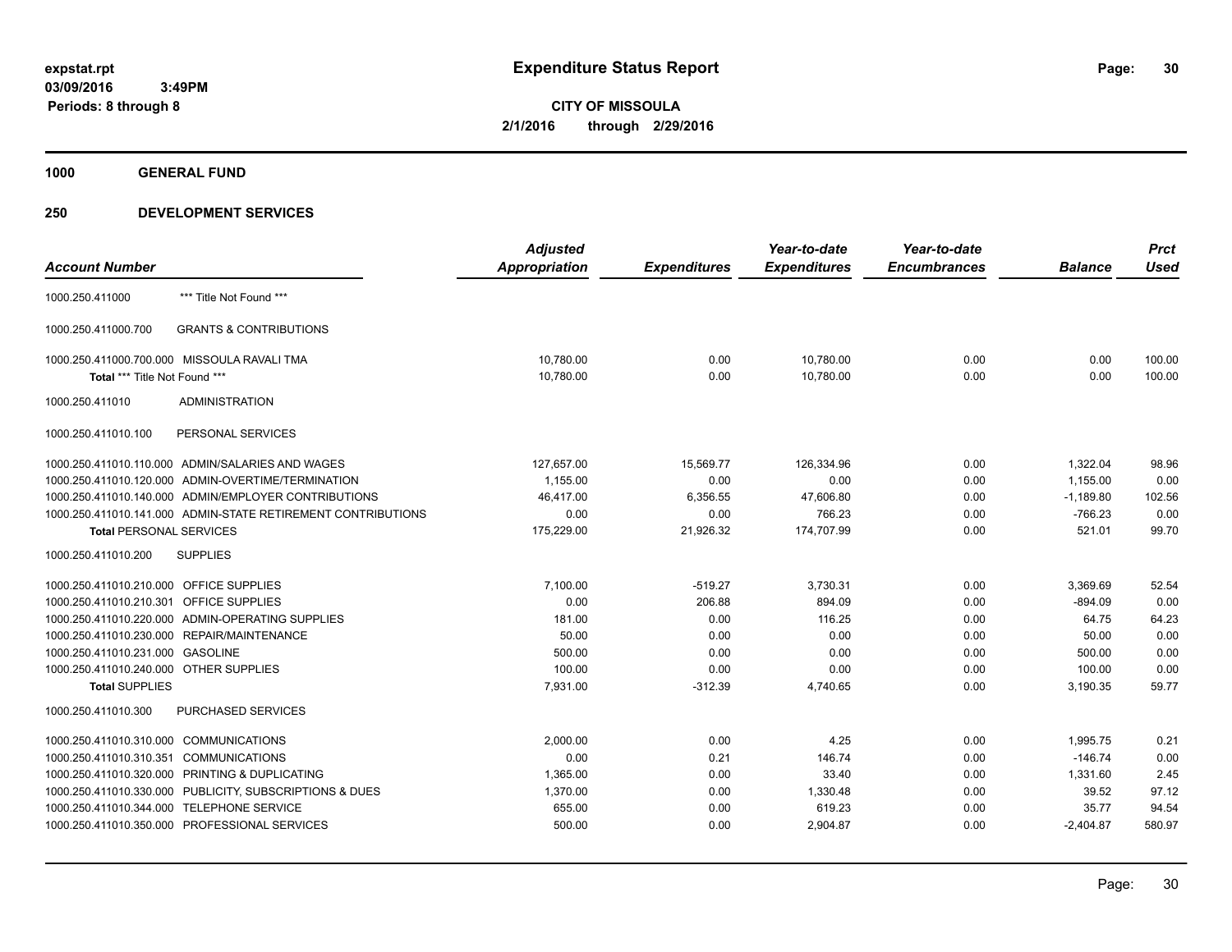**expstat.rpt**
**03/09/2016 3:49PM**
**Periods: 8 through 8**

# Expenditure Status Report

**CITY OF MISSOULA**
**2/1/2016 through 2/29/2016**

## 1000 GENERAL FUND

## 250 DEVELOPMENT SERVICES

| Account Number | | Adjusted Appropriation | Expenditures | Year-to-date Expenditures | Year-to-date Encumbrances | Balance | Prct Used |
|---|---|---|---|---|---|---|---|
| 1000.250.411000 | *** Title Not Found *** | | | | | | |
| 1000.250.411000.700 | GRANTS & CONTRIBUTIONS | | | | | | |
| 1000.250.411000.700.000 | MISSOULA RAVALI TMA | 10,780.00 | 0.00 | 10,780.00 | 0.00 | 0.00 | 100.00 |
| **Total** *** Title Not Found *** | | 10,780.00 | 0.00 | 10,780.00 | 0.00 | 0.00 | 100.00 |
| 1000.250.411010 | ADMINISTRATION | | | | | | |
| 1000.250.411010.100 | PERSONAL SERVICES | | | | | | |
| 1000.250.411010.110.000 | ADMIN/SALARIES AND WAGES | 127,657.00 | 15,569.77 | 126,334.96 | 0.00 | 1,322.04 | 98.96 |
| 1000.250.411010.120.000 | ADMIN-OVERTIME/TERMINATION | 1,155.00 | 0.00 | 0.00 | 0.00 | 1,155.00 | 0.00 |
| 1000.250.411010.140.000 | ADMIN/EMPLOYER CONTRIBUTIONS | 46,417.00 | 6,356.55 | 47,606.80 | 0.00 | -1,189.80 | 102.56 |
| 1000.250.411010.141.000 | ADMIN-STATE RETIREMENT CONTRIBUTIONS | 0.00 | 0.00 | 766.23 | 0.00 | -766.23 | 0.00 |
| **Total** PERSONAL SERVICES | | 175,229.00 | 21,926.32 | 174,707.99 | 0.00 | 521.01 | 99.70 |
| 1000.250.411010.200 | SUPPLIES | | | | | | |
| 1000.250.411010.210.000 | OFFICE SUPPLIES | 7,100.00 | -519.27 | 3,730.31 | 0.00 | 3,369.69 | 52.54 |
| 1000.250.411010.210.301 | OFFICE SUPPLIES | 0.00 | 206.88 | 894.09 | 0.00 | -894.09 | 0.00 |
| 1000.250.411010.220.000 | ADMIN-OPERATING SUPPLIES | 181.00 | 0.00 | 116.25 | 0.00 | 64.75 | 64.23 |
| 1000.250.411010.230.000 | REPAIR/MAINTENANCE | 50.00 | 0.00 | 0.00 | 0.00 | 50.00 | 0.00 |
| 1000.250.411010.231.000 | GASOLINE | 500.00 | 0.00 | 0.00 | 0.00 | 500.00 | 0.00 |
| 1000.250.411010.240.000 | OTHER SUPPLIES | 100.00 | 0.00 | 0.00 | 0.00 | 100.00 | 0.00 |
| **Total** SUPPLIES | | 7,931.00 | -312.39 | 4,740.65 | 0.00 | 3,190.35 | 59.77 |
| 1000.250.411010.300 | PURCHASED SERVICES | | | | | | |
| 1000.250.411010.310.000 | COMMUNICATIONS | 2,000.00 | 0.00 | 4.25 | 0.00 | 1,995.75 | 0.21 |
| 1000.250.411010.310.351 | COMMUNICATIONS | 0.00 | 0.21 | 146.74 | 0.00 | -146.74 | 0.00 |
| 1000.250.411010.320.000 | PRINTING & DUPLICATING | 1,365.00 | 0.00 | 33.40 | 0.00 | 1,331.60 | 2.45 |
| 1000.250.411010.330.000 | PUBLICITY, SUBSCRIPTIONS & DUES | 1,370.00 | 0.00 | 1,330.48 | 0.00 | 39.52 | 97.12 |
| 1000.250.411010.344.000 | TELEPHONE SERVICE | 655.00 | 0.00 | 619.23 | 0.00 | 35.77 | 94.54 |
| 1000.250.411010.350.000 | PROFESSIONAL SERVICES | 500.00 | 0.00 | 2,904.87 | 0.00 | -2,404.87 | 580.97 |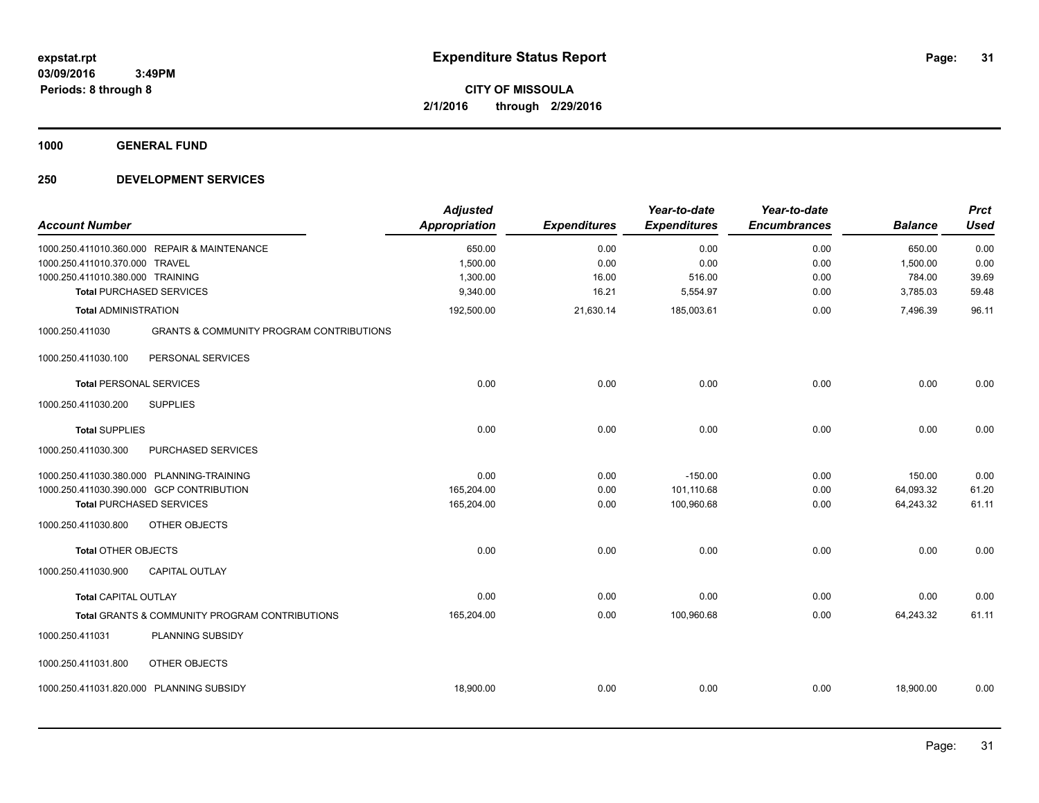**expstat.rpt**
**03/09/2016 3:49PM**
**Periods: 8 through 8**

# Expenditure Status Report

**CITY OF MISSOULA**
**2/1/2016 through 2/29/2016**

## 1000 GENERAL FUND

## 250 DEVELOPMENT SERVICES

| Account Number | | Adjusted Appropriation | Expenditures | Year-to-date Expenditures | Year-to-date Encumbrances | Balance | Prct Used |
|---|---|---|---|---|---|---|---|
| 1000.250.411010.360.000 | REPAIR & MAINTENANCE | 650.00 | 0.00 | 0.00 | 0.00 | 650.00 | 0.00 |
| 1000.250.411010.370.000 | TRAVEL | 1,500.00 | 0.00 | 0.00 | 0.00 | 1,500.00 | 0.00 |
| 1000.250.411010.380.000 | TRAINING | 1,300.00 | 16.00 | 516.00 | 0.00 | 784.00 | 39.69 |
| **Total** PURCHASED SERVICES | | 9,340.00 | 16.21 | 5,554.97 | 0.00 | 3,785.03 | 59.48 |
| **Total** ADMINISTRATION | | 192,500.00 | 21,630.14 | 185,003.61 | 0.00 | 7,496.39 | 96.11 |
| 1000.250.411030 | GRANTS & COMMUNITY PROGRAM CONTRIBUTIONS | | | | | | |
| 1000.250.411030.100 | PERSONAL SERVICES | | | | | | |
| **Total** PERSONAL SERVICES | | 0.00 | 0.00 | 0.00 | 0.00 | 0.00 | 0.00 |
| 1000.250.411030.200 | SUPPLIES | | | | | | |
| **Total** SUPPLIES | | 0.00 | 0.00 | 0.00 | 0.00 | 0.00 | 0.00 |
| 1000.250.411030.300 | PURCHASED SERVICES | | | | | | |
| 1000.250.411030.380.000 | PLANNING-TRAINING | 0.00 | 0.00 | -150.00 | 0.00 | 150.00 | 0.00 |
| 1000.250.411030.390.000 | GCP CONTRIBUTION | 165,204.00 | 0.00 | 101,110.68 | 0.00 | 64,093.32 | 61.20 |
| **Total** PURCHASED SERVICES | | 165,204.00 | 0.00 | 100,960.68 | 0.00 | 64,243.32 | 61.11 |
| 1000.250.411030.800 | OTHER OBJECTS | | | | | | |
| **Total** OTHER OBJECTS | | 0.00 | 0.00 | 0.00 | 0.00 | 0.00 | 0.00 |
| 1000.250.411030.900 | CAPITAL OUTLAY | | | | | | |
| **Total** CAPITAL OUTLAY | | 0.00 | 0.00 | 0.00 | 0.00 | 0.00 | 0.00 |
| **Total** GRANTS & COMMUNITY PROGRAM CONTRIBUTIONS | | 165,204.00 | 0.00 | 100,960.68 | 0.00 | 64,243.32 | 61.11 |
| 1000.250.411031 | PLANNING SUBSIDY | | | | | | |
| 1000.250.411031.800 | OTHER OBJECTS | | | | | | |
| 1000.250.411031.820.000 | PLANNING SUBSIDY | 18,900.00 | 0.00 | 0.00 | 0.00 | 18,900.00 | 0.00 |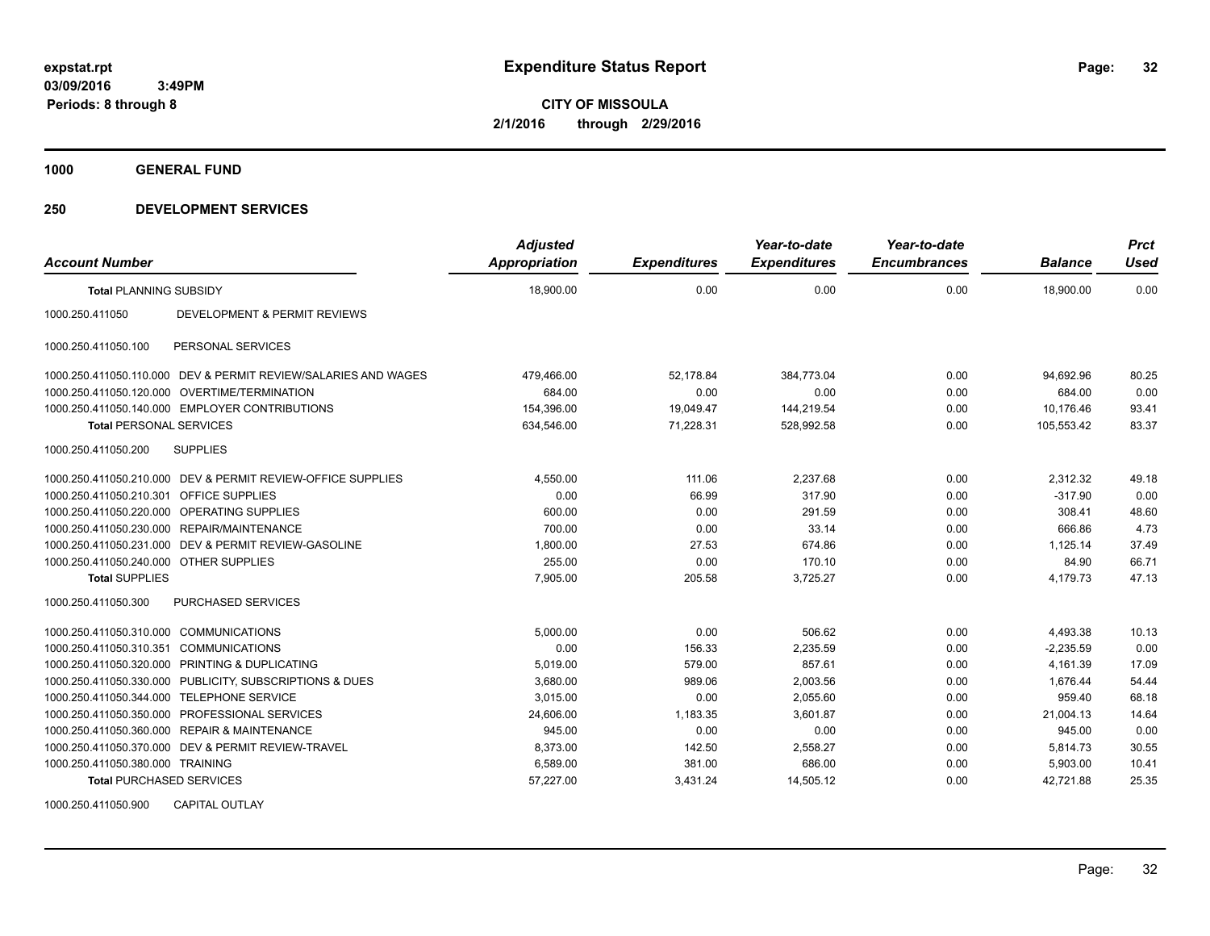# Expenditure Status Report

expstat.rpt
03/09/2016 3:49PM
Periods: 8 through 8

**CITY OF MISSOULA**
**2/1/2016 through 2/29/2016**

## 1000 GENERAL FUND

## 250 DEVELOPMENT SERVICES

| Account Number | | Adjusted Appropriation | Expenditures | Year-to-date Expenditures | Year-to-date Encumbrances | Balance | Prct Used |
|---|---|---|---|---|---|---|---|
| **Total** PLANNING SUBSIDY | | 18,900.00 | 0.00 | 0.00 | 0.00 | 18,900.00 | 0.00 |
| 1000.250.411050 | DEVELOPMENT & PERMIT REVIEWS | | | | | | |
| 1000.250.411050.100 | PERSONAL SERVICES | | | | | | |
| 1000.250.411050.110.000 | DEV & PERMIT REVIEW/SALARIES AND WAGES | 479,466.00 | 52,178.84 | 384,773.04 | 0.00 | 94,692.96 | 80.25 |
| 1000.250.411050.120.000 | OVERTIME/TERMINATION | 684.00 | 0.00 | 0.00 | 0.00 | 684.00 | 0.00 |
| 1000.250.411050.140.000 | EMPLOYER CONTRIBUTIONS | 154,396.00 | 19,049.47 | 144,219.54 | 0.00 | 10,176.46 | 93.41 |
| **Total** PERSONAL SERVICES | | 634,546.00 | 71,228.31 | 528,992.58 | 0.00 | 105,553.42 | 83.37 |
| 1000.250.411050.200 | SUPPLIES | | | | | | |
| 1000.250.411050.210.000 | DEV & PERMIT REVIEW-OFFICE SUPPLIES | 4,550.00 | 111.06 | 2,237.68 | 0.00 | 2,312.32 | 49.18 |
| 1000.250.411050.210.301 | OFFICE SUPPLIES | 0.00 | 66.99 | 317.90 | 0.00 | -317.90 | 0.00 |
| 1000.250.411050.220.000 | OPERATING SUPPLIES | 600.00 | 0.00 | 291.59 | 0.00 | 308.41 | 48.60 |
| 1000.250.411050.230.000 | REPAIR/MAINTENANCE | 700.00 | 0.00 | 33.14 | 0.00 | 666.86 | 4.73 |
| 1000.250.411050.231.000 | DEV & PERMIT REVIEW-GASOLINE | 1,800.00 | 27.53 | 674.86 | 0.00 | 1,125.14 | 37.49 |
| 1000.250.411050.240.000 | OTHER SUPPLIES | 255.00 | 0.00 | 170.10 | 0.00 | 84.90 | 66.71 |
| **Total** SUPPLIES | | 7,905.00 | 205.58 | 3,725.27 | 0.00 | 4,179.73 | 47.13 |
| 1000.250.411050.300 | PURCHASED SERVICES | | | | | | |
| 1000.250.411050.310.000 | COMMUNICATIONS | 5,000.00 | 0.00 | 506.62 | 0.00 | 4,493.38 | 10.13 |
| 1000.250.411050.310.351 | COMMUNICATIONS | 0.00 | 156.33 | 2,235.59 | 0.00 | -2,235.59 | 0.00 |
| 1000.250.411050.320.000 | PRINTING & DUPLICATING | 5,019.00 | 579.00 | 857.61 | 0.00 | 4,161.39 | 17.09 |
| 1000.250.411050.330.000 | PUBLICITY, SUBSCRIPTIONS & DUES | 3,680.00 | 989.06 | 2,003.56 | 0.00 | 1,676.44 | 54.44 |
| 1000.250.411050.344.000 | TELEPHONE SERVICE | 3,015.00 | 0.00 | 2,055.60 | 0.00 | 959.40 | 68.18 |
| 1000.250.411050.350.000 | PROFESSIONAL SERVICES | 24,606.00 | 1,183.35 | 3,601.87 | 0.00 | 21,004.13 | 14.64 |
| 1000.250.411050.360.000 | REPAIR & MAINTENANCE | 945.00 | 0.00 | 0.00 | 0.00 | 945.00 | 0.00 |
| 1000.250.411050.370.000 | DEV & PERMIT REVIEW-TRAVEL | 8,373.00 | 142.50 | 2,558.27 | 0.00 | 5,814.73 | 30.55 |
| 1000.250.411050.380.000 | TRAINING | 6,589.00 | 381.00 | 686.00 | 0.00 | 5,903.00 | 10.41 |
| **Total** PURCHASED SERVICES | | 57,227.00 | 3,431.24 | 14,505.12 | 0.00 | 42,721.88 | 25.35 |
| 1000.250.411050.900 | CAPITAL OUTLAY | | | | | | |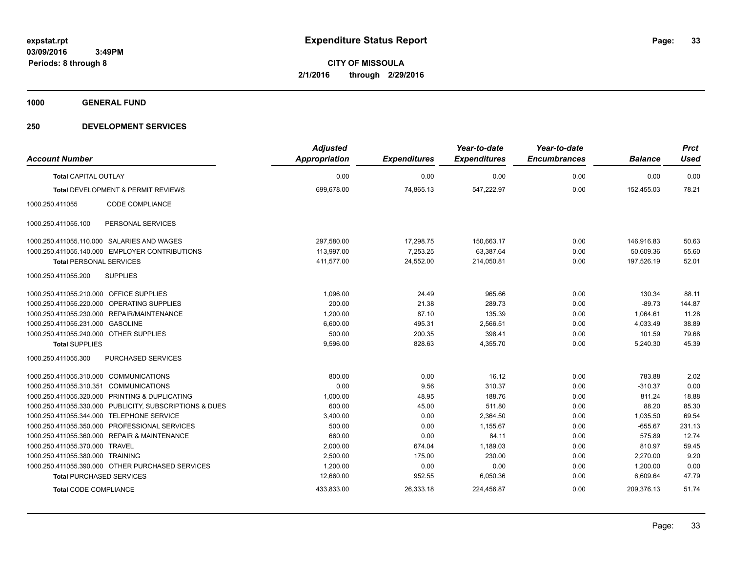**expstat.rpt**
**03/09/2016 3:49PM**
**Periods: 8 through 8**

# Expenditure Status Report

**CITY OF MISSOULA**
**2/1/2016 through 2/29/2016**

## 1000 GENERAL FUND

## 250 DEVELOPMENT SERVICES

| Account Number | | Adjusted Appropriation | Expenditures | Year-to-date Expenditures | Year-to-date Encumbrances | Balance | Prct Used |
|---|---|---|---|---|---|---|---|
| **Total** CAPITAL OUTLAY | | 0.00 | 0.00 | 0.00 | 0.00 | 0.00 | 0.00 |
| **Total** DEVELOPMENT & PERMIT REVIEWS | | 699,678.00 | 74,865.13 | 547,222.97 | 0.00 | 152,455.03 | 78.21 |
| 1000.250.411055 | CODE COMPLIANCE | | | | | | |
| 1000.250.411055.100 | PERSONAL SERVICES | | | | | | |
| 1000.250.411055.110.000 | SALARIES AND WAGES | 297,580.00 | 17,298.75 | 150,663.17 | 0.00 | 146,916.83 | 50.63 |
| 1000.250.411055.140.000 | EMPLOYER CONTRIBUTIONS | 113,997.00 | 7,253.25 | 63,387.64 | 0.00 | 50,609.36 | 55.60 |
| **Total** PERSONAL SERVICES | | 411,577.00 | 24,552.00 | 214,050.81 | 0.00 | 197,526.19 | 52.01 |
| 1000.250.411055.200 | SUPPLIES | | | | | | |
| 1000.250.411055.210.000 | OFFICE SUPPLIES | 1,096.00 | 24.49 | 965.66 | 0.00 | 130.34 | 88.11 |
| 1000.250.411055.220.000 | OPERATING SUPPLIES | 200.00 | 21.38 | 289.73 | 0.00 | -89.73 | 144.87 |
| 1000.250.411055.230.000 | REPAIR/MAINTENANCE | 1,200.00 | 87.10 | 135.39 | 0.00 | 1,064.61 | 11.28 |
| 1000.250.411055.231.000 | GASOLINE | 6,600.00 | 495.31 | 2,566.51 | 0.00 | 4,033.49 | 38.89 |
| 1000.250.411055.240.000 | OTHER SUPPLIES | 500.00 | 200.35 | 398.41 | 0.00 | 101.59 | 79.68 |
| **Total** SUPPLIES | | 9,596.00 | 828.63 | 4,355.70 | 0.00 | 5,240.30 | 45.39 |
| 1000.250.411055.300 | PURCHASED SERVICES | | | | | | |
| 1000.250.411055.310.000 | COMMUNICATIONS | 800.00 | 0.00 | 16.12 | 0.00 | 783.88 | 2.02 |
| 1000.250.411055.310.351 | COMMUNICATIONS | 0.00 | 9.56 | 310.37 | 0.00 | -310.37 | 0.00 |
| 1000.250.411055.320.000 | PRINTING & DUPLICATING | 1,000.00 | 48.95 | 188.76 | 0.00 | 811.24 | 18.88 |
| 1000.250.411055.330.000 | PUBLICITY, SUBSCRIPTIONS & DUES | 600.00 | 45.00 | 511.80 | 0.00 | 88.20 | 85.30 |
| 1000.250.411055.344.000 | TELEPHONE SERVICE | 3,400.00 | 0.00 | 2,364.50 | 0.00 | 1,035.50 | 69.54 |
| 1000.250.411055.350.000 | PROFESSIONAL SERVICES | 500.00 | 0.00 | 1,155.67 | 0.00 | -655.67 | 231.13 |
| 1000.250.411055.360.000 | REPAIR & MAINTENANCE | 660.00 | 0.00 | 84.11 | 0.00 | 575.89 | 12.74 |
| 1000.250.411055.370.000 | TRAVEL | 2,000.00 | 674.04 | 1,189.03 | 0.00 | 810.97 | 59.45 |
| 1000.250.411055.380.000 | TRAINING | 2,500.00 | 175.00 | 230.00 | 0.00 | 2,270.00 | 9.20 |
| 1000.250.411055.390.000 | OTHER PURCHASED SERVICES | 1,200.00 | 0.00 | 0.00 | 0.00 | 1,200.00 | 0.00 |
| **Total** PURCHASED SERVICES | | 12,660.00 | 952.55 | 6,050.36 | 0.00 | 6,609.64 | 47.79 |
| **Total** CODE COMPLIANCE | | 433,833.00 | 26,333.18 | 224,456.87 | 0.00 | 209,376.13 | 51.74 |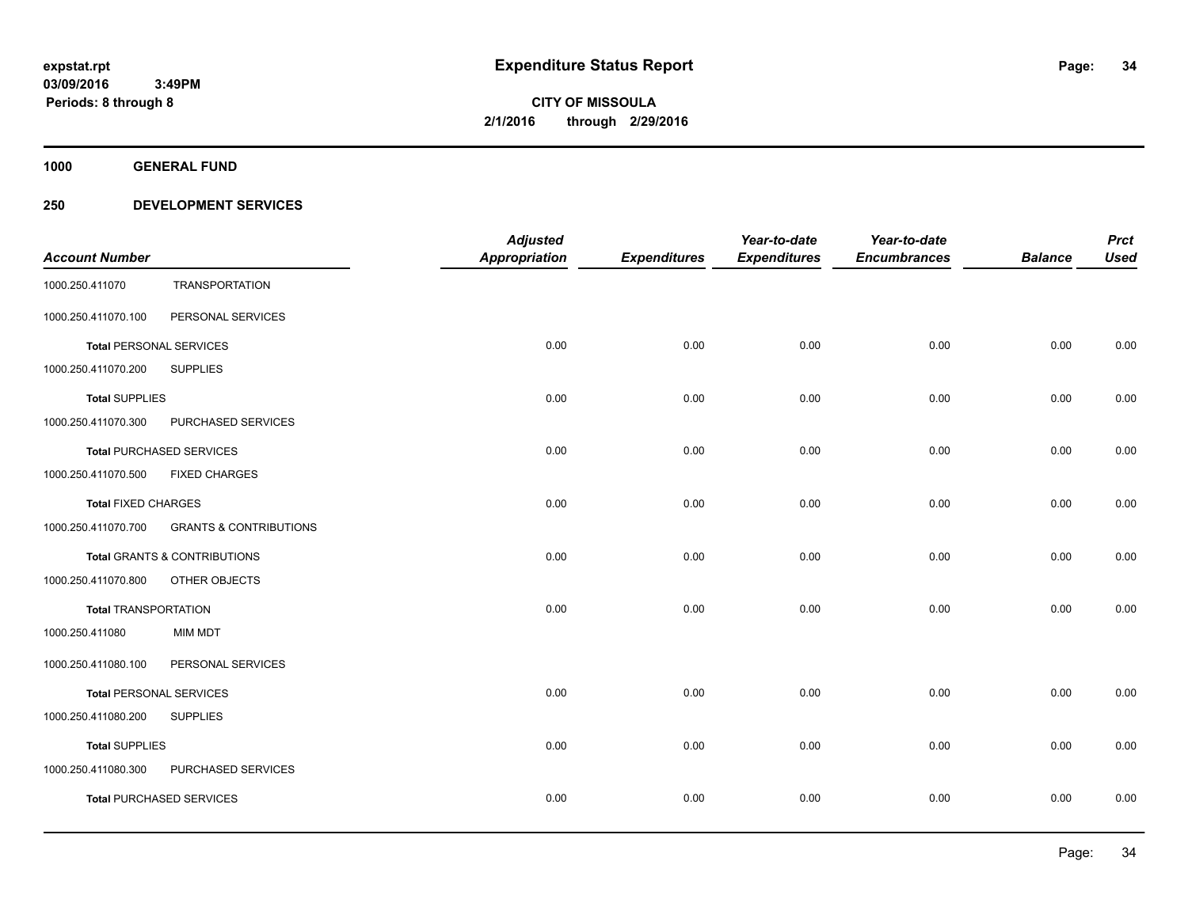expstat.rpt
03/09/2016 3:49PM
Periods: 8 through 8

# Expenditure Status Report

**CITY OF MISSOULA**
**2/1/2016 through 2/29/2016**

**1000 GENERAL FUND**

**250 DEVELOPMENT SERVICES**

| Account Number | | Adjusted Appropriation | Expenditures | Year-to-date Expenditures | Year-to-date Encumbrances | Balance | Prct Used |
|---|---|---|---|---|---|---|---|
| 1000.250.411070 | TRANSPORTATION | | | | | | |
| 1000.250.411070.100 | PERSONAL SERVICES | | | | | | |
| **Total** PERSONAL SERVICES | | 0.00 | 0.00 | 0.00 | 0.00 | 0.00 | 0.00 |
| 1000.250.411070.200 | SUPPLIES | | | | | | |
| **Total** SUPPLIES | | 0.00 | 0.00 | 0.00 | 0.00 | 0.00 | 0.00 |
| 1000.250.411070.300 | PURCHASED SERVICES | | | | | | |
| **Total** PURCHASED SERVICES | | 0.00 | 0.00 | 0.00 | 0.00 | 0.00 | 0.00 |
| 1000.250.411070.500 | FIXED CHARGES | | | | | | |
| **Total** FIXED CHARGES | | 0.00 | 0.00 | 0.00 | 0.00 | 0.00 | 0.00 |
| 1000.250.411070.700 | GRANTS & CONTRIBUTIONS | | | | | | |
| **Total** GRANTS & CONTRIBUTIONS | | 0.00 | 0.00 | 0.00 | 0.00 | 0.00 | 0.00 |
| 1000.250.411070.800 | OTHER OBJECTS | | | | | | |
| **Total** TRANSPORTATION | | 0.00 | 0.00 | 0.00 | 0.00 | 0.00 | 0.00 |
| 1000.250.411080 | MIM MDT | | | | | | |
| 1000.250.411080.100 | PERSONAL SERVICES | | | | | | |
| **Total** PERSONAL SERVICES | | 0.00 | 0.00 | 0.00 | 0.00 | 0.00 | 0.00 |
| 1000.250.411080.200 | SUPPLIES | | | | | | |
| **Total** SUPPLIES | | 0.00 | 0.00 | 0.00 | 0.00 | 0.00 | 0.00 |
| 1000.250.411080.300 | PURCHASED SERVICES | | | | | | |
| **Total** PURCHASED SERVICES | | 0.00 | 0.00 | 0.00 | 0.00 | 0.00 | 0.00 |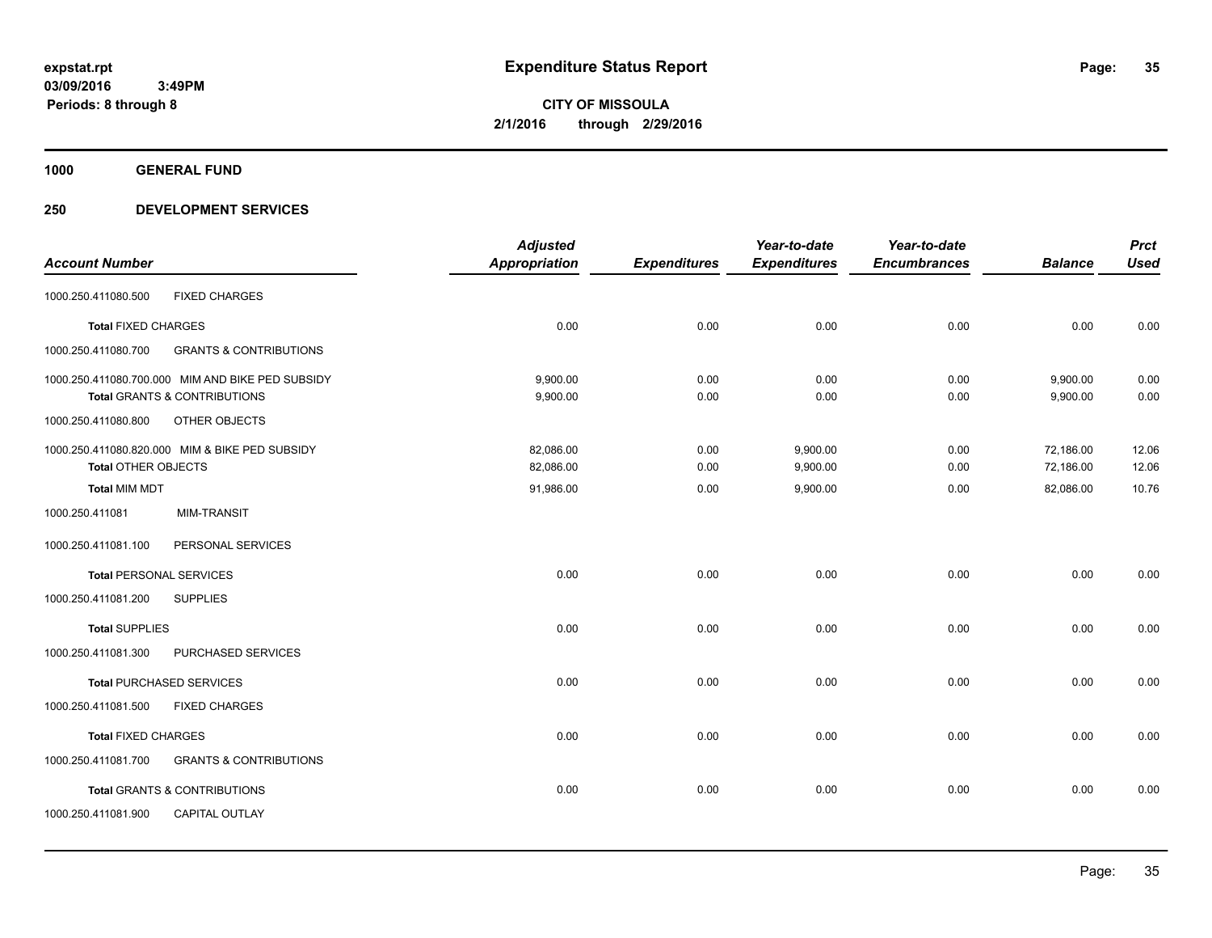# Expenditure Status Report

**CITY OF MISSOULA**
**2/1/2016 through 2/29/2016**

expstat.rpt
03/09/2016 3:49PM
Periods: 8 through 8

**1000 GENERAL FUND**

**250 DEVELOPMENT SERVICES**

| Account Number | | Adjusted Appropriation | Expenditures | Year-to-date Expenditures | Year-to-date Encumbrances | Balance | Prct Used |
|---|---|---|---|---|---|---|---|
| 1000.250.411080.500 | FIXED CHARGES | | | | | | |
| **Total** FIXED CHARGES | | 0.00 | 0.00 | 0.00 | 0.00 | 0.00 | 0.00 |
| 1000.250.411080.700 | GRANTS & CONTRIBUTIONS | | | | | | |
| 1000.250.411080.700.000 | MIM AND BIKE PED SUBSIDY | 9,900.00 | 0.00 | 0.00 | 0.00 | 9,900.00 | 0.00 |
| **Total** GRANTS & CONTRIBUTIONS | | 9,900.00 | 0.00 | 0.00 | 0.00 | 9,900.00 | 0.00 |
| 1000.250.411080.800 | OTHER OBJECTS | | | | | | |
| 1000.250.411080.820.000 | MIM & BIKE PED SUBSIDY | 82,086.00 | 0.00 | 9,900.00 | 0.00 | 72,186.00 | 12.06 |
| **Total** OTHER OBJECTS | | 82,086.00 | 0.00 | 9,900.00 | 0.00 | 72,186.00 | 12.06 |
| **Total** MIM MDT | | 91,986.00 | 0.00 | 9,900.00 | 0.00 | 82,086.00 | 10.76 |
| 1000.250.411081 | MIM-TRANSIT | | | | | | |
| 1000.250.411081.100 | PERSONAL SERVICES | | | | | | |
| **Total** PERSONAL SERVICES | | 0.00 | 0.00 | 0.00 | 0.00 | 0.00 | 0.00 |
| 1000.250.411081.200 | SUPPLIES | | | | | | |
| **Total** SUPPLIES | | 0.00 | 0.00 | 0.00 | 0.00 | 0.00 | 0.00 |
| 1000.250.411081.300 | PURCHASED SERVICES | | | | | | |
| **Total** PURCHASED SERVICES | | 0.00 | 0.00 | 0.00 | 0.00 | 0.00 | 0.00 |
| 1000.250.411081.500 | FIXED CHARGES | | | | | | |
| **Total** FIXED CHARGES | | 0.00 | 0.00 | 0.00 | 0.00 | 0.00 | 0.00 |
| 1000.250.411081.700 | GRANTS & CONTRIBUTIONS | | | | | | |
| **Total** GRANTS & CONTRIBUTIONS | | 0.00 | 0.00 | 0.00 | 0.00 | 0.00 | 0.00 |
| 1000.250.411081.900 | CAPITAL OUTLAY | | | | | | |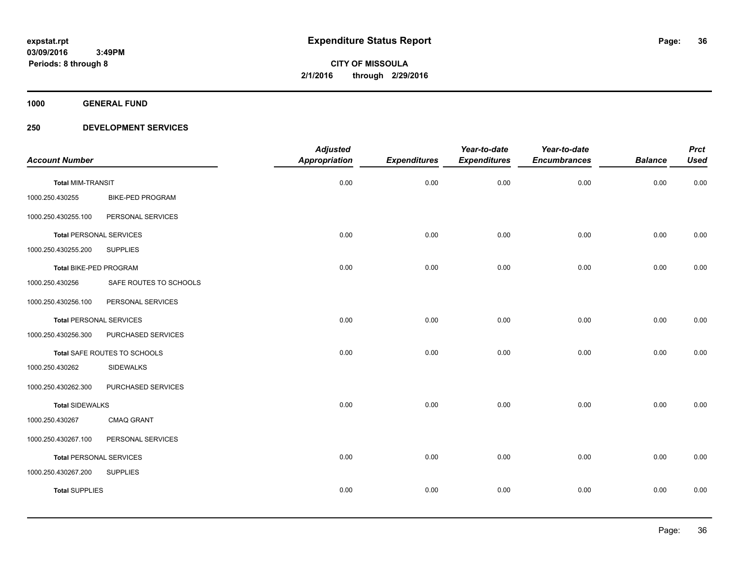# Expenditure Status Report

expstat.rpt
03/09/2016 3:49PM
Periods: 8 through 8

**CITY OF MISSOULA**
**2/1/2016 through 2/29/2016**

**1000 GENERAL FUND**

**250 DEVELOPMENT SERVICES**

| Account Number | | Adjusted Appropriation | Expenditures | Year-to-date Expenditures | Year-to-date Encumbrances | Balance | Prct Used |
|---|---|---|---|---|---|---|---|
| **Total MIM-TRANSIT** | | 0.00 | 0.00 | 0.00 | 0.00 | 0.00 | 0.00 |
| 1000.250.430255 | BIKE-PED PROGRAM | | | | | | |
| 1000.250.430255.100 | PERSONAL SERVICES | | | | | | |
| **Total PERSONAL SERVICES** | | 0.00 | 0.00 | 0.00 | 0.00 | 0.00 | 0.00 |
| 1000.250.430255.200 | SUPPLIES | | | | | | |
| **Total BIKE-PED PROGRAM** | | 0.00 | 0.00 | 0.00 | 0.00 | 0.00 | 0.00 |
| 1000.250.430256 | SAFE ROUTES TO SCHOOLS | | | | | | |
| 1000.250.430256.100 | PERSONAL SERVICES | | | | | | |
| **Total PERSONAL SERVICES** | | 0.00 | 0.00 | 0.00 | 0.00 | 0.00 | 0.00 |
| 1000.250.430256.300 | PURCHASED SERVICES | | | | | | |
| **Total SAFE ROUTES TO SCHOOLS** | | 0.00 | 0.00 | 0.00 | 0.00 | 0.00 | 0.00 |
| 1000.250.430262 | SIDEWALKS | | | | | | |
| 1000.250.430262.300 | PURCHASED SERVICES | | | | | | |
| **Total SIDEWALKS** | | 0.00 | 0.00 | 0.00 | 0.00 | 0.00 | 0.00 |
| 1000.250.430267 | CMAQ GRANT | | | | | | |
| 1000.250.430267.100 | PERSONAL SERVICES | | | | | | |
| **Total PERSONAL SERVICES** | | 0.00 | 0.00 | 0.00 | 0.00 | 0.00 | 0.00 |
| 1000.250.430267.200 | SUPPLIES | | | | | | |
| **Total SUPPLIES** | | 0.00 | 0.00 | 0.00 | 0.00 | 0.00 | 0.00 |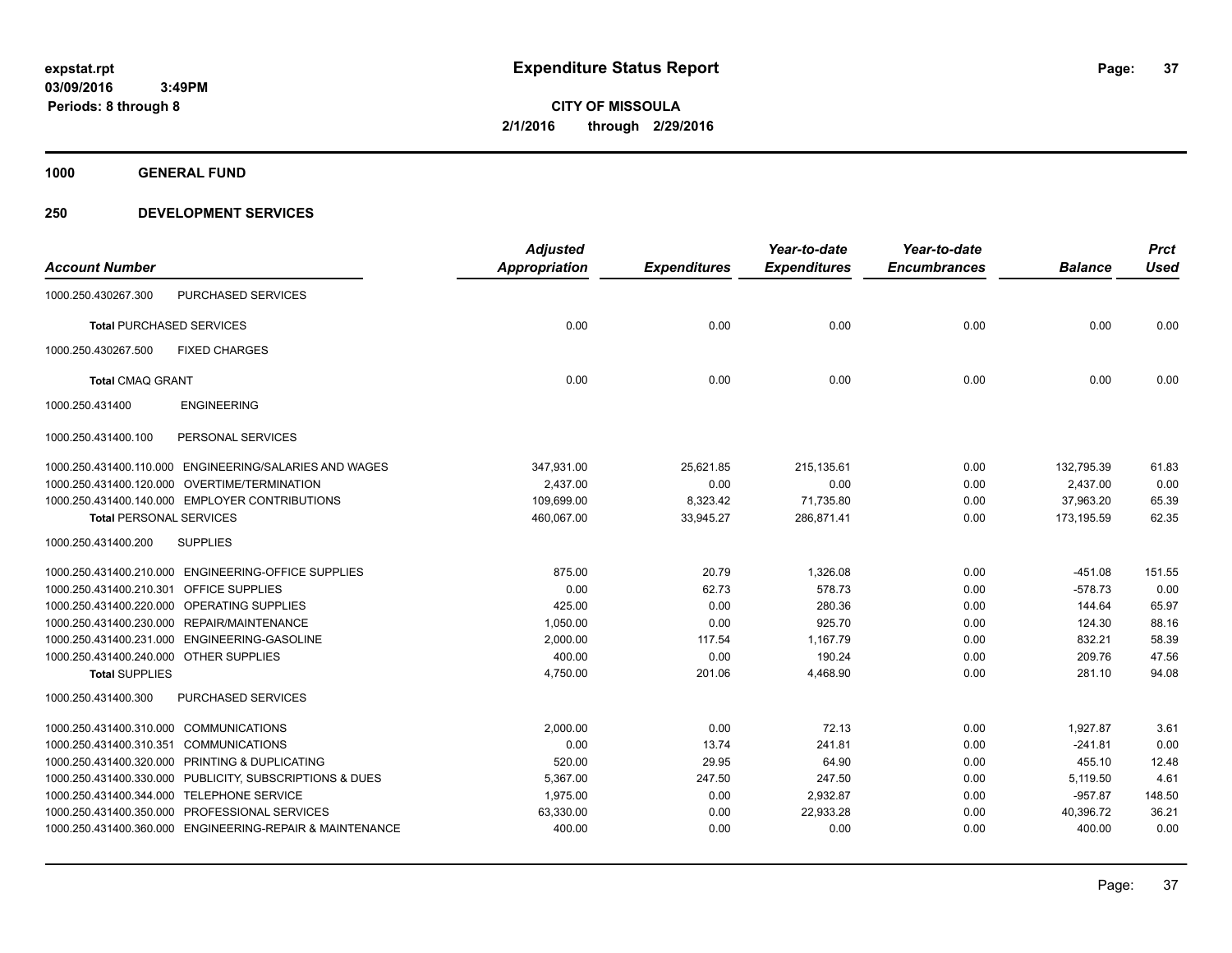**expstat.rpt**
**03/09/2016 3:49PM**
**Periods: 8 through 8**

# Expenditure Status Report

**CITY OF MISSOULA**
**2/1/2016 through 2/29/2016**

## 1000 GENERAL FUND

## 250 DEVELOPMENT SERVICES

| Account Number | | Adjusted Appropriation | Expenditures | Year-to-date Expenditures | Year-to-date Encumbrances | Balance | Prct Used |
|---|---|---|---|---|---|---|---|
| 1000.250.430267.300 | PURCHASED SERVICES | | | | | | |
| **Total** PURCHASED SERVICES | | 0.00 | 0.00 | 0.00 | 0.00 | 0.00 | 0.00 |
| 1000.250.430267.500 | FIXED CHARGES | | | | | | |
| **Total** CMAQ GRANT | | 0.00 | 0.00 | 0.00 | 0.00 | 0.00 | 0.00 |
| 1000.250.431400 | ENGINEERING | | | | | | |
| 1000.250.431400.100 | PERSONAL SERVICES | | | | | | |
| 1000.250.431400.110.000 | ENGINEERING/SALARIES AND WAGES | 347,931.00 | 25,621.85 | 215,135.61 | 0.00 | 132,795.39 | 61.83 |
| 1000.250.431400.120.000 | OVERTIME/TERMINATION | 2,437.00 | 0.00 | 0.00 | 0.00 | 2,437.00 | 0.00 |
| 1000.250.431400.140.000 | EMPLOYER CONTRIBUTIONS | 109,699.00 | 8,323.42 | 71,735.80 | 0.00 | 37,963.20 | 65.39 |
| **Total** PERSONAL SERVICES | | 460,067.00 | 33,945.27 | 286,871.41 | 0.00 | 173,195.59 | 62.35 |
| 1000.250.431400.200 | SUPPLIES | | | | | | |
| 1000.250.431400.210.000 | ENGINEERING-OFFICE SUPPLIES | 875.00 | 20.79 | 1,326.08 | 0.00 | -451.08 | 151.55 |
| 1000.250.431400.210.301 | OFFICE SUPPLIES | 0.00 | 62.73 | 578.73 | 0.00 | -578.73 | 0.00 |
| 1000.250.431400.220.000 | OPERATING SUPPLIES | 425.00 | 0.00 | 280.36 | 0.00 | 144.64 | 65.97 |
| 1000.250.431400.230.000 | REPAIR/MAINTENANCE | 1,050.00 | 0.00 | 925.70 | 0.00 | 124.30 | 88.16 |
| 1000.250.431400.231.000 | ENGINEERING-GASOLINE | 2,000.00 | 117.54 | 1,167.79 | 0.00 | 832.21 | 58.39 |
| 1000.250.431400.240.000 | OTHER SUPPLIES | 400.00 | 0.00 | 190.24 | 0.00 | 209.76 | 47.56 |
| **Total** SUPPLIES | | 4,750.00 | 201.06 | 4,468.90 | 0.00 | 281.10 | 94.08 |
| 1000.250.431400.300 | PURCHASED SERVICES | | | | | | |
| 1000.250.431400.310.000 | COMMUNICATIONS | 2,000.00 | 0.00 | 72.13 | 0.00 | 1,927.87 | 3.61 |
| 1000.250.431400.310.351 | COMMUNICATIONS | 0.00 | 13.74 | 241.81 | 0.00 | -241.81 | 0.00 |
| 1000.250.431400.320.000 | PRINTING & DUPLICATING | 520.00 | 29.95 | 64.90 | 0.00 | 455.10 | 12.48 |
| 1000.250.431400.330.000 | PUBLICITY, SUBSCRIPTIONS & DUES | 5,367.00 | 247.50 | 247.50 | 0.00 | 5,119.50 | 4.61 |
| 1000.250.431400.344.000 | TELEPHONE SERVICE | 1,975.00 | 0.00 | 2,932.87 | 0.00 | -957.87 | 148.50 |
| 1000.250.431400.350.000 | PROFESSIONAL SERVICES | 63,330.00 | 0.00 | 22,933.28 | 0.00 | 40,396.72 | 36.21 |
| 1000.250.431400.360.000 | ENGINEERING-REPAIR & MAINTENANCE | 400.00 | 0.00 | 0.00 | 0.00 | 400.00 | 0.00 |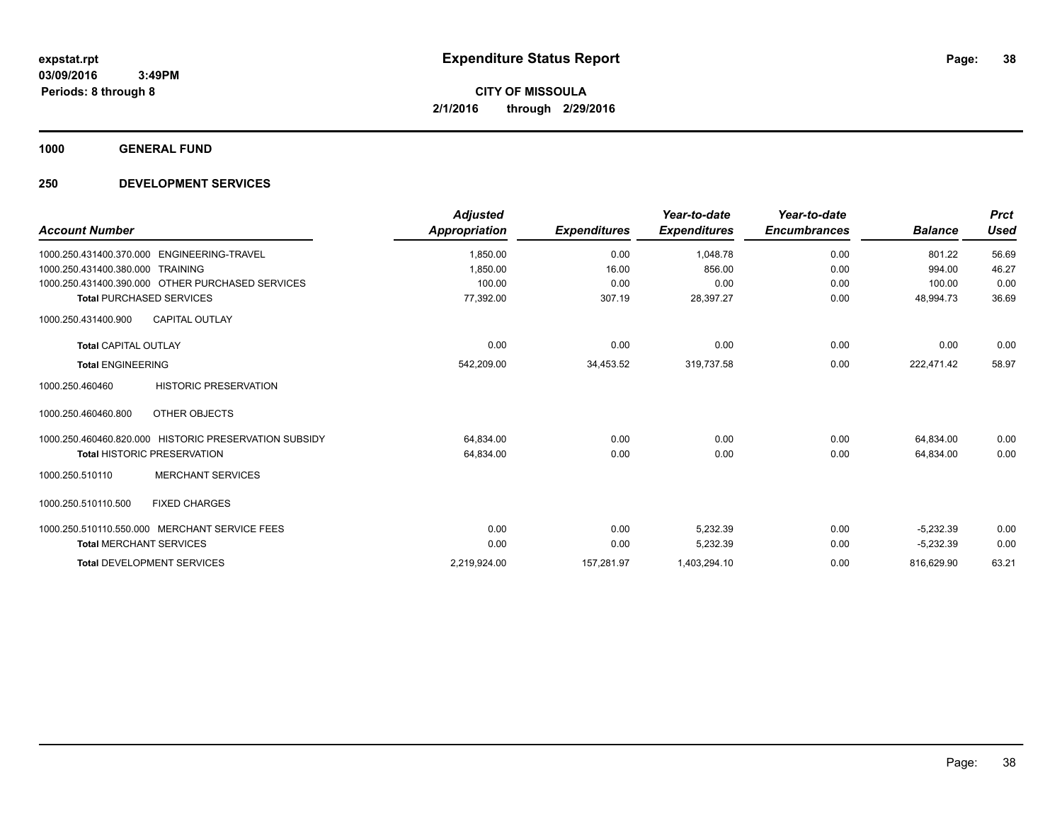**Expenditure Status Report**

**CITY OF MISSOULA**
**2/1/2016 through 2/29/2016**

expstat.rpt
03/09/2016 3:49PM
Periods: 8 through 8

## 1000 GENERAL FUND

## 250 DEVELOPMENT SERVICES

| Account Number | Adjusted Appropriation | Expenditures | Year-to-date Expenditures | Year-to-date Encumbrances | Balance | Prct Used |
|---|---|---|---|---|---|---|
| 1000.250.431400.370.000 ENGINEERING-TRAVEL | 1,850.00 | 0.00 | 1,048.78 | 0.00 | 801.22 | 56.69 |
| 1000.250.431400.380.000 TRAINING | 1,850.00 | 16.00 | 856.00 | 0.00 | 994.00 | 46.27 |
| 1000.250.431400.390.000 OTHER PURCHASED SERVICES | 100.00 | 0.00 | 0.00 | 0.00 | 100.00 | 0.00 |
| **Total** PURCHASED SERVICES | 77,392.00 | 307.19 | 28,397.27 | 0.00 | 48,994.73 | 36.69 |
| 1000.250.431400.900 CAPITAL OUTLAY | | | | | | |
| **Total** CAPITAL OUTLAY | 0.00 | 0.00 | 0.00 | 0.00 | 0.00 | 0.00 |
| **Total** ENGINEERING | 542,209.00 | 34,453.52 | 319,737.58 | 0.00 | 222,471.42 | 58.97 |
| 1000.250.460460 HISTORIC PRESERVATION | | | | | | |
| 1000.250.460460.800 OTHER OBJECTS | | | | | | |
| 1000.250.460460.820.000 HISTORIC PRESERVATION SUBSIDY | 64,834.00 | 0.00 | 0.00 | 0.00 | 64,834.00 | 0.00 |
| **Total** HISTORIC PRESERVATION | 64,834.00 | 0.00 | 0.00 | 0.00 | 64,834.00 | 0.00 |
| 1000.250.510110 MERCHANT SERVICES | | | | | | |
| 1000.250.510110.500 FIXED CHARGES | | | | | | |
| 1000.250.510110.550.000 MERCHANT SERVICE FEES | 0.00 | 0.00 | 5,232.39 | 0.00 | -5,232.39 | 0.00 |
| **Total** MERCHANT SERVICES | 0.00 | 0.00 | 5,232.39 | 0.00 | -5,232.39 | 0.00 |
| **Total** DEVELOPMENT SERVICES | 2,219,924.00 | 157,281.97 | 1,403,294.10 | 0.00 | 816,629.90 | 63.21 |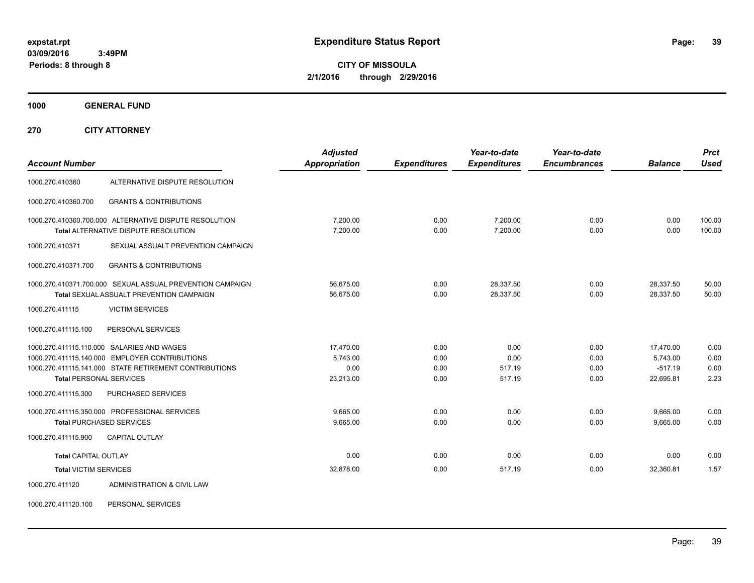**expstat.rpt**
**03/09/2016 3:49PM**
**Periods: 8 through 8**

# Expenditure Status Report

**CITY OF MISSOULA**
**2/1/2016 through 2/29/2016**

## 1000 GENERAL FUND

## 270 CITY ATTORNEY

| Account Number | | Adjusted Appropriation | Expenditures | Year-to-date Expenditures | Year-to-date Encumbrances | Balance | Prct Used |
|---|---|---|---|---|---|---|---|
| 1000.270.410360 | ALTERNATIVE DISPUTE RESOLUTION | | | | | | |
| 1000.270.410360.700 | GRANTS & CONTRIBUTIONS | | | | | | |
| 1000.270.410360.700.000 | ALTERNATIVE DISPUTE RESOLUTION | 7,200.00 | 0.00 | 7,200.00 | 0.00 | 0.00 | 100.00 |
| **Total** ALTERNATIVE DISPUTE RESOLUTION | | 7,200.00 | 0.00 | 7,200.00 | 0.00 | 0.00 | 100.00 |
| 1000.270.410371 | SEXUAL ASSUALT PREVENTION CAMPAIGN | | | | | | |
| 1000.270.410371.700 | GRANTS & CONTRIBUTIONS | | | | | | |
| 1000.270.410371.700.000 | SEXUAL ASSUAL PREVENTION CAMPAIGN | 56,675.00 | 0.00 | 28,337.50 | 0.00 | 28,337.50 | 50.00 |
| **Total** SEXUAL ASSUALT PREVENTION CAMPAIGN | | 56,675.00 | 0.00 | 28,337.50 | 0.00 | 28,337.50 | 50.00 |
| 1000.270.411115 | VICTIM SERVICES | | | | | | |
| 1000.270.411115.100 | PERSONAL SERVICES | | | | | | |
| 1000.270.411115.110.000 | SALARIES AND WAGES | 17,470.00 | 0.00 | 0.00 | 0.00 | 17,470.00 | 0.00 |
| 1000.270.411115.140.000 | EMPLOYER CONTRIBUTIONS | 5,743.00 | 0.00 | 0.00 | 0.00 | 5,743.00 | 0.00 |
| 1000.270.411115.141.000 | STATE RETIREMENT CONTRIBUTIONS | 0.00 | 0.00 | 517.19 | 0.00 | -517.19 | 0.00 |
| **Total** PERSONAL SERVICES | | 23,213.00 | 0.00 | 517.19 | 0.00 | 22,695.81 | 2.23 |
| 1000.270.411115.300 | PURCHASED SERVICES | | | | | | |
| 1000.270.411115.350.000 | PROFESSIONAL SERVICES | 9,665.00 | 0.00 | 0.00 | 0.00 | 9,665.00 | 0.00 |
| **Total** PURCHASED SERVICES | | 9,665.00 | 0.00 | 0.00 | 0.00 | 9,665.00 | 0.00 |
| 1000.270.411115.900 | CAPITAL OUTLAY | | | | | | |
| **Total** CAPITAL OUTLAY | | 0.00 | 0.00 | 0.00 | 0.00 | 0.00 | 0.00 |
| **Total** VICTIM SERVICES | | 32,878.00 | 0.00 | 517.19 | 0.00 | 32,360.81 | 1.57 |
| 1000.270.411120 | ADMINISTRATION & CIVIL LAW | | | | | | |
| 1000.270.411120.100 | PERSONAL SERVICES | | | | | | |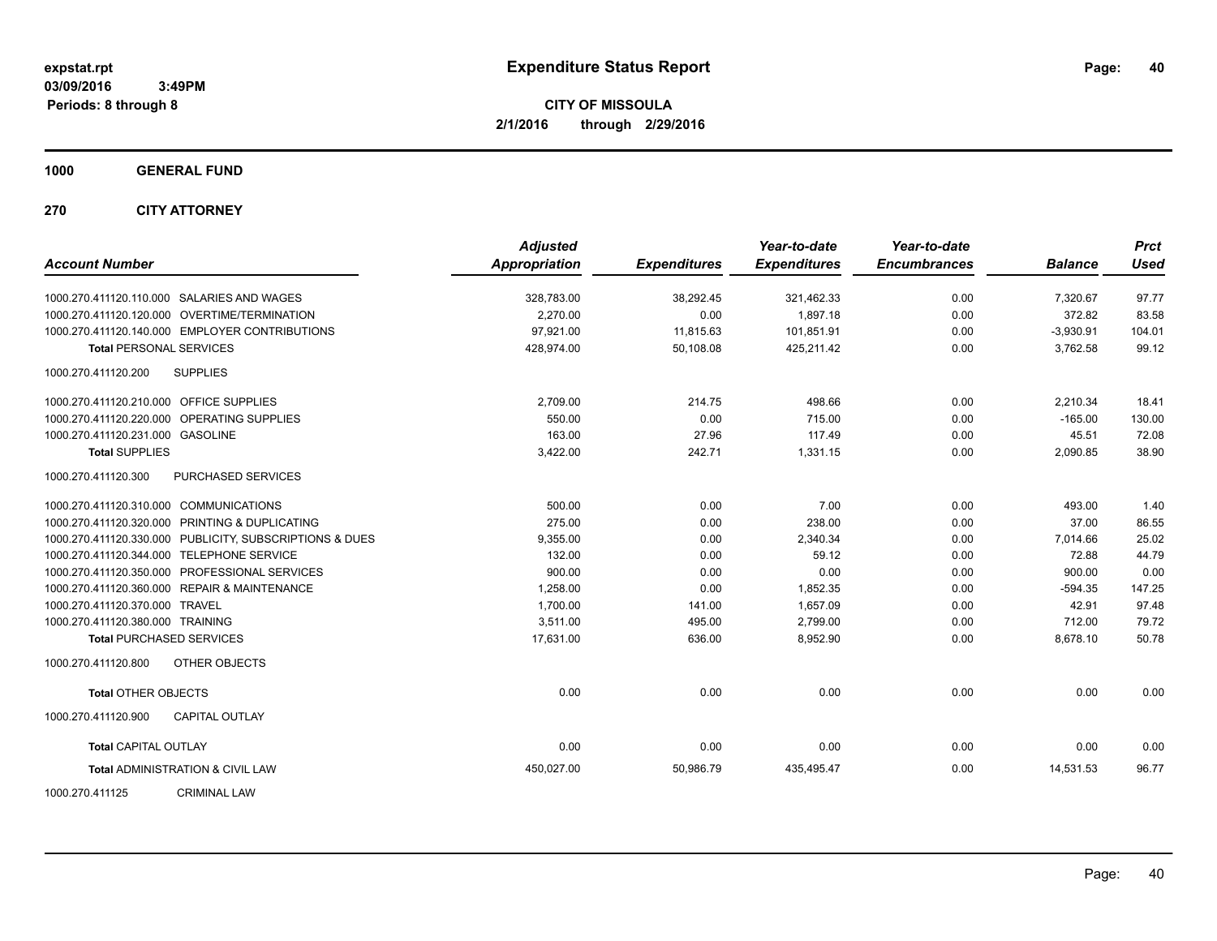expstat.rpt
03/09/2016 3:49PM
Periods: 8 through 8

# Expenditure Status Report

**CITY OF MISSOULA**
**2/1/2016 through 2/29/2016**

**1000 GENERAL FUND**

**270 CITY ATTORNEY**

| Account Number | Adjusted Appropriation | Expenditures | Year-to-date Expenditures | Year-to-date Encumbrances | Balance | Prct Used |
|---|---|---|---|---|---|---|
| 1000.270.411120.110.000 SALARIES AND WAGES | 328,783.00 | 38,292.45 | 321,462.33 | 0.00 | 7,320.67 | 97.77 |
| 1000.270.411120.120.000 OVERTIME/TERMINATION | 2,270.00 | 0.00 | 1,897.18 | 0.00 | 372.82 | 83.58 |
| 1000.270.411120.140.000 EMPLOYER CONTRIBUTIONS | 97,921.00 | 11,815.63 | 101,851.91 | 0.00 | -3,930.91 | 104.01 |
| **Total** PERSONAL SERVICES | 428,974.00 | 50,108.08 | 425,211.42 | 0.00 | 3,762.58 | 99.12 |
| 1000.270.411120.200 SUPPLIES | | | | | | |
| 1000.270.411120.210.000 OFFICE SUPPLIES | 2,709.00 | 214.75 | 498.66 | 0.00 | 2,210.34 | 18.41 |
| 1000.270.411120.220.000 OPERATING SUPPLIES | 550.00 | 0.00 | 715.00 | 0.00 | -165.00 | 130.00 |
| 1000.270.411120.231.000 GASOLINE | 163.00 | 27.96 | 117.49 | 0.00 | 45.51 | 72.08 |
| **Total** SUPPLIES | 3,422.00 | 242.71 | 1,331.15 | 0.00 | 2,090.85 | 38.90 |
| 1000.270.411120.300 PURCHASED SERVICES | | | | | | |
| 1000.270.411120.310.000 COMMUNICATIONS | 500.00 | 0.00 | 7.00 | 0.00 | 493.00 | 1.40 |
| 1000.270.411120.320.000 PRINTING & DUPLICATING | 275.00 | 0.00 | 238.00 | 0.00 | 37.00 | 86.55 |
| 1000.270.411120.330.000 PUBLICITY, SUBSCRIPTIONS & DUES | 9,355.00 | 0.00 | 2,340.34 | 0.00 | 7,014.66 | 25.02 |
| 1000.270.411120.344.000 TELEPHONE SERVICE | 132.00 | 0.00 | 59.12 | 0.00 | 72.88 | 44.79 |
| 1000.270.411120.350.000 PROFESSIONAL SERVICES | 900.00 | 0.00 | 0.00 | 0.00 | 900.00 | 0.00 |
| 1000.270.411120.360.000 REPAIR & MAINTENANCE | 1,258.00 | 0.00 | 1,852.35 | 0.00 | -594.35 | 147.25 |
| 1000.270.411120.370.000 TRAVEL | 1,700.00 | 141.00 | 1,657.09 | 0.00 | 42.91 | 97.48 |
| 1000.270.411120.380.000 TRAINING | 3,511.00 | 495.00 | 2,799.00 | 0.00 | 712.00 | 79.72 |
| **Total** PURCHASED SERVICES | 17,631.00 | 636.00 | 8,952.90 | 0.00 | 8,678.10 | 50.78 |
| 1000.270.411120.800 OTHER OBJECTS | | | | | | |
| **Total** OTHER OBJECTS | 0.00 | 0.00 | 0.00 | 0.00 | 0.00 | 0.00 |
| 1000.270.411120.900 CAPITAL OUTLAY | | | | | | |
| **Total** CAPITAL OUTLAY | 0.00 | 0.00 | 0.00 | 0.00 | 0.00 | 0.00 |
| **Total** ADMINISTRATION & CIVIL LAW | 450,027.00 | 50,986.79 | 435,495.47 | 0.00 | 14,531.53 | 96.77 |

1000.270.411125 CRIMINAL LAW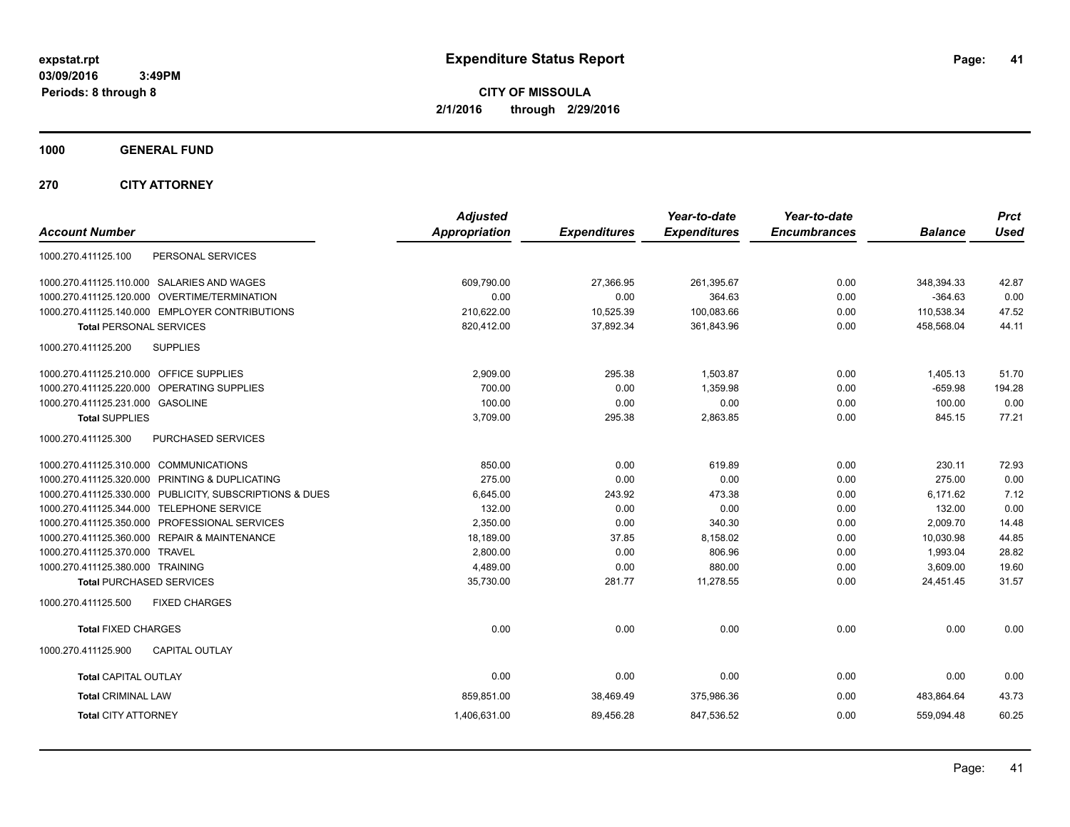**expstat.rpt**
**03/09/2016 3:49PM**
**Periods: 8 through 8**

# Expenditure Status Report

**CITY OF MISSOULA**
**2/1/2016 through 2/29/2016**

## 1000 GENERAL FUND

## 270 CITY ATTORNEY

| Account Number | | Adjusted Appropriation | Expenditures | Year-to-date Expenditures | Year-to-date Encumbrances | Balance | Prct Used |
|---|---|---|---|---|---|---|---|
| 1000.270.411125.100 | PERSONAL SERVICES | | | | | | |
| 1000.270.411125.110.000 | SALARIES AND WAGES | 609,790.00 | 27,366.95 | 261,395.67 | 0.00 | 348,394.33 | 42.87 |
| 1000.270.411125.120.000 | OVERTIME/TERMINATION | 0.00 | 0.00 | 364.63 | 0.00 | -364.63 | 0.00 |
| 1000.270.411125.140.000 | EMPLOYER CONTRIBUTIONS | 210,622.00 | 10,525.39 | 100,083.66 | 0.00 | 110,538.34 | 47.52 |
| **Total** PERSONAL SERVICES | | 820,412.00 | 37,892.34 | 361,843.96 | 0.00 | 458,568.04 | 44.11 |
| 1000.270.411125.200 | SUPPLIES | | | | | | |
| 1000.270.411125.210.000 | OFFICE SUPPLIES | 2,909.00 | 295.38 | 1,503.87 | 0.00 | 1,405.13 | 51.70 |
| 1000.270.411125.220.000 | OPERATING SUPPLIES | 700.00 | 0.00 | 1,359.98 | 0.00 | -659.98 | 194.28 |
| 1000.270.411125.231.000 | GASOLINE | 100.00 | 0.00 | 0.00 | 0.00 | 100.00 | 0.00 |
| **Total** SUPPLIES | | 3,709.00 | 295.38 | 2,863.85 | 0.00 | 845.15 | 77.21 |
| 1000.270.411125.300 | PURCHASED SERVICES | | | | | | |
| 1000.270.411125.310.000 | COMMUNICATIONS | 850.00 | 0.00 | 619.89 | 0.00 | 230.11 | 72.93 |
| 1000.270.411125.320.000 | PRINTING & DUPLICATING | 275.00 | 0.00 | 0.00 | 0.00 | 275.00 | 0.00 |
| 1000.270.411125.330.000 | PUBLICITY, SUBSCRIPTIONS & DUES | 6,645.00 | 243.92 | 473.38 | 0.00 | 6,171.62 | 7.12 |
| 1000.270.411125.344.000 | TELEPHONE SERVICE | 132.00 | 0.00 | 0.00 | 0.00 | 132.00 | 0.00 |
| 1000.270.411125.350.000 | PROFESSIONAL SERVICES | 2,350.00 | 0.00 | 340.30 | 0.00 | 2,009.70 | 14.48 |
| 1000.270.411125.360.000 | REPAIR & MAINTENANCE | 18,189.00 | 37.85 | 8,158.02 | 0.00 | 10,030.98 | 44.85 |
| 1000.270.411125.370.000 | TRAVEL | 2,800.00 | 0.00 | 806.96 | 0.00 | 1,993.04 | 28.82 |
| 1000.270.411125.380.000 | TRAINING | 4,489.00 | 0.00 | 880.00 | 0.00 | 3,609.00 | 19.60 |
| **Total** PURCHASED SERVICES | | 35,730.00 | 281.77 | 11,278.55 | 0.00 | 24,451.45 | 31.57 |
| 1000.270.411125.500 | FIXED CHARGES | | | | | | |
| **Total** FIXED CHARGES | | 0.00 | 0.00 | 0.00 | 0.00 | 0.00 | 0.00 |
| 1000.270.411125.900 | CAPITAL OUTLAY | | | | | | |
| **Total** CAPITAL OUTLAY | | 0.00 | 0.00 | 0.00 | 0.00 | 0.00 | 0.00 |
| **Total** CRIMINAL LAW | | 859,851.00 | 38,469.49 | 375,986.36 | 0.00 | 483,864.64 | 43.73 |
| **Total** CITY ATTORNEY | | 1,406,631.00 | 89,456.28 | 847,536.52 | 0.00 | 559,094.48 | 60.25 |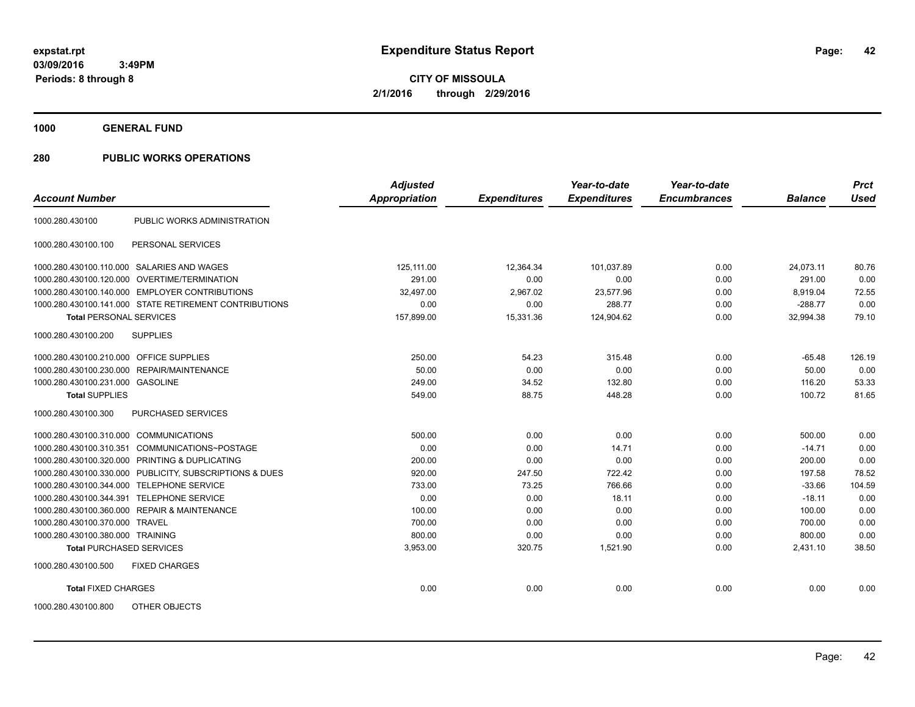# Expenditure Status Report

**CITY OF MISSOULA**

**2/1/2016 through 2/29/2016**

expstat.rpt
03/09/2016 3:49PM
Periods: 8 through 8

## 1000 GENERAL FUND

## 280 PUBLIC WORKS OPERATIONS

| Account Number | | Adjusted Appropriation | Expenditures | Year-to-date Expenditures | Year-to-date Encumbrances | Balance | Prct Used |
|---|---|---|---|---|---|---|---|
| 1000.280.430100 | PUBLIC WORKS ADMINISTRATION | | | | | | |
| 1000.280.430100.100 | PERSONAL SERVICES | | | | | | |
| 1000.280.430100.110.000 | SALARIES AND WAGES | 125,111.00 | 12,364.34 | 101,037.89 | 0.00 | 24,073.11 | 80.76 |
| 1000.280.430100.120.000 | OVERTIME/TERMINATION | 291.00 | 0.00 | 0.00 | 0.00 | 291.00 | 0.00 |
| 1000.280.430100.140.000 | EMPLOYER CONTRIBUTIONS | 32,497.00 | 2,967.02 | 23,577.96 | 0.00 | 8,919.04 | 72.55 |
| 1000.280.430100.141.000 | STATE RETIREMENT CONTRIBUTIONS | 0.00 | 0.00 | 288.77 | 0.00 | -288.77 | 0.00 |
| **Total** PERSONAL SERVICES | | 157,899.00 | 15,331.36 | 124,904.62 | 0.00 | 32,994.38 | 79.10 |
| 1000.280.430100.200 | SUPPLIES | | | | | | |
| 1000.280.430100.210.000 | OFFICE SUPPLIES | 250.00 | 54.23 | 315.48 | 0.00 | -65.48 | 126.19 |
| 1000.280.430100.230.000 | REPAIR/MAINTENANCE | 50.00 | 0.00 | 0.00 | 0.00 | 50.00 | 0.00 |
| 1000.280.430100.231.000 | GASOLINE | 249.00 | 34.52 | 132.80 | 0.00 | 116.20 | 53.33 |
| **Total** SUPPLIES | | 549.00 | 88.75 | 448.28 | 0.00 | 100.72 | 81.65 |
| 1000.280.430100.300 | PURCHASED SERVICES | | | | | | |
| 1000.280.430100.310.000 | COMMUNICATIONS | 500.00 | 0.00 | 0.00 | 0.00 | 500.00 | 0.00 |
| 1000.280.430100.310.351 | COMMUNICATIONS~POSTAGE | 0.00 | 0.00 | 14.71 | 0.00 | -14.71 | 0.00 |
| 1000.280.430100.320.000 | PRINTING & DUPLICATING | 200.00 | 0.00 | 0.00 | 0.00 | 200.00 | 0.00 |
| 1000.280.430100.330.000 | PUBLICITY, SUBSCRIPTIONS & DUES | 920.00 | 247.50 | 722.42 | 0.00 | 197.58 | 78.52 |
| 1000.280.430100.344.000 | TELEPHONE SERVICE | 733.00 | 73.25 | 766.66 | 0.00 | -33.66 | 104.59 |
| 1000.280.430100.344.391 | TELEPHONE SERVICE | 0.00 | 0.00 | 18.11 | 0.00 | -18.11 | 0.00 |
| 1000.280.430100.360.000 | REPAIR & MAINTENANCE | 100.00 | 0.00 | 0.00 | 0.00 | 100.00 | 0.00 |
| 1000.280.430100.370.000 | TRAVEL | 700.00 | 0.00 | 0.00 | 0.00 | 700.00 | 0.00 |
| 1000.280.430100.380.000 | TRAINING | 800.00 | 0.00 | 0.00 | 0.00 | 800.00 | 0.00 |
| **Total** PURCHASED SERVICES | | 3,953.00 | 320.75 | 1,521.90 | 0.00 | 2,431.10 | 38.50 |
| 1000.280.430100.500 | FIXED CHARGES | | | | | | |
| **Total** FIXED CHARGES | | 0.00 | 0.00 | 0.00 | 0.00 | 0.00 | 0.00 |
| 1000.280.430100.800 | OTHER OBJECTS | | | | | | |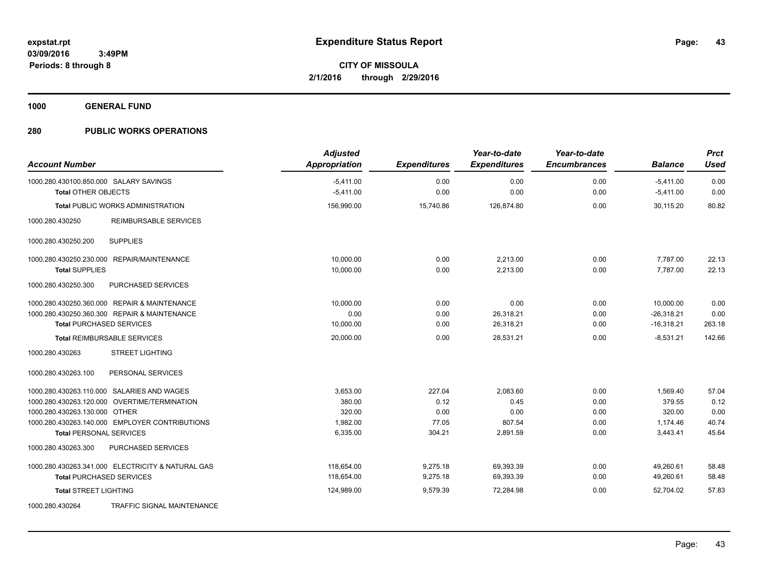**expstat.rpt**
**03/09/2016 3:49PM**
**Periods: 8 through 8**

# Expenditure Status Report

**CITY OF MISSOULA**
**2/1/2016 through 2/29/2016**

## 1000 GENERAL FUND

## 280 PUBLIC WORKS OPERATIONS

| Account Number | Adjusted Appropriation | Expenditures | Year-to-date Expenditures | Year-to-date Encumbrances | Balance | Prct Used |
|---|---|---|---|---|---|---|
| 1000.280.430100.850.000 SALARY SAVINGS | -5,411.00 | 0.00 | 0.00 | 0.00 | -5,411.00 | 0.00 |
| **Total** OTHER OBJECTS | -5,411.00 | 0.00 | 0.00 | 0.00 | -5,411.00 | 0.00 |
| **Total** PUBLIC WORKS ADMINISTRATION | 156,990.00 | 15,740.86 | 126,874.80 | 0.00 | 30,115.20 | 80.82 |
| 1000.280.430250 REIMBURSABLE SERVICES | | | | | | |
| 1000.280.430250.200 SUPPLIES | | | | | | |
| 1000.280.430250.230.000 REPAIR/MAINTENANCE | 10,000.00 | 0.00 | 2,213.00 | 0.00 | 7,787.00 | 22.13 |
| **Total** SUPPLIES | 10,000.00 | 0.00 | 2,213.00 | 0.00 | 7,787.00 | 22.13 |
| 1000.280.430250.300 PURCHASED SERVICES | | | | | | |
| 1000.280.430250.360.000 REPAIR & MAINTENANCE | 10,000.00 | 0.00 | 0.00 | 0.00 | 10,000.00 | 0.00 |
| 1000.280.430250.360.300 REPAIR & MAINTENANCE | 0.00 | 0.00 | 26,318.21 | 0.00 | -26,318.21 | 0.00 |
| **Total** PURCHASED SERVICES | 10,000.00 | 0.00 | 26,318.21 | 0.00 | -16,318.21 | 263.18 |
| **Total** REIMBURSABLE SERVICES | 20,000.00 | 0.00 | 28,531.21 | 0.00 | -8,531.21 | 142.66 |
| 1000.280.430263 STREET LIGHTING | | | | | | |
| 1000.280.430263.100 PERSONAL SERVICES | | | | | | |
| 1000.280.430263.110.000 SALARIES AND WAGES | 3,653.00 | 227.04 | 2,083.60 | 0.00 | 1,569.40 | 57.04 |
| 1000.280.430263.120.000 OVERTIME/TERMINATION | 380.00 | 0.12 | 0.45 | 0.00 | 379.55 | 0.12 |
| 1000.280.430263.130.000 OTHER | 320.00 | 0.00 | 0.00 | 0.00 | 320.00 | 0.00 |
| 1000.280.430263.140.000 EMPLOYER CONTRIBUTIONS | 1,982.00 | 77.05 | 807.54 | 0.00 | 1,174.46 | 40.74 |
| **Total** PERSONAL SERVICES | 6,335.00 | 304.21 | 2,891.59 | 0.00 | 3,443.41 | 45.64 |
| 1000.280.430263.300 PURCHASED SERVICES | | | | | | |
| 1000.280.430263.341.000 ELECTRICITY & NATURAL GAS | 118,654.00 | 9,275.18 | 69,393.39 | 0.00 | 49,260.61 | 58.48 |
| **Total** PURCHASED SERVICES | 118,654.00 | 9,275.18 | 69,393.39 | 0.00 | 49,260.61 | 58.48 |
| **Total** STREET LIGHTING | 124,989.00 | 9,579.39 | 72,284.98 | 0.00 | 52,704.02 | 57.83 |
| 1000.280.430264 TRAFFIC SIGNAL MAINTENANCE | | | | | | |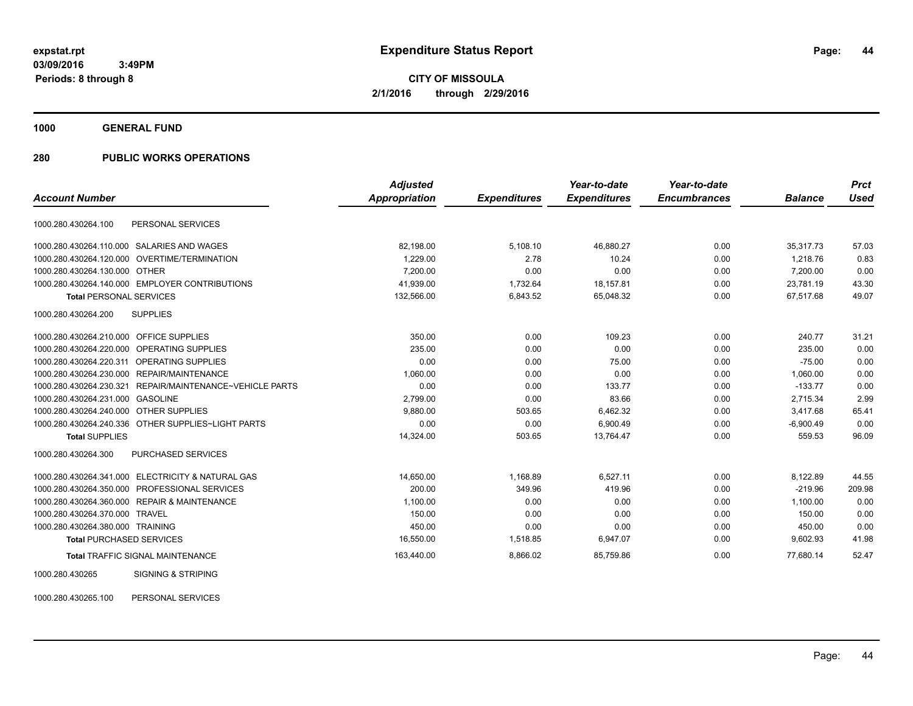# Expenditure Status Report

expstat.rpt
03/09/2016 3:49PM
Periods: 8 through 8

**CITY OF MISSOULA**
**2/1/2016 through 2/29/2016**

## 1000 GENERAL FUND

## 280 PUBLIC WORKS OPERATIONS

| Account Number | | Adjusted Appropriation | Expenditures | Year-to-date Expenditures | Year-to-date Encumbrances | Balance | Prct Used |
|---|---|---|---|---|---|---|---|
| 1000.280.430264.100 | PERSONAL SERVICES | | | | | | |
| 1000.280.430264.110.000 | SALARIES AND WAGES | 82,198.00 | 5,108.10 | 46,880.27 | 0.00 | 35,317.73 | 57.03 |
| 1000.280.430264.120.000 | OVERTIME/TERMINATION | 1,229.00 | 2.78 | 10.24 | 0.00 | 1,218.76 | 0.83 |
| 1000.280.430264.130.000 | OTHER | 7,200.00 | 0.00 | 0.00 | 0.00 | 7,200.00 | 0.00 |
| 1000.280.430264.140.000 | EMPLOYER CONTRIBUTIONS | 41,939.00 | 1,732.64 | 18,157.81 | 0.00 | 23,781.19 | 43.30 |
| **Total** PERSONAL SERVICES | | 132,566.00 | 6,843.52 | 65,048.32 | 0.00 | 67,517.68 | 49.07 |
| 1000.280.430264.200 | SUPPLIES | | | | | | |
| 1000.280.430264.210.000 | OFFICE SUPPLIES | 350.00 | 0.00 | 109.23 | 0.00 | 240.77 | 31.21 |
| 1000.280.430264.220.000 | OPERATING SUPPLIES | 235.00 | 0.00 | 0.00 | 0.00 | 235.00 | 0.00 |
| 1000.280.430264.220.311 | OPERATING SUPPLIES | 0.00 | 0.00 | 75.00 | 0.00 | -75.00 | 0.00 |
| 1000.280.430264.230.000 | REPAIR/MAINTENANCE | 1,060.00 | 0.00 | 0.00 | 0.00 | 1,060.00 | 0.00 |
| 1000.280.430264.230.321 | REPAIR/MAINTENANCE~VEHICLE PARTS | 0.00 | 0.00 | 133.77 | 0.00 | -133.77 | 0.00 |
| 1000.280.430264.231.000 | GASOLINE | 2,799.00 | 0.00 | 83.66 | 0.00 | 2,715.34 | 2.99 |
| 1000.280.430264.240.000 | OTHER SUPPLIES | 9,880.00 | 503.65 | 6,462.32 | 0.00 | 3,417.68 | 65.41 |
| 1000.280.430264.240.336 | OTHER SUPPLIES~LIGHT PARTS | 0.00 | 0.00 | 6,900.49 | 0.00 | -6,900.49 | 0.00 |
| **Total** SUPPLIES | | 14,324.00 | 503.65 | 13,764.47 | 0.00 | 559.53 | 96.09 |
| 1000.280.430264.300 | PURCHASED SERVICES | | | | | | |
| 1000.280.430264.341.000 | ELECTRICITY & NATURAL GAS | 14,650.00 | 1,168.89 | 6,527.11 | 0.00 | 8,122.89 | 44.55 |
| 1000.280.430264.350.000 | PROFESSIONAL SERVICES | 200.00 | 349.96 | 419.96 | 0.00 | -219.96 | 209.98 |
| 1000.280.430264.360.000 | REPAIR & MAINTENANCE | 1,100.00 | 0.00 | 0.00 | 0.00 | 1,100.00 | 0.00 |
| 1000.280.430264.370.000 | TRAVEL | 150.00 | 0.00 | 0.00 | 0.00 | 150.00 | 0.00 |
| 1000.280.430264.380.000 | TRAINING | 450.00 | 0.00 | 0.00 | 0.00 | 450.00 | 0.00 |
| **Total** PURCHASED SERVICES | | 16,550.00 | 1,518.85 | 6,947.07 | 0.00 | 9,602.93 | 41.98 |
| **Total** TRAFFIC SIGNAL MAINTENANCE | | 163,440.00 | 8,866.02 | 85,759.86 | 0.00 | 77,680.14 | 52.47 |
| 1000.280.430265 | SIGNING & STRIPING | | | | | | |
| 1000.280.430265.100 | PERSONAL SERVICES | | | | | | |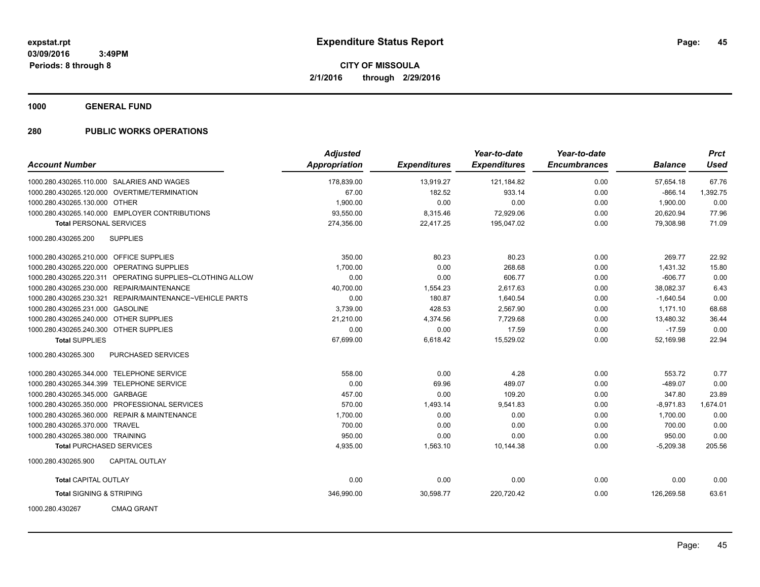expstat.rpt
03/09/2016 3:49PM
Periods: 8 through 8

# Expenditure Status Report

**CITY OF MISSOULA**
**2/1/2016 through 2/29/2016**

## 1000 GENERAL FUND

### 280 PUBLIC WORKS OPERATIONS

| Account Number | | Adjusted Appropriation | Expenditures | Year-to-date Expenditures | Year-to-date Encumbrances | Balance | Prct Used |
|---|---|---|---|---|---|---|---|
| 1000.280.430265.110.000 | SALARIES AND WAGES | 178,839.00 | 13,919.27 | 121,184.82 | 0.00 | 57,654.18 | 67.76 |
| 1000.280.430265.120.000 | OVERTIME/TERMINATION | 67.00 | 182.52 | 933.14 | 0.00 | -866.14 | 1,392.75 |
| 1000.280.430265.130.000 | OTHER | 1,900.00 | 0.00 | 0.00 | 0.00 | 1,900.00 | 0.00 |
| 1000.280.430265.140.000 | EMPLOYER CONTRIBUTIONS | 93,550.00 | 8,315.46 | 72,929.06 | 0.00 | 20,620.94 | 77.96 |
| **Total** PERSONAL SERVICES | | 274,356.00 | 22,417.25 | 195,047.02 | 0.00 | 79,308.98 | 71.09 |
| 1000.280.430265.200 | SUPPLIES | | | | | | |
| 1000.280.430265.210.000 | OFFICE SUPPLIES | 350.00 | 80.23 | 80.23 | 0.00 | 269.77 | 22.92 |
| 1000.280.430265.220.000 | OPERATING SUPPLIES | 1,700.00 | 0.00 | 268.68 | 0.00 | 1,431.32 | 15.80 |
| 1000.280.430265.220.311 | OPERATING SUPPLIES~CLOTHING ALLOW | 0.00 | 0.00 | 606.77 | 0.00 | -606.77 | 0.00 |
| 1000.280.430265.230.000 | REPAIR/MAINTENANCE | 40,700.00 | 1,554.23 | 2,617.63 | 0.00 | 38,082.37 | 6.43 |
| 1000.280.430265.230.321 | REPAIR/MAINTENANCE~VEHICLE PARTS | 0.00 | 180.87 | 1,640.54 | 0.00 | -1,640.54 | 0.00 |
| 1000.280.430265.231.000 | GASOLINE | 3,739.00 | 428.53 | 2,567.90 | 0.00 | 1,171.10 | 68.68 |
| 1000.280.430265.240.000 | OTHER SUPPLIES | 21,210.00 | 4,374.56 | 7,729.68 | 0.00 | 13,480.32 | 36.44 |
| 1000.280.430265.240.300 | OTHER SUPPLIES | 0.00 | 0.00 | 17.59 | 0.00 | -17.59 | 0.00 |
| **Total** SUPPLIES | | 67,699.00 | 6,618.42 | 15,529.02 | 0.00 | 52,169.98 | 22.94 |
| 1000.280.430265.300 | PURCHASED SERVICES | | | | | | |
| 1000.280.430265.344.000 | TELEPHONE SERVICE | 558.00 | 0.00 | 4.28 | 0.00 | 553.72 | 0.77 |
| 1000.280.430265.344.399 | TELEPHONE SERVICE | 0.00 | 69.96 | 489.07 | 0.00 | -489.07 | 0.00 |
| 1000.280.430265.345.000 | GARBAGE | 457.00 | 0.00 | 109.20 | 0.00 | 347.80 | 23.89 |
| 1000.280.430265.350.000 | PROFESSIONAL SERVICES | 570.00 | 1,493.14 | 9,541.83 | 0.00 | -8,971.83 | 1,674.01 |
| 1000.280.430265.360.000 | REPAIR & MAINTENANCE | 1,700.00 | 0.00 | 0.00 | 0.00 | 1,700.00 | 0.00 |
| 1000.280.430265.370.000 | TRAVEL | 700.00 | 0.00 | 0.00 | 0.00 | 700.00 | 0.00 |
| 1000.280.430265.380.000 | TRAINING | 950.00 | 0.00 | 0.00 | 0.00 | 950.00 | 0.00 |
| **Total** PURCHASED SERVICES | | 4,935.00 | 1,563.10 | 10,144.38 | 0.00 | -5,209.38 | 205.56 |
| 1000.280.430265.900 | CAPITAL OUTLAY | | | | | | |
| **Total** CAPITAL OUTLAY | | 0.00 | 0.00 | 0.00 | 0.00 | 0.00 | 0.00 |
| **Total** SIGNING & STRIPING | | 346,990.00 | 30,598.77 | 220,720.42 | 0.00 | 126,269.58 | 63.61 |
| 1000.280.430267 | CMAQ GRANT | | | | | | |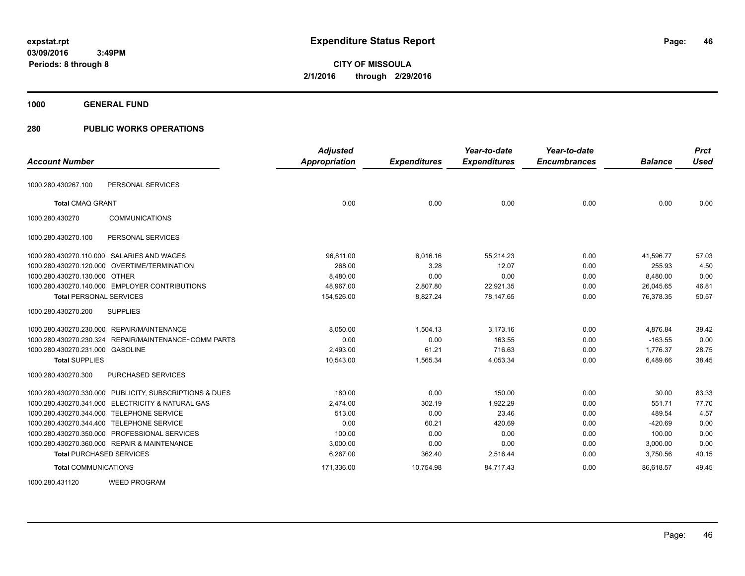expstat.rpt
03/09/2016 3:49PM
Periods: 8 through 8

# Expenditure Status Report

**CITY OF MISSOULA**
**2/1/2016 through 2/29/2016**

**1000 GENERAL FUND**

**280 PUBLIC WORKS OPERATIONS**

| Account Number | | Adjusted Appropriation | Expenditures | Year-to-date Expenditures | Year-to-date Encumbrances | Balance | Prct Used |
|---|---|---|---|---|---|---|---|
| 1000.280.430267.100 | PERSONAL SERVICES | | | | | | |
| **Total** CMAQ GRANT | | 0.00 | 0.00 | 0.00 | 0.00 | 0.00 | 0.00 |
| 1000.280.430270 | COMMUNICATIONS | | | | | | |
| 1000.280.430270.100 | PERSONAL SERVICES | | | | | | |
| 1000.280.430270.110.000 | SALARIES AND WAGES | 96,811.00 | 6,016.16 | 55,214.23 | 0.00 | 41,596.77 | 57.03 |
| 1000.280.430270.120.000 | OVERTIME/TERMINATION | 268.00 | 3.28 | 12.07 | 0.00 | 255.93 | 4.50 |
| 1000.280.430270.130.000 | OTHER | 8,480.00 | 0.00 | 0.00 | 0.00 | 8,480.00 | 0.00 |
| 1000.280.430270.140.000 | EMPLOYER CONTRIBUTIONS | 48,967.00 | 2,807.80 | 22,921.35 | 0.00 | 26,045.65 | 46.81 |
| **Total** PERSONAL SERVICES | | 154,526.00 | 8,827.24 | 78,147.65 | 0.00 | 76,378.35 | 50.57 |
| 1000.280.430270.200 | SUPPLIES | | | | | | |
| 1000.280.430270.230.000 | REPAIR/MAINTENANCE | 8,050.00 | 1,504.13 | 3,173.16 | 0.00 | 4,876.84 | 39.42 |
| 1000.280.430270.230.324 | REPAIR/MAINTENANCE~COMM PARTS | 0.00 | 0.00 | 163.55 | 0.00 | -163.55 | 0.00 |
| 1000.280.430270.231.000 | GASOLINE | 2,493.00 | 61.21 | 716.63 | 0.00 | 1,776.37 | 28.75 |
| **Total** SUPPLIES | | 10,543.00 | 1,565.34 | 4,053.34 | 0.00 | 6,489.66 | 38.45 |
| 1000.280.430270.300 | PURCHASED SERVICES | | | | | | |
| 1000.280.430270.330.000 | PUBLICITY, SUBSCRIPTIONS & DUES | 180.00 | 0.00 | 150.00 | 0.00 | 30.00 | 83.33 |
| 1000.280.430270.341.000 | ELECTRICITY & NATURAL GAS | 2,474.00 | 302.19 | 1,922.29 | 0.00 | 551.71 | 77.70 |
| 1000.280.430270.344.000 | TELEPHONE SERVICE | 513.00 | 0.00 | 23.46 | 0.00 | 489.54 | 4.57 |
| 1000.280.430270.344.400 | TELEPHONE SERVICE | 0.00 | 60.21 | 420.69 | 0.00 | -420.69 | 0.00 |
| 1000.280.430270.350.000 | PROFESSIONAL SERVICES | 100.00 | 0.00 | 0.00 | 0.00 | 100.00 | 0.00 |
| 1000.280.430270.360.000 | REPAIR & MAINTENANCE | 3,000.00 | 0.00 | 0.00 | 0.00 | 3,000.00 | 0.00 |
| **Total** PURCHASED SERVICES | | 6,267.00 | 362.40 | 2,516.44 | 0.00 | 3,750.56 | 40.15 |
| **Total** COMMUNICATIONS | | 171,336.00 | 10,754.98 | 84,717.43 | 0.00 | 86,618.57 | 49.45 |
| 1000.280.431120 | WEED PROGRAM | | | | | | |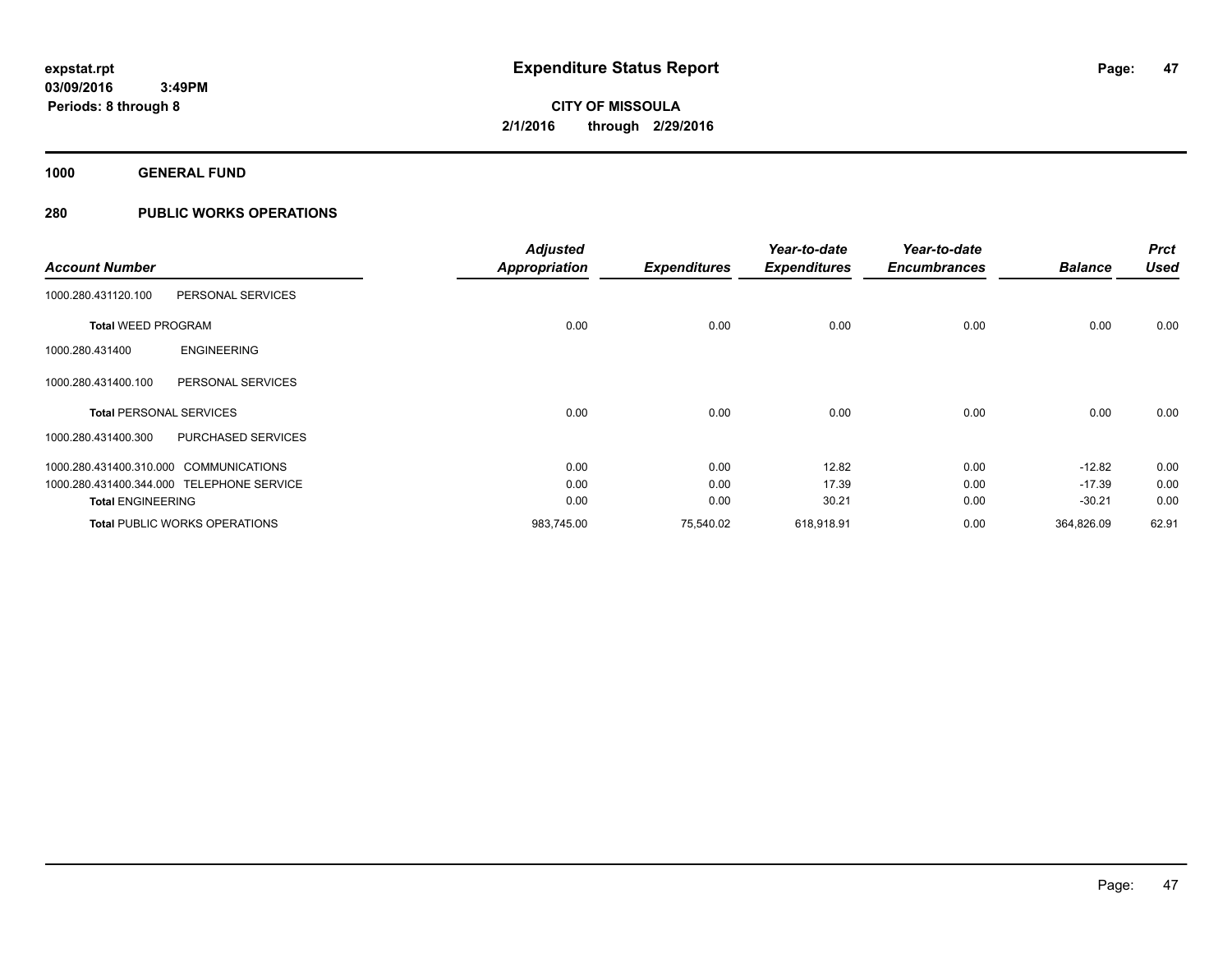# Expenditure Status Report

**CITY OF MISSOULA**

**2/1/2016 through 2/29/2016**

expstat.rpt
03/09/2016 3:49PM
Periods: 8 through 8

**1000 GENERAL FUND**

**280 PUBLIC WORKS OPERATIONS**

| Account Number | | Adjusted Appropriation | Expenditures | Year-to-date Expenditures | Year-to-date Encumbrances | Balance | Prct Used |
|---|---|---|---|---|---|---|---|
| 1000.280.431120.100 | PERSONAL SERVICES | | | | | | |
| **Total** WEED PROGRAM | | 0.00 | 0.00 | 0.00 | 0.00 | 0.00 | 0.00 |
| 1000.280.431400 | ENGINEERING | | | | | | |
| 1000.280.431400.100 | PERSONAL SERVICES | | | | | | |
| **Total** PERSONAL SERVICES | | 0.00 | 0.00 | 0.00 | 0.00 | 0.00 | 0.00 |
| 1000.280.431400.300 | PURCHASED SERVICES | | | | | | |
| 1000.280.431400.310.000 | COMMUNICATIONS | 0.00 | 0.00 | 12.82 | 0.00 | -12.82 | 0.00 |
| 1000.280.431400.344.000 | TELEPHONE SERVICE | 0.00 | 0.00 | 17.39 | 0.00 | -17.39 | 0.00 |
| **Total** ENGINEERING | | 0.00 | 0.00 | 30.21 | 0.00 | -30.21 | 0.00 |
| **Total** PUBLIC WORKS OPERATIONS | | 983,745.00 | 75,540.02 | 618,918.91 | 0.00 | 364,826.09 | 62.91 |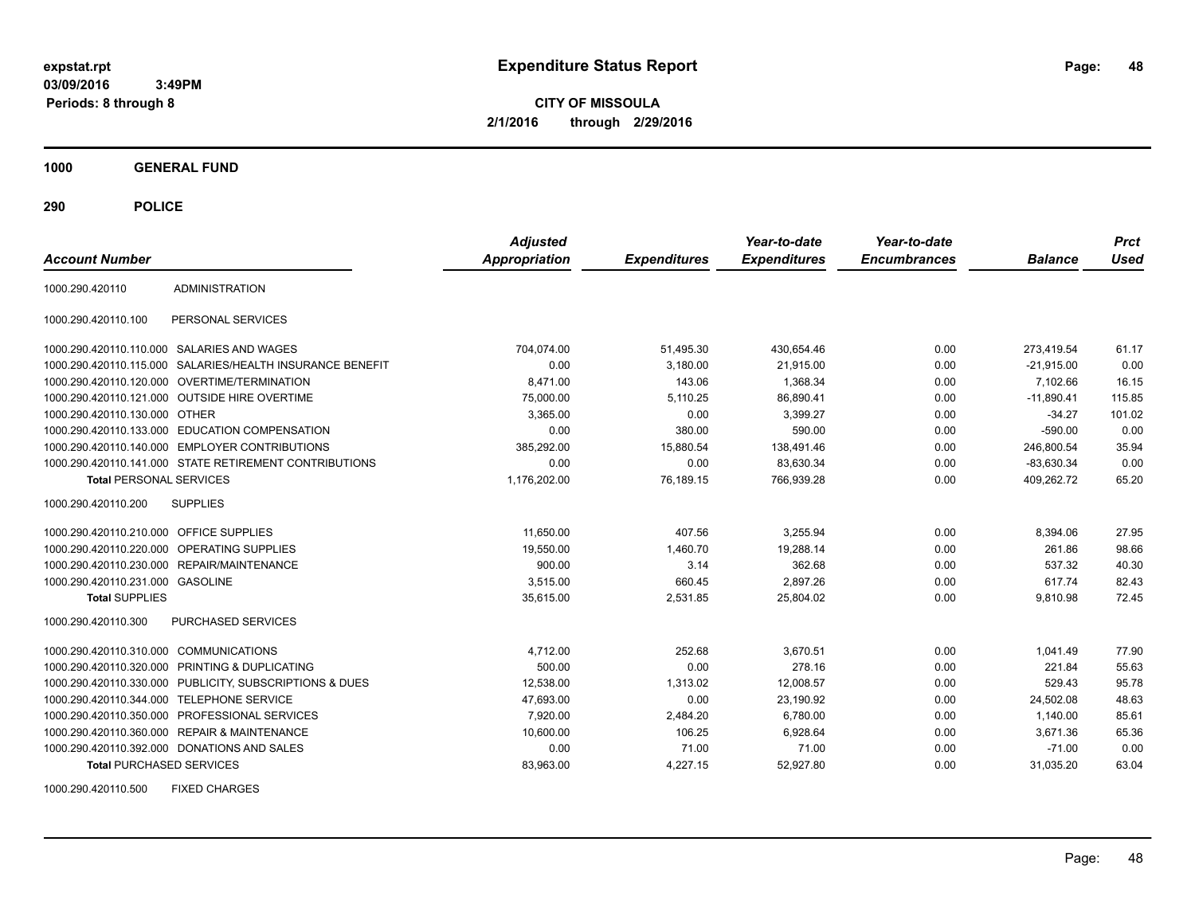# Expenditure Status Report

expstat.rpt
03/09/2016 3:49PM
Periods: 8 through 8

**CITY OF MISSOULA**
**2/1/2016 through 2/29/2016**

## 1000 GENERAL FUND

## 290 POLICE

| Account Number | | Adjusted Appropriation | Expenditures | Year-to-date Expenditures | Year-to-date Encumbrances | Balance | Prct Used |
|---|---|---|---|---|---|---|---|
| 1000.290.420110 | ADMINISTRATION | | | | | | |
| 1000.290.420110.100 | PERSONAL SERVICES | | | | | | |
| 1000.290.420110.110.000 | SALARIES AND WAGES | 704,074.00 | 51,495.30 | 430,654.46 | 0.00 | 273,419.54 | 61.17 |
| 1000.290.420110.115.000 | SALARIES/HEALTH INSURANCE BENEFIT | 0.00 | 3,180.00 | 21,915.00 | 0.00 | -21,915.00 | 0.00 |
| 1000.290.420110.120.000 | OVERTIME/TERMINATION | 8,471.00 | 143.06 | 1,368.34 | 0.00 | 7,102.66 | 16.15 |
| 1000.290.420110.121.000 | OUTSIDE HIRE OVERTIME | 75,000.00 | 5,110.25 | 86,890.41 | 0.00 | -11,890.41 | 115.85 |
| 1000.290.420110.130.000 | OTHER | 3,365.00 | 0.00 | 3,399.27 | 0.00 | -34.27 | 101.02 |
| 1000.290.420110.133.000 | EDUCATION COMPENSATION | 0.00 | 380.00 | 590.00 | 0.00 | -590.00 | 0.00 |
| 1000.290.420110.140.000 | EMPLOYER CONTRIBUTIONS | 385,292.00 | 15,880.54 | 138,491.46 | 0.00 | 246,800.54 | 35.94 |
| 1000.290.420110.141.000 | STATE RETIREMENT CONTRIBUTIONS | 0.00 | 0.00 | 83,630.34 | 0.00 | -83,630.34 | 0.00 |
| **Total** PERSONAL SERVICES | | 1,176,202.00 | 76,189.15 | 766,939.28 | 0.00 | 409,262.72 | 65.20 |
| 1000.290.420110.200 | SUPPLIES | | | | | | |
| 1000.290.420110.210.000 | OFFICE SUPPLIES | 11,650.00 | 407.56 | 3,255.94 | 0.00 | 8,394.06 | 27.95 |
| 1000.290.420110.220.000 | OPERATING SUPPLIES | 19,550.00 | 1,460.70 | 19,288.14 | 0.00 | 261.86 | 98.66 |
| 1000.290.420110.230.000 | REPAIR/MAINTENANCE | 900.00 | 3.14 | 362.68 | 0.00 | 537.32 | 40.30 |
| 1000.290.420110.231.000 | GASOLINE | 3,515.00 | 660.45 | 2,897.26 | 0.00 | 617.74 | 82.43 |
| **Total** SUPPLIES | | 35,615.00 | 2,531.85 | 25,804.02 | 0.00 | 9,810.98 | 72.45 |
| 1000.290.420110.300 | PURCHASED SERVICES | | | | | | |
| 1000.290.420110.310.000 | COMMUNICATIONS | 4,712.00 | 252.68 | 3,670.51 | 0.00 | 1,041.49 | 77.90 |
| 1000.290.420110.320.000 | PRINTING & DUPLICATING | 500.00 | 0.00 | 278.16 | 0.00 | 221.84 | 55.63 |
| 1000.290.420110.330.000 | PUBLICITY, SUBSCRIPTIONS & DUES | 12,538.00 | 1,313.02 | 12,008.57 | 0.00 | 529.43 | 95.78 |
| 1000.290.420110.344.000 | TELEPHONE SERVICE | 47,693.00 | 0.00 | 23,190.92 | 0.00 | 24,502.08 | 48.63 |
| 1000.290.420110.350.000 | PROFESSIONAL SERVICES | 7,920.00 | 2,484.20 | 6,780.00 | 0.00 | 1,140.00 | 85.61 |
| 1000.290.420110.360.000 | REPAIR & MAINTENANCE | 10,600.00 | 106.25 | 6,928.64 | 0.00 | 3,671.36 | 65.36 |
| 1000.290.420110.392.000 | DONATIONS AND SALES | 0.00 | 71.00 | 71.00 | 0.00 | -71.00 | 0.00 |
| **Total** PURCHASED SERVICES | | 83,963.00 | 4,227.15 | 52,927.80 | 0.00 | 31,035.20 | 63.04 |
| 1000.290.420110.500 | FIXED CHARGES | | | | | | |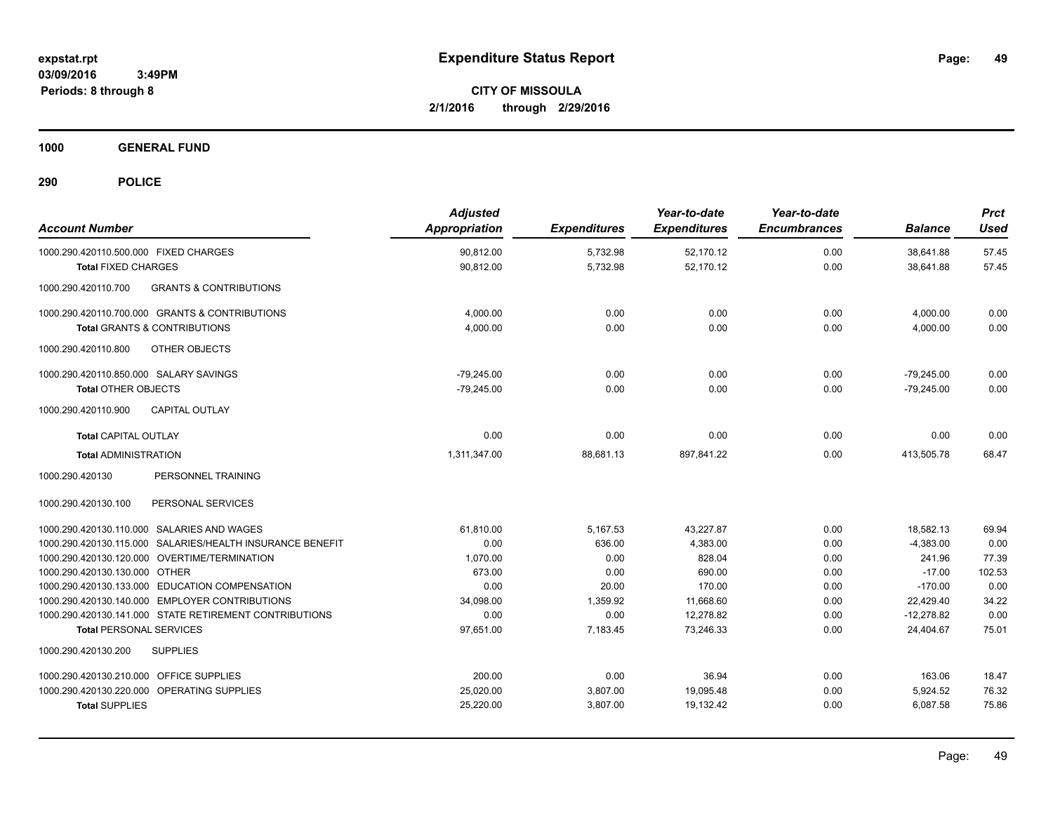**expstat.rpt**
**03/09/2016 3:49PM**
**Periods: 8 through 8**

# Expenditure Status Report

**CITY OF MISSOULA**
**2/1/2016 through 2/29/2016**

## 1000 GENERAL FUND

## 290 POLICE

| Account Number | Adjusted Appropriation | Expenditures | Year-to-date Expenditures | Year-to-date Encumbrances | Balance | Prct Used |
|---|---|---|---|---|---|---|
| 1000.290.420110.500.000 FIXED CHARGES | 90,812.00 | 5,732.98 | 52,170.12 | 0.00 | 38,641.88 | 57.45 |
| **Total** FIXED CHARGES | 90,812.00 | 5,732.98 | 52,170.12 | 0.00 | 38,641.88 | 57.45 |
| 1000.290.420110.700 GRANTS & CONTRIBUTIONS | | | | | | |
| 1000.290.420110.700.000 GRANTS & CONTRIBUTIONS | 4,000.00 | 0.00 | 0.00 | 0.00 | 4,000.00 | 0.00 |
| **Total** GRANTS & CONTRIBUTIONS | 4,000.00 | 0.00 | 0.00 | 0.00 | 4,000.00 | 0.00 |
| 1000.290.420110.800 OTHER OBJECTS | | | | | | |
| 1000.290.420110.850.000 SALARY SAVINGS | -79,245.00 | 0.00 | 0.00 | 0.00 | -79,245.00 | 0.00 |
| **Total** OTHER OBJECTS | -79,245.00 | 0.00 | 0.00 | 0.00 | -79,245.00 | 0.00 |
| 1000.290.420110.900 CAPITAL OUTLAY | | | | | | |
| **Total** CAPITAL OUTLAY | 0.00 | 0.00 | 0.00 | 0.00 | 0.00 | 0.00 |
| **Total** ADMINISTRATION | 1,311,347.00 | 88,681.13 | 897,841.22 | 0.00 | 413,505.78 | 68.47 |
| 1000.290.420130 PERSONNEL TRAINING | | | | | | |
| 1000.290.420130.100 PERSONAL SERVICES | | | | | | |
| 1000.290.420130.110.000 SALARIES AND WAGES | 61,810.00 | 5,167.53 | 43,227.87 | 0.00 | 18,582.13 | 69.94 |
| 1000.290.420130.115.000 SALARIES/HEALTH INSURANCE BENEFIT | 0.00 | 636.00 | 4,383.00 | 0.00 | -4,383.00 | 0.00 |
| 1000.290.420130.120.000 OVERTIME/TERMINATION | 1,070.00 | 0.00 | 828.04 | 0.00 | 241.96 | 77.39 |
| 1000.290.420130.130.000 OTHER | 673.00 | 0.00 | 690.00 | 0.00 | -17.00 | 102.53 |
| 1000.290.420130.133.000 EDUCATION COMPENSATION | 0.00 | 20.00 | 170.00 | 0.00 | -170.00 | 0.00 |
| 1000.290.420130.140.000 EMPLOYER CONTRIBUTIONS | 34,098.00 | 1,359.92 | 11,668.60 | 0.00 | 22,429.40 | 34.22 |
| 1000.290.420130.141.000 STATE RETIREMENT CONTRIBUTIONS | 0.00 | 0.00 | 12,278.82 | 0.00 | -12,278.82 | 0.00 |
| **Total** PERSONAL SERVICES | 97,651.00 | 7,183.45 | 73,246.33 | 0.00 | 24,404.67 | 75.01 |
| 1000.290.420130.200 SUPPLIES | | | | | | |
| 1000.290.420130.210.000 OFFICE SUPPLIES | 200.00 | 0.00 | 36.94 | 0.00 | 163.06 | 18.47 |
| 1000.290.420130.220.000 OPERATING SUPPLIES | 25,020.00 | 3,807.00 | 19,095.48 | 0.00 | 5,924.52 | 76.32 |
| **Total** SUPPLIES | 25,220.00 | 3,807.00 | 19,132.42 | 0.00 | 6,087.58 | 75.86 |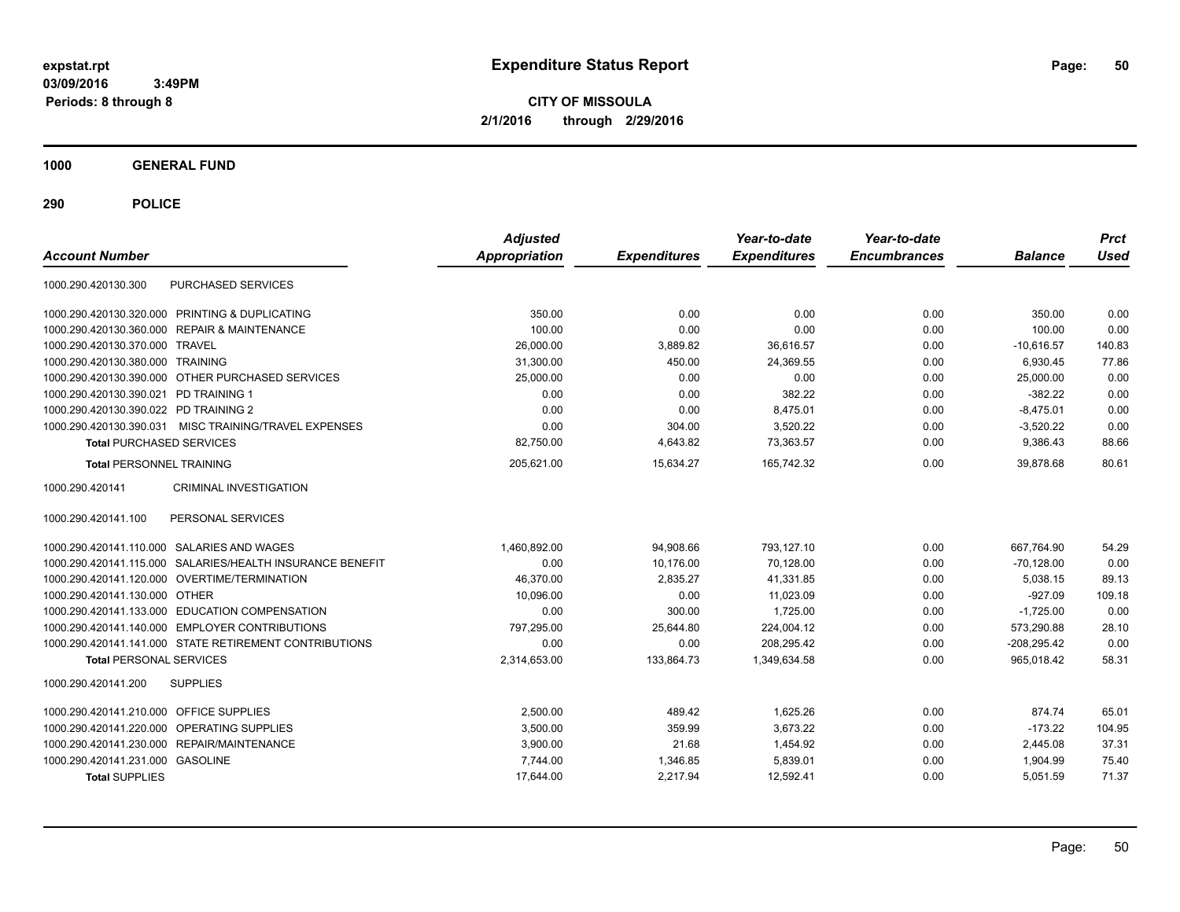expstat.rpt
03/09/2016 3:49PM
Periods: 8 through 8

# Expenditure Status Report

**CITY OF MISSOULA**
**2/1/2016 through 2/29/2016**

## 1000 GENERAL FUND

## 290 POLICE

| Account Number | | Adjusted Appropriation | Expenditures | Year-to-date Expenditures | Year-to-date Encumbrances | Balance | Prct Used |
|---|---|---|---|---|---|---|---|
| 1000.290.420130.300 | PURCHASED SERVICES | | | | | | |
| 1000.290.420130.320.000 | PRINTING & DUPLICATING | 350.00 | 0.00 | 0.00 | 0.00 | 350.00 | 0.00 |
| 1000.290.420130.360.000 | REPAIR & MAINTENANCE | 100.00 | 0.00 | 0.00 | 0.00 | 100.00 | 0.00 |
| 1000.290.420130.370.000 | TRAVEL | 26,000.00 | 3,889.82 | 36,616.57 | 0.00 | -10,616.57 | 140.83 |
| 1000.290.420130.380.000 | TRAINING | 31,300.00 | 450.00 | 24,369.55 | 0.00 | 6,930.45 | 77.86 |
| 1000.290.420130.390.000 | OTHER PURCHASED SERVICES | 25,000.00 | 0.00 | 0.00 | 0.00 | 25,000.00 | 0.00 |
| 1000.290.420130.390.021 | PD TRAINING 1 | 0.00 | 0.00 | 382.22 | 0.00 | -382.22 | 0.00 |
| 1000.290.420130.390.022 | PD TRAINING 2 | 0.00 | 0.00 | 8,475.01 | 0.00 | -8,475.01 | 0.00 |
| 1000.290.420130.390.031 | MISC TRAINING/TRAVEL EXPENSES | 0.00 | 304.00 | 3,520.22 | 0.00 | -3,520.22 | 0.00 |
| **Total** PURCHASED SERVICES | | 82,750.00 | 4,643.82 | 73,363.57 | 0.00 | 9,386.43 | 88.66 |
| **Total** PERSONNEL TRAINING | | 205,621.00 | 15,634.27 | 165,742.32 | 0.00 | 39,878.68 | 80.61 |
| 1000.290.420141 | CRIMINAL INVESTIGATION | | | | | | |
| 1000.290.420141.100 | PERSONAL SERVICES | | | | | | |
| 1000.290.420141.110.000 | SALARIES AND WAGES | 1,460,892.00 | 94,908.66 | 793,127.10 | 0.00 | 667,764.90 | 54.29 |
| 1000.290.420141.115.000 | SALARIES/HEALTH INSURANCE BENEFIT | 0.00 | 10,176.00 | 70,128.00 | 0.00 | -70,128.00 | 0.00 |
| 1000.290.420141.120.000 | OVERTIME/TERMINATION | 46,370.00 | 2,835.27 | 41,331.85 | 0.00 | 5,038.15 | 89.13 |
| 1000.290.420141.130.000 | OTHER | 10,096.00 | 0.00 | 11,023.09 | 0.00 | -927.09 | 109.18 |
| 1000.290.420141.133.000 | EDUCATION COMPENSATION | 0.00 | 300.00 | 1,725.00 | 0.00 | -1,725.00 | 0.00 |
| 1000.290.420141.140.000 | EMPLOYER CONTRIBUTIONS | 797,295.00 | 25,644.80 | 224,004.12 | 0.00 | 573,290.88 | 28.10 |
| 1000.290.420141.141.000 | STATE RETIREMENT CONTRIBUTIONS | 0.00 | 0.00 | 208,295.42 | 0.00 | -208,295.42 | 0.00 |
| **Total** PERSONAL SERVICES | | 2,314,653.00 | 133,864.73 | 1,349,634.58 | 0.00 | 965,018.42 | 58.31 |
| 1000.290.420141.200 | SUPPLIES | | | | | | |
| 1000.290.420141.210.000 | OFFICE SUPPLIES | 2,500.00 | 489.42 | 1,625.26 | 0.00 | 874.74 | 65.01 |
| 1000.290.420141.220.000 | OPERATING SUPPLIES | 3,500.00 | 359.99 | 3,673.22 | 0.00 | -173.22 | 104.95 |
| 1000.290.420141.230.000 | REPAIR/MAINTENANCE | 3,900.00 | 21.68 | 1,454.92 | 0.00 | 2,445.08 | 37.31 |
| 1000.290.420141.231.000 | GASOLINE | 7,744.00 | 1,346.85 | 5,839.01 | 0.00 | 1,904.99 | 75.40 |
| **Total** SUPPLIES | | 17,644.00 | 2,217.94 | 12,592.41 | 0.00 | 5,051.59 | 71.37 |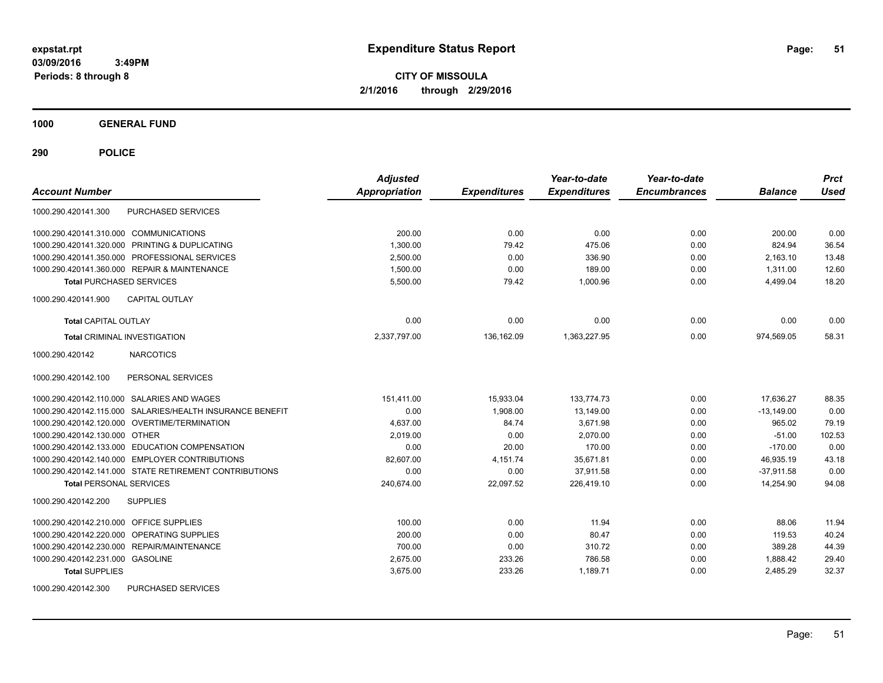**expstat.rpt**
**03/09/2016 3:49PM**
**Periods: 8 through 8**

# Expenditure Status Report

**CITY OF MISSOULA**
**2/1/2016 through 2/29/2016**

## 1000 GENERAL FUND

## 290 POLICE

| Account Number | | Adjusted Appropriation | Expenditures | Year-to-date Expenditures | Year-to-date Encumbrances | Balance | Prct Used |
|---|---|---|---|---|---|---|---|
| 1000.290.420141.300 | PURCHASED SERVICES | | | | | | |
| 1000.290.420141.310.000 | COMMUNICATIONS | 200.00 | 0.00 | 0.00 | 0.00 | 200.00 | 0.00 |
| 1000.290.420141.320.000 | PRINTING & DUPLICATING | 1,300.00 | 79.42 | 475.06 | 0.00 | 824.94 | 36.54 |
| 1000.290.420141.350.000 | PROFESSIONAL SERVICES | 2,500.00 | 0.00 | 336.90 | 0.00 | 2,163.10 | 13.48 |
| 1000.290.420141.360.000 | REPAIR & MAINTENANCE | 1,500.00 | 0.00 | 189.00 | 0.00 | 1,311.00 | 12.60 |
| **Total** PURCHASED SERVICES | | 5,500.00 | 79.42 | 1,000.96 | 0.00 | 4,499.04 | 18.20 |
| 1000.290.420141.900 | CAPITAL OUTLAY | | | | | | |
| **Total** CAPITAL OUTLAY | | 0.00 | 0.00 | 0.00 | 0.00 | 0.00 | 0.00 |
| **Total** CRIMINAL INVESTIGATION | | 2,337,797.00 | 136,162.09 | 1,363,227.95 | 0.00 | 974,569.05 | 58.31 |
| 1000.290.420142 | NARCOTICS | | | | | | |
| 1000.290.420142.100 | PERSONAL SERVICES | | | | | | |
| 1000.290.420142.110.000 | SALARIES AND WAGES | 151,411.00 | 15,933.04 | 133,774.73 | 0.00 | 17,636.27 | 88.35 |
| 1000.290.420142.115.000 | SALARIES/HEALTH INSURANCE BENEFIT | 0.00 | 1,908.00 | 13,149.00 | 0.00 | -13,149.00 | 0.00 |
| 1000.290.420142.120.000 | OVERTIME/TERMINATION | 4,637.00 | 84.74 | 3,671.98 | 0.00 | 965.02 | 79.19 |
| 1000.290.420142.130.000 | OTHER | 2,019.00 | 0.00 | 2,070.00 | 0.00 | -51.00 | 102.53 |
| 1000.290.420142.133.000 | EDUCATION COMPENSATION | 0.00 | 20.00 | 170.00 | 0.00 | -170.00 | 0.00 |
| 1000.290.420142.140.000 | EMPLOYER CONTRIBUTIONS | 82,607.00 | 4,151.74 | 35,671.81 | 0.00 | 46,935.19 | 43.18 |
| 1000.290.420142.141.000 | STATE RETIREMENT CONTRIBUTIONS | 0.00 | 0.00 | 37,911.58 | 0.00 | -37,911.58 | 0.00 |
| **Total** PERSONAL SERVICES | | 240,674.00 | 22,097.52 | 226,419.10 | 0.00 | 14,254.90 | 94.08 |
| 1000.290.420142.200 | SUPPLIES | | | | | | |
| 1000.290.420142.210.000 | OFFICE SUPPLIES | 100.00 | 0.00 | 11.94 | 0.00 | 88.06 | 11.94 |
| 1000.290.420142.220.000 | OPERATING SUPPLIES | 200.00 | 0.00 | 80.47 | 0.00 | 119.53 | 40.24 |
| 1000.290.420142.230.000 | REPAIR/MAINTENANCE | 700.00 | 0.00 | 310.72 | 0.00 | 389.28 | 44.39 |
| 1000.290.420142.231.000 | GASOLINE | 2,675.00 | 233.26 | 786.58 | 0.00 | 1,888.42 | 29.40 |
| **Total** SUPPLIES | | 3,675.00 | 233.26 | 1,189.71 | 0.00 | 2,485.29 | 32.37 |
| 1000.290.420142.300 | PURCHASED SERVICES | | | | | | |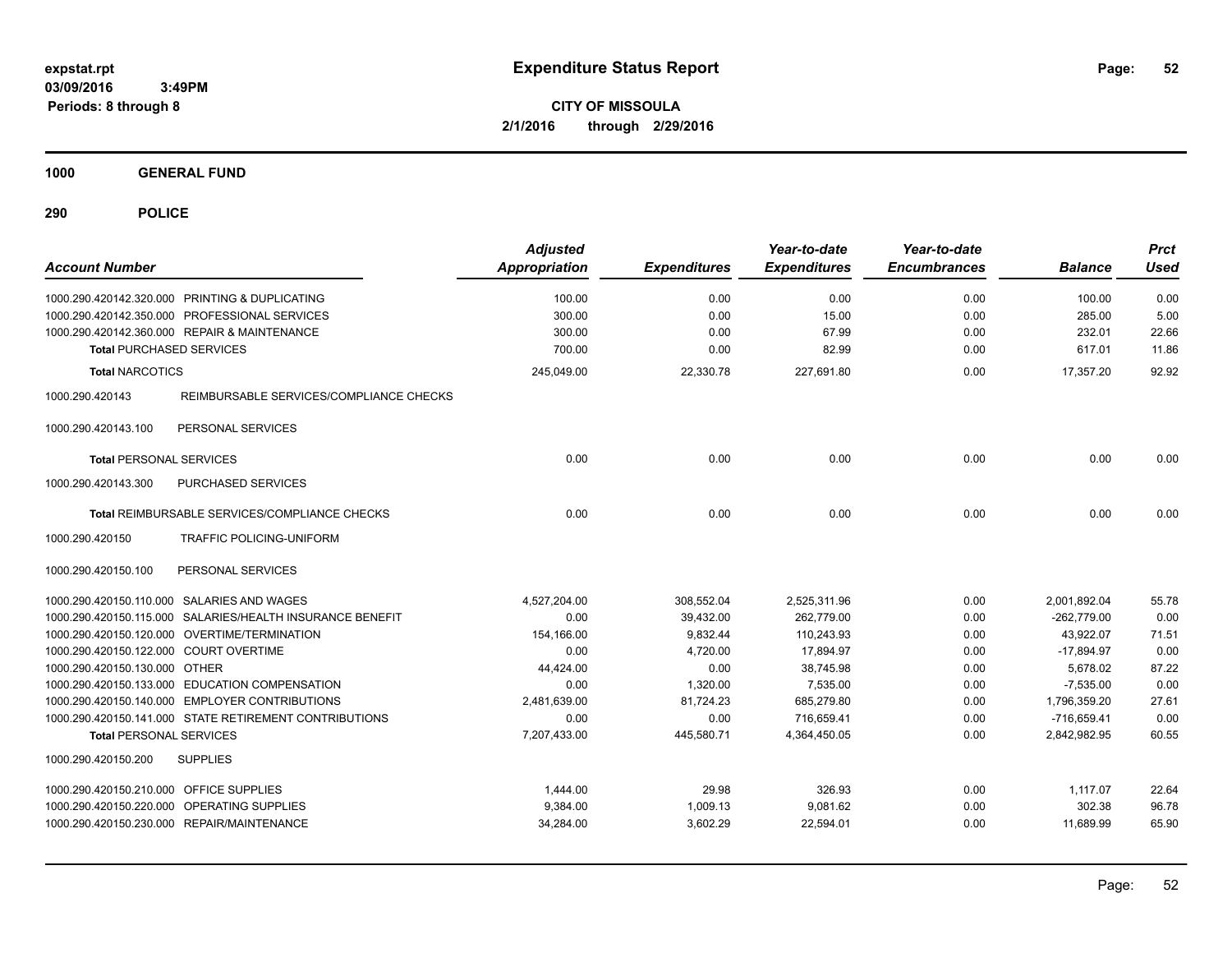**Expenditure Status Report**

**CITY OF MISSOULA**

**2/1/2016 through 2/29/2016**

expstat.rpt
03/09/2016 3:49PM
Periods: 8 through 8

## 1000 GENERAL FUND

## 290 POLICE

| Account Number | | Adjusted Appropriation | Expenditures | Year-to-date Expenditures | Year-to-date Encumbrances | Balance | Prct Used |
|---|---|---|---|---|---|---|---|
| 1000.290.420142.320.000 | PRINTING & DUPLICATING | 100.00 | 0.00 | 0.00 | 0.00 | 100.00 | 0.00 |
| 1000.290.420142.350.000 | PROFESSIONAL SERVICES | 300.00 | 0.00 | 15.00 | 0.00 | 285.00 | 5.00 |
| 1000.290.420142.360.000 | REPAIR & MAINTENANCE | 300.00 | 0.00 | 67.99 | 0.00 | 232.01 | 22.66 |
| **Total** PURCHASED SERVICES | | 700.00 | 0.00 | 82.99 | 0.00 | 617.01 | 11.86 |
| **Total** NARCOTICS | | 245,049.00 | 22,330.78 | 227,691.80 | 0.00 | 17,357.20 | 92.92 |
| 1000.290.420143 | REIMBURSABLE SERVICES/COMPLIANCE CHECKS | | | | | | |
| 1000.290.420143.100 | PERSONAL SERVICES | | | | | | |
| **Total** PERSONAL SERVICES | | 0.00 | 0.00 | 0.00 | 0.00 | 0.00 | 0.00 |
| 1000.290.420143.300 | PURCHASED SERVICES | | | | | | |
| **Total** REIMBURSABLE SERVICES/COMPLIANCE CHECKS | | 0.00 | 0.00 | 0.00 | 0.00 | 0.00 | 0.00 |
| 1000.290.420150 | TRAFFIC POLICING-UNIFORM | | | | | | |
| 1000.290.420150.100 | PERSONAL SERVICES | | | | | | |
| 1000.290.420150.110.000 | SALARIES AND WAGES | 4,527,204.00 | 308,552.04 | 2,525,311.96 | 0.00 | 2,001,892.04 | 55.78 |
| 1000.290.420150.115.000 | SALARIES/HEALTH INSURANCE BENEFIT | 0.00 | 39,432.00 | 262,779.00 | 0.00 | -262,779.00 | 0.00 |
| 1000.290.420150.120.000 | OVERTIME/TERMINATION | 154,166.00 | 9,832.44 | 110,243.93 | 0.00 | 43,922.07 | 71.51 |
| 1000.290.420150.122.000 | COURT OVERTIME | 0.00 | 4,720.00 | 17,894.97 | 0.00 | -17,894.97 | 0.00 |
| 1000.290.420150.130.000 | OTHER | 44,424.00 | 0.00 | 38,745.98 | 0.00 | 5,678.02 | 87.22 |
| 1000.290.420150.133.000 | EDUCATION COMPENSATION | 0.00 | 1,320.00 | 7,535.00 | 0.00 | -7,535.00 | 0.00 |
| 1000.290.420150.140.000 | EMPLOYER CONTRIBUTIONS | 2,481,639.00 | 81,724.23 | 685,279.80 | 0.00 | 1,796,359.20 | 27.61 |
| 1000.290.420150.141.000 | STATE RETIREMENT CONTRIBUTIONS | 0.00 | 0.00 | 716,659.41 | 0.00 | -716,659.41 | 0.00 |
| **Total** PERSONAL SERVICES | | 7,207,433.00 | 445,580.71 | 4,364,450.05 | 0.00 | 2,842,982.95 | 60.55 |
| 1000.290.420150.200 | SUPPLIES | | | | | | |
| 1000.290.420150.210.000 | OFFICE SUPPLIES | 1,444.00 | 29.98 | 326.93 | 0.00 | 1,117.07 | 22.64 |
| 1000.290.420150.220.000 | OPERATING SUPPLIES | 9,384.00 | 1,009.13 | 9,081.62 | 0.00 | 302.38 | 96.78 |
| 1000.290.420150.230.000 | REPAIR/MAINTENANCE | 34,284.00 | 3,602.29 | 22,594.01 | 0.00 | 11,689.99 | 65.90 |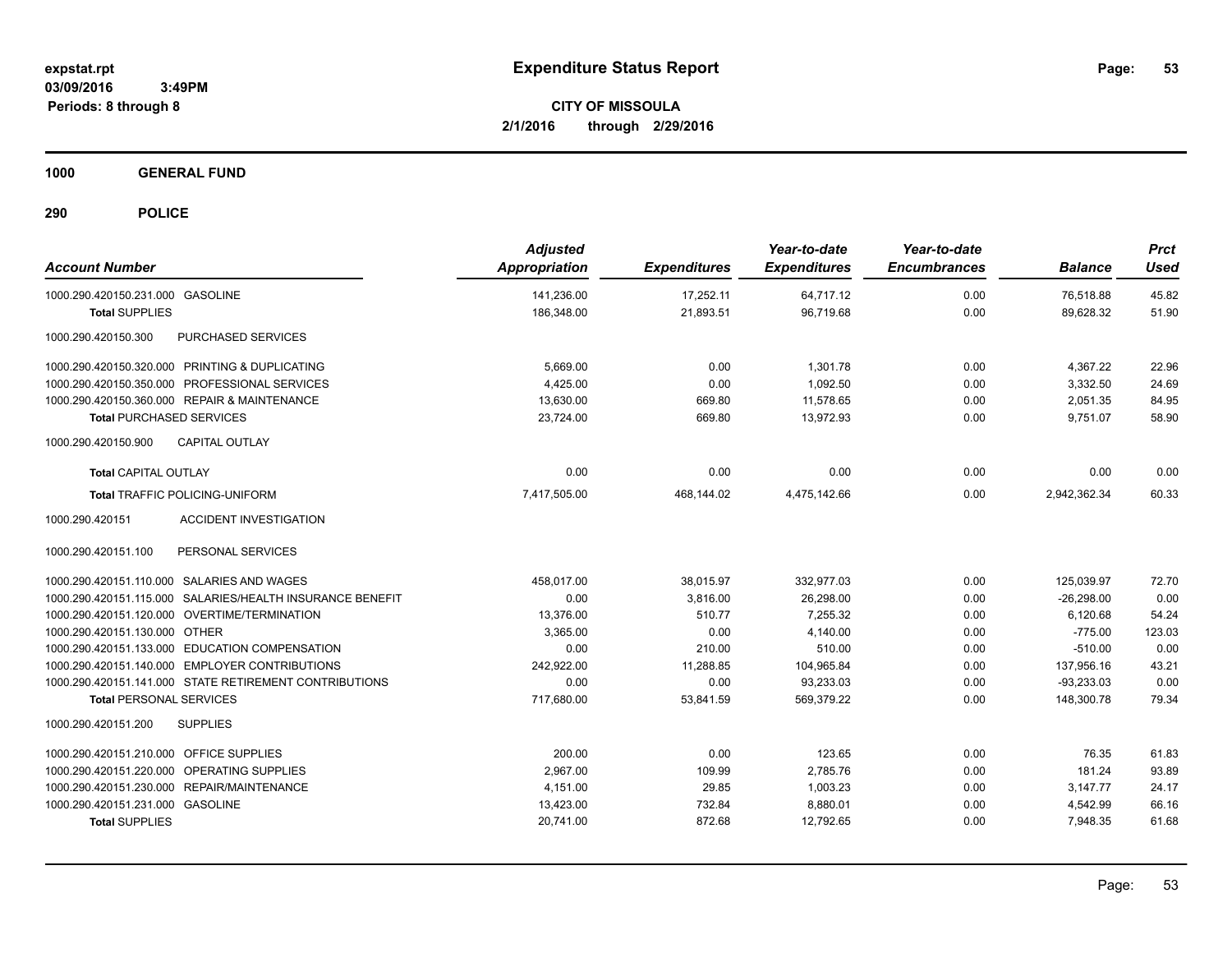expstat.rpt
03/09/2016 3:49PM
Periods: 8 through 8

# Expenditure Status Report

**CITY OF MISSOULA**
**2/1/2016 through 2/29/2016**

## 1000 GENERAL FUND

## 290 POLICE

| Account Number | Adjusted Appropriation | Expenditures | Year-to-date Expenditures | Year-to-date Encumbrances | Balance | Prct Used |
|---|---|---|---|---|---|---|
| 1000.290.420150.231.000 GASOLINE | 141,236.00 | 17,252.11 | 64,717.12 | 0.00 | 76,518.88 | 45.82 |
| **Total SUPPLIES** | 186,348.00 | 21,893.51 | 96,719.68 | 0.00 | 89,628.32 | 51.90 |
| 1000.290.420150.300 PURCHASED SERVICES | | | | | | |
| 1000.290.420150.320.000 PRINTING & DUPLICATING | 5,669.00 | 0.00 | 1,301.78 | 0.00 | 4,367.22 | 22.96 |
| 1000.290.420150.350.000 PROFESSIONAL SERVICES | 4,425.00 | 0.00 | 1,092.50 | 0.00 | 3,332.50 | 24.69 |
| 1000.290.420150.360.000 REPAIR & MAINTENANCE | 13,630.00 | 669.80 | 11,578.65 | 0.00 | 2,051.35 | 84.95 |
| **Total PURCHASED SERVICES** | 23,724.00 | 669.80 | 13,972.93 | 0.00 | 9,751.07 | 58.90 |
| 1000.290.420150.900 CAPITAL OUTLAY | | | | | | |
| **Total CAPITAL OUTLAY** | 0.00 | 0.00 | 0.00 | 0.00 | 0.00 | 0.00 |
| **Total TRAFFIC POLICING-UNIFORM** | 7,417,505.00 | 468,144.02 | 4,475,142.66 | 0.00 | 2,942,362.34 | 60.33 |
| 1000.290.420151 ACCIDENT INVESTIGATION | | | | | | |
| 1000.290.420151.100 PERSONAL SERVICES | | | | | | |
| 1000.290.420151.110.000 SALARIES AND WAGES | 458,017.00 | 38,015.97 | 332,977.03 | 0.00 | 125,039.97 | 72.70 |
| 1000.290.420151.115.000 SALARIES/HEALTH INSURANCE BENEFIT | 0.00 | 3,816.00 | 26,298.00 | 0.00 | -26,298.00 | 0.00 |
| 1000.290.420151.120.000 OVERTIME/TERMINATION | 13,376.00 | 510.77 | 7,255.32 | 0.00 | 6,120.68 | 54.24 |
| 1000.290.420151.130.000 OTHER | 3,365.00 | 0.00 | 4,140.00 | 0.00 | -775.00 | 123.03 |
| 1000.290.420151.133.000 EDUCATION COMPENSATION | 0.00 | 210.00 | 510.00 | 0.00 | -510.00 | 0.00 |
| 1000.290.420151.140.000 EMPLOYER CONTRIBUTIONS | 242,922.00 | 11,288.85 | 104,965.84 | 0.00 | 137,956.16 | 43.21 |
| 1000.290.420151.141.000 STATE RETIREMENT CONTRIBUTIONS | 0.00 | 0.00 | 93,233.03 | 0.00 | -93,233.03 | 0.00 |
| **Total PERSONAL SERVICES** | 717,680.00 | 53,841.59 | 569,379.22 | 0.00 | 148,300.78 | 79.34 |
| 1000.290.420151.200 SUPPLIES | | | | | | |
| 1000.290.420151.210.000 OFFICE SUPPLIES | 200.00 | 0.00 | 123.65 | 0.00 | 76.35 | 61.83 |
| 1000.290.420151.220.000 OPERATING SUPPLIES | 2,967.00 | 109.99 | 2,785.76 | 0.00 | 181.24 | 93.89 |
| 1000.290.420151.230.000 REPAIR/MAINTENANCE | 4,151.00 | 29.85 | 1,003.23 | 0.00 | 3,147.77 | 24.17 |
| 1000.290.420151.231.000 GASOLINE | 13,423.00 | 732.84 | 8,880.01 | 0.00 | 4,542.99 | 66.16 |
| **Total SUPPLIES** | 20,741.00 | 872.68 | 12,792.65 | 0.00 | 7,948.35 | 61.68 |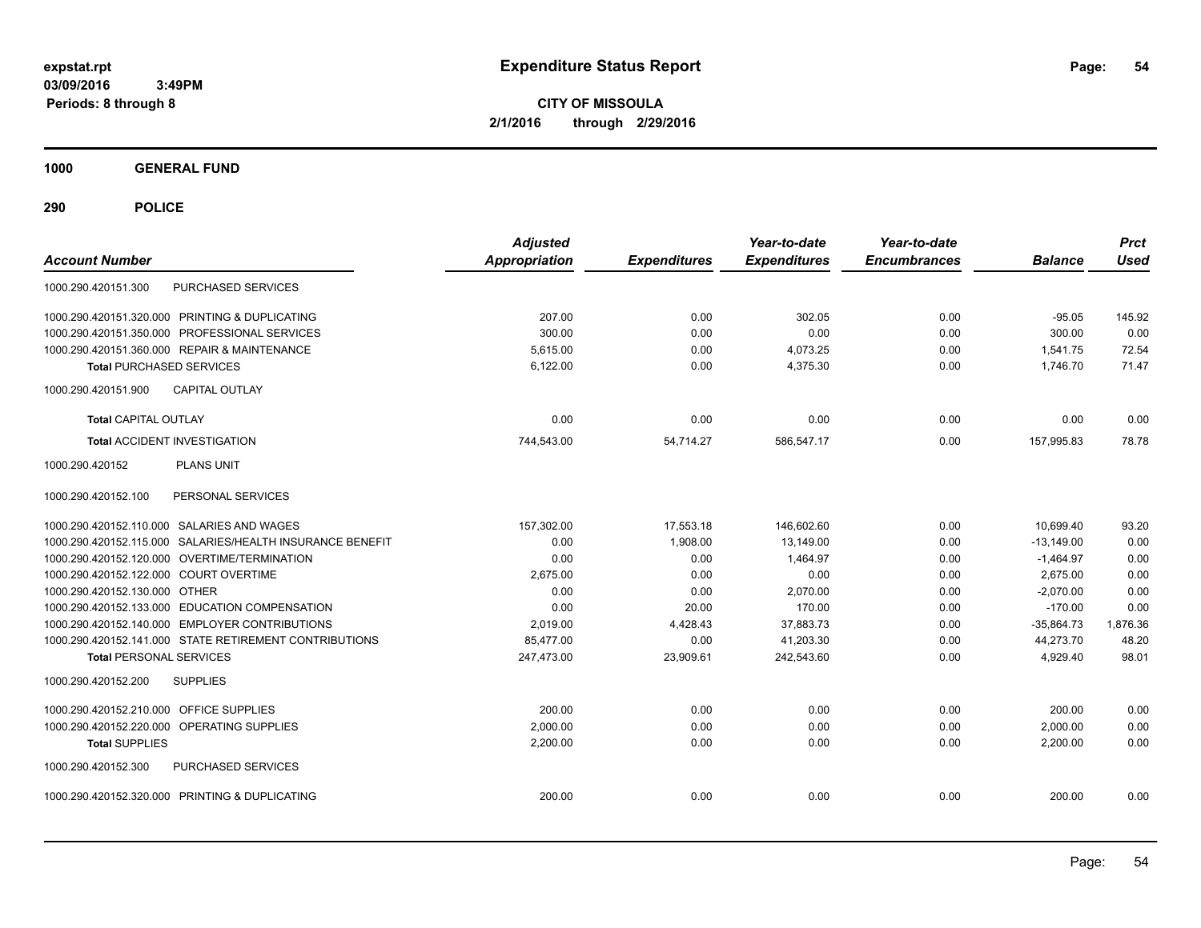# Expenditure Status Report

**CITY OF MISSOULA**

**2/1/2016 through 2/29/2016**

expstat.rpt
03/09/2016 3:49PM
Periods: 8 through 8

**1000 GENERAL FUND**

**290 POLICE**

| Account Number | | Adjusted Appropriation | Expenditures | Year-to-date Expenditures | Year-to-date Encumbrances | Balance | Prct Used |
|---|---|---|---|---|---|---|---|
| 1000.290.420151.300 | PURCHASED SERVICES | | | | | | |
| 1000.290.420151.320.000 | PRINTING & DUPLICATING | 207.00 | 0.00 | 302.05 | 0.00 | -95.05 | 145.92 |
| 1000.290.420151.350.000 | PROFESSIONAL SERVICES | 300.00 | 0.00 | 0.00 | 0.00 | 300.00 | 0.00 |
| 1000.290.420151.360.000 | REPAIR & MAINTENANCE | 5,615.00 | 0.00 | 4,073.25 | 0.00 | 1,541.75 | 72.54 |
| **Total** PURCHASED SERVICES | | 6,122.00 | 0.00 | 4,375.30 | 0.00 | 1,746.70 | 71.47 |
| 1000.290.420151.900 | CAPITAL OUTLAY | | | | | | |
| **Total** CAPITAL OUTLAY | | 0.00 | 0.00 | 0.00 | 0.00 | 0.00 | 0.00 |
| **Total** ACCIDENT INVESTIGATION | | 744,543.00 | 54,714.27 | 586,547.17 | 0.00 | 157,995.83 | 78.78 |
| 1000.290.420152 | PLANS UNIT | | | | | | |
| 1000.290.420152.100 | PERSONAL SERVICES | | | | | | |
| 1000.290.420152.110.000 | SALARIES AND WAGES | 157,302.00 | 17,553.18 | 146,602.60 | 0.00 | 10,699.40 | 93.20 |
| 1000.290.420152.115.000 | SALARIES/HEALTH INSURANCE BENEFIT | 0.00 | 1,908.00 | 13,149.00 | 0.00 | -13,149.00 | 0.00 |
| 1000.290.420152.120.000 | OVERTIME/TERMINATION | 0.00 | 0.00 | 1,464.97 | 0.00 | -1,464.97 | 0.00 |
| 1000.290.420152.122.000 | COURT OVERTIME | 2,675.00 | 0.00 | 0.00 | 0.00 | 2,675.00 | 0.00 |
| 1000.290.420152.130.000 | OTHER | 0.00 | 0.00 | 2,070.00 | 0.00 | -2,070.00 | 0.00 |
| 1000.290.420152.133.000 | EDUCATION COMPENSATION | 0.00 | 20.00 | 170.00 | 0.00 | -170.00 | 0.00 |
| 1000.290.420152.140.000 | EMPLOYER CONTRIBUTIONS | 2,019.00 | 4,428.43 | 37,883.73 | 0.00 | -35,864.73 | 1,876.36 |
| 1000.290.420152.141.000 | STATE RETIREMENT CONTRIBUTIONS | 85,477.00 | 0.00 | 41,203.30 | 0.00 | 44,273.70 | 48.20 |
| **Total** PERSONAL SERVICES | | 247,473.00 | 23,909.61 | 242,543.60 | 0.00 | 4,929.40 | 98.01 |
| 1000.290.420152.200 | SUPPLIES | | | | | | |
| 1000.290.420152.210.000 | OFFICE SUPPLIES | 200.00 | 0.00 | 0.00 | 0.00 | 200.00 | 0.00 |
| 1000.290.420152.220.000 | OPERATING SUPPLIES | 2,000.00 | 0.00 | 0.00 | 0.00 | 2,000.00 | 0.00 |
| **Total** SUPPLIES | | 2,200.00 | 0.00 | 0.00 | 0.00 | 2,200.00 | 0.00 |
| 1000.290.420152.300 | PURCHASED SERVICES | | | | | | |
| 1000.290.420152.320.000 | PRINTING & DUPLICATING | 200.00 | 0.00 | 0.00 | 0.00 | 200.00 | 0.00 |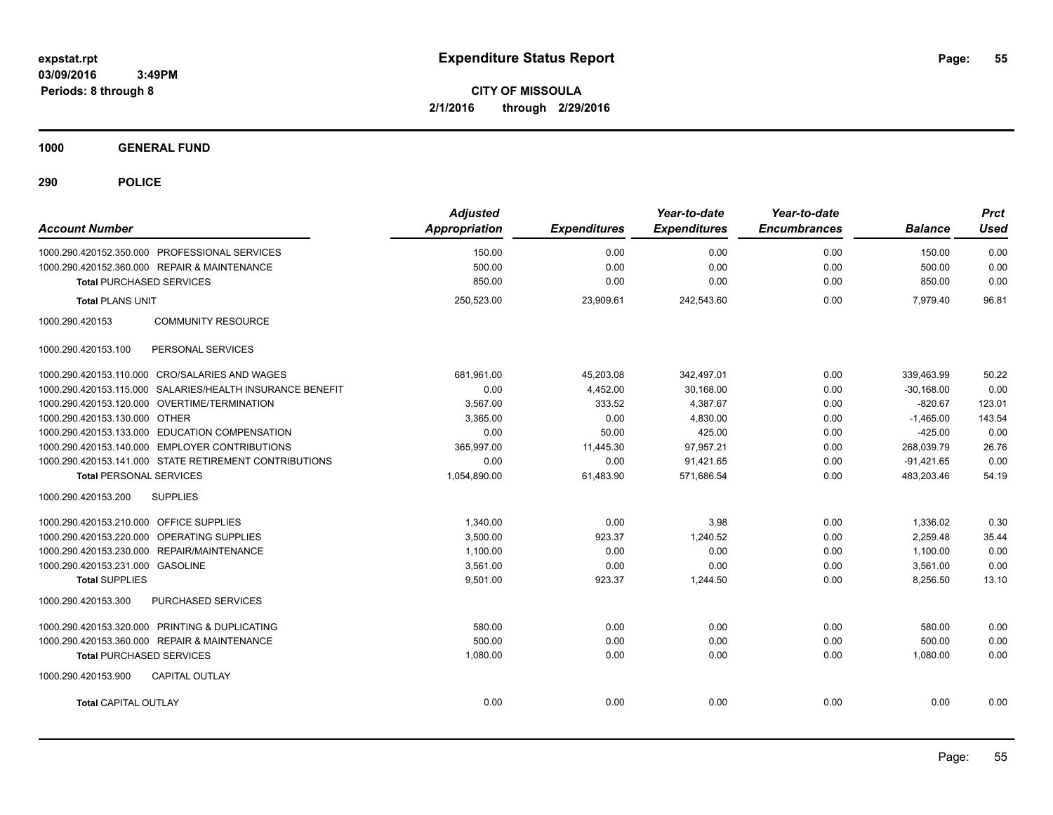# Expenditure Status Report

expstat.rpt
03/09/2016 3:49PM
Periods: 8 through 8

**CITY OF MISSOULA**
**2/1/2016 through 2/29/2016**

**1000 GENERAL FUND**

**290 POLICE**

| Account Number | Adjusted Appropriation | Expenditures | Year-to-date Expenditures | Year-to-date Encumbrances | Balance | Prct Used |
|---|---|---|---|---|---|---|
| 1000.290.420152.350.000 PROFESSIONAL SERVICES | 150.00 | 0.00 | 0.00 | 0.00 | 150.00 | 0.00 |
| 1000.290.420152.360.000 REPAIR & MAINTENANCE | 500.00 | 0.00 | 0.00 | 0.00 | 500.00 | 0.00 |
| **Total** PURCHASED SERVICES | 850.00 | 0.00 | 0.00 | 0.00 | 850.00 | 0.00 |
| **Total** PLANS UNIT | 250,523.00 | 23,909.61 | 242,543.60 | 0.00 | 7,979.40 | 96.81 |
| 1000.290.420153 COMMUNITY RESOURCE | | | | | | |
| 1000.290.420153.100 PERSONAL SERVICES | | | | | | |
| 1000.290.420153.110.000 CRO/SALARIES AND WAGES | 681,961.00 | 45,203.08 | 342,497.01 | 0.00 | 339,463.99 | 50.22 |
| 1000.290.420153.115.000 SALARIES/HEALTH INSURANCE BENEFIT | 0.00 | 4,452.00 | 30,168.00 | 0.00 | -30,168.00 | 0.00 |
| 1000.290.420153.120.000 OVERTIME/TERMINATION | 3,567.00 | 333.52 | 4,387.67 | 0.00 | -820.67 | 123.01 |
| 1000.290.420153.130.000 OTHER | 3,365.00 | 0.00 | 4,830.00 | 0.00 | -1,465.00 | 143.54 |
| 1000.290.420153.133.000 EDUCATION COMPENSATION | 0.00 | 50.00 | 425.00 | 0.00 | -425.00 | 0.00 |
| 1000.290.420153.140.000 EMPLOYER CONTRIBUTIONS | 365,997.00 | 11,445.30 | 97,957.21 | 0.00 | 268,039.79 | 26.76 |
| 1000.290.420153.141.000 STATE RETIREMENT CONTRIBUTIONS | 0.00 | 0.00 | 91,421.65 | 0.00 | -91,421.65 | 0.00 |
| **Total** PERSONAL SERVICES | 1,054,890.00 | 61,483.90 | 571,686.54 | 0.00 | 483,203.46 | 54.19 |
| 1000.290.420153.200 SUPPLIES | | | | | | |
| 1000.290.420153.210.000 OFFICE SUPPLIES | 1,340.00 | 0.00 | 3.98 | 0.00 | 1,336.02 | 0.30 |
| 1000.290.420153.220.000 OPERATING SUPPLIES | 3,500.00 | 923.37 | 1,240.52 | 0.00 | 2,259.48 | 35.44 |
| 1000.290.420153.230.000 REPAIR/MAINTENANCE | 1,100.00 | 0.00 | 0.00 | 0.00 | 1,100.00 | 0.00 |
| 1000.290.420153.231.000 GASOLINE | 3,561.00 | 0.00 | 0.00 | 0.00 | 3,561.00 | 0.00 |
| **Total** SUPPLIES | 9,501.00 | 923.37 | 1,244.50 | 0.00 | 8,256.50 | 13.10 |
| 1000.290.420153.300 PURCHASED SERVICES | | | | | | |
| 1000.290.420153.320.000 PRINTING & DUPLICATING | 580.00 | 0.00 | 0.00 | 0.00 | 580.00 | 0.00 |
| 1000.290.420153.360.000 REPAIR & MAINTENANCE | 500.00 | 0.00 | 0.00 | 0.00 | 500.00 | 0.00 |
| **Total** PURCHASED SERVICES | 1,080.00 | 0.00 | 0.00 | 0.00 | 1,080.00 | 0.00 |
| 1000.290.420153.900 CAPITAL OUTLAY | | | | | | |
| **Total** CAPITAL OUTLAY | 0.00 | 0.00 | 0.00 | 0.00 | 0.00 | 0.00 |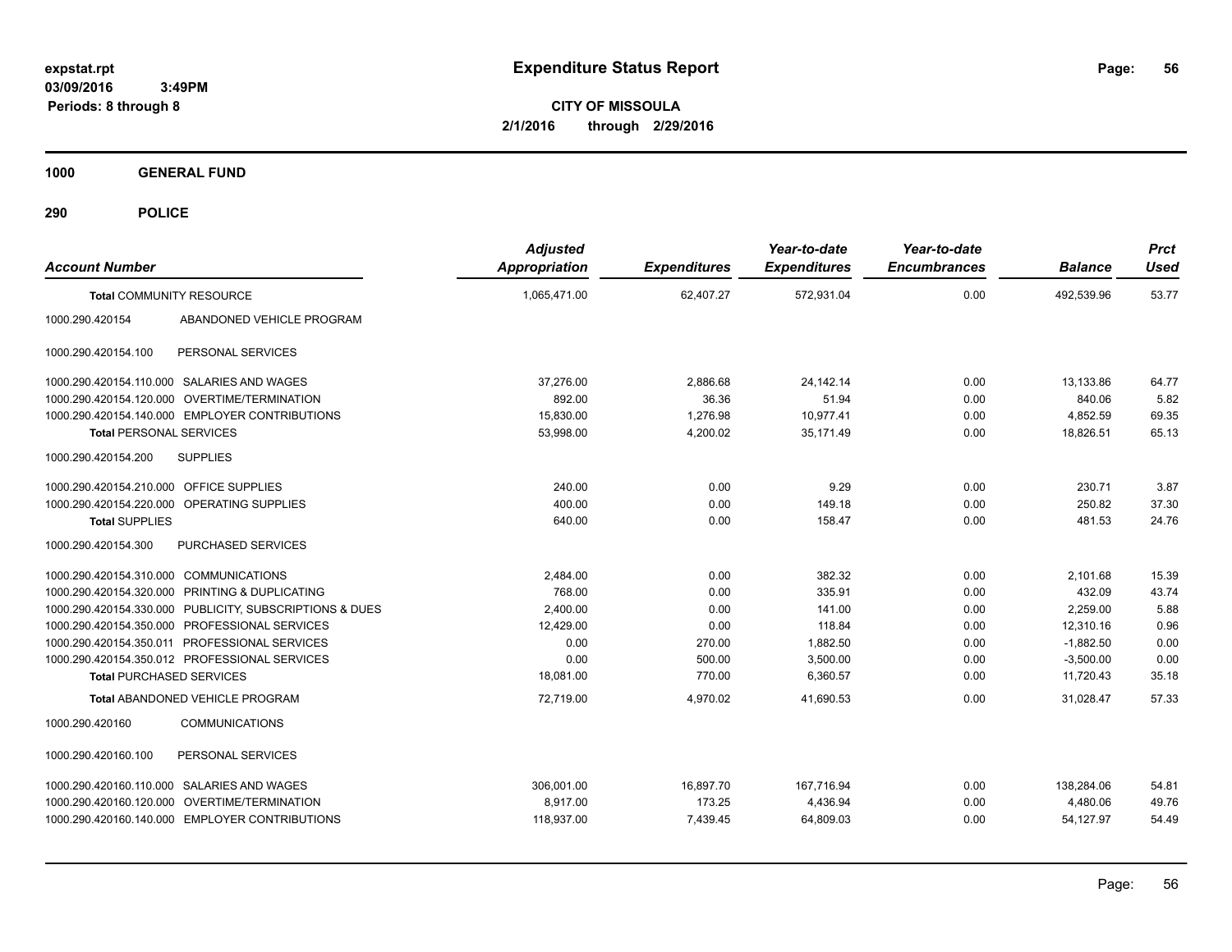# Expenditure Status Report

expstat.rpt
03/09/2016 3:49PM
Periods: 8 through 8

**CITY OF MISSOULA**
**2/1/2016 through 2/29/2016**

**1000 GENERAL FUND**

**290 POLICE**

| Account Number | | Adjusted Appropriation | Expenditures | Year-to-date Expenditures | Year-to-date Encumbrances | Balance | Prct Used |
|---|---|---|---|---|---|---|---|
| **Total** COMMUNITY RESOURCE | | 1,065,471.00 | 62,407.27 | 572,931.04 | 0.00 | 492,539.96 | 53.77 |
| 1000.290.420154 | ABANDONED VEHICLE PROGRAM | | | | | | |
| 1000.290.420154.100 | PERSONAL SERVICES | | | | | | |
| 1000.290.420154.110.000 | SALARIES AND WAGES | 37,276.00 | 2,886.68 | 24,142.14 | 0.00 | 13,133.86 | 64.77 |
| 1000.290.420154.120.000 | OVERTIME/TERMINATION | 892.00 | 36.36 | 51.94 | 0.00 | 840.06 | 5.82 |
| 1000.290.420154.140.000 | EMPLOYER CONTRIBUTIONS | 15,830.00 | 1,276.98 | 10,977.41 | 0.00 | 4,852.59 | 69.35 |
| **Total** PERSONAL SERVICES | | 53,998.00 | 4,200.02 | 35,171.49 | 0.00 | 18,826.51 | 65.13 |
| 1000.290.420154.200 | SUPPLIES | | | | | | |
| 1000.290.420154.210.000 | OFFICE SUPPLIES | 240.00 | 0.00 | 9.29 | 0.00 | 230.71 | 3.87 |
| 1000.290.420154.220.000 | OPERATING SUPPLIES | 400.00 | 0.00 | 149.18 | 0.00 | 250.82 | 37.30 |
| **Total** SUPPLIES | | 640.00 | 0.00 | 158.47 | 0.00 | 481.53 | 24.76 |
| 1000.290.420154.300 | PURCHASED SERVICES | | | | | | |
| 1000.290.420154.310.000 | COMMUNICATIONS | 2,484.00 | 0.00 | 382.32 | 0.00 | 2,101.68 | 15.39 |
| 1000.290.420154.320.000 | PRINTING & DUPLICATING | 768.00 | 0.00 | 335.91 | 0.00 | 432.09 | 43.74 |
| 1000.290.420154.330.000 | PUBLICITY, SUBSCRIPTIONS & DUES | 2,400.00 | 0.00 | 141.00 | 0.00 | 2,259.00 | 5.88 |
| 1000.290.420154.350.000 | PROFESSIONAL SERVICES | 12,429.00 | 0.00 | 118.84 | 0.00 | 12,310.16 | 0.96 |
| 1000.290.420154.350.011 | PROFESSIONAL SERVICES | 0.00 | 270.00 | 1,882.50 | 0.00 | -1,882.50 | 0.00 |
| 1000.290.420154.350.012 | PROFESSIONAL SERVICES | 0.00 | 500.00 | 3,500.00 | 0.00 | -3,500.00 | 0.00 |
| **Total** PURCHASED SERVICES | | 18,081.00 | 770.00 | 6,360.57 | 0.00 | 11,720.43 | 35.18 |
| **Total** ABANDONED VEHICLE PROGRAM | | 72,719.00 | 4,970.02 | 41,690.53 | 0.00 | 31,028.47 | 57.33 |
| 1000.290.420160 | COMMUNICATIONS | | | | | | |
| 1000.290.420160.100 | PERSONAL SERVICES | | | | | | |
| 1000.290.420160.110.000 | SALARIES AND WAGES | 306,001.00 | 16,897.70 | 167,716.94 | 0.00 | 138,284.06 | 54.81 |
| 1000.290.420160.120.000 | OVERTIME/TERMINATION | 8,917.00 | 173.25 | 4,436.94 | 0.00 | 4,480.06 | 49.76 |
| 1000.290.420160.140.000 | EMPLOYER CONTRIBUTIONS | 118,937.00 | 7,439.45 | 64,809.03 | 0.00 | 54,127.97 | 54.49 |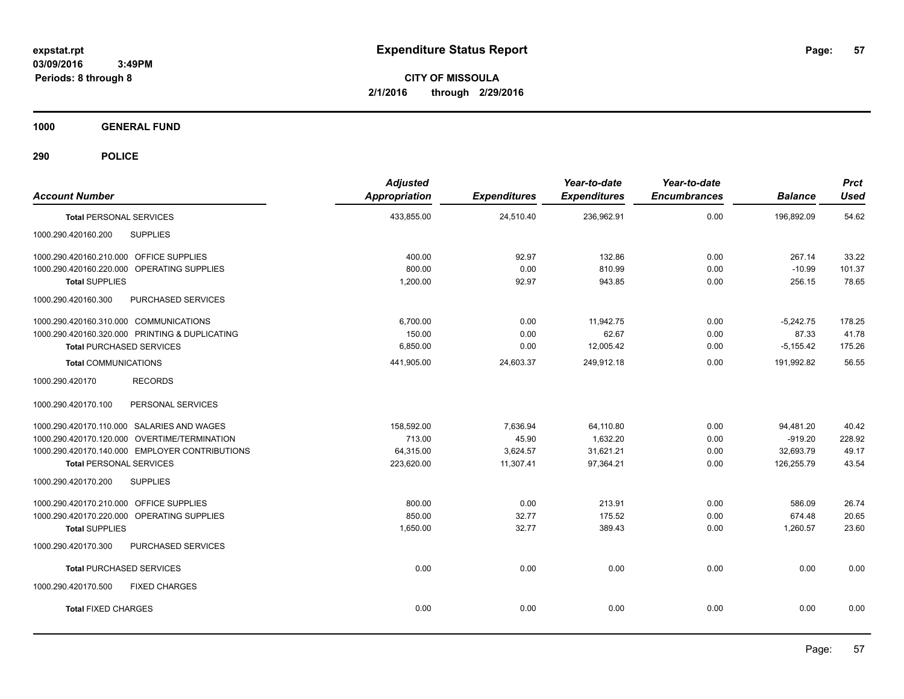# Expenditure Status Report

expstat.rpt
03/09/2016 3:49PM
Periods: 8 through 8

**CITY OF MISSOULA**
**2/1/2016 through 2/29/2016**

**1000 GENERAL FUND**

**290 POLICE**

| Account Number | Adjusted Appropriation | Expenditures | Year-to-date Expenditures | Year-to-date Encumbrances | Balance | Prct Used |
|---|---|---|---|---|---|---|
| **Total** PERSONAL SERVICES | 433,855.00 | 24,510.40 | 236,962.91 | 0.00 | 196,892.09 | 54.62 |
| 1000.290.420160.200 SUPPLIES | | | | | | |
| 1000.290.420160.210.000 OFFICE SUPPLIES | 400.00 | 92.97 | 132.86 | 0.00 | 267.14 | 33.22 |
| 1000.290.420160.220.000 OPERATING SUPPLIES | 800.00 | 0.00 | 810.99 | 0.00 | -10.99 | 101.37 |
| **Total** SUPPLIES | 1,200.00 | 92.97 | 943.85 | 0.00 | 256.15 | 78.65 |
| 1000.290.420160.300 PURCHASED SERVICES | | | | | | |
| 1000.290.420160.310.000 COMMUNICATIONS | 6,700.00 | 0.00 | 11,942.75 | 0.00 | -5,242.75 | 178.25 |
| 1000.290.420160.320.000 PRINTING & DUPLICATING | 150.00 | 0.00 | 62.67 | 0.00 | 87.33 | 41.78 |
| **Total** PURCHASED SERVICES | 6,850.00 | 0.00 | 12,005.42 | 0.00 | -5,155.42 | 175.26 |
| **Total** COMMUNICATIONS | 441,905.00 | 24,603.37 | 249,912.18 | 0.00 | 191,992.82 | 56.55 |
| 1000.290.420170 RECORDS | | | | | | |
| 1000.290.420170.100 PERSONAL SERVICES | | | | | | |
| 1000.290.420170.110.000 SALARIES AND WAGES | 158,592.00 | 7,636.94 | 64,110.80 | 0.00 | 94,481.20 | 40.42 |
| 1000.290.420170.120.000 OVERTIME/TERMINATION | 713.00 | 45.90 | 1,632.20 | 0.00 | -919.20 | 228.92 |
| 1000.290.420170.140.000 EMPLOYER CONTRIBUTIONS | 64,315.00 | 3,624.57 | 31,621.21 | 0.00 | 32,693.79 | 49.17 |
| **Total** PERSONAL SERVICES | 223,620.00 | 11,307.41 | 97,364.21 | 0.00 | 126,255.79 | 43.54 |
| 1000.290.420170.200 SUPPLIES | | | | | | |
| 1000.290.420170.210.000 OFFICE SUPPLIES | 800.00 | 0.00 | 213.91 | 0.00 | 586.09 | 26.74 |
| 1000.290.420170.220.000 OPERATING SUPPLIES | 850.00 | 32.77 | 175.52 | 0.00 | 674.48 | 20.65 |
| **Total** SUPPLIES | 1,650.00 | 32.77 | 389.43 | 0.00 | 1,260.57 | 23.60 |
| 1000.290.420170.300 PURCHASED SERVICES | | | | | | |
| **Total** PURCHASED SERVICES | 0.00 | 0.00 | 0.00 | 0.00 | 0.00 | 0.00 |
| 1000.290.420170.500 FIXED CHARGES | | | | | | |
| **Total** FIXED CHARGES | 0.00 | 0.00 | 0.00 | 0.00 | 0.00 | 0.00 |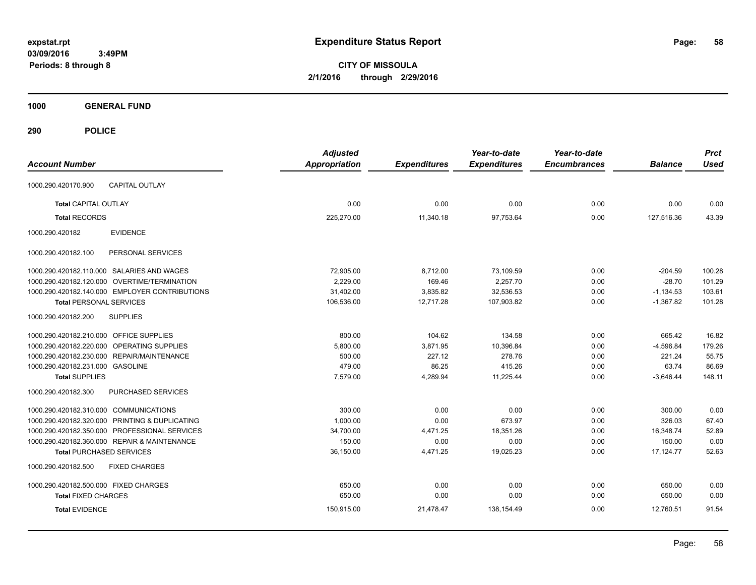# Expenditure Status Report

expstat.rpt
03/09/2016 3:49PM
Periods: 8 through 8

**CITY OF MISSOULA**
**2/1/2016 through 2/29/2016**

**1000 GENERAL FUND**

**290 POLICE**

| Account Number | Adjusted Appropriation | Expenditures | Year-to-date Expenditures | Year-to-date Encumbrances | Balance | Prct Used |
|---|---|---|---|---|---|---|
| 1000.290.420170.900 CAPITAL OUTLAY | | | | | | |
| **Total** CAPITAL OUTLAY | 0.00 | 0.00 | 0.00 | 0.00 | 0.00 | 0.00 |
| **Total** RECORDS | 225,270.00 | 11,340.18 | 97,753.64 | 0.00 | 127,516.36 | 43.39 |
| 1000.290.420182 EVIDENCE | | | | | | |
| 1000.290.420182.100 PERSONAL SERVICES | | | | | | |
| 1000.290.420182.110.000 SALARIES AND WAGES | 72,905.00 | 8,712.00 | 73,109.59 | 0.00 | -204.59 | 100.28 |
| 1000.290.420182.120.000 OVERTIME/TERMINATION | 2,229.00 | 169.46 | 2,257.70 | 0.00 | -28.70 | 101.29 |
| 1000.290.420182.140.000 EMPLOYER CONTRIBUTIONS | 31,402.00 | 3,835.82 | 32,536.53 | 0.00 | -1,134.53 | 103.61 |
| **Total** PERSONAL SERVICES | 106,536.00 | 12,717.28 | 107,903.82 | 0.00 | -1,367.82 | 101.28 |
| 1000.290.420182.200 SUPPLIES | | | | | | |
| 1000.290.420182.210.000 OFFICE SUPPLIES | 800.00 | 104.62 | 134.58 | 0.00 | 665.42 | 16.82 |
| 1000.290.420182.220.000 OPERATING SUPPLIES | 5,800.00 | 3,871.95 | 10,396.84 | 0.00 | -4,596.84 | 179.26 |
| 1000.290.420182.230.000 REPAIR/MAINTENANCE | 500.00 | 227.12 | 278.76 | 0.00 | 221.24 | 55.75 |
| 1000.290.420182.231.000 GASOLINE | 479.00 | 86.25 | 415.26 | 0.00 | 63.74 | 86.69 |
| **Total** SUPPLIES | 7,579.00 | 4,289.94 | 11,225.44 | 0.00 | -3,646.44 | 148.11 |
| 1000.290.420182.300 PURCHASED SERVICES | | | | | | |
| 1000.290.420182.310.000 COMMUNICATIONS | 300.00 | 0.00 | 0.00 | 0.00 | 300.00 | 0.00 |
| 1000.290.420182.320.000 PRINTING & DUPLICATING | 1,000.00 | 0.00 | 673.97 | 0.00 | 326.03 | 67.40 |
| 1000.290.420182.350.000 PROFESSIONAL SERVICES | 34,700.00 | 4,471.25 | 18,351.26 | 0.00 | 16,348.74 | 52.89 |
| 1000.290.420182.360.000 REPAIR & MAINTENANCE | 150.00 | 0.00 | 0.00 | 0.00 | 150.00 | 0.00 |
| **Total** PURCHASED SERVICES | 36,150.00 | 4,471.25 | 19,025.23 | 0.00 | 17,124.77 | 52.63 |
| 1000.290.420182.500 FIXED CHARGES | | | | | | |
| 1000.290.420182.500.000 FIXED CHARGES | 650.00 | 0.00 | 0.00 | 0.00 | 650.00 | 0.00 |
| **Total** FIXED CHARGES | 650.00 | 0.00 | 0.00 | 0.00 | 650.00 | 0.00 |
| **Total** EVIDENCE | 150,915.00 | 21,478.47 | 138,154.49 | 0.00 | 12,760.51 | 91.54 |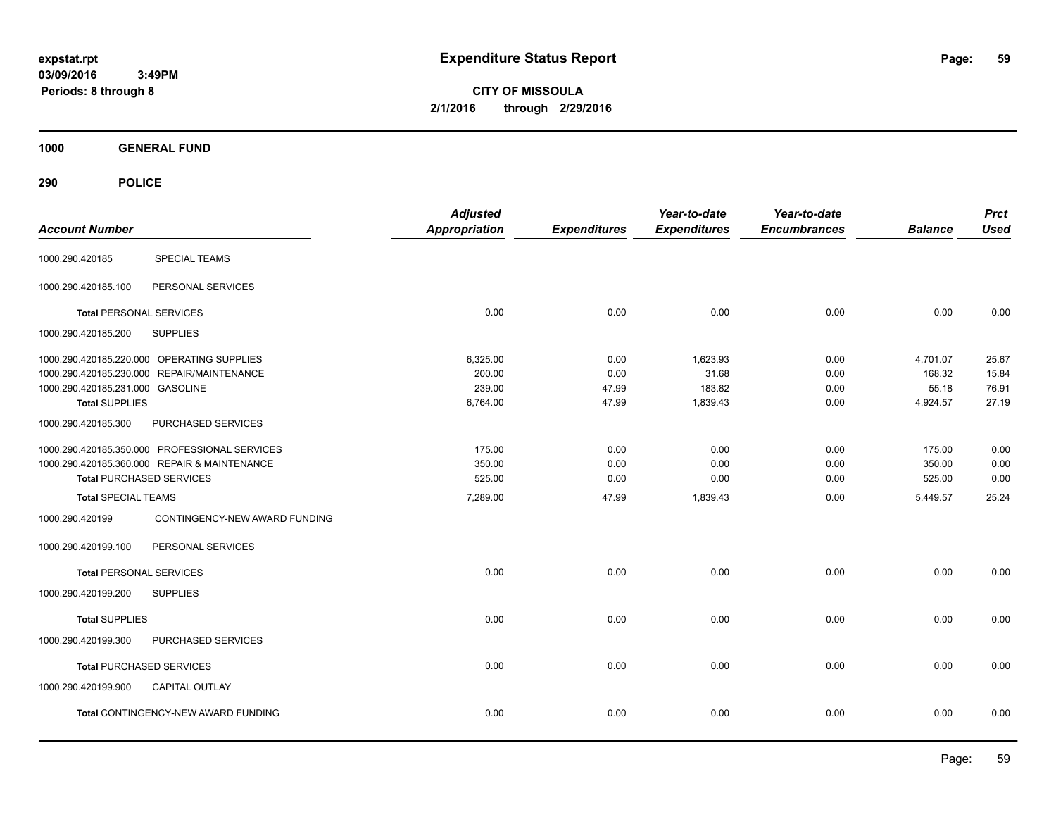**expstat.rpt**
**03/09/2016 3:49PM**
**Periods: 8 through 8**

# Expenditure Status Report

**CITY OF MISSOULA**
**2/1/2016 through 2/29/2016**

## 1000 GENERAL FUND

## 290 POLICE

| Account Number | | Adjusted Appropriation | Expenditures | Year-to-date Expenditures | Year-to-date Encumbrances | Balance | Prct Used |
|---|---|---|---|---|---|---|---|
| 1000.290.420185 | SPECIAL TEAMS | | | | | | |
| 1000.290.420185.100 | PERSONAL SERVICES | | | | | | |
| **Total** PERSONAL SERVICES | | 0.00 | 0.00 | 0.00 | 0.00 | 0.00 | 0.00 |
| 1000.290.420185.200 | SUPPLIES | | | | | | |
| 1000.290.420185.220.000 | OPERATING SUPPLIES | 6,325.00 | 0.00 | 1,623.93 | 0.00 | 4,701.07 | 25.67 |
| 1000.290.420185.230.000 | REPAIR/MAINTENANCE | 200.00 | 0.00 | 31.68 | 0.00 | 168.32 | 15.84 |
| 1000.290.420185.231.000 | GASOLINE | 239.00 | 47.99 | 183.82 | 0.00 | 55.18 | 76.91 |
| **Total** SUPPLIES | | 6,764.00 | 47.99 | 1,839.43 | 0.00 | 4,924.57 | 27.19 |
| 1000.290.420185.300 | PURCHASED SERVICES | | | | | | |
| 1000.290.420185.350.000 | PROFESSIONAL SERVICES | 175.00 | 0.00 | 0.00 | 0.00 | 175.00 | 0.00 |
| 1000.290.420185.360.000 | REPAIR & MAINTENANCE | 350.00 | 0.00 | 0.00 | 0.00 | 350.00 | 0.00 |
| **Total** PURCHASED SERVICES | | 525.00 | 0.00 | 0.00 | 0.00 | 525.00 | 0.00 |
| **Total** SPECIAL TEAMS | | 7,289.00 | 47.99 | 1,839.43 | 0.00 | 5,449.57 | 25.24 |
| 1000.290.420199 | CONTINGENCY-NEW AWARD FUNDING | | | | | | |
| 1000.290.420199.100 | PERSONAL SERVICES | | | | | | |
| **Total** PERSONAL SERVICES | | 0.00 | 0.00 | 0.00 | 0.00 | 0.00 | 0.00 |
| 1000.290.420199.200 | SUPPLIES | | | | | | |
| **Total** SUPPLIES | | 0.00 | 0.00 | 0.00 | 0.00 | 0.00 | 0.00 |
| 1000.290.420199.300 | PURCHASED SERVICES | | | | | | |
| **Total** PURCHASED SERVICES | | 0.00 | 0.00 | 0.00 | 0.00 | 0.00 | 0.00 |
| 1000.290.420199.900 | CAPITAL OUTLAY | | | | | | |
| **Total** CONTINGENCY-NEW AWARD FUNDING | | 0.00 | 0.00 | 0.00 | 0.00 | 0.00 | 0.00 |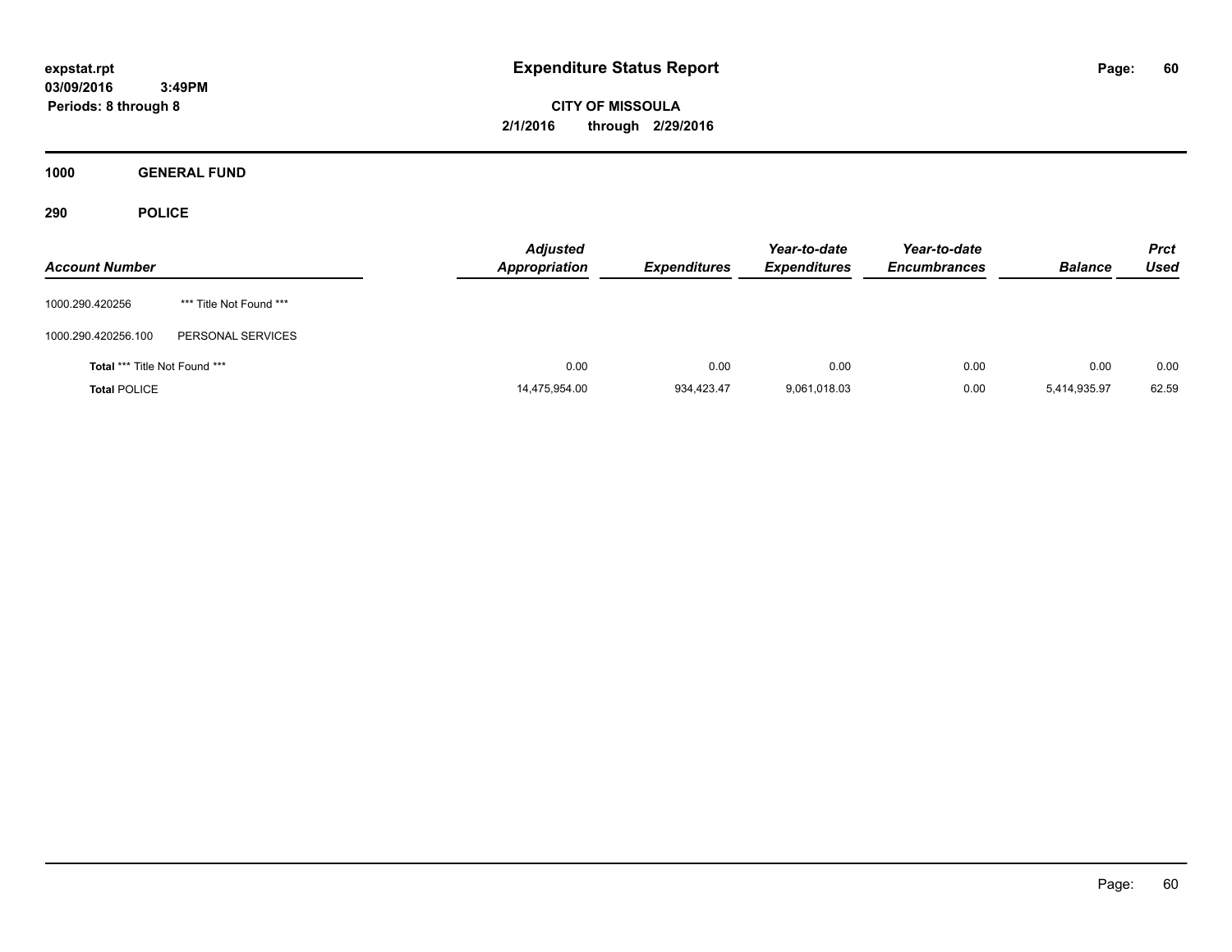**expstat.rpt**
**03/09/2016 3:49PM**
**Periods: 8 through 8**

# Expenditure Status Report

**CITY OF MISSOULA**
**2/1/2016 through 2/29/2016**

## 1000 GENERAL FUND

## 290 POLICE

| Account Number | | Adjusted Appropriation | Expenditures | Year-to-date Expenditures | Year-to-date Encumbrances | Balance | Prct Used |
|---|---|---|---|---|---|---|---|
| 1000.290.420256 | *** Title Not Found *** | | | | | | |
| 1000.290.420256.100 | PERSONAL SERVICES | | | | | | |
| **Total** *** Title Not Found *** | | 0.00 | 0.00 | 0.00 | 0.00 | 0.00 | 0.00 |
| **Total** POLICE | | 14,475,954.00 | 934,423.47 | 9,061,018.03 | 0.00 | 5,414,935.97 | 62.59 |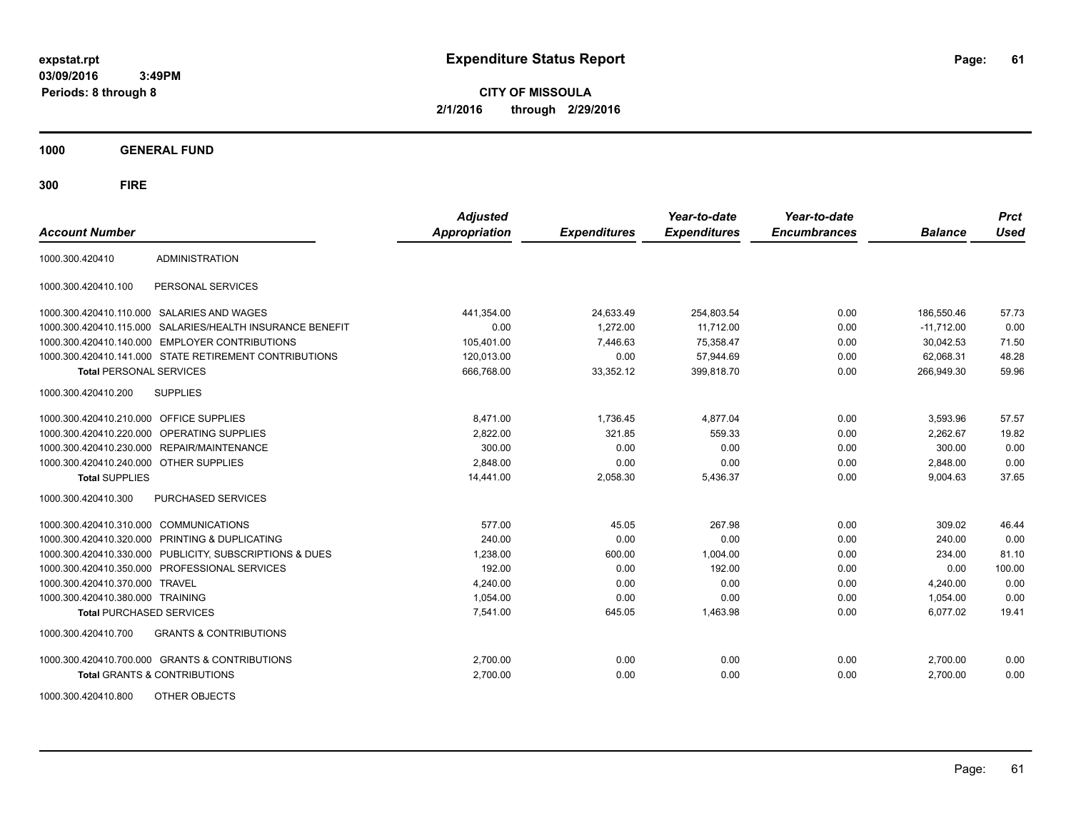# Expenditure Status Report

**CITY OF MISSOULA**

**2/1/2016 through 2/29/2016**

expstat.rpt
03/09/2016 3:49PM
Periods: 8 through 8

**1000 GENERAL FUND**

**300 FIRE**

| Account Number | | Adjusted Appropriation | Expenditures | Year-to-date Expenditures | Year-to-date Encumbrances | Balance | Prct Used |
|---|---|---|---|---|---|---|---|
| 1000.300.420410 | ADMINISTRATION | | | | | | |
| 1000.300.420410.100 | PERSONAL SERVICES | | | | | | |
| 1000.300.420410.110.000 | SALARIES AND WAGES | 441,354.00 | 24,633.49 | 254,803.54 | 0.00 | 186,550.46 | 57.73 |
| 1000.300.420410.115.000 | SALARIES/HEALTH INSURANCE BENEFIT | 0.00 | 1,272.00 | 11,712.00 | 0.00 | -11,712.00 | 0.00 |
| 1000.300.420410.140.000 | EMPLOYER CONTRIBUTIONS | 105,401.00 | 7,446.63 | 75,358.47 | 0.00 | 30,042.53 | 71.50 |
| 1000.300.420410.141.000 | STATE RETIREMENT CONTRIBUTIONS | 120,013.00 | 0.00 | 57,944.69 | 0.00 | 62,068.31 | 48.28 |
| **Total** PERSONAL SERVICES | | 666,768.00 | 33,352.12 | 399,818.70 | 0.00 | 266,949.30 | 59.96 |
| 1000.300.420410.200 | SUPPLIES | | | | | | |
| 1000.300.420410.210.000 | OFFICE SUPPLIES | 8,471.00 | 1,736.45 | 4,877.04 | 0.00 | 3,593.96 | 57.57 |
| 1000.300.420410.220.000 | OPERATING SUPPLIES | 2,822.00 | 321.85 | 559.33 | 0.00 | 2,262.67 | 19.82 |
| 1000.300.420410.230.000 | REPAIR/MAINTENANCE | 300.00 | 0.00 | 0.00 | 0.00 | 300.00 | 0.00 |
| 1000.300.420410.240.000 | OTHER SUPPLIES | 2,848.00 | 0.00 | 0.00 | 0.00 | 2,848.00 | 0.00 |
| **Total** SUPPLIES | | 14,441.00 | 2,058.30 | 5,436.37 | 0.00 | 9,004.63 | 37.65 |
| 1000.300.420410.300 | PURCHASED SERVICES | | | | | | |
| 1000.300.420410.310.000 | COMMUNICATIONS | 577.00 | 45.05 | 267.98 | 0.00 | 309.02 | 46.44 |
| 1000.300.420410.320.000 | PRINTING & DUPLICATING | 240.00 | 0.00 | 0.00 | 0.00 | 240.00 | 0.00 |
| 1000.300.420410.330.000 | PUBLICITY, SUBSCRIPTIONS & DUES | 1,238.00 | 600.00 | 1,004.00 | 0.00 | 234.00 | 81.10 |
| 1000.300.420410.350.000 | PROFESSIONAL SERVICES | 192.00 | 0.00 | 192.00 | 0.00 | 0.00 | 100.00 |
| 1000.300.420410.370.000 | TRAVEL | 4,240.00 | 0.00 | 0.00 | 0.00 | 4,240.00 | 0.00 |
| 1000.300.420410.380.000 | TRAINING | 1,054.00 | 0.00 | 0.00 | 0.00 | 1,054.00 | 0.00 |
| **Total** PURCHASED SERVICES | | 7,541.00 | 645.05 | 1,463.98 | 0.00 | 6,077.02 | 19.41 |
| 1000.300.420410.700 | GRANTS & CONTRIBUTIONS | | | | | | |
| 1000.300.420410.700.000 | GRANTS & CONTRIBUTIONS | 2,700.00 | 0.00 | 0.00 | 0.00 | 2,700.00 | 0.00 |
| **Total** GRANTS & CONTRIBUTIONS | | 2,700.00 | 0.00 | 0.00 | 0.00 | 2,700.00 | 0.00 |
| 1000.300.420410.800 | OTHER OBJECTS | | | | | | |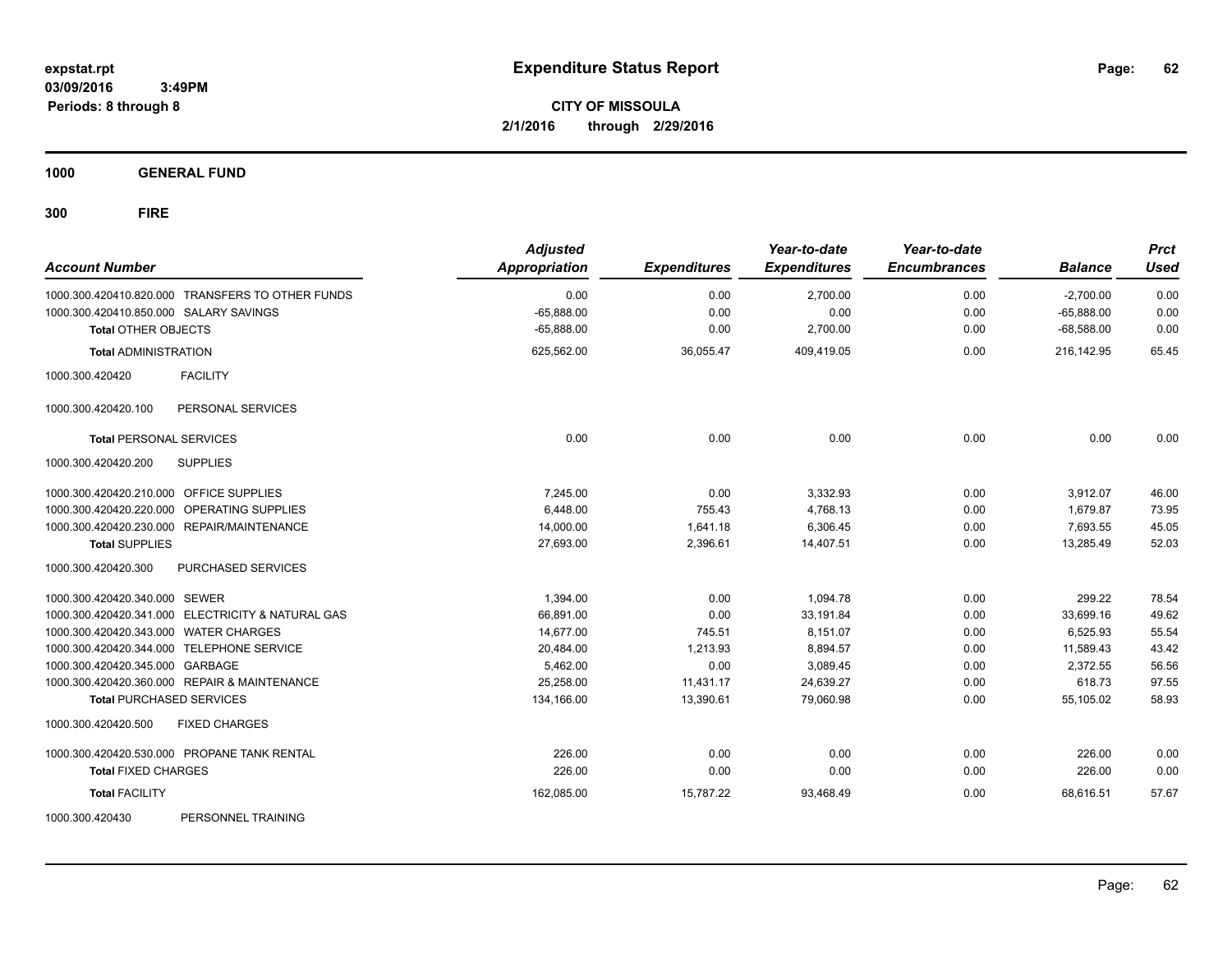**expstat.rpt**
**03/09/2016 3:49PM**
**Periods: 8 through 8**

# Expenditure Status Report

**CITY OF MISSOULA**
**2/1/2016 through 2/29/2016**

**1000 GENERAL FUND**

**300 FIRE**

| Account Number | Adjusted Appropriation | Expenditures | Year-to-date Expenditures | Year-to-date Encumbrances | Balance | Prct Used |
|---|---|---|---|---|---|---|
| 1000.300.420410.820.000 TRANSFERS TO OTHER FUNDS | 0.00 | 0.00 | 2,700.00 | 0.00 | -2,700.00 | 0.00 |
| 1000.300.420410.850.000 SALARY SAVINGS | -65,888.00 | 0.00 | 0.00 | 0.00 | -65,888.00 | 0.00 |
| **Total** OTHER OBJECTS | -65,888.00 | 0.00 | 2,700.00 | 0.00 | -68,588.00 | 0.00 |
| **Total** ADMINISTRATION | 625,562.00 | 36,055.47 | 409,419.05 | 0.00 | 216,142.95 | 65.45 |
| 1000.300.420420 FACILITY | | | | | | |
| 1000.300.420420.100 PERSONAL SERVICES | | | | | | |
| **Total** PERSONAL SERVICES | 0.00 | 0.00 | 0.00 | 0.00 | 0.00 | 0.00 |
| 1000.300.420420.200 SUPPLIES | | | | | | |
| 1000.300.420420.210.000 OFFICE SUPPLIES | 7,245.00 | 0.00 | 3,332.93 | 0.00 | 3,912.07 | 46.00 |
| 1000.300.420420.220.000 OPERATING SUPPLIES | 6,448.00 | 755.43 | 4,768.13 | 0.00 | 1,679.87 | 73.95 |
| 1000.300.420420.230.000 REPAIR/MAINTENANCE | 14,000.00 | 1,641.18 | 6,306.45 | 0.00 | 7,693.55 | 45.05 |
| **Total** SUPPLIES | 27,693.00 | 2,396.61 | 14,407.51 | 0.00 | 13,285.49 | 52.03 |
| 1000.300.420420.300 PURCHASED SERVICES | | | | | | |
| 1000.300.420420.340.000 SEWER | 1,394.00 | 0.00 | 1,094.78 | 0.00 | 299.22 | 78.54 |
| 1000.300.420420.341.000 ELECTRICITY & NATURAL GAS | 66,891.00 | 0.00 | 33,191.84 | 0.00 | 33,699.16 | 49.62 |
| 1000.300.420420.343.000 WATER CHARGES | 14,677.00 | 745.51 | 8,151.07 | 0.00 | 6,525.93 | 55.54 |
| 1000.300.420420.344.000 TELEPHONE SERVICE | 20,484.00 | 1,213.93 | 8,894.57 | 0.00 | 11,589.43 | 43.42 |
| 1000.300.420420.345.000 GARBAGE | 5,462.00 | 0.00 | 3,089.45 | 0.00 | 2,372.55 | 56.56 |
| 1000.300.420420.360.000 REPAIR & MAINTENANCE | 25,258.00 | 11,431.17 | 24,639.27 | 0.00 | 618.73 | 97.55 |
| **Total** PURCHASED SERVICES | 134,166.00 | 13,390.61 | 79,060.98 | 0.00 | 55,105.02 | 58.93 |
| 1000.300.420420.500 FIXED CHARGES | | | | | | |
| 1000.300.420420.530.000 PROPANE TANK RENTAL | 226.00 | 0.00 | 0.00 | 0.00 | 226.00 | 0.00 |
| **Total** FIXED CHARGES | 226.00 | 0.00 | 0.00 | 0.00 | 226.00 | 0.00 |
| **Total** FACILITY | 162,085.00 | 15,787.22 | 93,468.49 | 0.00 | 68,616.51 | 57.67 |
| 1000.300.420430 PERSONNEL TRAINING | | | | | | |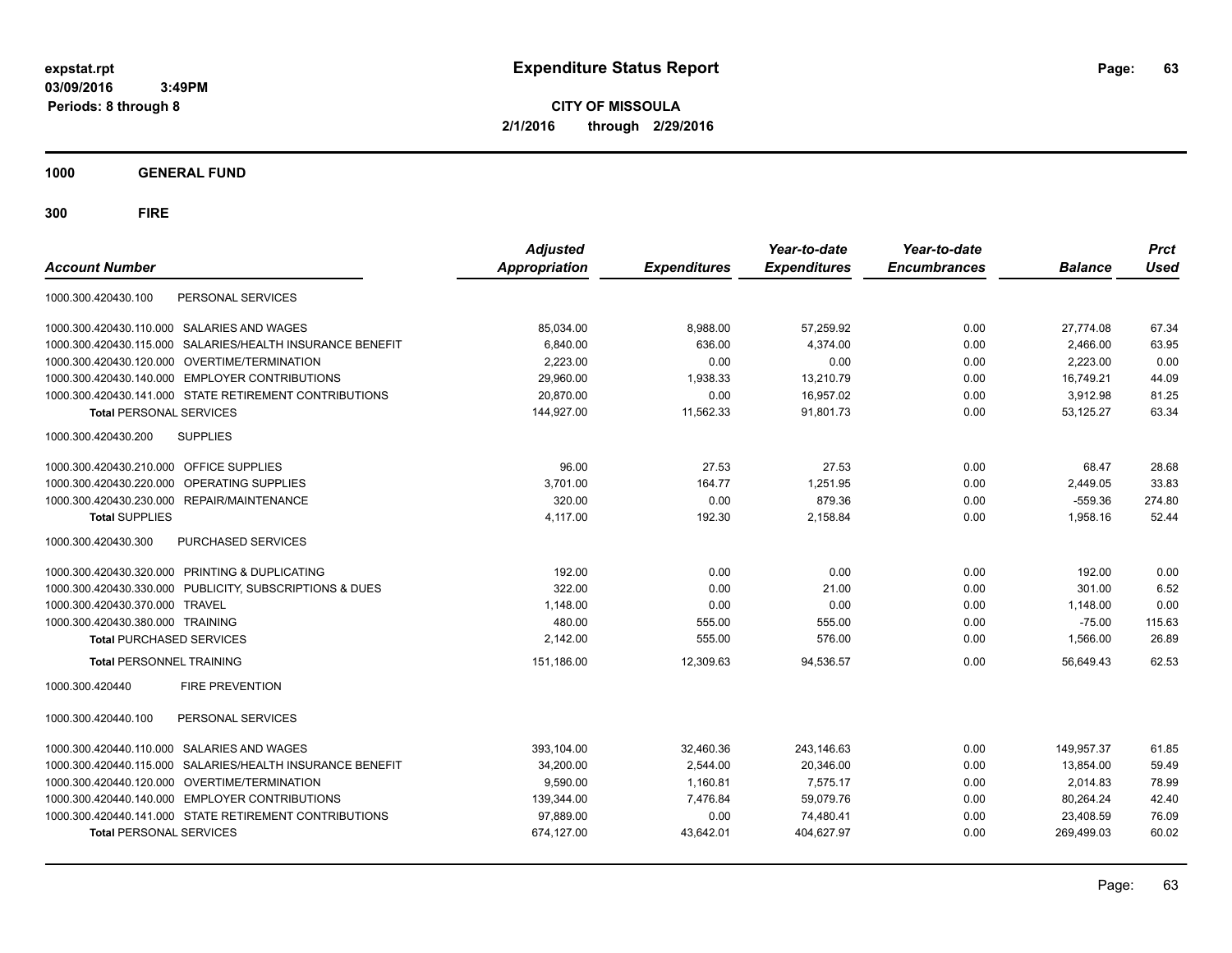**expstat.rpt**
**03/09/2016 3:49PM**
**Periods: 8 through 8**

# Expenditure Status Report

**CITY OF MISSOULA**
**2/1/2016 through 2/29/2016**

## 1000 GENERAL FUND

## 300 FIRE

| Account Number | Adjusted Appropriation | Expenditures | Year-to-date Expenditures | Year-to-date Encumbrances | Balance | Prct Used |
|---|---|---|---|---|---|---|
| 1000.300.420430.100 PERSONAL SERVICES | | | | | | |
| 1000.300.420430.110.000 SALARIES AND WAGES | 85,034.00 | 8,988.00 | 57,259.92 | 0.00 | 27,774.08 | 67.34 |
| 1000.300.420430.115.000 SALARIES/HEALTH INSURANCE BENEFIT | 6,840.00 | 636.00 | 4,374.00 | 0.00 | 2,466.00 | 63.95 |
| 1000.300.420430.120.000 OVERTIME/TERMINATION | 2,223.00 | 0.00 | 0.00 | 0.00 | 2,223.00 | 0.00 |
| 1000.300.420430.140.000 EMPLOYER CONTRIBUTIONS | 29,960.00 | 1,938.33 | 13,210.79 | 0.00 | 16,749.21 | 44.09 |
| 1000.300.420430.141.000 STATE RETIREMENT CONTRIBUTIONS | 20,870.00 | 0.00 | 16,957.02 | 0.00 | 3,912.98 | 81.25 |
| **Total** PERSONAL SERVICES | 144,927.00 | 11,562.33 | 91,801.73 | 0.00 | 53,125.27 | 63.34 |
| 1000.300.420430.200 SUPPLIES | | | | | | |
| 1000.300.420430.210.000 OFFICE SUPPLIES | 96.00 | 27.53 | 27.53 | 0.00 | 68.47 | 28.68 |
| 1000.300.420430.220.000 OPERATING SUPPLIES | 3,701.00 | 164.77 | 1,251.95 | 0.00 | 2,449.05 | 33.83 |
| 1000.300.420430.230.000 REPAIR/MAINTENANCE | 320.00 | 0.00 | 879.36 | 0.00 | -559.36 | 274.80 |
| **Total** SUPPLIES | 4,117.00 | 192.30 | 2,158.84 | 0.00 | 1,958.16 | 52.44 |
| 1000.300.420430.300 PURCHASED SERVICES | | | | | | |
| 1000.300.420430.320.000 PRINTING & DUPLICATING | 192.00 | 0.00 | 0.00 | 0.00 | 192.00 | 0.00 |
| 1000.300.420430.330.000 PUBLICITY, SUBSCRIPTIONS & DUES | 322.00 | 0.00 | 21.00 | 0.00 | 301.00 | 6.52 |
| 1000.300.420430.370.000 TRAVEL | 1,148.00 | 0.00 | 0.00 | 0.00 | 1,148.00 | 0.00 |
| 1000.300.420430.380.000 TRAINING | 480.00 | 555.00 | 555.00 | 0.00 | -75.00 | 115.63 |
| **Total** PURCHASED SERVICES | 2,142.00 | 555.00 | 576.00 | 0.00 | 1,566.00 | 26.89 |
| **Total** PERSONNEL TRAINING | 151,186.00 | 12,309.63 | 94,536.57 | 0.00 | 56,649.43 | 62.53 |
| 1000.300.420440 FIRE PREVENTION | | | | | | |
| 1000.300.420440.100 PERSONAL SERVICES | | | | | | |
| 1000.300.420440.110.000 SALARIES AND WAGES | 393,104.00 | 32,460.36 | 243,146.63 | 0.00 | 149,957.37 | 61.85 |
| 1000.300.420440.115.000 SALARIES/HEALTH INSURANCE BENEFIT | 34,200.00 | 2,544.00 | 20,346.00 | 0.00 | 13,854.00 | 59.49 |
| 1000.300.420440.120.000 OVERTIME/TERMINATION | 9,590.00 | 1,160.81 | 7,575.17 | 0.00 | 2,014.83 | 78.99 |
| 1000.300.420440.140.000 EMPLOYER CONTRIBUTIONS | 139,344.00 | 7,476.84 | 59,079.76 | 0.00 | 80,264.24 | 42.40 |
| 1000.300.420440.141.000 STATE RETIREMENT CONTRIBUTIONS | 97,889.00 | 0.00 | 74,480.41 | 0.00 | 23,408.59 | 76.09 |
| **Total** PERSONAL SERVICES | 674,127.00 | 43,642.01 | 404,627.97 | 0.00 | 269,499.03 | 60.02 |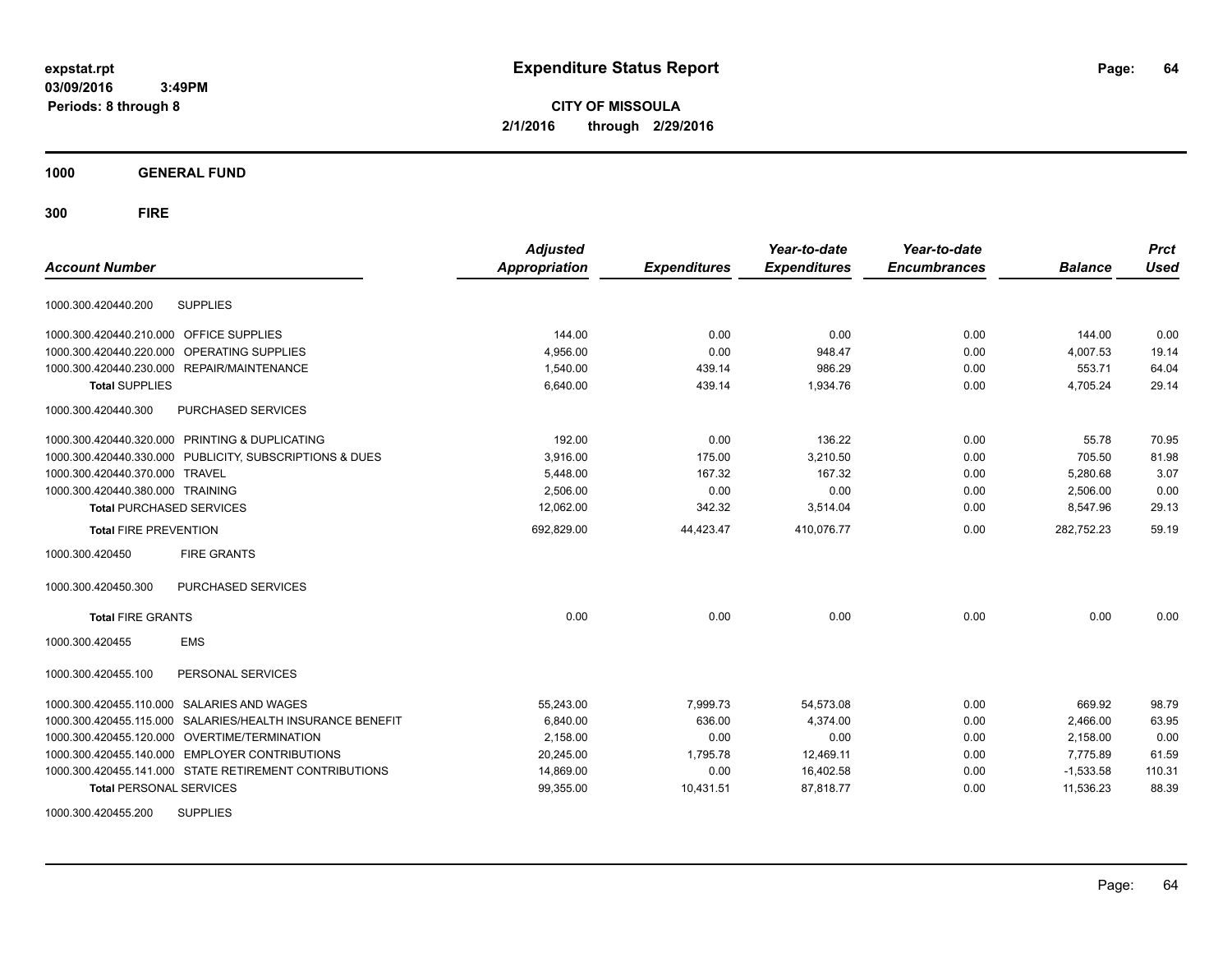expstat.rpt
03/09/2016 3:49PM
Periods: 8 through 8

# Expenditure Status Report

**CITY OF MISSOULA**
**2/1/2016 through 2/29/2016**

## 1000 GENERAL FUND

## 300 FIRE

| Account Number | | Adjusted Appropriation | Expenditures | Year-to-date Expenditures | Year-to-date Encumbrances | Balance | Prct Used |
|---|---|---|---|---|---|---|---|
| 1000.300.420440.200 | SUPPLIES | | | | | | |
| 1000.300.420440.210.000 | OFFICE SUPPLIES | 144.00 | 0.00 | 0.00 | 0.00 | 144.00 | 0.00 |
| 1000.300.420440.220.000 | OPERATING SUPPLIES | 4,956.00 | 0.00 | 948.47 | 0.00 | 4,007.53 | 19.14 |
| 1000.300.420440.230.000 | REPAIR/MAINTENANCE | 1,540.00 | 439.14 | 986.29 | 0.00 | 553.71 | 64.04 |
| **Total** SUPPLIES | | 6,640.00 | 439.14 | 1,934.76 | 0.00 | 4,705.24 | 29.14 |
| 1000.300.420440.300 | PURCHASED SERVICES | | | | | | |
| 1000.300.420440.320.000 | PRINTING & DUPLICATING | 192.00 | 0.00 | 136.22 | 0.00 | 55.78 | 70.95 |
| 1000.300.420440.330.000 | PUBLICITY, SUBSCRIPTIONS & DUES | 3,916.00 | 175.00 | 3,210.50 | 0.00 | 705.50 | 81.98 |
| 1000.300.420440.370.000 | TRAVEL | 5,448.00 | 167.32 | 167.32 | 0.00 | 5,280.68 | 3.07 |
| 1000.300.420440.380.000 | TRAINING | 2,506.00 | 0.00 | 0.00 | 0.00 | 2,506.00 | 0.00 |
| **Total** PURCHASED SERVICES | | 12,062.00 | 342.32 | 3,514.04 | 0.00 | 8,547.96 | 29.13 |
| **Total** FIRE PREVENTION | | 692,829.00 | 44,423.47 | 410,076.77 | 0.00 | 282,752.23 | 59.19 |
| 1000.300.420450 | FIRE GRANTS | | | | | | |
| 1000.300.420450.300 | PURCHASED SERVICES | | | | | | |
| **Total** FIRE GRANTS | | 0.00 | 0.00 | 0.00 | 0.00 | 0.00 | 0.00 |
| 1000.300.420455 | EMS | | | | | | |
| 1000.300.420455.100 | PERSONAL SERVICES | | | | | | |
| 1000.300.420455.110.000 | SALARIES AND WAGES | 55,243.00 | 7,999.73 | 54,573.08 | 0.00 | 669.92 | 98.79 |
| 1000.300.420455.115.000 | SALARIES/HEALTH INSURANCE BENEFIT | 6,840.00 | 636.00 | 4,374.00 | 0.00 | 2,466.00 | 63.95 |
| 1000.300.420455.120.000 | OVERTIME/TERMINATION | 2,158.00 | 0.00 | 0.00 | 0.00 | 2,158.00 | 0.00 |
| 1000.300.420455.140.000 | EMPLOYER CONTRIBUTIONS | 20,245.00 | 1,795.78 | 12,469.11 | 0.00 | 7,775.89 | 61.59 |
| 1000.300.420455.141.000 | STATE RETIREMENT CONTRIBUTIONS | 14,869.00 | 0.00 | 16,402.58 | 0.00 | -1,533.58 | 110.31 |
| **Total** PERSONAL SERVICES | | 99,355.00 | 10,431.51 | 87,818.77 | 0.00 | 11,536.23 | 88.39 |
| 1000.300.420455.200 | SUPPLIES | | | | | | |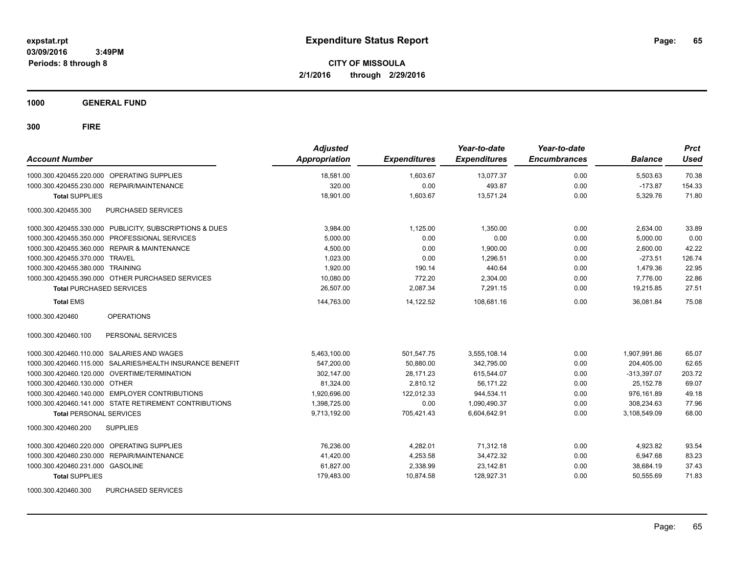expstat.rpt
03/09/2016 3:49PM
Periods: 8 through 8

# Expenditure Status Report

**CITY OF MISSOULA**
**2/1/2016 through 2/29/2016**

## 1000 GENERAL FUND

## 300 FIRE

| Account Number | | Adjusted Appropriation | Expenditures | Year-to-date Expenditures | Year-to-date Encumbrances | Balance | Prct Used |
|---|---|---|---|---|---|---|---|
| 1000.300.420455.220.000 | OPERATING SUPPLIES | 18,581.00 | 1,603.67 | 13,077.37 | 0.00 | 5,503.63 | 70.38 |
| 1000.300.420455.230.000 | REPAIR/MAINTENANCE | 320.00 | 0.00 | 493.87 | 0.00 | -173.87 | 154.33 |
| **Total** SUPPLIES | | 18,901.00 | 1,603.67 | 13,571.24 | 0.00 | 5,329.76 | 71.80 |
| 1000.300.420455.300 | PURCHASED SERVICES | | | | | | |
| 1000.300.420455.330.000 | PUBLICITY, SUBSCRIPTIONS & DUES | 3,984.00 | 1,125.00 | 1,350.00 | 0.00 | 2,634.00 | 33.89 |
| 1000.300.420455.350.000 | PROFESSIONAL SERVICES | 5,000.00 | 0.00 | 0.00 | 0.00 | 5,000.00 | 0.00 |
| 1000.300.420455.360.000 | REPAIR & MAINTENANCE | 4,500.00 | 0.00 | 1,900.00 | 0.00 | 2,600.00 | 42.22 |
| 1000.300.420455.370.000 | TRAVEL | 1,023.00 | 0.00 | 1,296.51 | 0.00 | -273.51 | 126.74 |
| 1000.300.420455.380.000 | TRAINING | 1,920.00 | 190.14 | 440.64 | 0.00 | 1,479.36 | 22.95 |
| 1000.300.420455.390.000 | OTHER PURCHASED SERVICES | 10,080.00 | 772.20 | 2,304.00 | 0.00 | 7,776.00 | 22.86 |
| **Total** PURCHASED SERVICES | | 26,507.00 | 2,087.34 | 7,291.15 | 0.00 | 19,215.85 | 27.51 |
| **Total** EMS | | 144,763.00 | 14,122.52 | 108,681.16 | 0.00 | 36,081.84 | 75.08 |
| 1000.300.420460 | OPERATIONS | | | | | | |
| 1000.300.420460.100 | PERSONAL SERVICES | | | | | | |
| 1000.300.420460.110.000 | SALARIES AND WAGES | 5,463,100.00 | 501,547.75 | 3,555,108.14 | 0.00 | 1,907,991.86 | 65.07 |
| 1000.300.420460.115.000 | SALARIES/HEALTH INSURANCE BENEFIT | 547,200.00 | 50,880.00 | 342,795.00 | 0.00 | 204,405.00 | 62.65 |
| 1000.300.420460.120.000 | OVERTIME/TERMINATION | 302,147.00 | 28,171.23 | 615,544.07 | 0.00 | -313,397.07 | 203.72 |
| 1000.300.420460.130.000 | OTHER | 81,324.00 | 2,810.12 | 56,171.22 | 0.00 | 25,152.78 | 69.07 |
| 1000.300.420460.140.000 | EMPLOYER CONTRIBUTIONS | 1,920,696.00 | 122,012.33 | 944,534.11 | 0.00 | 976,161.89 | 49.18 |
| 1000.300.420460.141.000 | STATE RETIREMENT CONTRIBUTIONS | 1,398,725.00 | 0.00 | 1,090,490.37 | 0.00 | 308,234.63 | 77.96 |
| **Total** PERSONAL SERVICES | | 9,713,192.00 | 705,421.43 | 6,604,642.91 | 0.00 | 3,108,549.09 | 68.00 |
| 1000.300.420460.200 | SUPPLIES | | | | | | |
| 1000.300.420460.220.000 | OPERATING SUPPLIES | 76,236.00 | 4,282.01 | 71,312.18 | 0.00 | 4,923.82 | 93.54 |
| 1000.300.420460.230.000 | REPAIR/MAINTENANCE | 41,420.00 | 4,253.58 | 34,472.32 | 0.00 | 6,947.68 | 83.23 |
| 1000.300.420460.231.000 | GASOLINE | 61,827.00 | 2,338.99 | 23,142.81 | 0.00 | 38,684.19 | 37.43 |
| **Total** SUPPLIES | | 179,483.00 | 10,874.58 | 128,927.31 | 0.00 | 50,555.69 | 71.83 |
| 1000.300.420460.300 | PURCHASED SERVICES | | | | | | |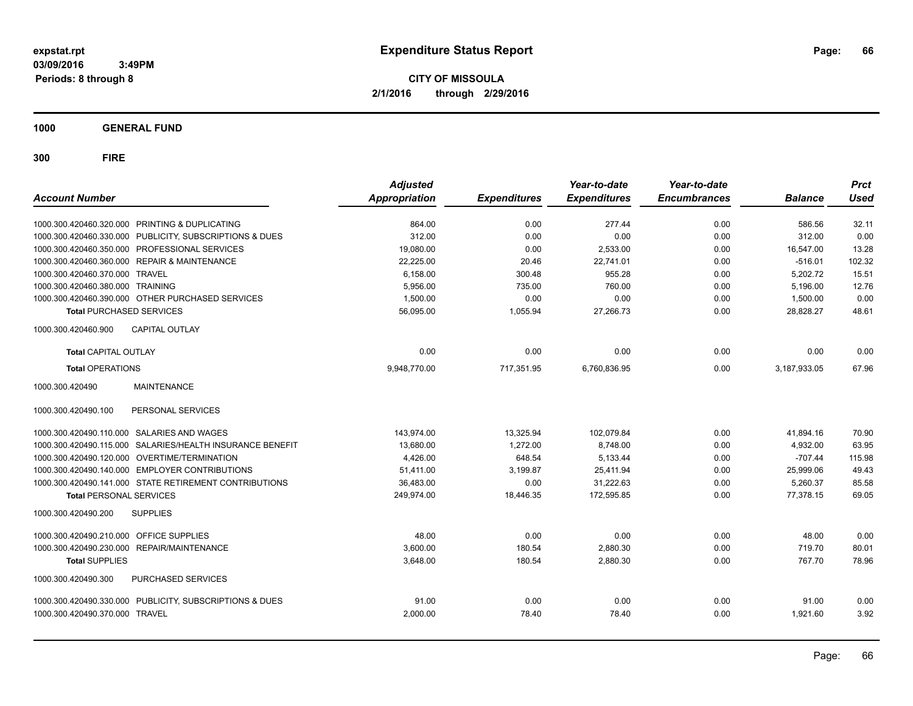**expstat.rpt**
**03/09/2016 3:49PM**
**Periods: 8 through 8**

# Expenditure Status Report

**CITY OF MISSOULA**
**2/1/2016 through 2/29/2016**

## 1000 GENERAL FUND

## 300 FIRE

| Account Number | | Adjusted Appropriation | Expenditures | Year-to-date Expenditures | Year-to-date Encumbrances | Balance | Prct Used |
|---|---|---|---|---|---|---|---|
| 1000.300.420460.320.000 | PRINTING & DUPLICATING | 864.00 | 0.00 | 277.44 | 0.00 | 586.56 | 32.11 |
| 1000.300.420460.330.000 | PUBLICITY, SUBSCRIPTIONS & DUES | 312.00 | 0.00 | 0.00 | 0.00 | 312.00 | 0.00 |
| 1000.300.420460.350.000 | PROFESSIONAL SERVICES | 19,080.00 | 0.00 | 2,533.00 | 0.00 | 16,547.00 | 13.28 |
| 1000.300.420460.360.000 | REPAIR & MAINTENANCE | 22,225.00 | 20.46 | 22,741.01 | 0.00 | -516.01 | 102.32 |
| 1000.300.420460.370.000 | TRAVEL | 6,158.00 | 300.48 | 955.28 | 0.00 | 5,202.72 | 15.51 |
| 1000.300.420460.380.000 | TRAINING | 5,956.00 | 735.00 | 760.00 | 0.00 | 5,196.00 | 12.76 |
| 1000.300.420460.390.000 | OTHER PURCHASED SERVICES | 1,500.00 | 0.00 | 0.00 | 0.00 | 1,500.00 | 0.00 |
| **Total** PURCHASED SERVICES | | 56,095.00 | 1,055.94 | 27,266.73 | 0.00 | 28,828.27 | 48.61 |
| 1000.300.420460.900 | CAPITAL OUTLAY | | | | | | |
| **Total** CAPITAL OUTLAY | | 0.00 | 0.00 | 0.00 | 0.00 | 0.00 | 0.00 |
| **Total** OPERATIONS | | 9,948,770.00 | 717,351.95 | 6,760,836.95 | 0.00 | 3,187,933.05 | 67.96 |
| 1000.300.420490 | MAINTENANCE | | | | | | |
| 1000.300.420490.100 | PERSONAL SERVICES | | | | | | |
| 1000.300.420490.110.000 | SALARIES AND WAGES | 143,974.00 | 13,325.94 | 102,079.84 | 0.00 | 41,894.16 | 70.90 |
| 1000.300.420490.115.000 | SALARIES/HEALTH INSURANCE BENEFIT | 13,680.00 | 1,272.00 | 8,748.00 | 0.00 | 4,932.00 | 63.95 |
| 1000.300.420490.120.000 | OVERTIME/TERMINATION | 4,426.00 | 648.54 | 5,133.44 | 0.00 | -707.44 | 115.98 |
| 1000.300.420490.140.000 | EMPLOYER CONTRIBUTIONS | 51,411.00 | 3,199.87 | 25,411.94 | 0.00 | 25,999.06 | 49.43 |
| 1000.300.420490.141.000 | STATE RETIREMENT CONTRIBUTIONS | 36,483.00 | 0.00 | 31,222.63 | 0.00 | 5,260.37 | 85.58 |
| **Total** PERSONAL SERVICES | | 249,974.00 | 18,446.35 | 172,595.85 | 0.00 | 77,378.15 | 69.05 |
| 1000.300.420490.200 | SUPPLIES | | | | | | |
| 1000.300.420490.210.000 | OFFICE SUPPLIES | 48.00 | 0.00 | 0.00 | 0.00 | 48.00 | 0.00 |
| 1000.300.420490.230.000 | REPAIR/MAINTENANCE | 3,600.00 | 180.54 | 2,880.30 | 0.00 | 719.70 | 80.01 |
| **Total** SUPPLIES | | 3,648.00 | 180.54 | 2,880.30 | 0.00 | 767.70 | 78.96 |
| 1000.300.420490.300 | PURCHASED SERVICES | | | | | | |
| 1000.300.420490.330.000 | PUBLICITY, SUBSCRIPTIONS & DUES | 91.00 | 0.00 | 0.00 | 0.00 | 91.00 | 0.00 |
| 1000.300.420490.370.000 | TRAVEL | 2,000.00 | 78.40 | 78.40 | 0.00 | 1,921.60 | 3.92 |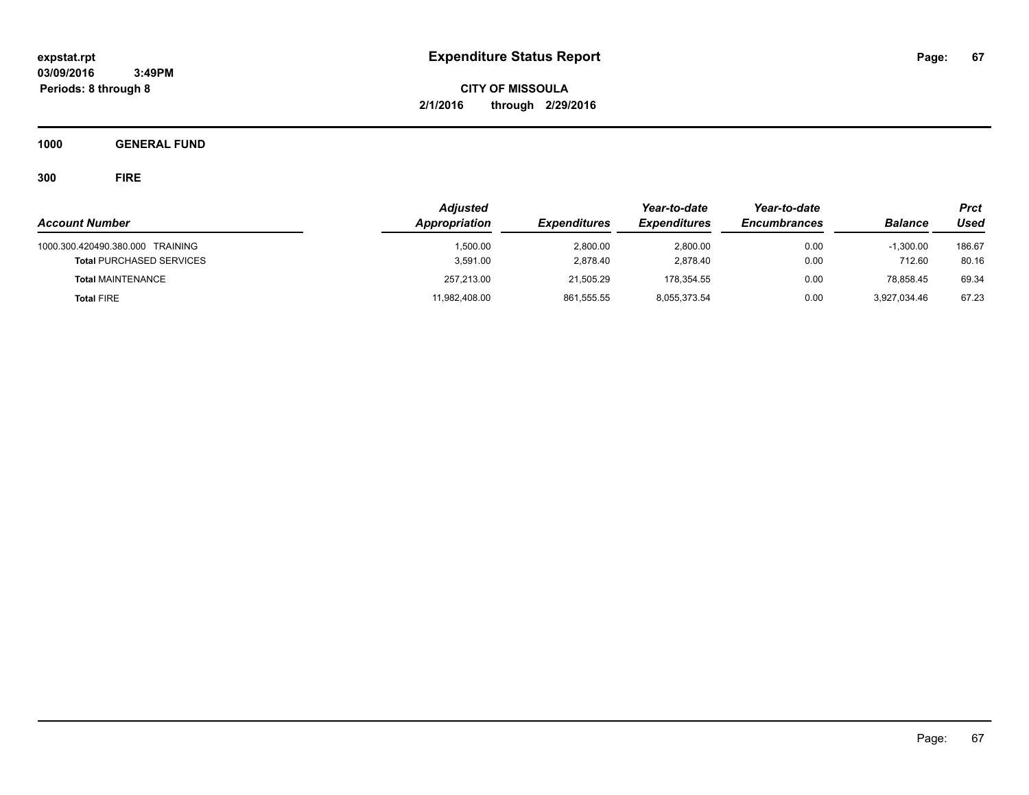# Expenditure Status Report

**expstat.rpt**
**03/09/2016 3:49PM**
**Periods: 8 through 8**

**CITY OF MISSOULA**
**2/1/2016 through 2/29/2016**

**1000 GENERAL FUND**

**300 FIRE**

| Account Number | Adjusted Appropriation | Expenditures | Year-to-date Expenditures | Year-to-date Encumbrances | Balance | Prct Used |
|---|---|---|---|---|---|---|
| 1000.300.420490.380.000 TRAINING | 1,500.00 | 2,800.00 | 2,800.00 | 0.00 | -1,300.00 | 186.67 |
| **Total** PURCHASED SERVICES | 3,591.00 | 2,878.40 | 2,878.40 | 0.00 | 712.60 | 80.16 |
| **Total** MAINTENANCE | 257,213.00 | 21,505.29 | 178,354.55 | 0.00 | 78,858.45 | 69.34 |
| **Total** FIRE | 11,982,408.00 | 861,555.55 | 8,055,373.54 | 0.00 | 3,927,034.46 | 67.23 |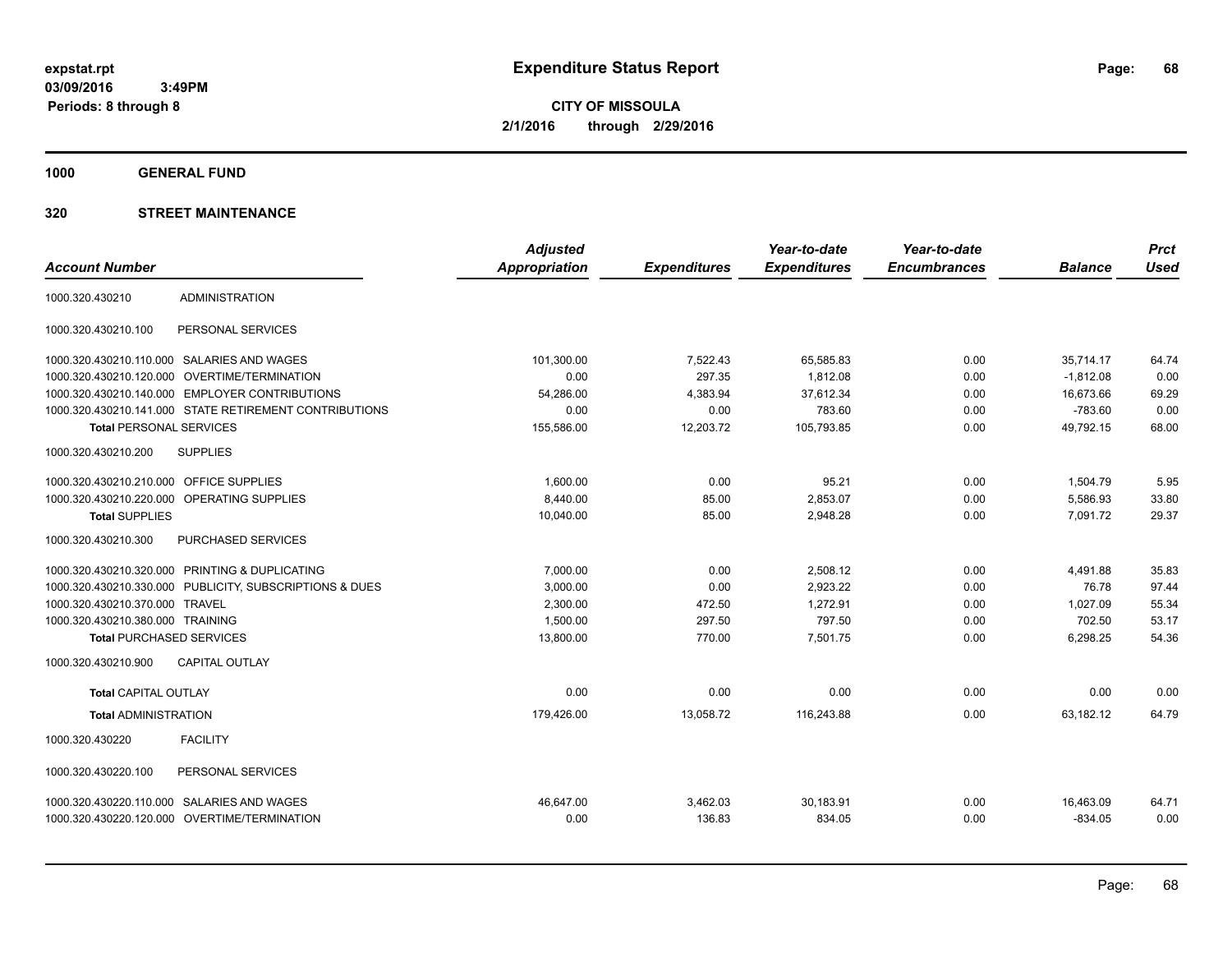expstat.rpt
03/09/2016 3:49PM
Periods: 8 through 8

# Expenditure Status Report

**CITY OF MISSOULA**
**2/1/2016 through 2/29/2016**

**1000 GENERAL FUND**

**320 STREET MAINTENANCE**

| Account Number | | Adjusted Appropriation | Expenditures | Year-to-date Expenditures | Year-to-date Encumbrances | Balance | Prct Used |
|---|---|---|---|---|---|---|---|
| 1000.320.430210 | ADMINISTRATION | | | | | | |
| 1000.320.430210.100 | PERSONAL SERVICES | | | | | | |
| 1000.320.430210.110.000 | SALARIES AND WAGES | 101,300.00 | 7,522.43 | 65,585.83 | 0.00 | 35,714.17 | 64.74 |
| 1000.320.430210.120.000 | OVERTIME/TERMINATION | 0.00 | 297.35 | 1,812.08 | 0.00 | -1,812.08 | 0.00 |
| 1000.320.430210.140.000 | EMPLOYER CONTRIBUTIONS | 54,286.00 | 4,383.94 | 37,612.34 | 0.00 | 16,673.66 | 69.29 |
| 1000.320.430210.141.000 | STATE RETIREMENT CONTRIBUTIONS | 0.00 | 0.00 | 783.60 | 0.00 | -783.60 | 0.00 |
| **Total** PERSONAL SERVICES | | 155,586.00 | 12,203.72 | 105,793.85 | 0.00 | 49,792.15 | 68.00 |
| 1000.320.430210.200 | SUPPLIES | | | | | | |
| 1000.320.430210.210.000 | OFFICE SUPPLIES | 1,600.00 | 0.00 | 95.21 | 0.00 | 1,504.79 | 5.95 |
| 1000.320.430210.220.000 | OPERATING SUPPLIES | 8,440.00 | 85.00 | 2,853.07 | 0.00 | 5,586.93 | 33.80 |
| **Total** SUPPLIES | | 10,040.00 | 85.00 | 2,948.28 | 0.00 | 7,091.72 | 29.37 |
| 1000.320.430210.300 | PURCHASED SERVICES | | | | | | |
| 1000.320.430210.320.000 | PRINTING & DUPLICATING | 7,000.00 | 0.00 | 2,508.12 | 0.00 | 4,491.88 | 35.83 |
| 1000.320.430210.330.000 | PUBLICITY, SUBSCRIPTIONS & DUES | 3,000.00 | 0.00 | 2,923.22 | 0.00 | 76.78 | 97.44 |
| 1000.320.430210.370.000 | TRAVEL | 2,300.00 | 472.50 | 1,272.91 | 0.00 | 1,027.09 | 55.34 |
| 1000.320.430210.380.000 | TRAINING | 1,500.00 | 297.50 | 797.50 | 0.00 | 702.50 | 53.17 |
| **Total** PURCHASED SERVICES | | 13,800.00 | 770.00 | 7,501.75 | 0.00 | 6,298.25 | 54.36 |
| 1000.320.430210.900 | CAPITAL OUTLAY | | | | | | |
| **Total** CAPITAL OUTLAY | | 0.00 | 0.00 | 0.00 | 0.00 | 0.00 | 0.00 |
| **Total** ADMINISTRATION | | 179,426.00 | 13,058.72 | 116,243.88 | 0.00 | 63,182.12 | 64.79 |
| 1000.320.430220 | FACILITY | | | | | | |
| 1000.320.430220.100 | PERSONAL SERVICES | | | | | | |
| 1000.320.430220.110.000 | SALARIES AND WAGES | 46,647.00 | 3,462.03 | 30,183.91 | 0.00 | 16,463.09 | 64.71 |
| 1000.320.430220.120.000 | OVERTIME/TERMINATION | 0.00 | 136.83 | 834.05 | 0.00 | -834.05 | 0.00 |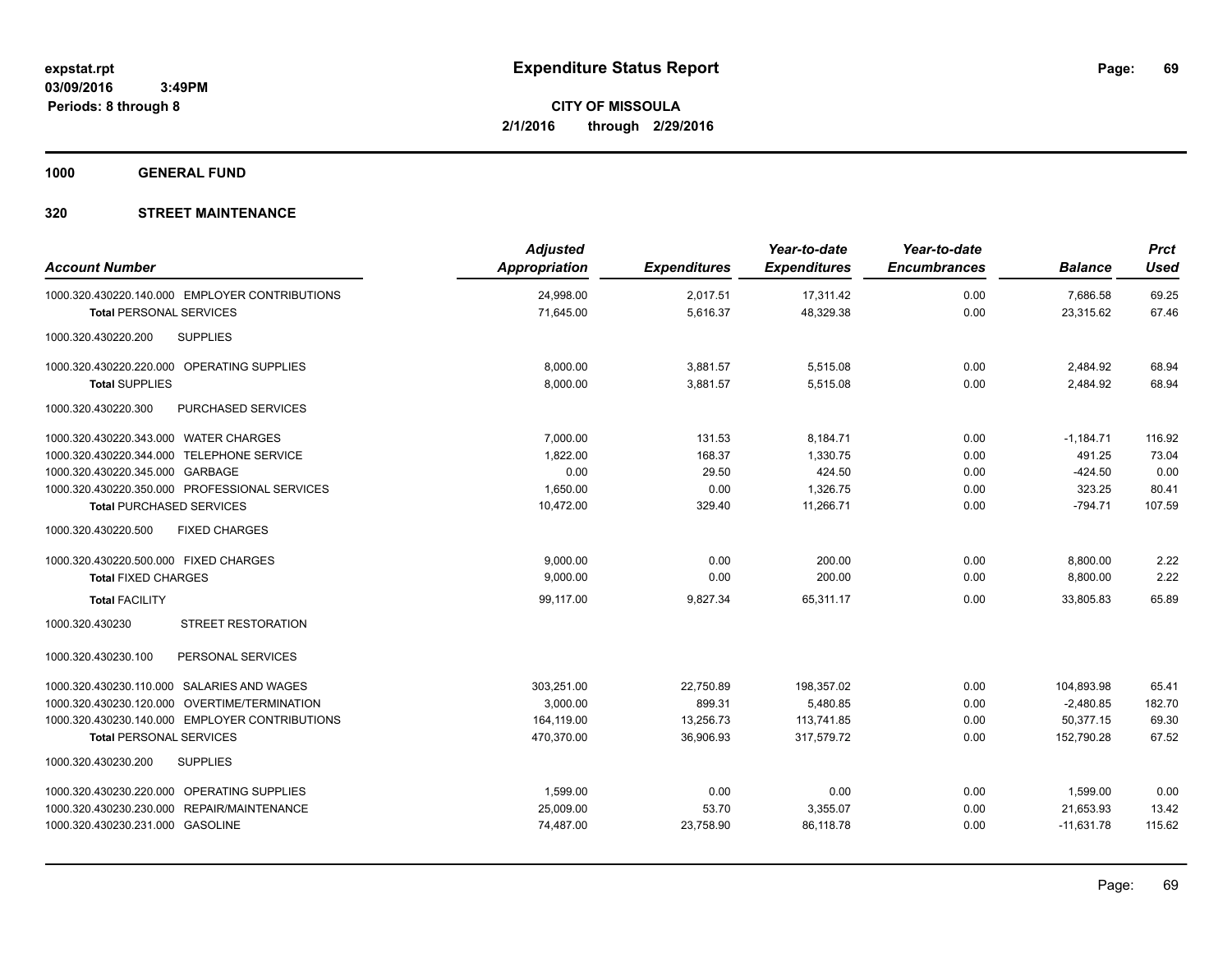**Expenditure Status Report**

**CITY OF MISSOULA**
**2/1/2016 through 2/29/2016**

expstat.rpt
03/09/2016 3:49PM
Periods: 8 through 8

**1000 GENERAL FUND**

**320 STREET MAINTENANCE**

| Account Number | Adjusted Appropriation | Expenditures | Year-to-date Expenditures | Year-to-date Encumbrances | Balance | Prct Used |
|---|---|---|---|---|---|---|
| 1000.320.430220.140.000 EMPLOYER CONTRIBUTIONS | 24,998.00 | 2,017.51 | 17,311.42 | 0.00 | 7,686.58 | 69.25 |
| **Total** PERSONAL SERVICES | 71,645.00 | 5,616.37 | 48,329.38 | 0.00 | 23,315.62 | 67.46 |
| 1000.320.430220.200 SUPPLIES | | | | | | |
| 1000.320.430220.220.000 OPERATING SUPPLIES | 8,000.00 | 3,881.57 | 5,515.08 | 0.00 | 2,484.92 | 68.94 |
| **Total** SUPPLIES | 8,000.00 | 3,881.57 | 5,515.08 | 0.00 | 2,484.92 | 68.94 |
| 1000.320.430220.300 PURCHASED SERVICES | | | | | | |
| 1000.320.430220.343.000 WATER CHARGES | 7,000.00 | 131.53 | 8,184.71 | 0.00 | -1,184.71 | 116.92 |
| 1000.320.430220.344.000 TELEPHONE SERVICE | 1,822.00 | 168.37 | 1,330.75 | 0.00 | 491.25 | 73.04 |
| 1000.320.430220.345.000 GARBAGE | 0.00 | 29.50 | 424.50 | 0.00 | -424.50 | 0.00 |
| 1000.320.430220.350.000 PROFESSIONAL SERVICES | 1,650.00 | 0.00 | 1,326.75 | 0.00 | 323.25 | 80.41 |
| **Total** PURCHASED SERVICES | 10,472.00 | 329.40 | 11,266.71 | 0.00 | -794.71 | 107.59 |
| 1000.320.430220.500 FIXED CHARGES | | | | | | |
| 1000.320.430220.500.000 FIXED CHARGES | 9,000.00 | 0.00 | 200.00 | 0.00 | 8,800.00 | 2.22 |
| **Total** FIXED CHARGES | 9,000.00 | 0.00 | 200.00 | 0.00 | 8,800.00 | 2.22 |
| **Total** FACILITY | 99,117.00 | 9,827.34 | 65,311.17 | 0.00 | 33,805.83 | 65.89 |
| 1000.320.430230 STREET RESTORATION | | | | | | |
| 1000.320.430230.100 PERSONAL SERVICES | | | | | | |
| 1000.320.430230.110.000 SALARIES AND WAGES | 303,251.00 | 22,750.89 | 198,357.02 | 0.00 | 104,893.98 | 65.41 |
| 1000.320.430230.120.000 OVERTIME/TERMINATION | 3,000.00 | 899.31 | 5,480.85 | 0.00 | -2,480.85 | 182.70 |
| 1000.320.430230.140.000 EMPLOYER CONTRIBUTIONS | 164,119.00 | 13,256.73 | 113,741.85 | 0.00 | 50,377.15 | 69.30 |
| **Total** PERSONAL SERVICES | 470,370.00 | 36,906.93 | 317,579.72 | 0.00 | 152,790.28 | 67.52 |
| 1000.320.430230.200 SUPPLIES | | | | | | |
| 1000.320.430230.220.000 OPERATING SUPPLIES | 1,599.00 | 0.00 | 0.00 | 0.00 | 1,599.00 | 0.00 |
| 1000.320.430230.230.000 REPAIR/MAINTENANCE | 25,009.00 | 53.70 | 3,355.07 | 0.00 | 21,653.93 | 13.42 |
| 1000.320.430230.231.000 GASOLINE | 74,487.00 | 23,758.90 | 86,118.78 | 0.00 | -11,631.78 | 115.62 |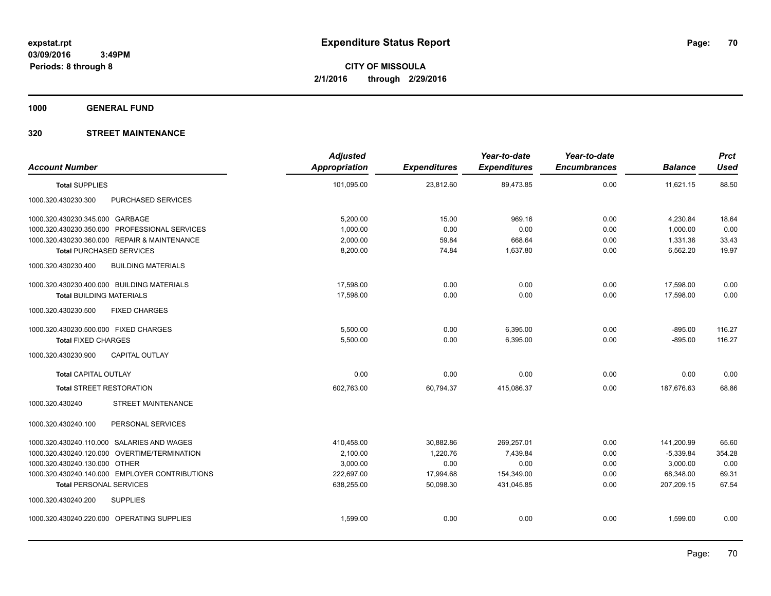**expstat.rpt**
**03/09/2016 3:49PM**
**Periods: 8 through 8**

# Expenditure Status Report

**CITY OF MISSOULA**
**2/1/2016 through 2/29/2016**

**1000 GENERAL FUND**

**320 STREET MAINTENANCE**

| Account Number | Adjusted Appropriation | Expenditures | Year-to-date Expenditures | Year-to-date Encumbrances | Balance | Prct Used |
|---|---|---|---|---|---|---|
| **Total SUPPLIES** | 101,095.00 | 23,812.60 | 89,473.85 | 0.00 | 11,621.15 | 88.50 |
| 1000.320.430230.300 PURCHASED SERVICES | | | | | | |
| 1000.320.430230.345.000 GARBAGE | 5,200.00 | 15.00 | 969.16 | 0.00 | 4,230.84 | 18.64 |
| 1000.320.430230.350.000 PROFESSIONAL SERVICES | 1,000.00 | 0.00 | 0.00 | 0.00 | 1,000.00 | 0.00 |
| 1000.320.430230.360.000 REPAIR & MAINTENANCE | 2,000.00 | 59.84 | 668.64 | 0.00 | 1,331.36 | 33.43 |
| **Total PURCHASED SERVICES** | 8,200.00 | 74.84 | 1,637.80 | 0.00 | 6,562.20 | 19.97 |
| 1000.320.430230.400 BUILDING MATERIALS | | | | | | |
| 1000.320.430230.400.000 BUILDING MATERIALS | 17,598.00 | 0.00 | 0.00 | 0.00 | 17,598.00 | 0.00 |
| **Total BUILDING MATERIALS** | 17,598.00 | 0.00 | 0.00 | 0.00 | 17,598.00 | 0.00 |
| 1000.320.430230.500 FIXED CHARGES | | | | | | |
| 1000.320.430230.500.000 FIXED CHARGES | 5,500.00 | 0.00 | 6,395.00 | 0.00 | -895.00 | 116.27 |
| **Total FIXED CHARGES** | 5,500.00 | 0.00 | 6,395.00 | 0.00 | -895.00 | 116.27 |
| 1000.320.430230.900 CAPITAL OUTLAY | | | | | | |
| **Total CAPITAL OUTLAY** | 0.00 | 0.00 | 0.00 | 0.00 | 0.00 | 0.00 |
| **Total STREET RESTORATION** | 602,763.00 | 60,794.37 | 415,086.37 | 0.00 | 187,676.63 | 68.86 |
| 1000.320.430240 STREET MAINTENANCE | | | | | | |
| 1000.320.430240.100 PERSONAL SERVICES | | | | | | |
| 1000.320.430240.110.000 SALARIES AND WAGES | 410,458.00 | 30,882.86 | 269,257.01 | 0.00 | 141,200.99 | 65.60 |
| 1000.320.430240.120.000 OVERTIME/TERMINATION | 2,100.00 | 1,220.76 | 7,439.84 | 0.00 | -5,339.84 | 354.28 |
| 1000.320.430240.130.000 OTHER | 3,000.00 | 0.00 | 0.00 | 0.00 | 3,000.00 | 0.00 |
| 1000.320.430240.140.000 EMPLOYER CONTRIBUTIONS | 222,697.00 | 17,994.68 | 154,349.00 | 0.00 | 68,348.00 | 69.31 |
| **Total PERSONAL SERVICES** | 638,255.00 | 50,098.30 | 431,045.85 | 0.00 | 207,209.15 | 67.54 |
| 1000.320.430240.200 SUPPLIES | | | | | | |
| 1000.320.430240.220.000 OPERATING SUPPLIES | 1,599.00 | 0.00 | 0.00 | 0.00 | 1,599.00 | 0.00 |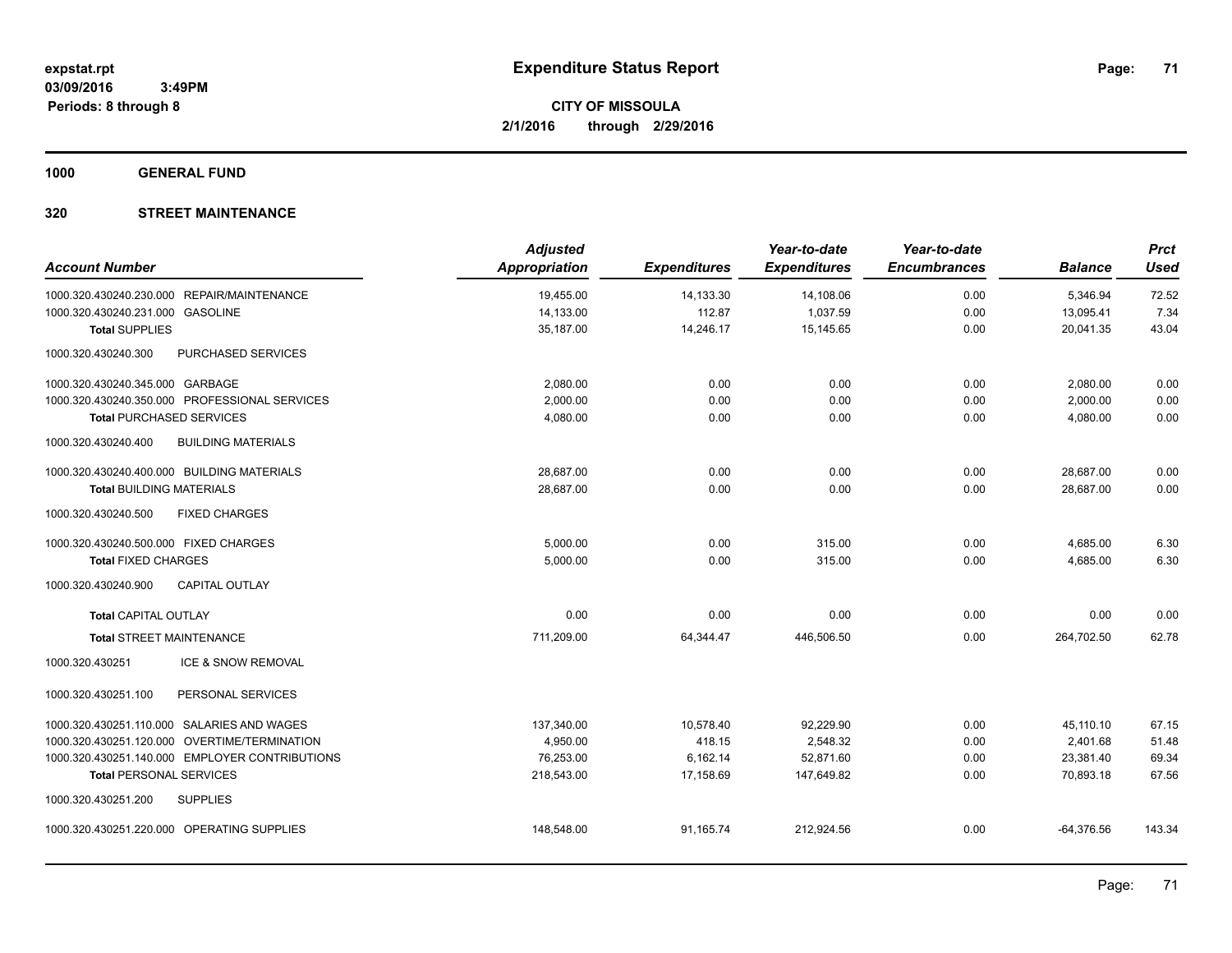# Expenditure Status Report

expstat.rpt
03/09/2016 3:49PM
Periods: 8 through 8

**CITY OF MISSOULA**
**2/1/2016 through 2/29/2016**

**1000 GENERAL FUND**

**320 STREET MAINTENANCE**

| Account Number | Adjusted Appropriation | Expenditures | Year-to-date Expenditures | Year-to-date Encumbrances | Balance | Prct Used |
|---|---|---|---|---|---|---|
| 1000.320.430240.230.000 REPAIR/MAINTENANCE | 19,455.00 | 14,133.30 | 14,108.06 | 0.00 | 5,346.94 | 72.52 |
| 1000.320.430240.231.000 GASOLINE | 14,133.00 | 112.87 | 1,037.59 | 0.00 | 13,095.41 | 7.34 |
| **Total** SUPPLIES | 35,187.00 | 14,246.17 | 15,145.65 | 0.00 | 20,041.35 | 43.04 |
| 1000.320.430240.300 PURCHASED SERVICES | | | | | | |
| 1000.320.430240.345.000 GARBAGE | 2,080.00 | 0.00 | 0.00 | 0.00 | 2,080.00 | 0.00 |
| 1000.320.430240.350.000 PROFESSIONAL SERVICES | 2,000.00 | 0.00 | 0.00 | 0.00 | 2,000.00 | 0.00 |
| **Total** PURCHASED SERVICES | 4,080.00 | 0.00 | 0.00 | 0.00 | 4,080.00 | 0.00 |
| 1000.320.430240.400 BUILDING MATERIALS | | | | | | |
| 1000.320.430240.400.000 BUILDING MATERIALS | 28,687.00 | 0.00 | 0.00 | 0.00 | 28,687.00 | 0.00 |
| **Total** BUILDING MATERIALS | 28,687.00 | 0.00 | 0.00 | 0.00 | 28,687.00 | 0.00 |
| 1000.320.430240.500 FIXED CHARGES | | | | | | |
| 1000.320.430240.500.000 FIXED CHARGES | 5,000.00 | 0.00 | 315.00 | 0.00 | 4,685.00 | 6.30 |
| **Total** FIXED CHARGES | 5,000.00 | 0.00 | 315.00 | 0.00 | 4,685.00 | 6.30 |
| 1000.320.430240.900 CAPITAL OUTLAY | | | | | | |
| **Total** CAPITAL OUTLAY | 0.00 | 0.00 | 0.00 | 0.00 | 0.00 | 0.00 |
| **Total** STREET MAINTENANCE | 711,209.00 | 64,344.47 | 446,506.50 | 0.00 | 264,702.50 | 62.78 |
| 1000.320.430251 ICE & SNOW REMOVAL | | | | | | |
| 1000.320.430251.100 PERSONAL SERVICES | | | | | | |
| 1000.320.430251.110.000 SALARIES AND WAGES | 137,340.00 | 10,578.40 | 92,229.90 | 0.00 | 45,110.10 | 67.15 |
| 1000.320.430251.120.000 OVERTIME/TERMINATION | 4,950.00 | 418.15 | 2,548.32 | 0.00 | 2,401.68 | 51.48 |
| 1000.320.430251.140.000 EMPLOYER CONTRIBUTIONS | 76,253.00 | 6,162.14 | 52,871.60 | 0.00 | 23,381.40 | 69.34 |
| **Total** PERSONAL SERVICES | 218,543.00 | 17,158.69 | 147,649.82 | 0.00 | 70,893.18 | 67.56 |
| 1000.320.430251.200 SUPPLIES | | | | | | |
| 1000.320.430251.220.000 OPERATING SUPPLIES | 148,548.00 | 91,165.74 | 212,924.56 | 0.00 | -64,376.56 | 143.34 |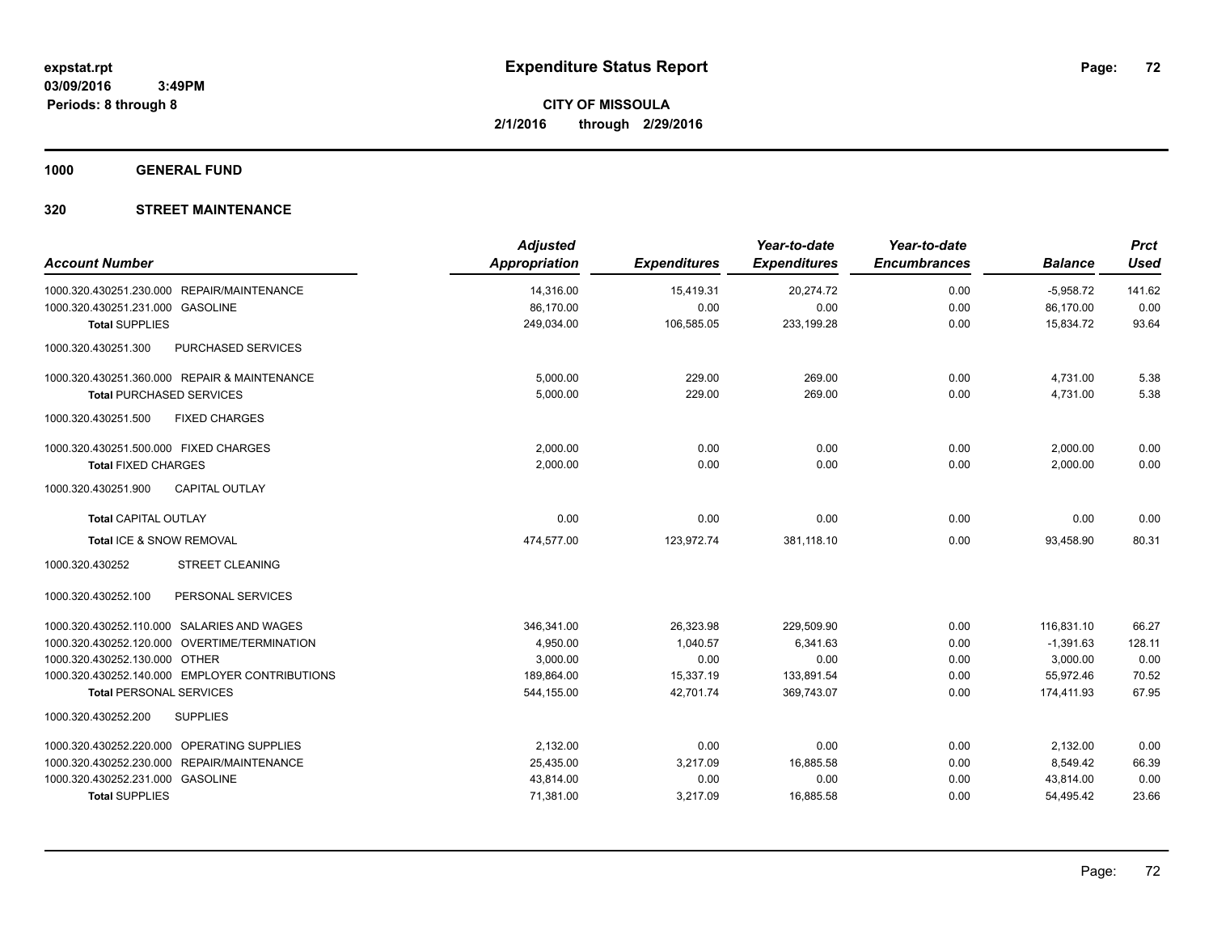# Expenditure Status Report

**CITY OF MISSOULA**
**2/1/2016 through 2/29/2016**

expstat.rpt
03/09/2016 3:49PM
Periods: 8 through 8

**1000 GENERAL FUND**

**320 STREET MAINTENANCE**

| Account Number | Adjusted Appropriation | Expenditures | Year-to-date Expenditures | Year-to-date Encumbrances | Balance | Prct Used |
|---|---|---|---|---|---|---|
| 1000.320.430251.230.000 REPAIR/MAINTENANCE | 14,316.00 | 15,419.31 | 20,274.72 | 0.00 | -5,958.72 | 141.62 |
| 1000.320.430251.231.000 GASOLINE | 86,170.00 | 0.00 | 0.00 | 0.00 | 86,170.00 | 0.00 |
| **Total** SUPPLIES | 249,034.00 | 106,585.05 | 233,199.28 | 0.00 | 15,834.72 | 93.64 |
| 1000.320.430251.300 PURCHASED SERVICES | | | | | | |
| 1000.320.430251.360.000 REPAIR & MAINTENANCE | 5,000.00 | 229.00 | 269.00 | 0.00 | 4,731.00 | 5.38 |
| **Total** PURCHASED SERVICES | 5,000.00 | 229.00 | 269.00 | 0.00 | 4,731.00 | 5.38 |
| 1000.320.430251.500 FIXED CHARGES | | | | | | |
| 1000.320.430251.500.000 FIXED CHARGES | 2,000.00 | 0.00 | 0.00 | 0.00 | 2,000.00 | 0.00 |
| **Total** FIXED CHARGES | 2,000.00 | 0.00 | 0.00 | 0.00 | 2,000.00 | 0.00 |
| 1000.320.430251.900 CAPITAL OUTLAY | | | | | | |
| **Total** CAPITAL OUTLAY | 0.00 | 0.00 | 0.00 | 0.00 | 0.00 | 0.00 |
| **Total** ICE & SNOW REMOVAL | 474,577.00 | 123,972.74 | 381,118.10 | 0.00 | 93,458.90 | 80.31 |
| 1000.320.430252 STREET CLEANING | | | | | | |
| 1000.320.430252.100 PERSONAL SERVICES | | | | | | |
| 1000.320.430252.110.000 SALARIES AND WAGES | 346,341.00 | 26,323.98 | 229,509.90 | 0.00 | 116,831.10 | 66.27 |
| 1000.320.430252.120.000 OVERTIME/TERMINATION | 4,950.00 | 1,040.57 | 6,341.63 | 0.00 | -1,391.63 | 128.11 |
| 1000.320.430252.130.000 OTHER | 3,000.00 | 0.00 | 0.00 | 0.00 | 3,000.00 | 0.00 |
| 1000.320.430252.140.000 EMPLOYER CONTRIBUTIONS | 189,864.00 | 15,337.19 | 133,891.54 | 0.00 | 55,972.46 | 70.52 |
| **Total** PERSONAL SERVICES | 544,155.00 | 42,701.74 | 369,743.07 | 0.00 | 174,411.93 | 67.95 |
| 1000.320.430252.200 SUPPLIES | | | | | | |
| 1000.320.430252.220.000 OPERATING SUPPLIES | 2,132.00 | 0.00 | 0.00 | 0.00 | 2,132.00 | 0.00 |
| 1000.320.430252.230.000 REPAIR/MAINTENANCE | 25,435.00 | 3,217.09 | 16,885.58 | 0.00 | 8,549.42 | 66.39 |
| 1000.320.430252.231.000 GASOLINE | 43,814.00 | 0.00 | 0.00 | 0.00 | 43,814.00 | 0.00 |
| **Total** SUPPLIES | 71,381.00 | 3,217.09 | 16,885.58 | 0.00 | 54,495.42 | 23.66 |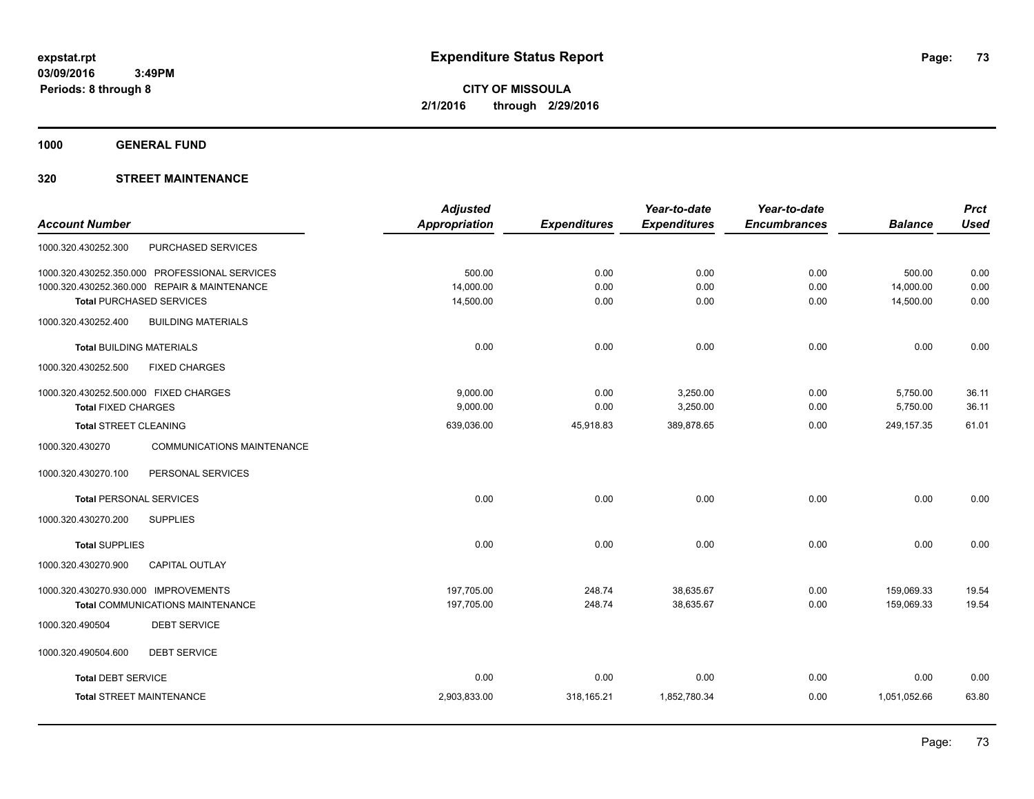expstat.rpt
03/09/2016 3:49PM
Periods: 8 through 8

# Expenditure Status Report

**CITY OF MISSOULA**
**2/1/2016 through 2/29/2016**

**1000 GENERAL FUND**

**320 STREET MAINTENANCE**

| Account Number | | Adjusted Appropriation | Expenditures | Year-to-date Expenditures | Year-to-date Encumbrances | Balance | Prct Used |
|---|---|---|---|---|---|---|---|
| 1000.320.430252.300 | PURCHASED SERVICES | | | | | | |
| 1000.320.430252.350.000 | PROFESSIONAL SERVICES | 500.00 | 0.00 | 0.00 | 0.00 | 500.00 | 0.00 |
| 1000.320.430252.360.000 | REPAIR & MAINTENANCE | 14,000.00 | 0.00 | 0.00 | 0.00 | 14,000.00 | 0.00 |
| Total PURCHASED SERVICES | | 14,500.00 | 0.00 | 0.00 | 0.00 | 14,500.00 | 0.00 |
| 1000.320.430252.400 | BUILDING MATERIALS | | | | | | |
| Total BUILDING MATERIALS | | 0.00 | 0.00 | 0.00 | 0.00 | 0.00 | 0.00 |
| 1000.320.430252.500 | FIXED CHARGES | | | | | | |
| 1000.320.430252.500.000 | FIXED CHARGES | 9,000.00 | 0.00 | 3,250.00 | 0.00 | 5,750.00 | 36.11 |
| Total FIXED CHARGES | | 9,000.00 | 0.00 | 3,250.00 | 0.00 | 5,750.00 | 36.11 |
| Total STREET CLEANING | | 639,036.00 | 45,918.83 | 389,878.65 | 0.00 | 249,157.35 | 61.01 |
| 1000.320.430270 | COMMUNICATIONS MAINTENANCE | | | | | | |
| 1000.320.430270.100 | PERSONAL SERVICES | | | | | | |
| Total PERSONAL SERVICES | | 0.00 | 0.00 | 0.00 | 0.00 | 0.00 | 0.00 |
| 1000.320.430270.200 | SUPPLIES | | | | | | |
| Total SUPPLIES | | 0.00 | 0.00 | 0.00 | 0.00 | 0.00 | 0.00 |
| 1000.320.430270.900 | CAPITAL OUTLAY | | | | | | |
| 1000.320.430270.930.000 | IMPROVEMENTS | 197,705.00 | 248.74 | 38,635.67 | 0.00 | 159,069.33 | 19.54 |
| Total COMMUNICATIONS MAINTENANCE | | 197,705.00 | 248.74 | 38,635.67 | 0.00 | 159,069.33 | 19.54 |
| 1000.320.490504 | DEBT SERVICE | | | | | | |
| 1000.320.490504.600 | DEBT SERVICE | | | | | | |
| Total DEBT SERVICE | | 0.00 | 0.00 | 0.00 | 0.00 | 0.00 | 0.00 |
| Total STREET MAINTENANCE | | 2,903,833.00 | 318,165.21 | 1,852,780.34 | 0.00 | 1,051,052.66 | 63.80 |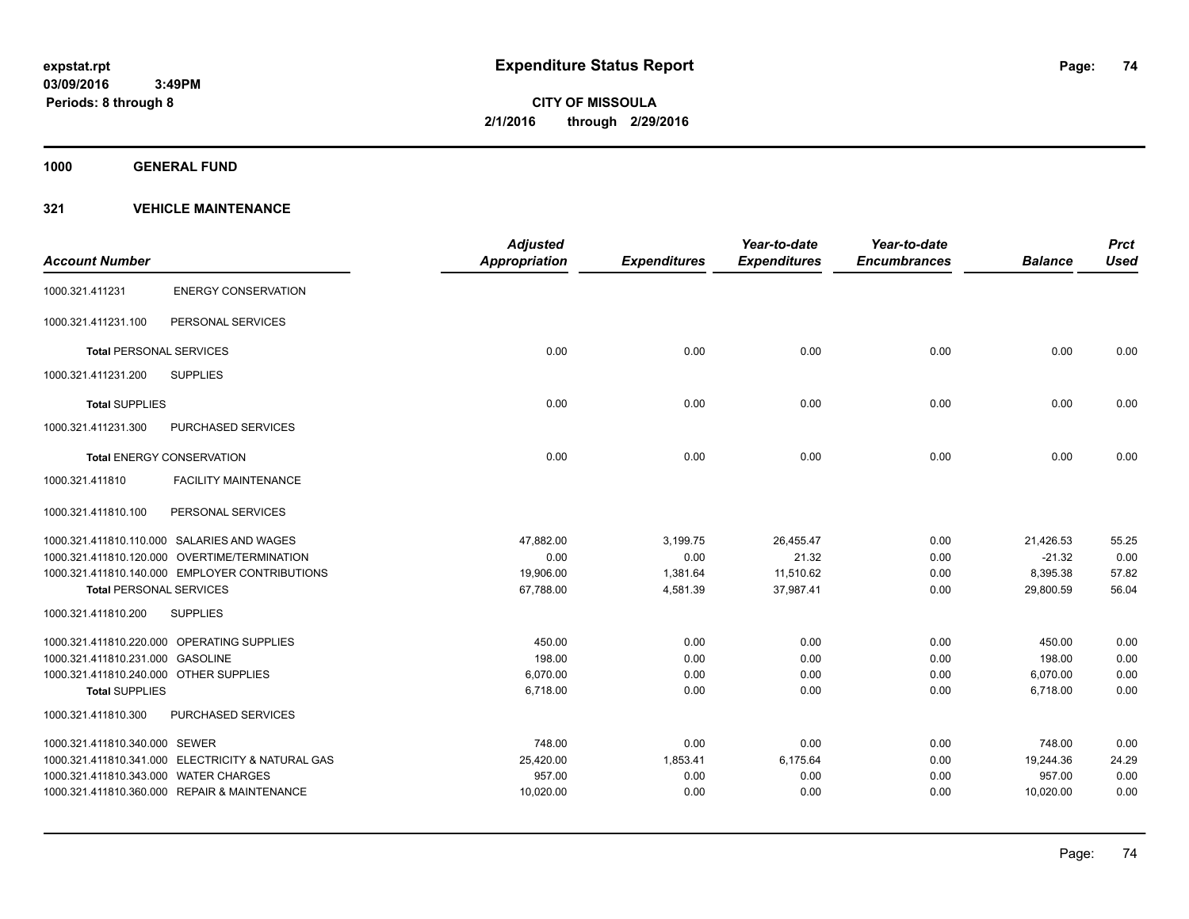**expstat.rpt**
**03/09/2016 3:49PM**
**Periods: 8 through 8**

# Expenditure Status Report

**CITY OF MISSOULA**
**2/1/2016 through 2/29/2016**

## 1000 GENERAL FUND

### 321 VEHICLE MAINTENANCE

| Account Number | | Adjusted Appropriation | Expenditures | Year-to-date Expenditures | Year-to-date Encumbrances | Balance | Prct Used |
|---|---|---|---|---|---|---|---|
| 1000.321.411231 | ENERGY CONSERVATION | | | | | | |
| 1000.321.411231.100 | PERSONAL SERVICES | | | | | | |
| **Total** PERSONAL SERVICES | | 0.00 | 0.00 | 0.00 | 0.00 | 0.00 | 0.00 |
| 1000.321.411231.200 | SUPPLIES | | | | | | |
| **Total** SUPPLIES | | 0.00 | 0.00 | 0.00 | 0.00 | 0.00 | 0.00 |
| 1000.321.411231.300 | PURCHASED SERVICES | | | | | | |
| **Total** ENERGY CONSERVATION | | 0.00 | 0.00 | 0.00 | 0.00 | 0.00 | 0.00 |
| 1000.321.411810 | FACILITY MAINTENANCE | | | | | | |
| 1000.321.411810.100 | PERSONAL SERVICES | | | | | | |
| 1000.321.411810.110.000 | SALARIES AND WAGES | 47,882.00 | 3,199.75 | 26,455.47 | 0.00 | 21,426.53 | 55.25 |
| 1000.321.411810.120.000 | OVERTIME/TERMINATION | 0.00 | 0.00 | 21.32 | 0.00 | -21.32 | 0.00 |
| 1000.321.411810.140.000 | EMPLOYER CONTRIBUTIONS | 19,906.00 | 1,381.64 | 11,510.62 | 0.00 | 8,395.38 | 57.82 |
| **Total** PERSONAL SERVICES | | 67,788.00 | 4,581.39 | 37,987.41 | 0.00 | 29,800.59 | 56.04 |
| 1000.321.411810.200 | SUPPLIES | | | | | | |
| 1000.321.411810.220.000 | OPERATING SUPPLIES | 450.00 | 0.00 | 0.00 | 0.00 | 450.00 | 0.00 |
| 1000.321.411810.231.000 | GASOLINE | 198.00 | 0.00 | 0.00 | 0.00 | 198.00 | 0.00 |
| 1000.321.411810.240.000 | OTHER SUPPLIES | 6,070.00 | 0.00 | 0.00 | 0.00 | 6,070.00 | 0.00 |
| **Total** SUPPLIES | | 6,718.00 | 0.00 | 0.00 | 0.00 | 6,718.00 | 0.00 |
| 1000.321.411810.300 | PURCHASED SERVICES | | | | | | |
| 1000.321.411810.340.000 | SEWER | 748.00 | 0.00 | 0.00 | 0.00 | 748.00 | 0.00 |
| 1000.321.411810.341.000 | ELECTRICITY & NATURAL GAS | 25,420.00 | 1,853.41 | 6,175.64 | 0.00 | 19,244.36 | 24.29 |
| 1000.321.411810.343.000 | WATER CHARGES | 957.00 | 0.00 | 0.00 | 0.00 | 957.00 | 0.00 |
| 1000.321.411810.360.000 | REPAIR & MAINTENANCE | 10,020.00 | 0.00 | 0.00 | 0.00 | 10,020.00 | 0.00 |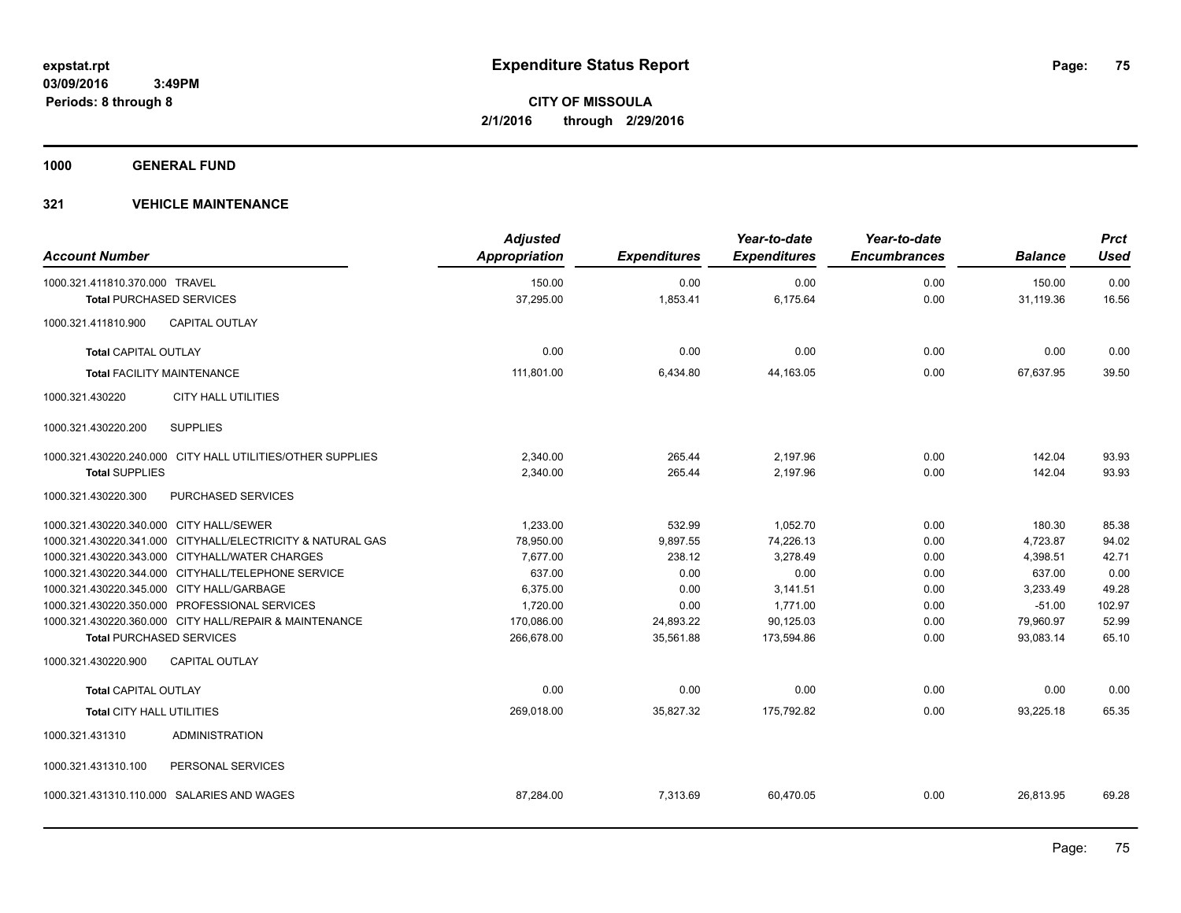**expstat.rpt**
**03/09/2016 3:49PM**
**Periods: 8 through 8**

# Expenditure Status Report

**CITY OF MISSOULA**
**2/1/2016 through 2/29/2016**

## 1000 GENERAL FUND

### 321 VEHICLE MAINTENANCE

| Account Number | Adjusted Appropriation | Expenditures | Year-to-date Expenditures | Year-to-date Encumbrances | Balance | Prct Used |
|---|---|---|---|---|---|---|
| 1000.321.411810.370.000 TRAVEL | 150.00 | 0.00 | 0.00 | 0.00 | 150.00 | 0.00 |
| **Total** PURCHASED SERVICES | 37,295.00 | 1,853.41 | 6,175.64 | 0.00 | 31,119.36 | 16.56 |
| 1000.321.411810.900 CAPITAL OUTLAY | | | | | | |
| **Total** CAPITAL OUTLAY | 0.00 | 0.00 | 0.00 | 0.00 | 0.00 | 0.00 |
| **Total** FACILITY MAINTENANCE | 111,801.00 | 6,434.80 | 44,163.05 | 0.00 | 67,637.95 | 39.50 |
| 1000.321.430220 CITY HALL UTILITIES | | | | | | |
| 1000.321.430220.200 SUPPLIES | | | | | | |
| 1000.321.430220.240.000 CITY HALL UTILITIES/OTHER SUPPLIES | 2,340.00 | 265.44 | 2,197.96 | 0.00 | 142.04 | 93.93 |
| **Total** SUPPLIES | 2,340.00 | 265.44 | 2,197.96 | 0.00 | 142.04 | 93.93 |
| 1000.321.430220.300 PURCHASED SERVICES | | | | | | |
| 1000.321.430220.340.000 CITY HALL/SEWER | 1,233.00 | 532.99 | 1,052.70 | 0.00 | 180.30 | 85.38 |
| 1000.321.430220.341.000 CITYHALL/ELECTRICITY & NATURAL GAS | 78,950.00 | 9,897.55 | 74,226.13 | 0.00 | 4,723.87 | 94.02 |
| 1000.321.430220.343.000 CITYHALL/WATER CHARGES | 7,677.00 | 238.12 | 3,278.49 | 0.00 | 4,398.51 | 42.71 |
| 1000.321.430220.344.000 CITYHALL/TELEPHONE SERVICE | 637.00 | 0.00 | 0.00 | 0.00 | 637.00 | 0.00 |
| 1000.321.430220.345.000 CITY HALL/GARBAGE | 6,375.00 | 0.00 | 3,141.51 | 0.00 | 3,233.49 | 49.28 |
| 1000.321.430220.350.000 PROFESSIONAL SERVICES | 1,720.00 | 0.00 | 1,771.00 | 0.00 | -51.00 | 102.97 |
| 1000.321.430220.360.000 CITY HALL/REPAIR & MAINTENANCE | 170,086.00 | 24,893.22 | 90,125.03 | 0.00 | 79,960.97 | 52.99 |
| **Total** PURCHASED SERVICES | 266,678.00 | 35,561.88 | 173,594.86 | 0.00 | 93,083.14 | 65.10 |
| 1000.321.430220.900 CAPITAL OUTLAY | | | | | | |
| **Total** CAPITAL OUTLAY | 0.00 | 0.00 | 0.00 | 0.00 | 0.00 | 0.00 |
| **Total** CITY HALL UTILITIES | 269,018.00 | 35,827.32 | 175,792.82 | 0.00 | 93,225.18 | 65.35 |
| 1000.321.431310 ADMINISTRATION | | | | | | |
| 1000.321.431310.100 PERSONAL SERVICES | | | | | | |
| 1000.321.431310.110.000 SALARIES AND WAGES | 87,284.00 | 7,313.69 | 60,470.05 | 0.00 | 26,813.95 | 69.28 |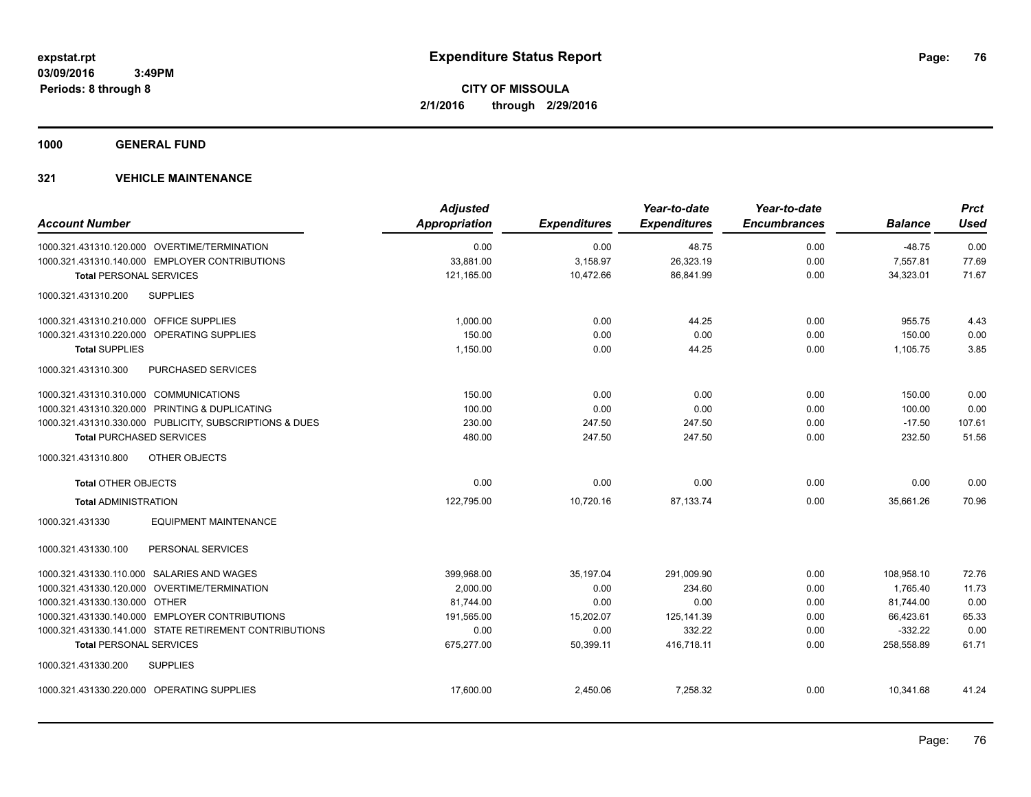# Expenditure Status Report

expstat.rpt
03/09/2016 3:49PM
Periods: 8 through 8

**CITY OF MISSOULA**
**2/1/2016 through 2/29/2016**

**1000 GENERAL FUND**

**321 VEHICLE MAINTENANCE**

| Account Number | Adjusted Appropriation | Expenditures | Year-to-date Expenditures | Year-to-date Encumbrances | Balance | Prct Used |
|---|---|---|---|---|---|---|
| 1000.321.431310.120.000 OVERTIME/TERMINATION | 0.00 | 0.00 | 48.75 | 0.00 | -48.75 | 0.00 |
| 1000.321.431310.140.000 EMPLOYER CONTRIBUTIONS | 33,881.00 | 3,158.97 | 26,323.19 | 0.00 | 7,557.81 | 77.69 |
| **Total** PERSONAL SERVICES | 121,165.00 | 10,472.66 | 86,841.99 | 0.00 | 34,323.01 | 71.67 |
| 1000.321.431310.200 SUPPLIES | | | | | | |
| 1000.321.431310.210.000 OFFICE SUPPLIES | 1,000.00 | 0.00 | 44.25 | 0.00 | 955.75 | 4.43 |
| 1000.321.431310.220.000 OPERATING SUPPLIES | 150.00 | 0.00 | 0.00 | 0.00 | 150.00 | 0.00 |
| **Total SUPPLIES** | 1,150.00 | 0.00 | 44.25 | 0.00 | 1,105.75 | 3.85 |
| 1000.321.431310.300 PURCHASED SERVICES | | | | | | |
| 1000.321.431310.310.000 COMMUNICATIONS | 150.00 | 0.00 | 0.00 | 0.00 | 150.00 | 0.00 |
| 1000.321.431310.320.000 PRINTING & DUPLICATING | 100.00 | 0.00 | 0.00 | 0.00 | 100.00 | 0.00 |
| 1000.321.431310.330.000 PUBLICITY, SUBSCRIPTIONS & DUES | 230.00 | 247.50 | 247.50 | 0.00 | -17.50 | 107.61 |
| **Total** PURCHASED SERVICES | 480.00 | 247.50 | 247.50 | 0.00 | 232.50 | 51.56 |
| 1000.321.431310.800 OTHER OBJECTS | | | | | | |
| **Total** OTHER OBJECTS | 0.00 | 0.00 | 0.00 | 0.00 | 0.00 | 0.00 |
| **Total** ADMINISTRATION | 122,795.00 | 10,720.16 | 87,133.74 | 0.00 | 35,661.26 | 70.96 |
| 1000.321.431330 EQUIPMENT MAINTENANCE | | | | | | |
| 1000.321.431330.100 PERSONAL SERVICES | | | | | | |
| 1000.321.431330.110.000 SALARIES AND WAGES | 399,968.00 | 35,197.04 | 291,009.90 | 0.00 | 108,958.10 | 72.76 |
| 1000.321.431330.120.000 OVERTIME/TERMINATION | 2,000.00 | 0.00 | 234.60 | 0.00 | 1,765.40 | 11.73 |
| 1000.321.431330.130.000 OTHER | 81,744.00 | 0.00 | 0.00 | 0.00 | 81,744.00 | 0.00 |
| 1000.321.431330.140.000 EMPLOYER CONTRIBUTIONS | 191,565.00 | 15,202.07 | 125,141.39 | 0.00 | 66,423.61 | 65.33 |
| 1000.321.431330.141.000 STATE RETIREMENT CONTRIBUTIONS | 0.00 | 0.00 | 332.22 | 0.00 | -332.22 | 0.00 |
| **Total** PERSONAL SERVICES | 675,277.00 | 50,399.11 | 416,718.11 | 0.00 | 258,558.89 | 61.71 |
| 1000.321.431330.200 SUPPLIES | | | | | | |
| 1000.321.431330.220.000 OPERATING SUPPLIES | 17,600.00 | 2,450.06 | 7,258.32 | 0.00 | 10,341.68 | 41.24 |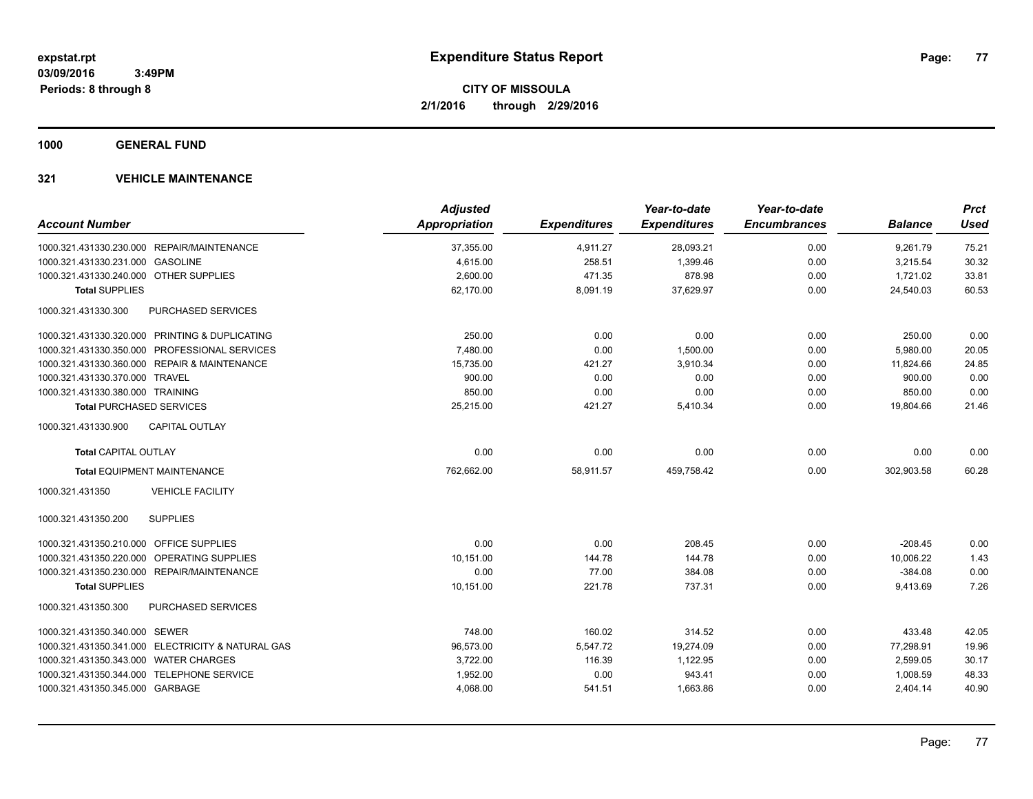# Expenditure Status Report

**CITY OF MISSOULA**
**2/1/2016 through 2/29/2016**

expstat.rpt
03/09/2016 3:49PM
Periods: 8 through 8

**1000 GENERAL FUND**

**321 VEHICLE MAINTENANCE**

| Account Number | | Adjusted Appropriation | Expenditures | Year-to-date Expenditures | Year-to-date Encumbrances | Balance | Prct Used |
|---|---|---|---|---|---|---|---|
| 1000.321.431330.230.000 | REPAIR/MAINTENANCE | 37,355.00 | 4,911.27 | 28,093.21 | 0.00 | 9,261.79 | 75.21 |
| 1000.321.431330.231.000 | GASOLINE | 4,615.00 | 258.51 | 1,399.46 | 0.00 | 3,215.54 | 30.32 |
| 1000.321.431330.240.000 | OTHER SUPPLIES | 2,600.00 | 471.35 | 878.98 | 0.00 | 1,721.02 | 33.81 |
| **Total SUPPLIES** | | 62,170.00 | 8,091.19 | 37,629.97 | 0.00 | 24,540.03 | 60.53 |
| 1000.321.431330.300 | PURCHASED SERVICES | | | | | | |
| 1000.321.431330.320.000 | PRINTING & DUPLICATING | 250.00 | 0.00 | 0.00 | 0.00 | 250.00 | 0.00 |
| 1000.321.431330.350.000 | PROFESSIONAL SERVICES | 7,480.00 | 0.00 | 1,500.00 | 0.00 | 5,980.00 | 20.05 |
| 1000.321.431330.360.000 | REPAIR & MAINTENANCE | 15,735.00 | 421.27 | 3,910.34 | 0.00 | 11,824.66 | 24.85 |
| 1000.321.431330.370.000 | TRAVEL | 900.00 | 0.00 | 0.00 | 0.00 | 900.00 | 0.00 |
| 1000.321.431330.380.000 | TRAINING | 850.00 | 0.00 | 0.00 | 0.00 | 850.00 | 0.00 |
| **Total PURCHASED SERVICES** | | 25,215.00 | 421.27 | 5,410.34 | 0.00 | 19,804.66 | 21.46 |
| 1000.321.431330.900 | CAPITAL OUTLAY | | | | | | |
| **Total CAPITAL OUTLAY** | | 0.00 | 0.00 | 0.00 | 0.00 | 0.00 | 0.00 |
| **Total EQUIPMENT MAINTENANCE** | | 762,662.00 | 58,911.57 | 459,758.42 | 0.00 | 302,903.58 | 60.28 |
| 1000.321.431350 | VEHICLE FACILITY | | | | | | |
| 1000.321.431350.200 | SUPPLIES | | | | | | |
| 1000.321.431350.210.000 | OFFICE SUPPLIES | 0.00 | 0.00 | 208.45 | 0.00 | -208.45 | 0.00 |
| 1000.321.431350.220.000 | OPERATING SUPPLIES | 10,151.00 | 144.78 | 144.78 | 0.00 | 10,006.22 | 1.43 |
| 1000.321.431350.230.000 | REPAIR/MAINTENANCE | 0.00 | 77.00 | 384.08 | 0.00 | -384.08 | 0.00 |
| **Total SUPPLIES** | | 10,151.00 | 221.78 | 737.31 | 0.00 | 9,413.69 | 7.26 |
| 1000.321.431350.300 | PURCHASED SERVICES | | | | | | |
| 1000.321.431350.340.000 | SEWER | 748.00 | 160.02 | 314.52 | 0.00 | 433.48 | 42.05 |
| 1000.321.431350.341.000 | ELECTRICITY & NATURAL GAS | 96,573.00 | 5,547.72 | 19,274.09 | 0.00 | 77,298.91 | 19.96 |
| 1000.321.431350.343.000 | WATER CHARGES | 3,722.00 | 116.39 | 1,122.95 | 0.00 | 2,599.05 | 30.17 |
| 1000.321.431350.344.000 | TELEPHONE SERVICE | 1,952.00 | 0.00 | 943.41 | 0.00 | 1,008.59 | 48.33 |
| 1000.321.431350.345.000 | GARBAGE | 4,068.00 | 541.51 | 1,663.86 | 0.00 | 2,404.14 | 40.90 |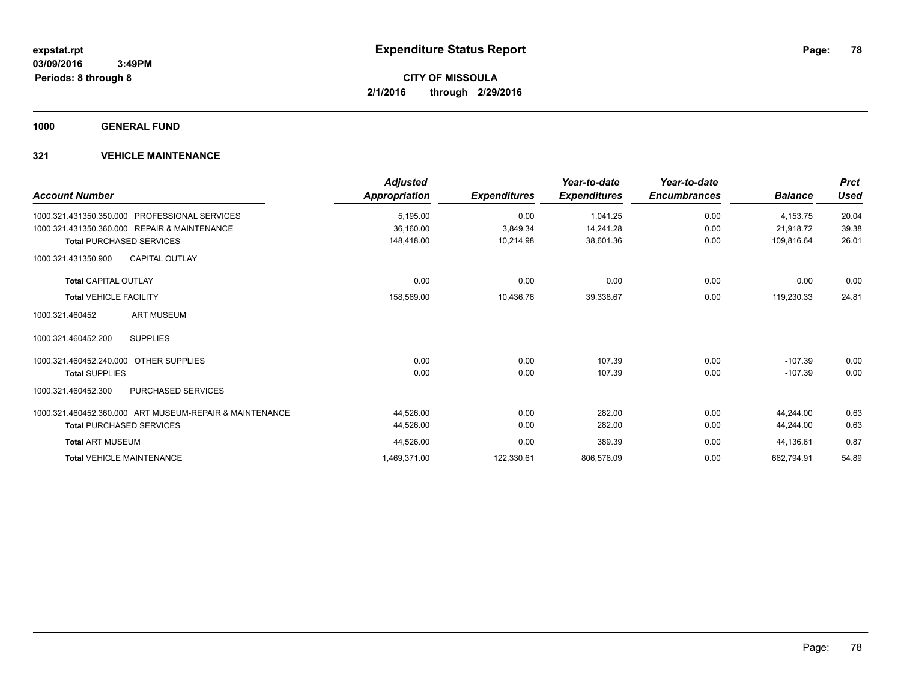**expstat.rpt**
**03/09/2016 3:49PM**
**Periods: 8 through 8**

# Expenditure Status Report

**CITY OF MISSOULA**
**2/1/2016 through 2/29/2016**

## 1000 GENERAL FUND

### 321 VEHICLE MAINTENANCE

| Account Number | Adjusted Appropriation | Expenditures | Year-to-date Expenditures | Year-to-date Encumbrances | Balance | Prct Used |
|---|---|---|---|---|---|---|
| 1000.321.431350.350.000 PROFESSIONAL SERVICES | 5,195.00 | 0.00 | 1,041.25 | 0.00 | 4,153.75 | 20.04 |
| 1000.321.431350.360.000 REPAIR & MAINTENANCE | 36,160.00 | 3,849.34 | 14,241.28 | 0.00 | 21,918.72 | 39.38 |
| **Total** PURCHASED SERVICES | 148,418.00 | 10,214.98 | 38,601.36 | 0.00 | 109,816.64 | 26.01 |
| 1000.321.431350.900 CAPITAL OUTLAY | | | | | | |
| **Total** CAPITAL OUTLAY | 0.00 | 0.00 | 0.00 | 0.00 | 0.00 | 0.00 |
| **Total** VEHICLE FACILITY | 158,569.00 | 10,436.76 | 39,338.67 | 0.00 | 119,230.33 | 24.81 |
| 1000.321.460452 ART MUSEUM | | | | | | |
| 1000.321.460452.200 SUPPLIES | | | | | | |
| 1000.321.460452.240.000 OTHER SUPPLIES | 0.00 | 0.00 | 107.39 | 0.00 | -107.39 | 0.00 |
| **Total** SUPPLIES | 0.00 | 0.00 | 107.39 | 0.00 | -107.39 | 0.00 |
| 1000.321.460452.300 PURCHASED SERVICES | | | | | | |
| 1000.321.460452.360.000 ART MUSEUM-REPAIR & MAINTENANCE | 44,526.00 | 0.00 | 282.00 | 0.00 | 44,244.00 | 0.63 |
| **Total** PURCHASED SERVICES | 44,526.00 | 0.00 | 282.00 | 0.00 | 44,244.00 | 0.63 |
| **Total** ART MUSEUM | 44,526.00 | 0.00 | 389.39 | 0.00 | 44,136.61 | 0.87 |
| **Total** VEHICLE MAINTENANCE | 1,469,371.00 | 122,330.61 | 806,576.09 | 0.00 | 662,794.91 | 54.89 |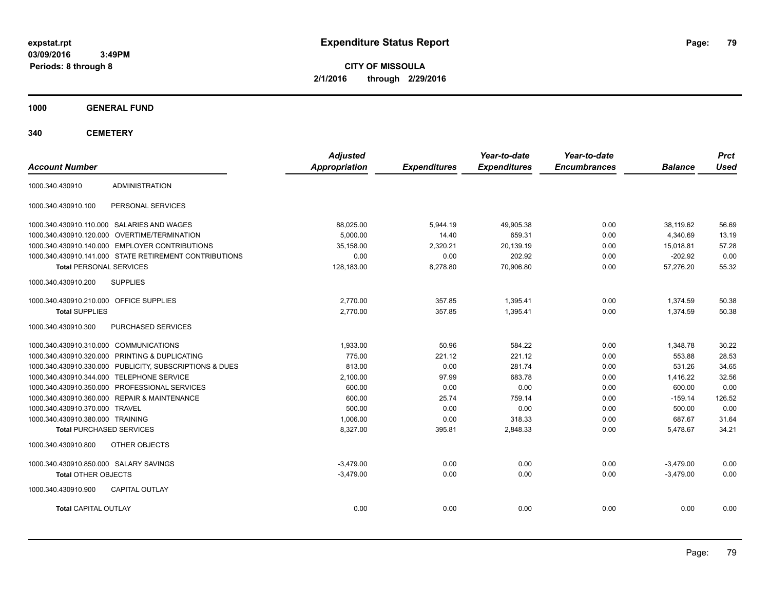expstat.rpt
03/09/2016 3:49PM
Periods: 8 through 8

# Expenditure Status Report

**CITY OF MISSOULA**
**2/1/2016 through 2/29/2016**

## 1000 GENERAL FUND

## 340 CEMETERY

| Account Number | | Adjusted Appropriation | Expenditures | Year-to-date Expenditures | Year-to-date Encumbrances | Balance | Prct Used |
|---|---|---|---|---|---|---|---|
| 1000.340.430910 | ADMINISTRATION | | | | | | |
| 1000.340.430910.100 | PERSONAL SERVICES | | | | | | |
| 1000.340.430910.110.000 | SALARIES AND WAGES | 88,025.00 | 5,944.19 | 49,905.38 | 0.00 | 38,119.62 | 56.69 |
| 1000.340.430910.120.000 | OVERTIME/TERMINATION | 5,000.00 | 14.40 | 659.31 | 0.00 | 4,340.69 | 13.19 |
| 1000.340.430910.140.000 | EMPLOYER CONTRIBUTIONS | 35,158.00 | 2,320.21 | 20,139.19 | 0.00 | 15,018.81 | 57.28 |
| 1000.340.430910.141.000 | STATE RETIREMENT CONTRIBUTIONS | 0.00 | 0.00 | 202.92 | 0.00 | -202.92 | 0.00 |
| **Total** PERSONAL SERVICES | | 128,183.00 | 8,278.80 | 70,906.80 | 0.00 | 57,276.20 | 55.32 |
| 1000.340.430910.200 | SUPPLIES | | | | | | |
| 1000.340.430910.210.000 | OFFICE SUPPLIES | 2,770.00 | 357.85 | 1,395.41 | 0.00 | 1,374.59 | 50.38 |
| **Total** SUPPLIES | | 2,770.00 | 357.85 | 1,395.41 | 0.00 | 1,374.59 | 50.38 |
| 1000.340.430910.300 | PURCHASED SERVICES | | | | | | |
| 1000.340.430910.310.000 | COMMUNICATIONS | 1,933.00 | 50.96 | 584.22 | 0.00 | 1,348.78 | 30.22 |
| 1000.340.430910.320.000 | PRINTING & DUPLICATING | 775.00 | 221.12 | 221.12 | 0.00 | 553.88 | 28.53 |
| 1000.340.430910.330.000 | PUBLICITY, SUBSCRIPTIONS & DUES | 813.00 | 0.00 | 281.74 | 0.00 | 531.26 | 34.65 |
| 1000.340.430910.344.000 | TELEPHONE SERVICE | 2,100.00 | 97.99 | 683.78 | 0.00 | 1,416.22 | 32.56 |
| 1000.340.430910.350.000 | PROFESSIONAL SERVICES | 600.00 | 0.00 | 0.00 | 0.00 | 600.00 | 0.00 |
| 1000.340.430910.360.000 | REPAIR & MAINTENANCE | 600.00 | 25.74 | 759.14 | 0.00 | -159.14 | 126.52 |
| 1000.340.430910.370.000 | TRAVEL | 500.00 | 0.00 | 0.00 | 0.00 | 500.00 | 0.00 |
| 1000.340.430910.380.000 | TRAINING | 1,006.00 | 0.00 | 318.33 | 0.00 | 687.67 | 31.64 |
| **Total** PURCHASED SERVICES | | 8,327.00 | 395.81 | 2,848.33 | 0.00 | 5,478.67 | 34.21 |
| 1000.340.430910.800 | OTHER OBJECTS | | | | | | |
| 1000.340.430910.850.000 | SALARY SAVINGS | -3,479.00 | 0.00 | 0.00 | 0.00 | -3,479.00 | 0.00 |
| **Total** OTHER OBJECTS | | -3,479.00 | 0.00 | 0.00 | 0.00 | -3,479.00 | 0.00 |
| 1000.340.430910.900 | CAPITAL OUTLAY | | | | | | |
| **Total** CAPITAL OUTLAY | | 0.00 | 0.00 | 0.00 | 0.00 | 0.00 | 0.00 |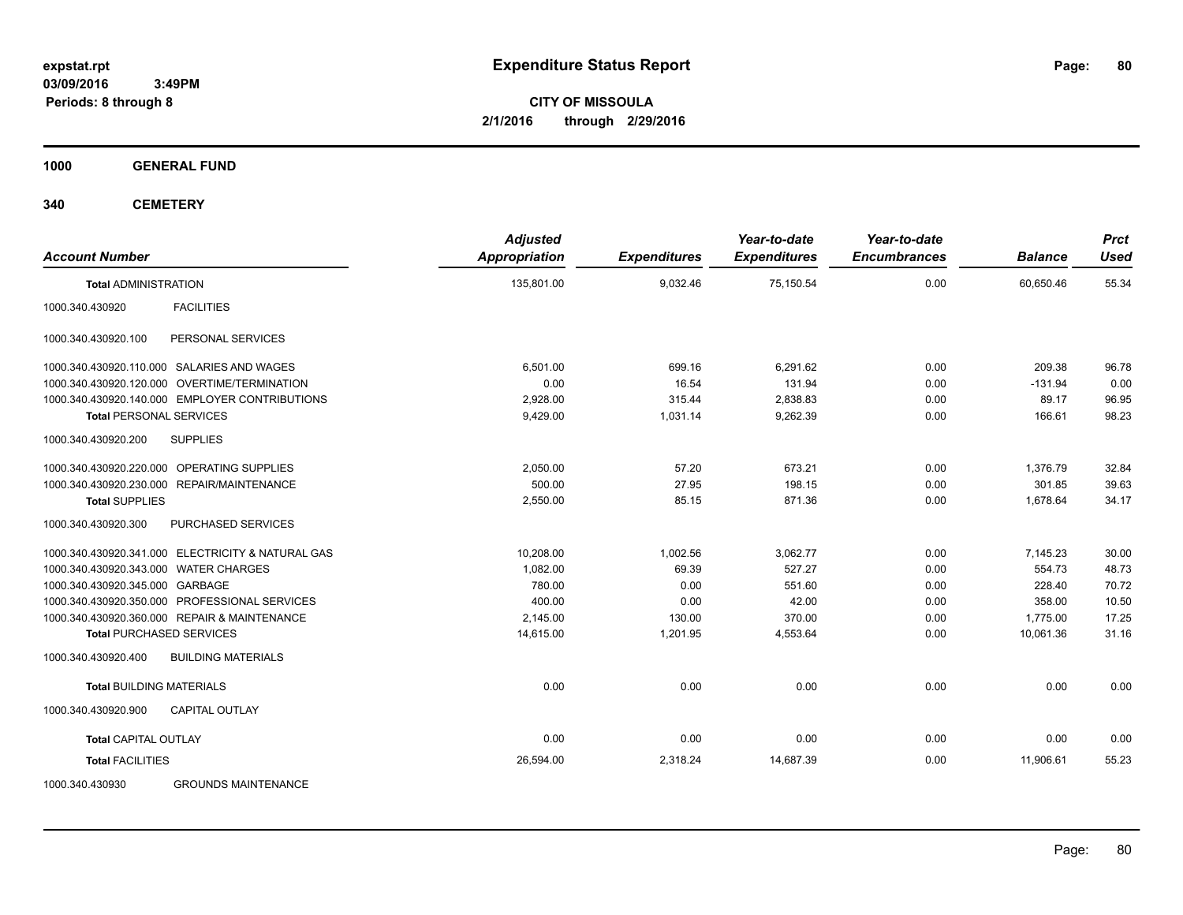expstat.rpt
03/09/2016 3:49PM
Periods: 8 through 8

# Expenditure Status Report

**CITY OF MISSOULA**
**2/1/2016 through 2/29/2016**

**1000 GENERAL FUND**

**340 CEMETERY**

| Account Number | | Adjusted Appropriation | Expenditures | Year-to-date Expenditures | Year-to-date Encumbrances | Balance | Prct Used |
|---|---|---|---|---|---|---|---|
| **Total** ADMINISTRATION | | 135,801.00 | 9,032.46 | 75,150.54 | 0.00 | 60,650.46 | 55.34 |
| 1000.340.430920 | FACILITIES | | | | | | |
| 1000.340.430920.100 | PERSONAL SERVICES | | | | | | |
| 1000.340.430920.110.000 | SALARIES AND WAGES | 6,501.00 | 699.16 | 6,291.62 | 0.00 | 209.38 | 96.78 |
| 1000.340.430920.120.000 | OVERTIME/TERMINATION | 0.00 | 16.54 | 131.94 | 0.00 | -131.94 | 0.00 |
| 1000.340.430920.140.000 | EMPLOYER CONTRIBUTIONS | 2,928.00 | 315.44 | 2,838.83 | 0.00 | 89.17 | 96.95 |
| **Total** PERSONAL SERVICES | | 9,429.00 | 1,031.14 | 9,262.39 | 0.00 | 166.61 | 98.23 |
| 1000.340.430920.200 | SUPPLIES | | | | | | |
| 1000.340.430920.220.000 | OPERATING SUPPLIES | 2,050.00 | 57.20 | 673.21 | 0.00 | 1,376.79 | 32.84 |
| 1000.340.430920.230.000 | REPAIR/MAINTENANCE | 500.00 | 27.95 | 198.15 | 0.00 | 301.85 | 39.63 |
| **Total** SUPPLIES | | 2,550.00 | 85.15 | 871.36 | 0.00 | 1,678.64 | 34.17 |
| 1000.340.430920.300 | PURCHASED SERVICES | | | | | | |
| 1000.340.430920.341.000 | ELECTRICITY & NATURAL GAS | 10,208.00 | 1,002.56 | 3,062.77 | 0.00 | 7,145.23 | 30.00 |
| 1000.340.430920.343.000 | WATER CHARGES | 1,082.00 | 69.39 | 527.27 | 0.00 | 554.73 | 48.73 |
| 1000.340.430920.345.000 | GARBAGE | 780.00 | 0.00 | 551.60 | 0.00 | 228.40 | 70.72 |
| 1000.340.430920.350.000 | PROFESSIONAL SERVICES | 400.00 | 0.00 | 42.00 | 0.00 | 358.00 | 10.50 |
| 1000.340.430920.360.000 | REPAIR & MAINTENANCE | 2,145.00 | 130.00 | 370.00 | 0.00 | 1,775.00 | 17.25 |
| **Total** PURCHASED SERVICES | | 14,615.00 | 1,201.95 | 4,553.64 | 0.00 | 10,061.36 | 31.16 |
| 1000.340.430920.400 | BUILDING MATERIALS | | | | | | |
| **Total** BUILDING MATERIALS | | 0.00 | 0.00 | 0.00 | 0.00 | 0.00 | 0.00 |
| 1000.340.430920.900 | CAPITAL OUTLAY | | | | | | |
| **Total** CAPITAL OUTLAY | | 0.00 | 0.00 | 0.00 | 0.00 | 0.00 | 0.00 |
| **Total** FACILITIES | | 26,594.00 | 2,318.24 | 14,687.39 | 0.00 | 11,906.61 | 55.23 |
| 1000.340.430930 | GROUNDS MAINTENANCE | | | | | | |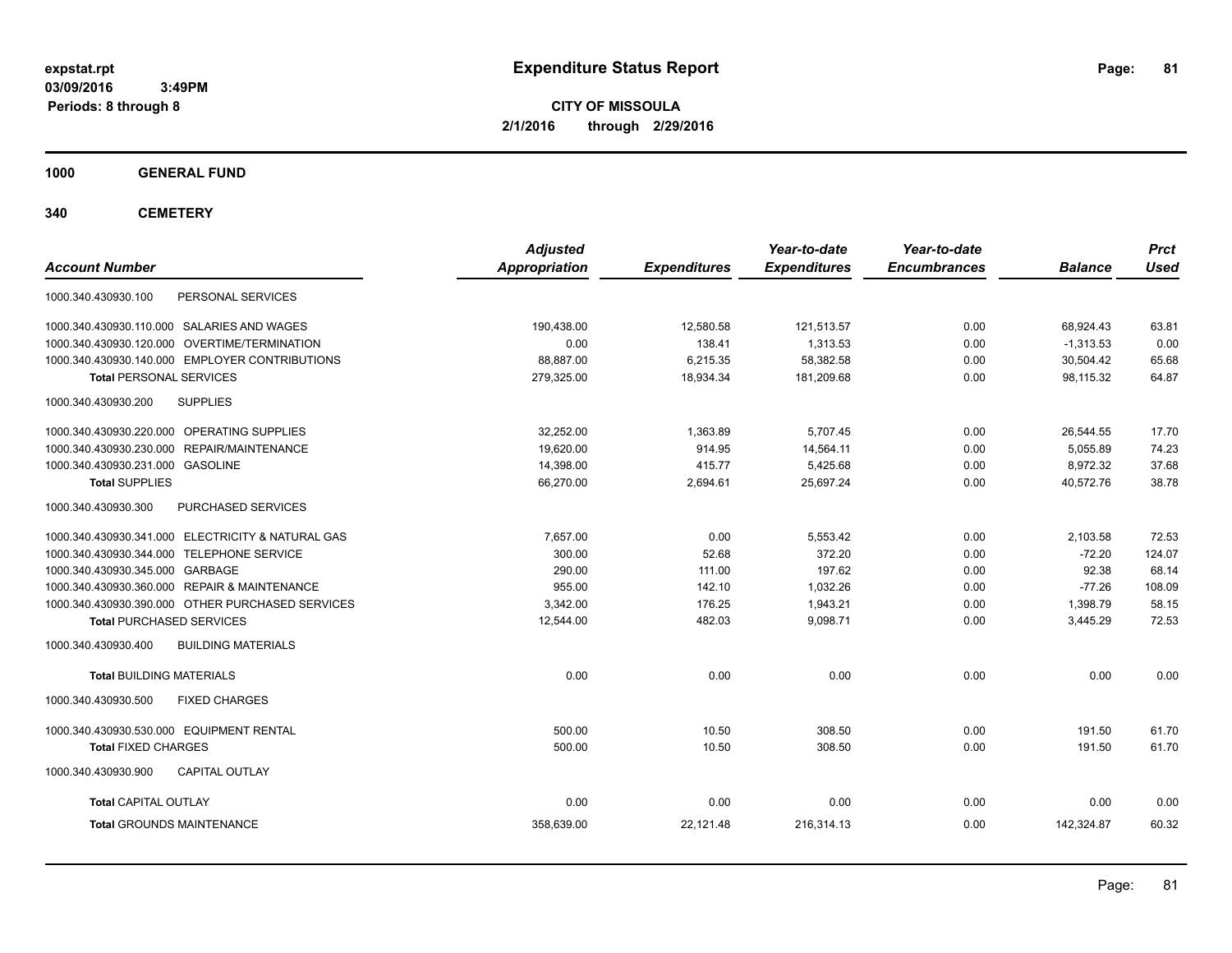**expstat.rpt**
**03/09/2016 3:49PM**
**Periods: 8 through 8**

# Expenditure Status Report

**CITY OF MISSOULA**
**2/1/2016 through 2/29/2016**

## 1000 GENERAL FUND

## 340 CEMETERY

| Account Number | Adjusted Appropriation | Expenditures | Year-to-date Expenditures | Year-to-date Encumbrances | Balance | Prct Used |
|---|---|---|---|---|---|---|
| 1000.340.430930.100 PERSONAL SERVICES | | | | | | |
| 1000.340.430930.110.000 SALARIES AND WAGES | 190,438.00 | 12,580.58 | 121,513.57 | 0.00 | 68,924.43 | 63.81 |
| 1000.340.430930.120.000 OVERTIME/TERMINATION | 0.00 | 138.41 | 1,313.53 | 0.00 | -1,313.53 | 0.00 |
| 1000.340.430930.140.000 EMPLOYER CONTRIBUTIONS | 88,887.00 | 6,215.35 | 58,382.58 | 0.00 | 30,504.42 | 65.68 |
| **Total** PERSONAL SERVICES | 279,325.00 | 18,934.34 | 181,209.68 | 0.00 | 98,115.32 | 64.87 |
| 1000.340.430930.200 SUPPLIES | | | | | | |
| 1000.340.430930.220.000 OPERATING SUPPLIES | 32,252.00 | 1,363.89 | 5,707.45 | 0.00 | 26,544.55 | 17.70 |
| 1000.340.430930.230.000 REPAIR/MAINTENANCE | 19,620.00 | 914.95 | 14,564.11 | 0.00 | 5,055.89 | 74.23 |
| 1000.340.430930.231.000 GASOLINE | 14,398.00 | 415.77 | 5,425.68 | 0.00 | 8,972.32 | 37.68 |
| **Total** SUPPLIES | 66,270.00 | 2,694.61 | 25,697.24 | 0.00 | 40,572.76 | 38.78 |
| 1000.340.430930.300 PURCHASED SERVICES | | | | | | |
| 1000.340.430930.341.000 ELECTRICITY & NATURAL GAS | 7,657.00 | 0.00 | 5,553.42 | 0.00 | 2,103.58 | 72.53 |
| 1000.340.430930.344.000 TELEPHONE SERVICE | 300.00 | 52.68 | 372.20 | 0.00 | -72.20 | 124.07 |
| 1000.340.430930.345.000 GARBAGE | 290.00 | 111.00 | 197.62 | 0.00 | 92.38 | 68.14 |
| 1000.340.430930.360.000 REPAIR & MAINTENANCE | 955.00 | 142.10 | 1,032.26 | 0.00 | -77.26 | 108.09 |
| 1000.340.430930.390.000 OTHER PURCHASED SERVICES | 3,342.00 | 176.25 | 1,943.21 | 0.00 | 1,398.79 | 58.15 |
| **Total** PURCHASED SERVICES | 12,544.00 | 482.03 | 9,098.71 | 0.00 | 3,445.29 | 72.53 |
| 1000.340.430930.400 BUILDING MATERIALS | | | | | | |
| **Total** BUILDING MATERIALS | 0.00 | 0.00 | 0.00 | 0.00 | 0.00 | 0.00 |
| 1000.340.430930.500 FIXED CHARGES | | | | | | |
| 1000.340.430930.530.000 EQUIPMENT RENTAL | 500.00 | 10.50 | 308.50 | 0.00 | 191.50 | 61.70 |
| **Total** FIXED CHARGES | 500.00 | 10.50 | 308.50 | 0.00 | 191.50 | 61.70 |
| 1000.340.430930.900 CAPITAL OUTLAY | | | | | | |
| **Total** CAPITAL OUTLAY | 0.00 | 0.00 | 0.00 | 0.00 | 0.00 | 0.00 |
| **Total** GROUNDS MAINTENANCE | 358,639.00 | 22,121.48 | 216,314.13 | 0.00 | 142,324.87 | 60.32 |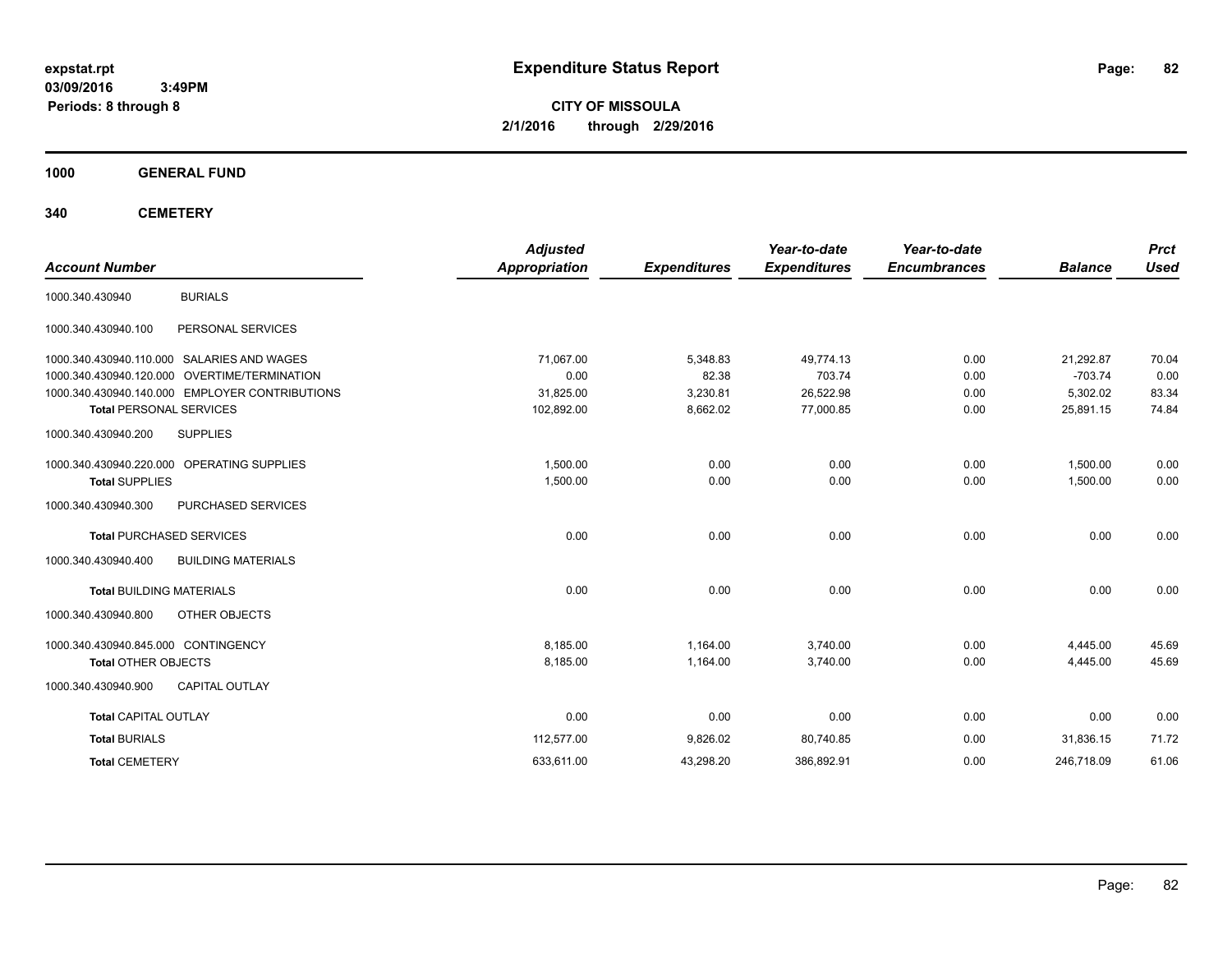# Expenditure Status Report

**CITY OF MISSOULA**
**2/1/2016 through 2/29/2016**

expstat.rpt
03/09/2016 3:49PM
Periods: 8 through 8

## 1000 GENERAL FUND

## 340 CEMETERY

| Account Number | | Adjusted Appropriation | Expenditures | Year-to-date Expenditures | Year-to-date Encumbrances | Balance | Prct Used |
|---|---|---|---|---|---|---|---|
| 1000.340.430940 | BURIALS | | | | | | |
| 1000.340.430940.100 | PERSONAL SERVICES | | | | | | |
| 1000.340.430940.110.000 | SALARIES AND WAGES | 71,067.00 | 5,348.83 | 49,774.13 | 0.00 | 21,292.87 | 70.04 |
| 1000.340.430940.120.000 | OVERTIME/TERMINATION | 0.00 | 82.38 | 703.74 | 0.00 | -703.74 | 0.00 |
| 1000.340.430940.140.000 | EMPLOYER CONTRIBUTIONS | 31,825.00 | 3,230.81 | 26,522.98 | 0.00 | 5,302.02 | 83.34 |
| **Total** PERSONAL SERVICES | | 102,892.00 | 8,662.02 | 77,000.85 | 0.00 | 25,891.15 | 74.84 |
| 1000.340.430940.200 | SUPPLIES | | | | | | |
| 1000.340.430940.220.000 | OPERATING SUPPLIES | 1,500.00 | 0.00 | 0.00 | 0.00 | 1,500.00 | 0.00 |
| **Total** SUPPLIES | | 1,500.00 | 0.00 | 0.00 | 0.00 | 1,500.00 | 0.00 |
| 1000.340.430940.300 | PURCHASED SERVICES | | | | | | |
| **Total** PURCHASED SERVICES | | 0.00 | 0.00 | 0.00 | 0.00 | 0.00 | 0.00 |
| 1000.340.430940.400 | BUILDING MATERIALS | | | | | | |
| **Total** BUILDING MATERIALS | | 0.00 | 0.00 | 0.00 | 0.00 | 0.00 | 0.00 |
| 1000.340.430940.800 | OTHER OBJECTS | | | | | | |
| 1000.340.430940.845.000 | CONTINGENCY | 8,185.00 | 1,164.00 | 3,740.00 | 0.00 | 4,445.00 | 45.69 |
| **Total** OTHER OBJECTS | | 8,185.00 | 1,164.00 | 3,740.00 | 0.00 | 4,445.00 | 45.69 |
| 1000.340.430940.900 | CAPITAL OUTLAY | | | | | | |
| **Total** CAPITAL OUTLAY | | 0.00 | 0.00 | 0.00 | 0.00 | 0.00 | 0.00 |
| **Total** BURIALS | | 112,577.00 | 9,826.02 | 80,740.85 | 0.00 | 31,836.15 | 71.72 |
| **Total** CEMETERY | | 633,611.00 | 43,298.20 | 386,892.91 | 0.00 | 246,718.09 | 61.06 |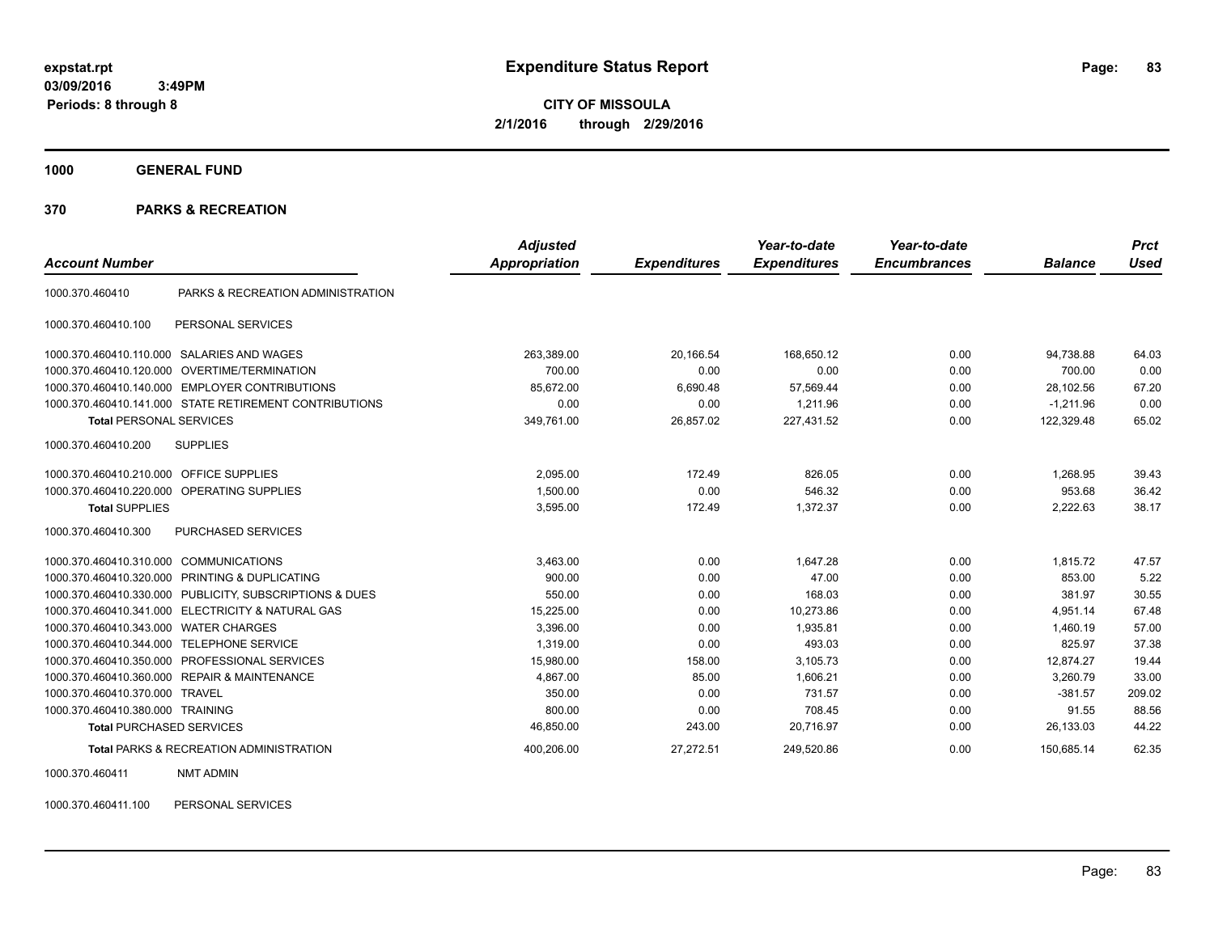# Expenditure Status Report

**CITY OF MISSOULA**

**2/1/2016 through 2/29/2016**

expstat.rpt
03/09/2016 3:49PM
Periods: 8 through 8

**1000 GENERAL FUND**

**370 PARKS & RECREATION**

| Account Number | | Adjusted Appropriation | Expenditures | Year-to-date Expenditures | Year-to-date Encumbrances | Balance | Prct Used |
|---|---|---|---|---|---|---|---|
| 1000.370.460410 | PARKS & RECREATION ADMINISTRATION | | | | | | |
| 1000.370.460410.100 | PERSONAL SERVICES | | | | | | |
| 1000.370.460410.110.000 | SALARIES AND WAGES | 263,389.00 | 20,166.54 | 168,650.12 | 0.00 | 94,738.88 | 64.03 |
| 1000.370.460410.120.000 | OVERTIME/TERMINATION | 700.00 | 0.00 | 0.00 | 0.00 | 700.00 | 0.00 |
| 1000.370.460410.140.000 | EMPLOYER CONTRIBUTIONS | 85,672.00 | 6,690.48 | 57,569.44 | 0.00 | 28,102.56 | 67.20 |
| 1000.370.460410.141.000 | STATE RETIREMENT CONTRIBUTIONS | 0.00 | 0.00 | 1,211.96 | 0.00 | -1,211.96 | 0.00 |
| **Total** PERSONAL SERVICES | | 349,761.00 | 26,857.02 | 227,431.52 | 0.00 | 122,329.48 | 65.02 |
| 1000.370.460410.200 | SUPPLIES | | | | | | |
| 1000.370.460410.210.000 | OFFICE SUPPLIES | 2,095.00 | 172.49 | 826.05 | 0.00 | 1,268.95 | 39.43 |
| 1000.370.460410.220.000 | OPERATING SUPPLIES | 1,500.00 | 0.00 | 546.32 | 0.00 | 953.68 | 36.42 |
| **Total** SUPPLIES | | 3,595.00 | 172.49 | 1,372.37 | 0.00 | 2,222.63 | 38.17 |
| 1000.370.460410.300 | PURCHASED SERVICES | | | | | | |
| 1000.370.460410.310.000 | COMMUNICATIONS | 3,463.00 | 0.00 | 1,647.28 | 0.00 | 1,815.72 | 47.57 |
| 1000.370.460410.320.000 | PRINTING & DUPLICATING | 900.00 | 0.00 | 47.00 | 0.00 | 853.00 | 5.22 |
| 1000.370.460410.330.000 | PUBLICITY, SUBSCRIPTIONS & DUES | 550.00 | 0.00 | 168.03 | 0.00 | 381.97 | 30.55 |
| 1000.370.460410.341.000 | ELECTRICITY & NATURAL GAS | 15,225.00 | 0.00 | 10,273.86 | 0.00 | 4,951.14 | 67.48 |
| 1000.370.460410.343.000 | WATER CHARGES | 3,396.00 | 0.00 | 1,935.81 | 0.00 | 1,460.19 | 57.00 |
| 1000.370.460410.344.000 | TELEPHONE SERVICE | 1,319.00 | 0.00 | 493.03 | 0.00 | 825.97 | 37.38 |
| 1000.370.460410.350.000 | PROFESSIONAL SERVICES | 15,980.00 | 158.00 | 3,105.73 | 0.00 | 12,874.27 | 19.44 |
| 1000.370.460410.360.000 | REPAIR & MAINTENANCE | 4,867.00 | 85.00 | 1,606.21 | 0.00 | 3,260.79 | 33.00 |
| 1000.370.460410.370.000 | TRAVEL | 350.00 | 0.00 | 731.57 | 0.00 | -381.57 | 209.02 |
| 1000.370.460410.380.000 | TRAINING | 800.00 | 0.00 | 708.45 | 0.00 | 91.55 | 88.56 |
| **Total** PURCHASED SERVICES | | 46,850.00 | 243.00 | 20,716.97 | 0.00 | 26,133.03 | 44.22 |
| **Total** PARKS & RECREATION ADMINISTRATION | | 400,206.00 | 27,272.51 | 249,520.86 | 0.00 | 150,685.14 | 62.35 |
| 1000.370.460411 | NMT ADMIN | | | | | | |
| 1000.370.460411.100 | PERSONAL SERVICES | | | | | | |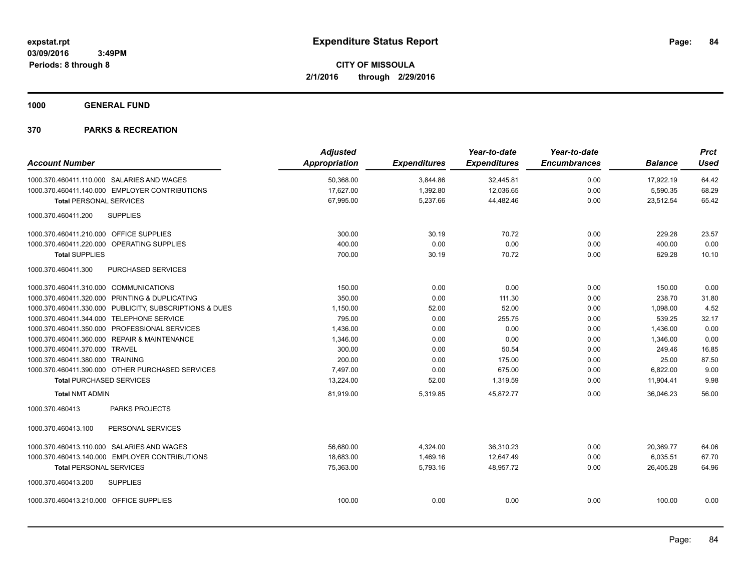**expstat.rpt**
**03/09/2016 3:49PM**
**Periods: 8 through 8**

# Expenditure Status Report

**CITY OF MISSOULA**
**2/1/2016 through 2/29/2016**

## 1000 GENERAL FUND

## 370 PARKS & RECREATION

| Account Number | Adjusted Appropriation | Expenditures | Year-to-date Expenditures | Year-to-date Encumbrances | Balance | Prct Used |
|---|---|---|---|---|---|---|
| 1000.370.460411.110.000 SALARIES AND WAGES | 50,368.00 | 3,844.86 | 32,445.81 | 0.00 | 17,922.19 | 64.42 |
| 1000.370.460411.140.000 EMPLOYER CONTRIBUTIONS | 17,627.00 | 1,392.80 | 12,036.65 | 0.00 | 5,590.35 | 68.29 |
| **Total** PERSONAL SERVICES | 67,995.00 | 5,237.66 | 44,482.46 | 0.00 | 23,512.54 | 65.42 |
| 1000.370.460411.200 SUPPLIES | | | | | | |
| 1000.370.460411.210.000 OFFICE SUPPLIES | 300.00 | 30.19 | 70.72 | 0.00 | 229.28 | 23.57 |
| 1000.370.460411.220.000 OPERATING SUPPLIES | 400.00 | 0.00 | 0.00 | 0.00 | 400.00 | 0.00 |
| **Total** SUPPLIES | 700.00 | 30.19 | 70.72 | 0.00 | 629.28 | 10.10 |
| 1000.370.460411.300 PURCHASED SERVICES | | | | | | |
| 1000.370.460411.310.000 COMMUNICATIONS | 150.00 | 0.00 | 0.00 | 0.00 | 150.00 | 0.00 |
| 1000.370.460411.320.000 PRINTING & DUPLICATING | 350.00 | 0.00 | 111.30 | 0.00 | 238.70 | 31.80 |
| 1000.370.460411.330.000 PUBLICITY, SUBSCRIPTIONS & DUES | 1,150.00 | 52.00 | 52.00 | 0.00 | 1,098.00 | 4.52 |
| 1000.370.460411.344.000 TELEPHONE SERVICE | 795.00 | 0.00 | 255.75 | 0.00 | 539.25 | 32.17 |
| 1000.370.460411.350.000 PROFESSIONAL SERVICES | 1,436.00 | 0.00 | 0.00 | 0.00 | 1,436.00 | 0.00 |
| 1000.370.460411.360.000 REPAIR & MAINTENANCE | 1,346.00 | 0.00 | 0.00 | 0.00 | 1,346.00 | 0.00 |
| 1000.370.460411.370.000 TRAVEL | 300.00 | 0.00 | 50.54 | 0.00 | 249.46 | 16.85 |
| 1000.370.460411.380.000 TRAINING | 200.00 | 0.00 | 175.00 | 0.00 | 25.00 | 87.50 |
| 1000.370.460411.390.000 OTHER PURCHASED SERVICES | 7,497.00 | 0.00 | 675.00 | 0.00 | 6,822.00 | 9.00 |
| **Total** PURCHASED SERVICES | 13,224.00 | 52.00 | 1,319.59 | 0.00 | 11,904.41 | 9.98 |
| **Total** NMT ADMIN | 81,919.00 | 5,319.85 | 45,872.77 | 0.00 | 36,046.23 | 56.00 |
| 1000.370.460413 PARKS PROJECTS | | | | | | |
| 1000.370.460413.100 PERSONAL SERVICES | | | | | | |
| 1000.370.460413.110.000 SALARIES AND WAGES | 56,680.00 | 4,324.00 | 36,310.23 | 0.00 | 20,369.77 | 64.06 |
| 1000.370.460413.140.000 EMPLOYER CONTRIBUTIONS | 18,683.00 | 1,469.16 | 12,647.49 | 0.00 | 6,035.51 | 67.70 |
| **Total** PERSONAL SERVICES | 75,363.00 | 5,793.16 | 48,957.72 | 0.00 | 26,405.28 | 64.96 |
| 1000.370.460413.200 SUPPLIES | | | | | | |
| 1000.370.460413.210.000 OFFICE SUPPLIES | 100.00 | 0.00 | 0.00 | 0.00 | 100.00 | 0.00 |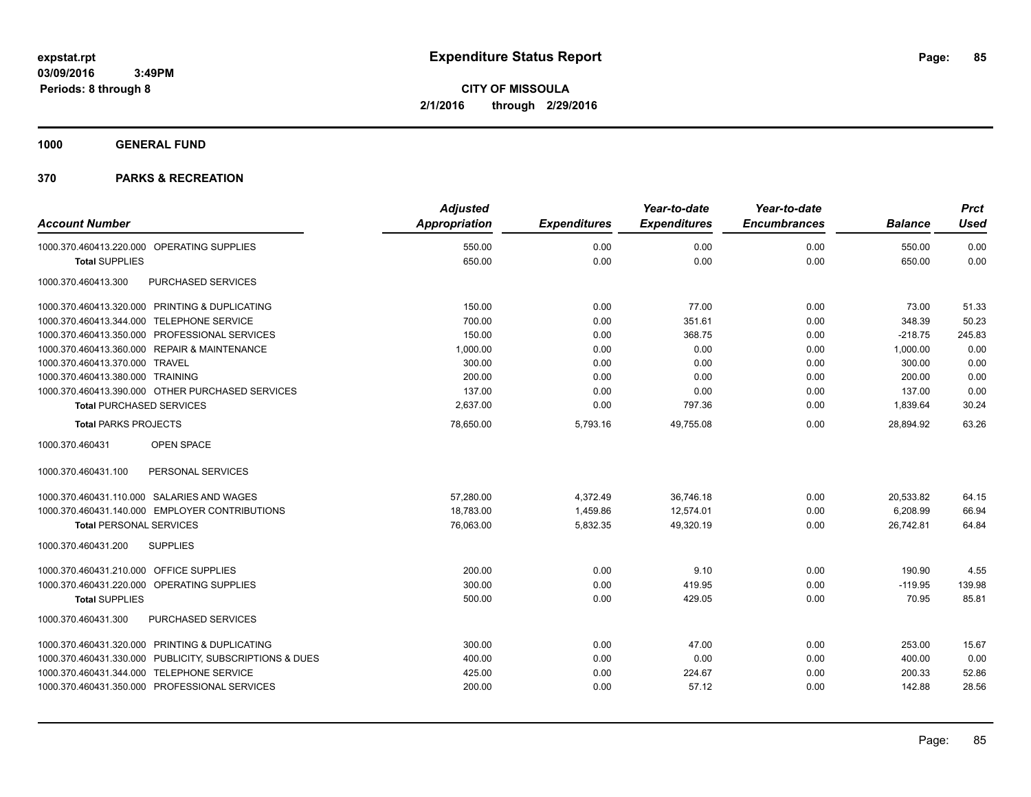# Expenditure Status Report

**CITY OF MISSOULA**
**2/1/2016 through 2/29/2016**

expstat.rpt
03/09/2016 3:49PM
Periods: 8 through 8

**1000 GENERAL FUND**

**370 PARKS & RECREATION**

| Account Number | Adjusted Appropriation | Expenditures | Year-to-date Expenditures | Year-to-date Encumbrances | Balance | Prct Used |
|---|---|---|---|---|---|---|
| 1000.370.460413.220.000 OPERATING SUPPLIES | 550.00 | 0.00 | 0.00 | 0.00 | 550.00 | 0.00 |
| **Total** SUPPLIES | 650.00 | 0.00 | 0.00 | 0.00 | 650.00 | 0.00 |
| 1000.370.460413.300 PURCHASED SERVICES | | | | | | |
| 1000.370.460413.320.000 PRINTING & DUPLICATING | 150.00 | 0.00 | 77.00 | 0.00 | 73.00 | 51.33 |
| 1000.370.460413.344.000 TELEPHONE SERVICE | 700.00 | 0.00 | 351.61 | 0.00 | 348.39 | 50.23 |
| 1000.370.460413.350.000 PROFESSIONAL SERVICES | 150.00 | 0.00 | 368.75 | 0.00 | -218.75 | 245.83 |
| 1000.370.460413.360.000 REPAIR & MAINTENANCE | 1,000.00 | 0.00 | 0.00 | 0.00 | 1,000.00 | 0.00 |
| 1000.370.460413.370.000 TRAVEL | 300.00 | 0.00 | 0.00 | 0.00 | 300.00 | 0.00 |
| 1000.370.460413.380.000 TRAINING | 200.00 | 0.00 | 0.00 | 0.00 | 200.00 | 0.00 |
| 1000.370.460413.390.000 OTHER PURCHASED SERVICES | 137.00 | 0.00 | 0.00 | 0.00 | 137.00 | 0.00 |
| **Total** PURCHASED SERVICES | 2,637.00 | 0.00 | 797.36 | 0.00 | 1,839.64 | 30.24 |
| **Total** PARKS PROJECTS | 78,650.00 | 5,793.16 | 49,755.08 | 0.00 | 28,894.92 | 63.26 |
| 1000.370.460431 OPEN SPACE | | | | | | |
| 1000.370.460431.100 PERSONAL SERVICES | | | | | | |
| 1000.370.460431.110.000 SALARIES AND WAGES | 57,280.00 | 4,372.49 | 36,746.18 | 0.00 | 20,533.82 | 64.15 |
| 1000.370.460431.140.000 EMPLOYER CONTRIBUTIONS | 18,783.00 | 1,459.86 | 12,574.01 | 0.00 | 6,208.99 | 66.94 |
| **Total** PERSONAL SERVICES | 76,063.00 | 5,832.35 | 49,320.19 | 0.00 | 26,742.81 | 64.84 |
| 1000.370.460431.200 SUPPLIES | | | | | | |
| 1000.370.460431.210.000 OFFICE SUPPLIES | 200.00 | 0.00 | 9.10 | 0.00 | 190.90 | 4.55 |
| 1000.370.460431.220.000 OPERATING SUPPLIES | 300.00 | 0.00 | 419.95 | 0.00 | -119.95 | 139.98 |
| **Total** SUPPLIES | 500.00 | 0.00 | 429.05 | 0.00 | 70.95 | 85.81 |
| 1000.370.460431.300 PURCHASED SERVICES | | | | | | |
| 1000.370.460431.320.000 PRINTING & DUPLICATING | 300.00 | 0.00 | 47.00 | 0.00 | 253.00 | 15.67 |
| 1000.370.460431.330.000 PUBLICITY, SUBSCRIPTIONS & DUES | 400.00 | 0.00 | 0.00 | 0.00 | 400.00 | 0.00 |
| 1000.370.460431.344.000 TELEPHONE SERVICE | 425.00 | 0.00 | 224.67 | 0.00 | 200.33 | 52.86 |
| 1000.370.460431.350.000 PROFESSIONAL SERVICES | 200.00 | 0.00 | 57.12 | 0.00 | 142.88 | 28.56 |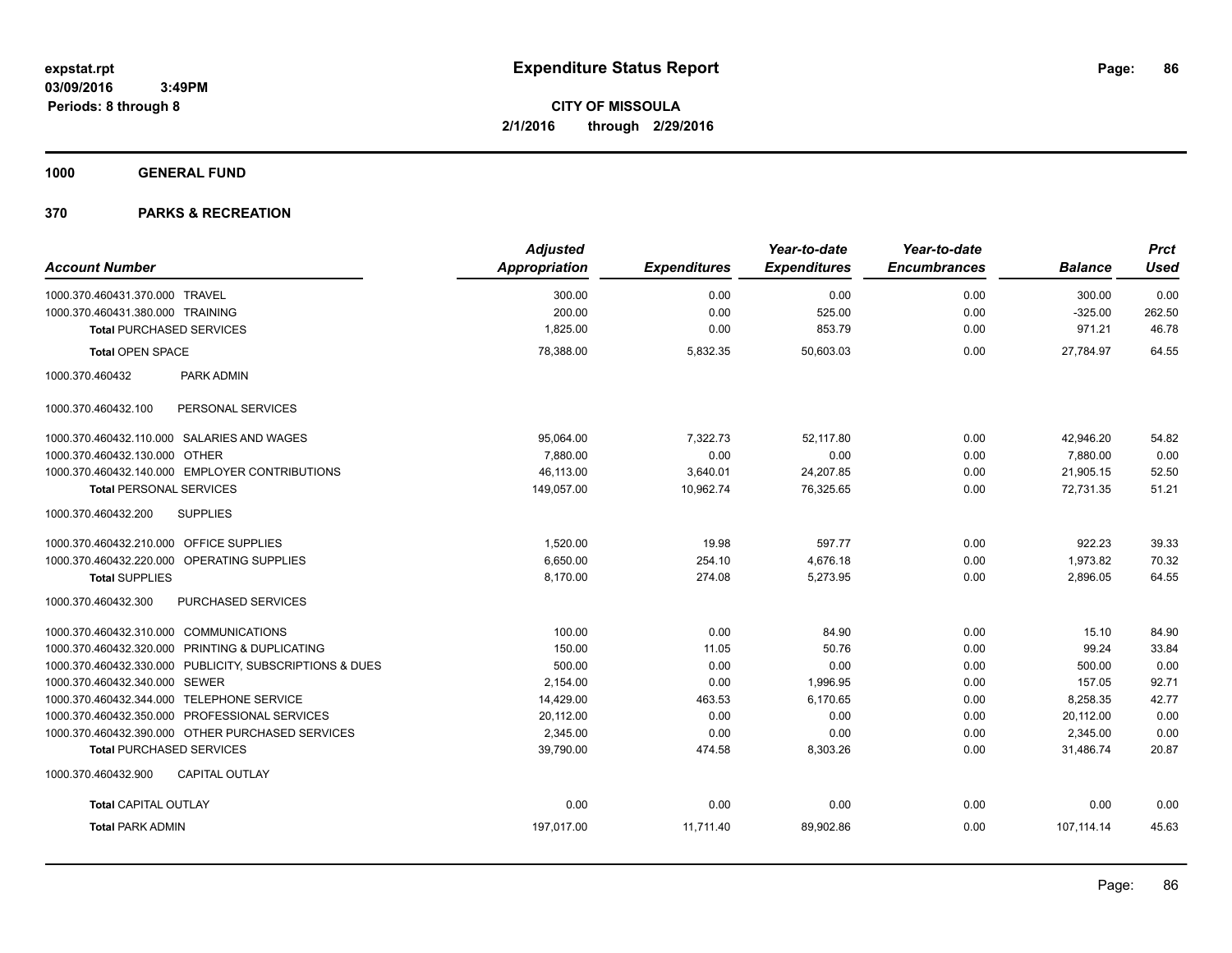expstat.rpt
03/09/2016 3:49PM
Periods: 8 through 8

# Expenditure Status Report

**CITY OF MISSOULA**
**2/1/2016 through 2/29/2016**

**1000 GENERAL FUND**

**370 PARKS & RECREATION**

| Account Number | Adjusted Appropriation | Expenditures | Year-to-date Expenditures | Year-to-date Encumbrances | Balance | Prct Used |
|---|---|---|---|---|---|---|
| 1000.370.460431.370.000 TRAVEL | 300.00 | 0.00 | 0.00 | 0.00 | 300.00 | 0.00 |
| 1000.370.460431.380.000 TRAINING | 200.00 | 0.00 | 525.00 | 0.00 | -325.00 | 262.50 |
| **Total** PURCHASED SERVICES | 1,825.00 | 0.00 | 853.79 | 0.00 | 971.21 | 46.78 |
| **Total** OPEN SPACE | 78,388.00 | 5,832.35 | 50,603.03 | 0.00 | 27,784.97 | 64.55 |
| 1000.370.460432 PARK ADMIN | | | | | | |
| 1000.370.460432.100 PERSONAL SERVICES | | | | | | |
| 1000.370.460432.110.000 SALARIES AND WAGES | 95,064.00 | 7,322.73 | 52,117.80 | 0.00 | 42,946.20 | 54.82 |
| 1000.370.460432.130.000 OTHER | 7,880.00 | 0.00 | 0.00 | 0.00 | 7,880.00 | 0.00 |
| 1000.370.460432.140.000 EMPLOYER CONTRIBUTIONS | 46,113.00 | 3,640.01 | 24,207.85 | 0.00 | 21,905.15 | 52.50 |
| **Total** PERSONAL SERVICES | 149,057.00 | 10,962.74 | 76,325.65 | 0.00 | 72,731.35 | 51.21 |
| 1000.370.460432.200 SUPPLIES | | | | | | |
| 1000.370.460432.210.000 OFFICE SUPPLIES | 1,520.00 | 19.98 | 597.77 | 0.00 | 922.23 | 39.33 |
| 1000.370.460432.220.000 OPERATING SUPPLIES | 6,650.00 | 254.10 | 4,676.18 | 0.00 | 1,973.82 | 70.32 |
| **Total** SUPPLIES | 8,170.00 | 274.08 | 5,273.95 | 0.00 | 2,896.05 | 64.55 |
| 1000.370.460432.300 PURCHASED SERVICES | | | | | | |
| 1000.370.460432.310.000 COMMUNICATIONS | 100.00 | 0.00 | 84.90 | 0.00 | 15.10 | 84.90 |
| 1000.370.460432.320.000 PRINTING & DUPLICATING | 150.00 | 11.05 | 50.76 | 0.00 | 99.24 | 33.84 |
| 1000.370.460432.330.000 PUBLICITY, SUBSCRIPTIONS & DUES | 500.00 | 0.00 | 0.00 | 0.00 | 500.00 | 0.00 |
| 1000.370.460432.340.000 SEWER | 2,154.00 | 0.00 | 1,996.95 | 0.00 | 157.05 | 92.71 |
| 1000.370.460432.344.000 TELEPHONE SERVICE | 14,429.00 | 463.53 | 6,170.65 | 0.00 | 8,258.35 | 42.77 |
| 1000.370.460432.350.000 PROFESSIONAL SERVICES | 20,112.00 | 0.00 | 0.00 | 0.00 | 20,112.00 | 0.00 |
| 1000.370.460432.390.000 OTHER PURCHASED SERVICES | 2,345.00 | 0.00 | 0.00 | 0.00 | 2,345.00 | 0.00 |
| **Total** PURCHASED SERVICES | 39,790.00 | 474.58 | 8,303.26 | 0.00 | 31,486.74 | 20.87 |
| 1000.370.460432.900 CAPITAL OUTLAY | | | | | | |
| **Total** CAPITAL OUTLAY | 0.00 | 0.00 | 0.00 | 0.00 | 0.00 | 0.00 |
| **Total** PARK ADMIN | 197,017.00 | 11,711.40 | 89,902.86 | 0.00 | 107,114.14 | 45.63 |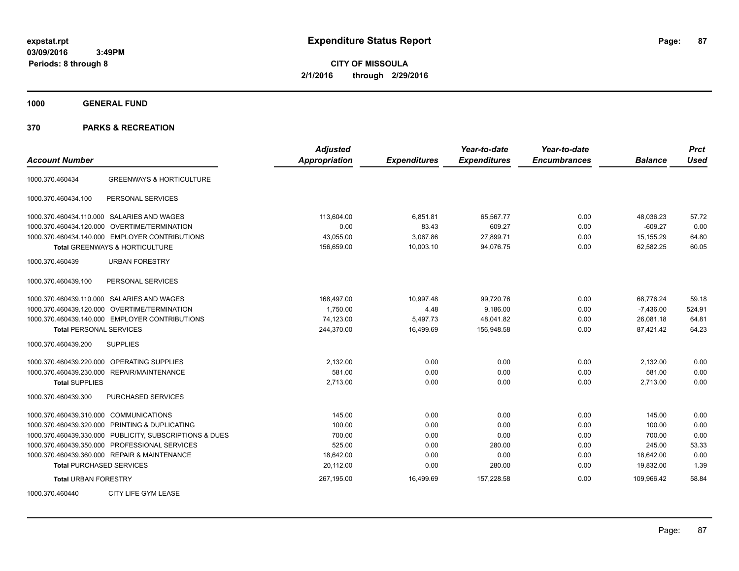**expstat.rpt**
**03/09/2016 3:49PM**
**Periods: 8 through 8**

# Expenditure Status Report

**CITY OF MISSOULA**
**2/1/2016 through 2/29/2016**

## 1000 GENERAL FUND

## 370 PARKS & RECREATION

| Account Number | | Adjusted Appropriation | Expenditures | Year-to-date Expenditures | Year-to-date Encumbrances | Balance | Prct Used |
|---|---|---|---|---|---|---|---|
| 1000.370.460434 | GREENWAYS & HORTICULTURE | | | | | | |
| 1000.370.460434.100 | PERSONAL SERVICES | | | | | | |
| 1000.370.460434.110.000 | SALARIES AND WAGES | 113,604.00 | 6,851.81 | 65,567.77 | 0.00 | 48,036.23 | 57.72 |
| 1000.370.460434.120.000 | OVERTIME/TERMINATION | 0.00 | 83.43 | 609.27 | 0.00 | -609.27 | 0.00 |
| 1000.370.460434.140.000 | EMPLOYER CONTRIBUTIONS | 43,055.00 | 3,067.86 | 27,899.71 | 0.00 | 15,155.29 | 64.80 |
| **Total** GREENWAYS & HORTICULTURE | | 156,659.00 | 10,003.10 | 94,076.75 | 0.00 | 62,582.25 | 60.05 |
| 1000.370.460439 | URBAN FORESTRY | | | | | | |
| 1000.370.460439.100 | PERSONAL SERVICES | | | | | | |
| 1000.370.460439.110.000 | SALARIES AND WAGES | 168,497.00 | 10,997.48 | 99,720.76 | 0.00 | 68,776.24 | 59.18 |
| 1000.370.460439.120.000 | OVERTIME/TERMINATION | 1,750.00 | 4.48 | 9,186.00 | 0.00 | -7,436.00 | 524.91 |
| 1000.370.460439.140.000 | EMPLOYER CONTRIBUTIONS | 74,123.00 | 5,497.73 | 48,041.82 | 0.00 | 26,081.18 | 64.81 |
| **Total PERSONAL SERVICES** | | 244,370.00 | 16,499.69 | 156,948.58 | 0.00 | 87,421.42 | 64.23 |
| 1000.370.460439.200 | SUPPLIES | | | | | | |
| 1000.370.460439.220.000 | OPERATING SUPPLIES | 2,132.00 | 0.00 | 0.00 | 0.00 | 2,132.00 | 0.00 |
| 1000.370.460439.230.000 | REPAIR/MAINTENANCE | 581.00 | 0.00 | 0.00 | 0.00 | 581.00 | 0.00 |
| **Total SUPPLIES** | | 2,713.00 | 0.00 | 0.00 | 0.00 | 2,713.00 | 0.00 |
| 1000.370.460439.300 | PURCHASED SERVICES | | | | | | |
| 1000.370.460439.310.000 | COMMUNICATIONS | 145.00 | 0.00 | 0.00 | 0.00 | 145.00 | 0.00 |
| 1000.370.460439.320.000 | PRINTING & DUPLICATING | 100.00 | 0.00 | 0.00 | 0.00 | 100.00 | 0.00 |
| 1000.370.460439.330.000 | PUBLICITY, SUBSCRIPTIONS & DUES | 700.00 | 0.00 | 0.00 | 0.00 | 700.00 | 0.00 |
| 1000.370.460439.350.000 | PROFESSIONAL SERVICES | 525.00 | 0.00 | 280.00 | 0.00 | 245.00 | 53.33 |
| 1000.370.460439.360.000 | REPAIR & MAINTENANCE | 18,642.00 | 0.00 | 0.00 | 0.00 | 18,642.00 | 0.00 |
| **Total PURCHASED SERVICES** | | 20,112.00 | 0.00 | 280.00 | 0.00 | 19,832.00 | 1.39 |
| **Total URBAN FORESTRY** | | 267,195.00 | 16,499.69 | 157,228.58 | 0.00 | 109,966.42 | 58.84 |
| 1000.370.460440 | CITY LIFE GYM LEASE | | | | | | |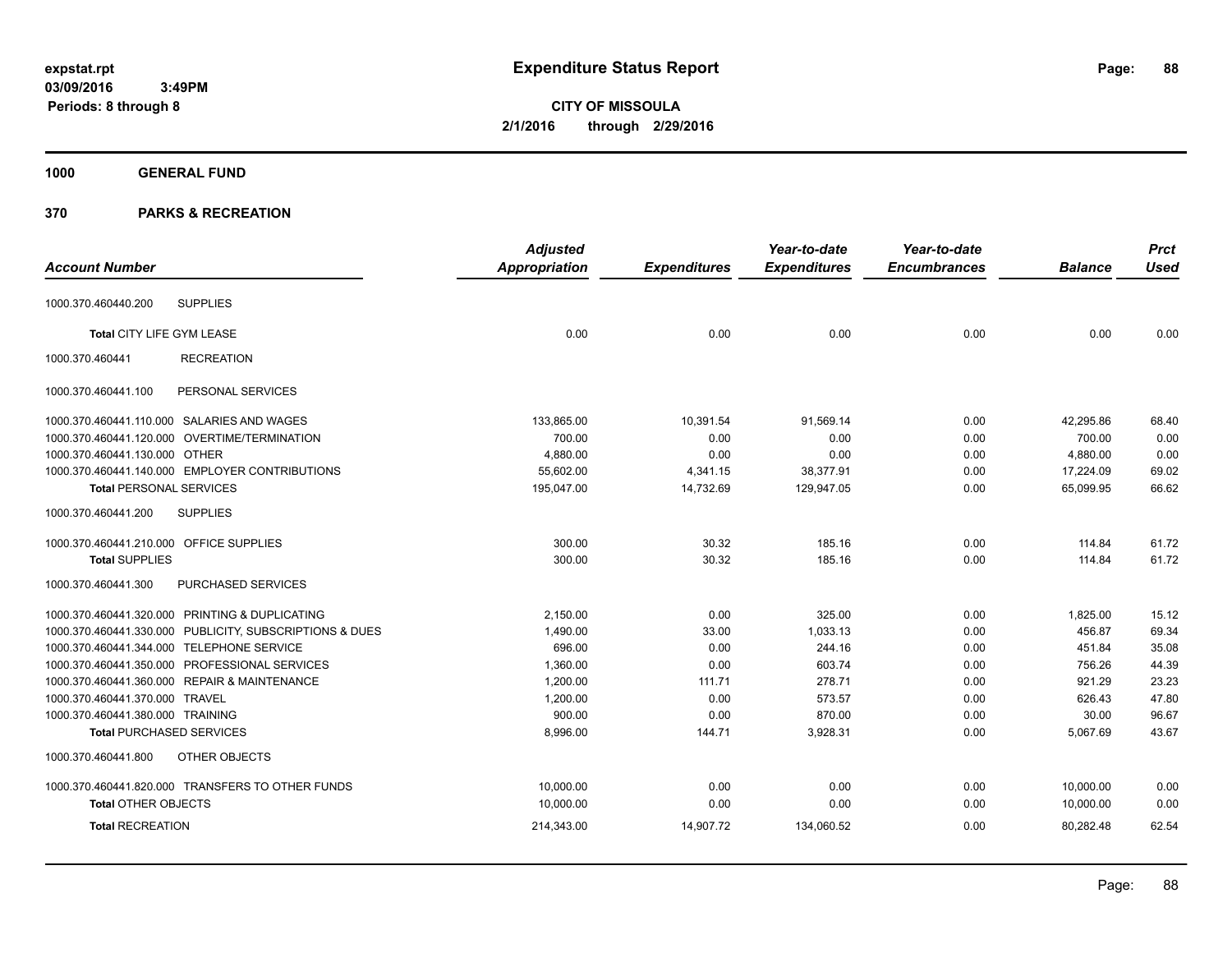**expstat.rpt**
**03/09/2016 3:49PM**
**Periods: 8 through 8**

# Expenditure Status Report

**CITY OF MISSOULA**
**2/1/2016 through 2/29/2016**

## 1000 GENERAL FUND

## 370 PARKS & RECREATION

| Account Number | | Adjusted Appropriation | Expenditures | Year-to-date Expenditures | Year-to-date Encumbrances | Balance | Prct Used |
|---|---|---|---|---|---|---|---|
| 1000.370.460440.200 | SUPPLIES | | | | | | |
| **Total** CITY LIFE GYM LEASE | | 0.00 | 0.00 | 0.00 | 0.00 | 0.00 | 0.00 |
| 1000.370.460441 | RECREATION | | | | | | |
| 1000.370.460441.100 | PERSONAL SERVICES | | | | | | |
| 1000.370.460441.110.000 | SALARIES AND WAGES | 133,865.00 | 10,391.54 | 91,569.14 | 0.00 | 42,295.86 | 68.40 |
| 1000.370.460441.120.000 | OVERTIME/TERMINATION | 700.00 | 0.00 | 0.00 | 0.00 | 700.00 | 0.00 |
| 1000.370.460441.130.000 | OTHER | 4,880.00 | 0.00 | 0.00 | 0.00 | 4,880.00 | 0.00 |
| 1000.370.460441.140.000 | EMPLOYER CONTRIBUTIONS | 55,602.00 | 4,341.15 | 38,377.91 | 0.00 | 17,224.09 | 69.02 |
| **Total** PERSONAL SERVICES | | 195,047.00 | 14,732.69 | 129,947.05 | 0.00 | 65,099.95 | 66.62 |
| 1000.370.460441.200 | SUPPLIES | | | | | | |
| 1000.370.460441.210.000 | OFFICE SUPPLIES | 300.00 | 30.32 | 185.16 | 0.00 | 114.84 | 61.72 |
| **Total** SUPPLIES | | 300.00 | 30.32 | 185.16 | 0.00 | 114.84 | 61.72 |
| 1000.370.460441.300 | PURCHASED SERVICES | | | | | | |
| 1000.370.460441.320.000 | PRINTING & DUPLICATING | 2,150.00 | 0.00 | 325.00 | 0.00 | 1,825.00 | 15.12 |
| 1000.370.460441.330.000 | PUBLICITY, SUBSCRIPTIONS & DUES | 1,490.00 | 33.00 | 1,033.13 | 0.00 | 456.87 | 69.34 |
| 1000.370.460441.344.000 | TELEPHONE SERVICE | 696.00 | 0.00 | 244.16 | 0.00 | 451.84 | 35.08 |
| 1000.370.460441.350.000 | PROFESSIONAL SERVICES | 1,360.00 | 0.00 | 603.74 | 0.00 | 756.26 | 44.39 |
| 1000.370.460441.360.000 | REPAIR & MAINTENANCE | 1,200.00 | 111.71 | 278.71 | 0.00 | 921.29 | 23.23 |
| 1000.370.460441.370.000 | TRAVEL | 1,200.00 | 0.00 | 573.57 | 0.00 | 626.43 | 47.80 |
| 1000.370.460441.380.000 | TRAINING | 900.00 | 0.00 | 870.00 | 0.00 | 30.00 | 96.67 |
| **Total** PURCHASED SERVICES | | 8,996.00 | 144.71 | 3,928.31 | 0.00 | 5,067.69 | 43.67 |
| 1000.370.460441.800 | OTHER OBJECTS | | | | | | |
| 1000.370.460441.820.000 | TRANSFERS TO OTHER FUNDS | 10,000.00 | 0.00 | 0.00 | 0.00 | 10,000.00 | 0.00 |
| **Total** OTHER OBJECTS | | 10,000.00 | 0.00 | 0.00 | 0.00 | 10,000.00 | 0.00 |
| **Total** RECREATION | | 214,343.00 | 14,907.72 | 134,060.52 | 0.00 | 80,282.48 | 62.54 |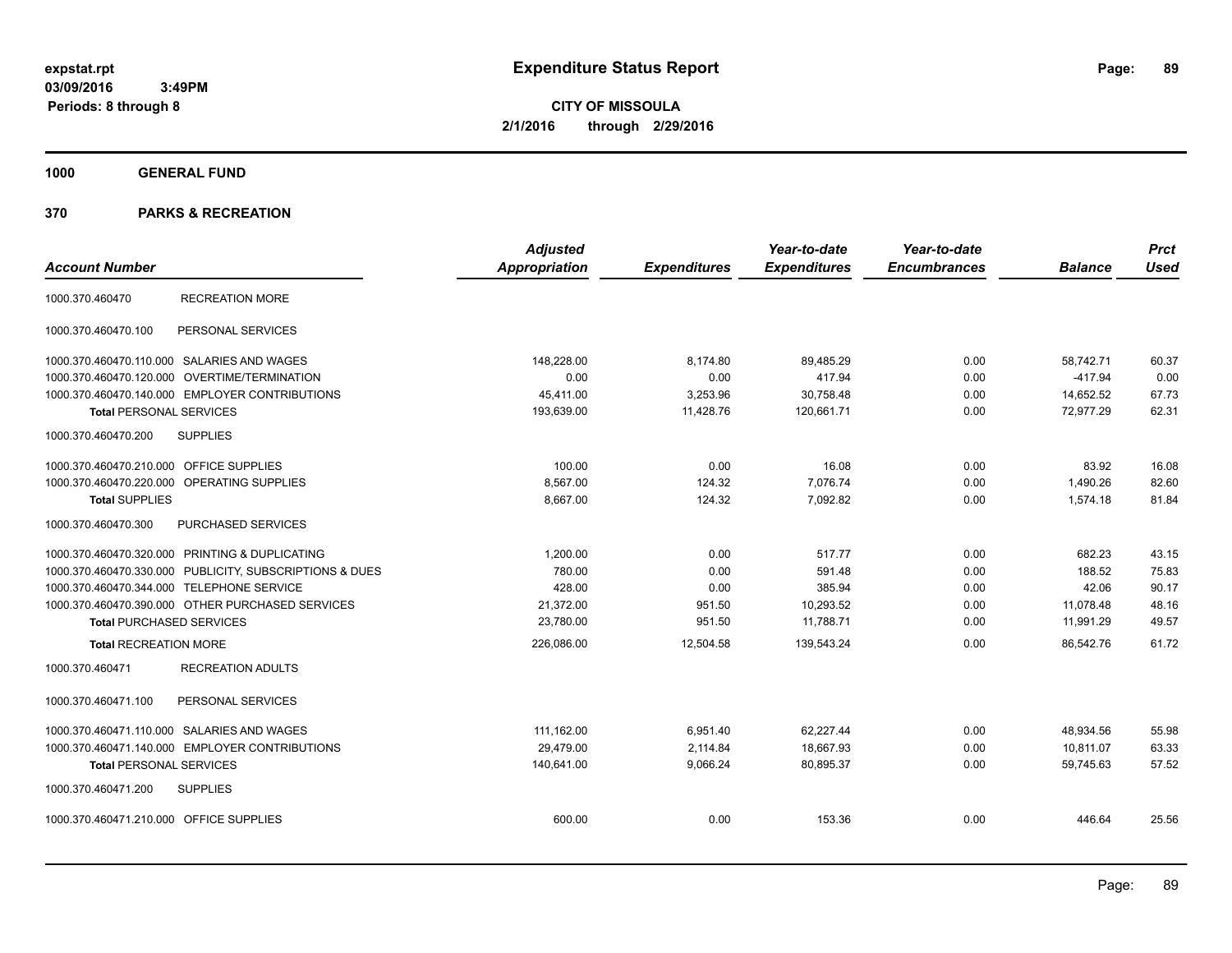**expstat.rpt**
**03/09/2016 3:49PM**
**Periods: 8 through 8**

# Expenditure Status Report

**CITY OF MISSOULA**
**2/1/2016 through 2/29/2016**

## 1000 GENERAL FUND

## 370 PARKS & RECREATION

| Account Number | | Adjusted Appropriation | Expenditures | Year-to-date Expenditures | Year-to-date Encumbrances | Balance | Prct Used |
|---|---|---|---|---|---|---|---|
| 1000.370.460470 | RECREATION MORE | | | | | | |
| 1000.370.460470.100 | PERSONAL SERVICES | | | | | | |
| 1000.370.460470.110.000 | SALARIES AND WAGES | 148,228.00 | 8,174.80 | 89,485.29 | 0.00 | 58,742.71 | 60.37 |
| 1000.370.460470.120.000 | OVERTIME/TERMINATION | 0.00 | 0.00 | 417.94 | 0.00 | -417.94 | 0.00 |
| 1000.370.460470.140.000 | EMPLOYER CONTRIBUTIONS | 45,411.00 | 3,253.96 | 30,758.48 | 0.00 | 14,652.52 | 67.73 |
| **Total** PERSONAL SERVICES | | 193,639.00 | 11,428.76 | 120,661.71 | 0.00 | 72,977.29 | 62.31 |
| 1000.370.460470.200 | SUPPLIES | | | | | | |
| 1000.370.460470.210.000 | OFFICE SUPPLIES | 100.00 | 0.00 | 16.08 | 0.00 | 83.92 | 16.08 |
| 1000.370.460470.220.000 | OPERATING SUPPLIES | 8,567.00 | 124.32 | 7,076.74 | 0.00 | 1,490.26 | 82.60 |
| **Total** SUPPLIES | | 8,667.00 | 124.32 | 7,092.82 | 0.00 | 1,574.18 | 81.84 |
| 1000.370.460470.300 | PURCHASED SERVICES | | | | | | |
| 1000.370.460470.320.000 | PRINTING & DUPLICATING | 1,200.00 | 0.00 | 517.77 | 0.00 | 682.23 | 43.15 |
| 1000.370.460470.330.000 | PUBLICITY, SUBSCRIPTIONS & DUES | 780.00 | 0.00 | 591.48 | 0.00 | 188.52 | 75.83 |
| 1000.370.460470.344.000 | TELEPHONE SERVICE | 428.00 | 0.00 | 385.94 | 0.00 | 42.06 | 90.17 |
| 1000.370.460470.390.000 | OTHER PURCHASED SERVICES | 21,372.00 | 951.50 | 10,293.52 | 0.00 | 11,078.48 | 48.16 |
| **Total** PURCHASED SERVICES | | 23,780.00 | 951.50 | 11,788.71 | 0.00 | 11,991.29 | 49.57 |
| **Total** RECREATION MORE | | 226,086.00 | 12,504.58 | 139,543.24 | 0.00 | 86,542.76 | 61.72 |
| 1000.370.460471 | RECREATION ADULTS | | | | | | |
| 1000.370.460471.100 | PERSONAL SERVICES | | | | | | |
| 1000.370.460471.110.000 | SALARIES AND WAGES | 111,162.00 | 6,951.40 | 62,227.44 | 0.00 | 48,934.56 | 55.98 |
| 1000.370.460471.140.000 | EMPLOYER CONTRIBUTIONS | 29,479.00 | 2,114.84 | 18,667.93 | 0.00 | 10,811.07 | 63.33 |
| **Total** PERSONAL SERVICES | | 140,641.00 | 9,066.24 | 80,895.37 | 0.00 | 59,745.63 | 57.52 |
| 1000.370.460471.200 | SUPPLIES | | | | | | |
| 1000.370.460471.210.000 | OFFICE SUPPLIES | 600.00 | 0.00 | 153.36 | 0.00 | 446.64 | 25.56 |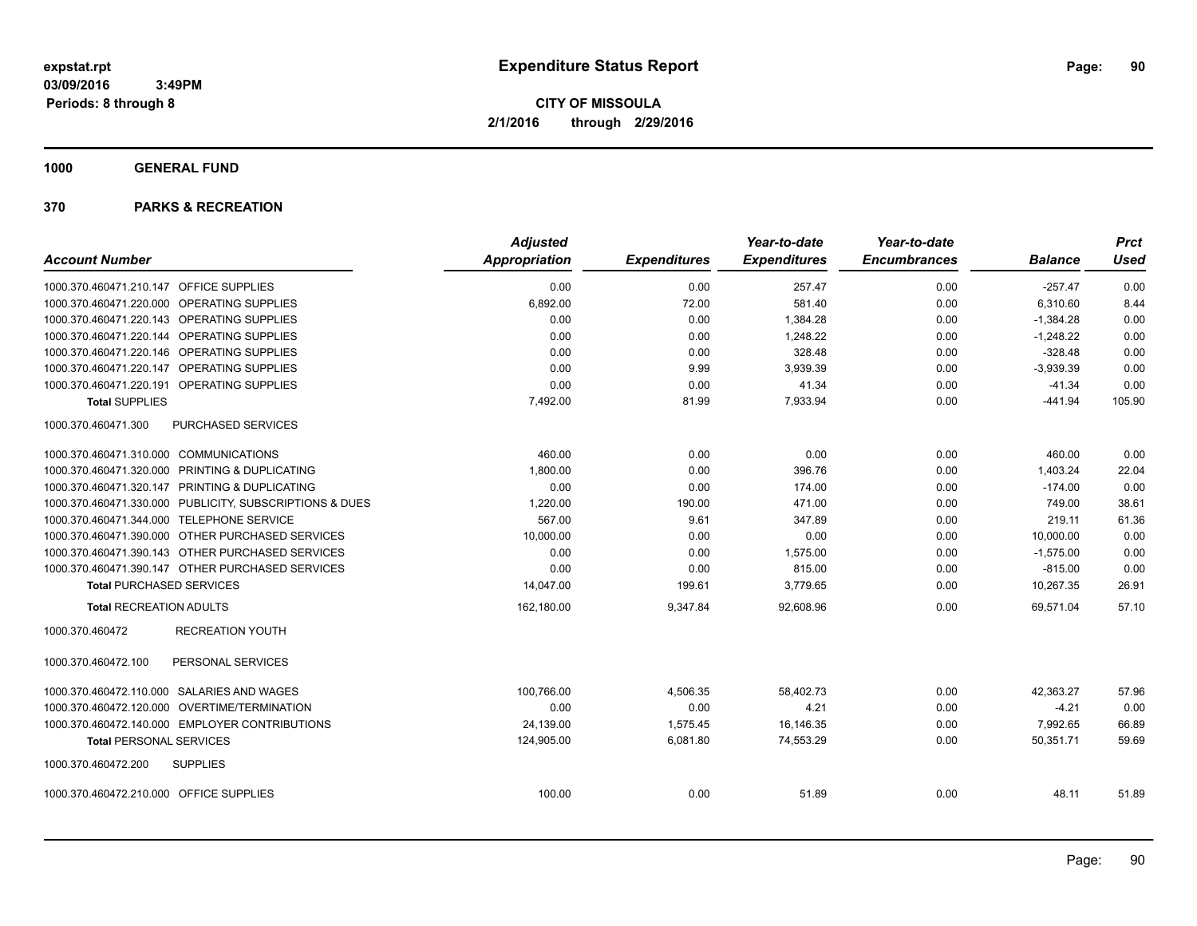**expstat.rpt**
**03/09/2016 3:49PM**
**Periods: 8 through 8**

# Expenditure Status Report

**CITY OF MISSOULA**
**2/1/2016 through 2/29/2016**

## 1000 GENERAL FUND

## 370 PARKS & RECREATION

| Account Number | | Adjusted Appropriation | Expenditures | Year-to-date Expenditures | Year-to-date Encumbrances | Balance | Prct Used |
|---|---|---|---|---|---|---|---|
| 1000.370.460471.210.147 | OFFICE SUPPLIES | 0.00 | 0.00 | 257.47 | 0.00 | -257.47 | 0.00 |
| 1000.370.460471.220.000 | OPERATING SUPPLIES | 6,892.00 | 72.00 | 581.40 | 0.00 | 6,310.60 | 8.44 |
| 1000.370.460471.220.143 | OPERATING SUPPLIES | 0.00 | 0.00 | 1,384.28 | 0.00 | -1,384.28 | 0.00 |
| 1000.370.460471.220.144 | OPERATING SUPPLIES | 0.00 | 0.00 | 1,248.22 | 0.00 | -1,248.22 | 0.00 |
| 1000.370.460471.220.146 | OPERATING SUPPLIES | 0.00 | 0.00 | 328.48 | 0.00 | -328.48 | 0.00 |
| 1000.370.460471.220.147 | OPERATING SUPPLIES | 0.00 | 9.99 | 3,939.39 | 0.00 | -3,939.39 | 0.00 |
| 1000.370.460471.220.191 | OPERATING SUPPLIES | 0.00 | 0.00 | 41.34 | 0.00 | -41.34 | 0.00 |
| **Total** SUPPLIES | | 7,492.00 | 81.99 | 7,933.94 | 0.00 | -441.94 | 105.90 |
| 1000.370.460471.300 | PURCHASED SERVICES | | | | | | |
| 1000.370.460471.310.000 | COMMUNICATIONS | 460.00 | 0.00 | 0.00 | 0.00 | 460.00 | 0.00 |
| 1000.370.460471.320.000 | PRINTING & DUPLICATING | 1,800.00 | 0.00 | 396.76 | 0.00 | 1,403.24 | 22.04 |
| 1000.370.460471.320.147 | PRINTING & DUPLICATING | 0.00 | 0.00 | 174.00 | 0.00 | -174.00 | 0.00 |
| 1000.370.460471.330.000 | PUBLICITY, SUBSCRIPTIONS & DUES | 1,220.00 | 190.00 | 471.00 | 0.00 | 749.00 | 38.61 |
| 1000.370.460471.344.000 | TELEPHONE SERVICE | 567.00 | 9.61 | 347.89 | 0.00 | 219.11 | 61.36 |
| 1000.370.460471.390.000 | OTHER PURCHASED SERVICES | 10,000.00 | 0.00 | 0.00 | 0.00 | 10,000.00 | 0.00 |
| 1000.370.460471.390.143 | OTHER PURCHASED SERVICES | 0.00 | 0.00 | 1,575.00 | 0.00 | -1,575.00 | 0.00 |
| 1000.370.460471.390.147 | OTHER PURCHASED SERVICES | 0.00 | 0.00 | 815.00 | 0.00 | -815.00 | 0.00 |
| **Total** PURCHASED SERVICES | | 14,047.00 | 199.61 | 3,779.65 | 0.00 | 10,267.35 | 26.91 |
| **Total** RECREATION ADULTS | | 162,180.00 | 9,347.84 | 92,608.96 | 0.00 | 69,571.04 | 57.10 |
| 1000.370.460472 | RECREATION YOUTH | | | | | | |
| 1000.370.460472.100 | PERSONAL SERVICES | | | | | | |
| 1000.370.460472.110.000 | SALARIES AND WAGES | 100,766.00 | 4,506.35 | 58,402.73 | 0.00 | 42,363.27 | 57.96 |
| 1000.370.460472.120.000 | OVERTIME/TERMINATION | 0.00 | 0.00 | 4.21 | 0.00 | -4.21 | 0.00 |
| 1000.370.460472.140.000 | EMPLOYER CONTRIBUTIONS | 24,139.00 | 1,575.45 | 16,146.35 | 0.00 | 7,992.65 | 66.89 |
| **Total** PERSONAL SERVICES | | 124,905.00 | 6,081.80 | 74,553.29 | 0.00 | 50,351.71 | 59.69 |
| 1000.370.460472.200 | SUPPLIES | | | | | | |
| 1000.370.460472.210.000 | OFFICE SUPPLIES | 100.00 | 0.00 | 51.89 | 0.00 | 48.11 | 51.89 |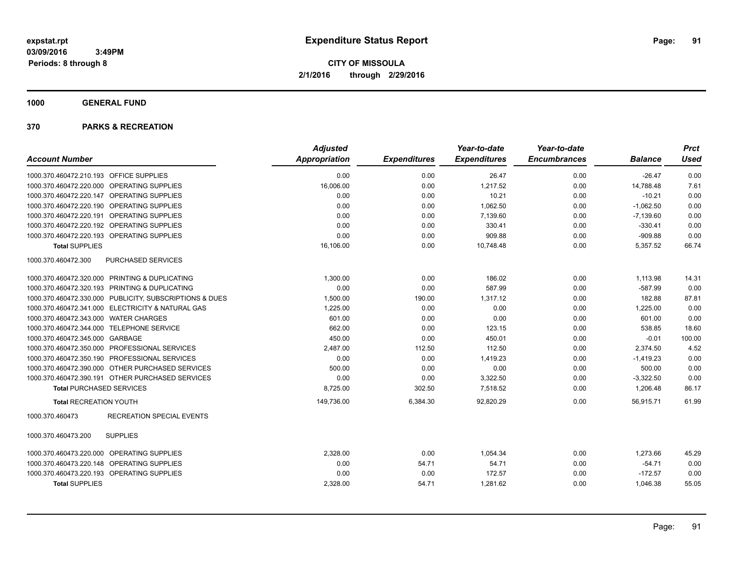**CITY OF MISSOULA**
**2/1/2016 through 2/29/2016**

**Periods: 8 through 8**

## 1000 GENERAL FUND

## 370 PARKS & RECREATION

| Account Number | | Adjusted Appropriation | Expenditures | Year-to-date Expenditures | Year-to-date Encumbrances | Balance | Prct Used |
|---|---|---|---|---|---|---|---|
| 1000.370.460472.210.193 | OFFICE SUPPLIES | 0.00 | 0.00 | 26.47 | 0.00 | -26.47 | 0.00 |
| 1000.370.460472.220.000 | OPERATING SUPPLIES | 16,006.00 | 0.00 | 1,217.52 | 0.00 | 14,788.48 | 7.61 |
| 1000.370.460472.220.147 | OPERATING SUPPLIES | 0.00 | 0.00 | 10.21 | 0.00 | -10.21 | 0.00 |
| 1000.370.460472.220.190 | OPERATING SUPPLIES | 0.00 | 0.00 | 1,062.50 | 0.00 | -1,062.50 | 0.00 |
| 1000.370.460472.220.191 | OPERATING SUPPLIES | 0.00 | 0.00 | 7,139.60 | 0.00 | -7,139.60 | 0.00 |
| 1000.370.460472.220.192 | OPERATING SUPPLIES | 0.00 | 0.00 | 330.41 | 0.00 | -330.41 | 0.00 |
| 1000.370.460472.220.193 | OPERATING SUPPLIES | 0.00 | 0.00 | 909.88 | 0.00 | -909.88 | 0.00 |
| **Total** SUPPLIES | | 16,106.00 | 0.00 | 10,748.48 | 0.00 | 5,357.52 | 66.74 |
| 1000.370.460472.300 | PURCHASED SERVICES | | | | | | |
| 1000.370.460472.320.000 | PRINTING & DUPLICATING | 1,300.00 | 0.00 | 186.02 | 0.00 | 1,113.98 | 14.31 |
| 1000.370.460472.320.193 | PRINTING & DUPLICATING | 0.00 | 0.00 | 587.99 | 0.00 | -587.99 | 0.00 |
| 1000.370.460472.330.000 | PUBLICITY, SUBSCRIPTIONS & DUES | 1,500.00 | 190.00 | 1,317.12 | 0.00 | 182.88 | 87.81 |
| 1000.370.460472.341.000 | ELECTRICITY & NATURAL GAS | 1,225.00 | 0.00 | 0.00 | 0.00 | 1,225.00 | 0.00 |
| 1000.370.460472.343.000 | WATER CHARGES | 601.00 | 0.00 | 0.00 | 0.00 | 601.00 | 0.00 |
| 1000.370.460472.344.000 | TELEPHONE SERVICE | 662.00 | 0.00 | 123.15 | 0.00 | 538.85 | 18.60 |
| 1000.370.460472.345.000 | GARBAGE | 450.00 | 0.00 | 450.01 | 0.00 | -0.01 | 100.00 |
| 1000.370.460472.350.000 | PROFESSIONAL SERVICES | 2,487.00 | 112.50 | 112.50 | 0.00 | 2,374.50 | 4.52 |
| 1000.370.460472.350.190 | PROFESSIONAL SERVICES | 0.00 | 0.00 | 1,419.23 | 0.00 | -1,419.23 | 0.00 |
| 1000.370.460472.390.000 | OTHER PURCHASED SERVICES | 500.00 | 0.00 | 0.00 | 0.00 | 500.00 | 0.00 |
| 1000.370.460472.390.191 | OTHER PURCHASED SERVICES | 0.00 | 0.00 | 3,322.50 | 0.00 | -3,322.50 | 0.00 |
| **Total** PURCHASED SERVICES | | 8,725.00 | 302.50 | 7,518.52 | 0.00 | 1,206.48 | 86.17 |
| **Total** RECREATION YOUTH | | 149,736.00 | 6,384.30 | 92,820.29 | 0.00 | 56,915.71 | 61.99 |
| 1000.370.460473 | RECREATION SPECIAL EVENTS | | | | | | |
| 1000.370.460473.200 | SUPPLIES | | | | | | |
| 1000.370.460473.220.000 | OPERATING SUPPLIES | 2,328.00 | 0.00 | 1,054.34 | 0.00 | 1,273.66 | 45.29 |
| 1000.370.460473.220.148 | OPERATING SUPPLIES | 0.00 | 54.71 | 54.71 | 0.00 | -54.71 | 0.00 |
| 1000.370.460473.220.193 | OPERATING SUPPLIES | 0.00 | 0.00 | 172.57 | 0.00 | -172.57 | 0.00 |
| **Total** SUPPLIES | | 2,328.00 | 54.71 | 1,281.62 | 0.00 | 1,046.38 | 55.05 |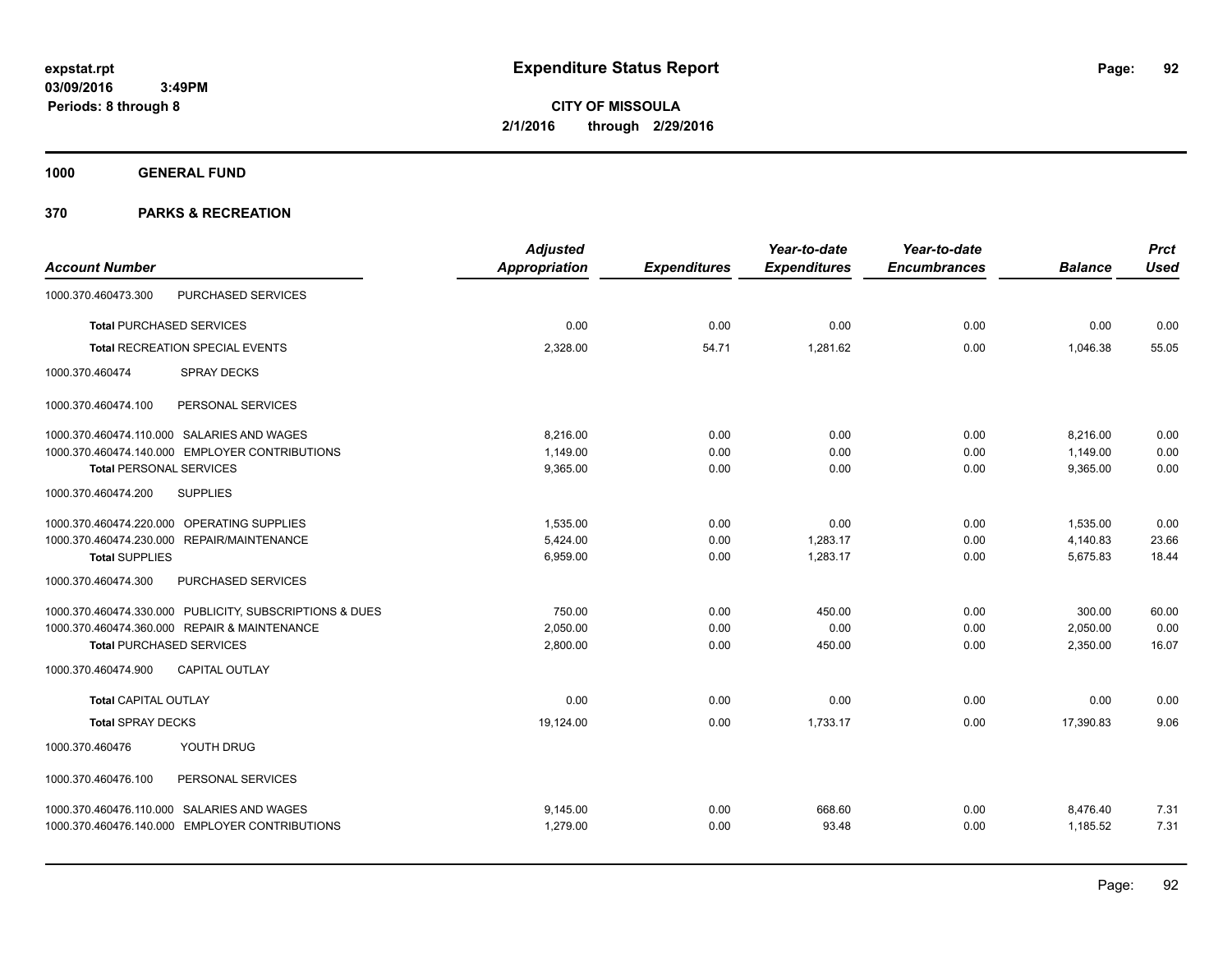# Expenditure Status Report

**CITY OF MISSOULA**
**2/1/2016 through 2/29/2016**

expstat.rpt
03/09/2016 3:49PM
Periods: 8 through 8

**1000 GENERAL FUND**

**370 PARKS & RECREATION**

| Account Number | | Adjusted Appropriation | Expenditures | Year-to-date Expenditures | Year-to-date Encumbrances | Balance | Prct Used |
|---|---|---|---|---|---|---|---|
| 1000.370.460473.300 | PURCHASED SERVICES | | | | | | |
| **Total** PURCHASED SERVICES | | 0.00 | 0.00 | 0.00 | 0.00 | 0.00 | 0.00 |
| **Total** RECREATION SPECIAL EVENTS | | 2,328.00 | 54.71 | 1,281.62 | 0.00 | 1,046.38 | 55.05 |
| 1000.370.460474 | SPRAY DECKS | | | | | | |
| 1000.370.460474.100 | PERSONAL SERVICES | | | | | | |
| 1000.370.460474.110.000 | SALARIES AND WAGES | 8,216.00 | 0.00 | 0.00 | 0.00 | 8,216.00 | 0.00 |
| 1000.370.460474.140.000 | EMPLOYER CONTRIBUTIONS | 1,149.00 | 0.00 | 0.00 | 0.00 | 1,149.00 | 0.00 |
| **Total** PERSONAL SERVICES | | 9,365.00 | 0.00 | 0.00 | 0.00 | 9,365.00 | 0.00 |
| 1000.370.460474.200 | SUPPLIES | | | | | | |
| 1000.370.460474.220.000 | OPERATING SUPPLIES | 1,535.00 | 0.00 | 0.00 | 0.00 | 1,535.00 | 0.00 |
| 1000.370.460474.230.000 | REPAIR/MAINTENANCE | 5,424.00 | 0.00 | 1,283.17 | 0.00 | 4,140.83 | 23.66 |
| **Total** SUPPLIES | | 6,959.00 | 0.00 | 1,283.17 | 0.00 | 5,675.83 | 18.44 |
| 1000.370.460474.300 | PURCHASED SERVICES | | | | | | |
| 1000.370.460474.330.000 | PUBLICITY, SUBSCRIPTIONS & DUES | 750.00 | 0.00 | 450.00 | 0.00 | 300.00 | 60.00 |
| 1000.370.460474.360.000 | REPAIR & MAINTENANCE | 2,050.00 | 0.00 | 0.00 | 0.00 | 2,050.00 | 0.00 |
| **Total** PURCHASED SERVICES | | 2,800.00 | 0.00 | 450.00 | 0.00 | 2,350.00 | 16.07 |
| 1000.370.460474.900 | CAPITAL OUTLAY | | | | | | |
| **Total** CAPITAL OUTLAY | | 0.00 | 0.00 | 0.00 | 0.00 | 0.00 | 0.00 |
| **Total** SPRAY DECKS | | 19,124.00 | 0.00 | 1,733.17 | 0.00 | 17,390.83 | 9.06 |
| 1000.370.460476 | YOUTH DRUG | | | | | | |
| 1000.370.460476.100 | PERSONAL SERVICES | | | | | | |
| 1000.370.460476.110.000 | SALARIES AND WAGES | 9,145.00 | 0.00 | 668.60 | 0.00 | 8,476.40 | 7.31 |
| 1000.370.460476.140.000 | EMPLOYER CONTRIBUTIONS | 1,279.00 | 0.00 | 93.48 | 0.00 | 1,185.52 | 7.31 |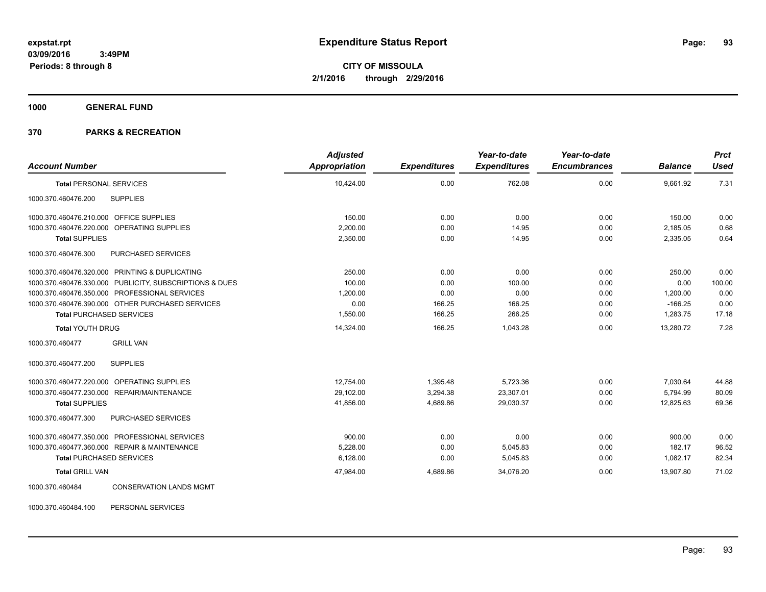**expstat.rpt**
**03/09/2016 3:49PM**
**Periods: 8 through 8**

# Expenditure Status Report

**CITY OF MISSOULA**
**2/1/2016 through 2/29/2016**

## 1000 GENERAL FUND

## 370 PARKS & RECREATION

| Account Number | Adjusted Appropriation | Expenditures | Year-to-date Expenditures | Year-to-date Encumbrances | Balance | Prct Used |
|---|---|---|---|---|---|---|
| **Total** PERSONAL SERVICES | 10,424.00 | 0.00 | 762.08 | 0.00 | 9,661.92 | 7.31 |
| 1000.370.460476.200 SUPPLIES | | | | | | |
| 1000.370.460476.210.000 OFFICE SUPPLIES | 150.00 | 0.00 | 0.00 | 0.00 | 150.00 | 0.00 |
| 1000.370.460476.220.000 OPERATING SUPPLIES | 2,200.00 | 0.00 | 14.95 | 0.00 | 2,185.05 | 0.68 |
| **Total** SUPPLIES | 2,350.00 | 0.00 | 14.95 | 0.00 | 2,335.05 | 0.64 |
| 1000.370.460476.300 PURCHASED SERVICES | | | | | | |
| 1000.370.460476.320.000 PRINTING & DUPLICATING | 250.00 | 0.00 | 0.00 | 0.00 | 250.00 | 0.00 |
| 1000.370.460476.330.000 PUBLICITY, SUBSCRIPTIONS & DUES | 100.00 | 0.00 | 100.00 | 0.00 | 0.00 | 100.00 |
| 1000.370.460476.350.000 PROFESSIONAL SERVICES | 1,200.00 | 0.00 | 0.00 | 0.00 | 1,200.00 | 0.00 |
| 1000.370.460476.390.000 OTHER PURCHASED SERVICES | 0.00 | 166.25 | 166.25 | 0.00 | -166.25 | 0.00 |
| **Total** PURCHASED SERVICES | 1,550.00 | 166.25 | 266.25 | 0.00 | 1,283.75 | 17.18 |
| **Total** YOUTH DRUG | 14,324.00 | 166.25 | 1,043.28 | 0.00 | 13,280.72 | 7.28 |
| 1000.370.460477 GRILL VAN | | | | | | |
| 1000.370.460477.200 SUPPLIES | | | | | | |
| 1000.370.460477.220.000 OPERATING SUPPLIES | 12,754.00 | 1,395.48 | 5,723.36 | 0.00 | 7,030.64 | 44.88 |
| 1000.370.460477.230.000 REPAIR/MAINTENANCE | 29,102.00 | 3,294.38 | 23,307.01 | 0.00 | 5,794.99 | 80.09 |
| **Total** SUPPLIES | 41,856.00 | 4,689.86 | 29,030.37 | 0.00 | 12,825.63 | 69.36 |
| 1000.370.460477.300 PURCHASED SERVICES | | | | | | |
| 1000.370.460477.350.000 PROFESSIONAL SERVICES | 900.00 | 0.00 | 0.00 | 0.00 | 900.00 | 0.00 |
| 1000.370.460477.360.000 REPAIR & MAINTENANCE | 5,228.00 | 0.00 | 5,045.83 | 0.00 | 182.17 | 96.52 |
| **Total** PURCHASED SERVICES | 6,128.00 | 0.00 | 5,045.83 | 0.00 | 1,082.17 | 82.34 |
| **Total** GRILL VAN | 47,984.00 | 4,689.86 | 34,076.20 | 0.00 | 13,907.80 | 71.02 |
| 1000.370.460484 CONSERVATION LANDS MGMT | | | | | | |
| 1000.370.460484.100 PERSONAL SERVICES | | | | | | |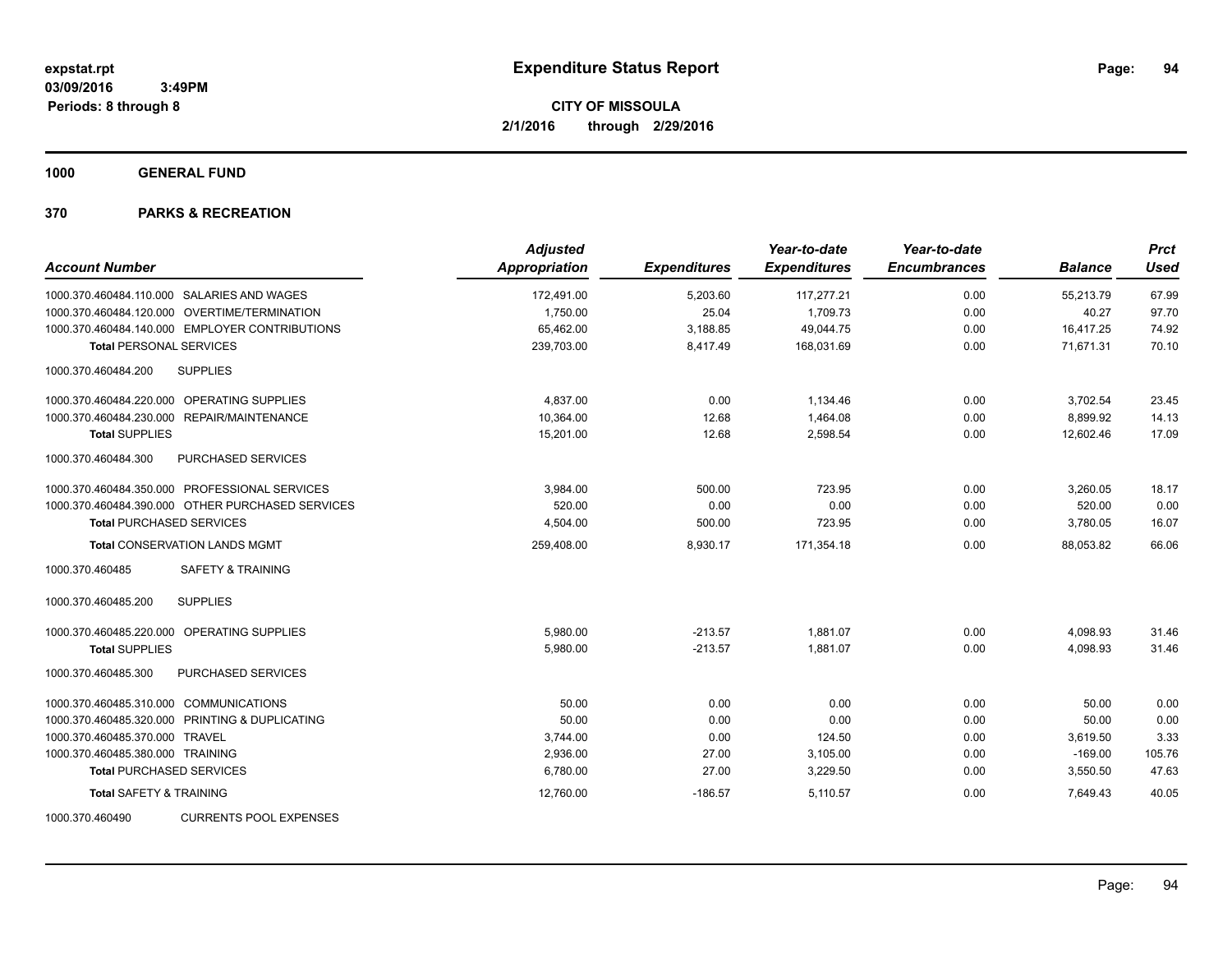# Expenditure Status Report

**CITY OF MISSOULA**
**2/1/2016 through 2/29/2016**

expstat.rpt
03/09/2016 3:49PM
Periods: 8 through 8

## 1000 GENERAL FUND

### 370 PARKS & RECREATION

| Account Number | Adjusted Appropriation | Expenditures | Year-to-date Expenditures | Year-to-date Encumbrances | Balance | Prct Used |
|---|---|---|---|---|---|---|
| 1000.370.460484.110.000 SALARIES AND WAGES | 172,491.00 | 5,203.60 | 117,277.21 | 0.00 | 55,213.79 | 67.99 |
| 1000.370.460484.120.000 OVERTIME/TERMINATION | 1,750.00 | 25.04 | 1,709.73 | 0.00 | 40.27 | 97.70 |
| 1000.370.460484.140.000 EMPLOYER CONTRIBUTIONS | 65,462.00 | 3,188.85 | 49,044.75 | 0.00 | 16,417.25 | 74.92 |
| **Total** PERSONAL SERVICES | 239,703.00 | 8,417.49 | 168,031.69 | 0.00 | 71,671.31 | 70.10 |
| 1000.370.460484.200 SUPPLIES | | | | | | |
| 1000.370.460484.220.000 OPERATING SUPPLIES | 4,837.00 | 0.00 | 1,134.46 | 0.00 | 3,702.54 | 23.45 |
| 1000.370.460484.230.000 REPAIR/MAINTENANCE | 10,364.00 | 12.68 | 1,464.08 | 0.00 | 8,899.92 | 14.13 |
| **Total** SUPPLIES | 15,201.00 | 12.68 | 2,598.54 | 0.00 | 12,602.46 | 17.09 |
| 1000.370.460484.300 PURCHASED SERVICES | | | | | | |
| 1000.370.460484.350.000 PROFESSIONAL SERVICES | 3,984.00 | 500.00 | 723.95 | 0.00 | 3,260.05 | 18.17 |
| 1000.370.460484.390.000 OTHER PURCHASED SERVICES | 520.00 | 0.00 | 0.00 | 0.00 | 520.00 | 0.00 |
| **Total** PURCHASED SERVICES | 4,504.00 | 500.00 | 723.95 | 0.00 | 3,780.05 | 16.07 |
| **Total** CONSERVATION LANDS MGMT | 259,408.00 | 8,930.17 | 171,354.18 | 0.00 | 88,053.82 | 66.06 |
| 1000.370.460485 SAFETY & TRAINING | | | | | | |
| 1000.370.460485.200 SUPPLIES | | | | | | |
| 1000.370.460485.220.000 OPERATING SUPPLIES | 5,980.00 | -213.57 | 1,881.07 | 0.00 | 4,098.93 | 31.46 |
| **Total** SUPPLIES | 5,980.00 | -213.57 | 1,881.07 | 0.00 | 4,098.93 | 31.46 |
| 1000.370.460485.300 PURCHASED SERVICES | | | | | | |
| 1000.370.460485.310.000 COMMUNICATIONS | 50.00 | 0.00 | 0.00 | 0.00 | 50.00 | 0.00 |
| 1000.370.460485.320.000 PRINTING & DUPLICATING | 50.00 | 0.00 | 0.00 | 0.00 | 50.00 | 0.00 |
| 1000.370.460485.370.000 TRAVEL | 3,744.00 | 0.00 | 124.50 | 0.00 | 3,619.50 | 3.33 |
| 1000.370.460485.380.000 TRAINING | 2,936.00 | 27.00 | 3,105.00 | 0.00 | -169.00 | 105.76 |
| **Total** PURCHASED SERVICES | 6,780.00 | 27.00 | 3,229.50 | 0.00 | 3,550.50 | 47.63 |
| **Total** SAFETY & TRAINING | 12,760.00 | -186.57 | 5,110.57 | 0.00 | 7,649.43 | 40.05 |
| 1000.370.460490 CURRENTS POOL EXPENSES | | | | | | |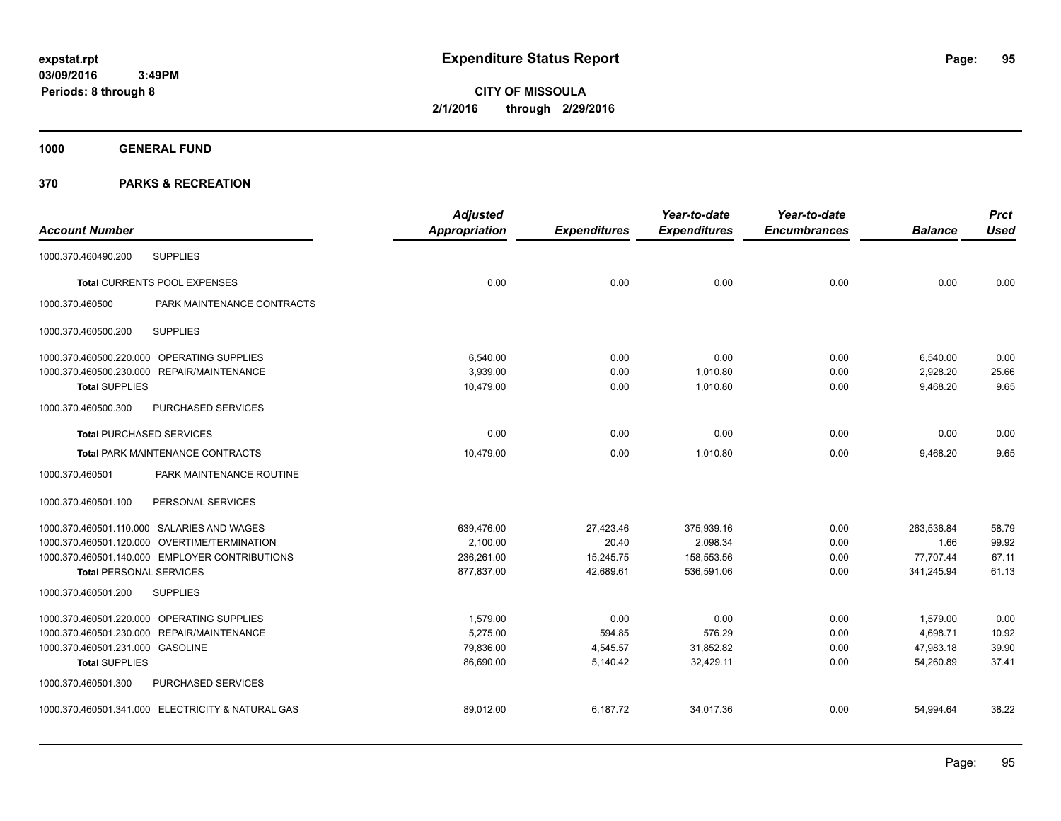**expstat.rpt**
**03/09/2016 3:49PM**
**Periods: 8 through 8**

# Expenditure Status Report

**CITY OF MISSOULA**
**2/1/2016 through 2/29/2016**

## 1000 GENERAL FUND

## 370 PARKS & RECREATION

| Account Number | | Adjusted Appropriation | Expenditures | Year-to-date Expenditures | Year-to-date Encumbrances | Balance | Prct Used |
|---|---|---|---|---|---|---|---|
| 1000.370.460490.200 | SUPPLIES | | | | | | |
| **Total** CURRENTS POOL EXPENSES | | 0.00 | 0.00 | 0.00 | 0.00 | 0.00 | 0.00 |
| 1000.370.460500 | PARK MAINTENANCE CONTRACTS | | | | | | |
| 1000.370.460500.200 | SUPPLIES | | | | | | |
| 1000.370.460500.220.000 | OPERATING SUPPLIES | 6,540.00 | 0.00 | 0.00 | 0.00 | 6,540.00 | 0.00 |
| 1000.370.460500.230.000 | REPAIR/MAINTENANCE | 3,939.00 | 0.00 | 1,010.80 | 0.00 | 2,928.20 | 25.66 |
| **Total SUPPLIES** | | 10,479.00 | 0.00 | 1,010.80 | 0.00 | 9,468.20 | 9.65 |
| 1000.370.460500.300 | PURCHASED SERVICES | | | | | | |
| **Total** PURCHASED SERVICES | | 0.00 | 0.00 | 0.00 | 0.00 | 0.00 | 0.00 |
| **Total** PARK MAINTENANCE CONTRACTS | | 10,479.00 | 0.00 | 1,010.80 | 0.00 | 9,468.20 | 9.65 |
| 1000.370.460501 | PARK MAINTENANCE ROUTINE | | | | | | |
| 1000.370.460501.100 | PERSONAL SERVICES | | | | | | |
| 1000.370.460501.110.000 | SALARIES AND WAGES | 639,476.00 | 27,423.46 | 375,939.16 | 0.00 | 263,536.84 | 58.79 |
| 1000.370.460501.120.000 | OVERTIME/TERMINATION | 2,100.00 | 20.40 | 2,098.34 | 0.00 | 1.66 | 99.92 |
| 1000.370.460501.140.000 | EMPLOYER CONTRIBUTIONS | 236,261.00 | 15,245.75 | 158,553.56 | 0.00 | 77,707.44 | 67.11 |
| **Total** PERSONAL SERVICES | | 877,837.00 | 42,689.61 | 536,591.06 | 0.00 | 341,245.94 | 61.13 |
| 1000.370.460501.200 | SUPPLIES | | | | | | |
| 1000.370.460501.220.000 | OPERATING SUPPLIES | 1,579.00 | 0.00 | 0.00 | 0.00 | 1,579.00 | 0.00 |
| 1000.370.460501.230.000 | REPAIR/MAINTENANCE | 5,275.00 | 594.85 | 576.29 | 0.00 | 4,698.71 | 10.92 |
| 1000.370.460501.231.000 | GASOLINE | 79,836.00 | 4,545.57 | 31,852.82 | 0.00 | 47,983.18 | 39.90 |
| **Total SUPPLIES** | | 86,690.00 | 5,140.42 | 32,429.11 | 0.00 | 54,260.89 | 37.41 |
| 1000.370.460501.300 | PURCHASED SERVICES | | | | | | |
| 1000.370.460501.341.000 | ELECTRICITY & NATURAL GAS | 89,012.00 | 6,187.72 | 34,017.36 | 0.00 | 54,994.64 | 38.22 |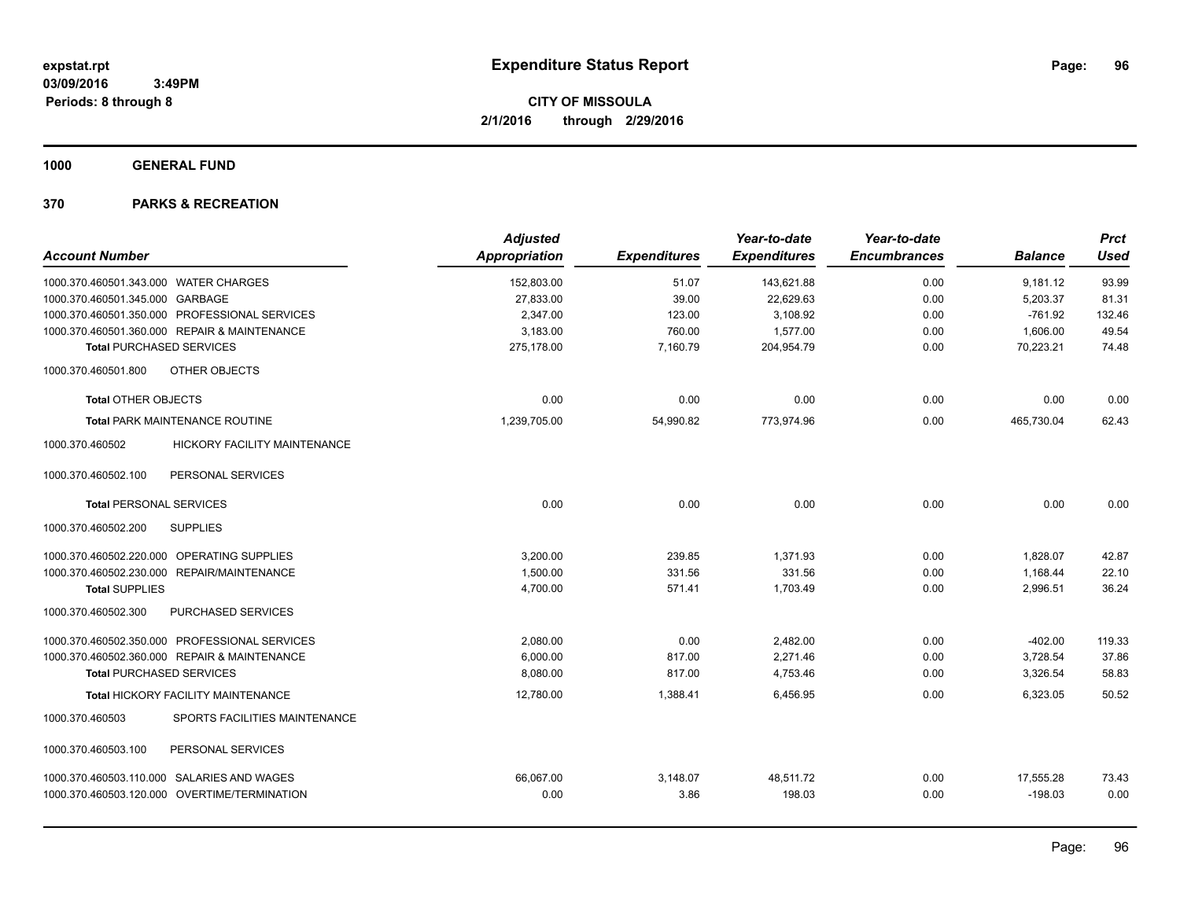# Expenditure Status Report

expstat.rpt
03/09/2016 3:49PM
Periods: 8 through 8

**CITY OF MISSOULA**
**2/1/2016 through 2/29/2016**

**1000 GENERAL FUND**

**370 PARKS & RECREATION**

| Account Number | Adjusted Appropriation | Expenditures | Year-to-date Expenditures | Year-to-date Encumbrances | Balance | Prct Used |
|---|---|---|---|---|---|---|
| 1000.370.460501.343.000 WATER CHARGES | 152,803.00 | 51.07 | 143,621.88 | 0.00 | 9,181.12 | 93.99 |
| 1000.370.460501.345.000 GARBAGE | 27,833.00 | 39.00 | 22,629.63 | 0.00 | 5,203.37 | 81.31 |
| 1000.370.460501.350.000 PROFESSIONAL SERVICES | 2,347.00 | 123.00 | 3,108.92 | 0.00 | -761.92 | 132.46 |
| 1000.370.460501.360.000 REPAIR & MAINTENANCE | 3,183.00 | 760.00 | 1,577.00 | 0.00 | 1,606.00 | 49.54 |
| **Total PURCHASED SERVICES** | 275,178.00 | 7,160.79 | 204,954.79 | 0.00 | 70,223.21 | 74.48 |
| 1000.370.460501.800 OTHER OBJECTS | | | | | | |
| **Total OTHER OBJECTS** | 0.00 | 0.00 | 0.00 | 0.00 | 0.00 | 0.00 |
| **Total PARK MAINTENANCE ROUTINE** | 1,239,705.00 | 54,990.82 | 773,974.96 | 0.00 | 465,730.04 | 62.43 |
| 1000.370.460502 HICKORY FACILITY MAINTENANCE | | | | | | |
| 1000.370.460502.100 PERSONAL SERVICES | | | | | | |
| **Total PERSONAL SERVICES** | 0.00 | 0.00 | 0.00 | 0.00 | 0.00 | 0.00 |
| 1000.370.460502.200 SUPPLIES | | | | | | |
| 1000.370.460502.220.000 OPERATING SUPPLIES | 3,200.00 | 239.85 | 1,371.93 | 0.00 | 1,828.07 | 42.87 |
| 1000.370.460502.230.000 REPAIR/MAINTENANCE | 1,500.00 | 331.56 | 331.56 | 0.00 | 1,168.44 | 22.10 |
| **Total SUPPLIES** | 4,700.00 | 571.41 | 1,703.49 | 0.00 | 2,996.51 | 36.24 |
| 1000.370.460502.300 PURCHASED SERVICES | | | | | | |
| 1000.370.460502.350.000 PROFESSIONAL SERVICES | 2,080.00 | 0.00 | 2,482.00 | 0.00 | -402.00 | 119.33 |
| 1000.370.460502.360.000 REPAIR & MAINTENANCE | 6,000.00 | 817.00 | 2,271.46 | 0.00 | 3,728.54 | 37.86 |
| **Total PURCHASED SERVICES** | 8,080.00 | 817.00 | 4,753.46 | 0.00 | 3,326.54 | 58.83 |
| **Total HICKORY FACILITY MAINTENANCE** | 12,780.00 | 1,388.41 | 6,456.95 | 0.00 | 6,323.05 | 50.52 |
| 1000.370.460503 SPORTS FACILITIES MAINTENANCE | | | | | | |
| 1000.370.460503.100 PERSONAL SERVICES | | | | | | |
| 1000.370.460503.110.000 SALARIES AND WAGES | 66,067.00 | 3,148.07 | 48,511.72 | 0.00 | 17,555.28 | 73.43 |
| 1000.370.460503.120.000 OVERTIME/TERMINATION | 0.00 | 3.86 | 198.03 | 0.00 | -198.03 | 0.00 |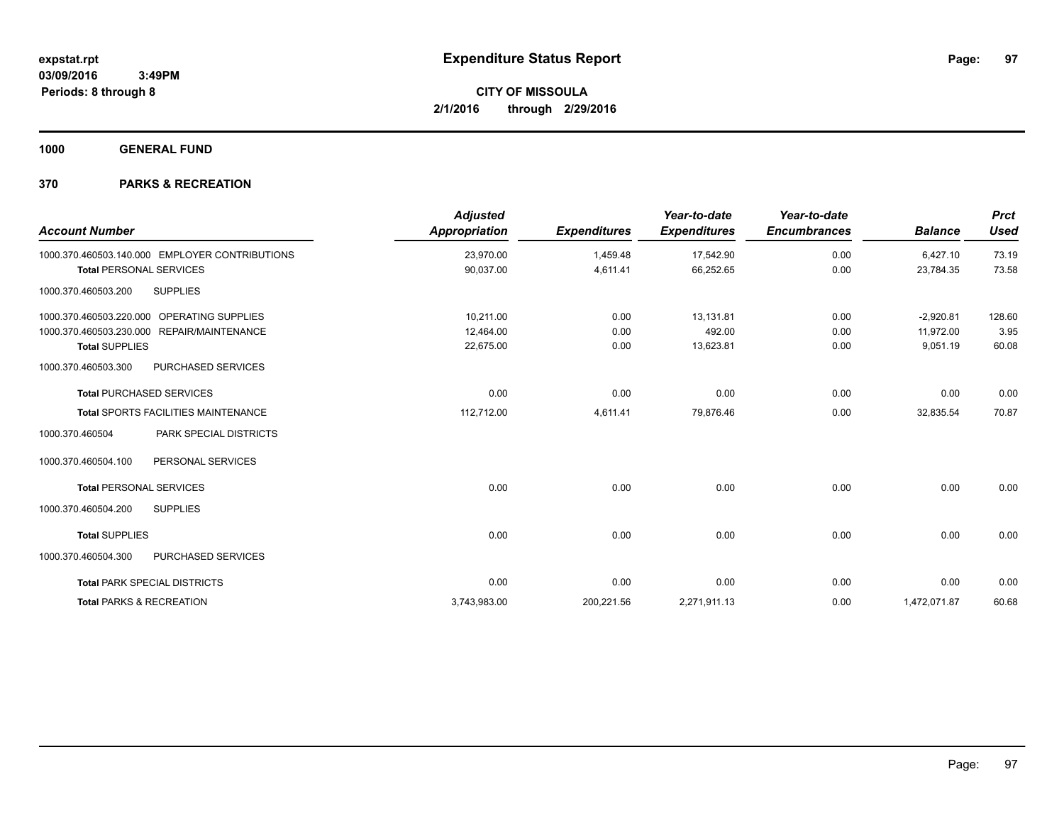# Expenditure Status Report

expstat.rpt
03/09/2016 3:49PM
Periods: 8 through 8

**CITY OF MISSOULA**
**2/1/2016 through 2/29/2016**

**1000 GENERAL FUND**

**370 PARKS & RECREATION**

| Account Number | Adjusted Appropriation | Expenditures | Year-to-date Expenditures | Year-to-date Encumbrances | Balance | Prct Used |
|---|---|---|---|---|---|---|
| 1000.370.460503.140.000 EMPLOYER CONTRIBUTIONS | 23,970.00 | 1,459.48 | 17,542.90 | 0.00 | 6,427.10 | 73.19 |
| **Total** PERSONAL SERVICES | 90,037.00 | 4,611.41 | 66,252.65 | 0.00 | 23,784.35 | 73.58 |
| 1000.370.460503.200 SUPPLIES | | | | | | |
| 1000.370.460503.220.000 OPERATING SUPPLIES | 10,211.00 | 0.00 | 13,131.81 | 0.00 | -2,920.81 | 128.60 |
| 1000.370.460503.230.000 REPAIR/MAINTENANCE | 12,464.00 | 0.00 | 492.00 | 0.00 | 11,972.00 | 3.95 |
| **Total** SUPPLIES | 22,675.00 | 0.00 | 13,623.81 | 0.00 | 9,051.19 | 60.08 |
| 1000.370.460503.300 PURCHASED SERVICES | | | | | | |
| **Total** PURCHASED SERVICES | 0.00 | 0.00 | 0.00 | 0.00 | 0.00 | 0.00 |
| **Total** SPORTS FACILITIES MAINTENANCE | 112,712.00 | 4,611.41 | 79,876.46 | 0.00 | 32,835.54 | 70.87 |
| 1000.370.460504 PARK SPECIAL DISTRICTS | | | | | | |
| 1000.370.460504.100 PERSONAL SERVICES | | | | | | |
| **Total** PERSONAL SERVICES | 0.00 | 0.00 | 0.00 | 0.00 | 0.00 | 0.00 |
| 1000.370.460504.200 SUPPLIES | | | | | | |
| **Total** SUPPLIES | 0.00 | 0.00 | 0.00 | 0.00 | 0.00 | 0.00 |
| 1000.370.460504.300 PURCHASED SERVICES | | | | | | |
| **Total** PARK SPECIAL DISTRICTS | 0.00 | 0.00 | 0.00 | 0.00 | 0.00 | 0.00 |
| **Total** PARKS & RECREATION | 3,743,983.00 | 200,221.56 | 2,271,911.13 | 0.00 | 1,472,071.87 | 60.68 |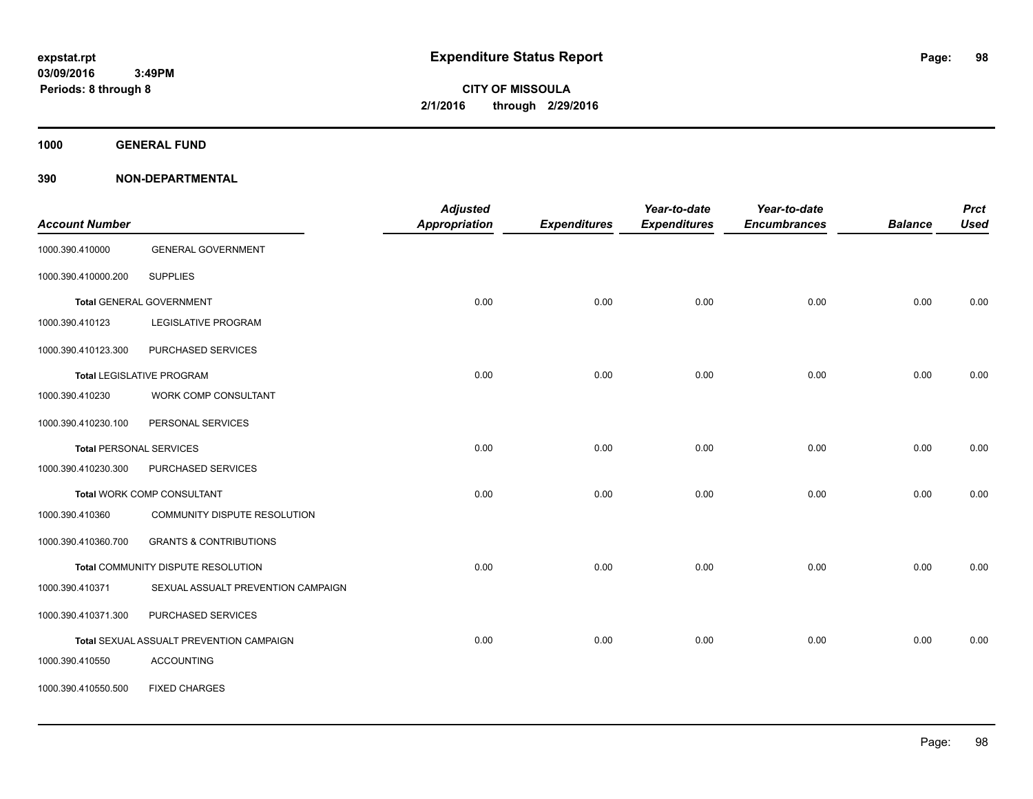**expstat.rpt**
**03/09/2016 3:49PM**
**Periods: 8 through 8**

# Expenditure Status Report

**CITY OF MISSOULA**
**2/1/2016 through 2/29/2016**

## 1000 GENERAL FUND

## 390 NON-DEPARTMENTAL

| Account Number | | Adjusted Appropriation | Expenditures | Year-to-date Expenditures | Year-to-date Encumbrances | Balance | Prct Used |
|---|---|---|---|---|---|---|---|
| 1000.390.410000 | GENERAL GOVERNMENT | | | | | | |
| 1000.390.410000.200 | SUPPLIES | | | | | | |
| **Total** GENERAL GOVERNMENT | | 0.00 | 0.00 | 0.00 | 0.00 | 0.00 | 0.00 |
| 1000.390.410123 | LEGISLATIVE PROGRAM | | | | | | |
| 1000.390.410123.300 | PURCHASED SERVICES | | | | | | |
| **Total** LEGISLATIVE PROGRAM | | 0.00 | 0.00 | 0.00 | 0.00 | 0.00 | 0.00 |
| 1000.390.410230 | WORK COMP CONSULTANT | | | | | | |
| 1000.390.410230.100 | PERSONAL SERVICES | | | | | | |
| **Total** PERSONAL SERVICES | | 0.00 | 0.00 | 0.00 | 0.00 | 0.00 | 0.00 |
| 1000.390.410230.300 | PURCHASED SERVICES | | | | | | |
| **Total** WORK COMP CONSULTANT | | 0.00 | 0.00 | 0.00 | 0.00 | 0.00 | 0.00 |
| 1000.390.410360 | COMMUNITY DISPUTE RESOLUTION | | | | | | |
| 1000.390.410360.700 | GRANTS & CONTRIBUTIONS | | | | | | |
| **Total** COMMUNITY DISPUTE RESOLUTION | | 0.00 | 0.00 | 0.00 | 0.00 | 0.00 | 0.00 |
| 1000.390.410371 | SEXUAL ASSUALT PREVENTION CAMPAIGN | | | | | | |
| 1000.390.410371.300 | PURCHASED SERVICES | | | | | | |
| **Total** SEXUAL ASSUALT PREVENTION CAMPAIGN | | 0.00 | 0.00 | 0.00 | 0.00 | 0.00 | 0.00 |
| 1000.390.410550 | ACCOUNTING | | | | | | |
| 1000.390.410550.500 | FIXED CHARGES | | | | | | |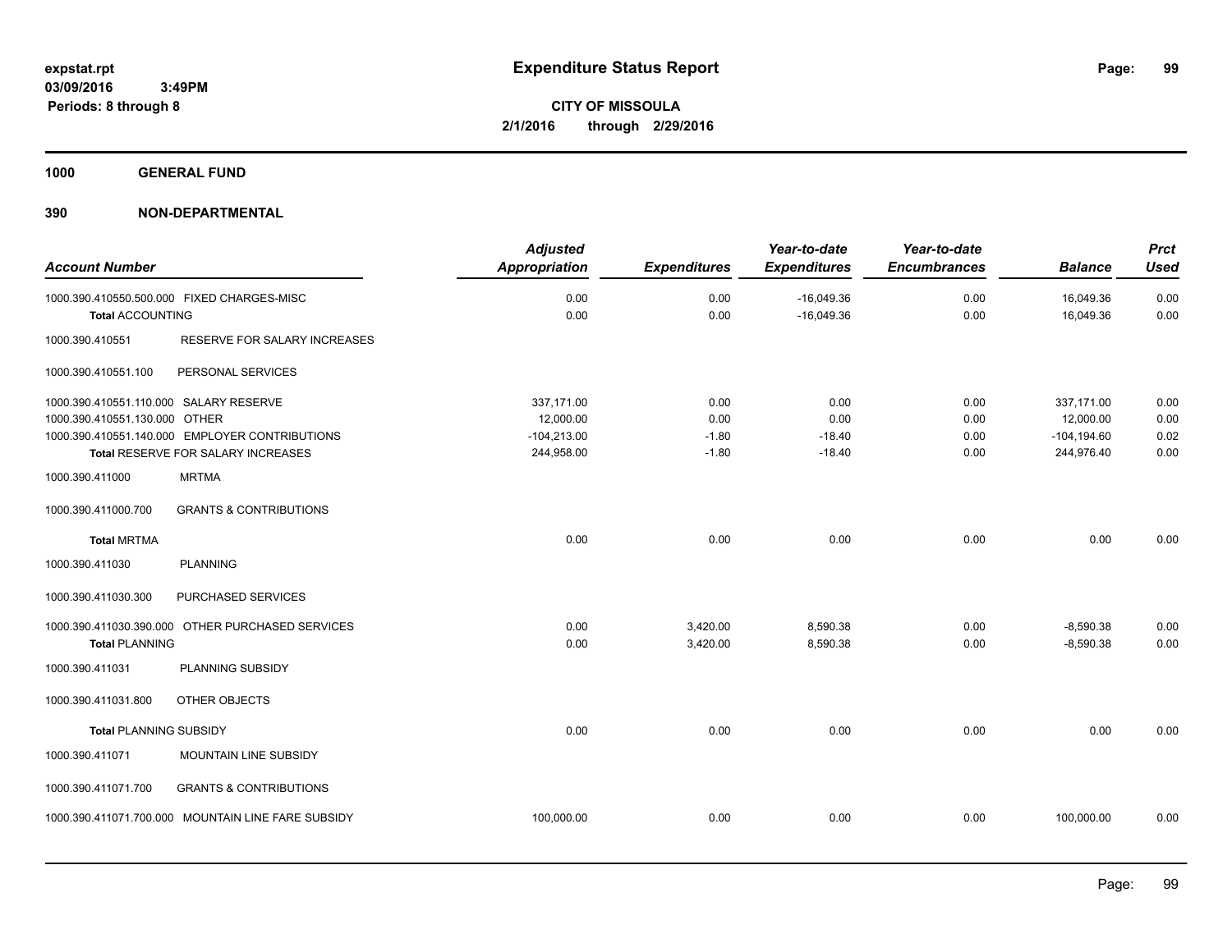**expstat.rpt**
**03/09/2016 3:49PM**
**Periods: 8 through 8**

# Expenditure Status Report

**CITY OF MISSOULA**
**2/1/2016 through 2/29/2016**

## 1000 GENERAL FUND

## 390 NON-DEPARTMENTAL

| Account Number | | Adjusted Appropriation | Expenditures | Year-to-date Expenditures | Year-to-date Encumbrances | Balance | Prct Used |
|---|---|---|---|---|---|---|---|
| 1000.390.410550.500.000 | FIXED CHARGES-MISC | 0.00 | 0.00 | -16,049.36 | 0.00 | 16,049.36 | 0.00 |
| **Total** ACCOUNTING | | 0.00 | 0.00 | -16,049.36 | 0.00 | 16,049.36 | 0.00 |
| 1000.390.410551 | RESERVE FOR SALARY INCREASES | | | | | | |
| 1000.390.410551.100 | PERSONAL SERVICES | | | | | | |
| 1000.390.410551.110.000 | SALARY RESERVE | 337,171.00 | 0.00 | 0.00 | 0.00 | 337,171.00 | 0.00 |
| 1000.390.410551.130.000 | OTHER | 12,000.00 | 0.00 | 0.00 | 0.00 | 12,000.00 | 0.00 |
| 1000.390.410551.140.000 | EMPLOYER CONTRIBUTIONS | -104,213.00 | -1.80 | -18.40 | 0.00 | -104,194.60 | 0.02 |
| **Total** RESERVE FOR SALARY INCREASES | | 244,958.00 | -1.80 | -18.40 | 0.00 | 244,976.40 | 0.00 |
| 1000.390.411000 | MRTMA | | | | | | |
| 1000.390.411000.700 | GRANTS & CONTRIBUTIONS | | | | | | |
| **Total** MRTMA | | 0.00 | 0.00 | 0.00 | 0.00 | 0.00 | 0.00 |
| 1000.390.411030 | PLANNING | | | | | | |
| 1000.390.411030.300 | PURCHASED SERVICES | | | | | | |
| 1000.390.411030.390.000 | OTHER PURCHASED SERVICES | 0.00 | 3,420.00 | 8,590.38 | 0.00 | -8,590.38 | 0.00 |
| **Total** PLANNING | | 0.00 | 3,420.00 | 8,590.38 | 0.00 | -8,590.38 | 0.00 |
| 1000.390.411031 | PLANNING SUBSIDY | | | | | | |
| 1000.390.411031.800 | OTHER OBJECTS | | | | | | |
| **Total** PLANNING SUBSIDY | | 0.00 | 0.00 | 0.00 | 0.00 | 0.00 | 0.00 |
| 1000.390.411071 | MOUNTAIN LINE SUBSIDY | | | | | | |
| 1000.390.411071.700 | GRANTS & CONTRIBUTIONS | | | | | | |
| 1000.390.411071.700.000 | MOUNTAIN LINE FARE SUBSIDY | 100,000.00 | 0.00 | 0.00 | 0.00 | 100,000.00 | 0.00 |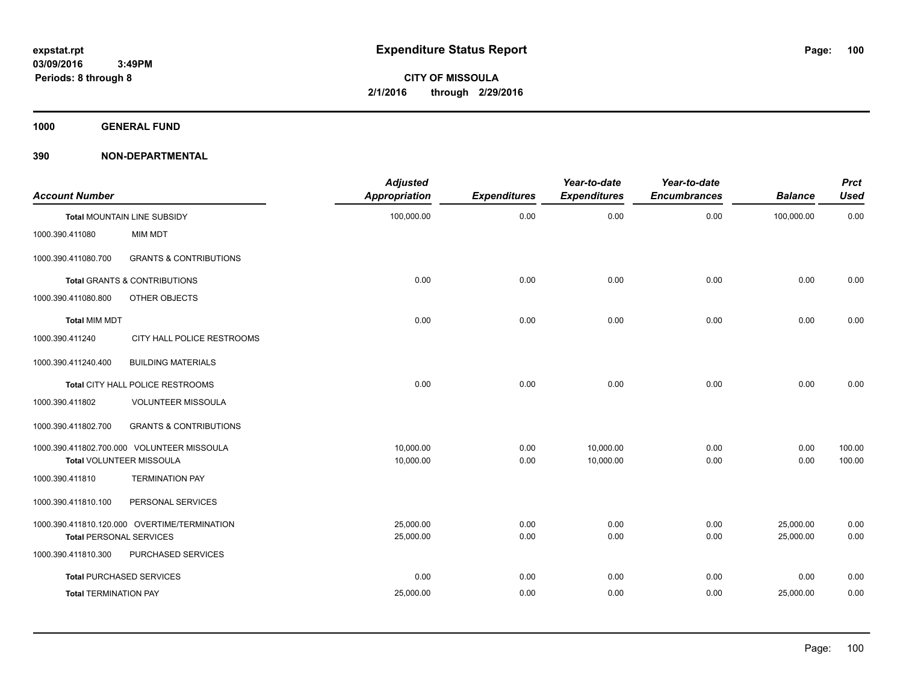# Expenditure Status Report

**CITY OF MISSOULA**
**2/1/2016 through 2/29/2016**

expstat.rpt
03/09/2016 3:49PM
Periods: 8 through 8

**1000 GENERAL FUND**

**390 NON-DEPARTMENTAL**

| Account Number | | Adjusted Appropriation | Expenditures | Year-to-date Expenditures | Year-to-date Encumbrances | Balance | Prct Used |
|---|---|---|---|---|---|---|---|
| **Total** MOUNTAIN LINE SUBSIDY | | 100,000.00 | 0.00 | 0.00 | 0.00 | 100,000.00 | 0.00 |
| 1000.390.411080 | MIM MDT | | | | | | |
| 1000.390.411080.700 | GRANTS & CONTRIBUTIONS | | | | | | |
| **Total** GRANTS & CONTRIBUTIONS | | 0.00 | 0.00 | 0.00 | 0.00 | 0.00 | 0.00 |
| 1000.390.411080.800 | OTHER OBJECTS | | | | | | |
| **Total** MIM MDT | | 0.00 | 0.00 | 0.00 | 0.00 | 0.00 | 0.00 |
| 1000.390.411240 | CITY HALL POLICE RESTROOMS | | | | | | |
| 1000.390.411240.400 | BUILDING MATERIALS | | | | | | |
| **Total** CITY HALL POLICE RESTROOMS | | 0.00 | 0.00 | 0.00 | 0.00 | 0.00 | 0.00 |
| 1000.390.411802 | VOLUNTEER MISSOULA | | | | | | |
| 1000.390.411802.700 | GRANTS & CONTRIBUTIONS | | | | | | |
| 1000.390.411802.700.000 | VOLUNTEER MISSOULA | 10,000.00 | 0.00 | 10,000.00 | 0.00 | 0.00 | 100.00 |
| **Total** VOLUNTEER MISSOULA | | 10,000.00 | 0.00 | 10,000.00 | 0.00 | 0.00 | 100.00 |
| 1000.390.411810 | TERMINATION PAY | | | | | | |
| 1000.390.411810.100 | PERSONAL SERVICES | | | | | | |
| 1000.390.411810.120.000 | OVERTIME/TERMINATION | 25,000.00 | 0.00 | 0.00 | 0.00 | 25,000.00 | 0.00 |
| **Total** PERSONAL SERVICES | | 25,000.00 | 0.00 | 0.00 | 0.00 | 25,000.00 | 0.00 |
| 1000.390.411810.300 | PURCHASED SERVICES | | | | | | |
| **Total** PURCHASED SERVICES | | 0.00 | 0.00 | 0.00 | 0.00 | 0.00 | 0.00 |
| **Total** TERMINATION PAY | | 25,000.00 | 0.00 | 0.00 | 0.00 | 25,000.00 | 0.00 |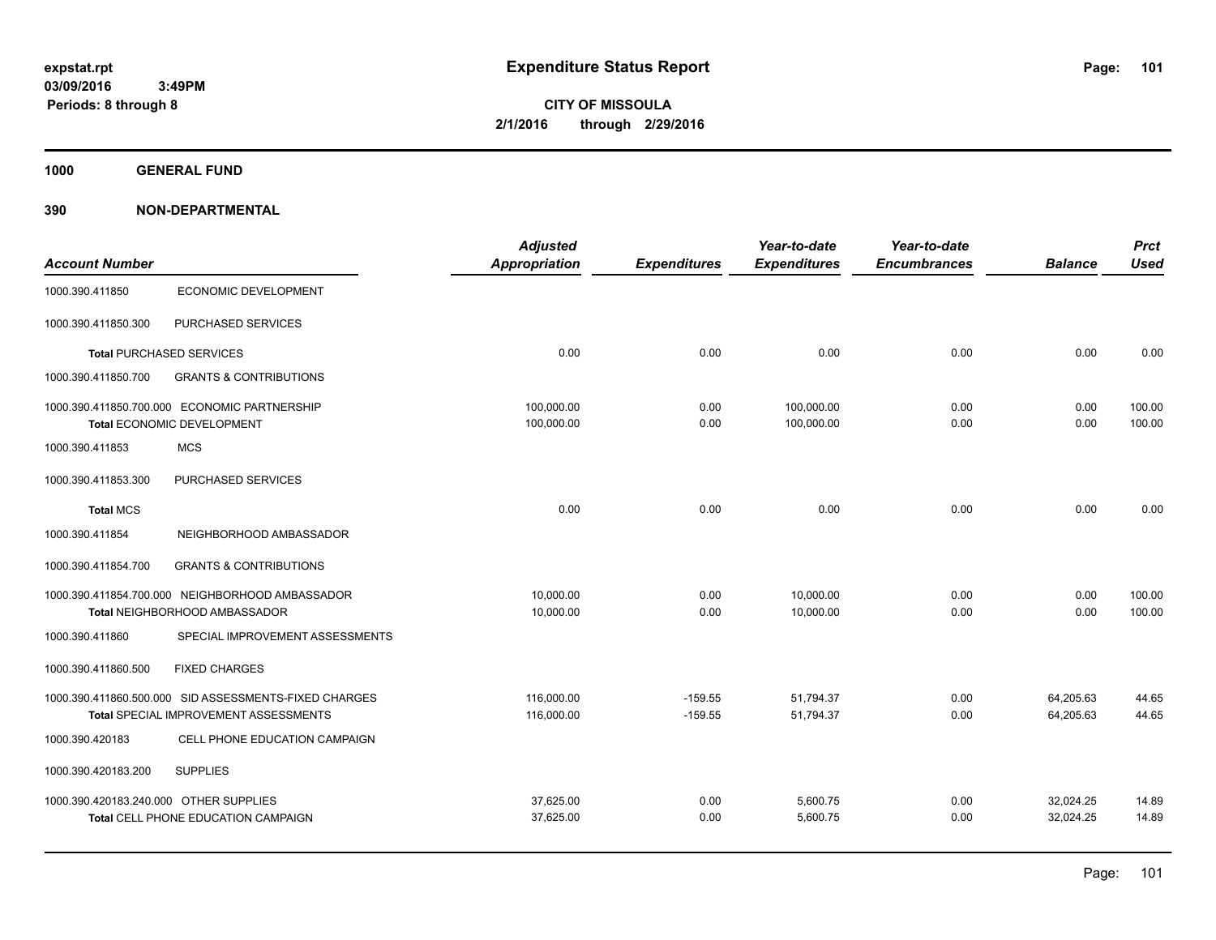# Expenditure Status Report

expstat.rpt
03/09/2016 3:49PM
Periods: 8 through 8

**CITY OF MISSOULA**
**2/1/2016 through 2/29/2016**

**1000 GENERAL FUND**

**390 NON-DEPARTMENTAL**

| Account Number | | Adjusted Appropriation | Expenditures | Year-to-date Expenditures | Year-to-date Encumbrances | Balance | Prct Used |
|---|---|---|---|---|---|---|---|
| 1000.390.411850 | ECONOMIC DEVELOPMENT | | | | | | |
| 1000.390.411850.300 | PURCHASED SERVICES | | | | | | |
| **Total** PURCHASED SERVICES | | 0.00 | 0.00 | 0.00 | 0.00 | 0.00 | 0.00 |
| 1000.390.411850.700 | GRANTS & CONTRIBUTIONS | | | | | | |
| 1000.390.411850.700.000 | ECONOMIC PARTNERSHIP | 100,000.00 | 0.00 | 100,000.00 | 0.00 | 0.00 | 100.00 |
| **Total** ECONOMIC DEVELOPMENT | | 100,000.00 | 0.00 | 100,000.00 | 0.00 | 0.00 | 100.00 |
| 1000.390.411853 | MCS | | | | | | |
| 1000.390.411853.300 | PURCHASED SERVICES | | | | | | |
| **Total** MCS | | 0.00 | 0.00 | 0.00 | 0.00 | 0.00 | 0.00 |
| 1000.390.411854 | NEIGHBORHOOD AMBASSADOR | | | | | | |
| 1000.390.411854.700 | GRANTS & CONTRIBUTIONS | | | | | | |
| 1000.390.411854.700.000 | NEIGHBORHOOD AMBASSADOR | 10,000.00 | 0.00 | 10,000.00 | 0.00 | 0.00 | 100.00 |
| **Total** NEIGHBORHOOD AMBASSADOR | | 10,000.00 | 0.00 | 10,000.00 | 0.00 | 0.00 | 100.00 |
| 1000.390.411860 | SPECIAL IMPROVEMENT ASSESSMENTS | | | | | | |
| 1000.390.411860.500 | FIXED CHARGES | | | | | | |
| 1000.390.411860.500.000 | SID ASSESSMENTS-FIXED CHARGES | 116,000.00 | -159.55 | 51,794.37 | 0.00 | 64,205.63 | 44.65 |
| **Total** SPECIAL IMPROVEMENT ASSESSMENTS | | 116,000.00 | -159.55 | 51,794.37 | 0.00 | 64,205.63 | 44.65 |
| 1000.390.420183 | CELL PHONE EDUCATION CAMPAIGN | | | | | | |
| 1000.390.420183.200 | SUPPLIES | | | | | | |
| 1000.390.420183.240.000 | OTHER SUPPLIES | 37,625.00 | 0.00 | 5,600.75 | 0.00 | 32,024.25 | 14.89 |
| **Total** CELL PHONE EDUCATION CAMPAIGN | | 37,625.00 | 0.00 | 5,600.75 | 0.00 | 32,024.25 | 14.89 |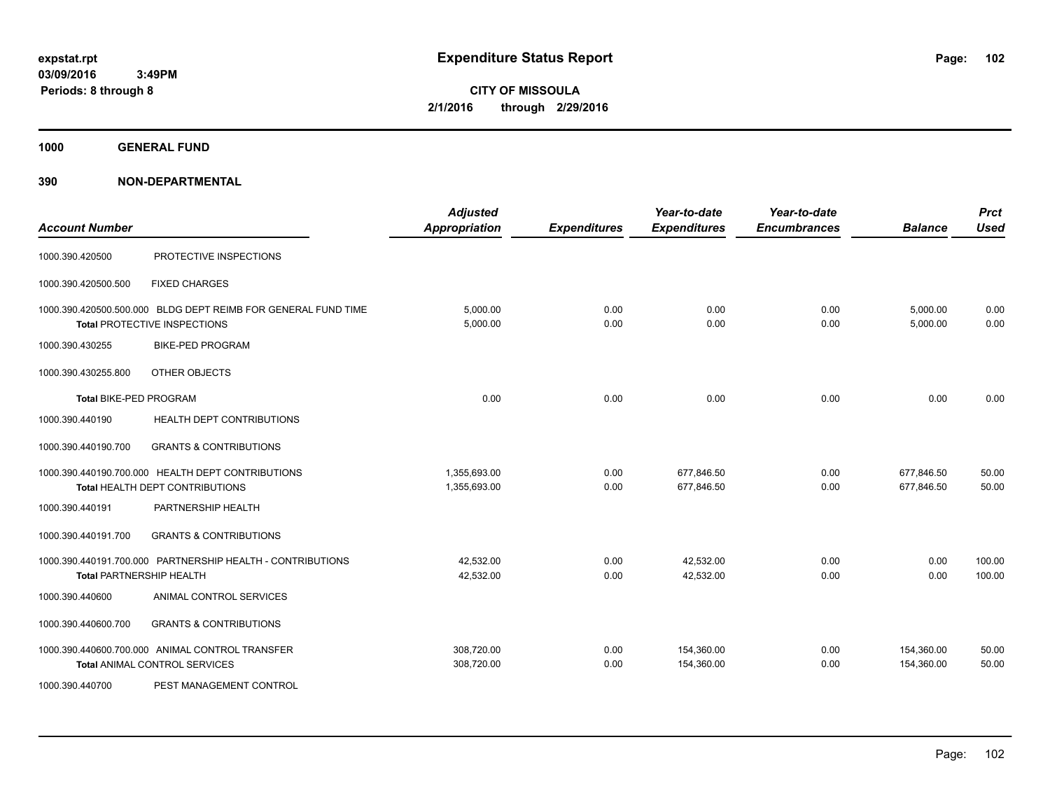**expstat.rpt**
**03/09/2016 3:49PM**
**Periods: 8 through 8**

# Expenditure Status Report

**CITY OF MISSOULA**
**2/1/2016 through 2/29/2016**

## 1000 GENERAL FUND

## 390 NON-DEPARTMENTAL

| Account Number | | Adjusted Appropriation | Expenditures | Year-to-date Expenditures | Year-to-date Encumbrances | Balance | Prct Used |
|---|---|---|---|---|---|---|---|
| 1000.390.420500 | PROTECTIVE INSPECTIONS | | | | | | |
| 1000.390.420500.500 | FIXED CHARGES | | | | | | |
| 1000.390.420500.500.000 | BLDG DEPT REIMB FOR GENERAL FUND TIME | 5,000.00 | 0.00 | 0.00 | 0.00 | 5,000.00 | 0.00 |
| **Total** PROTECTIVE INSPECTIONS | | 5,000.00 | 0.00 | 0.00 | 0.00 | 5,000.00 | 0.00 |
| 1000.390.430255 | BIKE-PED PROGRAM | | | | | | |
| 1000.390.430255.800 | OTHER OBJECTS | | | | | | |
| **Total** BIKE-PED PROGRAM | | 0.00 | 0.00 | 0.00 | 0.00 | 0.00 | 0.00 |
| 1000.390.440190 | HEALTH DEPT CONTRIBUTIONS | | | | | | |
| 1000.390.440190.700 | GRANTS & CONTRIBUTIONS | | | | | | |
| 1000.390.440190.700.000 | HEALTH DEPT CONTRIBUTIONS | 1,355,693.00 | 0.00 | 677,846.50 | 0.00 | 677,846.50 | 50.00 |
| **Total** HEALTH DEPT CONTRIBUTIONS | | 1,355,693.00 | 0.00 | 677,846.50 | 0.00 | 677,846.50 | 50.00 |
| 1000.390.440191 | PARTNERSHIP HEALTH | | | | | | |
| 1000.390.440191.700 | GRANTS & CONTRIBUTIONS | | | | | | |
| 1000.390.440191.700.000 | PARTNERSHIP HEALTH - CONTRIBUTIONS | 42,532.00 | 0.00 | 42,532.00 | 0.00 | 0.00 | 100.00 |
| **Total** PARTNERSHIP HEALTH | | 42,532.00 | 0.00 | 42,532.00 | 0.00 | 0.00 | 100.00 |
| 1000.390.440600 | ANIMAL CONTROL SERVICES | | | | | | |
| 1000.390.440600.700 | GRANTS & CONTRIBUTIONS | | | | | | |
| 1000.390.440600.700.000 | ANIMAL CONTROL TRANSFER | 308,720.00 | 0.00 | 154,360.00 | 0.00 | 154,360.00 | 50.00 |
| **Total** ANIMAL CONTROL SERVICES | | 308,720.00 | 0.00 | 154,360.00 | 0.00 | 154,360.00 | 50.00 |
| 1000.390.440700 | PEST MANAGEMENT CONTROL | | | | | | |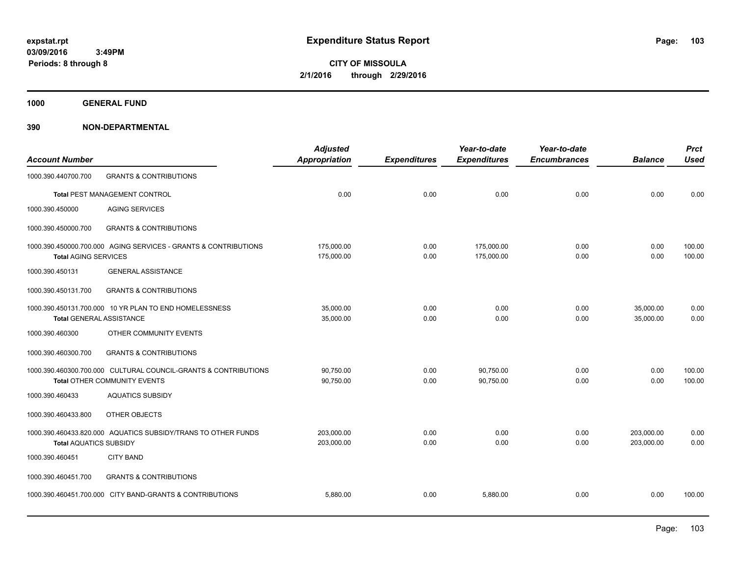**expstat.rpt**
**03/09/2016 3:49PM**
**Periods: 8 through 8**

# Expenditure Status Report

**CITY OF MISSOULA**
**2/1/2016 through 2/29/2016**

## 1000 GENERAL FUND

## 390 NON-DEPARTMENTAL

| Account Number | | Adjusted Appropriation | Expenditures | Year-to-date Expenditures | Year-to-date Encumbrances | Balance | Prct Used |
|---|---|---|---|---|---|---|---|
| 1000.390.440700.700 | GRANTS & CONTRIBUTIONS | | | | | | |
| Total PEST MANAGEMENT CONTROL | | 0.00 | 0.00 | 0.00 | 0.00 | 0.00 | 0.00 |
| 1000.390.450000 | AGING SERVICES | | | | | | |
| 1000.390.450000.700 | GRANTS & CONTRIBUTIONS | | | | | | |
| 1000.390.450000.700.000 | AGING SERVICES - GRANTS & CONTRIBUTIONS | 175,000.00 | 0.00 | 175,000.00 | 0.00 | 0.00 | 100.00 |
| Total AGING SERVICES | | 175,000.00 | 0.00 | 175,000.00 | 0.00 | 0.00 | 100.00 |
| 1000.390.450131 | GENERAL ASSISTANCE | | | | | | |
| 1000.390.450131.700 | GRANTS & CONTRIBUTIONS | | | | | | |
| 1000.390.450131.700.000 | 10 YR PLAN TO END HOMELESSNESS | 35,000.00 | 0.00 | 0.00 | 0.00 | 35,000.00 | 0.00 |
| Total GENERAL ASSISTANCE | | 35,000.00 | 0.00 | 0.00 | 0.00 | 35,000.00 | 0.00 |
| 1000.390.460300 | OTHER COMMUNITY EVENTS | | | | | | |
| 1000.390.460300.700 | GRANTS & CONTRIBUTIONS | | | | | | |
| 1000.390.460300.700.000 | CULTURAL COUNCIL-GRANTS & CONTRIBUTIONS | 90,750.00 | 0.00 | 90,750.00 | 0.00 | 0.00 | 100.00 |
| Total OTHER COMMUNITY EVENTS | | 90,750.00 | 0.00 | 90,750.00 | 0.00 | 0.00 | 100.00 |
| 1000.390.460433 | AQUATICS SUBSIDY | | | | | | |
| 1000.390.460433.800 | OTHER OBJECTS | | | | | | |
| 1000.390.460433.820.000 | AQUATICS SUBSIDY/TRANS TO OTHER FUNDS | 203,000.00 | 0.00 | 0.00 | 0.00 | 203,000.00 | 0.00 |
| Total AQUATICS SUBSIDY | | 203,000.00 | 0.00 | 0.00 | 0.00 | 203,000.00 | 0.00 |
| 1000.390.460451 | CITY BAND | | | | | | |
| 1000.390.460451.700 | GRANTS & CONTRIBUTIONS | | | | | | |
| 1000.390.460451.700.000 | CITY BAND-GRANTS & CONTRIBUTIONS | 5,880.00 | 0.00 | 5,880.00 | 0.00 | 0.00 | 100.00 |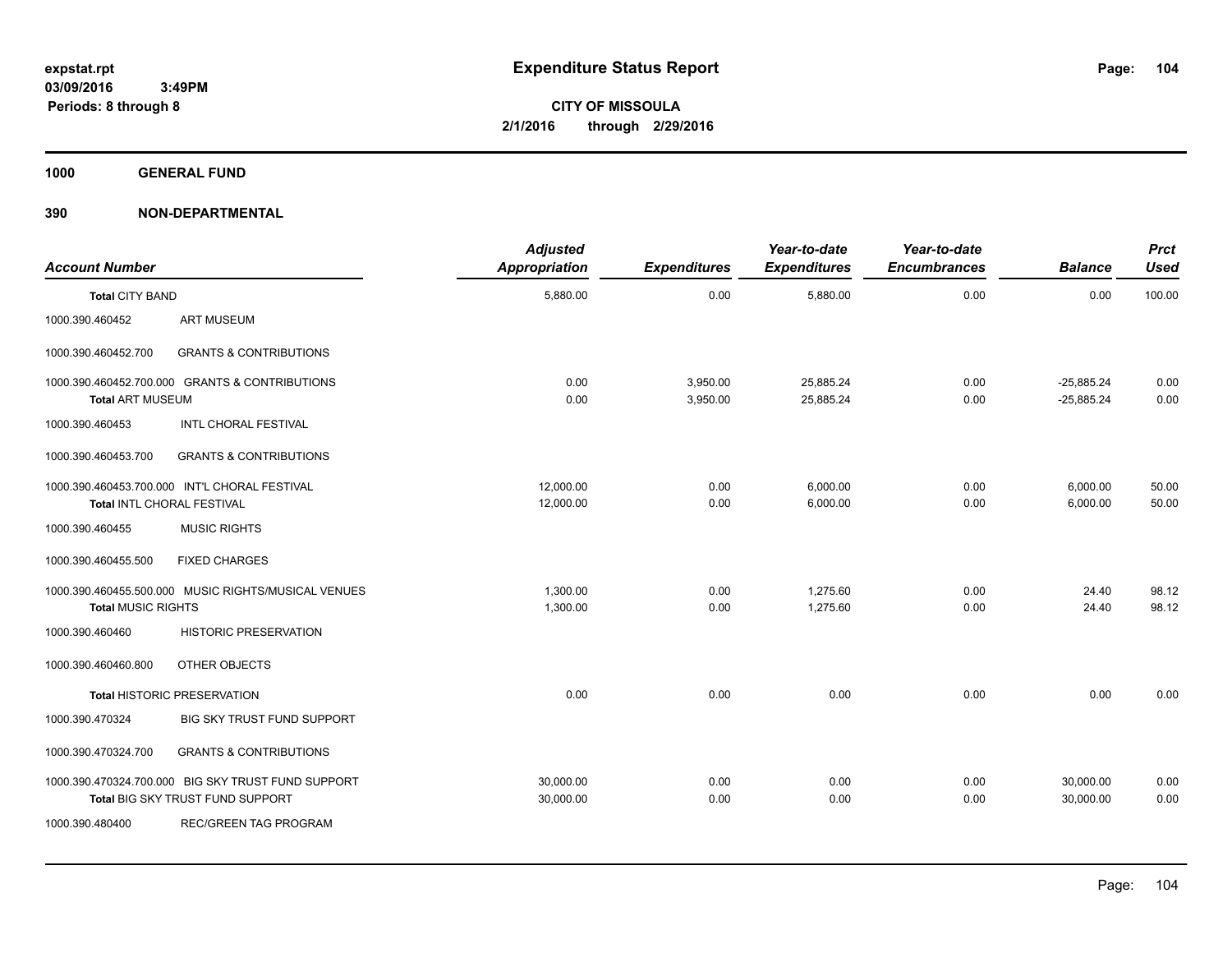# Expenditure Status Report

expstat.rpt
03/09/2016 3:49PM
Periods: 8 through 8

**CITY OF MISSOULA**
**2/1/2016 through 2/29/2016**

**1000 GENERAL FUND**

**390 NON-DEPARTMENTAL**

| Account Number | | Adjusted Appropriation | Expenditures | Year-to-date Expenditures | Year-to-date Encumbrances | Balance | Prct Used |
|---|---|---|---|---|---|---|---|
| **Total** CITY BAND | | 5,880.00 | 0.00 | 5,880.00 | 0.00 | 0.00 | 100.00 |
| 1000.390.460452 | ART MUSEUM | | | | | | |
| 1000.390.460452.700 | GRANTS & CONTRIBUTIONS | | | | | | |
| 1000.390.460452.700.000 | GRANTS & CONTRIBUTIONS | 0.00 | 3,950.00 | 25,885.24 | 0.00 | -25,885.24 | 0.00 |
| **Total** ART MUSEUM | | 0.00 | 3,950.00 | 25,885.24 | 0.00 | -25,885.24 | 0.00 |
| 1000.390.460453 | INTL CHORAL FESTIVAL | | | | | | |
| 1000.390.460453.700 | GRANTS & CONTRIBUTIONS | | | | | | |
| 1000.390.460453.700.000 | INT'L CHORAL FESTIVAL | 12,000.00 | 0.00 | 6,000.00 | 0.00 | 6,000.00 | 50.00 |
| **Total** INTL CHORAL FESTIVAL | | 12,000.00 | 0.00 | 6,000.00 | 0.00 | 6,000.00 | 50.00 |
| 1000.390.460455 | MUSIC RIGHTS | | | | | | |
| 1000.390.460455.500 | FIXED CHARGES | | | | | | |
| 1000.390.460455.500.000 | MUSIC RIGHTS/MUSICAL VENUES | 1,300.00 | 0.00 | 1,275.60 | 0.00 | 24.40 | 98.12 |
| **Total** MUSIC RIGHTS | | 1,300.00 | 0.00 | 1,275.60 | 0.00 | 24.40 | 98.12 |
| 1000.390.460460 | HISTORIC PRESERVATION | | | | | | |
| 1000.390.460460.800 | OTHER OBJECTS | | | | | | |
| **Total** HISTORIC PRESERVATION | | 0.00 | 0.00 | 0.00 | 0.00 | 0.00 | 0.00 |
| 1000.390.470324 | BIG SKY TRUST FUND SUPPORT | | | | | | |
| 1000.390.470324.700 | GRANTS & CONTRIBUTIONS | | | | | | |
| 1000.390.470324.700.000 | BIG SKY TRUST FUND SUPPORT | 30,000.00 | 0.00 | 0.00 | 0.00 | 30,000.00 | 0.00 |
| **Total** BIG SKY TRUST FUND SUPPORT | | 30,000.00 | 0.00 | 0.00 | 0.00 | 30,000.00 | 0.00 |
| 1000.390.480400 | REC/GREEN TAG PROGRAM | | | | | | |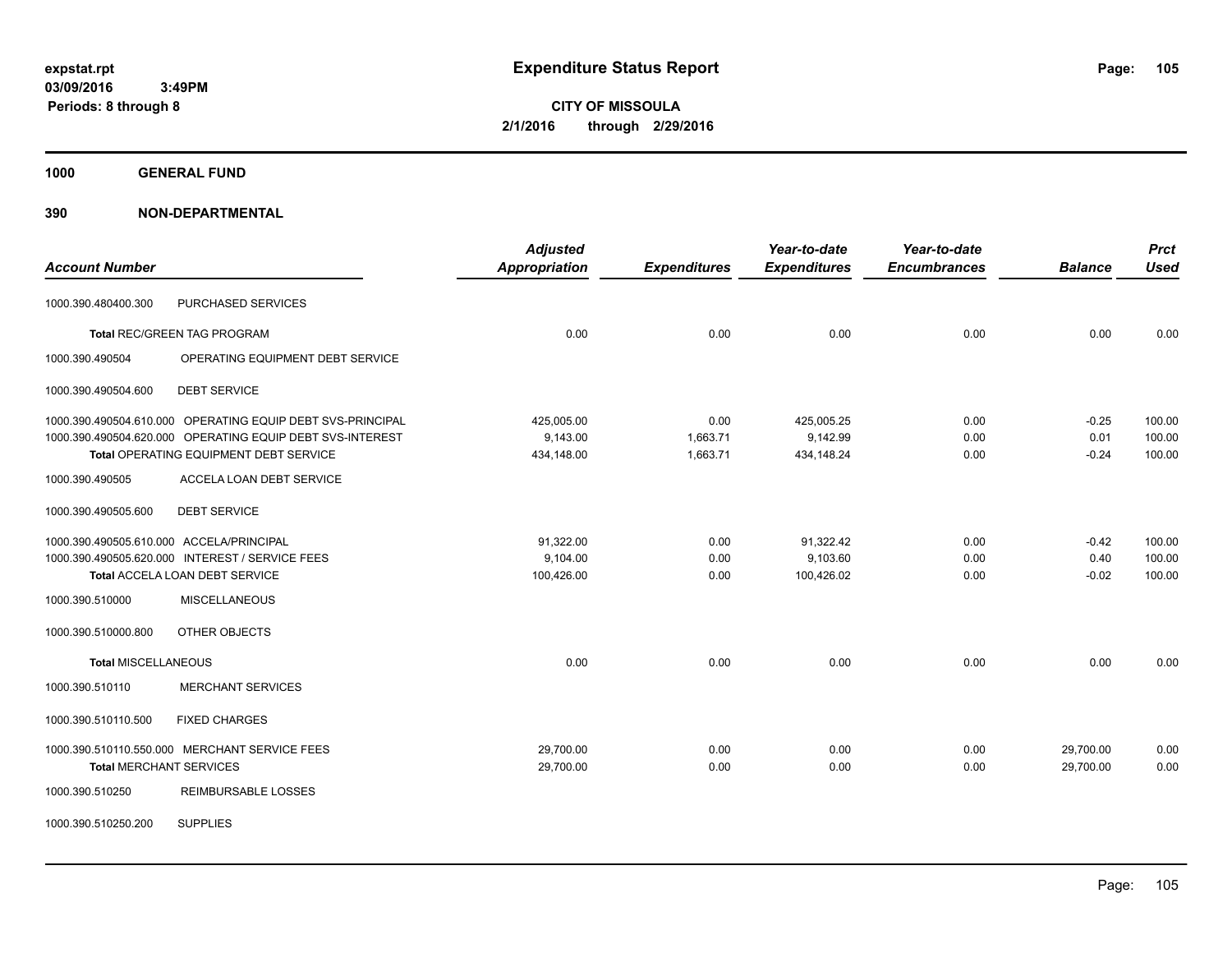**expstat.rpt**
**03/09/2016 3:49PM**
**Periods: 8 through 8**

# Expenditure Status Report

**CITY OF MISSOULA**
**2/1/2016 through 2/29/2016**

## 1000 GENERAL FUND

## 390 NON-DEPARTMENTAL

| Account Number | | Adjusted Appropriation | Expenditures | Year-to-date Expenditures | Year-to-date Encumbrances | Balance | Prct Used |
|---|---|---|---|---|---|---|---|
| 1000.390.480400.300 | PURCHASED SERVICES | | | | | | |
| **Total** REC/GREEN TAG PROGRAM | | 0.00 | 0.00 | 0.00 | 0.00 | 0.00 | 0.00 |
| 1000.390.490504 | OPERATING EQUIPMENT DEBT SERVICE | | | | | | |
| 1000.390.490504.600 | DEBT SERVICE | | | | | | |
| 1000.390.490504.610.000 | OPERATING EQUIP DEBT SVS-PRINCIPAL | 425,005.00 | 0.00 | 425,005.25 | 0.00 | -0.25 | 100.00 |
| 1000.390.490504.620.000 | OPERATING EQUIP DEBT SVS-INTEREST | 9,143.00 | 1,663.71 | 9,142.99 | 0.00 | 0.01 | 100.00 |
| **Total** OPERATING EQUIPMENT DEBT SERVICE | | 434,148.00 | 1,663.71 | 434,148.24 | 0.00 | -0.24 | 100.00 |
| 1000.390.490505 | ACCELA LOAN DEBT SERVICE | | | | | | |
| 1000.390.490505.600 | DEBT SERVICE | | | | | | |
| 1000.390.490505.610.000 | ACCELA/PRINCIPAL | 91,322.00 | 0.00 | 91,322.42 | 0.00 | -0.42 | 100.00 |
| 1000.390.490505.620.000 | INTEREST / SERVICE FEES | 9,104.00 | 0.00 | 9,103.60 | 0.00 | 0.40 | 100.00 |
| **Total** ACCELA LOAN DEBT SERVICE | | 100,426.00 | 0.00 | 100,426.02 | 0.00 | -0.02 | 100.00 |
| 1000.390.510000 | MISCELLANEOUS | | | | | | |
| 1000.390.510000.800 | OTHER OBJECTS | | | | | | |
| **Total** MISCELLANEOUS | | 0.00 | 0.00 | 0.00 | 0.00 | 0.00 | 0.00 |
| 1000.390.510110 | MERCHANT SERVICES | | | | | | |
| 1000.390.510110.500 | FIXED CHARGES | | | | | | |
| 1000.390.510110.550.000 | MERCHANT SERVICE FEES | 29,700.00 | 0.00 | 0.00 | 0.00 | 29,700.00 | 0.00 |
| **Total** MERCHANT SERVICES | | 29,700.00 | 0.00 | 0.00 | 0.00 | 29,700.00 | 0.00 |
| 1000.390.510250 | REIMBURSABLE LOSSES | | | | | | |
| 1000.390.510250.200 | SUPPLIES | | | | | | |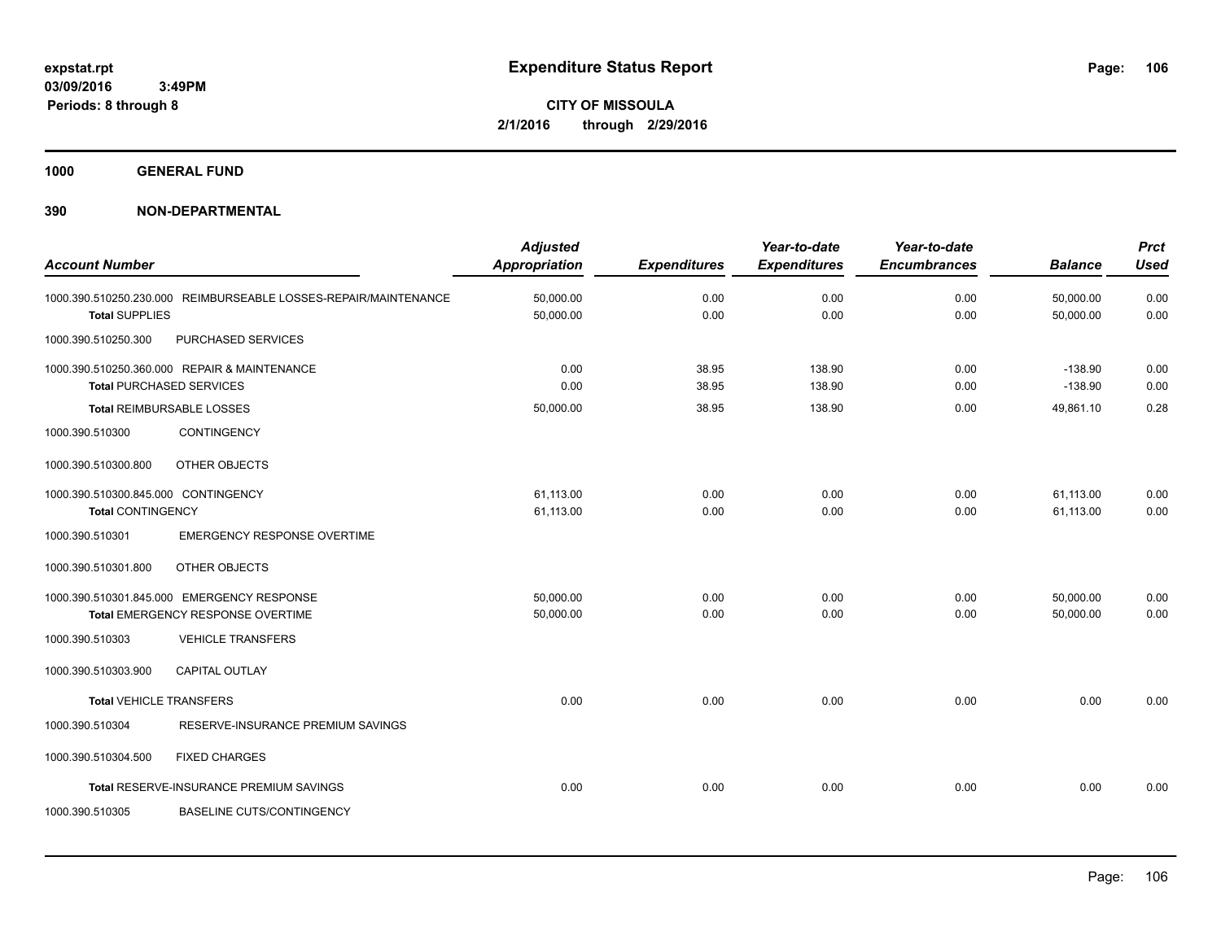**Expenditure Status Report**

**CITY OF MISSOULA**
**2/1/2016 through 2/29/2016**

expstat.rpt
03/09/2016 3:49PM
Periods: 8 through 8

## 1000 GENERAL FUND

## 390 NON-DEPARTMENTAL

| Account Number | | Adjusted Appropriation | Expenditures | Year-to-date Expenditures | Year-to-date Encumbrances | Balance | Prct Used |
|---|---|---|---|---|---|---|---|
| 1000.390.510250.230.000 | REIMBURSEABLE LOSSES-REPAIR/MAINTENANCE | 50,000.00 | 0.00 | 0.00 | 0.00 | 50,000.00 | 0.00 |
| **Total** SUPPLIES | | 50,000.00 | 0.00 | 0.00 | 0.00 | 50,000.00 | 0.00 |
| 1000.390.510250.300 | PURCHASED SERVICES | | | | | | |
| 1000.390.510250.360.000 | REPAIR & MAINTENANCE | 0.00 | 38.95 | 138.90 | 0.00 | -138.90 | 0.00 |
| **Total** PURCHASED SERVICES | | 0.00 | 38.95 | 138.90 | 0.00 | -138.90 | 0.00 |
| **Total** REIMBURSABLE LOSSES | | 50,000.00 | 38.95 | 138.90 | 0.00 | 49,861.10 | 0.28 |
| 1000.390.510300 | CONTINGENCY | | | | | | |
| 1000.390.510300.800 | OTHER OBJECTS | | | | | | |
| 1000.390.510300.845.000 | CONTINGENCY | 61,113.00 | 0.00 | 0.00 | 0.00 | 61,113.00 | 0.00 |
| **Total** CONTINGENCY | | 61,113.00 | 0.00 | 0.00 | 0.00 | 61,113.00 | 0.00 |
| 1000.390.510301 | EMERGENCY RESPONSE OVERTIME | | | | | | |
| 1000.390.510301.800 | OTHER OBJECTS | | | | | | |
| 1000.390.510301.845.000 | EMERGENCY RESPONSE | 50,000.00 | 0.00 | 0.00 | 0.00 | 50,000.00 | 0.00 |
| **Total** EMERGENCY RESPONSE OVERTIME | | 50,000.00 | 0.00 | 0.00 | 0.00 | 50,000.00 | 0.00 |
| 1000.390.510303 | VEHICLE TRANSFERS | | | | | | |
| 1000.390.510303.900 | CAPITAL OUTLAY | | | | | | |
| **Total** VEHICLE TRANSFERS | | 0.00 | 0.00 | 0.00 | 0.00 | 0.00 | 0.00 |
| 1000.390.510304 | RESERVE-INSURANCE PREMIUM SAVINGS | | | | | | |
| 1000.390.510304.500 | FIXED CHARGES | | | | | | |
| **Total** RESERVE-INSURANCE PREMIUM SAVINGS | | 0.00 | 0.00 | 0.00 | 0.00 | 0.00 | 0.00 |
| 1000.390.510305 | BASELINE CUTS/CONTINGENCY | | | | | | |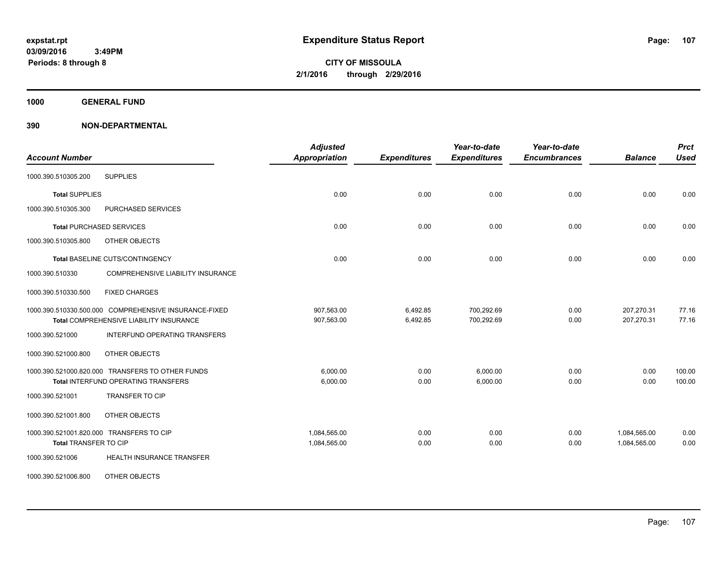expstat.rpt
03/09/2016 3:49PM
Periods: 8 through 8

# Expenditure Status Report

**CITY OF MISSOULA**
**2/1/2016 through 2/29/2016**

## 1000 GENERAL FUND

## 390 NON-DEPARTMENTAL

| Account Number | | Adjusted Appropriation | Expenditures | Year-to-date Expenditures | Year-to-date Encumbrances | Balance | Prct Used |
|---|---|---|---|---|---|---|---|
| 1000.390.510305.200 | SUPPLIES | | | | | | |
| **Total** SUPPLIES | | 0.00 | 0.00 | 0.00 | 0.00 | 0.00 | 0.00 |
| 1000.390.510305.300 | PURCHASED SERVICES | | | | | | |
| **Total** PURCHASED SERVICES | | 0.00 | 0.00 | 0.00 | 0.00 | 0.00 | 0.00 |
| 1000.390.510305.800 | OTHER OBJECTS | | | | | | |
| **Total** BASELINE CUTS/CONTINGENCY | | 0.00 | 0.00 | 0.00 | 0.00 | 0.00 | 0.00 |
| 1000.390.510330 | COMPREHENSIVE LIABILITY INSURANCE | | | | | | |
| 1000.390.510330.500 | FIXED CHARGES | | | | | | |
| 1000.390.510330.500.000 | COMPREHENSIVE INSURANCE-FIXED | 907,563.00 | 6,492.85 | 700,292.69 | 0.00 | 207,270.31 | 77.16 |
| **Total** COMPREHENSIVE LIABILITY INSURANCE | | 907,563.00 | 6,492.85 | 700,292.69 | 0.00 | 207,270.31 | 77.16 |
| 1000.390.521000 | INTERFUND OPERATING TRANSFERS | | | | | | |
| 1000.390.521000.800 | OTHER OBJECTS | | | | | | |
| 1000.390.521000.820.000 | TRANSFERS TO OTHER FUNDS | 6,000.00 | 0.00 | 6,000.00 | 0.00 | 0.00 | 100.00 |
| **Total** INTERFUND OPERATING TRANSFERS | | 6,000.00 | 0.00 | 6,000.00 | 0.00 | 0.00 | 100.00 |
| 1000.390.521001 | TRANSFER TO CIP | | | | | | |
| 1000.390.521001.800 | OTHER OBJECTS | | | | | | |
| 1000.390.521001.820.000 | TRANSFERS TO CIP | 1,084,565.00 | 0.00 | 0.00 | 0.00 | 1,084,565.00 | 0.00 |
| **Total** TRANSFER TO CIP | | 1,084,565.00 | 0.00 | 0.00 | 0.00 | 1,084,565.00 | 0.00 |
| 1000.390.521006 | HEALTH INSURANCE TRANSFER | | | | | | |
| 1000.390.521006.800 | OTHER OBJECTS | | | | | | |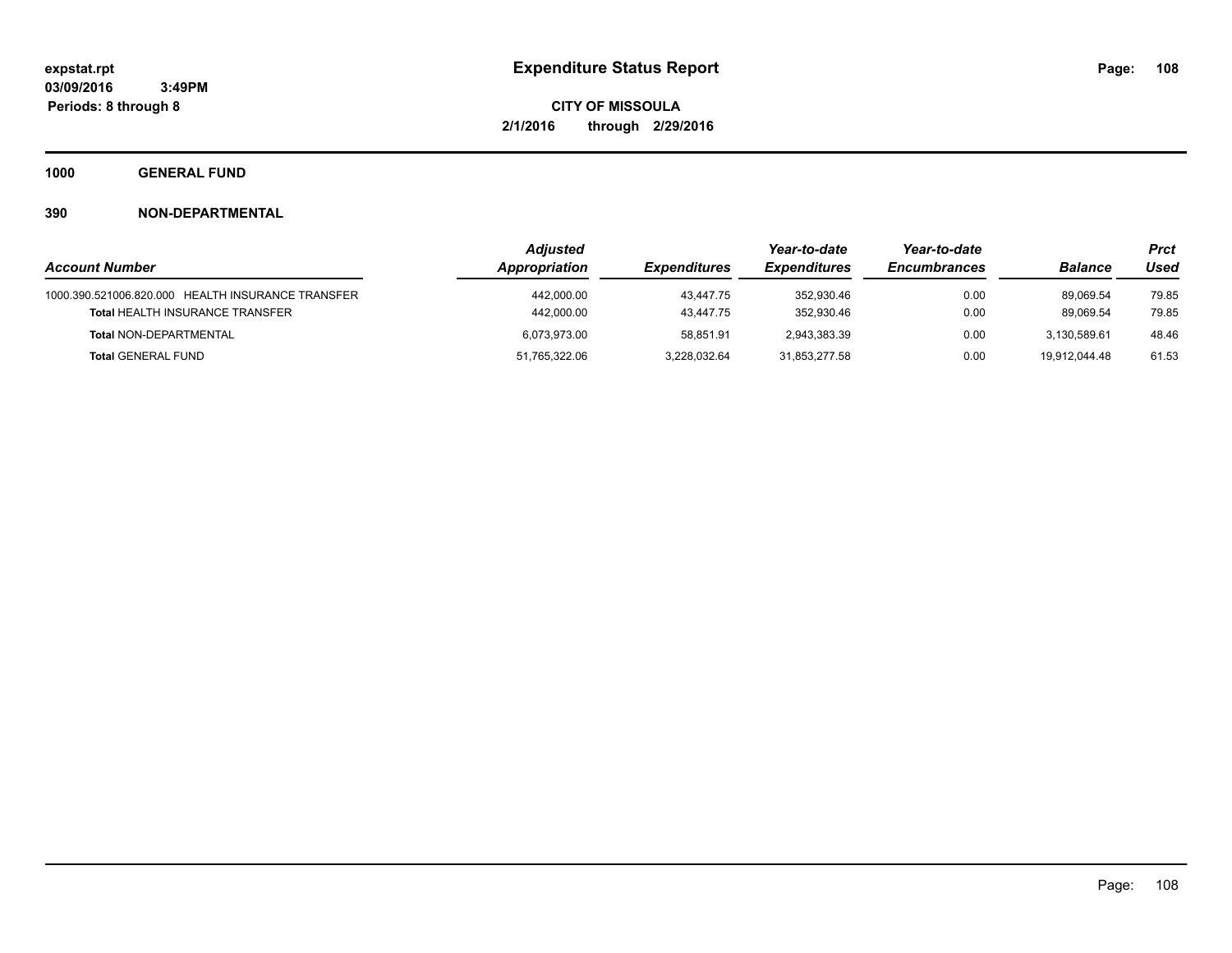expstat.rpt
03/09/2016 3:49PM
Periods: 8 through 8

# Expenditure Status Report

**CITY OF MISSOULA**
**2/1/2016 through 2/29/2016**

**1000 GENERAL FUND**

**390 NON-DEPARTMENTAL**

| Account Number | Adjusted Appropriation | Expenditures | Year-to-date Expenditures | Year-to-date Encumbrances | Balance | Prct Used |
|---|---|---|---|---|---|---|
| 1000.390.521006.820.000 HEALTH INSURANCE TRANSFER | 442,000.00 | 43,447.75 | 352,930.46 | 0.00 | 89,069.54 | 79.85 |
| **Total** HEALTH INSURANCE TRANSFER | 442,000.00 | 43,447.75 | 352,930.46 | 0.00 | 89,069.54 | 79.85 |
| **Total** NON-DEPARTMENTAL | 6,073,973.00 | 58,851.91 | 2,943,383.39 | 0.00 | 3,130,589.61 | 48.46 |
| **Total** GENERAL FUND | 51,765,322.06 | 3,228,032.64 | 31,853,277.58 | 0.00 | 19,912,044.48 | 61.53 |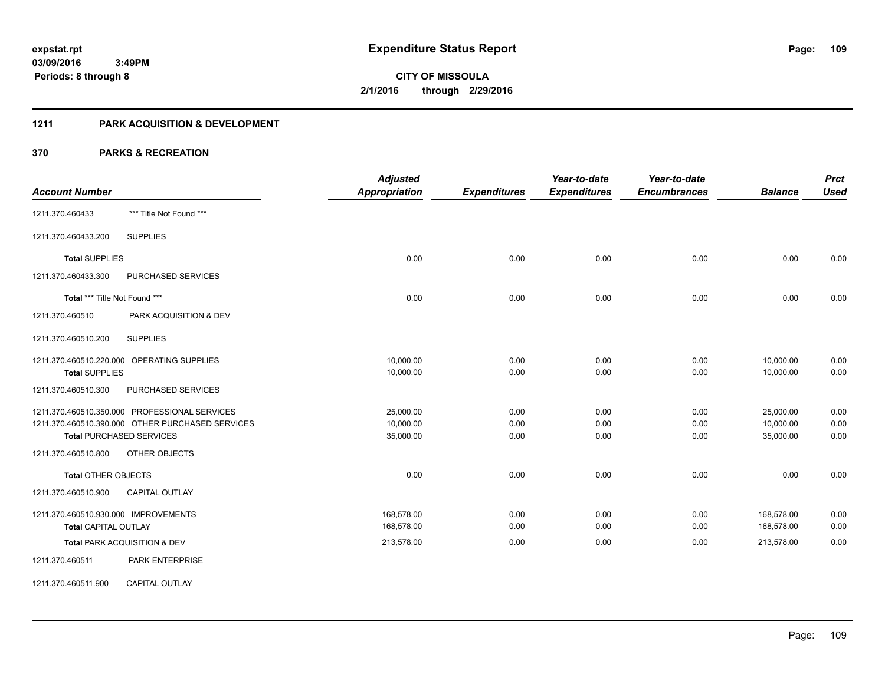# Expenditure Status Report

expstat.rpt
03/09/2016 3:49PM
Periods: 8 through 8

**CITY OF MISSOULA**
**2/1/2016 through 2/29/2016**

## 1211 PARK ACQUISITION & DEVELOPMENT

## 370 PARKS & RECREATION

| Account Number | | Adjusted Appropriation | Expenditures | Year-to-date Expenditures | Year-to-date Encumbrances | Balance | Prct Used |
|---|---|---|---|---|---|---|---|
| 1211.370.460433 | *** Title Not Found *** | | | | | | |
| 1211.370.460433.200 | SUPPLIES | | | | | | |
| **Total** SUPPLIES | | 0.00 | 0.00 | 0.00 | 0.00 | 0.00 | 0.00 |
| 1211.370.460433.300 | PURCHASED SERVICES | | | | | | |
| **Total** *** Title Not Found *** | | 0.00 | 0.00 | 0.00 | 0.00 | 0.00 | 0.00 |
| 1211.370.460510 | PARK ACQUISITION & DEV | | | | | | |
| 1211.370.460510.200 | SUPPLIES | | | | | | |
| 1211.370.460510.220.000 | OPERATING SUPPLIES | 10,000.00 | 0.00 | 0.00 | 0.00 | 10,000.00 | 0.00 |
| **Total** SUPPLIES | | 10,000.00 | 0.00 | 0.00 | 0.00 | 10,000.00 | 0.00 |
| 1211.370.460510.300 | PURCHASED SERVICES | | | | | | |
| 1211.370.460510.350.000 | PROFESSIONAL SERVICES | 25,000.00 | 0.00 | 0.00 | 0.00 | 25,000.00 | 0.00 |
| 1211.370.460510.390.000 | OTHER PURCHASED SERVICES | 10,000.00 | 0.00 | 0.00 | 0.00 | 10,000.00 | 0.00 |
| **Total** PURCHASED SERVICES | | 35,000.00 | 0.00 | 0.00 | 0.00 | 35,000.00 | 0.00 |
| 1211.370.460510.800 | OTHER OBJECTS | | | | | | |
| **Total** OTHER OBJECTS | | 0.00 | 0.00 | 0.00 | 0.00 | 0.00 | 0.00 |
| 1211.370.460510.900 | CAPITAL OUTLAY | | | | | | |
| 1211.370.460510.930.000 | IMPROVEMENTS | 168,578.00 | 0.00 | 0.00 | 0.00 | 168,578.00 | 0.00 |
| **Total** CAPITAL OUTLAY | | 168,578.00 | 0.00 | 0.00 | 0.00 | 168,578.00 | 0.00 |
| **Total** PARK ACQUISITION & DEV | | 213,578.00 | 0.00 | 0.00 | 0.00 | 213,578.00 | 0.00 |
| 1211.370.460511 | PARK ENTERPRISE | | | | | | |
| 1211.370.460511.900 | CAPITAL OUTLAY | | | | | | |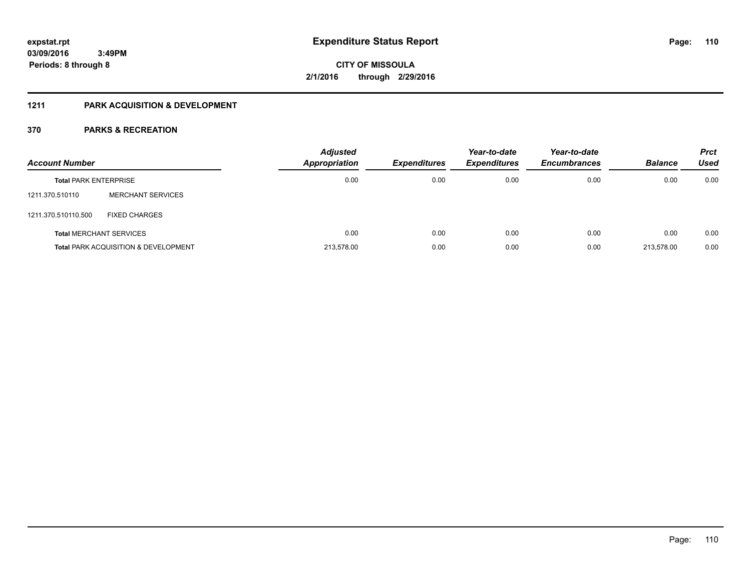# Expenditure Status Report

**CITY OF MISSOULA**

**2/1/2016 through 2/29/2016**

expstat.rpt
03/09/2016 3:49PM
Periods: 8 through 8

## 1211 PARK ACQUISITION & DEVELOPMENT

## 370 PARKS & RECREATION

| Account Number | | Adjusted Appropriation | Expenditures | Year-to-date Expenditures | Year-to-date Encumbrances | Balance | Prct Used |
|---|---|---|---|---|---|---|---|
| **Total** PARK ENTERPRISE | | 0.00 | 0.00 | 0.00 | 0.00 | 0.00 | 0.00 |
| 1211.370.510110 | MERCHANT SERVICES | | | | | | |
| 1211.370.510110.500 | FIXED CHARGES | | | | | | |
| **Total** MERCHANT SERVICES | | 0.00 | 0.00 | 0.00 | 0.00 | 0.00 | 0.00 |
| **Total** PARK ACQUISITION & DEVELOPMENT | | 213,578.00 | 0.00 | 0.00 | 0.00 | 213,578.00 | 0.00 |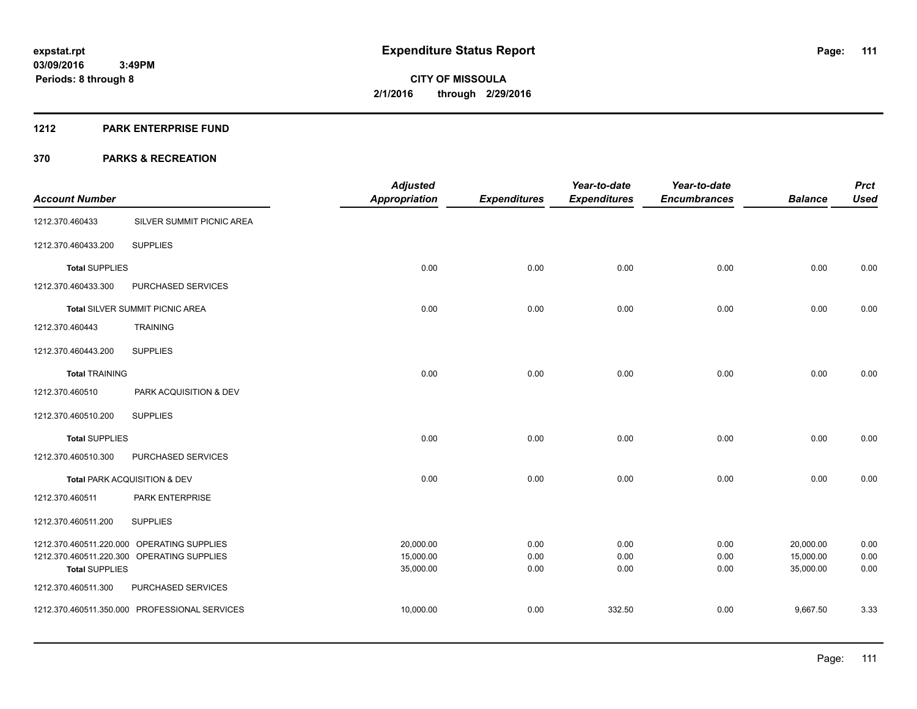**expstat.rpt**
**03/09/2016 3:49PM**
**Periods: 8 through 8**

# Expenditure Status Report

**CITY OF MISSOULA**
**2/1/2016 through 2/29/2016**

## 1212 PARK ENTERPRISE FUND

## 370 PARKS & RECREATION

| Account Number | | Adjusted Appropriation | Expenditures | Year-to-date Expenditures | Year-to-date Encumbrances | Balance | Prct Used |
|---|---|---|---|---|---|---|---|
| 1212.370.460433 | SILVER SUMMIT PICNIC AREA | | | | | | |
| 1212.370.460433.200 | SUPPLIES | | | | | | |
| **Total** SUPPLIES | | 0.00 | 0.00 | 0.00 | 0.00 | 0.00 | 0.00 |
| 1212.370.460433.300 | PURCHASED SERVICES | | | | | | |
| **Total** SILVER SUMMIT PICNIC AREA | | 0.00 | 0.00 | 0.00 | 0.00 | 0.00 | 0.00 |
| 1212.370.460443 | TRAINING | | | | | | |
| 1212.370.460443.200 | SUPPLIES | | | | | | |
| **Total** TRAINING | | 0.00 | 0.00 | 0.00 | 0.00 | 0.00 | 0.00 |
| 1212.370.460510 | PARK ACQUISITION & DEV | | | | | | |
| 1212.370.460510.200 | SUPPLIES | | | | | | |
| **Total** SUPPLIES | | 0.00 | 0.00 | 0.00 | 0.00 | 0.00 | 0.00 |
| 1212.370.460510.300 | PURCHASED SERVICES | | | | | | |
| **Total** PARK ACQUISITION & DEV | | 0.00 | 0.00 | 0.00 | 0.00 | 0.00 | 0.00 |
| 1212.370.460511 | PARK ENTERPRISE | | | | | | |
| 1212.370.460511.200 | SUPPLIES | | | | | | |
| 1212.370.460511.220.000 | OPERATING SUPPLIES | 20,000.00 | 0.00 | 0.00 | 0.00 | 20,000.00 | 0.00 |
| 1212.370.460511.220.300 | OPERATING SUPPLIES | 15,000.00 | 0.00 | 0.00 | 0.00 | 15,000.00 | 0.00 |
| **Total** SUPPLIES | | 35,000.00 | 0.00 | 0.00 | 0.00 | 35,000.00 | 0.00 |
| 1212.370.460511.300 | PURCHASED SERVICES | | | | | | |
| 1212.370.460511.350.000 | PROFESSIONAL SERVICES | 10,000.00 | 0.00 | 332.50 | 0.00 | 9,667.50 | 3.33 |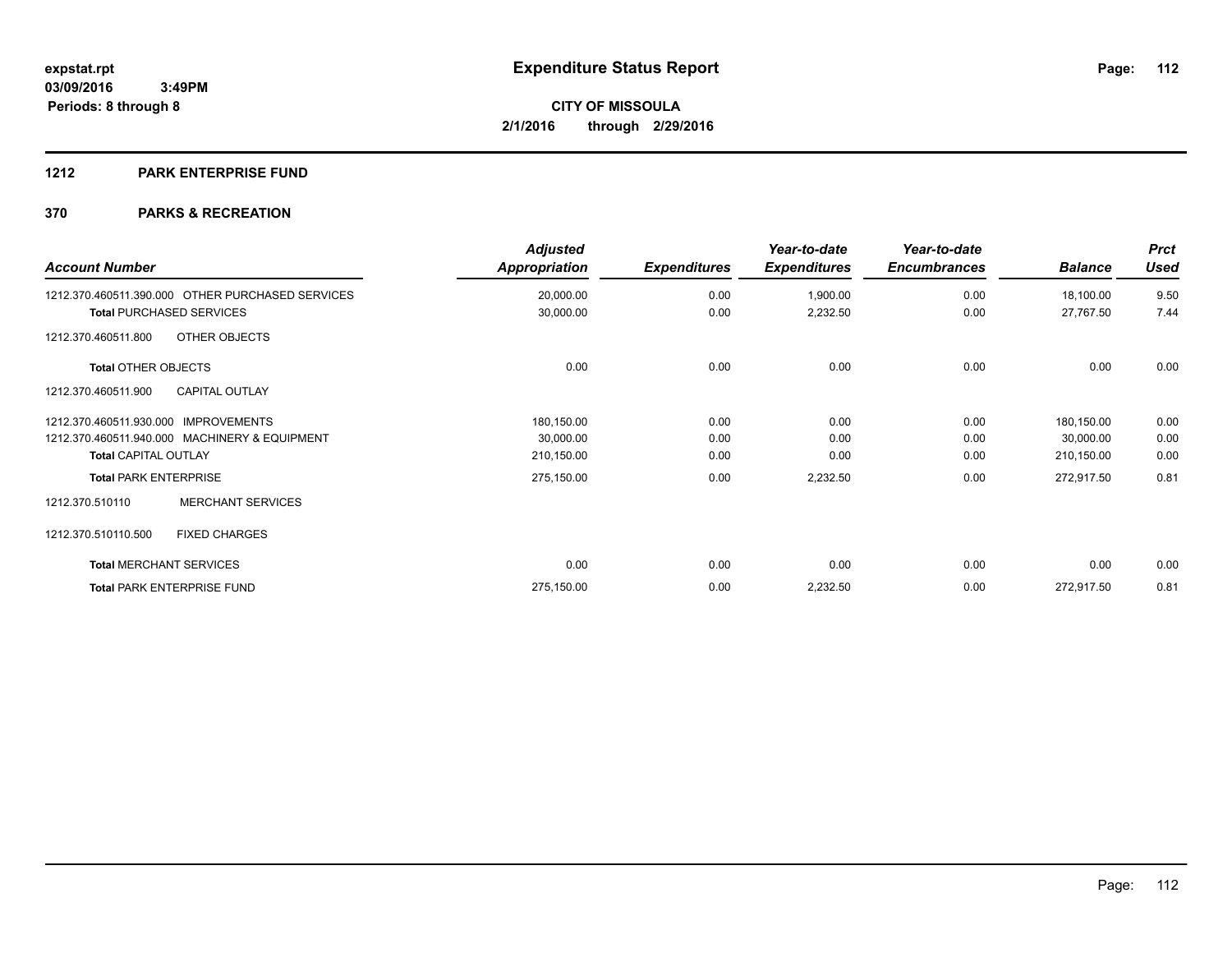**expstat.rpt**
**03/09/2016 3:49PM**
**Periods: 8 through 8**

# Expenditure Status Report

**CITY OF MISSOULA**
**2/1/2016 through 2/29/2016**

## 1212 PARK ENTERPRISE FUND

## 370 PARKS & RECREATION

| Account Number | Adjusted Appropriation | Expenditures | Year-to-date Expenditures | Year-to-date Encumbrances | Balance | Prct Used |
|---|---|---|---|---|---|---|
| 1212.370.460511.390.000 OTHER PURCHASED SERVICES | 20,000.00 | 0.00 | 1,900.00 | 0.00 | 18,100.00 | 9.50 |
| **Total** PURCHASED SERVICES | 30,000.00 | 0.00 | 2,232.50 | 0.00 | 27,767.50 | 7.44 |
| 1212.370.460511.800 OTHER OBJECTS | | | | | | |
| **Total** OTHER OBJECTS | 0.00 | 0.00 | 0.00 | 0.00 | 0.00 | 0.00 |
| 1212.370.460511.900 CAPITAL OUTLAY | | | | | | |
| 1212.370.460511.930.000 IMPROVEMENTS | 180,150.00 | 0.00 | 0.00 | 0.00 | 180,150.00 | 0.00 |
| 1212.370.460511.940.000 MACHINERY & EQUIPMENT | 30,000.00 | 0.00 | 0.00 | 0.00 | 30,000.00 | 0.00 |
| **Total** CAPITAL OUTLAY | 210,150.00 | 0.00 | 0.00 | 0.00 | 210,150.00 | 0.00 |
| **Total** PARK ENTERPRISE | 275,150.00 | 0.00 | 2,232.50 | 0.00 | 272,917.50 | 0.81 |
| 1212.370.510110 MERCHANT SERVICES | | | | | | |
| 1212.370.510110.500 FIXED CHARGES | | | | | | |
| **Total** MERCHANT SERVICES | 0.00 | 0.00 | 0.00 | 0.00 | 0.00 | 0.00 |
| **Total** PARK ENTERPRISE FUND | 275,150.00 | 0.00 | 2,232.50 | 0.00 | 272,917.50 | 0.81 |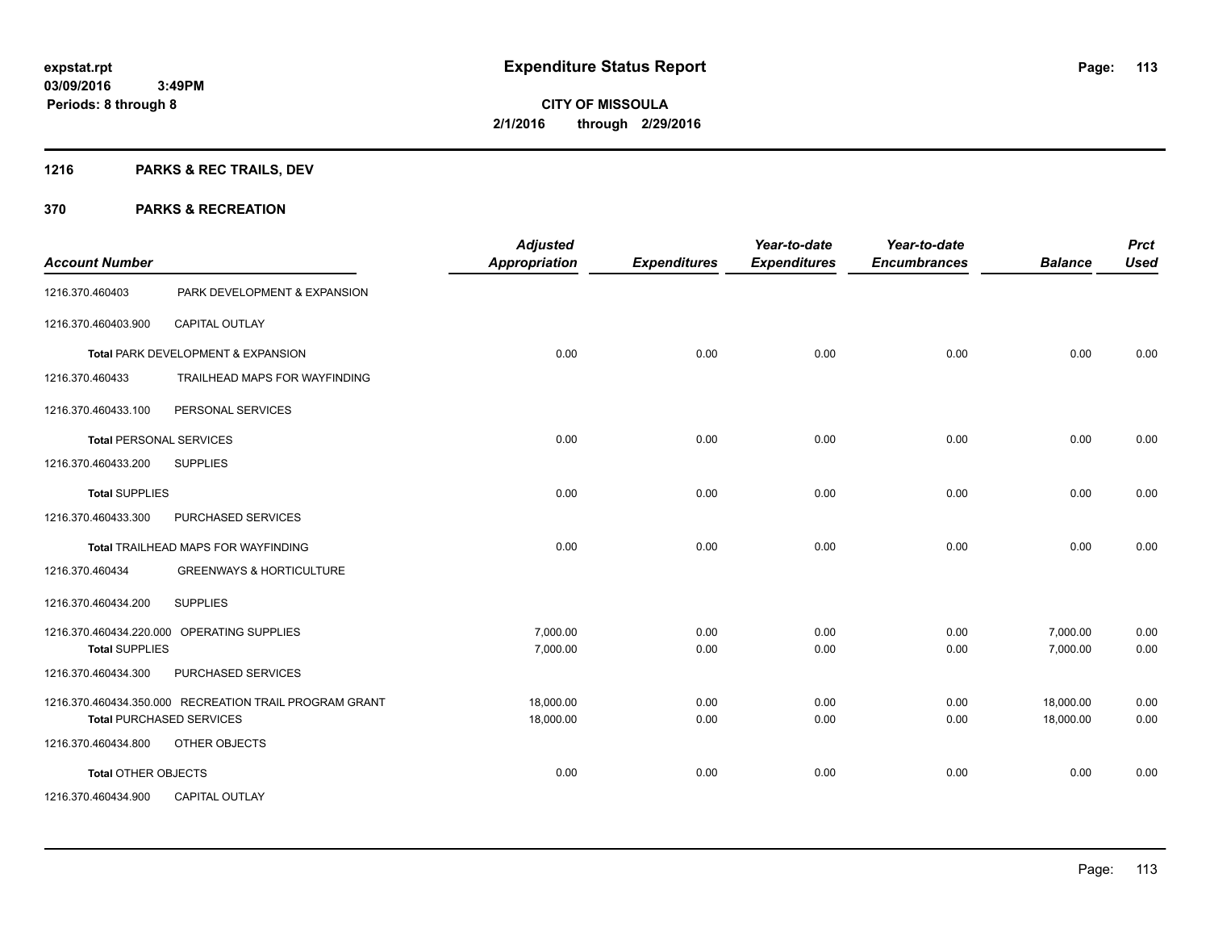**expstat.rpt**
**03/09/2016 3:49PM**
**Periods: 8 through 8**

# Expenditure Status Report

**CITY OF MISSOULA**
**2/1/2016 through 2/29/2016**

## 1216 PARKS & REC TRAILS, DEV

## 370 PARKS & RECREATION

| Account Number | | Adjusted Appropriation | Expenditures | Year-to-date Expenditures | Year-to-date Encumbrances | Balance | Prct Used |
|---|---|---|---|---|---|---|---|
| 1216.370.460403 | PARK DEVELOPMENT & EXPANSION | | | | | | |
| 1216.370.460403.900 | CAPITAL OUTLAY | | | | | | |
| **Total** PARK DEVELOPMENT & EXPANSION | | 0.00 | 0.00 | 0.00 | 0.00 | 0.00 | 0.00 |
| 1216.370.460433 | TRAILHEAD MAPS FOR WAYFINDING | | | | | | |
| 1216.370.460433.100 | PERSONAL SERVICES | | | | | | |
| **Total** PERSONAL SERVICES | | 0.00 | 0.00 | 0.00 | 0.00 | 0.00 | 0.00 |
| 1216.370.460433.200 | SUPPLIES | | | | | | |
| **Total** SUPPLIES | | 0.00 | 0.00 | 0.00 | 0.00 | 0.00 | 0.00 |
| 1216.370.460433.300 | PURCHASED SERVICES | | | | | | |
| **Total** TRAILHEAD MAPS FOR WAYFINDING | | 0.00 | 0.00 | 0.00 | 0.00 | 0.00 | 0.00 |
| 1216.370.460434 | GREENWAYS & HORTICULTURE | | | | | | |
| 1216.370.460434.200 | SUPPLIES | | | | | | |
| 1216.370.460434.220.000 | OPERATING SUPPLIES | 7,000.00 | 0.00 | 0.00 | 0.00 | 7,000.00 | 0.00 |
| **Total** SUPPLIES | | 7,000.00 | 0.00 | 0.00 | 0.00 | 7,000.00 | 0.00 |
| 1216.370.460434.300 | PURCHASED SERVICES | | | | | | |
| 1216.370.460434.350.000 | RECREATION TRAIL PROGRAM GRANT | 18,000.00 | 0.00 | 0.00 | 0.00 | 18,000.00 | 0.00 |
| **Total** PURCHASED SERVICES | | 18,000.00 | 0.00 | 0.00 | 0.00 | 18,000.00 | 0.00 |
| 1216.370.460434.800 | OTHER OBJECTS | | | | | | |
| **Total** OTHER OBJECTS | | 0.00 | 0.00 | 0.00 | 0.00 | 0.00 | 0.00 |
| 1216.370.460434.900 | CAPITAL OUTLAY | | | | | | |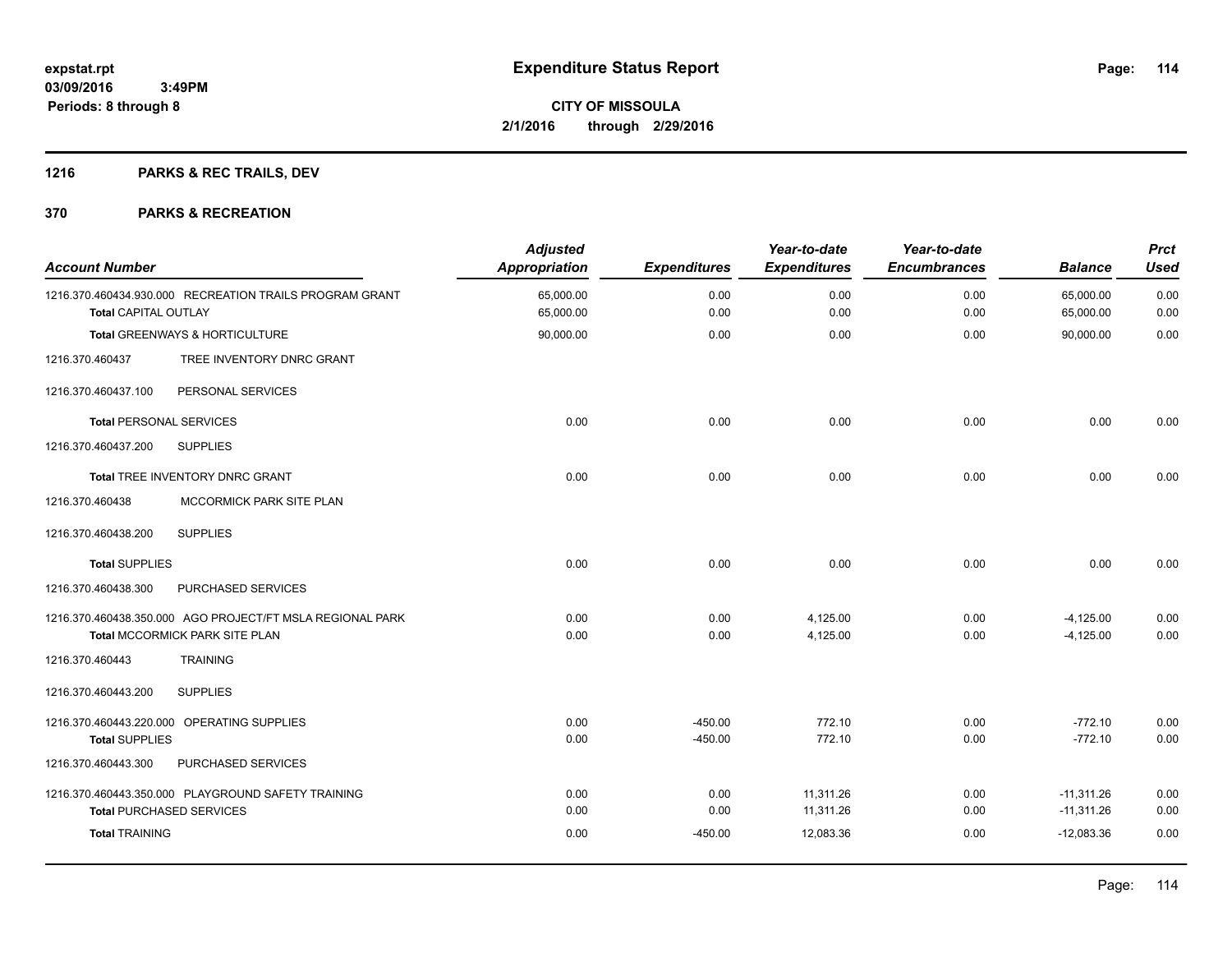expstat.rpt
03/09/2016 3:49PM
Periods: 8 through 8

# Expenditure Status Report

CITY OF MISSOULA
2/1/2016 through 2/29/2016

## 1216 PARKS & REC TRAILS, DEV

## 370 PARKS & RECREATION

| Account Number | Adjusted Appropriation | Expenditures | Year-to-date Expenditures | Year-to-date Encumbrances | Balance | Prct Used |
|---|---|---|---|---|---|---|
| 1216.370.460434.930.000 RECREATION TRAILS PROGRAM GRANT | 65,000.00 | 0.00 | 0.00 | 0.00 | 65,000.00 | 0.00 |
| **Total** CAPITAL OUTLAY | 65,000.00 | 0.00 | 0.00 | 0.00 | 65,000.00 | 0.00 |
| **Total** GREENWAYS & HORTICULTURE | 90,000.00 | 0.00 | 0.00 | 0.00 | 90,000.00 | 0.00 |
| 1216.370.460437 TREE INVENTORY DNRC GRANT | | | | | | |
| 1216.370.460437.100 PERSONAL SERVICES | | | | | | |
| **Total** PERSONAL SERVICES | 0.00 | 0.00 | 0.00 | 0.00 | 0.00 | 0.00 |
| 1216.370.460437.200 SUPPLIES | | | | | | |
| **Total** TREE INVENTORY DNRC GRANT | 0.00 | 0.00 | 0.00 | 0.00 | 0.00 | 0.00 |
| 1216.370.460438 MCCORMICK PARK SITE PLAN | | | | | | |
| 1216.370.460438.200 SUPPLIES | | | | | | |
| **Total** SUPPLIES | 0.00 | 0.00 | 0.00 | 0.00 | 0.00 | 0.00 |
| 1216.370.460438.300 PURCHASED SERVICES | | | | | | |
| 1216.370.460438.350.000 AGO PROJECT/FT MSLA REGIONAL PARK | 0.00 | 0.00 | 4,125.00 | 0.00 | -4,125.00 | 0.00 |
| **Total** MCCORMICK PARK SITE PLAN | 0.00 | 0.00 | 4,125.00 | 0.00 | -4,125.00 | 0.00 |
| 1216.370.460443 TRAINING | | | | | | |
| 1216.370.460443.200 SUPPLIES | | | | | | |
| 1216.370.460443.220.000 OPERATING SUPPLIES | 0.00 | -450.00 | 772.10 | 0.00 | -772.10 | 0.00 |
| **Total** SUPPLIES | 0.00 | -450.00 | 772.10 | 0.00 | -772.10 | 0.00 |
| 1216.370.460443.300 PURCHASED SERVICES | | | | | | |
| 1216.370.460443.350.000 PLAYGROUND SAFETY TRAINING | 0.00 | 0.00 | 11,311.26 | 0.00 | -11,311.26 | 0.00 |
| **Total** PURCHASED SERVICES | 0.00 | 0.00 | 11,311.26 | 0.00 | -11,311.26 | 0.00 |
| **Total** TRAINING | 0.00 | -450.00 | 12,083.36 | 0.00 | -12,083.36 | 0.00 |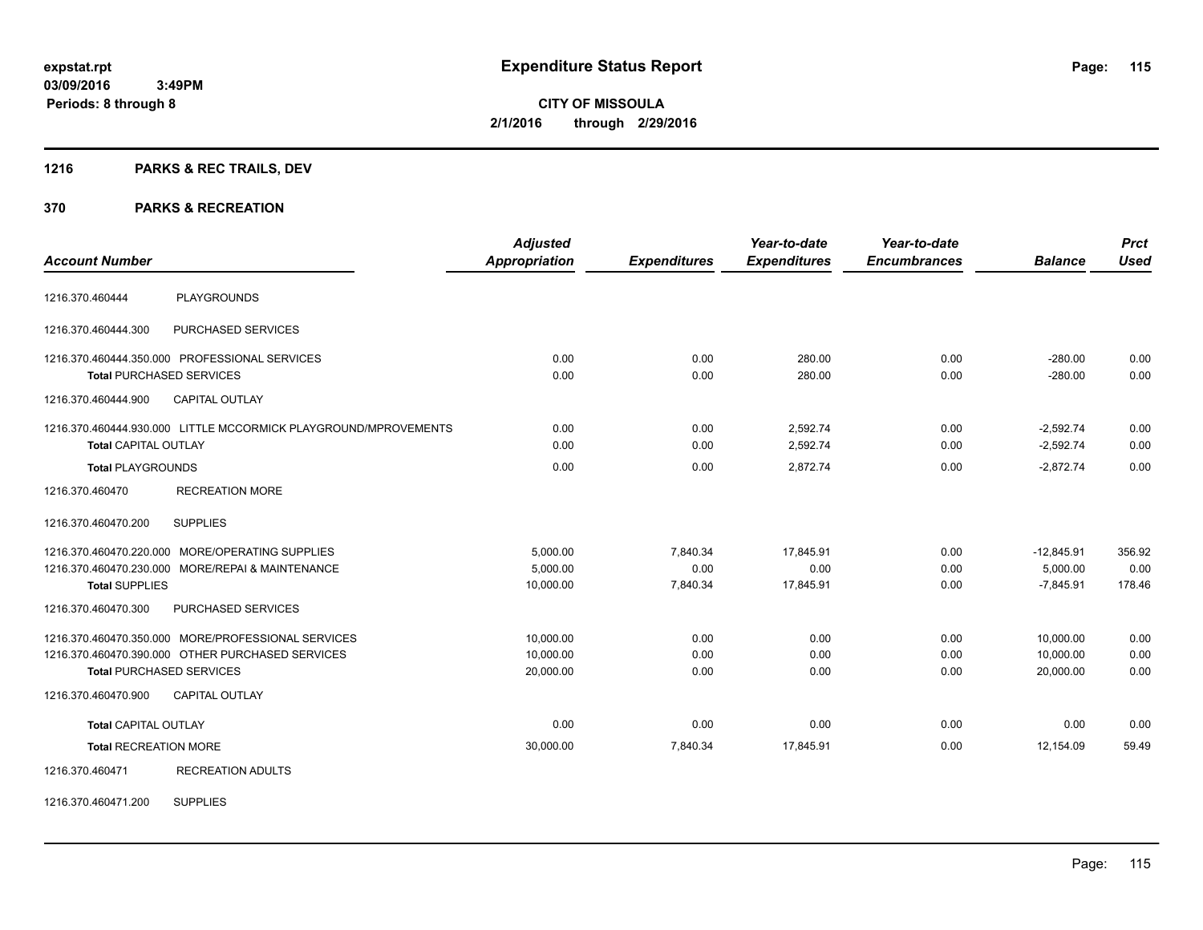# Expenditure Status Report

**CITY OF MISSOULA**
**2/1/2016 through 2/29/2016**

expstat.rpt
03/09/2016 3:49PM
Periods: 8 through 8

## 1216 PARKS & REC TRAILS, DEV

## 370 PARKS & RECREATION

| Account Number | | Adjusted Appropriation | Expenditures | Year-to-date Expenditures | Year-to-date Encumbrances | Balance | Prct Used |
|---|---|---|---|---|---|---|---|
| 1216.370.460444 | PLAYGROUNDS | | | | | | |
| 1216.370.460444.300 | PURCHASED SERVICES | | | | | | |
| 1216.370.460444.350.000 PROFESSIONAL SERVICES | | 0.00 | 0.00 | 280.00 | 0.00 | -280.00 | 0.00 |
| **Total** PURCHASED SERVICES | | 0.00 | 0.00 | 280.00 | 0.00 | -280.00 | 0.00 |
| 1216.370.460444.900 | CAPITAL OUTLAY | | | | | | |
| 1216.370.460444.930.000 LITTLE MCCORMICK PLAYGROUND/MPROVEMENTS | | 0.00 | 0.00 | 2,592.74 | 0.00 | -2,592.74 | 0.00 |
| **Total** CAPITAL OUTLAY | | 0.00 | 0.00 | 2,592.74 | 0.00 | -2,592.74 | 0.00 |
| **Total** PLAYGROUNDS | | 0.00 | 0.00 | 2,872.74 | 0.00 | -2,872.74 | 0.00 |
| 1216.370.460470 | RECREATION MORE | | | | | | |
| 1216.370.460470.200 | SUPPLIES | | | | | | |
| 1216.370.460470.220.000 MORE/OPERATING SUPPLIES | | 5,000.00 | 7,840.34 | 17,845.91 | 0.00 | -12,845.91 | 356.92 |
| 1216.370.460470.230.000 MORE/REPAI & MAINTENANCE | | 5,000.00 | 0.00 | 0.00 | 0.00 | 5,000.00 | 0.00 |
| **Total** SUPPLIES | | 10,000.00 | 7,840.34 | 17,845.91 | 0.00 | -7,845.91 | 178.46 |
| 1216.370.460470.300 | PURCHASED SERVICES | | | | | | |
| 1216.370.460470.350.000 MORE/PROFESSIONAL SERVICES | | 10,000.00 | 0.00 | 0.00 | 0.00 | 10,000.00 | 0.00 |
| 1216.370.460470.390.000 OTHER PURCHASED SERVICES | | 10,000.00 | 0.00 | 0.00 | 0.00 | 10,000.00 | 0.00 |
| **Total** PURCHASED SERVICES | | 20,000.00 | 0.00 | 0.00 | 0.00 | 20,000.00 | 0.00 |
| 1216.370.460470.900 | CAPITAL OUTLAY | | | | | | |
| **Total** CAPITAL OUTLAY | | 0.00 | 0.00 | 0.00 | 0.00 | 0.00 | 0.00 |
| **Total** RECREATION MORE | | 30,000.00 | 7,840.34 | 17,845.91 | 0.00 | 12,154.09 | 59.49 |
| 1216.370.460471 | RECREATION ADULTS | | | | | | |
| 1216.370.460471.200 | SUPPLIES | | | | | | |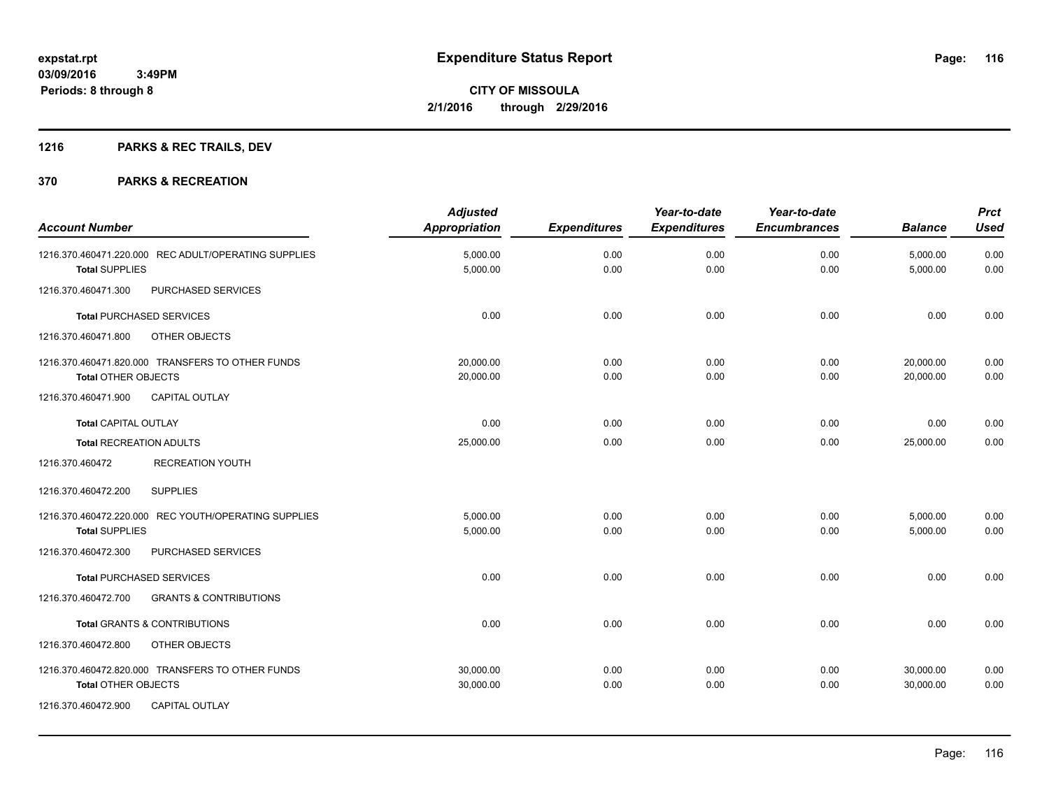**expstat.rpt**
**03/09/2016 3:49PM**
**Periods: 8 through 8**

# Expenditure Status Report

**CITY OF MISSOULA**
**2/1/2016 through 2/29/2016**

## 1216 PARKS & REC TRAILS, DEV

## 370 PARKS & RECREATION

| Account Number | Adjusted Appropriation | Expenditures | Year-to-date Expenditures | Year-to-date Encumbrances | Balance | Prct Used |
|---|---|---|---|---|---|---|
| 1216.370.460471.220.000 REC ADULT/OPERATING SUPPLIES | 5,000.00 | 0.00 | 0.00 | 0.00 | 5,000.00 | 0.00 |
| **Total** SUPPLIES | 5,000.00 | 0.00 | 0.00 | 0.00 | 5,000.00 | 0.00 |
| 1216.370.460471.300 PURCHASED SERVICES | | | | | | |
| **Total** PURCHASED SERVICES | 0.00 | 0.00 | 0.00 | 0.00 | 0.00 | 0.00 |
| 1216.370.460471.800 OTHER OBJECTS | | | | | | |
| 1216.370.460471.820.000 TRANSFERS TO OTHER FUNDS | 20,000.00 | 0.00 | 0.00 | 0.00 | 20,000.00 | 0.00 |
| **Total** OTHER OBJECTS | 20,000.00 | 0.00 | 0.00 | 0.00 | 20,000.00 | 0.00 |
| 1216.370.460471.900 CAPITAL OUTLAY | | | | | | |
| **Total** CAPITAL OUTLAY | 0.00 | 0.00 | 0.00 | 0.00 | 0.00 | 0.00 |
| **Total** RECREATION ADULTS | 25,000.00 | 0.00 | 0.00 | 0.00 | 25,000.00 | 0.00 |
| 1216.370.460472 RECREATION YOUTH | | | | | | |
| 1216.370.460472.200 SUPPLIES | | | | | | |
| 1216.370.460472.220.000 REC YOUTH/OPERATING SUPPLIES | 5,000.00 | 0.00 | 0.00 | 0.00 | 5,000.00 | 0.00 |
| **Total** SUPPLIES | 5,000.00 | 0.00 | 0.00 | 0.00 | 5,000.00 | 0.00 |
| 1216.370.460472.300 PURCHASED SERVICES | | | | | | |
| **Total** PURCHASED SERVICES | 0.00 | 0.00 | 0.00 | 0.00 | 0.00 | 0.00 |
| 1216.370.460472.700 GRANTS & CONTRIBUTIONS | | | | | | |
| **Total** GRANTS & CONTRIBUTIONS | 0.00 | 0.00 | 0.00 | 0.00 | 0.00 | 0.00 |
| 1216.370.460472.800 OTHER OBJECTS | | | | | | |
| 1216.370.460472.820.000 TRANSFERS TO OTHER FUNDS | 30,000.00 | 0.00 | 0.00 | 0.00 | 30,000.00 | 0.00 |
| **Total** OTHER OBJECTS | 30,000.00 | 0.00 | 0.00 | 0.00 | 30,000.00 | 0.00 |
| 1216.370.460472.900 CAPITAL OUTLAY | | | | | | |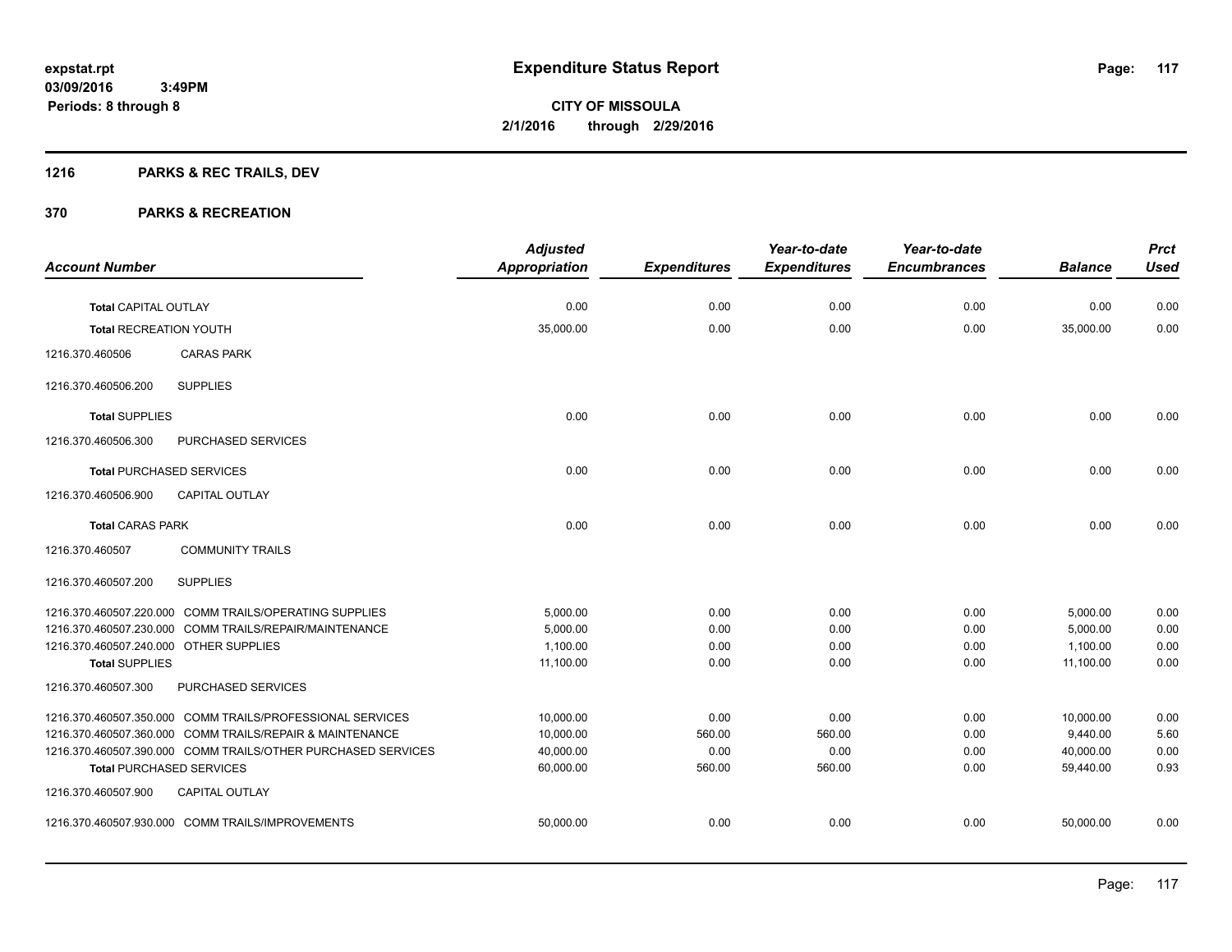# Expenditure Status Report

expstat.rpt
03/09/2016 3:49PM
Periods: 8 through 8

**CITY OF MISSOULA**
**2/1/2016 through 2/29/2016**

## 1216 PARKS & REC TRAILS, DEV

## 370 PARKS & RECREATION

| Account Number | | Adjusted Appropriation | Expenditures | Year-to-date Expenditures | Year-to-date Encumbrances | Balance | Prct Used |
|---|---|---|---|---|---|---|---|
| **Total** CAPITAL OUTLAY | | 0.00 | 0.00 | 0.00 | 0.00 | 0.00 | 0.00 |
| **Total** RECREATION YOUTH | | 35,000.00 | 0.00 | 0.00 | 0.00 | 35,000.00 | 0.00 |
| 1216.370.460506 | CARAS PARK | | | | | | |
| 1216.370.460506.200 | SUPPLIES | | | | | | |
| **Total** SUPPLIES | | 0.00 | 0.00 | 0.00 | 0.00 | 0.00 | 0.00 |
| 1216.370.460506.300 | PURCHASED SERVICES | | | | | | |
| **Total** PURCHASED SERVICES | | 0.00 | 0.00 | 0.00 | 0.00 | 0.00 | 0.00 |
| 1216.370.460506.900 | CAPITAL OUTLAY | | | | | | |
| **Total** CARAS PARK | | 0.00 | 0.00 | 0.00 | 0.00 | 0.00 | 0.00 |
| 1216.370.460507 | COMMUNITY TRAILS | | | | | | |
| 1216.370.460507.200 | SUPPLIES | | | | | | |
| 1216.370.460507.220.000 | COMM TRAILS/OPERATING SUPPLIES | 5,000.00 | 0.00 | 0.00 | 0.00 | 5,000.00 | 0.00 |
| 1216.370.460507.230.000 | COMM TRAILS/REPAIR/MAINTENANCE | 5,000.00 | 0.00 | 0.00 | 0.00 | 5,000.00 | 0.00 |
| 1216.370.460507.240.000 | OTHER SUPPLIES | 1,100.00 | 0.00 | 0.00 | 0.00 | 1,100.00 | 0.00 |
| **Total** SUPPLIES | | 11,100.00 | 0.00 | 0.00 | 0.00 | 11,100.00 | 0.00 |
| 1216.370.460507.300 | PURCHASED SERVICES | | | | | | |
| 1216.370.460507.350.000 | COMM TRAILS/PROFESSIONAL SERVICES | 10,000.00 | 0.00 | 0.00 | 0.00 | 10,000.00 | 0.00 |
| 1216.370.460507.360.000 | COMM TRAILS/REPAIR & MAINTENANCE | 10,000.00 | 560.00 | 560.00 | 0.00 | 9,440.00 | 5.60 |
| 1216.370.460507.390.000 | COMM TRAILS/OTHER PURCHASED SERVICES | 40,000.00 | 0.00 | 0.00 | 0.00 | 40,000.00 | 0.00 |
| **Total** PURCHASED SERVICES | | 60,000.00 | 560.00 | 560.00 | 0.00 | 59,440.00 | 0.93 |
| 1216.370.460507.900 | CAPITAL OUTLAY | | | | | | |
| 1216.370.460507.930.000 | COMM TRAILS/IMPROVEMENTS | 50,000.00 | 0.00 | 0.00 | 0.00 | 50,000.00 | 0.00 |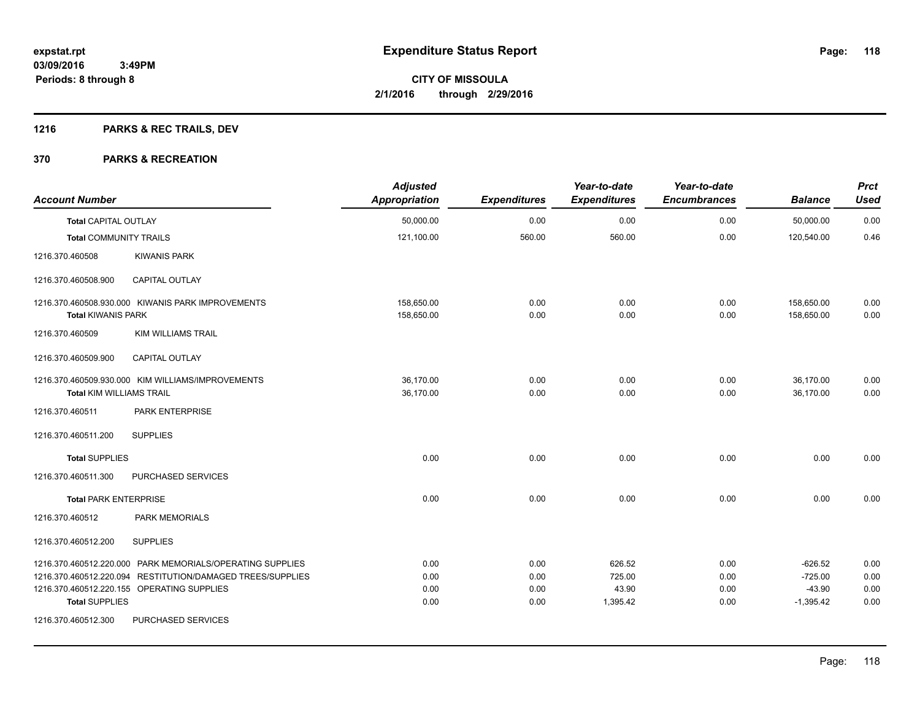# Expenditure Status Report

expstat.rpt
03/09/2016 3:49PM
Periods: 8 through 8

**CITY OF MISSOULA**
**2/1/2016 through 2/29/2016**

## 1216 PARKS & REC TRAILS, DEV

## 370 PARKS & RECREATION

| Account Number | | Adjusted Appropriation | Expenditures | Year-to-date Expenditures | Year-to-date Encumbrances | Balance | Prct Used |
|---|---|---|---|---|---|---|---|
| **Total** CAPITAL OUTLAY | | 50,000.00 | 0.00 | 0.00 | 0.00 | 50,000.00 | 0.00 |
| **Total** COMMUNITY TRAILS | | 121,100.00 | 560.00 | 560.00 | 0.00 | 120,540.00 | 0.46 |
| 1216.370.460508 | KIWANIS PARK | | | | | | |
| 1216.370.460508.900 | CAPITAL OUTLAY | | | | | | |
| 1216.370.460508.930.000 | KIWANIS PARK IMPROVEMENTS | 158,650.00 | 0.00 | 0.00 | 0.00 | 158,650.00 | 0.00 |
| **Total** KIWANIS PARK | | 158,650.00 | 0.00 | 0.00 | 0.00 | 158,650.00 | 0.00 |
| 1216.370.460509 | KIM WILLIAMS TRAIL | | | | | | |
| 1216.370.460509.900 | CAPITAL OUTLAY | | | | | | |
| 1216.370.460509.930.000 | KIM WILLIAMS/IMPROVEMENTS | 36,170.00 | 0.00 | 0.00 | 0.00 | 36,170.00 | 0.00 |
| **Total** KIM WILLIAMS TRAIL | | 36,170.00 | 0.00 | 0.00 | 0.00 | 36,170.00 | 0.00 |
| 1216.370.460511 | PARK ENTERPRISE | | | | | | |
| 1216.370.460511.200 | SUPPLIES | | | | | | |
| **Total** SUPPLIES | | 0.00 | 0.00 | 0.00 | 0.00 | 0.00 | 0.00 |
| 1216.370.460511.300 | PURCHASED SERVICES | | | | | | |
| **Total** PARK ENTERPRISE | | 0.00 | 0.00 | 0.00 | 0.00 | 0.00 | 0.00 |
| 1216.370.460512 | PARK MEMORIALS | | | | | | |
| 1216.370.460512.200 | SUPPLIES | | | | | | |
| 1216.370.460512.220.000 | PARK MEMORIALS/OPERATING SUPPLIES | 0.00 | 0.00 | 626.52 | 0.00 | -626.52 | 0.00 |
| 1216.370.460512.220.094 | RESTITUTION/DAMAGED TREES/SUPPLIES | 0.00 | 0.00 | 725.00 | 0.00 | -725.00 | 0.00 |
| 1216.370.460512.220.155 | OPERATING SUPPLIES | 0.00 | 0.00 | 43.90 | 0.00 | -43.90 | 0.00 |
| **Total** SUPPLIES | | 0.00 | 0.00 | 1,395.42 | 0.00 | -1,395.42 | 0.00 |
| 1216.370.460512.300 | PURCHASED SERVICES | | | | | | |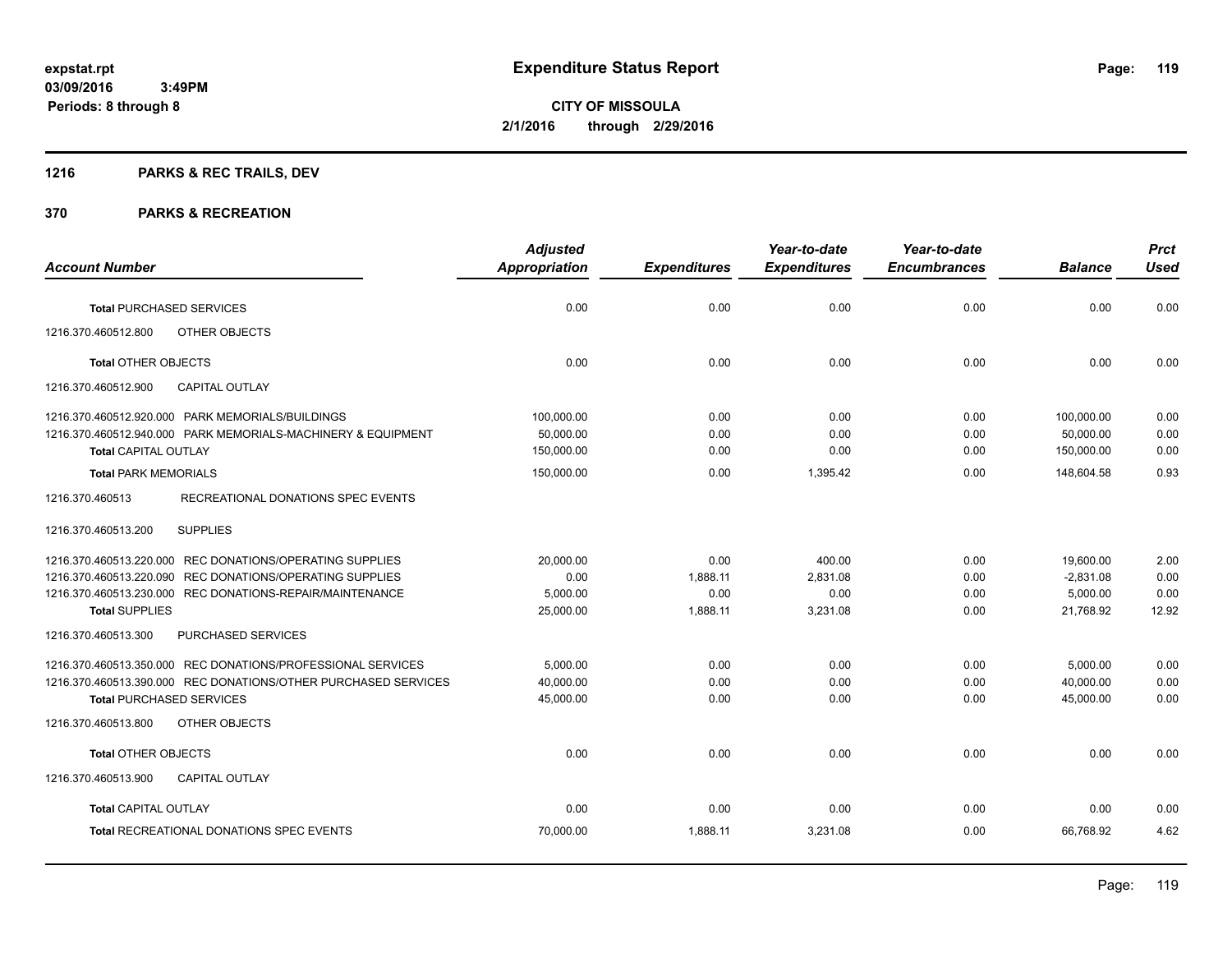expstat.rpt
03/09/2016 3:49PM
Periods: 8 through 8

# Expenditure Status Report

**CITY OF MISSOULA**
**2/1/2016 through 2/29/2016**

## 1216 PARKS & REC TRAILS, DEV

## 370 PARKS & RECREATION

| Account Number | Adjusted Appropriation | Expenditures | Year-to-date Expenditures | Year-to-date Encumbrances | Balance | Prct Used |
|---|---|---|---|---|---|---|
| **Total** PURCHASED SERVICES | 0.00 | 0.00 | 0.00 | 0.00 | 0.00 | 0.00 |
| 1216.370.460512.800 OTHER OBJECTS | | | | | | |
| **Total** OTHER OBJECTS | 0.00 | 0.00 | 0.00 | 0.00 | 0.00 | 0.00 |
| 1216.370.460512.900 CAPITAL OUTLAY | | | | | | |
| 1216.370.460512.920.000 PARK MEMORIALS/BUILDINGS | 100,000.00 | 0.00 | 0.00 | 0.00 | 100,000.00 | 0.00 |
| 1216.370.460512.940.000 PARK MEMORIALS-MACHINERY & EQUIPMENT | 50,000.00 | 0.00 | 0.00 | 0.00 | 50,000.00 | 0.00 |
| **Total** CAPITAL OUTLAY | 150,000.00 | 0.00 | 0.00 | 0.00 | 150,000.00 | 0.00 |
| **Total** PARK MEMORIALS | 150,000.00 | 0.00 | 1,395.42 | 0.00 | 148,604.58 | 0.93 |
| 1216.370.460513 RECREATIONAL DONATIONS SPEC EVENTS | | | | | | |
| 1216.370.460513.200 SUPPLIES | | | | | | |
| 1216.370.460513.220.000 REC DONATIONS/OPERATING SUPPLIES | 20,000.00 | 0.00 | 400.00 | 0.00 | 19,600.00 | 2.00 |
| 1216.370.460513.220.090 REC DONATIONS/OPERATING SUPPLIES | 0.00 | 1,888.11 | 2,831.08 | 0.00 | -2,831.08 | 0.00 |
| 1216.370.460513.230.000 REC DONATIONS-REPAIR/MAINTENANCE | 5,000.00 | 0.00 | 0.00 | 0.00 | 5,000.00 | 0.00 |
| **Total** SUPPLIES | 25,000.00 | 1,888.11 | 3,231.08 | 0.00 | 21,768.92 | 12.92 |
| 1216.370.460513.300 PURCHASED SERVICES | | | | | | |
| 1216.370.460513.350.000 REC DONATIONS/PROFESSIONAL SERVICES | 5,000.00 | 0.00 | 0.00 | 0.00 | 5,000.00 | 0.00 |
| 1216.370.460513.390.000 REC DONATIONS/OTHER PURCHASED SERVICES | 40,000.00 | 0.00 | 0.00 | 0.00 | 40,000.00 | 0.00 |
| **Total** PURCHASED SERVICES | 45,000.00 | 0.00 | 0.00 | 0.00 | 45,000.00 | 0.00 |
| 1216.370.460513.800 OTHER OBJECTS | | | | | | |
| **Total** OTHER OBJECTS | 0.00 | 0.00 | 0.00 | 0.00 | 0.00 | 0.00 |
| 1216.370.460513.900 CAPITAL OUTLAY | | | | | | |
| **Total** CAPITAL OUTLAY | 0.00 | 0.00 | 0.00 | 0.00 | 0.00 | 0.00 |
| **Total** RECREATIONAL DONATIONS SPEC EVENTS | 70,000.00 | 1,888.11 | 3,231.08 | 0.00 | 66,768.92 | 4.62 |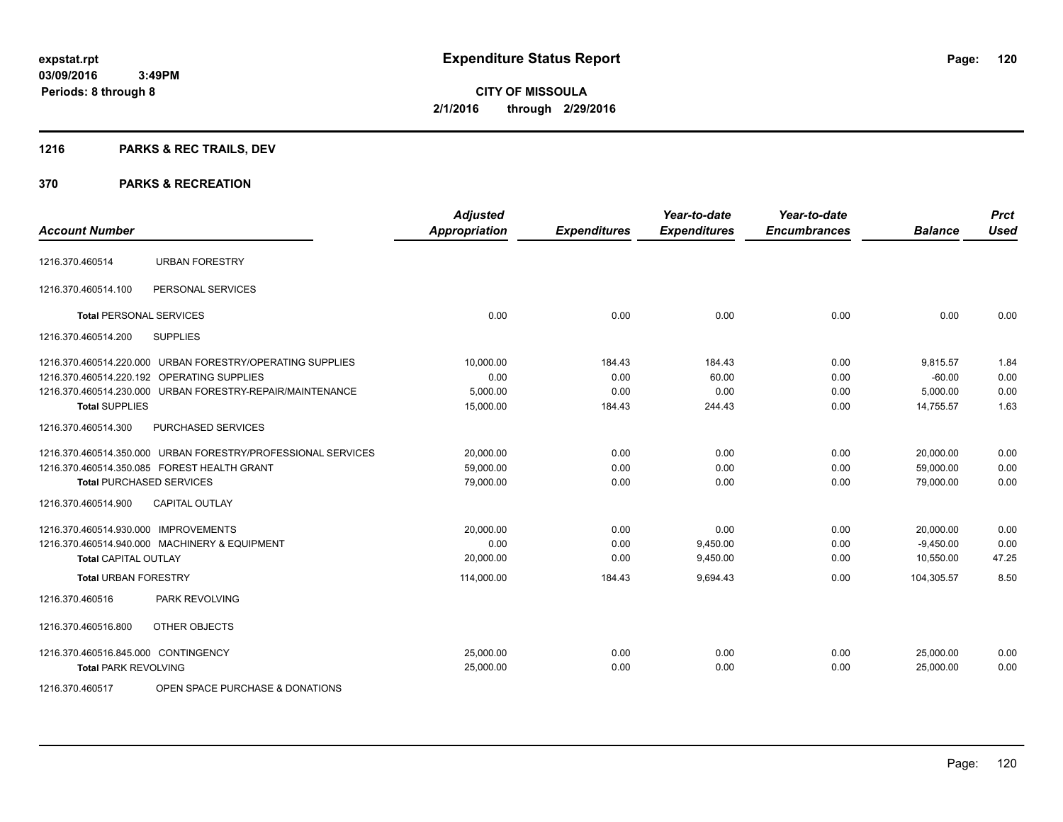**expstat.rpt**
**03/09/2016 3:49PM**
**Periods: 8 through 8**

# Expenditure Status Report

**CITY OF MISSOULA**
**2/1/2016 through 2/29/2016**

## 1216 PARKS & REC TRAILS, DEV

## 370 PARKS & RECREATION

| Account Number | | Adjusted Appropriation | Expenditures | Year-to-date Expenditures | Year-to-date Encumbrances | Balance | Prct Used |
|---|---|---|---|---|---|---|---|
| 1216.370.460514 | URBAN FORESTRY | | | | | | |
| 1216.370.460514.100 | PERSONAL SERVICES | | | | | | |
| **Total** PERSONAL SERVICES | | 0.00 | 0.00 | 0.00 | 0.00 | 0.00 | 0.00 |
| 1216.370.460514.200 | SUPPLIES | | | | | | |
| 1216.370.460514.220.000 | URBAN FORESTRY/OPERATING SUPPLIES | 10,000.00 | 184.43 | 184.43 | 0.00 | 9,815.57 | 1.84 |
| 1216.370.460514.220.192 | OPERATING SUPPLIES | 0.00 | 0.00 | 60.00 | 0.00 | -60.00 | 0.00 |
| 1216.370.460514.230.000 | URBAN FORESTRY-REPAIR/MAINTENANCE | 5,000.00 | 0.00 | 0.00 | 0.00 | 5,000.00 | 0.00 |
| **Total** SUPPLIES | | 15,000.00 | 184.43 | 244.43 | 0.00 | 14,755.57 | 1.63 |
| 1216.370.460514.300 | PURCHASED SERVICES | | | | | | |
| 1216.370.460514.350.000 | URBAN FORESTRY/PROFESSIONAL SERVICES | 20,000.00 | 0.00 | 0.00 | 0.00 | 20,000.00 | 0.00 |
| 1216.370.460514.350.085 | FOREST HEALTH GRANT | 59,000.00 | 0.00 | 0.00 | 0.00 | 59,000.00 | 0.00 |
| **Total** PURCHASED SERVICES | | 79,000.00 | 0.00 | 0.00 | 0.00 | 79,000.00 | 0.00 |
| 1216.370.460514.900 | CAPITAL OUTLAY | | | | | | |
| 1216.370.460514.930.000 | IMPROVEMENTS | 20,000.00 | 0.00 | 0.00 | 0.00 | 20,000.00 | 0.00 |
| 1216.370.460514.940.000 | MACHINERY & EQUIPMENT | 0.00 | 0.00 | 9,450.00 | 0.00 | -9,450.00 | 0.00 |
| **Total** CAPITAL OUTLAY | | 20,000.00 | 0.00 | 9,450.00 | 0.00 | 10,550.00 | 47.25 |
| **Total** URBAN FORESTRY | | 114,000.00 | 184.43 | 9,694.43 | 0.00 | 104,305.57 | 8.50 |
| 1216.370.460516 | PARK REVOLVING | | | | | | |
| 1216.370.460516.800 | OTHER OBJECTS | | | | | | |
| 1216.370.460516.845.000 | CONTINGENCY | 25,000.00 | 0.00 | 0.00 | 0.00 | 25,000.00 | 0.00 |
| **Total** PARK REVOLVING | | 25,000.00 | 0.00 | 0.00 | 0.00 | 25,000.00 | 0.00 |
| 1216.370.460517 | OPEN SPACE PURCHASE & DONATIONS | | | | | | |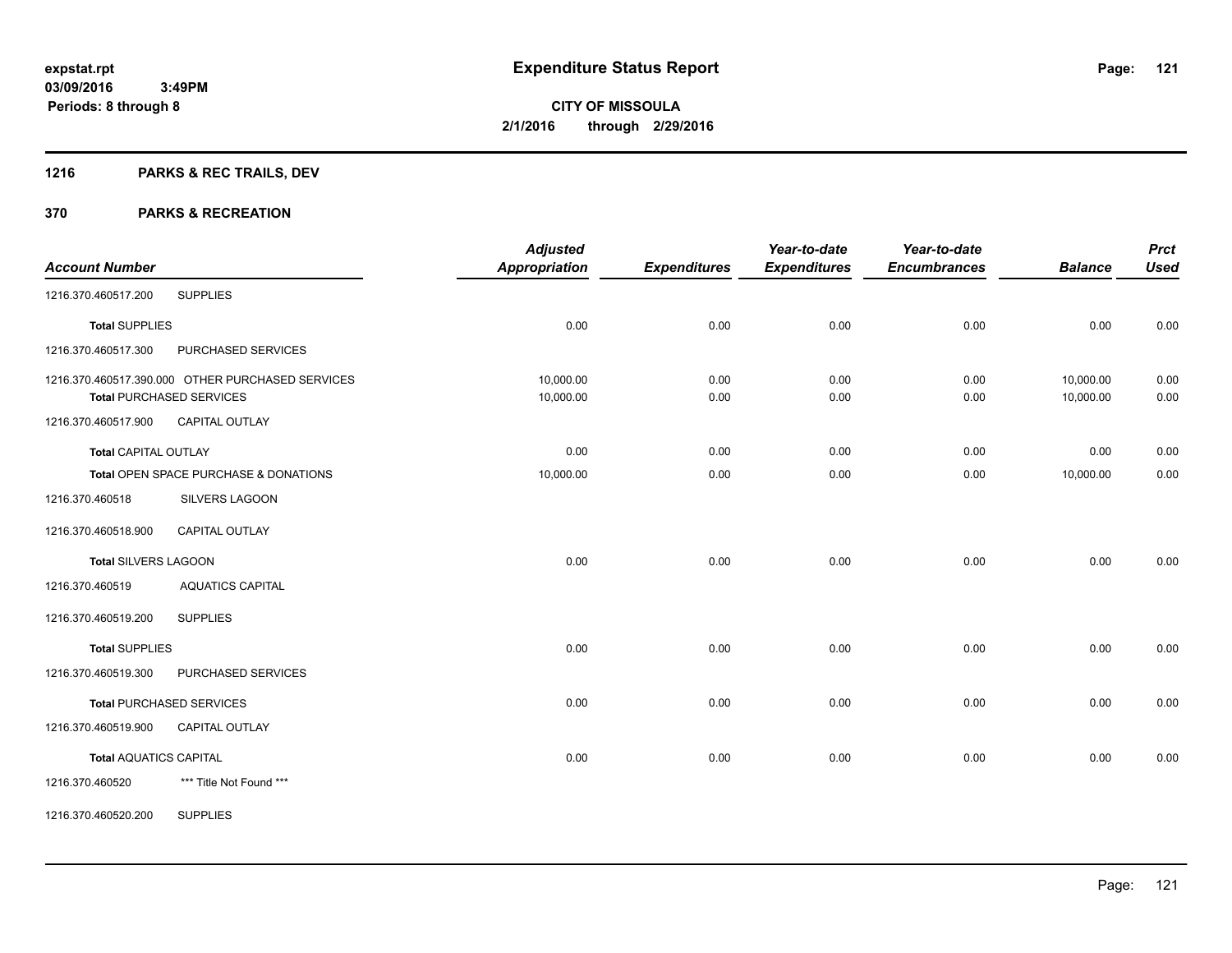**expstat.rpt**
**03/09/2016 3:49PM**
**Periods: 8 through 8**

# Expenditure Status Report

**CITY OF MISSOULA**
**2/1/2016 through 2/29/2016**

## 1216 PARKS & REC TRAILS, DEV

## 370 PARKS & RECREATION

| Account Number | | Adjusted Appropriation | Expenditures | Year-to-date Expenditures | Year-to-date Encumbrances | Balance | Prct Used |
|---|---|---|---|---|---|---|---|
| 1216.370.460517.200 | SUPPLIES | | | | | | |
| **Total** SUPPLIES | | 0.00 | 0.00 | 0.00 | 0.00 | 0.00 | 0.00 |
| 1216.370.460517.300 | PURCHASED SERVICES | | | | | | |
| 1216.370.460517.390.000 | OTHER PURCHASED SERVICES | 10,000.00 | 0.00 | 0.00 | 0.00 | 10,000.00 | 0.00 |
| **Total** PURCHASED SERVICES | | 10,000.00 | 0.00 | 0.00 | 0.00 | 10,000.00 | 0.00 |
| 1216.370.460517.900 | CAPITAL OUTLAY | | | | | | |
| **Total** CAPITAL OUTLAY | | 0.00 | 0.00 | 0.00 | 0.00 | 0.00 | 0.00 |
| **Total** OPEN SPACE PURCHASE & DONATIONS | | 10,000.00 | 0.00 | 0.00 | 0.00 | 10,000.00 | 0.00 |
| 1216.370.460518 | SILVERS LAGOON | | | | | | |
| 1216.370.460518.900 | CAPITAL OUTLAY | | | | | | |
| **Total** SILVERS LAGOON | | 0.00 | 0.00 | 0.00 | 0.00 | 0.00 | 0.00 |
| 1216.370.460519 | AQUATICS CAPITAL | | | | | | |
| 1216.370.460519.200 | SUPPLIES | | | | | | |
| **Total** SUPPLIES | | 0.00 | 0.00 | 0.00 | 0.00 | 0.00 | 0.00 |
| 1216.370.460519.300 | PURCHASED SERVICES | | | | | | |
| **Total** PURCHASED SERVICES | | 0.00 | 0.00 | 0.00 | 0.00 | 0.00 | 0.00 |
| 1216.370.460519.900 | CAPITAL OUTLAY | | | | | | |
| **Total** AQUATICS CAPITAL | | 0.00 | 0.00 | 0.00 | 0.00 | 0.00 | 0.00 |
| 1216.370.460520 | *** Title Not Found *** | | | | | | |
| 1216.370.460520.200 | SUPPLIES | | | | | | |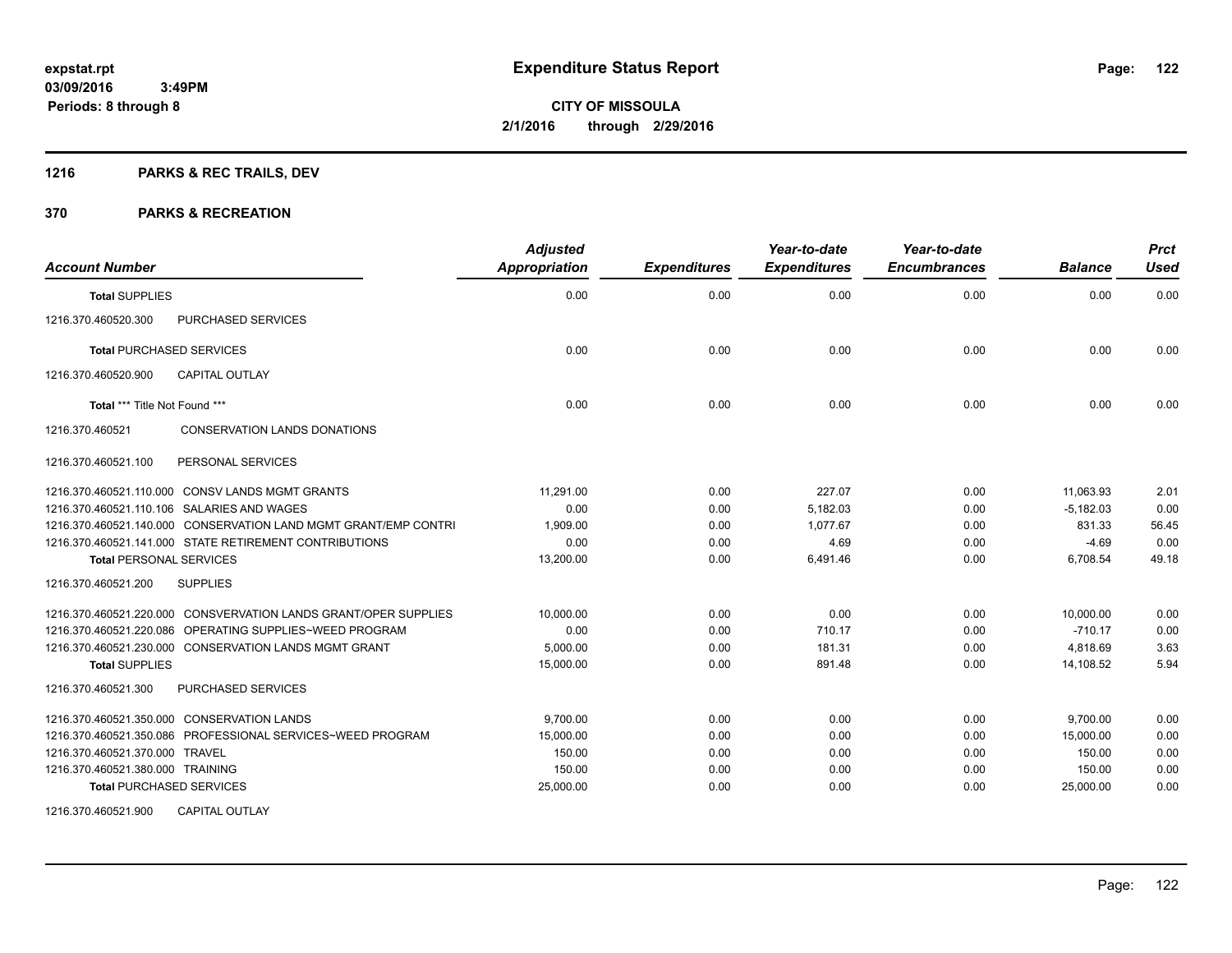# Expenditure Status Report

**CITY OF MISSOULA**

**2/1/2016 through 2/29/2016**

expstat.rpt
03/09/2016 3:49PM
Periods: 8 through 8

## 1216 PARKS & REC TRAILS, DEV

## 370 PARKS & RECREATION

| Account Number | Adjusted Appropriation | Expenditures | Year-to-date Expenditures | Year-to-date Encumbrances | Balance | Prct Used |
|---|---|---|---|---|---|---|
| **Total SUPPLIES** | 0.00 | 0.00 | 0.00 | 0.00 | 0.00 | 0.00 |
| 1216.370.460520.300 PURCHASED SERVICES | | | | | | |
| **Total PURCHASED SERVICES** | 0.00 | 0.00 | 0.00 | 0.00 | 0.00 | 0.00 |
| 1216.370.460520.900 CAPITAL OUTLAY | | | | | | |
| **Total *** Title Not Found \*\*\*** | 0.00 | 0.00 | 0.00 | 0.00 | 0.00 | 0.00 |
| 1216.370.460521 CONSERVATION LANDS DONATIONS | | | | | | |
| 1216.370.460521.100 PERSONAL SERVICES | | | | | | |
| 1216.370.460521.110.000 CONSV LANDS MGMT GRANTS | 11,291.00 | 0.00 | 227.07 | 0.00 | 11,063.93 | 2.01 |
| 1216.370.460521.110.106 SALARIES AND WAGES | 0.00 | 0.00 | 5,182.03 | 0.00 | -5,182.03 | 0.00 |
| 1216.370.460521.140.000 CONSERVATION LAND MGMT GRANT/EMP CONTRI | 1,909.00 | 0.00 | 1,077.67 | 0.00 | 831.33 | 56.45 |
| 1216.370.460521.141.000 STATE RETIREMENT CONTRIBUTIONS | 0.00 | 0.00 | 4.69 | 0.00 | -4.69 | 0.00 |
| **Total PERSONAL SERVICES** | 13,200.00 | 0.00 | 6,491.46 | 0.00 | 6,708.54 | 49.18 |
| 1216.370.460521.200 SUPPLIES | | | | | | |
| 1216.370.460521.220.000 CONSVERVATION LANDS GRANT/OPER SUPPLIES | 10,000.00 | 0.00 | 0.00 | 0.00 | 10,000.00 | 0.00 |
| 1216.370.460521.220.086 OPERATING SUPPLIES~WEED PROGRAM | 0.00 | 0.00 | 710.17 | 0.00 | -710.17 | 0.00 |
| 1216.370.460521.230.000 CONSERVATION LANDS MGMT GRANT | 5,000.00 | 0.00 | 181.31 | 0.00 | 4,818.69 | 3.63 |
| **Total SUPPLIES** | 15,000.00 | 0.00 | 891.48 | 0.00 | 14,108.52 | 5.94 |
| 1216.370.460521.300 PURCHASED SERVICES | | | | | | |
| 1216.370.460521.350.000 CONSERVATION LANDS | 9,700.00 | 0.00 | 0.00 | 0.00 | 9,700.00 | 0.00 |
| 1216.370.460521.350.086 PROFESSIONAL SERVICES~WEED PROGRAM | 15,000.00 | 0.00 | 0.00 | 0.00 | 15,000.00 | 0.00 |
| 1216.370.460521.370.000 TRAVEL | 150.00 | 0.00 | 0.00 | 0.00 | 150.00 | 0.00 |
| 1216.370.460521.380.000 TRAINING | 150.00 | 0.00 | 0.00 | 0.00 | 150.00 | 0.00 |
| **Total PURCHASED SERVICES** | 25,000.00 | 0.00 | 0.00 | 0.00 | 25,000.00 | 0.00 |
| 1216.370.460521.900 CAPITAL OUTLAY | | | | | | |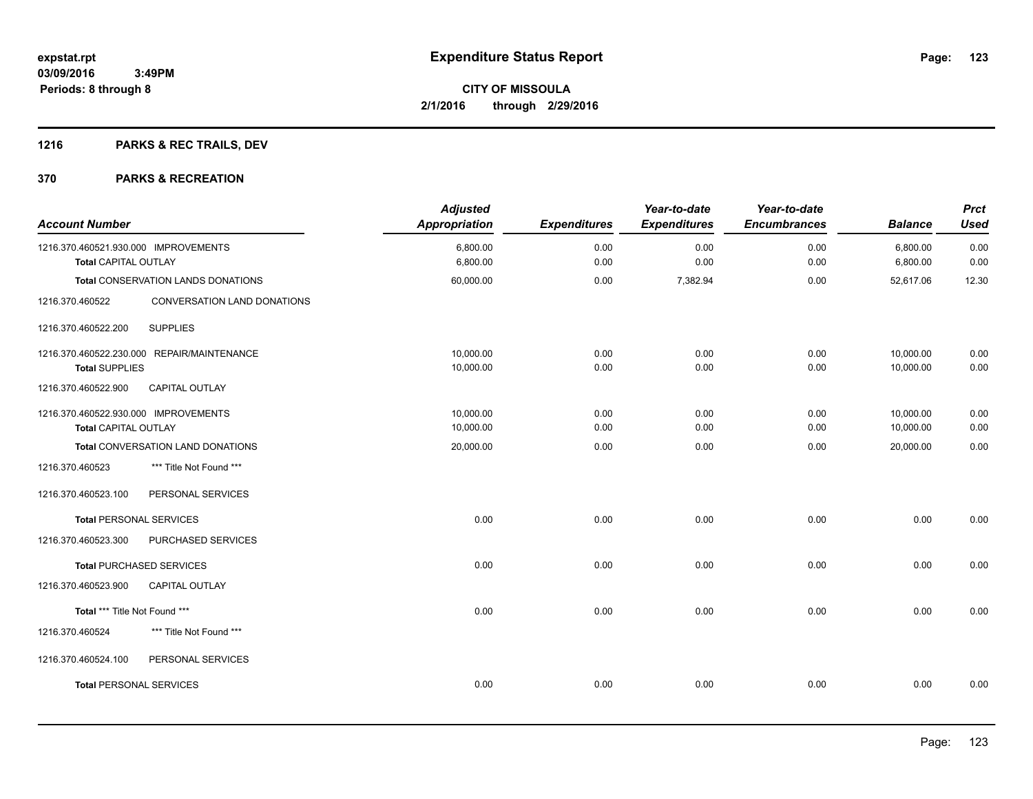expstat.rpt
03/09/2016 3:49PM
Periods: 8 through 8

# Expenditure Status Report

**CITY OF MISSOULA**
**2/1/2016 through 2/29/2016**

## 1216 PARKS & REC TRAILS, DEV

## 370 PARKS & RECREATION

| Account Number | | Adjusted Appropriation | Expenditures | Year-to-date Expenditures | Year-to-date Encumbrances | Balance | Prct Used |
|---|---|---|---|---|---|---|---|
| 1216.370.460521.930.000 | IMPROVEMENTS | 6,800.00 | 0.00 | 0.00 | 0.00 | 6,800.00 | 0.00 |
| **Total** CAPITAL OUTLAY | | 6,800.00 | 0.00 | 0.00 | 0.00 | 6,800.00 | 0.00 |
| **Total** CONSERVATION LANDS DONATIONS | | 60,000.00 | 0.00 | 7,382.94 | 0.00 | 52,617.06 | 12.30 |
| 1216.370.460522 | CONVERSATION LAND DONATIONS | | | | | | |
| 1216.370.460522.200 | SUPPLIES | | | | | | |
| 1216.370.460522.230.000 | REPAIR/MAINTENANCE | 10,000.00 | 0.00 | 0.00 | 0.00 | 10,000.00 | 0.00 |
| **Total** SUPPLIES | | 10,000.00 | 0.00 | 0.00 | 0.00 | 10,000.00 | 0.00 |
| 1216.370.460522.900 | CAPITAL OUTLAY | | | | | | |
| 1216.370.460522.930.000 | IMPROVEMENTS | 10,000.00 | 0.00 | 0.00 | 0.00 | 10,000.00 | 0.00 |
| **Total** CAPITAL OUTLAY | | 10,000.00 | 0.00 | 0.00 | 0.00 | 10,000.00 | 0.00 |
| **Total** CONVERSATION LAND DONATIONS | | 20,000.00 | 0.00 | 0.00 | 0.00 | 20,000.00 | 0.00 |
| 1216.370.460523 | *** Title Not Found *** | | | | | | |
| 1216.370.460523.100 | PERSONAL SERVICES | | | | | | |
| **Total** PERSONAL SERVICES | | 0.00 | 0.00 | 0.00 | 0.00 | 0.00 | 0.00 |
| 1216.370.460523.300 | PURCHASED SERVICES | | | | | | |
| **Total** PURCHASED SERVICES | | 0.00 | 0.00 | 0.00 | 0.00 | 0.00 | 0.00 |
| 1216.370.460523.900 | CAPITAL OUTLAY | | | | | | |
| **Total** *** Title Not Found *** | | 0.00 | 0.00 | 0.00 | 0.00 | 0.00 | 0.00 |
| 1216.370.460524 | *** Title Not Found *** | | | | | | |
| 1216.370.460524.100 | PERSONAL SERVICES | | | | | | |
| **Total** PERSONAL SERVICES | | 0.00 | 0.00 | 0.00 | 0.00 | 0.00 | 0.00 |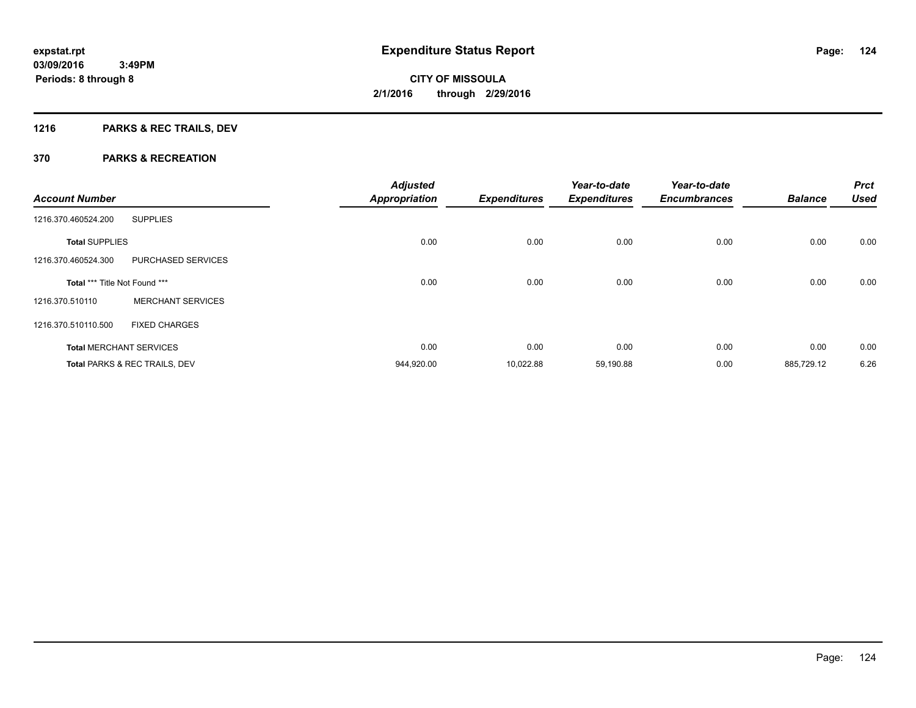**expstat.rpt**
**03/09/2016 3:49PM**
**Periods: 8 through 8**

# Expenditure Status Report

**CITY OF MISSOULA**
**2/1/2016 through 2/29/2016**

## 1216 PARKS & REC TRAILS, DEV

## 370 PARKS & RECREATION

| Account Number | | Adjusted Appropriation | Expenditures | Year-to-date Expenditures | Year-to-date Encumbrances | Balance | Prct Used |
|---|---|---|---|---|---|---|---|
| 1216.370.460524.200 | SUPPLIES | | | | | | |
| **Total** SUPPLIES | | 0.00 | 0.00 | 0.00 | 0.00 | 0.00 | 0.00 |
| 1216.370.460524.300 | PURCHASED SERVICES | | | | | | |
| **Total** *** Title Not Found *** | | 0.00 | 0.00 | 0.00 | 0.00 | 0.00 | 0.00 |
| 1216.370.510110 | MERCHANT SERVICES | | | | | | |
| 1216.370.510110.500 | FIXED CHARGES | | | | | | |
| **Total** MERCHANT SERVICES | | 0.00 | 0.00 | 0.00 | 0.00 | 0.00 | 0.00 |
| **Total** PARKS & REC TRAILS, DEV | | 944,920.00 | 10,022.88 | 59,190.88 | 0.00 | 885,729.12 | 6.26 |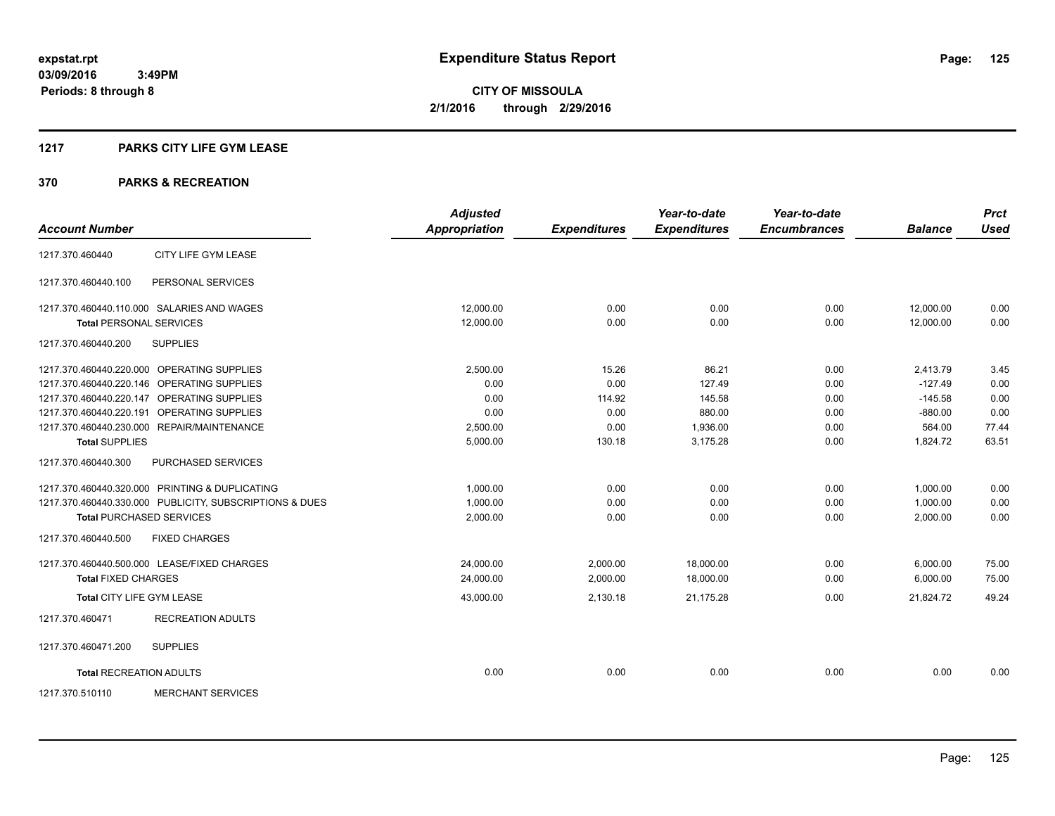# Expenditure Status Report

**CITY OF MISSOULA**
**2/1/2016 through 2/29/2016**

expstat.rpt
03/09/2016 3:49PM
Periods: 8 through 8

## 1217 PARKS CITY LIFE GYM LEASE

## 370 PARKS & RECREATION

| Account Number | | Adjusted Appropriation | Expenditures | Year-to-date Expenditures | Year-to-date Encumbrances | Balance | Prct Used |
|---|---|---|---|---|---|---|---|
| 1217.370.460440 | CITY LIFE GYM LEASE | | | | | | |
| 1217.370.460440.100 | PERSONAL SERVICES | | | | | | |
| 1217.370.460440.110.000 | SALARIES AND WAGES | 12,000.00 | 0.00 | 0.00 | 0.00 | 12,000.00 | 0.00 |
| **Total** PERSONAL SERVICES | | 12,000.00 | 0.00 | 0.00 | 0.00 | 12,000.00 | 0.00 |
| 1217.370.460440.200 | SUPPLIES | | | | | | |
| 1217.370.460440.220.000 | OPERATING SUPPLIES | 2,500.00 | 15.26 | 86.21 | 0.00 | 2,413.79 | 3.45 |
| 1217.370.460440.220.146 | OPERATING SUPPLIES | 0.00 | 0.00 | 127.49 | 0.00 | -127.49 | 0.00 |
| 1217.370.460440.220.147 | OPERATING SUPPLIES | 0.00 | 114.92 | 145.58 | 0.00 | -145.58 | 0.00 |
| 1217.370.460440.220.191 | OPERATING SUPPLIES | 0.00 | 0.00 | 880.00 | 0.00 | -880.00 | 0.00 |
| 1217.370.460440.230.000 | REPAIR/MAINTENANCE | 2,500.00 | 0.00 | 1,936.00 | 0.00 | 564.00 | 77.44 |
| **Total** SUPPLIES | | 5,000.00 | 130.18 | 3,175.28 | 0.00 | 1,824.72 | 63.51 |
| 1217.370.460440.300 | PURCHASED SERVICES | | | | | | |
| 1217.370.460440.320.000 | PRINTING & DUPLICATING | 1,000.00 | 0.00 | 0.00 | 0.00 | 1,000.00 | 0.00 |
| 1217.370.460440.330.000 | PUBLICITY, SUBSCRIPTIONS & DUES | 1,000.00 | 0.00 | 0.00 | 0.00 | 1,000.00 | 0.00 |
| **Total** PURCHASED SERVICES | | 2,000.00 | 0.00 | 0.00 | 0.00 | 2,000.00 | 0.00 |
| 1217.370.460440.500 | FIXED CHARGES | | | | | | |
| 1217.370.460440.500.000 | LEASE/FIXED CHARGES | 24,000.00 | 2,000.00 | 18,000.00 | 0.00 | 6,000.00 | 75.00 |
| **Total** FIXED CHARGES | | 24,000.00 | 2,000.00 | 18,000.00 | 0.00 | 6,000.00 | 75.00 |
| **Total** CITY LIFE GYM LEASE | | 43,000.00 | 2,130.18 | 21,175.28 | 0.00 | 21,824.72 | 49.24 |
| 1217.370.460471 | RECREATION ADULTS | | | | | | |
| 1217.370.460471.200 | SUPPLIES | | | | | | |
| **Total** RECREATION ADULTS | | 0.00 | 0.00 | 0.00 | 0.00 | 0.00 | 0.00 |
| 1217.370.510110 | MERCHANT SERVICES | | | | | | |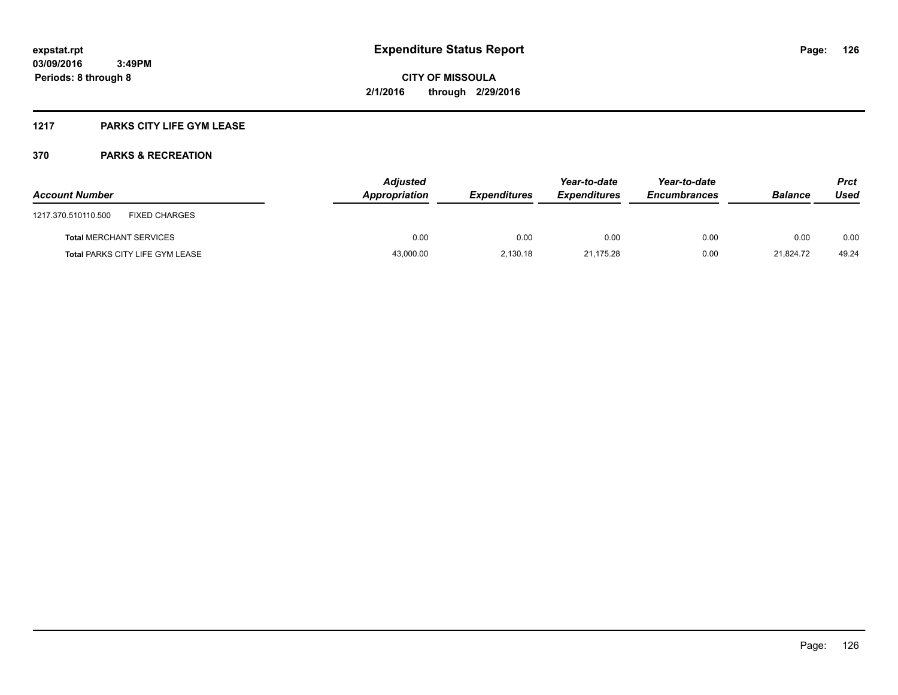**expstat.rpt**
**03/09/2016 3:49PM**
**Periods: 8 through 8**

# Expenditure Status Report

**CITY OF MISSOULA**
**2/1/2016 through 2/29/2016**

## 1217 PARKS CITY LIFE GYM LEASE

## 370 PARKS & RECREATION

| Account Number | | Adjusted Appropriation | Expenditures | Year-to-date Expenditures | Year-to-date Encumbrances | Balance | Prct Used |
|---|---|---|---|---|---|---|---|
| 1217.370.510110.500 | FIXED CHARGES | | | | | | |
| **Total** MERCHANT SERVICES | | 0.00 | 0.00 | 0.00 | 0.00 | 0.00 | 0.00 |
| **Total** PARKS CITY LIFE GYM LEASE | | 43,000.00 | 2,130.18 | 21,175.28 | 0.00 | 21,824.72 | 49.24 |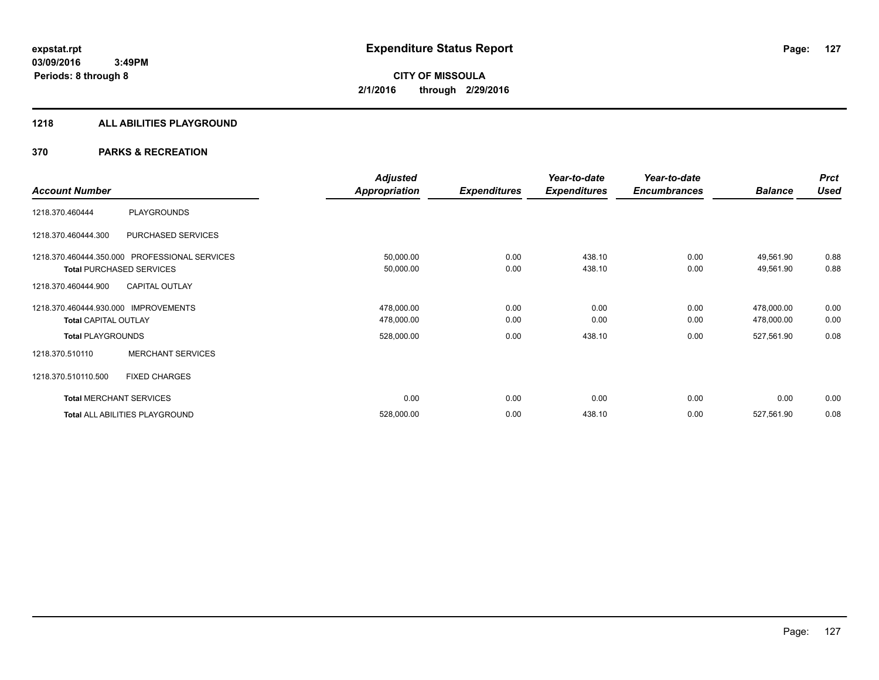**expstat.rpt**
**03/09/2016 3:49PM**
**Periods: 8 through 8**

# Expenditure Status Report

**CITY OF MISSOULA**
**2/1/2016 through 2/29/2016**

## 1218 ALL ABILITIES PLAYGROUND

## 370 PARKS & RECREATION

| Account Number | | Adjusted Appropriation | Expenditures | Year-to-date Expenditures | Year-to-date Encumbrances | Balance | Prct Used |
|---|---|---|---|---|---|---|---|
| 1218.370.460444 | PLAYGROUNDS | | | | | | |
| 1218.370.460444.300 | PURCHASED SERVICES | | | | | | |
| 1218.370.460444.350.000 | PROFESSIONAL SERVICES | 50,000.00 | 0.00 | 438.10 | 0.00 | 49,561.90 | 0.88 |
| **Total** PURCHASED SERVICES | | 50,000.00 | 0.00 | 438.10 | 0.00 | 49,561.90 | 0.88 |
| 1218.370.460444.900 | CAPITAL OUTLAY | | | | | | |
| 1218.370.460444.930.000 | IMPROVEMENTS | 478,000.00 | 0.00 | 0.00 | 0.00 | 478,000.00 | 0.00 |
| **Total** CAPITAL OUTLAY | | 478,000.00 | 0.00 | 0.00 | 0.00 | 478,000.00 | 0.00 |
| **Total** PLAYGROUNDS | | 528,000.00 | 0.00 | 438.10 | 0.00 | 527,561.90 | 0.08 |
| 1218.370.510110 | MERCHANT SERVICES | | | | | | |
| 1218.370.510110.500 | FIXED CHARGES | | | | | | |
| **Total** MERCHANT SERVICES | | 0.00 | 0.00 | 0.00 | 0.00 | 0.00 | 0.00 |
| **Total** ALL ABILITIES PLAYGROUND | | 528,000.00 | 0.00 | 438.10 | 0.00 | 527,561.90 | 0.08 |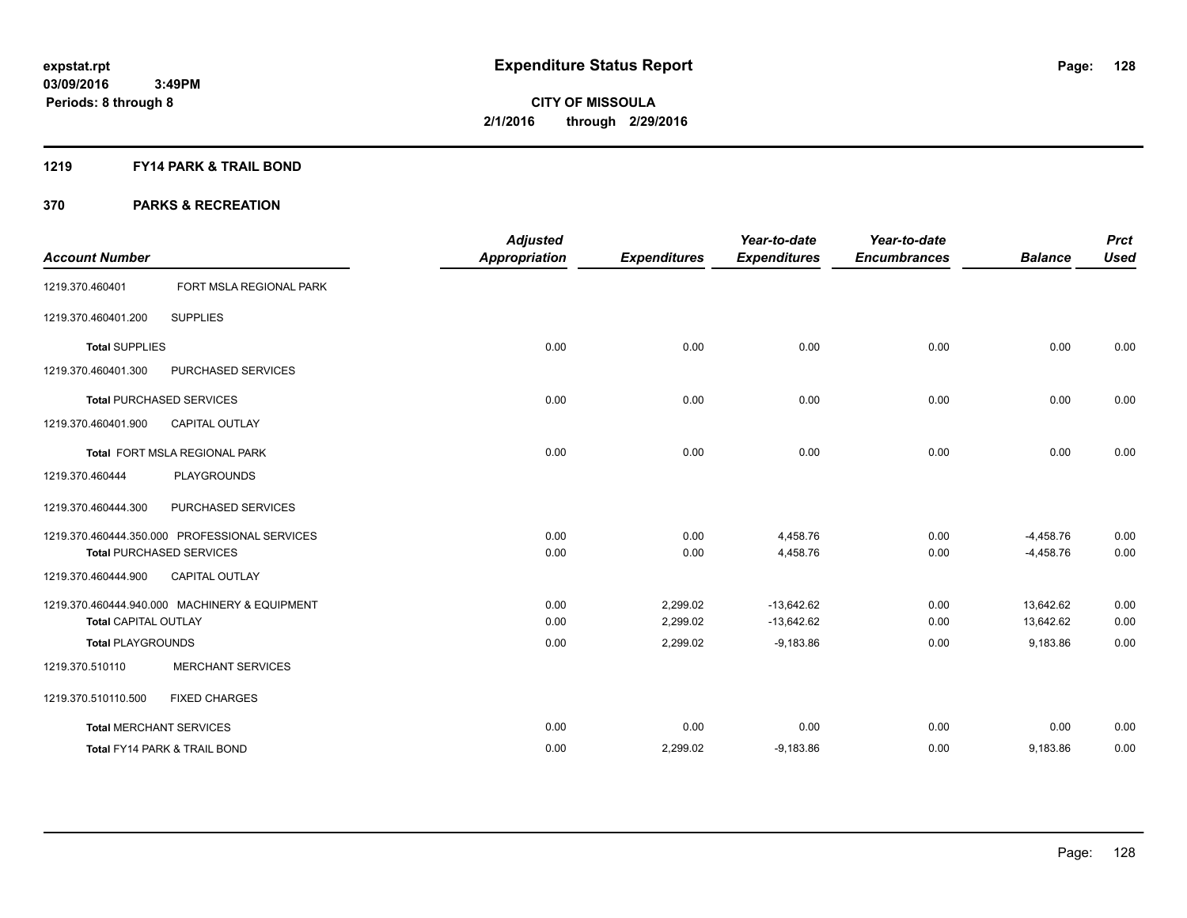expstat.rpt
03/09/2016 3:49PM
Periods: 8 through 8

# Expenditure Status Report

CITY OF MISSOULA
2/1/2016 through 2/29/2016

## 1219 FY14 PARK & TRAIL BOND

## 370 PARKS & RECREATION

| Account Number | | Adjusted Appropriation | Expenditures | Year-to-date Expenditures | Year-to-date Encumbrances | Balance | Prct Used |
|---|---|---|---|---|---|---|---|
| 1219.370.460401 | FORT MSLA REGIONAL PARK | | | | | | |
| 1219.370.460401.200 | SUPPLIES | | | | | | |
| **Total** SUPPLIES | | 0.00 | 0.00 | 0.00 | 0.00 | 0.00 | 0.00 |
| 1219.370.460401.300 | PURCHASED SERVICES | | | | | | |
| **Total** PURCHASED SERVICES | | 0.00 | 0.00 | 0.00 | 0.00 | 0.00 | 0.00 |
| 1219.370.460401.900 | CAPITAL OUTLAY | | | | | | |
| **Total** FORT MSLA REGIONAL PARK | | 0.00 | 0.00 | 0.00 | 0.00 | 0.00 | 0.00 |
| 1219.370.460444 | PLAYGROUNDS | | | | | | |
| 1219.370.460444.300 | PURCHASED SERVICES | | | | | | |
| 1219.370.460444.350.000 | PROFESSIONAL SERVICES | 0.00 | 0.00 | 4,458.76 | 0.00 | -4,458.76 | 0.00 |
| **Total** PURCHASED SERVICES | | 0.00 | 0.00 | 4,458.76 | 0.00 | -4,458.76 | 0.00 |
| 1219.370.460444.900 | CAPITAL OUTLAY | | | | | | |
| 1219.370.460444.940.000 | MACHINERY & EQUIPMENT | 0.00 | 2,299.02 | -13,642.62 | 0.00 | 13,642.62 | 0.00 |
| **Total** CAPITAL OUTLAY | | 0.00 | 2,299.02 | -13,642.62 | 0.00 | 13,642.62 | 0.00 |
| **Total** PLAYGROUNDS | | 0.00 | 2,299.02 | -9,183.86 | 0.00 | 9,183.86 | 0.00 |
| 1219.370.510110 | MERCHANT SERVICES | | | | | | |
| 1219.370.510110.500 | FIXED CHARGES | | | | | | |
| **Total** MERCHANT SERVICES | | 0.00 | 0.00 | 0.00 | 0.00 | 0.00 | 0.00 |
| **Total** FY14 PARK & TRAIL BOND | | 0.00 | 2,299.02 | -9,183.86 | 0.00 | 9,183.86 | 0.00 |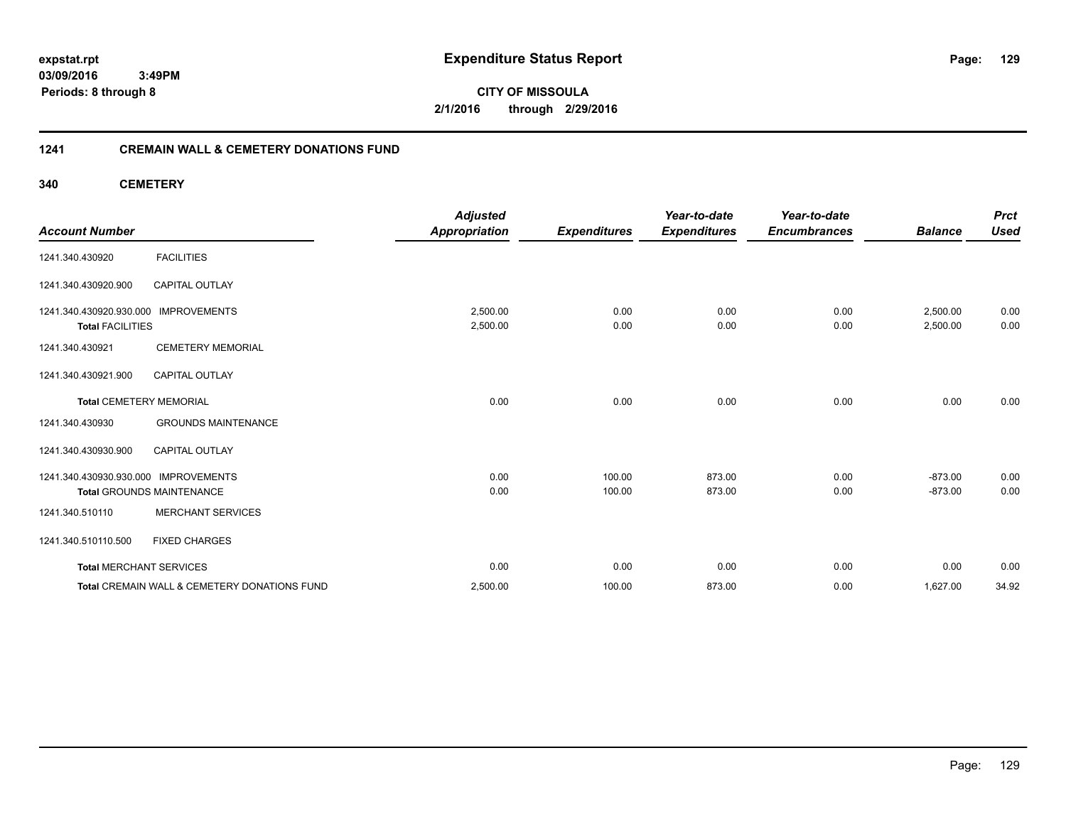expstat.rpt
03/09/2016 3:49PM
Periods: 8 through 8

# Expenditure Status Report

**CITY OF MISSOULA**
**2/1/2016 through 2/29/2016**

## 1241 CREMAIN WALL & CEMETERY DONATIONS FUND

## 340 CEMETERY

| Account Number | | Adjusted Appropriation | Expenditures | Year-to-date Expenditures | Year-to-date Encumbrances | Balance | Prct Used |
|---|---|---|---|---|---|---|---|
| 1241.340.430920 | FACILITIES | | | | | | |
| 1241.340.430920.900 | CAPITAL OUTLAY | | | | | | |
| 1241.340.430920.930.000 | IMPROVEMENTS | 2,500.00 | 0.00 | 0.00 | 0.00 | 2,500.00 | 0.00 |
| **Total** FACILITIES | | 2,500.00 | 0.00 | 0.00 | 0.00 | 2,500.00 | 0.00 |
| 1241.340.430921 | CEMETERY MEMORIAL | | | | | | |
| 1241.340.430921.900 | CAPITAL OUTLAY | | | | | | |
| **Total** CEMETERY MEMORIAL | | 0.00 | 0.00 | 0.00 | 0.00 | 0.00 | 0.00 |
| 1241.340.430930 | GROUNDS MAINTENANCE | | | | | | |
| 1241.340.430930.900 | CAPITAL OUTLAY | | | | | | |
| 1241.340.430930.930.000 | IMPROVEMENTS | 0.00 | 100.00 | 873.00 | 0.00 | -873.00 | 0.00 |
| **Total** GROUNDS MAINTENANCE | | 0.00 | 100.00 | 873.00 | 0.00 | -873.00 | 0.00 |
| 1241.340.510110 | MERCHANT SERVICES | | | | | | |
| 1241.340.510110.500 | FIXED CHARGES | | | | | | |
| **Total** MERCHANT SERVICES | | 0.00 | 0.00 | 0.00 | 0.00 | 0.00 | 0.00 |
| **Total** CREMAIN WALL & CEMETERY DONATIONS FUND | | 2,500.00 | 100.00 | 873.00 | 0.00 | 1,627.00 | 34.92 |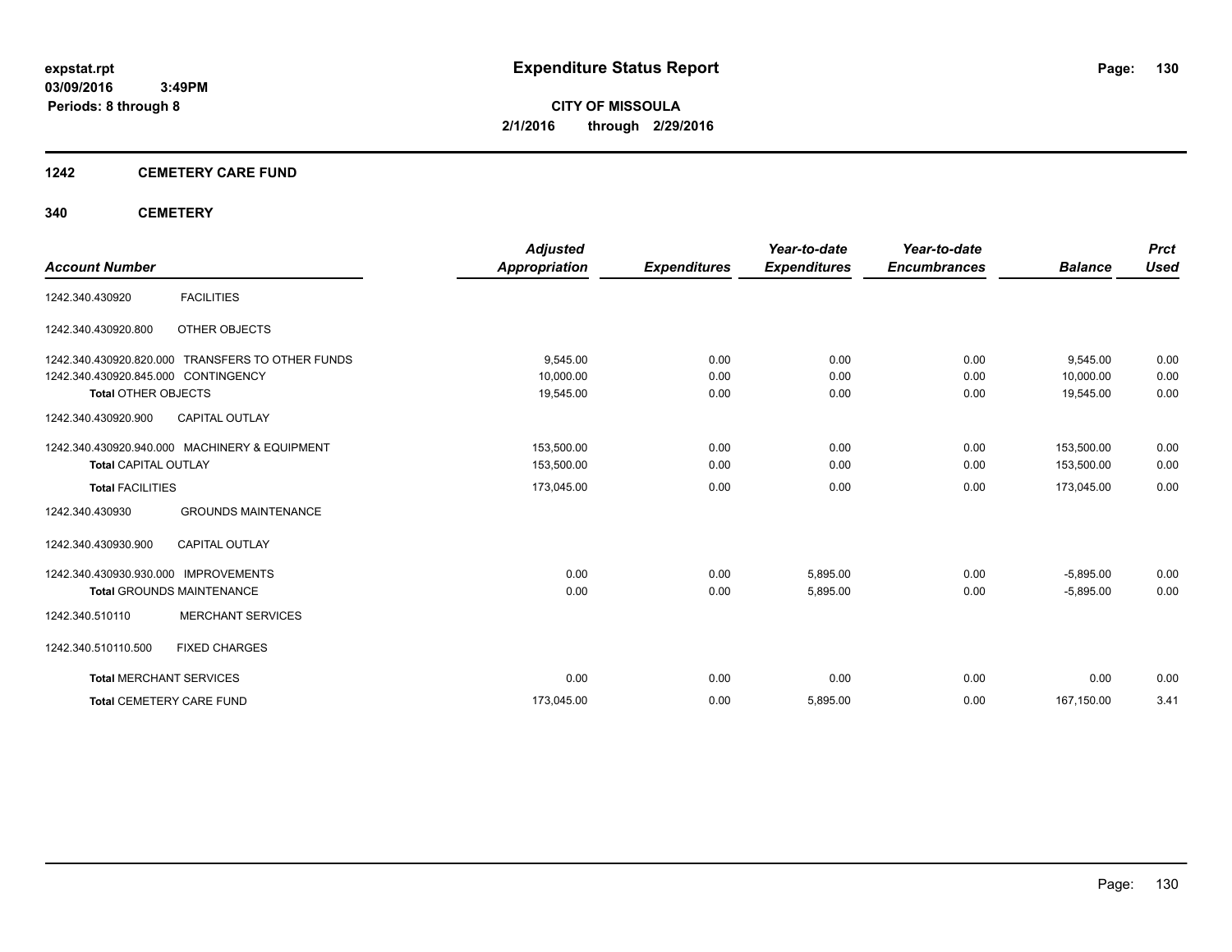**expstat.rpt**
**03/09/2016 3:49PM**
**Periods: 8 through 8**

# Expenditure Status Report

**CITY OF MISSOULA**
**2/1/2016 through 2/29/2016**

## 1242 CEMETERY CARE FUND

### 340 CEMETERY

| Account Number | | Adjusted Appropriation | Expenditures | Year-to-date Expenditures | Year-to-date Encumbrances | Balance | Prct Used |
|---|---|---|---|---|---|---|---|
| 1242.340.430920 | FACILITIES | | | | | | |
| 1242.340.430920.800 | OTHER OBJECTS | | | | | | |
| 1242.340.430920.820.000 | TRANSFERS TO OTHER FUNDS | 9,545.00 | 0.00 | 0.00 | 0.00 | 9,545.00 | 0.00 |
| 1242.340.430920.845.000 | CONTINGENCY | 10,000.00 | 0.00 | 0.00 | 0.00 | 10,000.00 | 0.00 |
| **Total** OTHER OBJECTS | | 19,545.00 | 0.00 | 0.00 | 0.00 | 19,545.00 | 0.00 |
| 1242.340.430920.900 | CAPITAL OUTLAY | | | | | | |
| 1242.340.430920.940.000 | MACHINERY & EQUIPMENT | 153,500.00 | 0.00 | 0.00 | 0.00 | 153,500.00 | 0.00 |
| **Total** CAPITAL OUTLAY | | 153,500.00 | 0.00 | 0.00 | 0.00 | 153,500.00 | 0.00 |
| **Total** FACILITIES | | 173,045.00 | 0.00 | 0.00 | 0.00 | 173,045.00 | 0.00 |
| 1242.340.430930 | GROUNDS MAINTENANCE | | | | | | |
| 1242.340.430930.900 | CAPITAL OUTLAY | | | | | | |
| 1242.340.430930.930.000 | IMPROVEMENTS | 0.00 | 0.00 | 5,895.00 | 0.00 | -5,895.00 | 0.00 |
| **Total** GROUNDS MAINTENANCE | | 0.00 | 0.00 | 5,895.00 | 0.00 | -5,895.00 | 0.00 |
| 1242.340.510110 | MERCHANT SERVICES | | | | | | |
| 1242.340.510110.500 | FIXED CHARGES | | | | | | |
| **Total** MERCHANT SERVICES | | 0.00 | 0.00 | 0.00 | 0.00 | 0.00 | 0.00 |
| **Total** CEMETERY CARE FUND | | 173,045.00 | 0.00 | 5,895.00 | 0.00 | 167,150.00 | 3.41 |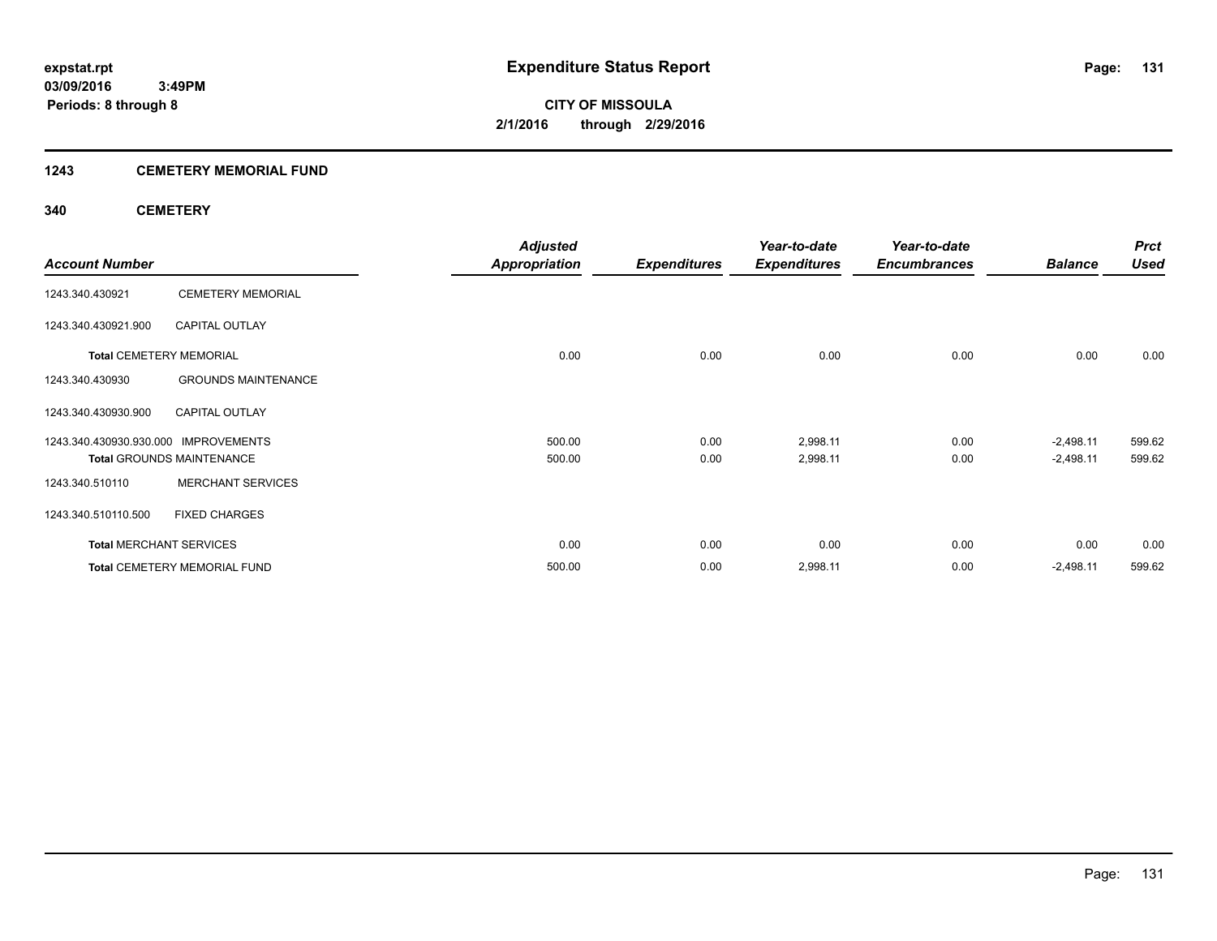# Expenditure Status Report

**expstat.rpt**
**03/09/2016 3:49PM**
**Periods: 8 through 8**

**CITY OF MISSOULA**
**2/1/2016 through 2/29/2016**

## 1243 CEMETERY MEMORIAL FUND

## 340 CEMETERY

| Account Number | | Adjusted Appropriation | Expenditures | Year-to-date Expenditures | Year-to-date Encumbrances | Balance | Prct Used |
|---|---|---|---|---|---|---|---|
| 1243.340.430921 | CEMETERY MEMORIAL | | | | | | |
| 1243.340.430921.900 | CAPITAL OUTLAY | | | | | | |
| **Total** CEMETERY MEMORIAL | | 0.00 | 0.00 | 0.00 | 0.00 | 0.00 | 0.00 |
| 1243.340.430930 | GROUNDS MAINTENANCE | | | | | | |
| 1243.340.430930.900 | CAPITAL OUTLAY | | | | | | |
| 1243.340.430930.930.000 | IMPROVEMENTS | 500.00 | 0.00 | 2,998.11 | 0.00 | -2,498.11 | 599.62 |
| **Total** GROUNDS MAINTENANCE | | 500.00 | 0.00 | 2,998.11 | 0.00 | -2,498.11 | 599.62 |
| 1243.340.510110 | MERCHANT SERVICES | | | | | | |
| 1243.340.510110.500 | FIXED CHARGES | | | | | | |
| **Total** MERCHANT SERVICES | | 0.00 | 0.00 | 0.00 | 0.00 | 0.00 | 0.00 |
| **Total** CEMETERY MEMORIAL FUND | | 500.00 | 0.00 | 2,998.11 | 0.00 | -2,498.11 | 599.62 |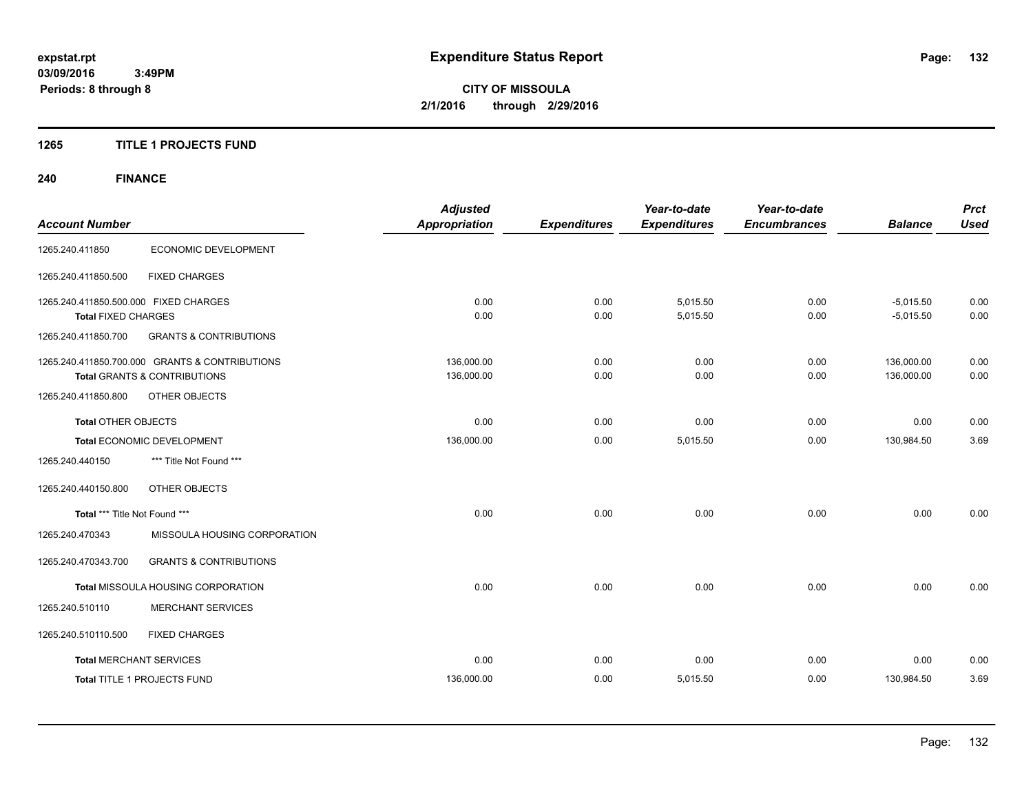**expstat.rpt**
**03/09/2016 3:49PM**
**Periods: 8 through 8**

# Expenditure Status Report

**CITY OF MISSOULA**
**2/1/2016 through 2/29/2016**

## 1265 TITLE 1 PROJECTS FUND

## 240 FINANCE

| Account Number | | Adjusted Appropriation | Expenditures | Year-to-date Expenditures | Year-to-date Encumbrances | Balance | Prct Used |
|---|---|---|---|---|---|---|---|
| 1265.240.411850 | ECONOMIC DEVELOPMENT | | | | | | |
| 1265.240.411850.500 | FIXED CHARGES | | | | | | |
| 1265.240.411850.500.000 FIXED CHARGES | | 0.00 | 0.00 | 5,015.50 | 0.00 | -5,015.50 | 0.00 |
| **Total** FIXED CHARGES | | 0.00 | 0.00 | 5,015.50 | 0.00 | -5,015.50 | 0.00 |
| 1265.240.411850.700 | GRANTS & CONTRIBUTIONS | | | | | | |
| 1265.240.411850.700.000 GRANTS & CONTRIBUTIONS | | 136,000.00 | 0.00 | 0.00 | 0.00 | 136,000.00 | 0.00 |
| **Total** GRANTS & CONTRIBUTIONS | | 136,000.00 | 0.00 | 0.00 | 0.00 | 136,000.00 | 0.00 |
| 1265.240.411850.800 | OTHER OBJECTS | | | | | | |
| **Total** OTHER OBJECTS | | 0.00 | 0.00 | 0.00 | 0.00 | 0.00 | 0.00 |
| **Total** ECONOMIC DEVELOPMENT | | 136,000.00 | 0.00 | 5,015.50 | 0.00 | 130,984.50 | 3.69 |
| 1265.240.440150 | *** Title Not Found *** | | | | | | |
| 1265.240.440150.800 | OTHER OBJECTS | | | | | | |
| **Total** *** Title Not Found *** | | 0.00 | 0.00 | 0.00 | 0.00 | 0.00 | 0.00 |
| 1265.240.470343 | MISSOULA HOUSING CORPORATION | | | | | | |
| 1265.240.470343.700 | GRANTS & CONTRIBUTIONS | | | | | | |
| **Total** MISSOULA HOUSING CORPORATION | | 0.00 | 0.00 | 0.00 | 0.00 | 0.00 | 0.00 |
| 1265.240.510110 | MERCHANT SERVICES | | | | | | |
| 1265.240.510110.500 | FIXED CHARGES | | | | | | |
| **Total** MERCHANT SERVICES | | 0.00 | 0.00 | 0.00 | 0.00 | 0.00 | 0.00 |
| **Total** TITLE 1 PROJECTS FUND | | 136,000.00 | 0.00 | 5,015.50 | 0.00 | 130,984.50 | 3.69 |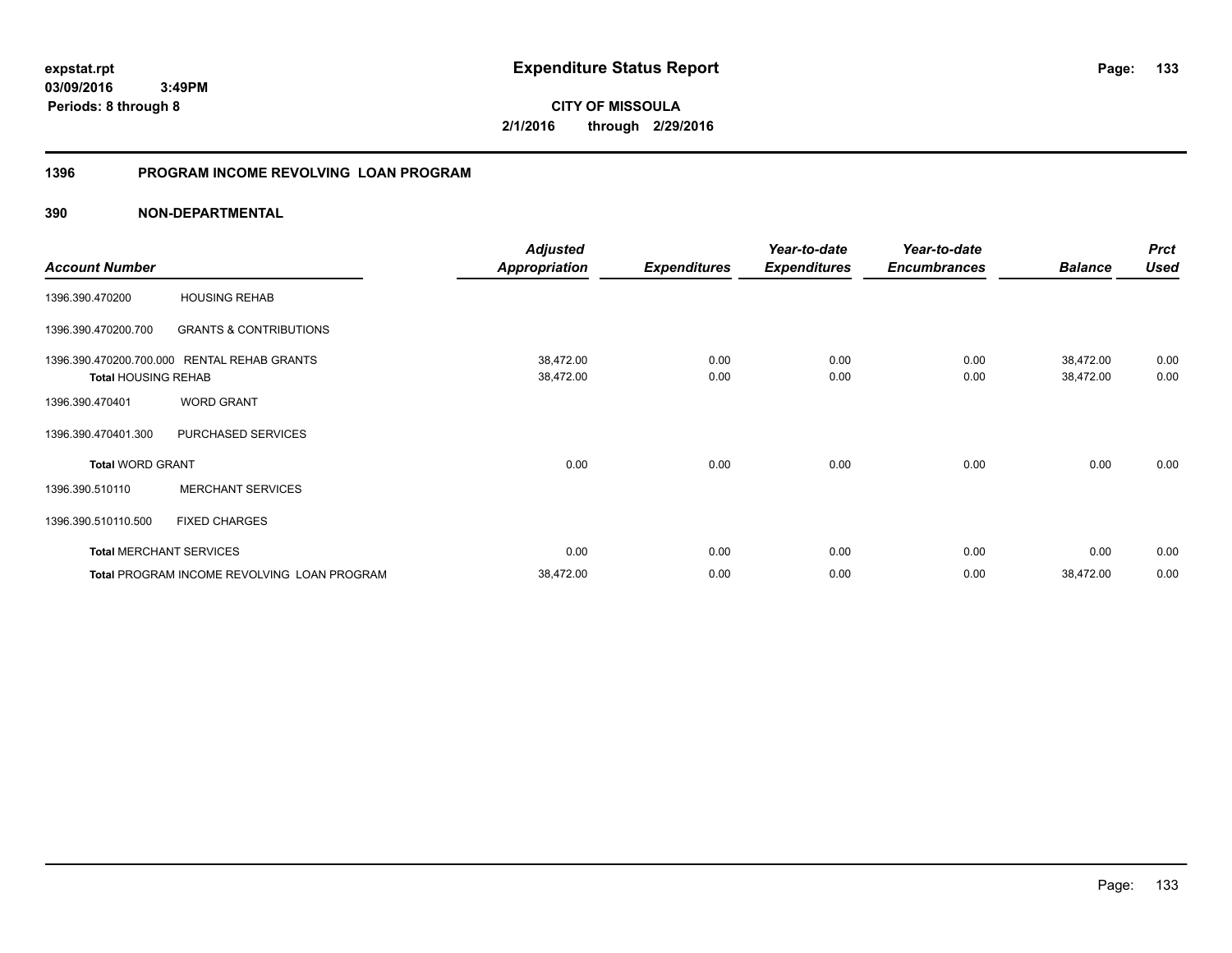expstat.rpt
03/09/2016 3:49PM
Periods: 8 through 8

# Expenditure Status Report

**CITY OF MISSOULA**
**2/1/2016 through 2/29/2016**

## 1396 PROGRAM INCOME REVOLVING LOAN PROGRAM

### 390 NON-DEPARTMENTAL

| Account Number | | Adjusted Appropriation | Expenditures | Year-to-date Expenditures | Year-to-date Encumbrances | Balance | Prct Used |
|---|---|---|---|---|---|---|---|
| 1396.390.470200 | HOUSING REHAB | | | | | | |
| 1396.390.470200.700 | GRANTS & CONTRIBUTIONS | | | | | | |
| 1396.390.470200.700.000 | RENTAL REHAB GRANTS | 38,472.00 | 0.00 | 0.00 | 0.00 | 38,472.00 | 0.00 |
| **Total** HOUSING REHAB | | 38,472.00 | 0.00 | 0.00 | 0.00 | 38,472.00 | 0.00 |
| 1396.390.470401 | WORD GRANT | | | | | | |
| 1396.390.470401.300 | PURCHASED SERVICES | | | | | | |
| **Total** WORD GRANT | | 0.00 | 0.00 | 0.00 | 0.00 | 0.00 | 0.00 |
| 1396.390.510110 | MERCHANT SERVICES | | | | | | |
| 1396.390.510110.500 | FIXED CHARGES | | | | | | |
| **Total** MERCHANT SERVICES | | 0.00 | 0.00 | 0.00 | 0.00 | 0.00 | 0.00 |
| **Total** PROGRAM INCOME REVOLVING LOAN PROGRAM | | 38,472.00 | 0.00 | 0.00 | 0.00 | 38,472.00 | 0.00 |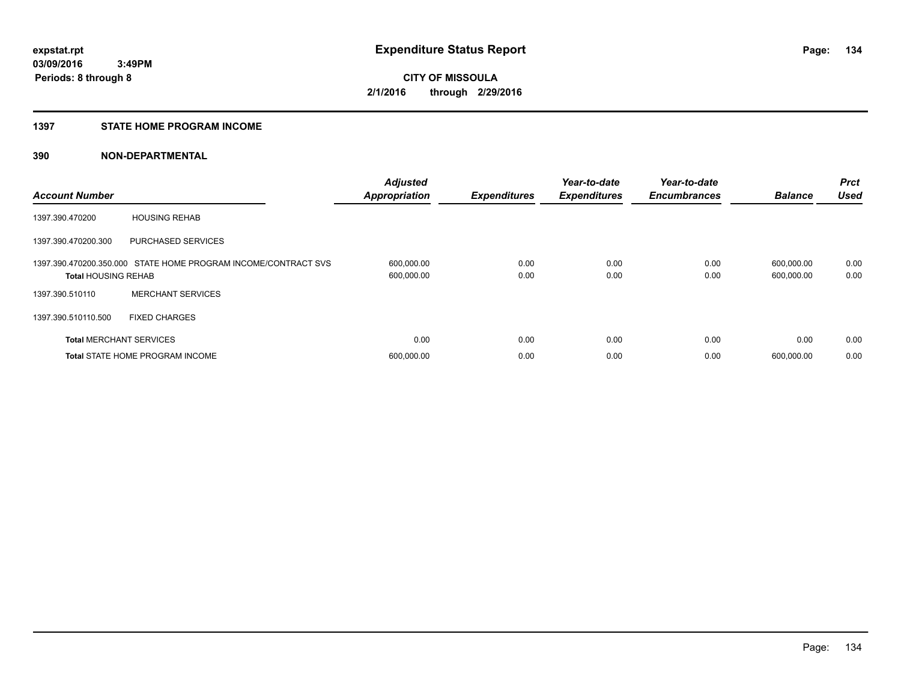**expstat.rpt**
**03/09/2016 3:49PM**
**Periods: 8 through 8**

# Expenditure Status Report

**CITY OF MISSOULA**
**2/1/2016 through 2/29/2016**

## 1397 STATE HOME PROGRAM INCOME

## 390 NON-DEPARTMENTAL

| Account Number | | Adjusted Appropriation | Expenditures | Year-to-date Expenditures | Year-to-date Encumbrances | Balance | Prct Used |
|---|---|---|---|---|---|---|---|
| 1397.390.470200 | HOUSING REHAB | | | | | | |
| 1397.390.470200.300 | PURCHASED SERVICES | | | | | | |
| 1397.390.470200.350.000 | STATE HOME PROGRAM INCOME/CONTRACT SVS | 600,000.00 | 0.00 | 0.00 | 0.00 | 600,000.00 | 0.00 |
| **Total** HOUSING REHAB | | 600,000.00 | 0.00 | 0.00 | 0.00 | 600,000.00 | 0.00 |
| 1397.390.510110 | MERCHANT SERVICES | | | | | | |
| 1397.390.510110.500 | FIXED CHARGES | | | | | | |
| **Total** MERCHANT SERVICES | | 0.00 | 0.00 | 0.00 | 0.00 | 0.00 | 0.00 |
| **Total** STATE HOME PROGRAM INCOME | | 600,000.00 | 0.00 | 0.00 | 0.00 | 600,000.00 | 0.00 |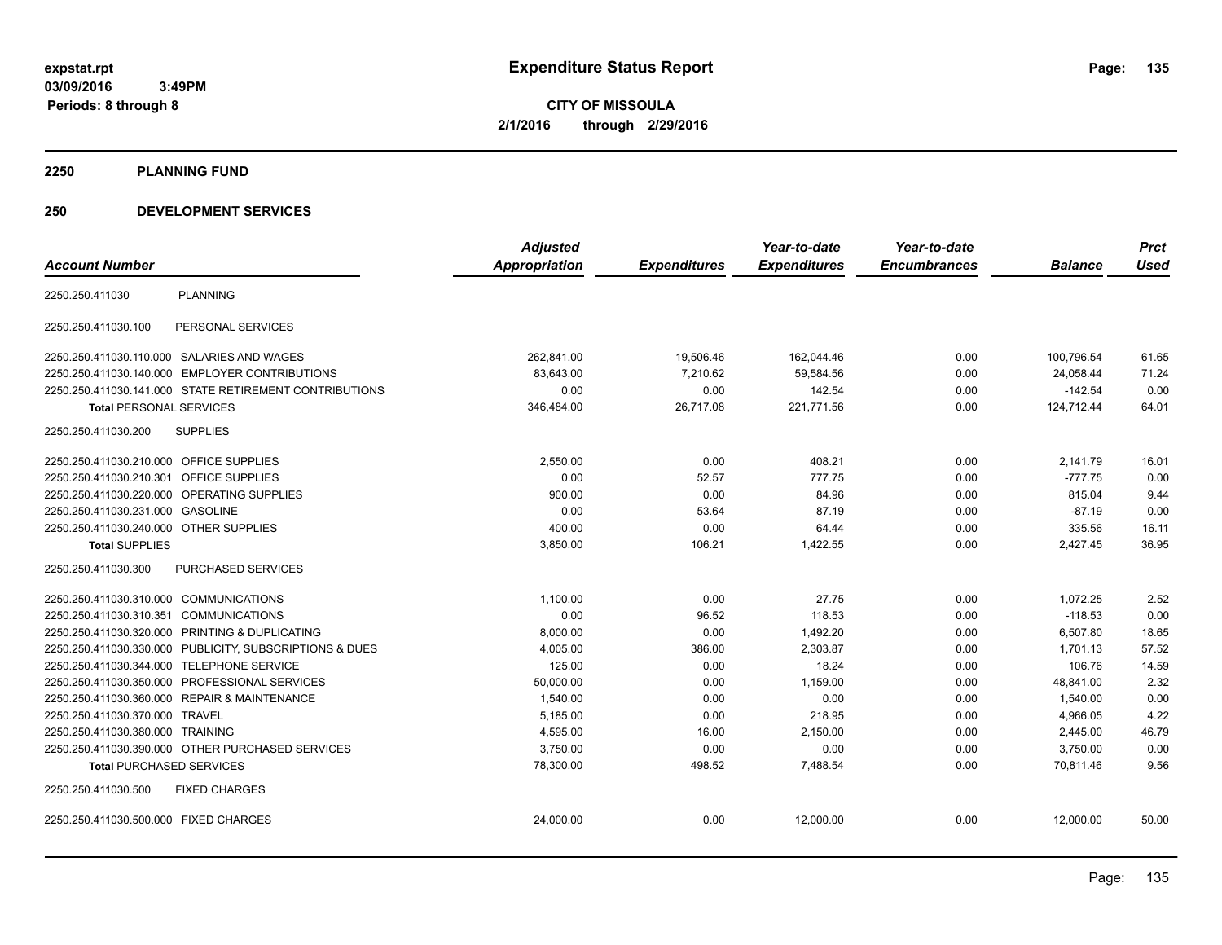**expstat.rpt**
**03/09/2016 3:49PM**
**Periods: 8 through 8**

# Expenditure Status Report

**CITY OF MISSOULA**
**2/1/2016 through 2/29/2016**

## 2250 PLANNING FUND

## 250 DEVELOPMENT SERVICES

| Account Number | | Adjusted Appropriation | Expenditures | Year-to-date Expenditures | Year-to-date Encumbrances | Balance | Prct Used |
|---|---|---|---|---|---|---|---|
| 2250.250.411030 | PLANNING | | | | | | |
| 2250.250.411030.100 | PERSONAL SERVICES | | | | | | |
| 2250.250.411030.110.000 | SALARIES AND WAGES | 262,841.00 | 19,506.46 | 162,044.46 | 0.00 | 100,796.54 | 61.65 |
| 2250.250.411030.140.000 | EMPLOYER CONTRIBUTIONS | 83,643.00 | 7,210.62 | 59,584.56 | 0.00 | 24,058.44 | 71.24 |
| 2250.250.411030.141.000 | STATE RETIREMENT CONTRIBUTIONS | 0.00 | 0.00 | 142.54 | 0.00 | -142.54 | 0.00 |
| **Total** PERSONAL SERVICES | | 346,484.00 | 26,717.08 | 221,771.56 | 0.00 | 124,712.44 | 64.01 |
| 2250.250.411030.200 | SUPPLIES | | | | | | |
| 2250.250.411030.210.000 | OFFICE SUPPLIES | 2,550.00 | 0.00 | 408.21 | 0.00 | 2,141.79 | 16.01 |
| 2250.250.411030.210.301 | OFFICE SUPPLIES | 0.00 | 52.57 | 777.75 | 0.00 | -777.75 | 0.00 |
| 2250.250.411030.220.000 | OPERATING SUPPLIES | 900.00 | 0.00 | 84.96 | 0.00 | 815.04 | 9.44 |
| 2250.250.411030.231.000 | GASOLINE | 0.00 | 53.64 | 87.19 | 0.00 | -87.19 | 0.00 |
| 2250.250.411030.240.000 | OTHER SUPPLIES | 400.00 | 0.00 | 64.44 | 0.00 | 335.56 | 16.11 |
| **Total** SUPPLIES | | 3,850.00 | 106.21 | 1,422.55 | 0.00 | 2,427.45 | 36.95 |
| 2250.250.411030.300 | PURCHASED SERVICES | | | | | | |
| 2250.250.411030.310.000 | COMMUNICATIONS | 1,100.00 | 0.00 | 27.75 | 0.00 | 1,072.25 | 2.52 |
| 2250.250.411030.310.351 | COMMUNICATIONS | 0.00 | 96.52 | 118.53 | 0.00 | -118.53 | 0.00 |
| 2250.250.411030.320.000 | PRINTING & DUPLICATING | 8,000.00 | 0.00 | 1,492.20 | 0.00 | 6,507.80 | 18.65 |
| 2250.250.411030.330.000 | PUBLICITY, SUBSCRIPTIONS & DUES | 4,005.00 | 386.00 | 2,303.87 | 0.00 | 1,701.13 | 57.52 |
| 2250.250.411030.344.000 | TELEPHONE SERVICE | 125.00 | 0.00 | 18.24 | 0.00 | 106.76 | 14.59 |
| 2250.250.411030.350.000 | PROFESSIONAL SERVICES | 50,000.00 | 0.00 | 1,159.00 | 0.00 | 48,841.00 | 2.32 |
| 2250.250.411030.360.000 | REPAIR & MAINTENANCE | 1,540.00 | 0.00 | 0.00 | 0.00 | 1,540.00 | 0.00 |
| 2250.250.411030.370.000 | TRAVEL | 5,185.00 | 0.00 | 218.95 | 0.00 | 4,966.05 | 4.22 |
| 2250.250.411030.380.000 | TRAINING | 4,595.00 | 16.00 | 2,150.00 | 0.00 | 2,445.00 | 46.79 |
| 2250.250.411030.390.000 | OTHER PURCHASED SERVICES | 3,750.00 | 0.00 | 0.00 | 0.00 | 3,750.00 | 0.00 |
| **Total** PURCHASED SERVICES | | 78,300.00 | 498.52 | 7,488.54 | 0.00 | 70,811.46 | 9.56 |
| 2250.250.411030.500 | FIXED CHARGES | | | | | | |
| 2250.250.411030.500.000 | FIXED CHARGES | 24,000.00 | 0.00 | 12,000.00 | 0.00 | 12,000.00 | 50.00 |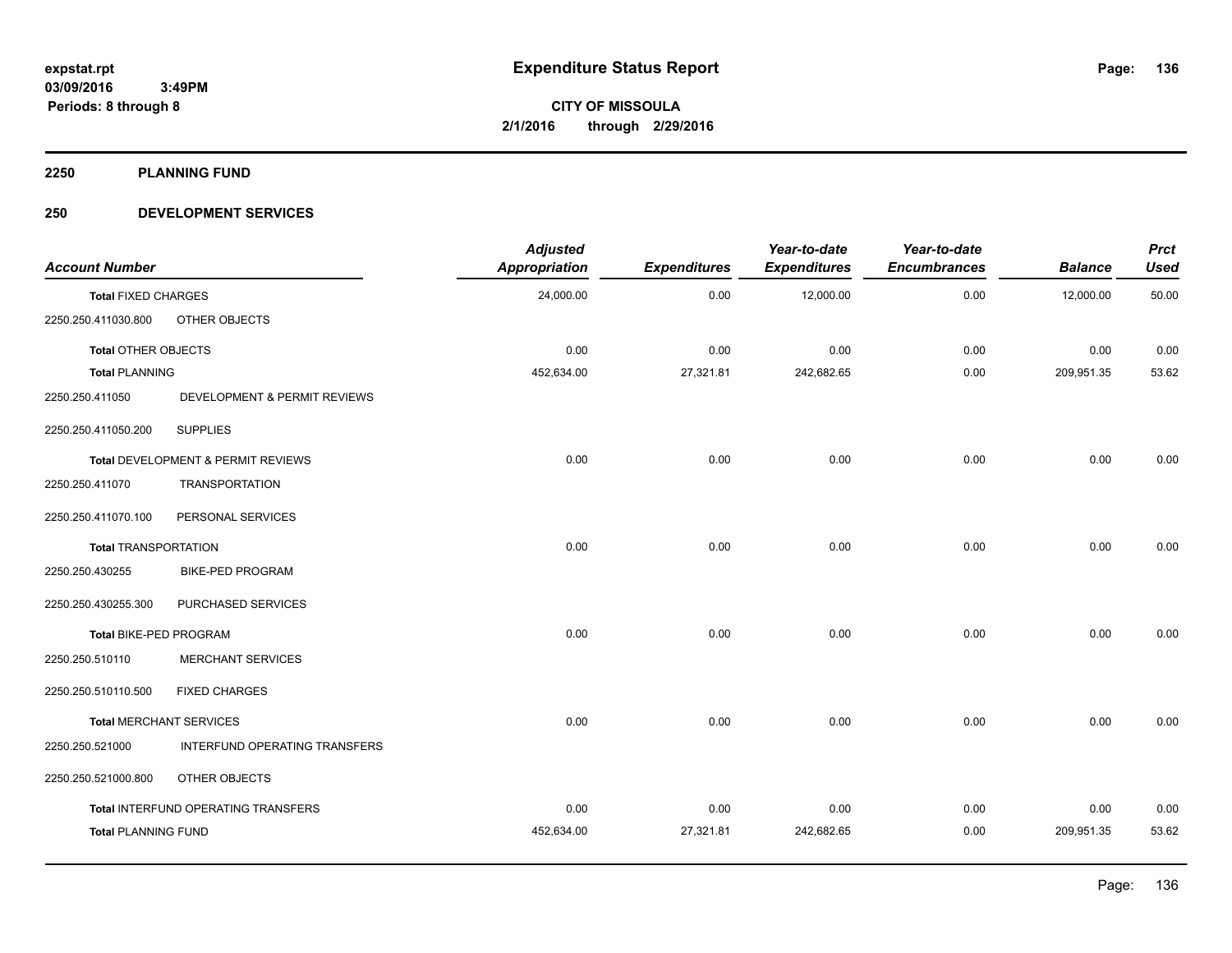# Expenditure Status Report

**CITY OF MISSOULA**
**2/1/2016 through 2/29/2016**

expstat.rpt
03/09/2016 3:49PM
Periods: 8 through 8

## 2250 PLANNING FUND

## 250 DEVELOPMENT SERVICES

| Account Number | | Adjusted Appropriation | Expenditures | Year-to-date Expenditures | Year-to-date Encumbrances | Balance | Prct Used |
|---|---|---|---|---|---|---|---|
| **Total** FIXED CHARGES | | 24,000.00 | 0.00 | 12,000.00 | 0.00 | 12,000.00 | 50.00 |
| 2250.250.411030.800 | OTHER OBJECTS | | | | | | |
| **Total** OTHER OBJECTS | | 0.00 | 0.00 | 0.00 | 0.00 | 0.00 | 0.00 |
| **Total** PLANNING | | 452,634.00 | 27,321.81 | 242,682.65 | 0.00 | 209,951.35 | 53.62 |
| 2250.250.411050 | DEVELOPMENT & PERMIT REVIEWS | | | | | | |
| 2250.250.411050.200 | SUPPLIES | | | | | | |
| **Total** DEVELOPMENT & PERMIT REVIEWS | | 0.00 | 0.00 | 0.00 | 0.00 | 0.00 | 0.00 |
| 2250.250.411070 | TRANSPORTATION | | | | | | |
| 2250.250.411070.100 | PERSONAL SERVICES | | | | | | |
| **Total** TRANSPORTATION | | 0.00 | 0.00 | 0.00 | 0.00 | 0.00 | 0.00 |
| 2250.250.430255 | BIKE-PED PROGRAM | | | | | | |
| 2250.250.430255.300 | PURCHASED SERVICES | | | | | | |
| **Total** BIKE-PED PROGRAM | | 0.00 | 0.00 | 0.00 | 0.00 | 0.00 | 0.00 |
| 2250.250.510110 | MERCHANT SERVICES | | | | | | |
| 2250.250.510110.500 | FIXED CHARGES | | | | | | |
| **Total** MERCHANT SERVICES | | 0.00 | 0.00 | 0.00 | 0.00 | 0.00 | 0.00 |
| 2250.250.521000 | INTERFUND OPERATING TRANSFERS | | | | | | |
| 2250.250.521000.800 | OTHER OBJECTS | | | | | | |
| **Total** INTERFUND OPERATING TRANSFERS | | 0.00 | 0.00 | 0.00 | 0.00 | 0.00 | 0.00 |
| **Total** PLANNING FUND | | 452,634.00 | 27,321.81 | 242,682.65 | 0.00 | 209,951.35 | 53.62 |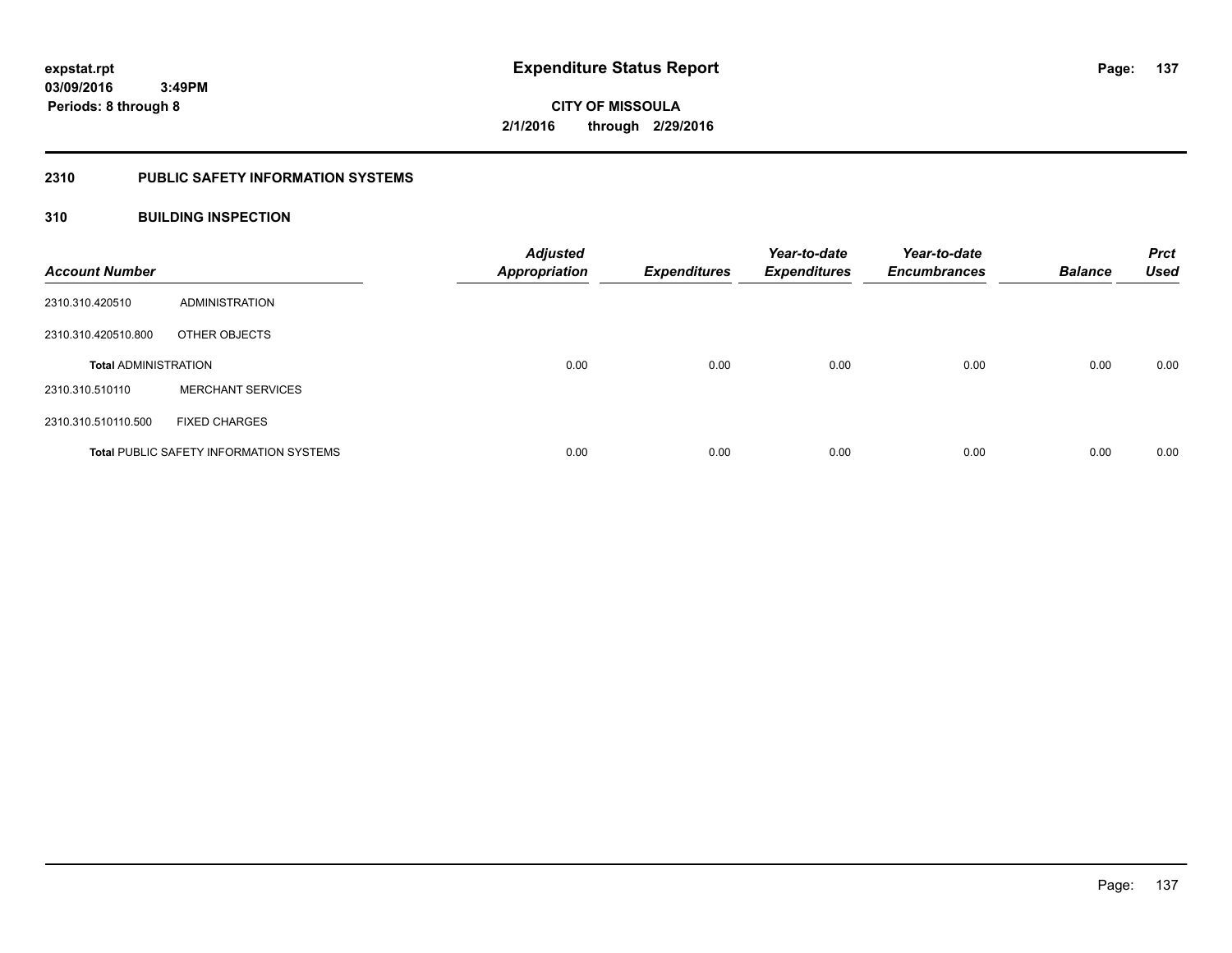# Expenditure Status Report

expstat.rpt
03/09/2016 3:49PM
Periods: 8 through 8

**CITY OF MISSOULA**
**2/1/2016 through 2/29/2016**

## 2310 PUBLIC SAFETY INFORMATION SYSTEMS

## 310 BUILDING INSPECTION

| Account Number | | Adjusted Appropriation | Expenditures | Year-to-date Expenditures | Year-to-date Encumbrances | Balance | Prct Used |
|---|---|---|---|---|---|---|---|
| 2310.310.420510 | ADMINISTRATION | | | | | | |
| 2310.310.420510.800 | OTHER OBJECTS | | | | | | |
| **Total** ADMINISTRATION | | 0.00 | 0.00 | 0.00 | 0.00 | 0.00 | 0.00 |
| 2310.310.510110 | MERCHANT SERVICES | | | | | | |
| 2310.310.510110.500 | FIXED CHARGES | | | | | | |
| **Total** PUBLIC SAFETY INFORMATION SYSTEMS | | 0.00 | 0.00 | 0.00 | 0.00 | 0.00 | 0.00 |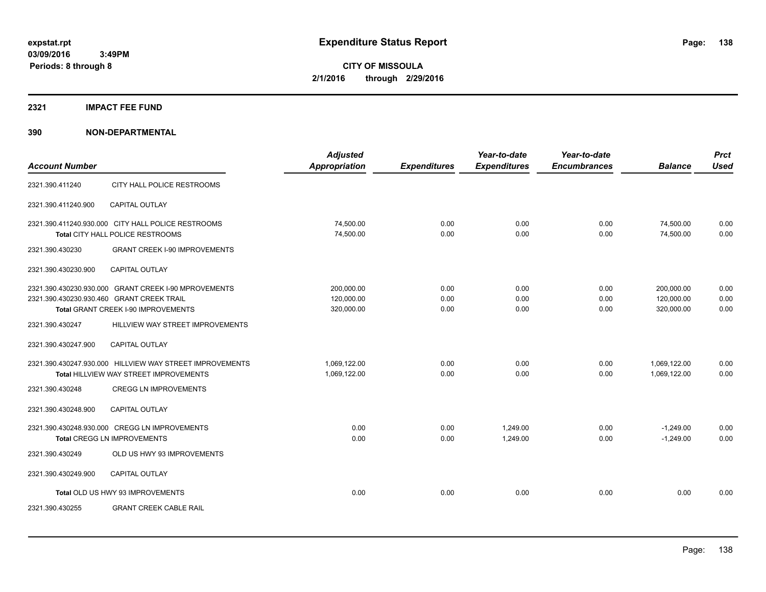expstat.rpt
03/09/2016 3:49PM
Periods: 8 through 8

# Expenditure Status Report

**CITY OF MISSOULA**
**2/1/2016 through 2/29/2016**

## 2321 IMPACT FEE FUND

## 390 NON-DEPARTMENTAL

| Account Number | | Adjusted Appropriation | Expenditures | Year-to-date Expenditures | Year-to-date Encumbrances | Balance | Prct Used |
|---|---|---|---|---|---|---|---|
| 2321.390.411240 | CITY HALL POLICE RESTROOMS | | | | | | |
| 2321.390.411240.900 | CAPITAL OUTLAY | | | | | | |
| 2321.390.411240.930.000 | CITY HALL POLICE RESTROOMS | 74,500.00 | 0.00 | 0.00 | 0.00 | 74,500.00 | 0.00 |
| | **Total** CITY HALL POLICE RESTROOMS | 74,500.00 | 0.00 | 0.00 | 0.00 | 74,500.00 | 0.00 |
| 2321.390.430230 | GRANT CREEK I-90 IMPROVEMENTS | | | | | | |
| 2321.390.430230.900 | CAPITAL OUTLAY | | | | | | |
| 2321.390.430230.930.000 | GRANT CREEK I-90 MPROVEMENTS | 200,000.00 | 0.00 | 0.00 | 0.00 | 200,000.00 | 0.00 |
| 2321.390.430230.930.460 | GRANT CREEK TRAIL | 120,000.00 | 0.00 | 0.00 | 0.00 | 120,000.00 | 0.00 |
| | **Total** GRANT CREEK I-90 IMPROVEMENTS | 320,000.00 | 0.00 | 0.00 | 0.00 | 320,000.00 | 0.00 |
| 2321.390.430247 | HILLVIEW WAY STREET IMPROVEMENTS | | | | | | |
| 2321.390.430247.900 | CAPITAL OUTLAY | | | | | | |
| 2321.390.430247.930.000 | HILLVIEW WAY STREET IMPROVEMENTS | 1,069,122.00 | 0.00 | 0.00 | 0.00 | 1,069,122.00 | 0.00 |
| | **Total** HILLVIEW WAY STREET IMPROVEMENTS | 1,069,122.00 | 0.00 | 0.00 | 0.00 | 1,069,122.00 | 0.00 |
| 2321.390.430248 | CREGG LN IMPROVEMENTS | | | | | | |
| 2321.390.430248.900 | CAPITAL OUTLAY | | | | | | |
| 2321.390.430248.930.000 | CREGG LN IMPROVEMENTS | 0.00 | 0.00 | 1,249.00 | 0.00 | -1,249.00 | 0.00 |
| | **Total** CREGG LN IMPROVEMENTS | 0.00 | 0.00 | 1,249.00 | 0.00 | -1,249.00 | 0.00 |
| 2321.390.430249 | OLD US HWY 93 IMPROVEMENTS | | | | | | |
| 2321.390.430249.900 | CAPITAL OUTLAY | | | | | | |
| | **Total** OLD US HWY 93 IMPROVEMENTS | 0.00 | 0.00 | 0.00 | 0.00 | 0.00 | 0.00 |
| 2321.390.430255 | GRANT CREEK CABLE RAIL | | | | | | |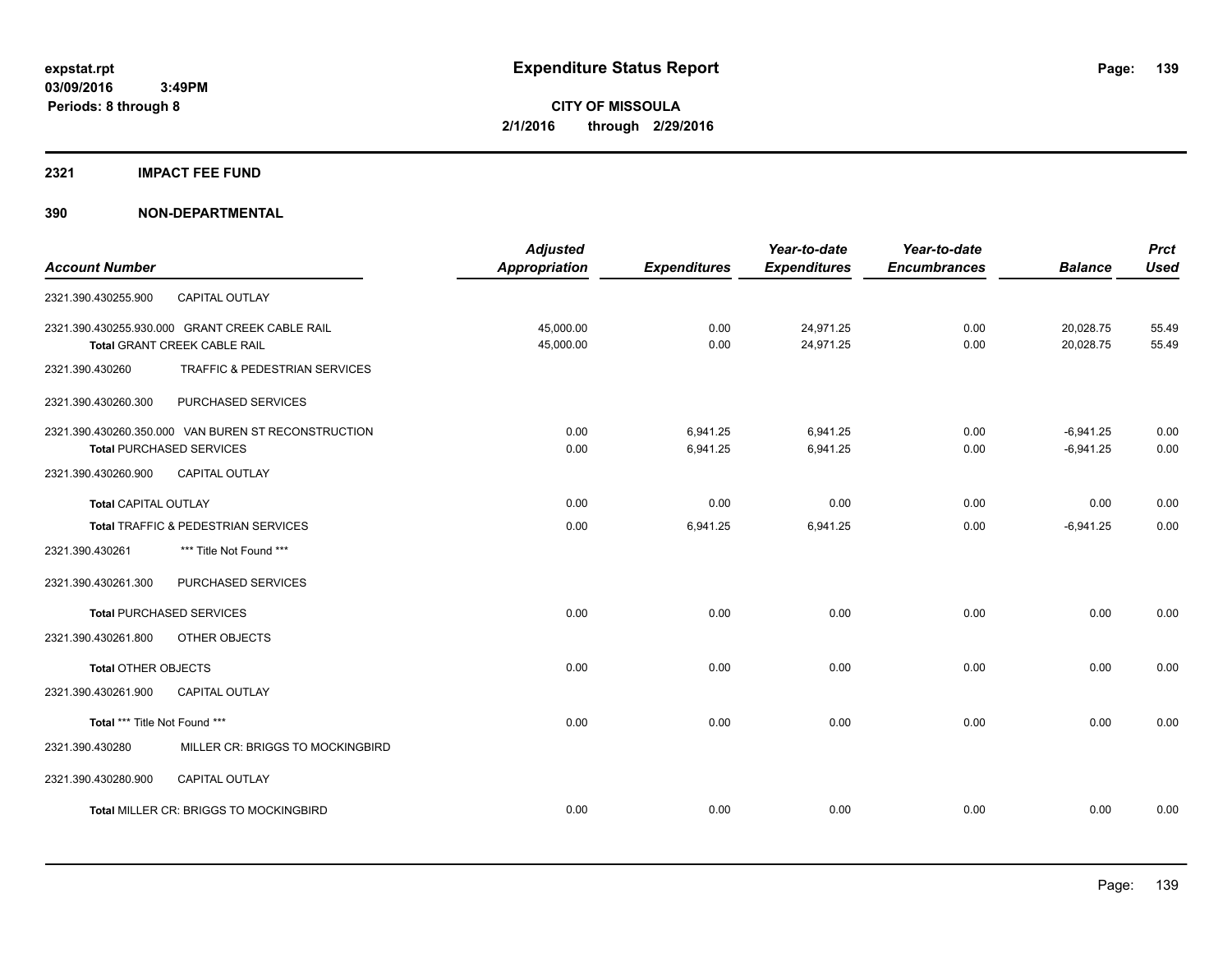**expstat.rpt**
**03/09/2016 3:49PM**
**Periods: 8 through 8**

# Expenditure Status Report

**CITY OF MISSOULA**
**2/1/2016 through 2/29/2016**

## 2321 IMPACT FEE FUND

## 390 NON-DEPARTMENTAL

| Account Number | Adjusted Appropriation | Expenditures | Year-to-date Expenditures | Year-to-date Encumbrances | Balance | Prct Used |
|---|---|---|---|---|---|---|
| 2321.390.430255.900 CAPITAL OUTLAY | | | | | | |
| 2321.390.430255.930.000 GRANT CREEK CABLE RAIL | 45,000.00 | 0.00 | 24,971.25 | 0.00 | 20,028.75 | 55.49 |
| **Total** GRANT CREEK CABLE RAIL | 45,000.00 | 0.00 | 24,971.25 | 0.00 | 20,028.75 | 55.49 |
| 2321.390.430260 TRAFFIC & PEDESTRIAN SERVICES | | | | | | |
| 2321.390.430260.300 PURCHASED SERVICES | | | | | | |
| 2321.390.430260.350.000 VAN BUREN ST RECONSTRUCTION | 0.00 | 6,941.25 | 6,941.25 | 0.00 | -6,941.25 | 0.00 |
| **Total** PURCHASED SERVICES | 0.00 | 6,941.25 | 6,941.25 | 0.00 | -6,941.25 | 0.00 |
| 2321.390.430260.900 CAPITAL OUTLAY | | | | | | |
| **Total** CAPITAL OUTLAY | 0.00 | 0.00 | 0.00 | 0.00 | 0.00 | 0.00 |
| **Total** TRAFFIC & PEDESTRIAN SERVICES | 0.00 | 6,941.25 | 6,941.25 | 0.00 | -6,941.25 | 0.00 |
| 2321.390.430261 *** Title Not Found *** | | | | | | |
| 2321.390.430261.300 PURCHASED SERVICES | | | | | | |
| **Total** PURCHASED SERVICES | 0.00 | 0.00 | 0.00 | 0.00 | 0.00 | 0.00 |
| 2321.390.430261.800 OTHER OBJECTS | | | | | | |
| **Total** OTHER OBJECTS | 0.00 | 0.00 | 0.00 | 0.00 | 0.00 | 0.00 |
| 2321.390.430261.900 CAPITAL OUTLAY | | | | | | |
| **Total** *** Title Not Found *** | 0.00 | 0.00 | 0.00 | 0.00 | 0.00 | 0.00 |
| 2321.390.430280 MILLER CR: BRIGGS TO MOCKINGBIRD | | | | | | |
| 2321.390.430280.900 CAPITAL OUTLAY | | | | | | |
| **Total** MILLER CR: BRIGGS TO MOCKINGBIRD | 0.00 | 0.00 | 0.00 | 0.00 | 0.00 | 0.00 |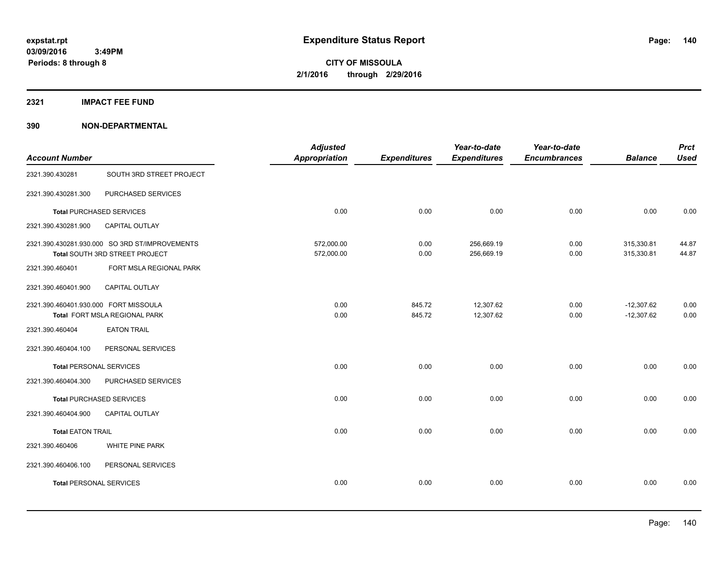# Expenditure Status Report

expstat.rpt
03/09/2016 3:49PM
Periods: 8 through 8

**CITY OF MISSOULA**
**2/1/2016 through 2/29/2016**

## 2321 IMPACT FEE FUND

## 390 NON-DEPARTMENTAL

| Account Number | | Adjusted Appropriation | Expenditures | Year-to-date Expenditures | Year-to-date Encumbrances | Balance | Prct Used |
|---|---|---|---|---|---|---|---|
| 2321.390.430281 | SOUTH 3RD STREET PROJECT | | | | | | |
| 2321.390.430281.300 | PURCHASED SERVICES | | | | | | |
| **Total** PURCHASED SERVICES | | 0.00 | 0.00 | 0.00 | 0.00 | 0.00 | 0.00 |
| 2321.390.430281.900 | CAPITAL OUTLAY | | | | | | |
| 2321.390.430281.930.000 | SO 3RD ST/IMPROVEMENTS | 572,000.00 | 0.00 | 256,669.19 | 0.00 | 315,330.81 | 44.87 |
| Total SOUTH 3RD STREET PROJECT | | 572,000.00 | 0.00 | 256,669.19 | 0.00 | 315,330.81 | 44.87 |
| 2321.390.460401 | FORT MSLA REGIONAL PARK | | | | | | |
| 2321.390.460401.900 | CAPITAL OUTLAY | | | | | | |
| 2321.390.460401.930.000 | FORT MISSOULA | 0.00 | 845.72 | 12,307.62 | 0.00 | -12,307.62 | 0.00 |
| Total FORT MSLA REGIONAL PARK | | 0.00 | 845.72 | 12,307.62 | 0.00 | -12,307.62 | 0.00 |
| 2321.390.460404 | EATON TRAIL | | | | | | |
| 2321.390.460404.100 | PERSONAL SERVICES | | | | | | |
| **Total** PERSONAL SERVICES | | 0.00 | 0.00 | 0.00 | 0.00 | 0.00 | 0.00 |
| 2321.390.460404.300 | PURCHASED SERVICES | | | | | | |
| **Total** PURCHASED SERVICES | | 0.00 | 0.00 | 0.00 | 0.00 | 0.00 | 0.00 |
| 2321.390.460404.900 | CAPITAL OUTLAY | | | | | | |
| **Total** EATON TRAIL | | 0.00 | 0.00 | 0.00 | 0.00 | 0.00 | 0.00 |
| 2321.390.460406 | WHITE PINE PARK | | | | | | |
| 2321.390.460406.100 | PERSONAL SERVICES | | | | | | |
| **Total** PERSONAL SERVICES | | 0.00 | 0.00 | 0.00 | 0.00 | 0.00 | 0.00 |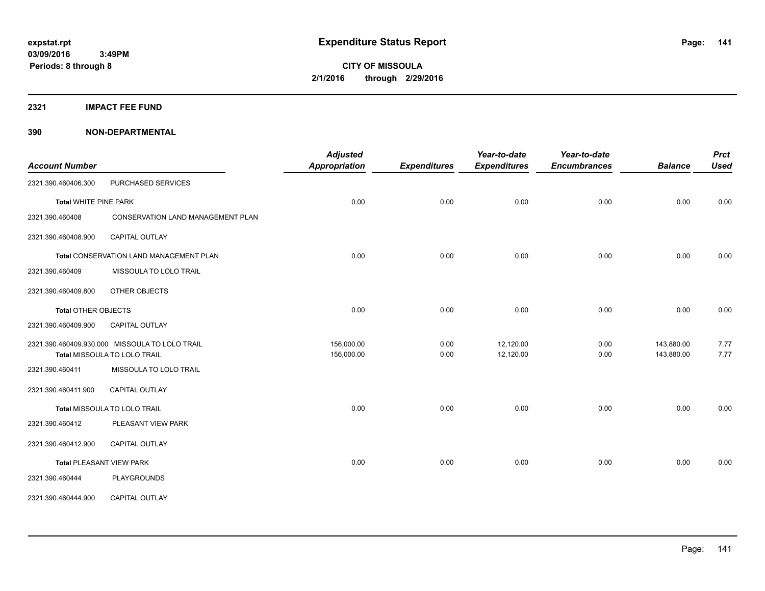# Expenditure Status Report

**CITY OF MISSOULA**
**2/1/2016 through 2/29/2016**

expstat.rpt
03/09/2016 3:49PM
Periods: 8 through 8

## 2321 IMPACT FEE FUND

## 390 NON-DEPARTMENTAL

| Account Number | | Adjusted Appropriation | Expenditures | Year-to-date Expenditures | Year-to-date Encumbrances | Balance | Prct Used |
|---|---|---|---|---|---|---|---|
| 2321.390.460406.300 | PURCHASED SERVICES | | | | | | |
| **Total** WHITE PINE PARK | | 0.00 | 0.00 | 0.00 | 0.00 | 0.00 | 0.00 |
| 2321.390.460408 | CONSERVATION LAND MANAGEMENT PLAN | | | | | | |
| 2321.390.460408.900 | CAPITAL OUTLAY | | | | | | |
| **Total** CONSERVATION LAND MANAGEMENT PLAN | | 0.00 | 0.00 | 0.00 | 0.00 | 0.00 | 0.00 |
| 2321.390.460409 | MISSOULA TO LOLO TRAIL | | | | | | |
| 2321.390.460409.800 | OTHER OBJECTS | | | | | | |
| **Total** OTHER OBJECTS | | 0.00 | 0.00 | 0.00 | 0.00 | 0.00 | 0.00 |
| 2321.390.460409.900 | CAPITAL OUTLAY | | | | | | |
| 2321.390.460409.930.000 | MISSOULA TO LOLO TRAIL | 156,000.00 | 0.00 | 12,120.00 | 0.00 | 143,880.00 | 7.77 |
| **Total** MISSOULA TO LOLO TRAIL | | 156,000.00 | 0.00 | 12,120.00 | 0.00 | 143,880.00 | 7.77 |
| 2321.390.460411 | MISSOULA TO LOLO TRAIL | | | | | | |
| 2321.390.460411.900 | CAPITAL OUTLAY | | | | | | |
| **Total** MISSOULA TO LOLO TRAIL | | 0.00 | 0.00 | 0.00 | 0.00 | 0.00 | 0.00 |
| 2321.390.460412 | PLEASANT VIEW PARK | | | | | | |
| 2321.390.460412.900 | CAPITAL OUTLAY | | | | | | |
| **Total** PLEASANT VIEW PARK | | 0.00 | 0.00 | 0.00 | 0.00 | 0.00 | 0.00 |
| 2321.390.460444 | PLAYGROUNDS | | | | | | |
| 2321.390.460444.900 | CAPITAL OUTLAY | | | | | | |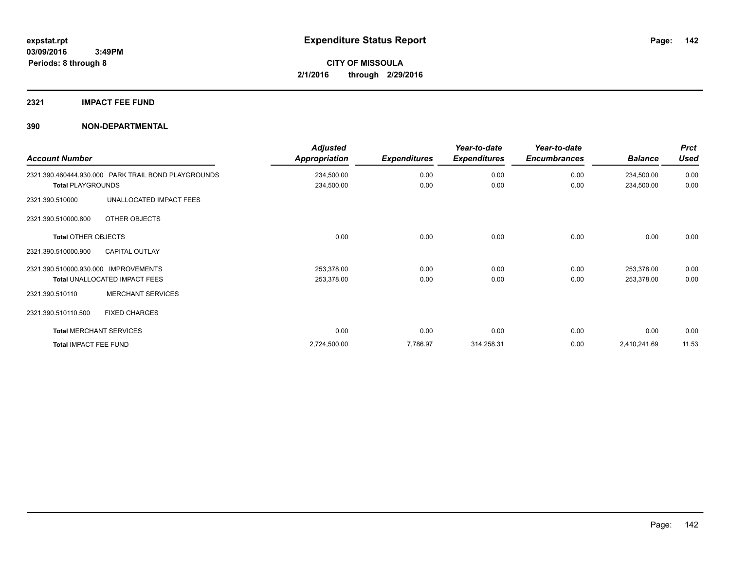# Expenditure Status Report

expstat.rpt
03/09/2016 3:49PM
Periods: 8 through 8

**CITY OF MISSOULA**
**2/1/2016 through 2/29/2016**

## 2321 IMPACT FEE FUND

## 390 NON-DEPARTMENTAL

| Account Number | Adjusted Appropriation | Expenditures | Year-to-date Expenditures | Year-to-date Encumbrances | Balance | Prct Used |
|---|---|---|---|---|---|---|
| 2321.390.460444.930.000 PARK TRAIL BOND PLAYGROUNDS | 234,500.00 | 0.00 | 0.00 | 0.00 | 234,500.00 | 0.00 |
| **Total** PLAYGROUNDS | 234,500.00 | 0.00 | 0.00 | 0.00 | 234,500.00 | 0.00 |
| 2321.390.510000 UNALLOCATED IMPACT FEES | | | | | | |
| 2321.390.510000.800 OTHER OBJECTS | | | | | | |
| **Total** OTHER OBJECTS | 0.00 | 0.00 | 0.00 | 0.00 | 0.00 | 0.00 |
| 2321.390.510000.900 CAPITAL OUTLAY | | | | | | |
| 2321.390.510000.930.000 IMPROVEMENTS | 253,378.00 | 0.00 | 0.00 | 0.00 | 253,378.00 | 0.00 |
| **Total** UNALLOCATED IMPACT FEES | 253,378.00 | 0.00 | 0.00 | 0.00 | 253,378.00 | 0.00 |
| 2321.390.510110 MERCHANT SERVICES | | | | | | |
| 2321.390.510110.500 FIXED CHARGES | | | | | | |
| **Total** MERCHANT SERVICES | 0.00 | 0.00 | 0.00 | 0.00 | 0.00 | 0.00 |
| **Total** IMPACT FEE FUND | 2,724,500.00 | 7,786.97 | 314,258.31 | 0.00 | 2,410,241.69 | 11.53 |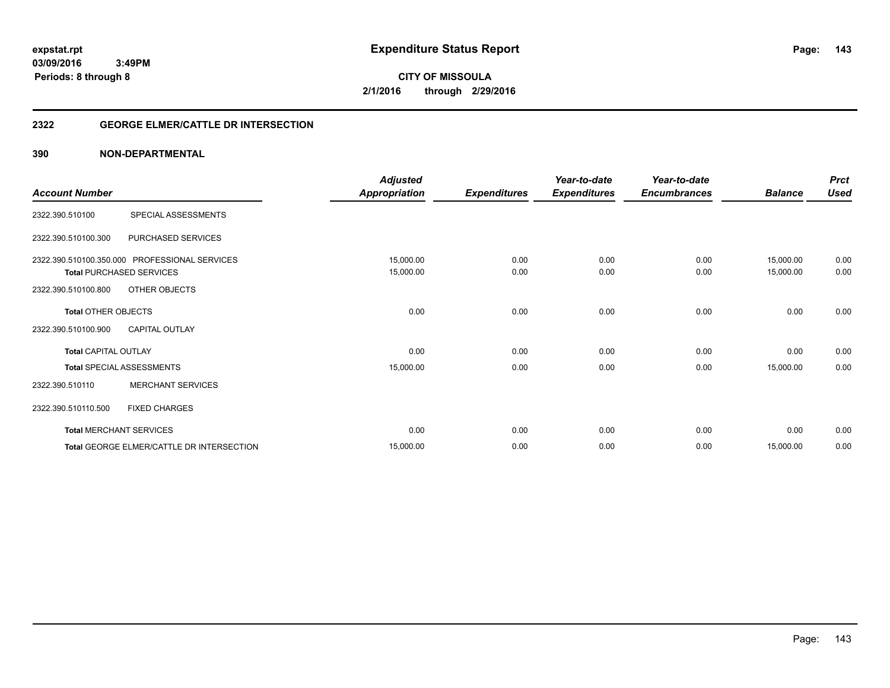**expstat.rpt**
**03/09/2016 3:49PM**
**Periods: 8 through 8**

# Expenditure Status Report

**CITY OF MISSOULA**
**2/1/2016 through 2/29/2016**

## 2322 GEORGE ELMER/CATTLE DR INTERSECTION

## 390 NON-DEPARTMENTAL

| Account Number | | Adjusted Appropriation | Expenditures | Year-to-date Expenditures | Year-to-date Encumbrances | Balance | Prct Used |
|---|---|---|---|---|---|---|---|
| 2322.390.510100 | SPECIAL ASSESSMENTS | | | | | | |
| 2322.390.510100.300 | PURCHASED SERVICES | | | | | | |
| 2322.390.510100.350.000 | PROFESSIONAL SERVICES | 15,000.00 | 0.00 | 0.00 | 0.00 | 15,000.00 | 0.00 |
| **Total** PURCHASED SERVICES | | 15,000.00 | 0.00 | 0.00 | 0.00 | 15,000.00 | 0.00 |
| 2322.390.510100.800 | OTHER OBJECTS | | | | | | |
| **Total** OTHER OBJECTS | | 0.00 | 0.00 | 0.00 | 0.00 | 0.00 | 0.00 |
| 2322.390.510100.900 | CAPITAL OUTLAY | | | | | | |
| **Total** CAPITAL OUTLAY | | 0.00 | 0.00 | 0.00 | 0.00 | 0.00 | 0.00 |
| **Total** SPECIAL ASSESSMENTS | | 15,000.00 | 0.00 | 0.00 | 0.00 | 15,000.00 | 0.00 |
| 2322.390.510110 | MERCHANT SERVICES | | | | | | |
| 2322.390.510110.500 | FIXED CHARGES | | | | | | |
| **Total** MERCHANT SERVICES | | 0.00 | 0.00 | 0.00 | 0.00 | 0.00 | 0.00 |
| **Total** GEORGE ELMER/CATTLE DR INTERSECTION | | 15,000.00 | 0.00 | 0.00 | 0.00 | 15,000.00 | 0.00 |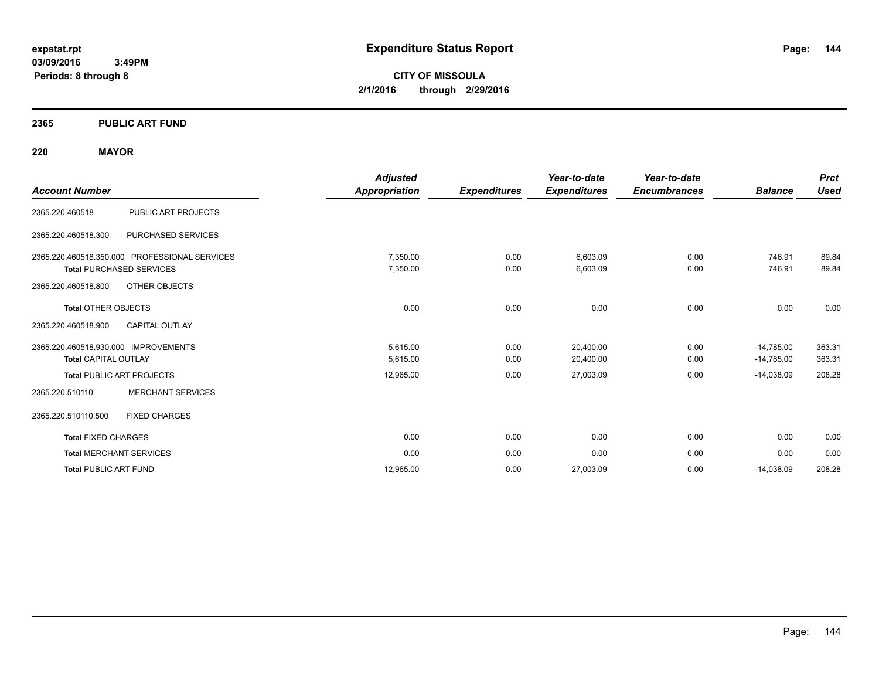**expstat.rpt**
**03/09/2016 3:49PM**
**Periods: 8 through 8**

# Expenditure Status Report

**CITY OF MISSOULA**
**2/1/2016 through 2/29/2016**

## 2365 PUBLIC ART FUND

## 220 MAYOR

| Account Number | | *Adjusted Appropriation* | *Expenditures* | *Year-to-date Expenditures* | *Year-to-date Encumbrances* | *Balance* | *Prct Used* |
|---|---|---|---|---|---|---|---|
| 2365.220.460518 | PUBLIC ART PROJECTS | | | | | | |
| 2365.220.460518.300 | PURCHASED SERVICES | | | | | | |
| 2365.220.460518.350.000 | PROFESSIONAL SERVICES | 7,350.00 | 0.00 | 6,603.09 | 0.00 | 746.91 | 89.84 |
| **Total** PURCHASED SERVICES | | 7,350.00 | 0.00 | 6,603.09 | 0.00 | 746.91 | 89.84 |
| 2365.220.460518.800 | OTHER OBJECTS | | | | | | |
| **Total** OTHER OBJECTS | | 0.00 | 0.00 | 0.00 | 0.00 | 0.00 | 0.00 |
| 2365.220.460518.900 | CAPITAL OUTLAY | | | | | | |
| 2365.220.460518.930.000 | IMPROVEMENTS | 5,615.00 | 0.00 | 20,400.00 | 0.00 | -14,785.00 | 363.31 |
| **Total** CAPITAL OUTLAY | | 5,615.00 | 0.00 | 20,400.00 | 0.00 | -14,785.00 | 363.31 |
| **Total** PUBLIC ART PROJECTS | | 12,965.00 | 0.00 | 27,003.09 | 0.00 | -14,038.09 | 208.28 |
| 2365.220.510110 | MERCHANT SERVICES | | | | | | |
| 2365.220.510110.500 | FIXED CHARGES | | | | | | |
| **Total** FIXED CHARGES | | 0.00 | 0.00 | 0.00 | 0.00 | 0.00 | 0.00 |
| **Total** MERCHANT SERVICES | | 0.00 | 0.00 | 0.00 | 0.00 | 0.00 | 0.00 |
| **Total** PUBLIC ART FUND | | 12,965.00 | 0.00 | 27,003.09 | 0.00 | -14,038.09 | 208.28 |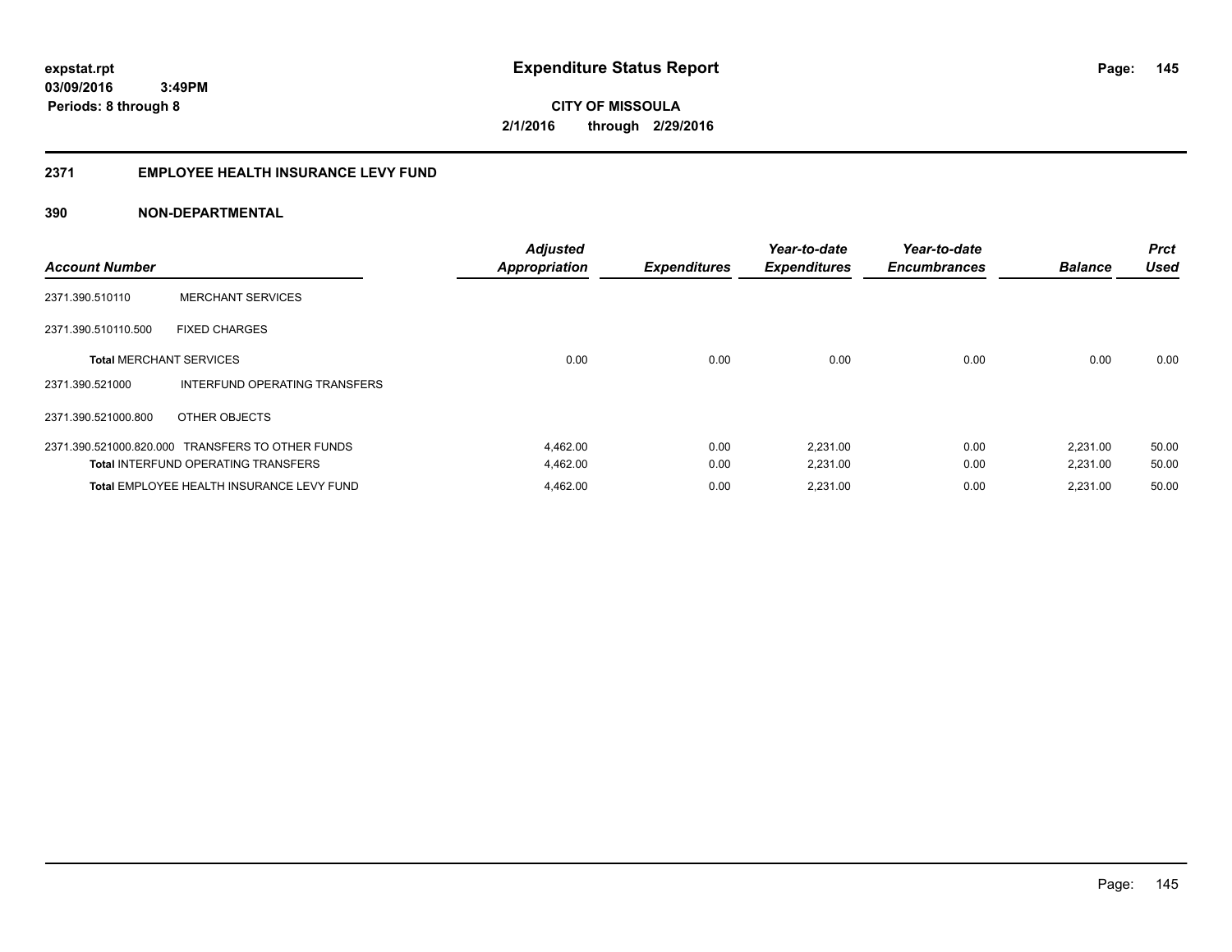**expstat.rpt**
**03/09/2016 3:49PM**
**Periods: 8 through 8**

# Expenditure Status Report

**CITY OF MISSOULA**
**2/1/2016 through 2/29/2016**

## 2371 EMPLOYEE HEALTH INSURANCE LEVY FUND

### 390 NON-DEPARTMENTAL

| Account Number | | Adjusted Appropriation | Expenditures | Year-to-date Expenditures | Year-to-date Encumbrances | Balance | Prct Used |
|---|---|---|---|---|---|---|---|
| 2371.390.510110 | MERCHANT SERVICES | | | | | | |
| 2371.390.510110.500 | FIXED CHARGES | | | | | | |
| **Total** MERCHANT SERVICES | | 0.00 | 0.00 | 0.00 | 0.00 | 0.00 | 0.00 |
| 2371.390.521000 | INTERFUND OPERATING TRANSFERS | | | | | | |
| 2371.390.521000.800 | OTHER OBJECTS | | | | | | |
| 2371.390.521000.820.000 | TRANSFERS TO OTHER FUNDS | 4,462.00 | 0.00 | 2,231.00 | 0.00 | 2,231.00 | 50.00 |
| **Total** INTERFUND OPERATING TRANSFERS | | 4,462.00 | 0.00 | 2,231.00 | 0.00 | 2,231.00 | 50.00 |
| **Total** EMPLOYEE HEALTH INSURANCE LEVY FUND | | 4,462.00 | 0.00 | 2,231.00 | 0.00 | 2,231.00 | 50.00 |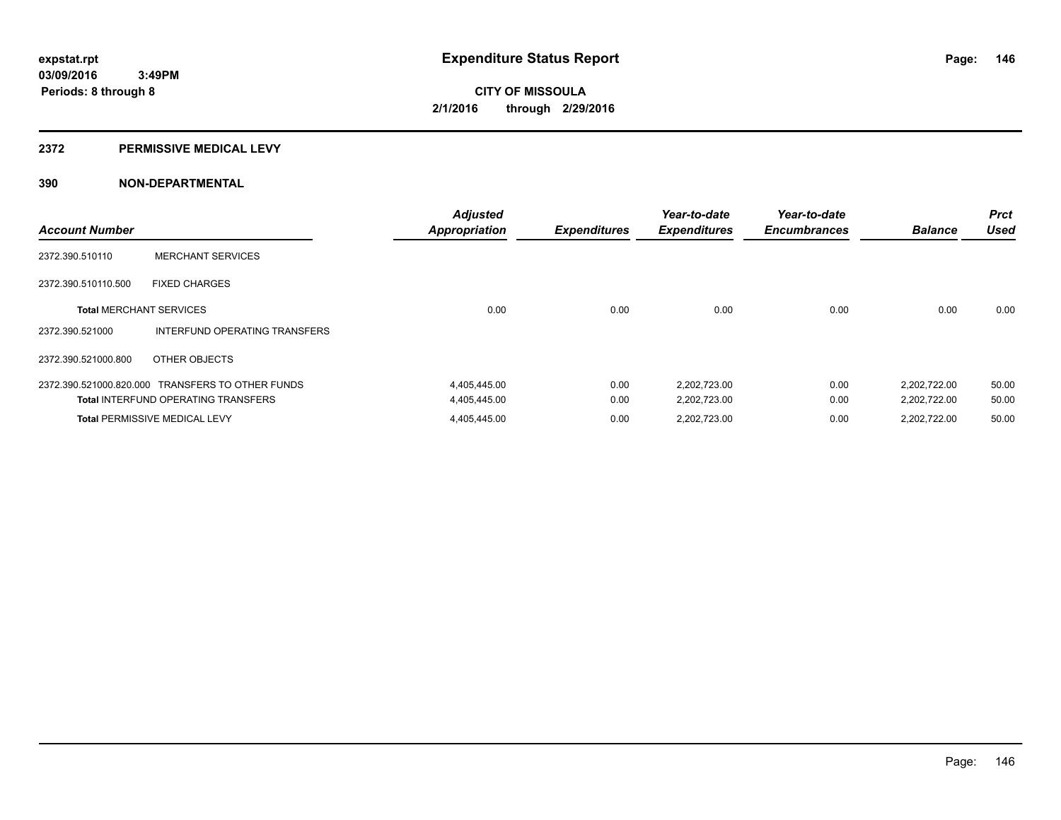**expstat.rpt**
**03/09/2016 3:49PM**
**Periods: 8 through 8**

# Expenditure Status Report

**CITY OF MISSOULA**
**2/1/2016 through 2/29/2016**

## 2372 PERMISSIVE MEDICAL LEVY

## 390 NON-DEPARTMENTAL

| Account Number | | Adjusted Appropriation | Expenditures | Year-to-date Expenditures | Year-to-date Encumbrances | Balance | Prct Used |
|---|---|---|---|---|---|---|---|
| 2372.390.510110 | MERCHANT SERVICES | | | | | | |
| 2372.390.510110.500 | FIXED CHARGES | | | | | | |
| **Total** MERCHANT SERVICES | | 0.00 | 0.00 | 0.00 | 0.00 | 0.00 | 0.00 |
| 2372.390.521000 | INTERFUND OPERATING TRANSFERS | | | | | | |
| 2372.390.521000.800 | OTHER OBJECTS | | | | | | |
| 2372.390.521000.820.000 | TRANSFERS TO OTHER FUNDS | 4,405,445.00 | 0.00 | 2,202,723.00 | 0.00 | 2,202,722.00 | 50.00 |
| **Total** INTERFUND OPERATING TRANSFERS | | 4,405,445.00 | 0.00 | 2,202,723.00 | 0.00 | 2,202,722.00 | 50.00 |
| **Total** PERMISSIVE MEDICAL LEVY | | 4,405,445.00 | 0.00 | 2,202,723.00 | 0.00 | 2,202,722.00 | 50.00 |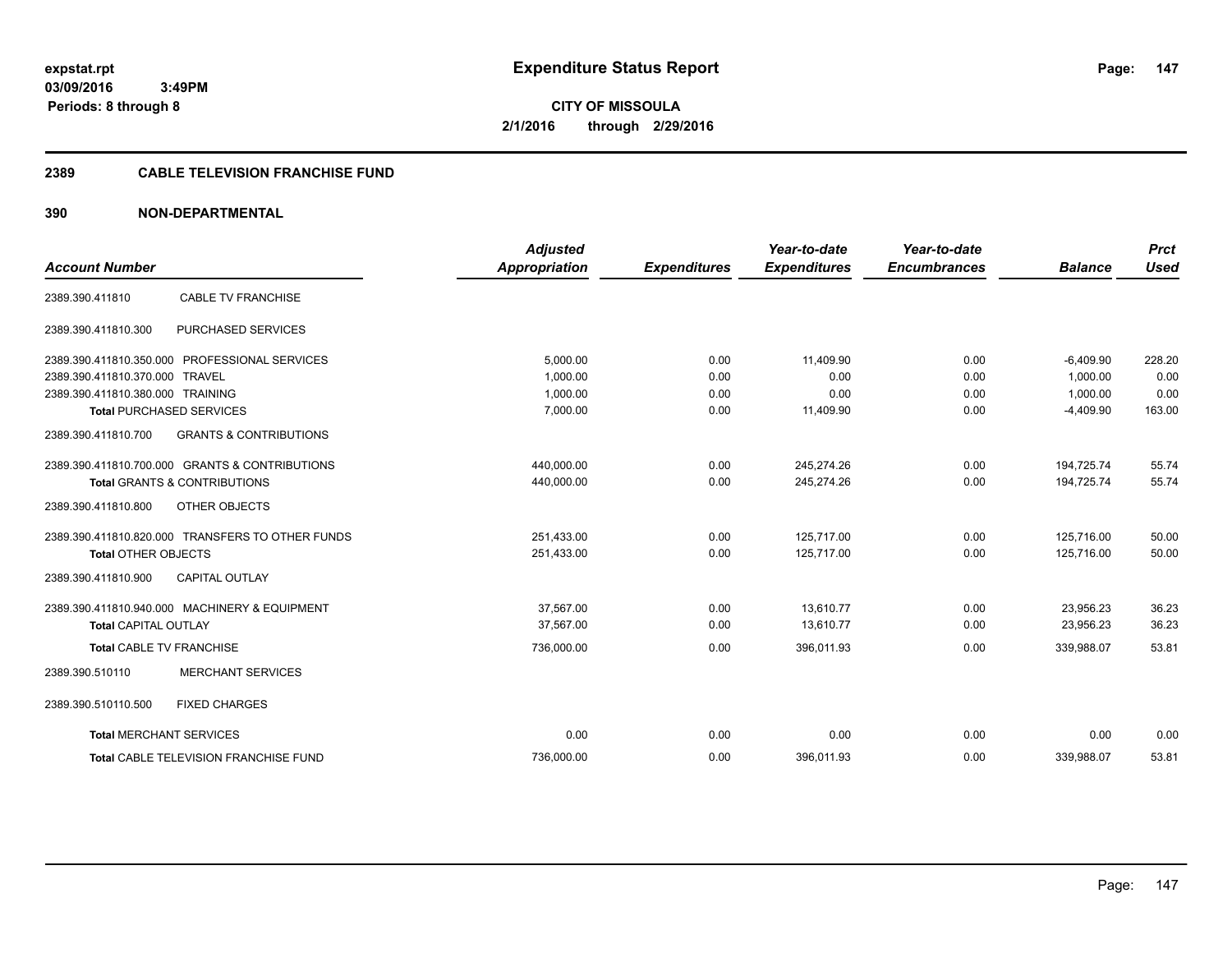# Expenditure Status Report

**CITY OF MISSOULA**

**2/1/2016 through 2/29/2016**

expstat.rpt
03/09/2016 3:49PM
Periods: 8 through 8

## 2389 CABLE TELEVISION FRANCHISE FUND

### 390 NON-DEPARTMENTAL

| Account Number | | Adjusted Appropriation | Expenditures | Year-to-date Expenditures | Year-to-date Encumbrances | Balance | Prct Used |
|---|---|---|---|---|---|---|---|
| 2389.390.411810 | CABLE TV FRANCHISE | | | | | | |
| 2389.390.411810.300 | PURCHASED SERVICES | | | | | | |
| 2389.390.411810.350.000 | PROFESSIONAL SERVICES | 5,000.00 | 0.00 | 11,409.90 | 0.00 | -6,409.90 | 228.20 |
| 2389.390.411810.370.000 | TRAVEL | 1,000.00 | 0.00 | 0.00 | 0.00 | 1,000.00 | 0.00 |
| 2389.390.411810.380.000 | TRAINING | 1,000.00 | 0.00 | 0.00 | 0.00 | 1,000.00 | 0.00 |
| **Total** PURCHASED SERVICES | | 7,000.00 | 0.00 | 11,409.90 | 0.00 | -4,409.90 | 163.00 |
| 2389.390.411810.700 | GRANTS & CONTRIBUTIONS | | | | | | |
| 2389.390.411810.700.000 | GRANTS & CONTRIBUTIONS | 440,000.00 | 0.00 | 245,274.26 | 0.00 | 194,725.74 | 55.74 |
| **Total** GRANTS & CONTRIBUTIONS | | 440,000.00 | 0.00 | 245,274.26 | 0.00 | 194,725.74 | 55.74 |
| 2389.390.411810.800 | OTHER OBJECTS | | | | | | |
| 2389.390.411810.820.000 | TRANSFERS TO OTHER FUNDS | 251,433.00 | 0.00 | 125,717.00 | 0.00 | 125,716.00 | 50.00 |
| **Total** OTHER OBJECTS | | 251,433.00 | 0.00 | 125,717.00 | 0.00 | 125,716.00 | 50.00 |
| 2389.390.411810.900 | CAPITAL OUTLAY | | | | | | |
| 2389.390.411810.940.000 | MACHINERY & EQUIPMENT | 37,567.00 | 0.00 | 13,610.77 | 0.00 | 23,956.23 | 36.23 |
| **Total** CAPITAL OUTLAY | | 37,567.00 | 0.00 | 13,610.77 | 0.00 | 23,956.23 | 36.23 |
| **Total** CABLE TV FRANCHISE | | 736,000.00 | 0.00 | 396,011.93 | 0.00 | 339,988.07 | 53.81 |
| 2389.390.510110 | MERCHANT SERVICES | | | | | | |
| 2389.390.510110.500 | FIXED CHARGES | | | | | | |
| **Total** MERCHANT SERVICES | | 0.00 | 0.00 | 0.00 | 0.00 | 0.00 | 0.00 |
| **Total** CABLE TELEVISION FRANCHISE FUND | | 736,000.00 | 0.00 | 396,011.93 | 0.00 | 339,988.07 | 53.81 |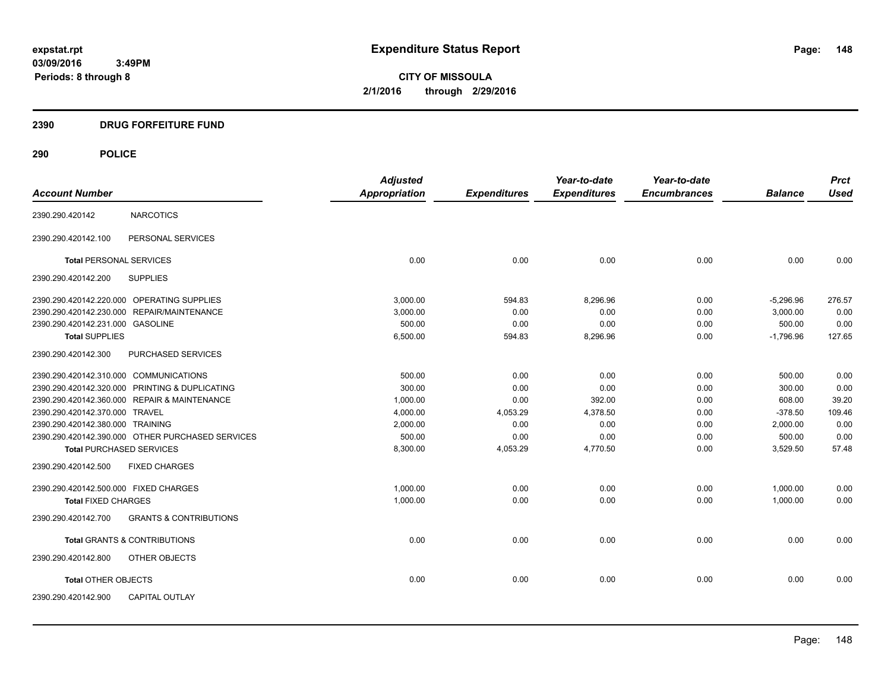**expstat.rpt**
**03/09/2016 3:49PM**
**Periods: 8 through 8**

# Expenditure Status Report

**CITY OF MISSOULA**
**2/1/2016 through 2/29/2016**

## 2390 DRUG FORFEITURE FUND

## 290 POLICE

| Account Number | | Adjusted Appropriation | Expenditures | Year-to-date Expenditures | Year-to-date Encumbrances | Balance | Prct Used |
|---|---|---|---|---|---|---|---|
| 2390.290.420142 | NARCOTICS | | | | | | |
| 2390.290.420142.100 | PERSONAL SERVICES | | | | | | |
| **Total** PERSONAL SERVICES | | 0.00 | 0.00 | 0.00 | 0.00 | 0.00 | 0.00 |
| 2390.290.420142.200 | SUPPLIES | | | | | | |
| 2390.290.420142.220.000 | OPERATING SUPPLIES | 3,000.00 | 594.83 | 8,296.96 | 0.00 | -5,296.96 | 276.57 |
| 2390.290.420142.230.000 | REPAIR/MAINTENANCE | 3,000.00 | 0.00 | 0.00 | 0.00 | 3,000.00 | 0.00 |
| 2390.290.420142.231.000 | GASOLINE | 500.00 | 0.00 | 0.00 | 0.00 | 500.00 | 0.00 |
| **Total SUPPLIES** | | 6,500.00 | 594.83 | 8,296.96 | 0.00 | -1,796.96 | 127.65 |
| 2390.290.420142.300 | PURCHASED SERVICES | | | | | | |
| 2390.290.420142.310.000 | COMMUNICATIONS | 500.00 | 0.00 | 0.00 | 0.00 | 500.00 | 0.00 |
| 2390.290.420142.320.000 | PRINTING & DUPLICATING | 300.00 | 0.00 | 0.00 | 0.00 | 300.00 | 0.00 |
| 2390.290.420142.360.000 | REPAIR & MAINTENANCE | 1,000.00 | 0.00 | 392.00 | 0.00 | 608.00 | 39.20 |
| 2390.290.420142.370.000 | TRAVEL | 4,000.00 | 4,053.29 | 4,378.50 | 0.00 | -378.50 | 109.46 |
| 2390.290.420142.380.000 | TRAINING | 2,000.00 | 0.00 | 0.00 | 0.00 | 2,000.00 | 0.00 |
| 2390.290.420142.390.000 | OTHER PURCHASED SERVICES | 500.00 | 0.00 | 0.00 | 0.00 | 500.00 | 0.00 |
| **Total PURCHASED SERVICES** | | 8,300.00 | 4,053.29 | 4,770.50 | 0.00 | 3,529.50 | 57.48 |
| 2390.290.420142.500 | FIXED CHARGES | | | | | | |
| 2390.290.420142.500.000 | FIXED CHARGES | 1,000.00 | 0.00 | 0.00 | 0.00 | 1,000.00 | 0.00 |
| **Total FIXED CHARGES** | | 1,000.00 | 0.00 | 0.00 | 0.00 | 1,000.00 | 0.00 |
| 2390.290.420142.700 | GRANTS & CONTRIBUTIONS | | | | | | |
| **Total** GRANTS & CONTRIBUTIONS | | 0.00 | 0.00 | 0.00 | 0.00 | 0.00 | 0.00 |
| 2390.290.420142.800 | OTHER OBJECTS | | | | | | |
| **Total** OTHER OBJECTS | | 0.00 | 0.00 | 0.00 | 0.00 | 0.00 | 0.00 |
| 2390.290.420142.900 | CAPITAL OUTLAY | | | | | | |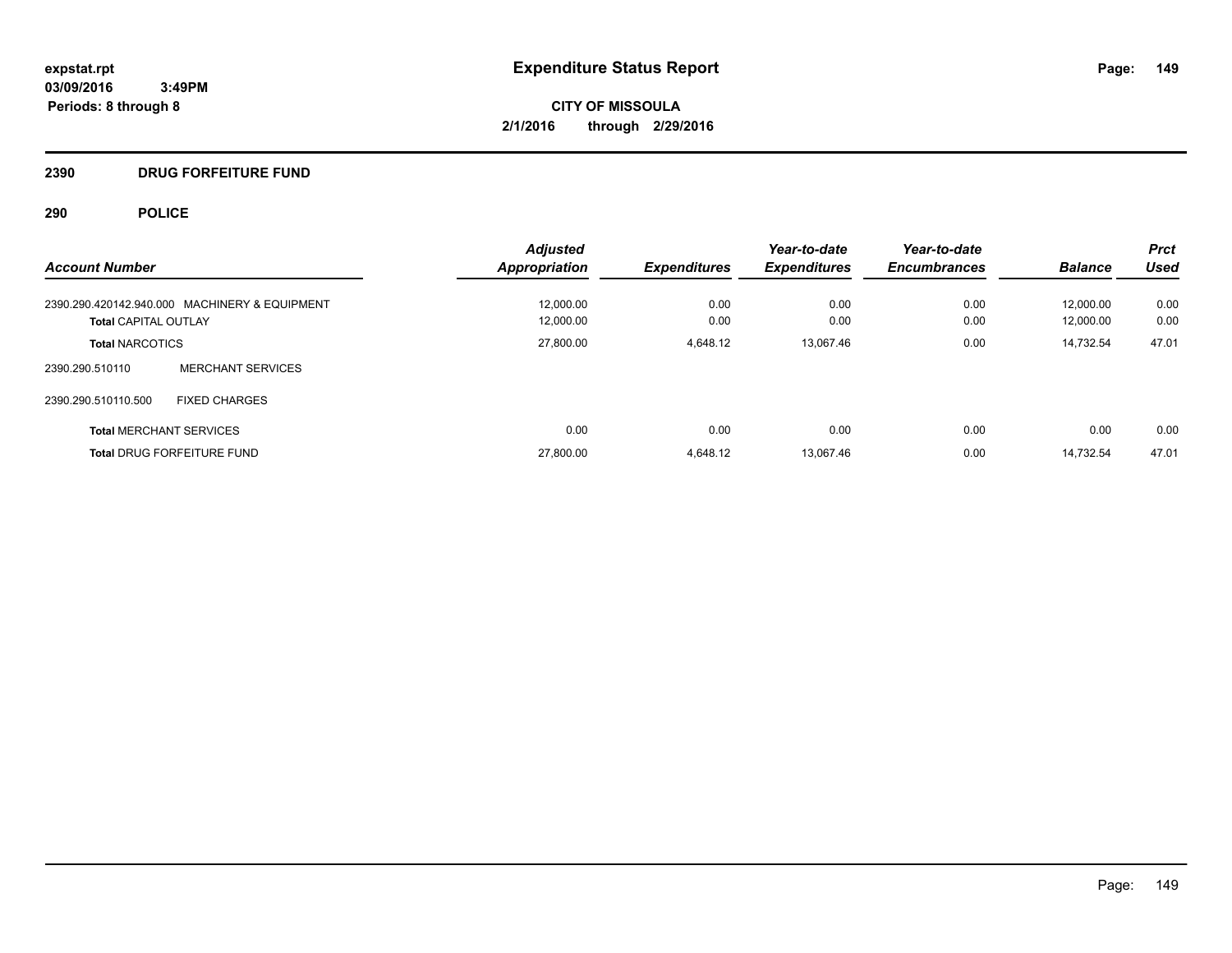**Expenditure Status Report**

**CITY OF MISSOULA**
**2/1/2016 through 2/29/2016**

expstat.rpt
03/09/2016 3:49PM
Periods: 8 through 8

## 2390 DRUG FORFEITURE FUND

## 290 POLICE

| Account Number | | Adjusted Appropriation | Expenditures | Year-to-date Expenditures | Year-to-date Encumbrances | Balance | Prct Used |
|---|---|---|---|---|---|---|---|
| 2390.290.420142.940.000 | MACHINERY & EQUIPMENT | 12,000.00 | 0.00 | 0.00 | 0.00 | 12,000.00 | 0.00 |
| **Total** CAPITAL OUTLAY | | 12,000.00 | 0.00 | 0.00 | 0.00 | 12,000.00 | 0.00 |
| **Total** NARCOTICS | | 27,800.00 | 4,648.12 | 13,067.46 | 0.00 | 14,732.54 | 47.01 |
| 2390.290.510110 | MERCHANT SERVICES | | | | | | |
| 2390.290.510110.500 | FIXED CHARGES | | | | | | |
| **Total** MERCHANT SERVICES | | 0.00 | 0.00 | 0.00 | 0.00 | 0.00 | 0.00 |
| **Total** DRUG FORFEITURE FUND | | 27,800.00 | 4,648.12 | 13,067.46 | 0.00 | 14,732.54 | 47.01 |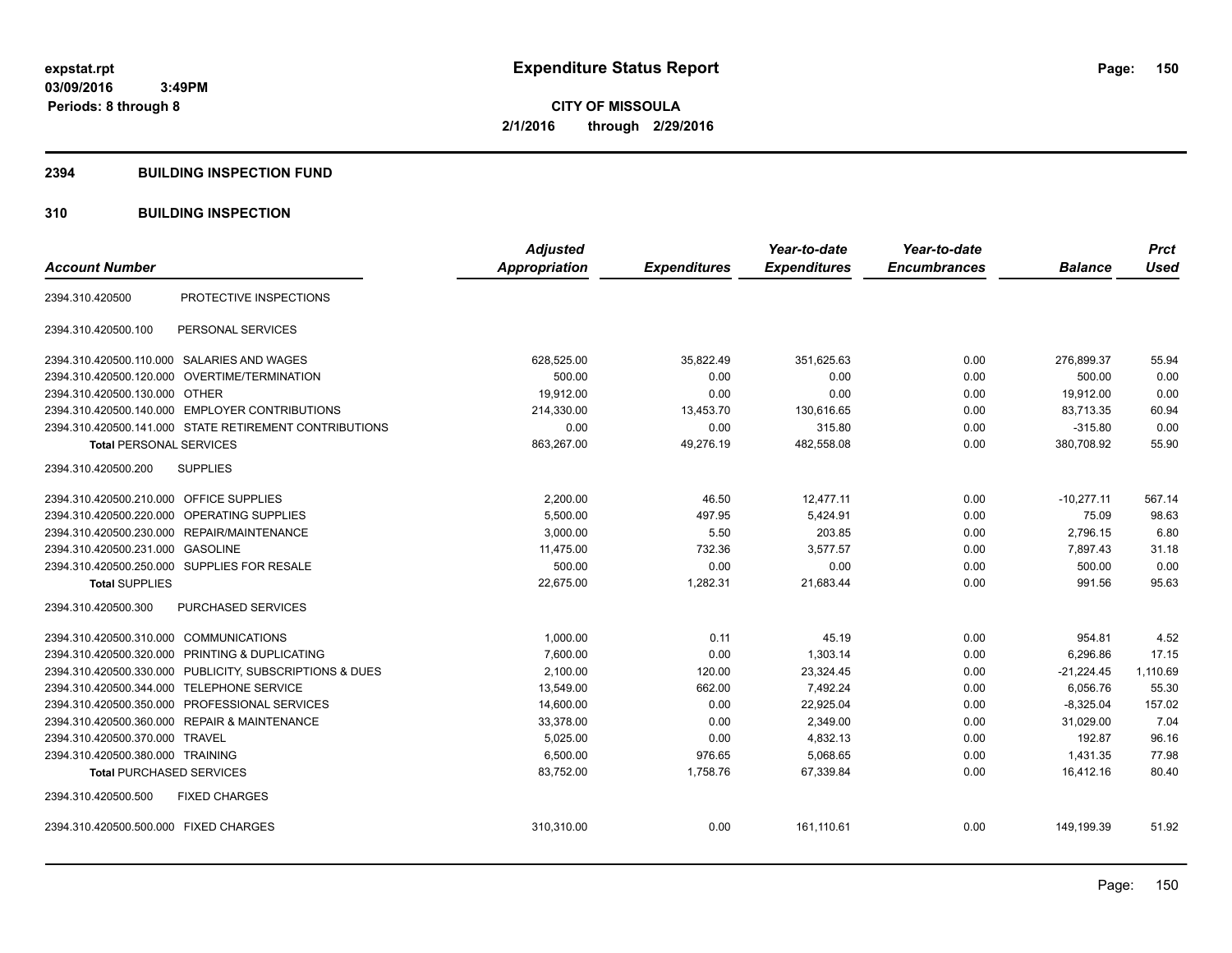# Expenditure Status Report

expstat.rpt
03/09/2016 3:49PM
Periods: 8 through 8

CITY OF MISSOULA
2/1/2016 through 2/29/2016

## 2394 BUILDING INSPECTION FUND

### 310 BUILDING INSPECTION

| Account Number | | Adjusted Appropriation | Expenditures | Year-to-date Expenditures | Year-to-date Encumbrances | Balance | Prct Used |
|---|---|---|---|---|---|---|---|
| 2394.310.420500 | PROTECTIVE INSPECTIONS | | | | | | |
| 2394.310.420500.100 | PERSONAL SERVICES | | | | | | |
| 2394.310.420500.110.000 | SALARIES AND WAGES | 628,525.00 | 35,822.49 | 351,625.63 | 0.00 | 276,899.37 | 55.94 |
| 2394.310.420500.120.000 | OVERTIME/TERMINATION | 500.00 | 0.00 | 0.00 | 0.00 | 500.00 | 0.00 |
| 2394.310.420500.130.000 | OTHER | 19,912.00 | 0.00 | 0.00 | 0.00 | 19,912.00 | 0.00 |
| 2394.310.420500.140.000 | EMPLOYER CONTRIBUTIONS | 214,330.00 | 13,453.70 | 130,616.65 | 0.00 | 83,713.35 | 60.94 |
| 2394.310.420500.141.000 | STATE RETIREMENT CONTRIBUTIONS | 0.00 | 0.00 | 315.80 | 0.00 | -315.80 | 0.00 |
| **Total** PERSONAL SERVICES | | 863,267.00 | 49,276.19 | 482,558.08 | 0.00 | 380,708.92 | 55.90 |
| 2394.310.420500.200 | SUPPLIES | | | | | | |
| 2394.310.420500.210.000 | OFFICE SUPPLIES | 2,200.00 | 46.50 | 12,477.11 | 0.00 | -10,277.11 | 567.14 |
| 2394.310.420500.220.000 | OPERATING SUPPLIES | 5,500.00 | 497.95 | 5,424.91 | 0.00 | 75.09 | 98.63 |
| 2394.310.420500.230.000 | REPAIR/MAINTENANCE | 3,000.00 | 5.50 | 203.85 | 0.00 | 2,796.15 | 6.80 |
| 2394.310.420500.231.000 | GASOLINE | 11,475.00 | 732.36 | 3,577.57 | 0.00 | 7,897.43 | 31.18 |
| 2394.310.420500.250.000 | SUPPLIES FOR RESALE | 500.00 | 0.00 | 0.00 | 0.00 | 500.00 | 0.00 |
| **Total** SUPPLIES | | 22,675.00 | 1,282.31 | 21,683.44 | 0.00 | 991.56 | 95.63 |
| 2394.310.420500.300 | PURCHASED SERVICES | | | | | | |
| 2394.310.420500.310.000 | COMMUNICATIONS | 1,000.00 | 0.11 | 45.19 | 0.00 | 954.81 | 4.52 |
| 2394.310.420500.320.000 | PRINTING & DUPLICATING | 7,600.00 | 0.00 | 1,303.14 | 0.00 | 6,296.86 | 17.15 |
| 2394.310.420500.330.000 | PUBLICITY, SUBSCRIPTIONS & DUES | 2,100.00 | 120.00 | 23,324.45 | 0.00 | -21,224.45 | 1,110.69 |
| 2394.310.420500.344.000 | TELEPHONE SERVICE | 13,549.00 | 662.00 | 7,492.24 | 0.00 | 6,056.76 | 55.30 |
| 2394.310.420500.350.000 | PROFESSIONAL SERVICES | 14,600.00 | 0.00 | 22,925.04 | 0.00 | -8,325.04 | 157.02 |
| 2394.310.420500.360.000 | REPAIR & MAINTENANCE | 33,378.00 | 0.00 | 2,349.00 | 0.00 | 31,029.00 | 7.04 |
| 2394.310.420500.370.000 | TRAVEL | 5,025.00 | 0.00 | 4,832.13 | 0.00 | 192.87 | 96.16 |
| 2394.310.420500.380.000 | TRAINING | 6,500.00 | 976.65 | 5,068.65 | 0.00 | 1,431.35 | 77.98 |
| **Total** PURCHASED SERVICES | | 83,752.00 | 1,758.76 | 67,339.84 | 0.00 | 16,412.16 | 80.40 |
| 2394.310.420500.500 | FIXED CHARGES | | | | | | |
| 2394.310.420500.500.000 | FIXED CHARGES | 310,310.00 | 0.00 | 161,110.61 | 0.00 | 149,199.39 | 51.92 |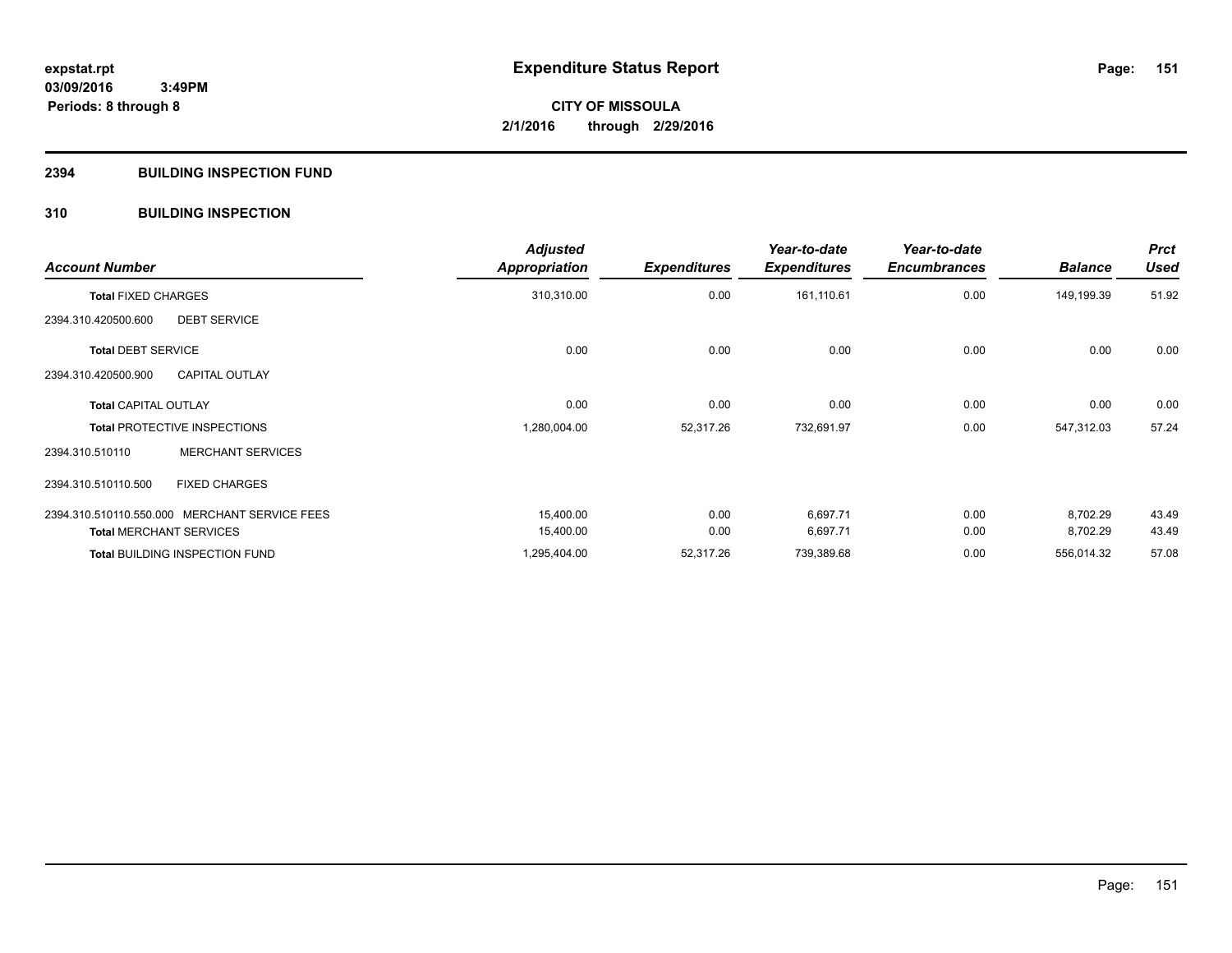**expstat.rpt**
**03/09/2016 3:49PM**
**Periods: 8 through 8**

# Expenditure Status Report

**CITY OF MISSOULA**
**2/1/2016 through 2/29/2016**

## 2394 BUILDING INSPECTION FUND

## 310 BUILDING INSPECTION

| Account Number | | Adjusted Appropriation | Expenditures | Year-to-date Expenditures | Year-to-date Encumbrances | Balance | Prct Used |
|---|---|---|---|---|---|---|---|
| **Total** FIXED CHARGES | | 310,310.00 | 0.00 | 161,110.61 | 0.00 | 149,199.39 | 51.92 |
| 2394.310.420500.600 | DEBT SERVICE | | | | | | |
| **Total** DEBT SERVICE | | 0.00 | 0.00 | 0.00 | 0.00 | 0.00 | 0.00 |
| 2394.310.420500.900 | CAPITAL OUTLAY | | | | | | |
| **Total** CAPITAL OUTLAY | | 0.00 | 0.00 | 0.00 | 0.00 | 0.00 | 0.00 |
| **Total** PROTECTIVE INSPECTIONS | | 1,280,004.00 | 52,317.26 | 732,691.97 | 0.00 | 547,312.03 | 57.24 |
| 2394.310.510110 | MERCHANT SERVICES | | | | | | |
| 2394.310.510110.500 | FIXED CHARGES | | | | | | |
| 2394.310.510110.550.000 | MERCHANT SERVICE FEES | 15,400.00 | 0.00 | 6,697.71 | 0.00 | 8,702.29 | 43.49 |
| **Total** MERCHANT SERVICES | | 15,400.00 | 0.00 | 6,697.71 | 0.00 | 8,702.29 | 43.49 |
| **Total** BUILDING INSPECTION FUND | | 1,295,404.00 | 52,317.26 | 739,389.68 | 0.00 | 556,014.32 | 57.08 |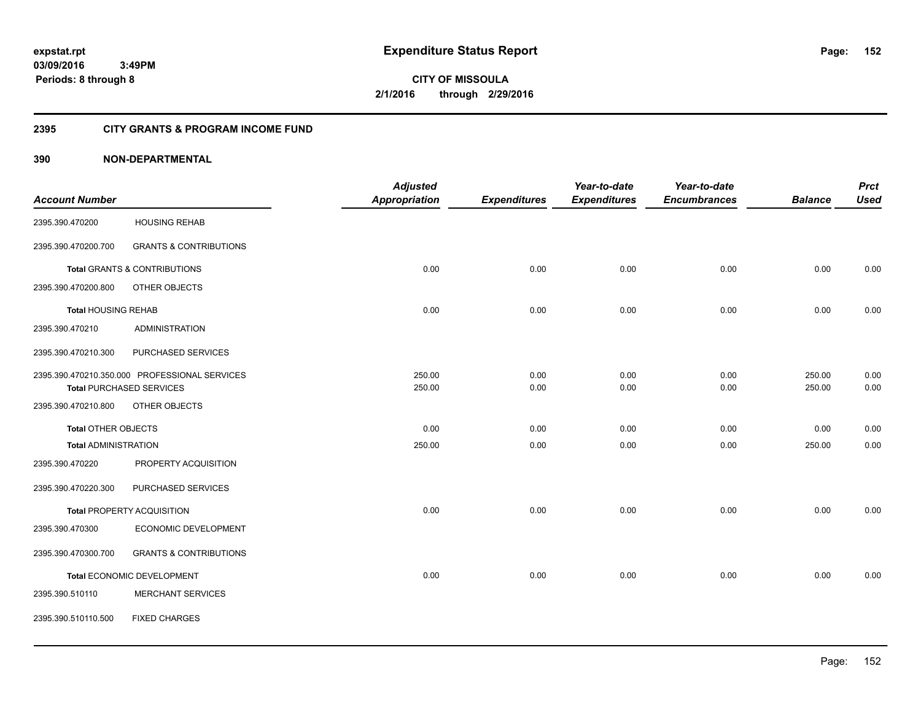**expstat.rpt**
**03/09/2016 3:49PM**
**Periods: 8 through 8**

# Expenditure Status Report

**CITY OF MISSOULA**
**2/1/2016 through 2/29/2016**

## 2395 CITY GRANTS & PROGRAM INCOME FUND

## 390 NON-DEPARTMENTAL

| Account Number | | Adjusted Appropriation | Expenditures | Year-to-date Expenditures | Year-to-date Encumbrances | Balance | Prct Used |
|---|---|---|---|---|---|---|---|
| 2395.390.470200 | HOUSING REHAB | | | | | | |
| 2395.390.470200.700 | GRANTS & CONTRIBUTIONS | | | | | | |
| **Total** GRANTS & CONTRIBUTIONS | | 0.00 | 0.00 | 0.00 | 0.00 | 0.00 | 0.00 |
| 2395.390.470200.800 | OTHER OBJECTS | | | | | | |
| **Total** HOUSING REHAB | | 0.00 | 0.00 | 0.00 | 0.00 | 0.00 | 0.00 |
| 2395.390.470210 | ADMINISTRATION | | | | | | |
| 2395.390.470210.300 | PURCHASED SERVICES | | | | | | |
| 2395.390.470210.350.000 | PROFESSIONAL SERVICES | 250.00 | 0.00 | 0.00 | 0.00 | 250.00 | 0.00 |
| **Total** PURCHASED SERVICES | | 250.00 | 0.00 | 0.00 | 0.00 | 250.00 | 0.00 |
| 2395.390.470210.800 | OTHER OBJECTS | | | | | | |
| **Total** OTHER OBJECTS | | 0.00 | 0.00 | 0.00 | 0.00 | 0.00 | 0.00 |
| **Total** ADMINISTRATION | | 250.00 | 0.00 | 0.00 | 0.00 | 250.00 | 0.00 |
| 2395.390.470220 | PROPERTY ACQUISITION | | | | | | |
| 2395.390.470220.300 | PURCHASED SERVICES | | | | | | |
| **Total** PROPERTY ACQUISITION | | 0.00 | 0.00 | 0.00 | 0.00 | 0.00 | 0.00 |
| 2395.390.470300 | ECONOMIC DEVELOPMENT | | | | | | |
| 2395.390.470300.700 | GRANTS & CONTRIBUTIONS | | | | | | |
| **Total** ECONOMIC DEVELOPMENT | | 0.00 | 0.00 | 0.00 | 0.00 | 0.00 | 0.00 |
| 2395.390.510110 | MERCHANT SERVICES | | | | | | |
| 2395.390.510110.500 | FIXED CHARGES | | | | | | |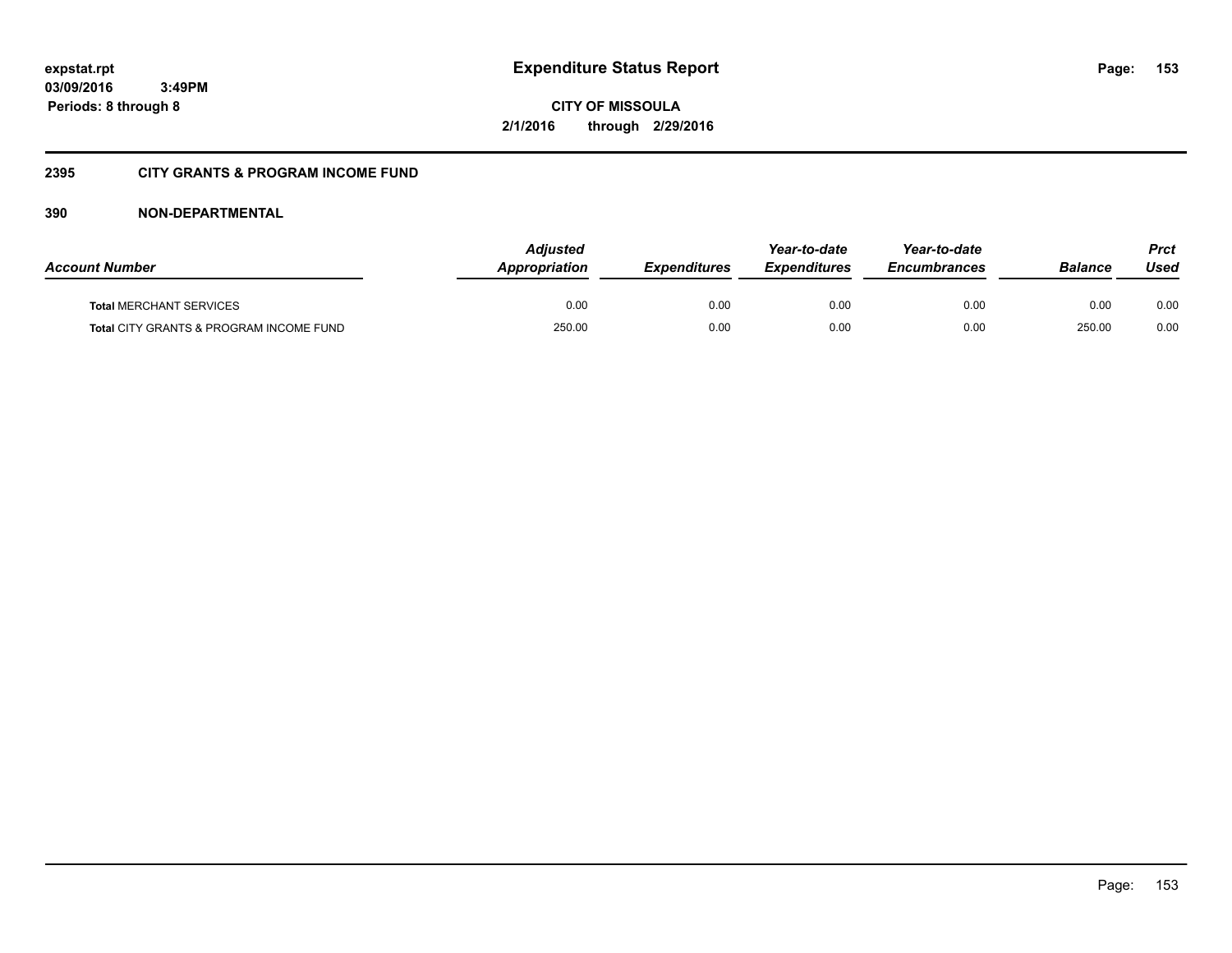## 2395 CITY GRANTS & PROGRAM INCOME FUND

### 390 NON-DEPARTMENTAL

| Account Number | Adjusted Appropriation | Expenditures | Year-to-date Expenditures | Year-to-date Encumbrances | Balance | Prct Used |
|---|---|---|---|---|---|---|
| **Total** MERCHANT SERVICES | 0.00 | 0.00 | 0.00 | 0.00 | 0.00 | 0.00 |
| **Total** CITY GRANTS & PROGRAM INCOME FUND | 250.00 | 0.00 | 0.00 | 0.00 | 250.00 | 0.00 |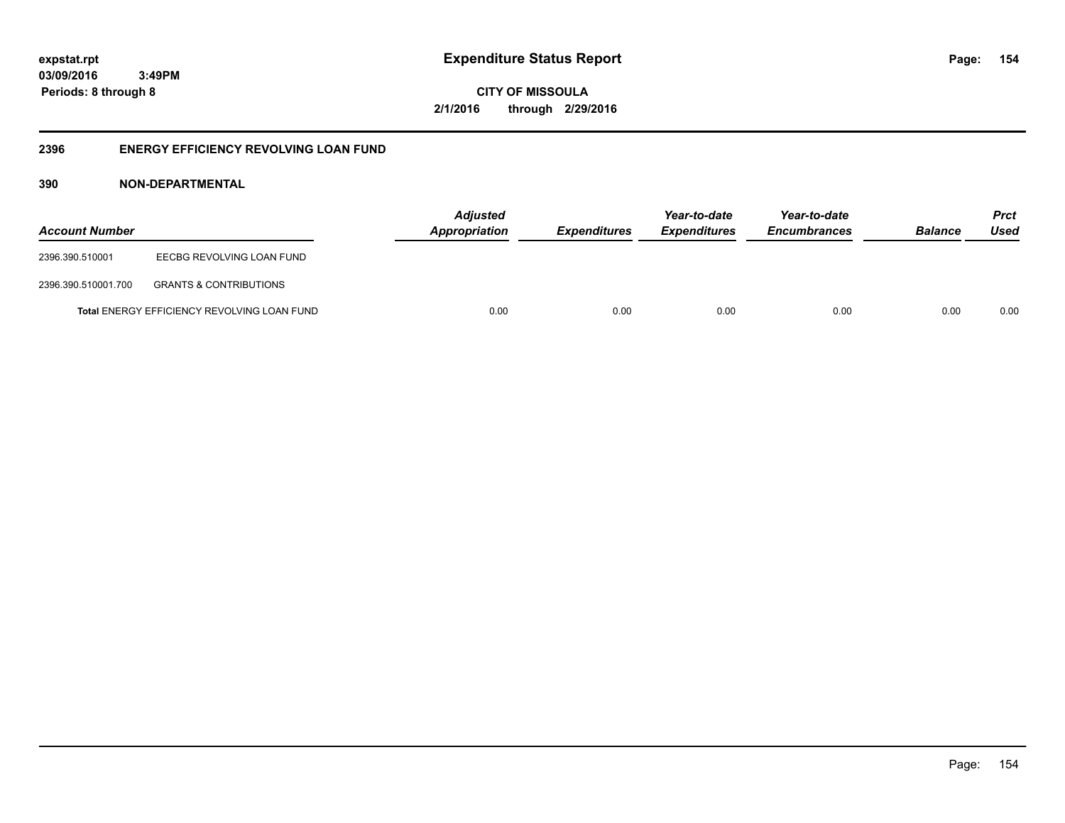**Expenditure Status Report**

**CITY OF MISSOULA**

**2/1/2016 through 2/29/2016**

expstat.rpt
03/09/2016 3:49PM
Periods: 8 through 8

## 2396 ENERGY EFFICIENCY REVOLVING LOAN FUND

### 390 NON-DEPARTMENTAL

| Account Number | | Adjusted Appropriation | Expenditures | Year-to-date Expenditures | Year-to-date Encumbrances | Balance | Prct Used |
|---|---|---|---|---|---|---|---|
| 2396.390.510001 | EECBG REVOLVING LOAN FUND | | | | | | |
| 2396.390.510001.700 | GRANTS & CONTRIBUTIONS | | | | | | |
| **Total** ENERGY EFFICIENCY REVOLVING LOAN FUND | | 0.00 | 0.00 | 0.00 | 0.00 | 0.00 | 0.00 |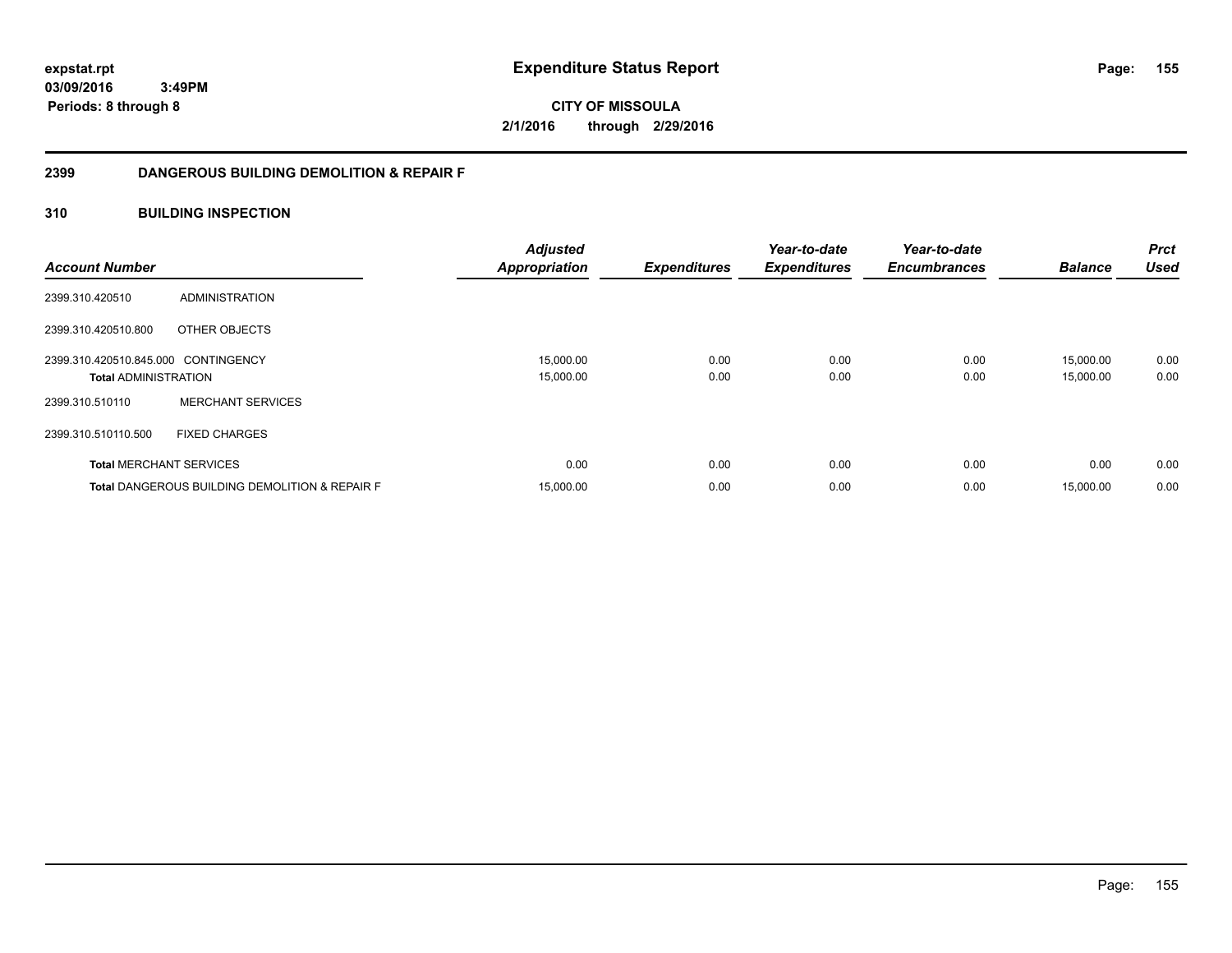# Expenditure Status Report

**CITY OF MISSOULA**
**2/1/2016 through 2/29/2016**

expstat.rpt
03/09/2016 3:49PM
Periods: 8 through 8

## 2399 DANGEROUS BUILDING DEMOLITION & REPAIR F

## 310 BUILDING INSPECTION

| Account Number | | Adjusted Appropriation | Expenditures | Year-to-date Expenditures | Year-to-date Encumbrances | Balance | Prct Used |
|---|---|---|---|---|---|---|---|
| 2399.310.420510 | ADMINISTRATION | | | | | | |
| 2399.310.420510.800 | OTHER OBJECTS | | | | | | |
| 2399.310.420510.845.000 | CONTINGENCY | 15,000.00 | 0.00 | 0.00 | 0.00 | 15,000.00 | 0.00 |
| **Total** ADMINISTRATION | | 15,000.00 | 0.00 | 0.00 | 0.00 | 15,000.00 | 0.00 |
| 2399.310.510110 | MERCHANT SERVICES | | | | | | |
| 2399.310.510110.500 | FIXED CHARGES | | | | | | |
| **Total** MERCHANT SERVICES | | 0.00 | 0.00 | 0.00 | 0.00 | 0.00 | 0.00 |
| **Total** DANGEROUS BUILDING DEMOLITION & REPAIR F | | 15,000.00 | 0.00 | 0.00 | 0.00 | 15,000.00 | 0.00 |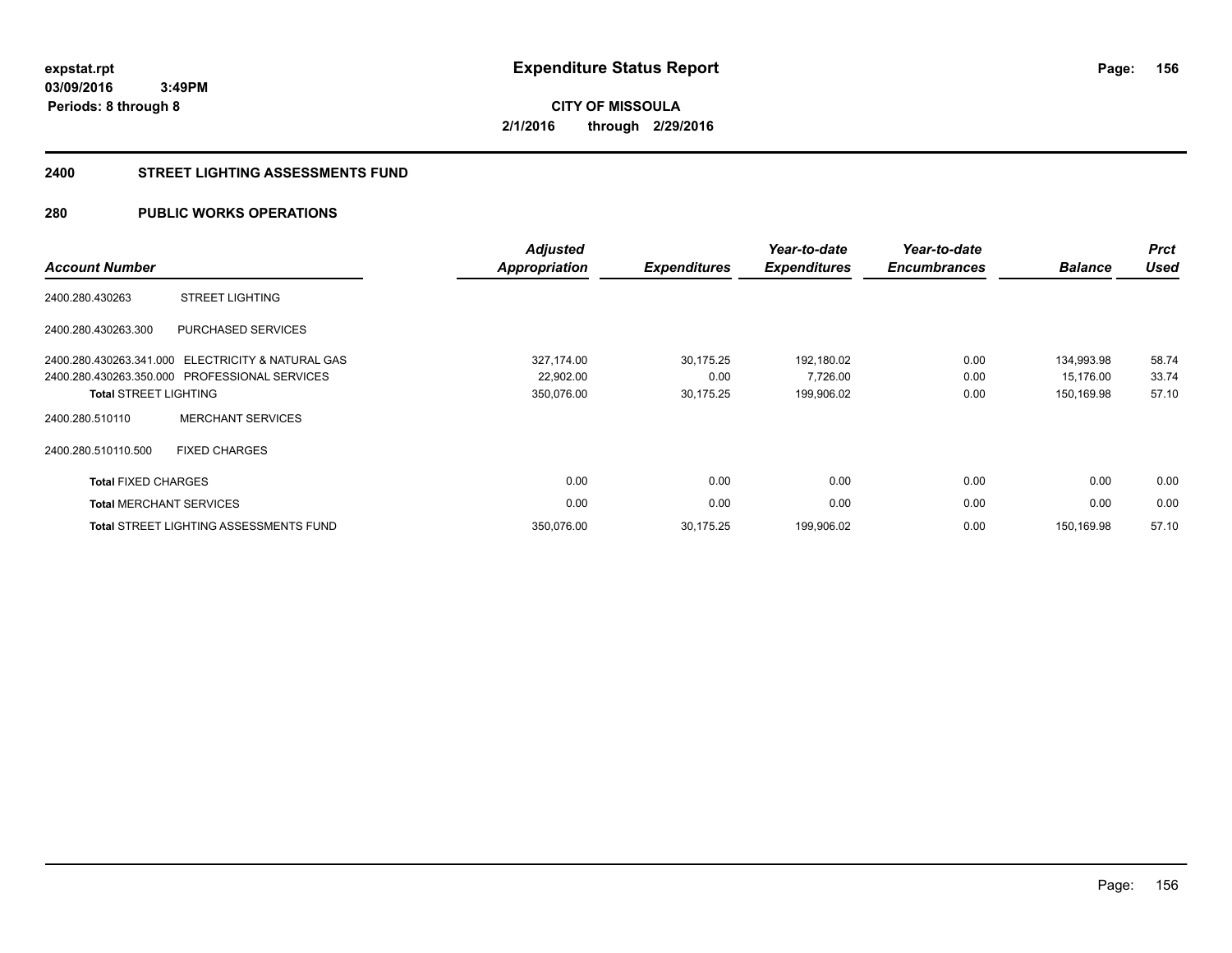expstat.rpt
03/09/2016 3:49PM
Periods: 8 through 8

# Expenditure Status Report

CITY OF MISSOULA
2/1/2016 through 2/29/2016

## 2400 STREET LIGHTING ASSESSMENTS FUND

## 280 PUBLIC WORKS OPERATIONS

| Account Number | | Adjusted Appropriation | Expenditures | Year-to-date Expenditures | Year-to-date Encumbrances | Balance | Prct Used |
|---|---|---|---|---|---|---|---|
| 2400.280.430263 | STREET LIGHTING | | | | | | |
| 2400.280.430263.300 | PURCHASED SERVICES | | | | | | |
| 2400.280.430263.341.000 | ELECTRICITY & NATURAL GAS | 327,174.00 | 30,175.25 | 192,180.02 | 0.00 | 134,993.98 | 58.74 |
| 2400.280.430263.350.000 | PROFESSIONAL SERVICES | 22,902.00 | 0.00 | 7,726.00 | 0.00 | 15,176.00 | 33.74 |
| **Total** STREET LIGHTING | | 350,076.00 | 30,175.25 | 199,906.02 | 0.00 | 150,169.98 | 57.10 |
| 2400.280.510110 | MERCHANT SERVICES | | | | | | |
| 2400.280.510110.500 | FIXED CHARGES | | | | | | |
| **Total** FIXED CHARGES | | 0.00 | 0.00 | 0.00 | 0.00 | 0.00 | 0.00 |
| **Total** MERCHANT SERVICES | | 0.00 | 0.00 | 0.00 | 0.00 | 0.00 | 0.00 |
| **Total** STREET LIGHTING ASSESSMENTS FUND | | 350,076.00 | 30,175.25 | 199,906.02 | 0.00 | 150,169.98 | 57.10 |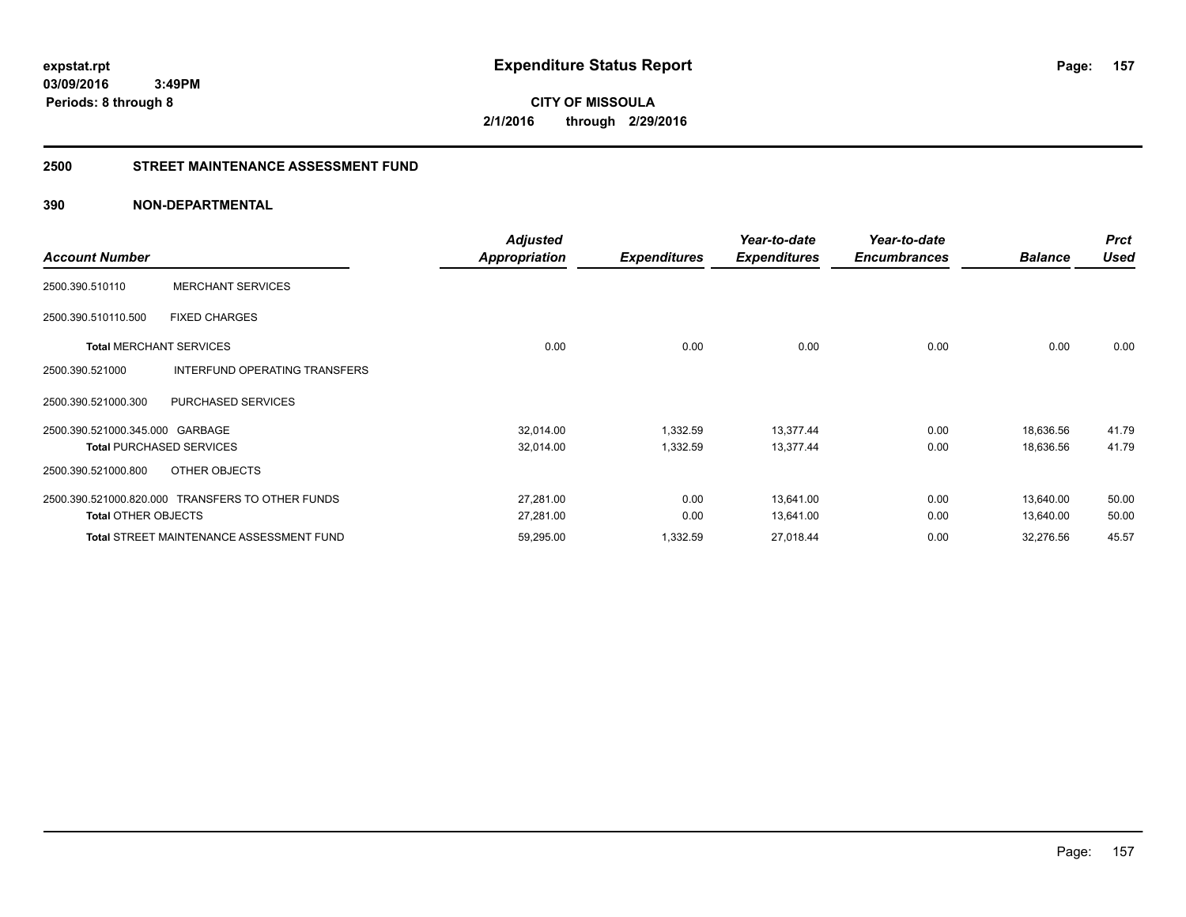**expstat.rpt**
**03/09/2016 3:49PM**
**Periods: 8 through 8**

# Expenditure Status Report

**CITY OF MISSOULA**
**2/1/2016 through 2/29/2016**

## 2500 STREET MAINTENANCE ASSESSMENT FUND

## 390 NON-DEPARTMENTAL

| Account Number | | Adjusted Appropriation | Expenditures | Year-to-date Expenditures | Year-to-date Encumbrances | Balance | Prct Used |
|---|---|---|---|---|---|---|---|
| 2500.390.510110 | MERCHANT SERVICES | | | | | | |
| 2500.390.510110.500 | FIXED CHARGES | | | | | | |
| **Total** MERCHANT SERVICES | | 0.00 | 0.00 | 0.00 | 0.00 | 0.00 | 0.00 |
| 2500.390.521000 | INTERFUND OPERATING TRANSFERS | | | | | | |
| 2500.390.521000.300 | PURCHASED SERVICES | | | | | | |
| 2500.390.521000.345.000 | GARBAGE | 32,014.00 | 1,332.59 | 13,377.44 | 0.00 | 18,636.56 | 41.79 |
| **Total** PURCHASED SERVICES | | 32,014.00 | 1,332.59 | 13,377.44 | 0.00 | 18,636.56 | 41.79 |
| 2500.390.521000.800 | OTHER OBJECTS | | | | | | |
| 2500.390.521000.820.000 | TRANSFERS TO OTHER FUNDS | 27,281.00 | 0.00 | 13,641.00 | 0.00 | 13,640.00 | 50.00 |
| **Total** OTHER OBJECTS | | 27,281.00 | 0.00 | 13,641.00 | 0.00 | 13,640.00 | 50.00 |
| **Total** STREET MAINTENANCE ASSESSMENT FUND | | 59,295.00 | 1,332.59 | 27,018.44 | 0.00 | 32,276.56 | 45.57 |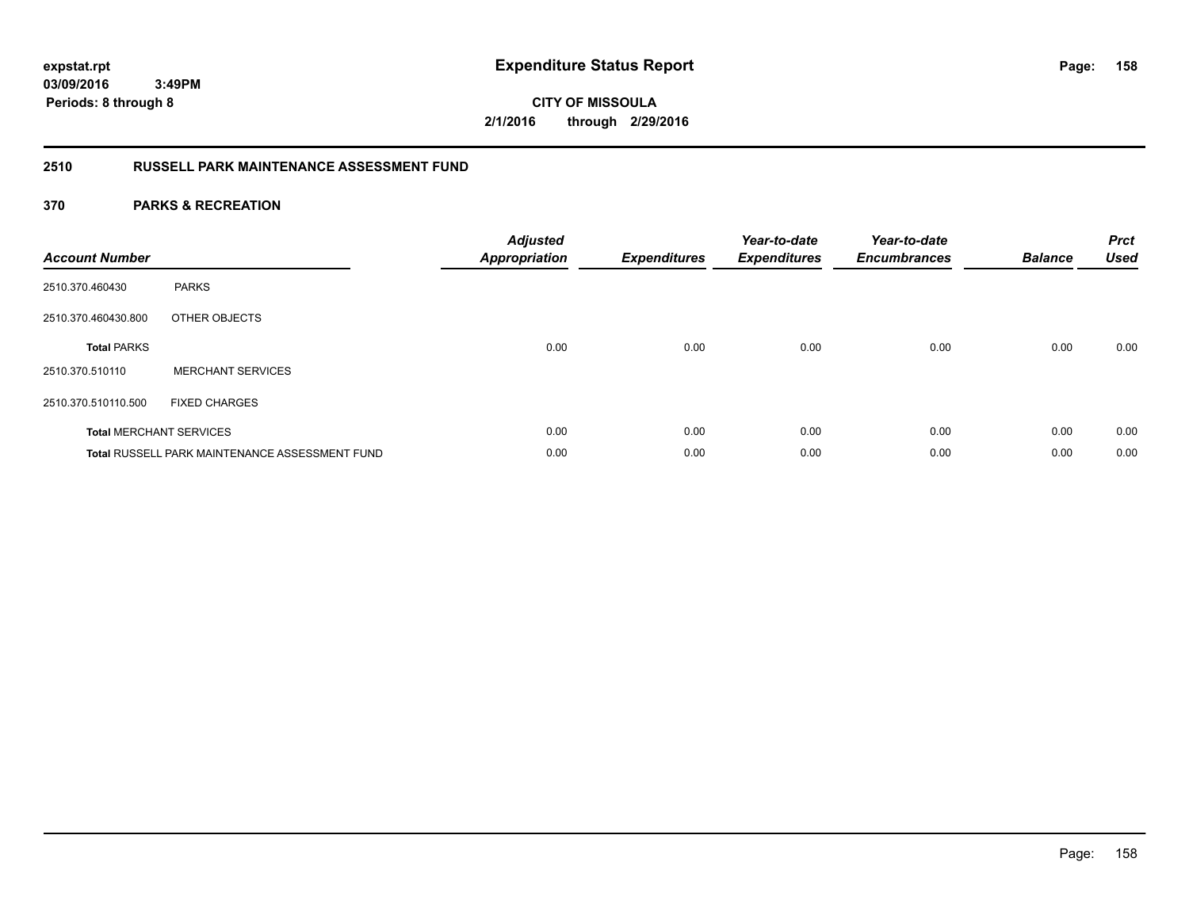expstat.rpt
03/09/2016 3:49PM
Periods: 8 through 8

# Expenditure Status Report

CITY OF MISSOULA
2/1/2016 through 2/29/2016

## 2510 RUSSELL PARK MAINTENANCE ASSESSMENT FUND

### 370 PARKS & RECREATION

| Account Number | | Adjusted Appropriation | Expenditures | Year-to-date Expenditures | Year-to-date Encumbrances | Balance | Prct Used |
|---|---|---|---|---|---|---|---|
| 2510.370.460430 | PARKS | | | | | | |
| 2510.370.460430.800 | OTHER OBJECTS | | | | | | |
| **Total** PARKS | | 0.00 | 0.00 | 0.00 | 0.00 | 0.00 | 0.00 |
| 2510.370.510110 | MERCHANT SERVICES | | | | | | |
| 2510.370.510110.500 | FIXED CHARGES | | | | | | |
| **Total** MERCHANT SERVICES | | 0.00 | 0.00 | 0.00 | 0.00 | 0.00 | 0.00 |
| **Total** RUSSELL PARK MAINTENANCE ASSESSMENT FUND | | 0.00 | 0.00 | 0.00 | 0.00 | 0.00 | 0.00 |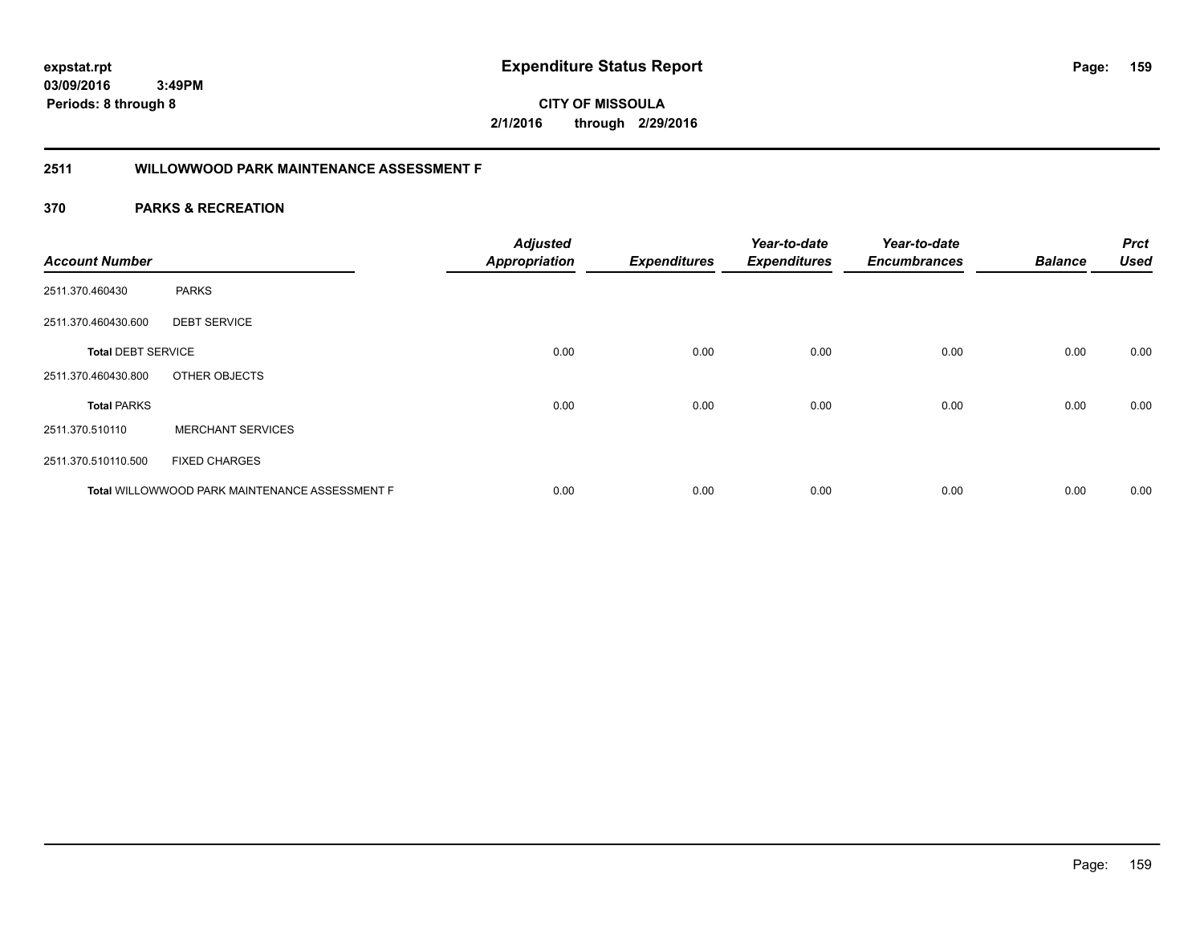**expstat.rpt**
**03/09/2016 3:49PM**
**Periods: 8 through 8**

# Expenditure Status Report

**CITY OF MISSOULA**
**2/1/2016 through 2/29/2016**

## 2511 WILLOWWOOD PARK MAINTENANCE ASSESSMENT F

## 370 PARKS & RECREATION

| Account Number | | Adjusted Appropriation | Expenditures | Year-to-date Expenditures | Year-to-date Encumbrances | Balance | Prct Used |
|---|---|---|---|---|---|---|---|
| 2511.370.460430 | PARKS | | | | | | |
| 2511.370.460430.600 | DEBT SERVICE | | | | | | |
| **Total** DEBT SERVICE | | 0.00 | 0.00 | 0.00 | 0.00 | 0.00 | 0.00 |
| 2511.370.460430.800 | OTHER OBJECTS | | | | | | |
| **Total** PARKS | | 0.00 | 0.00 | 0.00 | 0.00 | 0.00 | 0.00 |
| 2511.370.510110 | MERCHANT SERVICES | | | | | | |
| 2511.370.510110.500 | FIXED CHARGES | | | | | | |
| **Total** WILLOWWOOD PARK MAINTENANCE ASSESSMENT F | | 0.00 | 0.00 | 0.00 | 0.00 | 0.00 | 0.00 |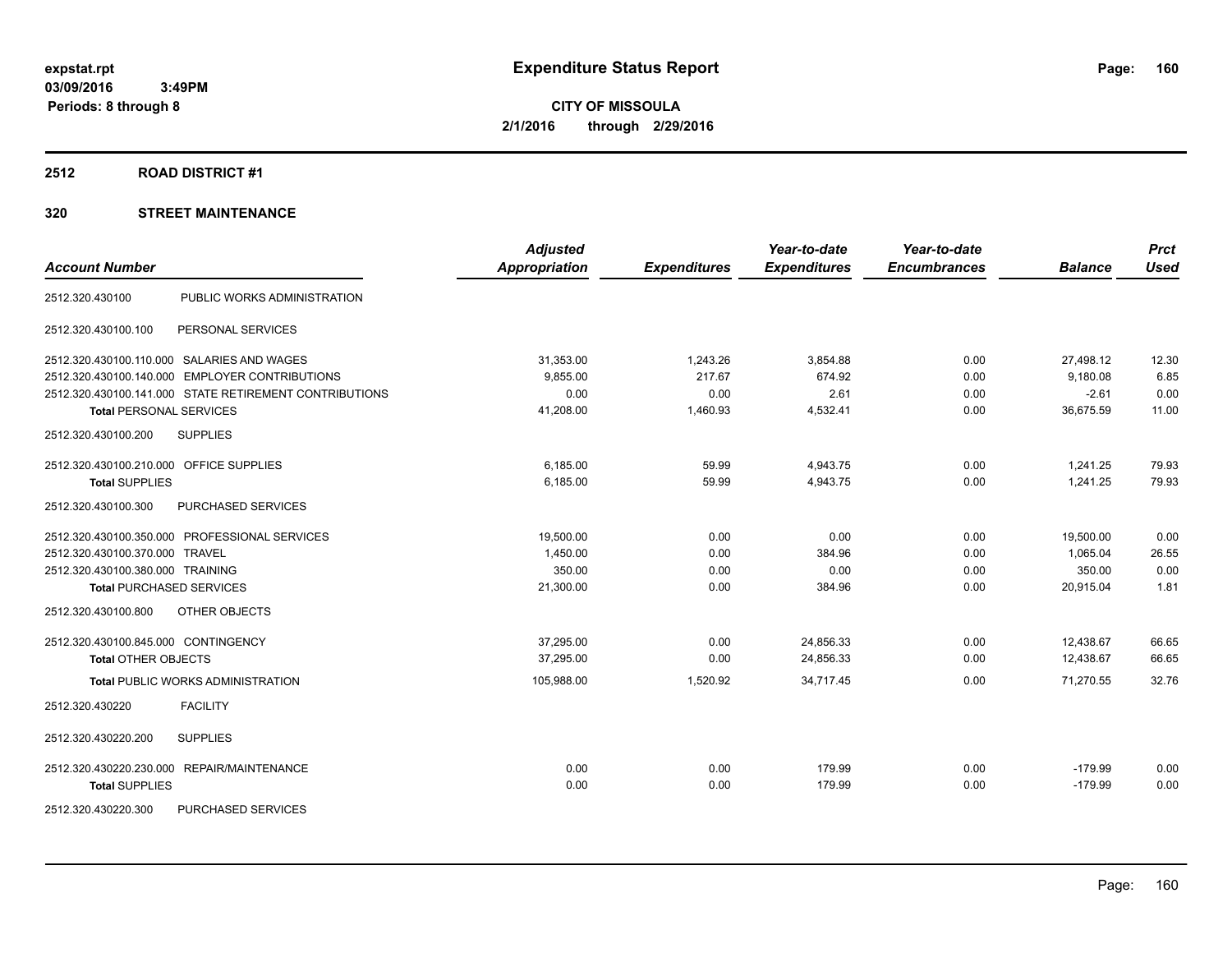expstat.rpt
03/09/2016 3:49PM
Periods: 8 through 8

# Expenditure Status Report

**CITY OF MISSOULA**
**2/1/2016 through 2/29/2016**

## 2512 ROAD DISTRICT #1

## 320 STREET MAINTENANCE

| Account Number | | Adjusted Appropriation | Expenditures | Year-to-date Expenditures | Year-to-date Encumbrances | Balance | Prct Used |
|---|---|---|---|---|---|---|---|
| 2512.320.430100 | PUBLIC WORKS ADMINISTRATION | | | | | | |
| 2512.320.430100.100 | PERSONAL SERVICES | | | | | | |
| 2512.320.430100.110.000 | SALARIES AND WAGES | 31,353.00 | 1,243.26 | 3,854.88 | 0.00 | 27,498.12 | 12.30 |
| 2512.320.430100.140.000 | EMPLOYER CONTRIBUTIONS | 9,855.00 | 217.67 | 674.92 | 0.00 | 9,180.08 | 6.85 |
| 2512.320.430100.141.000 | STATE RETIREMENT CONTRIBUTIONS | 0.00 | 0.00 | 2.61 | 0.00 | -2.61 | 0.00 |
| **Total** PERSONAL SERVICES | | 41,208.00 | 1,460.93 | 4,532.41 | 0.00 | 36,675.59 | 11.00 |
| 2512.320.430100.200 | SUPPLIES | | | | | | |
| 2512.320.430100.210.000 | OFFICE SUPPLIES | 6,185.00 | 59.99 | 4,943.75 | 0.00 | 1,241.25 | 79.93 |
| **Total** SUPPLIES | | 6,185.00 | 59.99 | 4,943.75 | 0.00 | 1,241.25 | 79.93 |
| 2512.320.430100.300 | PURCHASED SERVICES | | | | | | |
| 2512.320.430100.350.000 | PROFESSIONAL SERVICES | 19,500.00 | 0.00 | 0.00 | 0.00 | 19,500.00 | 0.00 |
| 2512.320.430100.370.000 | TRAVEL | 1,450.00 | 0.00 | 384.96 | 0.00 | 1,065.04 | 26.55 |
| 2512.320.430100.380.000 | TRAINING | 350.00 | 0.00 | 0.00 | 0.00 | 350.00 | 0.00 |
| **Total** PURCHASED SERVICES | | 21,300.00 | 0.00 | 384.96 | 0.00 | 20,915.04 | 1.81 |
| 2512.320.430100.800 | OTHER OBJECTS | | | | | | |
| 2512.320.430100.845.000 | CONTINGENCY | 37,295.00 | 0.00 | 24,856.33 | 0.00 | 12,438.67 | 66.65 |
| **Total** OTHER OBJECTS | | 37,295.00 | 0.00 | 24,856.33 | 0.00 | 12,438.67 | 66.65 |
| **Total** PUBLIC WORKS ADMINISTRATION | | 105,988.00 | 1,520.92 | 34,717.45 | 0.00 | 71,270.55 | 32.76 |
| 2512.320.430220 | FACILITY | | | | | | |
| 2512.320.430220.200 | SUPPLIES | | | | | | |
| 2512.320.430220.230.000 | REPAIR/MAINTENANCE | 0.00 | 0.00 | 179.99 | 0.00 | -179.99 | 0.00 |
| **Total** SUPPLIES | | 0.00 | 0.00 | 179.99 | 0.00 | -179.99 | 0.00 |
| 2512.320.430220.300 | PURCHASED SERVICES | | | | | | |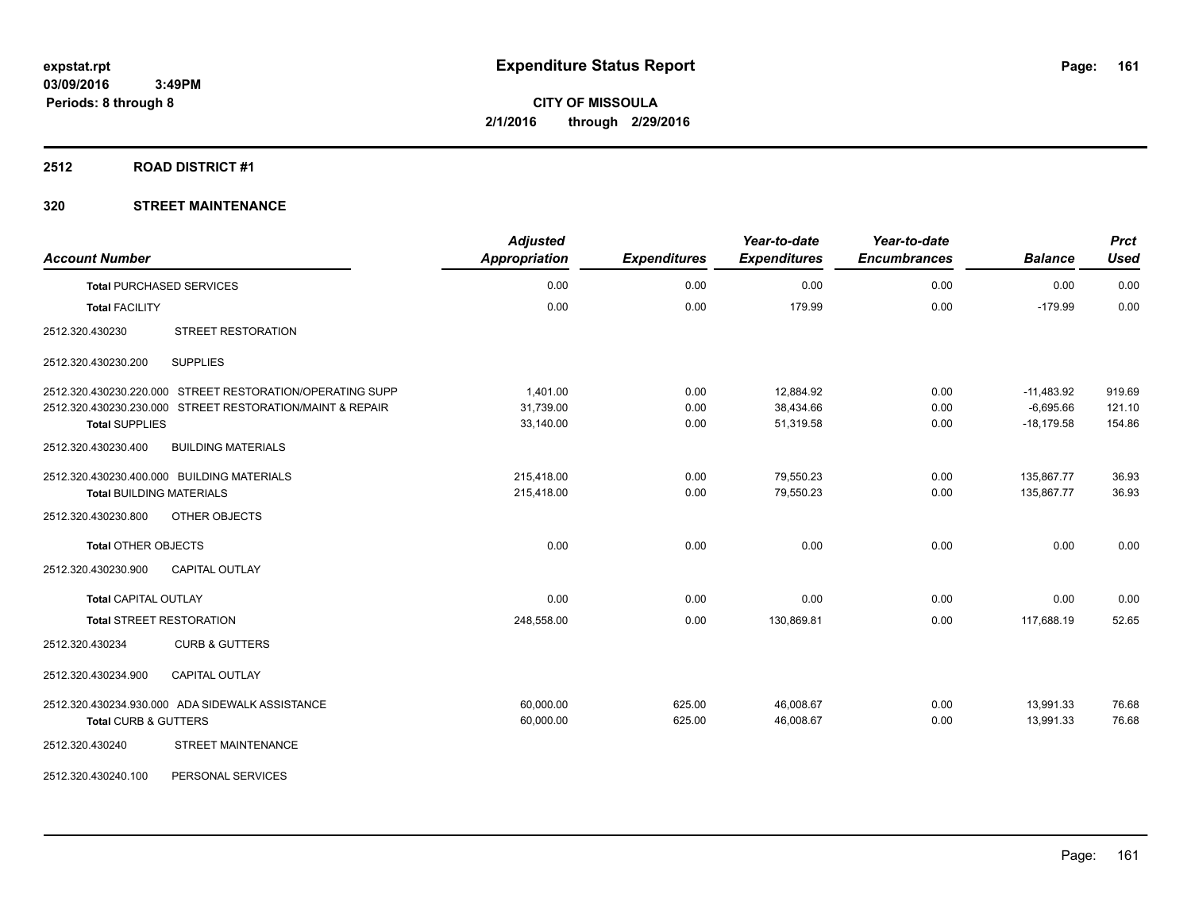# Expenditure Status Report

expstat.rpt
03/09/2016 3:49PM
Periods: 8 through 8

**CITY OF MISSOULA**
**2/1/2016 through 2/29/2016**

## 2512 ROAD DISTRICT #1

## 320 STREET MAINTENANCE

| Account Number | | Adjusted Appropriation | Expenditures | Year-to-date Expenditures | Year-to-date Encumbrances | Balance | Prct Used |
|---|---|---|---|---|---|---|---|
| **Total** PURCHASED SERVICES | | 0.00 | 0.00 | 0.00 | 0.00 | 0.00 | 0.00 |
| **Total** FACILITY | | 0.00 | 0.00 | 179.99 | 0.00 | -179.99 | 0.00 |
| 2512.320.430230 | STREET RESTORATION | | | | | | |
| 2512.320.430230.200 | SUPPLIES | | | | | | |
| 2512.320.430230.220.000 | STREET RESTORATION/OPERATING SUPP | 1,401.00 | 0.00 | 12,884.92 | 0.00 | -11,483.92 | 919.69 |
| 2512.320.430230.230.000 | STREET RESTORATION/MAINT & REPAIR | 31,739.00 | 0.00 | 38,434.66 | 0.00 | -6,695.66 | 121.10 |
| **Total** SUPPLIES | | 33,140.00 | 0.00 | 51,319.58 | 0.00 | -18,179.58 | 154.86 |
| 2512.320.430230.400 | BUILDING MATERIALS | | | | | | |
| 2512.320.430230.400.000 | BUILDING MATERIALS | 215,418.00 | 0.00 | 79,550.23 | 0.00 | 135,867.77 | 36.93 |
| **Total** BUILDING MATERIALS | | 215,418.00 | 0.00 | 79,550.23 | 0.00 | 135,867.77 | 36.93 |
| 2512.320.430230.800 | OTHER OBJECTS | | | | | | |
| **Total** OTHER OBJECTS | | 0.00 | 0.00 | 0.00 | 0.00 | 0.00 | 0.00 |
| 2512.320.430230.900 | CAPITAL OUTLAY | | | | | | |
| **Total** CAPITAL OUTLAY | | 0.00 | 0.00 | 0.00 | 0.00 | 0.00 | 0.00 |
| **Total** STREET RESTORATION | | 248,558.00 | 0.00 | 130,869.81 | 0.00 | 117,688.19 | 52.65 |
| 2512.320.430234 | CURB & GUTTERS | | | | | | |
| 2512.320.430234.900 | CAPITAL OUTLAY | | | | | | |
| 2512.320.430234.930.000 | ADA SIDEWALK ASSISTANCE | 60,000.00 | 625.00 | 46,008.67 | 0.00 | 13,991.33 | 76.68 |
| **Total** CURB & GUTTERS | | 60,000.00 | 625.00 | 46,008.67 | 0.00 | 13,991.33 | 76.68 |
| 2512.320.430240 | STREET MAINTENANCE | | | | | | |
| 2512.320.430240.100 | PERSONAL SERVICES | | | | | | |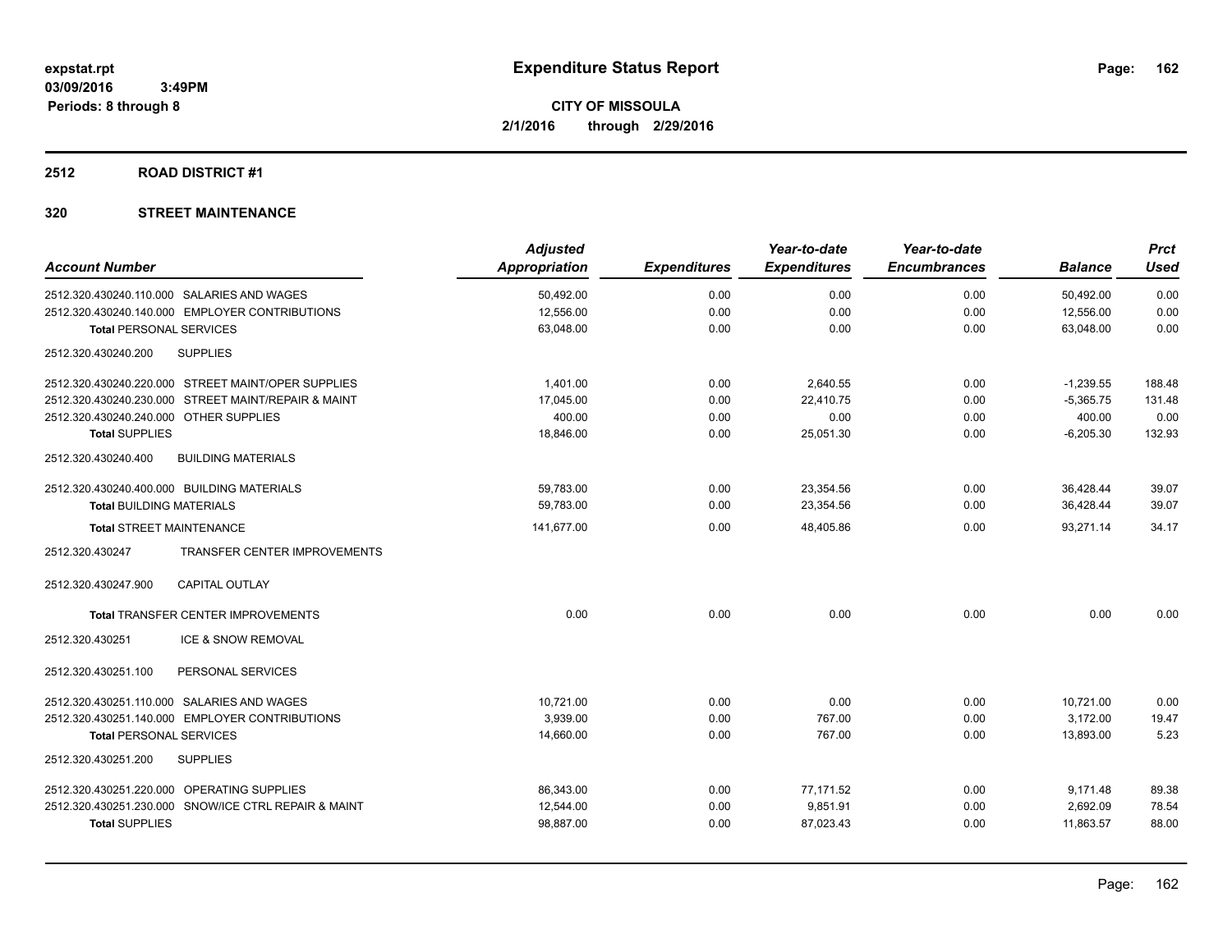**Expenditure Status Report**

**CITY OF MISSOULA**
**2/1/2016 through 2/29/2016**

expstat.rpt
03/09/2016 3:49PM
Periods: 8 through 8

## 2512 ROAD DISTRICT #1

### 320 STREET MAINTENANCE

| Account Number | Adjusted Appropriation | Expenditures | Year-to-date Expenditures | Year-to-date Encumbrances | Balance | Prct Used |
|---|---|---|---|---|---|---|
| 2512.320.430240.110.000 SALARIES AND WAGES | 50,492.00 | 0.00 | 0.00 | 0.00 | 50,492.00 | 0.00 |
| 2512.320.430240.140.000 EMPLOYER CONTRIBUTIONS | 12,556.00 | 0.00 | 0.00 | 0.00 | 12,556.00 | 0.00 |
| **Total** PERSONAL SERVICES | 63,048.00 | 0.00 | 0.00 | 0.00 | 63,048.00 | 0.00 |
| 2512.320.430240.200 SUPPLIES | | | | | | |
| 2512.320.430240.220.000 STREET MAINT/OPER SUPPLIES | 1,401.00 | 0.00 | 2,640.55 | 0.00 | -1,239.55 | 188.48 |
| 2512.320.430240.230.000 STREET MAINT/REPAIR & MAINT | 17,045.00 | 0.00 | 22,410.75 | 0.00 | -5,365.75 | 131.48 |
| 2512.320.430240.240.000 OTHER SUPPLIES | 400.00 | 0.00 | 0.00 | 0.00 | 400.00 | 0.00 |
| **Total** SUPPLIES | 18,846.00 | 0.00 | 25,051.30 | 0.00 | -6,205.30 | 132.93 |
| 2512.320.430240.400 BUILDING MATERIALS | | | | | | |
| 2512.320.430240.400.000 BUILDING MATERIALS | 59,783.00 | 0.00 | 23,354.56 | 0.00 | 36,428.44 | 39.07 |
| **Total** BUILDING MATERIALS | 59,783.00 | 0.00 | 23,354.56 | 0.00 | 36,428.44 | 39.07 |
| **Total** STREET MAINTENANCE | 141,677.00 | 0.00 | 48,405.86 | 0.00 | 93,271.14 | 34.17 |
| 2512.320.430247 TRANSFER CENTER IMPROVEMENTS | | | | | | |
| 2512.320.430247.900 CAPITAL OUTLAY | | | | | | |
| **Total** TRANSFER CENTER IMPROVEMENTS | 0.00 | 0.00 | 0.00 | 0.00 | 0.00 | 0.00 |
| 2512.320.430251 ICE & SNOW REMOVAL | | | | | | |
| 2512.320.430251.100 PERSONAL SERVICES | | | | | | |
| 2512.320.430251.110.000 SALARIES AND WAGES | 10,721.00 | 0.00 | 0.00 | 0.00 | 10,721.00 | 0.00 |
| 2512.320.430251.140.000 EMPLOYER CONTRIBUTIONS | 3,939.00 | 0.00 | 767.00 | 0.00 | 3,172.00 | 19.47 |
| **Total** PERSONAL SERVICES | 14,660.00 | 0.00 | 767.00 | 0.00 | 13,893.00 | 5.23 |
| 2512.320.430251.200 SUPPLIES | | | | | | |
| 2512.320.430251.220.000 OPERATING SUPPLIES | 86,343.00 | 0.00 | 77,171.52 | 0.00 | 9,171.48 | 89.38 |
| 2512.320.430251.230.000 SNOW/ICE CTRL REPAIR & MAINT | 12,544.00 | 0.00 | 9,851.91 | 0.00 | 2,692.09 | 78.54 |
| **Total** SUPPLIES | 98,887.00 | 0.00 | 87,023.43 | 0.00 | 11,863.57 | 88.00 |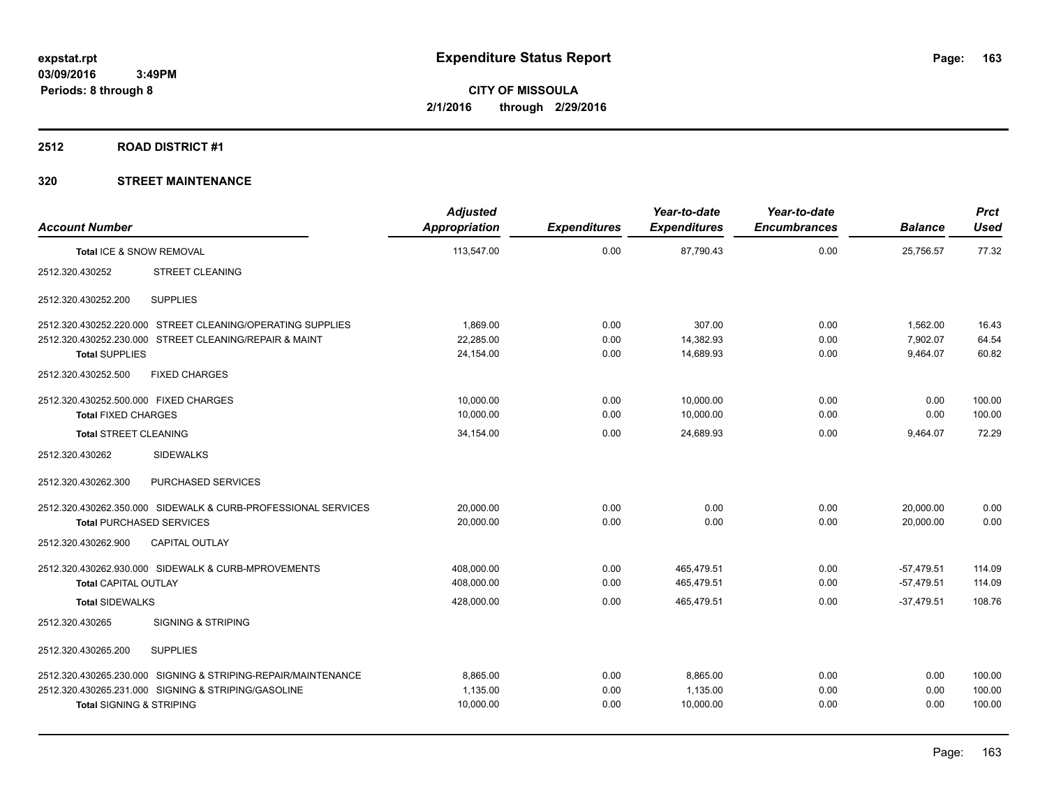# Expenditure Status Report

**CITY OF MISSOULA**
**2/1/2016 through 2/29/2016**

expstat.rpt
03/09/2016 3:49PM
Periods: 8 through 8

## 2512 ROAD DISTRICT #1

## 320 STREET MAINTENANCE

| Account Number | Adjusted Appropriation | Expenditures | Year-to-date Expenditures | Year-to-date Encumbrances | Balance | Prct Used |
|---|---|---|---|---|---|---|
| Total ICE & SNOW REMOVAL | 113,547.00 | 0.00 | 87,790.43 | 0.00 | 25,756.57 | 77.32 |
| 2512.320.430252 STREET CLEANING | | | | | | |
| 2512.320.430252.200 SUPPLIES | | | | | | |
| 2512.320.430252.220.000 STREET CLEANING/OPERATING SUPPLIES | 1,869.00 | 0.00 | 307.00 | 0.00 | 1,562.00 | 16.43 |
| 2512.320.430252.230.000 STREET CLEANING/REPAIR & MAINT | 22,285.00 | 0.00 | 14,382.93 | 0.00 | 7,902.07 | 64.54 |
| Total SUPPLIES | 24,154.00 | 0.00 | 14,689.93 | 0.00 | 9,464.07 | 60.82 |
| 2512.320.430252.500 FIXED CHARGES | | | | | | |
| 2512.320.430252.500.000 FIXED CHARGES | 10,000.00 | 0.00 | 10,000.00 | 0.00 | 0.00 | 100.00 |
| Total FIXED CHARGES | 10,000.00 | 0.00 | 10,000.00 | 0.00 | 0.00 | 100.00 |
| Total STREET CLEANING | 34,154.00 | 0.00 | 24,689.93 | 0.00 | 9,464.07 | 72.29 |
| 2512.320.430262 SIDEWALKS | | | | | | |
| 2512.320.430262.300 PURCHASED SERVICES | | | | | | |
| 2512.320.430262.350.000 SIDEWALK & CURB-PROFESSIONAL SERVICES | 20,000.00 | 0.00 | 0.00 | 0.00 | 20,000.00 | 0.00 |
| Total PURCHASED SERVICES | 20,000.00 | 0.00 | 0.00 | 0.00 | 20,000.00 | 0.00 |
| 2512.320.430262.900 CAPITAL OUTLAY | | | | | | |
| 2512.320.430262.930.000 SIDEWALK & CURB-MPROVEMENTS | 408,000.00 | 0.00 | 465,479.51 | 0.00 | -57,479.51 | 114.09 |
| Total CAPITAL OUTLAY | 408,000.00 | 0.00 | 465,479.51 | 0.00 | -57,479.51 | 114.09 |
| Total SIDEWALKS | 428,000.00 | 0.00 | 465,479.51 | 0.00 | -37,479.51 | 108.76 |
| 2512.320.430265 SIGNING & STRIPING | | | | | | |
| 2512.320.430265.200 SUPPLIES | | | | | | |
| 2512.320.430265.230.000 SIGNING & STRIPING-REPAIR/MAINTENANCE | 8,865.00 | 0.00 | 8,865.00 | 0.00 | 0.00 | 100.00 |
| 2512.320.430265.231.000 SIGNING & STRIPING/GASOLINE | 1,135.00 | 0.00 | 1,135.00 | 0.00 | 0.00 | 100.00 |
| Total SIGNING & STRIPING | 10,000.00 | 0.00 | 10,000.00 | 0.00 | 0.00 | 100.00 |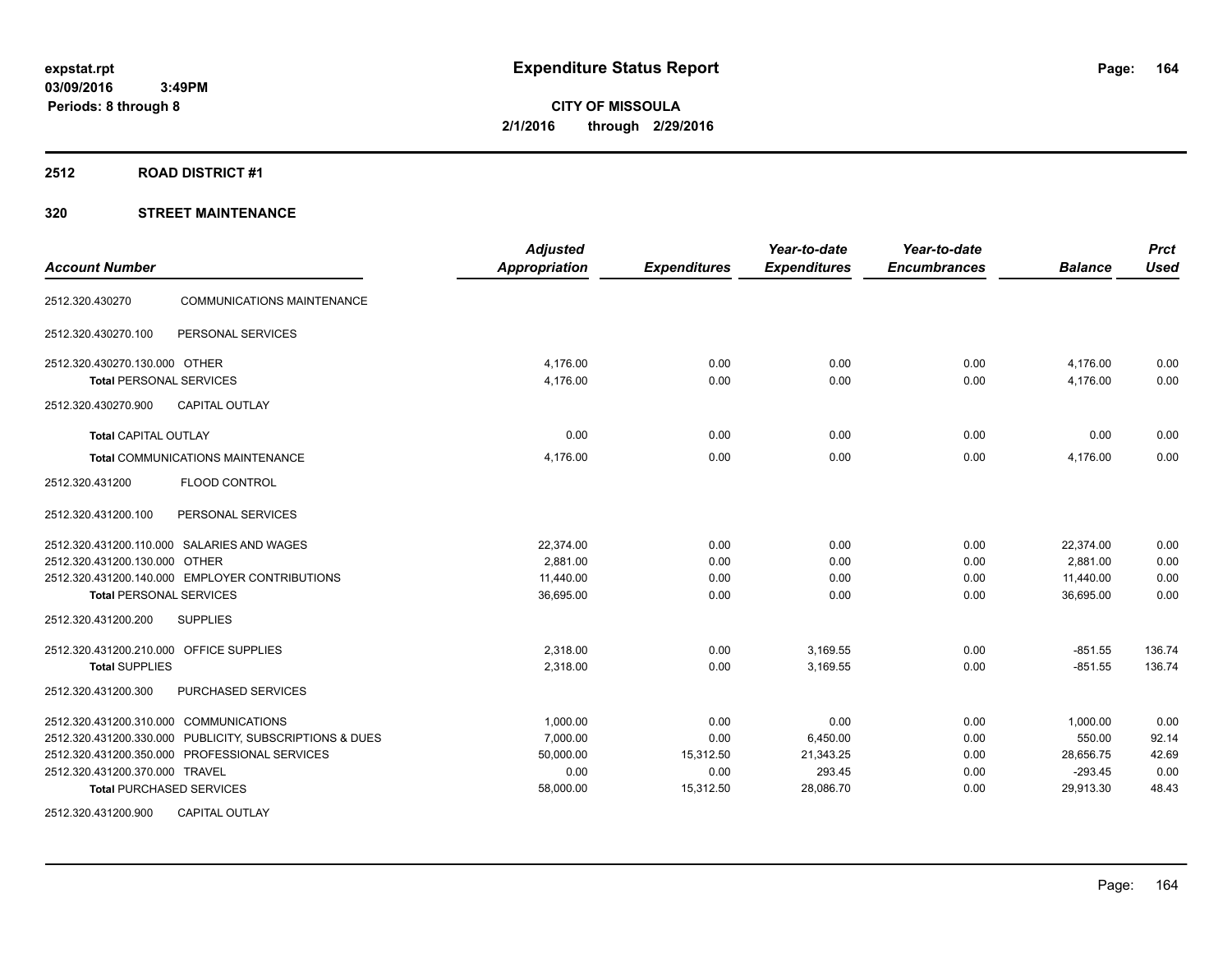# Expenditure Status Report

expstat.rpt
03/09/2016 3:49PM
Periods: 8 through 8

**CITY OF MISSOULA**
**2/1/2016 through 2/29/2016**

## 2512 ROAD DISTRICT #1

## 320 STREET MAINTENANCE

| Account Number | | Adjusted Appropriation | Expenditures | Year-to-date Expenditures | Year-to-date Encumbrances | Balance | Prct Used |
|---|---|---|---|---|---|---|---|
| 2512.320.430270 | COMMUNICATIONS MAINTENANCE | | | | | | |
| 2512.320.430270.100 | PERSONAL SERVICES | | | | | | |
| 2512.320.430270.130.000 | OTHER | 4,176.00 | 0.00 | 0.00 | 0.00 | 4,176.00 | 0.00 |
| Total PERSONAL SERVICES | | 4,176.00 | 0.00 | 0.00 | 0.00 | 4,176.00 | 0.00 |
| 2512.320.430270.900 | CAPITAL OUTLAY | | | | | | |
| Total CAPITAL OUTLAY | | 0.00 | 0.00 | 0.00 | 0.00 | 0.00 | 0.00 |
| Total COMMUNICATIONS MAINTENANCE | | 4,176.00 | 0.00 | 0.00 | 0.00 | 4,176.00 | 0.00 |
| 2512.320.431200 | FLOOD CONTROL | | | | | | |
| 2512.320.431200.100 | PERSONAL SERVICES | | | | | | |
| 2512.320.431200.110.000 | SALARIES AND WAGES | 22,374.00 | 0.00 | 0.00 | 0.00 | 22,374.00 | 0.00 |
| 2512.320.431200.130.000 | OTHER | 2,881.00 | 0.00 | 0.00 | 0.00 | 2,881.00 | 0.00 |
| 2512.320.431200.140.000 | EMPLOYER CONTRIBUTIONS | 11,440.00 | 0.00 | 0.00 | 0.00 | 11,440.00 | 0.00 |
| Total PERSONAL SERVICES | | 36,695.00 | 0.00 | 0.00 | 0.00 | 36,695.00 | 0.00 |
| 2512.320.431200.200 | SUPPLIES | | | | | | |
| 2512.320.431200.210.000 | OFFICE SUPPLIES | 2,318.00 | 0.00 | 3,169.55 | 0.00 | -851.55 | 136.74 |
| Total SUPPLIES | | 2,318.00 | 0.00 | 3,169.55 | 0.00 | -851.55 | 136.74 |
| 2512.320.431200.300 | PURCHASED SERVICES | | | | | | |
| 2512.320.431200.310.000 | COMMUNICATIONS | 1,000.00 | 0.00 | 0.00 | 0.00 | 1,000.00 | 0.00 |
| 2512.320.431200.330.000 | PUBLICITY, SUBSCRIPTIONS & DUES | 7,000.00 | 0.00 | 6,450.00 | 0.00 | 550.00 | 92.14 |
| 2512.320.431200.350.000 | PROFESSIONAL SERVICES | 50,000.00 | 15,312.50 | 21,343.25 | 0.00 | 28,656.75 | 42.69 |
| 2512.320.431200.370.000 | TRAVEL | 0.00 | 0.00 | 293.45 | 0.00 | -293.45 | 0.00 |
| Total PURCHASED SERVICES | | 58,000.00 | 15,312.50 | 28,086.70 | 0.00 | 29,913.30 | 48.43 |
| 2512.320.431200.900 | CAPITAL OUTLAY | | | | | | |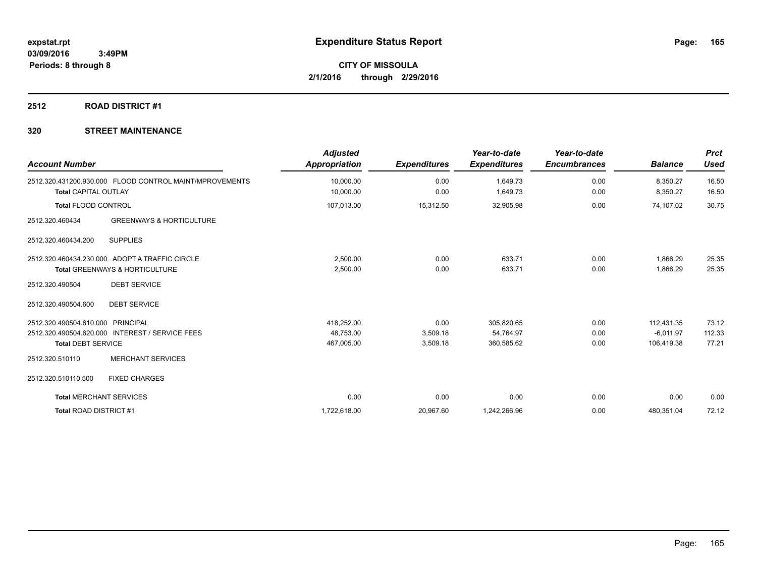# Expenditure Status Report

expstat.rpt
03/09/2016 3:49PM
Periods: 8 through 8

**CITY OF MISSOULA**
**2/1/2016 through 2/29/2016**

## 2512 ROAD DISTRICT #1

## 320 STREET MAINTENANCE

| Account Number | Adjusted Appropriation | Expenditures | Year-to-date Expenditures | Year-to-date Encumbrances | Balance | Prct Used |
|---|---|---|---|---|---|---|
| 2512.320.431200.930.000 FLOOD CONTROL MAINT/MPROVEMENTS | 10,000.00 | 0.00 | 1,649.73 | 0.00 | 8,350.27 | 16.50 |
| **Total** CAPITAL OUTLAY | 10,000.00 | 0.00 | 1,649.73 | 0.00 | 8,350.27 | 16.50 |
| **Total** FLOOD CONTROL | 107,013.00 | 15,312.50 | 32,905.98 | 0.00 | 74,107.02 | 30.75 |
| 2512.320.460434 GREENWAYS & HORTICULTURE | | | | | | |
| 2512.320.460434.200 SUPPLIES | | | | | | |
| 2512.320.460434.230.000 ADOPT A TRAFFIC CIRCLE | 2,500.00 | 0.00 | 633.71 | 0.00 | 1,866.29 | 25.35 |
| **Total** GREENWAYS & HORTICULTURE | 2,500.00 | 0.00 | 633.71 | 0.00 | 1,866.29 | 25.35 |
| 2512.320.490504 DEBT SERVICE | | | | | | |
| 2512.320.490504.600 DEBT SERVICE | | | | | | |
| 2512.320.490504.610.000 PRINCIPAL | 418,252.00 | 0.00 | 305,820.65 | 0.00 | 112,431.35 | 73.12 |
| 2512.320.490504.620.000 INTEREST / SERVICE FEES | 48,753.00 | 3,509.18 | 54,764.97 | 0.00 | -6,011.97 | 112.33 |
| **Total** DEBT SERVICE | 467,005.00 | 3,509.18 | 360,585.62 | 0.00 | 106,419.38 | 77.21 |
| 2512.320.510110 MERCHANT SERVICES | | | | | | |
| 2512.320.510110.500 FIXED CHARGES | | | | | | |
| **Total** MERCHANT SERVICES | 0.00 | 0.00 | 0.00 | 0.00 | 0.00 | 0.00 |
| **Total** ROAD DISTRICT #1 | 1,722,618.00 | 20,967.60 | 1,242,266.96 | 0.00 | 480,351.04 | 72.12 |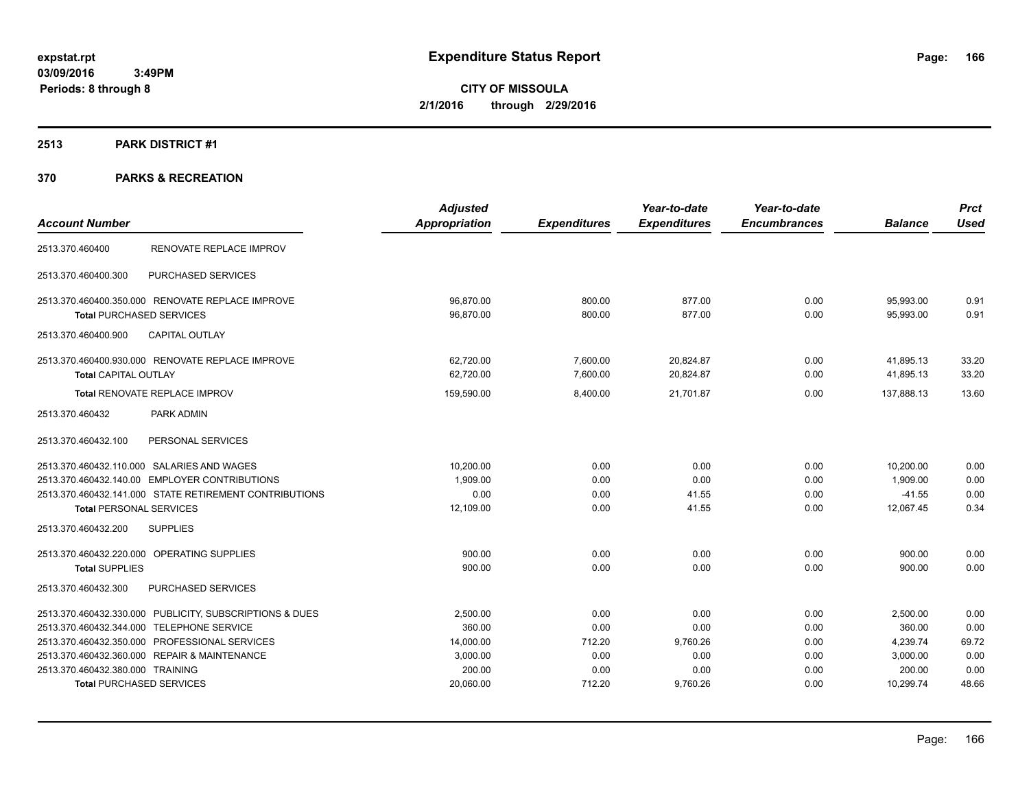**expstat.rpt**
**03/09/2016 3:49PM**
**Periods: 8 through 8**

# Expenditure Status Report

**CITY OF MISSOULA**
**2/1/2016 through 2/29/2016**

## 2513 PARK DISTRICT #1

## 370 PARKS & RECREATION

| Account Number | | Adjusted Appropriation | Expenditures | Year-to-date Expenditures | Year-to-date Encumbrances | Balance | Prct Used |
|---|---|---|---|---|---|---|---|
| 2513.370.460400 | RENOVATE REPLACE IMPROV | | | | | | |
| 2513.370.460400.300 | PURCHASED SERVICES | | | | | | |
| 2513.370.460400.350.000 | RENOVATE REPLACE IMPROVE | 96,870.00 | 800.00 | 877.00 | 0.00 | 95,993.00 | 0.91 |
| **Total** PURCHASED SERVICES | | 96,870.00 | 800.00 | 877.00 | 0.00 | 95,993.00 | 0.91 |
| 2513.370.460400.900 | CAPITAL OUTLAY | | | | | | |
| 2513.370.460400.930.000 | RENOVATE REPLACE IMPROVE | 62,720.00 | 7,600.00 | 20,824.87 | 0.00 | 41,895.13 | 33.20 |
| **Total** CAPITAL OUTLAY | | 62,720.00 | 7,600.00 | 20,824.87 | 0.00 | 41,895.13 | 33.20 |
| **Total** RENOVATE REPLACE IMPROV | | 159,590.00 | 8,400.00 | 21,701.87 | 0.00 | 137,888.13 | 13.60 |
| 2513.370.460432 | PARK ADMIN | | | | | | |
| 2513.370.460432.100 | PERSONAL SERVICES | | | | | | |
| 2513.370.460432.110.000 | SALARIES AND WAGES | 10,200.00 | 0.00 | 0.00 | 0.00 | 10,200.00 | 0.00 |
| 2513.370.460432.140.00 | EMPLOYER CONTRIBUTIONS | 1,909.00 | 0.00 | 0.00 | 0.00 | 1,909.00 | 0.00 |
| 2513.370.460432.141.000 | STATE RETIREMENT CONTRIBUTIONS | 0.00 | 0.00 | 41.55 | 0.00 | -41.55 | 0.00 |
| **Total** PERSONAL SERVICES | | 12,109.00 | 0.00 | 41.55 | 0.00 | 12,067.45 | 0.34 |
| 2513.370.460432.200 | SUPPLIES | | | | | | |
| 2513.370.460432.220.000 | OPERATING SUPPLIES | 900.00 | 0.00 | 0.00 | 0.00 | 900.00 | 0.00 |
| **Total** SUPPLIES | | 900.00 | 0.00 | 0.00 | 0.00 | 900.00 | 0.00 |
| 2513.370.460432.300 | PURCHASED SERVICES | | | | | | |
| 2513.370.460432.330.000 | PUBLICITY, SUBSCRIPTIONS & DUES | 2,500.00 | 0.00 | 0.00 | 0.00 | 2,500.00 | 0.00 |
| 2513.370.460432.344.000 | TELEPHONE SERVICE | 360.00 | 0.00 | 0.00 | 0.00 | 360.00 | 0.00 |
| 2513.370.460432.350.000 | PROFESSIONAL SERVICES | 14,000.00 | 712.20 | 9,760.26 | 0.00 | 4,239.74 | 69.72 |
| 2513.370.460432.360.000 | REPAIR & MAINTENANCE | 3,000.00 | 0.00 | 0.00 | 0.00 | 3,000.00 | 0.00 |
| 2513.370.460432.380.000 | TRAINING | 200.00 | 0.00 | 0.00 | 0.00 | 200.00 | 0.00 |
| **Total** PURCHASED SERVICES | | 20,060.00 | 712.20 | 9,760.26 | 0.00 | 10,299.74 | 48.66 |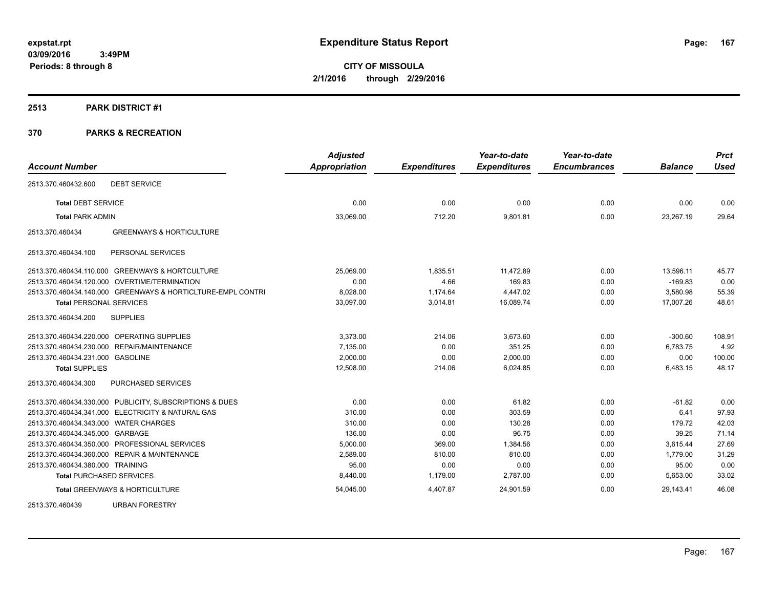**expstat.rpt**
**03/09/2016 3:49PM**
**Periods: 8 through 8**

# Expenditure Status Report

**CITY OF MISSOULA**
**2/1/2016 through 2/29/2016**

## 2513 PARK DISTRICT #1

## 370 PARKS & RECREATION

| Account Number | | Adjusted Appropriation | Expenditures | Year-to-date Expenditures | Year-to-date Encumbrances | Balance | Prct Used |
|---|---|---|---|---|---|---|---|
| 2513.370.460432.600 | DEBT SERVICE | | | | | | |
| **Total** DEBT SERVICE | | 0.00 | 0.00 | 0.00 | 0.00 | 0.00 | 0.00 |
| **Total** PARK ADMIN | | 33,069.00 | 712.20 | 9,801.81 | 0.00 | 23,267.19 | 29.64 |
| 2513.370.460434 | GREENWAYS & HORTICULTURE | | | | | | |
| 2513.370.460434.100 | PERSONAL SERVICES | | | | | | |
| 2513.370.460434.110.000 | GREENWAYS & HORTCULTURE | 25,069.00 | 1,835.51 | 11,472.89 | 0.00 | 13,596.11 | 45.77 |
| 2513.370.460434.120.000 | OVERTIME/TERMINATION | 0.00 | 4.66 | 169.83 | 0.00 | -169.83 | 0.00 |
| 2513.370.460434.140.000 | GREENWAYS & HORTICLTURE-EMPL CONTRI | 8,028.00 | 1,174.64 | 4,447.02 | 0.00 | 3,580.98 | 55.39 |
| **Total** PERSONAL SERVICES | | 33,097.00 | 3,014.81 | 16,089.74 | 0.00 | 17,007.26 | 48.61 |
| 2513.370.460434.200 | SUPPLIES | | | | | | |
| 2513.370.460434.220.000 | OPERATING SUPPLIES | 3,373.00 | 214.06 | 3,673.60 | 0.00 | -300.60 | 108.91 |
| 2513.370.460434.230.000 | REPAIR/MAINTENANCE | 7,135.00 | 0.00 | 351.25 | 0.00 | 6,783.75 | 4.92 |
| 2513.370.460434.231.000 | GASOLINE | 2,000.00 | 0.00 | 2,000.00 | 0.00 | 0.00 | 100.00 |
| **Total** SUPPLIES | | 12,508.00 | 214.06 | 6,024.85 | 0.00 | 6,483.15 | 48.17 |
| 2513.370.460434.300 | PURCHASED SERVICES | | | | | | |
| 2513.370.460434.330.000 | PUBLICITY, SUBSCRIPTIONS & DUES | 0.00 | 0.00 | 61.82 | 0.00 | -61.82 | 0.00 |
| 2513.370.460434.341.000 | ELECTRICITY & NATURAL GAS | 310.00 | 0.00 | 303.59 | 0.00 | 6.41 | 97.93 |
| 2513.370.460434.343.000 | WATER CHARGES | 310.00 | 0.00 | 130.28 | 0.00 | 179.72 | 42.03 |
| 2513.370.460434.345.000 | GARBAGE | 136.00 | 0.00 | 96.75 | 0.00 | 39.25 | 71.14 |
| 2513.370.460434.350.000 | PROFESSIONAL SERVICES | 5,000.00 | 369.00 | 1,384.56 | 0.00 | 3,615.44 | 27.69 |
| 2513.370.460434.360.000 | REPAIR & MAINTENANCE | 2,589.00 | 810.00 | 810.00 | 0.00 | 1,779.00 | 31.29 |
| 2513.370.460434.380.000 | TRAINING | 95.00 | 0.00 | 0.00 | 0.00 | 95.00 | 0.00 |
| **Total** PURCHASED SERVICES | | 8,440.00 | 1,179.00 | 2,787.00 | 0.00 | 5,653.00 | 33.02 |
| **Total** GREENWAYS & HORTICULTURE | | 54,045.00 | 4,407.87 | 24,901.59 | 0.00 | 29,143.41 | 46.08 |
| 2513.370.460439 | URBAN FORESTRY | | | | | | |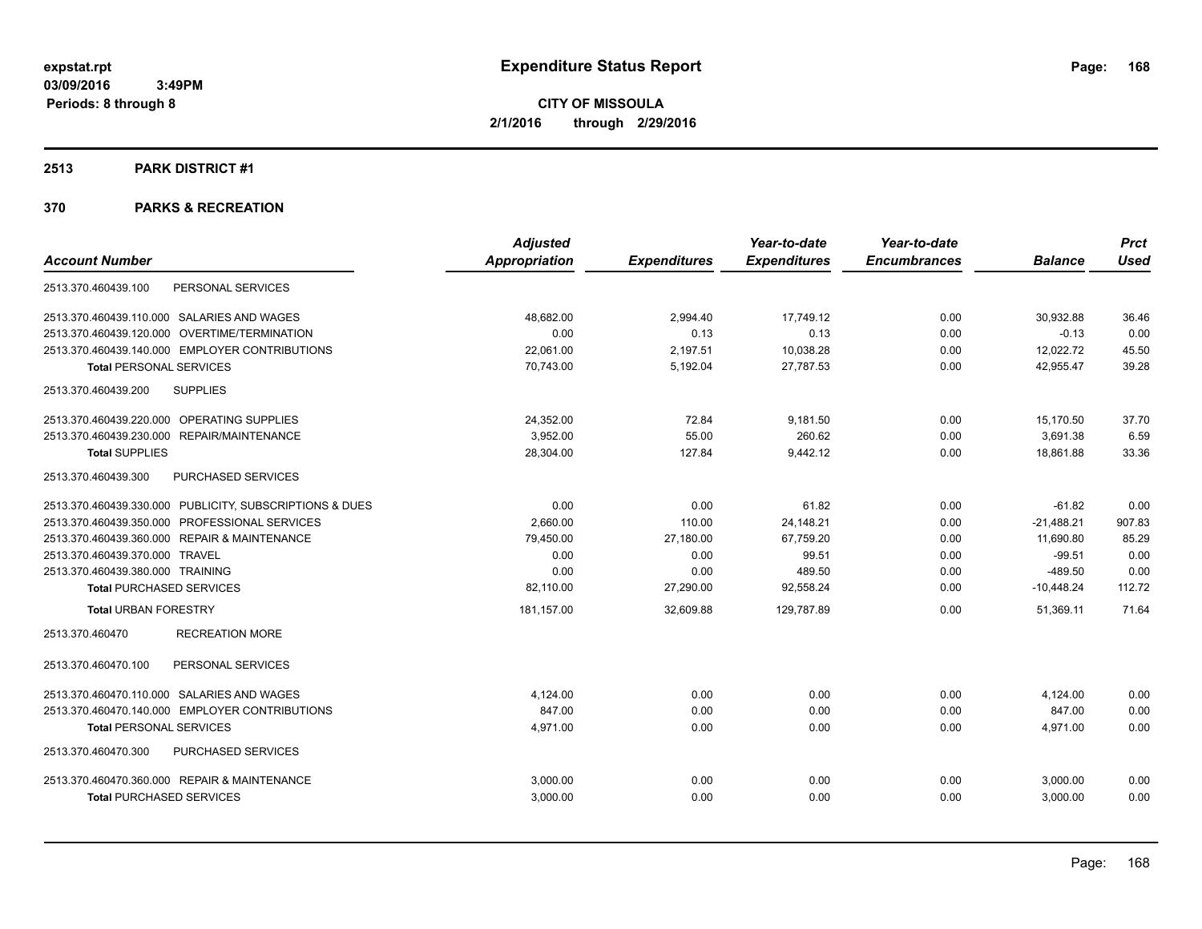# Expenditure Status Report

expstat.rpt
03/09/2016 3:49PM
Periods: 8 through 8

**CITY OF MISSOULA**
**2/1/2016 through 2/29/2016**

## 2513 PARK DISTRICT #1

## 370 PARKS & RECREATION

| Account Number | Adjusted Appropriation | Expenditures | Year-to-date Expenditures | Year-to-date Encumbrances | Balance | Prct Used |
|---|---|---|---|---|---|---|
| 2513.370.460439.100 PERSONAL SERVICES | | | | | | |
| 2513.370.460439.110.000 SALARIES AND WAGES | 48,682.00 | 2,994.40 | 17,749.12 | 0.00 | 30,932.88 | 36.46 |
| 2513.370.460439.120.000 OVERTIME/TERMINATION | 0.00 | 0.13 | 0.13 | 0.00 | -0.13 | 0.00 |
| 2513.370.460439.140.000 EMPLOYER CONTRIBUTIONS | 22,061.00 | 2,197.51 | 10,038.28 | 0.00 | 12,022.72 | 45.50 |
| **Total** PERSONAL SERVICES | 70,743.00 | 5,192.04 | 27,787.53 | 0.00 | 42,955.47 | 39.28 |
| 2513.370.460439.200 SUPPLIES | | | | | | |
| 2513.370.460439.220.000 OPERATING SUPPLIES | 24,352.00 | 72.84 | 9,181.50 | 0.00 | 15,170.50 | 37.70 |
| 2513.370.460439.230.000 REPAIR/MAINTENANCE | 3,952.00 | 55.00 | 260.62 | 0.00 | 3,691.38 | 6.59 |
| **Total** SUPPLIES | 28,304.00 | 127.84 | 9,442.12 | 0.00 | 18,861.88 | 33.36 |
| 2513.370.460439.300 PURCHASED SERVICES | | | | | | |
| 2513.370.460439.330.000 PUBLICITY, SUBSCRIPTIONS & DUES | 0.00 | 0.00 | 61.82 | 0.00 | -61.82 | 0.00 |
| 2513.370.460439.350.000 PROFESSIONAL SERVICES | 2,660.00 | 110.00 | 24,148.21 | 0.00 | -21,488.21 | 907.83 |
| 2513.370.460439.360.000 REPAIR & MAINTENANCE | 79,450.00 | 27,180.00 | 67,759.20 | 0.00 | 11,690.80 | 85.29 |
| 2513.370.460439.370.000 TRAVEL | 0.00 | 0.00 | 99.51 | 0.00 | -99.51 | 0.00 |
| 2513.370.460439.380.000 TRAINING | 0.00 | 0.00 | 489.50 | 0.00 | -489.50 | 0.00 |
| **Total** PURCHASED SERVICES | 82,110.00 | 27,290.00 | 92,558.24 | 0.00 | -10,448.24 | 112.72 |
| **Total** URBAN FORESTRY | 181,157.00 | 32,609.88 | 129,787.89 | 0.00 | 51,369.11 | 71.64 |
| 2513.370.460470 RECREATION MORE | | | | | | |
| 2513.370.460470.100 PERSONAL SERVICES | | | | | | |
| 2513.370.460470.110.000 SALARIES AND WAGES | 4,124.00 | 0.00 | 0.00 | 0.00 | 4,124.00 | 0.00 |
| 2513.370.460470.140.000 EMPLOYER CONTRIBUTIONS | 847.00 | 0.00 | 0.00 | 0.00 | 847.00 | 0.00 |
| **Total** PERSONAL SERVICES | 4,971.00 | 0.00 | 0.00 | 0.00 | 4,971.00 | 0.00 |
| 2513.370.460470.300 PURCHASED SERVICES | | | | | | |
| 2513.370.460470.360.000 REPAIR & MAINTENANCE | 3,000.00 | 0.00 | 0.00 | 0.00 | 3,000.00 | 0.00 |
| **Total** PURCHASED SERVICES | 3,000.00 | 0.00 | 0.00 | 0.00 | 3,000.00 | 0.00 |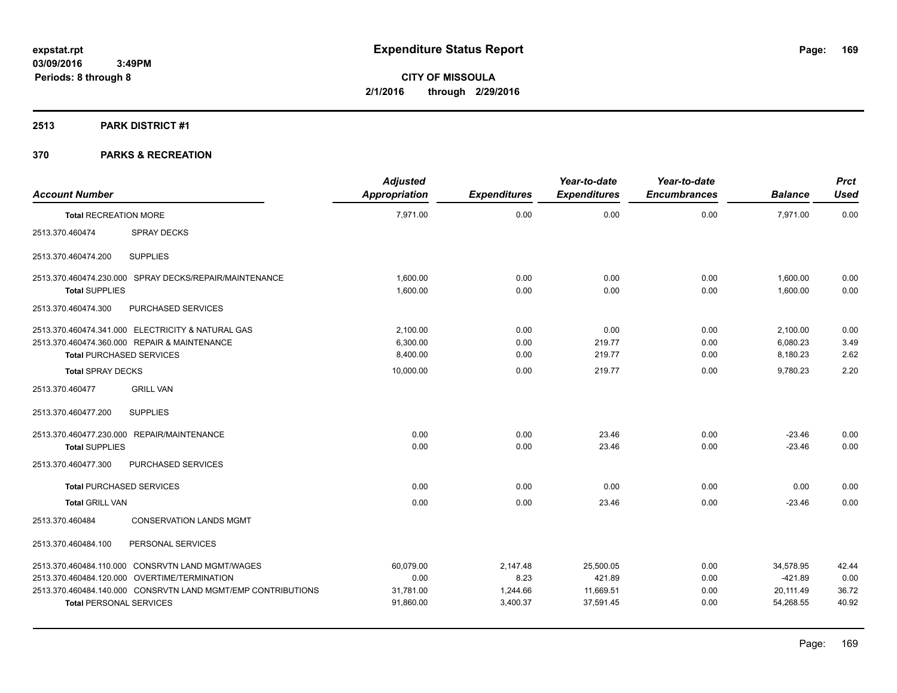**expstat.rpt**
**03/09/2016 3:49PM**
**Periods: 8 through 8**

# Expenditure Status Report

**CITY OF MISSOULA**
**2/1/2016 through 2/29/2016**

## 2513 PARK DISTRICT #1

## 370 PARKS & RECREATION

| Account Number | | Adjusted Appropriation | Expenditures | Year-to-date Expenditures | Year-to-date Encumbrances | Balance | Prct Used |
|---|---|---|---|---|---|---|---|
| **Total** RECREATION MORE | | 7,971.00 | 0.00 | 0.00 | 0.00 | 7,971.00 | 0.00 |
| 2513.370.460474 | SPRAY DECKS | | | | | | |
| 2513.370.460474.200 | SUPPLIES | | | | | | |
| 2513.370.460474.230.000 | SPRAY DECKS/REPAIR/MAINTENANCE | 1,600.00 | 0.00 | 0.00 | 0.00 | 1,600.00 | 0.00 |
| **Total** SUPPLIES | | 1,600.00 | 0.00 | 0.00 | 0.00 | 1,600.00 | 0.00 |
| 2513.370.460474.300 | PURCHASED SERVICES | | | | | | |
| 2513.370.460474.341.000 | ELECTRICITY & NATURAL GAS | 2,100.00 | 0.00 | 0.00 | 0.00 | 2,100.00 | 0.00 |
| 2513.370.460474.360.000 | REPAIR & MAINTENANCE | 6,300.00 | 0.00 | 219.77 | 0.00 | 6,080.23 | 3.49 |
| **Total** PURCHASED SERVICES | | 8,400.00 | 0.00 | 219.77 | 0.00 | 8,180.23 | 2.62 |
| **Total** SPRAY DECKS | | 10,000.00 | 0.00 | 219.77 | 0.00 | 9,780.23 | 2.20 |
| 2513.370.460477 | GRILL VAN | | | | | | |
| 2513.370.460477.200 | SUPPLIES | | | | | | |
| 2513.370.460477.230.000 | REPAIR/MAINTENANCE | 0.00 | 0.00 | 23.46 | 0.00 | -23.46 | 0.00 |
| **Total** SUPPLIES | | 0.00 | 0.00 | 23.46 | 0.00 | -23.46 | 0.00 |
| 2513.370.460477.300 | PURCHASED SERVICES | | | | | | |
| **Total** PURCHASED SERVICES | | 0.00 | 0.00 | 0.00 | 0.00 | 0.00 | 0.00 |
| **Total** GRILL VAN | | 0.00 | 0.00 | 23.46 | 0.00 | -23.46 | 0.00 |
| 2513.370.460484 | CONSERVATION LANDS MGMT | | | | | | |
| 2513.370.460484.100 | PERSONAL SERVICES | | | | | | |
| 2513.370.460484.110.000 | CONSRVTN LAND MGMT/WAGES | 60,079.00 | 2,147.48 | 25,500.05 | 0.00 | 34,578.95 | 42.44 |
| 2513.370.460484.120.000 | OVERTIME/TERMINATION | 0.00 | 8.23 | 421.89 | 0.00 | -421.89 | 0.00 |
| 2513.370.460484.140.000 | CONSRVTN LAND MGMT/EMP CONTRIBUTIONS | 31,781.00 | 1,244.66 | 11,669.51 | 0.00 | 20,111.49 | 36.72 |
| **Total** PERSONAL SERVICES | | 91,860.00 | 3,400.37 | 37,591.45 | 0.00 | 54,268.55 | 40.92 |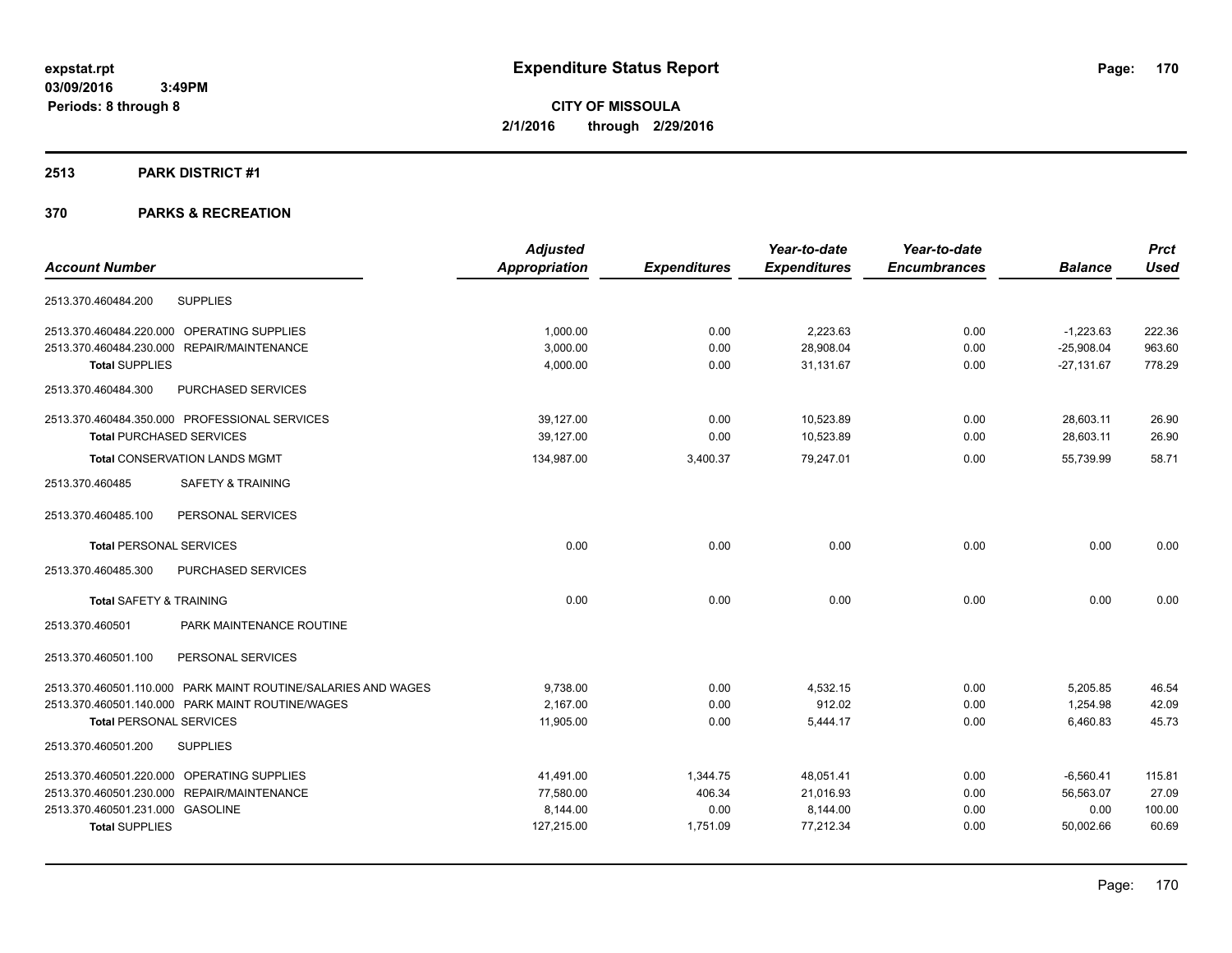# Expenditure Status Report

expstat.rpt
03/09/2016 3:49PM
Periods: 8 through 8

**CITY OF MISSOULA**
**2/1/2016 through 2/29/2016**

## 2513 PARK DISTRICT #1

### 370 PARKS & RECREATION

| Account Number | | Adjusted Appropriation | Expenditures | Year-to-date Expenditures | Year-to-date Encumbrances | Balance | Prct Used |
|---|---|---|---|---|---|---|---|
| 2513.370.460484.200 | SUPPLIES | | | | | | |
| 2513.370.460484.220.000 | OPERATING SUPPLIES | 1,000.00 | 0.00 | 2,223.63 | 0.00 | -1,223.63 | 222.36 |
| 2513.370.460484.230.000 | REPAIR/MAINTENANCE | 3,000.00 | 0.00 | 28,908.04 | 0.00 | -25,908.04 | 963.60 |
| **Total** SUPPLIES | | 4,000.00 | 0.00 | 31,131.67 | 0.00 | -27,131.67 | 778.29 |
| 2513.370.460484.300 | PURCHASED SERVICES | | | | | | |
| 2513.370.460484.350.000 | PROFESSIONAL SERVICES | 39,127.00 | 0.00 | 10,523.89 | 0.00 | 28,603.11 | 26.90 |
| **Total** PURCHASED SERVICES | | 39,127.00 | 0.00 | 10,523.89 | 0.00 | 28,603.11 | 26.90 |
| **Total** CONSERVATION LANDS MGMT | | 134,987.00 | 3,400.37 | 79,247.01 | 0.00 | 55,739.99 | 58.71 |
| 2513.370.460485 | SAFETY & TRAINING | | | | | | |
| 2513.370.460485.100 | PERSONAL SERVICES | | | | | | |
| **Total** PERSONAL SERVICES | | 0.00 | 0.00 | 0.00 | 0.00 | 0.00 | 0.00 |
| 2513.370.460485.300 | PURCHASED SERVICES | | | | | | |
| **Total** SAFETY & TRAINING | | 0.00 | 0.00 | 0.00 | 0.00 | 0.00 | 0.00 |
| 2513.370.460501 | PARK MAINTENANCE ROUTINE | | | | | | |
| 2513.370.460501.100 | PERSONAL SERVICES | | | | | | |
| 2513.370.460501.110.000 | PARK MAINT ROUTINE/SALARIES AND WAGES | 9,738.00 | 0.00 | 4,532.15 | 0.00 | 5,205.85 | 46.54 |
| 2513.370.460501.140.000 | PARK MAINT ROUTINE/WAGES | 2,167.00 | 0.00 | 912.02 | 0.00 | 1,254.98 | 42.09 |
| **Total** PERSONAL SERVICES | | 11,905.00 | 0.00 | 5,444.17 | 0.00 | 6,460.83 | 45.73 |
| 2513.370.460501.200 | SUPPLIES | | | | | | |
| 2513.370.460501.220.000 | OPERATING SUPPLIES | 41,491.00 | 1,344.75 | 48,051.41 | 0.00 | -6,560.41 | 115.81 |
| 2513.370.460501.230.000 | REPAIR/MAINTENANCE | 77,580.00 | 406.34 | 21,016.93 | 0.00 | 56,563.07 | 27.09 |
| 2513.370.460501.231.000 | GASOLINE | 8,144.00 | 0.00 | 8,144.00 | 0.00 | 0.00 | 100.00 |
| **Total** SUPPLIES | | 127,215.00 | 1,751.09 | 77,212.34 | 0.00 | 50,002.66 | 60.69 |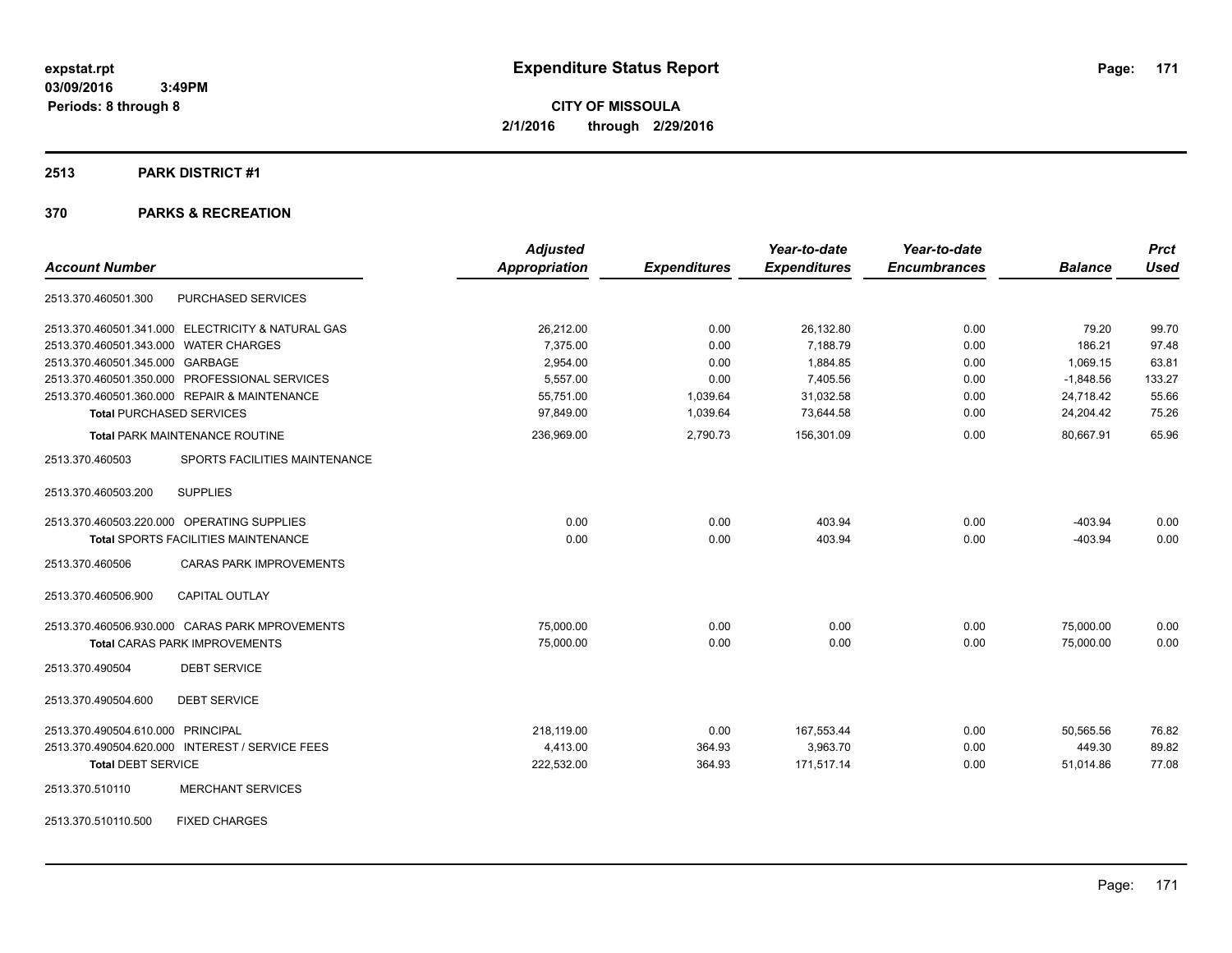**expstat.rpt**
**03/09/2016 3:49PM**
**Periods: 8 through 8**

# Expenditure Status Report

**CITY OF MISSOULA**
**2/1/2016 through 2/29/2016**

## 2513 PARK DISTRICT #1

## 370 PARKS & RECREATION

| Account Number | | Adjusted Appropriation | Expenditures | Year-to-date Expenditures | Year-to-date Encumbrances | Balance | Prct Used |
|---|---|---|---|---|---|---|---|
| 2513.370.460501.300 | PURCHASED SERVICES | | | | | | |
| 2513.370.460501.341.000 | ELECTRICITY & NATURAL GAS | 26,212.00 | 0.00 | 26,132.80 | 0.00 | 79.20 | 99.70 |
| 2513.370.460501.343.000 | WATER CHARGES | 7,375.00 | 0.00 | 7,188.79 | 0.00 | 186.21 | 97.48 |
| 2513.370.460501.345.000 | GARBAGE | 2,954.00 | 0.00 | 1,884.85 | 0.00 | 1,069.15 | 63.81 |
| 2513.370.460501.350.000 | PROFESSIONAL SERVICES | 5,557.00 | 0.00 | 7,405.56 | 0.00 | -1,848.56 | 133.27 |
| 2513.370.460501.360.000 | REPAIR & MAINTENANCE | 55,751.00 | 1,039.64 | 31,032.58 | 0.00 | 24,718.42 | 55.66 |
| **Total** PURCHASED SERVICES | | 97,849.00 | 1,039.64 | 73,644.58 | 0.00 | 24,204.42 | 75.26 |
| **Total** PARK MAINTENANCE ROUTINE | | 236,969.00 | 2,790.73 | 156,301.09 | 0.00 | 80,667.91 | 65.96 |
| 2513.370.460503 | SPORTS FACILITIES MAINTENANCE | | | | | | |
| 2513.370.460503.200 | SUPPLIES | | | | | | |
| 2513.370.460503.220.000 | OPERATING SUPPLIES | 0.00 | 0.00 | 403.94 | 0.00 | -403.94 | 0.00 |
| **Total** SPORTS FACILITIES MAINTENANCE | | 0.00 | 0.00 | 403.94 | 0.00 | -403.94 | 0.00 |
| 2513.370.460506 | CARAS PARK IMPROVEMENTS | | | | | | |
| 2513.370.460506.900 | CAPITAL OUTLAY | | | | | | |
| 2513.370.460506.930.000 | CARAS PARK MPROVEMENTS | 75,000.00 | 0.00 | 0.00 | 0.00 | 75,000.00 | 0.00 |
| **Total** CARAS PARK IMPROVEMENTS | | 75,000.00 | 0.00 | 0.00 | 0.00 | 75,000.00 | 0.00 |
| 2513.370.490504 | DEBT SERVICE | | | | | | |
| 2513.370.490504.600 | DEBT SERVICE | | | | | | |
| 2513.370.490504.610.000 | PRINCIPAL | 218,119.00 | 0.00 | 167,553.44 | 0.00 | 50,565.56 | 76.82 |
| 2513.370.490504.620.000 | INTEREST / SERVICE FEES | 4,413.00 | 364.93 | 3,963.70 | 0.00 | 449.30 | 89.82 |
| **Total** DEBT SERVICE | | 222,532.00 | 364.93 | 171,517.14 | 0.00 | 51,014.86 | 77.08 |
| 2513.370.510110 | MERCHANT SERVICES | | | | | | |
| 2513.370.510110.500 | FIXED CHARGES | | | | | | |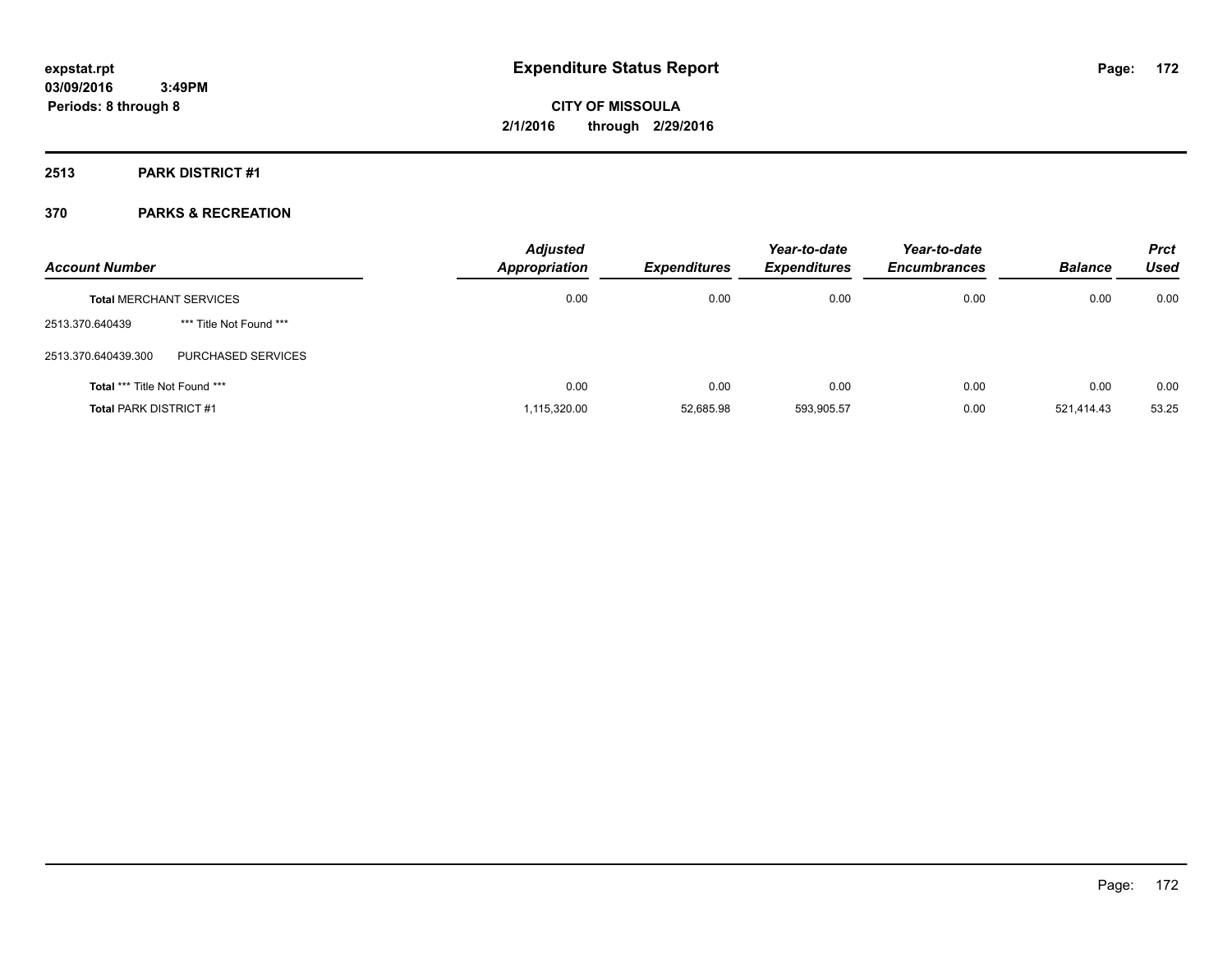**expstat.rpt**
**03/09/2016 3:49PM**
**Periods: 8 through 8**

# Expenditure Status Report

**CITY OF MISSOULA**
**2/1/2016 through 2/29/2016**

## 2513 PARK DISTRICT #1

## 370 PARKS & RECREATION

| Account Number | | Adjusted Appropriation | Expenditures | Year-to-date Expenditures | Year-to-date Encumbrances | Balance | Prct Used |
|---|---|---|---|---|---|---|---|
| **Total** MERCHANT SERVICES | | 0.00 | 0.00 | 0.00 | 0.00 | 0.00 | 0.00 |
| 2513.370.640439 | *** Title Not Found *** | | | | | | |
| 2513.370.640439.300 | PURCHASED SERVICES | | | | | | |
| **Total** *** Title Not Found *** | | 0.00 | 0.00 | 0.00 | 0.00 | 0.00 | 0.00 |
| **Total** PARK DISTRICT #1 | | 1,115,320.00 | 52,685.98 | 593,905.57 | 0.00 | 521,414.43 | 53.25 |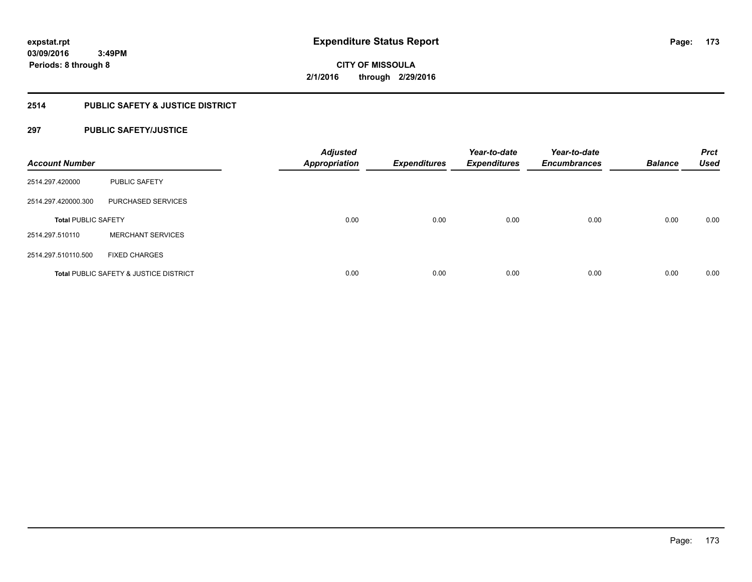expstat.rpt
03/09/2016 3:49PM
Periods: 8 through 8

# Expenditure Status Report

CITY OF MISSOULA
2/1/2016 through 2/29/2016

## 2514 PUBLIC SAFETY & JUSTICE DISTRICT

### 297 PUBLIC SAFETY/JUSTICE

| Account Number | | Adjusted Appropriation | Expenditures | Year-to-date Expenditures | Year-to-date Encumbrances | Balance | Prct Used |
|---|---|---|---|---|---|---|---|
| 2514.297.420000 | PUBLIC SAFETY | | | | | | |
| 2514.297.420000.300 | PURCHASED SERVICES | | | | | | |
| **Total** PUBLIC SAFETY | | 0.00 | 0.00 | 0.00 | 0.00 | 0.00 | 0.00 |
| 2514.297.510110 | MERCHANT SERVICES | | | | | | |
| 2514.297.510110.500 | FIXED CHARGES | | | | | | |
| **Total** PUBLIC SAFETY & JUSTICE DISTRICT | | 0.00 | 0.00 | 0.00 | 0.00 | 0.00 | 0.00 |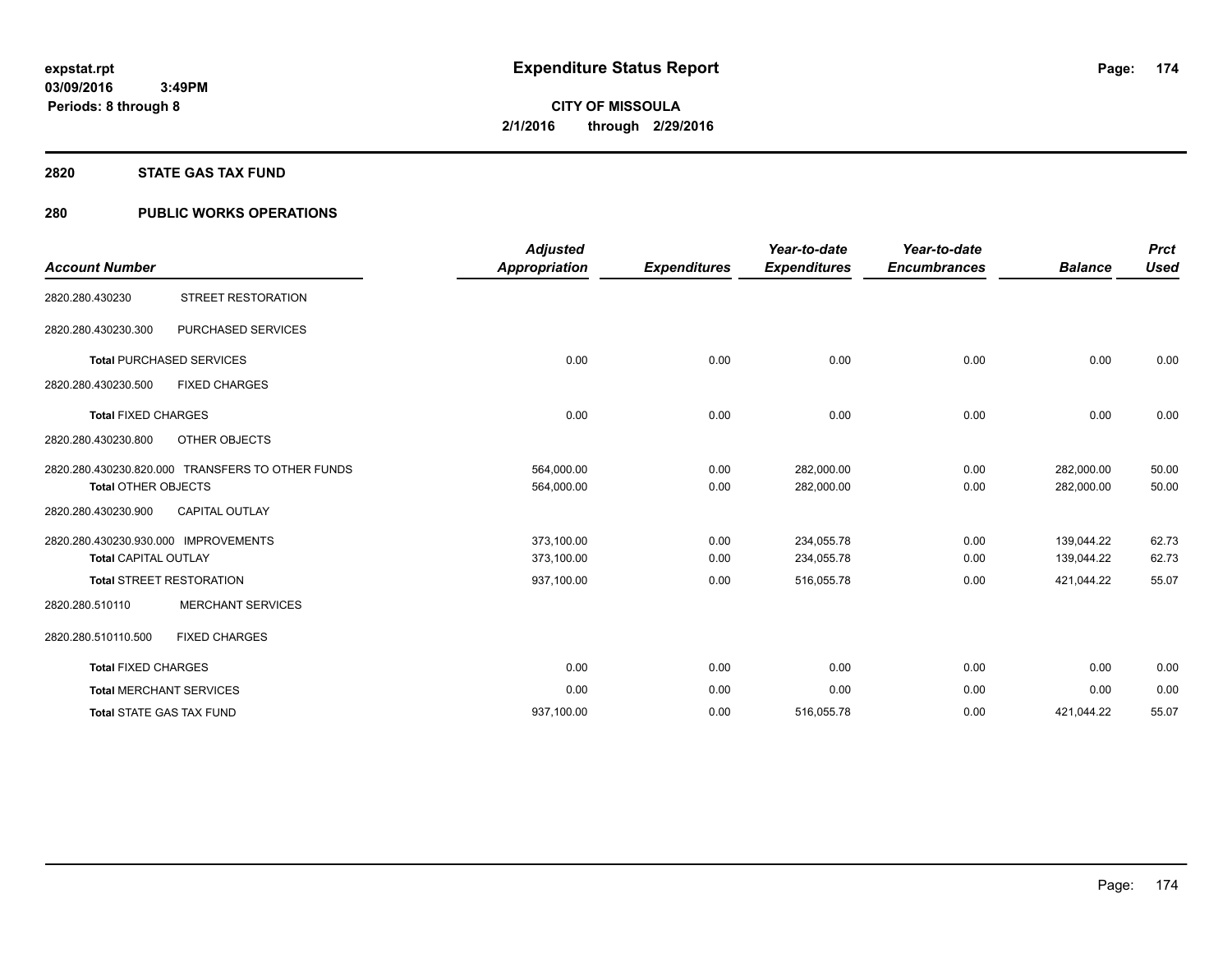**expstat.rpt**
**03/09/2016 3:49PM**
**Periods: 8 through 8**

# Expenditure Status Report

**CITY OF MISSOULA**
**2/1/2016 through 2/29/2016**

## 2820 STATE GAS TAX FUND

## 280 PUBLIC WORKS OPERATIONS

| Account Number | | Adjusted Appropriation | Expenditures | Year-to-date Expenditures | Year-to-date Encumbrances | Balance | Prct Used |
|---|---|---|---|---|---|---|---|
| 2820.280.430230 | STREET RESTORATION | | | | | | |
| 2820.280.430230.300 | PURCHASED SERVICES | | | | | | |
| **Total** PURCHASED SERVICES | | 0.00 | 0.00 | 0.00 | 0.00 | 0.00 | 0.00 |
| 2820.280.430230.500 | FIXED CHARGES | | | | | | |
| **Total** FIXED CHARGES | | 0.00 | 0.00 | 0.00 | 0.00 | 0.00 | 0.00 |
| 2820.280.430230.800 | OTHER OBJECTS | | | | | | |
| 2820.280.430230.820.000 | TRANSFERS TO OTHER FUNDS | 564,000.00 | 0.00 | 282,000.00 | 0.00 | 282,000.00 | 50.00 |
| **Total** OTHER OBJECTS | | 564,000.00 | 0.00 | 282,000.00 | 0.00 | 282,000.00 | 50.00 |
| 2820.280.430230.900 | CAPITAL OUTLAY | | | | | | |
| 2820.280.430230.930.000 | IMPROVEMENTS | 373,100.00 | 0.00 | 234,055.78 | 0.00 | 139,044.22 | 62.73 |
| **Total** CAPITAL OUTLAY | | 373,100.00 | 0.00 | 234,055.78 | 0.00 | 139,044.22 | 62.73 |
| **Total** STREET RESTORATION | | 937,100.00 | 0.00 | 516,055.78 | 0.00 | 421,044.22 | 55.07 |
| 2820.280.510110 | MERCHANT SERVICES | | | | | | |
| 2820.280.510110.500 | FIXED CHARGES | | | | | | |
| **Total** FIXED CHARGES | | 0.00 | 0.00 | 0.00 | 0.00 | 0.00 | 0.00 |
| **Total** MERCHANT SERVICES | | 0.00 | 0.00 | 0.00 | 0.00 | 0.00 | 0.00 |
| **Total** STATE GAS TAX FUND | | 937,100.00 | 0.00 | 516,055.78 | 0.00 | 421,044.22 | 55.07 |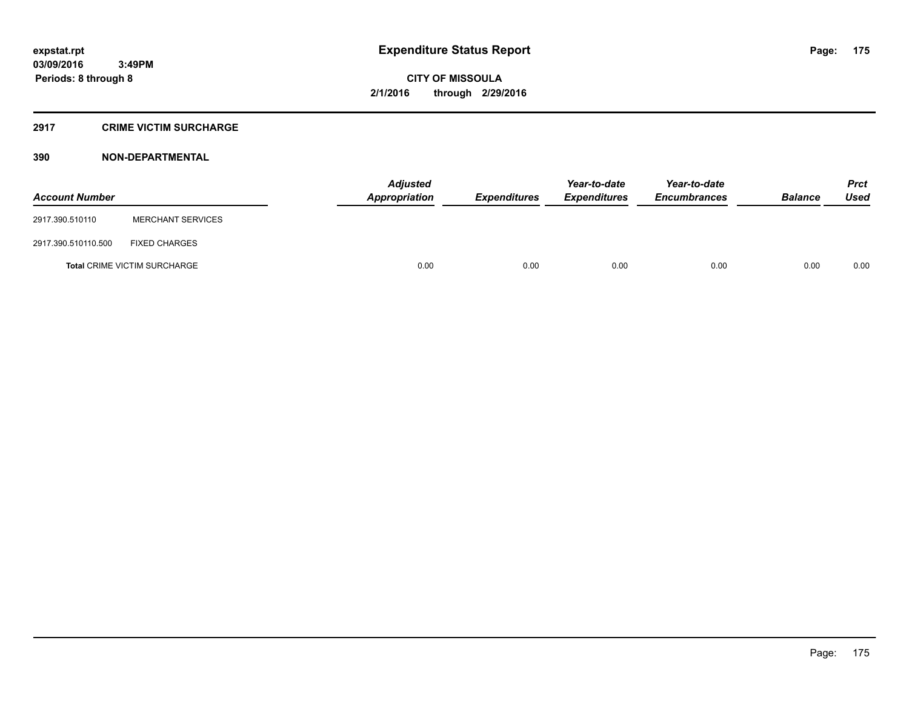**expstat.rpt**
**03/09/2016 3:49PM**
**Periods: 8 through 8**

# Expenditure Status Report

**CITY OF MISSOULA**
**2/1/2016 through 2/29/2016**

## 2917 CRIME VICTIM SURCHARGE

## 390 NON-DEPARTMENTAL

| Account Number | | Adjusted Appropriation | Expenditures | Year-to-date Expenditures | Year-to-date Encumbrances | Balance | Prct Used |
|---|---|---|---|---|---|---|---|
| 2917.390.510110 | MERCHANT SERVICES | | | | | | |
| 2917.390.510110.500 | FIXED CHARGES | | | | | | |
| **Total** CRIME VICTIM SURCHARGE | | 0.00 | 0.00 | 0.00 | 0.00 | 0.00 | 0.00 |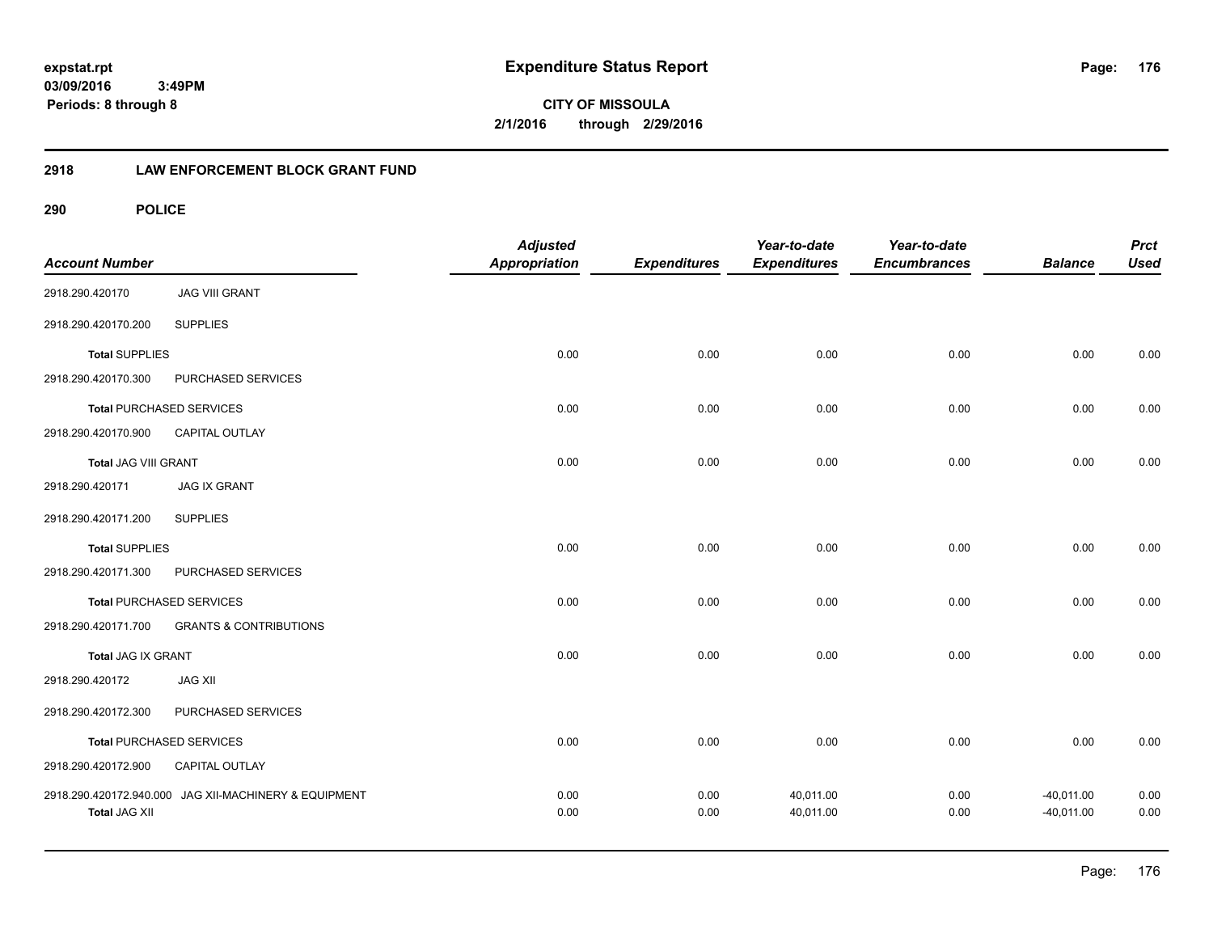**expstat.rpt**
**03/09/2016 3:49PM**
**Periods: 8 through 8**

# Expenditure Status Report

**CITY OF MISSOULA**
**2/1/2016 through 2/29/2016**

## 2918 LAW ENFORCEMENT BLOCK GRANT FUND

### 290 POLICE

| Account Number | | Adjusted Appropriation | Expenditures | Year-to-date Expenditures | Year-to-date Encumbrances | Balance | Prct Used |
|---|---|---|---|---|---|---|---|
| 2918.290.420170 | JAG VIII GRANT | | | | | | |
| 2918.290.420170.200 | SUPPLIES | | | | | | |
| **Total** SUPPLIES | | 0.00 | 0.00 | 0.00 | 0.00 | 0.00 | 0.00 |
| 2918.290.420170.300 | PURCHASED SERVICES | | | | | | |
| **Total** PURCHASED SERVICES | | 0.00 | 0.00 | 0.00 | 0.00 | 0.00 | 0.00 |
| 2918.290.420170.900 | CAPITAL OUTLAY | | | | | | |
| **Total** JAG VIII GRANT | | 0.00 | 0.00 | 0.00 | 0.00 | 0.00 | 0.00 |
| 2918.290.420171 | JAG IX GRANT | | | | | | |
| 2918.290.420171.200 | SUPPLIES | | | | | | |
| **Total** SUPPLIES | | 0.00 | 0.00 | 0.00 | 0.00 | 0.00 | 0.00 |
| 2918.290.420171.300 | PURCHASED SERVICES | | | | | | |
| **Total** PURCHASED SERVICES | | 0.00 | 0.00 | 0.00 | 0.00 | 0.00 | 0.00 |
| 2918.290.420171.700 | GRANTS & CONTRIBUTIONS | | | | | | |
| **Total** JAG IX GRANT | | 0.00 | 0.00 | 0.00 | 0.00 | 0.00 | 0.00 |
| 2918.290.420172 | JAG XII | | | | | | |
| 2918.290.420172.300 | PURCHASED SERVICES | | | | | | |
| **Total** PURCHASED SERVICES | | 0.00 | 0.00 | 0.00 | 0.00 | 0.00 | 0.00 |
| 2918.290.420172.900 | CAPITAL OUTLAY | | | | | | |
| 2918.290.420172.940.000 | JAG XII-MACHINERY & EQUIPMENT | 0.00 | 0.00 | 40,011.00 | 0.00 | -40,011.00 | 0.00 |
| **Total** JAG XII | | 0.00 | 0.00 | 40,011.00 | 0.00 | -40,011.00 | 0.00 |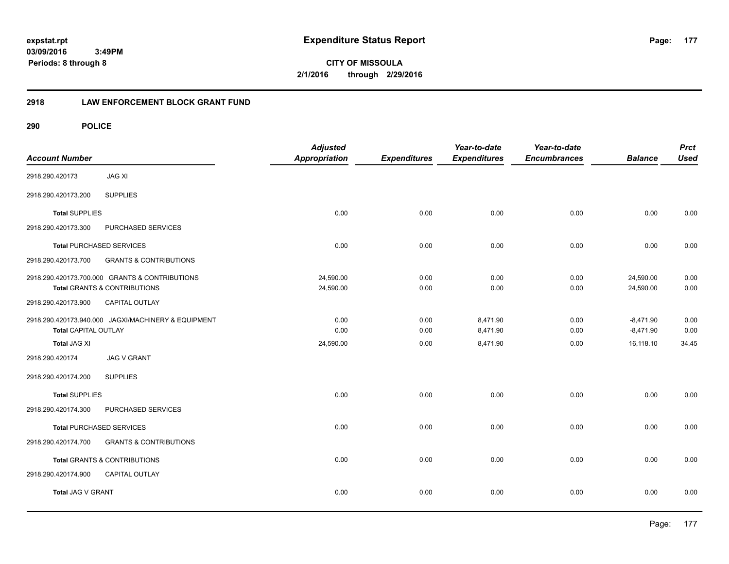**Expenditure Status Report**

**CITY OF MISSOULA**
**2/1/2016 through 2/29/2016**

expstat.rpt
03/09/2016 3:49PM
Periods: 8 through 8

## 2918 LAW ENFORCEMENT BLOCK GRANT FUND

### 290 POLICE

| Account Number | | Adjusted Appropriation | Expenditures | Year-to-date Expenditures | Year-to-date Encumbrances | Balance | Prct Used |
|---|---|---|---|---|---|---|---|
| 2918.290.420173 | JAG XI | | | | | | |
| 2918.290.420173.200 | SUPPLIES | | | | | | |
| **Total** SUPPLIES | | 0.00 | 0.00 | 0.00 | 0.00 | 0.00 | 0.00 |
| 2918.290.420173.300 | PURCHASED SERVICES | | | | | | |
| **Total** PURCHASED SERVICES | | 0.00 | 0.00 | 0.00 | 0.00 | 0.00 | 0.00 |
| 2918.290.420173.700 | GRANTS & CONTRIBUTIONS | | | | | | |
| 2918.290.420173.700.000 GRANTS & CONTRIBUTIONS | | 24,590.00 | 0.00 | 0.00 | 0.00 | 24,590.00 | 0.00 |
| **Total** GRANTS & CONTRIBUTIONS | | 24,590.00 | 0.00 | 0.00 | 0.00 | 24,590.00 | 0.00 |
| 2918.290.420173.900 | CAPITAL OUTLAY | | | | | | |
| 2918.290.420173.940.000 JAGXI/MACHINERY & EQUIPMENT | | 0.00 | 0.00 | 8,471.90 | 0.00 | -8,471.90 | 0.00 |
| **Total** CAPITAL OUTLAY | | 0.00 | 0.00 | 8,471.90 | 0.00 | -8,471.90 | 0.00 |
| **Total** JAG XI | | 24,590.00 | 0.00 | 8,471.90 | 0.00 | 16,118.10 | 34.45 |
| 2918.290.420174 | JAG V GRANT | | | | | | |
| 2918.290.420174.200 | SUPPLIES | | | | | | |
| **Total** SUPPLIES | | 0.00 | 0.00 | 0.00 | 0.00 | 0.00 | 0.00 |
| 2918.290.420174.300 | PURCHASED SERVICES | | | | | | |
| **Total** PURCHASED SERVICES | | 0.00 | 0.00 | 0.00 | 0.00 | 0.00 | 0.00 |
| 2918.290.420174.700 | GRANTS & CONTRIBUTIONS | | | | | | |
| **Total** GRANTS & CONTRIBUTIONS | | 0.00 | 0.00 | 0.00 | 0.00 | 0.00 | 0.00 |
| 2918.290.420174.900 | CAPITAL OUTLAY | | | | | | |
| **Total** JAG V GRANT | | 0.00 | 0.00 | 0.00 | 0.00 | 0.00 | 0.00 |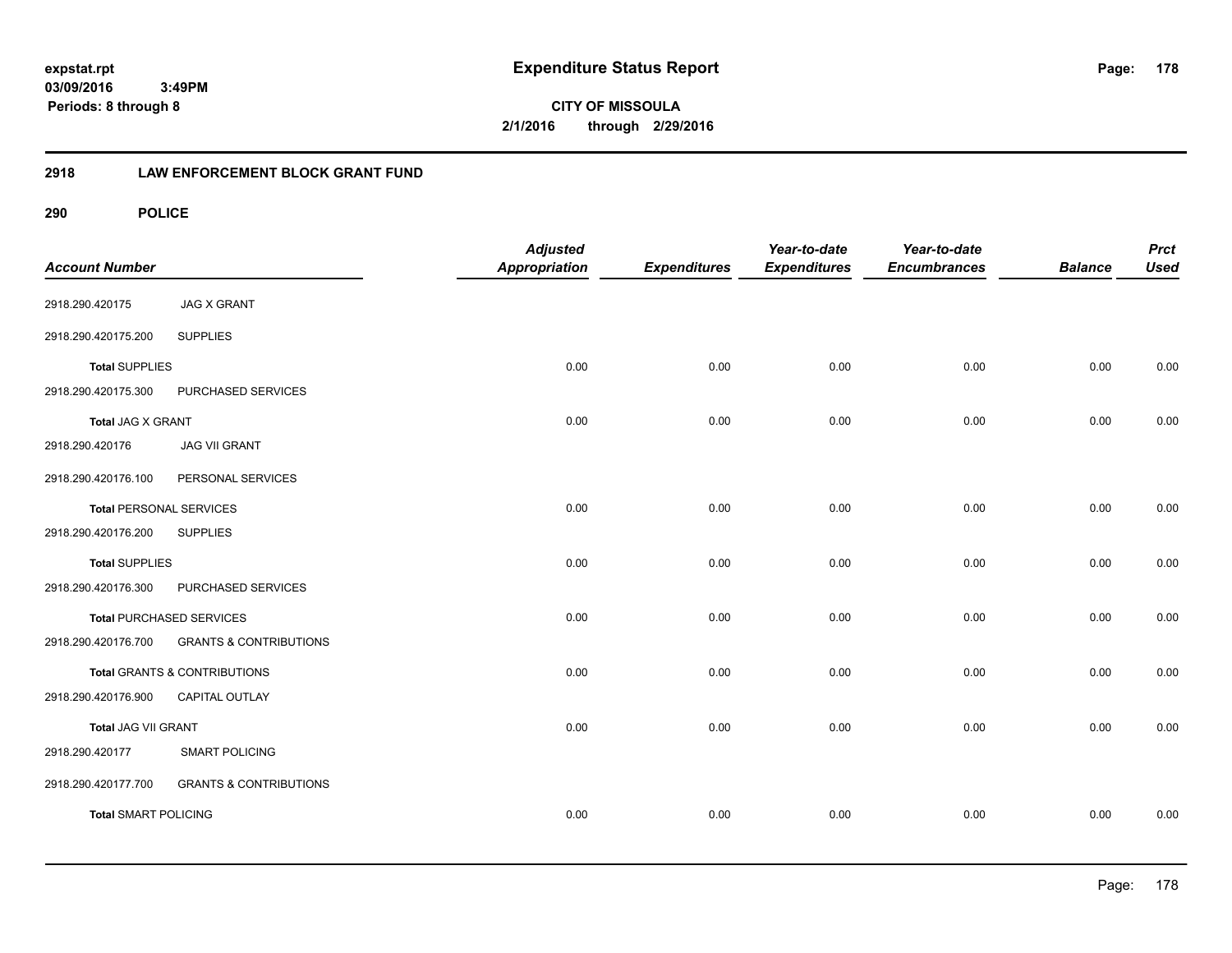# Expenditure Status Report

**CITY OF MISSOULA**
**2/1/2016 through 2/29/2016**

expstat.rpt
03/09/2016 3:49PM
Periods: 8 through 8

## 2918 LAW ENFORCEMENT BLOCK GRANT FUND

### 290 POLICE

| Account Number | | Adjusted Appropriation | Expenditures | Year-to-date Expenditures | Year-to-date Encumbrances | Balance | Prct Used |
|---|---|---|---|---|---|---|---|
| 2918.290.420175 | JAG X GRANT | | | | | | |
| 2918.290.420175.200 | SUPPLIES | | | | | | |
| **Total** SUPPLIES | | 0.00 | 0.00 | 0.00 | 0.00 | 0.00 | 0.00 |
| 2918.290.420175.300 | PURCHASED SERVICES | | | | | | |
| **Total** JAG X GRANT | | 0.00 | 0.00 | 0.00 | 0.00 | 0.00 | 0.00 |
| 2918.290.420176 | JAG VII GRANT | | | | | | |
| 2918.290.420176.100 | PERSONAL SERVICES | | | | | | |
| **Total** PERSONAL SERVICES | | 0.00 | 0.00 | 0.00 | 0.00 | 0.00 | 0.00 |
| 2918.290.420176.200 | SUPPLIES | | | | | | |
| **Total** SUPPLIES | | 0.00 | 0.00 | 0.00 | 0.00 | 0.00 | 0.00 |
| 2918.290.420176.300 | PURCHASED SERVICES | | | | | | |
| **Total** PURCHASED SERVICES | | 0.00 | 0.00 | 0.00 | 0.00 | 0.00 | 0.00 |
| 2918.290.420176.700 | GRANTS & CONTRIBUTIONS | | | | | | |
| **Total** GRANTS & CONTRIBUTIONS | | 0.00 | 0.00 | 0.00 | 0.00 | 0.00 | 0.00 |
| 2918.290.420176.900 | CAPITAL OUTLAY | | | | | | |
| **Total** JAG VII GRANT | | 0.00 | 0.00 | 0.00 | 0.00 | 0.00 | 0.00 |
| 2918.290.420177 | SMART POLICING | | | | | | |
| 2918.290.420177.700 | GRANTS & CONTRIBUTIONS | | | | | | |
| **Total** SMART POLICING | | 0.00 | 0.00 | 0.00 | 0.00 | 0.00 | 0.00 |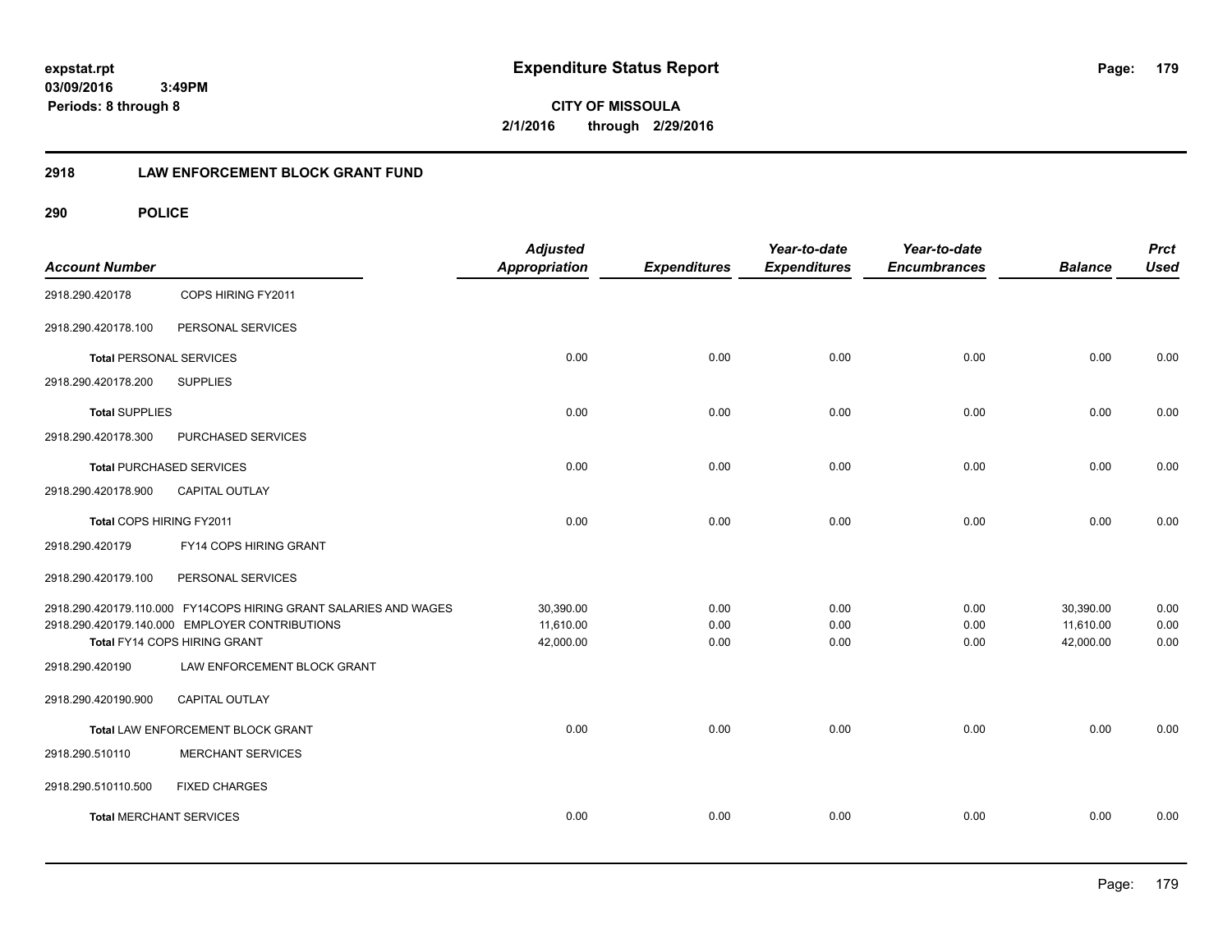# Expenditure Status Report

expstat.rpt
03/09/2016 3:49PM
Periods: 8 through 8

**CITY OF MISSOULA**
**2/1/2016 through 2/29/2016**

## 2918 LAW ENFORCEMENT BLOCK GRANT FUND

### 290 POLICE

| Account Number | | Adjusted Appropriation | Expenditures | Year-to-date Expenditures | Year-to-date Encumbrances | Balance | Prct Used |
|---|---|---|---|---|---|---|---|
| 2918.290.420178 | COPS HIRING FY2011 | | | | | | |
| 2918.290.420178.100 | PERSONAL SERVICES | | | | | | |
| **Total** PERSONAL SERVICES | | 0.00 | 0.00 | 0.00 | 0.00 | 0.00 | 0.00 |
| 2918.290.420178.200 | SUPPLIES | | | | | | |
| **Total** SUPPLIES | | 0.00 | 0.00 | 0.00 | 0.00 | 0.00 | 0.00 |
| 2918.290.420178.300 | PURCHASED SERVICES | | | | | | |
| **Total** PURCHASED SERVICES | | 0.00 | 0.00 | 0.00 | 0.00 | 0.00 | 0.00 |
| 2918.290.420178.900 | CAPITAL OUTLAY | | | | | | |
| Total COPS HIRING FY2011 | | 0.00 | 0.00 | 0.00 | 0.00 | 0.00 | 0.00 |
| 2918.290.420179 | FY14 COPS HIRING GRANT | | | | | | |
| 2918.290.420179.100 | PERSONAL SERVICES | | | | | | |
| 2918.290.420179.110.000 | FY14COPS HIRING GRANT SALARIES AND WAGES | 30,390.00 | 0.00 | 0.00 | 0.00 | 30,390.00 | 0.00 |
| 2918.290.420179.140.000 | EMPLOYER CONTRIBUTIONS | 11,610.00 | 0.00 | 0.00 | 0.00 | 11,610.00 | 0.00 |
| Total FY14 COPS HIRING GRANT | | 42,000.00 | 0.00 | 0.00 | 0.00 | 42,000.00 | 0.00 |
| 2918.290.420190 | LAW ENFORCEMENT BLOCK GRANT | | | | | | |
| 2918.290.420190.900 | CAPITAL OUTLAY | | | | | | |
| Total LAW ENFORCEMENT BLOCK GRANT | | 0.00 | 0.00 | 0.00 | 0.00 | 0.00 | 0.00 |
| 2918.290.510110 | MERCHANT SERVICES | | | | | | |
| 2918.290.510110.500 | FIXED CHARGES | | | | | | |
| **Total** MERCHANT SERVICES | | 0.00 | 0.00 | 0.00 | 0.00 | 0.00 | 0.00 |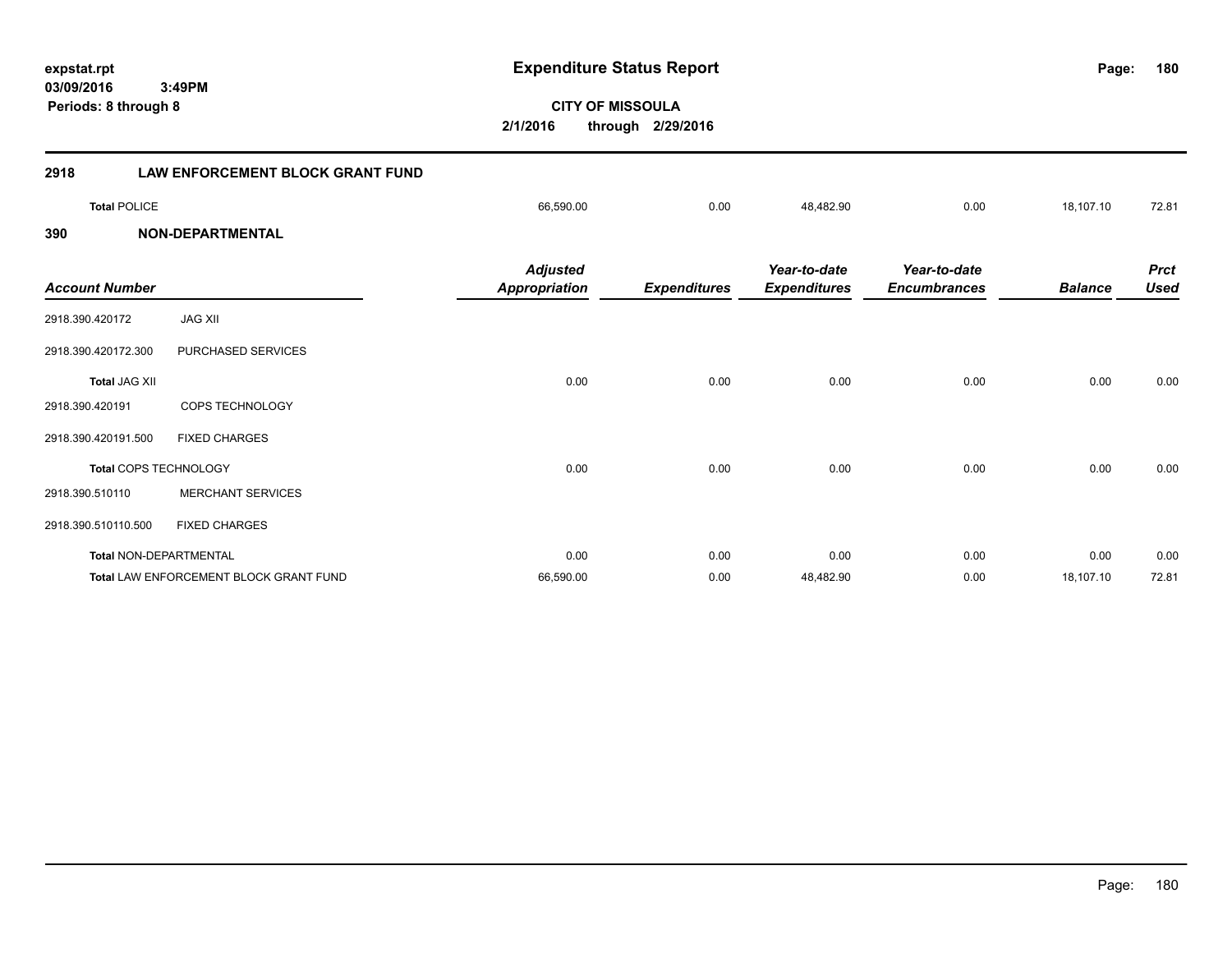**expstat.rpt**
**03/09/2016 3:49PM**
**Periods: 8 through 8**

# Expenditure Status Report

**CITY OF MISSOULA**
**2/1/2016 through 2/29/2016**

## 2918 LAW ENFORCEMENT BLOCK GRANT FUND

| | Adjusted Appropriation | Expenditures | Year-to-date Expenditures | Year-to-date Encumbrances | Balance | Prct Used |
|---|---|---|---|---|---|---|
| **Total POLICE** | 66,590.00 | 0.00 | 48,482.90 | 0.00 | 18,107.10 | 72.81 |

## 390 NON-DEPARTMENTAL

| Account Number | | Adjusted Appropriation | Expenditures | Year-to-date Expenditures | Year-to-date Encumbrances | Balance | Prct Used |
|---|---|---|---|---|---|---|---|
| 2918.390.420172 | JAG XII | | | | | | |
| 2918.390.420172.300 | PURCHASED SERVICES | | | | | | |
| **Total JAG XII** | | 0.00 | 0.00 | 0.00 | 0.00 | 0.00 | 0.00 |
| 2918.390.420191 | COPS TECHNOLOGY | | | | | | |
| 2918.390.420191.500 | FIXED CHARGES | | | | | | |
| **Total COPS TECHNOLOGY** | | 0.00 | 0.00 | 0.00 | 0.00 | 0.00 | 0.00 |
| 2918.390.510110 | MERCHANT SERVICES | | | | | | |
| 2918.390.510110.500 | FIXED CHARGES | | | | | | |
| **Total NON-DEPARTMENTAL** | | 0.00 | 0.00 | 0.00 | 0.00 | 0.00 | 0.00 |
| **Total LAW ENFORCEMENT BLOCK GRANT FUND** | | 66,590.00 | 0.00 | 48,482.90 | 0.00 | 18,107.10 | 72.81 |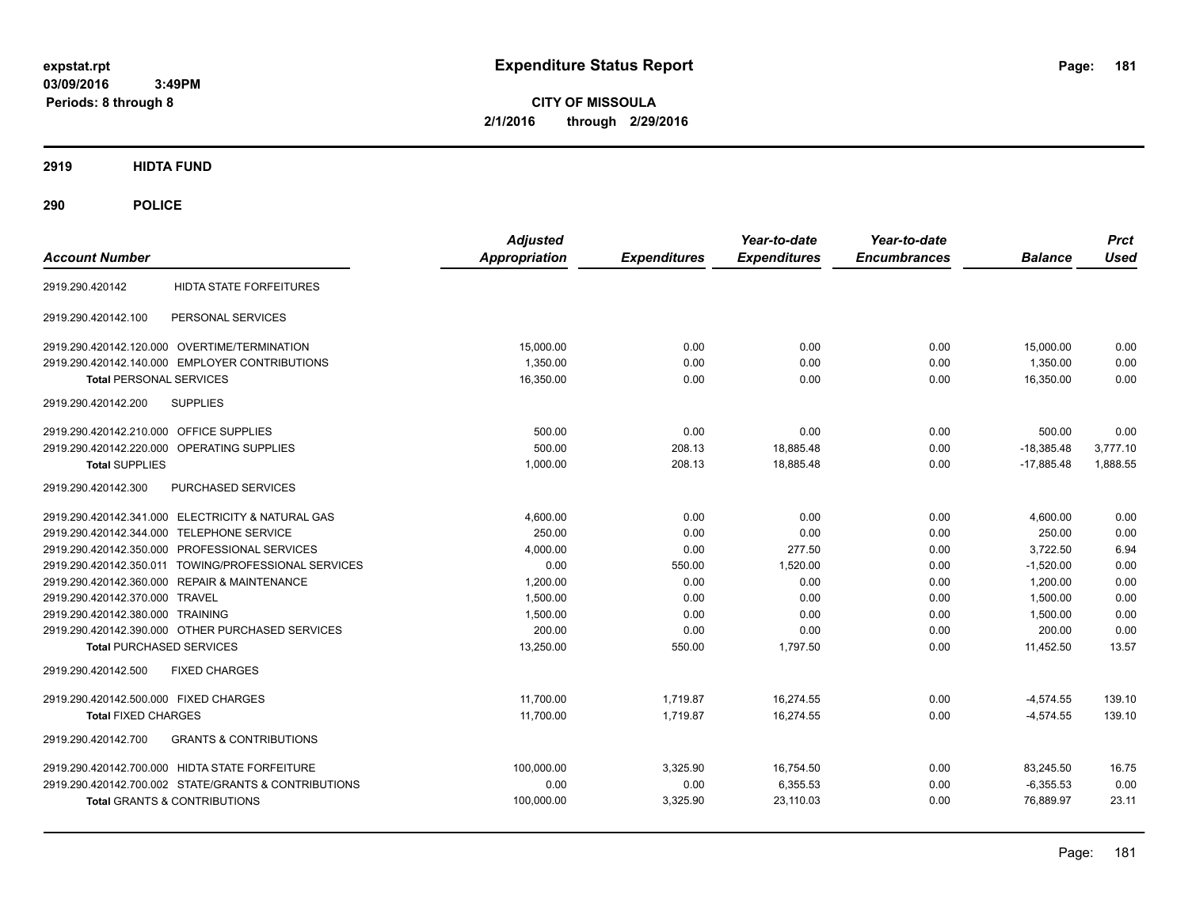# Expenditure Status Report

expstat.rpt
03/09/2016 3:49PM
Periods: 8 through 8

**CITY OF MISSOULA**
**2/1/2016 through 2/29/2016**

## 2919 HIDTA FUND

## 290 POLICE

| Account Number | | Adjusted Appropriation | Expenditures | Year-to-date Expenditures | Year-to-date Encumbrances | Balance | Prct Used |
|---|---|---|---|---|---|---|---|
| 2919.290.420142 | HIDTA STATE FORFEITURES | | | | | | |
| 2919.290.420142.100 | PERSONAL SERVICES | | | | | | |
| 2919.290.420142.120.000 | OVERTIME/TERMINATION | 15,000.00 | 0.00 | 0.00 | 0.00 | 15,000.00 | 0.00 |
| 2919.290.420142.140.000 | EMPLOYER CONTRIBUTIONS | 1,350.00 | 0.00 | 0.00 | 0.00 | 1,350.00 | 0.00 |
| **Total** PERSONAL SERVICES | | 16,350.00 | 0.00 | 0.00 | 0.00 | 16,350.00 | 0.00 |
| 2919.290.420142.200 | SUPPLIES | | | | | | |
| 2919.290.420142.210.000 | OFFICE SUPPLIES | 500.00 | 0.00 | 0.00 | 0.00 | 500.00 | 0.00 |
| 2919.290.420142.220.000 | OPERATING SUPPLIES | 500.00 | 208.13 | 18,885.48 | 0.00 | -18,385.48 | 3,777.10 |
| **Total** SUPPLIES | | 1,000.00 | 208.13 | 18,885.48 | 0.00 | -17,885.48 | 1,888.55 |
| 2919.290.420142.300 | PURCHASED SERVICES | | | | | | |
| 2919.290.420142.341.000 | ELECTRICITY & NATURAL GAS | 4,600.00 | 0.00 | 0.00 | 0.00 | 4,600.00 | 0.00 |
| 2919.290.420142.344.000 | TELEPHONE SERVICE | 250.00 | 0.00 | 0.00 | 0.00 | 250.00 | 0.00 |
| 2919.290.420142.350.000 | PROFESSIONAL SERVICES | 4,000.00 | 0.00 | 277.50 | 0.00 | 3,722.50 | 6.94 |
| 2919.290.420142.350.011 | TOWING/PROFESSIONAL SERVICES | 0.00 | 550.00 | 1,520.00 | 0.00 | -1,520.00 | 0.00 |
| 2919.290.420142.360.000 | REPAIR & MAINTENANCE | 1,200.00 | 0.00 | 0.00 | 0.00 | 1,200.00 | 0.00 |
| 2919.290.420142.370.000 | TRAVEL | 1,500.00 | 0.00 | 0.00 | 0.00 | 1,500.00 | 0.00 |
| 2919.290.420142.380.000 | TRAINING | 1,500.00 | 0.00 | 0.00 | 0.00 | 1,500.00 | 0.00 |
| 2919.290.420142.390.000 | OTHER PURCHASED SERVICES | 200.00 | 0.00 | 0.00 | 0.00 | 200.00 | 0.00 |
| **Total** PURCHASED SERVICES | | 13,250.00 | 550.00 | 1,797.50 | 0.00 | 11,452.50 | 13.57 |
| 2919.290.420142.500 | FIXED CHARGES | | | | | | |
| 2919.290.420142.500.000 | FIXED CHARGES | 11,700.00 | 1,719.87 | 16,274.55 | 0.00 | -4,574.55 | 139.10 |
| **Total** FIXED CHARGES | | 11,700.00 | 1,719.87 | 16,274.55 | 0.00 | -4,574.55 | 139.10 |
| 2919.290.420142.700 | GRANTS & CONTRIBUTIONS | | | | | | |
| 2919.290.420142.700.000 | HIDTA STATE FORFEITURE | 100,000.00 | 3,325.90 | 16,754.50 | 0.00 | 83,245.50 | 16.75 |
| 2919.290.420142.700.002 | STATE/GRANTS & CONTRIBUTIONS | 0.00 | 0.00 | 6,355.53 | 0.00 | -6,355.53 | 0.00 |
| **Total** GRANTS & CONTRIBUTIONS | | 100,000.00 | 3,325.90 | 23,110.03 | 0.00 | 76,889.97 | 23.11 |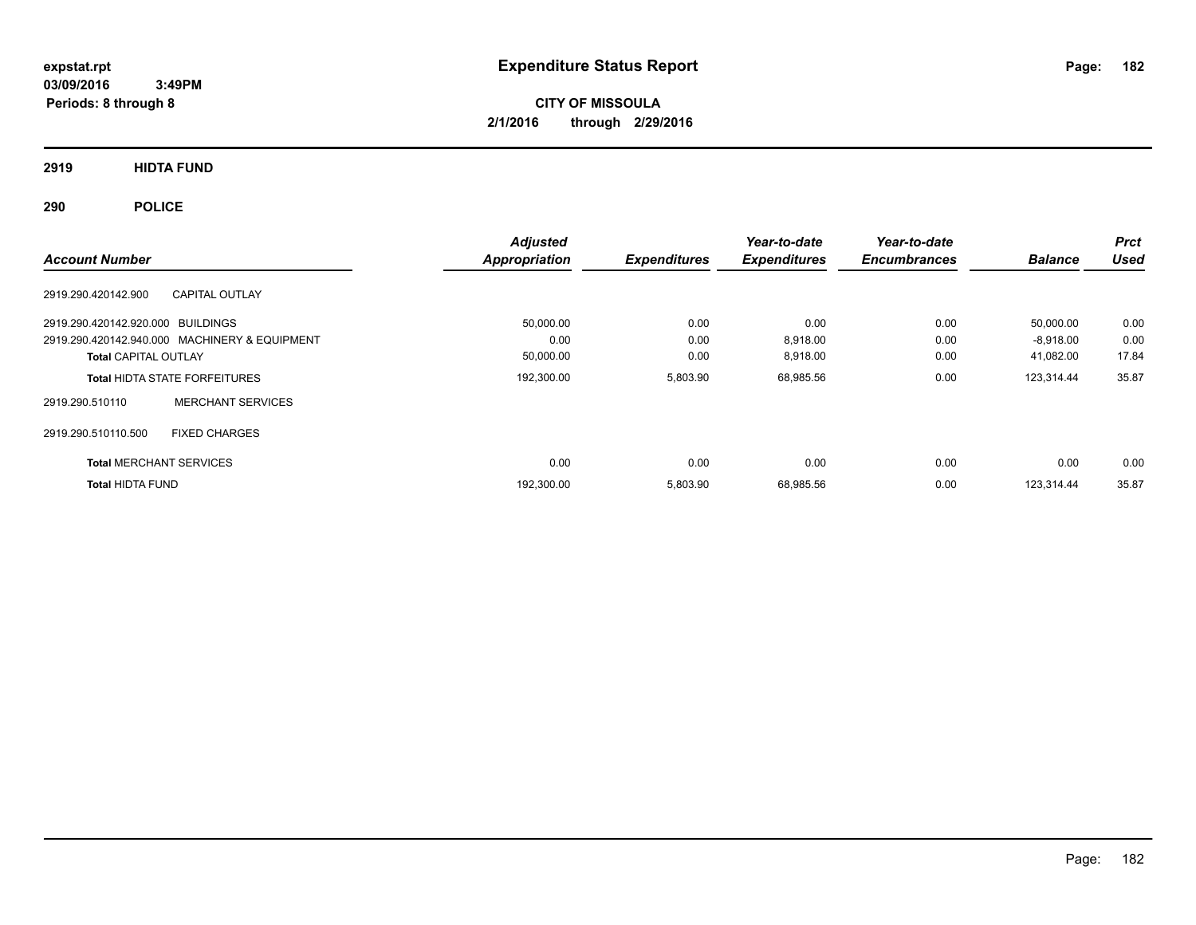# Expenditure Status Report

expstat.rpt
03/09/2016 3:49PM
Periods: 8 through 8

**CITY OF MISSOULA**
**2/1/2016 through 2/29/2016**

## 2919 HIDTA FUND

## 290 POLICE

| Account Number | | Adjusted Appropriation | Expenditures | Year-to-date Expenditures | Year-to-date Encumbrances | Balance | Prct Used |
|---|---|---|---|---|---|---|---|
| 2919.290.420142.900 | CAPITAL OUTLAY | | | | | | |
| 2919.290.420142.920.000 | BUILDINGS | 50,000.00 | 0.00 | 0.00 | 0.00 | 50,000.00 | 0.00 |
| 2919.290.420142.940.000 | MACHINERY & EQUIPMENT | 0.00 | 0.00 | 8,918.00 | 0.00 | -8,918.00 | 0.00 |
| **Total** CAPITAL OUTLAY | | 50,000.00 | 0.00 | 8,918.00 | 0.00 | 41,082.00 | 17.84 |
| **Total** HIDTA STATE FORFEITURES | | 192,300.00 | 5,803.90 | 68,985.56 | 0.00 | 123,314.44 | 35.87 |
| 2919.290.510110 | MERCHANT SERVICES | | | | | | |
| 2919.290.510110.500 | FIXED CHARGES | | | | | | |
| **Total** MERCHANT SERVICES | | 0.00 | 0.00 | 0.00 | 0.00 | 0.00 | 0.00 |
| **Total** HIDTA FUND | | 192,300.00 | 5,803.90 | 68,985.56 | 0.00 | 123,314.44 | 35.87 |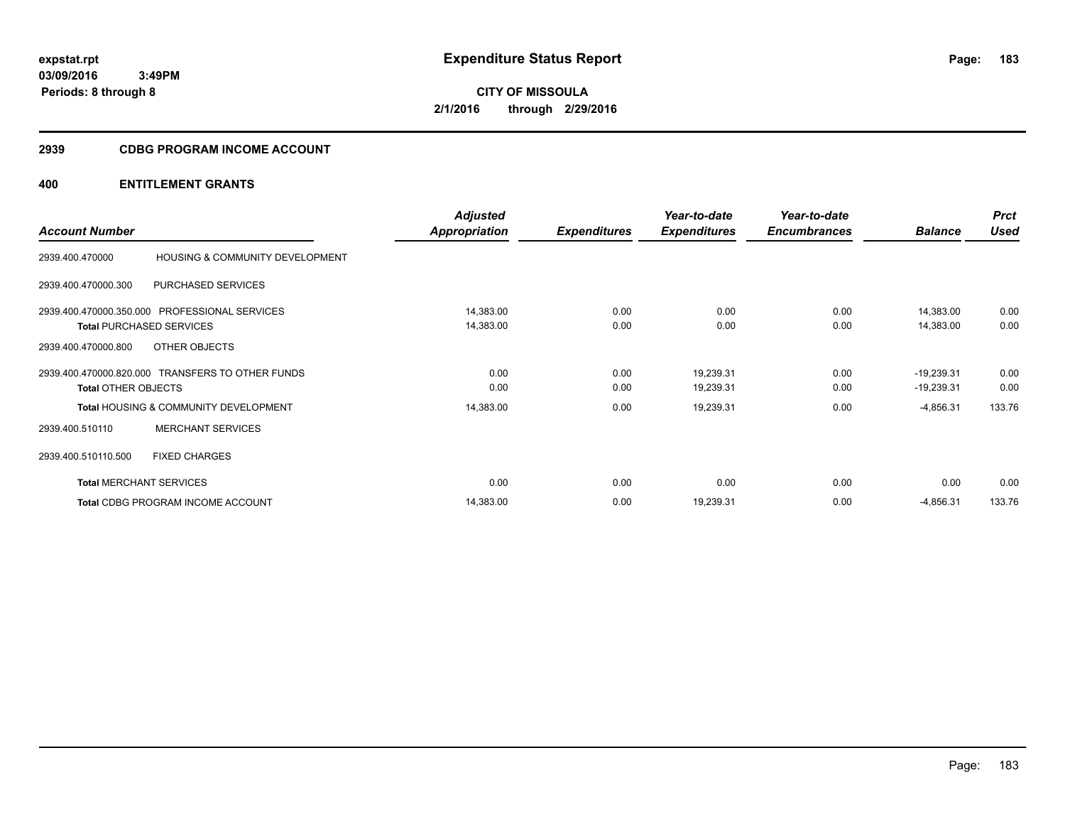# Expenditure Status Report

expstat.rpt
03/09/2016 3:49PM
Periods: 8 through 8

**CITY OF MISSOULA**
**2/1/2016 through 2/29/2016**

## 2939 CDBG PROGRAM INCOME ACCOUNT

### 400 ENTITLEMENT GRANTS

| Account Number | | Adjusted Appropriation | Expenditures | Year-to-date Expenditures | Year-to-date Encumbrances | Balance | Prct Used |
|---|---|---|---|---|---|---|---|
| 2939.400.470000 | HOUSING & COMMUNITY DEVELOPMENT | | | | | | |
| 2939.400.470000.300 | PURCHASED SERVICES | | | | | | |
| 2939.400.470000.350.000 | PROFESSIONAL SERVICES | 14,383.00 | 0.00 | 0.00 | 0.00 | 14,383.00 | 0.00 |
| **Total** PURCHASED SERVICES | | 14,383.00 | 0.00 | 0.00 | 0.00 | 14,383.00 | 0.00 |
| 2939.400.470000.800 | OTHER OBJECTS | | | | | | |
| 2939.400.470000.820.000 | TRANSFERS TO OTHER FUNDS | 0.00 | 0.00 | 19,239.31 | 0.00 | -19,239.31 | 0.00 |
| **Total** OTHER OBJECTS | | 0.00 | 0.00 | 19,239.31 | 0.00 | -19,239.31 | 0.00 |
| **Total** HOUSING & COMMUNITY DEVELOPMENT | | 14,383.00 | 0.00 | 19,239.31 | 0.00 | -4,856.31 | 133.76 |
| 2939.400.510110 | MERCHANT SERVICES | | | | | | |
| 2939.400.510110.500 | FIXED CHARGES | | | | | | |
| **Total** MERCHANT SERVICES | | 0.00 | 0.00 | 0.00 | 0.00 | 0.00 | 0.00 |
| **Total** CDBG PROGRAM INCOME ACCOUNT | | 14,383.00 | 0.00 | 19,239.31 | 0.00 | -4,856.31 | 133.76 |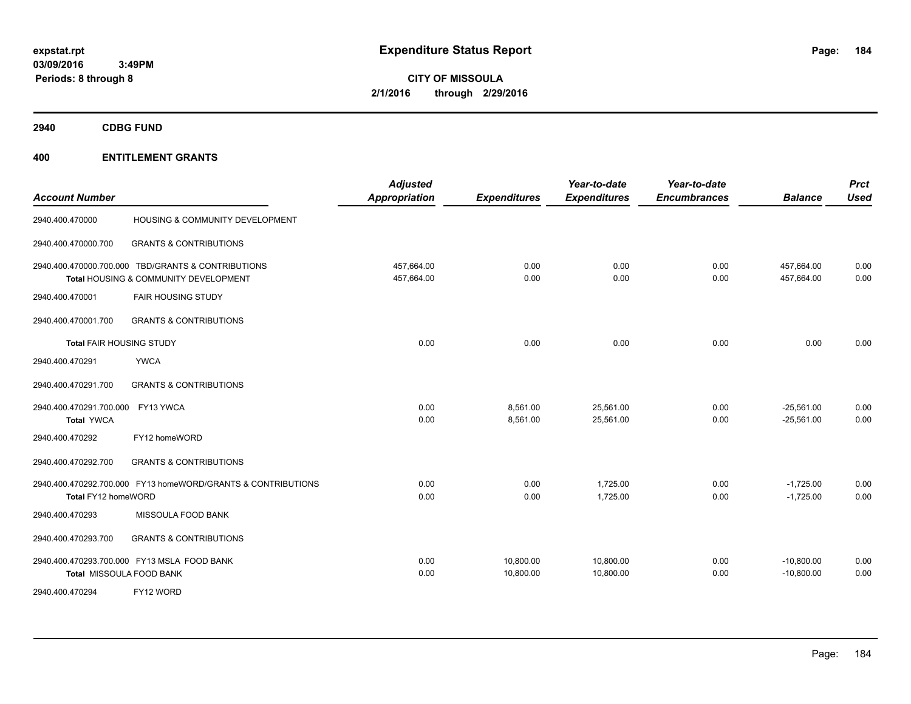# Expenditure Status Report

**CITY OF MISSOULA**
**2/1/2016 through 2/29/2016**

expstat.rpt
03/09/2016 3:49PM
Periods: 8 through 8

## 2940 CDBG FUND

### 400 ENTITLEMENT GRANTS

| Account Number | | Adjusted Appropriation | Expenditures | Year-to-date Expenditures | Year-to-date Encumbrances | Balance | Prct Used |
|---|---|---|---|---|---|---|---|
| 2940.400.470000 | HOUSING & COMMUNITY DEVELOPMENT | | | | | | |
| 2940.400.470000.700 | GRANTS & CONTRIBUTIONS | | | | | | |
| 2940.400.470000.700.000 | TBD/GRANTS & CONTRIBUTIONS | 457,664.00 | 0.00 | 0.00 | 0.00 | 457,664.00 | 0.00 |
| **Total** HOUSING & COMMUNITY DEVELOPMENT | | 457,664.00 | 0.00 | 0.00 | 0.00 | 457,664.00 | 0.00 |
| 2940.400.470001 | FAIR HOUSING STUDY | | | | | | |
| 2940.400.470001.700 | GRANTS & CONTRIBUTIONS | | | | | | |
| **Total** FAIR HOUSING STUDY | | 0.00 | 0.00 | 0.00 | 0.00 | 0.00 | 0.00 |
| 2940.400.470291 | YWCA | | | | | | |
| 2940.400.470291.700 | GRANTS & CONTRIBUTIONS | | | | | | |
| 2940.400.470291.700.000 | FY13 YWCA | 0.00 | 8,561.00 | 25,561.00 | 0.00 | -25,561.00 | 0.00 |
| **Total** YWCA | | 0.00 | 8,561.00 | 25,561.00 | 0.00 | -25,561.00 | 0.00 |
| 2940.400.470292 | FY12 homeWORD | | | | | | |
| 2940.400.470292.700 | GRANTS & CONTRIBUTIONS | | | | | | |
| 2940.400.470292.700.000 | FY13 homeWORD/GRANTS & CONTRIBUTIONS | 0.00 | 0.00 | 1,725.00 | 0.00 | -1,725.00 | 0.00 |
| **Total** FY12 homeWORD | | 0.00 | 0.00 | 1,725.00 | 0.00 | -1,725.00 | 0.00 |
| 2940.400.470293 | MISSOULA FOOD BANK | | | | | | |
| 2940.400.470293.700 | GRANTS & CONTRIBUTIONS | | | | | | |
| 2940.400.470293.700.000 | FY13 MSLA FOOD BANK | 0.00 | 10,800.00 | 10,800.00 | 0.00 | -10,800.00 | 0.00 |
| **Total** MISSOULA FOOD BANK | | 0.00 | 10,800.00 | 10,800.00 | 0.00 | -10,800.00 | 0.00 |
| 2940.400.470294 | FY12 WORD | | | | | | |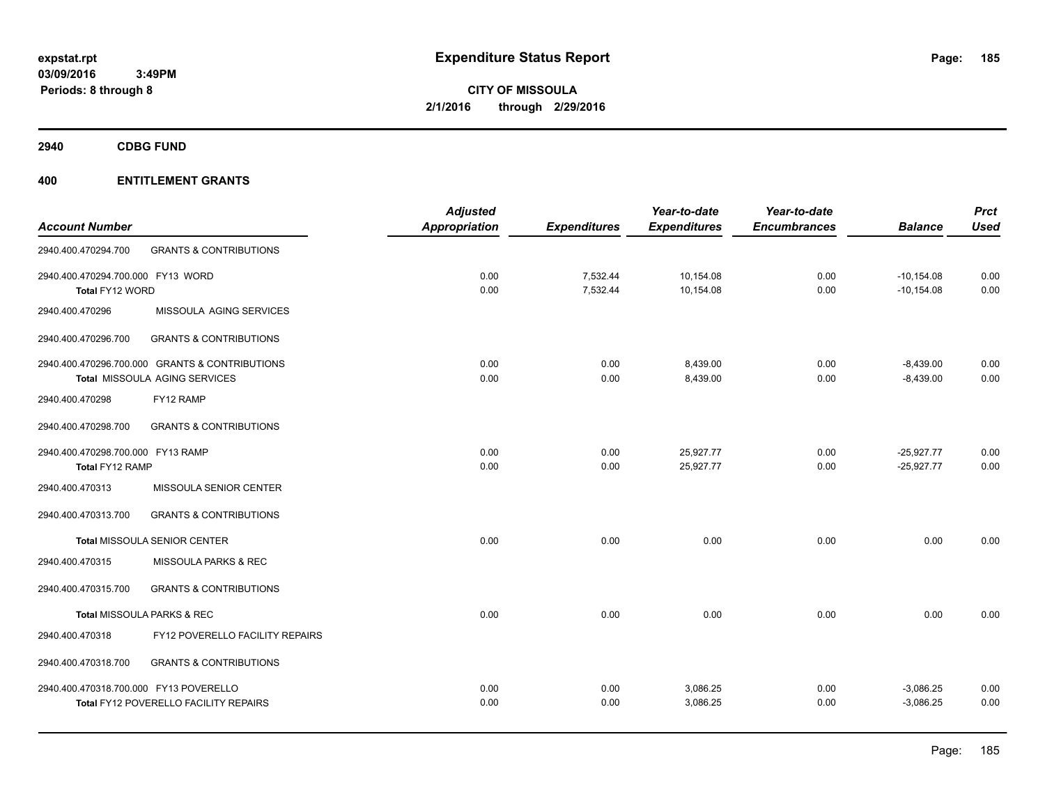**expstat.rpt**
**03/09/2016 3:49PM**
**Periods: 8 through 8**

# Expenditure Status Report

**CITY OF MISSOULA**
**2/1/2016 through 2/29/2016**

## 2940 CDBG FUND

## 400 ENTITLEMENT GRANTS

| Account Number | | Adjusted Appropriation | Expenditures | Year-to-date Expenditures | Year-to-date Encumbrances | Balance | Prct Used |
|---|---|---|---|---|---|---|---|
| 2940.400.470294.700 | GRANTS & CONTRIBUTIONS | | | | | | |
| 2940.400.470294.700.000 FY13 WORD | | 0.00 | 7,532.44 | 10,154.08 | 0.00 | -10,154.08 | 0.00 |
| Total FY12 WORD | | 0.00 | 7,532.44 | 10,154.08 | 0.00 | -10,154.08 | 0.00 |
| 2940.400.470296 | MISSOULA AGING SERVICES | | | | | | |
| 2940.400.470296.700 | GRANTS & CONTRIBUTIONS | | | | | | |
| 2940.400.470296.700.000 GRANTS & CONTRIBUTIONS | | 0.00 | 0.00 | 8,439.00 | 0.00 | -8,439.00 | 0.00 |
| Total MISSOULA AGING SERVICES | | 0.00 | 0.00 | 8,439.00 | 0.00 | -8,439.00 | 0.00 |
| 2940.400.470298 | FY12 RAMP | | | | | | |
| 2940.400.470298.700 | GRANTS & CONTRIBUTIONS | | | | | | |
| 2940.400.470298.700.000 FY13 RAMP | | 0.00 | 0.00 | 25,927.77 | 0.00 | -25,927.77 | 0.00 |
| Total FY12 RAMP | | 0.00 | 0.00 | 25,927.77 | 0.00 | -25,927.77 | 0.00 |
| 2940.400.470313 | MISSOULA SENIOR CENTER | | | | | | |
| 2940.400.470313.700 | GRANTS & CONTRIBUTIONS | | | | | | |
| Total MISSOULA SENIOR CENTER | | 0.00 | 0.00 | 0.00 | 0.00 | 0.00 | 0.00 |
| 2940.400.470315 | MISSOULA PARKS & REC | | | | | | |
| 2940.400.470315.700 | GRANTS & CONTRIBUTIONS | | | | | | |
| Total MISSOULA PARKS & REC | | 0.00 | 0.00 | 0.00 | 0.00 | 0.00 | 0.00 |
| 2940.400.470318 | FY12 POVERELLO FACILITY REPAIRS | | | | | | |
| 2940.400.470318.700 | GRANTS & CONTRIBUTIONS | | | | | | |
| 2940.400.470318.700.000 FY13 POVERELLO | | 0.00 | 0.00 | 3,086.25 | 0.00 | -3,086.25 | 0.00 |
| Total FY12 POVERELLO FACILITY REPAIRS | | 0.00 | 0.00 | 3,086.25 | 0.00 | -3,086.25 | 0.00 |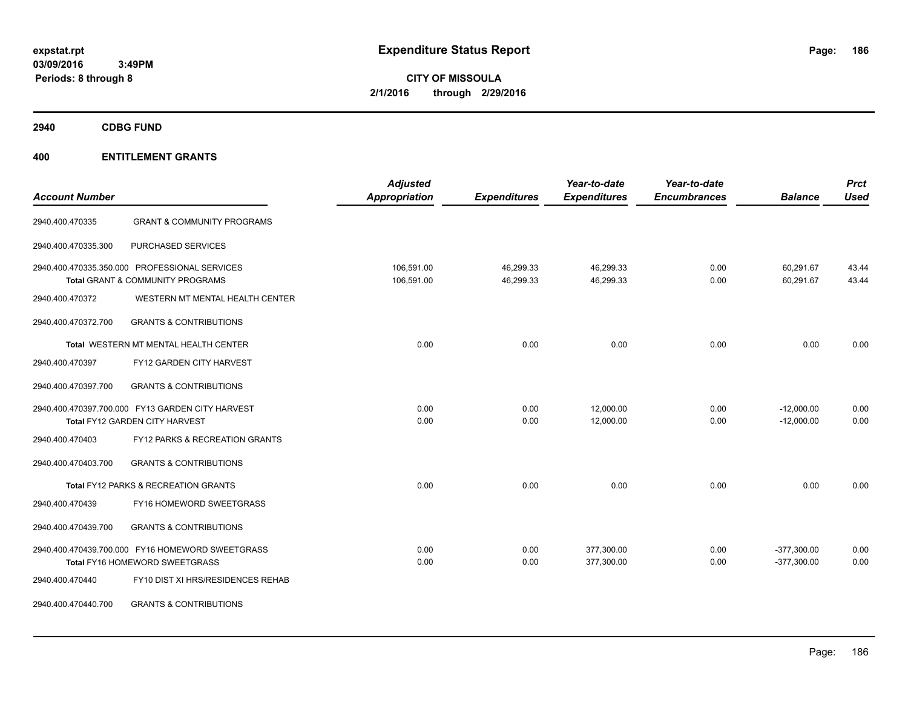# Expenditure Status Report

expstat.rpt
03/09/2016 3:49PM
Periods: 8 through 8

**CITY OF MISSOULA**
**2/1/2016 through 2/29/2016**

## 2940 CDBG FUND

### 400 ENTITLEMENT GRANTS

| Account Number | | Adjusted Appropriation | Expenditures | Year-to-date Expenditures | Year-to-date Encumbrances | Balance | Prct Used |
|---|---|---|---|---|---|---|---|
| 2940.400.470335 | GRANT & COMMUNITY PROGRAMS | | | | | | |
| 2940.400.470335.300 | PURCHASED SERVICES | | | | | | |
| 2940.400.470335.350.000 | PROFESSIONAL SERVICES | 106,591.00 | 46,299.33 | 46,299.33 | 0.00 | 60,291.67 | 43.44 |
| | **Total** GRANT & COMMUNITY PROGRAMS | 106,591.00 | 46,299.33 | 46,299.33 | 0.00 | 60,291.67 | 43.44 |
| 2940.400.470372 | WESTERN MT MENTAL HEALTH CENTER | | | | | | |
| 2940.400.470372.700 | GRANTS & CONTRIBUTIONS | | | | | | |
| | **Total** WESTERN MT MENTAL HEALTH CENTER | 0.00 | 0.00 | 0.00 | 0.00 | 0.00 | 0.00 |
| 2940.400.470397 | FY12 GARDEN CITY HARVEST | | | | | | |
| 2940.400.470397.700 | GRANTS & CONTRIBUTIONS | | | | | | |
| 2940.400.470397.700.000 | FY13 GARDEN CITY HARVEST | 0.00 | 0.00 | 12,000.00 | 0.00 | -12,000.00 | 0.00 |
| | **Total** FY12 GARDEN CITY HARVEST | 0.00 | 0.00 | 12,000.00 | 0.00 | -12,000.00 | 0.00 |
| 2940.400.470403 | FY12 PARKS & RECREATION GRANTS | | | | | | |
| 2940.400.470403.700 | GRANTS & CONTRIBUTIONS | | | | | | |
| | **Total** FY12 PARKS & RECREATION GRANTS | 0.00 | 0.00 | 0.00 | 0.00 | 0.00 | 0.00 |
| 2940.400.470439 | FY16 HOMEWORD SWEETGRASS | | | | | | |
| 2940.400.470439.700 | GRANTS & CONTRIBUTIONS | | | | | | |
| 2940.400.470439.700.000 | FY16 HOMEWORD SWEETGRASS | 0.00 | 0.00 | 377,300.00 | 0.00 | -377,300.00 | 0.00 |
| | **Total** FY16 HOMEWORD SWEETGRASS | 0.00 | 0.00 | 377,300.00 | 0.00 | -377,300.00 | 0.00 |
| 2940.400.470440 | FY10 DIST XI HRS/RESIDENCES REHAB | | | | | | |
| 2940.400.470440.700 | GRANTS & CONTRIBUTIONS | | | | | | |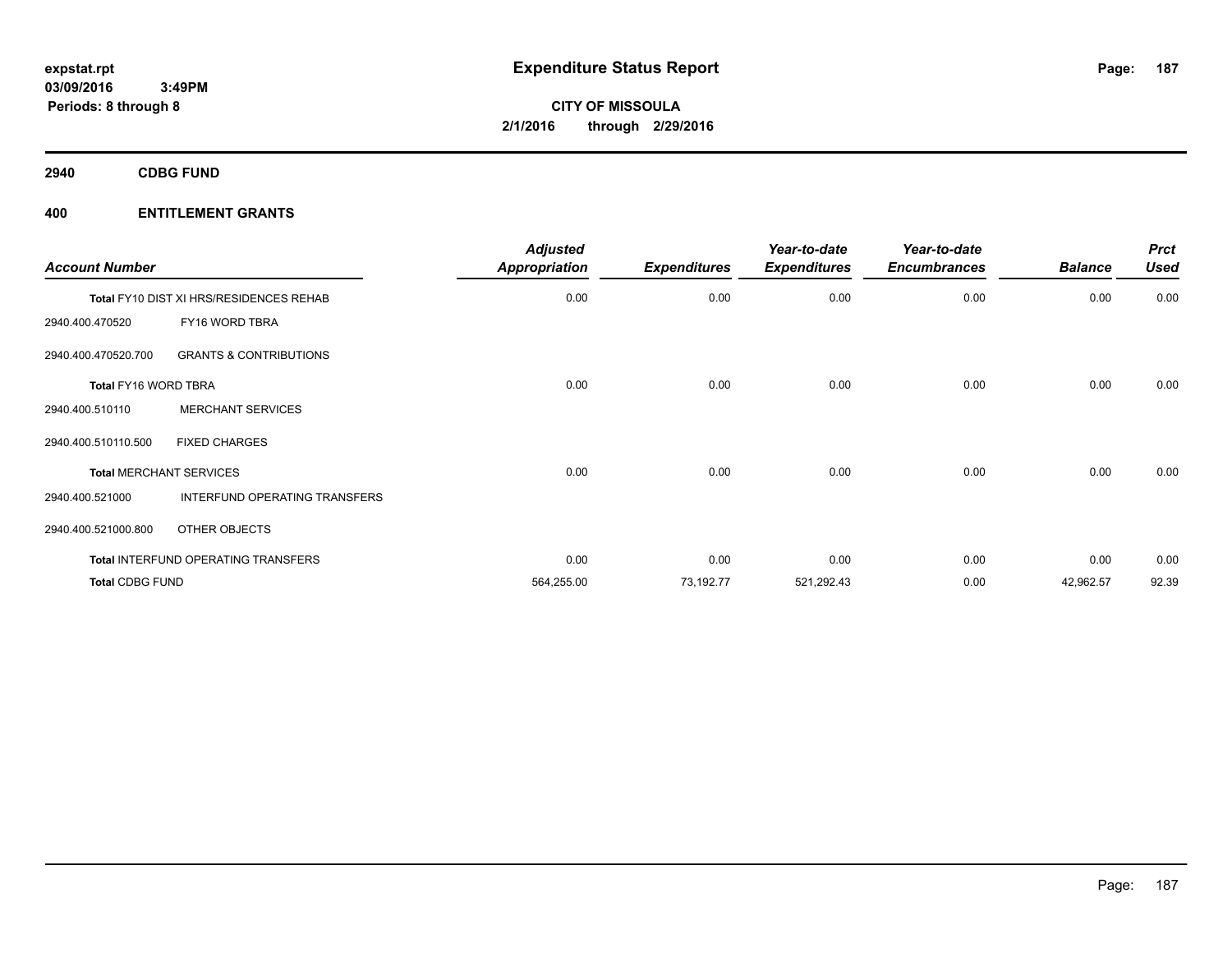**expstat.rpt**
**03/09/2016 3:49PM**
**Periods: 8 through 8**

# Expenditure Status Report

**CITY OF MISSOULA**
**2/1/2016 through 2/29/2016**

## 2940 CDBG FUND

## 400 ENTITLEMENT GRANTS

| Account Number | | Adjusted Appropriation | Expenditures | Year-to-date Expenditures | Year-to-date Encumbrances | Balance | Prct Used |
|---|---|---|---|---|---|---|---|
| Total FY10 DIST XI HRS/RESIDENCES REHAB | | 0.00 | 0.00 | 0.00 | 0.00 | 0.00 | 0.00 |
| 2940.400.470520 | FY16 WORD TBRA | | | | | | |
| 2940.400.470520.700 | GRANTS & CONTRIBUTIONS | | | | | | |
| Total FY16 WORD TBRA | | 0.00 | 0.00 | 0.00 | 0.00 | 0.00 | 0.00 |
| 2940.400.510110 | MERCHANT SERVICES | | | | | | |
| 2940.400.510110.500 | FIXED CHARGES | | | | | | |
| Total MERCHANT SERVICES | | 0.00 | 0.00 | 0.00 | 0.00 | 0.00 | 0.00 |
| 2940.400.521000 | INTERFUND OPERATING TRANSFERS | | | | | | |
| 2940.400.521000.800 | OTHER OBJECTS | | | | | | |
| Total INTERFUND OPERATING TRANSFERS | | 0.00 | 0.00 | 0.00 | 0.00 | 0.00 | 0.00 |
| Total CDBG FUND | | 564,255.00 | 73,192.77 | 521,292.43 | 0.00 | 42,962.57 | 92.39 |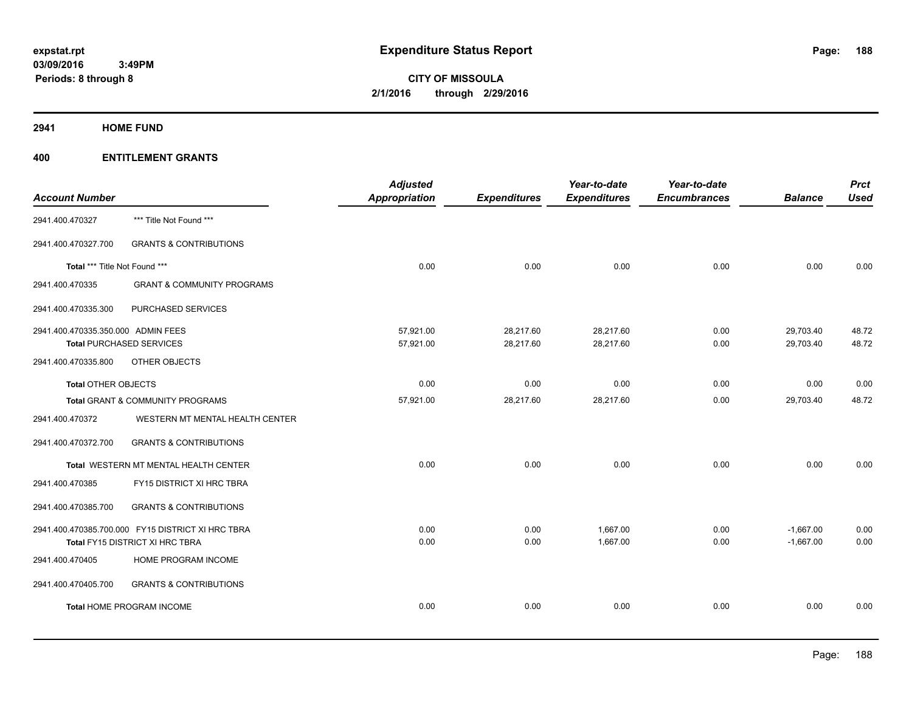expstat.rpt
03/09/2016 3:49PM
Periods: 8 through 8

# Expenditure Status Report

**CITY OF MISSOULA**
**2/1/2016 through 2/29/2016**

## 2941 HOME FUND

## 400 ENTITLEMENT GRANTS

| Account Number | | Adjusted Appropriation | Expenditures | Year-to-date Expenditures | Year-to-date Encumbrances | Balance | Prct Used |
|---|---|---|---|---|---|---|---|
| 2941.400.470327 | *** Title Not Found *** | | | | | | |
| 2941.400.470327.700 | GRANTS & CONTRIBUTIONS | | | | | | |
| Total *** Title Not Found *** | | 0.00 | 0.00 | 0.00 | 0.00 | 0.00 | 0.00 |
| 2941.400.470335 | GRANT & COMMUNITY PROGRAMS | | | | | | |
| 2941.400.470335.300 | PURCHASED SERVICES | | | | | | |
| 2941.400.470335.350.000 | ADMIN FEES | 57,921.00 | 28,217.60 | 28,217.60 | 0.00 | 29,703.40 | 48.72 |
| Total PURCHASED SERVICES | | 57,921.00 | 28,217.60 | 28,217.60 | 0.00 | 29,703.40 | 48.72 |
| 2941.400.470335.800 | OTHER OBJECTS | | | | | | |
| Total OTHER OBJECTS | | 0.00 | 0.00 | 0.00 | 0.00 | 0.00 | 0.00 |
| Total GRANT & COMMUNITY PROGRAMS | | 57,921.00 | 28,217.60 | 28,217.60 | 0.00 | 29,703.40 | 48.72 |
| 2941.400.470372 | WESTERN MT MENTAL HEALTH CENTER | | | | | | |
| 2941.400.470372.700 | GRANTS & CONTRIBUTIONS | | | | | | |
| Total WESTERN MT MENTAL HEALTH CENTER | | 0.00 | 0.00 | 0.00 | 0.00 | 0.00 | 0.00 |
| 2941.400.470385 | FY15 DISTRICT XI HRC TBRA | | | | | | |
| 2941.400.470385.700 | GRANTS & CONTRIBUTIONS | | | | | | |
| 2941.400.470385.700.000 | FY15 DISTRICT XI HRC TBRA | 0.00 | 0.00 | 1,667.00 | 0.00 | -1,667.00 | 0.00 |
| Total FY15 DISTRICT XI HRC TBRA | | 0.00 | 0.00 | 1,667.00 | 0.00 | -1,667.00 | 0.00 |
| 2941.400.470405 | HOME PROGRAM INCOME | | | | | | |
| 2941.400.470405.700 | GRANTS & CONTRIBUTIONS | | | | | | |
| Total HOME PROGRAM INCOME | | 0.00 | 0.00 | 0.00 | 0.00 | 0.00 | 0.00 |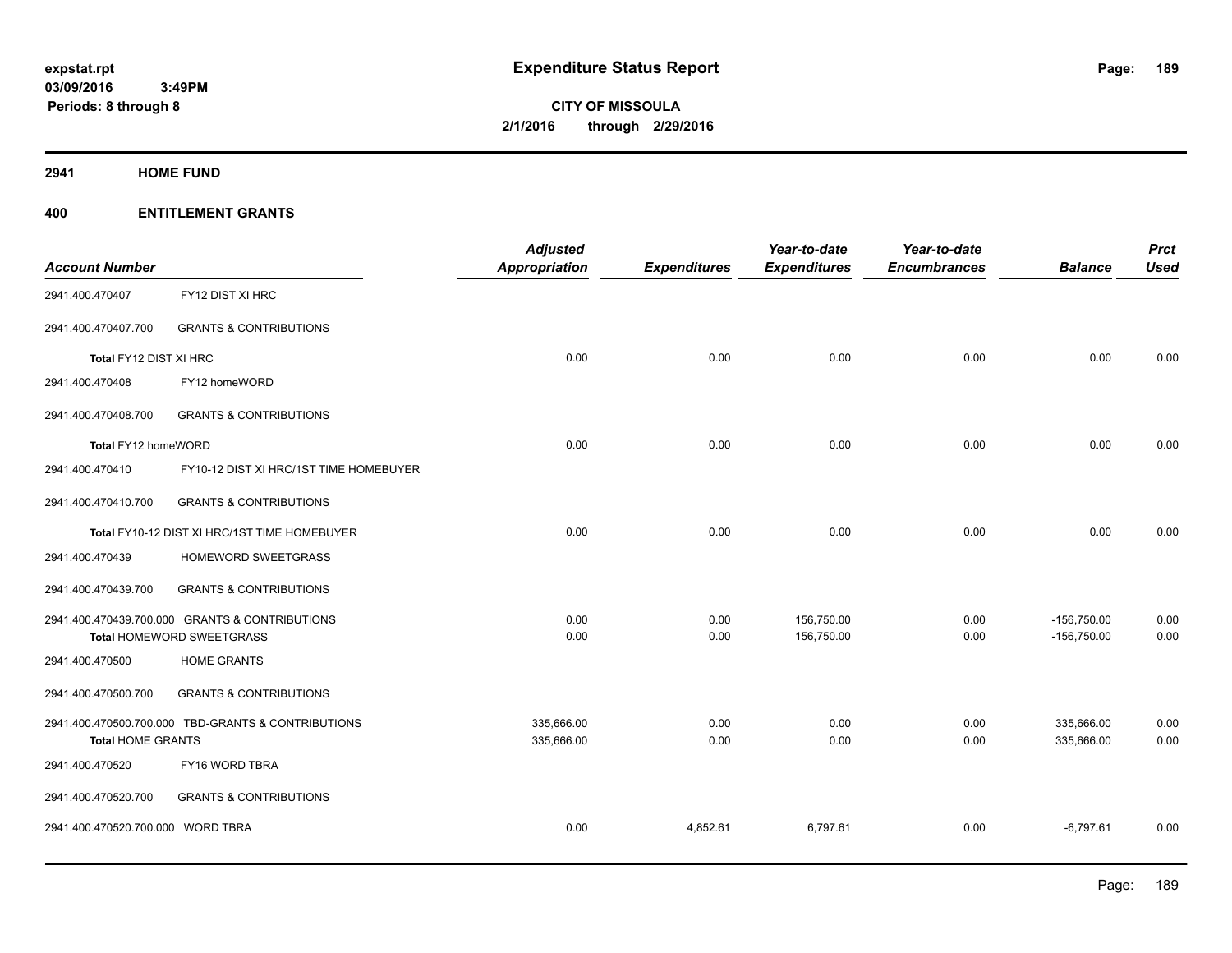**expstat.rpt**
**03/09/2016 3:49PM**
**Periods: 8 through 8**

# Expenditure Status Report

**CITY OF MISSOULA**
**2/1/2016 through 2/29/2016**

## 2941 HOME FUND

## 400 ENTITLEMENT GRANTS

| Account Number | | Adjusted Appropriation | Expenditures | Year-to-date Expenditures | Year-to-date Encumbrances | Balance | Prct Used |
|---|---|---|---|---|---|---|---|
| 2941.400.470407 | FY12 DIST XI HRC | | | | | | |
| 2941.400.470407.700 | GRANTS & CONTRIBUTIONS | | | | | | |
| **Total** FY12 DIST XI HRC | | 0.00 | 0.00 | 0.00 | 0.00 | 0.00 | 0.00 |
| 2941.400.470408 | FY12 homeWORD | | | | | | |
| 2941.400.470408.700 | GRANTS & CONTRIBUTIONS | | | | | | |
| **Total** FY12 homeWORD | | 0.00 | 0.00 | 0.00 | 0.00 | 0.00 | 0.00 |
| 2941.400.470410 | FY10-12 DIST XI HRC/1ST TIME HOMEBUYER | | | | | | |
| 2941.400.470410.700 | GRANTS & CONTRIBUTIONS | | | | | | |
| **Total** FY10-12 DIST XI HRC/1ST TIME HOMEBUYER | | 0.00 | 0.00 | 0.00 | 0.00 | 0.00 | 0.00 |
| 2941.400.470439 | HOMEWORD SWEETGRASS | | | | | | |
| 2941.400.470439.700 | GRANTS & CONTRIBUTIONS | | | | | | |
| 2941.400.470439.700.000 | GRANTS & CONTRIBUTIONS | 0.00 | 0.00 | 156,750.00 | 0.00 | -156,750.00 | 0.00 |
| **Total** HOMEWORD SWEETGRASS | | 0.00 | 0.00 | 156,750.00 | 0.00 | -156,750.00 | 0.00 |
| 2941.400.470500 | HOME GRANTS | | | | | | |
| 2941.400.470500.700 | GRANTS & CONTRIBUTIONS | | | | | | |
| 2941.400.470500.700.000 | TBD-GRANTS & CONTRIBUTIONS | 335,666.00 | 0.00 | 0.00 | 0.00 | 335,666.00 | 0.00 |
| **Total** HOME GRANTS | | 335,666.00 | 0.00 | 0.00 | 0.00 | 335,666.00 | 0.00 |
| 2941.400.470520 | FY16 WORD TBRA | | | | | | |
| 2941.400.470520.700 | GRANTS & CONTRIBUTIONS | | | | | | |
| 2941.400.470520.700.000 | WORD TBRA | 0.00 | 4,852.61 | 6,797.61 | 0.00 | -6,797.61 | 0.00 |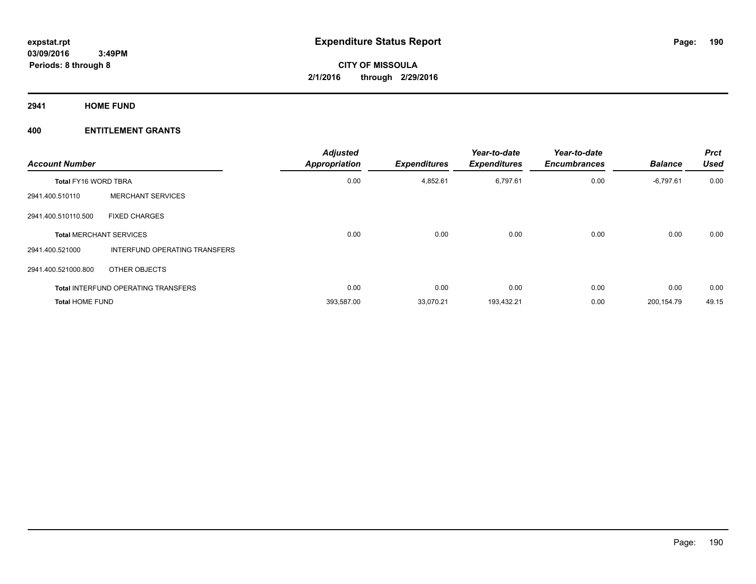**expstat.rpt**
**03/09/2016 3:49PM**
**Periods: 8 through 8**

# Expenditure Status Report

**CITY OF MISSOULA**
**2/1/2016 through 2/29/2016**

## 2941 HOME FUND

## 400 ENTITLEMENT GRANTS

| Account Number | | Adjusted Appropriation | Expenditures | Year-to-date Expenditures | Year-to-date Encumbrances | Balance | Prct Used |
|---|---|---|---|---|---|---|---|
| **Total** FY16 WORD TBRA | | 0.00 | 4,852.61 | 6,797.61 | 0.00 | -6,797.61 | 0.00 |
| 2941.400.510110 | MERCHANT SERVICES | | | | | | |
| 2941.400.510110.500 | FIXED CHARGES | | | | | | |
| **Total** MERCHANT SERVICES | | 0.00 | 0.00 | 0.00 | 0.00 | 0.00 | 0.00 |
| 2941.400.521000 | INTERFUND OPERATING TRANSFERS | | | | | | |
| 2941.400.521000.800 | OTHER OBJECTS | | | | | | |
| **Total** INTERFUND OPERATING TRANSFERS | | 0.00 | 0.00 | 0.00 | 0.00 | 0.00 | 0.00 |
| **Total** HOME FUND | | 393,587.00 | 33,070.21 | 193,432.21 | 0.00 | 200,154.79 | 49.15 |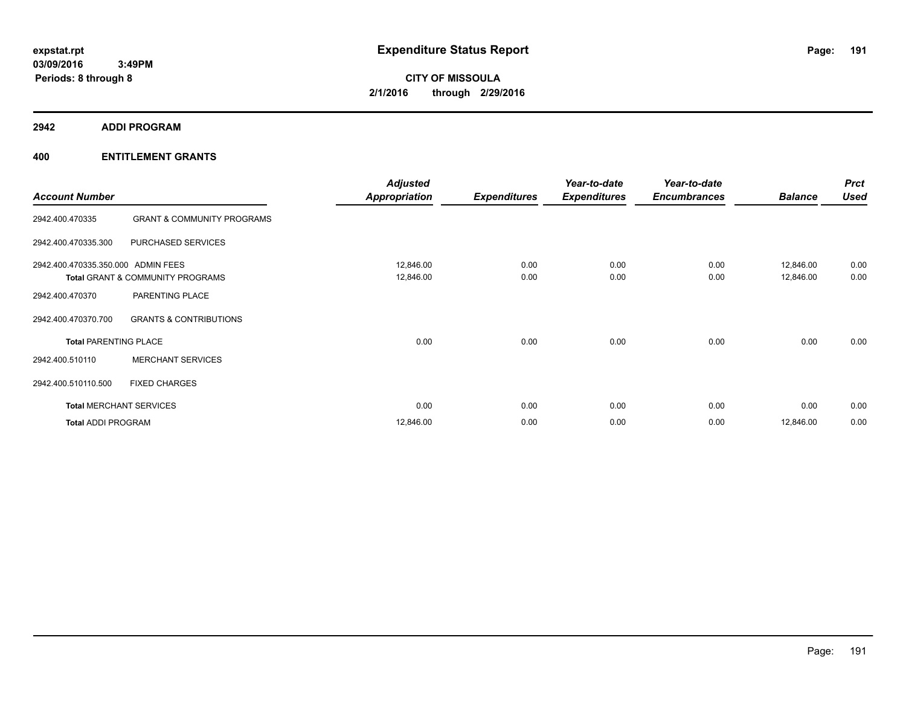**expstat.rpt**
**03/09/2016 3:49PM**
**Periods: 8 through 8**

# Expenditure Status Report

**CITY OF MISSOULA**
**2/1/2016 through 2/29/2016**

## 2942 ADDI PROGRAM

## 400 ENTITLEMENT GRANTS

| Account Number | | Adjusted Appropriation | Expenditures | Year-to-date Expenditures | Year-to-date Encumbrances | Balance | Prct Used |
|---|---|---|---|---|---|---|---|
| 2942.400.470335 | GRANT & COMMUNITY PROGRAMS | | | | | | |
| 2942.400.470335.300 | PURCHASED SERVICES | | | | | | |
| 2942.400.470335.350.000 | ADMIN FEES | 12,846.00 | 0.00 | 0.00 | 0.00 | 12,846.00 | 0.00 |
| **Total** GRANT & COMMUNITY PROGRAMS | | 12,846.00 | 0.00 | 0.00 | 0.00 | 12,846.00 | 0.00 |
| 2942.400.470370 | PARENTING PLACE | | | | | | |
| 2942.400.470370.700 | GRANTS & CONTRIBUTIONS | | | | | | |
| **Total** PARENTING PLACE | | 0.00 | 0.00 | 0.00 | 0.00 | 0.00 | 0.00 |
| 2942.400.510110 | MERCHANT SERVICES | | | | | | |
| 2942.400.510110.500 | FIXED CHARGES | | | | | | |
| **Total** MERCHANT SERVICES | | 0.00 | 0.00 | 0.00 | 0.00 | 0.00 | 0.00 |
| **Total** ADDI PROGRAM | | 12,846.00 | 0.00 | 0.00 | 0.00 | 12,846.00 | 0.00 |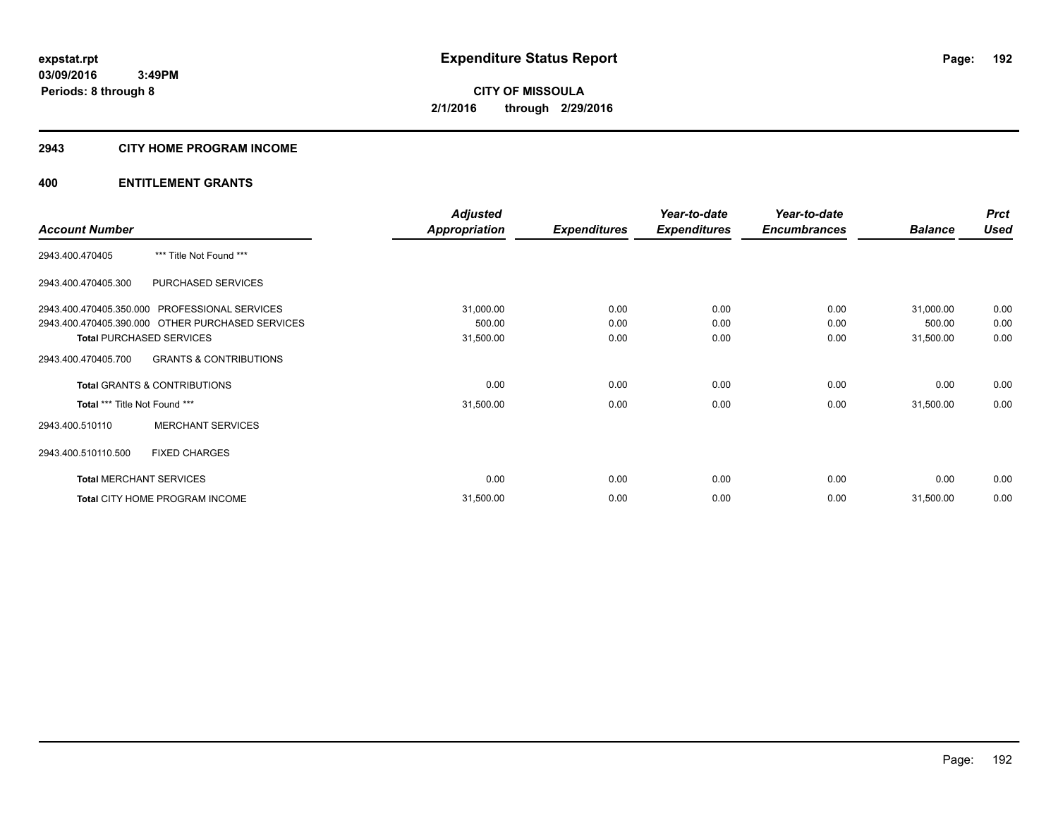**expstat.rpt**
**03/09/2016 3:49PM**
**Periods: 8 through 8**

# Expenditure Status Report

**CITY OF MISSOULA**
**2/1/2016 through 2/29/2016**

## 2943 CITY HOME PROGRAM INCOME

## 400 ENTITLEMENT GRANTS

| Account Number | | Adjusted Appropriation | Expenditures | Year-to-date Expenditures | Year-to-date Encumbrances | Balance | Prct Used |
|---|---|---|---|---|---|---|---|
| 2943.400.470405 | *** Title Not Found *** | | | | | | |
| 2943.400.470405.300 | PURCHASED SERVICES | | | | | | |
| 2943.400.470405.350.000 | PROFESSIONAL SERVICES | 31,000.00 | 0.00 | 0.00 | 0.00 | 31,000.00 | 0.00 |
| 2943.400.470405.390.000 | OTHER PURCHASED SERVICES | 500.00 | 0.00 | 0.00 | 0.00 | 500.00 | 0.00 |
| **Total** PURCHASED SERVICES | | 31,500.00 | 0.00 | 0.00 | 0.00 | 31,500.00 | 0.00 |
| 2943.400.470405.700 | GRANTS & CONTRIBUTIONS | | | | | | |
| **Total** GRANTS & CONTRIBUTIONS | | 0.00 | 0.00 | 0.00 | 0.00 | 0.00 | 0.00 |
| **Total** *** Title Not Found *** | | 31,500.00 | 0.00 | 0.00 | 0.00 | 31,500.00 | 0.00 |
| 2943.400.510110 | MERCHANT SERVICES | | | | | | |
| 2943.400.510110.500 | FIXED CHARGES | | | | | | |
| **Total** MERCHANT SERVICES | | 0.00 | 0.00 | 0.00 | 0.00 | 0.00 | 0.00 |
| **Total** CITY HOME PROGRAM INCOME | | 31,500.00 | 0.00 | 0.00 | 0.00 | 31,500.00 | 0.00 |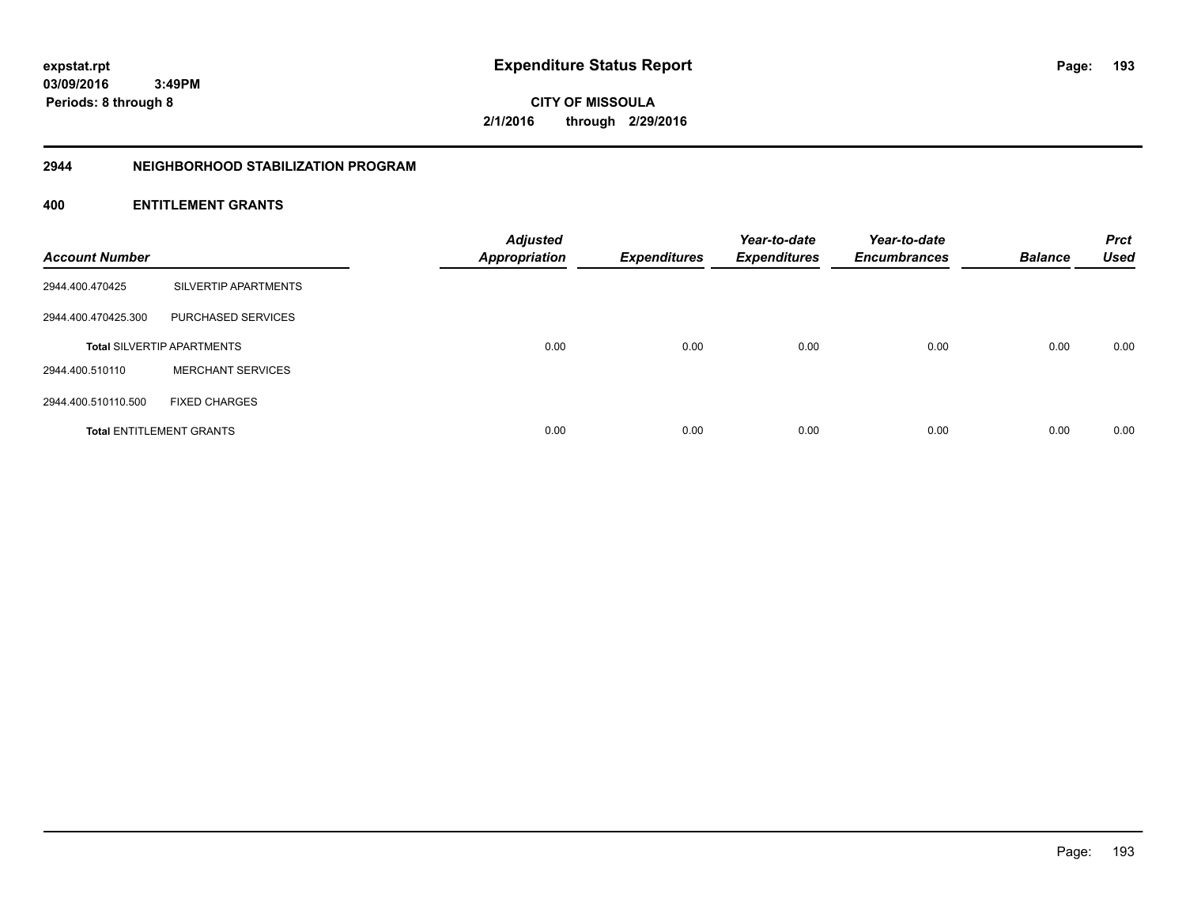**expstat.rpt**
**03/09/2016 3:49PM**
**Periods: 8 through 8**

# Expenditure Status Report

**CITY OF MISSOULA**
**2/1/2016 through 2/29/2016**

## 2944 NEIGHBORHOOD STABILIZATION PROGRAM

### 400 ENTITLEMENT GRANTS

| Account Number | | Adjusted Appropriation | Expenditures | Year-to-date Expenditures | Year-to-date Encumbrances | Balance | Prct Used |
|---|---|---|---|---|---|---|---|
| 2944.400.470425 | SILVERTIP APARTMENTS | | | | | | |
| 2944.400.470425.300 | PURCHASED SERVICES | | | | | | |
| **Total** SILVERTIP APARTMENTS | | 0.00 | 0.00 | 0.00 | 0.00 | 0.00 | 0.00 |
| 2944.400.510110 | MERCHANT SERVICES | | | | | | |
| 2944.400.510110.500 | FIXED CHARGES | | | | | | |
| **Total** ENTITLEMENT GRANTS | | 0.00 | 0.00 | 0.00 | 0.00 | 0.00 | 0.00 |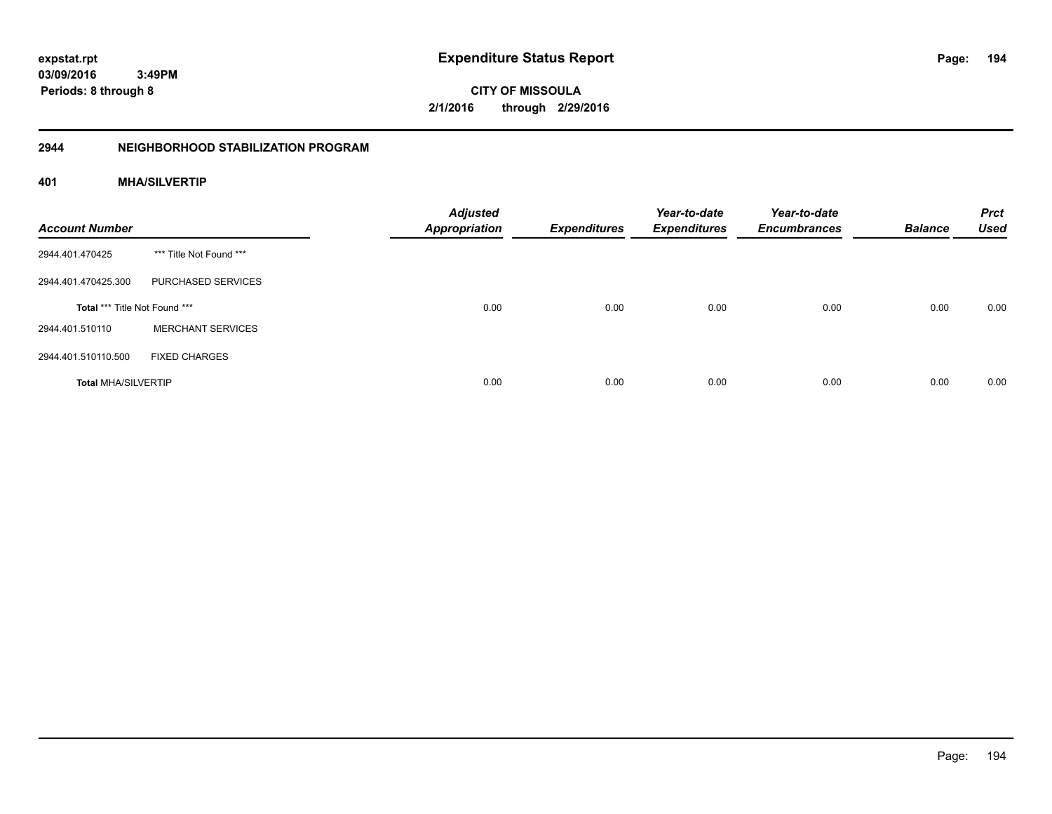**expstat.rpt**
**03/09/2016 3:49PM**
**Periods: 8 through 8**

# Expenditure Status Report

**CITY OF MISSOULA**
**2/1/2016 through 2/29/2016**

## 2944 NEIGHBORHOOD STABILIZATION PROGRAM

### 401 MHA/SILVERTIP

| Account Number | | Adjusted Appropriation | Expenditures | Year-to-date Expenditures | Year-to-date Encumbrances | Balance | Prct Used |
|---|---|---|---|---|---|---|---|
| 2944.401.470425 | *** Title Not Found *** | | | | | | |
| 2944.401.470425.300 | PURCHASED SERVICES | | | | | | |
| **Total** *** Title Not Found *** | | 0.00 | 0.00 | 0.00 | 0.00 | 0.00 | 0.00 |
| 2944.401.510110 | MERCHANT SERVICES | | | | | | |
| 2944.401.510110.500 | FIXED CHARGES | | | | | | |
| **Total** MHA/SILVERTIP | | 0.00 | 0.00 | 0.00 | 0.00 | 0.00 | 0.00 |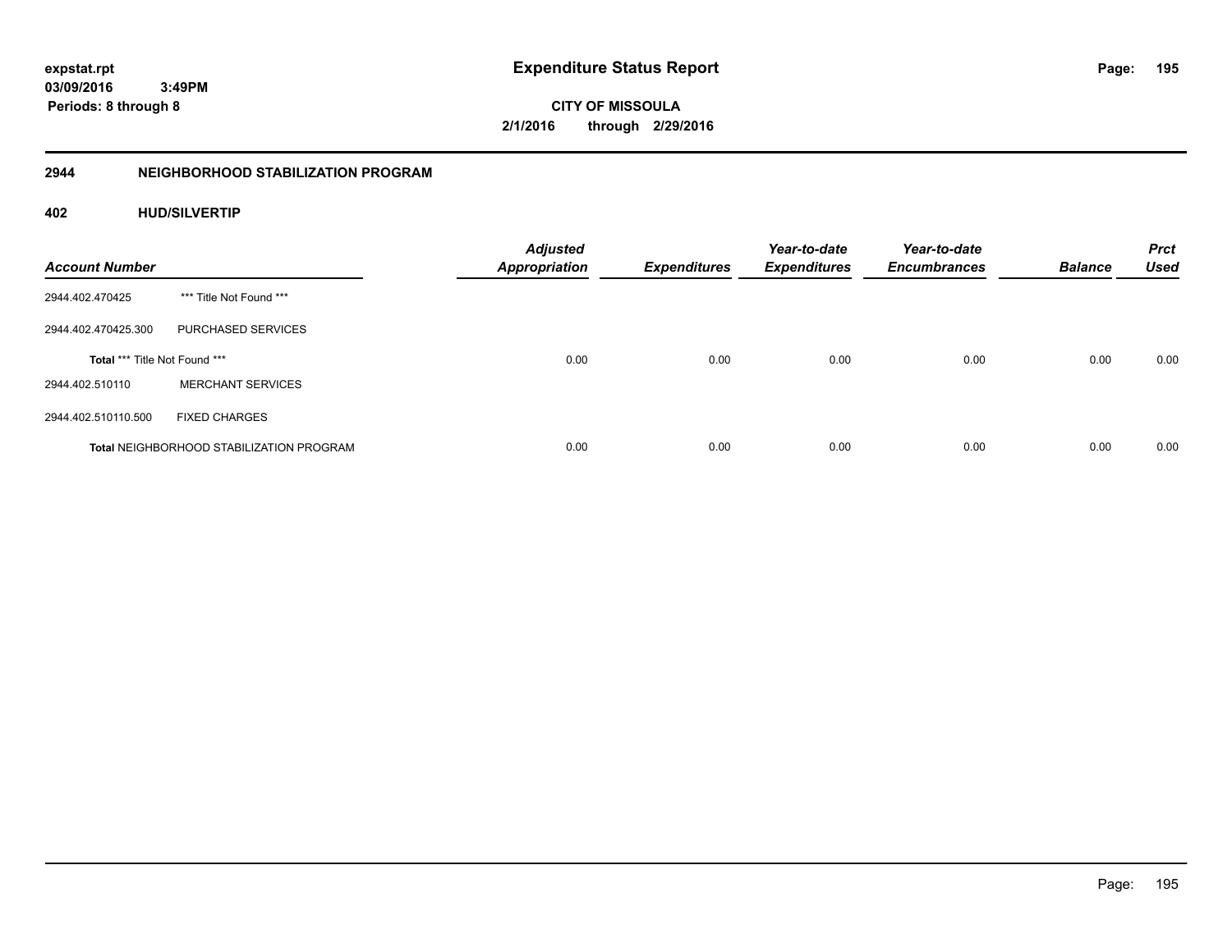expstat.rpt
03/09/2016 3:49PM
Periods: 8 through 8

# Expenditure Status Report

CITY OF MISSOULA
2/1/2016 through 2/29/2016

## 2944 NEIGHBORHOOD STABILIZATION PROGRAM

### 402 HUD/SILVERTIP

| Account Number | | Adjusted Appropriation | Expenditures | Year-to-date Expenditures | Year-to-date Encumbrances | Balance | Prct Used |
|---|---|---|---|---|---|---|---|
| 2944.402.470425 | *** Title Not Found *** | | | | | | |
| 2944.402.470425.300 | PURCHASED SERVICES | | | | | | |
| Total *** Title Not Found *** | | 0.00 | 0.00 | 0.00 | 0.00 | 0.00 | 0.00 |
| 2944.402.510110 | MERCHANT SERVICES | | | | | | |
| 2944.402.510110.500 | FIXED CHARGES | | | | | | |
| Total NEIGHBORHOOD STABILIZATION PROGRAM | | 0.00 | 0.00 | 0.00 | 0.00 | 0.00 | 0.00 |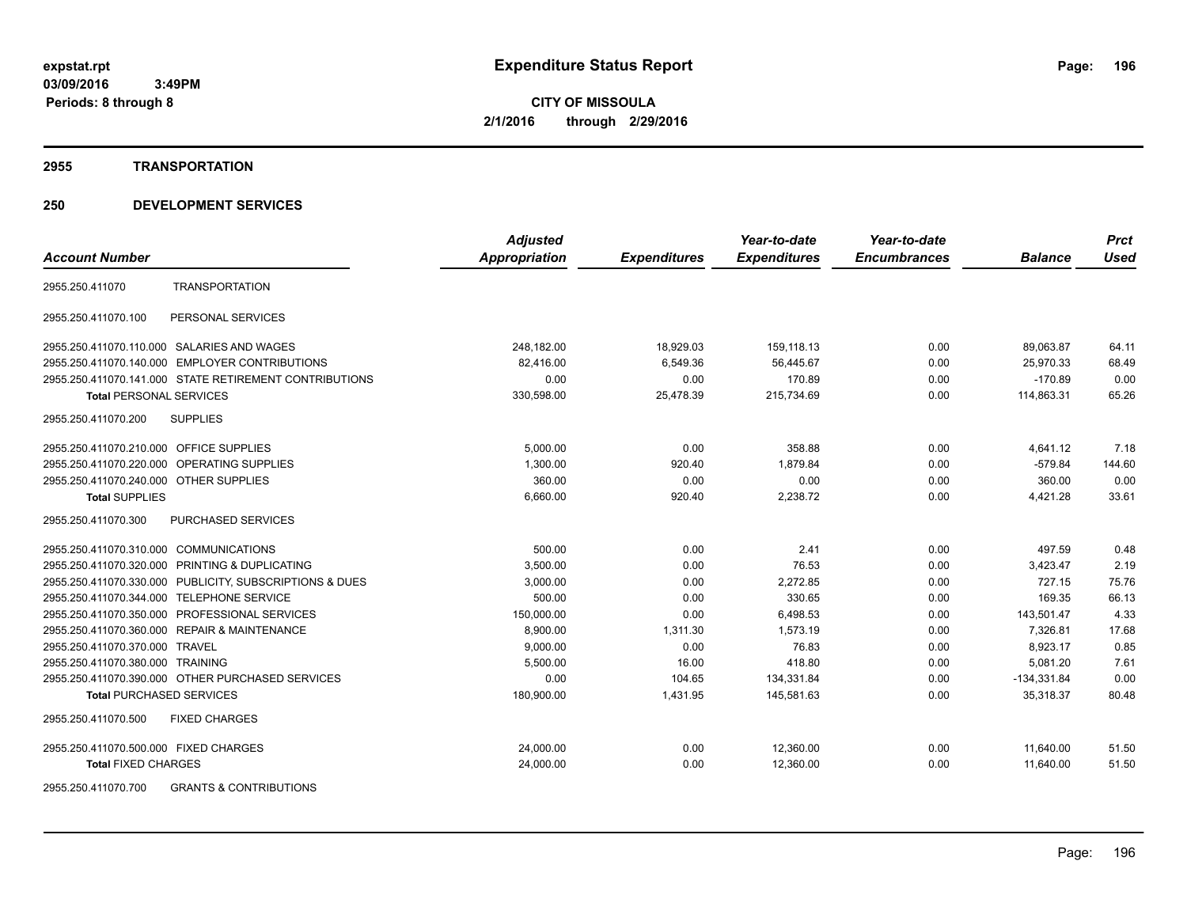# Expenditure Status Report

expstat.rpt
03/09/2016 3:49PM
Periods: 8 through 8

**CITY OF MISSOULA**
**2/1/2016 through 2/29/2016**

## 2955 TRANSPORTATION

## 250 DEVELOPMENT SERVICES

| Account Number | | Adjusted Appropriation | Expenditures | Year-to-date Expenditures | Year-to-date Encumbrances | Balance | Prct Used |
|---|---|---|---|---|---|---|---|
| 2955.250.411070 | TRANSPORTATION | | | | | | |
| 2955.250.411070.100 | PERSONAL SERVICES | | | | | | |
| 2955.250.411070.110.000 | SALARIES AND WAGES | 248,182.00 | 18,929.03 | 159,118.13 | 0.00 | 89,063.87 | 64.11 |
| 2955.250.411070.140.000 | EMPLOYER CONTRIBUTIONS | 82,416.00 | 6,549.36 | 56,445.67 | 0.00 | 25,970.33 | 68.49 |
| 2955.250.411070.141.000 | STATE RETIREMENT CONTRIBUTIONS | 0.00 | 0.00 | 170.89 | 0.00 | -170.89 | 0.00 |
| **Total** PERSONAL SERVICES | | 330,598.00 | 25,478.39 | 215,734.69 | 0.00 | 114,863.31 | 65.26 |
| 2955.250.411070.200 | SUPPLIES | | | | | | |
| 2955.250.411070.210.000 | OFFICE SUPPLIES | 5,000.00 | 0.00 | 358.88 | 0.00 | 4,641.12 | 7.18 |
| 2955.250.411070.220.000 | OPERATING SUPPLIES | 1,300.00 | 920.40 | 1,879.84 | 0.00 | -579.84 | 144.60 |
| 2955.250.411070.240.000 | OTHER SUPPLIES | 360.00 | 0.00 | 0.00 | 0.00 | 360.00 | 0.00 |
| **Total** SUPPLIES | | 6,660.00 | 920.40 | 2,238.72 | 0.00 | 4,421.28 | 33.61 |
| 2955.250.411070.300 | PURCHASED SERVICES | | | | | | |
| 2955.250.411070.310.000 | COMMUNICATIONS | 500.00 | 0.00 | 2.41 | 0.00 | 497.59 | 0.48 |
| 2955.250.411070.320.000 | PRINTING & DUPLICATING | 3,500.00 | 0.00 | 76.53 | 0.00 | 3,423.47 | 2.19 |
| 2955.250.411070.330.000 | PUBLICITY, SUBSCRIPTIONS & DUES | 3,000.00 | 0.00 | 2,272.85 | 0.00 | 727.15 | 75.76 |
| 2955.250.411070.344.000 | TELEPHONE SERVICE | 500.00 | 0.00 | 330.65 | 0.00 | 169.35 | 66.13 |
| 2955.250.411070.350.000 | PROFESSIONAL SERVICES | 150,000.00 | 0.00 | 6,498.53 | 0.00 | 143,501.47 | 4.33 |
| 2955.250.411070.360.000 | REPAIR & MAINTENANCE | 8,900.00 | 1,311.30 | 1,573.19 | 0.00 | 7,326.81 | 17.68 |
| 2955.250.411070.370.000 | TRAVEL | 9,000.00 | 0.00 | 76.83 | 0.00 | 8,923.17 | 0.85 |
| 2955.250.411070.380.000 | TRAINING | 5,500.00 | 16.00 | 418.80 | 0.00 | 5,081.20 | 7.61 |
| 2955.250.411070.390.000 | OTHER PURCHASED SERVICES | 0.00 | 104.65 | 134,331.84 | 0.00 | -134,331.84 | 0.00 |
| **Total** PURCHASED SERVICES | | 180,900.00 | 1,431.95 | 145,581.63 | 0.00 | 35,318.37 | 80.48 |
| 2955.250.411070.500 | FIXED CHARGES | | | | | | |
| 2955.250.411070.500.000 | FIXED CHARGES | 24,000.00 | 0.00 | 12,360.00 | 0.00 | 11,640.00 | 51.50 |
| **Total** FIXED CHARGES | | 24,000.00 | 0.00 | 12,360.00 | 0.00 | 11,640.00 | 51.50 |
| 2955.250.411070.700 | GRANTS & CONTRIBUTIONS | | | | | | |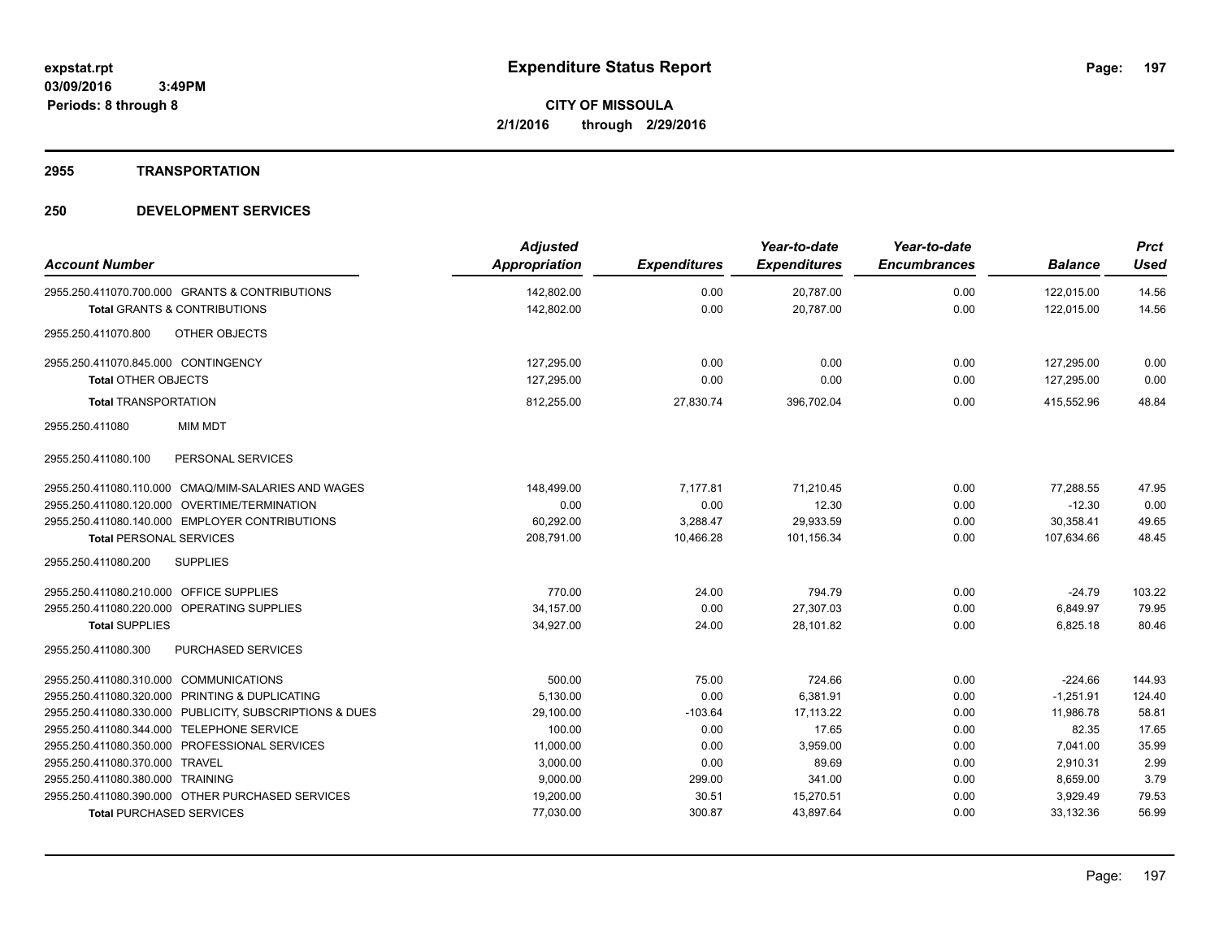**expstat.rpt**
**03/09/2016 3:49PM**
**Periods: 8 through 8**

# Expenditure Status Report

**CITY OF MISSOULA**
**2/1/2016 through 2/29/2016**

## 2955 TRANSPORTATION

## 250 DEVELOPMENT SERVICES

| Account Number | Adjusted Appropriation | Expenditures | Year-to-date Expenditures | Year-to-date Encumbrances | Balance | Prct Used |
|---|---|---|---|---|---|---|
| 2955.250.411070.700.000 GRANTS & CONTRIBUTIONS | 142,802.00 | 0.00 | 20,787.00 | 0.00 | 122,015.00 | 14.56 |
| **Total** GRANTS & CONTRIBUTIONS | 142,802.00 | 0.00 | 20,787.00 | 0.00 | 122,015.00 | 14.56 |
| 2955.250.411070.800 OTHER OBJECTS | | | | | | |
| 2955.250.411070.845.000 CONTINGENCY | 127,295.00 | 0.00 | 0.00 | 0.00 | 127,295.00 | 0.00 |
| **Total** OTHER OBJECTS | 127,295.00 | 0.00 | 0.00 | 0.00 | 127,295.00 | 0.00 |
| **Total** TRANSPORTATION | 812,255.00 | 27,830.74 | 396,702.04 | 0.00 | 415,552.96 | 48.84 |
| 2955.250.411080 MIM MDT | | | | | | |
| 2955.250.411080.100 PERSONAL SERVICES | | | | | | |
| 2955.250.411080.110.000 CMAQ/MIM-SALARIES AND WAGES | 148,499.00 | 7,177.81 | 71,210.45 | 0.00 | 77,288.55 | 47.95 |
| 2955.250.411080.120.000 OVERTIME/TERMINATION | 0.00 | 0.00 | 12.30 | 0.00 | -12.30 | 0.00 |
| 2955.250.411080.140.000 EMPLOYER CONTRIBUTIONS | 60,292.00 | 3,288.47 | 29,933.59 | 0.00 | 30,358.41 | 49.65 |
| **Total** PERSONAL SERVICES | 208,791.00 | 10,466.28 | 101,156.34 | 0.00 | 107,634.66 | 48.45 |
| 2955.250.411080.200 SUPPLIES | | | | | | |
| 2955.250.411080.210.000 OFFICE SUPPLIES | 770.00 | 24.00 | 794.79 | 0.00 | -24.79 | 103.22 |
| 2955.250.411080.220.000 OPERATING SUPPLIES | 34,157.00 | 0.00 | 27,307.03 | 0.00 | 6,849.97 | 79.95 |
| **Total** SUPPLIES | 34,927.00 | 24.00 | 28,101.82 | 0.00 | 6,825.18 | 80.46 |
| 2955.250.411080.300 PURCHASED SERVICES | | | | | | |
| 2955.250.411080.310.000 COMMUNICATIONS | 500.00 | 75.00 | 724.66 | 0.00 | -224.66 | 144.93 |
| 2955.250.411080.320.000 PRINTING & DUPLICATING | 5,130.00 | 0.00 | 6,381.91 | 0.00 | -1,251.91 | 124.40 |
| 2955.250.411080.330.000 PUBLICITY, SUBSCRIPTIONS & DUES | 29,100.00 | -103.64 | 17,113.22 | 0.00 | 11,986.78 | 58.81 |
| 2955.250.411080.344.000 TELEPHONE SERVICE | 100.00 | 0.00 | 17.65 | 0.00 | 82.35 | 17.65 |
| 2955.250.411080.350.000 PROFESSIONAL SERVICES | 11,000.00 | 0.00 | 3,959.00 | 0.00 | 7,041.00 | 35.99 |
| 2955.250.411080.370.000 TRAVEL | 3,000.00 | 0.00 | 89.69 | 0.00 | 2,910.31 | 2.99 |
| 2955.250.411080.380.000 TRAINING | 9,000.00 | 299.00 | 341.00 | 0.00 | 8,659.00 | 3.79 |
| 2955.250.411080.390.000 OTHER PURCHASED SERVICES | 19,200.00 | 30.51 | 15,270.51 | 0.00 | 3,929.49 | 79.53 |
| **Total** PURCHASED SERVICES | 77,030.00 | 300.87 | 43,897.64 | 0.00 | 33,132.36 | 56.99 |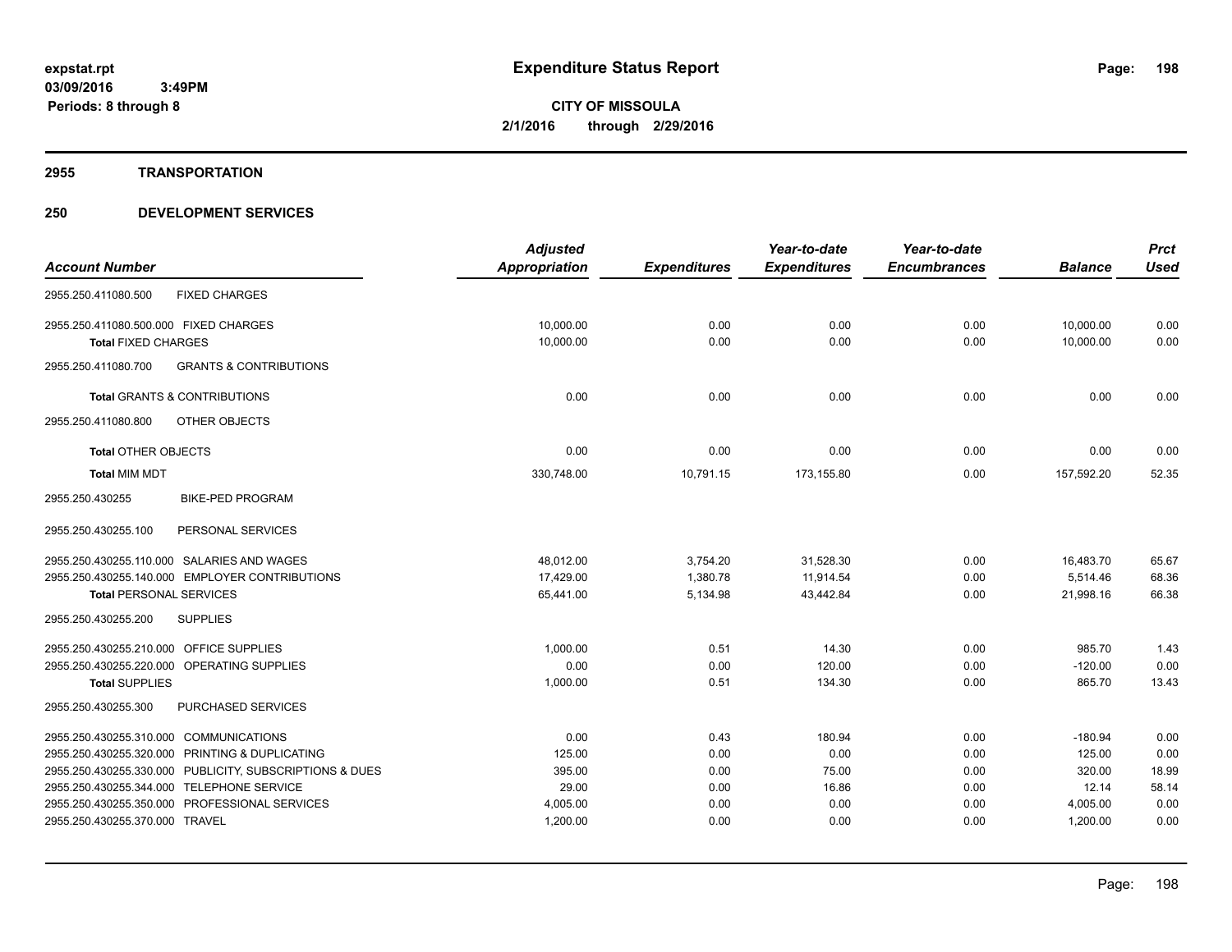**expstat.rpt**
**03/09/2016 3:49PM**
**Periods: 8 through 8**

# Expenditure Status Report

**CITY OF MISSOULA**
**2/1/2016 through 2/29/2016**

## 2955 TRANSPORTATION

## 250 DEVELOPMENT SERVICES

| Account Number | Adjusted Appropriation | Expenditures | Year-to-date Expenditures | Year-to-date Encumbrances | Balance | Prct Used |
|---|---|---|---|---|---|---|
| 2955.250.411080.500 FIXED CHARGES | | | | | | |
| 2955.250.411080.500.000 FIXED CHARGES | 10,000.00 | 0.00 | 0.00 | 0.00 | 10,000.00 | 0.00 |
| **Total** FIXED CHARGES | 10,000.00 | 0.00 | 0.00 | 0.00 | 10,000.00 | 0.00 |
| 2955.250.411080.700 GRANTS & CONTRIBUTIONS | | | | | | |
| **Total** GRANTS & CONTRIBUTIONS | 0.00 | 0.00 | 0.00 | 0.00 | 0.00 | 0.00 |
| 2955.250.411080.800 OTHER OBJECTS | | | | | | |
| **Total** OTHER OBJECTS | 0.00 | 0.00 | 0.00 | 0.00 | 0.00 | 0.00 |
| **Total** MIM MDT | 330,748.00 | 10,791.15 | 173,155.80 | 0.00 | 157,592.20 | 52.35 |
| 2955.250.430255 BIKE-PED PROGRAM | | | | | | |
| 2955.250.430255.100 PERSONAL SERVICES | | | | | | |
| 2955.250.430255.110.000 SALARIES AND WAGES | 48,012.00 | 3,754.20 | 31,528.30 | 0.00 | 16,483.70 | 65.67 |
| 2955.250.430255.140.000 EMPLOYER CONTRIBUTIONS | 17,429.00 | 1,380.78 | 11,914.54 | 0.00 | 5,514.46 | 68.36 |
| **Total** PERSONAL SERVICES | 65,441.00 | 5,134.98 | 43,442.84 | 0.00 | 21,998.16 | 66.38 |
| 2955.250.430255.200 SUPPLIES | | | | | | |
| 2955.250.430255.210.000 OFFICE SUPPLIES | 1,000.00 | 0.51 | 14.30 | 0.00 | 985.70 | 1.43 |
| 2955.250.430255.220.000 OPERATING SUPPLIES | 0.00 | 0.00 | 120.00 | 0.00 | -120.00 | 0.00 |
| **Total** SUPPLIES | 1,000.00 | 0.51 | 134.30 | 0.00 | 865.70 | 13.43 |
| 2955.250.430255.300 PURCHASED SERVICES | | | | | | |
| 2955.250.430255.310.000 COMMUNICATIONS | 0.00 | 0.43 | 180.94 | 0.00 | -180.94 | 0.00 |
| 2955.250.430255.320.000 PRINTING & DUPLICATING | 125.00 | 0.00 | 0.00 | 0.00 | 125.00 | 0.00 |
| 2955.250.430255.330.000 PUBLICITY, SUBSCRIPTIONS & DUES | 395.00 | 0.00 | 75.00 | 0.00 | 320.00 | 18.99 |
| 2955.250.430255.344.000 TELEPHONE SERVICE | 29.00 | 0.00 | 16.86 | 0.00 | 12.14 | 58.14 |
| 2955.250.430255.350.000 PROFESSIONAL SERVICES | 4,005.00 | 0.00 | 0.00 | 0.00 | 4,005.00 | 0.00 |
| 2955.250.430255.370.000 TRAVEL | 1,200.00 | 0.00 | 0.00 | 0.00 | 1,200.00 | 0.00 |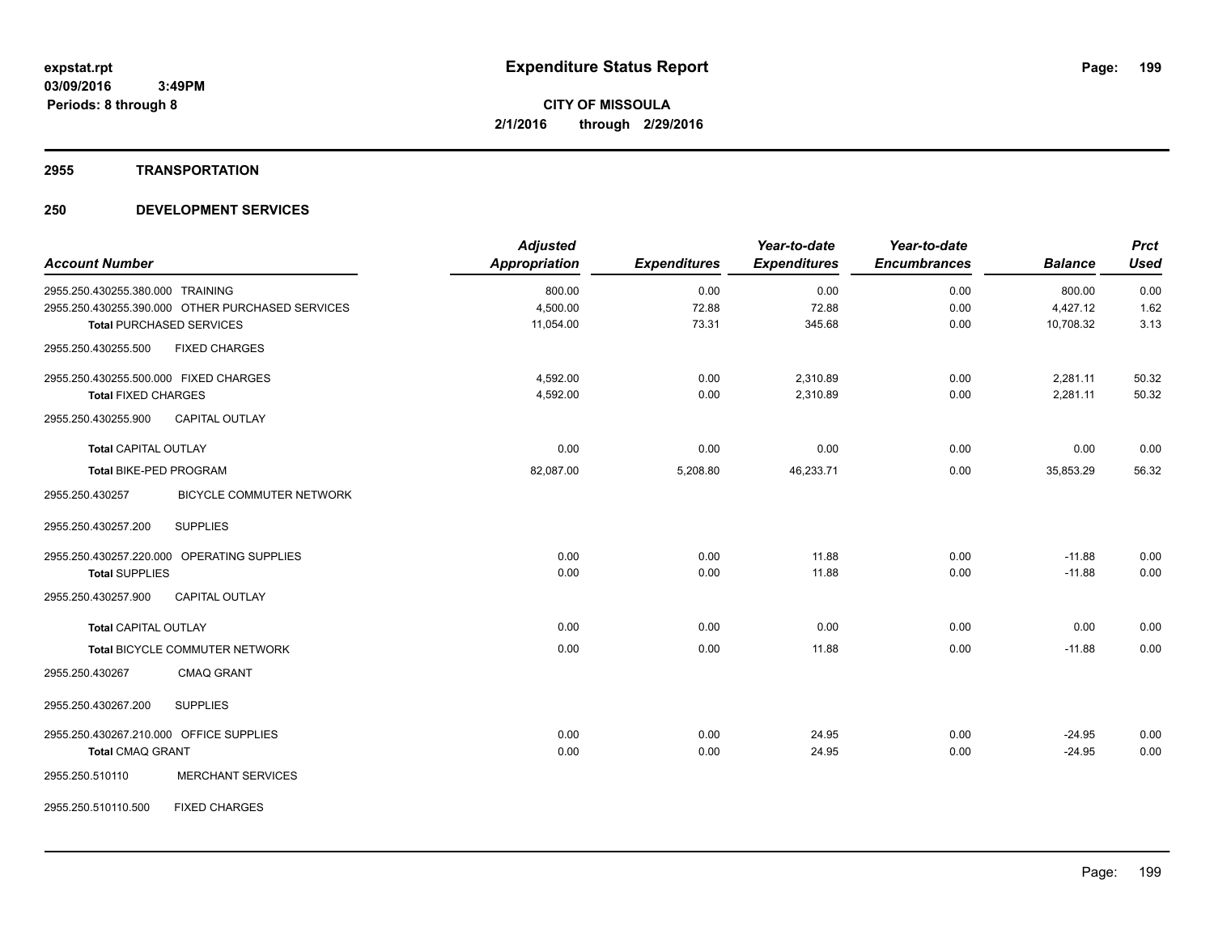# Expenditure Status Report

**CITY OF MISSOULA**
**2/1/2016 through 2/29/2016**

expstat.rpt
03/09/2016 3:49PM
Periods: 8 through 8

## 2955 TRANSPORTATION

### 250 DEVELOPMENT SERVICES

| Account Number | Adjusted Appropriation | Expenditures | Year-to-date Expenditures | Year-to-date Encumbrances | Balance | Prct Used |
|---|---|---|---|---|---|---|
| 2955.250.430255.380.000 TRAINING | 800.00 | 0.00 | 0.00 | 0.00 | 800.00 | 0.00 |
| 2955.250.430255.390.000 OTHER PURCHASED SERVICES | 4,500.00 | 72.88 | 72.88 | 0.00 | 4,427.12 | 1.62 |
| **Total** PURCHASED SERVICES | 11,054.00 | 73.31 | 345.68 | 0.00 | 10,708.32 | 3.13 |
| 2955.250.430255.500 FIXED CHARGES | | | | | | |
| 2955.250.430255.500.000 FIXED CHARGES | 4,592.00 | 0.00 | 2,310.89 | 0.00 | 2,281.11 | 50.32 |
| **Total** FIXED CHARGES | 4,592.00 | 0.00 | 2,310.89 | 0.00 | 2,281.11 | 50.32 |
| 2955.250.430255.900 CAPITAL OUTLAY | | | | | | |
| **Total** CAPITAL OUTLAY | 0.00 | 0.00 | 0.00 | 0.00 | 0.00 | 0.00 |
| **Total** BIKE-PED PROGRAM | 82,087.00 | 5,208.80 | 46,233.71 | 0.00 | 35,853.29 | 56.32 |
| 2955.250.430257 BICYCLE COMMUTER NETWORK | | | | | | |
| 2955.250.430257.200 SUPPLIES | | | | | | |
| 2955.250.430257.220.000 OPERATING SUPPLIES | 0.00 | 0.00 | 11.88 | 0.00 | -11.88 | 0.00 |
| **Total** SUPPLIES | 0.00 | 0.00 | 11.88 | 0.00 | -11.88 | 0.00 |
| 2955.250.430257.900 CAPITAL OUTLAY | | | | | | |
| **Total** CAPITAL OUTLAY | 0.00 | 0.00 | 0.00 | 0.00 | 0.00 | 0.00 |
| **Total** BICYCLE COMMUTER NETWORK | 0.00 | 0.00 | 11.88 | 0.00 | -11.88 | 0.00 |
| 2955.250.430267 CMAQ GRANT | | | | | | |
| 2955.250.430267.200 SUPPLIES | | | | | | |
| 2955.250.430267.210.000 OFFICE SUPPLIES | 0.00 | 0.00 | 24.95 | 0.00 | -24.95 | 0.00 |
| **Total** CMAQ GRANT | 0.00 | 0.00 | 24.95 | 0.00 | -24.95 | 0.00 |
| 2955.250.510110 MERCHANT SERVICES | | | | | | |
| 2955.250.510110.500 FIXED CHARGES | | | | | | |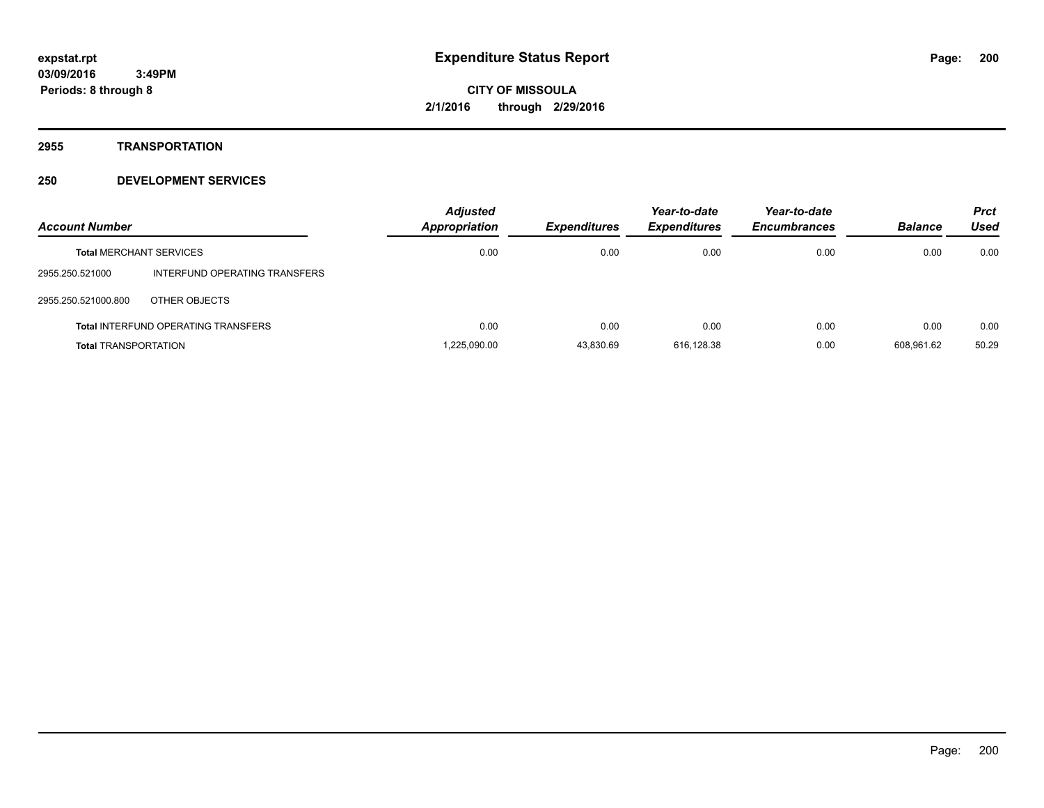**expstat.rpt**
**03/09/2016 3:49PM**
**Periods: 8 through 8**

# Expenditure Status Report

**CITY OF MISSOULA**
**2/1/2016 through 2/29/2016**

## 2955 TRANSPORTATION

## 250 DEVELOPMENT SERVICES

| Account Number | | Adjusted Appropriation | Expenditures | Year-to-date Expenditures | Year-to-date Encumbrances | Balance | Prct Used |
|---|---|---|---|---|---|---|---|
| **Total** MERCHANT SERVICES | | 0.00 | 0.00 | 0.00 | 0.00 | 0.00 | 0.00 |
| 2955.250.521000 | INTERFUND OPERATING TRANSFERS | | | | | | |
| 2955.250.521000.800 | OTHER OBJECTS | | | | | | |
| **Total** INTERFUND OPERATING TRANSFERS | | 0.00 | 0.00 | 0.00 | 0.00 | 0.00 | 0.00 |
| **Total** TRANSPORTATION | | 1,225,090.00 | 43,830.69 | 616,128.38 | 0.00 | 608,961.62 | 50.29 |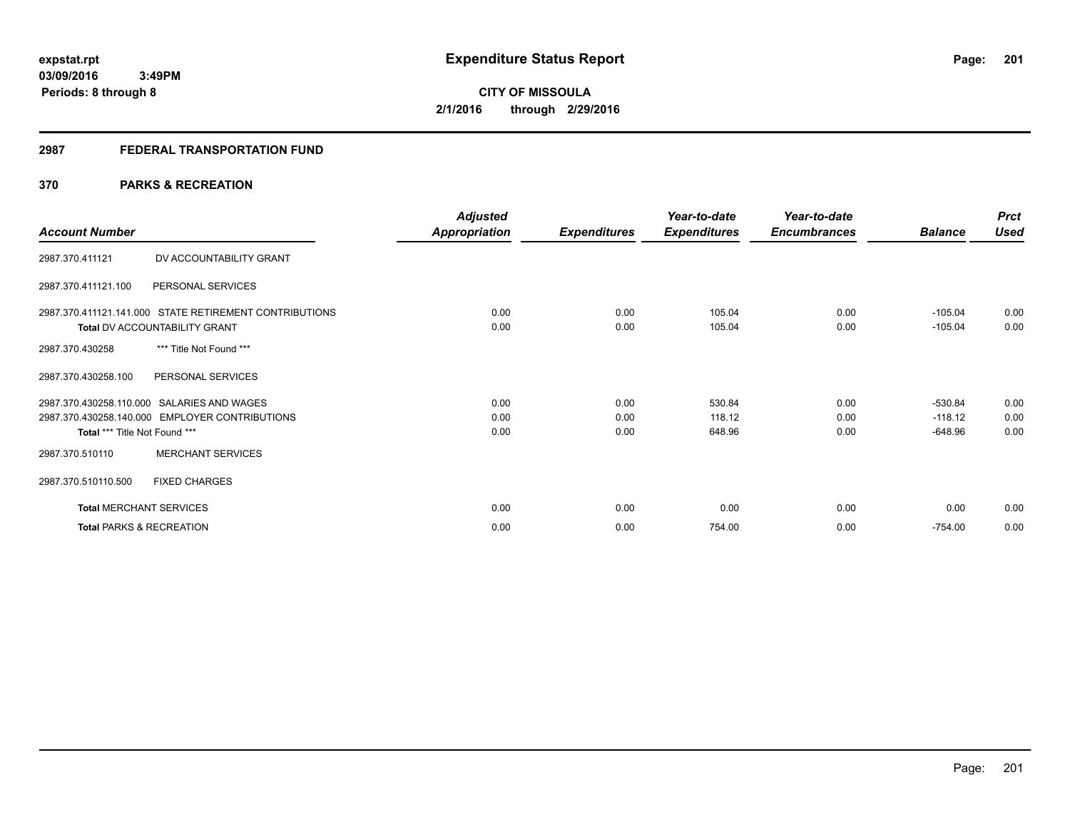**expstat.rpt**
**03/09/2016 3:49PM**
**Periods: 8 through 8**

# Expenditure Status Report

**CITY OF MISSOULA**
**2/1/2016 through 2/29/2016**

## 2987 FEDERAL TRANSPORTATION FUND

## 370 PARKS & RECREATION

| Account Number | | Adjusted Appropriation | Expenditures | Year-to-date Expenditures | Year-to-date Encumbrances | Balance | Prct Used |
|---|---|---|---|---|---|---|---|
| 2987.370.411121 | DV ACCOUNTABILITY GRANT | | | | | | |
| 2987.370.411121.100 | PERSONAL SERVICES | | | | | | |
| 2987.370.411121.141.000 | STATE RETIREMENT CONTRIBUTIONS | 0.00 | 0.00 | 105.04 | 0.00 | -105.04 | 0.00 |
| **Total** DV ACCOUNTABILITY GRANT | | 0.00 | 0.00 | 105.04 | 0.00 | -105.04 | 0.00 |
| 2987.370.430258 | *** Title Not Found *** | | | | | | |
| 2987.370.430258.100 | PERSONAL SERVICES | | | | | | |
| 2987.370.430258.110.000 | SALARIES AND WAGES | 0.00 | 0.00 | 530.84 | 0.00 | -530.84 | 0.00 |
| 2987.370.430258.140.000 | EMPLOYER CONTRIBUTIONS | 0.00 | 0.00 | 118.12 | 0.00 | -118.12 | 0.00 |
| **Total** *** Title Not Found *** | | 0.00 | 0.00 | 648.96 | 0.00 | -648.96 | 0.00 |
| 2987.370.510110 | MERCHANT SERVICES | | | | | | |
| 2987.370.510110.500 | FIXED CHARGES | | | | | | |
| **Total** MERCHANT SERVICES | | 0.00 | 0.00 | 0.00 | 0.00 | 0.00 | 0.00 |
| **Total** PARKS & RECREATION | | 0.00 | 0.00 | 754.00 | 0.00 | -754.00 | 0.00 |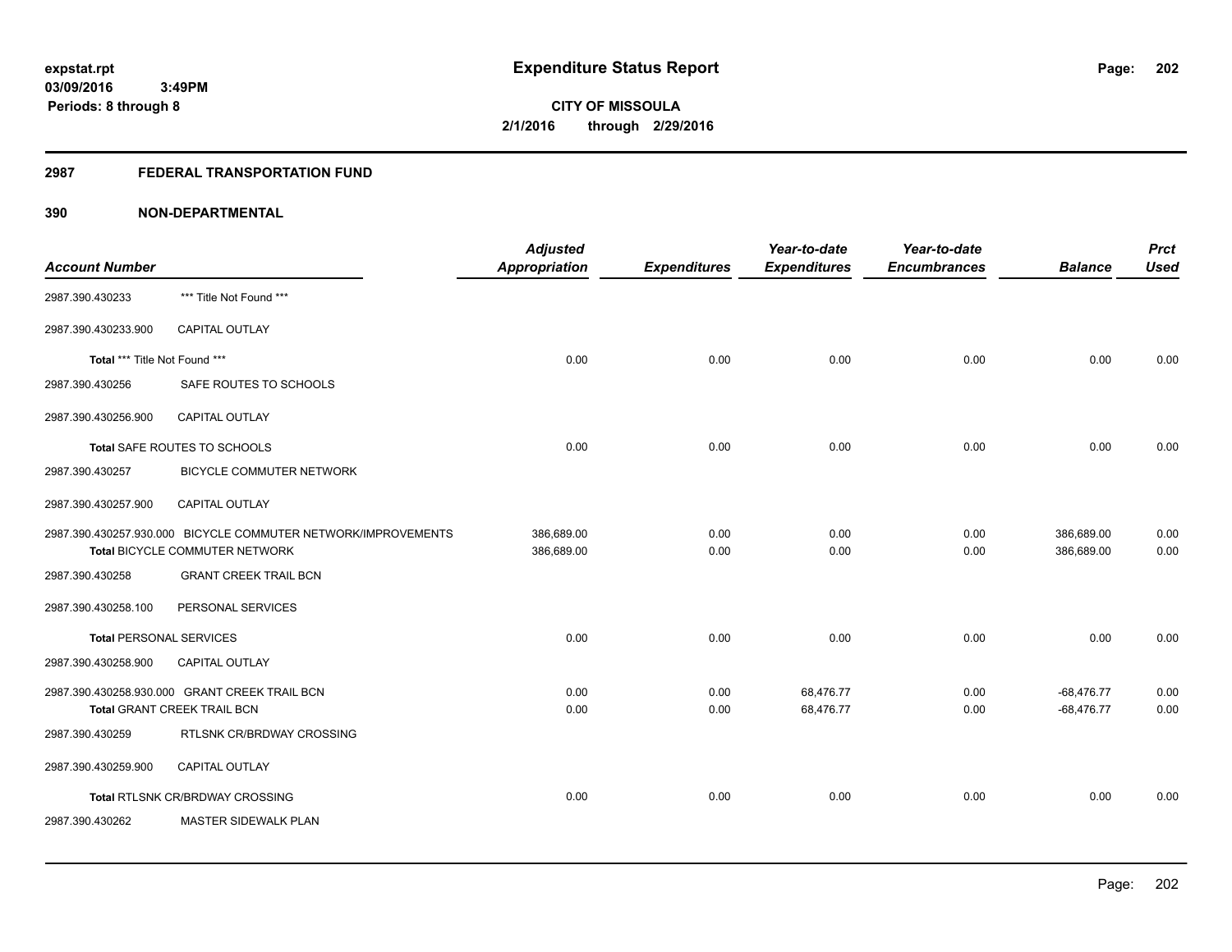**expstat.rpt**
**03/09/2016 3:49PM**
**Periods: 8 through 8**

# Expenditure Status Report

**CITY OF MISSOULA**
**2/1/2016 through 2/29/2016**

## 2987 FEDERAL TRANSPORTATION FUND

## 390 NON-DEPARTMENTAL

| Account Number | | Adjusted Appropriation | Expenditures | Year-to-date Expenditures | Year-to-date Encumbrances | Balance | Prct Used |
|---|---|---|---|---|---|---|---|
| 2987.390.430233 | *** Title Not Found *** | | | | | | |
| 2987.390.430233.900 | CAPITAL OUTLAY | | | | | | |
| Total *** Title Not Found *** | | 0.00 | 0.00 | 0.00 | 0.00 | 0.00 | 0.00 |
| 2987.390.430256 | SAFE ROUTES TO SCHOOLS | | | | | | |
| 2987.390.430256.900 | CAPITAL OUTLAY | | | | | | |
| Total SAFE ROUTES TO SCHOOLS | | 0.00 | 0.00 | 0.00 | 0.00 | 0.00 | 0.00 |
| 2987.390.430257 | BICYCLE COMMUTER NETWORK | | | | | | |
| 2987.390.430257.900 | CAPITAL OUTLAY | | | | | | |
| 2987.390.430257.930.000 | BICYCLE COMMUTER NETWORK/IMPROVEMENTS | 386,689.00 | 0.00 | 0.00 | 0.00 | 386,689.00 | 0.00 |
| Total BICYCLE COMMUTER NETWORK | | 386,689.00 | 0.00 | 0.00 | 0.00 | 386,689.00 | 0.00 |
| 2987.390.430258 | GRANT CREEK TRAIL BCN | | | | | | |
| 2987.390.430258.100 | PERSONAL SERVICES | | | | | | |
| Total PERSONAL SERVICES | | 0.00 | 0.00 | 0.00 | 0.00 | 0.00 | 0.00 |
| 2987.390.430258.900 | CAPITAL OUTLAY | | | | | | |
| 2987.390.430258.930.000 | GRANT CREEK TRAIL BCN | 0.00 | 0.00 | 68,476.77 | 0.00 | -68,476.77 | 0.00 |
| Total GRANT CREEK TRAIL BCN | | 0.00 | 0.00 | 68,476.77 | 0.00 | -68,476.77 | 0.00 |
| 2987.390.430259 | RTLSNK CR/BRDWAY CROSSING | | | | | | |
| 2987.390.430259.900 | CAPITAL OUTLAY | | | | | | |
| Total RTLSNK CR/BRDWAY CROSSING | | 0.00 | 0.00 | 0.00 | 0.00 | 0.00 | 0.00 |
| 2987.390.430262 | MASTER SIDEWALK PLAN | | | | | | |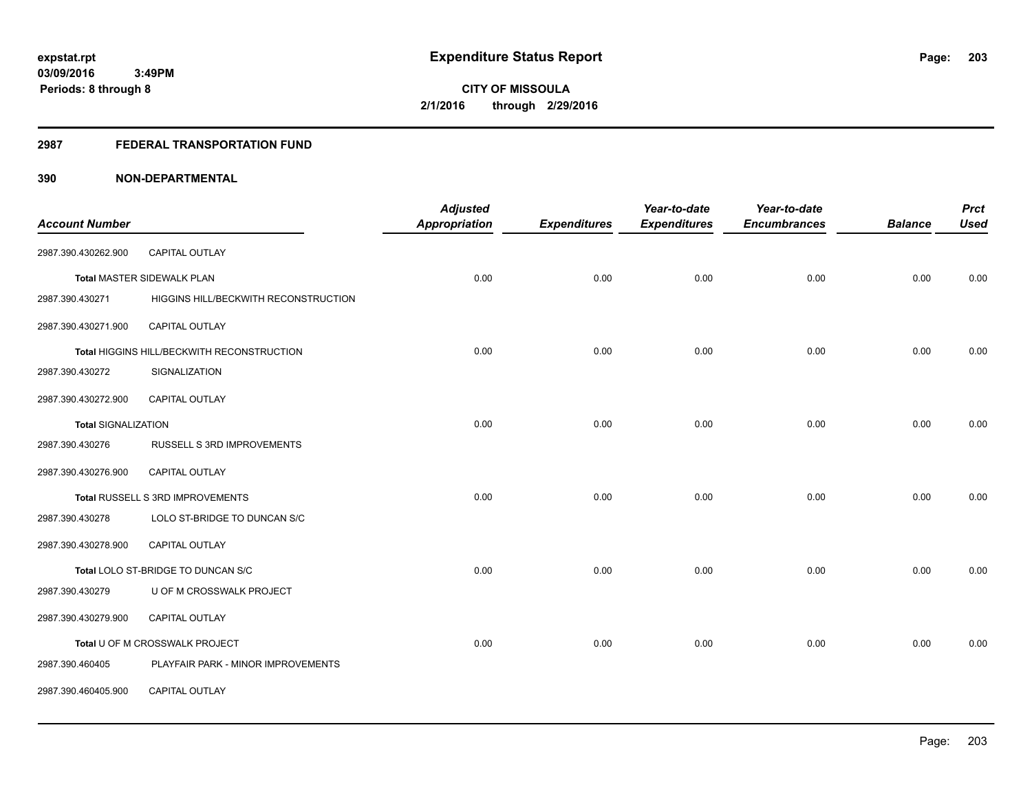**expstat.rpt**
**03/09/2016 3:49PM**
**Periods: 8 through 8**

# Expenditure Status Report

**CITY OF MISSOULA**
**2/1/2016 through 2/29/2016**

## 2987 FEDERAL TRANSPORTATION FUND

## 390 NON-DEPARTMENTAL

| Account Number | | Adjusted Appropriation | Expenditures | Year-to-date Expenditures | Year-to-date Encumbrances | Balance | Prct Used |
|---|---|---|---|---|---|---|---|
| 2987.390.430262.900 | CAPITAL OUTLAY | | | | | | |
| Total MASTER SIDEWALK PLAN | | 0.00 | 0.00 | 0.00 | 0.00 | 0.00 | 0.00 |
| 2987.390.430271 | HIGGINS HILL/BECKWITH RECONSTRUCTION | | | | | | |
| 2987.390.430271.900 | CAPITAL OUTLAY | | | | | | |
| Total HIGGINS HILL/BECKWITH RECONSTRUCTION | | 0.00 | 0.00 | 0.00 | 0.00 | 0.00 | 0.00 |
| 2987.390.430272 | SIGNALIZATION | | | | | | |
| 2987.390.430272.900 | CAPITAL OUTLAY | | | | | | |
| Total SIGNALIZATION | | 0.00 | 0.00 | 0.00 | 0.00 | 0.00 | 0.00 |
| 2987.390.430276 | RUSSELL S 3RD IMPROVEMENTS | | | | | | |
| 2987.390.430276.900 | CAPITAL OUTLAY | | | | | | |
| Total RUSSELL S 3RD IMPROVEMENTS | | 0.00 | 0.00 | 0.00 | 0.00 | 0.00 | 0.00 |
| 2987.390.430278 | LOLO ST-BRIDGE TO DUNCAN S/C | | | | | | |
| 2987.390.430278.900 | CAPITAL OUTLAY | | | | | | |
| Total LOLO ST-BRIDGE TO DUNCAN S/C | | 0.00 | 0.00 | 0.00 | 0.00 | 0.00 | 0.00 |
| 2987.390.430279 | U OF M CROSSWALK PROJECT | | | | | | |
| 2987.390.430279.900 | CAPITAL OUTLAY | | | | | | |
| Total U OF M CROSSWALK PROJECT | | 0.00 | 0.00 | 0.00 | 0.00 | 0.00 | 0.00 |
| 2987.390.460405 | PLAYFAIR PARK - MINOR IMPROVEMENTS | | | | | | |
| 2987.390.460405.900 | CAPITAL OUTLAY | | | | | | |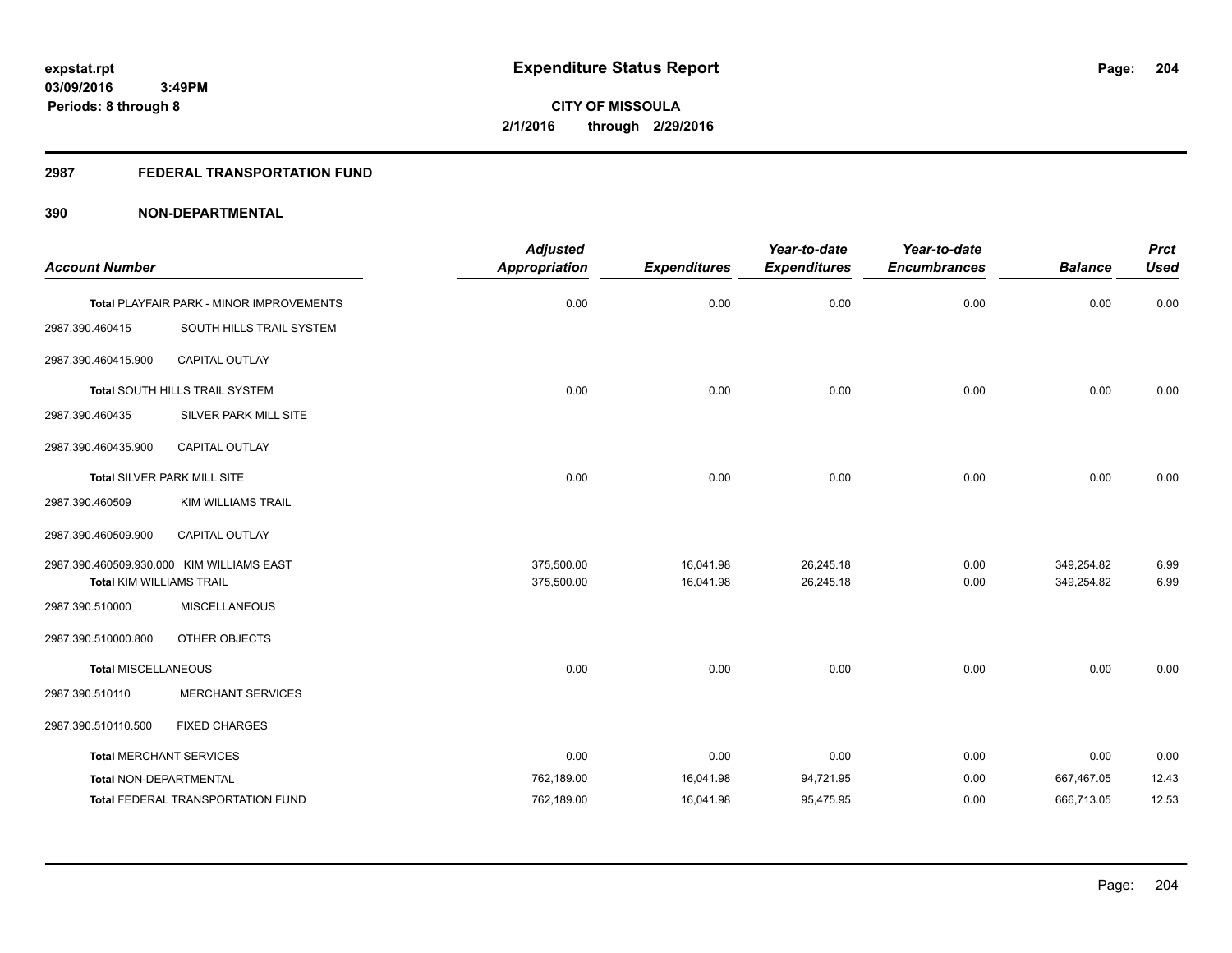# Expenditure Status Report

expstat.rpt
03/09/2016 3:49PM
Periods: 8 through 8

**CITY OF MISSOULA**
**2/1/2016 through 2/29/2016**

## 2987 FEDERAL TRANSPORTATION FUND

### 390 NON-DEPARTMENTAL

| Account Number | | Adjusted Appropriation | Expenditures | Year-to-date Expenditures | Year-to-date Encumbrances | Balance | Prct Used |
|---|---|---|---|---|---|---|---|
| Total PLAYFAIR PARK - MINOR IMPROVEMENTS | | 0.00 | 0.00 | 0.00 | 0.00 | 0.00 | 0.00 |
| 2987.390.460415 | SOUTH HILLS TRAIL SYSTEM | | | | | | |
| 2987.390.460415.900 | CAPITAL OUTLAY | | | | | | |
| Total SOUTH HILLS TRAIL SYSTEM | | 0.00 | 0.00 | 0.00 | 0.00 | 0.00 | 0.00 |
| 2987.390.460435 | SILVER PARK MILL SITE | | | | | | |
| 2987.390.460435.900 | CAPITAL OUTLAY | | | | | | |
| Total SILVER PARK MILL SITE | | 0.00 | 0.00 | 0.00 | 0.00 | 0.00 | 0.00 |
| 2987.390.460509 | KIM WILLIAMS TRAIL | | | | | | |
| 2987.390.460509.900 | CAPITAL OUTLAY | | | | | | |
| 2987.390.460509.930.000 | KIM WILLIAMS EAST | 375,500.00 | 16,041.98 | 26,245.18 | 0.00 | 349,254.82 | 6.99 |
| Total KIM WILLIAMS TRAIL | | 375,500.00 | 16,041.98 | 26,245.18 | 0.00 | 349,254.82 | 6.99 |
| 2987.390.510000 | MISCELLANEOUS | | | | | | |
| 2987.390.510000.800 | OTHER OBJECTS | | | | | | |
| Total MISCELLANEOUS | | 0.00 | 0.00 | 0.00 | 0.00 | 0.00 | 0.00 |
| 2987.390.510110 | MERCHANT SERVICES | | | | | | |
| 2987.390.510110.500 | FIXED CHARGES | | | | | | |
| Total MERCHANT SERVICES | | 0.00 | 0.00 | 0.00 | 0.00 | 0.00 | 0.00 |
| Total NON-DEPARTMENTAL | | 762,189.00 | 16,041.98 | 94,721.95 | 0.00 | 667,467.05 | 12.43 |
| Total FEDERAL TRANSPORTATION FUND | | 762,189.00 | 16,041.98 | 95,475.95 | 0.00 | 666,713.05 | 12.53 |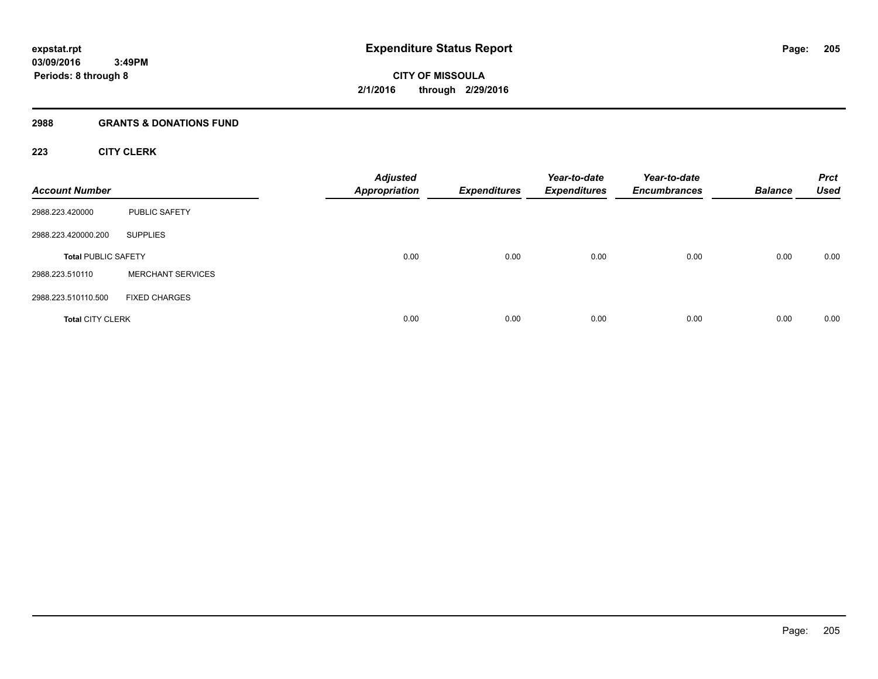expstat.rpt
03/09/2016 3:49PM
Periods: 8 through 8

# Expenditure Status Report

CITY OF MISSOULA
2/1/2016 through 2/29/2016

## 2988 GRANTS & DONATIONS FUND

### 223 CITY CLERK

| Account Number | | Adjusted Appropriation | Expenditures | Year-to-date Expenditures | Year-to-date Encumbrances | Balance | Prct Used |
|---|---|---|---|---|---|---|---|
| 2988.223.420000 | PUBLIC SAFETY | | | | | | |
| 2988.223.420000.200 | SUPPLIES | | | | | | |
| **Total** PUBLIC SAFETY | | 0.00 | 0.00 | 0.00 | 0.00 | 0.00 | 0.00 |
| 2988.223.510110 | MERCHANT SERVICES | | | | | | |
| 2988.223.510110.500 | FIXED CHARGES | | | | | | |
| **Total** CITY CLERK | | 0.00 | 0.00 | 0.00 | 0.00 | 0.00 | 0.00 |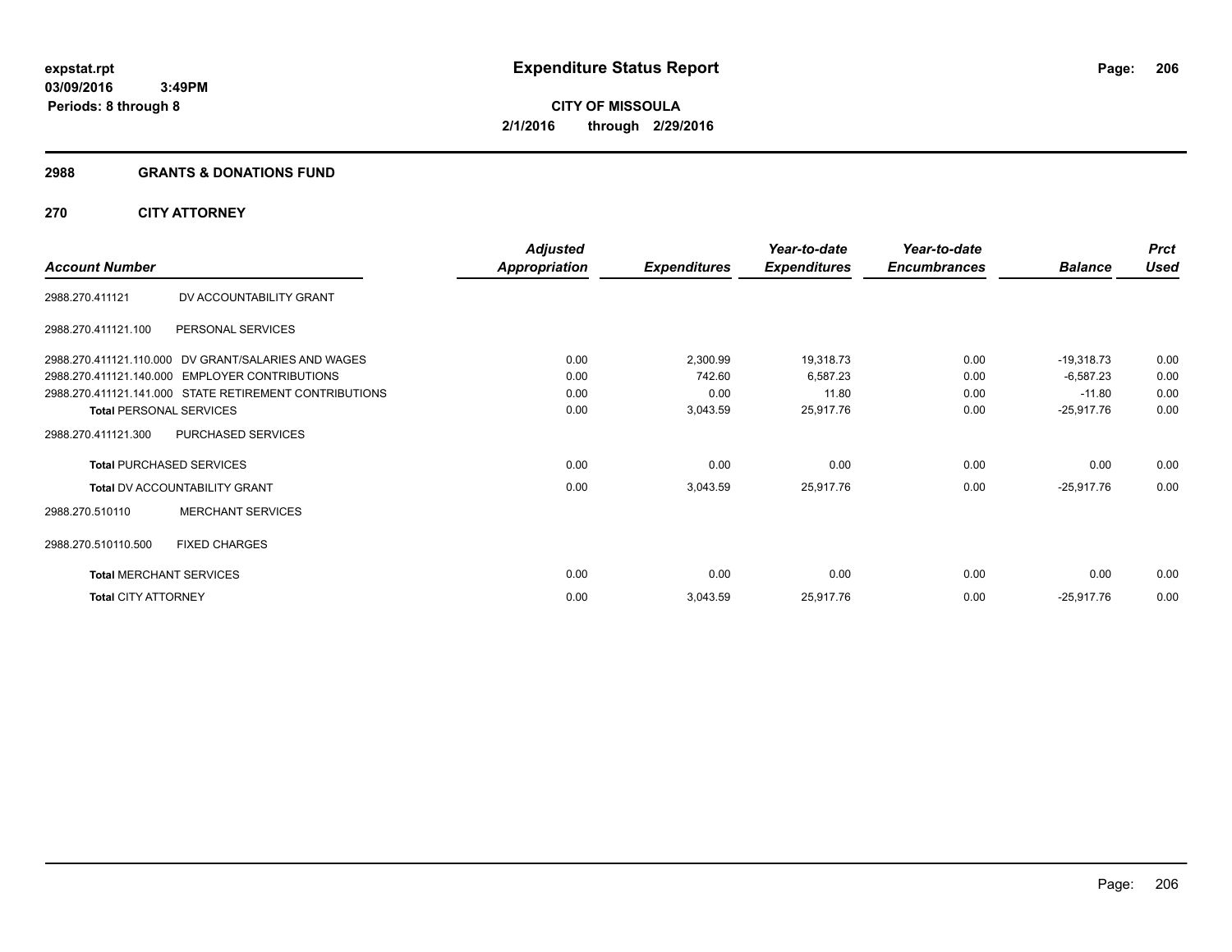# Expenditure Status Report

**CITY OF MISSOULA**

**2/1/2016 through 2/29/2016**

expstat.rpt
03/09/2016 3:49PM
Periods: 8 through 8

## 2988 GRANTS & DONATIONS FUND

### 270 CITY ATTORNEY

| Account Number | | Adjusted Appropriation | Expenditures | Year-to-date Expenditures | Year-to-date Encumbrances | Balance | Prct Used |
|---|---|---|---|---|---|---|---|
| 2988.270.411121 | DV ACCOUNTABILITY GRANT | | | | | | |
| 2988.270.411121.100 | PERSONAL SERVICES | | | | | | |
| 2988.270.411121.110.000 | DV GRANT/SALARIES AND WAGES | 0.00 | 2,300.99 | 19,318.73 | 0.00 | -19,318.73 | 0.00 |
| 2988.270.411121.140.000 | EMPLOYER CONTRIBUTIONS | 0.00 | 742.60 | 6,587.23 | 0.00 | -6,587.23 | 0.00 |
| 2988.270.411121.141.000 | STATE RETIREMENT CONTRIBUTIONS | 0.00 | 0.00 | 11.80 | 0.00 | -11.80 | 0.00 |
| **Total** PERSONAL SERVICES | | 0.00 | 3,043.59 | 25,917.76 | 0.00 | -25,917.76 | 0.00 |
| 2988.270.411121.300 | PURCHASED SERVICES | | | | | | |
| **Total** PURCHASED SERVICES | | 0.00 | 0.00 | 0.00 | 0.00 | 0.00 | 0.00 |
| **Total** DV ACCOUNTABILITY GRANT | | 0.00 | 3,043.59 | 25,917.76 | 0.00 | -25,917.76 | 0.00 |
| 2988.270.510110 | MERCHANT SERVICES | | | | | | |
| 2988.270.510110.500 | FIXED CHARGES | | | | | | |
| **Total** MERCHANT SERVICES | | 0.00 | 0.00 | 0.00 | 0.00 | 0.00 | 0.00 |
| **Total** CITY ATTORNEY | | 0.00 | 3,043.59 | 25,917.76 | 0.00 | -25,917.76 | 0.00 |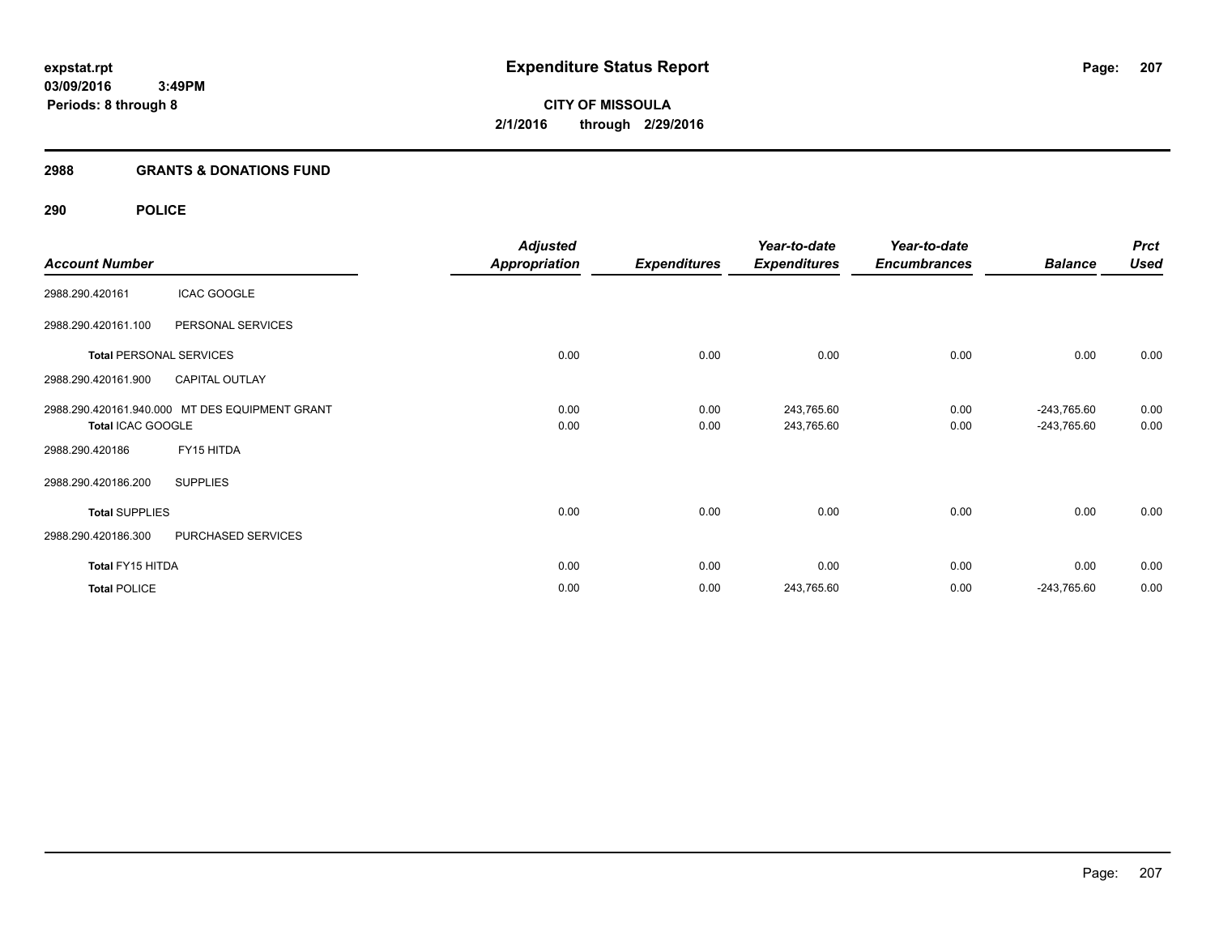**expstat.rpt**
**03/09/2016 3:49PM**
**Periods: 8 through 8**

# Expenditure Status Report

**CITY OF MISSOULA**
**2/1/2016 through 2/29/2016**

## 2988 GRANTS & DONATIONS FUND

### 290 POLICE

| Account Number | | Adjusted Appropriation | Expenditures | Year-to-date Expenditures | Year-to-date Encumbrances | Balance | Prct Used |
|---|---|---|---|---|---|---|---|
| 2988.290.420161 | ICAC GOOGLE | | | | | | |
| 2988.290.420161.100 | PERSONAL SERVICES | | | | | | |
| **Total** PERSONAL SERVICES | | 0.00 | 0.00 | 0.00 | 0.00 | 0.00 | 0.00 |
| 2988.290.420161.900 | CAPITAL OUTLAY | | | | | | |
| 2988.290.420161.940.000 | MT DES EQUIPMENT GRANT | 0.00 | 0.00 | 243,765.60 | 0.00 | -243,765.60 | 0.00 |
| **Total** ICAC GOOGLE | | 0.00 | 0.00 | 243,765.60 | 0.00 | -243,765.60 | 0.00 |
| 2988.290.420186 | FY15 HITDA | | | | | | |
| 2988.290.420186.200 | SUPPLIES | | | | | | |
| **Total** SUPPLIES | | 0.00 | 0.00 | 0.00 | 0.00 | 0.00 | 0.00 |
| 2988.290.420186.300 | PURCHASED SERVICES | | | | | | |
| **Total** FY15 HITDA | | 0.00 | 0.00 | 0.00 | 0.00 | 0.00 | 0.00 |
| **Total** POLICE | | 0.00 | 0.00 | 243,765.60 | 0.00 | -243,765.60 | 0.00 |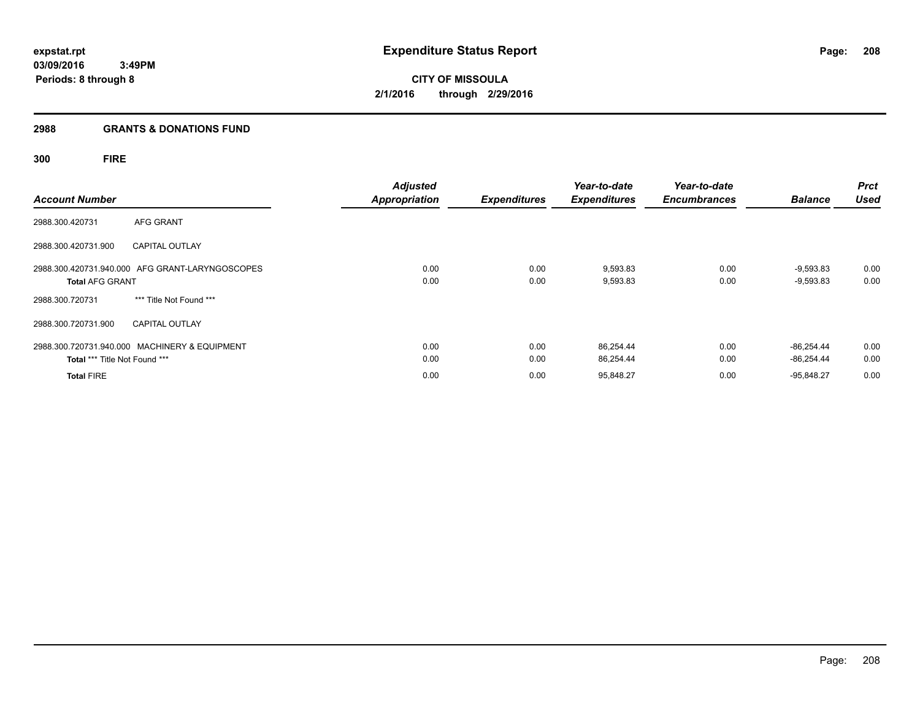expstat.rpt
03/09/2016 3:49PM
Periods: 8 through 8

# Expenditure Status Report

**CITY OF MISSOULA**
**2/1/2016 through 2/29/2016**

## 2988 GRANTS & DONATIONS FUND

### 300 FIRE

| Account Number | | Adjusted Appropriation | Expenditures | Year-to-date Expenditures | Year-to-date Encumbrances | Balance | Prct Used |
|---|---|---|---|---|---|---|---|
| 2988.300.420731 | AFG GRANT | | | | | | |
| 2988.300.420731.900 | CAPITAL OUTLAY | | | | | | |
| 2988.300.420731.940.000 | AFG GRANT-LARYNGOSCOPES | 0.00 | 0.00 | 9,593.83 | 0.00 | -9,593.83 | 0.00 |
| **Total** AFG GRANT | | 0.00 | 0.00 | 9,593.83 | 0.00 | -9,593.83 | 0.00 |
| 2988.300.720731 | *** Title Not Found *** | | | | | | |
| 2988.300.720731.900 | CAPITAL OUTLAY | | | | | | |
| 2988.300.720731.940.000 | MACHINERY & EQUIPMENT | 0.00 | 0.00 | 86,254.44 | 0.00 | -86,254.44 | 0.00 |
| **Total** *** Title Not Found *** | | 0.00 | 0.00 | 86,254.44 | 0.00 | -86,254.44 | 0.00 |
| **Total** FIRE | | 0.00 | 0.00 | 95,848.27 | 0.00 | -95,848.27 | 0.00 |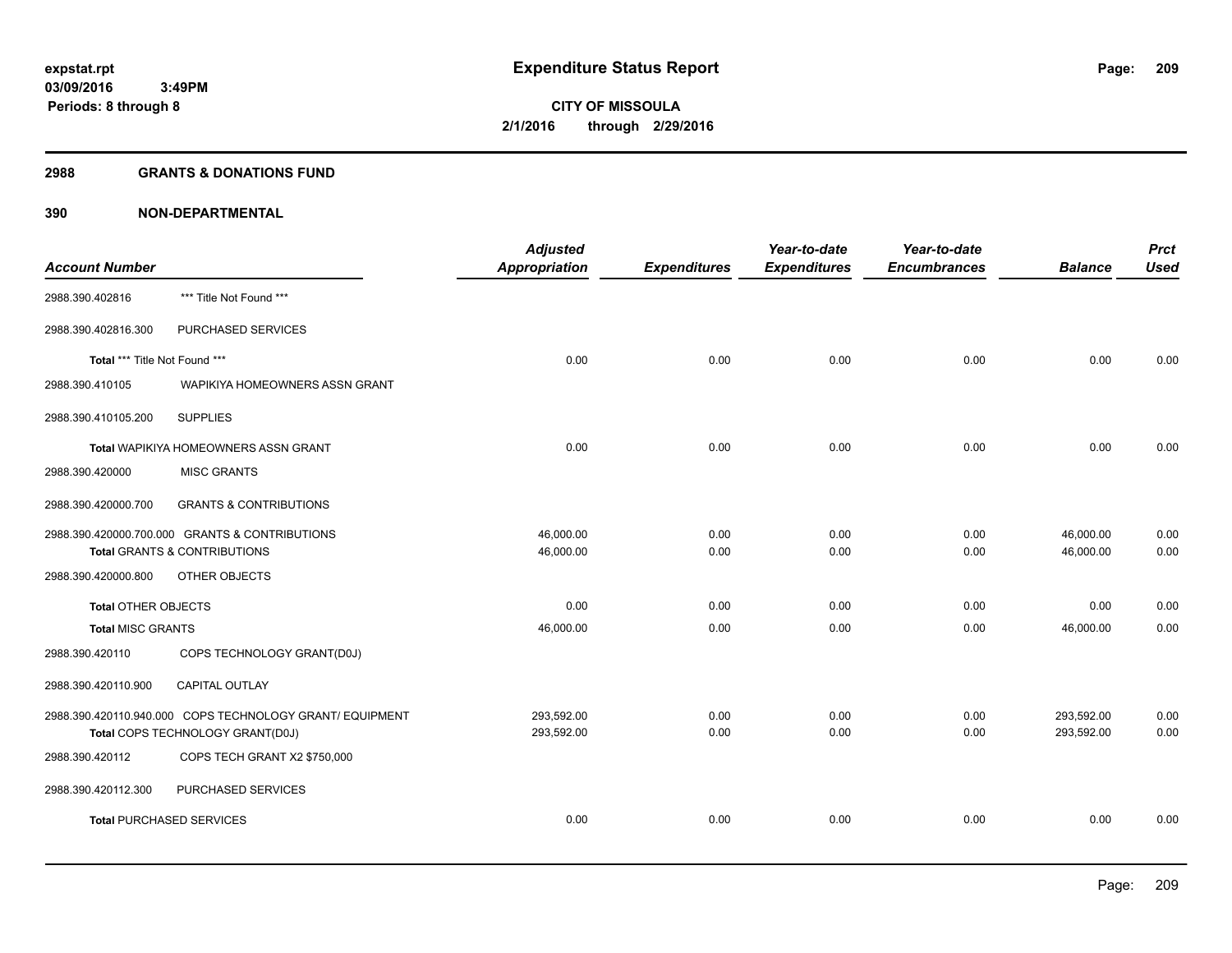**expstat.rpt**
**03/09/2016 3:49PM**
**Periods: 8 through 8**

# Expenditure Status Report

**CITY OF MISSOULA**
**2/1/2016 through 2/29/2016**

## 2988 GRANTS & DONATIONS FUND

## 390 NON-DEPARTMENTAL

| Account Number | | Adjusted Appropriation | Expenditures | Year-to-date Expenditures | Year-to-date Encumbrances | Balance | Prct Used |
|---|---|---|---|---|---|---|---|
| 2988.390.402816 | *** Title Not Found *** | | | | | | |
| 2988.390.402816.300 | PURCHASED SERVICES | | | | | | |
| **Total** *** Title Not Found *** | | 0.00 | 0.00 | 0.00 | 0.00 | 0.00 | 0.00 |
| 2988.390.410105 | WAPIKIYA HOMEOWNERS ASSN GRANT | | | | | | |
| 2988.390.410105.200 | SUPPLIES | | | | | | |
| **Total** WAPIKIYA HOMEOWNERS ASSN GRANT | | 0.00 | 0.00 | 0.00 | 0.00 | 0.00 | 0.00 |
| 2988.390.420000 | MISC GRANTS | | | | | | |
| 2988.390.420000.700 | GRANTS & CONTRIBUTIONS | | | | | | |
| 2988.390.420000.700.000 | GRANTS & CONTRIBUTIONS | 46,000.00 | 0.00 | 0.00 | 0.00 | 46,000.00 | 0.00 |
| **Total** GRANTS & CONTRIBUTIONS | | 46,000.00 | 0.00 | 0.00 | 0.00 | 46,000.00 | 0.00 |
| 2988.390.420000.800 | OTHER OBJECTS | | | | | | |
| **Total** OTHER OBJECTS | | 0.00 | 0.00 | 0.00 | 0.00 | 0.00 | 0.00 |
| **Total** MISC GRANTS | | 46,000.00 | 0.00 | 0.00 | 0.00 | 46,000.00 | 0.00 |
| 2988.390.420110 | COPS TECHNOLOGY GRANT(D0J) | | | | | | |
| 2988.390.420110.900 | CAPITAL OUTLAY | | | | | | |
| 2988.390.420110.940.000 | COPS TECHNOLOGY GRANT/ EQUIPMENT | 293,592.00 | 0.00 | 0.00 | 0.00 | 293,592.00 | 0.00 |
| **Total** COPS TECHNOLOGY GRANT(D0J) | | 293,592.00 | 0.00 | 0.00 | 0.00 | 293,592.00 | 0.00 |
| 2988.390.420112 | COPS TECH GRANT X2 $750,000 | | | | | | |
| 2988.390.420112.300 | PURCHASED SERVICES | | | | | | |
| **Total** PURCHASED SERVICES | | 0.00 | 0.00 | 0.00 | 0.00 | 0.00 | 0.00 |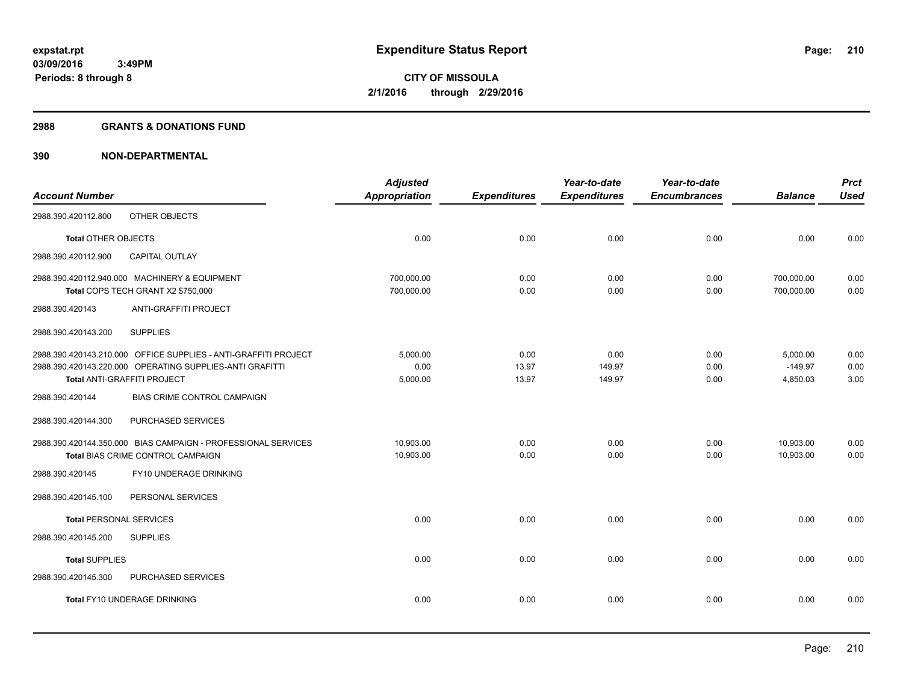**expstat.rpt**
**03/09/2016 3:49PM**
**Periods: 8 through 8**

# Expenditure Status Report

**CITY OF MISSOULA**
**2/1/2016 through 2/29/2016**

## 2988 GRANTS & DONATIONS FUND

## 390 NON-DEPARTMENTAL

| Account Number | Adjusted Appropriation | Expenditures | Year-to-date Expenditures | Year-to-date Encumbrances | Balance | Prct Used |
|---|---|---|---|---|---|---|
| 2988.390.420112.800 OTHER OBJECTS | | | | | | |
| **Total** OTHER OBJECTS | 0.00 | 0.00 | 0.00 | 0.00 | 0.00 | 0.00 |
| 2988.390.420112.900 CAPITAL OUTLAY | | | | | | |
| 2988.390.420112.940.000 MACHINERY & EQUIPMENT | 700,000.00 | 0.00 | 0.00 | 0.00 | 700,000.00 | 0.00 |
| **Total** COPS TECH GRANT X2 $750,000 | 700,000.00 | 0.00 | 0.00 | 0.00 | 700,000.00 | 0.00 |
| 2988.390.420143 ANTI-GRAFFITI PROJECT | | | | | | |
| 2988.390.420143.200 SUPPLIES | | | | | | |
| 2988.390.420143.210.000 OFFICE SUPPLIES - ANTI-GRAFFITI PROJECT | 5,000.00 | 0.00 | 0.00 | 0.00 | 5,000.00 | 0.00 |
| 2988.390.420143.220.000 OPERATING SUPPLIES-ANTI GRAFITTI | 0.00 | 13.97 | 149.97 | 0.00 | -149.97 | 0.00 |
| **Total** ANTI-GRAFFITI PROJECT | 5,000.00 | 13.97 | 149.97 | 0.00 | 4,850.03 | 3.00 |
| 2988.390.420144 BIAS CRIME CONTROL CAMPAIGN | | | | | | |
| 2988.390.420144.300 PURCHASED SERVICES | | | | | | |
| 2988.390.420144.350.000 BIAS CAMPAIGN - PROFESSIONAL SERVICES | 10,903.00 | 0.00 | 0.00 | 0.00 | 10,903.00 | 0.00 |
| **Total** BIAS CRIME CONTROL CAMPAIGN | 10,903.00 | 0.00 | 0.00 | 0.00 | 10,903.00 | 0.00 |
| 2988.390.420145 FY10 UNDERAGE DRINKING | | | | | | |
| 2988.390.420145.100 PERSONAL SERVICES | | | | | | |
| **Total** PERSONAL SERVICES | 0.00 | 0.00 | 0.00 | 0.00 | 0.00 | 0.00 |
| 2988.390.420145.200 SUPPLIES | | | | | | |
| **Total** SUPPLIES | 0.00 | 0.00 | 0.00 | 0.00 | 0.00 | 0.00 |
| 2988.390.420145.300 PURCHASED SERVICES | | | | | | |
| **Total** FY10 UNDERAGE DRINKING | 0.00 | 0.00 | 0.00 | 0.00 | 0.00 | 0.00 |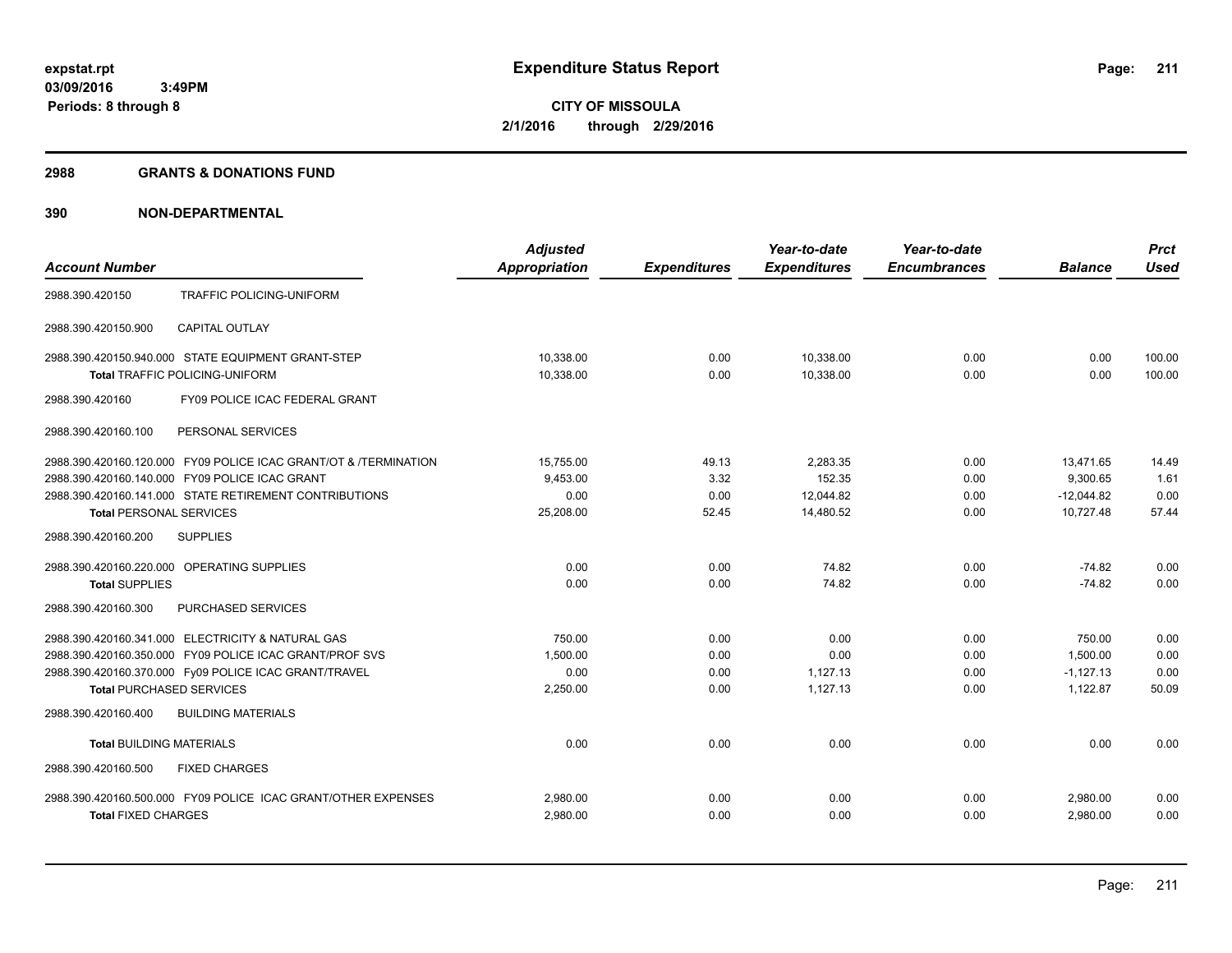**expstat.rpt**
**03/09/2016 3:49PM**
**Periods: 8 through 8**

# Expenditure Status Report

**CITY OF MISSOULA**
**2/1/2016 through 2/29/2016**

## 2988 GRANTS & DONATIONS FUND

## 390 NON-DEPARTMENTAL

| Account Number | | Adjusted Appropriation | Expenditures | Year-to-date Expenditures | Year-to-date Encumbrances | Balance | Prct Used |
|---|---|---|---|---|---|---|---|
| 2988.390.420150 | TRAFFIC POLICING-UNIFORM | | | | | | |
| 2988.390.420150.900 | CAPITAL OUTLAY | | | | | | |
| 2988.390.420150.940.000 | STATE EQUIPMENT GRANT-STEP | 10,338.00 | 0.00 | 10,338.00 | 0.00 | 0.00 | 100.00 |
| **Total** TRAFFIC POLICING-UNIFORM | | 10,338.00 | 0.00 | 10,338.00 | 0.00 | 0.00 | 100.00 |
| 2988.390.420160 | FY09 POLICE ICAC FEDERAL GRANT | | | | | | |
| 2988.390.420160.100 | PERSONAL SERVICES | | | | | | |
| 2988.390.420160.120.000 | FY09 POLICE ICAC GRANT/OT & /TERMINATION | 15,755.00 | 49.13 | 2,283.35 | 0.00 | 13,471.65 | 14.49 |
| 2988.390.420160.140.000 | FY09 POLICE ICAC GRANT | 9,453.00 | 3.32 | 152.35 | 0.00 | 9,300.65 | 1.61 |
| 2988.390.420160.141.000 | STATE RETIREMENT CONTRIBUTIONS | 0.00 | 0.00 | 12,044.82 | 0.00 | -12,044.82 | 0.00 |
| **Total** PERSONAL SERVICES | | 25,208.00 | 52.45 | 14,480.52 | 0.00 | 10,727.48 | 57.44 |
| 2988.390.420160.200 | SUPPLIES | | | | | | |
| 2988.390.420160.220.000 | OPERATING SUPPLIES | 0.00 | 0.00 | 74.82 | 0.00 | -74.82 | 0.00 |
| **Total** SUPPLIES | | 0.00 | 0.00 | 74.82 | 0.00 | -74.82 | 0.00 |
| 2988.390.420160.300 | PURCHASED SERVICES | | | | | | |
| 2988.390.420160.341.000 | ELECTRICITY & NATURAL GAS | 750.00 | 0.00 | 0.00 | 0.00 | 750.00 | 0.00 |
| 2988.390.420160.350.000 | FY09 POLICE ICAC GRANT/PROF SVS | 1,500.00 | 0.00 | 0.00 | 0.00 | 1,500.00 | 0.00 |
| 2988.390.420160.370.000 | Fy09 POLICE ICAC GRANT/TRAVEL | 0.00 | 0.00 | 1,127.13 | 0.00 | -1,127.13 | 0.00 |
| **Total** PURCHASED SERVICES | | 2,250.00 | 0.00 | 1,127.13 | 0.00 | 1,122.87 | 50.09 |
| 2988.390.420160.400 | BUILDING MATERIALS | | | | | | |
| **Total** BUILDING MATERIALS | | 0.00 | 0.00 | 0.00 | 0.00 | 0.00 | 0.00 |
| 2988.390.420160.500 | FIXED CHARGES | | | | | | |
| 2988.390.420160.500.000 | FY09 POLICE ICAC GRANT/OTHER EXPENSES | 2,980.00 | 0.00 | 0.00 | 0.00 | 2,980.00 | 0.00 |
| **Total** FIXED CHARGES | | 2,980.00 | 0.00 | 0.00 | 0.00 | 2,980.00 | 0.00 |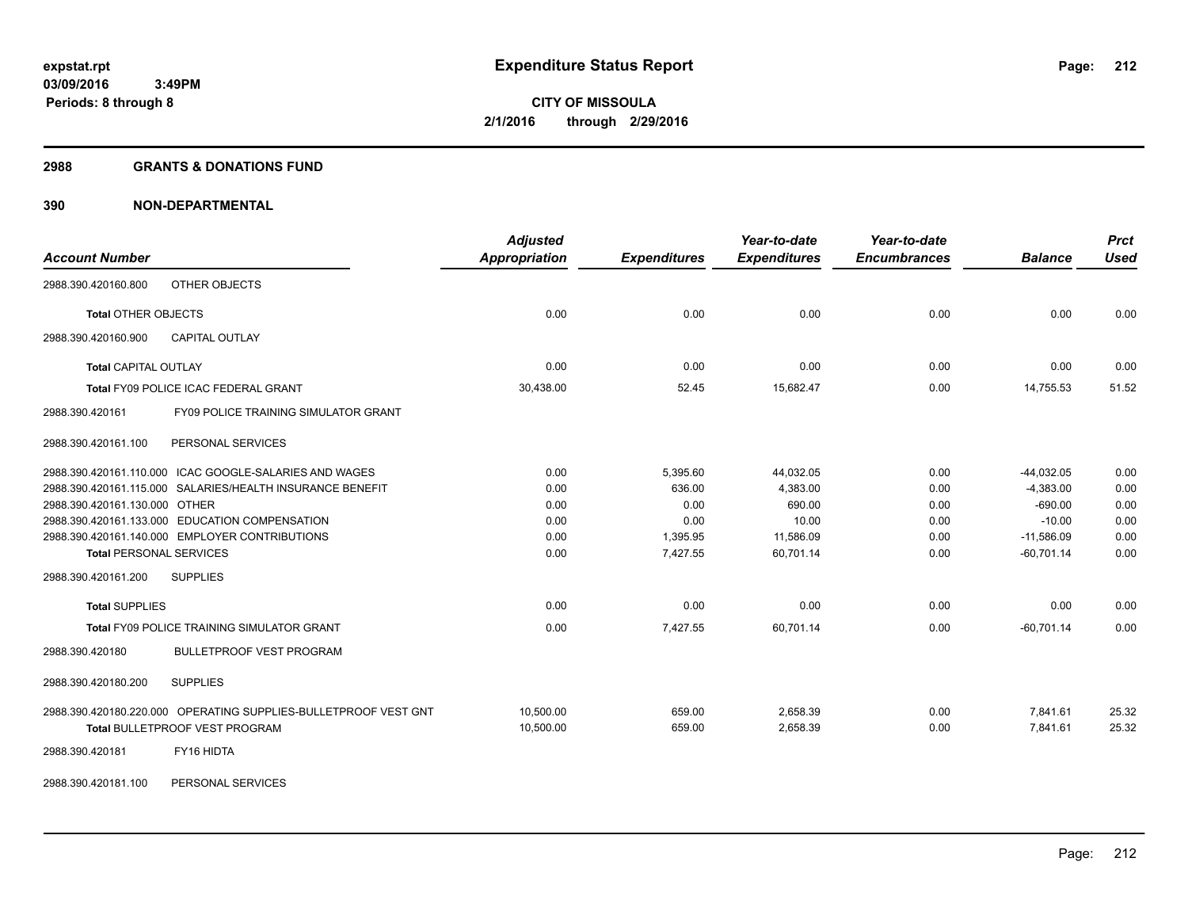expstat.rpt
03/09/2016 3:49PM
Periods: 8 through 8

# Expenditure Status Report

CITY OF MISSOULA
2/1/2016 through 2/29/2016

## 2988 GRANTS & DONATIONS FUND

## 390 NON-DEPARTMENTAL

| Account Number | Adjusted Appropriation | Expenditures | Year-to-date Expenditures | Year-to-date Encumbrances | Balance | Prct Used |
|---|---|---|---|---|---|---|
| 2988.390.420160.800 OTHER OBJECTS | | | | | | |
| Total OTHER OBJECTS | 0.00 | 0.00 | 0.00 | 0.00 | 0.00 | 0.00 |
| 2988.390.420160.900 CAPITAL OUTLAY | | | | | | |
| Total CAPITAL OUTLAY | 0.00 | 0.00 | 0.00 | 0.00 | 0.00 | 0.00 |
| Total FY09 POLICE ICAC FEDERAL GRANT | 30,438.00 | 52.45 | 15,682.47 | 0.00 | 14,755.53 | 51.52 |
| 2988.390.420161 FY09 POLICE TRAINING SIMULATOR GRANT | | | | | | |
| 2988.390.420161.100 PERSONAL SERVICES | | | | | | |
| 2988.390.420161.110.000 ICAC GOOGLE-SALARIES AND WAGES | 0.00 | 5,395.60 | 44,032.05 | 0.00 | -44,032.05 | 0.00 |
| 2988.390.420161.115.000 SALARIES/HEALTH INSURANCE BENEFIT | 0.00 | 636.00 | 4,383.00 | 0.00 | -4,383.00 | 0.00 |
| 2988.390.420161.130.000 OTHER | 0.00 | 0.00 | 690.00 | 0.00 | -690.00 | 0.00 |
| 2988.390.420161.133.000 EDUCATION COMPENSATION | 0.00 | 0.00 | 10.00 | 0.00 | -10.00 | 0.00 |
| 2988.390.420161.140.000 EMPLOYER CONTRIBUTIONS | 0.00 | 1,395.95 | 11,586.09 | 0.00 | -11,586.09 | 0.00 |
| Total PERSONAL SERVICES | 0.00 | 7,427.55 | 60,701.14 | 0.00 | -60,701.14 | 0.00 |
| 2988.390.420161.200 SUPPLIES | | | | | | |
| Total SUPPLIES | 0.00 | 0.00 | 0.00 | 0.00 | 0.00 | 0.00 |
| Total FY09 POLICE TRAINING SIMULATOR GRANT | 0.00 | 7,427.55 | 60,701.14 | 0.00 | -60,701.14 | 0.00 |
| 2988.390.420180 BULLETPROOF VEST PROGRAM | | | | | | |
| 2988.390.420180.200 SUPPLIES | | | | | | |
| 2988.390.420180.220.000 OPERATING SUPPLIES-BULLETPROOF VEST GNT | 10,500.00 | 659.00 | 2,658.39 | 0.00 | 7,841.61 | 25.32 |
| Total BULLETPROOF VEST PROGRAM | 10,500.00 | 659.00 | 2,658.39 | 0.00 | 7,841.61 | 25.32 |
| 2988.390.420181 FY16 HIDTA | | | | | | |
| 2988.390.420181.100 PERSONAL SERVICES | | | | | | |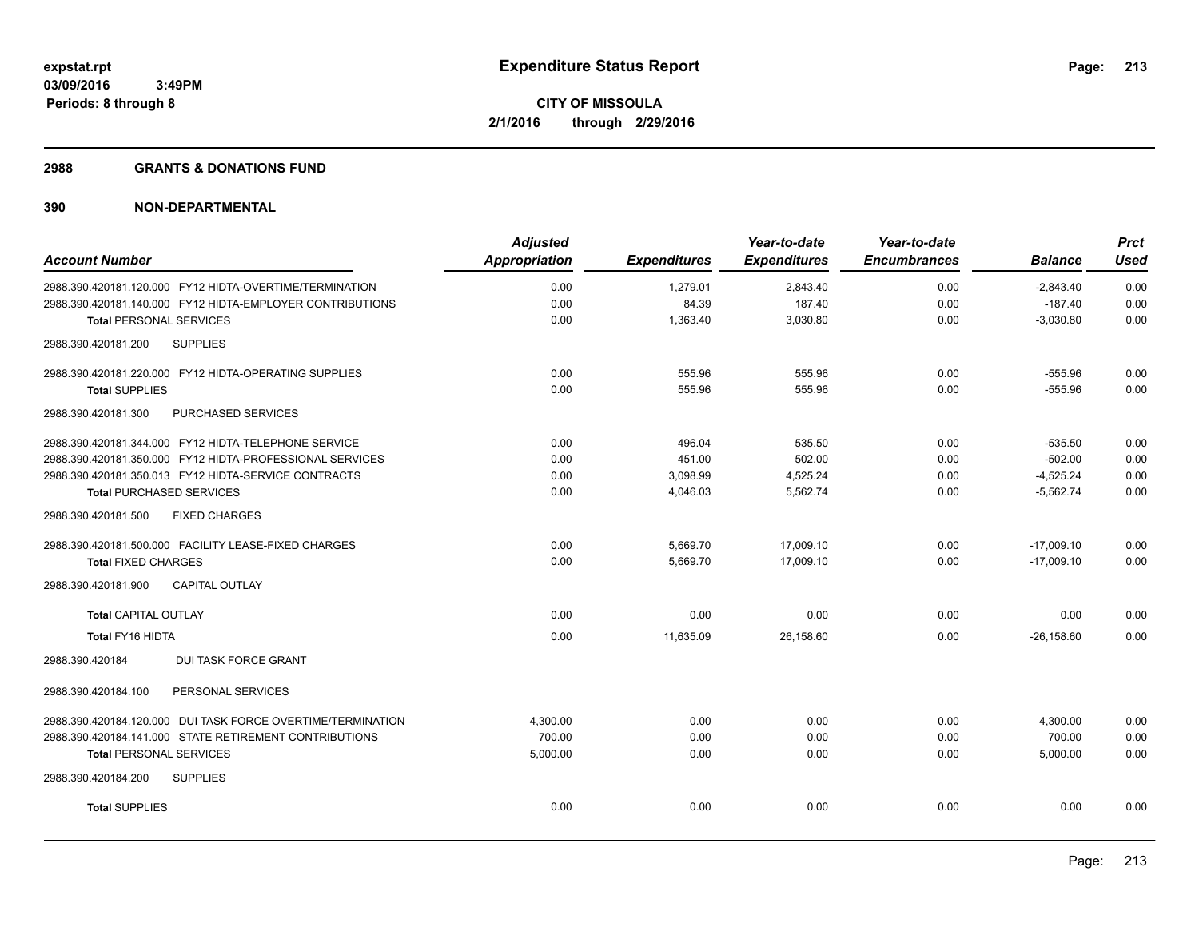expstat.rpt
03/09/2016 3:49PM
Periods: 8 through 8

# Expenditure Status Report

**CITY OF MISSOULA**
**2/1/2016 through 2/29/2016**

## 2988 GRANTS & DONATIONS FUND

## 390 NON-DEPARTMENTAL

| Account Number | Adjusted Appropriation | Expenditures | Year-to-date Expenditures | Year-to-date Encumbrances | Balance | Prct Used |
|---|---|---|---|---|---|---|
| 2988.390.420181.120.000 FY12 HIDTA-OVERTIME/TERMINATION | 0.00 | 1,279.01 | 2,843.40 | 0.00 | -2,843.40 | 0.00 |
| 2988.390.420181.140.000 FY12 HIDTA-EMPLOYER CONTRIBUTIONS | 0.00 | 84.39 | 187.40 | 0.00 | -187.40 | 0.00 |
| **Total** PERSONAL SERVICES | 0.00 | 1,363.40 | 3,030.80 | 0.00 | -3,030.80 | 0.00 |
| 2988.390.420181.200 SUPPLIES | | | | | | |
| 2988.390.420181.220.000 FY12 HIDTA-OPERATING SUPPLIES | 0.00 | 555.96 | 555.96 | 0.00 | -555.96 | 0.00 |
| **Total** SUPPLIES | 0.00 | 555.96 | 555.96 | 0.00 | -555.96 | 0.00 |
| 2988.390.420181.300 PURCHASED SERVICES | | | | | | |
| 2988.390.420181.344.000 FY12 HIDTA-TELEPHONE SERVICE | 0.00 | 496.04 | 535.50 | 0.00 | -535.50 | 0.00 |
| 2988.390.420181.350.000 FY12 HIDTA-PROFESSIONAL SERVICES | 0.00 | 451.00 | 502.00 | 0.00 | -502.00 | 0.00 |
| 2988.390.420181.350.013 FY12 HIDTA-SERVICE CONTRACTS | 0.00 | 3,098.99 | 4,525.24 | 0.00 | -4,525.24 | 0.00 |
| **Total** PURCHASED SERVICES | 0.00 | 4,046.03 | 5,562.74 | 0.00 | -5,562.74 | 0.00 |
| 2988.390.420181.500 FIXED CHARGES | | | | | | |
| 2988.390.420181.500.000 FACILITY LEASE-FIXED CHARGES | 0.00 | 5,669.70 | 17,009.10 | 0.00 | -17,009.10 | 0.00 |
| **Total** FIXED CHARGES | 0.00 | 5,669.70 | 17,009.10 | 0.00 | -17,009.10 | 0.00 |
| 2988.390.420181.900 CAPITAL OUTLAY | | | | | | |
| **Total** CAPITAL OUTLAY | 0.00 | 0.00 | 0.00 | 0.00 | 0.00 | 0.00 |
| **Total FY16 HIDTA** | 0.00 | 11,635.09 | 26,158.60 | 0.00 | -26,158.60 | 0.00 |
| 2988.390.420184 DUI TASK FORCE GRANT | | | | | | |
| 2988.390.420184.100 PERSONAL SERVICES | | | | | | |
| 2988.390.420184.120.000 DUI TASK FORCE OVERTIME/TERMINATION | 4,300.00 | 0.00 | 0.00 | 0.00 | 4,300.00 | 0.00 |
| 2988.390.420184.141.000 STATE RETIREMENT CONTRIBUTIONS | 700.00 | 0.00 | 0.00 | 0.00 | 700.00 | 0.00 |
| **Total** PERSONAL SERVICES | 5,000.00 | 0.00 | 0.00 | 0.00 | 5,000.00 | 0.00 |
| 2988.390.420184.200 SUPPLIES | | | | | | |
| **Total** SUPPLIES | 0.00 | 0.00 | 0.00 | 0.00 | 0.00 | 0.00 |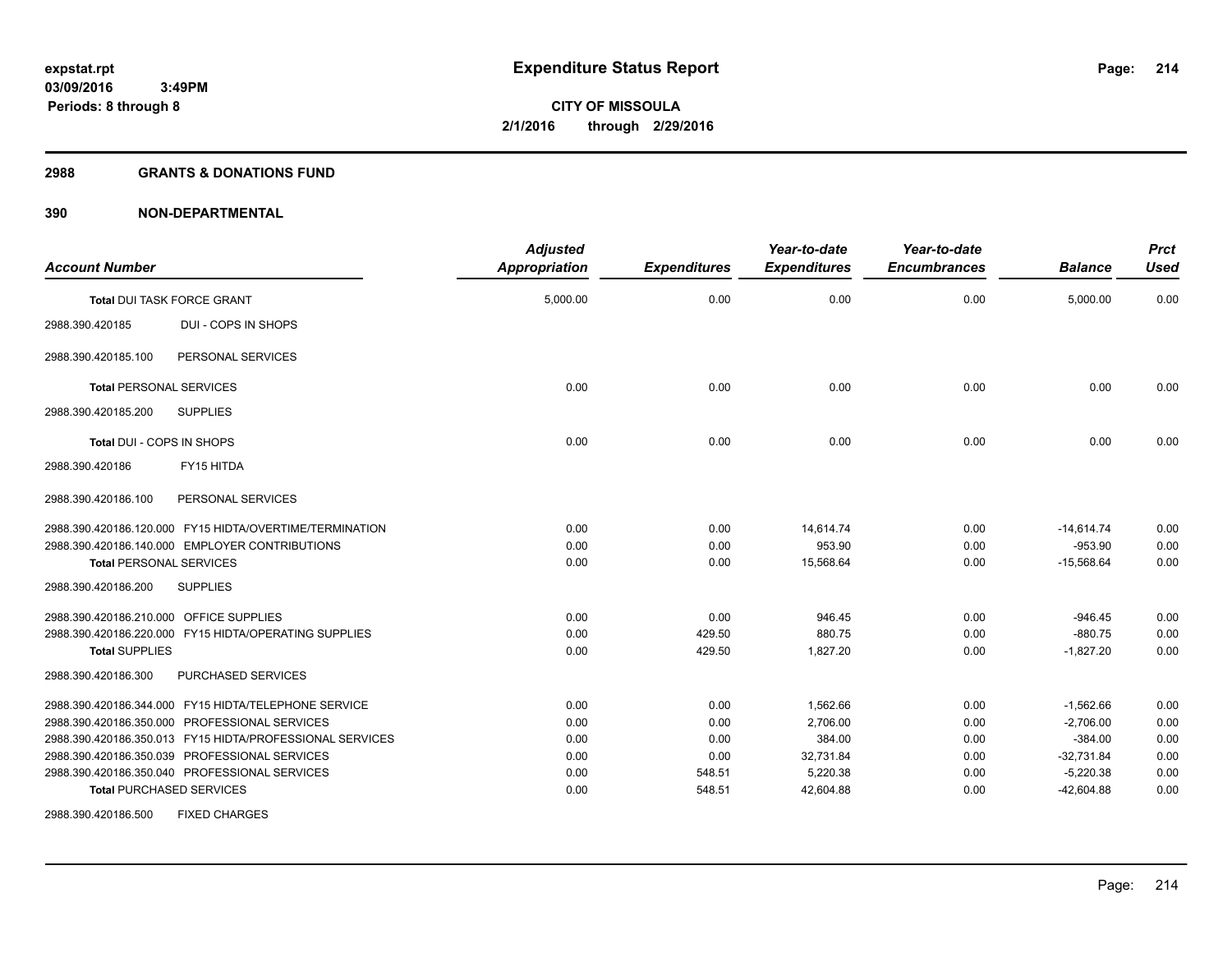expstat.rpt
03/09/2016 3:49PM
Periods: 8 through 8

# Expenditure Status Report

CITY OF MISSOULA
2/1/2016 through 2/29/2016

## 2988 GRANTS & DONATIONS FUND

## 390 NON-DEPARTMENTAL

| Account Number | | Adjusted Appropriation | Expenditures | Year-to-date Expenditures | Year-to-date Encumbrances | Balance | Prct Used |
|---|---|---|---|---|---|---|---|
| **Total** DUI TASK FORCE GRANT | | 5,000.00 | 0.00 | 0.00 | 0.00 | 5,000.00 | 0.00 |
| 2988.390.420185 | DUI - COPS IN SHOPS | | | | | | |
| 2988.390.420185.100 | PERSONAL SERVICES | | | | | | |
| **Total** PERSONAL SERVICES | | 0.00 | 0.00 | 0.00 | 0.00 | 0.00 | 0.00 |
| 2988.390.420185.200 | SUPPLIES | | | | | | |
| **Total** DUI - COPS IN SHOPS | | 0.00 | 0.00 | 0.00 | 0.00 | 0.00 | 0.00 |
| 2988.390.420186 | FY15 HITDA | | | | | | |
| 2988.390.420186.100 | PERSONAL SERVICES | | | | | | |
| 2988.390.420186.120.000 | FY15 HIDTA/OVERTIME/TERMINATION | 0.00 | 0.00 | 14,614.74 | 0.00 | -14,614.74 | 0.00 |
| 2988.390.420186.140.000 | EMPLOYER CONTRIBUTIONS | 0.00 | 0.00 | 953.90 | 0.00 | -953.90 | 0.00 |
| **Total** PERSONAL SERVICES | | 0.00 | 0.00 | 15,568.64 | 0.00 | -15,568.64 | 0.00 |
| 2988.390.420186.200 | SUPPLIES | | | | | | |
| 2988.390.420186.210.000 | OFFICE SUPPLIES | 0.00 | 0.00 | 946.45 | 0.00 | -946.45 | 0.00 |
| 2988.390.420186.220.000 | FY15 HIDTA/OPERATING SUPPLIES | 0.00 | 429.50 | 880.75 | 0.00 | -880.75 | 0.00 |
| **Total** SUPPLIES | | 0.00 | 429.50 | 1,827.20 | 0.00 | -1,827.20 | 0.00 |
| 2988.390.420186.300 | PURCHASED SERVICES | | | | | | |
| 2988.390.420186.344.000 | FY15 HIDTA/TELEPHONE SERVICE | 0.00 | 0.00 | 1,562.66 | 0.00 | -1,562.66 | 0.00 |
| 2988.390.420186.350.000 | PROFESSIONAL SERVICES | 0.00 | 0.00 | 2,706.00 | 0.00 | -2,706.00 | 0.00 |
| 2988.390.420186.350.013 | FY15 HIDTA/PROFESSIONAL SERVICES | 0.00 | 0.00 | 384.00 | 0.00 | -384.00 | 0.00 |
| 2988.390.420186.350.039 | PROFESSIONAL SERVICES | 0.00 | 0.00 | 32,731.84 | 0.00 | -32,731.84 | 0.00 |
| 2988.390.420186.350.040 | PROFESSIONAL SERVICES | 0.00 | 548.51 | 5,220.38 | 0.00 | -5,220.38 | 0.00 |
| **Total** PURCHASED SERVICES | | 0.00 | 548.51 | 42,604.88 | 0.00 | -42,604.88 | 0.00 |
| 2988.390.420186.500 | FIXED CHARGES | | | | | | |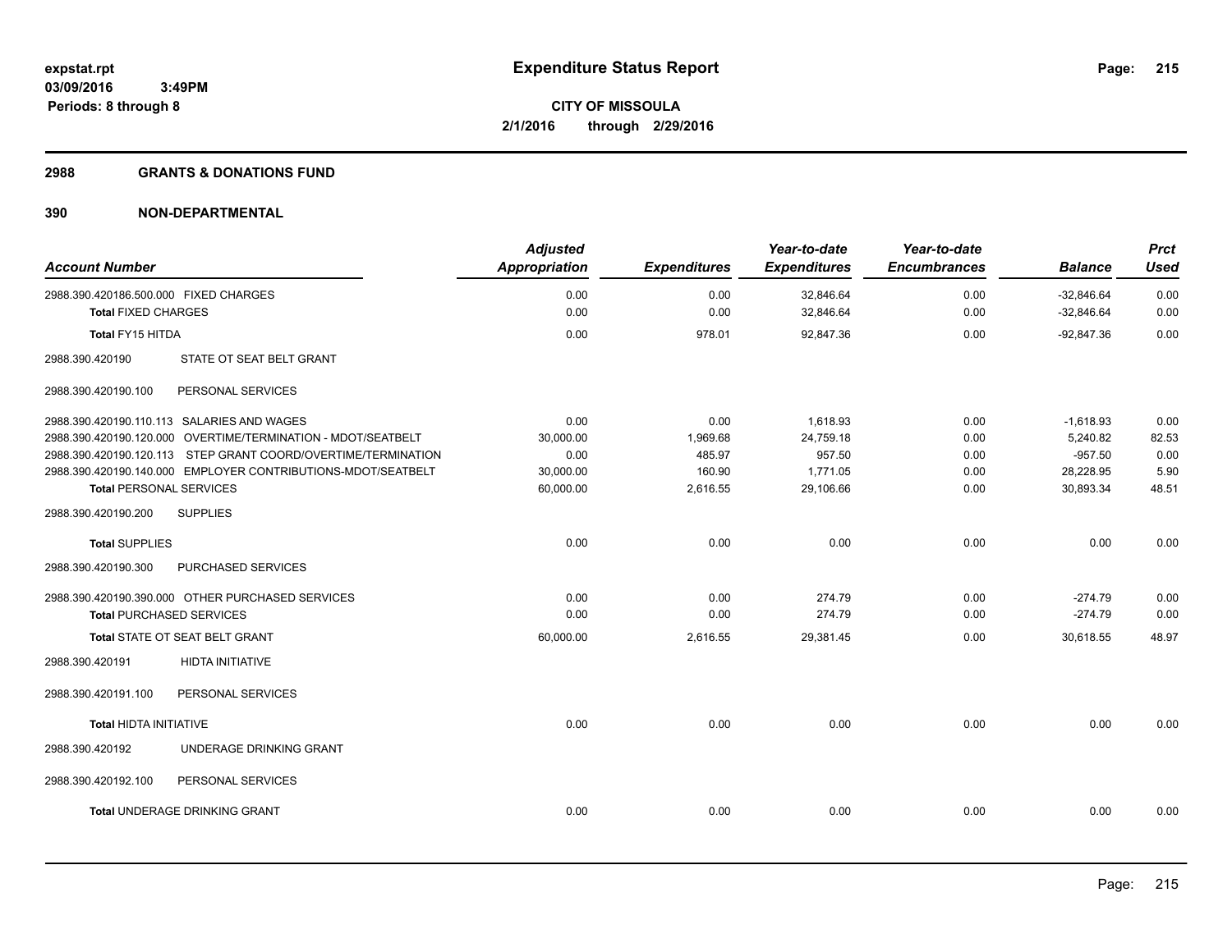**Expenditure Status Report**

**CITY OF MISSOULA**
**2/1/2016 through 2/29/2016**

expstat.rpt
03/09/2016 3:49PM
Periods: 8 through 8

## 2988 GRANTS & DONATIONS FUND

## 390 NON-DEPARTMENTAL

| Account Number | | Adjusted Appropriation | Expenditures | Year-to-date Expenditures | Year-to-date Encumbrances | Balance | Prct Used |
|---|---|---|---|---|---|---|---|
| 2988.390.420186.500.000 | FIXED CHARGES | 0.00 | 0.00 | 32,846.64 | 0.00 | -32,846.64 | 0.00 |
| **Total** FIXED CHARGES | | 0.00 | 0.00 | 32,846.64 | 0.00 | -32,846.64 | 0.00 |
| **Total** FY15 HITDA | | 0.00 | 978.01 | 92,847.36 | 0.00 | -92,847.36 | 0.00 |
| 2988.390.420190 | STATE OT SEAT BELT GRANT | | | | | | |
| 2988.390.420190.100 | PERSONAL SERVICES | | | | | | |
| 2988.390.420190.110.113 | SALARIES AND WAGES | 0.00 | 0.00 | 1,618.93 | 0.00 | -1,618.93 | 0.00 |
| 2988.390.420190.120.000 | OVERTIME/TERMINATION - MDOT/SEATBELT | 30,000.00 | 1,969.68 | 24,759.18 | 0.00 | 5,240.82 | 82.53 |
| 2988.390.420190.120.113 | STEP GRANT COORD/OVERTIME/TERMINATION | 0.00 | 485.97 | 957.50 | 0.00 | -957.50 | 0.00 |
| 2988.390.420190.140.000 | EMPLOYER CONTRIBUTIONS-MDOT/SEATBELT | 30,000.00 | 160.90 | 1,771.05 | 0.00 | 28,228.95 | 5.90 |
| **Total** PERSONAL SERVICES | | 60,000.00 | 2,616.55 | 29,106.66 | 0.00 | 30,893.34 | 48.51 |
| 2988.390.420190.200 | SUPPLIES | | | | | | |
| **Total** SUPPLIES | | 0.00 | 0.00 | 0.00 | 0.00 | 0.00 | 0.00 |
| 2988.390.420190.300 | PURCHASED SERVICES | | | | | | |
| 2988.390.420190.390.000 | OTHER PURCHASED SERVICES | 0.00 | 0.00 | 274.79 | 0.00 | -274.79 | 0.00 |
| **Total** PURCHASED SERVICES | | 0.00 | 0.00 | 274.79 | 0.00 | -274.79 | 0.00 |
| **Total** STATE OT SEAT BELT GRANT | | 60,000.00 | 2,616.55 | 29,381.45 | 0.00 | 30,618.55 | 48.97 |
| 2988.390.420191 | HIDTA INITIATIVE | | | | | | |
| 2988.390.420191.100 | PERSONAL SERVICES | | | | | | |
| **Total** HIDTA INITIATIVE | | 0.00 | 0.00 | 0.00 | 0.00 | 0.00 | 0.00 |
| 2988.390.420192 | UNDERAGE DRINKING GRANT | | | | | | |
| 2988.390.420192.100 | PERSONAL SERVICES | | | | | | |
| **Total** UNDERAGE DRINKING GRANT | | 0.00 | 0.00 | 0.00 | 0.00 | 0.00 | 0.00 |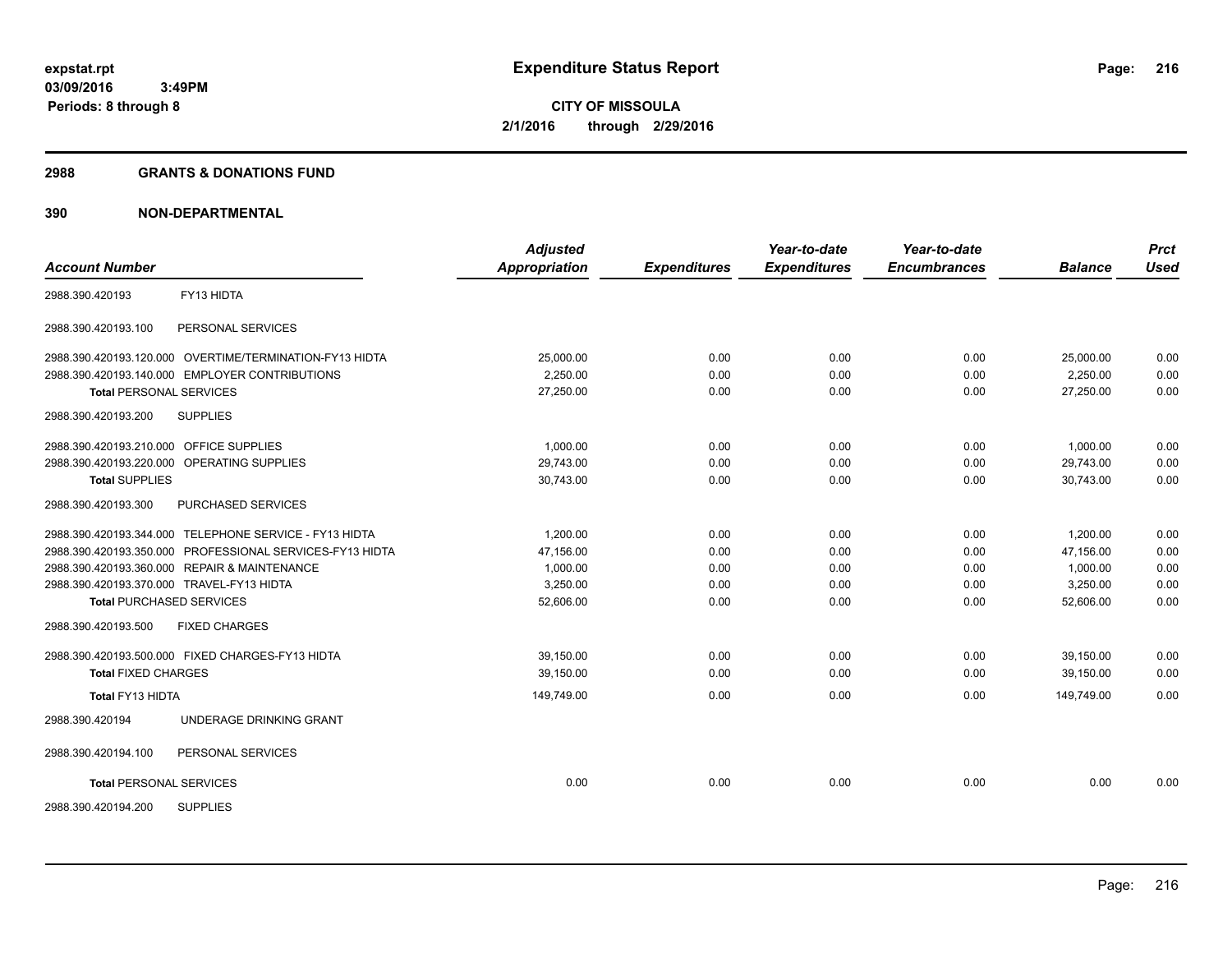**expstat.rpt**
**03/09/2016 3:49PM**
**Periods: 8 through 8**

# Expenditure Status Report

**CITY OF MISSOULA**
**2/1/2016 through 2/29/2016**

## 2988 GRANTS & DONATIONS FUND

## 390 NON-DEPARTMENTAL

| Account Number | | Adjusted Appropriation | Expenditures | Year-to-date Expenditures | Year-to-date Encumbrances | Balance | Prct Used |
|---|---|---|---|---|---|---|---|
| 2988.390.420193 | FY13 HIDTA | | | | | | |
| 2988.390.420193.100 | PERSONAL SERVICES | | | | | | |
| 2988.390.420193.120.000 | OVERTIME/TERMINATION-FY13 HIDTA | 25,000.00 | 0.00 | 0.00 | 0.00 | 25,000.00 | 0.00 |
| 2988.390.420193.140.000 | EMPLOYER CONTRIBUTIONS | 2,250.00 | 0.00 | 0.00 | 0.00 | 2,250.00 | 0.00 |
| **Total** PERSONAL SERVICES | | 27,250.00 | 0.00 | 0.00 | 0.00 | 27,250.00 | 0.00 |
| 2988.390.420193.200 | SUPPLIES | | | | | | |
| 2988.390.420193.210.000 | OFFICE SUPPLIES | 1,000.00 | 0.00 | 0.00 | 0.00 | 1,000.00 | 0.00 |
| 2988.390.420193.220.000 | OPERATING SUPPLIES | 29,743.00 | 0.00 | 0.00 | 0.00 | 29,743.00 | 0.00 |
| **Total** SUPPLIES | | 30,743.00 | 0.00 | 0.00 | 0.00 | 30,743.00 | 0.00 |
| 2988.390.420193.300 | PURCHASED SERVICES | | | | | | |
| 2988.390.420193.344.000 | TELEPHONE SERVICE - FY13 HIDTA | 1,200.00 | 0.00 | 0.00 | 0.00 | 1,200.00 | 0.00 |
| 2988.390.420193.350.000 | PROFESSIONAL SERVICES-FY13 HIDTA | 47,156.00 | 0.00 | 0.00 | 0.00 | 47,156.00 | 0.00 |
| 2988.390.420193.360.000 | REPAIR & MAINTENANCE | 1,000.00 | 0.00 | 0.00 | 0.00 | 1,000.00 | 0.00 |
| 2988.390.420193.370.000 | TRAVEL-FY13 HIDTA | 3,250.00 | 0.00 | 0.00 | 0.00 | 3,250.00 | 0.00 |
| **Total** PURCHASED SERVICES | | 52,606.00 | 0.00 | 0.00 | 0.00 | 52,606.00 | 0.00 |
| 2988.390.420193.500 | FIXED CHARGES | | | | | | |
| 2988.390.420193.500.000 | FIXED CHARGES-FY13 HIDTA | 39,150.00 | 0.00 | 0.00 | 0.00 | 39,150.00 | 0.00 |
| **Total** FIXED CHARGES | | 39,150.00 | 0.00 | 0.00 | 0.00 | 39,150.00 | 0.00 |
| **Total** FY13 HIDTA | | 149,749.00 | 0.00 | 0.00 | 0.00 | 149,749.00 | 0.00 |
| 2988.390.420194 | UNDERAGE DRINKING GRANT | | | | | | |
| 2988.390.420194.100 | PERSONAL SERVICES | | | | | | |
| **Total** PERSONAL SERVICES | | 0.00 | 0.00 | 0.00 | 0.00 | 0.00 | 0.00 |
| 2988.390.420194.200 | SUPPLIES | | | | | | |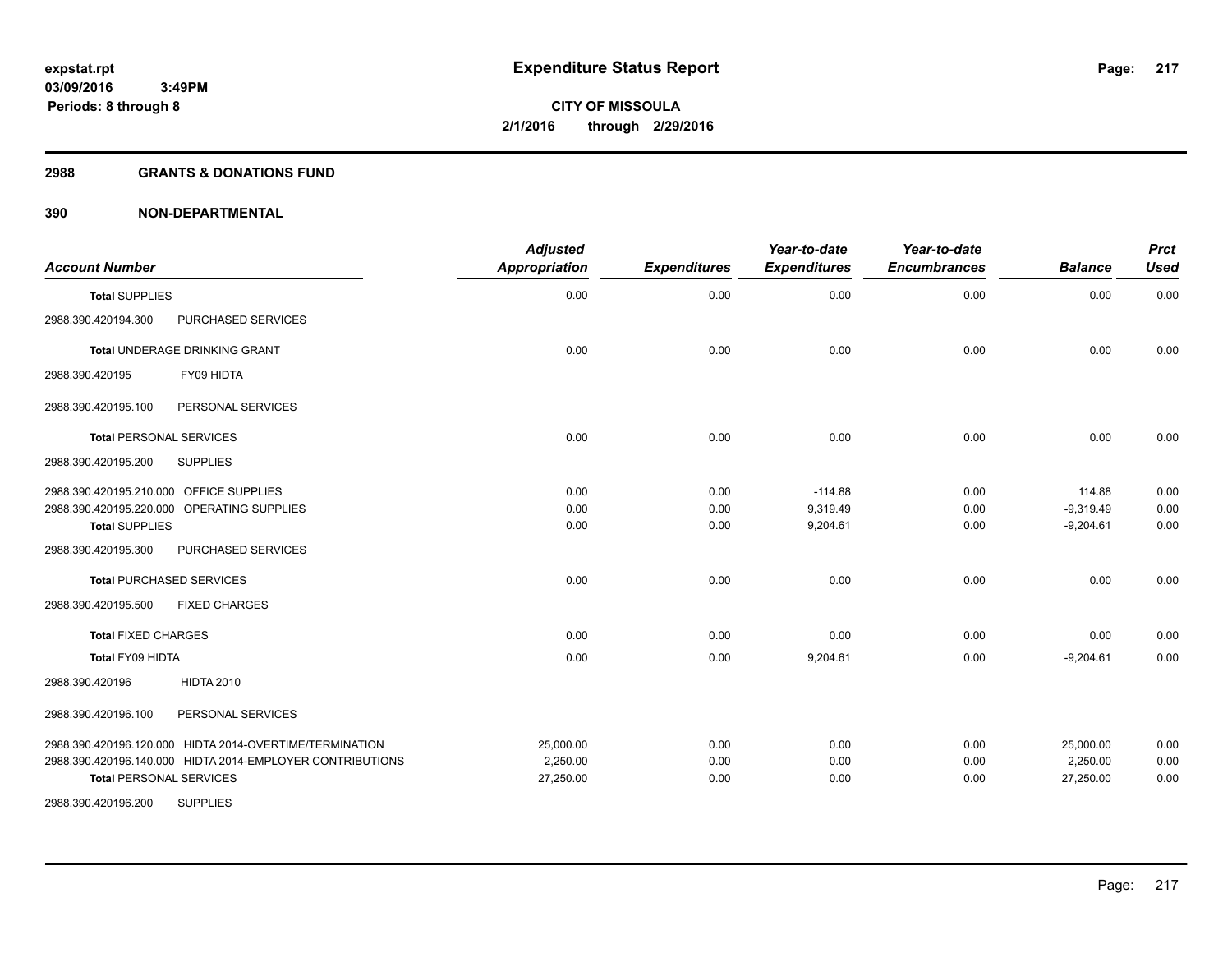**expstat.rpt**
**03/09/2016 3:49PM**
**Periods: 8 through 8**

# Expenditure Status Report

**CITY OF MISSOULA**
**2/1/2016 through 2/29/2016**

## 2988 GRANTS & DONATIONS FUND

## 390 NON-DEPARTMENTAL

| Account Number | | Adjusted Appropriation | Expenditures | Year-to-date Expenditures | Year-to-date Encumbrances | Balance | Prct Used |
|---|---|---|---|---|---|---|---|
| **Total** SUPPLIES | | 0.00 | 0.00 | 0.00 | 0.00 | 0.00 | 0.00 |
| 2988.390.420194.300 | PURCHASED SERVICES | | | | | | |
| **Total** UNDERAGE DRINKING GRANT | | 0.00 | 0.00 | 0.00 | 0.00 | 0.00 | 0.00 |
| 2988.390.420195 | FY09 HIDTA | | | | | | |
| 2988.390.420195.100 | PERSONAL SERVICES | | | | | | |
| **Total** PERSONAL SERVICES | | 0.00 | 0.00 | 0.00 | 0.00 | 0.00 | 0.00 |
| 2988.390.420195.200 | SUPPLIES | | | | | | |
| 2988.390.420195.210.000 | OFFICE SUPPLIES | 0.00 | 0.00 | -114.88 | 0.00 | 114.88 | 0.00 |
| 2988.390.420195.220.000 | OPERATING SUPPLIES | 0.00 | 0.00 | 9,319.49 | 0.00 | -9,319.49 | 0.00 |
| **Total** SUPPLIES | | 0.00 | 0.00 | 9,204.61 | 0.00 | -9,204.61 | 0.00 |
| 2988.390.420195.300 | PURCHASED SERVICES | | | | | | |
| **Total** PURCHASED SERVICES | | 0.00 | 0.00 | 0.00 | 0.00 | 0.00 | 0.00 |
| 2988.390.420195.500 | FIXED CHARGES | | | | | | |
| **Total** FIXED CHARGES | | 0.00 | 0.00 | 0.00 | 0.00 | 0.00 | 0.00 |
| **Total** FY09 HIDTA | | 0.00 | 0.00 | 9,204.61 | 0.00 | -9,204.61 | 0.00 |
| 2988.390.420196 | HIDTA 2010 | | | | | | |
| 2988.390.420196.100 | PERSONAL SERVICES | | | | | | |
| 2988.390.420196.120.000 | HIDTA 2014-OVERTIME/TERMINATION | 25,000.00 | 0.00 | 0.00 | 0.00 | 25,000.00 | 0.00 |
| 2988.390.420196.140.000 | HIDTA 2014-EMPLOYER CONTRIBUTIONS | 2,250.00 | 0.00 | 0.00 | 0.00 | 2,250.00 | 0.00 |
| **Total** PERSONAL SERVICES | | 27,250.00 | 0.00 | 0.00 | 0.00 | 27,250.00 | 0.00 |
| 2988.390.420196.200 | SUPPLIES | | | | | | |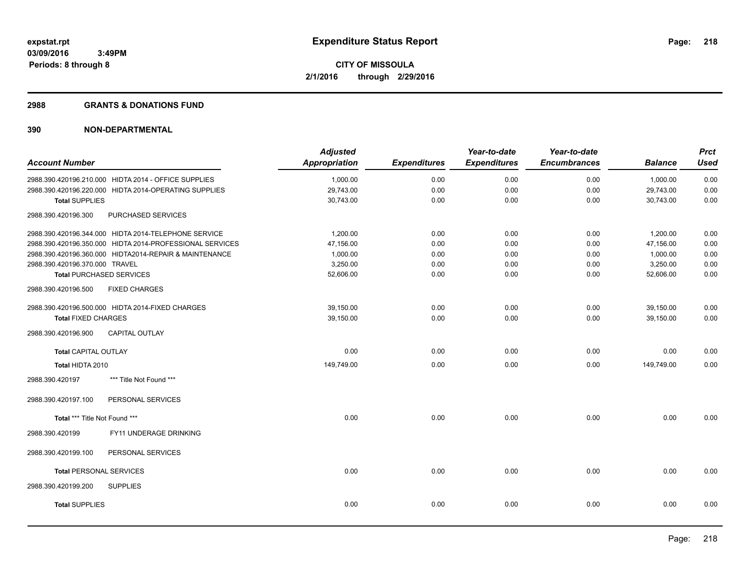**expstat.rpt**
**03/09/2016 3:49PM**
**Periods: 8 through 8**

# Expenditure Status Report

**CITY OF MISSOULA**
**2/1/2016 through 2/29/2016**

## 2988 GRANTS & DONATIONS FUND

## 390 NON-DEPARTMENTAL

| Account Number | Adjusted Appropriation | Expenditures | Year-to-date Expenditures | Year-to-date Encumbrances | Balance | Prct Used |
|---|---|---|---|---|---|---|
| 2988.390.420196.210.000 HIDTA 2014 - OFFICE SUPPLIES | 1,000.00 | 0.00 | 0.00 | 0.00 | 1,000.00 | 0.00 |
| 2988.390.420196.220.000 HIDTA 2014-OPERATING SUPPLIES | 29,743.00 | 0.00 | 0.00 | 0.00 | 29,743.00 | 0.00 |
| **Total SUPPLIES** | 30,743.00 | 0.00 | 0.00 | 0.00 | 30,743.00 | 0.00 |
| 2988.390.420196.300 PURCHASED SERVICES | | | | | | |
| 2988.390.420196.344.000 HIDTA 2014-TELEPHONE SERVICE | 1,200.00 | 0.00 | 0.00 | 0.00 | 1,200.00 | 0.00 |
| 2988.390.420196.350.000 HIDTA 2014-PROFESSIONAL SERVICES | 47,156.00 | 0.00 | 0.00 | 0.00 | 47,156.00 | 0.00 |
| 2988.390.420196.360.000 HIDTA2014-REPAIR & MAINTENANCE | 1,000.00 | 0.00 | 0.00 | 0.00 | 1,000.00 | 0.00 |
| 2988.390.420196.370.000 TRAVEL | 3,250.00 | 0.00 | 0.00 | 0.00 | 3,250.00 | 0.00 |
| **Total PURCHASED SERVICES** | 52,606.00 | 0.00 | 0.00 | 0.00 | 52,606.00 | 0.00 |
| 2988.390.420196.500 FIXED CHARGES | | | | | | |
| 2988.390.420196.500.000 HIDTA 2014-FIXED CHARGES | 39,150.00 | 0.00 | 0.00 | 0.00 | 39,150.00 | 0.00 |
| **Total FIXED CHARGES** | 39,150.00 | 0.00 | 0.00 | 0.00 | 39,150.00 | 0.00 |
| 2988.390.420196.900 CAPITAL OUTLAY | | | | | | |
| **Total CAPITAL OUTLAY** | 0.00 | 0.00 | 0.00 | 0.00 | 0.00 | 0.00 |
| **Total HIDTA 2010** | 149,749.00 | 0.00 | 0.00 | 0.00 | 149,749.00 | 0.00 |
| 2988.390.420197 *** Title Not Found *** | | | | | | |
| 2988.390.420197.100 PERSONAL SERVICES | | | | | | |
| **Total *** Title Not Found ***** | 0.00 | 0.00 | 0.00 | 0.00 | 0.00 | 0.00 |
| 2988.390.420199 FY11 UNDERAGE DRINKING | | | | | | |
| 2988.390.420199.100 PERSONAL SERVICES | | | | | | |
| **Total PERSONAL SERVICES** | 0.00 | 0.00 | 0.00 | 0.00 | 0.00 | 0.00 |
| 2988.390.420199.200 SUPPLIES | | | | | | |
| **Total SUPPLIES** | 0.00 | 0.00 | 0.00 | 0.00 | 0.00 | 0.00 |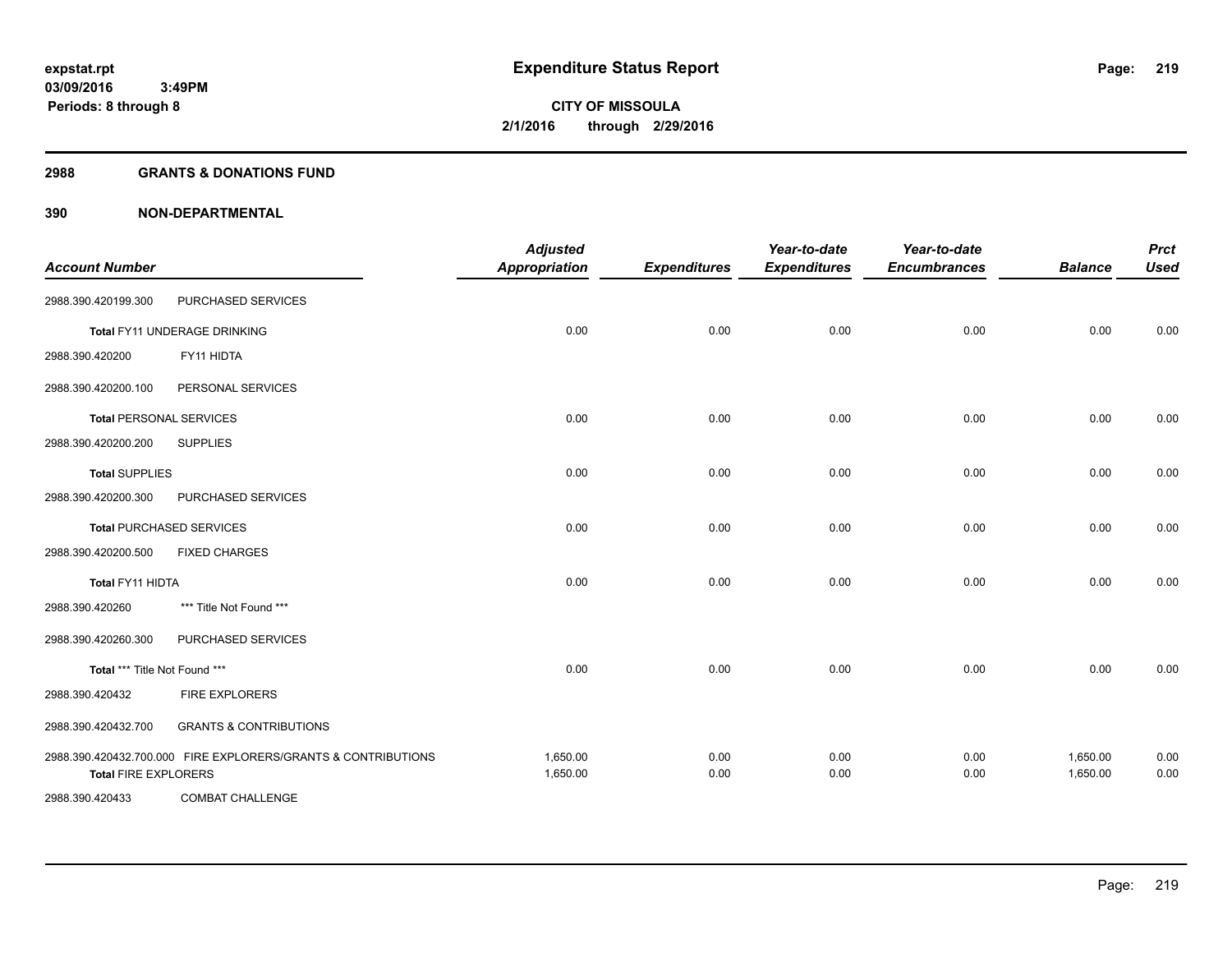**expstat.rpt**
**03/09/2016 3:49PM**
**Periods: 8 through 8**

# Expenditure Status Report

**CITY OF MISSOULA**
**2/1/2016 through 2/29/2016**

## 2988 GRANTS & DONATIONS FUND

## 390 NON-DEPARTMENTAL

| Account Number | | Adjusted Appropriation | Expenditures | Year-to-date Expenditures | Year-to-date Encumbrances | Balance | Prct Used |
|---|---|---|---|---|---|---|---|
| 2988.390.420199.300 | PURCHASED SERVICES | | | | | | |
| **Total** FY11 UNDERAGE DRINKING | | 0.00 | 0.00 | 0.00 | 0.00 | 0.00 | 0.00 |
| 2988.390.420200 | FY11 HIDTA | | | | | | |
| 2988.390.420200.100 | PERSONAL SERVICES | | | | | | |
| **Total** PERSONAL SERVICES | | 0.00 | 0.00 | 0.00 | 0.00 | 0.00 | 0.00 |
| 2988.390.420200.200 | SUPPLIES | | | | | | |
| **Total** SUPPLIES | | 0.00 | 0.00 | 0.00 | 0.00 | 0.00 | 0.00 |
| 2988.390.420200.300 | PURCHASED SERVICES | | | | | | |
| **Total** PURCHASED SERVICES | | 0.00 | 0.00 | 0.00 | 0.00 | 0.00 | 0.00 |
| 2988.390.420200.500 | FIXED CHARGES | | | | | | |
| **Total** FY11 HIDTA | | 0.00 | 0.00 | 0.00 | 0.00 | 0.00 | 0.00 |
| 2988.390.420260 | *** Title Not Found *** | | | | | | |
| 2988.390.420260.300 | PURCHASED SERVICES | | | | | | |
| **Total** *** Title Not Found *** | | 0.00 | 0.00 | 0.00 | 0.00 | 0.00 | 0.00 |
| 2988.390.420432 | FIRE EXPLORERS | | | | | | |
| 2988.390.420432.700 | GRANTS & CONTRIBUTIONS | | | | | | |
| 2988.390.420432.700.000 | FIRE EXPLORERS/GRANTS & CONTRIBUTIONS | 1,650.00 | 0.00 | 0.00 | 0.00 | 1,650.00 | 0.00 |
| **Total** FIRE EXPLORERS | | 1,650.00 | 0.00 | 0.00 | 0.00 | 1,650.00 | 0.00 |
| 2988.390.420433 | COMBAT CHALLENGE | | | | | | |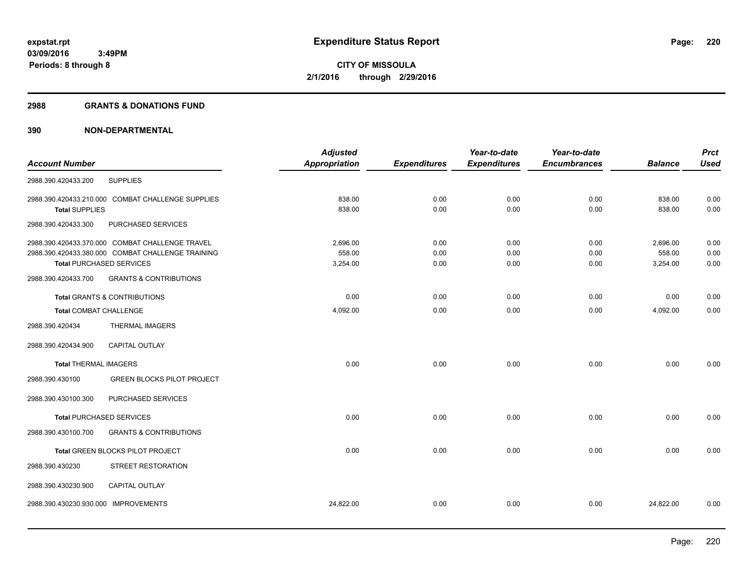expstat.rpt
03/09/2016 3:49PM
Periods: 8 through 8

# Expenditure Status Report

CITY OF MISSOULA
2/1/2016 through 2/29/2016

## 2988 GRANTS & DONATIONS FUND

## 390 NON-DEPARTMENTAL

| Account Number | | Adjusted Appropriation | Expenditures | Year-to-date Expenditures | Year-to-date Encumbrances | Balance | Prct Used |
|---|---|---|---|---|---|---|---|
| 2988.390.420433.200 | SUPPLIES | | | | | | |
| 2988.390.420433.210.000 | COMBAT CHALLENGE SUPPLIES | 838.00 | 0.00 | 0.00 | 0.00 | 838.00 | 0.00 |
| Total SUPPLIES | | 838.00 | 0.00 | 0.00 | 0.00 | 838.00 | 0.00 |
| 2988.390.420433.300 | PURCHASED SERVICES | | | | | | |
| 2988.390.420433.370.000 | COMBAT CHALLENGE TRAVEL | 2,696.00 | 0.00 | 0.00 | 0.00 | 2,696.00 | 0.00 |
| 2988.390.420433.380.000 | COMBAT CHALLENGE TRAINING | 558.00 | 0.00 | 0.00 | 0.00 | 558.00 | 0.00 |
| Total PURCHASED SERVICES | | 3,254.00 | 0.00 | 0.00 | 0.00 | 3,254.00 | 0.00 |
| 2988.390.420433.700 | GRANTS & CONTRIBUTIONS | | | | | | |
| Total GRANTS & CONTRIBUTIONS | | 0.00 | 0.00 | 0.00 | 0.00 | 0.00 | 0.00 |
| Total COMBAT CHALLENGE | | 4,092.00 | 0.00 | 0.00 | 0.00 | 4,092.00 | 0.00 |
| 2988.390.420434 | THERMAL IMAGERS | | | | | | |
| 2988.390.420434.900 | CAPITAL OUTLAY | | | | | | |
| Total THERMAL IMAGERS | | 0.00 | 0.00 | 0.00 | 0.00 | 0.00 | 0.00 |
| 2988.390.430100 | GREEN BLOCKS PILOT PROJECT | | | | | | |
| 2988.390.430100.300 | PURCHASED SERVICES | | | | | | |
| Total PURCHASED SERVICES | | 0.00 | 0.00 | 0.00 | 0.00 | 0.00 | 0.00 |
| 2988.390.430100.700 | GRANTS & CONTRIBUTIONS | | | | | | |
| Total GREEN BLOCKS PILOT PROJECT | | 0.00 | 0.00 | 0.00 | 0.00 | 0.00 | 0.00 |
| 2988.390.430230 | STREET RESTORATION | | | | | | |
| 2988.390.430230.900 | CAPITAL OUTLAY | | | | | | |
| 2988.390.430230.930.000 | IMPROVEMENTS | 24,822.00 | 0.00 | 0.00 | 0.00 | 24,822.00 | 0.00 |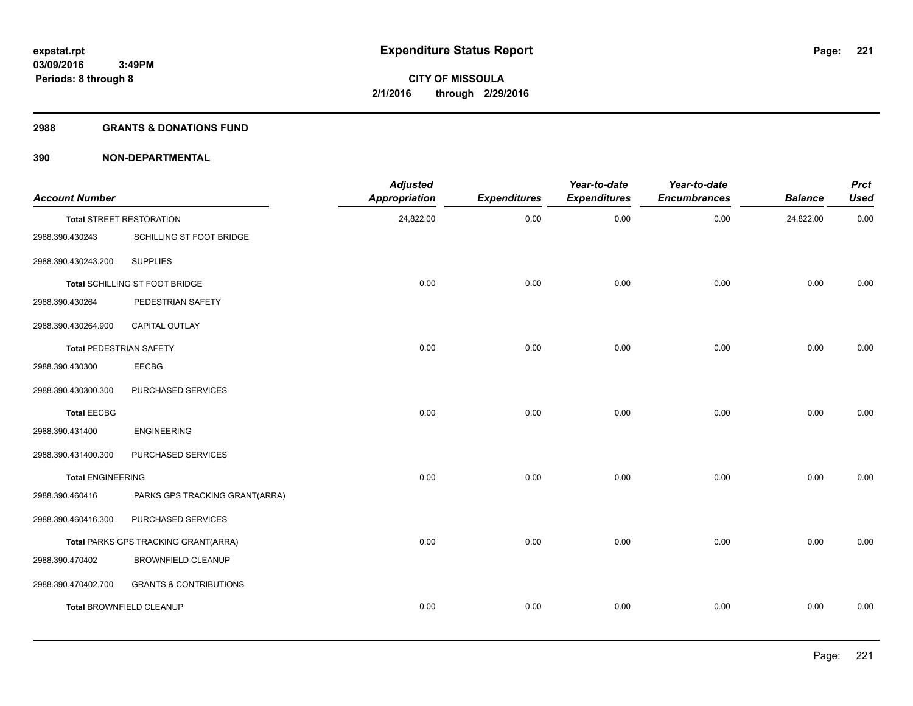# Expenditure Status Report

**CITY OF MISSOULA**

**2/1/2016 through 2/29/2016**

expstat.rpt
03/09/2016 3:49PM
Periods: 8 through 8

## 2988 GRANTS & DONATIONS FUND

## 390 NON-DEPARTMENTAL

| Account Number | | Adjusted Appropriation | Expenditures | Year-to-date Expenditures | Year-to-date Encumbrances | Balance | Prct Used |
|---|---|---|---|---|---|---|---|
| **Total** STREET RESTORATION | | 24,822.00 | 0.00 | 0.00 | 0.00 | 24,822.00 | 0.00 |
| 2988.390.430243 | SCHILLING ST FOOT BRIDGE | | | | | | |
| 2988.390.430243.200 | SUPPLIES | | | | | | |
| **Total** SCHILLING ST FOOT BRIDGE | | 0.00 | 0.00 | 0.00 | 0.00 | 0.00 | 0.00 |
| 2988.390.430264 | PEDESTRIAN SAFETY | | | | | | |
| 2988.390.430264.900 | CAPITAL OUTLAY | | | | | | |
| **Total** PEDESTRIAN SAFETY | | 0.00 | 0.00 | 0.00 | 0.00 | 0.00 | 0.00 |
| 2988.390.430300 | EECBG | | | | | | |
| 2988.390.430300.300 | PURCHASED SERVICES | | | | | | |
| **Total** EECBG | | 0.00 | 0.00 | 0.00 | 0.00 | 0.00 | 0.00 |
| 2988.390.431400 | ENGINEERING | | | | | | |
| 2988.390.431400.300 | PURCHASED SERVICES | | | | | | |
| **Total** ENGINEERING | | 0.00 | 0.00 | 0.00 | 0.00 | 0.00 | 0.00 |
| 2988.390.460416 | PARKS GPS TRACKING GRANT(ARRA) | | | | | | |
| 2988.390.460416.300 | PURCHASED SERVICES | | | | | | |
| **Total** PARKS GPS TRACKING GRANT(ARRA) | | 0.00 | 0.00 | 0.00 | 0.00 | 0.00 | 0.00 |
| 2988.390.470402 | BROWNFIELD CLEANUP | | | | | | |
| 2988.390.470402.700 | GRANTS & CONTRIBUTIONS | | | | | | |
| **Total** BROWNFIELD CLEANUP | | 0.00 | 0.00 | 0.00 | 0.00 | 0.00 | 0.00 |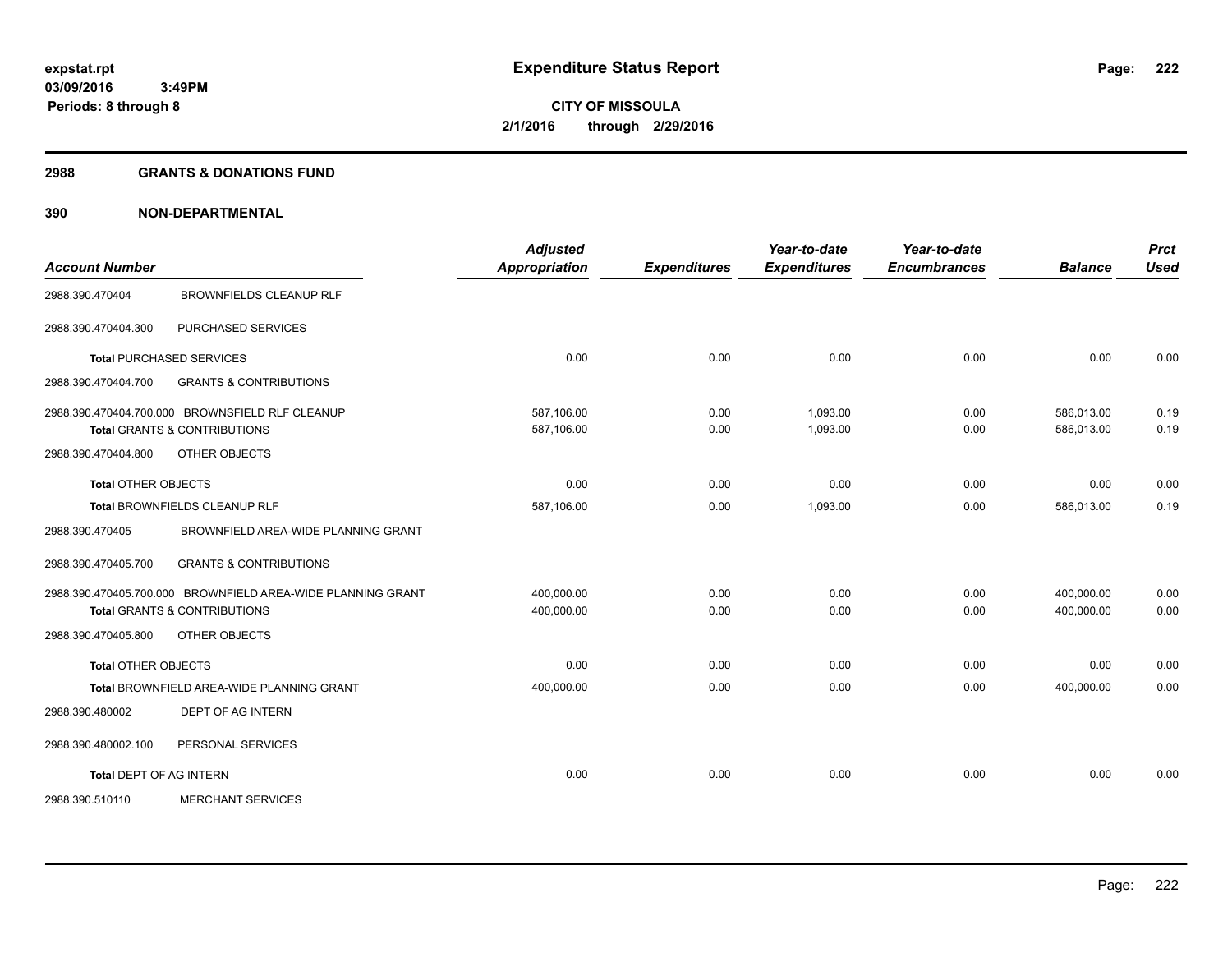**expstat.rpt**
**03/09/2016 3:49PM**
**Periods: 8 through 8**

# Expenditure Status Report

**CITY OF MISSOULA**
**2/1/2016 through 2/29/2016**

## 2988 GRANTS & DONATIONS FUND

## 390 NON-DEPARTMENTAL

| Account Number | | Adjusted Appropriation | Expenditures | Year-to-date Expenditures | Year-to-date Encumbrances | Balance | Prct Used |
|---|---|---|---|---|---|---|---|
| 2988.390.470404 | BROWNFIELDS CLEANUP RLF | | | | | | |
| 2988.390.470404.300 | PURCHASED SERVICES | | | | | | |
| **Total** PURCHASED SERVICES | | 0.00 | 0.00 | 0.00 | 0.00 | 0.00 | 0.00 |
| 2988.390.470404.700 | GRANTS & CONTRIBUTIONS | | | | | | |
| 2988.390.470404.700.000 | BROWNSFIELD RLF CLEANUP | 587,106.00 | 0.00 | 1,093.00 | 0.00 | 586,013.00 | 0.19 |
| **Total** GRANTS & CONTRIBUTIONS | | 587,106.00 | 0.00 | 1,093.00 | 0.00 | 586,013.00 | 0.19 |
| 2988.390.470404.800 | OTHER OBJECTS | | | | | | |
| **Total** OTHER OBJECTS | | 0.00 | 0.00 | 0.00 | 0.00 | 0.00 | 0.00 |
| **Total** BROWNFIELDS CLEANUP RLF | | 587,106.00 | 0.00 | 1,093.00 | 0.00 | 586,013.00 | 0.19 |
| 2988.390.470405 | BROWNFIELD AREA-WIDE PLANNING GRANT | | | | | | |
| 2988.390.470405.700 | GRANTS & CONTRIBUTIONS | | | | | | |
| 2988.390.470405.700.000 | BROWNFIELD AREA-WIDE PLANNING GRANT | 400,000.00 | 0.00 | 0.00 | 0.00 | 400,000.00 | 0.00 |
| **Total** GRANTS & CONTRIBUTIONS | | 400,000.00 | 0.00 | 0.00 | 0.00 | 400,000.00 | 0.00 |
| 2988.390.470405.800 | OTHER OBJECTS | | | | | | |
| **Total** OTHER OBJECTS | | 0.00 | 0.00 | 0.00 | 0.00 | 0.00 | 0.00 |
| **Total** BROWNFIELD AREA-WIDE PLANNING GRANT | | 400,000.00 | 0.00 | 0.00 | 0.00 | 400,000.00 | 0.00 |
| 2988.390.480002 | DEPT OF AG INTERN | | | | | | |
| 2988.390.480002.100 | PERSONAL SERVICES | | | | | | |
| **Total** DEPT OF AG INTERN | | 0.00 | 0.00 | 0.00 | 0.00 | 0.00 | 0.00 |
| 2988.390.510110 | MERCHANT SERVICES | | | | | | |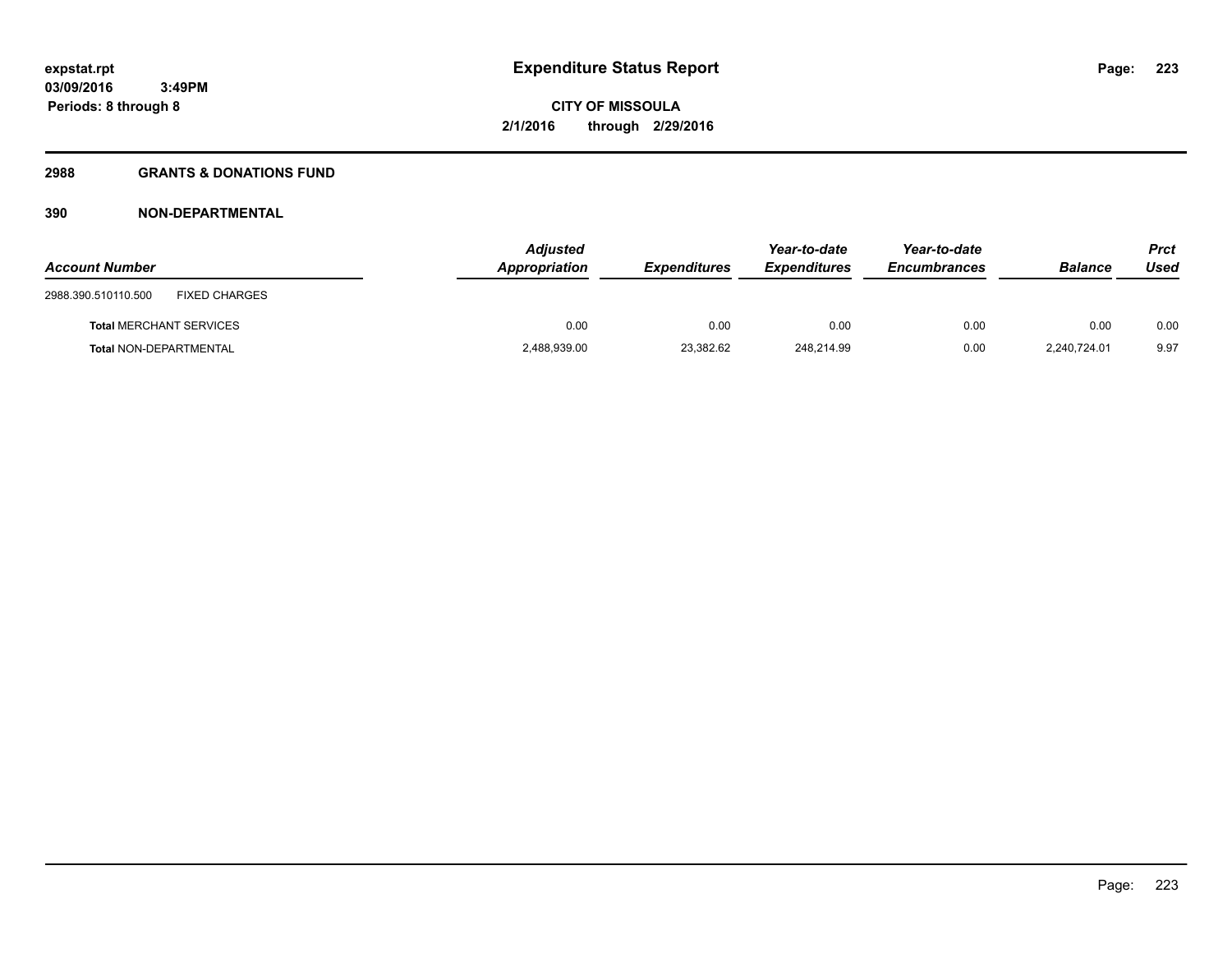**expstat.rpt**
**03/09/2016 3:49PM**
**Periods: 8 through 8**

# Expenditure Status Report

**CITY OF MISSOULA**
**2/1/2016 through 2/29/2016**

## 2988 GRANTS & DONATIONS FUND

### 390 NON-DEPARTMENTAL

| Account Number | | Adjusted Appropriation | Expenditures | Year-to-date Expenditures | Year-to-date Encumbrances | Balance | Prct Used |
|---|---|---|---|---|---|---|---|
| 2988.390.510110.500 | FIXED CHARGES | | | | | | |
| **Total** MERCHANT SERVICES | | 0.00 | 0.00 | 0.00 | 0.00 | 0.00 | 0.00 |
| **Total** NON-DEPARTMENTAL | | 2,488,939.00 | 23,382.62 | 248,214.99 | 0.00 | 2,240,724.01 | 9.97 |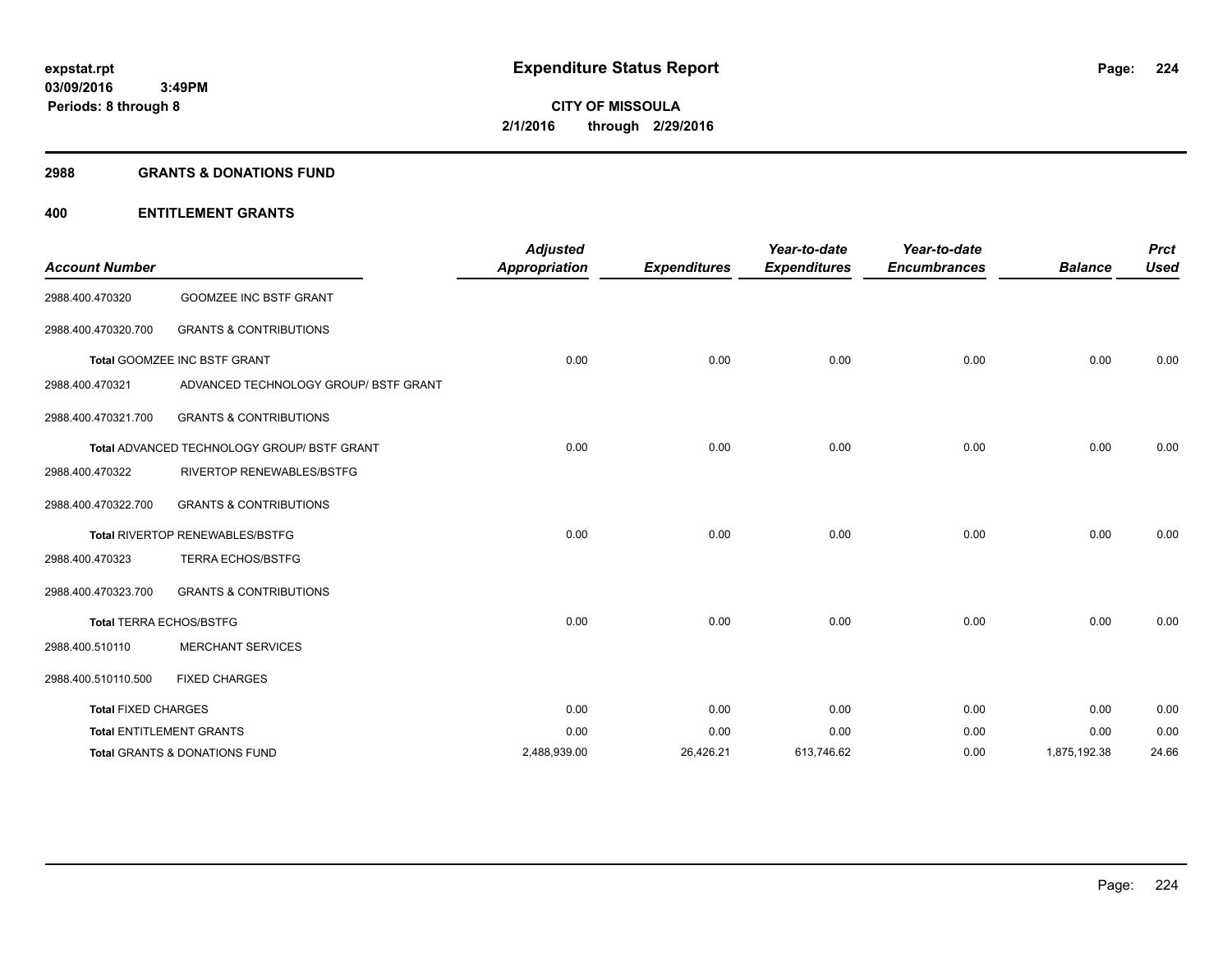**expstat.rpt**
**03/09/2016 3:49PM**
**Periods: 8 through 8**

# Expenditure Status Report

**CITY OF MISSOULA**
**2/1/2016 through 2/29/2016**

## 2988 GRANTS & DONATIONS FUND

## 400 ENTITLEMENT GRANTS

| Account Number | | Adjusted Appropriation | Expenditures | Year-to-date Expenditures | Year-to-date Encumbrances | Balance | Prct Used |
|---|---|---|---|---|---|---|---|
| 2988.400.470320 | GOOMZEE INC BSTF GRANT | | | | | | |
| 2988.400.470320.700 | GRANTS & CONTRIBUTIONS | | | | | | |
| **Total** GOOMZEE INC BSTF GRANT | | 0.00 | 0.00 | 0.00 | 0.00 | 0.00 | 0.00 |
| 2988.400.470321 | ADVANCED TECHNOLOGY GROUP/ BSTF GRANT | | | | | | |
| 2988.400.470321.700 | GRANTS & CONTRIBUTIONS | | | | | | |
| **Total** ADVANCED TECHNOLOGY GROUP/ BSTF GRANT | | 0.00 | 0.00 | 0.00 | 0.00 | 0.00 | 0.00 |
| 2988.400.470322 | RIVERTOP RENEWABLES/BSTFG | | | | | | |
| 2988.400.470322.700 | GRANTS & CONTRIBUTIONS | | | | | | |
| **Total** RIVERTOP RENEWABLES/BSTFG | | 0.00 | 0.00 | 0.00 | 0.00 | 0.00 | 0.00 |
| 2988.400.470323 | TERRA ECHOS/BSTFG | | | | | | |
| 2988.400.470323.700 | GRANTS & CONTRIBUTIONS | | | | | | |
| **Total** TERRA ECHOS/BSTFG | | 0.00 | 0.00 | 0.00 | 0.00 | 0.00 | 0.00 |
| 2988.400.510110 | MERCHANT SERVICES | | | | | | |
| 2988.400.510110.500 | FIXED CHARGES | | | | | | |
| **Total** FIXED CHARGES | | 0.00 | 0.00 | 0.00 | 0.00 | 0.00 | 0.00 |
| **Total** ENTITLEMENT GRANTS | | 0.00 | 0.00 | 0.00 | 0.00 | 0.00 | 0.00 |
| **Total** GRANTS & DONATIONS FUND | | 2,488,939.00 | 26,426.21 | 613,746.62 | 0.00 | 1,875,192.38 | 24.66 |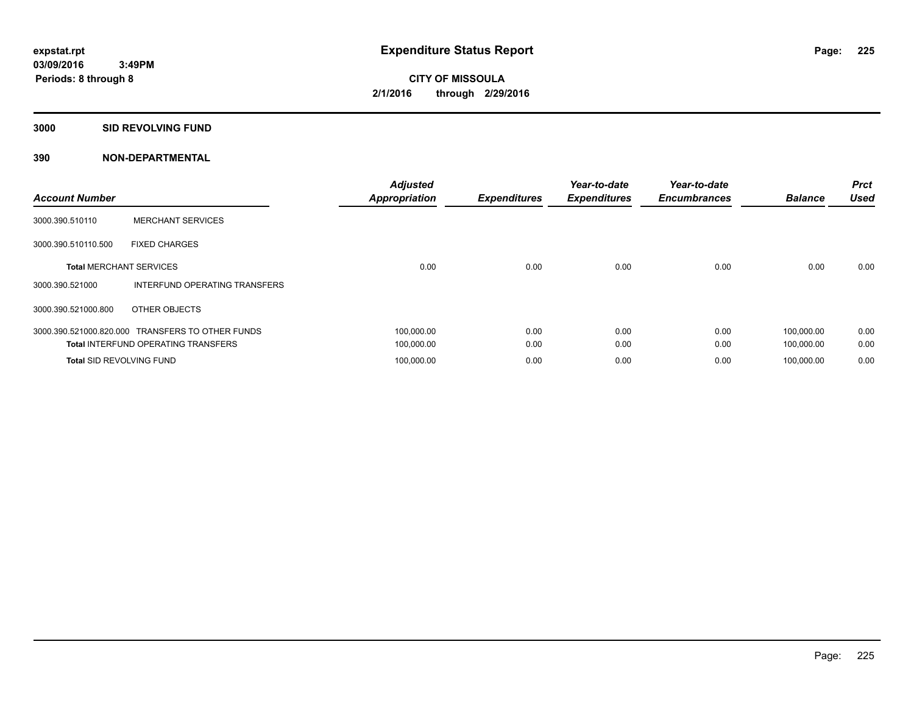expstat.rpt
03/09/2016 3:49PM
Periods: 8 through 8

# Expenditure Status Report

**CITY OF MISSOULA**
**2/1/2016 through 2/29/2016**

## 3000 SID REVOLVING FUND

## 390 NON-DEPARTMENTAL

| Account Number | | Adjusted Appropriation | Expenditures | Year-to-date Expenditures | Year-to-date Encumbrances | Balance | Prct Used |
|---|---|---|---|---|---|---|---|
| 3000.390.510110 | MERCHANT SERVICES | | | | | | |
| 3000.390.510110.500 | FIXED CHARGES | | | | | | |
| **Total** MERCHANT SERVICES | | 0.00 | 0.00 | 0.00 | 0.00 | 0.00 | 0.00 |
| 3000.390.521000 | INTERFUND OPERATING TRANSFERS | | | | | | |
| 3000.390.521000.800 | OTHER OBJECTS | | | | | | |
| 3000.390.521000.820.000 | TRANSFERS TO OTHER FUNDS | 100,000.00 | 0.00 | 0.00 | 0.00 | 100,000.00 | 0.00 |
| **Total** INTERFUND OPERATING TRANSFERS | | 100,000.00 | 0.00 | 0.00 | 0.00 | 100,000.00 | 0.00 |
| **Total** SID REVOLVING FUND | | 100,000.00 | 0.00 | 0.00 | 0.00 | 100,000.00 | 0.00 |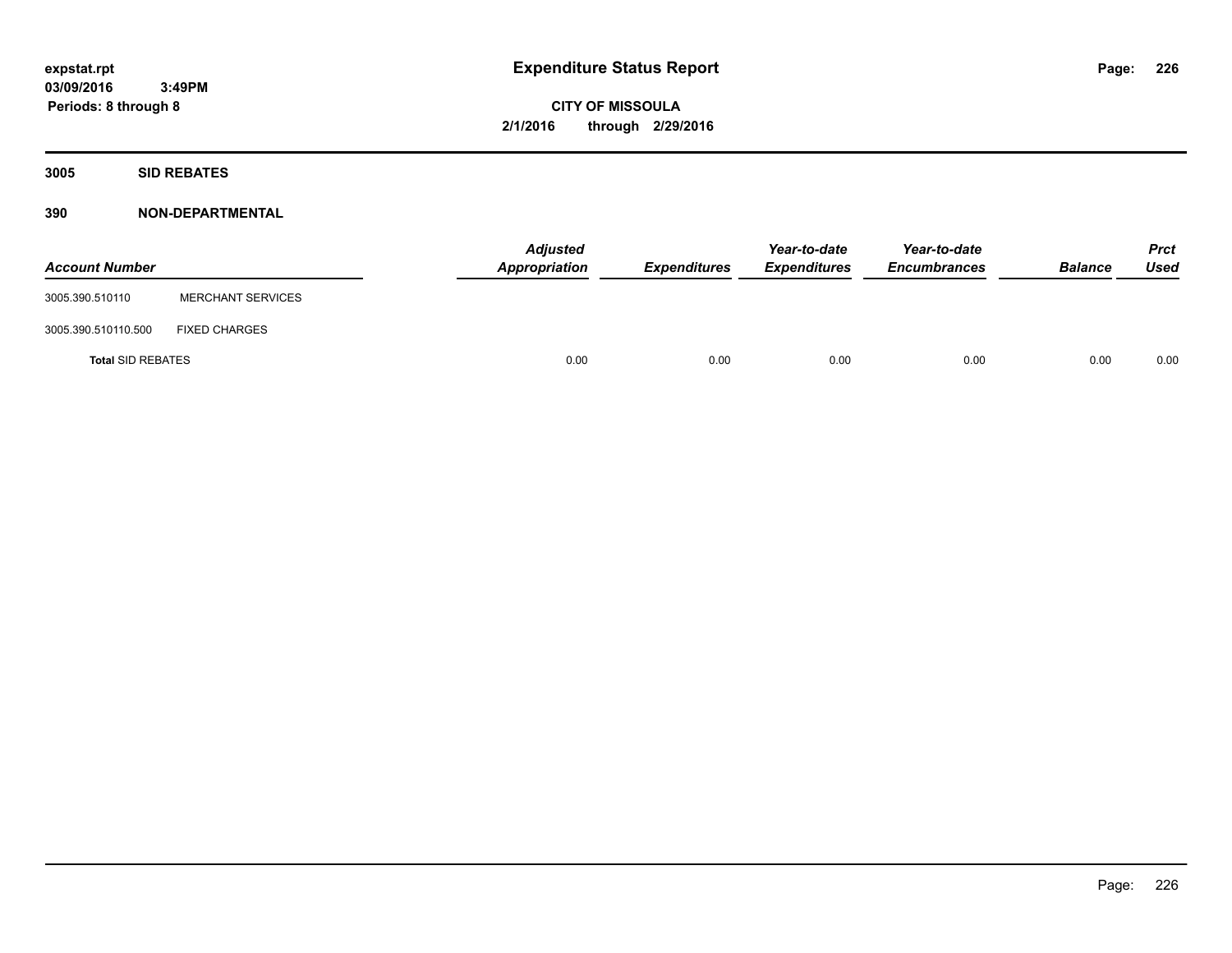expstat.rpt
03/09/2016 3:49PM
Periods: 8 through 8

# Expenditure Status Report

CITY OF MISSOULA
2/1/2016 through 2/29/2016

## 3005 SID REBATES

## 390 NON-DEPARTMENTAL

| Account Number | | Adjusted Appropriation | Expenditures | Year-to-date Expenditures | Year-to-date Encumbrances | Balance | Prct Used |
|---|---|---|---|---|---|---|---|
| 3005.390.510110 | MERCHANT SERVICES | | | | | | |
| 3005.390.510110.500 | FIXED CHARGES | | | | | | |
| **Total** SID REBATES | | 0.00 | 0.00 | 0.00 | 0.00 | 0.00 | 0.00 |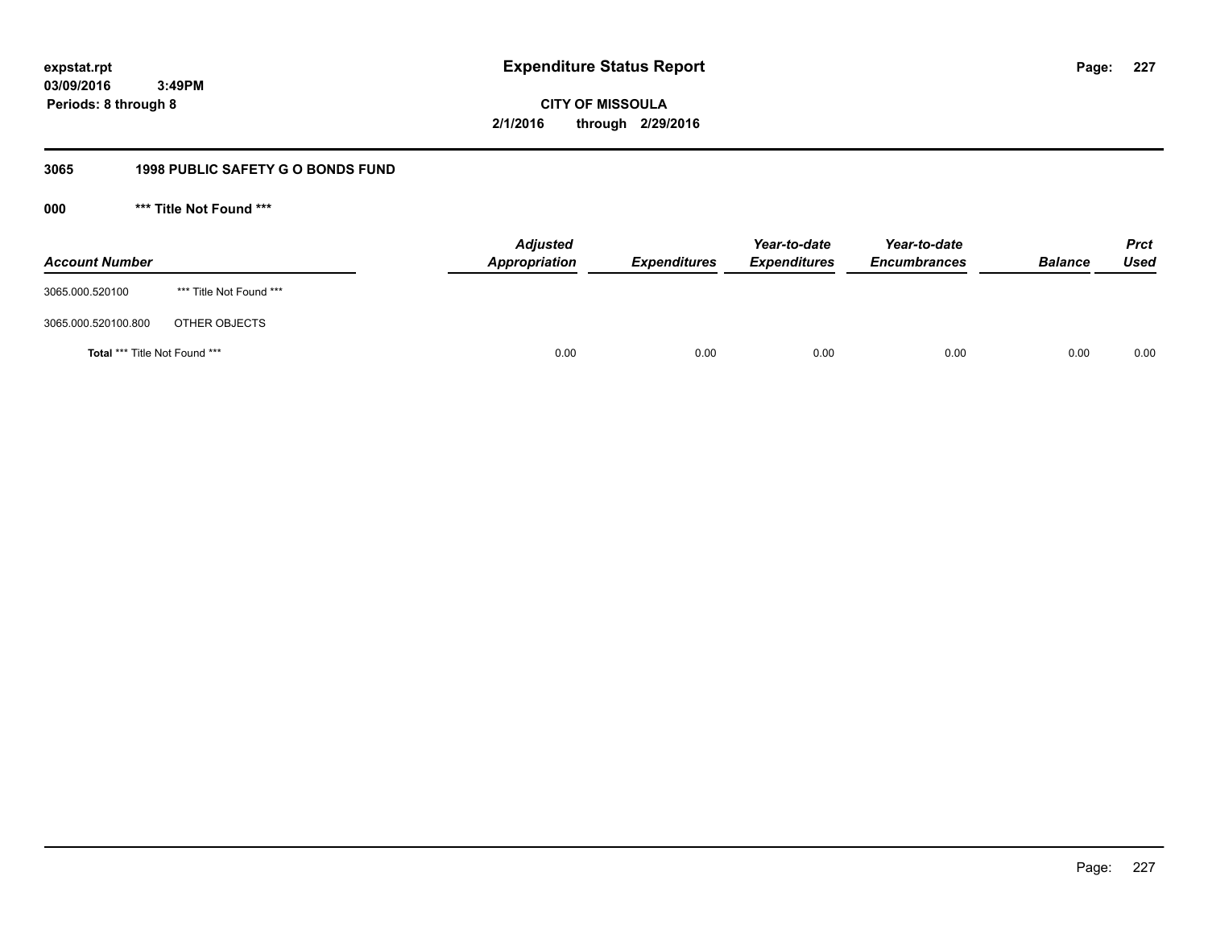expstat.rpt
03/09/2016 3:49PM
Periods: 8 through 8

# Expenditure Status Report

**CITY OF MISSOULA**
**2/1/2016 through 2/29/2016**

## 3065 1998 PUBLIC SAFETY G O BONDS FUND

### 000 *** Title Not Found ***

| Account Number | | Adjusted Appropriation | Expenditures | Year-to-date Expenditures | Year-to-date Encumbrances | Balance | Prct Used |
|---|---|---|---|---|---|---|---|
| 3065.000.520100 | *** Title Not Found *** | | | | | | |
| 3065.000.520100.800 | OTHER OBJECTS | | | | | | |
| **Total** *** Title Not Found *** | | 0.00 | 0.00 | 0.00 | 0.00 | 0.00 | 0.00 |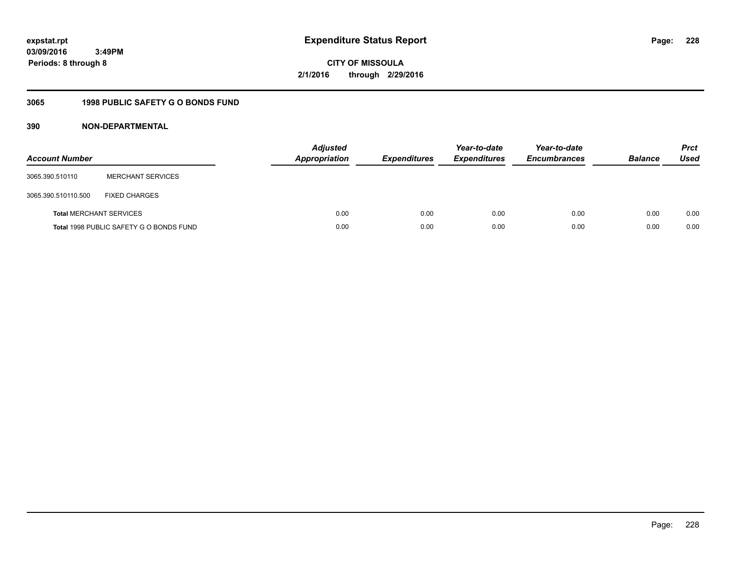**expstat.rpt**
**03/09/2016 3:49PM**
**Periods: 8 through 8**

# Expenditure Status Report

**CITY OF MISSOULA**
**2/1/2016 through 2/29/2016**

## 3065 1998 PUBLIC SAFETY G O BONDS FUND

### 390 NON-DEPARTMENTAL

| Account Number | | Adjusted Appropriation | Expenditures | Year-to-date Expenditures | Year-to-date Encumbrances | Balance | Prct Used |
|---|---|---|---|---|---|---|---|
| 3065.390.510110 | MERCHANT SERVICES | | | | | | |
| 3065.390.510110.500 | FIXED CHARGES | | | | | | |
| **Total** MERCHANT SERVICES | | 0.00 | 0.00 | 0.00 | 0.00 | 0.00 | 0.00 |
| **Total** 1998 PUBLIC SAFETY G O BONDS FUND | | 0.00 | 0.00 | 0.00 | 0.00 | 0.00 | 0.00 |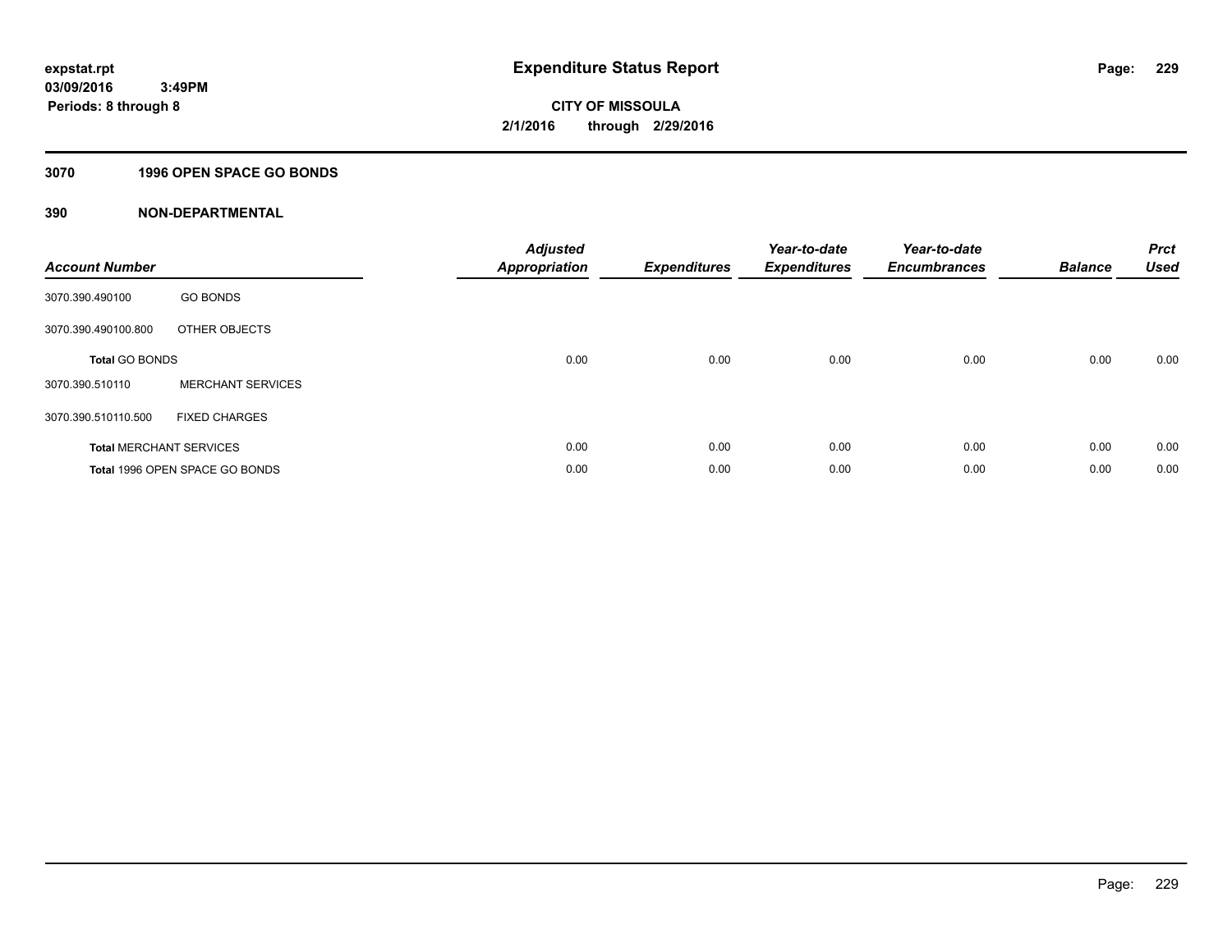# Expenditure Status Report

expstat.rpt
03/09/2016 3:49PM
Periods: 8 through 8

**CITY OF MISSOULA**
**2/1/2016 through 2/29/2016**

## 3070 1996 OPEN SPACE GO BONDS

## 390 NON-DEPARTMENTAL

| Account Number | | Adjusted Appropriation | Expenditures | Year-to-date Expenditures | Year-to-date Encumbrances | Balance | Prct Used |
|---|---|---|---|---|---|---|---|
| 3070.390.490100 | GO BONDS | | | | | | |
| 3070.390.490100.800 | OTHER OBJECTS | | | | | | |
| **Total** GO BONDS | | 0.00 | 0.00 | 0.00 | 0.00 | 0.00 | 0.00 |
| 3070.390.510110 | MERCHANT SERVICES | | | | | | |
| 3070.390.510110.500 | FIXED CHARGES | | | | | | |
| **Total** MERCHANT SERVICES | | 0.00 | 0.00 | 0.00 | 0.00 | 0.00 | 0.00 |
| **Total** 1996 OPEN SPACE GO BONDS | | 0.00 | 0.00 | 0.00 | 0.00 | 0.00 | 0.00 |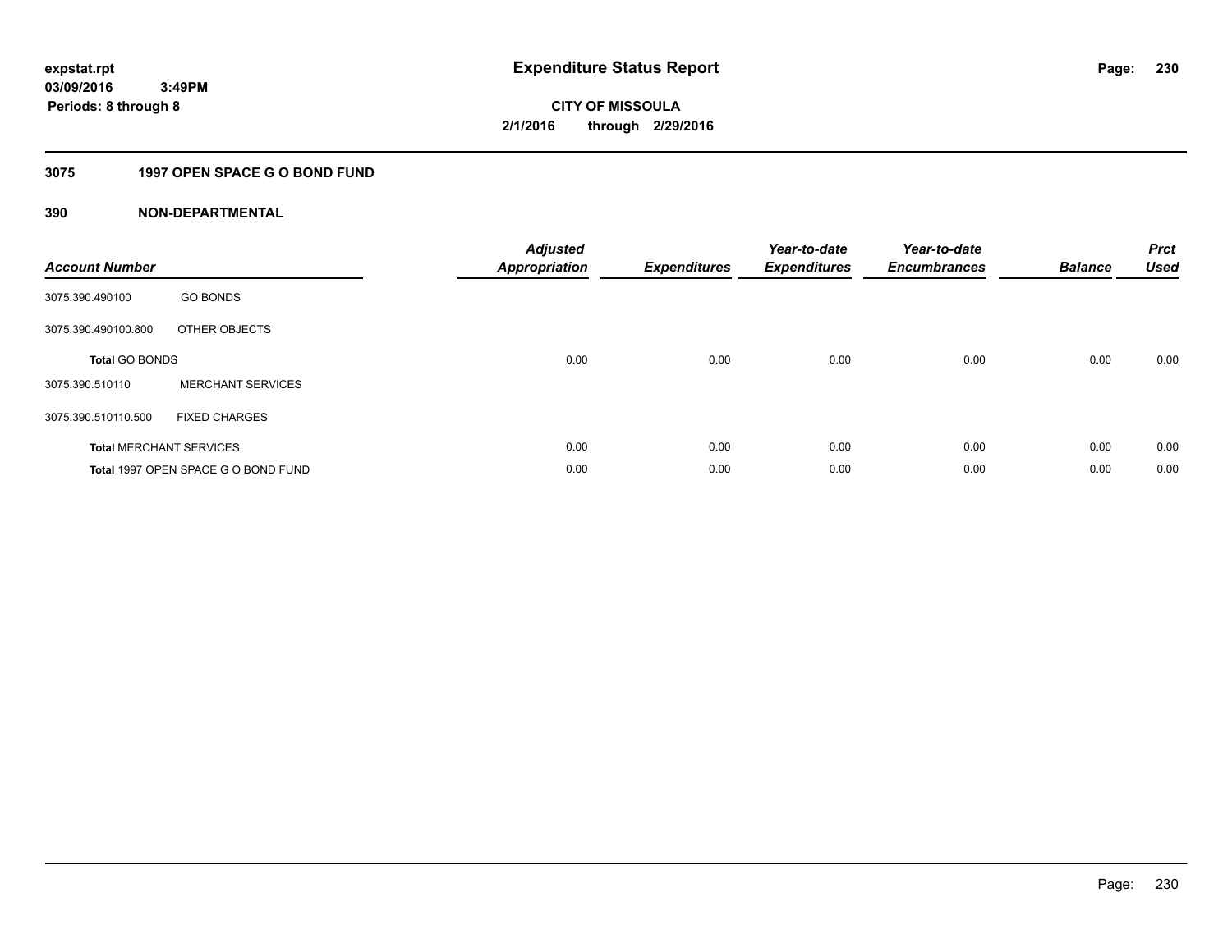**expstat.rpt**
**03/09/2016 3:49PM**
**Periods: 8 through 8**

# Expenditure Status Report

**CITY OF MISSOULA**
**2/1/2016 through 2/29/2016**

## 3075 1997 OPEN SPACE G O BOND FUND

## 390 NON-DEPARTMENTAL

| Account Number | | Adjusted Appropriation | Expenditures | Year-to-date Expenditures | Year-to-date Encumbrances | Balance | Prct Used |
|---|---|---|---|---|---|---|---|
| 3075.390.490100 | GO BONDS | | | | | | |
| 3075.390.490100.800 | OTHER OBJECTS | | | | | | |
| **Total** GO BONDS | | 0.00 | 0.00 | 0.00 | 0.00 | 0.00 | 0.00 |
| 3075.390.510110 | MERCHANT SERVICES | | | | | | |
| 3075.390.510110.500 | FIXED CHARGES | | | | | | |
| **Total** MERCHANT SERVICES | | 0.00 | 0.00 | 0.00 | 0.00 | 0.00 | 0.00 |
| **Total** 1997 OPEN SPACE G O BOND FUND | | 0.00 | 0.00 | 0.00 | 0.00 | 0.00 | 0.00 |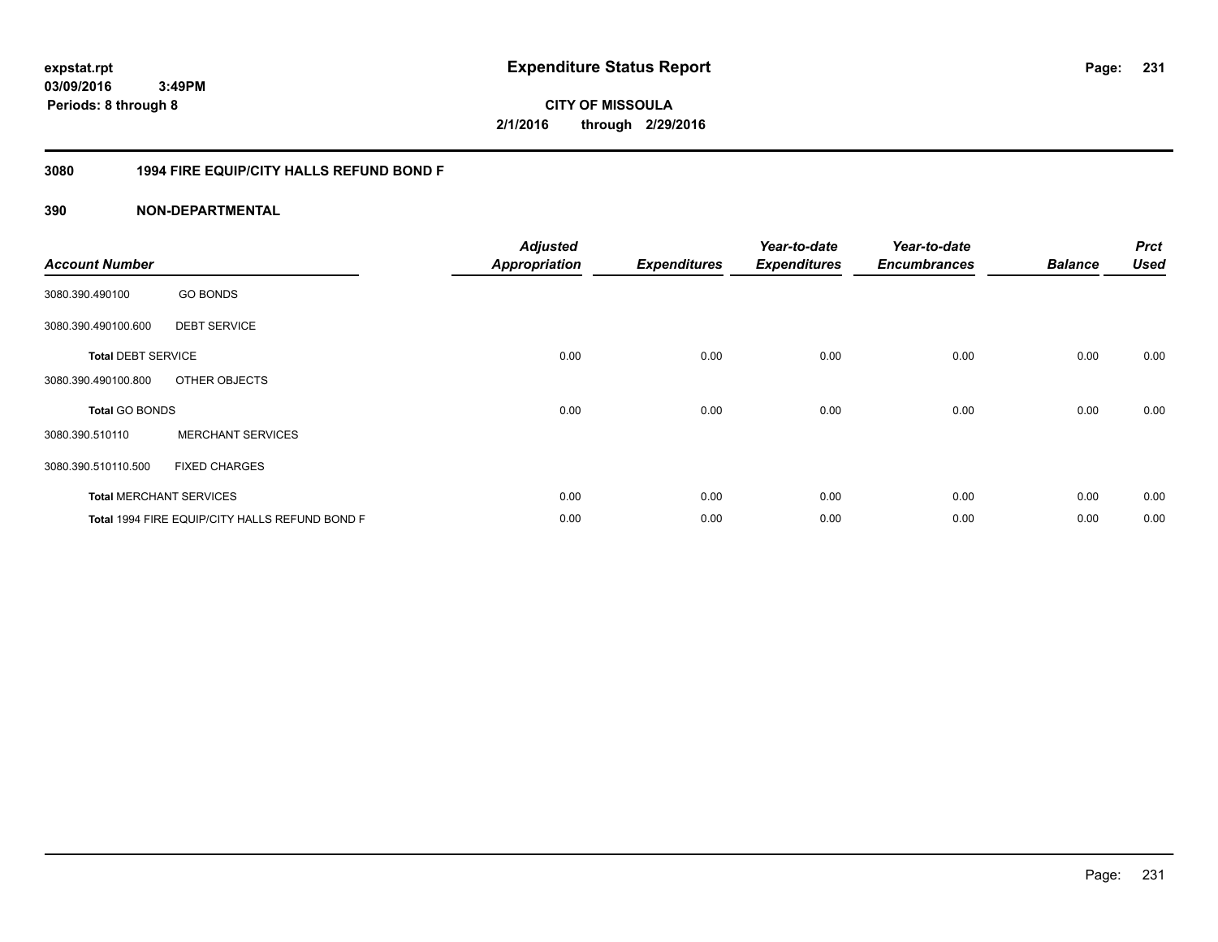# Expenditure Status Report

expstat.rpt
03/09/2016 3:49PM
Periods: 8 through 8

**CITY OF MISSOULA**
**2/1/2016 through 2/29/2016**

## 3080 1994 FIRE EQUIP/CITY HALLS REFUND BOND F

## 390 NON-DEPARTMENTAL

| Account Number | | Adjusted Appropriation | Expenditures | Year-to-date Expenditures | Year-to-date Encumbrances | Balance | Prct Used |
|---|---|---|---|---|---|---|---|
| 3080.390.490100 | GO BONDS | | | | | | |
| 3080.390.490100.600 | DEBT SERVICE | | | | | | |
| **Total** DEBT SERVICE | | 0.00 | 0.00 | 0.00 | 0.00 | 0.00 | 0.00 |
| 3080.390.490100.800 | OTHER OBJECTS | | | | | | |
| **Total** GO BONDS | | 0.00 | 0.00 | 0.00 | 0.00 | 0.00 | 0.00 |
| 3080.390.510110 | MERCHANT SERVICES | | | | | | |
| 3080.390.510110.500 | FIXED CHARGES | | | | | | |
| **Total** MERCHANT SERVICES | | 0.00 | 0.00 | 0.00 | 0.00 | 0.00 | 0.00 |
| **Total** 1994 FIRE EQUIP/CITY HALLS REFUND BOND F | | 0.00 | 0.00 | 0.00 | 0.00 | 0.00 | 0.00 |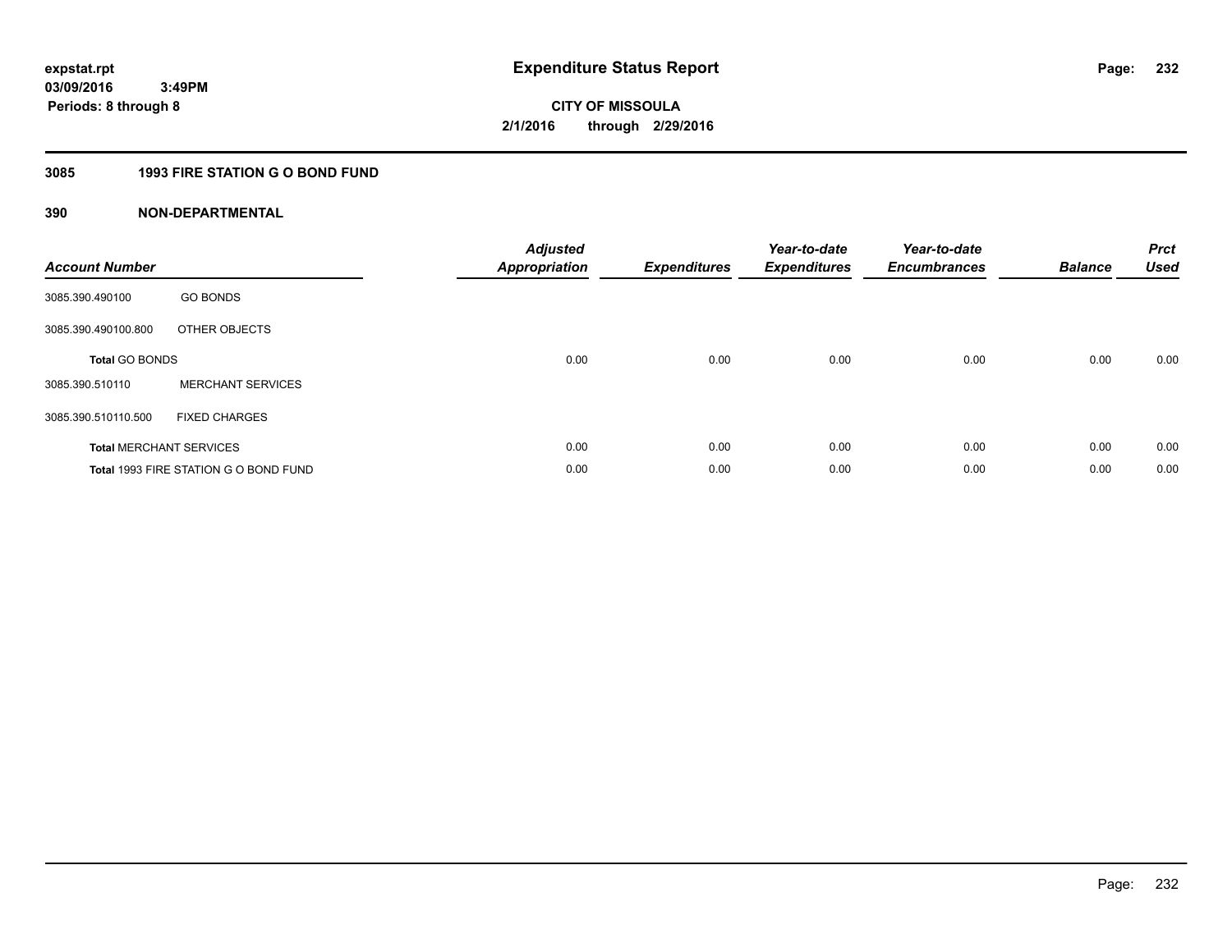**expstat.rpt**
**03/09/2016 3:49PM**
**Periods: 8 through 8**

# Expenditure Status Report

**CITY OF MISSOULA**
**2/1/2016 through 2/29/2016**

## 3085 1993 FIRE STATION G O BOND FUND

## 390 NON-DEPARTMENTAL

| Account Number | | Adjusted Appropriation | Expenditures | Year-to-date Expenditures | Year-to-date Encumbrances | Balance | Prct Used |
|---|---|---|---|---|---|---|---|
| 3085.390.490100 | GO BONDS | | | | | | |
| 3085.390.490100.800 | OTHER OBJECTS | | | | | | |
| **Total** GO BONDS | | 0.00 | 0.00 | 0.00 | 0.00 | 0.00 | 0.00 |
| 3085.390.510110 | MERCHANT SERVICES | | | | | | |
| 3085.390.510110.500 | FIXED CHARGES | | | | | | |
| **Total** MERCHANT SERVICES | | 0.00 | 0.00 | 0.00 | 0.00 | 0.00 | 0.00 |
| **Total** 1993 FIRE STATION G O BOND FUND | | 0.00 | 0.00 | 0.00 | 0.00 | 0.00 | 0.00 |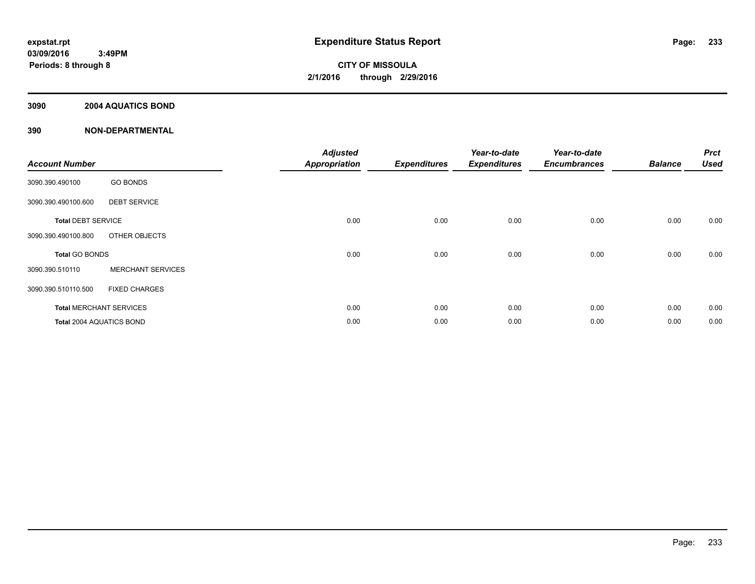**expstat.rpt**
**03/09/2016 3:49PM**
**Periods: 8 through 8**

# Expenditure Status Report

**CITY OF MISSOULA**
**2/1/2016 through 2/29/2016**

## 3090 2004 AQUATICS BOND

## 390 NON-DEPARTMENTAL

| Account Number | | Adjusted Appropriation | Expenditures | Year-to-date Expenditures | Year-to-date Encumbrances | Balance | Prct Used |
|---|---|---|---|---|---|---|---|
| 3090.390.490100 | GO BONDS | | | | | | |
| 3090.390.490100.600 | DEBT SERVICE | | | | | | |
| **Total** DEBT SERVICE | | 0.00 | 0.00 | 0.00 | 0.00 | 0.00 | 0.00 |
| 3090.390.490100.800 | OTHER OBJECTS | | | | | | |
| **Total** GO BONDS | | 0.00 | 0.00 | 0.00 | 0.00 | 0.00 | 0.00 |
| 3090.390.510110 | MERCHANT SERVICES | | | | | | |
| 3090.390.510110.500 | FIXED CHARGES | | | | | | |
| **Total** MERCHANT SERVICES | | 0.00 | 0.00 | 0.00 | 0.00 | 0.00 | 0.00 |
| **Total** 2004 AQUATICS BOND | | 0.00 | 0.00 | 0.00 | 0.00 | 0.00 | 0.00 |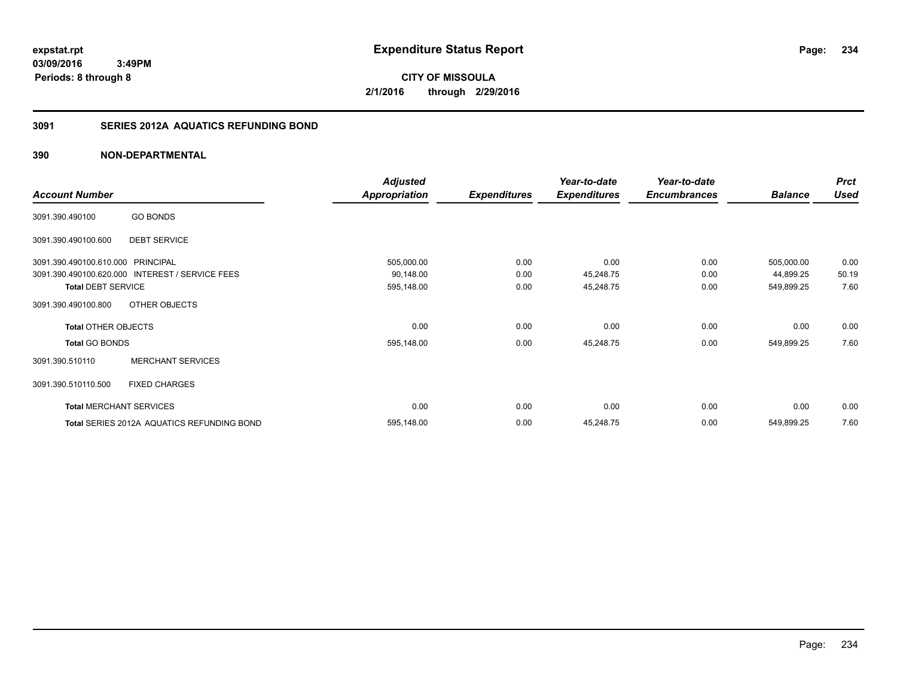expstat.rpt
03/09/2016 3:49PM
Periods: 8 through 8

# Expenditure Status Report

CITY OF MISSOULA
2/1/2016 through 2/29/2016

## 3091 SERIES 2012A AQUATICS REFUNDING BOND

## 390 NON-DEPARTMENTAL

| Account Number | | Adjusted Appropriation | Expenditures | Year-to-date Expenditures | Year-to-date Encumbrances | Balance | Prct Used |
|---|---|---|---|---|---|---|---|
| 3091.390.490100 | GO BONDS | | | | | | |
| 3091.390.490100.600 | DEBT SERVICE | | | | | | |
| 3091.390.490100.610.000 | PRINCIPAL | 505,000.00 | 0.00 | 0.00 | 0.00 | 505,000.00 | 0.00 |
| 3091.390.490100.620.000 | INTEREST / SERVICE FEES | 90,148.00 | 0.00 | 45,248.75 | 0.00 | 44,899.25 | 50.19 |
| **Total** DEBT SERVICE | | 595,148.00 | 0.00 | 45,248.75 | 0.00 | 549,899.25 | 7.60 |
| 3091.390.490100.800 | OTHER OBJECTS | | | | | | |
| **Total** OTHER OBJECTS | | 0.00 | 0.00 | 0.00 | 0.00 | 0.00 | 0.00 |
| **Total** GO BONDS | | 595,148.00 | 0.00 | 45,248.75 | 0.00 | 549,899.25 | 7.60 |
| 3091.390.510110 | MERCHANT SERVICES | | | | | | |
| 3091.390.510110.500 | FIXED CHARGES | | | | | | |
| **Total** MERCHANT SERVICES | | 0.00 | 0.00 | 0.00 | 0.00 | 0.00 | 0.00 |
| **Total** SERIES 2012A AQUATICS REFUNDING BOND | | 595,148.00 | 0.00 | 45,248.75 | 0.00 | 549,899.25 | 7.60 |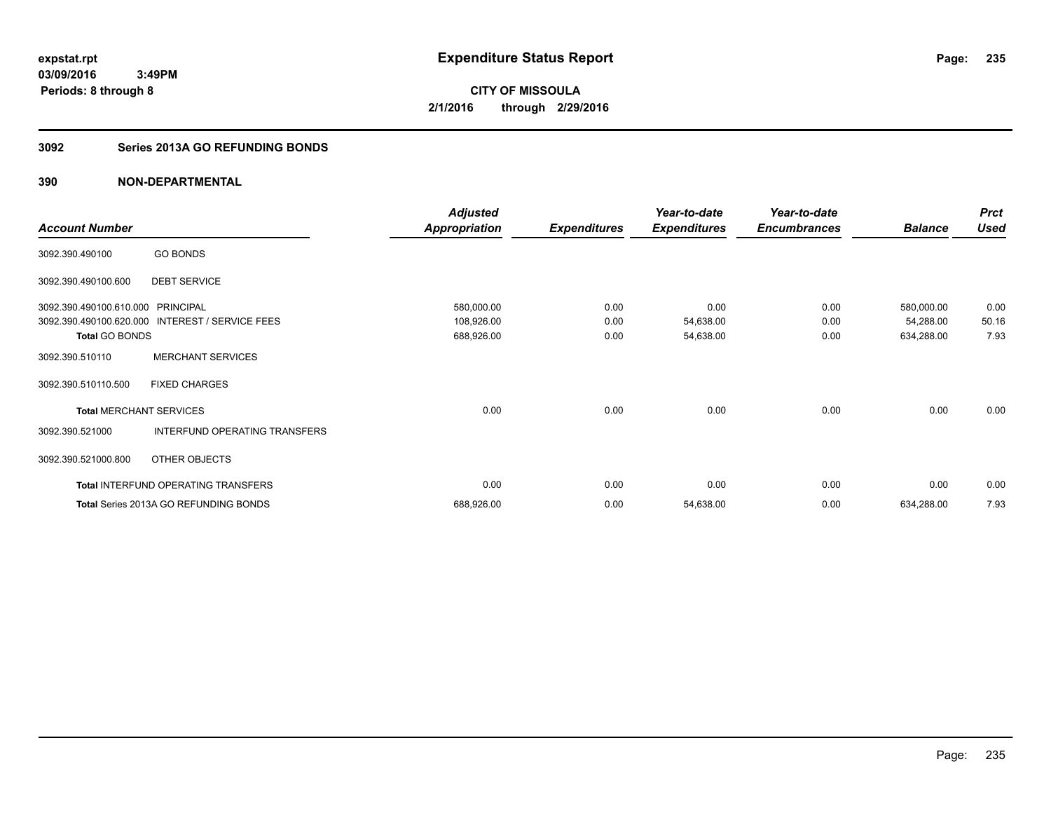**expstat.rpt**
**03/09/2016 3:49PM**
**Periods: 8 through 8**

# Expenditure Status Report

**CITY OF MISSOULA**
**2/1/2016 through 2/29/2016**

## 3092 Series 2013A GO REFUNDING BONDS

## 390 NON-DEPARTMENTAL

| Account Number | | Adjusted Appropriation | Expenditures | Year-to-date Expenditures | Year-to-date Encumbrances | Balance | Prct Used |
|---|---|---|---|---|---|---|---|
| 3092.390.490100 | GO BONDS | | | | | | |
| 3092.390.490100.600 | DEBT SERVICE | | | | | | |
| 3092.390.490100.610.000 | PRINCIPAL | 580,000.00 | 0.00 | 0.00 | 0.00 | 580,000.00 | 0.00 |
| 3092.390.490100.620.000 | INTEREST / SERVICE FEES | 108,926.00 | 0.00 | 54,638.00 | 0.00 | 54,288.00 | 50.16 |
| **Total** GO BONDS | | 688,926.00 | 0.00 | 54,638.00 | 0.00 | 634,288.00 | 7.93 |
| 3092.390.510110 | MERCHANT SERVICES | | | | | | |
| 3092.390.510110.500 | FIXED CHARGES | | | | | | |
| **Total** MERCHANT SERVICES | | 0.00 | 0.00 | 0.00 | 0.00 | 0.00 | 0.00 |
| 3092.390.521000 | INTERFUND OPERATING TRANSFERS | | | | | | |
| 3092.390.521000.800 | OTHER OBJECTS | | | | | | |
| **Total** INTERFUND OPERATING TRANSFERS | | 0.00 | 0.00 | 0.00 | 0.00 | 0.00 | 0.00 |
| **Total** Series 2013A GO REFUNDING BONDS | | 688,926.00 | 0.00 | 54,638.00 | 0.00 | 634,288.00 | 7.93 |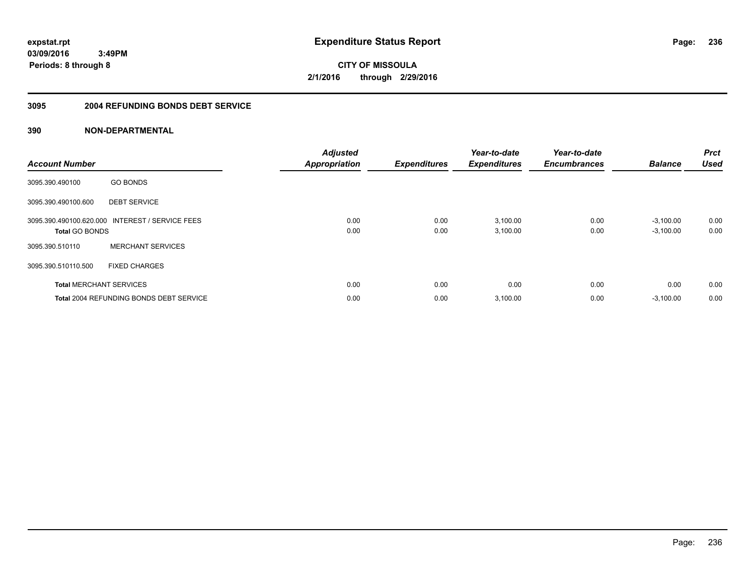**expstat.rpt**
**03/09/2016 3:49PM**
**Periods: 8 through 8**

# Expenditure Status Report

**CITY OF MISSOULA**
**2/1/2016 through 2/29/2016**

## 3095 2004 REFUNDING BONDS DEBT SERVICE

## 390 NON-DEPARTMENTAL

| Account Number | | Adjusted Appropriation | Expenditures | Year-to-date Expenditures | Year-to-date Encumbrances | Balance | Prct Used |
|---|---|---|---|---|---|---|---|
| 3095.390.490100 | GO BONDS | | | | | | |
| 3095.390.490100.600 | DEBT SERVICE | | | | | | |
| 3095.390.490100.620.000 | INTEREST / SERVICE FEES | 0.00 | 0.00 | 3,100.00 | 0.00 | -3,100.00 | 0.00 |
| **Total** GO BONDS | | 0.00 | 0.00 | 3,100.00 | 0.00 | -3,100.00 | 0.00 |
| 3095.390.510110 | MERCHANT SERVICES | | | | | | |
| 3095.390.510110.500 | FIXED CHARGES | | | | | | |
| **Total** MERCHANT SERVICES | | 0.00 | 0.00 | 0.00 | 0.00 | 0.00 | 0.00 |
| **Total** 2004 REFUNDING BONDS DEBT SERVICE | | 0.00 | 0.00 | 3,100.00 | 0.00 | -3,100.00 | 0.00 |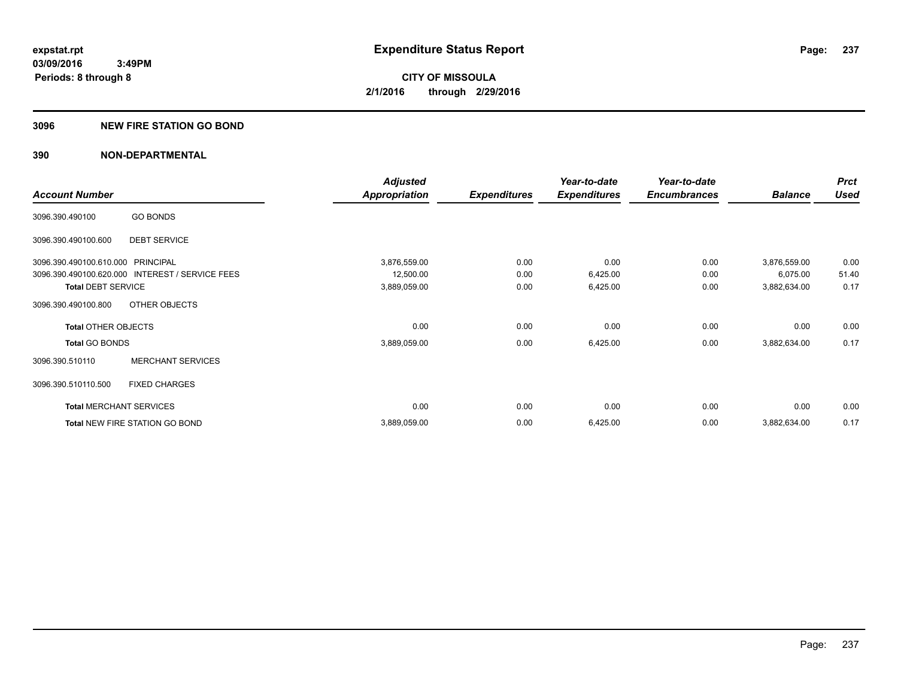**expstat.rpt**
**03/09/2016 3:49PM**
**Periods: 8 through 8**

# Expenditure Status Report

**CITY OF MISSOULA**
**2/1/2016 through 2/29/2016**

## 3096 NEW FIRE STATION GO BOND

### 390 NON-DEPARTMENTAL

| Account Number | | Adjusted Appropriation | Expenditures | Year-to-date Expenditures | Year-to-date Encumbrances | Balance | Prct Used |
|---|---|---|---|---|---|---|---|
| 3096.390.490100 | GO BONDS | | | | | | |
| 3096.390.490100.600 | DEBT SERVICE | | | | | | |
| 3096.390.490100.610.000 | PRINCIPAL | 3,876,559.00 | 0.00 | 0.00 | 0.00 | 3,876,559.00 | 0.00 |
| 3096.390.490100.620.000 | INTEREST / SERVICE FEES | 12,500.00 | 0.00 | 6,425.00 | 0.00 | 6,075.00 | 51.40 |
| **Total** DEBT SERVICE | | 3,889,059.00 | 0.00 | 6,425.00 | 0.00 | 3,882,634.00 | 0.17 |
| 3096.390.490100.800 | OTHER OBJECTS | | | | | | |
| **Total** OTHER OBJECTS | | 0.00 | 0.00 | 0.00 | 0.00 | 0.00 | 0.00 |
| **Total** GO BONDS | | 3,889,059.00 | 0.00 | 6,425.00 | 0.00 | 3,882,634.00 | 0.17 |
| 3096.390.510110 | MERCHANT SERVICES | | | | | | |
| 3096.390.510110.500 | FIXED CHARGES | | | | | | |
| **Total** MERCHANT SERVICES | | 0.00 | 0.00 | 0.00 | 0.00 | 0.00 | 0.00 |
| **Total** NEW FIRE STATION GO BOND | | 3,889,059.00 | 0.00 | 6,425.00 | 0.00 | 3,882,634.00 | 0.17 |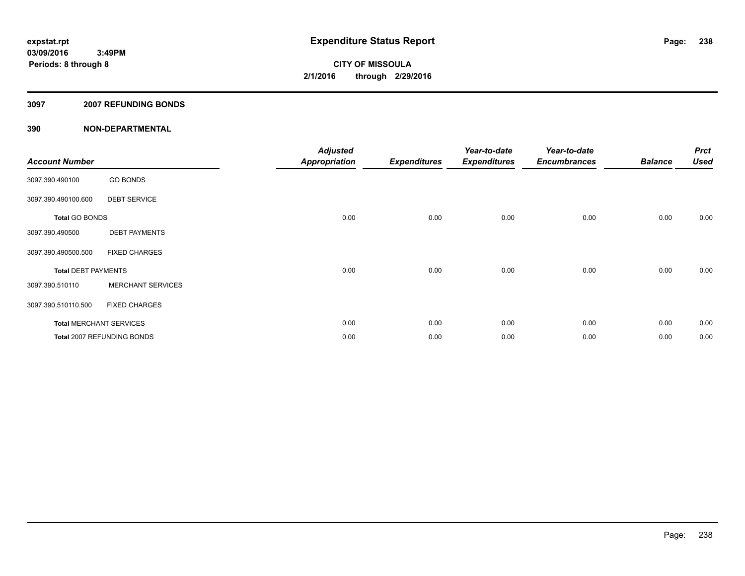**expstat.rpt**
**03/09/2016 3:49PM**
**Periods: 8 through 8**

# Expenditure Status Report

**CITY OF MISSOULA**
**2/1/2016 through 2/29/2016**

## 3097 2007 REFUNDING BONDS

## 390 NON-DEPARTMENTAL

| Account Number | | Adjusted Appropriation | Expenditures | Year-to-date Expenditures | Year-to-date Encumbrances | Balance | Prct Used |
|---|---|---|---|---|---|---|---|
| 3097.390.490100 | GO BONDS | | | | | | |
| 3097.390.490100.600 | DEBT SERVICE | | | | | | |
| **Total** GO BONDS | | 0.00 | 0.00 | 0.00 | 0.00 | 0.00 | 0.00 |
| 3097.390.490500 | DEBT PAYMENTS | | | | | | |
| 3097.390.490500.500 | FIXED CHARGES | | | | | | |
| **Total** DEBT PAYMENTS | | 0.00 | 0.00 | 0.00 | 0.00 | 0.00 | 0.00 |
| 3097.390.510110 | MERCHANT SERVICES | | | | | | |
| 3097.390.510110.500 | FIXED CHARGES | | | | | | |
| **Total** MERCHANT SERVICES | | 0.00 | 0.00 | 0.00 | 0.00 | 0.00 | 0.00 |
| **Total** 2007 REFUNDING BONDS | | 0.00 | 0.00 | 0.00 | 0.00 | 0.00 | 0.00 |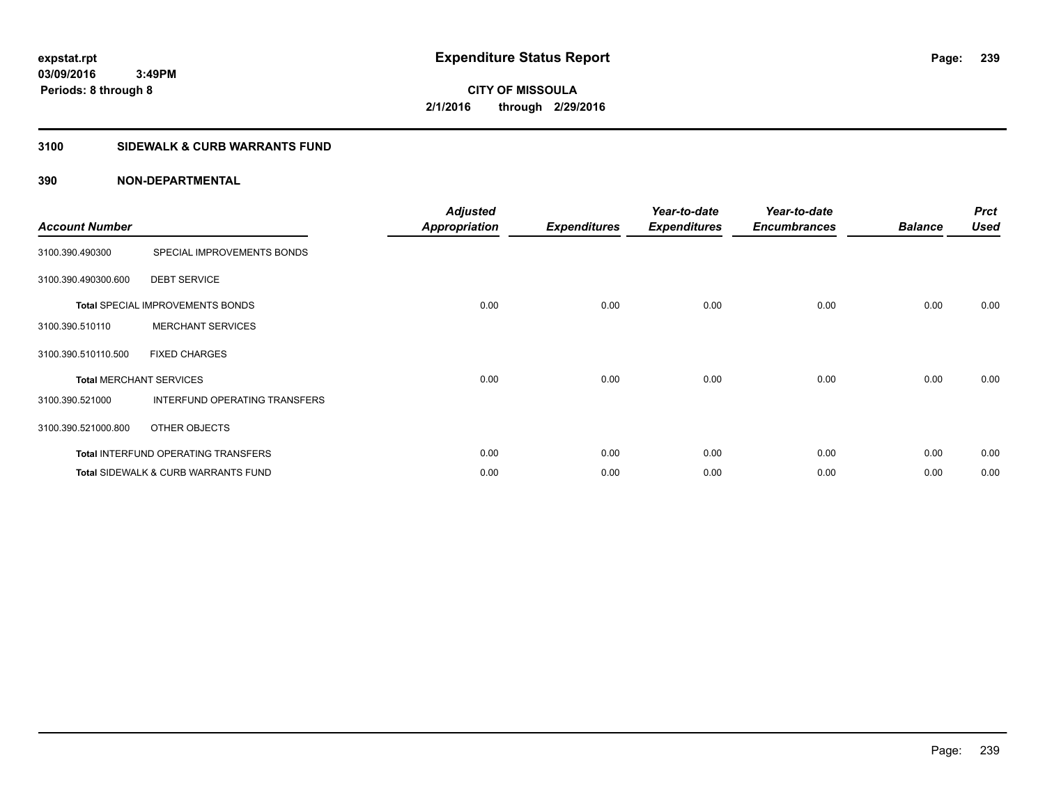**expstat.rpt**
**03/09/2016 3:49PM**
**Periods: 8 through 8**

# Expenditure Status Report

**CITY OF MISSOULA**
**2/1/2016 through 2/29/2016**

## 3100 SIDEWALK & CURB WARRANTS FUND

## 390 NON-DEPARTMENTAL

| Account Number | | Adjusted Appropriation | Expenditures | Year-to-date Expenditures | Year-to-date Encumbrances | Balance | Prct Used |
|---|---|---|---|---|---|---|---|
| 3100.390.490300 | SPECIAL IMPROVEMENTS BONDS | | | | | | |
| 3100.390.490300.600 | DEBT SERVICE | | | | | | |
| **Total** SPECIAL IMPROVEMENTS BONDS | | 0.00 | 0.00 | 0.00 | 0.00 | 0.00 | 0.00 |
| 3100.390.510110 | MERCHANT SERVICES | | | | | | |
| 3100.390.510110.500 | FIXED CHARGES | | | | | | |
| **Total** MERCHANT SERVICES | | 0.00 | 0.00 | 0.00 | 0.00 | 0.00 | 0.00 |
| 3100.390.521000 | INTERFUND OPERATING TRANSFERS | | | | | | |
| 3100.390.521000.800 | OTHER OBJECTS | | | | | | |
| **Total** INTERFUND OPERATING TRANSFERS | | 0.00 | 0.00 | 0.00 | 0.00 | 0.00 | 0.00 |
| **Total** SIDEWALK & CURB WARRANTS FUND | | 0.00 | 0.00 | 0.00 | 0.00 | 0.00 | 0.00 |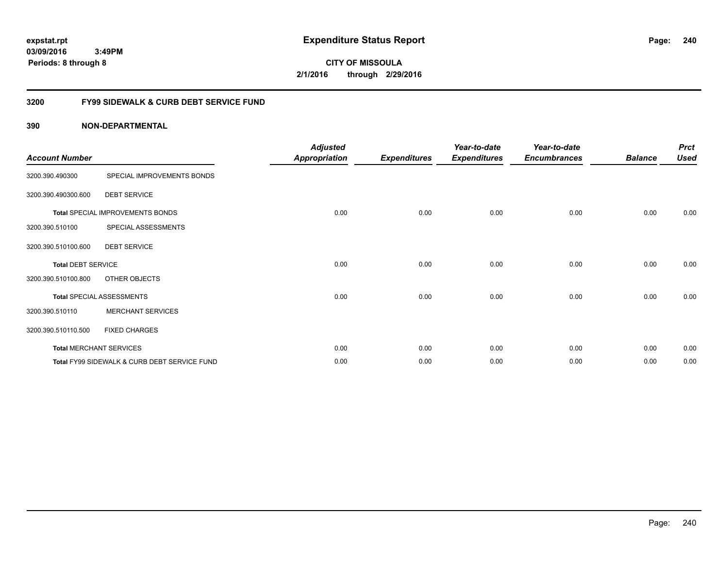**expstat.rpt**
**03/09/2016 3:49PM**
**Periods: 8 through 8**

# Expenditure Status Report

**CITY OF MISSOULA**
**2/1/2016 through 2/29/2016**

## 3200 FY99 SIDEWALK & CURB DEBT SERVICE FUND

## 390 NON-DEPARTMENTAL

| Account Number | | Adjusted Appropriation | Expenditures | Year-to-date Expenditures | Year-to-date Encumbrances | Balance | Prct Used |
|---|---|---|---|---|---|---|---|
| 3200.390.490300 | SPECIAL IMPROVEMENTS BONDS | | | | | | |
| 3200.390.490300.600 | DEBT SERVICE | | | | | | |
| **Total** SPECIAL IMPROVEMENTS BONDS | | 0.00 | 0.00 | 0.00 | 0.00 | 0.00 | 0.00 |
| 3200.390.510100 | SPECIAL ASSESSMENTS | | | | | | |
| 3200.390.510100.600 | DEBT SERVICE | | | | | | |
| **Total** DEBT SERVICE | | 0.00 | 0.00 | 0.00 | 0.00 | 0.00 | 0.00 |
| 3200.390.510100.800 | OTHER OBJECTS | | | | | | |
| **Total** SPECIAL ASSESSMENTS | | 0.00 | 0.00 | 0.00 | 0.00 | 0.00 | 0.00 |
| 3200.390.510110 | MERCHANT SERVICES | | | | | | |
| 3200.390.510110.500 | FIXED CHARGES | | | | | | |
| **Total** MERCHANT SERVICES | | 0.00 | 0.00 | 0.00 | 0.00 | 0.00 | 0.00 |
| **Total** FY99 SIDEWALK & CURB DEBT SERVICE FUND | | 0.00 | 0.00 | 0.00 | 0.00 | 0.00 | 0.00 |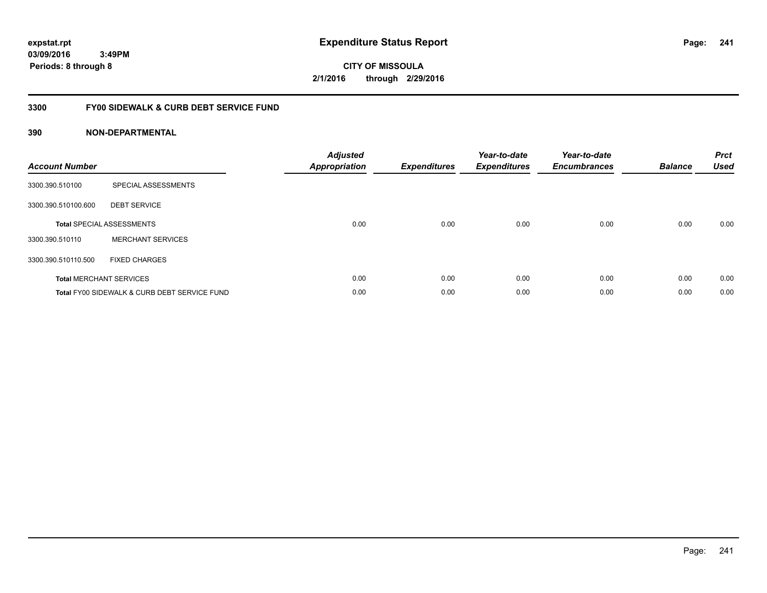expstat.rpt
03/09/2016 3:49PM
Periods: 8 through 8

# Expenditure Status Report

CITY OF MISSOULA
2/1/2016 through 2/29/2016

## 3300 FY00 SIDEWALK & CURB DEBT SERVICE FUND

### 390 NON-DEPARTMENTAL

| Account Number | | Adjusted Appropriation | Expenditures | Year-to-date Expenditures | Year-to-date Encumbrances | Balance | Prct Used |
|---|---|---|---|---|---|---|---|
| 3300.390.510100 | SPECIAL ASSESSMENTS | | | | | | |
| 3300.390.510100.600 | DEBT SERVICE | | | | | | |
| **Total** SPECIAL ASSESSMENTS | | 0.00 | 0.00 | 0.00 | 0.00 | 0.00 | 0.00 |
| 3300.390.510110 | MERCHANT SERVICES | | | | | | |
| 3300.390.510110.500 | FIXED CHARGES | | | | | | |
| **Total** MERCHANT SERVICES | | 0.00 | 0.00 | 0.00 | 0.00 | 0.00 | 0.00 |
| **Total** FY00 SIDEWALK & CURB DEBT SERVICE FUND | | 0.00 | 0.00 | 0.00 | 0.00 | 0.00 | 0.00 |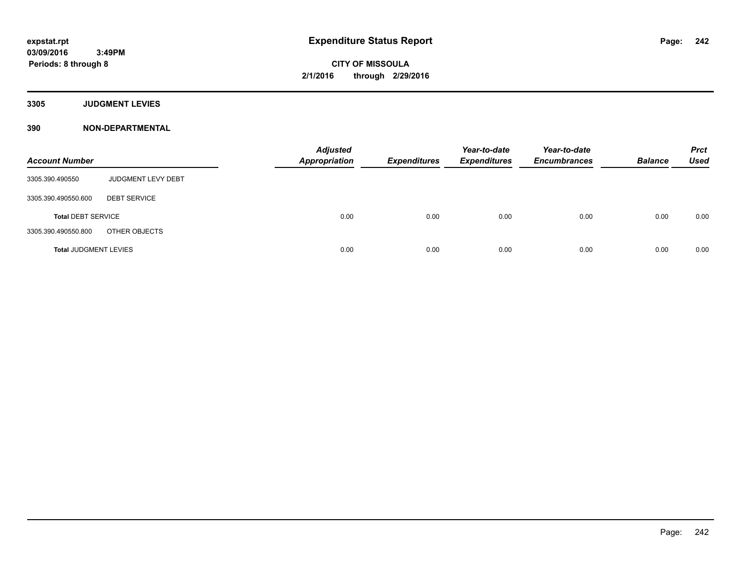**expstat.rpt**
**03/09/2016 3:49PM**
**Periods: 8 through 8**

# Expenditure Status Report

**CITY OF MISSOULA**
**2/1/2016 through 2/29/2016**

## 3305 JUDGMENT LEVIES

## 390 NON-DEPARTMENTAL

| Account Number | | Adjusted Appropriation | Expenditures | Year-to-date Expenditures | Year-to-date Encumbrances | Balance | Prct Used |
|---|---|---|---|---|---|---|---|
| 3305.390.490550 | JUDGMENT LEVY DEBT | | | | | | |
| 3305.390.490550.600 | DEBT SERVICE | | | | | | |
| **Total** DEBT SERVICE | | 0.00 | 0.00 | 0.00 | 0.00 | 0.00 | 0.00 |
| 3305.390.490550.800 | OTHER OBJECTS | | | | | | |
| **Total** JUDGMENT LEVIES | | 0.00 | 0.00 | 0.00 | 0.00 | 0.00 | 0.00 |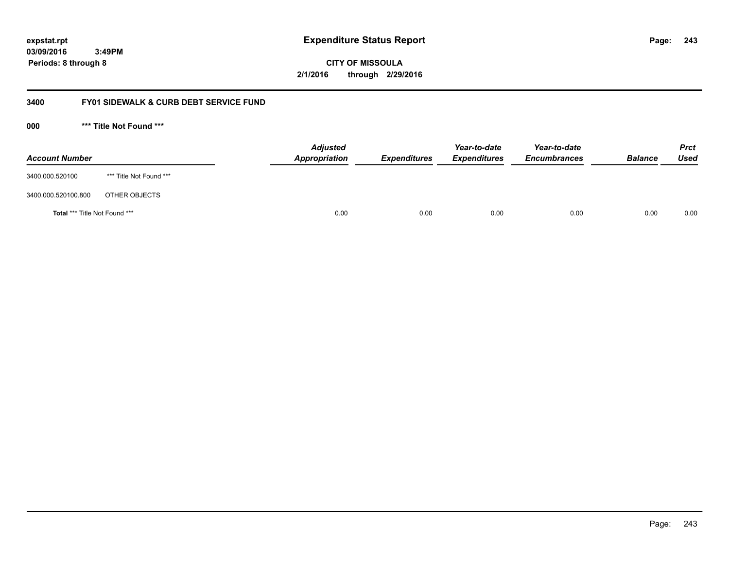**expstat.rpt**
**03/09/2016 3:49PM**
**Periods: 8 through 8**

# Expenditure Status Report

**CITY OF MISSOULA**
**2/1/2016 through 2/29/2016**

## 3400 FY01 SIDEWALK & CURB DEBT SERVICE FUND

### 000 *** Title Not Found ***

| Account Number | | Adjusted Appropriation | Expenditures | Year-to-date Expenditures | Year-to-date Encumbrances | Balance | Prct Used |
|---|---|---|---|---|---|---|---|
| 3400.000.520100 | *** Title Not Found *** | | | | | | |
| 3400.000.520100.800 | OTHER OBJECTS | | | | | | |
| **Total** *** Title Not Found *** | | 0.00 | 0.00 | 0.00 | 0.00 | 0.00 | 0.00 |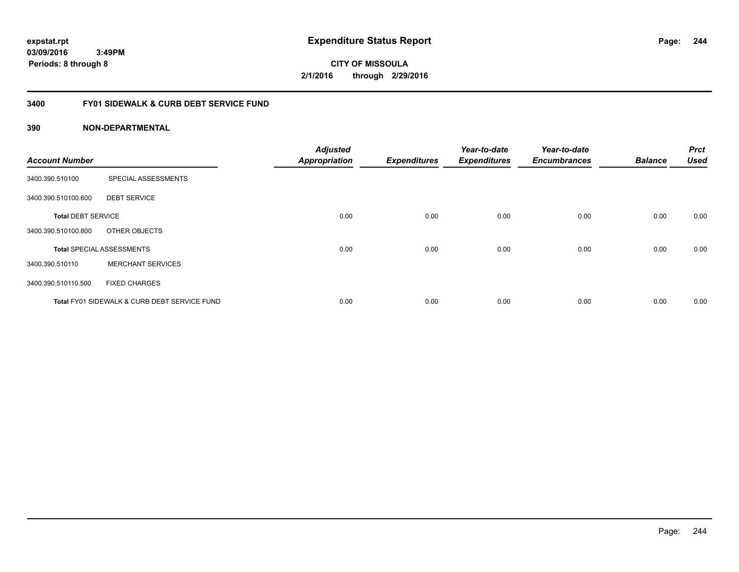# Expenditure Status Report

expstat.rpt
03/09/2016 3:49PM
Periods: 8 through 8

**CITY OF MISSOULA**
**2/1/2016 through 2/29/2016**

## 3400 FY01 SIDEWALK & CURB DEBT SERVICE FUND

### 390 NON-DEPARTMENTAL

| Account Number | | Adjusted Appropriation | Expenditures | Year-to-date Expenditures | Year-to-date Encumbrances | Balance | Prct Used |
|---|---|---|---|---|---|---|---|
| 3400.390.510100 | SPECIAL ASSESSMENTS | | | | | | |
| 3400.390.510100.600 | DEBT SERVICE | | | | | | |
| **Total** DEBT SERVICE | | 0.00 | 0.00 | 0.00 | 0.00 | 0.00 | 0.00 |
| 3400.390.510100.800 | OTHER OBJECTS | | | | | | |
| **Total** SPECIAL ASSESSMENTS | | 0.00 | 0.00 | 0.00 | 0.00 | 0.00 | 0.00 |
| 3400.390.510110 | MERCHANT SERVICES | | | | | | |
| 3400.390.510110.500 | FIXED CHARGES | | | | | | |
| **Total** FY01 SIDEWALK & CURB DEBT SERVICE FUND | | 0.00 | 0.00 | 0.00 | 0.00 | 0.00 | 0.00 |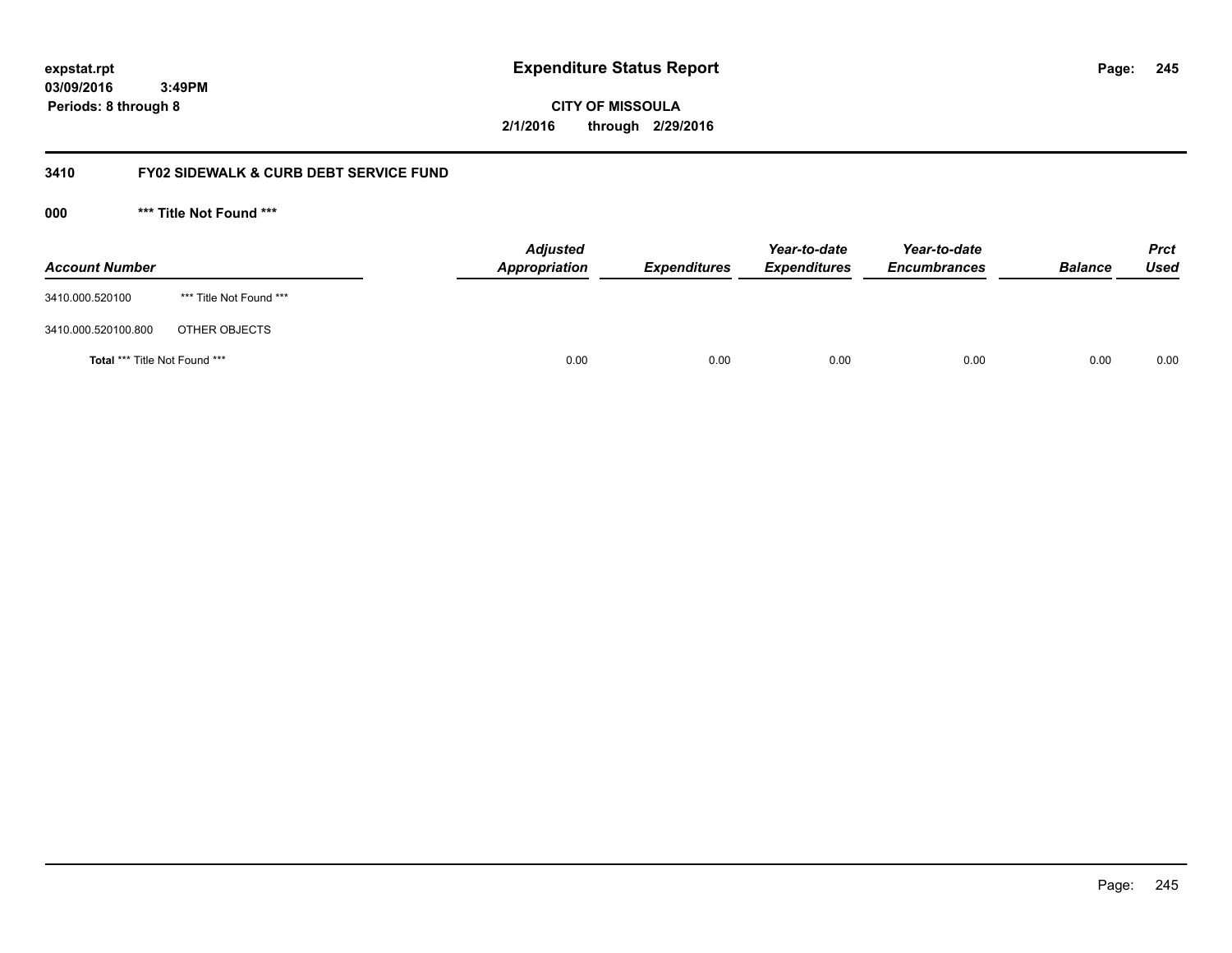**expstat.rpt**
**03/09/2016 3:49PM**
**Periods: 8 through 8**

# Expenditure Status Report

**CITY OF MISSOULA**
**2/1/2016 through 2/29/2016**

## 3410 FY02 SIDEWALK & CURB DEBT SERVICE FUND

### 000 *** Title Not Found ***

| Account Number | | Adjusted Appropriation | Expenditures | Year-to-date Expenditures | Year-to-date Encumbrances | Balance | Prct Used |
|---|---|---|---|---|---|---|---|
| 3410.000.520100 | *** Title Not Found *** | | | | | | |
| 3410.000.520100.800 | OTHER OBJECTS | | | | | | |
| **Total** *** Title Not Found *** | | 0.00 | 0.00 | 0.00 | 0.00 | 0.00 | 0.00 |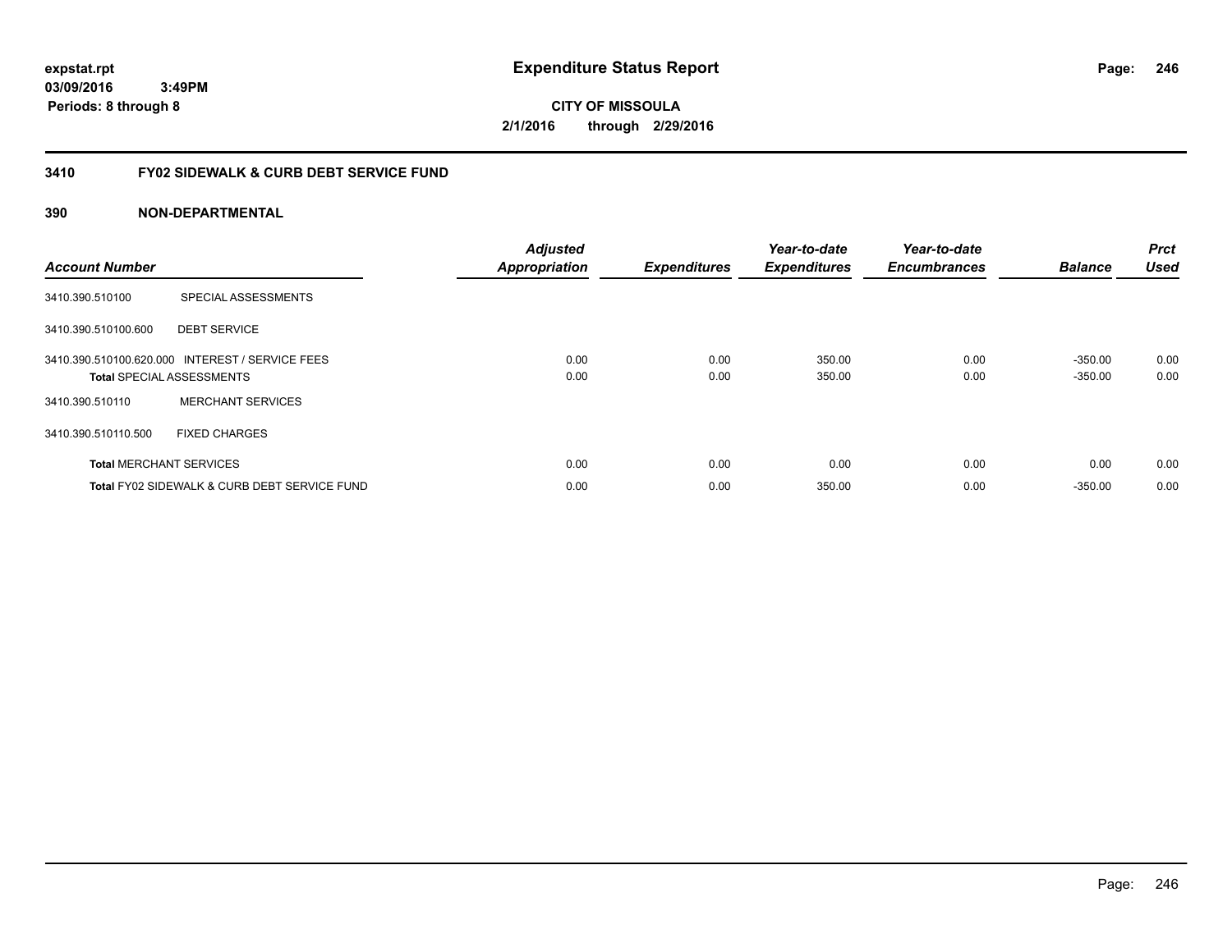**expstat.rpt**
**03/09/2016 3:49PM**
**Periods: 8 through 8**

# Expenditure Status Report

**CITY OF MISSOULA**
**2/1/2016 through 2/29/2016**

## 3410 FY02 SIDEWALK & CURB DEBT SERVICE FUND

### 390 NON-DEPARTMENTAL

| Account Number | | Adjusted Appropriation | Expenditures | Year-to-date Expenditures | Year-to-date Encumbrances | Balance | Prct Used |
|---|---|---|---|---|---|---|---|
| 3410.390.510100 | SPECIAL ASSESSMENTS | | | | | | |
| 3410.390.510100.600 | DEBT SERVICE | | | | | | |
| 3410.390.510100.620.000 | INTEREST / SERVICE FEES | 0.00 | 0.00 | 350.00 | 0.00 | -350.00 | 0.00 |
| **Total** SPECIAL ASSESSMENTS | | 0.00 | 0.00 | 350.00 | 0.00 | -350.00 | 0.00 |
| 3410.390.510110 | MERCHANT SERVICES | | | | | | |
| 3410.390.510110.500 | FIXED CHARGES | | | | | | |
| **Total** MERCHANT SERVICES | | 0.00 | 0.00 | 0.00 | 0.00 | 0.00 | 0.00 |
| **Total** FY02 SIDEWALK & CURB DEBT SERVICE FUND | | 0.00 | 0.00 | 350.00 | 0.00 | -350.00 | 0.00 |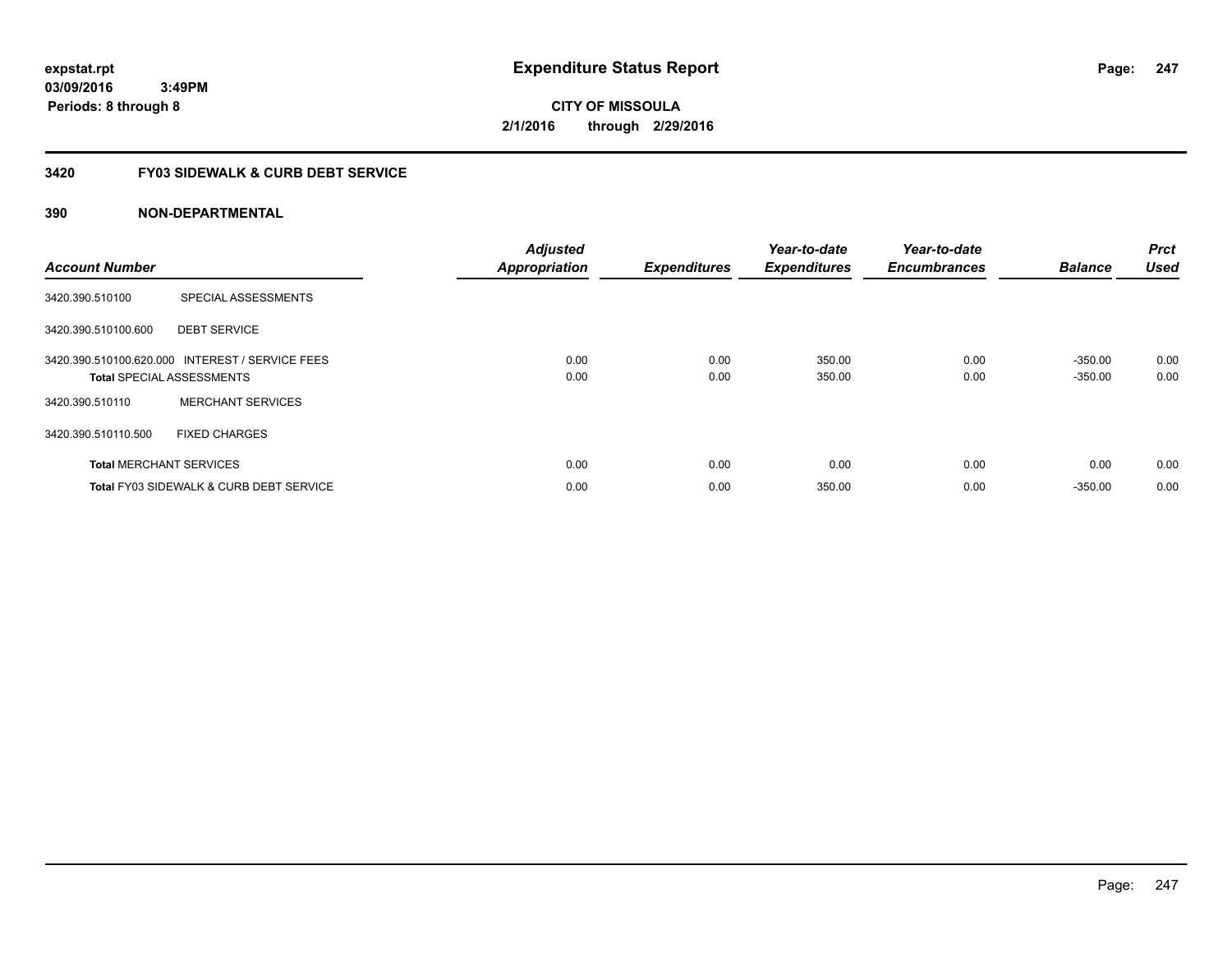**expstat.rpt**
**03/09/2016 3:49PM**
**Periods: 8 through 8**

# Expenditure Status Report

**CITY OF MISSOULA**
**2/1/2016 through 2/29/2016**

## 3420 FY03 SIDEWALK & CURB DEBT SERVICE

### 390 NON-DEPARTMENTAL

| Account Number | | Adjusted Appropriation | Expenditures | Year-to-date Expenditures | Year-to-date Encumbrances | Balance | Prct Used |
|---|---|---|---|---|---|---|---|
| 3420.390.510100 | SPECIAL ASSESSMENTS | | | | | | |
| 3420.390.510100.600 | DEBT SERVICE | | | | | | |
| 3420.390.510100.620.000 | INTEREST / SERVICE FEES | 0.00 | 0.00 | 350.00 | 0.00 | -350.00 | 0.00 |
| **Total** SPECIAL ASSESSMENTS | | 0.00 | 0.00 | 350.00 | 0.00 | -350.00 | 0.00 |
| 3420.390.510110 | MERCHANT SERVICES | | | | | | |
| 3420.390.510110.500 | FIXED CHARGES | | | | | | |
| **Total** MERCHANT SERVICES | | 0.00 | 0.00 | 0.00 | 0.00 | 0.00 | 0.00 |
| **Total** FY03 SIDEWALK & CURB DEBT SERVICE | | 0.00 | 0.00 | 350.00 | 0.00 | -350.00 | 0.00 |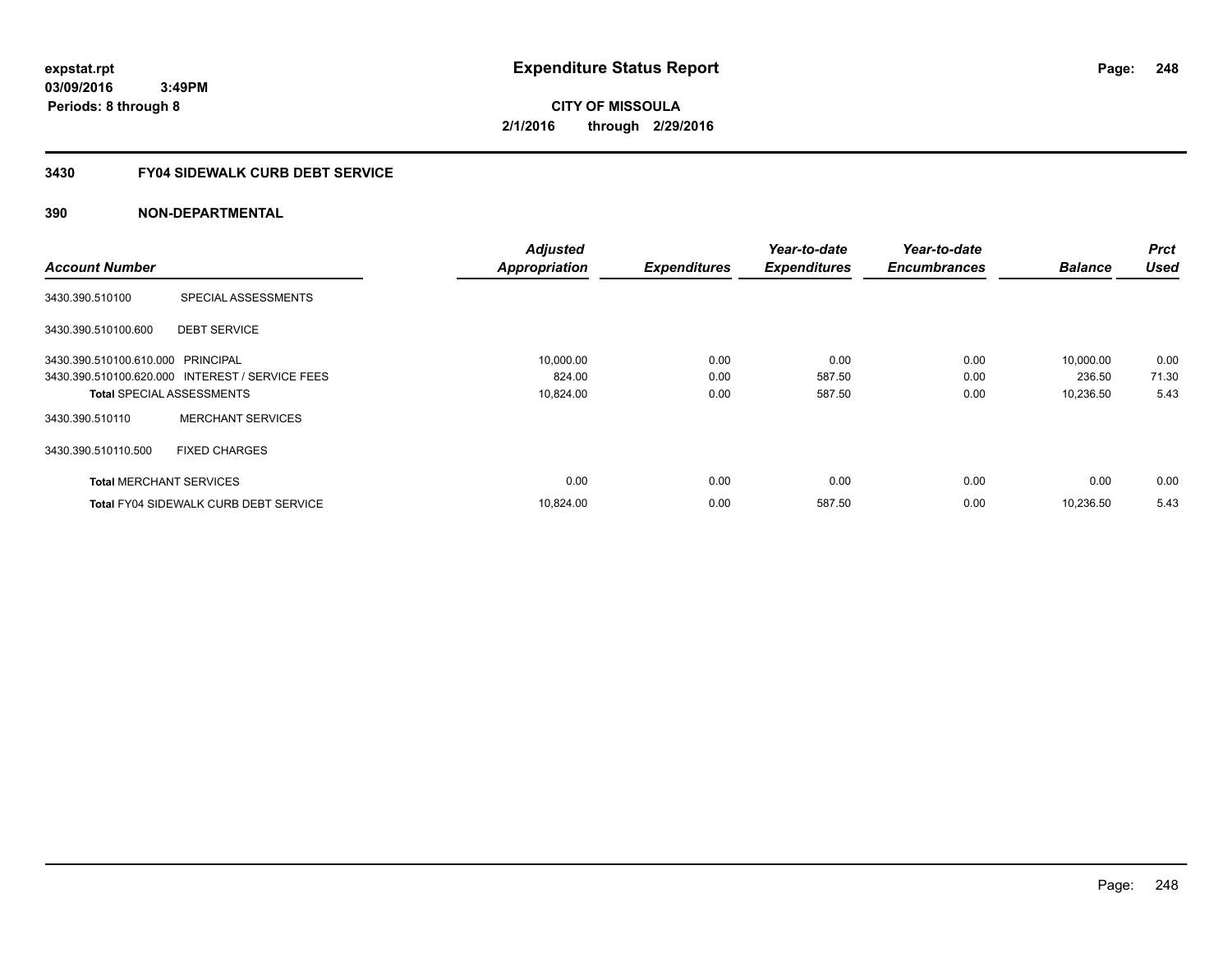expstat.rpt
03/09/2016 3:49PM
Periods: 8 through 8

# Expenditure Status Report

**CITY OF MISSOULA**
**2/1/2016 through 2/29/2016**

## 3430 FY04 SIDEWALK CURB DEBT SERVICE

## 390 NON-DEPARTMENTAL

| Account Number | | Adjusted Appropriation | Expenditures | Year-to-date Expenditures | Year-to-date Encumbrances | Balance | Prct Used |
|---|---|---|---|---|---|---|---|
| 3430.390.510100 | SPECIAL ASSESSMENTS | | | | | | |
| 3430.390.510100.600 | DEBT SERVICE | | | | | | |
| 3430.390.510100.610.000 | PRINCIPAL | 10,000.00 | 0.00 | 0.00 | 0.00 | 10,000.00 | 0.00 |
| 3430.390.510100.620.000 | INTEREST / SERVICE FEES | 824.00 | 0.00 | 587.50 | 0.00 | 236.50 | 71.30 |
| **Total** SPECIAL ASSESSMENTS | | 10,824.00 | 0.00 | 587.50 | 0.00 | 10,236.50 | 5.43 |
| 3430.390.510110 | MERCHANT SERVICES | | | | | | |
| 3430.390.510110.500 | FIXED CHARGES | | | | | | |
| **Total** MERCHANT SERVICES | | 0.00 | 0.00 | 0.00 | 0.00 | 0.00 | 0.00 |
| **Total** FY04 SIDEWALK CURB DEBT SERVICE | | 10,824.00 | 0.00 | 587.50 | 0.00 | 10,236.50 | 5.43 |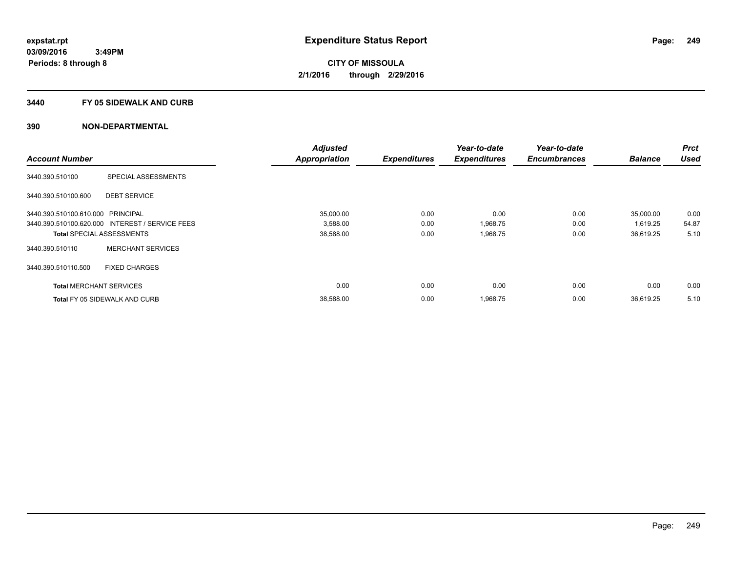# Expenditure Status Report

**CITY OF MISSOULA**

**2/1/2016 through 2/29/2016**

expstat.rpt
03/09/2016 3:49PM
Periods: 8 through 8

## 3440 FY 05 SIDEWALK AND CURB

## 390 NON-DEPARTMENTAL

| Account Number | | Adjusted Appropriation | Expenditures | Year-to-date Expenditures | Year-to-date Encumbrances | Balance | Prct Used |
|---|---|---|---|---|---|---|---|
| 3440.390.510100 | SPECIAL ASSESSMENTS | | | | | | |
| 3440.390.510100.600 | DEBT SERVICE | | | | | | |
| 3440.390.510100.610.000 | PRINCIPAL | 35,000.00 | 0.00 | 0.00 | 0.00 | 35,000.00 | 0.00 |
| 3440.390.510100.620.000 | INTEREST / SERVICE FEES | 3,588.00 | 0.00 | 1,968.75 | 0.00 | 1,619.25 | 54.87 |
| **Total** SPECIAL ASSESSMENTS | | 38,588.00 | 0.00 | 1,968.75 | 0.00 | 36,619.25 | 5.10 |
| 3440.390.510110 | MERCHANT SERVICES | | | | | | |
| 3440.390.510110.500 | FIXED CHARGES | | | | | | |
| **Total** MERCHANT SERVICES | | 0.00 | 0.00 | 0.00 | 0.00 | 0.00 | 0.00 |
| **Total** FY 05 SIDEWALK AND CURB | | 38,588.00 | 0.00 | 1,968.75 | 0.00 | 36,619.25 | 5.10 |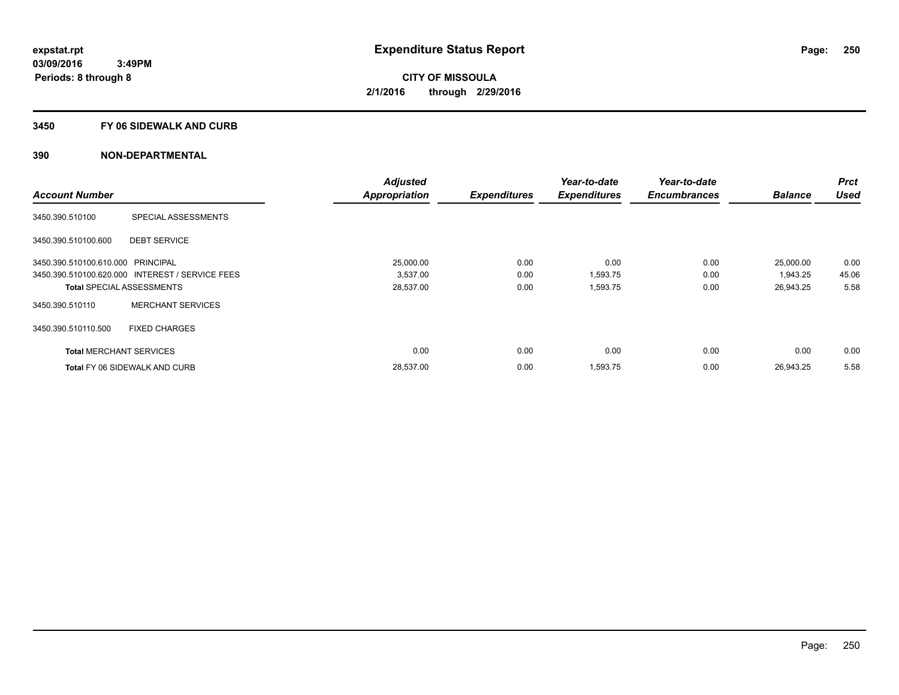# Expenditure Status Report

expstat.rpt
03/09/2016 3:49PM
Periods: 8 through 8

**CITY OF MISSOULA**
**2/1/2016 through 2/29/2016**

## 3450 FY 06 SIDEWALK AND CURB

## 390 NON-DEPARTMENTAL

| Account Number | | Adjusted Appropriation | Expenditures | Year-to-date Expenditures | Year-to-date Encumbrances | Balance | Prct Used |
|---|---|---|---|---|---|---|---|
| 3450.390.510100 | SPECIAL ASSESSMENTS | | | | | | |
| 3450.390.510100.600 | DEBT SERVICE | | | | | | |
| 3450.390.510100.610.000 | PRINCIPAL | 25,000.00 | 0.00 | 0.00 | 0.00 | 25,000.00 | 0.00 |
| 3450.390.510100.620.000 | INTEREST / SERVICE FEES | 3,537.00 | 0.00 | 1,593.75 | 0.00 | 1,943.25 | 45.06 |
| **Total** SPECIAL ASSESSMENTS | | 28,537.00 | 0.00 | 1,593.75 | 0.00 | 26,943.25 | 5.58 |
| 3450.390.510110 | MERCHANT SERVICES | | | | | | |
| 3450.390.510110.500 | FIXED CHARGES | | | | | | |
| **Total** MERCHANT SERVICES | | 0.00 | 0.00 | 0.00 | 0.00 | 0.00 | 0.00 |
| **Total** FY 06 SIDEWALK AND CURB | | 28,537.00 | 0.00 | 1,593.75 | 0.00 | 26,943.25 | 5.58 |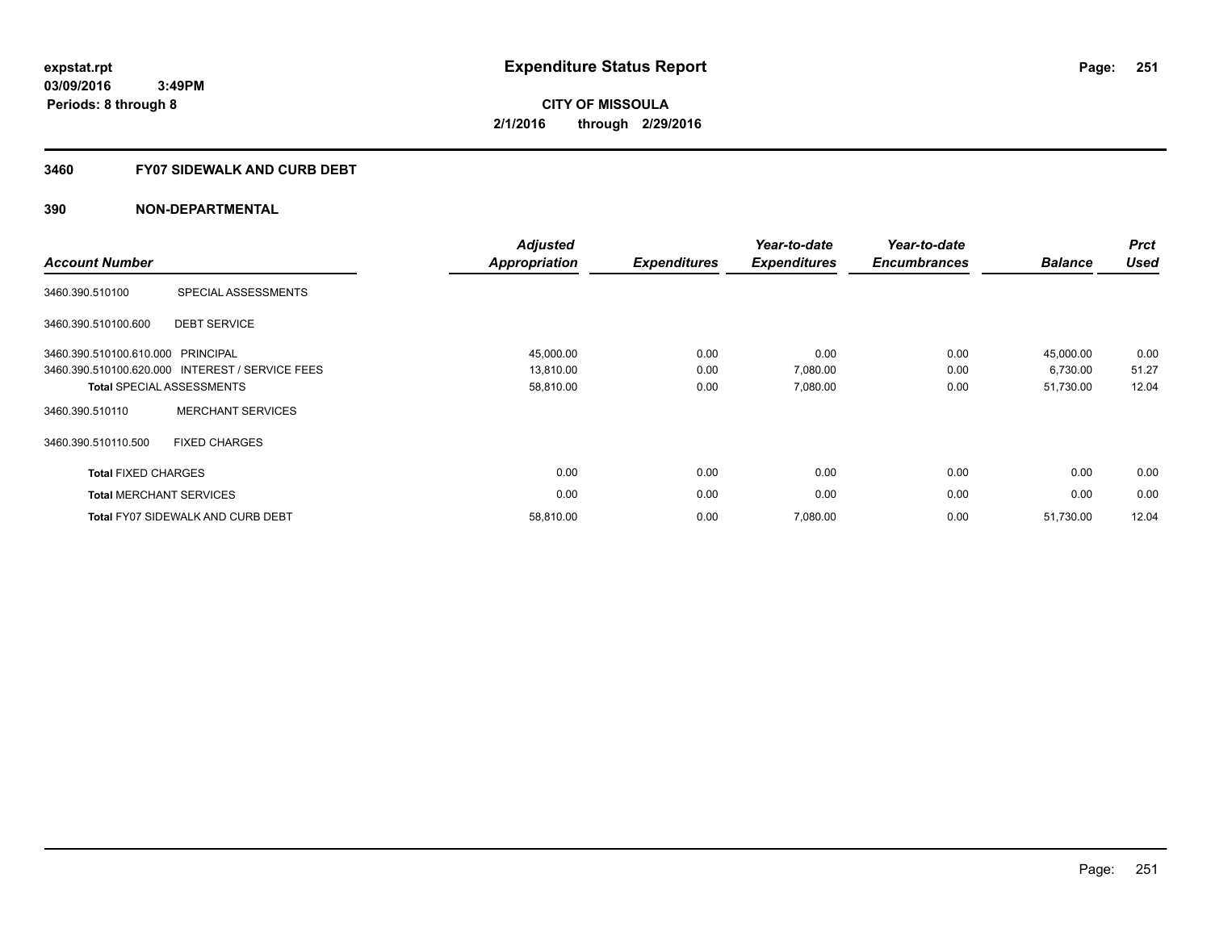**expstat.rpt**
**03/09/2016 3:49PM**
**Periods: 8 through 8**

# Expenditure Status Report

**CITY OF MISSOULA**
**2/1/2016 through 2/29/2016**

## 3460 FY07 SIDEWALK AND CURB DEBT

### 390 NON-DEPARTMENTAL

| Account Number | | Adjusted Appropriation | Expenditures | Year-to-date Expenditures | Year-to-date Encumbrances | Balance | Prct Used |
|---|---|---|---|---|---|---|---|
| 3460.390.510100 | SPECIAL ASSESSMENTS | | | | | | |
| 3460.390.510100.600 | DEBT SERVICE | | | | | | |
| 3460.390.510100.610.000 | PRINCIPAL | 45,000.00 | 0.00 | 0.00 | 0.00 | 45,000.00 | 0.00 |
| 3460.390.510100.620.000 | INTEREST / SERVICE FEES | 13,810.00 | 0.00 | 7,080.00 | 0.00 | 6,730.00 | 51.27 |
| **Total** SPECIAL ASSESSMENTS | | 58,810.00 | 0.00 | 7,080.00 | 0.00 | 51,730.00 | 12.04 |
| 3460.390.510110 | MERCHANT SERVICES | | | | | | |
| 3460.390.510110.500 | FIXED CHARGES | | | | | | |
| **Total** FIXED CHARGES | | 0.00 | 0.00 | 0.00 | 0.00 | 0.00 | 0.00 |
| **Total** MERCHANT SERVICES | | 0.00 | 0.00 | 0.00 | 0.00 | 0.00 | 0.00 |
| **Total** FY07 SIDEWALK AND CURB DEBT | | 58,810.00 | 0.00 | 7,080.00 | 0.00 | 51,730.00 | 12.04 |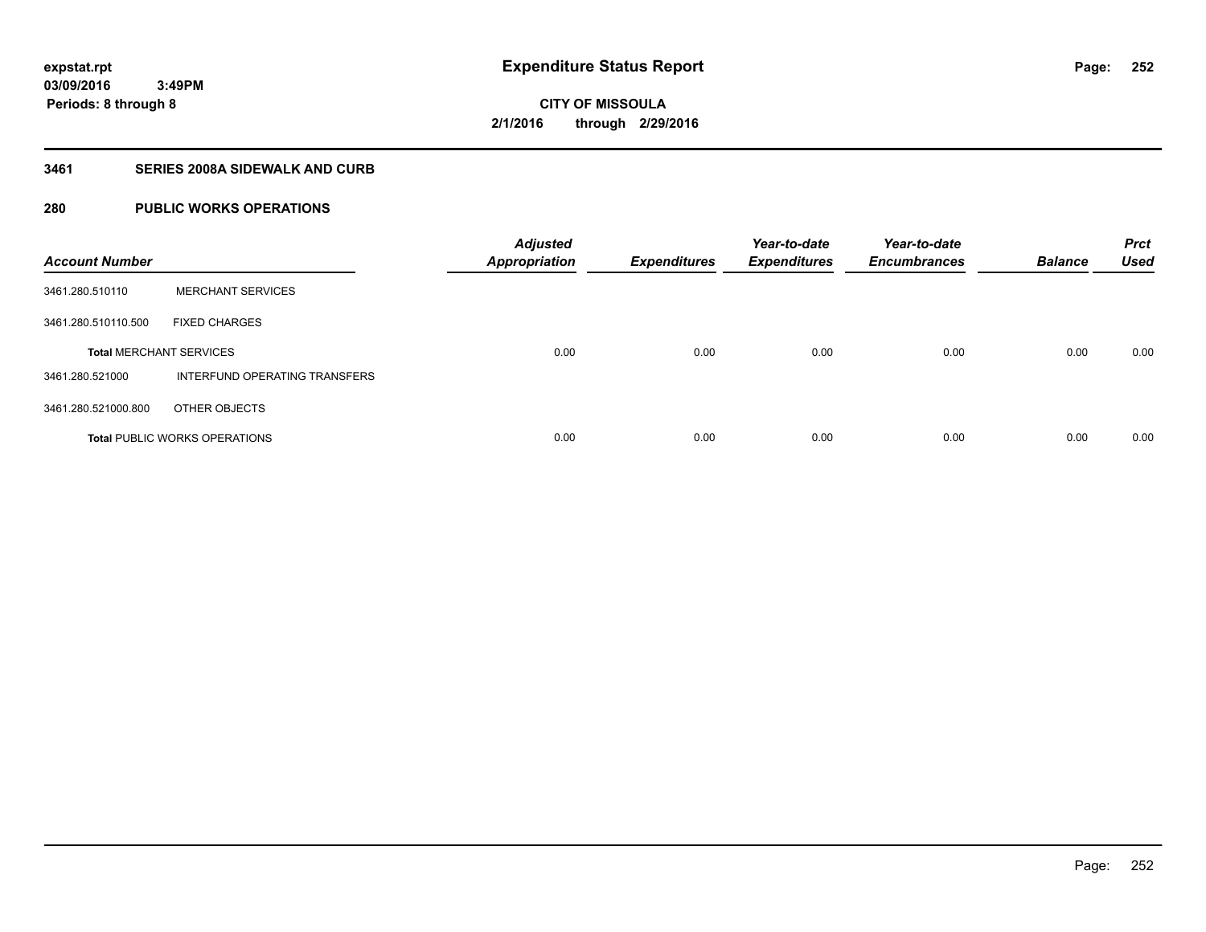expstat.rpt
03/09/2016 3:49PM
Periods: 8 through 8

# Expenditure Status Report

**CITY OF MISSOULA**
**2/1/2016 through 2/29/2016**

## 3461 SERIES 2008A SIDEWALK AND CURB

## 280 PUBLIC WORKS OPERATIONS

| Account Number | | Adjusted Appropriation | Expenditures | Year-to-date Expenditures | Year-to-date Encumbrances | Balance | Prct Used |
|---|---|---|---|---|---|---|---|
| 3461.280.510110 | MERCHANT SERVICES | | | | | | |
| 3461.280.510110.500 | FIXED CHARGES | | | | | | |
| **Total** MERCHANT SERVICES | | 0.00 | 0.00 | 0.00 | 0.00 | 0.00 | 0.00 |
| 3461.280.521000 | INTERFUND OPERATING TRANSFERS | | | | | | |
| 3461.280.521000.800 | OTHER OBJECTS | | | | | | |
| **Total** PUBLIC WORKS OPERATIONS | | 0.00 | 0.00 | 0.00 | 0.00 | 0.00 | 0.00 |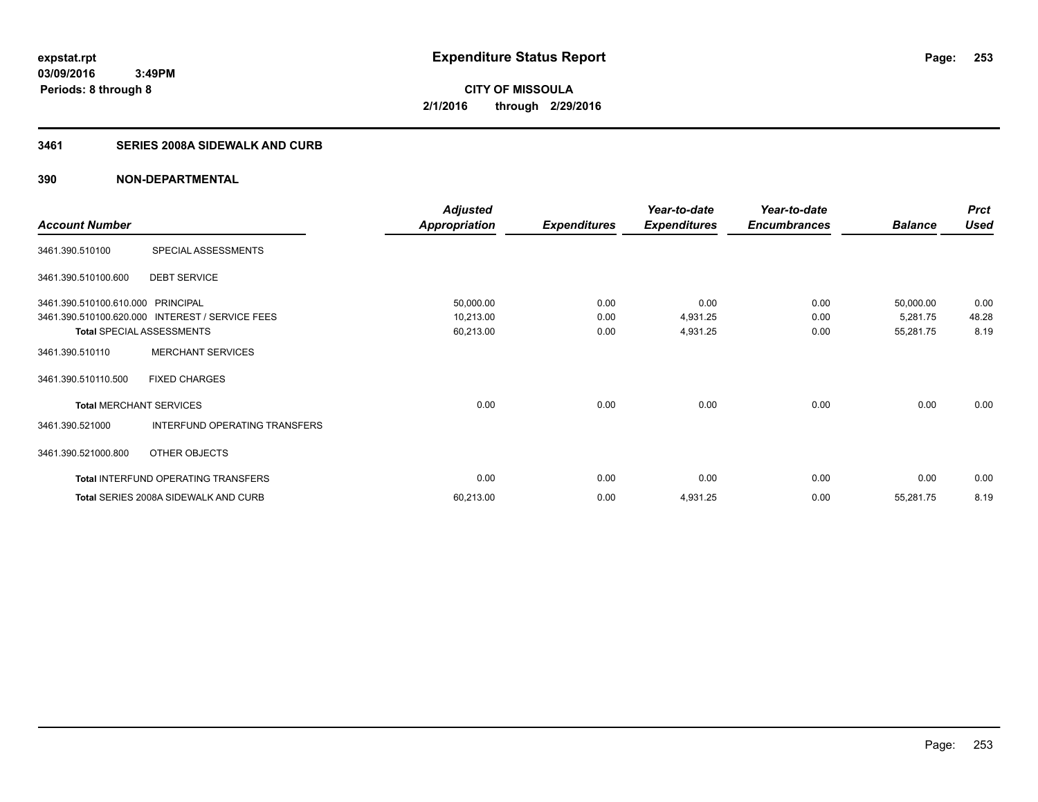**expstat.rpt**
**03/09/2016 3:49PM**
**Periods: 8 through 8**

# Expenditure Status Report

**CITY OF MISSOULA**
**2/1/2016 through 2/29/2016**

## 3461 SERIES 2008A SIDEWALK AND CURB

## 390 NON-DEPARTMENTAL

| Account Number | | Adjusted Appropriation | Expenditures | Year-to-date Expenditures | Year-to-date Encumbrances | Balance | Prct Used |
|---|---|---|---|---|---|---|---|
| 3461.390.510100 | SPECIAL ASSESSMENTS | | | | | | |
| 3461.390.510100.600 | DEBT SERVICE | | | | | | |
| 3461.390.510100.610.000 | PRINCIPAL | 50,000.00 | 0.00 | 0.00 | 0.00 | 50,000.00 | 0.00 |
| 3461.390.510100.620.000 | INTEREST / SERVICE FEES | 10,213.00 | 0.00 | 4,931.25 | 0.00 | 5,281.75 | 48.28 |
| **Total** SPECIAL ASSESSMENTS | | 60,213.00 | 0.00 | 4,931.25 | 0.00 | 55,281.75 | 8.19 |
| 3461.390.510110 | MERCHANT SERVICES | | | | | | |
| 3461.390.510110.500 | FIXED CHARGES | | | | | | |
| **Total** MERCHANT SERVICES | | 0.00 | 0.00 | 0.00 | 0.00 | 0.00 | 0.00 |
| 3461.390.521000 | INTERFUND OPERATING TRANSFERS | | | | | | |
| 3461.390.521000.800 | OTHER OBJECTS | | | | | | |
| **Total** INTERFUND OPERATING TRANSFERS | | 0.00 | 0.00 | 0.00 | 0.00 | 0.00 | 0.00 |
| **Total** SERIES 2008A SIDEWALK AND CURB | | 60,213.00 | 0.00 | 4,931.25 | 0.00 | 55,281.75 | 8.19 |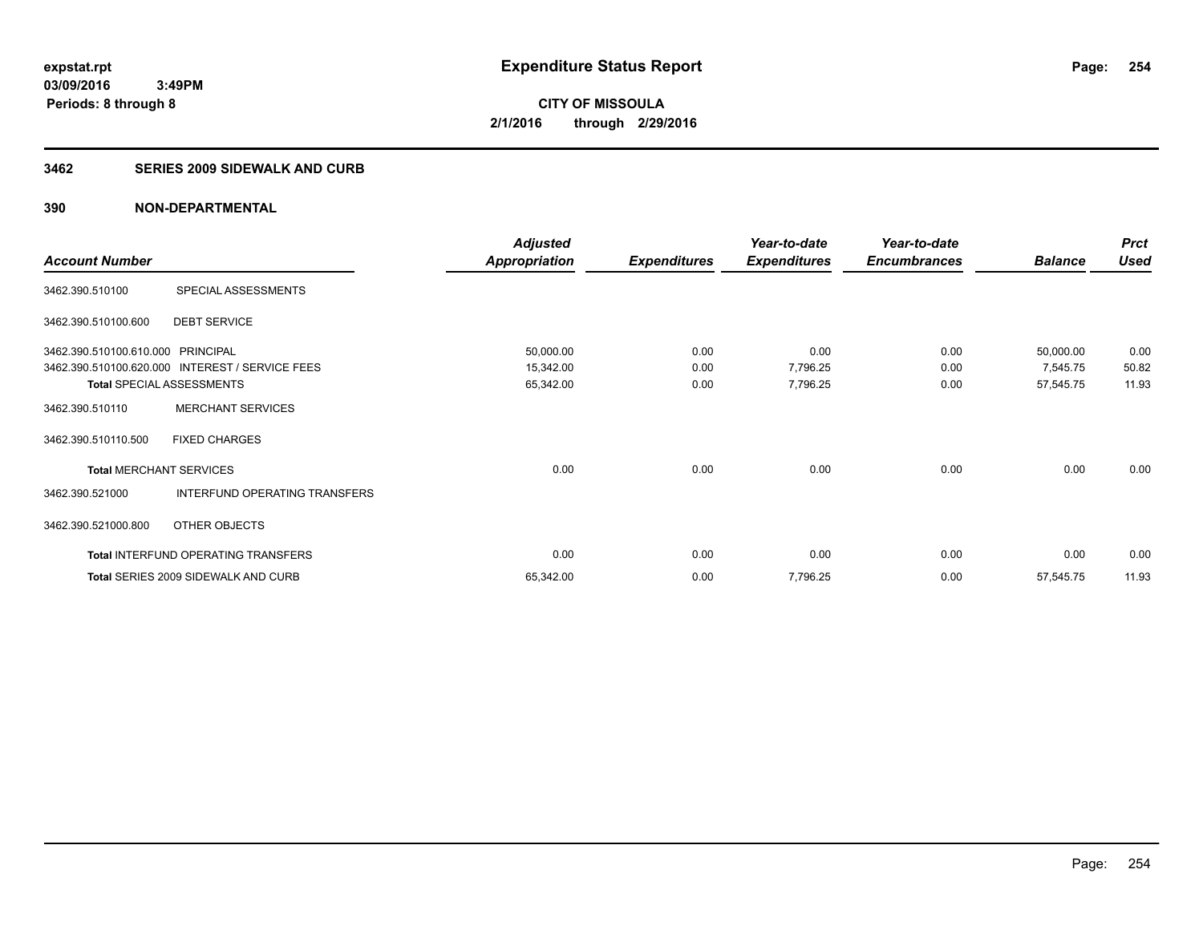expstat.rpt
03/09/2016 3:49PM
Periods: 8 through 8

# Expenditure Status Report

CITY OF MISSOULA
2/1/2016 through 2/29/2016

## 3462 SERIES 2009 SIDEWALK AND CURB

## 390 NON-DEPARTMENTAL

| Account Number | | Adjusted Appropriation | Expenditures | Year-to-date Expenditures | Year-to-date Encumbrances | Balance | Prct Used |
|---|---|---|---|---|---|---|---|
| 3462.390.510100 | SPECIAL ASSESSMENTS | | | | | | |
| 3462.390.510100.600 | DEBT SERVICE | | | | | | |
| 3462.390.510100.610.000 | PRINCIPAL | 50,000.00 | 0.00 | 0.00 | 0.00 | 50,000.00 | 0.00 |
| 3462.390.510100.620.000 | INTEREST / SERVICE FEES | 15,342.00 | 0.00 | 7,796.25 | 0.00 | 7,545.75 | 50.82 |
| **Total** SPECIAL ASSESSMENTS | | 65,342.00 | 0.00 | 7,796.25 | 0.00 | 57,545.75 | 11.93 |
| 3462.390.510110 | MERCHANT SERVICES | | | | | | |
| 3462.390.510110.500 | FIXED CHARGES | | | | | | |
| **Total** MERCHANT SERVICES | | 0.00 | 0.00 | 0.00 | 0.00 | 0.00 | 0.00 |
| 3462.390.521000 | INTERFUND OPERATING TRANSFERS | | | | | | |
| 3462.390.521000.800 | OTHER OBJECTS | | | | | | |
| **Total** INTERFUND OPERATING TRANSFERS | | 0.00 | 0.00 | 0.00 | 0.00 | 0.00 | 0.00 |
| **Total** SERIES 2009 SIDEWALK AND CURB | | 65,342.00 | 0.00 | 7,796.25 | 0.00 | 57,545.75 | 11.93 |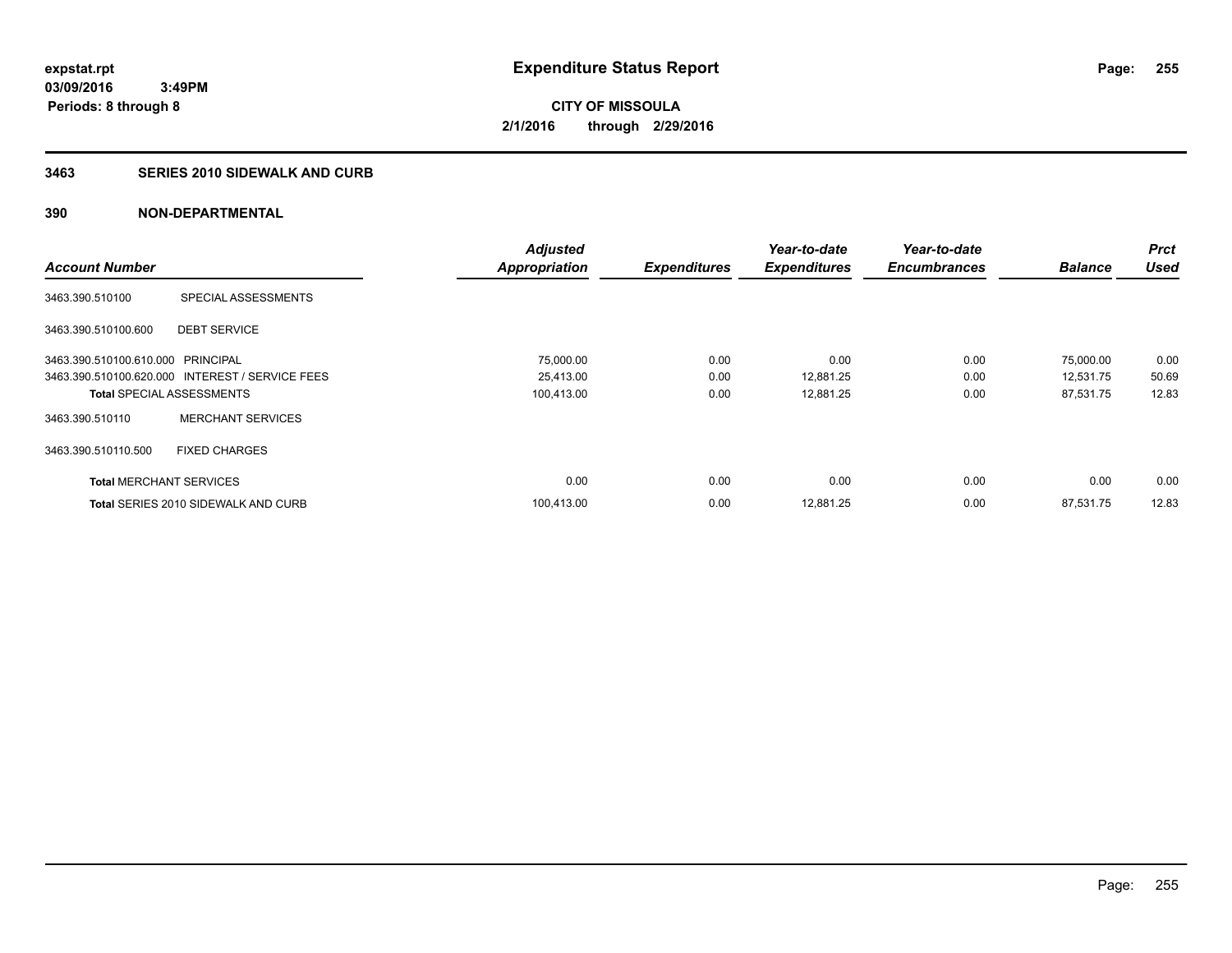**expstat.rpt**
**03/09/2016 3:49PM**
**Periods: 8 through 8**

# Expenditure Status Report

**CITY OF MISSOULA**
**2/1/2016 through 2/29/2016**

## 3463 SERIES 2010 SIDEWALK AND CURB

### 390 NON-DEPARTMENTAL

| Account Number | | Adjusted Appropriation | Expenditures | Year-to-date Expenditures | Year-to-date Encumbrances | Balance | Prct Used |
|---|---|---|---|---|---|---|---|
| 3463.390.510100 | SPECIAL ASSESSMENTS | | | | | | |
| 3463.390.510100.600 | DEBT SERVICE | | | | | | |
| 3463.390.510100.610.000 | PRINCIPAL | 75,000.00 | 0.00 | 0.00 | 0.00 | 75,000.00 | 0.00 |
| 3463.390.510100.620.000 | INTEREST / SERVICE FEES | 25,413.00 | 0.00 | 12,881.25 | 0.00 | 12,531.75 | 50.69 |
| **Total** SPECIAL ASSESSMENTS | | 100,413.00 | 0.00 | 12,881.25 | 0.00 | 87,531.75 | 12.83 |
| 3463.390.510110 | MERCHANT SERVICES | | | | | | |
| 3463.390.510110.500 | FIXED CHARGES | | | | | | |
| **Total** MERCHANT SERVICES | | 0.00 | 0.00 | 0.00 | 0.00 | 0.00 | 0.00 |
| **Total** SERIES 2010 SIDEWALK AND CURB | | 100,413.00 | 0.00 | 12,881.25 | 0.00 | 87,531.75 | 12.83 |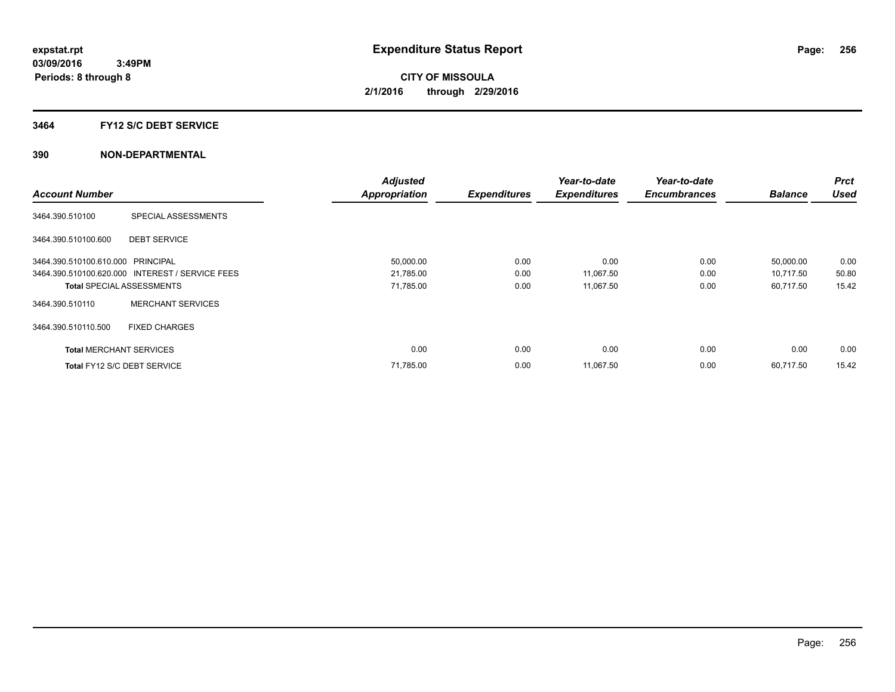expstat.rpt
03/09/2016 3:49PM
Periods: 8 through 8

# Expenditure Status Report

CITY OF MISSOULA
2/1/2016 through 2/29/2016

## 3464 FY12 S/C DEBT SERVICE

### 390 NON-DEPARTMENTAL

| Account Number | | Adjusted Appropriation | Expenditures | Year-to-date Expenditures | Year-to-date Encumbrances | Balance | Prct Used |
|---|---|---|---|---|---|---|---|
| 3464.390.510100 | SPECIAL ASSESSMENTS | | | | | | |
| 3464.390.510100.600 | DEBT SERVICE | | | | | | |
| 3464.390.510100.610.000 | PRINCIPAL | 50,000.00 | 0.00 | 0.00 | 0.00 | 50,000.00 | 0.00 |
| 3464.390.510100.620.000 | INTEREST / SERVICE FEES | 21,785.00 | 0.00 | 11,067.50 | 0.00 | 10,717.50 | 50.80 |
| **Total** SPECIAL ASSESSMENTS | | 71,785.00 | 0.00 | 11,067.50 | 0.00 | 60,717.50 | 15.42 |
| 3464.390.510110 | MERCHANT SERVICES | | | | | | |
| 3464.390.510110.500 | FIXED CHARGES | | | | | | |
| **Total** MERCHANT SERVICES | | 0.00 | 0.00 | 0.00 | 0.00 | 0.00 | 0.00 |
| **Total** FY12 S/C DEBT SERVICE | | 71,785.00 | 0.00 | 11,067.50 | 0.00 | 60,717.50 | 15.42 |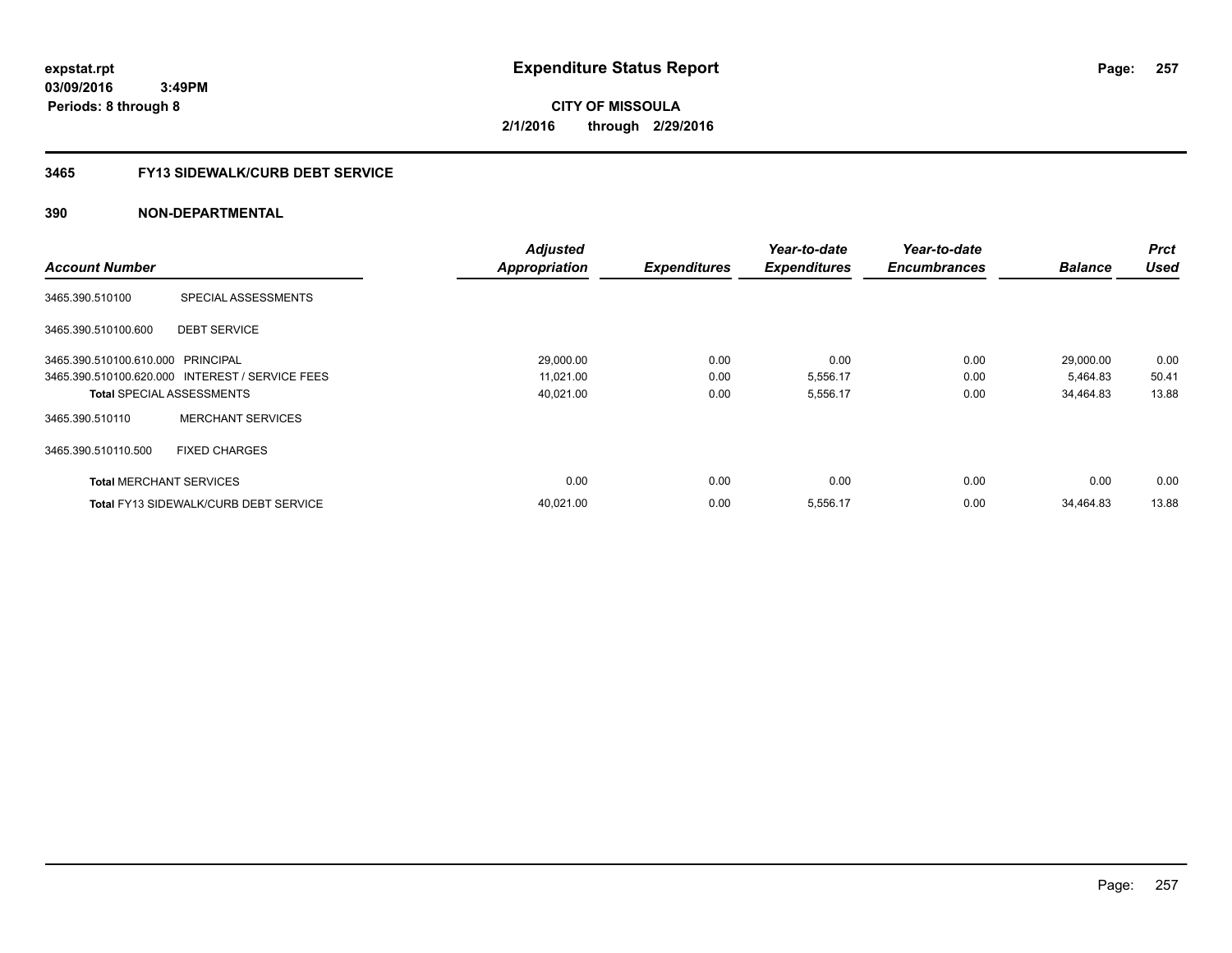**expstat.rpt**
**03/09/2016 3:49PM**
**Periods: 8 through 8**

# Expenditure Status Report

**CITY OF MISSOULA**
**2/1/2016 through 2/29/2016**

## 3465 FY13 SIDEWALK/CURB DEBT SERVICE

## 390 NON-DEPARTMENTAL

| Account Number | | Adjusted Appropriation | Expenditures | Year-to-date Expenditures | Year-to-date Encumbrances | Balance | Prct Used |
|---|---|---|---|---|---|---|---|
| 3465.390.510100 | SPECIAL ASSESSMENTS | | | | | | |
| 3465.390.510100.600 | DEBT SERVICE | | | | | | |
| 3465.390.510100.610.000 | PRINCIPAL | 29,000.00 | 0.00 | 0.00 | 0.00 | 29,000.00 | 0.00 |
| 3465.390.510100.620.000 | INTEREST / SERVICE FEES | 11,021.00 | 0.00 | 5,556.17 | 0.00 | 5,464.83 | 50.41 |
| **Total** SPECIAL ASSESSMENTS | | 40,021.00 | 0.00 | 5,556.17 | 0.00 | 34,464.83 | 13.88 |
| 3465.390.510110 | MERCHANT SERVICES | | | | | | |
| 3465.390.510110.500 | FIXED CHARGES | | | | | | |
| **Total** MERCHANT SERVICES | | 0.00 | 0.00 | 0.00 | 0.00 | 0.00 | 0.00 |
| **Total** FY13 SIDEWALK/CURB DEBT SERVICE | | 40,021.00 | 0.00 | 5,556.17 | 0.00 | 34,464.83 | 13.88 |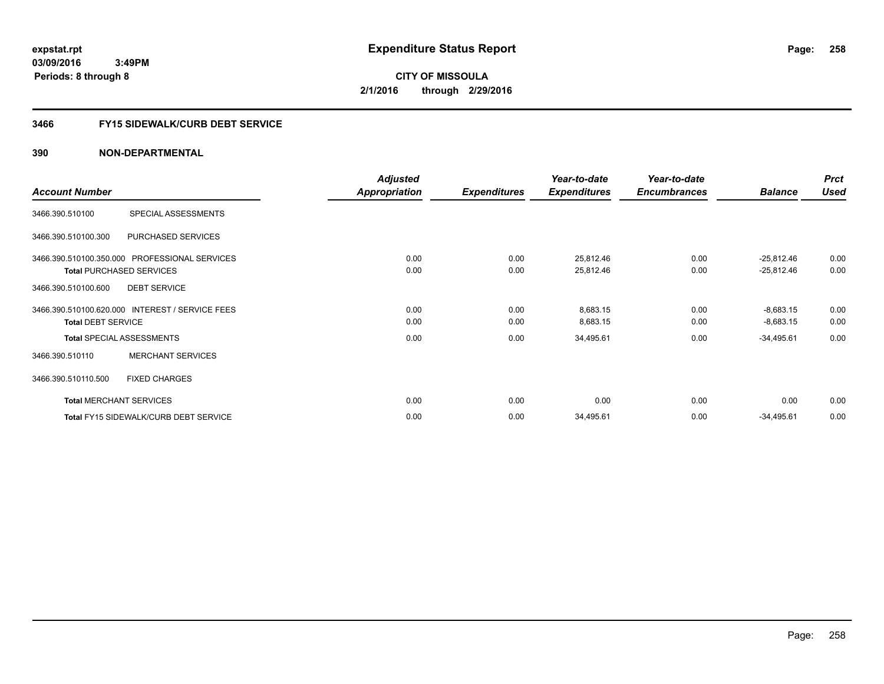expstat.rpt
03/09/2016 3:49PM
Periods: 8 through 8

# Expenditure Status Report

CITY OF MISSOULA
2/1/2016 through 2/29/2016

## 3466 FY15 SIDEWALK/CURB DEBT SERVICE

### 390 NON-DEPARTMENTAL

| Account Number | | Adjusted Appropriation | Expenditures | Year-to-date Expenditures | Year-to-date Encumbrances | Balance | Prct Used |
|---|---|---|---|---|---|---|---|
| 3466.390.510100 | SPECIAL ASSESSMENTS | | | | | | |
| 3466.390.510100.300 | PURCHASED SERVICES | | | | | | |
| 3466.390.510100.350.000 | PROFESSIONAL SERVICES | 0.00 | 0.00 | 25,812.46 | 0.00 | -25,812.46 | 0.00 |
| **Total** PURCHASED SERVICES | | 0.00 | 0.00 | 25,812.46 | 0.00 | -25,812.46 | 0.00 |
| 3466.390.510100.600 | DEBT SERVICE | | | | | | |
| 3466.390.510100.620.000 | INTEREST / SERVICE FEES | 0.00 | 0.00 | 8,683.15 | 0.00 | -8,683.15 | 0.00 |
| **Total** DEBT SERVICE | | 0.00 | 0.00 | 8,683.15 | 0.00 | -8,683.15 | 0.00 |
| **Total** SPECIAL ASSESSMENTS | | 0.00 | 0.00 | 34,495.61 | 0.00 | -34,495.61 | 0.00 |
| 3466.390.510110 | MERCHANT SERVICES | | | | | | |
| 3466.390.510110.500 | FIXED CHARGES | | | | | | |
| **Total** MERCHANT SERVICES | | 0.00 | 0.00 | 0.00 | 0.00 | 0.00 | 0.00 |
| **Total** FY15 SIDEWALK/CURB DEBT SERVICE | | 0.00 | 0.00 | 34,495.61 | 0.00 | -34,495.61 | 0.00 |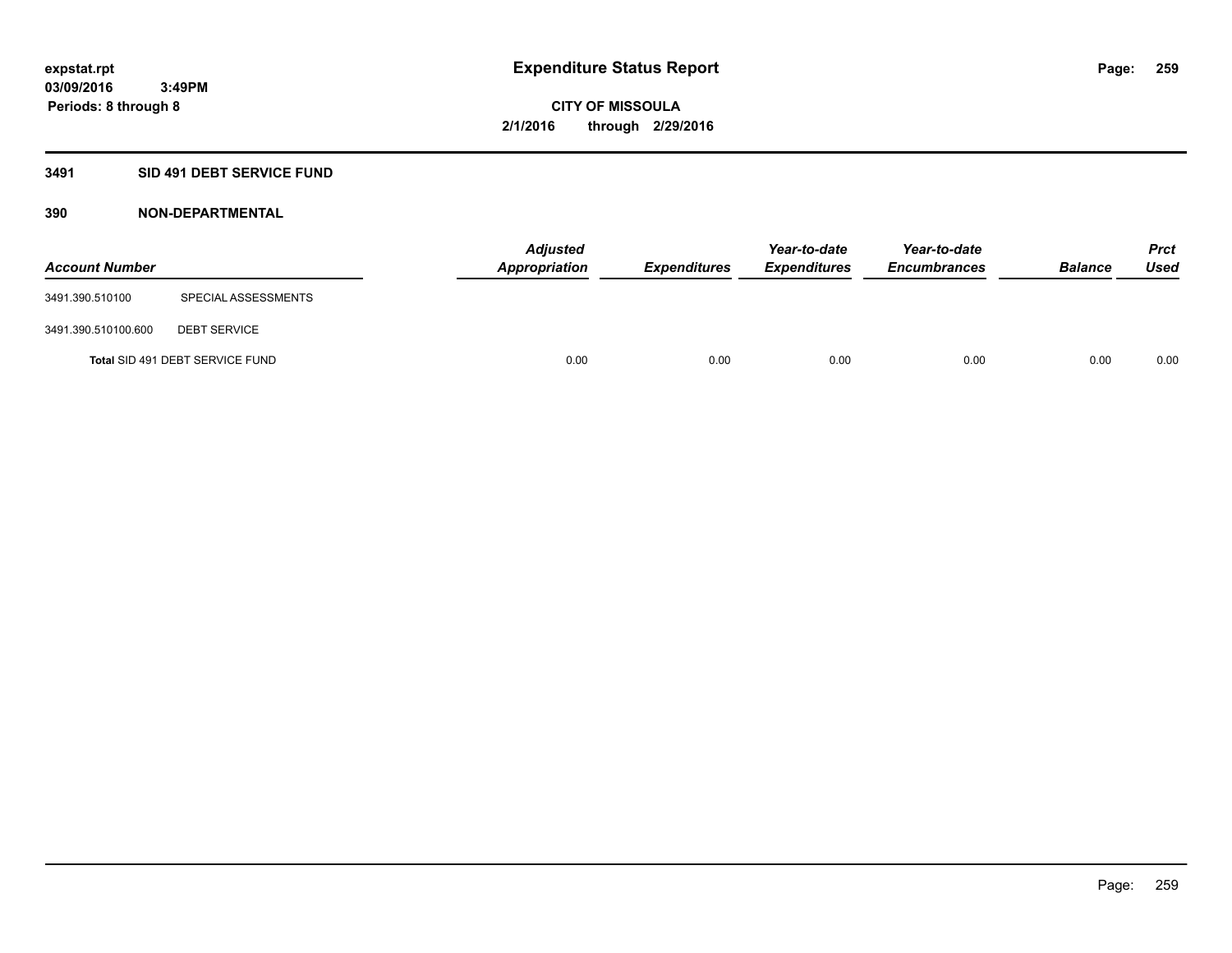**expstat.rpt**
**03/09/2016 3:49PM**
**Periods: 8 through 8**

# Expenditure Status Report

**CITY OF MISSOULA**
**2/1/2016 through 2/29/2016**

## 3491 SID 491 DEBT SERVICE FUND

### 390 NON-DEPARTMENTAL

| Account Number | | Adjusted Appropriation | Expenditures | Year-to-date Expenditures | Year-to-date Encumbrances | Balance | Prct Used |
|---|---|---|---|---|---|---|---|
| 3491.390.510100 | SPECIAL ASSESSMENTS | | | | | | |
| 3491.390.510100.600 | DEBT SERVICE | | | | | | |
| Total SID 491 DEBT SERVICE FUND | | 0.00 | 0.00 | 0.00 | 0.00 | 0.00 | 0.00 |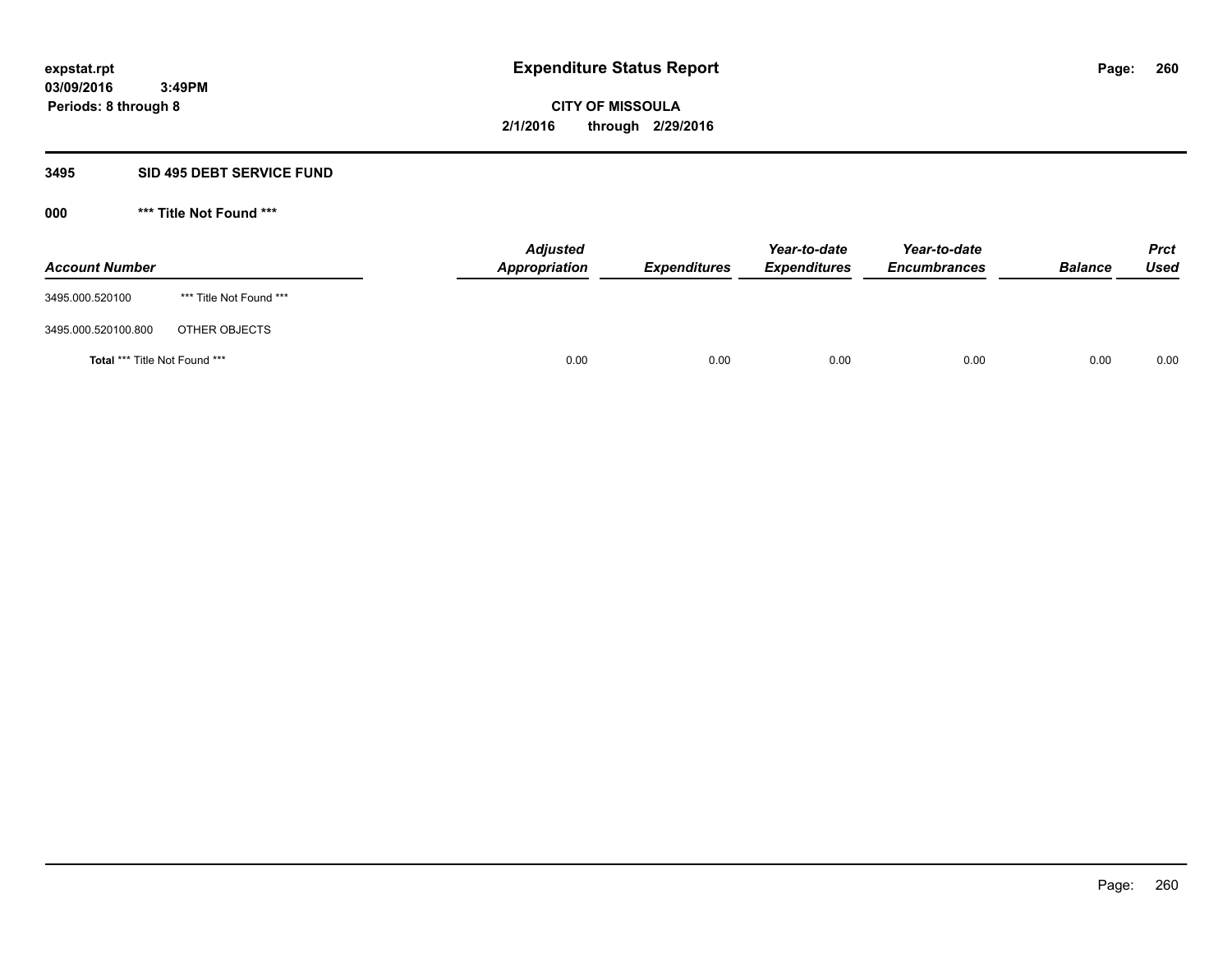# Expenditure Status Report

expstat.rpt
03/09/2016 3:49PM
Periods: 8 through 8

**CITY OF MISSOULA**
**2/1/2016 through 2/29/2016**

## 3495 SID 495 DEBT SERVICE FUND

### 000 *** Title Not Found ***

| Account Number | | Adjusted Appropriation | Expenditures | Year-to-date Expenditures | Year-to-date Encumbrances | Balance | Prct Used |
|---|---|---|---|---|---|---|---|
| 3495.000.520100 | *** Title Not Found *** | | | | | | |
| 3495.000.520100.800 | OTHER OBJECTS | | | | | | |
| **Total** *** Title Not Found *** | | 0.00 | 0.00 | 0.00 | 0.00 | 0.00 | 0.00 |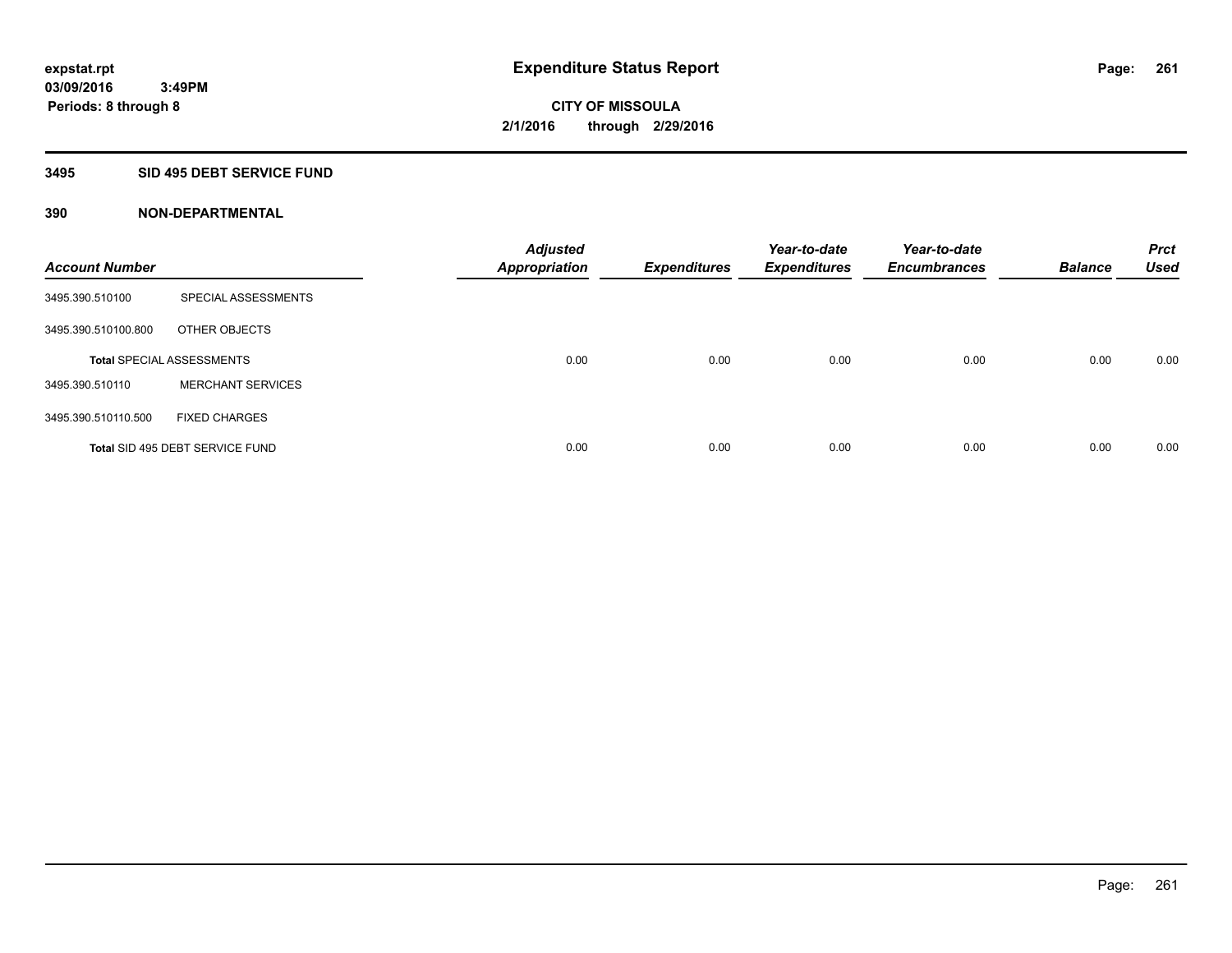**expstat.rpt**
**03/09/2016 3:49PM**
**Periods: 8 through 8**

# Expenditure Status Report

**CITY OF MISSOULA**
**2/1/2016 through 2/29/2016**

## 3495 SID 495 DEBT SERVICE FUND

### 390 NON-DEPARTMENTAL

| Account Number | | Adjusted Appropriation | Expenditures | Year-to-date Expenditures | Year-to-date Encumbrances | Balance | Prct Used |
|---|---|---|---|---|---|---|---|
| 3495.390.510100 | SPECIAL ASSESSMENTS | | | | | | |
| 3495.390.510100.800 | OTHER OBJECTS | | | | | | |
| **Total** SPECIAL ASSESSMENTS | | 0.00 | 0.00 | 0.00 | 0.00 | 0.00 | 0.00 |
| 3495.390.510110 | MERCHANT SERVICES | | | | | | |
| 3495.390.510110.500 | FIXED CHARGES | | | | | | |
| **Total** SID 495 DEBT SERVICE FUND | | 0.00 | 0.00 | 0.00 | 0.00 | 0.00 | 0.00 |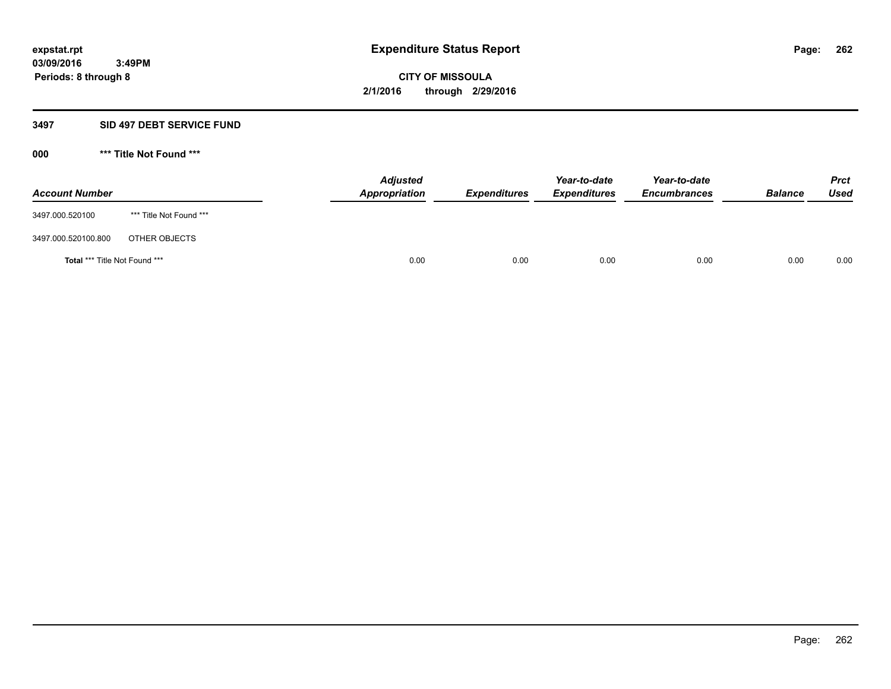expstat.rpt
03/09/2016 3:49PM
Periods: 8 through 8

# Expenditure Status Report

**CITY OF MISSOULA**
**2/1/2016 through 2/29/2016**

## 3497 SID 497 DEBT SERVICE FUND

### 000 *** Title Not Found ***

| Account Number | | Adjusted Appropriation | Expenditures | Year-to-date Expenditures | Year-to-date Encumbrances | Balance | Prct Used |
|---|---|---|---|---|---|---|---|
| 3497.000.520100 | *** Title Not Found *** | | | | | | |
| 3497.000.520100.800 | OTHER OBJECTS | | | | | | |
| **Total** *** Title Not Found *** | | 0.00 | 0.00 | 0.00 | 0.00 | 0.00 | 0.00 |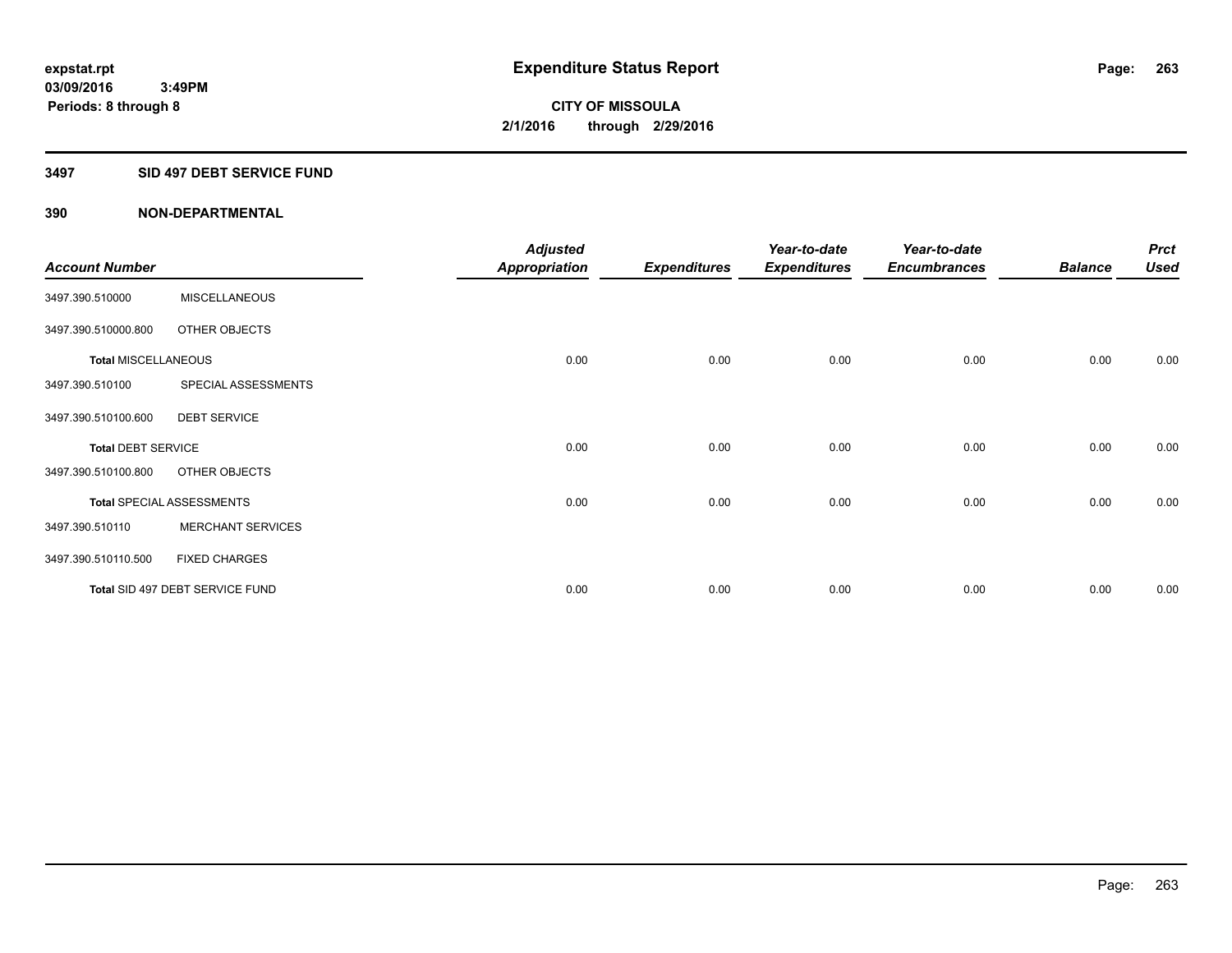**expstat.rpt**
**03/09/2016 3:49PM**
**Periods: 8 through 8**

# Expenditure Status Report

**CITY OF MISSOULA**
**2/1/2016 through 2/29/2016**

## 3497 SID 497 DEBT SERVICE FUND

### 390 NON-DEPARTMENTAL

| Account Number | | Adjusted Appropriation | Expenditures | Year-to-date Expenditures | Year-to-date Encumbrances | Balance | Prct Used |
|---|---|---|---|---|---|---|---|
| 3497.390.510000 | MISCELLANEOUS | | | | | | |
| 3497.390.510000.800 | OTHER OBJECTS | | | | | | |
| **Total MISCELLANEOUS** | | 0.00 | 0.00 | 0.00 | 0.00 | 0.00 | 0.00 |
| 3497.390.510100 | SPECIAL ASSESSMENTS | | | | | | |
| 3497.390.510100.600 | DEBT SERVICE | | | | | | |
| **Total DEBT SERVICE** | | 0.00 | 0.00 | 0.00 | 0.00 | 0.00 | 0.00 |
| 3497.390.510100.800 | OTHER OBJECTS | | | | | | |
| **Total SPECIAL ASSESSMENTS** | | 0.00 | 0.00 | 0.00 | 0.00 | 0.00 | 0.00 |
| 3497.390.510110 | MERCHANT SERVICES | | | | | | |
| 3497.390.510110.500 | FIXED CHARGES | | | | | | |
| **Total SID 497 DEBT SERVICE FUND** | | 0.00 | 0.00 | 0.00 | 0.00 | 0.00 | 0.00 |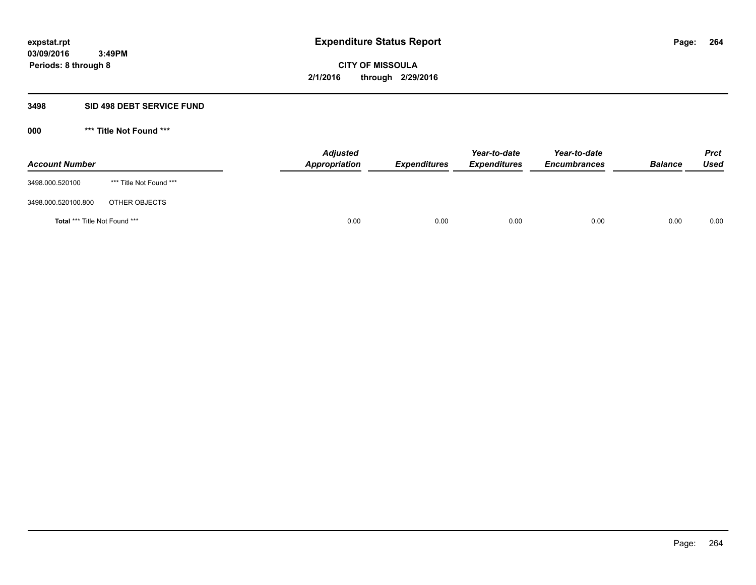expstat.rpt
03/09/2016 3:49PM
Periods: 8 through 8

# Expenditure Status Report

**CITY OF MISSOULA**
**2/1/2016 through 2/29/2016**

## 3498 SID 498 DEBT SERVICE FUND

### 000 *** Title Not Found ***

| Account Number | | Adjusted Appropriation | Expenditures | Year-to-date Expenditures | Year-to-date Encumbrances | Balance | Prct Used |
|---|---|---|---|---|---|---|---|
| 3498.000.520100 | *** Title Not Found *** | | | | | | |
| 3498.000.520100.800 | OTHER OBJECTS | | | | | | |
| **Total** *** Title Not Found *** | | 0.00 | 0.00 | 0.00 | 0.00 | 0.00 | 0.00 |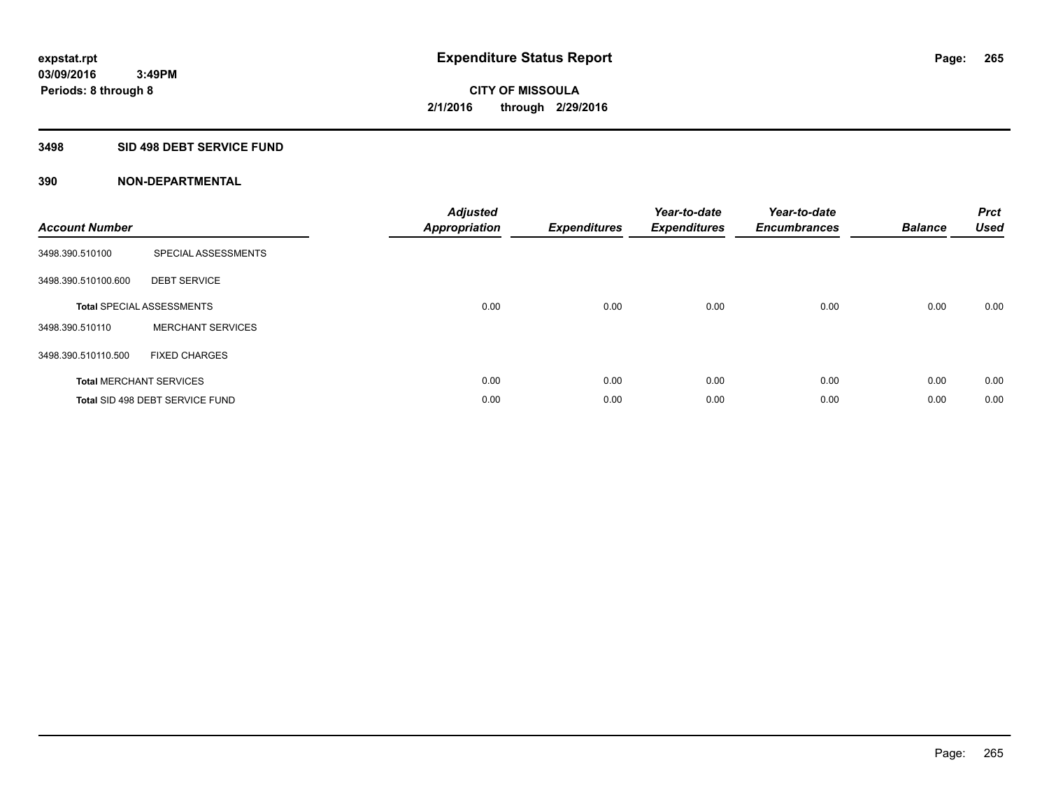# Expenditure Status Report

expstat.rpt
03/09/2016 3:49PM
Periods: 8 through 8

CITY OF MISSOULA
2/1/2016 through 2/29/2016

## 3498 SID 498 DEBT SERVICE FUND

### 390 NON-DEPARTMENTAL

| Account Number | | Adjusted Appropriation | Expenditures | Year-to-date Expenditures | Year-to-date Encumbrances | Balance | Prct Used |
|---|---|---|---|---|---|---|---|
| 3498.390.510100 | SPECIAL ASSESSMENTS | | | | | | |
| 3498.390.510100.600 | DEBT SERVICE | | | | | | |
| **Total** SPECIAL ASSESSMENTS | | 0.00 | 0.00 | 0.00 | 0.00 | 0.00 | 0.00 |
| 3498.390.510110 | MERCHANT SERVICES | | | | | | |
| 3498.390.510110.500 | FIXED CHARGES | | | | | | |
| **Total** MERCHANT SERVICES | | 0.00 | 0.00 | 0.00 | 0.00 | 0.00 | 0.00 |
| **Total** SID 498 DEBT SERVICE FUND | | 0.00 | 0.00 | 0.00 | 0.00 | 0.00 | 0.00 |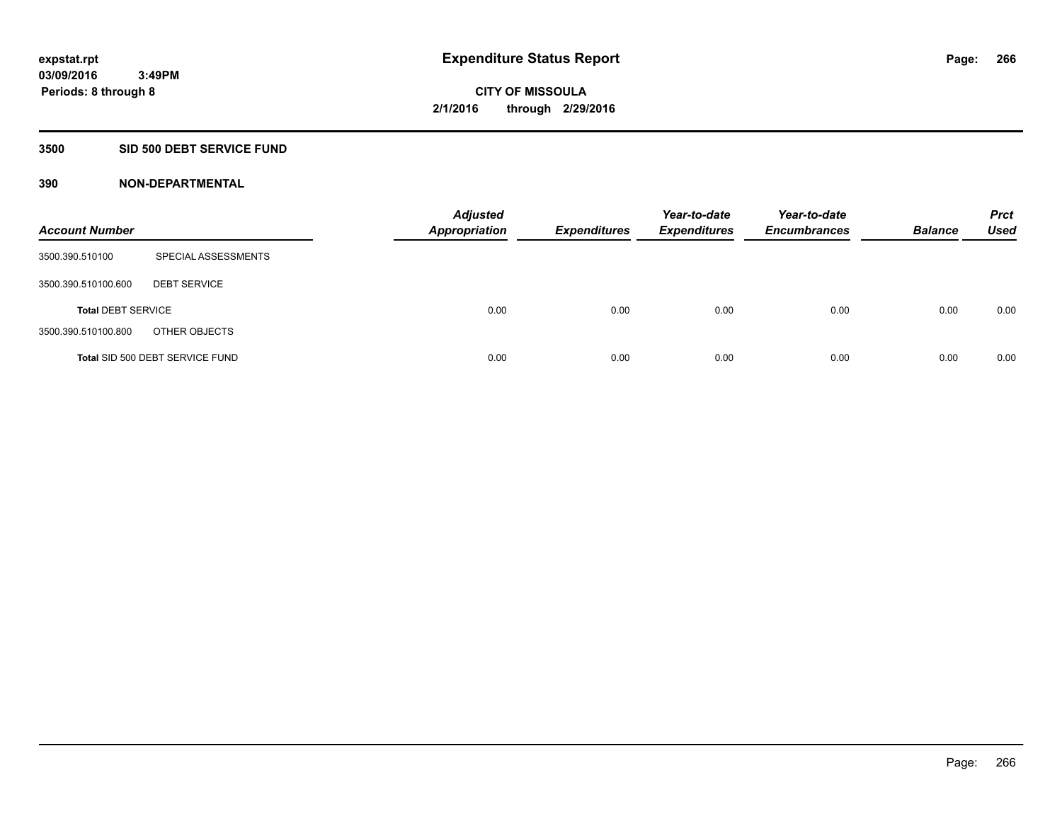expstat.rpt
03/09/2016 3:49PM
Periods: 8 through 8

# Expenditure Status Report

CITY OF MISSOULA
2/1/2016 through 2/29/2016

## 3500 SID 500 DEBT SERVICE FUND

## 390 NON-DEPARTMENTAL

| Account Number | | Adjusted Appropriation | Expenditures | Year-to-date Expenditures | Year-to-date Encumbrances | Balance | Prct Used |
|---|---|---|---|---|---|---|---|
| 3500.390.510100 | SPECIAL ASSESSMENTS | | | | | | |
| 3500.390.510100.600 | DEBT SERVICE | | | | | | |
| **Total** DEBT SERVICE | | 0.00 | 0.00 | 0.00 | 0.00 | 0.00 | 0.00 |
| 3500.390.510100.800 | OTHER OBJECTS | | | | | | |
| **Total** SID 500 DEBT SERVICE FUND | | 0.00 | 0.00 | 0.00 | 0.00 | 0.00 | 0.00 |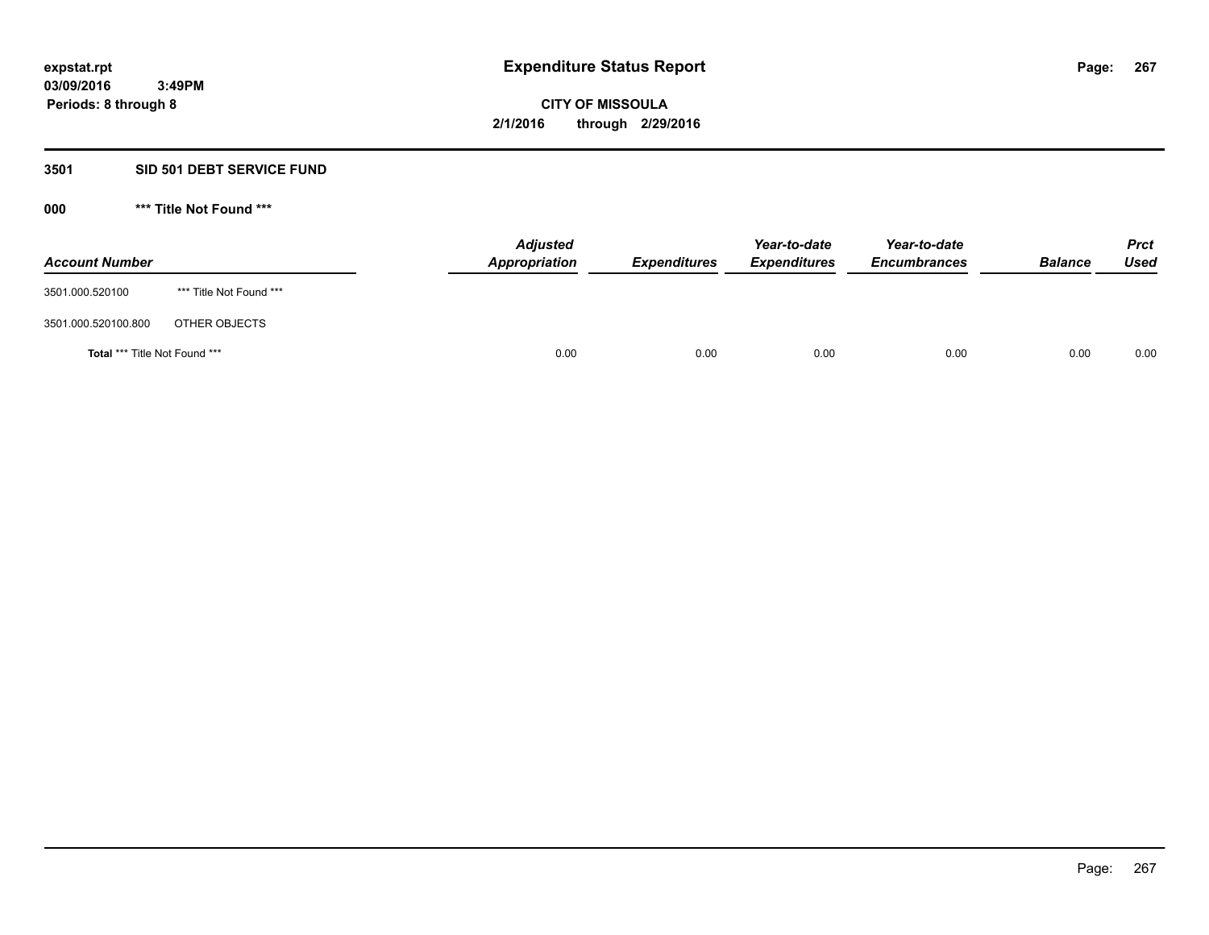expstat.rpt
03/09/2016 3:49PM
Periods: 8 through 8

# Expenditure Status Report

CITY OF MISSOULA
2/1/2016 through 2/29/2016

## 3501 SID 501 DEBT SERVICE FUND

## 000 *** Title Not Found ***

| Account Number | | Adjusted Appropriation | Expenditures | Year-to-date Expenditures | Year-to-date Encumbrances | Balance | Prct Used |
|---|---|---|---|---|---|---|---|
| 3501.000.520100 | *** Title Not Found *** | | | | | | |
| 3501.000.520100.800 | OTHER OBJECTS | | | | | | |
| **Total** *** Title Not Found *** | | 0.00 | 0.00 | 0.00 | 0.00 | 0.00 | 0.00 |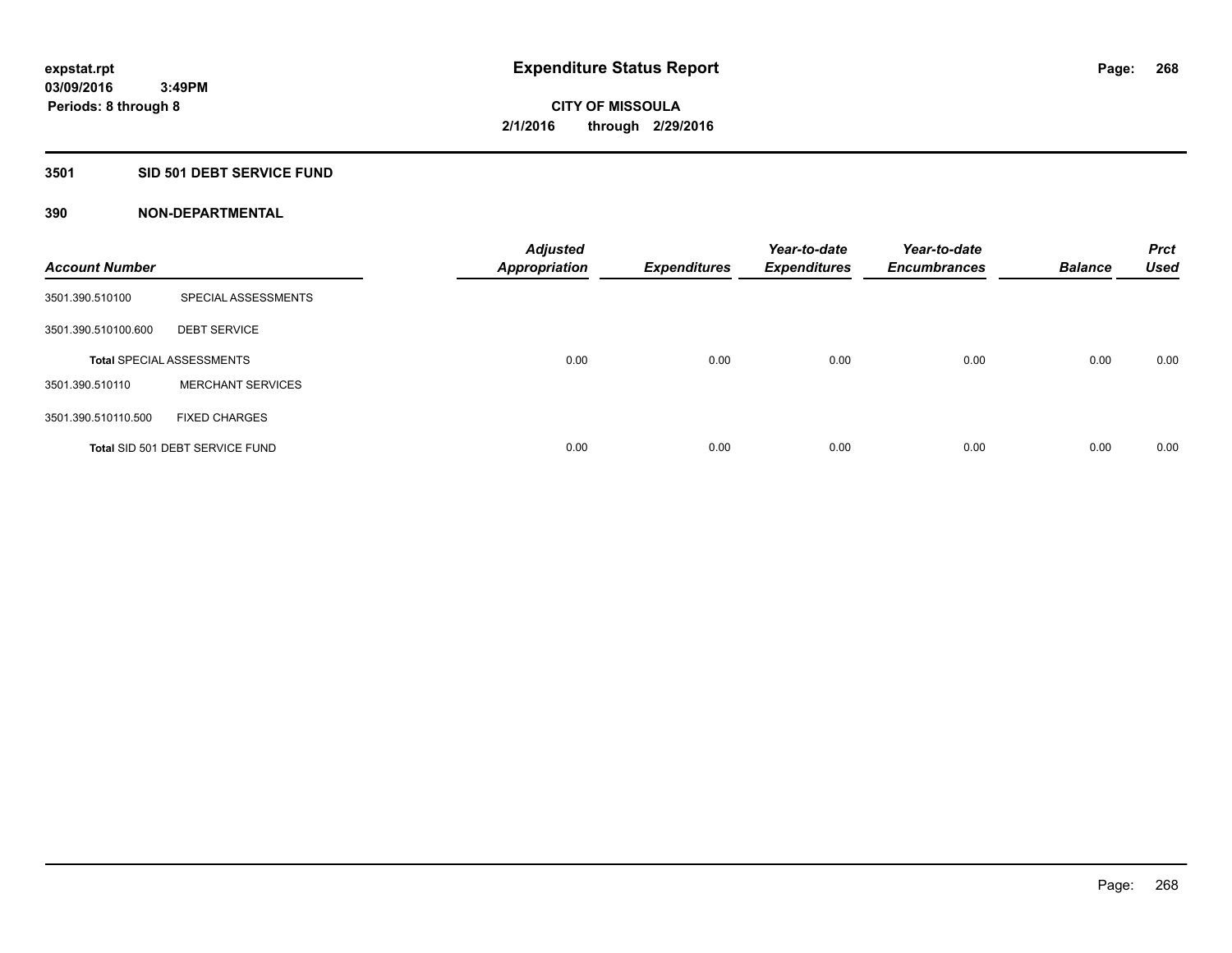**expstat.rpt**
**03/09/2016 3:49PM**
**Periods: 8 through 8**

# Expenditure Status Report

**CITY OF MISSOULA**
**2/1/2016 through 2/29/2016**

## 3501 SID 501 DEBT SERVICE FUND

### 390 NON-DEPARTMENTAL

| Account Number | | Adjusted Appropriation | Expenditures | Year-to-date Expenditures | Year-to-date Encumbrances | Balance | Prct Used |
|---|---|---|---|---|---|---|---|
| 3501.390.510100 | SPECIAL ASSESSMENTS | | | | | | |
| 3501.390.510100.600 | DEBT SERVICE | | | | | | |
| **Total** SPECIAL ASSESSMENTS | | 0.00 | 0.00 | 0.00 | 0.00 | 0.00 | 0.00 |
| 3501.390.510110 | MERCHANT SERVICES | | | | | | |
| 3501.390.510110.500 | FIXED CHARGES | | | | | | |
| **Total** SID 501 DEBT SERVICE FUND | | 0.00 | 0.00 | 0.00 | 0.00 | 0.00 | 0.00 |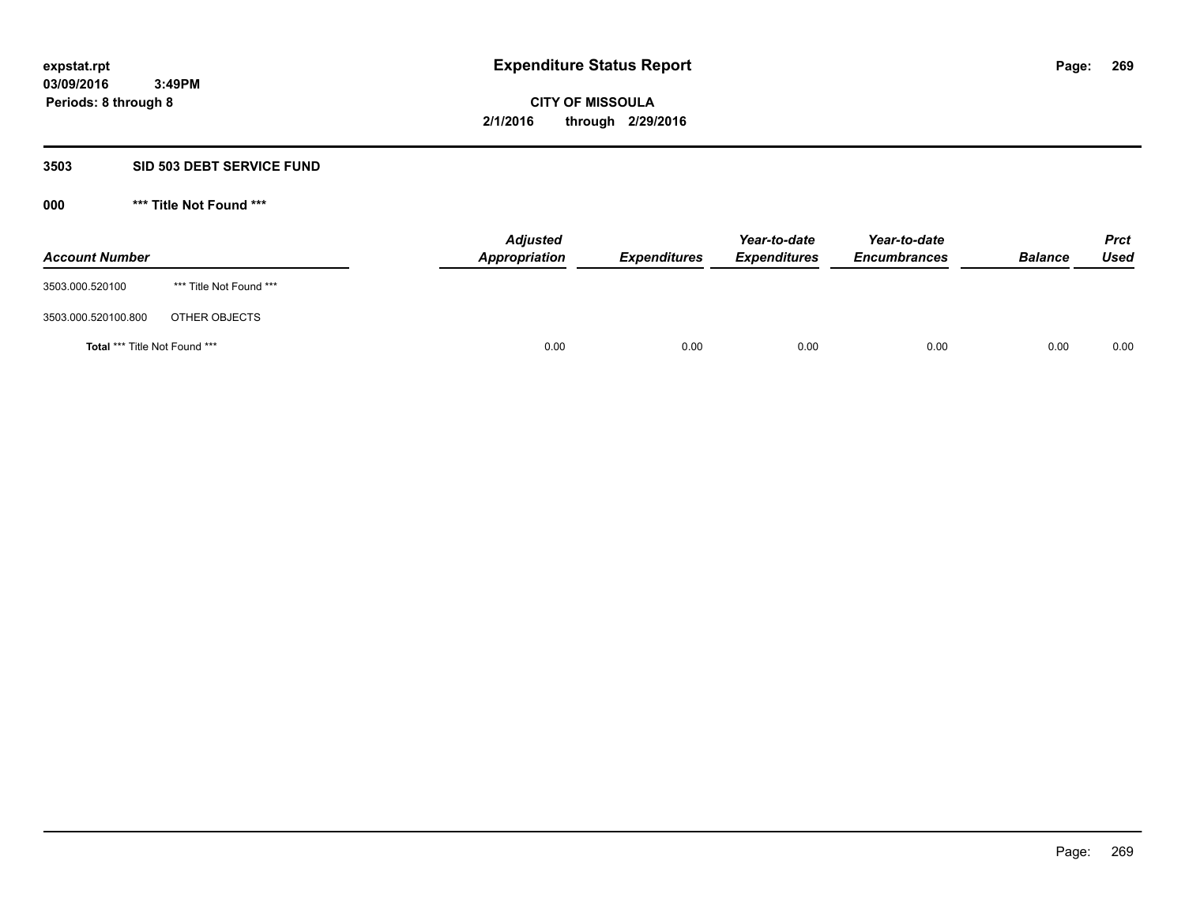expstat.rpt
03/09/2016 3:49PM
Periods: 8 through 8

# Expenditure Status Report

**CITY OF MISSOULA**
**2/1/2016 through 2/29/2016**

## 3503 SID 503 DEBT SERVICE FUND

### 000 *** Title Not Found ***

| Account Number | | Adjusted Appropriation | Expenditures | Year-to-date Expenditures | Year-to-date Encumbrances | Balance | Prct Used |
|---|---|---|---|---|---|---|---|
| 3503.000.520100 | *** Title Not Found *** | | | | | | |
| 3503.000.520100.800 | OTHER OBJECTS | | | | | | |
| **Total** *** Title Not Found *** | | 0.00 | 0.00 | 0.00 | 0.00 | 0.00 | 0.00 |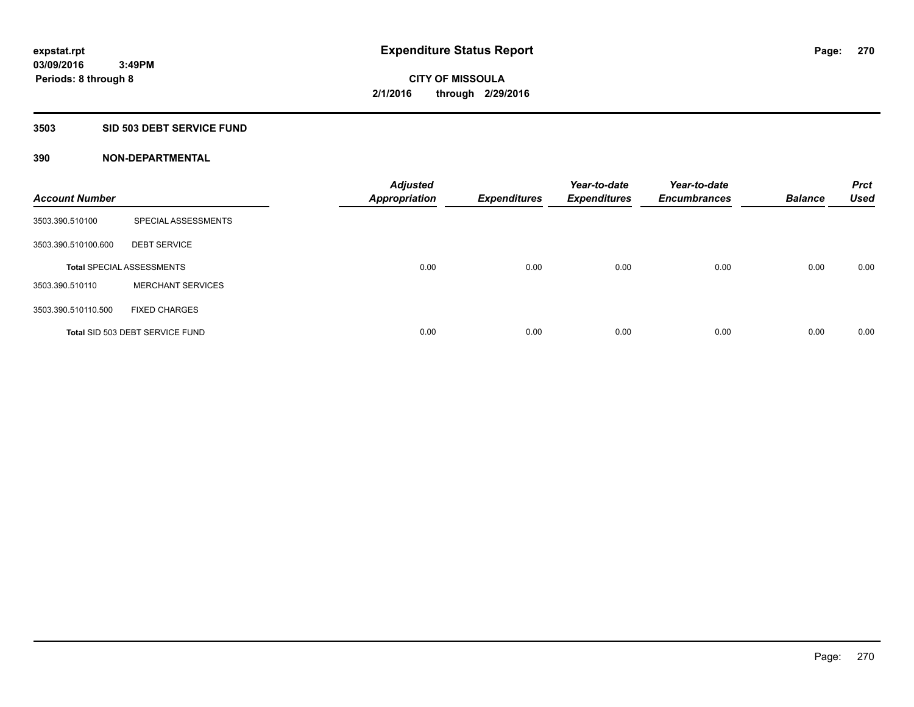expstat.rpt
03/09/2016 3:49PM
Periods: 8 through 8

# Expenditure Status Report

**CITY OF MISSOULA**
**2/1/2016 through 2/29/2016**

## 3503 SID 503 DEBT SERVICE FUND

### 390 NON-DEPARTMENTAL

| Account Number | | Adjusted Appropriation | Expenditures | Year-to-date Expenditures | Year-to-date Encumbrances | Balance | Prct Used |
|---|---|---|---|---|---|---|---|
| 3503.390.510100 | SPECIAL ASSESSMENTS | | | | | | |
| 3503.390.510100.600 | DEBT SERVICE | | | | | | |
| Total SPECIAL ASSESSMENTS | | 0.00 | 0.00 | 0.00 | 0.00 | 0.00 | 0.00 |
| 3503.390.510110 | MERCHANT SERVICES | | | | | | |
| 3503.390.510110.500 | FIXED CHARGES | | | | | | |
| Total SID 503 DEBT SERVICE FUND | | 0.00 | 0.00 | 0.00 | 0.00 | 0.00 | 0.00 |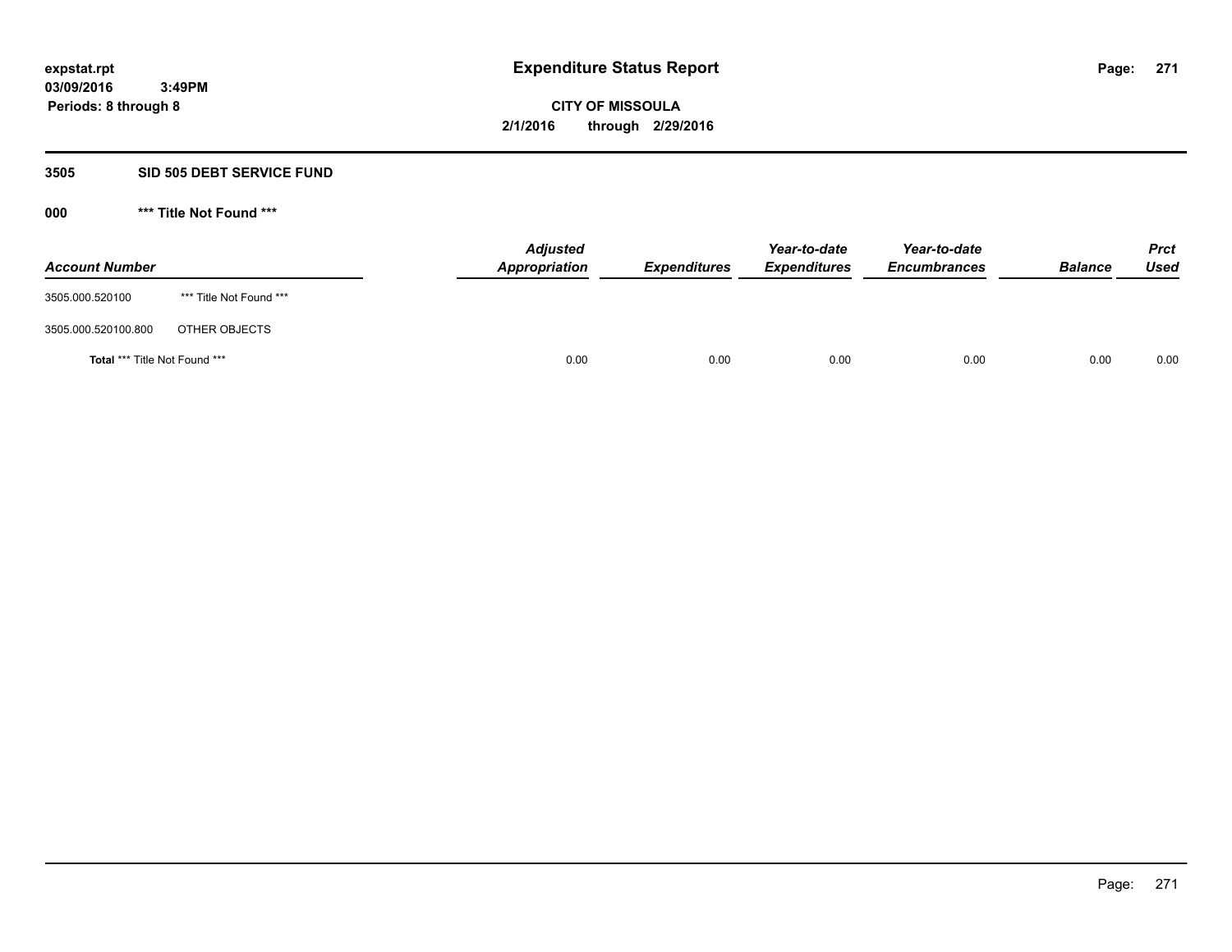**expstat.rpt**
**03/09/2016 3:49PM**
**Periods: 8 through 8**

# Expenditure Status Report

**CITY OF MISSOULA**
**2/1/2016 through 2/29/2016**

## 3505 SID 505 DEBT SERVICE FUND

### 000 *** Title Not Found ***

| Account Number | | Adjusted Appropriation | Expenditures | Year-to-date Expenditures | Year-to-date Encumbrances | Balance | Prct Used |
|---|---|---|---|---|---|---|---|
| 3505.000.520100 | *** Title Not Found *** | | | | | | |
| 3505.000.520100.800 | OTHER OBJECTS | | | | | | |
| **Total** *** Title Not Found *** | | 0.00 | 0.00 | 0.00 | 0.00 | 0.00 | 0.00 |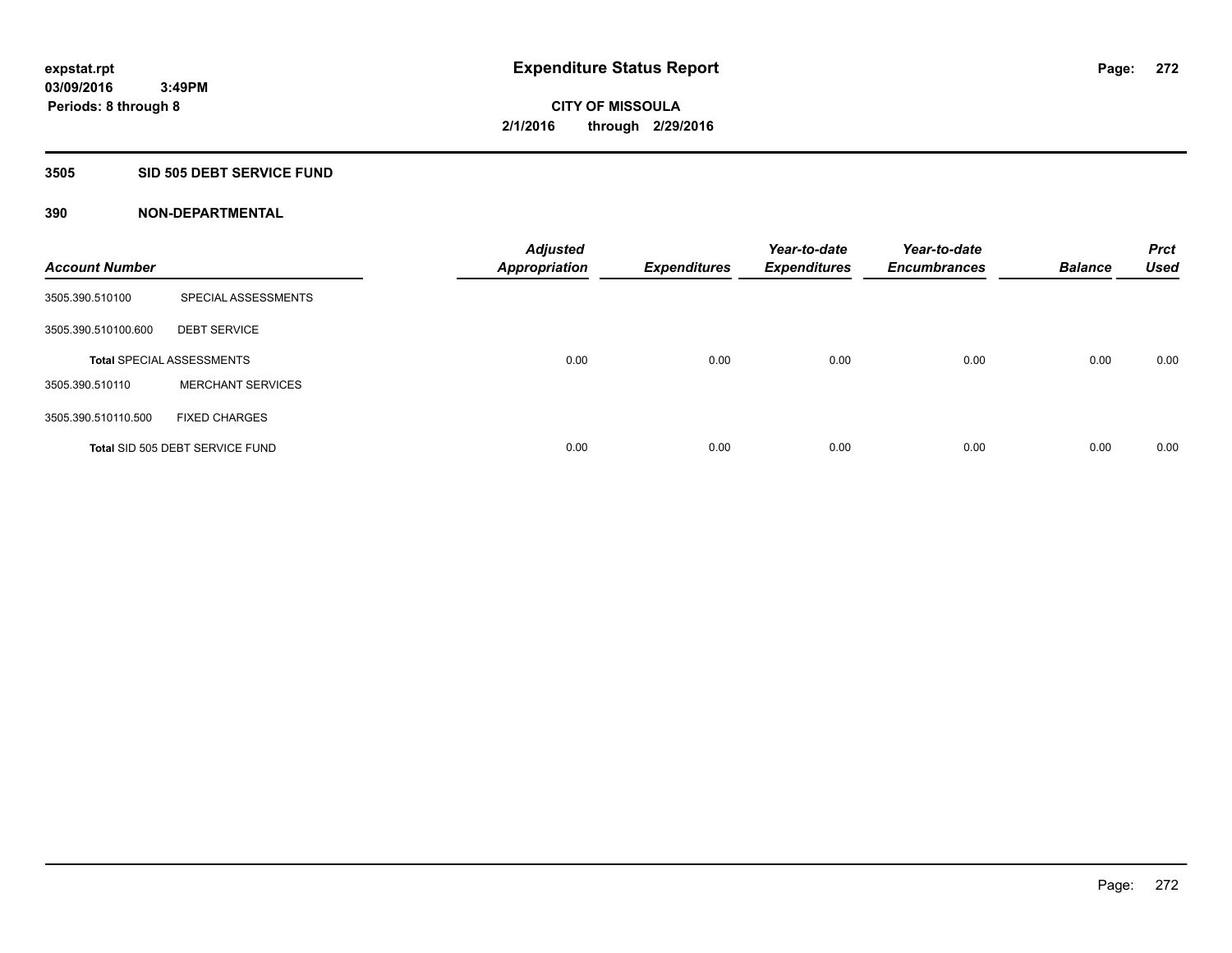expstat.rpt
03/09/2016 3:49PM
Periods: 8 through 8

# Expenditure Status Report

CITY OF MISSOULA
2/1/2016 through 2/29/2016

## 3505 SID 505 DEBT SERVICE FUND

## 390 NON-DEPARTMENTAL

| Account Number | | Adjusted Appropriation | Expenditures | Year-to-date Expenditures | Year-to-date Encumbrances | Balance | Prct Used |
|---|---|---|---|---|---|---|---|
| 3505.390.510100 | SPECIAL ASSESSMENTS | | | | | | |
| 3505.390.510100.600 | DEBT SERVICE | | | | | | |
| Total SPECIAL ASSESSMENTS | | 0.00 | 0.00 | 0.00 | 0.00 | 0.00 | 0.00 |
| 3505.390.510110 | MERCHANT SERVICES | | | | | | |
| 3505.390.510110.500 | FIXED CHARGES | | | | | | |
| Total SID 505 DEBT SERVICE FUND | | 0.00 | 0.00 | 0.00 | 0.00 | 0.00 | 0.00 |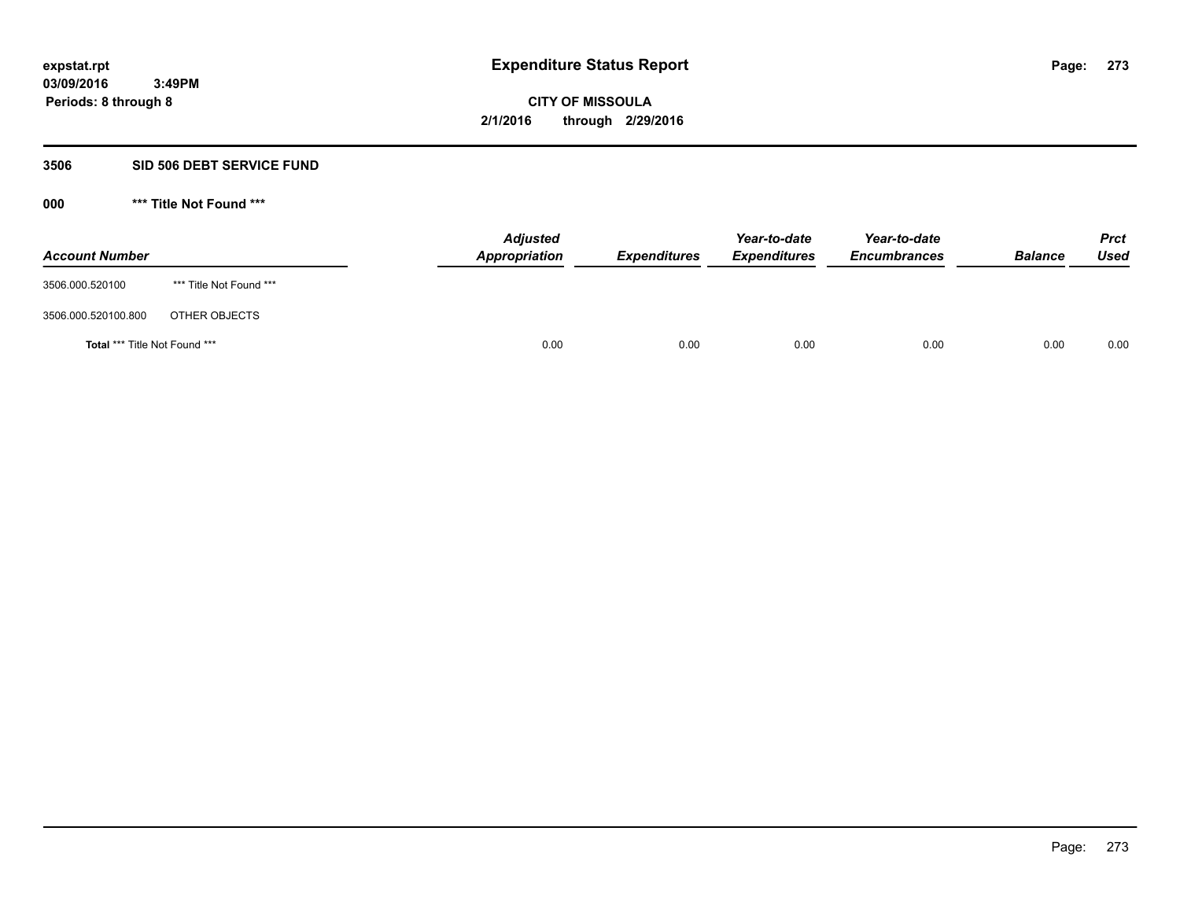**expstat.rpt**
**03/09/2016 3:49PM**
**Periods: 8 through 8**

# Expenditure Status Report

**CITY OF MISSOULA**
**2/1/2016 through 2/29/2016**

## 3506 SID 506 DEBT SERVICE FUND

### 000 *** Title Not Found ***

| Account Number | | Adjusted Appropriation | Expenditures | Year-to-date Expenditures | Year-to-date Encumbrances | Balance | Prct Used |
|---|---|---|---|---|---|---|---|
| 3506.000.520100 | *** Title Not Found *** | | | | | | |
| 3506.000.520100.800 | OTHER OBJECTS | | | | | | |
| **Total** *** Title Not Found *** | | 0.00 | 0.00 | 0.00 | 0.00 | 0.00 | 0.00 |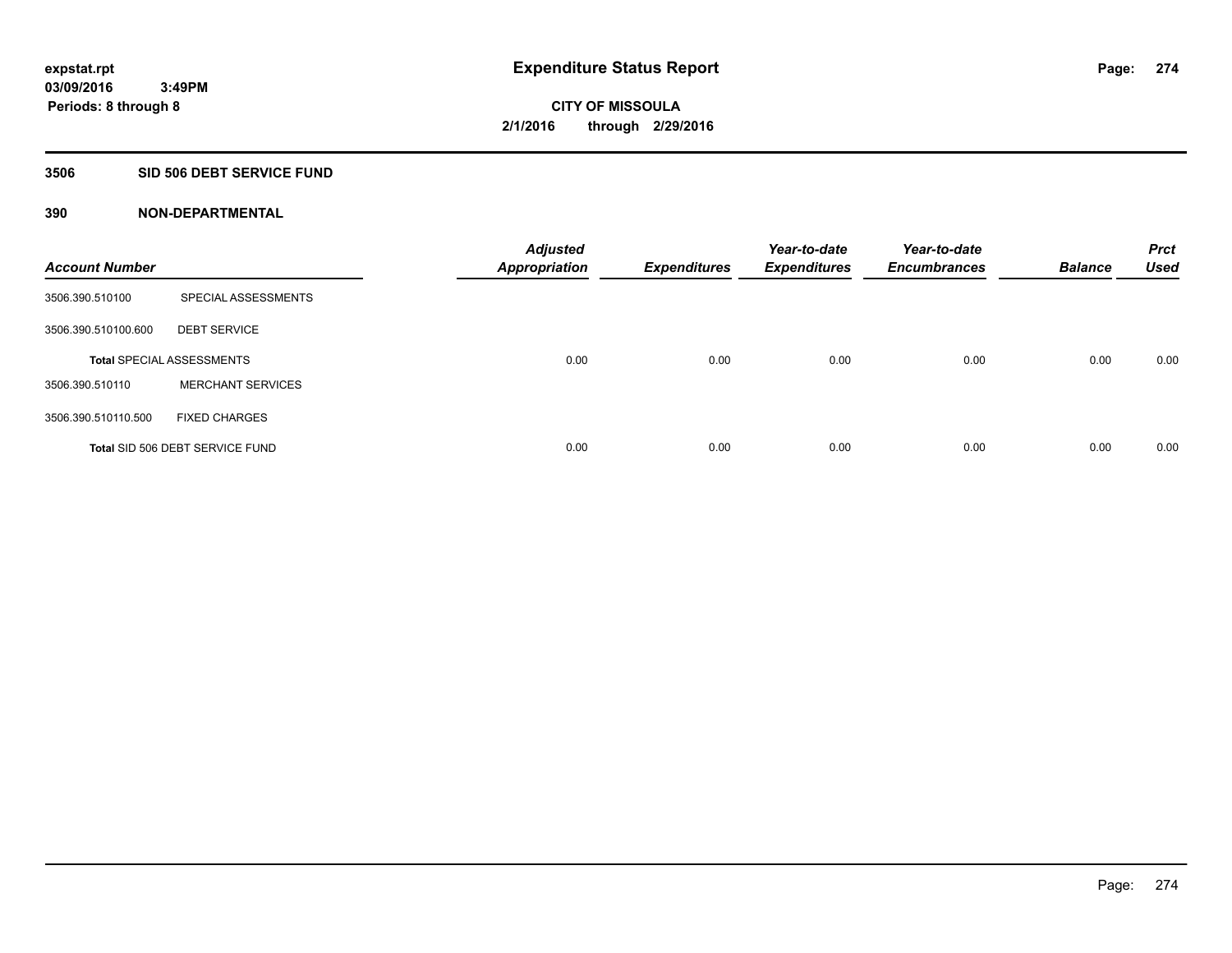# Expenditure Status Report

expstat.rpt
03/09/2016 3:49PM
Periods: 8 through 8

**CITY OF MISSOULA**
**2/1/2016 through 2/29/2016**

## 3506 SID 506 DEBT SERVICE FUND

### 390 NON-DEPARTMENTAL

| Account Number | | Adjusted Appropriation | Expenditures | Year-to-date Expenditures | Year-to-date Encumbrances | Balance | Prct Used |
|---|---|---|---|---|---|---|---|
| 3506.390.510100 | SPECIAL ASSESSMENTS | | | | | | |
| 3506.390.510100.600 | DEBT SERVICE | | | | | | |
| **Total** SPECIAL ASSESSMENTS | | 0.00 | 0.00 | 0.00 | 0.00 | 0.00 | 0.00 |
| 3506.390.510110 | MERCHANT SERVICES | | | | | | |
| 3506.390.510110.500 | FIXED CHARGES | | | | | | |
| **Total** SID 506 DEBT SERVICE FUND | | 0.00 | 0.00 | 0.00 | 0.00 | 0.00 | 0.00 |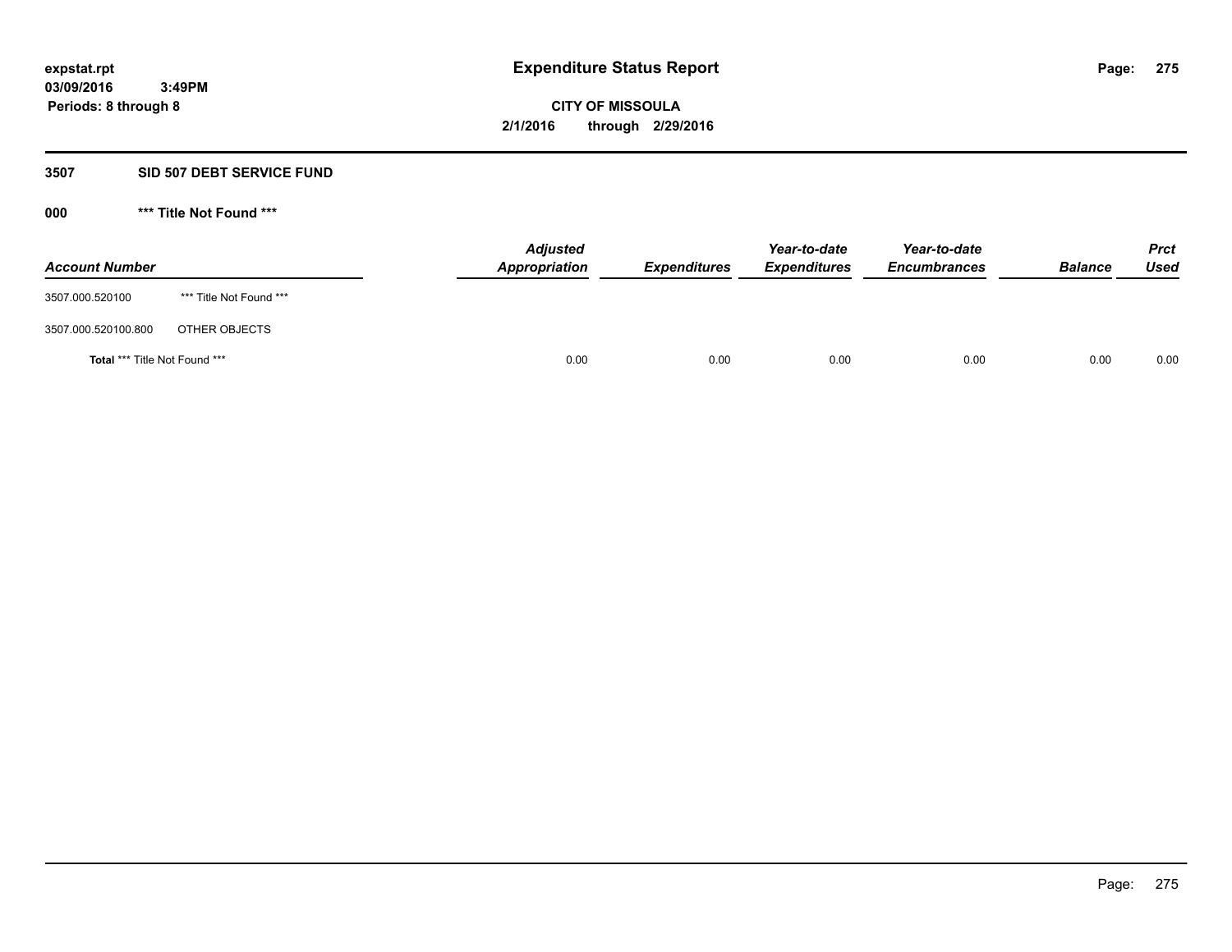**expstat.rpt**
**03/09/2016 3:49PM**
**Periods: 8 through 8**

# Expenditure Status Report

**CITY OF MISSOULA**
**2/1/2016 through 2/29/2016**

## 3507 SID 507 DEBT SERVICE FUND

### 000 *** Title Not Found ***

| Account Number | | Adjusted Appropriation | Expenditures | Year-to-date Expenditures | Year-to-date Encumbrances | Balance | Prct Used |
|---|---|---|---|---|---|---|---|
| 3507.000.520100 | *** Title Not Found *** | | | | | | |
| 3507.000.520100.800 | OTHER OBJECTS | | | | | | |
| **Total** *** Title Not Found *** | | 0.00 | 0.00 | 0.00 | 0.00 | 0.00 | 0.00 |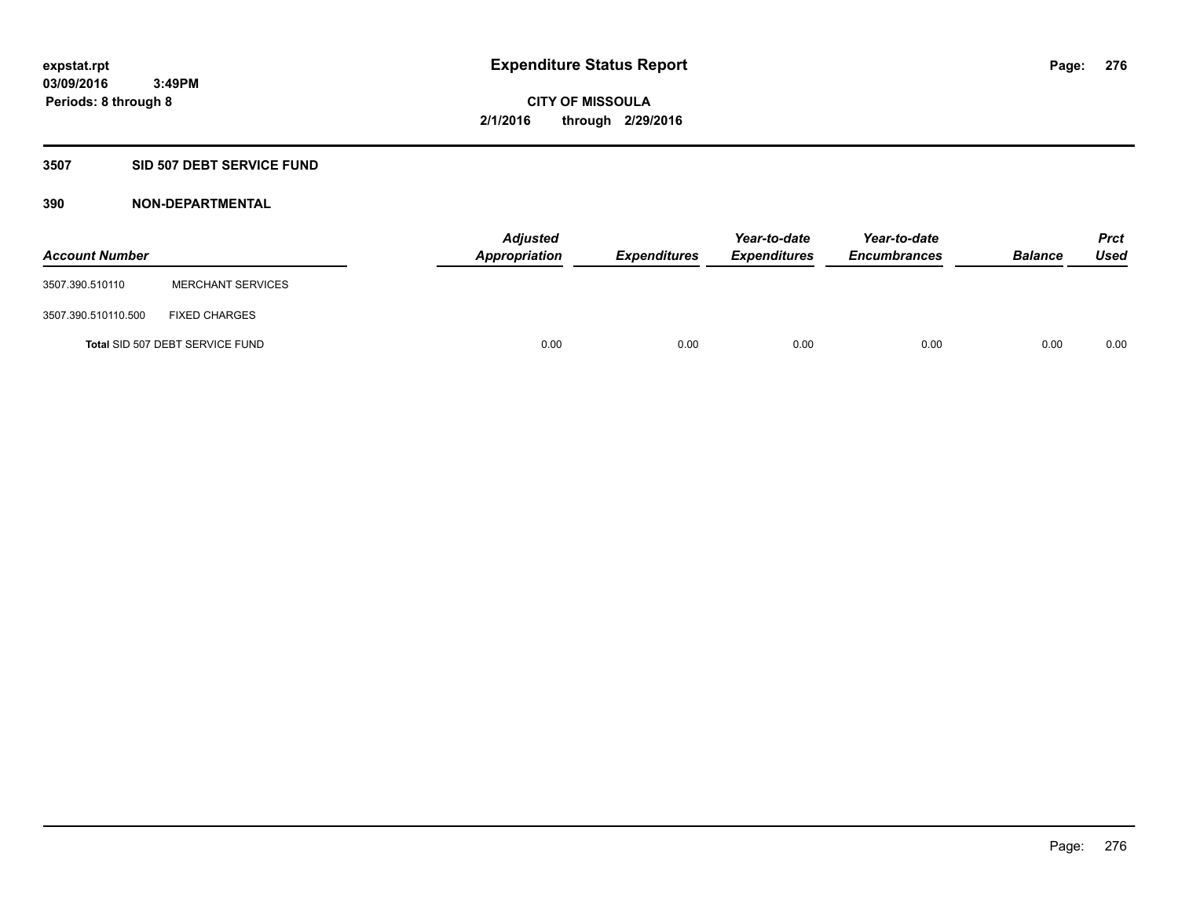# Expenditure Status Report

**CITY OF MISSOULA**

**2/1/2016 through 2/29/2016**

expstat.rpt
03/09/2016 3:49PM
Periods: 8 through 8

## 3507 SID 507 DEBT SERVICE FUND

### 390 NON-DEPARTMENTAL

| Account Number | | Adjusted Appropriation | Expenditures | Year-to-date Expenditures | Year-to-date Encumbrances | Balance | Prct Used |
|---|---|---|---|---|---|---|---|
| 3507.390.510110 | MERCHANT SERVICES | | | | | | |
| 3507.390.510110.500 | FIXED CHARGES | | | | | | |
| Total SID 507 DEBT SERVICE FUND | | 0.00 | 0.00 | 0.00 | 0.00 | 0.00 | 0.00 |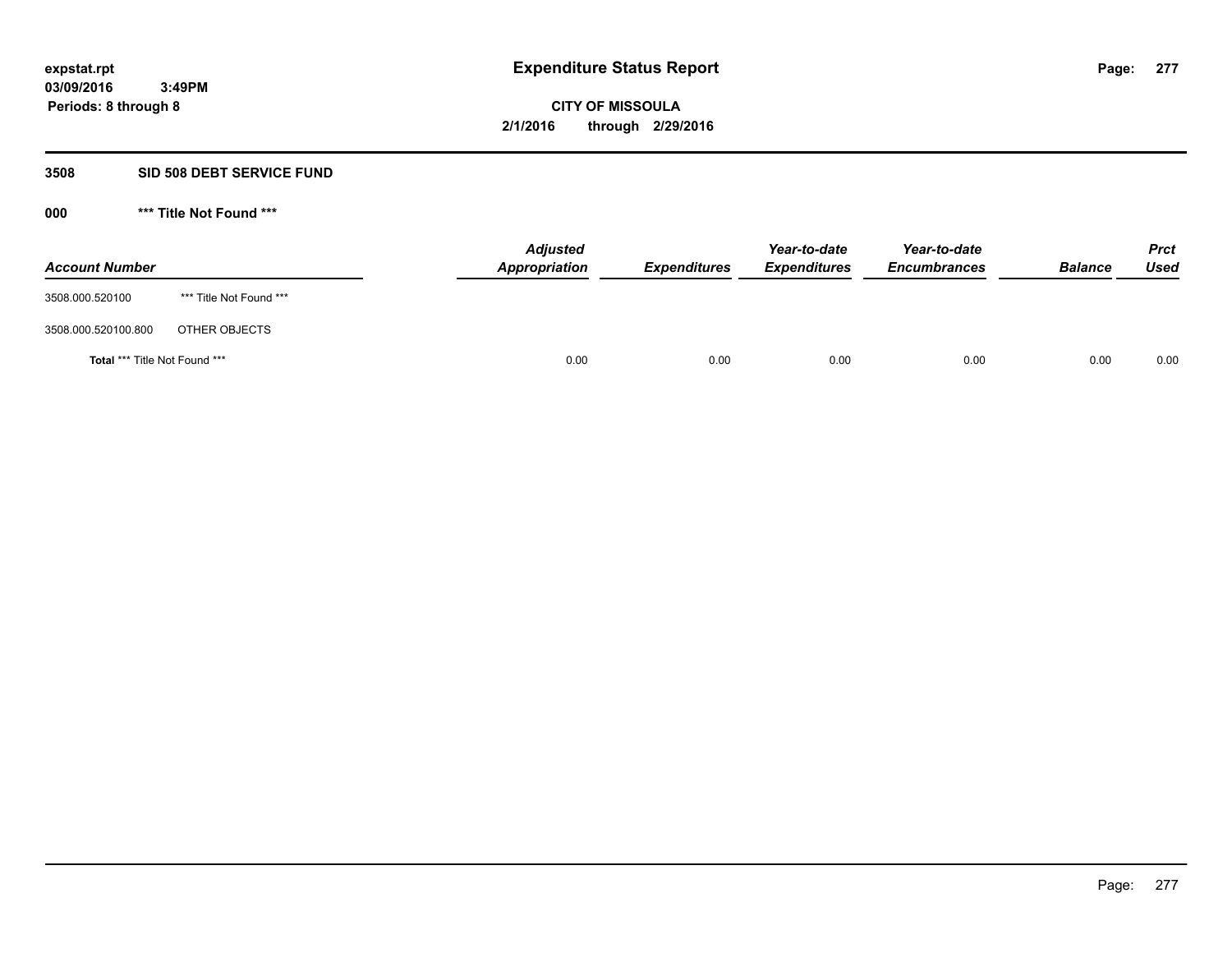expstat.rpt
03/09/2016 3:49PM
Periods: 8 through 8

# Expenditure Status Report

**CITY OF MISSOULA**
**2/1/2016 through 2/29/2016**

## 3508 SID 508 DEBT SERVICE FUND

### 000 *** Title Not Found ***

| Account Number | | Adjusted Appropriation | Expenditures | Year-to-date Expenditures | Year-to-date Encumbrances | Balance | Prct Used |
|---|---|---|---|---|---|---|---|
| 3508.000.520100 | *** Title Not Found *** | | | | | | |
| 3508.000.520100.800 | OTHER OBJECTS | | | | | | |
| **Total** *** Title Not Found *** | | 0.00 | 0.00 | 0.00 | 0.00 | 0.00 | 0.00 |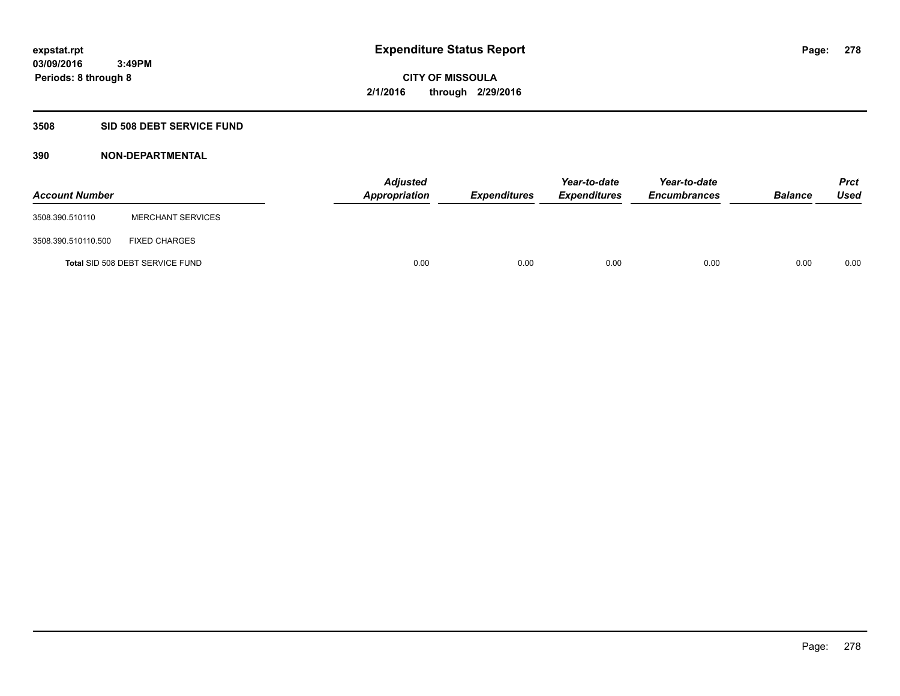# Expenditure Status Report

expstat.rpt
03/09/2016 3:49PM
Periods: 8 through 8

**CITY OF MISSOULA**
**2/1/2016 through 2/29/2016**

## 3508 SID 508 DEBT SERVICE FUND

### 390 NON-DEPARTMENTAL

| Account Number | | Adjusted Appropriation | Expenditures | Year-to-date Expenditures | Year-to-date Encumbrances | Balance | Prct Used |
|---|---|---|---|---|---|---|---|
| 3508.390.510110 | MERCHANT SERVICES | | | | | | |
| 3508.390.510110.500 | FIXED CHARGES | | | | | | |
| **Total** SID 508 DEBT SERVICE FUND | | 0.00 | 0.00 | 0.00 | 0.00 | 0.00 | 0.00 |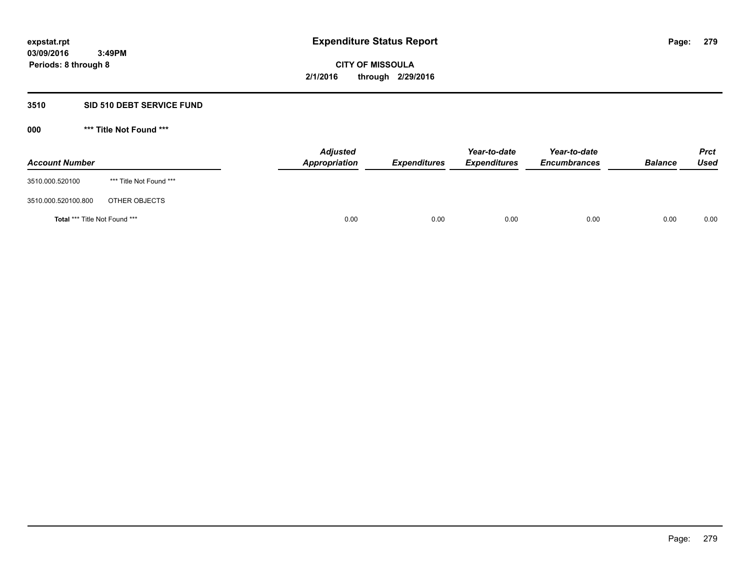# Expenditure Status Report

**CITY OF MISSOULA**

**2/1/2016 through 2/29/2016**

**Periods: 8 through 8**

## 3510 SID 510 DEBT SERVICE FUND

### 000 *** Title Not Found ***

| Account Number | | Adjusted Appropriation | Expenditures | Year-to-date Expenditures | Year-to-date Encumbrances | Balance | Prct Used |
|---|---|---|---|---|---|---|---|
| 3510.000.520100 | *** Title Not Found *** | | | | | | |
| 3510.000.520100.800 | OTHER OBJECTS | | | | | | |
| **Total** *** Title Not Found *** | | 0.00 | 0.00 | 0.00 | 0.00 | 0.00 | 0.00 |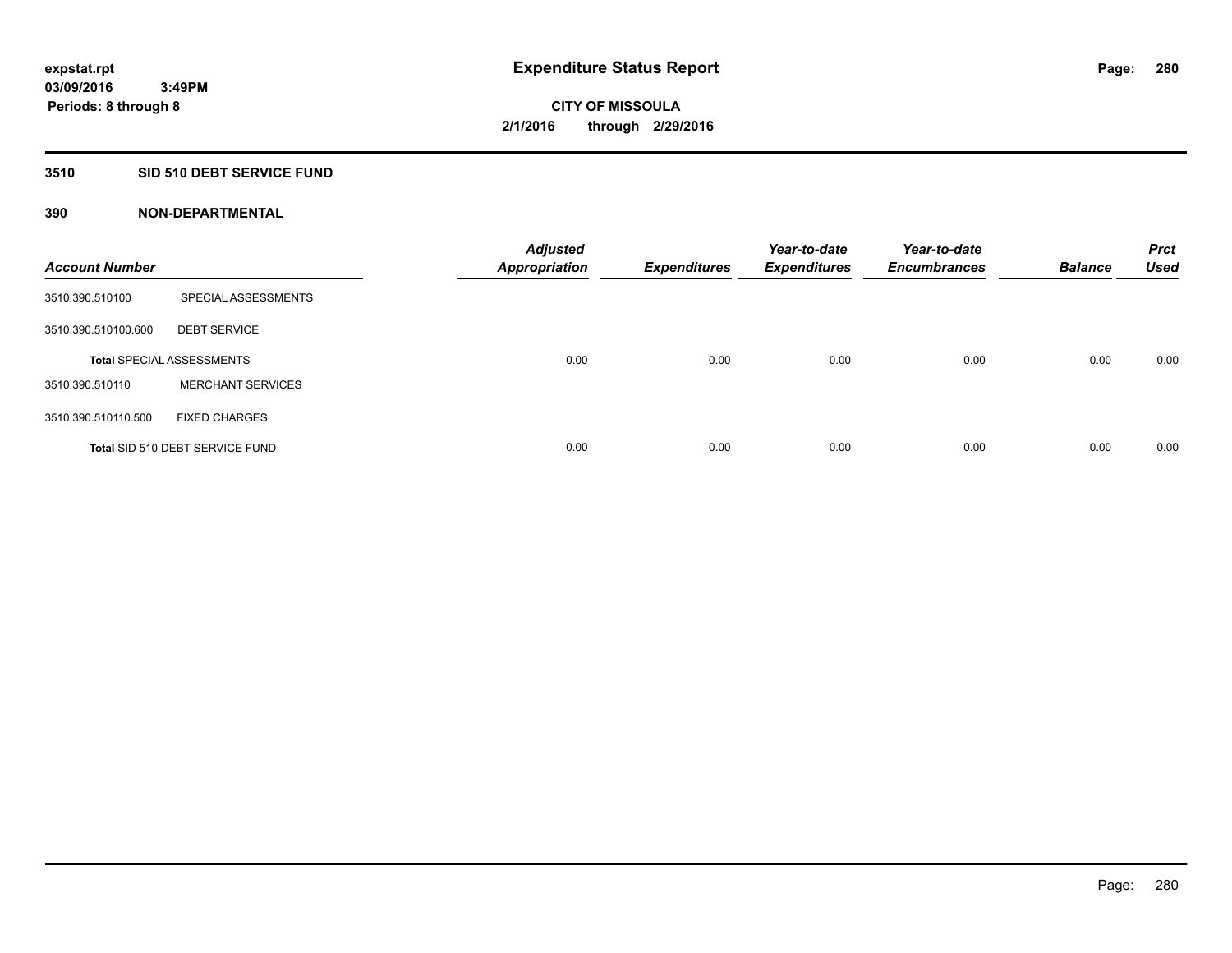**expstat.rpt**
**03/09/2016 3:49PM**
**Periods: 8 through 8**

# Expenditure Status Report

**CITY OF MISSOULA**
**2/1/2016 through 2/29/2016**

## 3510 SID 510 DEBT SERVICE FUND

## 390 NON-DEPARTMENTAL

| Account Number | | Adjusted Appropriation | Expenditures | Year-to-date Expenditures | Year-to-date Encumbrances | Balance | Prct Used |
|---|---|---|---|---|---|---|---|
| 3510.390.510100 | SPECIAL ASSESSMENTS | | | | | | |
| 3510.390.510100.600 | DEBT SERVICE | | | | | | |
| **Total** SPECIAL ASSESSMENTS | | 0.00 | 0.00 | 0.00 | 0.00 | 0.00 | 0.00 |
| 3510.390.510110 | MERCHANT SERVICES | | | | | | |
| 3510.390.510110.500 | FIXED CHARGES | | | | | | |
| **Total** SID 510 DEBT SERVICE FUND | | 0.00 | 0.00 | 0.00 | 0.00 | 0.00 | 0.00 |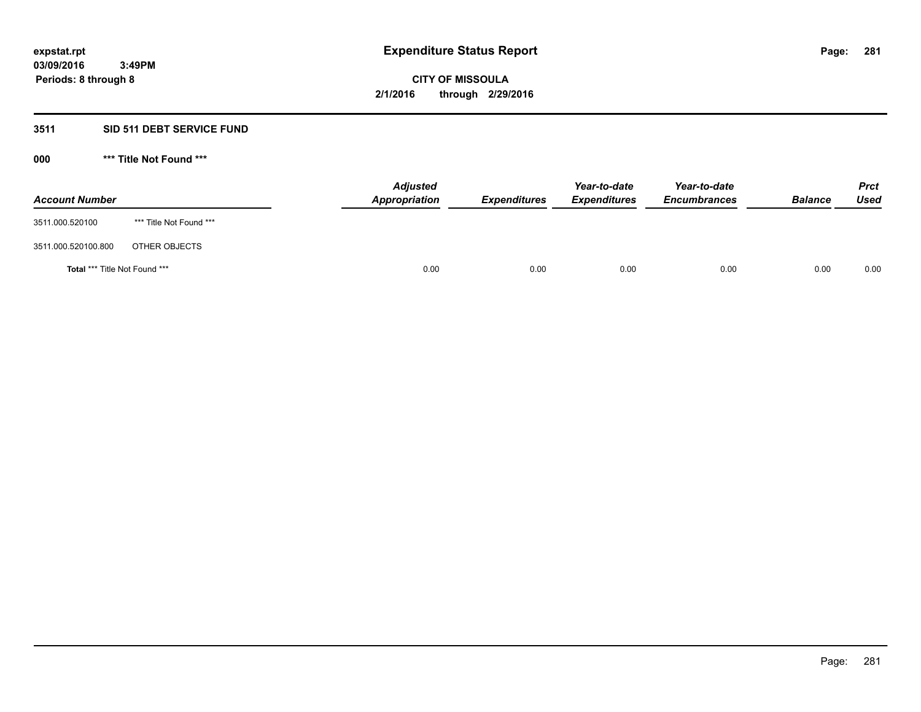# Expenditure Status Report

**expstat.rpt**
**03/09/2016 3:49PM**
**Periods: 8 through 8**

**CITY OF MISSOULA**
**2/1/2016 through 2/29/2016**

## 3511 SID 511 DEBT SERVICE FUND

### 000 *** Title Not Found ***

| Account Number | | Adjusted Appropriation | Expenditures | Year-to-date Expenditures | Year-to-date Encumbrances | Balance | Prct Used |
|---|---|---|---|---|---|---|---|
| 3511.000.520100 | *** Title Not Found *** | | | | | | |
| 3511.000.520100.800 | OTHER OBJECTS | | | | | | |
| **Total** *** Title Not Found *** | | 0.00 | 0.00 | 0.00 | 0.00 | 0.00 | 0.00 |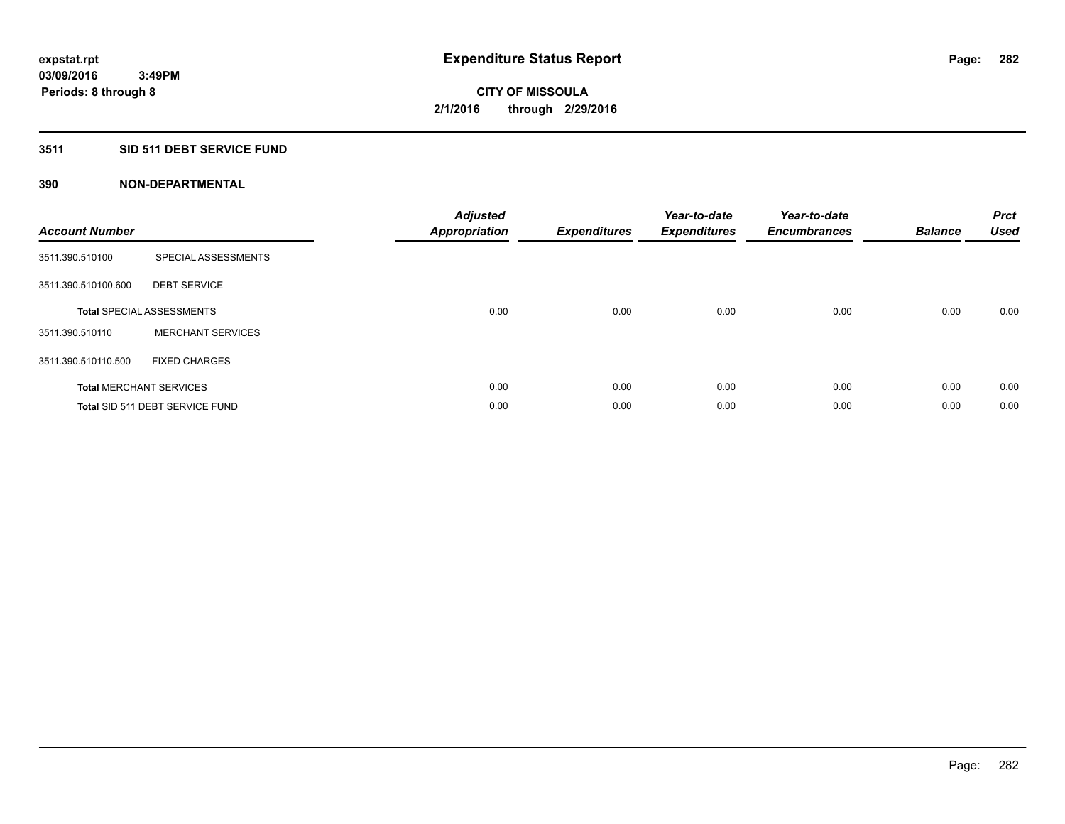**expstat.rpt**
**03/09/2016 3:49PM**
**Periods: 8 through 8**

# Expenditure Status Report

**CITY OF MISSOULA**
**2/1/2016 through 2/29/2016**

## 3511 SID 511 DEBT SERVICE FUND

### 390 NON-DEPARTMENTAL

| Account Number | | Adjusted Appropriation | Expenditures | Year-to-date Expenditures | Year-to-date Encumbrances | Balance | Prct Used |
|---|---|---|---|---|---|---|---|
| 3511.390.510100 | SPECIAL ASSESSMENTS | | | | | | |
| 3511.390.510100.600 | DEBT SERVICE | | | | | | |
| **Total** SPECIAL ASSESSMENTS | | 0.00 | 0.00 | 0.00 | 0.00 | 0.00 | 0.00 |
| 3511.390.510110 | MERCHANT SERVICES | | | | | | |
| 3511.390.510110.500 | FIXED CHARGES | | | | | | |
| **Total** MERCHANT SERVICES | | 0.00 | 0.00 | 0.00 | 0.00 | 0.00 | 0.00 |
| **Total** SID 511 DEBT SERVICE FUND | | 0.00 | 0.00 | 0.00 | 0.00 | 0.00 | 0.00 |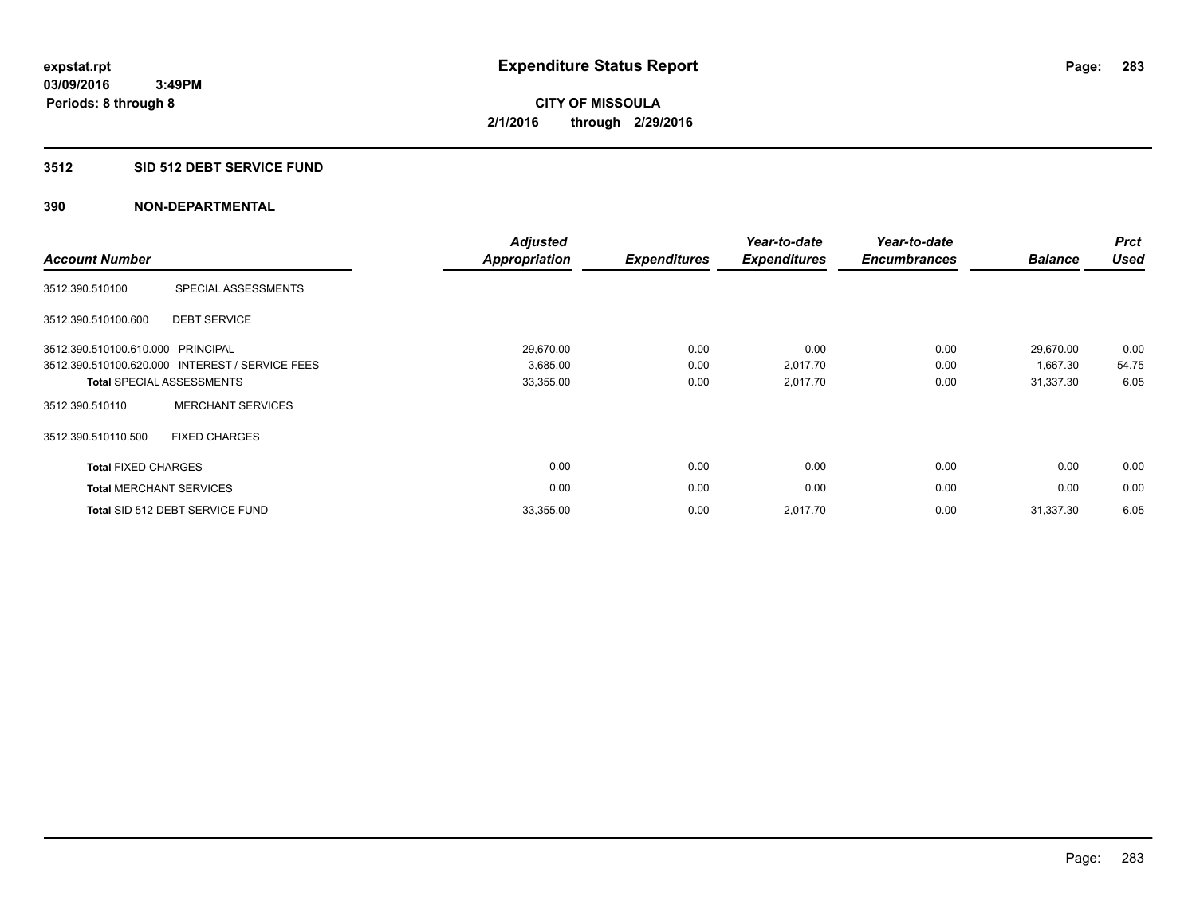**expstat.rpt**
**03/09/2016 3:49PM**
**Periods: 8 through 8**

# Expenditure Status Report

**CITY OF MISSOULA**
**2/1/2016 through 2/29/2016**

## 3512 SID 512 DEBT SERVICE FUND

### 390 NON-DEPARTMENTAL

| Account Number | | Adjusted Appropriation | Expenditures | Year-to-date Expenditures | Year-to-date Encumbrances | Balance | Prct Used |
|---|---|---|---|---|---|---|---|
| 3512.390.510100 | SPECIAL ASSESSMENTS | | | | | | |
| 3512.390.510100.600 | DEBT SERVICE | | | | | | |
| 3512.390.510100.610.000 | PRINCIPAL | 29,670.00 | 0.00 | 0.00 | 0.00 | 29,670.00 | 0.00 |
| 3512.390.510100.620.000 | INTEREST / SERVICE FEES | 3,685.00 | 0.00 | 2,017.70 | 0.00 | 1,667.30 | 54.75 |
| **Total** SPECIAL ASSESSMENTS | | 33,355.00 | 0.00 | 2,017.70 | 0.00 | 31,337.30 | 6.05 |
| 3512.390.510110 | MERCHANT SERVICES | | | | | | |
| 3512.390.510110.500 | FIXED CHARGES | | | | | | |
| **Total** FIXED CHARGES | | 0.00 | 0.00 | 0.00 | 0.00 | 0.00 | 0.00 |
| **Total** MERCHANT SERVICES | | 0.00 | 0.00 | 0.00 | 0.00 | 0.00 | 0.00 |
| **Total** SID 512 DEBT SERVICE FUND | | 33,355.00 | 0.00 | 2,017.70 | 0.00 | 31,337.30 | 6.05 |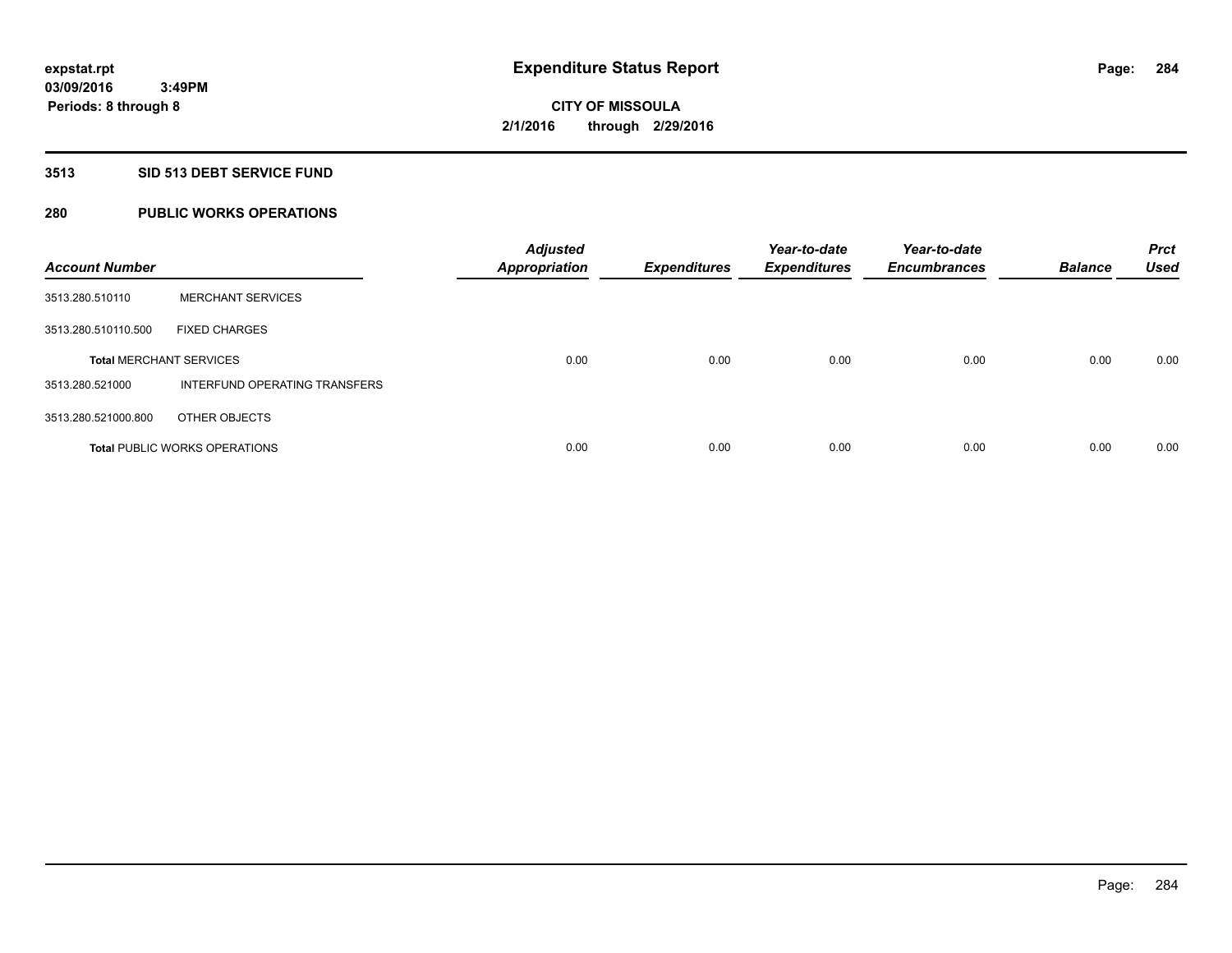**expstat.rpt**
**03/09/2016 3:49PM**
**Periods: 8 through 8**

# Expenditure Status Report

**CITY OF MISSOULA**
**2/1/2016 through 2/29/2016**

## 3513 SID 513 DEBT SERVICE FUND

## 280 PUBLIC WORKS OPERATIONS

| Account Number | | Adjusted Appropriation | Expenditures | Year-to-date Expenditures | Year-to-date Encumbrances | Balance | Prct Used |
|---|---|---|---|---|---|---|---|
| 3513.280.510110 | MERCHANT SERVICES | | | | | | |
| 3513.280.510110.500 | FIXED CHARGES | | | | | | |
| **Total** MERCHANT SERVICES | | 0.00 | 0.00 | 0.00 | 0.00 | 0.00 | 0.00 |
| 3513.280.521000 | INTERFUND OPERATING TRANSFERS | | | | | | |
| 3513.280.521000.800 | OTHER OBJECTS | | | | | | |
| **Total** PUBLIC WORKS OPERATIONS | | 0.00 | 0.00 | 0.00 | 0.00 | 0.00 | 0.00 |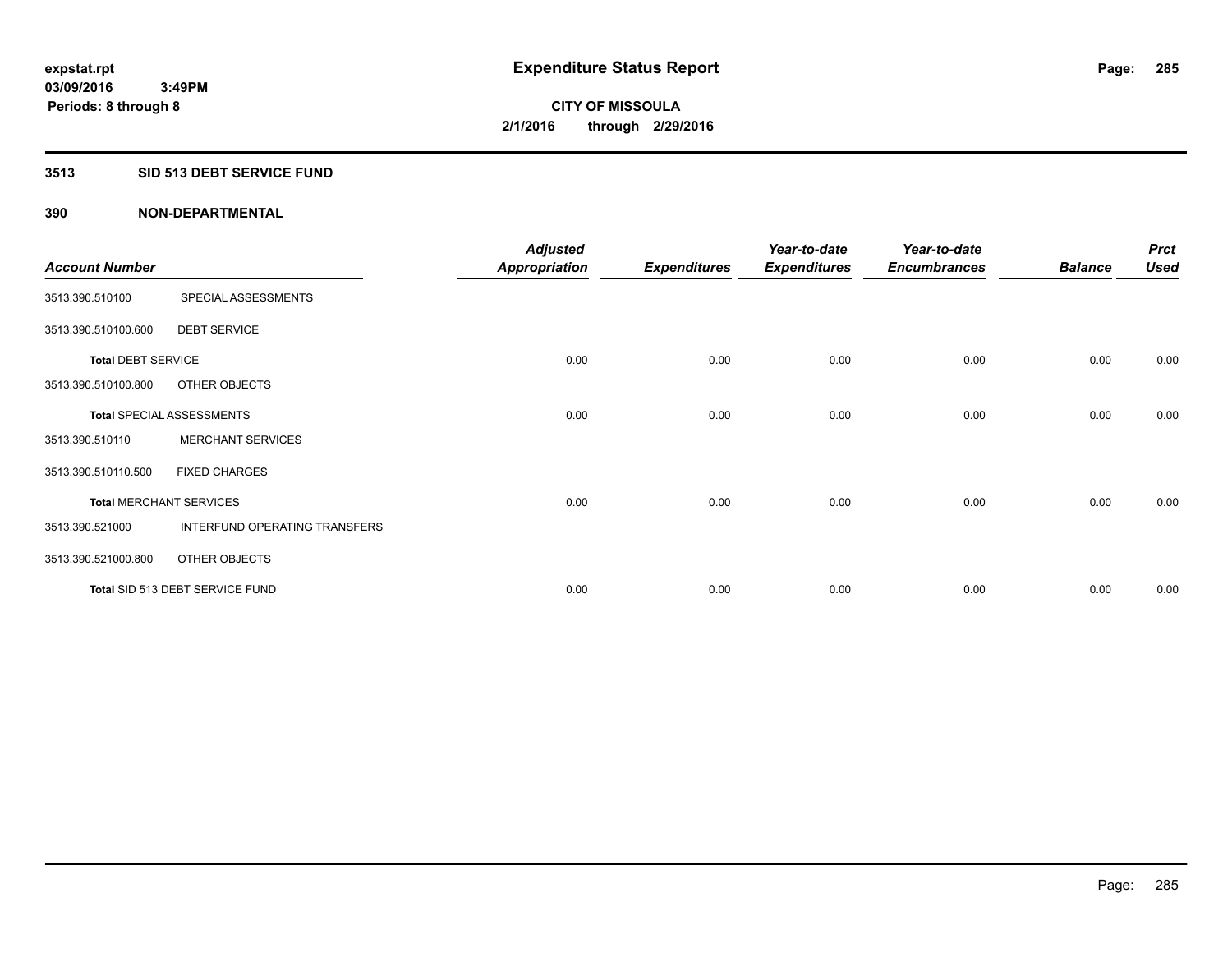expstat.rpt
03/09/2016 3:49PM
Periods: 8 through 8

# Expenditure Status Report

**CITY OF MISSOULA**
**2/1/2016 through 2/29/2016**

## 3513 SID 513 DEBT SERVICE FUND

## 390 NON-DEPARTMENTAL

| Account Number | | Adjusted Appropriation | Expenditures | Year-to-date Expenditures | Year-to-date Encumbrances | Balance | Prct Used |
|---|---|---|---|---|---|---|---|
| 3513.390.510100 | SPECIAL ASSESSMENTS | | | | | | |
| 3513.390.510100.600 | DEBT SERVICE | | | | | | |
| **Total** DEBT SERVICE | | 0.00 | 0.00 | 0.00 | 0.00 | 0.00 | 0.00 |
| 3513.390.510100.800 | OTHER OBJECTS | | | | | | |
| **Total** SPECIAL ASSESSMENTS | | 0.00 | 0.00 | 0.00 | 0.00 | 0.00 | 0.00 |
| 3513.390.510110 | MERCHANT SERVICES | | | | | | |
| 3513.390.510110.500 | FIXED CHARGES | | | | | | |
| **Total** MERCHANT SERVICES | | 0.00 | 0.00 | 0.00 | 0.00 | 0.00 | 0.00 |
| 3513.390.521000 | INTERFUND OPERATING TRANSFERS | | | | | | |
| 3513.390.521000.800 | OTHER OBJECTS | | | | | | |
| **Total** SID 513 DEBT SERVICE FUND | | 0.00 | 0.00 | 0.00 | 0.00 | 0.00 | 0.00 |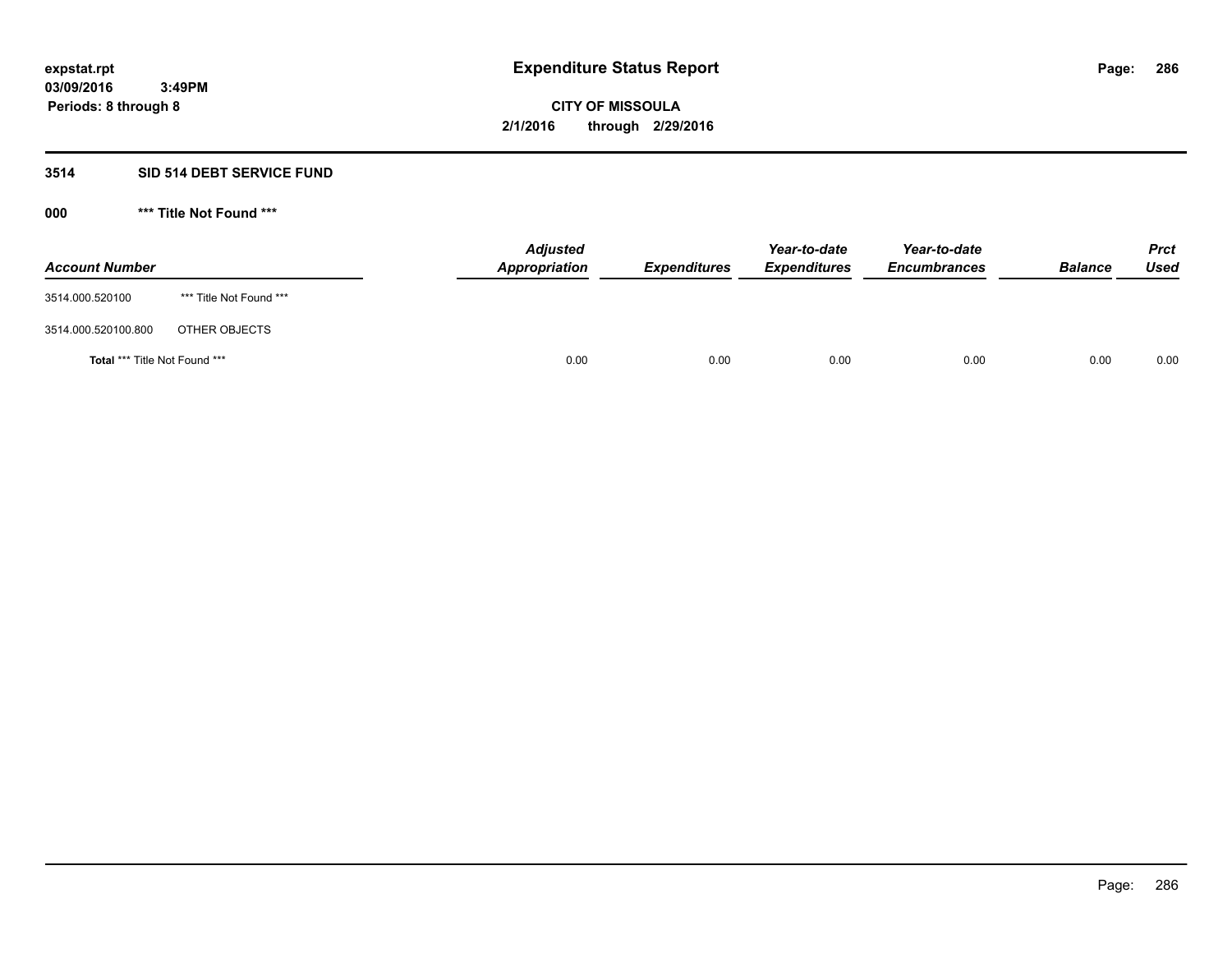**expstat.rpt**
**03/09/2016 3:49PM**
**Periods: 8 through 8**

# Expenditure Status Report

**CITY OF MISSOULA**
**2/1/2016 through 2/29/2016**

## 3514 SID 514 DEBT SERVICE FUND

### 000 *** Title Not Found ***

| Account Number | | Adjusted Appropriation | Expenditures | Year-to-date Expenditures | Year-to-date Encumbrances | Balance | Prct Used |
|---|---|---|---|---|---|---|---|
| 3514.000.520100 | *** Title Not Found *** | | | | | | |
| 3514.000.520100.800 | OTHER OBJECTS | | | | | | |
| **Total** *** Title Not Found *** | | 0.00 | 0.00 | 0.00 | 0.00 | 0.00 | 0.00 |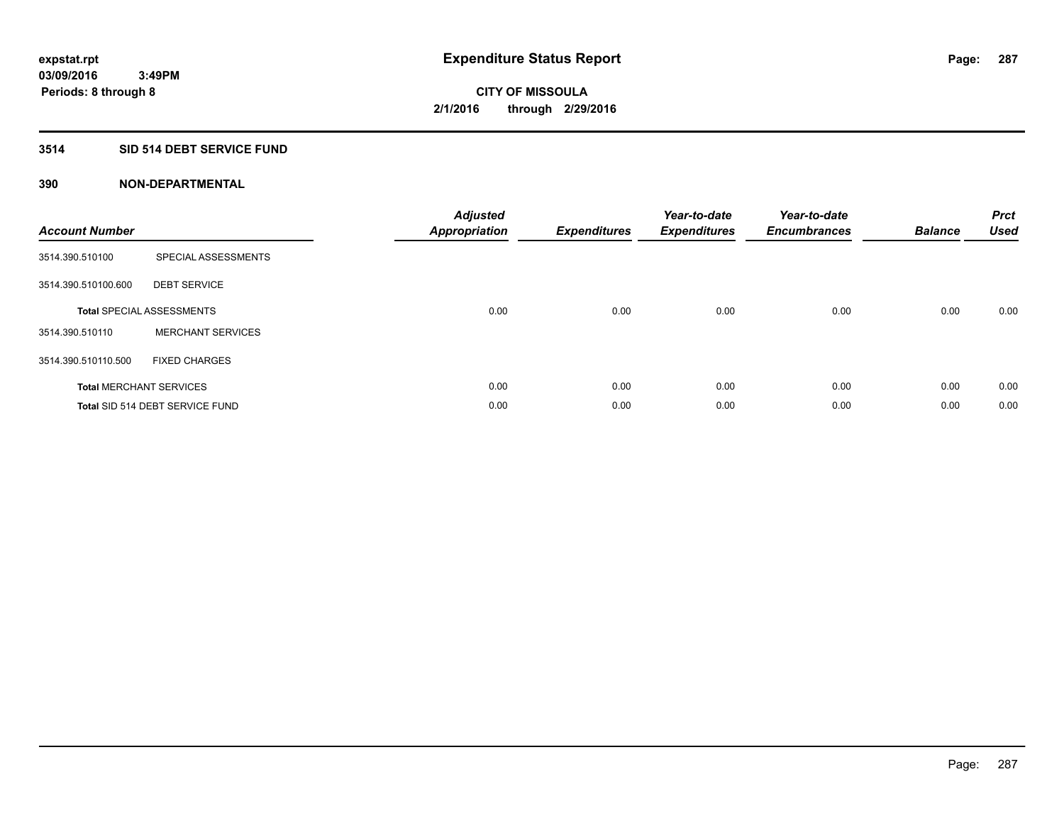**expstat.rpt**
**03/09/2016 3:49PM**
**Periods: 8 through 8**

# Expenditure Status Report

**CITY OF MISSOULA**
**2/1/2016 through 2/29/2016**

## 3514 SID 514 DEBT SERVICE FUND

### 390 NON-DEPARTMENTAL

| Account Number | | Adjusted Appropriation | Expenditures | Year-to-date Expenditures | Year-to-date Encumbrances | Balance | Prct Used |
|---|---|---|---|---|---|---|---|
| 3514.390.510100 | SPECIAL ASSESSMENTS | | | | | | |
| 3514.390.510100.600 | DEBT SERVICE | | | | | | |
| **Total** SPECIAL ASSESSMENTS | | 0.00 | 0.00 | 0.00 | 0.00 | 0.00 | 0.00 |
| 3514.390.510110 | MERCHANT SERVICES | | | | | | |
| 3514.390.510110.500 | FIXED CHARGES | | | | | | |
| **Total** MERCHANT SERVICES | | 0.00 | 0.00 | 0.00 | 0.00 | 0.00 | 0.00 |
| **Total** SID 514 DEBT SERVICE FUND | | 0.00 | 0.00 | 0.00 | 0.00 | 0.00 | 0.00 |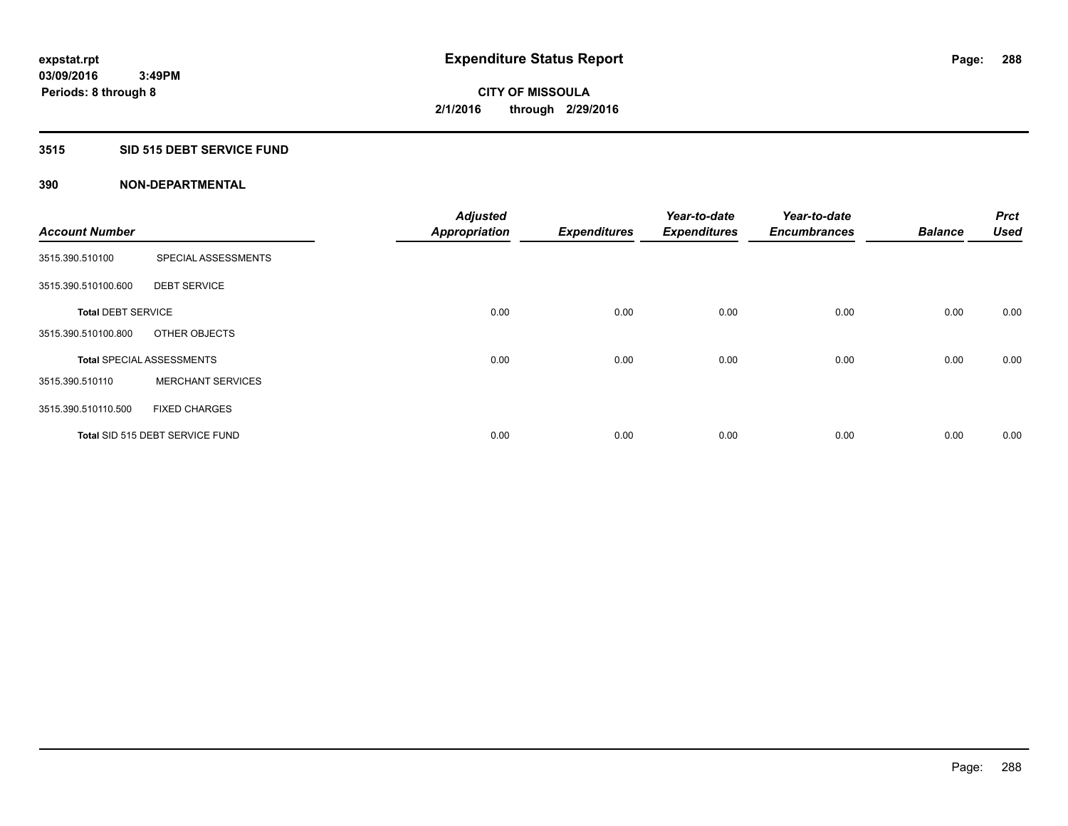expstat.rpt
03/09/2016 3:49PM
Periods: 8 through 8

# Expenditure Status Report

CITY OF MISSOULA
2/1/2016 through 2/29/2016

## 3515 SID 515 DEBT SERVICE FUND

## 390 NON-DEPARTMENTAL

| Account Number | | Adjusted Appropriation | Expenditures | Year-to-date Expenditures | Year-to-date Encumbrances | Balance | Prct Used |
|---|---|---|---|---|---|---|---|
| 3515.390.510100 | SPECIAL ASSESSMENTS | | | | | | |
| 3515.390.510100.600 | DEBT SERVICE | | | | | | |
| **Total** DEBT SERVICE | | 0.00 | 0.00 | 0.00 | 0.00 | 0.00 | 0.00 |
| 3515.390.510100.800 | OTHER OBJECTS | | | | | | |
| **Total** SPECIAL ASSESSMENTS | | 0.00 | 0.00 | 0.00 | 0.00 | 0.00 | 0.00 |
| 3515.390.510110 | MERCHANT SERVICES | | | | | | |
| 3515.390.510110.500 | FIXED CHARGES | | | | | | |
| **Total** SID 515 DEBT SERVICE FUND | | 0.00 | 0.00 | 0.00 | 0.00 | 0.00 | 0.00 |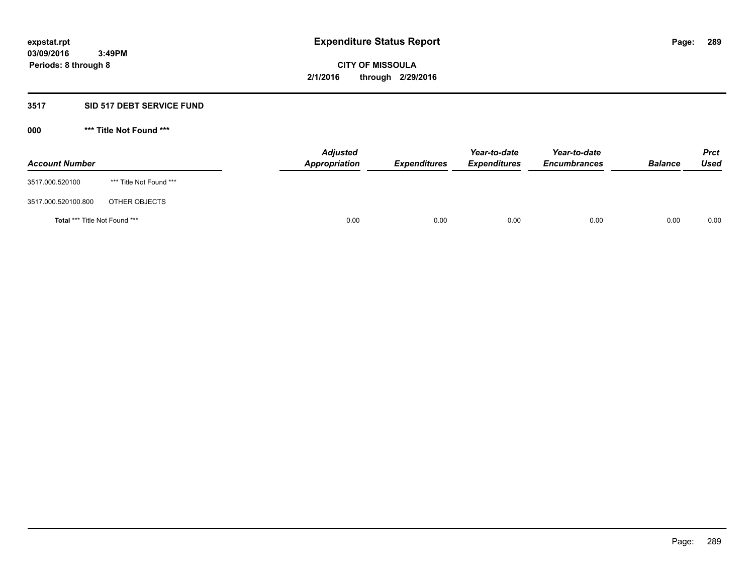**expstat.rpt**
**03/09/2016 3:49PM**
**Periods: 8 through 8**

# Expenditure Status Report

**CITY OF MISSOULA**
**2/1/2016 through 2/29/2016**

## 3517 SID 517 DEBT SERVICE FUND

### 000 *** Title Not Found ***

| Account Number | | Adjusted Appropriation | Expenditures | Year-to-date Expenditures | Year-to-date Encumbrances | Balance | Prct Used |
|---|---|---|---|---|---|---|---|
| 3517.000.520100 | *** Title Not Found *** | | | | | | |
| 3517.000.520100.800 | OTHER OBJECTS | | | | | | |
| **Total** *** Title Not Found *** | | 0.00 | 0.00 | 0.00 | 0.00 | 0.00 | 0.00 |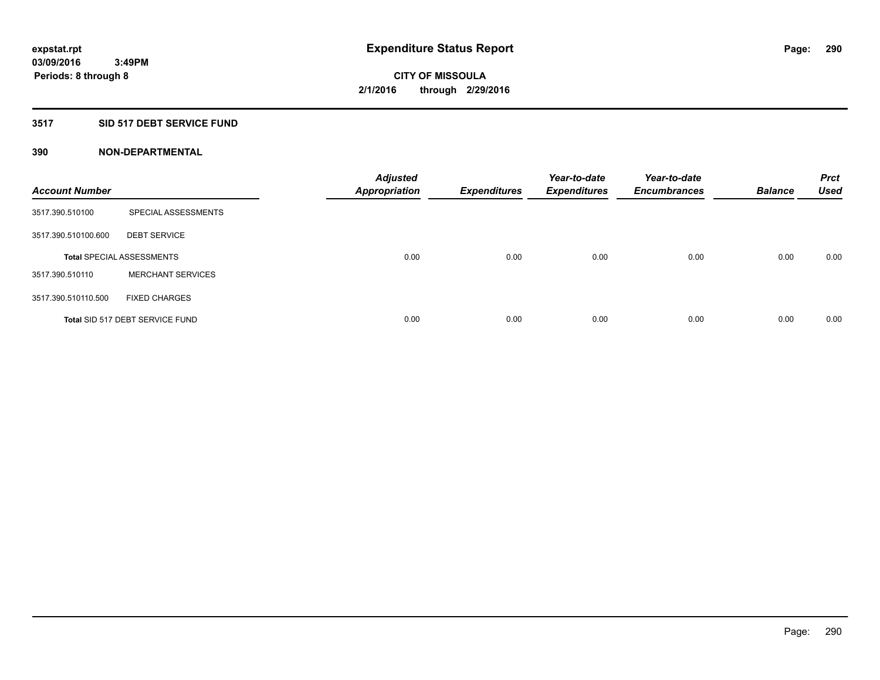**expstat.rpt**
**03/09/2016 3:49PM**
**Periods: 8 through 8**

# Expenditure Status Report

**CITY OF MISSOULA**
**2/1/2016 through 2/29/2016**

## 3517 SID 517 DEBT SERVICE FUND

## 390 NON-DEPARTMENTAL

| Account Number | | Adjusted Appropriation | Expenditures | Year-to-date Expenditures | Year-to-date Encumbrances | Balance | Prct Used |
|---|---|---|---|---|---|---|---|
| 3517.390.510100 | SPECIAL ASSESSMENTS | | | | | | |
| 3517.390.510100.600 | DEBT SERVICE | | | | | | |
| Total SPECIAL ASSESSMENTS | | 0.00 | 0.00 | 0.00 | 0.00 | 0.00 | 0.00 |
| 3517.390.510110 | MERCHANT SERVICES | | | | | | |
| 3517.390.510110.500 | FIXED CHARGES | | | | | | |
| Total SID 517 DEBT SERVICE FUND | | 0.00 | 0.00 | 0.00 | 0.00 | 0.00 | 0.00 |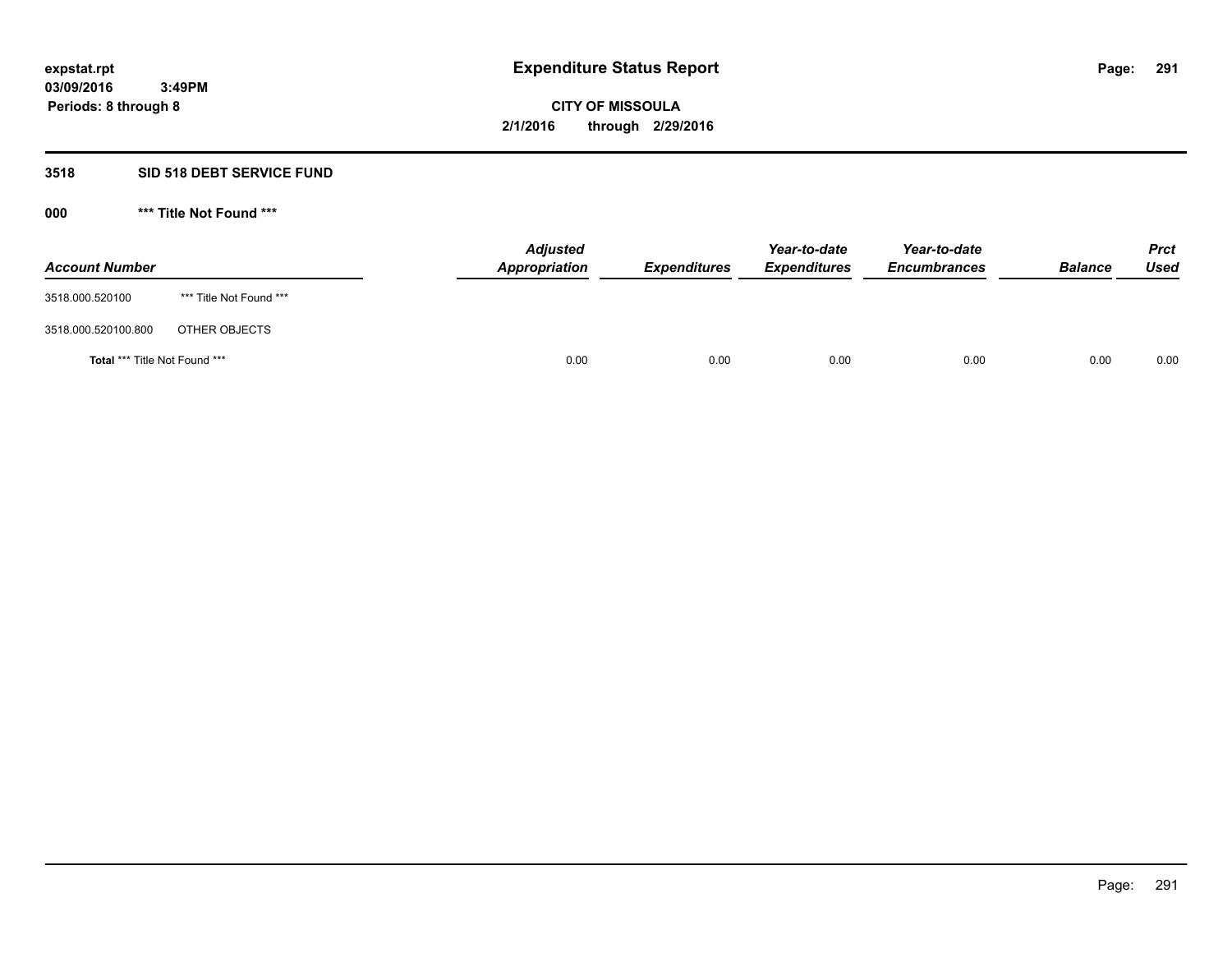# Expenditure Status Report

**CITY OF MISSOULA**

**2/1/2016 through 2/29/2016**

expstat.rpt
03/09/2016 3:49PM
Periods: 8 through 8

## 3518 SID 518 DEBT SERVICE FUND

### 000 *** Title Not Found ***

| Account Number | | Adjusted Appropriation | Expenditures | Year-to-date Expenditures | Year-to-date Encumbrances | Balance | Prct Used |
|---|---|---|---|---|---|---|---|
| 3518.000.520100 | *** Title Not Found *** | | | | | | |
| 3518.000.520100.800 | OTHER OBJECTS | | | | | | |
| **Total** *** Title Not Found *** | | 0.00 | 0.00 | 0.00 | 0.00 | 0.00 | 0.00 |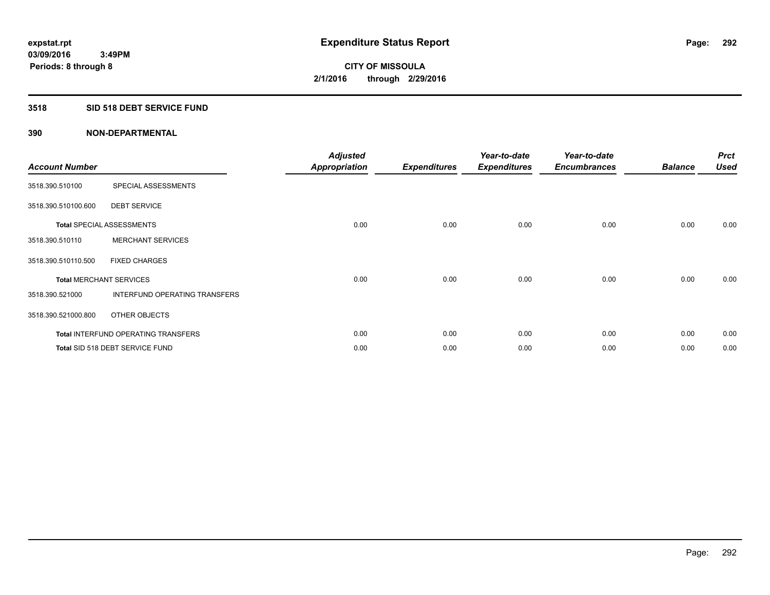**expstat.rpt**
**03/09/2016 3:49PM**
**Periods: 8 through 8**

# Expenditure Status Report

**CITY OF MISSOULA**
**2/1/2016 through 2/29/2016**

## 3518 SID 518 DEBT SERVICE FUND

### 390 NON-DEPARTMENTAL

| Account Number | | Adjusted Appropriation | Expenditures | Year-to-date Expenditures | Year-to-date Encumbrances | Balance | Prct Used |
|---|---|---|---|---|---|---|---|
| 3518.390.510100 | SPECIAL ASSESSMENTS | | | | | | |
| 3518.390.510100.600 | DEBT SERVICE | | | | | | |
| **Total** SPECIAL ASSESSMENTS | | 0.00 | 0.00 | 0.00 | 0.00 | 0.00 | 0.00 |
| 3518.390.510110 | MERCHANT SERVICES | | | | | | |
| 3518.390.510110.500 | FIXED CHARGES | | | | | | |
| **Total** MERCHANT SERVICES | | 0.00 | 0.00 | 0.00 | 0.00 | 0.00 | 0.00 |
| 3518.390.521000 | INTERFUND OPERATING TRANSFERS | | | | | | |
| 3518.390.521000.800 | OTHER OBJECTS | | | | | | |
| **Total** INTERFUND OPERATING TRANSFERS | | 0.00 | 0.00 | 0.00 | 0.00 | 0.00 | 0.00 |
| **Total** SID 518 DEBT SERVICE FUND | | 0.00 | 0.00 | 0.00 | 0.00 | 0.00 | 0.00 |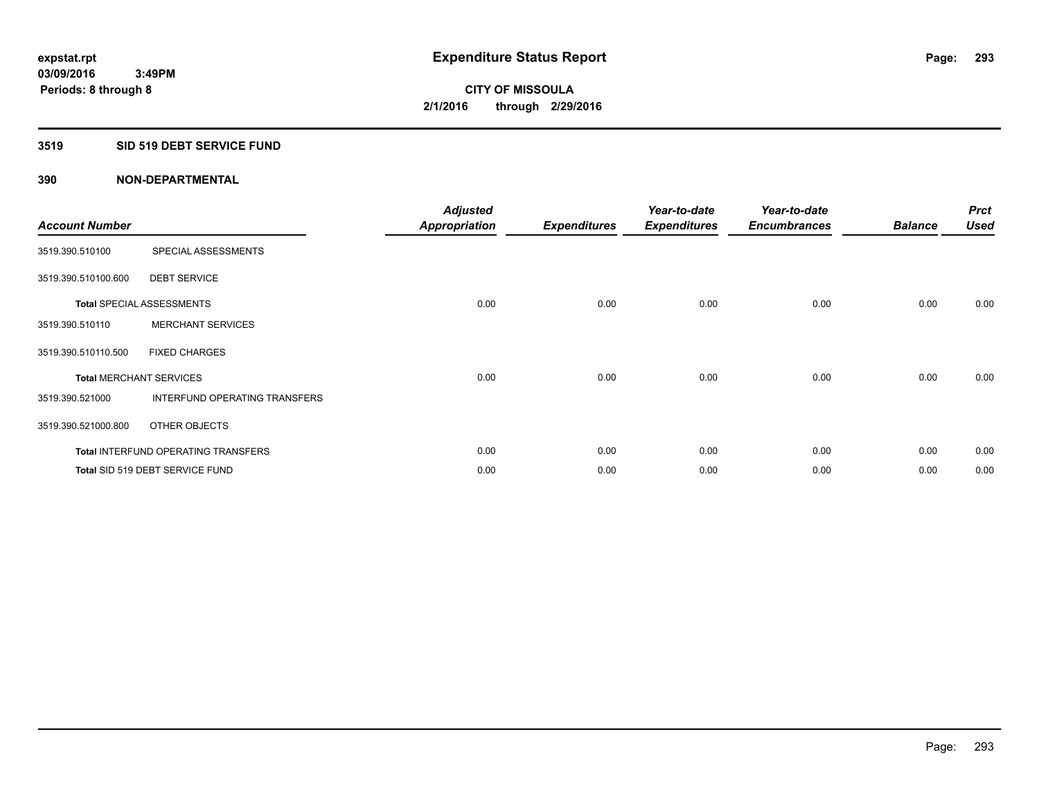**expstat.rpt**
**03/09/2016 3:49PM**
**Periods: 8 through 8**

# Expenditure Status Report

**CITY OF MISSOULA**
**2/1/2016 through 2/29/2016**

## 3519 SID 519 DEBT SERVICE FUND

### 390 NON-DEPARTMENTAL

| Account Number | | Adjusted Appropriation | Expenditures | Year-to-date Expenditures | Year-to-date Encumbrances | Balance | Prct Used |
|---|---|---|---|---|---|---|---|
| 3519.390.510100 | SPECIAL ASSESSMENTS | | | | | | |
| 3519.390.510100.600 | DEBT SERVICE | | | | | | |
| Total SPECIAL ASSESSMENTS | | 0.00 | 0.00 | 0.00 | 0.00 | 0.00 | 0.00 |
| 3519.390.510110 | MERCHANT SERVICES | | | | | | |
| 3519.390.510110.500 | FIXED CHARGES | | | | | | |
| Total MERCHANT SERVICES | | 0.00 | 0.00 | 0.00 | 0.00 | 0.00 | 0.00 |
| 3519.390.521000 | INTERFUND OPERATING TRANSFERS | | | | | | |
| 3519.390.521000.800 | OTHER OBJECTS | | | | | | |
| Total INTERFUND OPERATING TRANSFERS | | 0.00 | 0.00 | 0.00 | 0.00 | 0.00 | 0.00 |
| Total SID 519 DEBT SERVICE FUND | | 0.00 | 0.00 | 0.00 | 0.00 | 0.00 | 0.00 |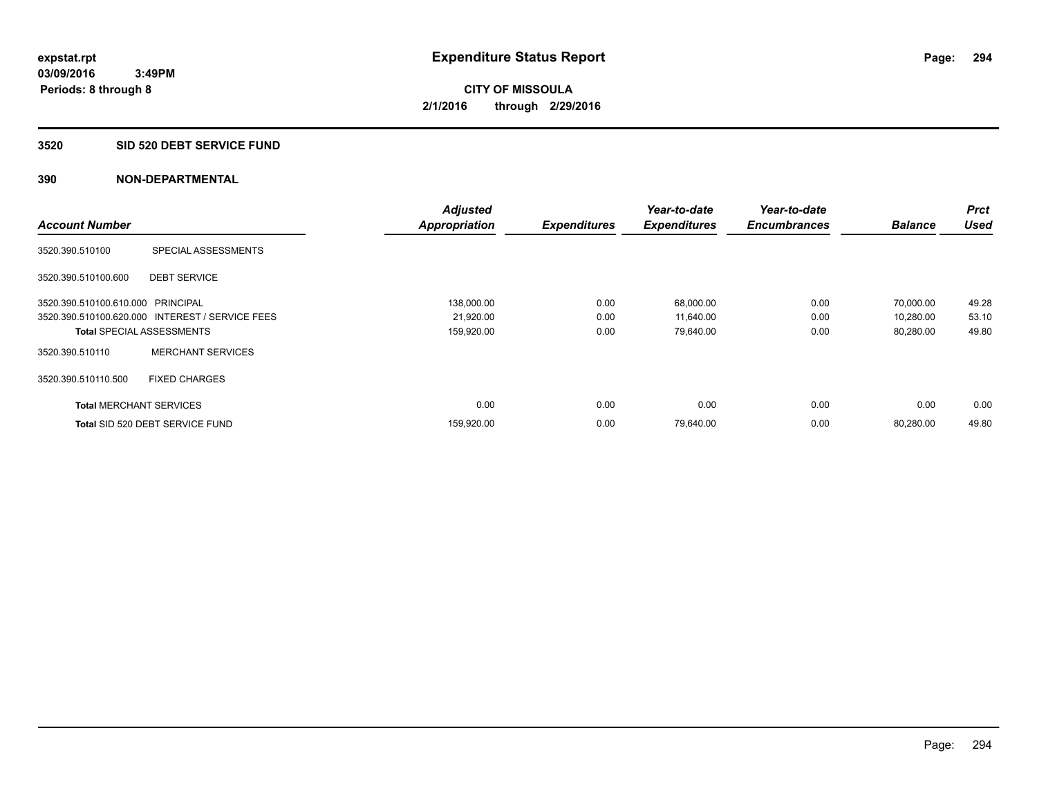expstat.rpt
03/09/2016 3:49PM
Periods: 8 through 8

# Expenditure Status Report

**CITY OF MISSOULA**
**2/1/2016 through 2/29/2016**

## 3520 SID 520 DEBT SERVICE FUND

### 390 NON-DEPARTMENTAL

| Account Number | | Adjusted Appropriation | Expenditures | Year-to-date Expenditures | Year-to-date Encumbrances | Balance | Prct Used |
|---|---|---|---|---|---|---|---|
| 3520.390.510100 | SPECIAL ASSESSMENTS | | | | | | |
| 3520.390.510100.600 | DEBT SERVICE | | | | | | |
| 3520.390.510100.610.000 | PRINCIPAL | 138,000.00 | 0.00 | 68,000.00 | 0.00 | 70,000.00 | 49.28 |
| 3520.390.510100.620.000 | INTEREST / SERVICE FEES | 21,920.00 | 0.00 | 11,640.00 | 0.00 | 10,280.00 | 53.10 |
| **Total** SPECIAL ASSESSMENTS | | 159,920.00 | 0.00 | 79,640.00 | 0.00 | 80,280.00 | 49.80 |
| 3520.390.510110 | MERCHANT SERVICES | | | | | | |
| 3520.390.510110.500 | FIXED CHARGES | | | | | | |
| **Total** MERCHANT SERVICES | | 0.00 | 0.00 | 0.00 | 0.00 | 0.00 | 0.00 |
| **Total** SID 520 DEBT SERVICE FUND | | 159,920.00 | 0.00 | 79,640.00 | 0.00 | 80,280.00 | 49.80 |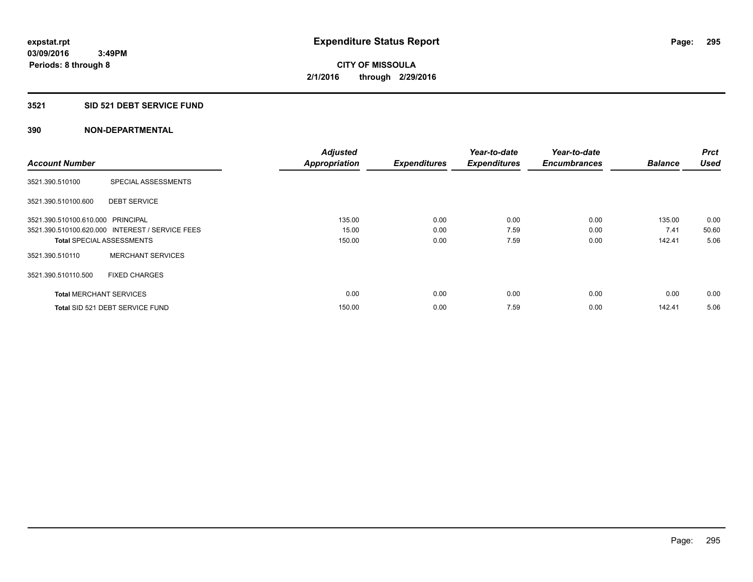expstat.rpt
03/09/2016 3:49PM
Periods: 8 through 8

# Expenditure Status Report

**CITY OF MISSOULA**
**2/1/2016 through 2/29/2016**

## 3521 SID 521 DEBT SERVICE FUND

## 390 NON-DEPARTMENTAL

| Account Number | | Adjusted Appropriation | Expenditures | Year-to-date Expenditures | Year-to-date Encumbrances | Balance | Prct Used |
|---|---|---|---|---|---|---|---|
| 3521.390.510100 | SPECIAL ASSESSMENTS | | | | | | |
| 3521.390.510100.600 | DEBT SERVICE | | | | | | |
| 3521.390.510100.610.000 | PRINCIPAL | 135.00 | 0.00 | 0.00 | 0.00 | 135.00 | 0.00 |
| 3521.390.510100.620.000 | INTEREST / SERVICE FEES | 15.00 | 0.00 | 7.59 | 0.00 | 7.41 | 50.60 |
| **Total** SPECIAL ASSESSMENTS | | 150.00 | 0.00 | 7.59 | 0.00 | 142.41 | 5.06 |
| 3521.390.510110 | MERCHANT SERVICES | | | | | | |
| 3521.390.510110.500 | FIXED CHARGES | | | | | | |
| **Total** MERCHANT SERVICES | | 0.00 | 0.00 | 0.00 | 0.00 | 0.00 | 0.00 |
| **Total** SID 521 DEBT SERVICE FUND | | 150.00 | 0.00 | 7.59 | 0.00 | 142.41 | 5.06 |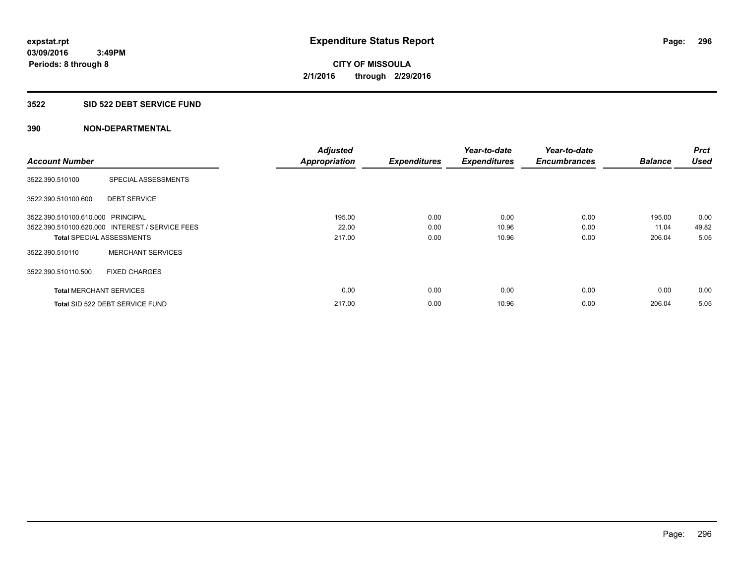expstat.rpt
03/09/2016 3:49PM
Periods: 8 through 8

# Expenditure Status Report

CITY OF MISSOULA
2/1/2016 through 2/29/2016

## 3522 SID 522 DEBT SERVICE FUND

### 390 NON-DEPARTMENTAL

| Account Number | | Adjusted Appropriation | Expenditures | Year-to-date Expenditures | Year-to-date Encumbrances | Balance | Prct Used |
|---|---|---|---|---|---|---|---|
| 3522.390.510100 | SPECIAL ASSESSMENTS | | | | | | |
| 3522.390.510100.600 | DEBT SERVICE | | | | | | |
| 3522.390.510100.610.000 | PRINCIPAL | 195.00 | 0.00 | 0.00 | 0.00 | 195.00 | 0.00 |
| 3522.390.510100.620.000 | INTEREST / SERVICE FEES | 22.00 | 0.00 | 10.96 | 0.00 | 11.04 | 49.82 |
| **Total** SPECIAL ASSESSMENTS | | 217.00 | 0.00 | 10.96 | 0.00 | 206.04 | 5.05 |
| 3522.390.510110 | MERCHANT SERVICES | | | | | | |
| 3522.390.510110.500 | FIXED CHARGES | | | | | | |
| **Total** MERCHANT SERVICES | | 0.00 | 0.00 | 0.00 | 0.00 | 0.00 | 0.00 |
| **Total** SID 522 DEBT SERVICE FUND | | 217.00 | 0.00 | 10.96 | 0.00 | 206.04 | 5.05 |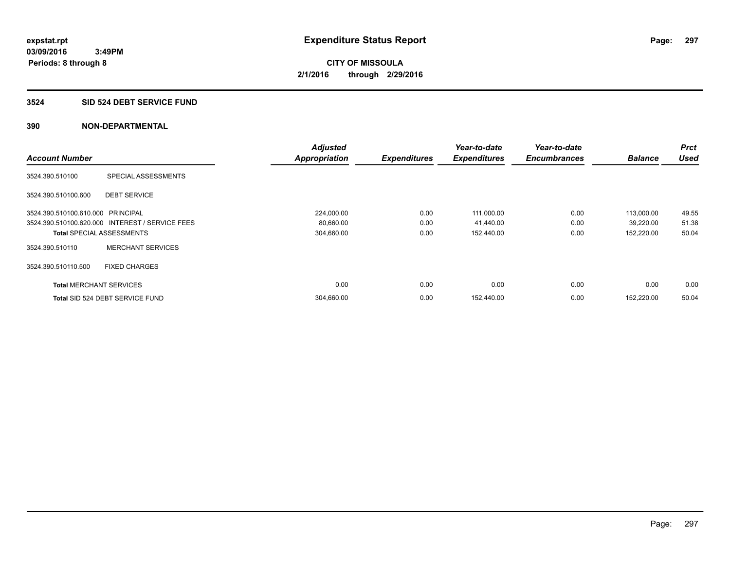# Expenditure Status Report

expstat.rpt
03/09/2016 3:49PM
Periods: 8 through 8

**CITY OF MISSOULA**
**2/1/2016 through 2/29/2016**

## 3524 SID 524 DEBT SERVICE FUND

### 390 NON-DEPARTMENTAL

| Account Number | | Adjusted Appropriation | Expenditures | Year-to-date Expenditures | Year-to-date Encumbrances | Balance | Prct Used |
|---|---|---|---|---|---|---|---|
| 3524.390.510100 | SPECIAL ASSESSMENTS | | | | | | |
| 3524.390.510100.600 | DEBT SERVICE | | | | | | |
| 3524.390.510100.610.000 | PRINCIPAL | 224,000.00 | 0.00 | 111,000.00 | 0.00 | 113,000.00 | 49.55 |
| 3524.390.510100.620.000 | INTEREST / SERVICE FEES | 80,660.00 | 0.00 | 41,440.00 | 0.00 | 39,220.00 | 51.38 |
| **Total** SPECIAL ASSESSMENTS | | 304,660.00 | 0.00 | 152,440.00 | 0.00 | 152,220.00 | 50.04 |
| 3524.390.510110 | MERCHANT SERVICES | | | | | | |
| 3524.390.510110.500 | FIXED CHARGES | | | | | | |
| **Total** MERCHANT SERVICES | | 0.00 | 0.00 | 0.00 | 0.00 | 0.00 | 0.00 |
| **Total** SID 524 DEBT SERVICE FUND | | 304,660.00 | 0.00 | 152,440.00 | 0.00 | 152,220.00 | 50.04 |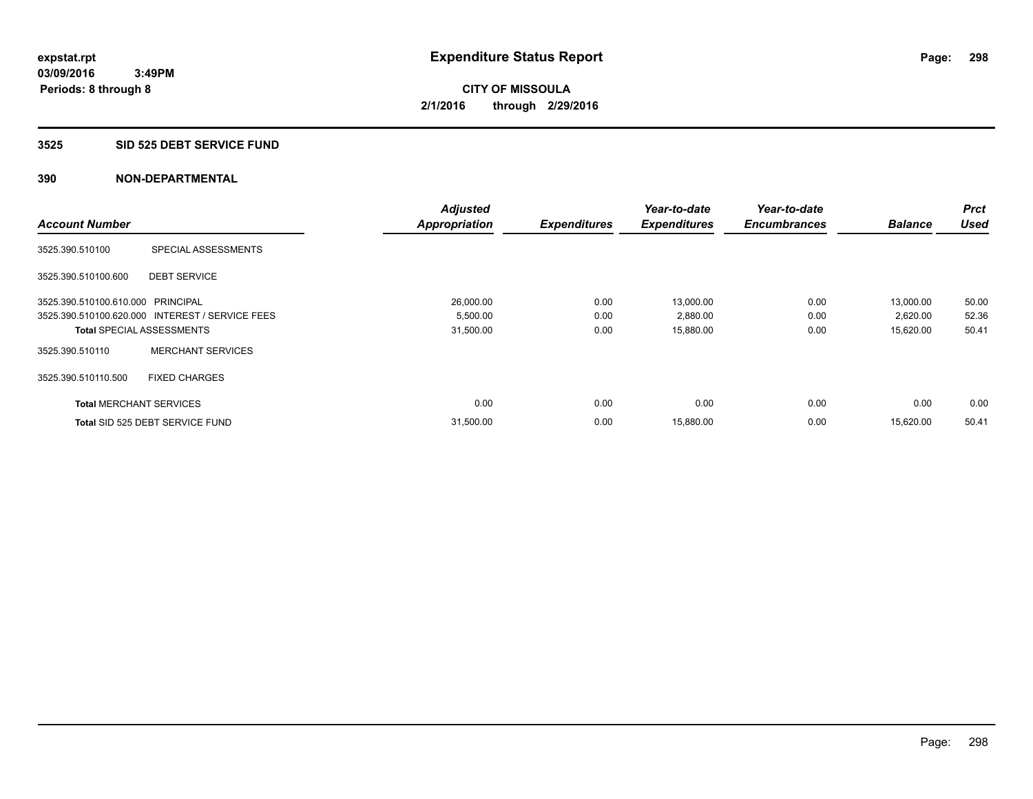**expstat.rpt**
**03/09/2016 3:49PM**
**Periods: 8 through 8**

# Expenditure Status Report

**CITY OF MISSOULA**
**2/1/2016 through 2/29/2016**

## 3525 SID 525 DEBT SERVICE FUND

### 390 NON-DEPARTMENTAL

| Account Number | | Adjusted Appropriation | Expenditures | Year-to-date Expenditures | Year-to-date Encumbrances | Balance | Prct Used |
|---|---|---|---|---|---|---|---|
| 3525.390.510100 | SPECIAL ASSESSMENTS | | | | | | |
| 3525.390.510100.600 | DEBT SERVICE | | | | | | |
| 3525.390.510100.610.000 | PRINCIPAL | 26,000.00 | 0.00 | 13,000.00 | 0.00 | 13,000.00 | 50.00 |
| 3525.390.510100.620.000 | INTEREST / SERVICE FEES | 5,500.00 | 0.00 | 2,880.00 | 0.00 | 2,620.00 | 52.36 |
| **Total** SPECIAL ASSESSMENTS | | 31,500.00 | 0.00 | 15,880.00 | 0.00 | 15,620.00 | 50.41 |
| 3525.390.510110 | MERCHANT SERVICES | | | | | | |
| 3525.390.510110.500 | FIXED CHARGES | | | | | | |
| **Total** MERCHANT SERVICES | | 0.00 | 0.00 | 0.00 | 0.00 | 0.00 | 0.00 |
| **Total** SID 525 DEBT SERVICE FUND | | 31,500.00 | 0.00 | 15,880.00 | 0.00 | 15,620.00 | 50.41 |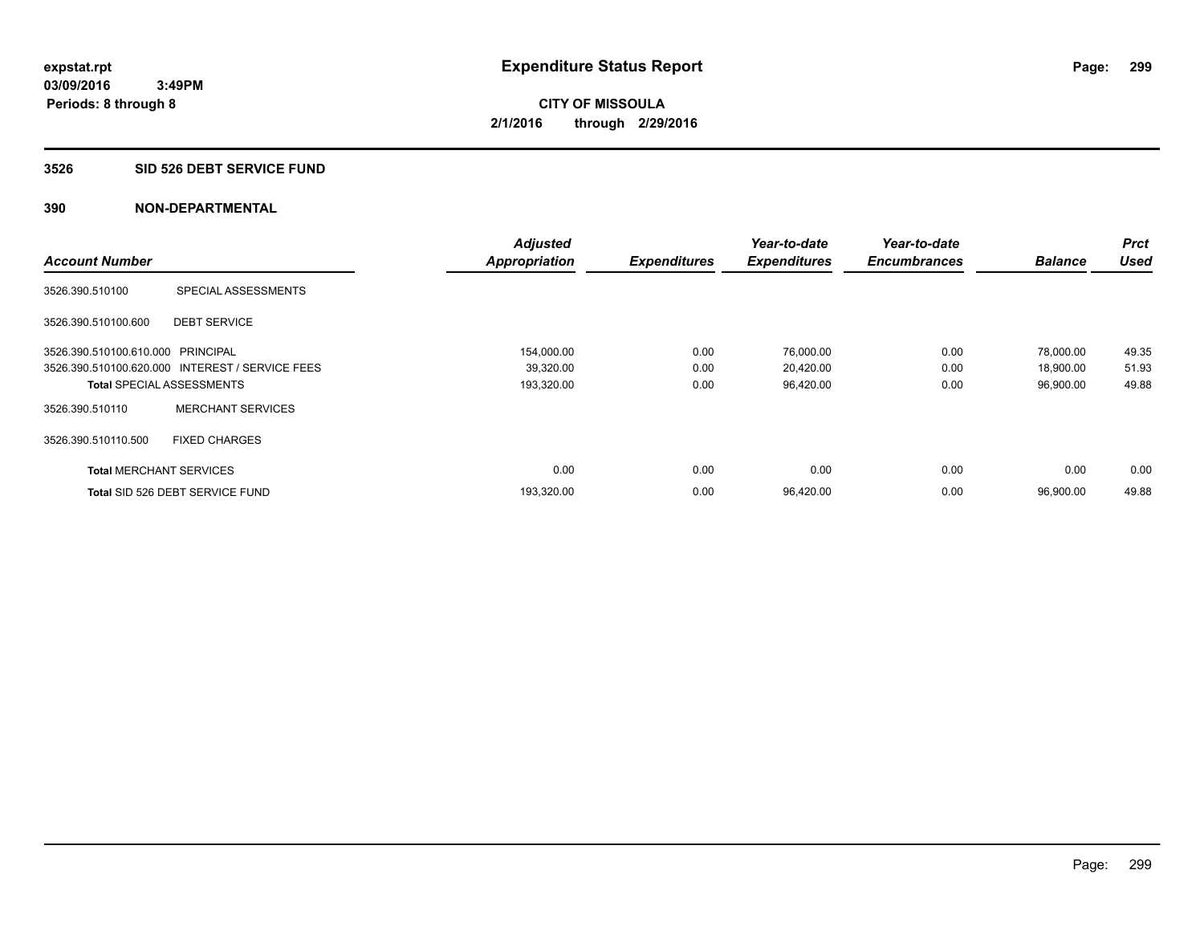**expstat.rpt**
**03/09/2016 3:49PM**
**Periods: 8 through 8**

# Expenditure Status Report

**CITY OF MISSOULA**
**2/1/2016 through 2/29/2016**

## 3526 SID 526 DEBT SERVICE FUND

### 390 NON-DEPARTMENTAL

| Account Number | | Adjusted Appropriation | Expenditures | Year-to-date Expenditures | Year-to-date Encumbrances | Balance | Prct Used |
|---|---|---|---|---|---|---|---|
| 3526.390.510100 | SPECIAL ASSESSMENTS | | | | | | |
| 3526.390.510100.600 | DEBT SERVICE | | | | | | |
| 3526.390.510100.610.000 | PRINCIPAL | 154,000.00 | 0.00 | 76,000.00 | 0.00 | 78,000.00 | 49.35 |
| 3526.390.510100.620.000 | INTEREST / SERVICE FEES | 39,320.00 | 0.00 | 20,420.00 | 0.00 | 18,900.00 | 51.93 |
| **Total** SPECIAL ASSESSMENTS | | 193,320.00 | 0.00 | 96,420.00 | 0.00 | 96,900.00 | 49.88 |
| 3526.390.510110 | MERCHANT SERVICES | | | | | | |
| 3526.390.510110.500 | FIXED CHARGES | | | | | | |
| **Total** MERCHANT SERVICES | | 0.00 | 0.00 | 0.00 | 0.00 | 0.00 | 0.00 |
| **Total** SID 526 DEBT SERVICE FUND | | 193,320.00 | 0.00 | 96,420.00 | 0.00 | 96,900.00 | 49.88 |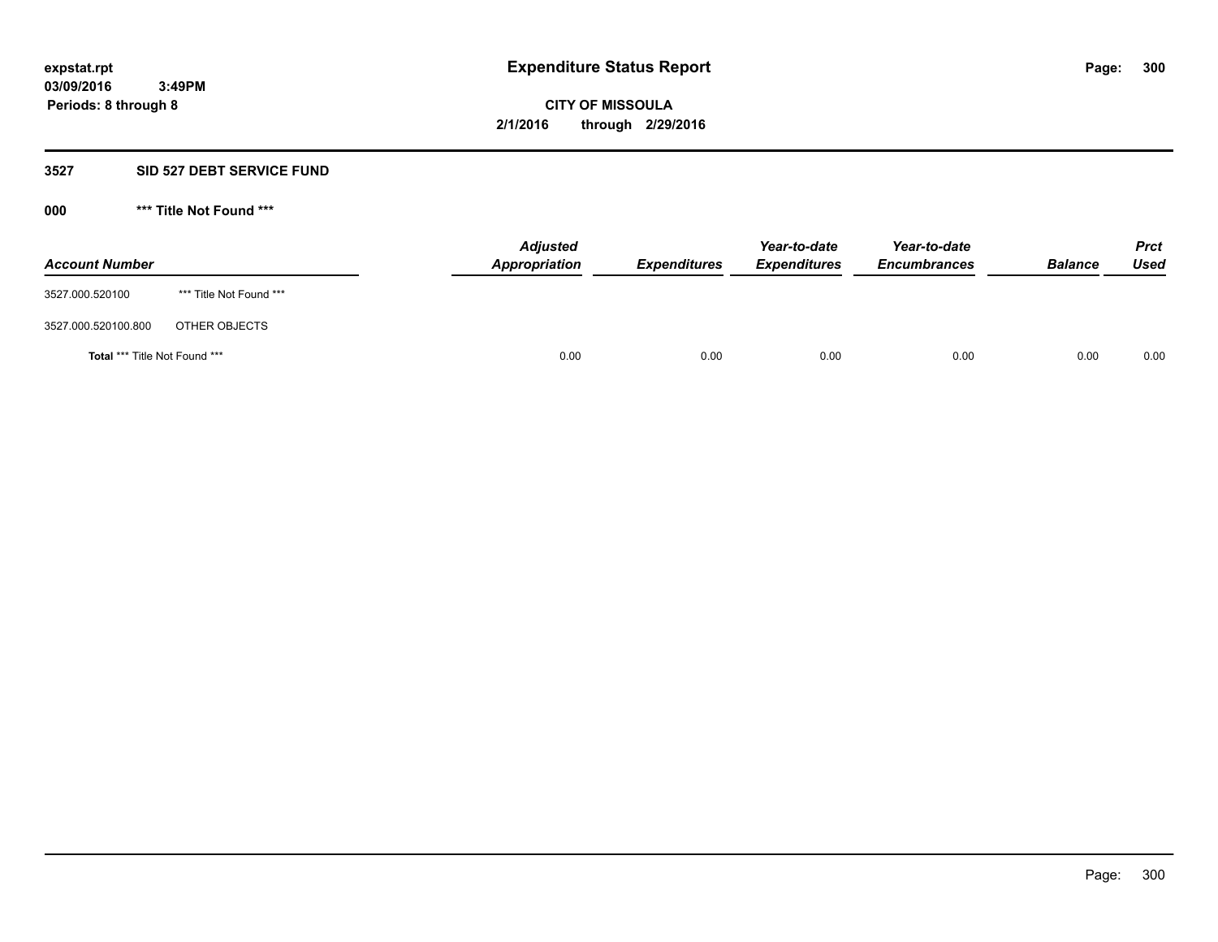# Expenditure Status Report

**CITY OF MISSOULA**

**2/1/2016 through 2/29/2016**

expstat.rpt
03/09/2016 3:49PM
Periods: 8 through 8

## 3527 SID 527 DEBT SERVICE FUND

### 000 *** Title Not Found ***

| Account Number | | Adjusted Appropriation | Expenditures | Year-to-date Expenditures | Year-to-date Encumbrances | Balance | Prct Used |
|---|---|---|---|---|---|---|---|
| 3527.000.520100 | *** Title Not Found *** | | | | | | |
| 3527.000.520100.800 | OTHER OBJECTS | | | | | | |
| **Total** *** Title Not Found *** | | 0.00 | 0.00 | 0.00 | 0.00 | 0.00 | 0.00 |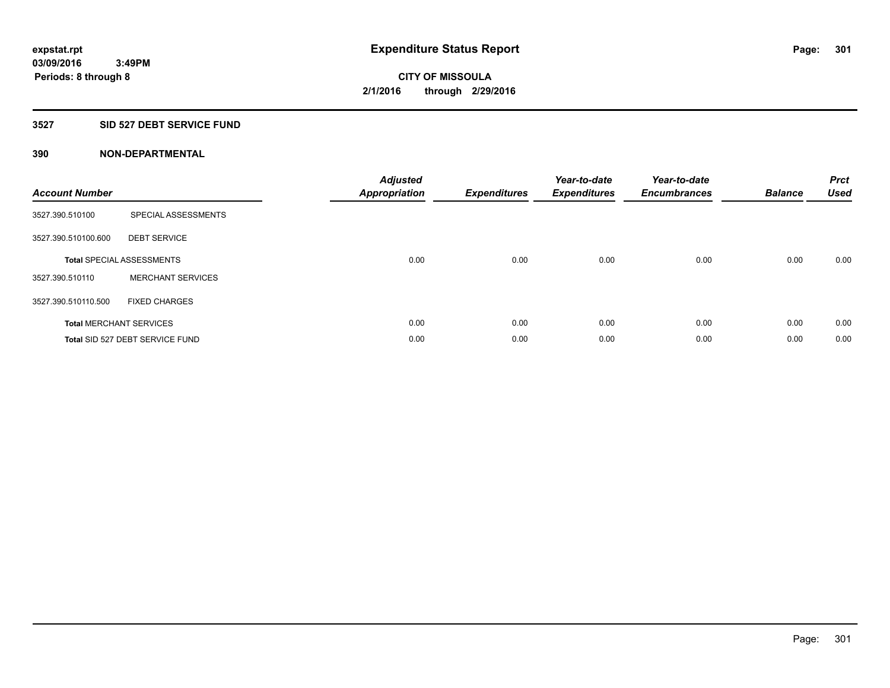**expstat.rpt**
**03/09/2016 3:49PM**
**Periods: 8 through 8**

# Expenditure Status Report

**CITY OF MISSOULA**
**2/1/2016 through 2/29/2016**

## 3527 SID 527 DEBT SERVICE FUND

### 390 NON-DEPARTMENTAL

| Account Number | | Adjusted Appropriation | Expenditures | Year-to-date Expenditures | Year-to-date Encumbrances | Balance | Prct Used |
|---|---|---|---|---|---|---|---|
| 3527.390.510100 | SPECIAL ASSESSMENTS | | | | | | |
| 3527.390.510100.600 | DEBT SERVICE | | | | | | |
| **Total** SPECIAL ASSESSMENTS | | 0.00 | 0.00 | 0.00 | 0.00 | 0.00 | 0.00 |
| 3527.390.510110 | MERCHANT SERVICES | | | | | | |
| 3527.390.510110.500 | FIXED CHARGES | | | | | | |
| **Total** MERCHANT SERVICES | | 0.00 | 0.00 | 0.00 | 0.00 | 0.00 | 0.00 |
| **Total** SID 527 DEBT SERVICE FUND | | 0.00 | 0.00 | 0.00 | 0.00 | 0.00 | 0.00 |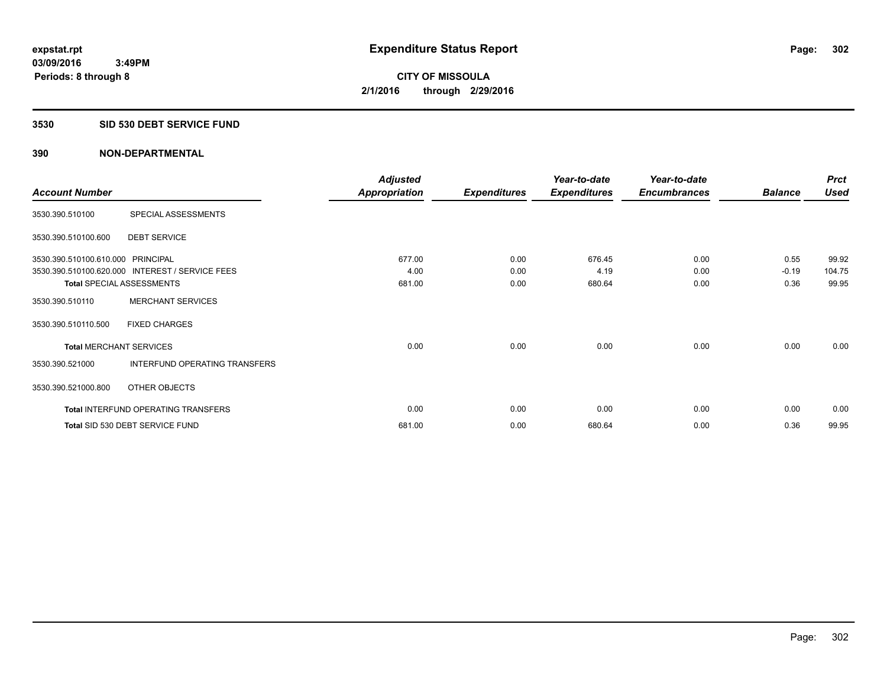# Expenditure Status Report

**expstat.rpt**
**03/09/2016 3:49PM**
**Periods: 8 through 8**

**CITY OF MISSOULA**
**2/1/2016 through 2/29/2016**

## 3530 SID 530 DEBT SERVICE FUND

### 390 NON-DEPARTMENTAL

| Account Number | | Adjusted Appropriation | Expenditures | Year-to-date Expenditures | Year-to-date Encumbrances | Balance | Prct Used |
|---|---|---|---|---|---|---|---|
| 3530.390.510100 | SPECIAL ASSESSMENTS | | | | | | |
| 3530.390.510100.600 | DEBT SERVICE | | | | | | |
| 3530.390.510100.610.000 | PRINCIPAL | 677.00 | 0.00 | 676.45 | 0.00 | 0.55 | 99.92 |
| 3530.390.510100.620.000 | INTEREST / SERVICE FEES | 4.00 | 0.00 | 4.19 | 0.00 | -0.19 | 104.75 |
| **Total** SPECIAL ASSESSMENTS | | 681.00 | 0.00 | 680.64 | 0.00 | 0.36 | 99.95 |
| 3530.390.510110 | MERCHANT SERVICES | | | | | | |
| 3530.390.510110.500 | FIXED CHARGES | | | | | | |
| **Total** MERCHANT SERVICES | | 0.00 | 0.00 | 0.00 | 0.00 | 0.00 | 0.00 |
| 3530.390.521000 | INTERFUND OPERATING TRANSFERS | | | | | | |
| 3530.390.521000.800 | OTHER OBJECTS | | | | | | |
| **Total** INTERFUND OPERATING TRANSFERS | | 0.00 | 0.00 | 0.00 | 0.00 | 0.00 | 0.00 |
| **Total** SID 530 DEBT SERVICE FUND | | 681.00 | 0.00 | 680.64 | 0.00 | 0.36 | 99.95 |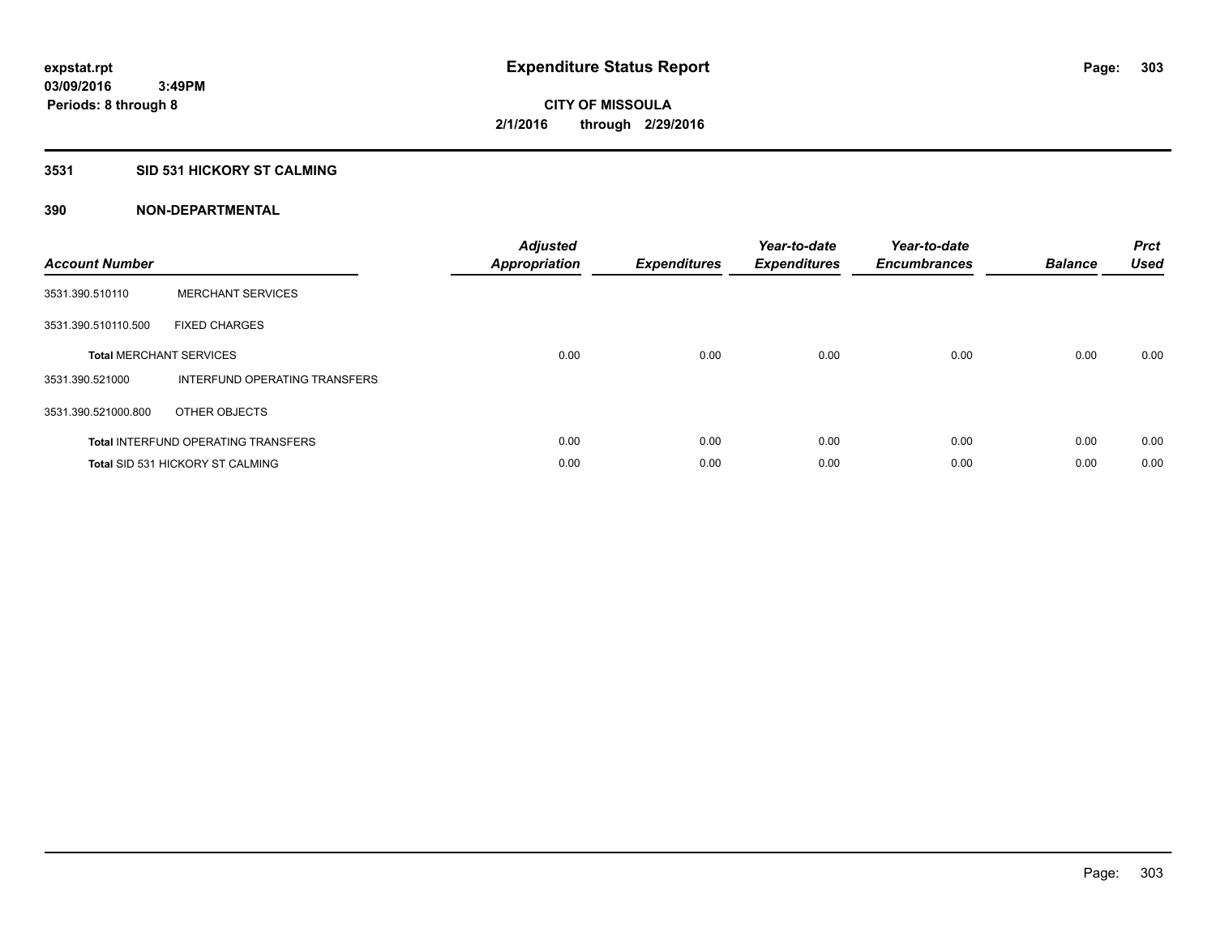**expstat.rpt**
**03/09/2016 3:49PM**
**Periods: 8 through 8**

# Expenditure Status Report

**CITY OF MISSOULA**
**2/1/2016 through 2/29/2016**

## 3531 SID 531 HICKORY ST CALMING

### 390 NON-DEPARTMENTAL

| Account Number | | Adjusted Appropriation | Expenditures | Year-to-date Expenditures | Year-to-date Encumbrances | Balance | Prct Used |
|---|---|---|---|---|---|---|---|
| 3531.390.510110 | MERCHANT SERVICES | | | | | | |
| 3531.390.510110.500 | FIXED CHARGES | | | | | | |
| **Total** MERCHANT SERVICES | | 0.00 | 0.00 | 0.00 | 0.00 | 0.00 | 0.00 |
| 3531.390.521000 | INTERFUND OPERATING TRANSFERS | | | | | | |
| 3531.390.521000.800 | OTHER OBJECTS | | | | | | |
| **Total** INTERFUND OPERATING TRANSFERS | | 0.00 | 0.00 | 0.00 | 0.00 | 0.00 | 0.00 |
| **Total** SID 531 HICKORY ST CALMING | | 0.00 | 0.00 | 0.00 | 0.00 | 0.00 | 0.00 |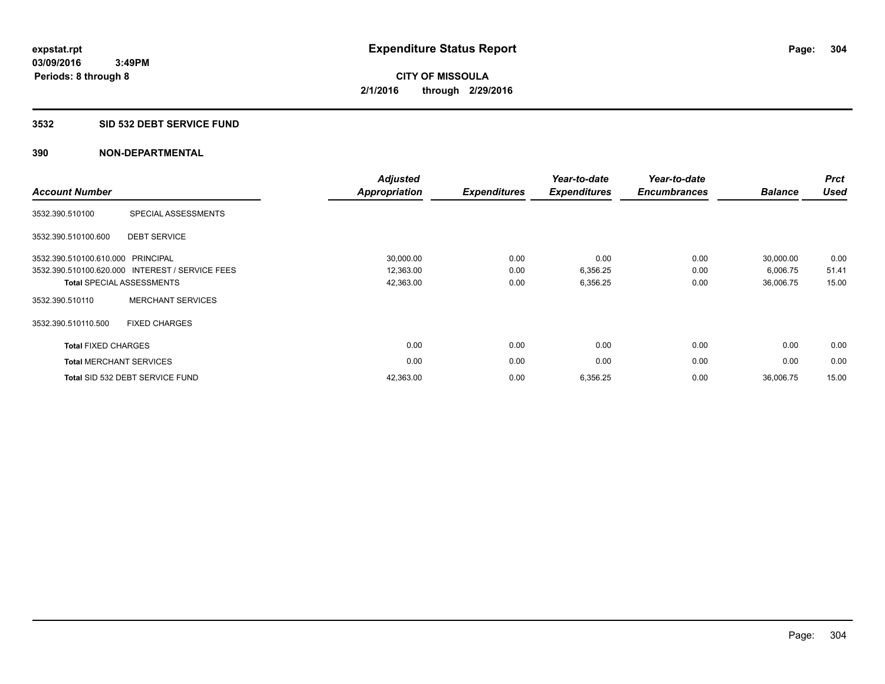# Expenditure Status Report

expstat.rpt
03/09/2016 3:49PM
Periods: 8 through 8

**CITY OF MISSOULA**
**2/1/2016 through 2/29/2016**

## 3532 SID 532 DEBT SERVICE FUND

## 390 NON-DEPARTMENTAL

| Account Number | | Adjusted Appropriation | Expenditures | Year-to-date Expenditures | Year-to-date Encumbrances | Balance | Prct Used |
|---|---|---|---|---|---|---|---|
| 3532.390.510100 | SPECIAL ASSESSMENTS | | | | | | |
| 3532.390.510100.600 | DEBT SERVICE | | | | | | |
| 3532.390.510100.610.000 | PRINCIPAL | 30,000.00 | 0.00 | 0.00 | 0.00 | 30,000.00 | 0.00 |
| 3532.390.510100.620.000 | INTEREST / SERVICE FEES | 12,363.00 | 0.00 | 6,356.25 | 0.00 | 6,006.75 | 51.41 |
| **Total** SPECIAL ASSESSMENTS | | 42,363.00 | 0.00 | 6,356.25 | 0.00 | 36,006.75 | 15.00 |
| 3532.390.510110 | MERCHANT SERVICES | | | | | | |
| 3532.390.510110.500 | FIXED CHARGES | | | | | | |
| **Total** FIXED CHARGES | | 0.00 | 0.00 | 0.00 | 0.00 | 0.00 | 0.00 |
| **Total** MERCHANT SERVICES | | 0.00 | 0.00 | 0.00 | 0.00 | 0.00 | 0.00 |
| **Total** SID 532 DEBT SERVICE FUND | | 42,363.00 | 0.00 | 6,356.25 | 0.00 | 36,006.75 | 15.00 |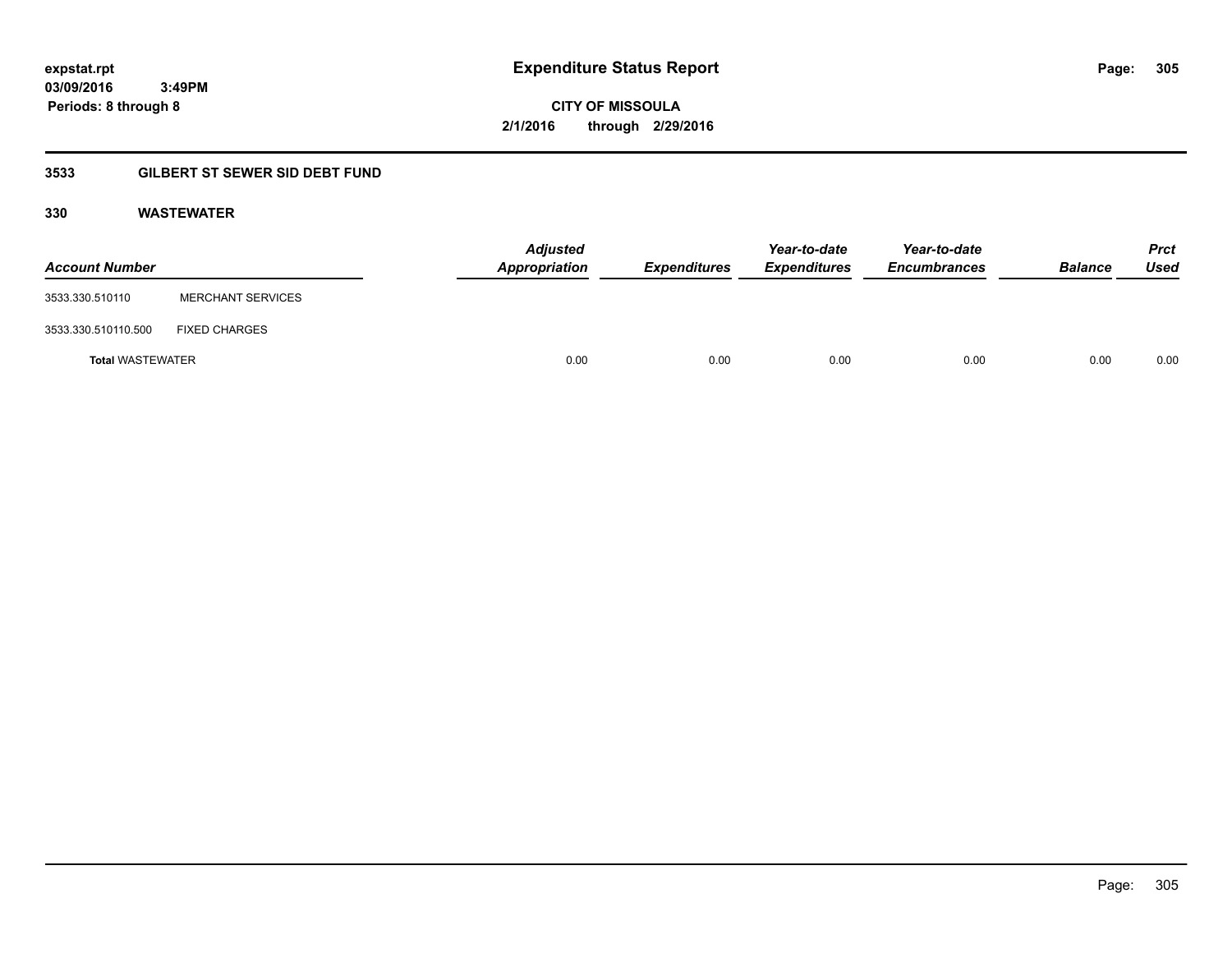# Expenditure Status Report

**CITY OF MISSOULA**

**2/1/2016 through 2/29/2016**

expstat.rpt
03/09/2016 3:49PM
Periods: 8 through 8

## 3533 GILBERT ST SEWER SID DEBT FUND

### 330 WASTEWATER

| Account Number | | Adjusted Appropriation | Expenditures | Year-to-date Expenditures | Year-to-date Encumbrances | Balance | Prct Used |
|---|---|---|---|---|---|---|---|
| 3533.330.510110 | MERCHANT SERVICES | | | | | | |
| 3533.330.510110.500 | FIXED CHARGES | | | | | | |
| **Total** WASTEWATER | | 0.00 | 0.00 | 0.00 | 0.00 | 0.00 | 0.00 |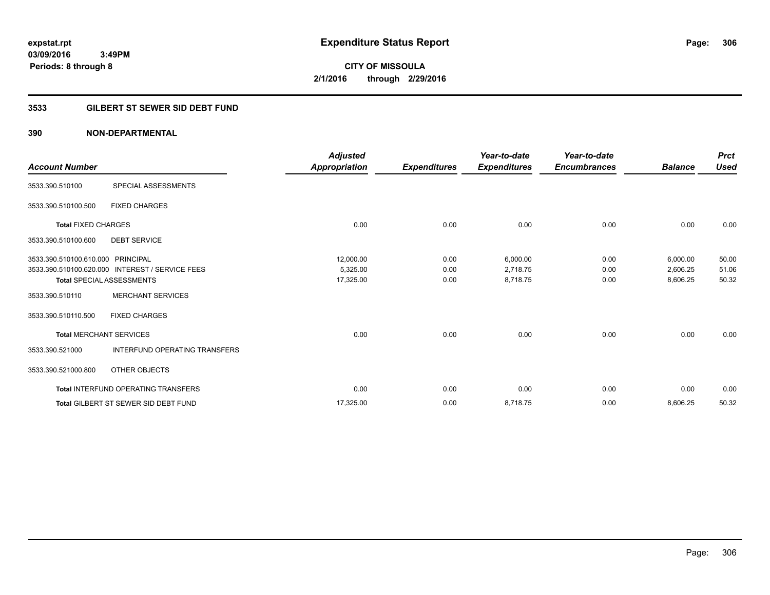**expstat.rpt**
**03/09/2016 3:49PM**
**Periods: 8 through 8**

# Expenditure Status Report

**CITY OF MISSOULA**
**2/1/2016 through 2/29/2016**

## 3533 GILBERT ST SEWER SID DEBT FUND

## 390 NON-DEPARTMENTAL

| Account Number | | Adjusted Appropriation | Expenditures | Year-to-date Expenditures | Year-to-date Encumbrances | Balance | Prct Used |
|---|---|---|---|---|---|---|---|
| 3533.390.510100 | SPECIAL ASSESSMENTS | | | | | | |
| 3533.390.510100.500 | FIXED CHARGES | | | | | | |
| **Total** FIXED CHARGES | | 0.00 | 0.00 | 0.00 | 0.00 | 0.00 | 0.00 |
| 3533.390.510100.600 | DEBT SERVICE | | | | | | |
| 3533.390.510100.610.000 | PRINCIPAL | 12,000.00 | 0.00 | 6,000.00 | 0.00 | 6,000.00 | 50.00 |
| 3533.390.510100.620.000 | INTEREST / SERVICE FEES | 5,325.00 | 0.00 | 2,718.75 | 0.00 | 2,606.25 | 51.06 |
| **Total** SPECIAL ASSESSMENTS | | 17,325.00 | 0.00 | 8,718.75 | 0.00 | 8,606.25 | 50.32 |
| 3533.390.510110 | MERCHANT SERVICES | | | | | | |
| 3533.390.510110.500 | FIXED CHARGES | | | | | | |
| **Total** MERCHANT SERVICES | | 0.00 | 0.00 | 0.00 | 0.00 | 0.00 | 0.00 |
| 3533.390.521000 | INTERFUND OPERATING TRANSFERS | | | | | | |
| 3533.390.521000.800 | OTHER OBJECTS | | | | | | |
| **Total** INTERFUND OPERATING TRANSFERS | | 0.00 | 0.00 | 0.00 | 0.00 | 0.00 | 0.00 |
| **Total** GILBERT ST SEWER SID DEBT FUND | | 17,325.00 | 0.00 | 8,718.75 | 0.00 | 8,606.25 | 50.32 |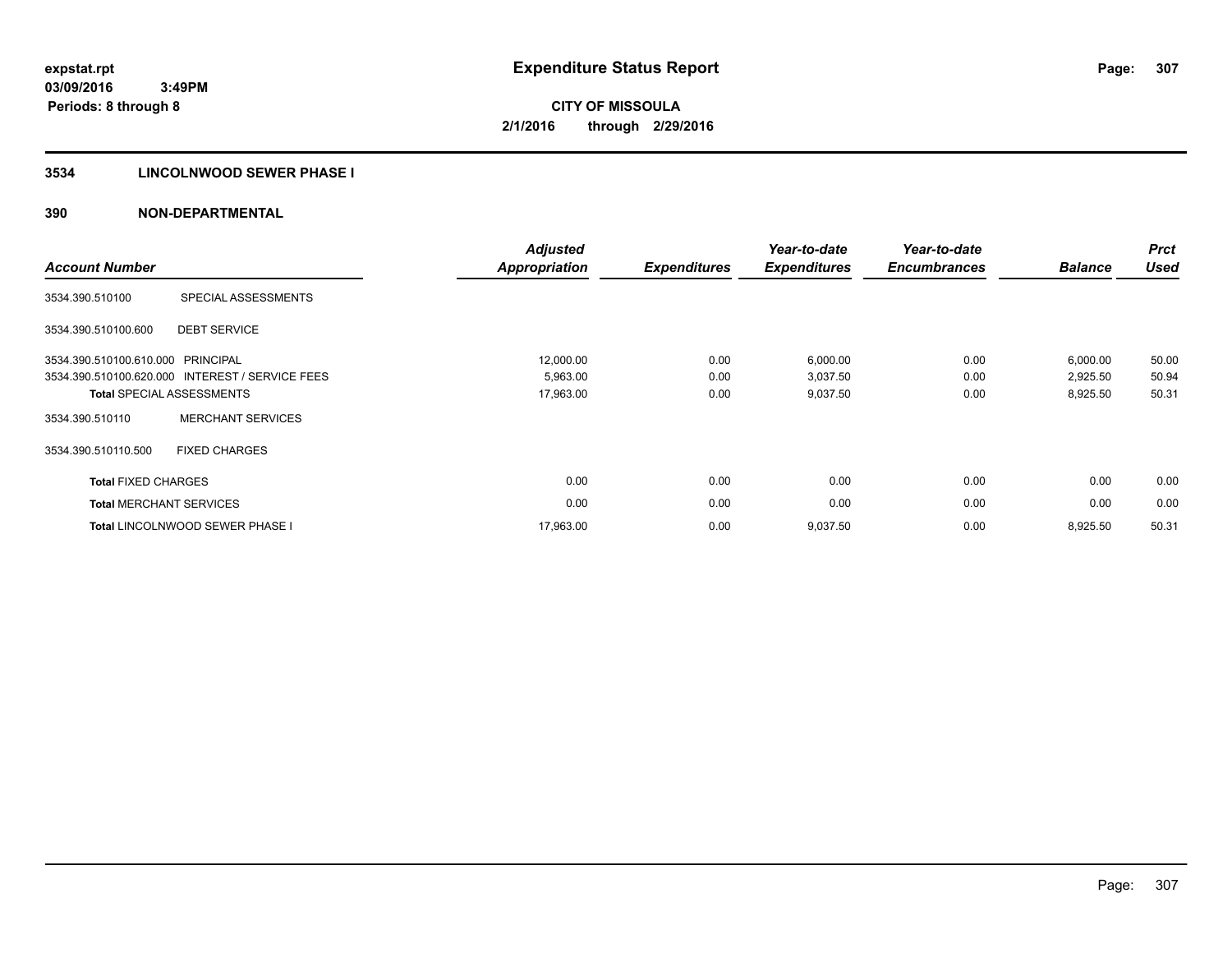**expstat.rpt**
**03/09/2016 3:49PM**
**Periods: 8 through 8**

# Expenditure Status Report

**CITY OF MISSOULA**
**2/1/2016 through 2/29/2016**

## 3534 LINCOLNWOOD SEWER PHASE I

### 390 NON-DEPARTMENTAL

| Account Number | | Adjusted Appropriation | Expenditures | Year-to-date Expenditures | Year-to-date Encumbrances | Balance | Prct Used |
|---|---|---|---|---|---|---|---|
| 3534.390.510100 | SPECIAL ASSESSMENTS | | | | | | |
| 3534.390.510100.600 | DEBT SERVICE | | | | | | |
| 3534.390.510100.610.000 | PRINCIPAL | 12,000.00 | 0.00 | 6,000.00 | 0.00 | 6,000.00 | 50.00 |
| 3534.390.510100.620.000 | INTEREST / SERVICE FEES | 5,963.00 | 0.00 | 3,037.50 | 0.00 | 2,925.50 | 50.94 |
| **Total** SPECIAL ASSESSMENTS | | 17,963.00 | 0.00 | 9,037.50 | 0.00 | 8,925.50 | 50.31 |
| 3534.390.510110 | MERCHANT SERVICES | | | | | | |
| 3534.390.510110.500 | FIXED CHARGES | | | | | | |
| **Total** FIXED CHARGES | | 0.00 | 0.00 | 0.00 | 0.00 | 0.00 | 0.00 |
| **Total** MERCHANT SERVICES | | 0.00 | 0.00 | 0.00 | 0.00 | 0.00 | 0.00 |
| **Total** LINCOLNWOOD SEWER PHASE I | | 17,963.00 | 0.00 | 9,037.50 | 0.00 | 8,925.50 | 50.31 |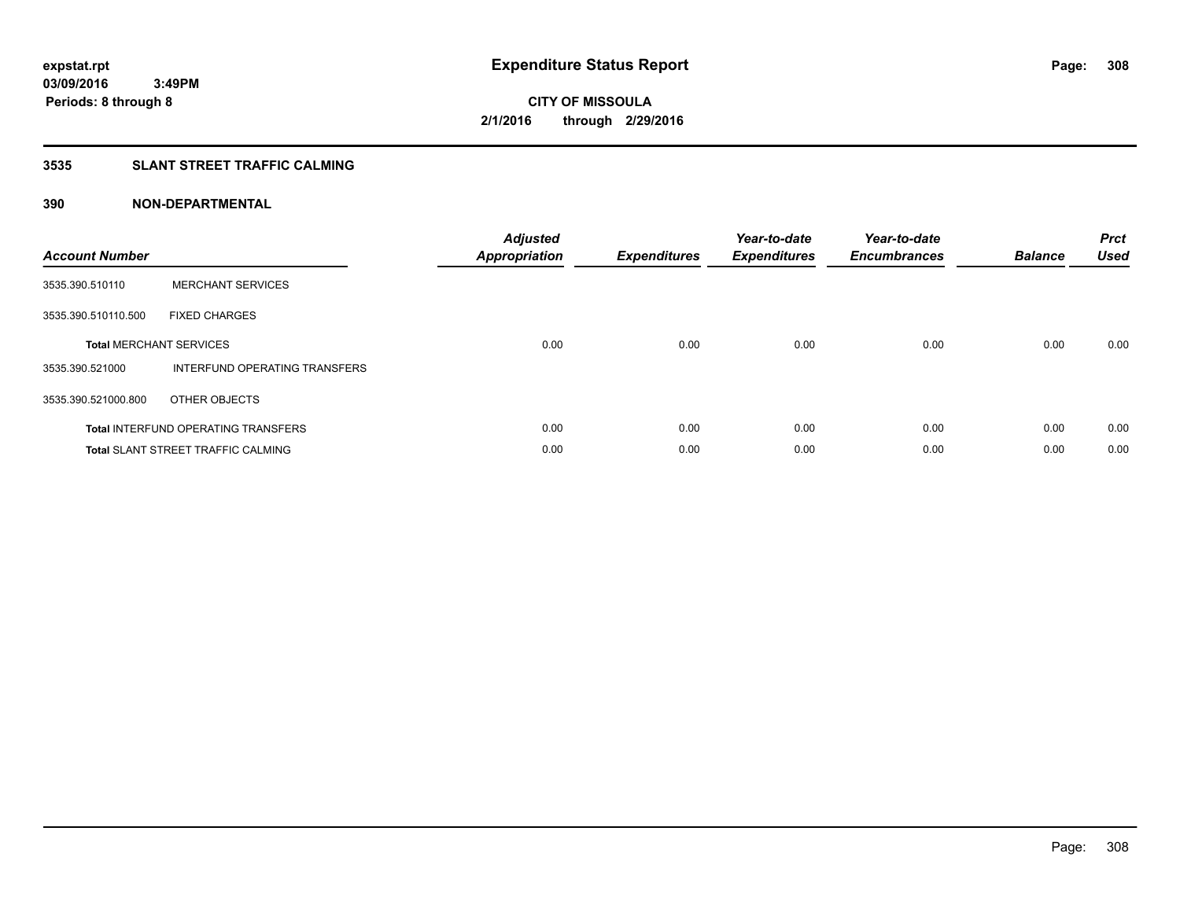**expstat.rpt**
**03/09/2016 3:49PM**
**Periods: 8 through 8**

# Expenditure Status Report

**CITY OF MISSOULA**
**2/1/2016 through 2/29/2016**

## 3535 SLANT STREET TRAFFIC CALMING

## 390 NON-DEPARTMENTAL

| Account Number | | Adjusted Appropriation | Expenditures | Year-to-date Expenditures | Year-to-date Encumbrances | Balance | Prct Used |
|---|---|---|---|---|---|---|---|
| 3535.390.510110 | MERCHANT SERVICES | | | | | | |
| 3535.390.510110.500 | FIXED CHARGES | | | | | | |
| **Total** MERCHANT SERVICES | | 0.00 | 0.00 | 0.00 | 0.00 | 0.00 | 0.00 |
| 3535.390.521000 | INTERFUND OPERATING TRANSFERS | | | | | | |
| 3535.390.521000.800 | OTHER OBJECTS | | | | | | |
| **Total** INTERFUND OPERATING TRANSFERS | | 0.00 | 0.00 | 0.00 | 0.00 | 0.00 | 0.00 |
| **Total** SLANT STREET TRAFFIC CALMING | | 0.00 | 0.00 | 0.00 | 0.00 | 0.00 | 0.00 |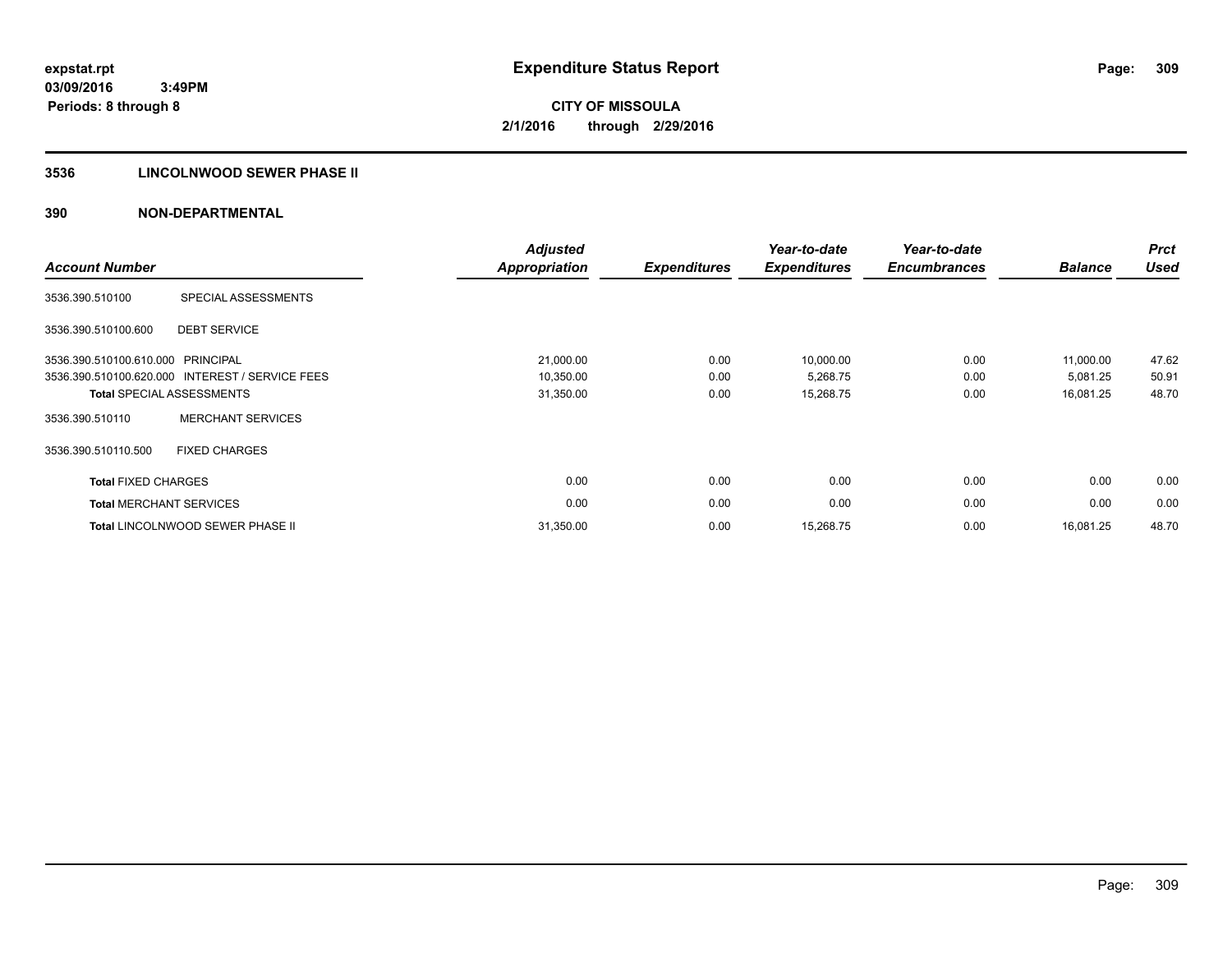expstat.rpt
03/09/2016 3:49PM
Periods: 8 through 8

# Expenditure Status Report

**CITY OF MISSOULA**
**2/1/2016 through 2/29/2016**

## 3536 LINCOLNWOOD SEWER PHASE II

## 390 NON-DEPARTMENTAL

| Account Number | | Adjusted Appropriation | Expenditures | Year-to-date Expenditures | Year-to-date Encumbrances | Balance | Prct Used |
|---|---|---|---|---|---|---|---|
| 3536.390.510100 | SPECIAL ASSESSMENTS | | | | | | |
| 3536.390.510100.600 | DEBT SERVICE | | | | | | |
| 3536.390.510100.610.000 | PRINCIPAL | 21,000.00 | 0.00 | 10,000.00 | 0.00 | 11,000.00 | 47.62 |
| 3536.390.510100.620.000 | INTEREST / SERVICE FEES | 10,350.00 | 0.00 | 5,268.75 | 0.00 | 5,081.25 | 50.91 |
| **Total** SPECIAL ASSESSMENTS | | 31,350.00 | 0.00 | 15,268.75 | 0.00 | 16,081.25 | 48.70 |
| 3536.390.510110 | MERCHANT SERVICES | | | | | | |
| 3536.390.510110.500 | FIXED CHARGES | | | | | | |
| **Total** FIXED CHARGES | | 0.00 | 0.00 | 0.00 | 0.00 | 0.00 | 0.00 |
| **Total** MERCHANT SERVICES | | 0.00 | 0.00 | 0.00 | 0.00 | 0.00 | 0.00 |
| **Total** LINCOLNWOOD SEWER PHASE II | | 31,350.00 | 0.00 | 15,268.75 | 0.00 | 16,081.25 | 48.70 |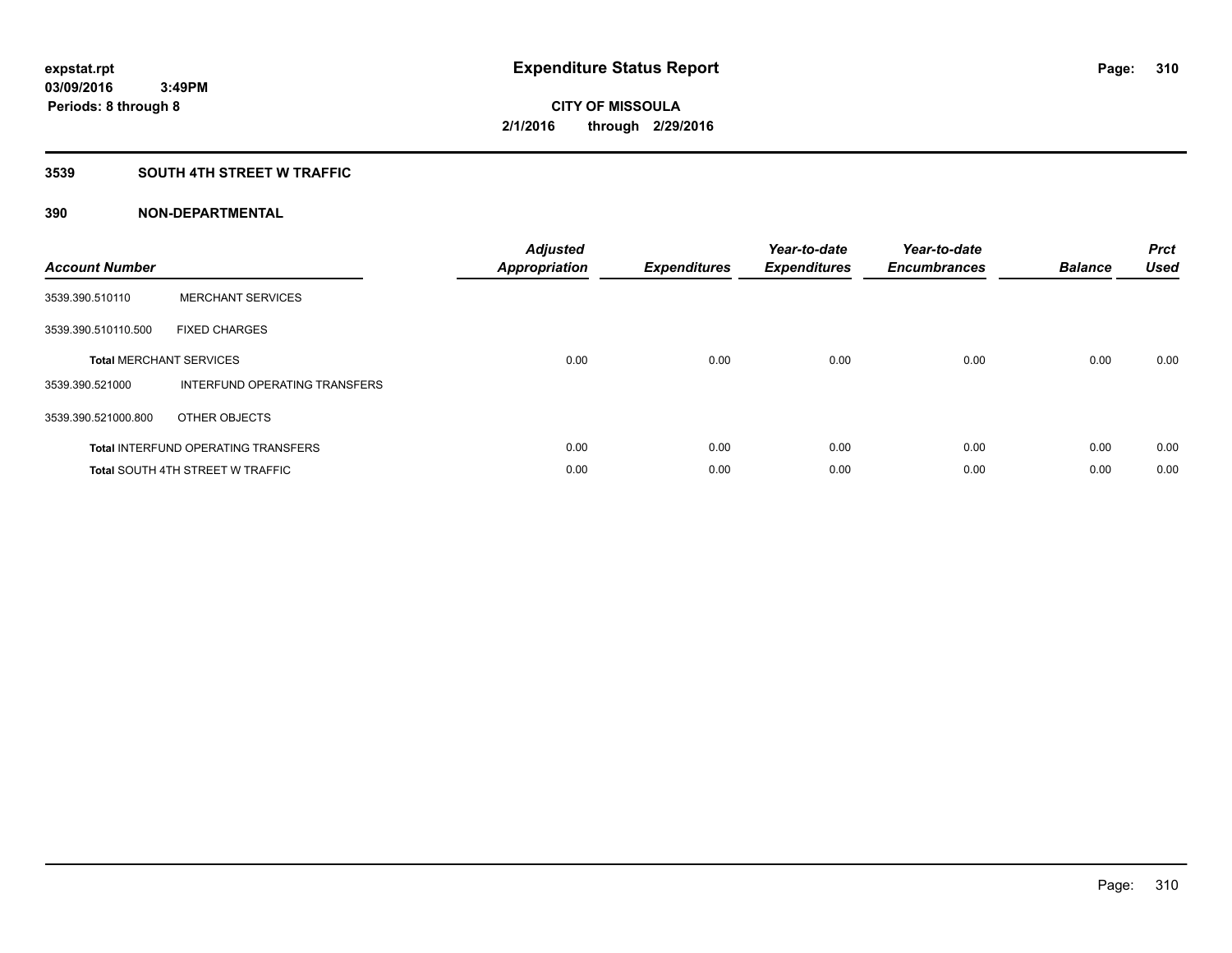expstat.rpt
03/09/2016 3:49PM
Periods: 8 through 8

# Expenditure Status Report

**CITY OF MISSOULA**
**2/1/2016 through 2/29/2016**

## 3539 SOUTH 4TH STREET W TRAFFIC

## 390 NON-DEPARTMENTAL

| Account Number | | Adjusted Appropriation | Expenditures | Year-to-date Expenditures | Year-to-date Encumbrances | Balance | Prct Used |
|---|---|---|---|---|---|---|---|
| 3539.390.510110 | MERCHANT SERVICES | | | | | | |
| 3539.390.510110.500 | FIXED CHARGES | | | | | | |
| **Total** MERCHANT SERVICES | | 0.00 | 0.00 | 0.00 | 0.00 | 0.00 | 0.00 |
| 3539.390.521000 | INTERFUND OPERATING TRANSFERS | | | | | | |
| 3539.390.521000.800 | OTHER OBJECTS | | | | | | |
| **Total** INTERFUND OPERATING TRANSFERS | | 0.00 | 0.00 | 0.00 | 0.00 | 0.00 | 0.00 |
| **Total** SOUTH 4TH STREET W TRAFFIC | | 0.00 | 0.00 | 0.00 | 0.00 | 0.00 | 0.00 |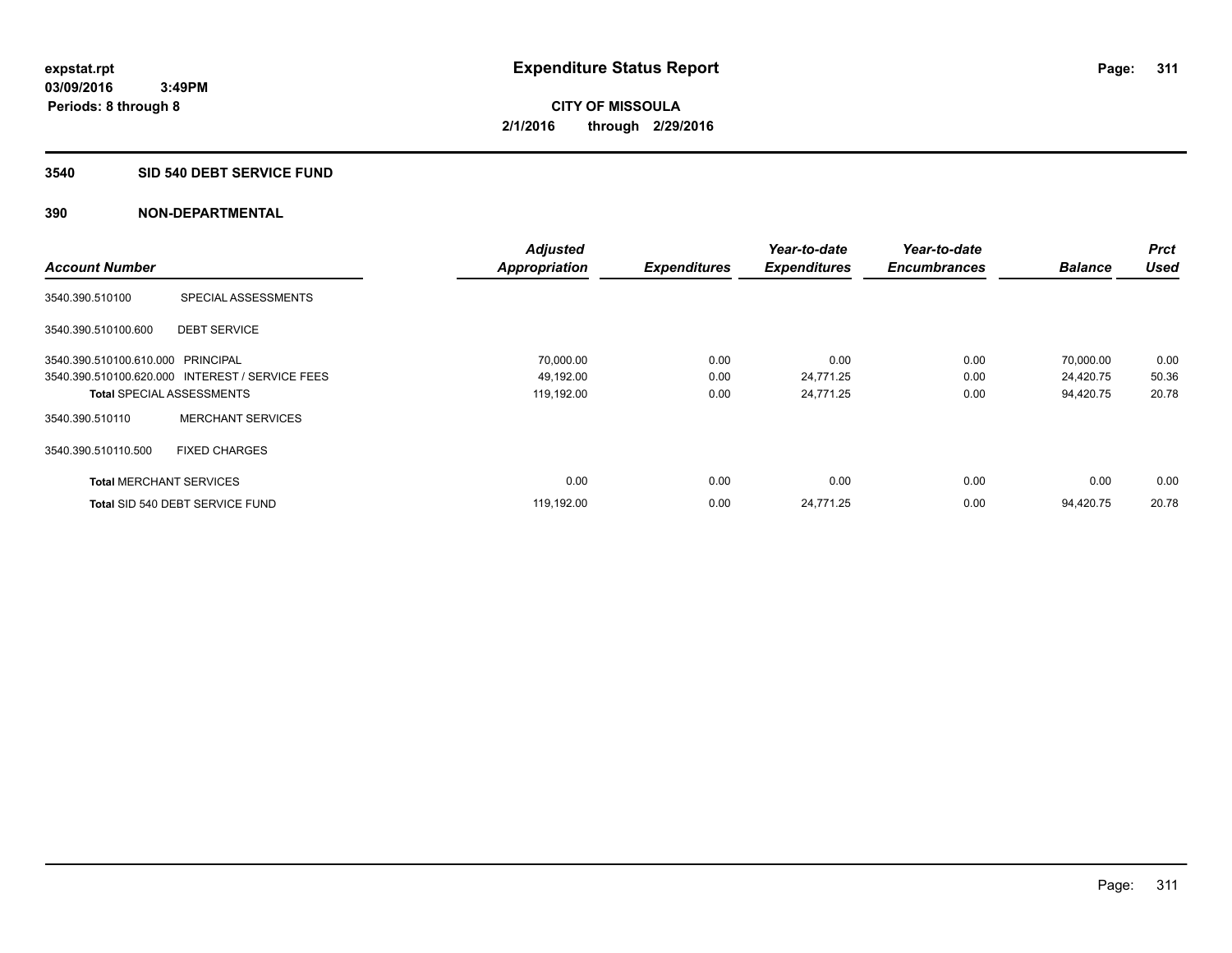expstat.rpt
03/09/2016 3:49PM
Periods: 8 through 8

# Expenditure Status Report

CITY OF MISSOULA
2/1/2016 through 2/29/2016

## 3540 SID 540 DEBT SERVICE FUND

### 390 NON-DEPARTMENTAL

| Account Number | | Adjusted Appropriation | Expenditures | Year-to-date Expenditures | Year-to-date Encumbrances | Balance | Prct Used |
|---|---|---|---|---|---|---|---|
| 3540.390.510100 | SPECIAL ASSESSMENTS | | | | | | |
| 3540.390.510100.600 | DEBT SERVICE | | | | | | |
| 3540.390.510100.610.000 | PRINCIPAL | 70,000.00 | 0.00 | 0.00 | 0.00 | 70,000.00 | 0.00 |
| 3540.390.510100.620.000 | INTEREST / SERVICE FEES | 49,192.00 | 0.00 | 24,771.25 | 0.00 | 24,420.75 | 50.36 |
| **Total** SPECIAL ASSESSMENTS | | 119,192.00 | 0.00 | 24,771.25 | 0.00 | 94,420.75 | 20.78 |
| 3540.390.510110 | MERCHANT SERVICES | | | | | | |
| 3540.390.510110.500 | FIXED CHARGES | | | | | | |
| **Total** MERCHANT SERVICES | | 0.00 | 0.00 | 0.00 | 0.00 | 0.00 | 0.00 |
| **Total** SID 540 DEBT SERVICE FUND | | 119,192.00 | 0.00 | 24,771.25 | 0.00 | 94,420.75 | 20.78 |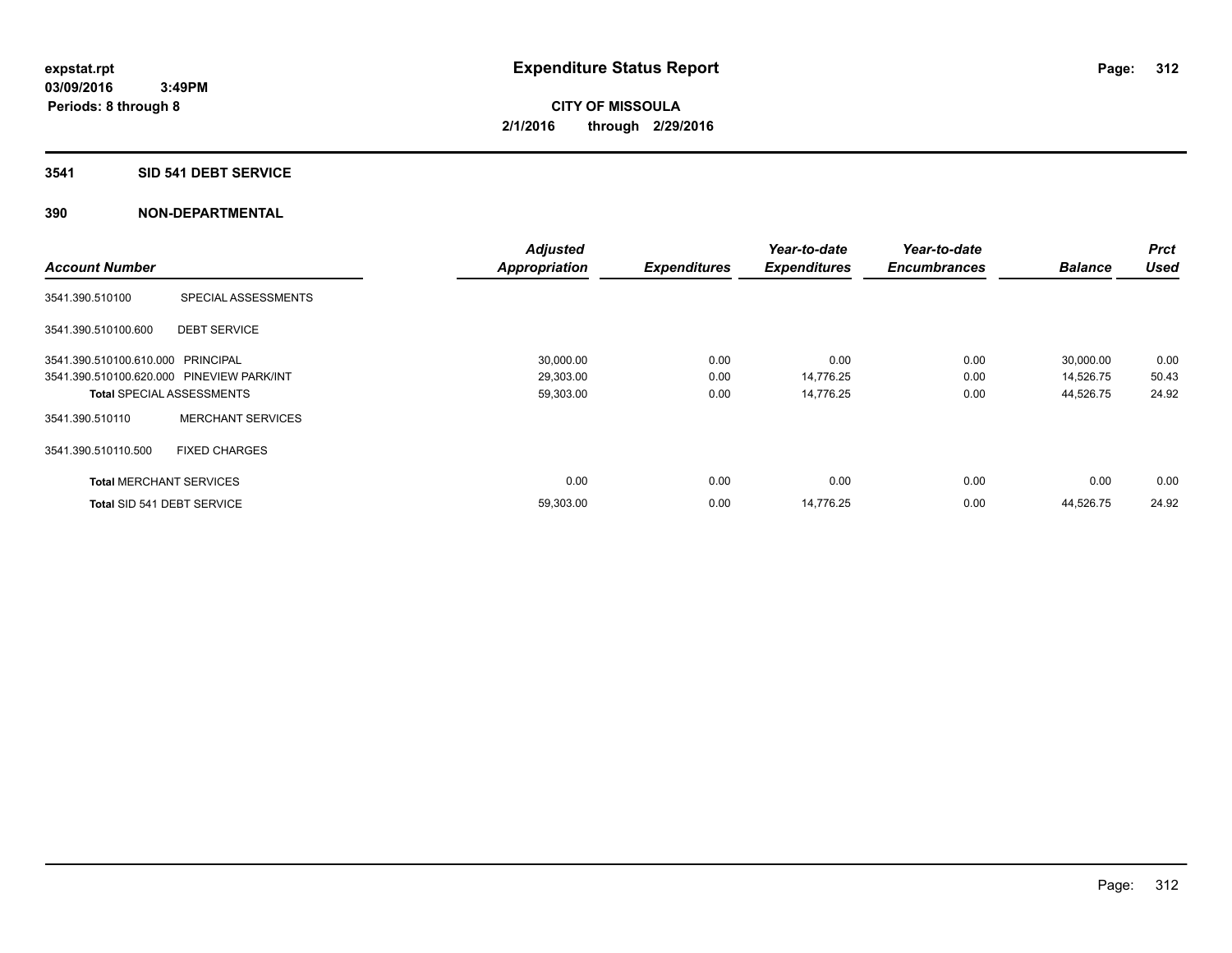# Expenditure Status Report

**CITY OF MISSOULA**

**2/1/2016 through 2/29/2016**

expstat.rpt
03/09/2016 3:49PM
Periods: 8 through 8

## 3541 SID 541 DEBT SERVICE

### 390 NON-DEPARTMENTAL

| Account Number | | Adjusted Appropriation | Expenditures | Year-to-date Expenditures | Year-to-date Encumbrances | Balance | Prct Used |
|---|---|---|---|---|---|---|---|
| 3541.390.510100 | SPECIAL ASSESSMENTS | | | | | | |
| 3541.390.510100.600 | DEBT SERVICE | | | | | | |
| 3541.390.510100.610.000 | PRINCIPAL | 30,000.00 | 0.00 | 0.00 | 0.00 | 30,000.00 | 0.00 |
| 3541.390.510100.620.000 | PINEVIEW PARK/INT | 29,303.00 | 0.00 | 14,776.25 | 0.00 | 14,526.75 | 50.43 |
| **Total** SPECIAL ASSESSMENTS | | 59,303.00 | 0.00 | 14,776.25 | 0.00 | 44,526.75 | 24.92 |
| 3541.390.510110 | MERCHANT SERVICES | | | | | | |
| 3541.390.510110.500 | FIXED CHARGES | | | | | | |
| **Total** MERCHANT SERVICES | | 0.00 | 0.00 | 0.00 | 0.00 | 0.00 | 0.00 |
| **Total** SID 541 DEBT SERVICE | | 59,303.00 | 0.00 | 14,776.25 | 0.00 | 44,526.75 | 24.92 |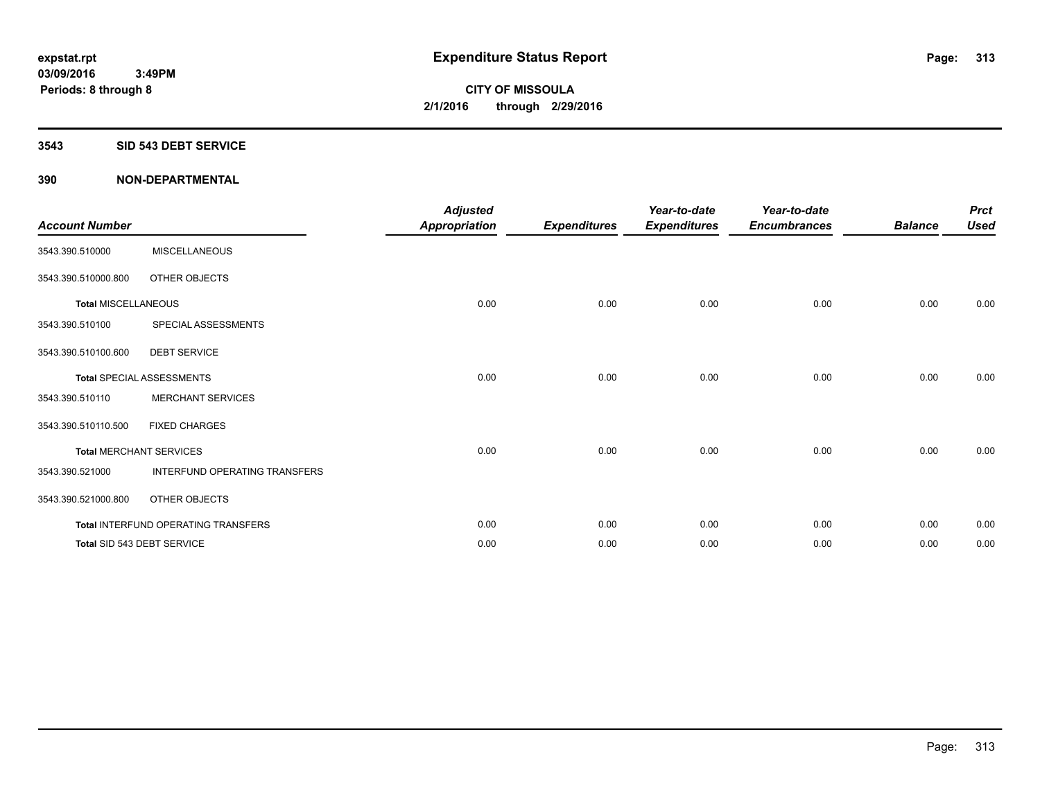# Expenditure Status Report

**expstat.rpt**
**03/09/2016 3:49PM**
**Periods: 8 through 8**

**CITY OF MISSOULA**
**2/1/2016 through 2/29/2016**

## 3543 SID 543 DEBT SERVICE

## 390 NON-DEPARTMENTAL

| Account Number | | Adjusted Appropriation | Expenditures | Year-to-date Expenditures | Year-to-date Encumbrances | Balance | Prct Used |
|---|---|---|---|---|---|---|---|
| 3543.390.510000 | MISCELLANEOUS | | | | | | |
| 3543.390.510000.800 | OTHER OBJECTS | | | | | | |
| **Total** MISCELLANEOUS | | 0.00 | 0.00 | 0.00 | 0.00 | 0.00 | 0.00 |
| 3543.390.510100 | SPECIAL ASSESSMENTS | | | | | | |
| 3543.390.510100.600 | DEBT SERVICE | | | | | | |
| **Total** SPECIAL ASSESSMENTS | | 0.00 | 0.00 | 0.00 | 0.00 | 0.00 | 0.00 |
| 3543.390.510110 | MERCHANT SERVICES | | | | | | |
| 3543.390.510110.500 | FIXED CHARGES | | | | | | |
| **Total** MERCHANT SERVICES | | 0.00 | 0.00 | 0.00 | 0.00 | 0.00 | 0.00 |
| 3543.390.521000 | INTERFUND OPERATING TRANSFERS | | | | | | |
| 3543.390.521000.800 | OTHER OBJECTS | | | | | | |
| **Total** INTERFUND OPERATING TRANSFERS | | 0.00 | 0.00 | 0.00 | 0.00 | 0.00 | 0.00 |
| **Total** SID 543 DEBT SERVICE | | 0.00 | 0.00 | 0.00 | 0.00 | 0.00 | 0.00 |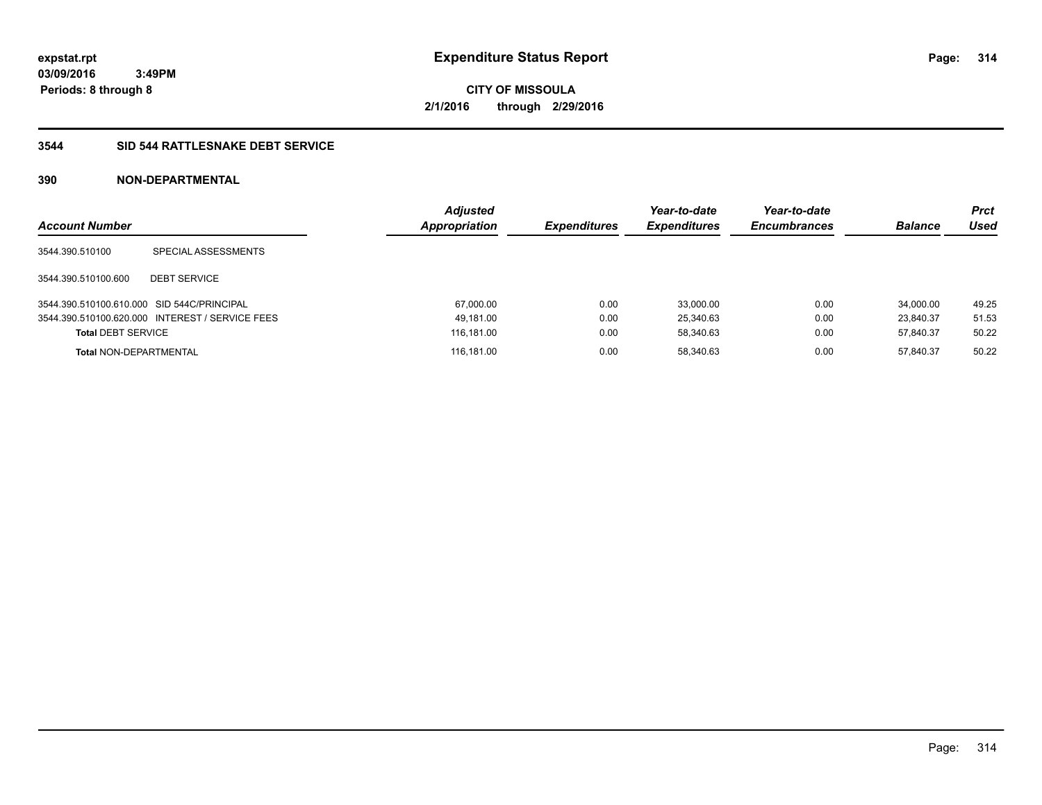**expstat.rpt**
**03/09/2016 3:49PM**
**Periods: 8 through 8**

# Expenditure Status Report

**CITY OF MISSOULA**
**2/1/2016 through 2/29/2016**

## 3544 SID 544 RATTLESNAKE DEBT SERVICE

### 390 NON-DEPARTMENTAL

| Account Number | | Adjusted Appropriation | Expenditures | Year-to-date Expenditures | Year-to-date Encumbrances | Balance | Prct Used |
|---|---|---|---|---|---|---|---|
| 3544.390.510100 | SPECIAL ASSESSMENTS | | | | | | |
| 3544.390.510100.600 | DEBT SERVICE | | | | | | |
| 3544.390.510100.610.000 | SID 544C/PRINCIPAL | 67,000.00 | 0.00 | 33,000.00 | 0.00 | 34,000.00 | 49.25 |
| 3544.390.510100.620.000 | INTEREST / SERVICE FEES | 49,181.00 | 0.00 | 25,340.63 | 0.00 | 23,840.37 | 51.53 |
| **Total** DEBT SERVICE | | 116,181.00 | 0.00 | 58,340.63 | 0.00 | 57,840.37 | 50.22 |
| **Total** NON-DEPARTMENTAL | | 116,181.00 | 0.00 | 58,340.63 | 0.00 | 57,840.37 | 50.22 |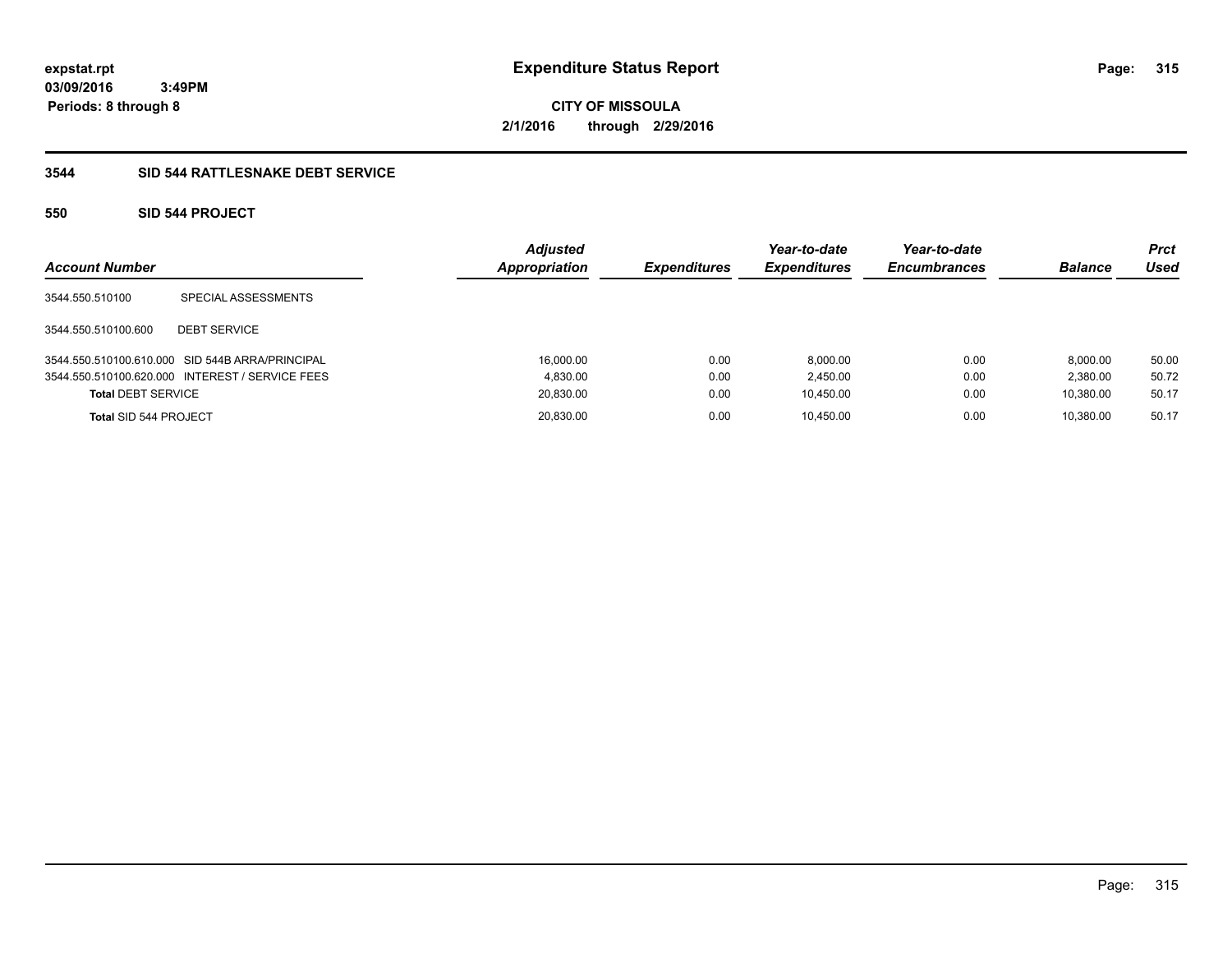**expstat.rpt**
**03/09/2016 3:49PM**
**Periods: 8 through 8**

# Expenditure Status Report

**CITY OF MISSOULA**
**2/1/2016 through 2/29/2016**

## 3544 SID 544 RATTLESNAKE DEBT SERVICE

### 550 SID 544 PROJECT

| Account Number | | Adjusted Appropriation | Expenditures | Year-to-date Expenditures | Year-to-date Encumbrances | Balance | Prct Used |
|---|---|---|---|---|---|---|---|
| 3544.550.510100 | SPECIAL ASSESSMENTS | | | | | | |
| 3544.550.510100.600 | DEBT SERVICE | | | | | | |
| 3544.550.510100.610.000 | SID 544B ARRA/PRINCIPAL | 16,000.00 | 0.00 | 8,000.00 | 0.00 | 8,000.00 | 50.00 |
| 3544.550.510100.620.000 | INTEREST / SERVICE FEES | 4,830.00 | 0.00 | 2,450.00 | 0.00 | 2,380.00 | 50.72 |
| **Total** DEBT SERVICE | | 20,830.00 | 0.00 | 10,450.00 | 0.00 | 10,380.00 | 50.17 |
| **Total** SID 544 PROJECT | | 20,830.00 | 0.00 | 10,450.00 | 0.00 | 10,380.00 | 50.17 |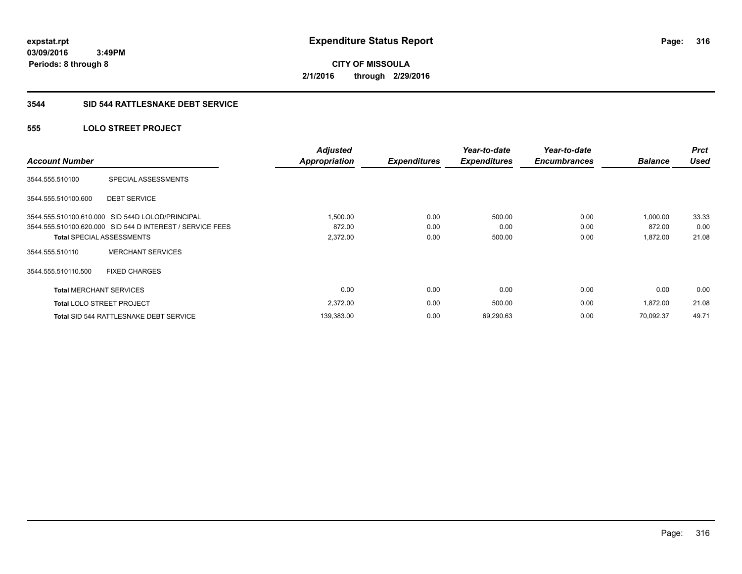expstat.rpt
03/09/2016 3:49PM
Periods: 8 through 8

# Expenditure Status Report

CITY OF MISSOULA
2/1/2016 through 2/29/2016

## 3544 SID 544 RATTLESNAKE DEBT SERVICE

### 555 LOLO STREET PROJECT

| Account Number | | Adjusted Appropriation | Expenditures | Year-to-date Expenditures | Year-to-date Encumbrances | Balance | Prct Used |
|---|---|---|---|---|---|---|---|
| 3544.555.510100 | SPECIAL ASSESSMENTS | | | | | | |
| 3544.555.510100.600 | DEBT SERVICE | | | | | | |
| 3544.555.510100.610.000 | SID 544D LOLOD/PRINCIPAL | 1,500.00 | 0.00 | 500.00 | 0.00 | 1,000.00 | 33.33 |
| 3544.555.510100.620.000 | SID 544 D INTEREST / SERVICE FEES | 872.00 | 0.00 | 0.00 | 0.00 | 872.00 | 0.00 |
| **Total** SPECIAL ASSESSMENTS | | 2,372.00 | 0.00 | 500.00 | 0.00 | 1,872.00 | 21.08 |
| 3544.555.510110 | MERCHANT SERVICES | | | | | | |
| 3544.555.510110.500 | FIXED CHARGES | | | | | | |
| **Total** MERCHANT SERVICES | | 0.00 | 0.00 | 0.00 | 0.00 | 0.00 | 0.00 |
| **Total** LOLO STREET PROJECT | | 2,372.00 | 0.00 | 500.00 | 0.00 | 1,872.00 | 21.08 |
| **Total** SID 544 RATTLESNAKE DEBT SERVICE | | 139,383.00 | 0.00 | 69,290.63 | 0.00 | 70,092.37 | 49.71 |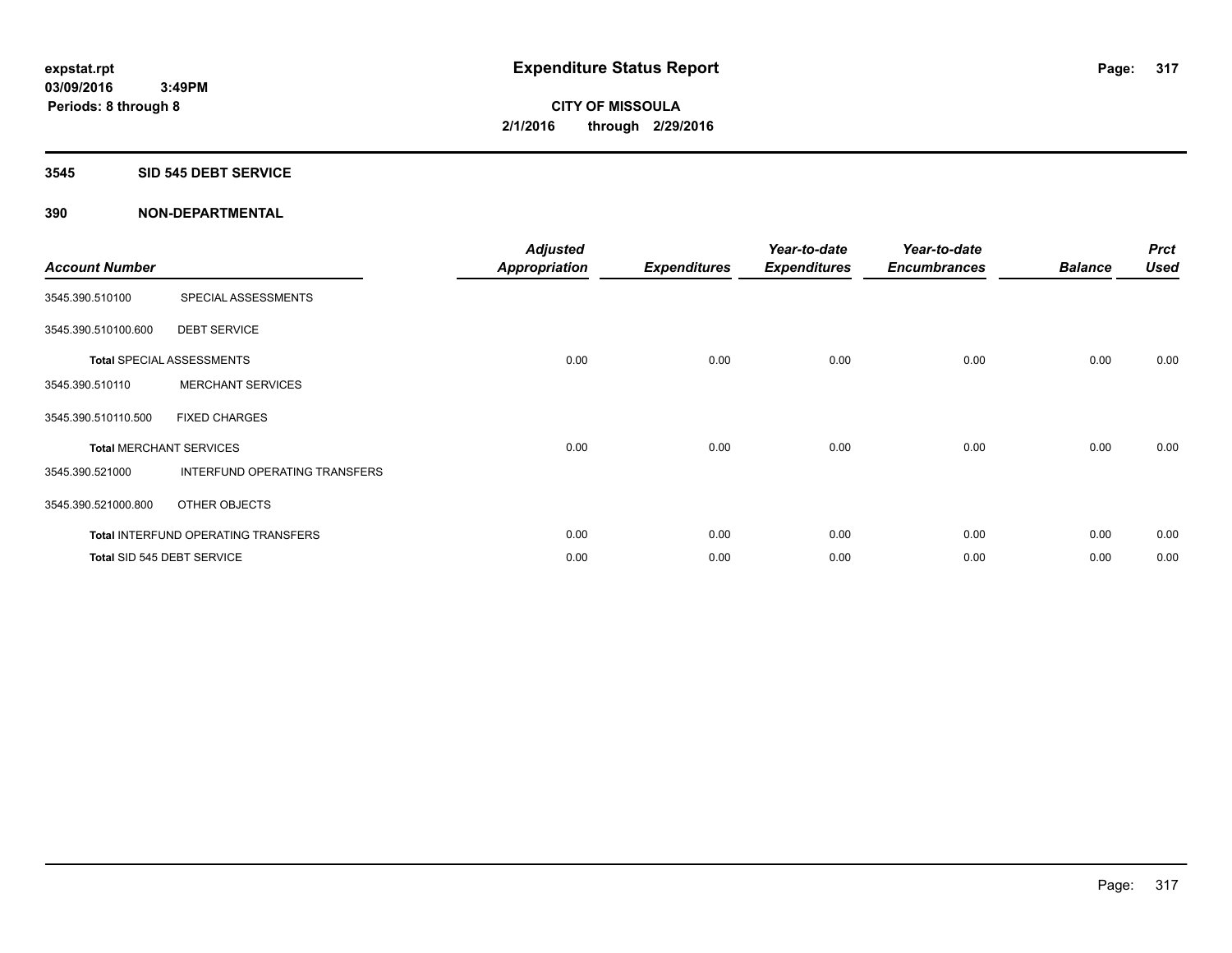# Expenditure Status Report

**expstat.rpt**
**03/09/2016 3:49PM**
**Periods: 8 through 8**

**CITY OF MISSOULA**
**2/1/2016 through 2/29/2016**

## 3545 SID 545 DEBT SERVICE

## 390 NON-DEPARTMENTAL

| Account Number | | Adjusted Appropriation | Expenditures | Year-to-date Expenditures | Year-to-date Encumbrances | Balance | Prct Used |
|---|---|---|---|---|---|---|---|
| 3545.390.510100 | SPECIAL ASSESSMENTS | | | | | | |
| 3545.390.510100.600 | DEBT SERVICE | | | | | | |
| **Total** SPECIAL ASSESSMENTS | | 0.00 | 0.00 | 0.00 | 0.00 | 0.00 | 0.00 |
| 3545.390.510110 | MERCHANT SERVICES | | | | | | |
| 3545.390.510110.500 | FIXED CHARGES | | | | | | |
| **Total** MERCHANT SERVICES | | 0.00 | 0.00 | 0.00 | 0.00 | 0.00 | 0.00 |
| 3545.390.521000 | INTERFUND OPERATING TRANSFERS | | | | | | |
| 3545.390.521000.800 | OTHER OBJECTS | | | | | | |
| **Total** INTERFUND OPERATING TRANSFERS | | 0.00 | 0.00 | 0.00 | 0.00 | 0.00 | 0.00 |
| **Total** SID 545 DEBT SERVICE | | 0.00 | 0.00 | 0.00 | 0.00 | 0.00 | 0.00 |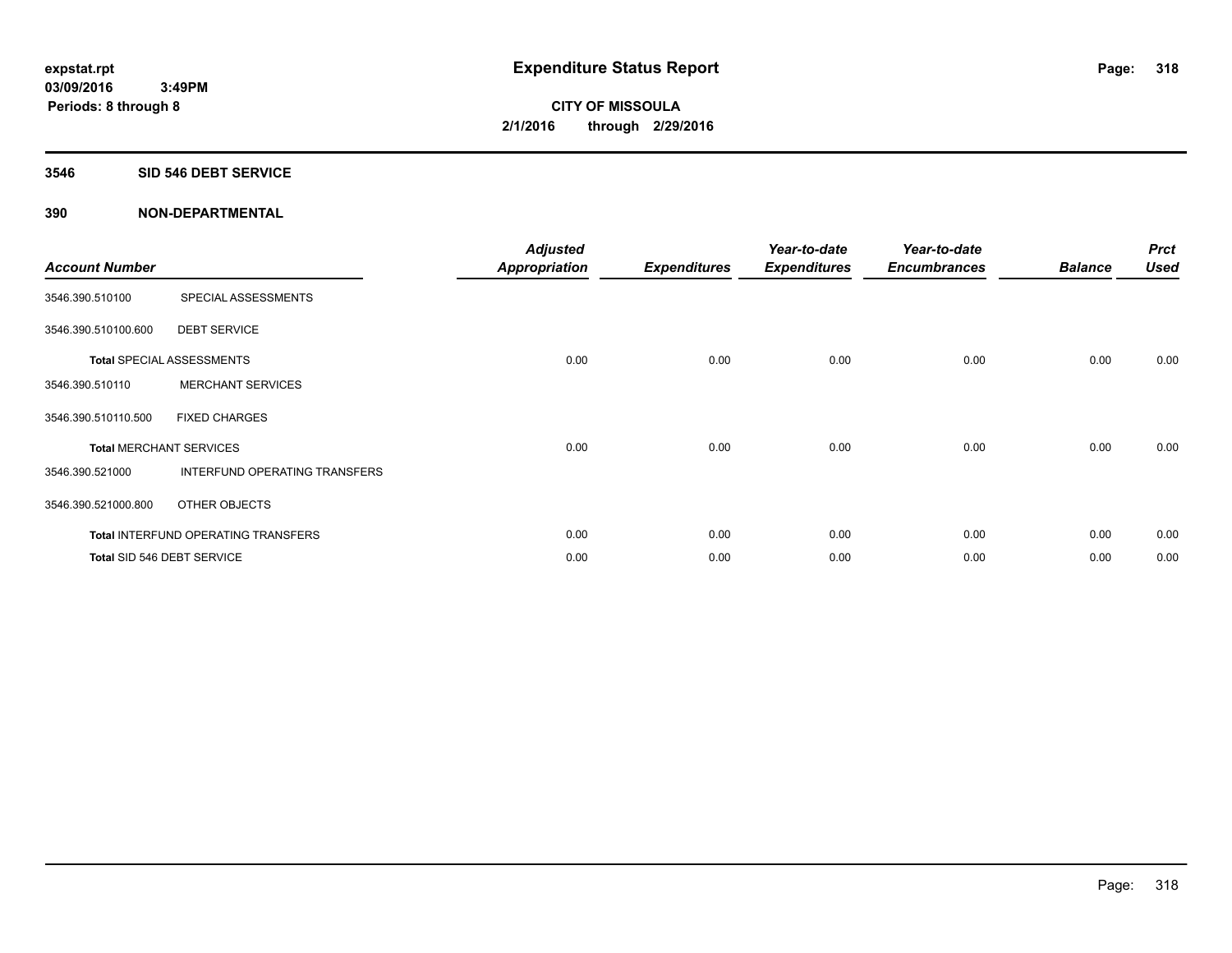**expstat.rpt**
**03/09/2016 3:49PM**
**Periods: 8 through 8**

# Expenditure Status Report

**CITY OF MISSOULA**
**2/1/2016 through 2/29/2016**

## 3546 SID 546 DEBT SERVICE

## 390 NON-DEPARTMENTAL

| Account Number | | Adjusted Appropriation | Expenditures | Year-to-date Expenditures | Year-to-date Encumbrances | Balance | Prct Used |
|---|---|---|---|---|---|---|---|
| 3546.390.510100 | SPECIAL ASSESSMENTS | | | | | | |
| 3546.390.510100.600 | DEBT SERVICE | | | | | | |
| **Total** SPECIAL ASSESSMENTS | | 0.00 | 0.00 | 0.00 | 0.00 | 0.00 | 0.00 |
| 3546.390.510110 | MERCHANT SERVICES | | | | | | |
| 3546.390.510110.500 | FIXED CHARGES | | | | | | |
| **Total** MERCHANT SERVICES | | 0.00 | 0.00 | 0.00 | 0.00 | 0.00 | 0.00 |
| 3546.390.521000 | INTERFUND OPERATING TRANSFERS | | | | | | |
| 3546.390.521000.800 | OTHER OBJECTS | | | | | | |
| **Total** INTERFUND OPERATING TRANSFERS | | 0.00 | 0.00 | 0.00 | 0.00 | 0.00 | 0.00 |
| **Total** SID 546 DEBT SERVICE | | 0.00 | 0.00 | 0.00 | 0.00 | 0.00 | 0.00 |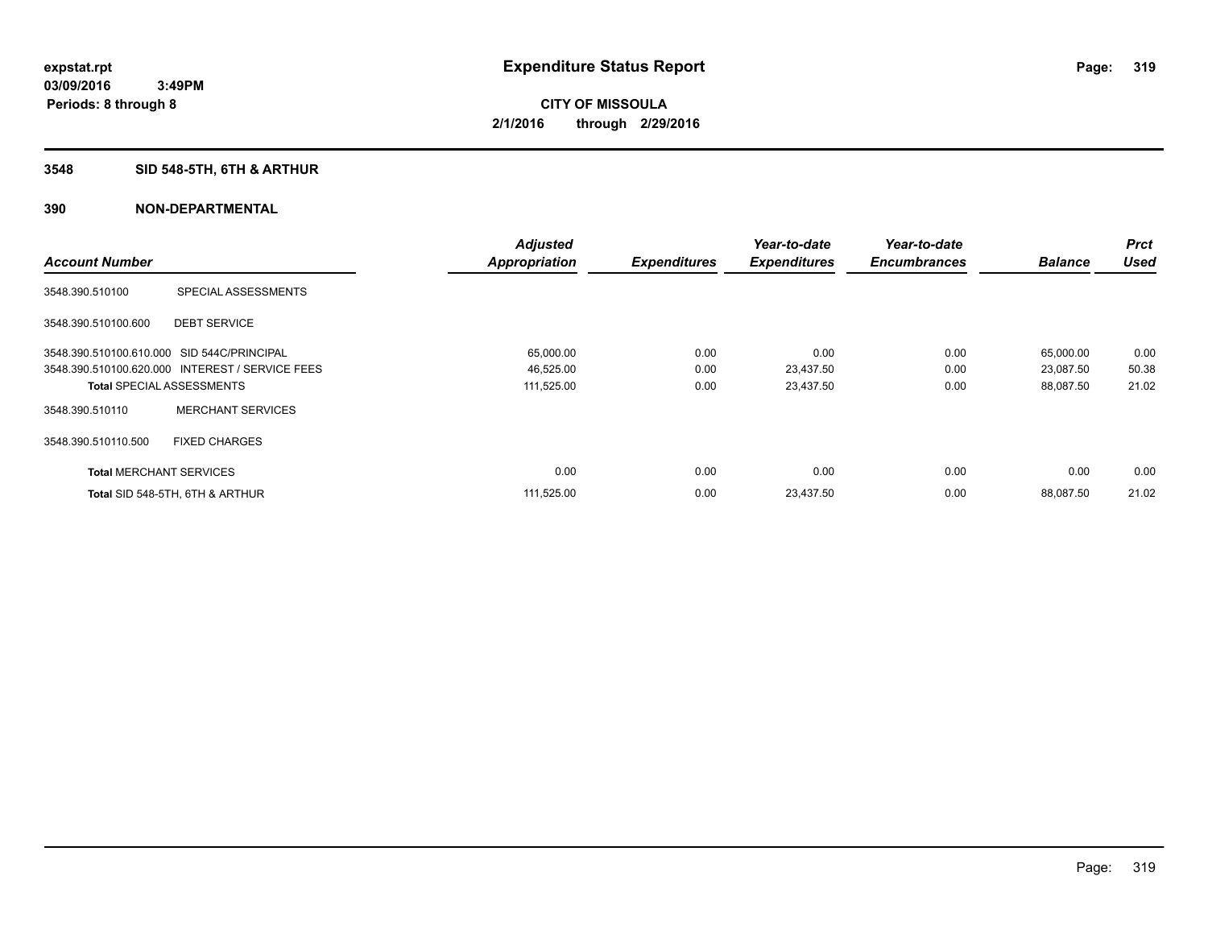**expstat.rpt**
**03/09/2016 3:49PM**
**Periods: 8 through 8**

# Expenditure Status Report

**CITY OF MISSOULA**
**2/1/2016 through 2/29/2016**

## 3548 SID 548-5TH, 6TH & ARTHUR

## 390 NON-DEPARTMENTAL

| Account Number | | Adjusted Appropriation | Expenditures | Year-to-date Expenditures | Year-to-date Encumbrances | Balance | Prct Used |
|---|---|---|---|---|---|---|---|
| 3548.390.510100 | SPECIAL ASSESSMENTS | | | | | | |
| 3548.390.510100.600 | DEBT SERVICE | | | | | | |
| 3548.390.510100.610.000 | SID 544C/PRINCIPAL | 65,000.00 | 0.00 | 0.00 | 0.00 | 65,000.00 | 0.00 |
| 3548.390.510100.620.000 | INTEREST / SERVICE FEES | 46,525.00 | 0.00 | 23,437.50 | 0.00 | 23,087.50 | 50.38 |
| **Total** SPECIAL ASSESSMENTS | | 111,525.00 | 0.00 | 23,437.50 | 0.00 | 88,087.50 | 21.02 |
| 3548.390.510110 | MERCHANT SERVICES | | | | | | |
| 3548.390.510110.500 | FIXED CHARGES | | | | | | |
| **Total** MERCHANT SERVICES | | 0.00 | 0.00 | 0.00 | 0.00 | 0.00 | 0.00 |
| **Total** SID 548-5TH, 6TH & ARTHUR | | 111,525.00 | 0.00 | 23,437.50 | 0.00 | 88,087.50 | 21.02 |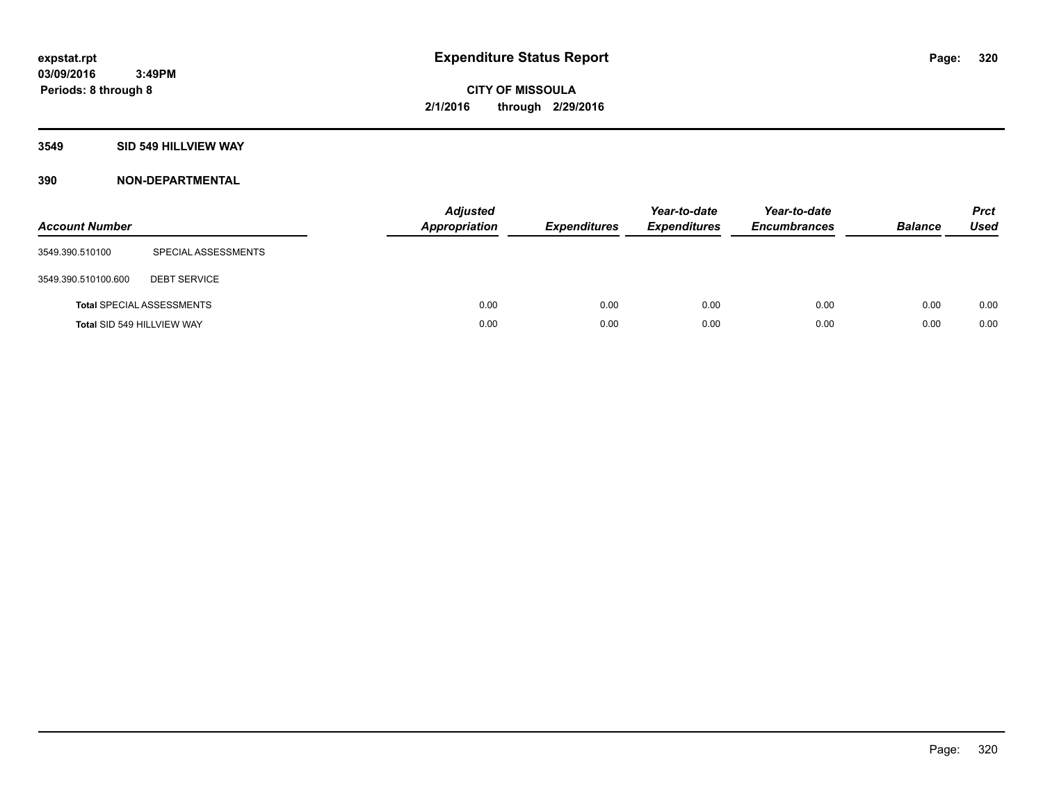expstat.rpt
03/09/2016 3:49PM
Periods: 8 through 8

# Expenditure Status Report

CITY OF MISSOULA
2/1/2016 through 2/29/2016

## 3549 SID 549 HILLVIEW WAY

## 390 NON-DEPARTMENTAL

| Account Number | | Adjusted Appropriation | Expenditures | Year-to-date Expenditures | Year-to-date Encumbrances | Balance | Prct Used |
|---|---|---|---|---|---|---|---|
| 3549.390.510100 | SPECIAL ASSESSMENTS | | | | | | |
| 3549.390.510100.600 | DEBT SERVICE | | | | | | |
| **Total** SPECIAL ASSESSMENTS | | 0.00 | 0.00 | 0.00 | 0.00 | 0.00 | 0.00 |
| **Total** SID 549 HILLVIEW WAY | | 0.00 | 0.00 | 0.00 | 0.00 | 0.00 | 0.00 |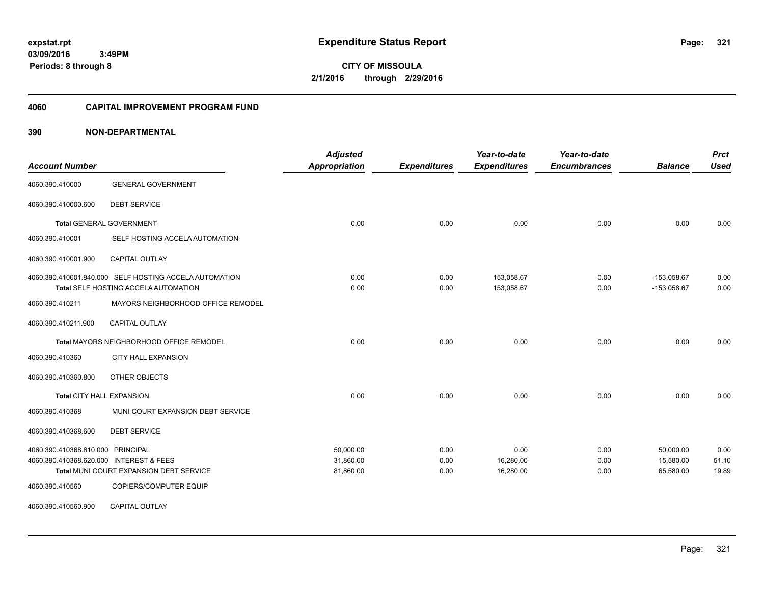**expstat.rpt**
**03/09/2016 3:49PM**
**Periods: 8 through 8**

# Expenditure Status Report

**CITY OF MISSOULA**
**2/1/2016 through 2/29/2016**

## 4060 CAPITAL IMPROVEMENT PROGRAM FUND

### 390 NON-DEPARTMENTAL

| Account Number | | Adjusted Appropriation | Expenditures | Year-to-date Expenditures | Year-to-date Encumbrances | Balance | Prct Used |
|---|---|---|---|---|---|---|---|
| 4060.390.410000 | GENERAL GOVERNMENT | | | | | | |
| 4060.390.410000.600 | DEBT SERVICE | | | | | | |
| **Total** GENERAL GOVERNMENT | | 0.00 | 0.00 | 0.00 | 0.00 | 0.00 | 0.00 |
| 4060.390.410001 | SELF HOSTING ACCELA AUTOMATION | | | | | | |
| 4060.390.410001.900 | CAPITAL OUTLAY | | | | | | |
| 4060.390.410001.940.000 | SELF HOSTING ACCELA AUTOMATION | 0.00 | 0.00 | 153,058.67 | 0.00 | -153,058.67 | 0.00 |
| **Total** SELF HOSTING ACCELA AUTOMATION | | 0.00 | 0.00 | 153,058.67 | 0.00 | -153,058.67 | 0.00 |
| 4060.390.410211 | MAYORS NEIGHBORHOOD OFFICE REMODEL | | | | | | |
| 4060.390.410211.900 | CAPITAL OUTLAY | | | | | | |
| **Total** MAYORS NEIGHBORHOOD OFFICE REMODEL | | 0.00 | 0.00 | 0.00 | 0.00 | 0.00 | 0.00 |
| 4060.390.410360 | CITY HALL EXPANSION | | | | | | |
| 4060.390.410360.800 | OTHER OBJECTS | | | | | | |
| **Total** CITY HALL EXPANSION | | 0.00 | 0.00 | 0.00 | 0.00 | 0.00 | 0.00 |
| 4060.390.410368 | MUNI COURT EXPANSION DEBT SERVICE | | | | | | |
| 4060.390.410368.600 | DEBT SERVICE | | | | | | |
| 4060.390.410368.610.000 | PRINCIPAL | 50,000.00 | 0.00 | 0.00 | 0.00 | 50,000.00 | 0.00 |
| 4060.390.410368.620.000 | INTEREST & FEES | 31,860.00 | 0.00 | 16,280.00 | 0.00 | 15,580.00 | 51.10 |
| **Total** MUNI COURT EXPANSION DEBT SERVICE | | 81,860.00 | 0.00 | 16,280.00 | 0.00 | 65,580.00 | 19.89 |
| 4060.390.410560 | COPIERS/COMPUTER EQUIP | | | | | | |
| 4060.390.410560.900 | CAPITAL OUTLAY | | | | | | |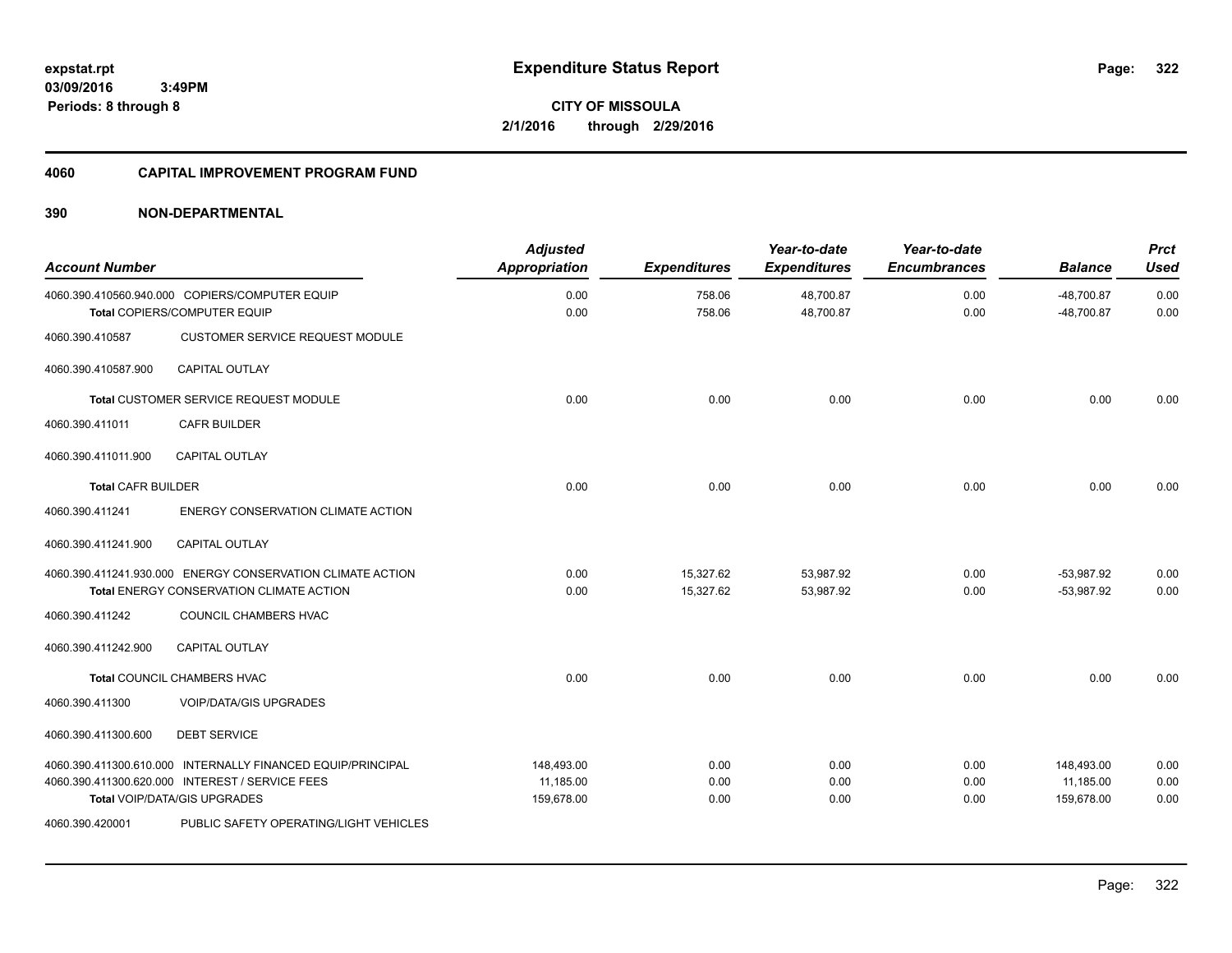# Expenditure Status Report

**CITY OF MISSOULA**
**2/1/2016 through 2/29/2016**

expstat.rpt
03/09/2016 3:49PM
Periods: 8 through 8

## 4060 CAPITAL IMPROVEMENT PROGRAM FUND

## 390 NON-DEPARTMENTAL

| Account Number | | Adjusted Appropriation | Expenditures | Year-to-date Expenditures | Year-to-date Encumbrances | Balance | Prct Used |
|---|---|---|---|---|---|---|---|
| 4060.390.410560.940.000 | COPIERS/COMPUTER EQUIP | 0.00 | 758.06 | 48,700.87 | 0.00 | -48,700.87 | 0.00 |
| | Total COPIERS/COMPUTER EQUIP | 0.00 | 758.06 | 48,700.87 | 0.00 | -48,700.87 | 0.00 |
| 4060.390.410587 | CUSTOMER SERVICE REQUEST MODULE | | | | | | |
| 4060.390.410587.900 | CAPITAL OUTLAY | | | | | | |
| | Total CUSTOMER SERVICE REQUEST MODULE | 0.00 | 0.00 | 0.00 | 0.00 | 0.00 | 0.00 |
| 4060.390.411011 | CAFR BUILDER | | | | | | |
| 4060.390.411011.900 | CAPITAL OUTLAY | | | | | | |
| | Total CAFR BUILDER | 0.00 | 0.00 | 0.00 | 0.00 | 0.00 | 0.00 |
| 4060.390.411241 | ENERGY CONSERVATION CLIMATE ACTION | | | | | | |
| 4060.390.411241.900 | CAPITAL OUTLAY | | | | | | |
| 4060.390.411241.930.000 | ENERGY CONSERVATION CLIMATE ACTION | 0.00 | 15,327.62 | 53,987.92 | 0.00 | -53,987.92 | 0.00 |
| | Total ENERGY CONSERVATION CLIMATE ACTION | 0.00 | 15,327.62 | 53,987.92 | 0.00 | -53,987.92 | 0.00 |
| 4060.390.411242 | COUNCIL CHAMBERS HVAC | | | | | | |
| 4060.390.411242.900 | CAPITAL OUTLAY | | | | | | |
| | Total COUNCIL CHAMBERS HVAC | 0.00 | 0.00 | 0.00 | 0.00 | 0.00 | 0.00 |
| 4060.390.411300 | VOIP/DATA/GIS UPGRADES | | | | | | |
| 4060.390.411300.600 | DEBT SERVICE | | | | | | |
| 4060.390.411300.610.000 | INTERNALLY FINANCED EQUIP/PRINCIPAL | 148,493.00 | 0.00 | 0.00 | 0.00 | 148,493.00 | 0.00 |
| 4060.390.411300.620.000 | INTEREST / SERVICE FEES | 11,185.00 | 0.00 | 0.00 | 0.00 | 11,185.00 | 0.00 |
| | Total VOIP/DATA/GIS UPGRADES | 159,678.00 | 0.00 | 0.00 | 0.00 | 159,678.00 | 0.00 |
| 4060.390.420001 | PUBLIC SAFETY OPERATING/LIGHT VEHICLES | | | | | | |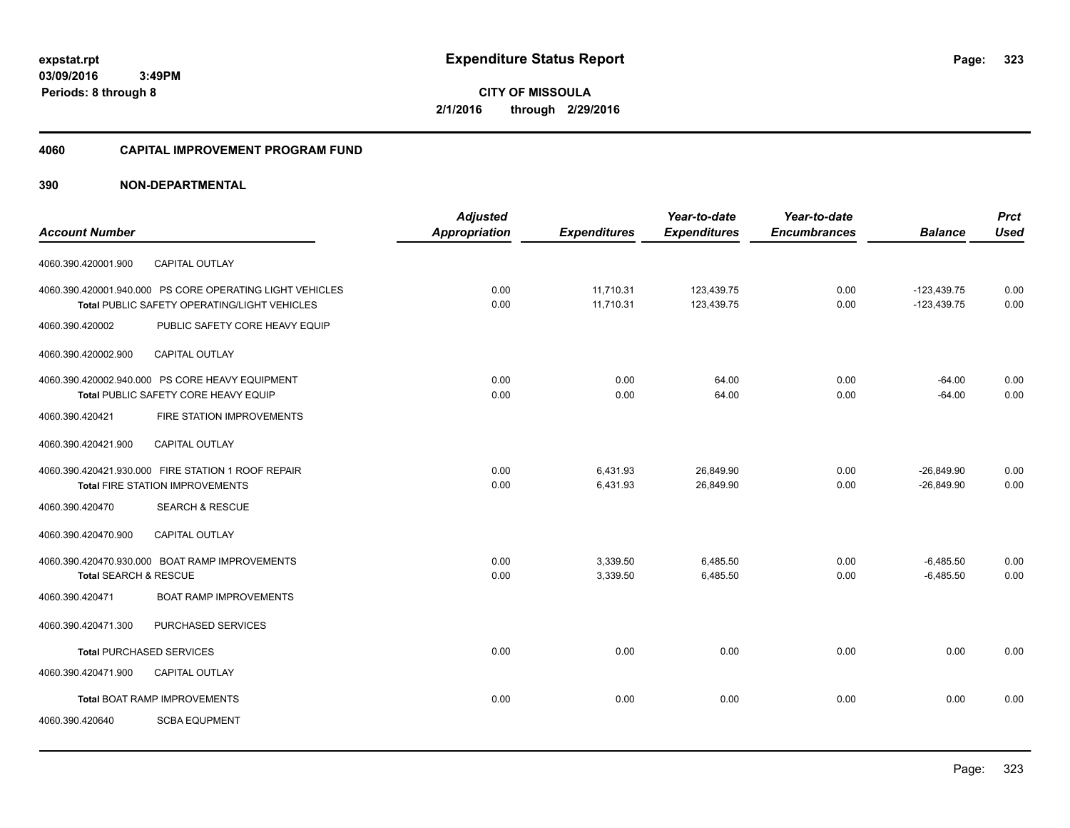expstat.rpt
03/09/2016 3:49PM
Periods: 8 through 8

# Expenditure Status Report

CITY OF MISSOULA
2/1/2016 through 2/29/2016

## 4060 CAPITAL IMPROVEMENT PROGRAM FUND

### 390 NON-DEPARTMENTAL

| Account Number | | Adjusted Appropriation | Expenditures | Year-to-date Expenditures | Year-to-date Encumbrances | Balance | Prct Used |
|---|---|---|---|---|---|---|---|
| 4060.390.420001.900 | CAPITAL OUTLAY | | | | | | |
| 4060.390.420001.940.000 PS CORE OPERATING LIGHT VEHICLES | | 0.00 | 11,710.31 | 123,439.75 | 0.00 | -123,439.75 | 0.00 |
| **Total** PUBLIC SAFETY OPERATING/LIGHT VEHICLES | | 0.00 | 11,710.31 | 123,439.75 | 0.00 | -123,439.75 | 0.00 |
| 4060.390.420002 | PUBLIC SAFETY CORE HEAVY EQUIP | | | | | | |
| 4060.390.420002.900 | CAPITAL OUTLAY | | | | | | |
| 4060.390.420002.940.000 PS CORE HEAVY EQUIPMENT | | 0.00 | 0.00 | 64.00 | 0.00 | -64.00 | 0.00 |
| **Total** PUBLIC SAFETY CORE HEAVY EQUIP | | 0.00 | 0.00 | 64.00 | 0.00 | -64.00 | 0.00 |
| 4060.390.420421 | FIRE STATION IMPROVEMENTS | | | | | | |
| 4060.390.420421.900 | CAPITAL OUTLAY | | | | | | |
| 4060.390.420421.930.000 FIRE STATION 1 ROOF REPAIR | | 0.00 | 6,431.93 | 26,849.90 | 0.00 | -26,849.90 | 0.00 |
| **Total** FIRE STATION IMPROVEMENTS | | 0.00 | 6,431.93 | 26,849.90 | 0.00 | -26,849.90 | 0.00 |
| 4060.390.420470 | SEARCH & RESCUE | | | | | | |
| 4060.390.420470.900 | CAPITAL OUTLAY | | | | | | |
| 4060.390.420470.930.000 BOAT RAMP IMPROVEMENTS | | 0.00 | 3,339.50 | 6,485.50 | 0.00 | -6,485.50 | 0.00 |
| **Total** SEARCH & RESCUE | | 0.00 | 3,339.50 | 6,485.50 | 0.00 | -6,485.50 | 0.00 |
| 4060.390.420471 | BOAT RAMP IMPROVEMENTS | | | | | | |
| 4060.390.420471.300 | PURCHASED SERVICES | | | | | | |
| **Total** PURCHASED SERVICES | | 0.00 | 0.00 | 0.00 | 0.00 | 0.00 | 0.00 |
| 4060.390.420471.900 | CAPITAL OUTLAY | | | | | | |
| **Total** BOAT RAMP IMPROVEMENTS | | 0.00 | 0.00 | 0.00 | 0.00 | 0.00 | 0.00 |
| 4060.390.420640 | SCBA EQUPMENT | | | | | | |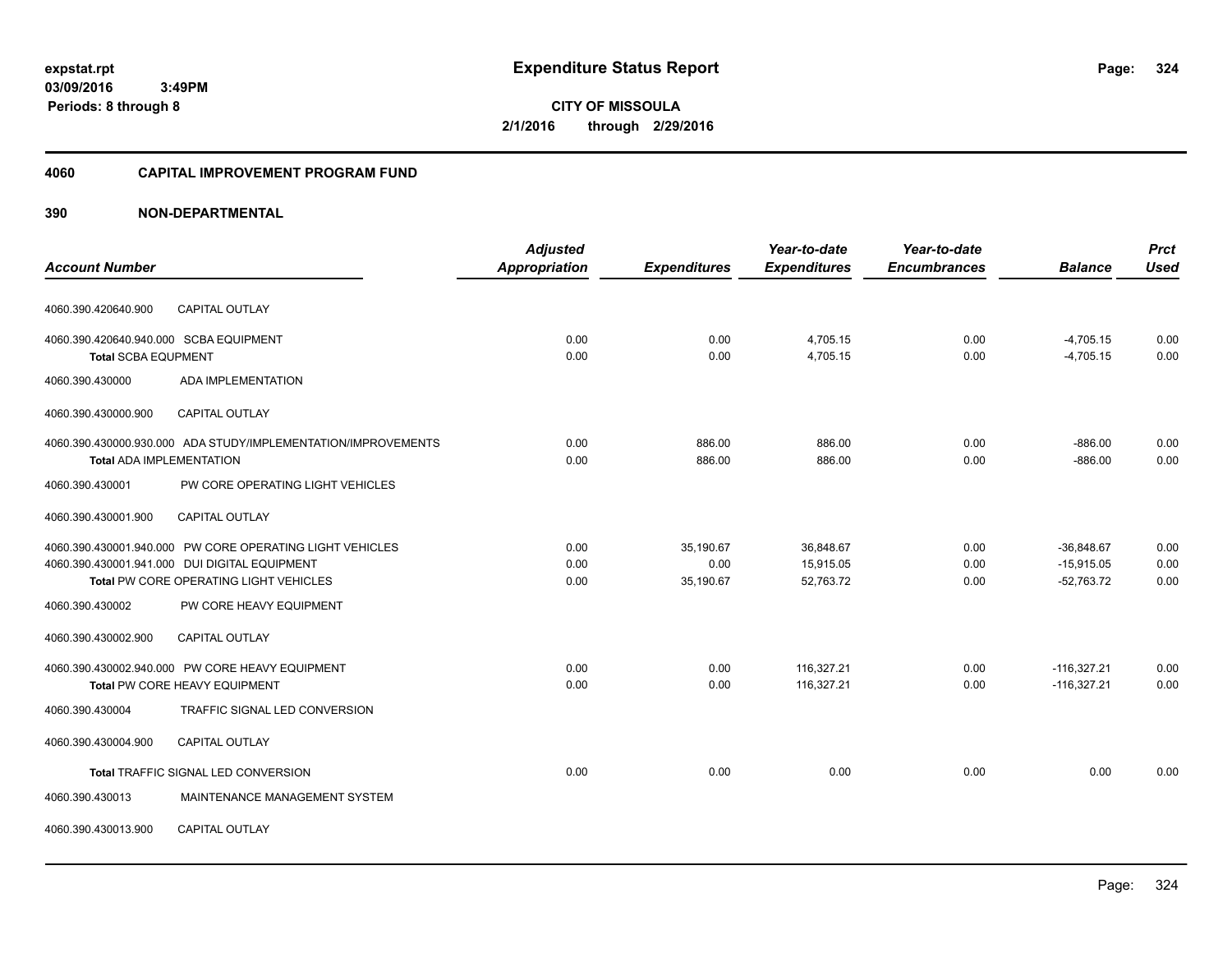**expstat.rpt**
**03/09/2016 3:49PM**
**Periods: 8 through 8**

# Expenditure Status Report

**CITY OF MISSOULA**
**2/1/2016 through 2/29/2016**

## 4060 CAPITAL IMPROVEMENT PROGRAM FUND

## 390 NON-DEPARTMENTAL

| Account Number | Adjusted Appropriation | Expenditures | Year-to-date Expenditures | Year-to-date Encumbrances | Balance | Prct Used |
|---|---|---|---|---|---|---|
| 4060.390.420640.900 CAPITAL OUTLAY | | | | | | |
| 4060.390.420640.940.000 SCBA EQUIPMENT | 0.00 | 0.00 | 4,705.15 | 0.00 | -4,705.15 | 0.00 |
| **Total** SCBA EQUPMENT | 0.00 | 0.00 | 4,705.15 | 0.00 | -4,705.15 | 0.00 |
| 4060.390.430000 ADA IMPLEMENTATION | | | | | | |
| 4060.390.430000.900 CAPITAL OUTLAY | | | | | | |
| 4060.390.430000.930.000 ADA STUDY/IMPLEMENTATION/IMPROVEMENTS | 0.00 | 886.00 | 886.00 | 0.00 | -886.00 | 0.00 |
| **Total** ADA IMPLEMENTATION | 0.00 | 886.00 | 886.00 | 0.00 | -886.00 | 0.00 |
| 4060.390.430001 PW CORE OPERATING LIGHT VEHICLES | | | | | | |
| 4060.390.430001.900 CAPITAL OUTLAY | | | | | | |
| 4060.390.430001.940.000 PW CORE OPERATING LIGHT VEHICLES | 0.00 | 35,190.67 | 36,848.67 | 0.00 | -36,848.67 | 0.00 |
| 4060.390.430001.941.000 DUI DIGITAL EQUIPMENT | 0.00 | 0.00 | 15,915.05 | 0.00 | -15,915.05 | 0.00 |
| **Total** PW CORE OPERATING LIGHT VEHICLES | 0.00 | 35,190.67 | 52,763.72 | 0.00 | -52,763.72 | 0.00 |
| 4060.390.430002 PW CORE HEAVY EQUIPMENT | | | | | | |
| 4060.390.430002.900 CAPITAL OUTLAY | | | | | | |
| 4060.390.430002.940.000 PW CORE HEAVY EQUIPMENT | 0.00 | 0.00 | 116,327.21 | 0.00 | -116,327.21 | 0.00 |
| **Total** PW CORE HEAVY EQUIPMENT | 0.00 | 0.00 | 116,327.21 | 0.00 | -116,327.21 | 0.00 |
| 4060.390.430004 TRAFFIC SIGNAL LED CONVERSION | | | | | | |
| 4060.390.430004.900 CAPITAL OUTLAY | | | | | | |
| **Total** TRAFFIC SIGNAL LED CONVERSION | 0.00 | 0.00 | 0.00 | 0.00 | 0.00 | 0.00 |
| 4060.390.430013 MAINTENANCE MANAGEMENT SYSTEM | | | | | | |
| 4060.390.430013.900 CAPITAL OUTLAY | | | | | | |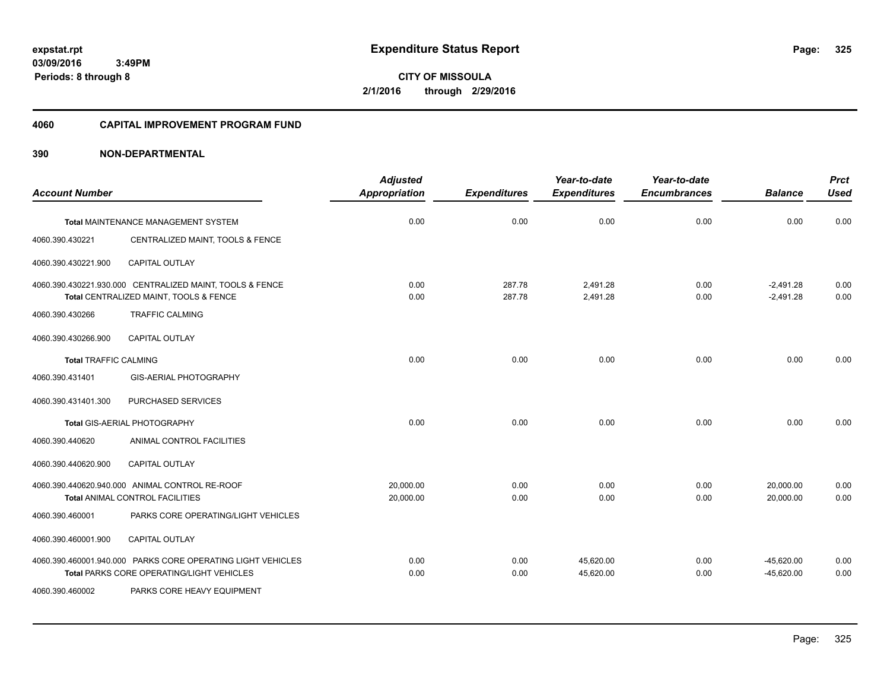expstat.rpt
03/09/2016 3:49PM
Periods: 8 through 8

# Expenditure Status Report

CITY OF MISSOULA
2/1/2016 through 2/29/2016

## 4060 CAPITAL IMPROVEMENT PROGRAM FUND

## 390 NON-DEPARTMENTAL

| Account Number | | Adjusted Appropriation | Expenditures | Year-to-date Expenditures | Year-to-date Encumbrances | Balance | Prct Used |
|---|---|---|---|---|---|---|---|
| **Total** MAINTENANCE MANAGEMENT SYSTEM | | 0.00 | 0.00 | 0.00 | 0.00 | 0.00 | 0.00 |
| 4060.390.430221 | CENTRALIZED MAINT, TOOLS & FENCE | | | | | | |
| 4060.390.430221.900 | CAPITAL OUTLAY | | | | | | |
| 4060.390.430221.930.000 | CENTRALIZED MAINT, TOOLS & FENCE | 0.00 | 287.78 | 2,491.28 | 0.00 | -2,491.28 | 0.00 |
| **Total** CENTRALIZED MAINT, TOOLS & FENCE | | 0.00 | 287.78 | 2,491.28 | 0.00 | -2,491.28 | 0.00 |
| 4060.390.430266 | TRAFFIC CALMING | | | | | | |
| 4060.390.430266.900 | CAPITAL OUTLAY | | | | | | |
| **Total** TRAFFIC CALMING | | 0.00 | 0.00 | 0.00 | 0.00 | 0.00 | 0.00 |
| 4060.390.431401 | GIS-AERIAL PHOTOGRAPHY | | | | | | |
| 4060.390.431401.300 | PURCHASED SERVICES | | | | | | |
| **Total** GIS-AERIAL PHOTOGRAPHY | | 0.00 | 0.00 | 0.00 | 0.00 | 0.00 | 0.00 |
| 4060.390.440620 | ANIMAL CONTROL FACILITIES | | | | | | |
| 4060.390.440620.900 | CAPITAL OUTLAY | | | | | | |
| 4060.390.440620.940.000 | ANIMAL CONTROL RE-ROOF | 20,000.00 | 0.00 | 0.00 | 0.00 | 20,000.00 | 0.00 |
| **Total** ANIMAL CONTROL FACILITIES | | 20,000.00 | 0.00 | 0.00 | 0.00 | 20,000.00 | 0.00 |
| 4060.390.460001 | PARKS CORE OPERATING/LIGHT VEHICLES | | | | | | |
| 4060.390.460001.900 | CAPITAL OUTLAY | | | | | | |
| 4060.390.460001.940.000 | PARKS CORE OPERATING LIGHT VEHICLES | 0.00 | 0.00 | 45,620.00 | 0.00 | -45,620.00 | 0.00 |
| **Total** PARKS CORE OPERATING/LIGHT VEHICLES | | 0.00 | 0.00 | 45,620.00 | 0.00 | -45,620.00 | 0.00 |
| 4060.390.460002 | PARKS CORE HEAVY EQUIPMENT | | | | | | |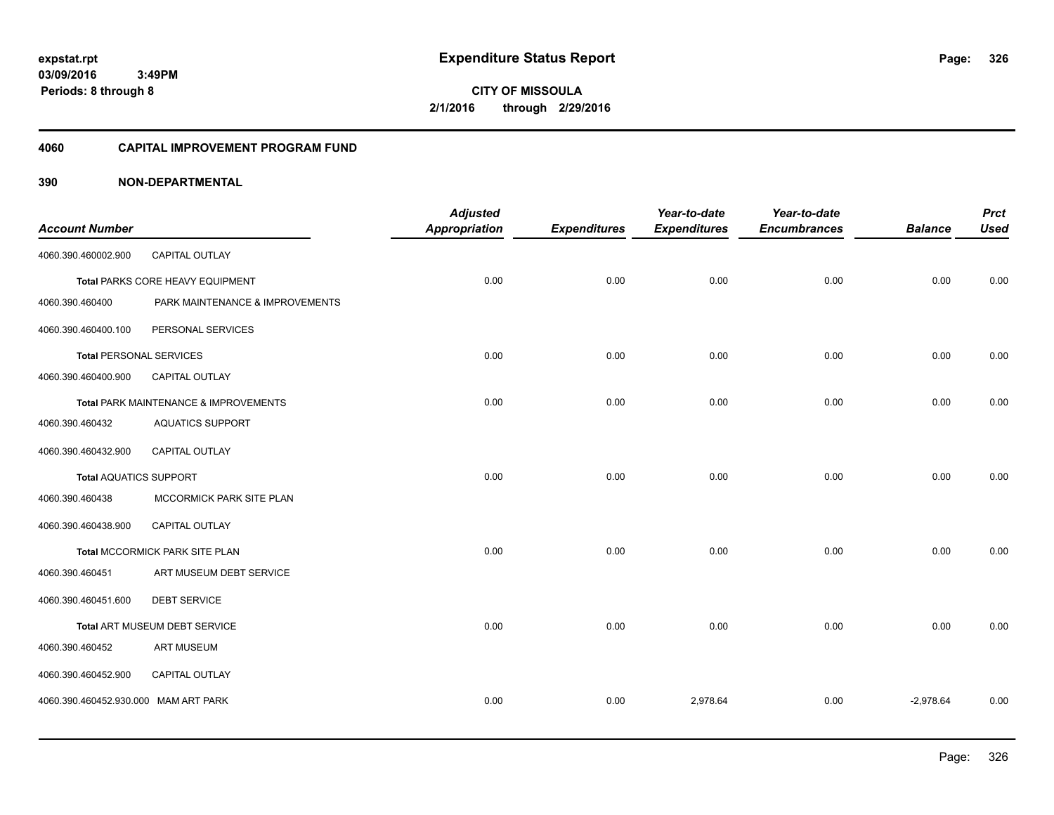**expstat.rpt**
**03/09/2016 3:49PM**
**Periods: 8 through 8**

# Expenditure Status Report

**CITY OF MISSOULA**
**2/1/2016 through 2/29/2016**

## 4060 CAPITAL IMPROVEMENT PROGRAM FUND

## 390 NON-DEPARTMENTAL

| Account Number | | Adjusted Appropriation | Expenditures | Year-to-date Expenditures | Year-to-date Encumbrances | Balance | Prct Used |
|---|---|---|---|---|---|---|---|
| 4060.390.460002.900 | CAPITAL OUTLAY | | | | | | |
| **Total** PARKS CORE HEAVY EQUIPMENT | | 0.00 | 0.00 | 0.00 | 0.00 | 0.00 | 0.00 |
| 4060.390.460400 | PARK MAINTENANCE & IMPROVEMENTS | | | | | | |
| 4060.390.460400.100 | PERSONAL SERVICES | | | | | | |
| **Total** PERSONAL SERVICES | | 0.00 | 0.00 | 0.00 | 0.00 | 0.00 | 0.00 |
| 4060.390.460400.900 | CAPITAL OUTLAY | | | | | | |
| **Total** PARK MAINTENANCE & IMPROVEMENTS | | 0.00 | 0.00 | 0.00 | 0.00 | 0.00 | 0.00 |
| 4060.390.460432 | AQUATICS SUPPORT | | | | | | |
| 4060.390.460432.900 | CAPITAL OUTLAY | | | | | | |
| **Total** AQUATICS SUPPORT | | 0.00 | 0.00 | 0.00 | 0.00 | 0.00 | 0.00 |
| 4060.390.460438 | MCCORMICK PARK SITE PLAN | | | | | | |
| 4060.390.460438.900 | CAPITAL OUTLAY | | | | | | |
| **Total** MCCORMICK PARK SITE PLAN | | 0.00 | 0.00 | 0.00 | 0.00 | 0.00 | 0.00 |
| 4060.390.460451 | ART MUSEUM DEBT SERVICE | | | | | | |
| 4060.390.460451.600 | DEBT SERVICE | | | | | | |
| **Total** ART MUSEUM DEBT SERVICE | | 0.00 | 0.00 | 0.00 | 0.00 | 0.00 | 0.00 |
| 4060.390.460452 | ART MUSEUM | | | | | | |
| 4060.390.460452.900 | CAPITAL OUTLAY | | | | | | |
| 4060.390.460452.930.000 | MAM ART PARK | 0.00 | 0.00 | 2,978.64 | 0.00 | -2,978.64 | 0.00 |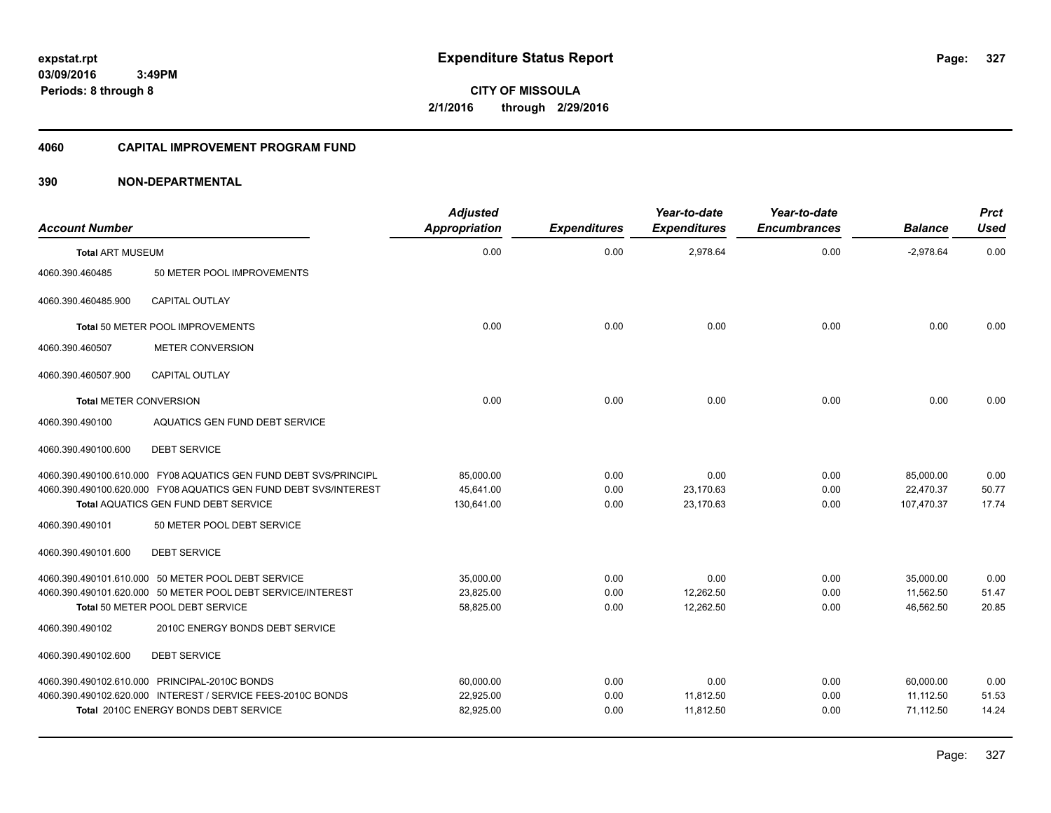**expstat.rpt**
**03/09/2016 3:49PM**
**Periods: 8 through 8**

# Expenditure Status Report

**CITY OF MISSOULA**
**2/1/2016 through 2/29/2016**

## 4060 CAPITAL IMPROVEMENT PROGRAM FUND

## 390 NON-DEPARTMENTAL

| Account Number | | Adjusted Appropriation | Expenditures | Year-to-date Expenditures | Year-to-date Encumbrances | Balance | Prct Used |
|---|---|---|---|---|---|---|---|
| **Total** ART MUSEUM | | 0.00 | 0.00 | 2,978.64 | 0.00 | -2,978.64 | 0.00 |
| 4060.390.460485 | 50 METER POOL IMPROVEMENTS | | | | | | |
| 4060.390.460485.900 | CAPITAL OUTLAY | | | | | | |
| **Total** 50 METER POOL IMPROVEMENTS | | 0.00 | 0.00 | 0.00 | 0.00 | 0.00 | 0.00 |
| 4060.390.460507 | METER CONVERSION | | | | | | |
| 4060.390.460507.900 | CAPITAL OUTLAY | | | | | | |
| **Total** METER CONVERSION | | 0.00 | 0.00 | 0.00 | 0.00 | 0.00 | 0.00 |
| 4060.390.490100 | AQUATICS GEN FUND DEBT SERVICE | | | | | | |
| 4060.390.490100.600 | DEBT SERVICE | | | | | | |
| 4060.390.490100.610.000 | FY08 AQUATICS GEN FUND DEBT SVS/PRINCIPL | 85,000.00 | 0.00 | 0.00 | 0.00 | 85,000.00 | 0.00 |
| 4060.390.490100.620.000 | FY08 AQUATICS GEN FUND DEBT SVS/INTEREST | 45,641.00 | 0.00 | 23,170.63 | 0.00 | 22,470.37 | 50.77 |
| **Total** AQUATICS GEN FUND DEBT SERVICE | | 130,641.00 | 0.00 | 23,170.63 | 0.00 | 107,470.37 | 17.74 |
| 4060.390.490101 | 50 METER POOL DEBT SERVICE | | | | | | |
| 4060.390.490101.600 | DEBT SERVICE | | | | | | |
| 4060.390.490101.610.000 | 50 METER POOL DEBT SERVICE | 35,000.00 | 0.00 | 0.00 | 0.00 | 35,000.00 | 0.00 |
| 4060.390.490101.620.000 | 50 METER POOL DEBT SERVICE/INTEREST | 23,825.00 | 0.00 | 12,262.50 | 0.00 | 11,562.50 | 51.47 |
| **Total** 50 METER POOL DEBT SERVICE | | 58,825.00 | 0.00 | 12,262.50 | 0.00 | 46,562.50 | 20.85 |
| 4060.390.490102 | 2010C ENERGY BONDS DEBT SERVICE | | | | | | |
| 4060.390.490102.600 | DEBT SERVICE | | | | | | |
| 4060.390.490102.610.000 | PRINCIPAL-2010C BONDS | 60,000.00 | 0.00 | 0.00 | 0.00 | 60,000.00 | 0.00 |
| 4060.390.490102.620.000 | INTEREST / SERVICE FEES-2010C BONDS | 22,925.00 | 0.00 | 11,812.50 | 0.00 | 11,112.50 | 51.53 |
| **Total** 2010C ENERGY BONDS DEBT SERVICE | | 82,925.00 | 0.00 | 11,812.50 | 0.00 | 71,112.50 | 14.24 |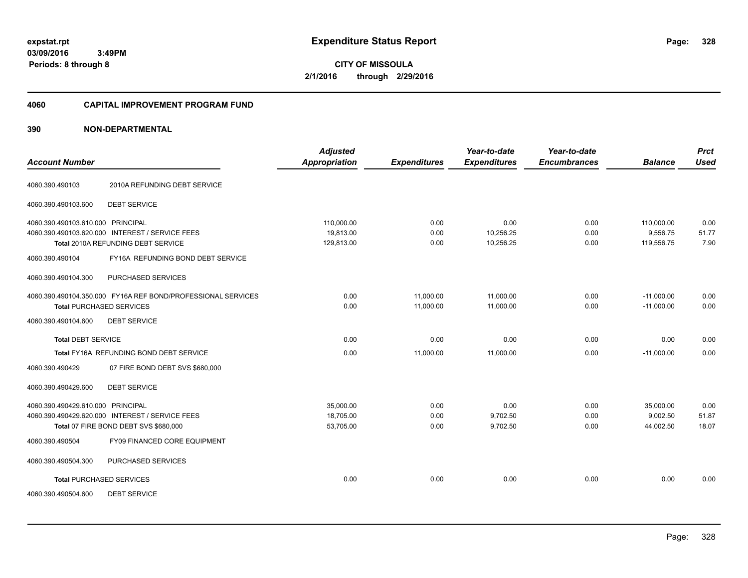**expstat.rpt**
**03/09/2016 3:49PM**
**Periods: 8 through 8**

# Expenditure Status Report

**CITY OF MISSOULA**
**2/1/2016 through 2/29/2016**

## 4060 CAPITAL IMPROVEMENT PROGRAM FUND

## 390 NON-DEPARTMENTAL

| Account Number | | Adjusted Appropriation | Expenditures | Year-to-date Expenditures | Year-to-date Encumbrances | Balance | Prct Used |
|---|---|---|---|---|---|---|---|
| 4060.390.490103 | 2010A REFUNDING DEBT SERVICE | | | | | | |
| 4060.390.490103.600 | DEBT SERVICE | | | | | | |
| 4060.390.490103.610.000 | PRINCIPAL | 110,000.00 | 0.00 | 0.00 | 0.00 | 110,000.00 | 0.00 |
| 4060.390.490103.620.000 | INTEREST / SERVICE FEES | 19,813.00 | 0.00 | 10,256.25 | 0.00 | 9,556.75 | 51.77 |
| **Total** 2010A REFUNDING DEBT SERVICE | | 129,813.00 | 0.00 | 10,256.25 | 0.00 | 119,556.75 | 7.90 |
| 4060.390.490104 | FY16A REFUNDING BOND DEBT SERVICE | | | | | | |
| 4060.390.490104.300 | PURCHASED SERVICES | | | | | | |
| 4060.390.490104.350.000 | FY16A REF BOND/PROFESSIONAL SERVICES | 0.00 | 11,000.00 | 11,000.00 | 0.00 | -11,000.00 | 0.00 |
| **Total** PURCHASED SERVICES | | 0.00 | 11,000.00 | 11,000.00 | 0.00 | -11,000.00 | 0.00 |
| 4060.390.490104.600 | DEBT SERVICE | | | | | | |
| **Total** DEBT SERVICE | | 0.00 | 0.00 | 0.00 | 0.00 | 0.00 | 0.00 |
| **Total** FY16A REFUNDING BOND DEBT SERVICE | | 0.00 | 11,000.00 | 11,000.00 | 0.00 | -11,000.00 | 0.00 |
| 4060.390.490429 | 07 FIRE BOND DEBT SVS $680,000 | | | | | | |
| 4060.390.490429.600 | DEBT SERVICE | | | | | | |
| 4060.390.490429.610.000 | PRINCIPAL | 35,000.00 | 0.00 | 0.00 | 0.00 | 35,000.00 | 0.00 |
| 4060.390.490429.620.000 | INTEREST / SERVICE FEES | 18,705.00 | 0.00 | 9,702.50 | 0.00 | 9,002.50 | 51.87 |
| **Total** 07 FIRE BOND DEBT SVS $680,000 | | 53,705.00 | 0.00 | 9,702.50 | 0.00 | 44,002.50 | 18.07 |
| 4060.390.490504 | FY09 FINANCED CORE EQUIPMENT | | | | | | |
| 4060.390.490504.300 | PURCHASED SERVICES | | | | | | |
| **Total** PURCHASED SERVICES | | 0.00 | 0.00 | 0.00 | 0.00 | 0.00 | 0.00 |
| 4060.390.490504.600 | DEBT SERVICE | | | | | | |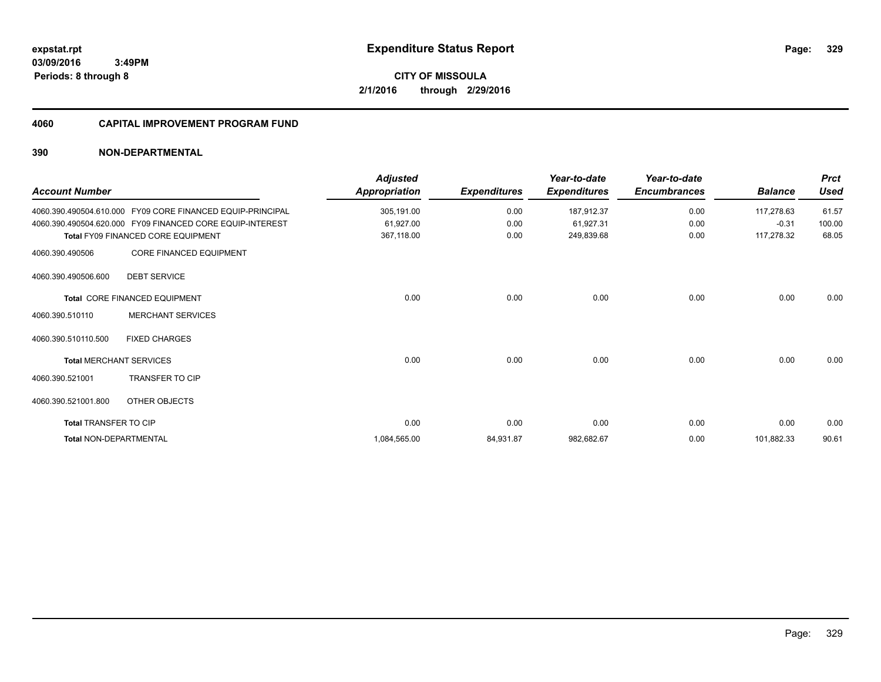# Expenditure Status Report

**CITY OF MISSOULA**

**2/1/2016 through 2/29/2016**

expstat.rpt
03/09/2016 3:49PM
Periods: 8 through 8

## 4060 CAPITAL IMPROVEMENT PROGRAM FUND

### 390 NON-DEPARTMENTAL

| Account Number | | Adjusted Appropriation | Expenditures | Year-to-date Expenditures | Year-to-date Encumbrances | Balance | Prct Used |
|---|---|---|---|---|---|---|---|
| 4060.390.490504.610.000 | FY09 CORE FINANCED EQUIP-PRINCIPAL | 305,191.00 | 0.00 | 187,912.37 | 0.00 | 117,278.63 | 61.57 |
| 4060.390.490504.620.000 | FY09 FINANCED CORE EQUIP-INTEREST | 61,927.00 | 0.00 | 61,927.31 | 0.00 | -0.31 | 100.00 |
| Total FY09 FINANCED CORE EQUIPMENT | | 367,118.00 | 0.00 | 249,839.68 | 0.00 | 117,278.32 | 68.05 |
| 4060.390.490506 | CORE FINANCED EQUIPMENT | | | | | | |
| 4060.390.490506.600 | DEBT SERVICE | | | | | | |
| Total CORE FINANCED EQUIPMENT | | 0.00 | 0.00 | 0.00 | 0.00 | 0.00 | 0.00 |
| 4060.390.510110 | MERCHANT SERVICES | | | | | | |
| 4060.390.510110.500 | FIXED CHARGES | | | | | | |
| Total MERCHANT SERVICES | | 0.00 | 0.00 | 0.00 | 0.00 | 0.00 | 0.00 |
| 4060.390.521001 | TRANSFER TO CIP | | | | | | |
| 4060.390.521001.800 | OTHER OBJECTS | | | | | | |
| Total TRANSFER TO CIP | | 0.00 | 0.00 | 0.00 | 0.00 | 0.00 | 0.00 |
| Total NON-DEPARTMENTAL | | 1,084,565.00 | 84,931.87 | 982,682.67 | 0.00 | 101,882.33 | 90.61 |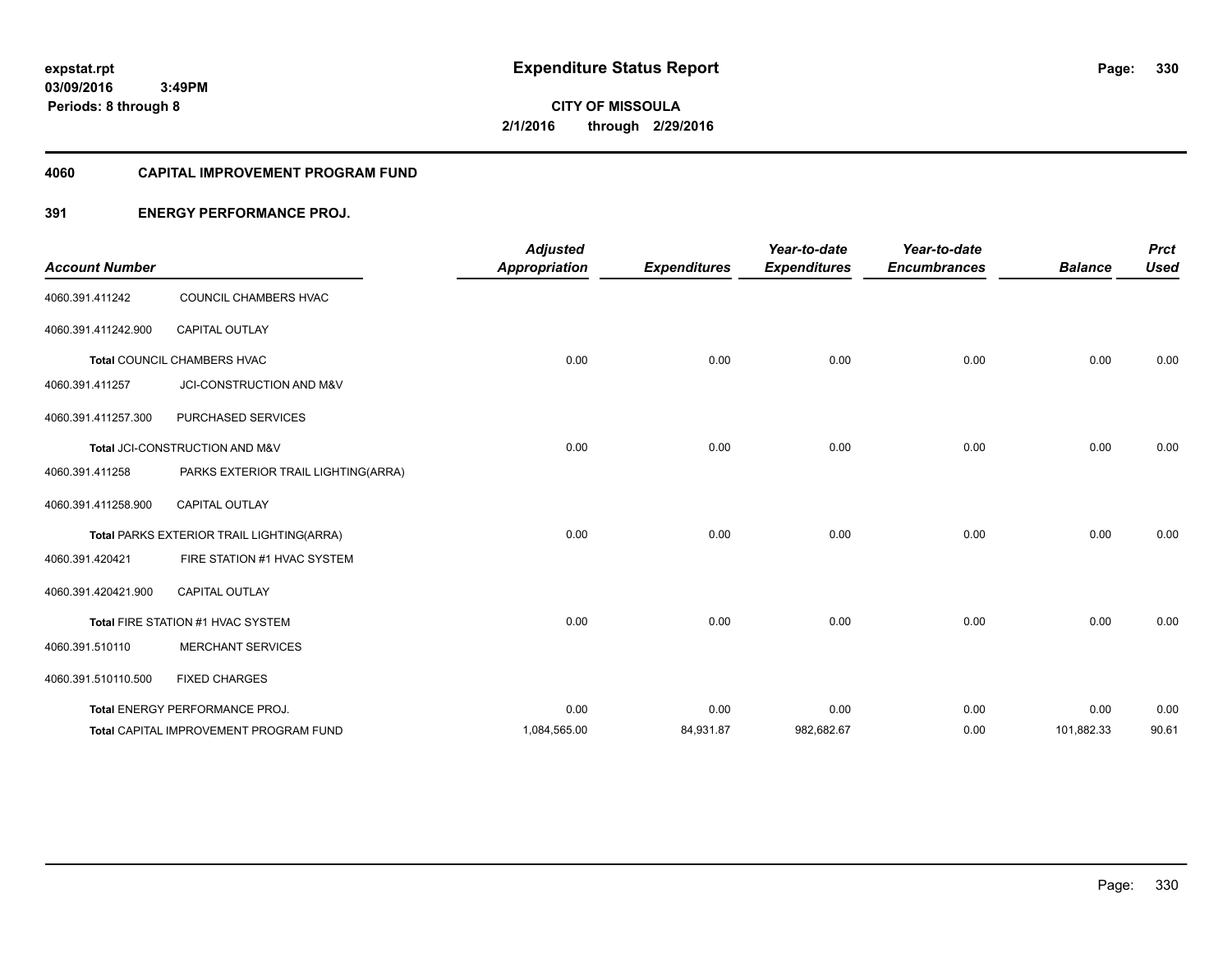**expstat.rpt**
**03/09/2016 3:49PM**
**Periods: 8 through 8**

# Expenditure Status Report

**CITY OF MISSOULA**
**2/1/2016 through 2/29/2016**

## 4060 CAPITAL IMPROVEMENT PROGRAM FUND

### 391 ENERGY PERFORMANCE PROJ.

| Account Number | | Adjusted Appropriation | Expenditures | Year-to-date Expenditures | Year-to-date Encumbrances | Balance | Prct Used |
|---|---|---|---|---|---|---|---|
| 4060.391.411242 | COUNCIL CHAMBERS HVAC | | | | | | |
| 4060.391.411242.900 | CAPITAL OUTLAY | | | | | | |
| **Total** COUNCIL CHAMBERS HVAC | | 0.00 | 0.00 | 0.00 | 0.00 | 0.00 | 0.00 |
| 4060.391.411257 | JCI-CONSTRUCTION AND M&V | | | | | | |
| 4060.391.411257.300 | PURCHASED SERVICES | | | | | | |
| **Total** JCI-CONSTRUCTION AND M&V | | 0.00 | 0.00 | 0.00 | 0.00 | 0.00 | 0.00 |
| 4060.391.411258 | PARKS EXTERIOR TRAIL LIGHTING(ARRA) | | | | | | |
| 4060.391.411258.900 | CAPITAL OUTLAY | | | | | | |
| **Total** PARKS EXTERIOR TRAIL LIGHTING(ARRA) | | 0.00 | 0.00 | 0.00 | 0.00 | 0.00 | 0.00 |
| 4060.391.420421 | FIRE STATION #1 HVAC SYSTEM | | | | | | |
| 4060.391.420421.900 | CAPITAL OUTLAY | | | | | | |
| **Total** FIRE STATION #1 HVAC SYSTEM | | 0.00 | 0.00 | 0.00 | 0.00 | 0.00 | 0.00 |
| 4060.391.510110 | MERCHANT SERVICES | | | | | | |
| 4060.391.510110.500 | FIXED CHARGES | | | | | | |
| **Total** ENERGY PERFORMANCE PROJ. | | 0.00 | 0.00 | 0.00 | 0.00 | 0.00 | 0.00 |
| **Total** CAPITAL IMPROVEMENT PROGRAM FUND | | 1,084,565.00 | 84,931.87 | 982,682.67 | 0.00 | 101,882.33 | 90.61 |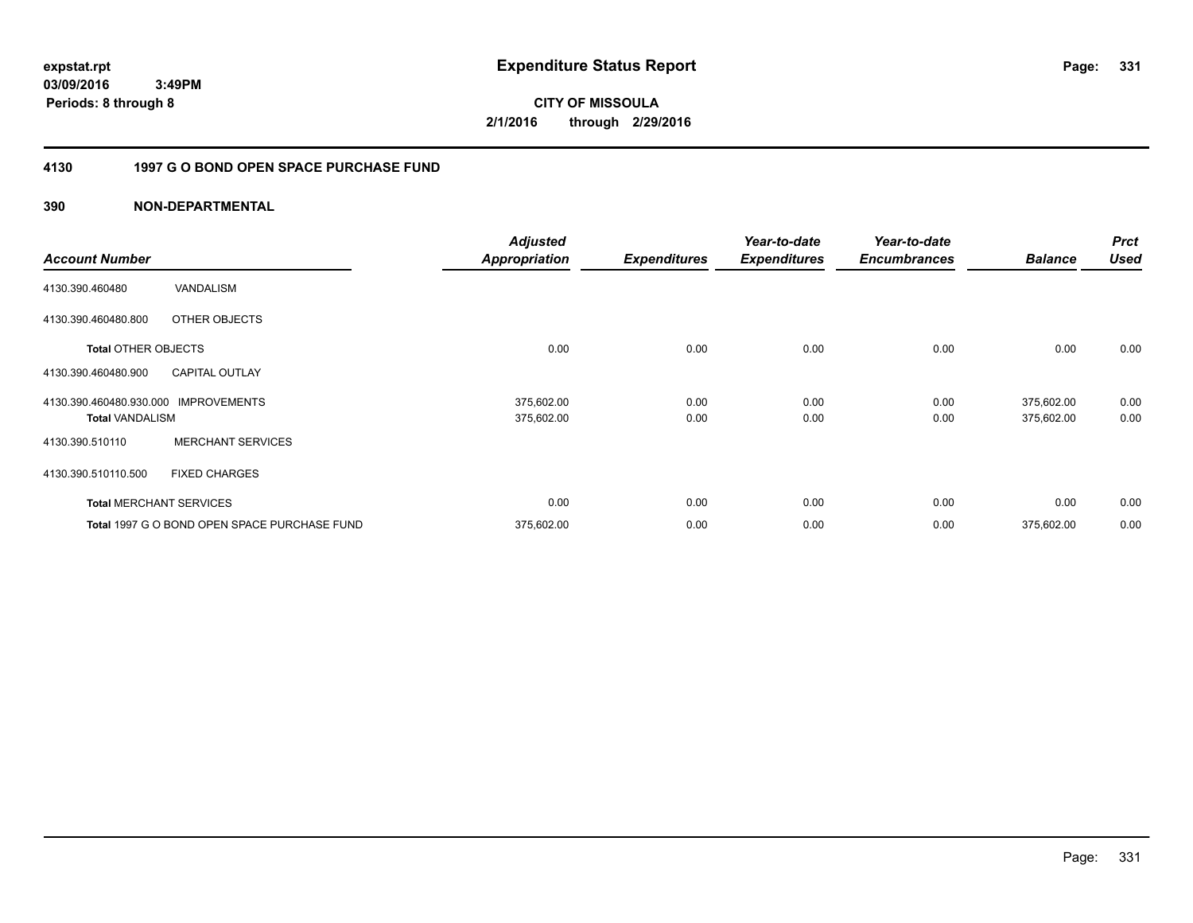expstat.rpt
03/09/2016 3:49PM
Periods: 8 through 8

# Expenditure Status Report

**CITY OF MISSOULA**
**2/1/2016 through 2/29/2016**

## 4130 1997 G O BOND OPEN SPACE PURCHASE FUND

### 390 NON-DEPARTMENTAL

| Account Number | | Adjusted Appropriation | Expenditures | Year-to-date Expenditures | Year-to-date Encumbrances | Balance | Prct Used |
|---|---|---|---|---|---|---|---|
| 4130.390.460480 | VANDALISM | | | | | | |
| 4130.390.460480.800 | OTHER OBJECTS | | | | | | |
| **Total** OTHER OBJECTS | | 0.00 | 0.00 | 0.00 | 0.00 | 0.00 | 0.00 |
| 4130.390.460480.900 | CAPITAL OUTLAY | | | | | | |
| 4130.390.460480.930.000 | IMPROVEMENTS | 375,602.00 | 0.00 | 0.00 | 0.00 | 375,602.00 | 0.00 |
| **Total** VANDALISM | | 375,602.00 | 0.00 | 0.00 | 0.00 | 375,602.00 | 0.00 |
| 4130.390.510110 | MERCHANT SERVICES | | | | | | |
| 4130.390.510110.500 | FIXED CHARGES | | | | | | |
| **Total** MERCHANT SERVICES | | 0.00 | 0.00 | 0.00 | 0.00 | 0.00 | 0.00 |
| **Total** 1997 G O BOND OPEN SPACE PURCHASE FUND | | 375,602.00 | 0.00 | 0.00 | 0.00 | 375,602.00 | 0.00 |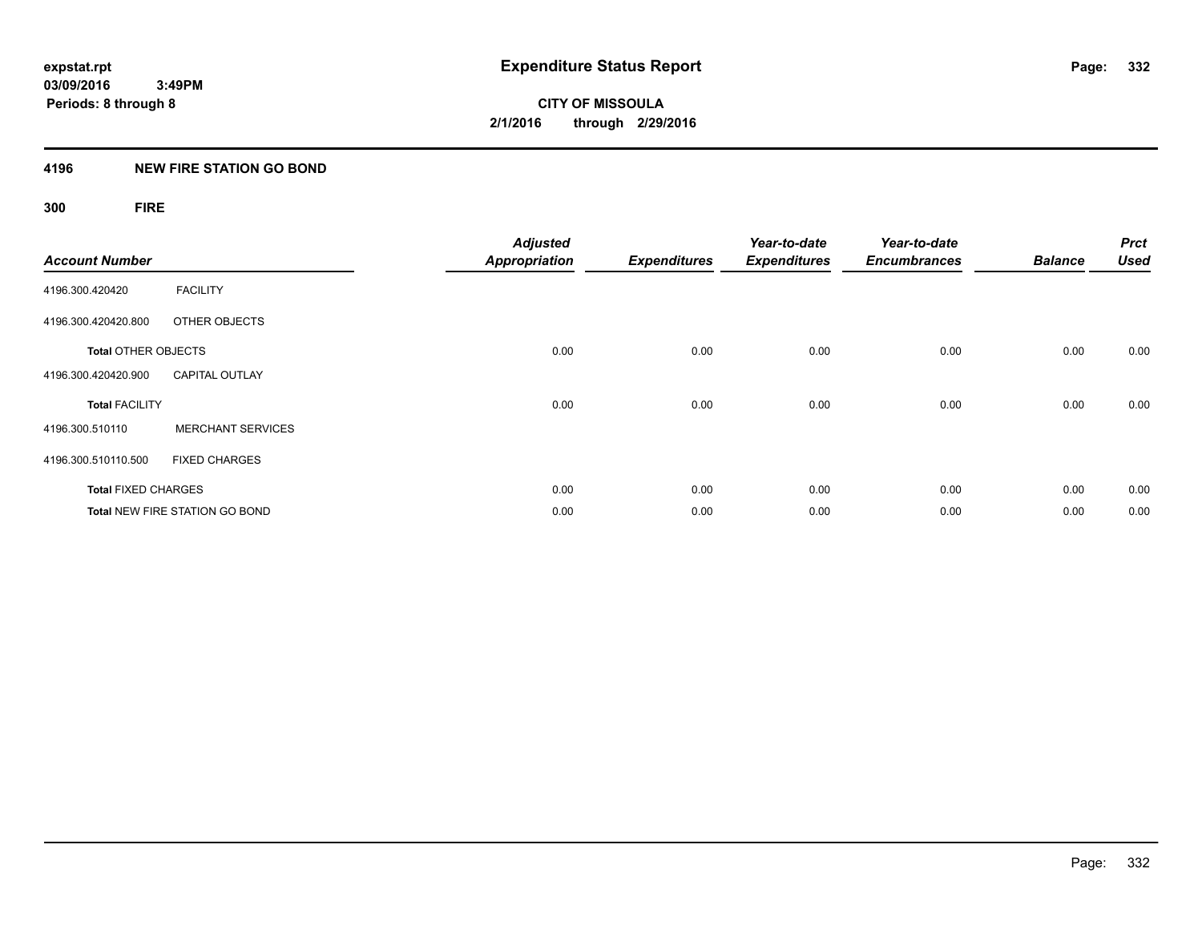# Expenditure Status Report

expstat.rpt
03/09/2016 3:49PM
Periods: 8 through 8

**CITY OF MISSOULA**
**2/1/2016 through 2/29/2016**

## 4196 NEW FIRE STATION GO BOND

### 300 FIRE

| Account Number | | Adjusted Appropriation | Expenditures | Year-to-date Expenditures | Year-to-date Encumbrances | Balance | Prct Used |
|---|---|---|---|---|---|---|---|
| 4196.300.420420 | FACILITY | | | | | | |
| 4196.300.420420.800 | OTHER OBJECTS | | | | | | |
| **Total** OTHER OBJECTS | | 0.00 | 0.00 | 0.00 | 0.00 | 0.00 | 0.00 |
| 4196.300.420420.900 | CAPITAL OUTLAY | | | | | | |
| **Total** FACILITY | | 0.00 | 0.00 | 0.00 | 0.00 | 0.00 | 0.00 |
| 4196.300.510110 | MERCHANT SERVICES | | | | | | |
| 4196.300.510110.500 | FIXED CHARGES | | | | | | |
| **Total** FIXED CHARGES | | 0.00 | 0.00 | 0.00 | 0.00 | 0.00 | 0.00 |
| **Total** NEW FIRE STATION GO BOND | | 0.00 | 0.00 | 0.00 | 0.00 | 0.00 | 0.00 |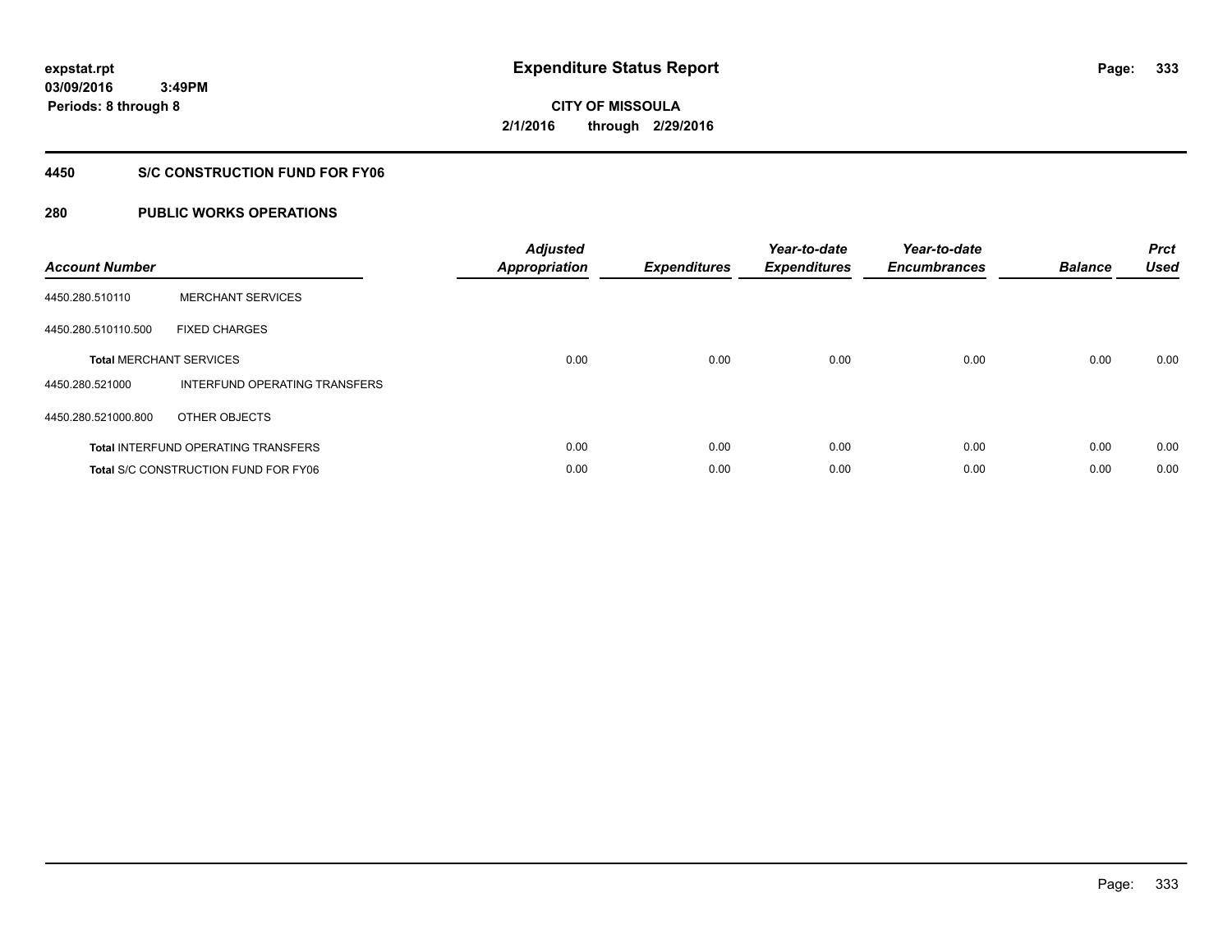expstat.rpt
03/09/2016 3:49PM
Periods: 8 through 8

# Expenditure Status Report

CITY OF MISSOULA
2/1/2016 through 2/29/2016

## 4450 S/C CONSTRUCTION FUND FOR FY06

## 280 PUBLIC WORKS OPERATIONS

| Account Number | | Adjusted Appropriation | Expenditures | Year-to-date Expenditures | Year-to-date Encumbrances | Balance | Prct Used |
|---|---|---|---|---|---|---|---|
| 4450.280.510110 | MERCHANT SERVICES | | | | | | |
| 4450.280.510110.500 | FIXED CHARGES | | | | | | |
| **Total** MERCHANT SERVICES | | 0.00 | 0.00 | 0.00 | 0.00 | 0.00 | 0.00 |
| 4450.280.521000 | INTERFUND OPERATING TRANSFERS | | | | | | |
| 4450.280.521000.800 | OTHER OBJECTS | | | | | | |
| **Total** INTERFUND OPERATING TRANSFERS | | 0.00 | 0.00 | 0.00 | 0.00 | 0.00 | 0.00 |
| **Total** S/C CONSTRUCTION FUND FOR FY06 | | 0.00 | 0.00 | 0.00 | 0.00 | 0.00 | 0.00 |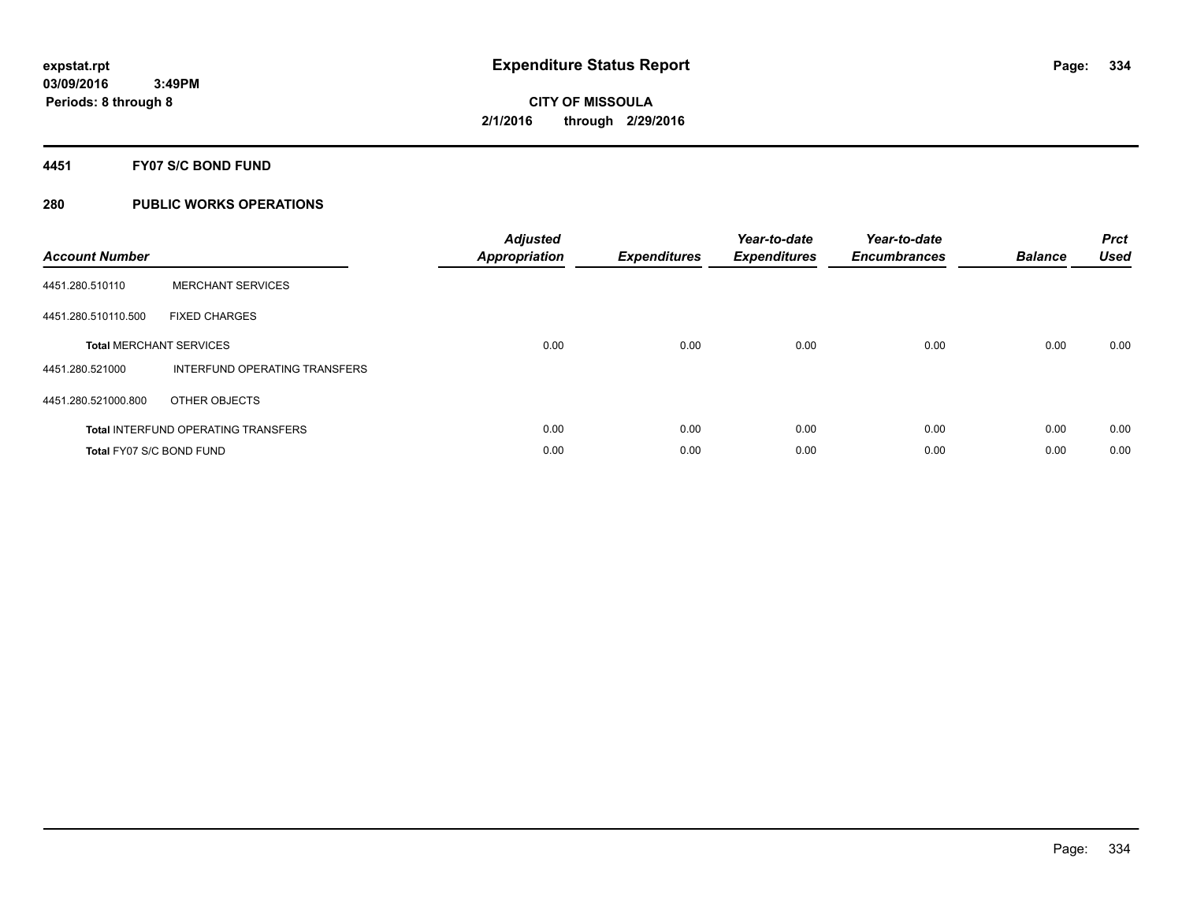# Expenditure Status Report

expstat.rpt
03/09/2016 3:49PM
Periods: 8 through 8

**CITY OF MISSOULA**
**2/1/2016 through 2/29/2016**

## 4451 FY07 S/C BOND FUND

### 280 PUBLIC WORKS OPERATIONS

| Account Number | | Adjusted Appropriation | Expenditures | Year-to-date Expenditures | Year-to-date Encumbrances | Balance | Prct Used |
|---|---|---|---|---|---|---|---|
| 4451.280.510110 | MERCHANT SERVICES | | | | | | |
| 4451.280.510110.500 | FIXED CHARGES | | | | | | |
| **Total** MERCHANT SERVICES | | 0.00 | 0.00 | 0.00 | 0.00 | 0.00 | 0.00 |
| 4451.280.521000 | INTERFUND OPERATING TRANSFERS | | | | | | |
| 4451.280.521000.800 | OTHER OBJECTS | | | | | | |
| **Total** INTERFUND OPERATING TRANSFERS | | 0.00 | 0.00 | 0.00 | 0.00 | 0.00 | 0.00 |
| **Total** FY07 S/C BOND FUND | | 0.00 | 0.00 | 0.00 | 0.00 | 0.00 | 0.00 |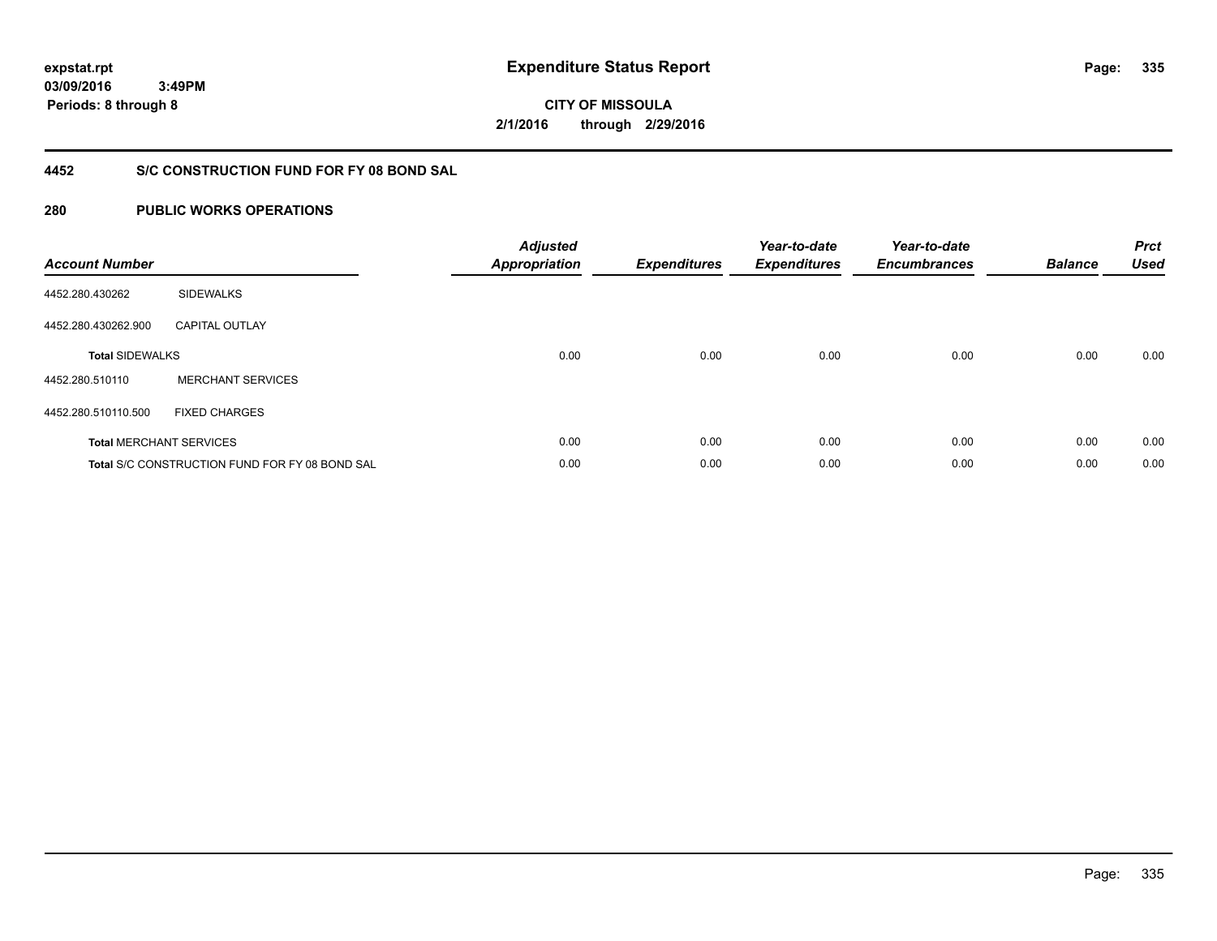**expstat.rpt**
**03/09/2016 3:49PM**
**Periods: 8 through 8**

# Expenditure Status Report

**CITY OF MISSOULA**
**2/1/2016 through 2/29/2016**

## 4452 S/C CONSTRUCTION FUND FOR FY 08 BOND SAL

## 280 PUBLIC WORKS OPERATIONS

| Account Number | | Adjusted Appropriation | Expenditures | Year-to-date Expenditures | Year-to-date Encumbrances | Balance | Prct Used |
|---|---|---|---|---|---|---|---|
| 4452.280.430262 | SIDEWALKS | | | | | | |
| 4452.280.430262.900 | CAPITAL OUTLAY | | | | | | |
| **Total** SIDEWALKS | | 0.00 | 0.00 | 0.00 | 0.00 | 0.00 | 0.00 |
| 4452.280.510110 | MERCHANT SERVICES | | | | | | |
| 4452.280.510110.500 | FIXED CHARGES | | | | | | |
| **Total** MERCHANT SERVICES | | 0.00 | 0.00 | 0.00 | 0.00 | 0.00 | 0.00 |
| **Total** S/C CONSTRUCTION FUND FOR FY 08 BOND SAL | | 0.00 | 0.00 | 0.00 | 0.00 | 0.00 | 0.00 |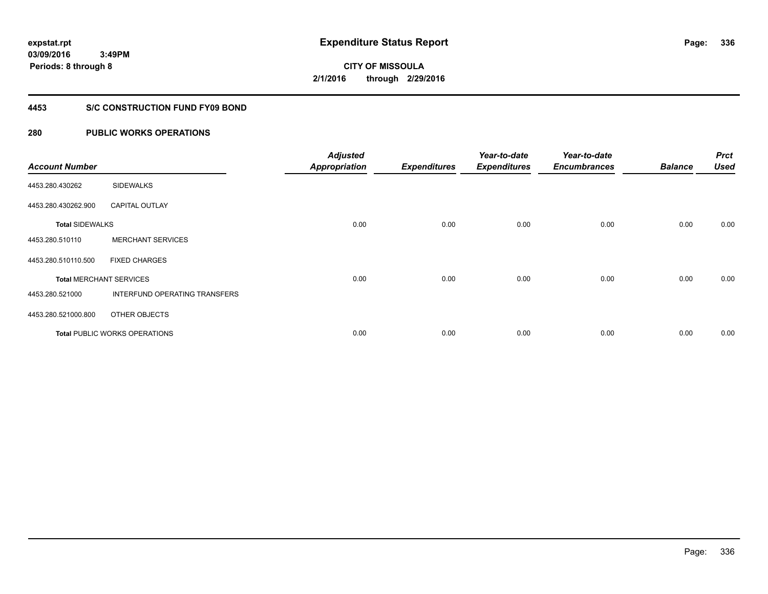# Expenditure Status Report

**expstat.rpt**
**03/09/2016 3:49PM**
**Periods: 8 through 8**

**CITY OF MISSOULA**
**2/1/2016 through 2/29/2016**

## 4453 S/C CONSTRUCTION FUND FY09 BOND

## 280 PUBLIC WORKS OPERATIONS

| Account Number | | Adjusted Appropriation | Expenditures | Year-to-date Expenditures | Year-to-date Encumbrances | Balance | Prct Used |
|---|---|---|---|---|---|---|---|
| 4453.280.430262 | SIDEWALKS | | | | | | |
| 4453.280.430262.900 | CAPITAL OUTLAY | | | | | | |
| **Total** SIDEWALKS | | 0.00 | 0.00 | 0.00 | 0.00 | 0.00 | 0.00 |
| 4453.280.510110 | MERCHANT SERVICES | | | | | | |
| 4453.280.510110.500 | FIXED CHARGES | | | | | | |
| **Total** MERCHANT SERVICES | | 0.00 | 0.00 | 0.00 | 0.00 | 0.00 | 0.00 |
| 4453.280.521000 | INTERFUND OPERATING TRANSFERS | | | | | | |
| 4453.280.521000.800 | OTHER OBJECTS | | | | | | |
| **Total** PUBLIC WORKS OPERATIONS | | 0.00 | 0.00 | 0.00 | 0.00 | 0.00 | 0.00 |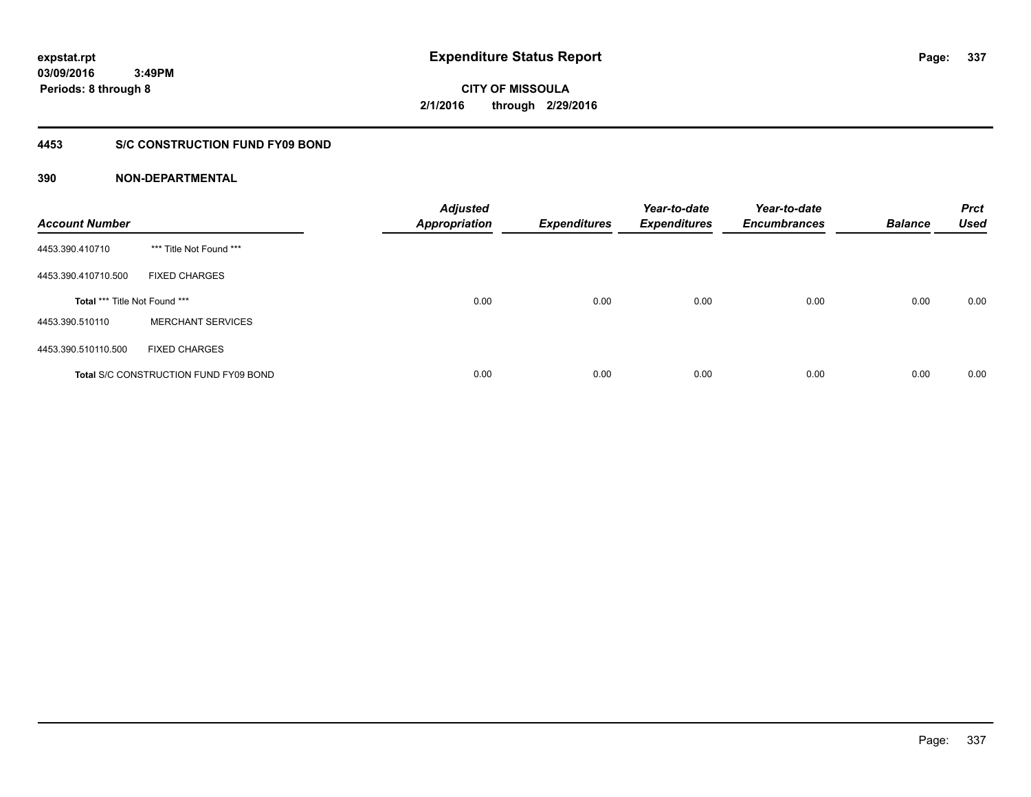expstat.rpt
03/09/2016 3:49PM
Periods: 8 through 8

# Expenditure Status Report

CITY OF MISSOULA
2/1/2016 through 2/29/2016

## 4453 S/C CONSTRUCTION FUND FY09 BOND

### 390 NON-DEPARTMENTAL

| Account Number | | Adjusted Appropriation | Expenditures | Year-to-date Expenditures | Year-to-date Encumbrances | Balance | Prct Used |
|---|---|---|---|---|---|---|---|
| 4453.390.410710 | *** Title Not Found *** | | | | | | |
| 4453.390.410710.500 | FIXED CHARGES | | | | | | |
| Total *** Title Not Found *** | | 0.00 | 0.00 | 0.00 | 0.00 | 0.00 | 0.00 |
| 4453.390.510110 | MERCHANT SERVICES | | | | | | |
| 4453.390.510110.500 | FIXED CHARGES | | | | | | |
| Total S/C CONSTRUCTION FUND FY09 BOND | | 0.00 | 0.00 | 0.00 | 0.00 | 0.00 | 0.00 |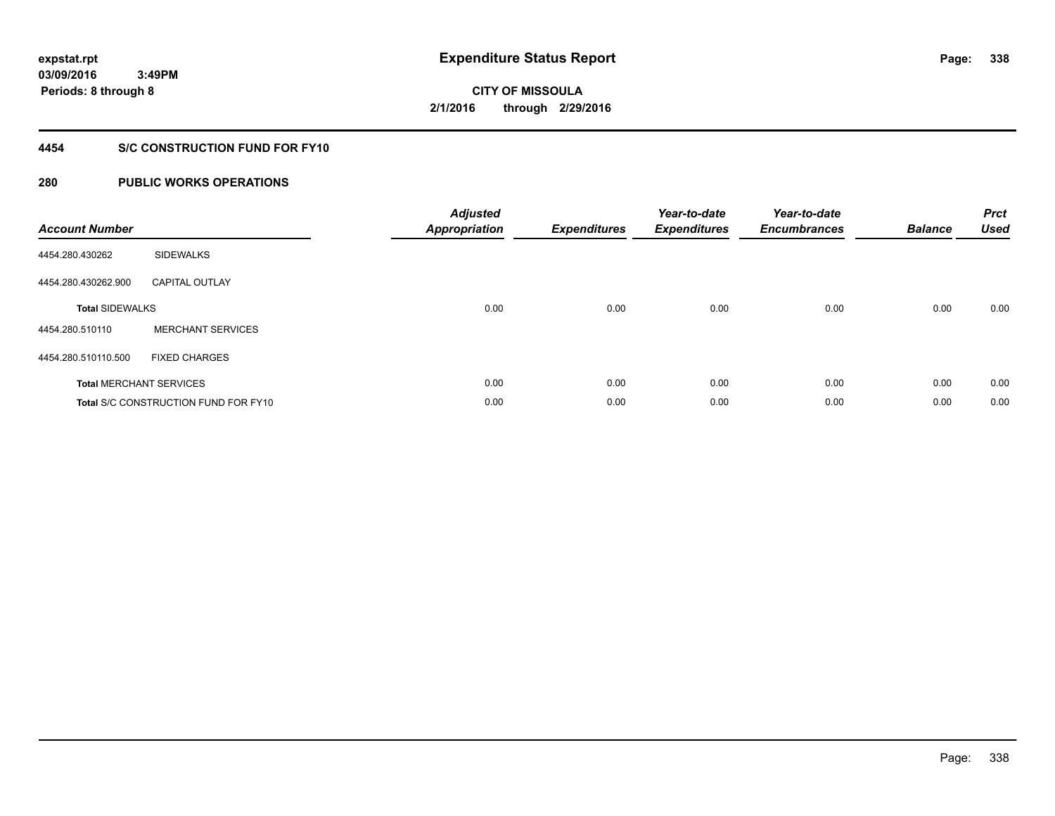expstat.rpt
03/09/2016 3:49PM
Periods: 8 through 8

# Expenditure Status Report

CITY OF MISSOULA
2/1/2016 through 2/29/2016

## 4454 S/C CONSTRUCTION FUND FOR FY10

### 280 PUBLIC WORKS OPERATIONS

| Account Number | | Adjusted Appropriation | Expenditures | Year-to-date Expenditures | Year-to-date Encumbrances | Balance | Prct Used |
|---|---|---|---|---|---|---|---|
| 4454.280.430262 | SIDEWALKS | | | | | | |
| 4454.280.430262.900 | CAPITAL OUTLAY | | | | | | |
| **Total** SIDEWALKS | | 0.00 | 0.00 | 0.00 | 0.00 | 0.00 | 0.00 |
| 4454.280.510110 | MERCHANT SERVICES | | | | | | |
| 4454.280.510110.500 | FIXED CHARGES | | | | | | |
| **Total** MERCHANT SERVICES | | 0.00 | 0.00 | 0.00 | 0.00 | 0.00 | 0.00 |
| **Total** S/C CONSTRUCTION FUND FOR FY10 | | 0.00 | 0.00 | 0.00 | 0.00 | 0.00 | 0.00 |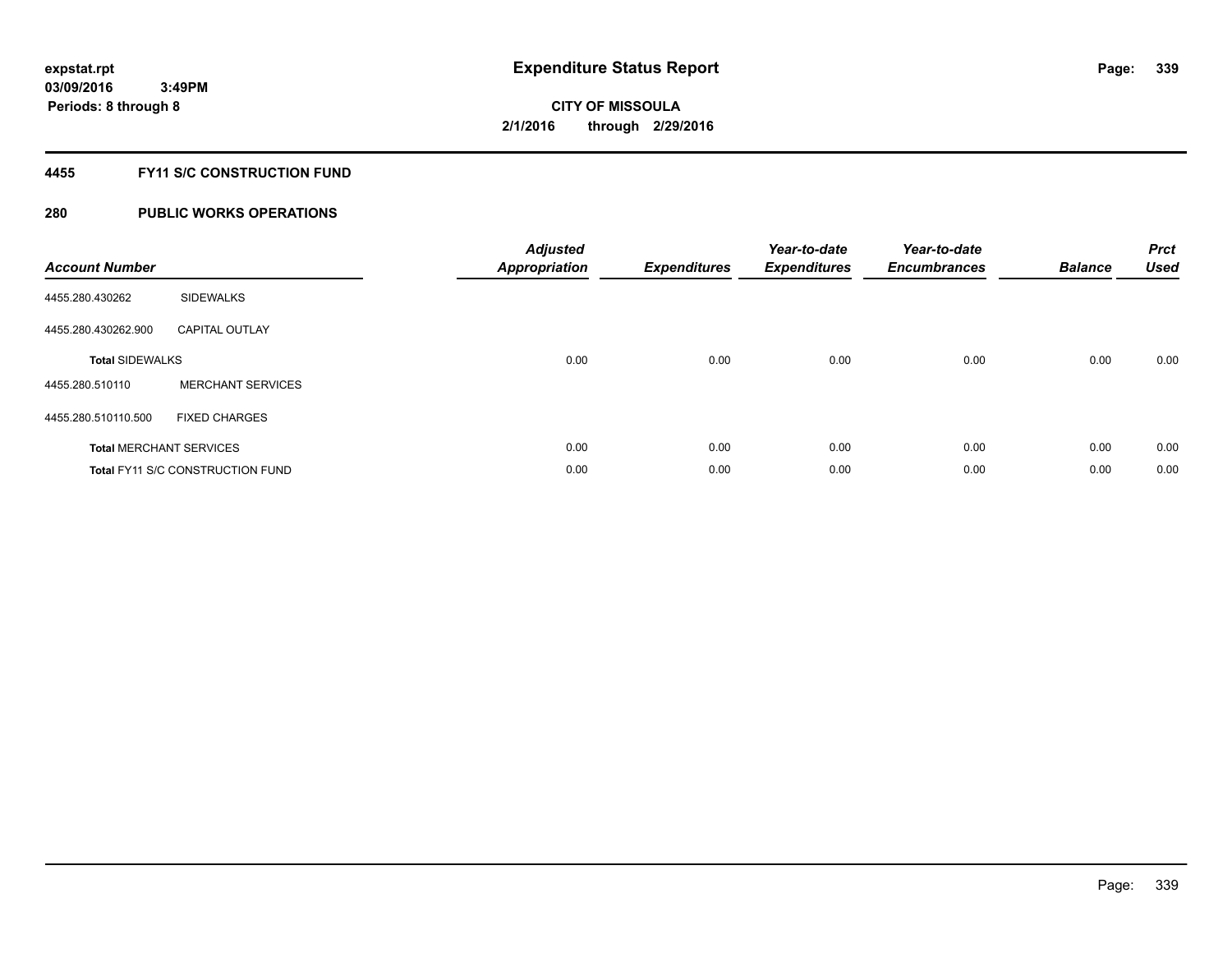**expstat.rpt**
**03/09/2016 3:49PM**
**Periods: 8 through 8**

# Expenditure Status Report

**CITY OF MISSOULA**
**2/1/2016 through 2/29/2016**

## 4455 FY11 S/C CONSTRUCTION FUND

## 280 PUBLIC WORKS OPERATIONS

| Account Number | | Adjusted Appropriation | Expenditures | Year-to-date Expenditures | Year-to-date Encumbrances | Balance | Prct Used |
|---|---|---|---|---|---|---|---|
| 4455.280.430262 | SIDEWALKS | | | | | | |
| 4455.280.430262.900 | CAPITAL OUTLAY | | | | | | |
| **Total** SIDEWALKS | | 0.00 | 0.00 | 0.00 | 0.00 | 0.00 | 0.00 |
| 4455.280.510110 | MERCHANT SERVICES | | | | | | |
| 4455.280.510110.500 | FIXED CHARGES | | | | | | |
| **Total** MERCHANT SERVICES | | 0.00 | 0.00 | 0.00 | 0.00 | 0.00 | 0.00 |
| **Total** FY11 S/C CONSTRUCTION FUND | | 0.00 | 0.00 | 0.00 | 0.00 | 0.00 | 0.00 |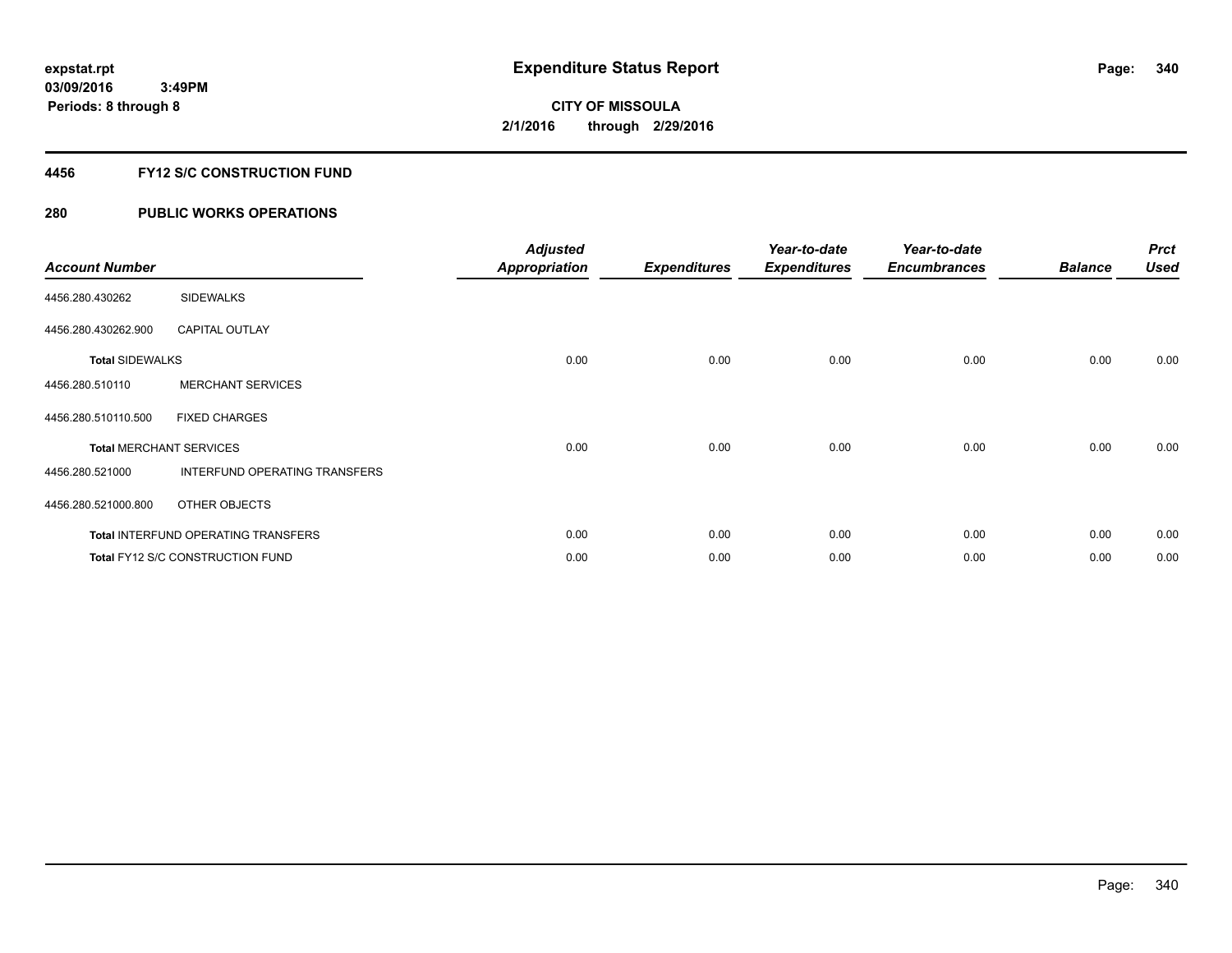expstat.rpt
03/09/2016 3:49PM
Periods: 8 through 8

# Expenditure Status Report

CITY OF MISSOULA
2/1/2016 through 2/29/2016

## 4456 FY12 S/C CONSTRUCTION FUND

## 280 PUBLIC WORKS OPERATIONS

| Account Number | | Adjusted Appropriation | Expenditures | Year-to-date Expenditures | Year-to-date Encumbrances | Balance | Prct Used |
|---|---|---|---|---|---|---|---|
| 4456.280.430262 | SIDEWALKS | | | | | | |
| 4456.280.430262.900 | CAPITAL OUTLAY | | | | | | |
| **Total** SIDEWALKS | | 0.00 | 0.00 | 0.00 | 0.00 | 0.00 | 0.00 |
| 4456.280.510110 | MERCHANT SERVICES | | | | | | |
| 4456.280.510110.500 | FIXED CHARGES | | | | | | |
| **Total** MERCHANT SERVICES | | 0.00 | 0.00 | 0.00 | 0.00 | 0.00 | 0.00 |
| 4456.280.521000 | INTERFUND OPERATING TRANSFERS | | | | | | |
| 4456.280.521000.800 | OTHER OBJECTS | | | | | | |
| **Total** INTERFUND OPERATING TRANSFERS | | 0.00 | 0.00 | 0.00 | 0.00 | 0.00 | 0.00 |
| **Total** FY12 S/C CONSTRUCTION FUND | | 0.00 | 0.00 | 0.00 | 0.00 | 0.00 | 0.00 |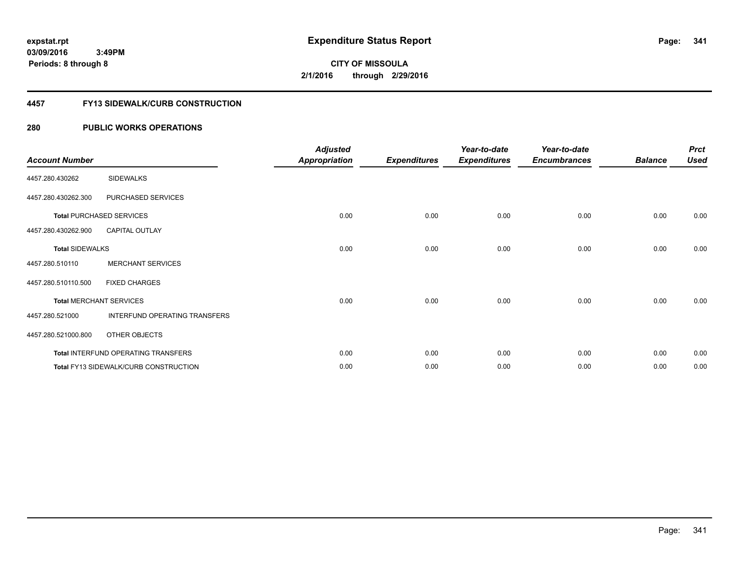expstat.rpt
03/09/2016 3:49PM
Periods: 8 through 8

# Expenditure Status Report

CITY OF MISSOULA
2/1/2016 through 2/29/2016

## 4457 FY13 SIDEWALK/CURB CONSTRUCTION

## 280 PUBLIC WORKS OPERATIONS

| Account Number | | Adjusted Appropriation | Expenditures | Year-to-date Expenditures | Year-to-date Encumbrances | Balance | Prct Used |
|---|---|---|---|---|---|---|---|
| 4457.280.430262 | SIDEWALKS | | | | | | |
| 4457.280.430262.300 | PURCHASED SERVICES | | | | | | |
| **Total** PURCHASED SERVICES | | 0.00 | 0.00 | 0.00 | 0.00 | 0.00 | 0.00 |
| 4457.280.430262.900 | CAPITAL OUTLAY | | | | | | |
| **Total** SIDEWALKS | | 0.00 | 0.00 | 0.00 | 0.00 | 0.00 | 0.00 |
| 4457.280.510110 | MERCHANT SERVICES | | | | | | |
| 4457.280.510110.500 | FIXED CHARGES | | | | | | |
| **Total** MERCHANT SERVICES | | 0.00 | 0.00 | 0.00 | 0.00 | 0.00 | 0.00 |
| 4457.280.521000 | INTERFUND OPERATING TRANSFERS | | | | | | |
| 4457.280.521000.800 | OTHER OBJECTS | | | | | | |
| **Total** INTERFUND OPERATING TRANSFERS | | 0.00 | 0.00 | 0.00 | 0.00 | 0.00 | 0.00 |
| **Total** FY13 SIDEWALK/CURB CONSTRUCTION | | 0.00 | 0.00 | 0.00 | 0.00 | 0.00 | 0.00 |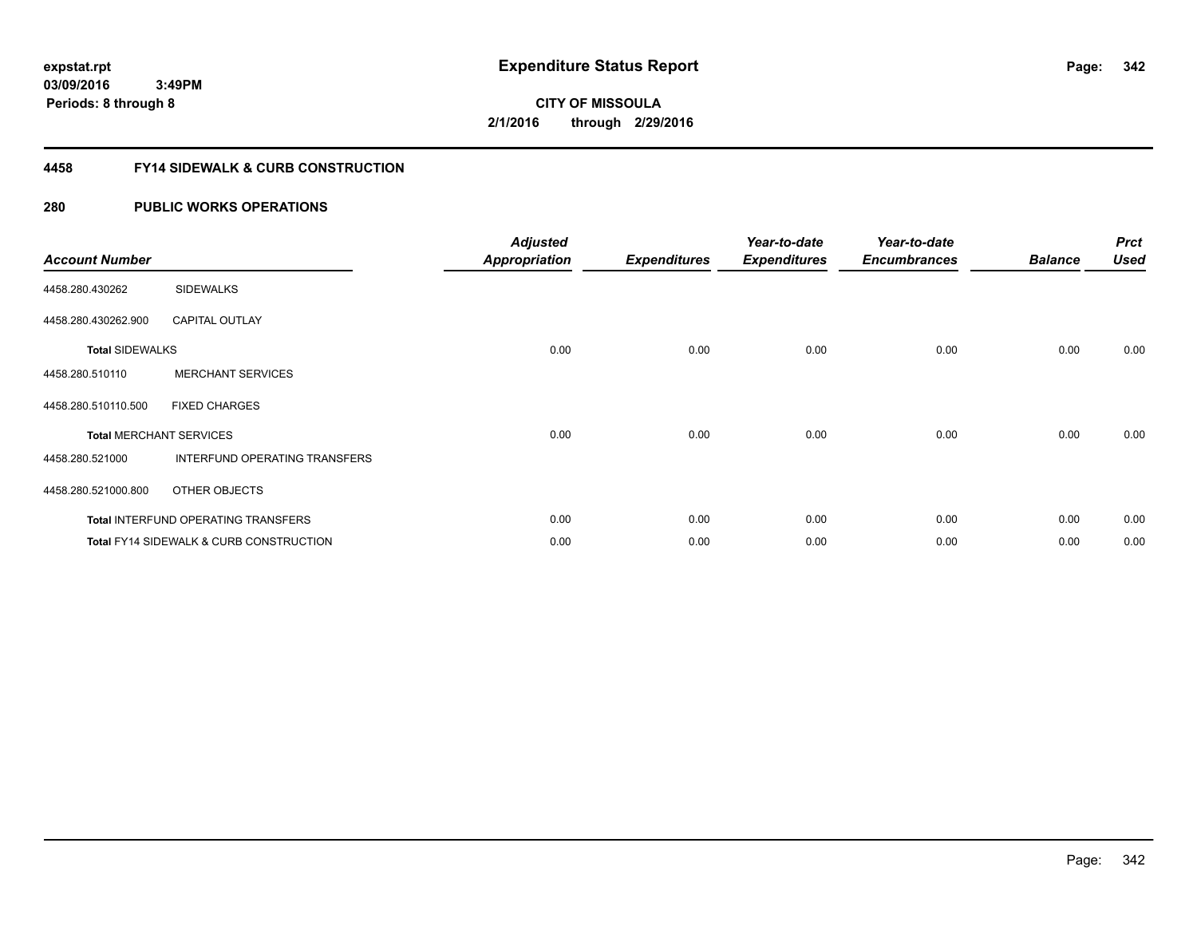**Expenditure Status Report**

**CITY OF MISSOULA**
**2/1/2016 through 2/29/2016**

expstat.rpt
03/09/2016 3:49PM
Periods: 8 through 8

## 4458 FY14 SIDEWALK & CURB CONSTRUCTION

## 280 PUBLIC WORKS OPERATIONS

| Account Number | | Adjusted Appropriation | Expenditures | Year-to-date Expenditures | Year-to-date Encumbrances | Balance | Prct Used |
|---|---|---|---|---|---|---|---|
| 4458.280.430262 | SIDEWALKS | | | | | | |
| 4458.280.430262.900 | CAPITAL OUTLAY | | | | | | |
| **Total** SIDEWALKS | | 0.00 | 0.00 | 0.00 | 0.00 | 0.00 | 0.00 |
| 4458.280.510110 | MERCHANT SERVICES | | | | | | |
| 4458.280.510110.500 | FIXED CHARGES | | | | | | |
| **Total** MERCHANT SERVICES | | 0.00 | 0.00 | 0.00 | 0.00 | 0.00 | 0.00 |
| 4458.280.521000 | INTERFUND OPERATING TRANSFERS | | | | | | |
| 4458.280.521000.800 | OTHER OBJECTS | | | | | | |
| **Total** INTERFUND OPERATING TRANSFERS | | 0.00 | 0.00 | 0.00 | 0.00 | 0.00 | 0.00 |
| **Total** FY14 SIDEWALK & CURB CONSTRUCTION | | 0.00 | 0.00 | 0.00 | 0.00 | 0.00 | 0.00 |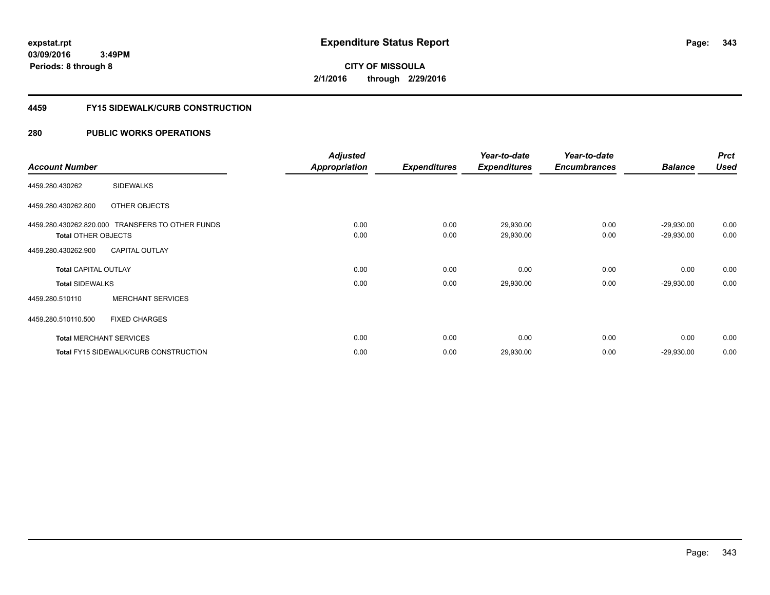expstat.rpt
03/09/2016 3:49PM
Periods: 8 through 8

# Expenditure Status Report

CITY OF MISSOULA
2/1/2016 through 2/29/2016

## 4459 FY15 SIDEWALK/CURB CONSTRUCTION

## 280 PUBLIC WORKS OPERATIONS

| Account Number | | Adjusted Appropriation | Expenditures | Year-to-date Expenditures | Year-to-date Encumbrances | Balance | Prct Used |
|---|---|---|---|---|---|---|---|
| 4459.280.430262 | SIDEWALKS | | | | | | |
| 4459.280.430262.800 | OTHER OBJECTS | | | | | | |
| 4459.280.430262.820.000 | TRANSFERS TO OTHER FUNDS | 0.00 | 0.00 | 29,930.00 | 0.00 | -29,930.00 | 0.00 |
| **Total** OTHER OBJECTS | | 0.00 | 0.00 | 29,930.00 | 0.00 | -29,930.00 | 0.00 |
| 4459.280.430262.900 | CAPITAL OUTLAY | | | | | | |
| **Total** CAPITAL OUTLAY | | 0.00 | 0.00 | 0.00 | 0.00 | 0.00 | 0.00 |
| **Total** SIDEWALKS | | 0.00 | 0.00 | 29,930.00 | 0.00 | -29,930.00 | 0.00 |
| 4459.280.510110 | MERCHANT SERVICES | | | | | | |
| 4459.280.510110.500 | FIXED CHARGES | | | | | | |
| **Total** MERCHANT SERVICES | | 0.00 | 0.00 | 0.00 | 0.00 | 0.00 | 0.00 |
| **Total** FY15 SIDEWALK/CURB CONSTRUCTION | | 0.00 | 0.00 | 29,930.00 | 0.00 | -29,930.00 | 0.00 |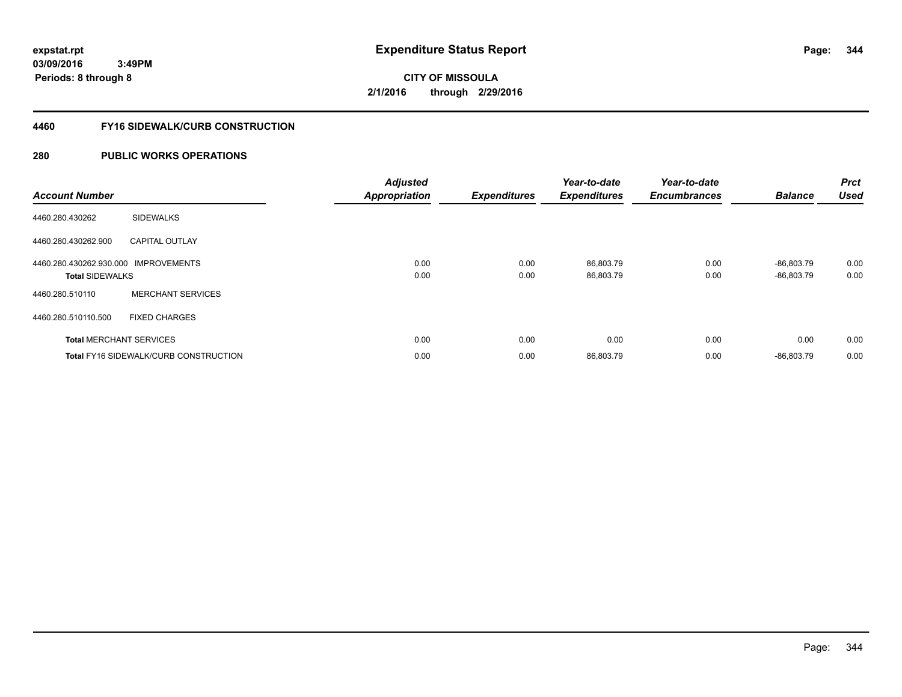**expstat.rpt**
**03/09/2016 3:49PM**
**Periods: 8 through 8**

# Expenditure Status Report

**CITY OF MISSOULA**
**2/1/2016 through 2/29/2016**

## 4460 FY16 SIDEWALK/CURB CONSTRUCTION

## 280 PUBLIC WORKS OPERATIONS

| Account Number | | Adjusted Appropriation | Expenditures | Year-to-date Expenditures | Year-to-date Encumbrances | Balance | Prct Used |
|---|---|---|---|---|---|---|---|
| 4460.280.430262 | SIDEWALKS | | | | | | |
| 4460.280.430262.900 | CAPITAL OUTLAY | | | | | | |
| 4460.280.430262.930.000 | IMPROVEMENTS | 0.00 | 0.00 | 86,803.79 | 0.00 | -86,803.79 | 0.00 |
| **Total** SIDEWALKS | | 0.00 | 0.00 | 86,803.79 | 0.00 | -86,803.79 | 0.00 |
| 4460.280.510110 | MERCHANT SERVICES | | | | | | |
| 4460.280.510110.500 | FIXED CHARGES | | | | | | |
| **Total** MERCHANT SERVICES | | 0.00 | 0.00 | 0.00 | 0.00 | 0.00 | 0.00 |
| **Total** FY16 SIDEWALK/CURB CONSTRUCTION | | 0.00 | 0.00 | 86,803.79 | 0.00 | -86,803.79 | 0.00 |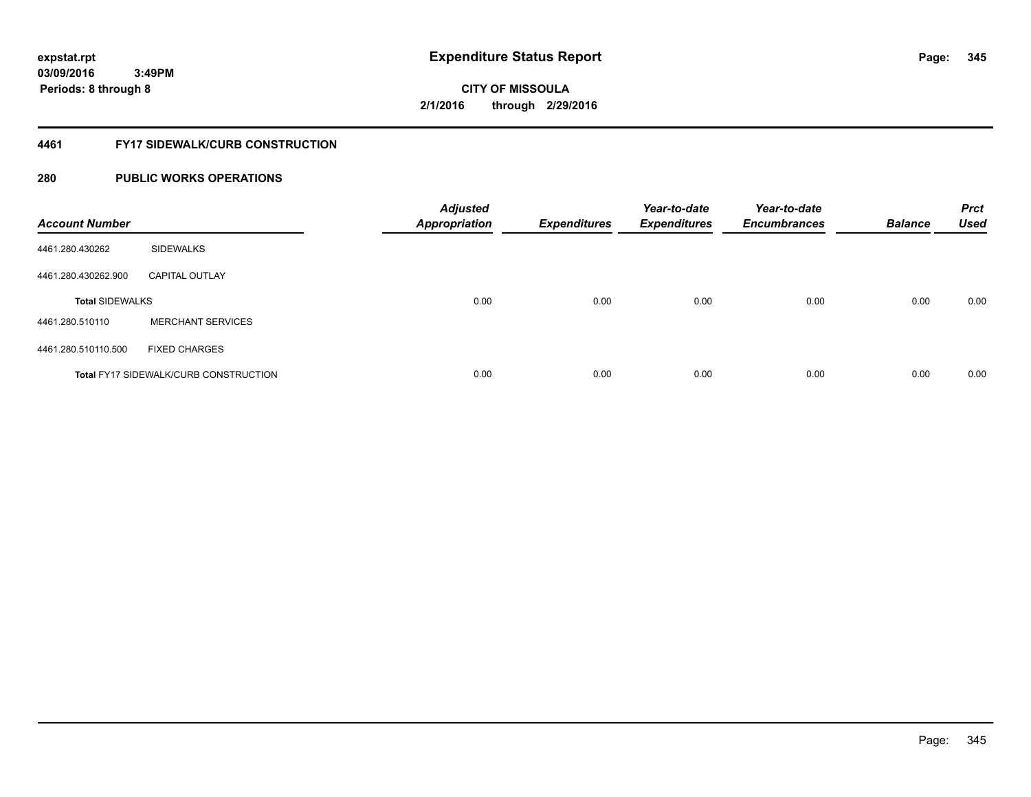# Expenditure Status Report

expstat.rpt
03/09/2016 3:49PM
Periods: 8 through 8

**CITY OF MISSOULA**
**2/1/2016 through 2/29/2016**

## 4461 FY17 SIDEWALK/CURB CONSTRUCTION

## 280 PUBLIC WORKS OPERATIONS

| Account Number | | Adjusted Appropriation | Expenditures | Year-to-date Expenditures | Year-to-date Encumbrances | Balance | Prct Used |
|---|---|---|---|---|---|---|---|
| 4461.280.430262 | SIDEWALKS | | | | | | |
| 4461.280.430262.900 | CAPITAL OUTLAY | | | | | | |
| **Total SIDEWALKS** | | 0.00 | 0.00 | 0.00 | 0.00 | 0.00 | 0.00 |
| 4461.280.510110 | MERCHANT SERVICES | | | | | | |
| 4461.280.510110.500 | FIXED CHARGES | | | | | | |
| **Total FY17 SIDEWALK/CURB CONSTRUCTION** | | 0.00 | 0.00 | 0.00 | 0.00 | 0.00 | 0.00 |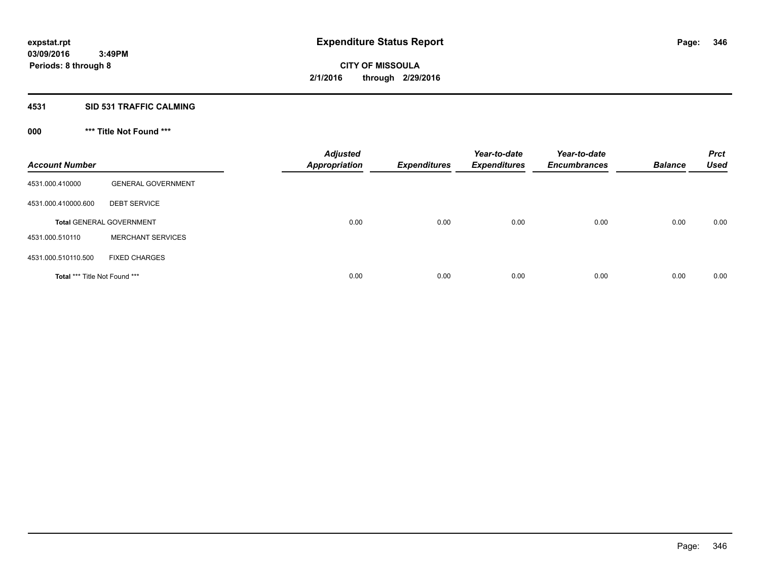**expstat.rpt**
**03/09/2016 3:49PM**
**Periods: 8 through 8**

# Expenditure Status Report

**CITY OF MISSOULA**
**2/1/2016 through 2/29/2016**

## 4531 SID 531 TRAFFIC CALMING

### 000 *** Title Not Found ***

| Account Number | | Adjusted Appropriation | Expenditures | Year-to-date Expenditures | Year-to-date Encumbrances | Balance | Prct Used |
|---|---|---|---|---|---|---|---|
| 4531.000.410000 | GENERAL GOVERNMENT | | | | | | |
| 4531.000.410000.600 | DEBT SERVICE | | | | | | |
| **Total** GENERAL GOVERNMENT | | 0.00 | 0.00 | 0.00 | 0.00 | 0.00 | 0.00 |
| 4531.000.510110 | MERCHANT SERVICES | | | | | | |
| 4531.000.510110.500 | FIXED CHARGES | | | | | | |
| **Total** *** Title Not Found *** | | 0.00 | 0.00 | 0.00 | 0.00 | 0.00 | 0.00 |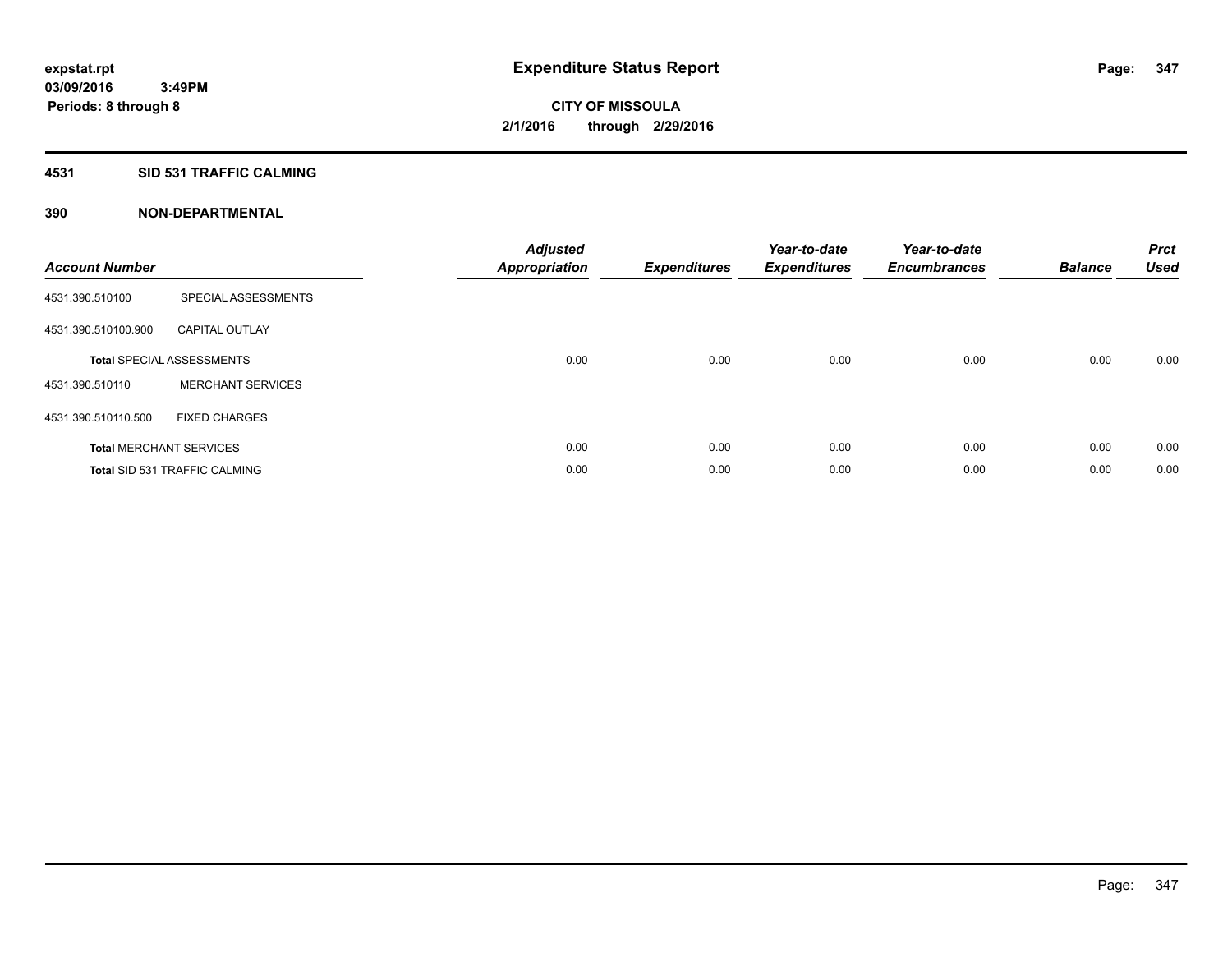expstat.rpt
03/09/2016 3:49PM
Periods: 8 through 8

# Expenditure Status Report

CITY OF MISSOULA
2/1/2016 through 2/29/2016

## 4531 SID 531 TRAFFIC CALMING

### 390 NON-DEPARTMENTAL

| Account Number | | Adjusted Appropriation | Expenditures | Year-to-date Expenditures | Year-to-date Encumbrances | Balance | Prct Used |
|---|---|---|---|---|---|---|---|
| 4531.390.510100 | SPECIAL ASSESSMENTS | | | | | | |
| 4531.390.510100.900 | CAPITAL OUTLAY | | | | | | |
| **Total** SPECIAL ASSESSMENTS | | 0.00 | 0.00 | 0.00 | 0.00 | 0.00 | 0.00 |
| 4531.390.510110 | MERCHANT SERVICES | | | | | | |
| 4531.390.510110.500 | FIXED CHARGES | | | | | | |
| **Total** MERCHANT SERVICES | | 0.00 | 0.00 | 0.00 | 0.00 | 0.00 | 0.00 |
| **Total** SID 531 TRAFFIC CALMING | | 0.00 | 0.00 | 0.00 | 0.00 | 0.00 | 0.00 |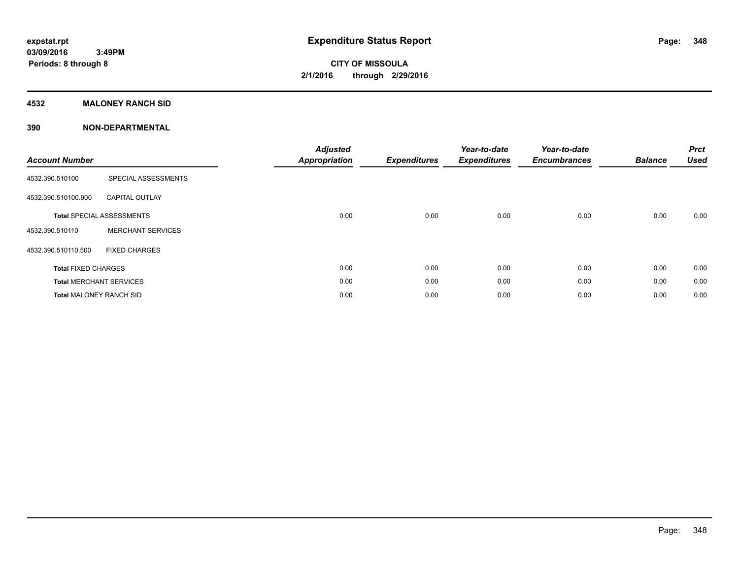**expstat.rpt**
**03/09/2016 3:49PM**
**Periods: 8 through 8**

# Expenditure Status Report

**CITY OF MISSOULA**
**2/1/2016 through 2/29/2016**

## 4532 MALONEY RANCH SID

## 390 NON-DEPARTMENTAL

| Account Number | | Adjusted Appropriation | Expenditures | Year-to-date Expenditures | Year-to-date Encumbrances | Balance | Prct Used |
|---|---|---|---|---|---|---|---|
| 4532.390.510100 | SPECIAL ASSESSMENTS | | | | | | |
| 4532.390.510100.900 | CAPITAL OUTLAY | | | | | | |
| **Total** SPECIAL ASSESSMENTS | | 0.00 | 0.00 | 0.00 | 0.00 | 0.00 | 0.00 |
| 4532.390.510110 | MERCHANT SERVICES | | | | | | |
| 4532.390.510110.500 | FIXED CHARGES | | | | | | |
| **Total** FIXED CHARGES | | 0.00 | 0.00 | 0.00 | 0.00 | 0.00 | 0.00 |
| **Total** MERCHANT SERVICES | | 0.00 | 0.00 | 0.00 | 0.00 | 0.00 | 0.00 |
| **Total** MALONEY RANCH SID | | 0.00 | 0.00 | 0.00 | 0.00 | 0.00 | 0.00 |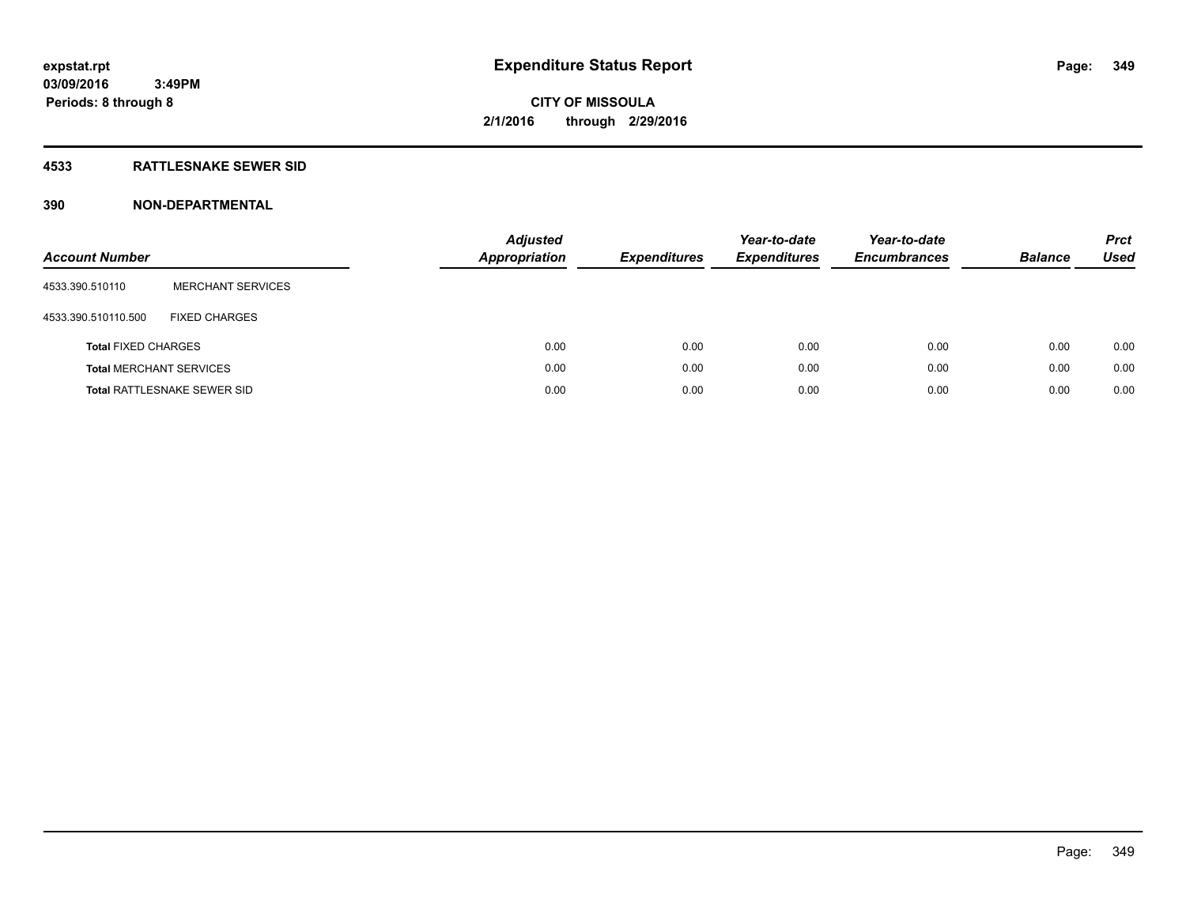# Expenditure Status Report

**expstat.rpt**
**03/09/2016 3:49PM**
**Periods: 8 through 8**

**CITY OF MISSOULA**
**2/1/2016 through 2/29/2016**

## 4533 RATTLESNAKE SEWER SID

## 390 NON-DEPARTMENTAL

| Account Number | | Adjusted Appropriation | Expenditures | Year-to-date Expenditures | Year-to-date Encumbrances | Balance | Prct Used |
|---|---|---|---|---|---|---|---|
| 4533.390.510110 | MERCHANT SERVICES | | | | | | |
| 4533.390.510110.500 | FIXED CHARGES | | | | | | |
| **Total** FIXED CHARGES | | 0.00 | 0.00 | 0.00 | 0.00 | 0.00 | 0.00 |
| **Total** MERCHANT SERVICES | | 0.00 | 0.00 | 0.00 | 0.00 | 0.00 | 0.00 |
| **Total** RATTLESNAKE SEWER SID | | 0.00 | 0.00 | 0.00 | 0.00 | 0.00 | 0.00 |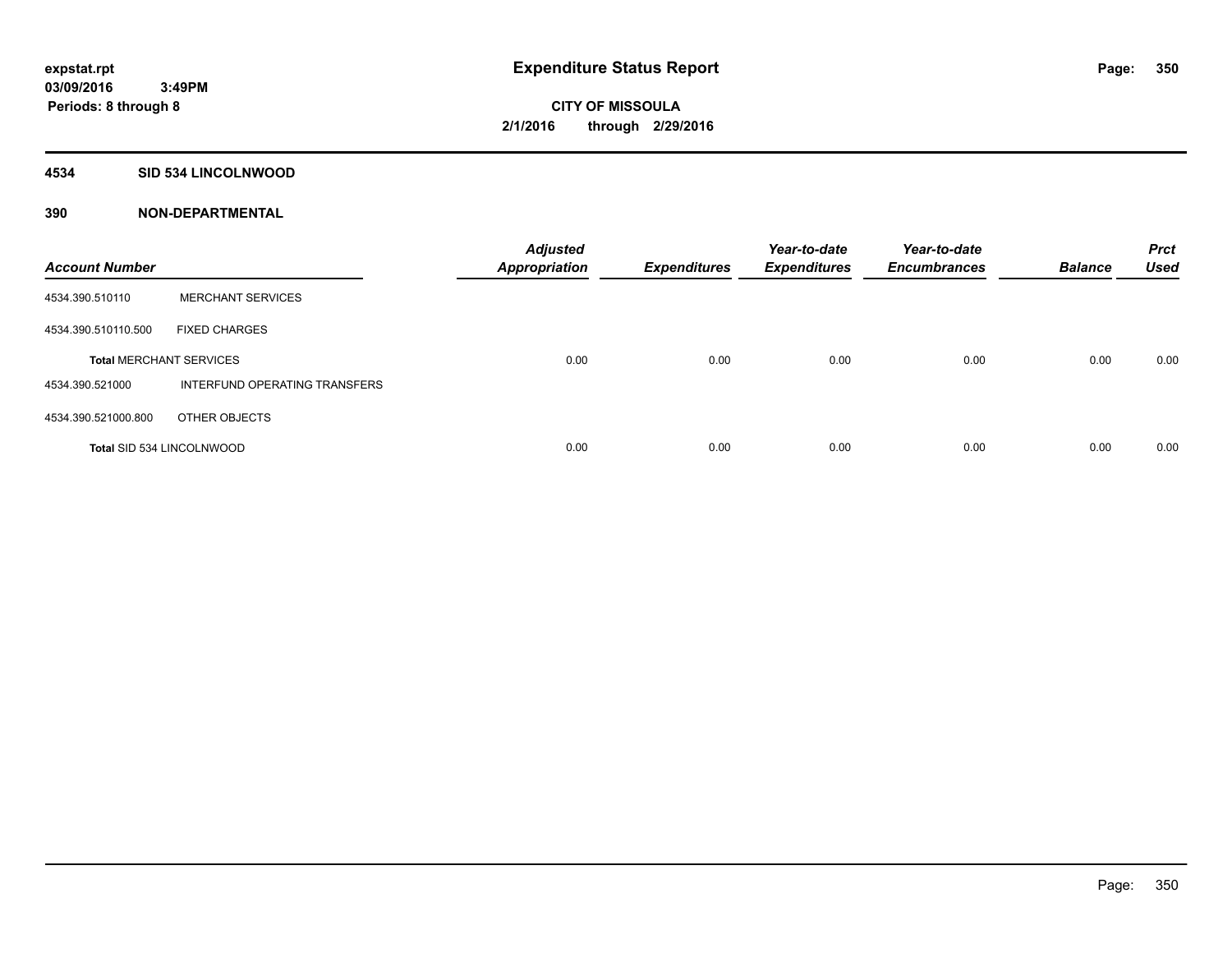# Expenditure Status Report

**expstat.rpt**
**03/09/2016 3:49PM**
**Periods: 8 through 8**

**CITY OF MISSOULA**
**2/1/2016 through 2/29/2016**

## 4534 SID 534 LINCOLNWOOD

## 390 NON-DEPARTMENTAL

| Account Number | | Adjusted Appropriation | Expenditures | Year-to-date Expenditures | Year-to-date Encumbrances | Balance | Prct Used |
|---|---|---|---|---|---|---|---|
| 4534.390.510110 | MERCHANT SERVICES | | | | | | |
| 4534.390.510110.500 | FIXED CHARGES | | | | | | |
| **Total** MERCHANT SERVICES | | 0.00 | 0.00 | 0.00 | 0.00 | 0.00 | 0.00 |
| 4534.390.521000 | INTERFUND OPERATING TRANSFERS | | | | | | |
| 4534.390.521000.800 | OTHER OBJECTS | | | | | | |
| **Total** SID 534 LINCOLNWOOD | | 0.00 | 0.00 | 0.00 | 0.00 | 0.00 | 0.00 |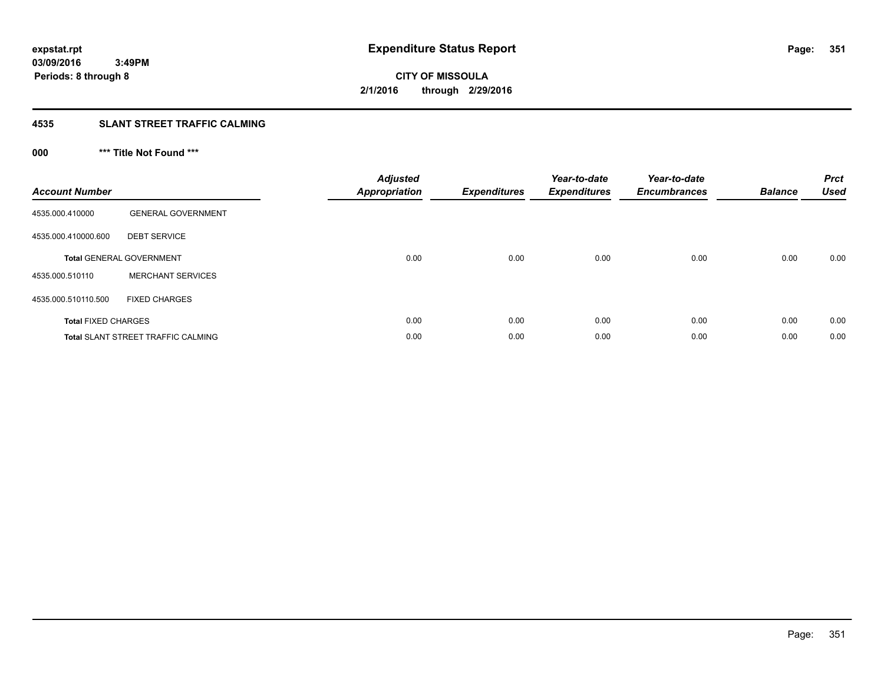# Expenditure Status Report

**expstat.rpt**
**03/09/2016 3:49PM**
**Periods: 8 through 8**

**CITY OF MISSOULA**
**2/1/2016 through 2/29/2016**

## 4535 SLANT STREET TRAFFIC CALMING

### 000 *** Title Not Found ***

| Account Number | | Adjusted Appropriation | Expenditures | Year-to-date Expenditures | Year-to-date Encumbrances | Balance | Prct Used |
|---|---|---|---|---|---|---|---|
| 4535.000.410000 | GENERAL GOVERNMENT | | | | | | |
| 4535.000.410000.600 | DEBT SERVICE | | | | | | |
| **Total** GENERAL GOVERNMENT | | 0.00 | 0.00 | 0.00 | 0.00 | 0.00 | 0.00 |
| 4535.000.510110 | MERCHANT SERVICES | | | | | | |
| 4535.000.510110.500 | FIXED CHARGES | | | | | | |
| **Total** FIXED CHARGES | | 0.00 | 0.00 | 0.00 | 0.00 | 0.00 | 0.00 |
| **Total** SLANT STREET TRAFFIC CALMING | | 0.00 | 0.00 | 0.00 | 0.00 | 0.00 | 0.00 |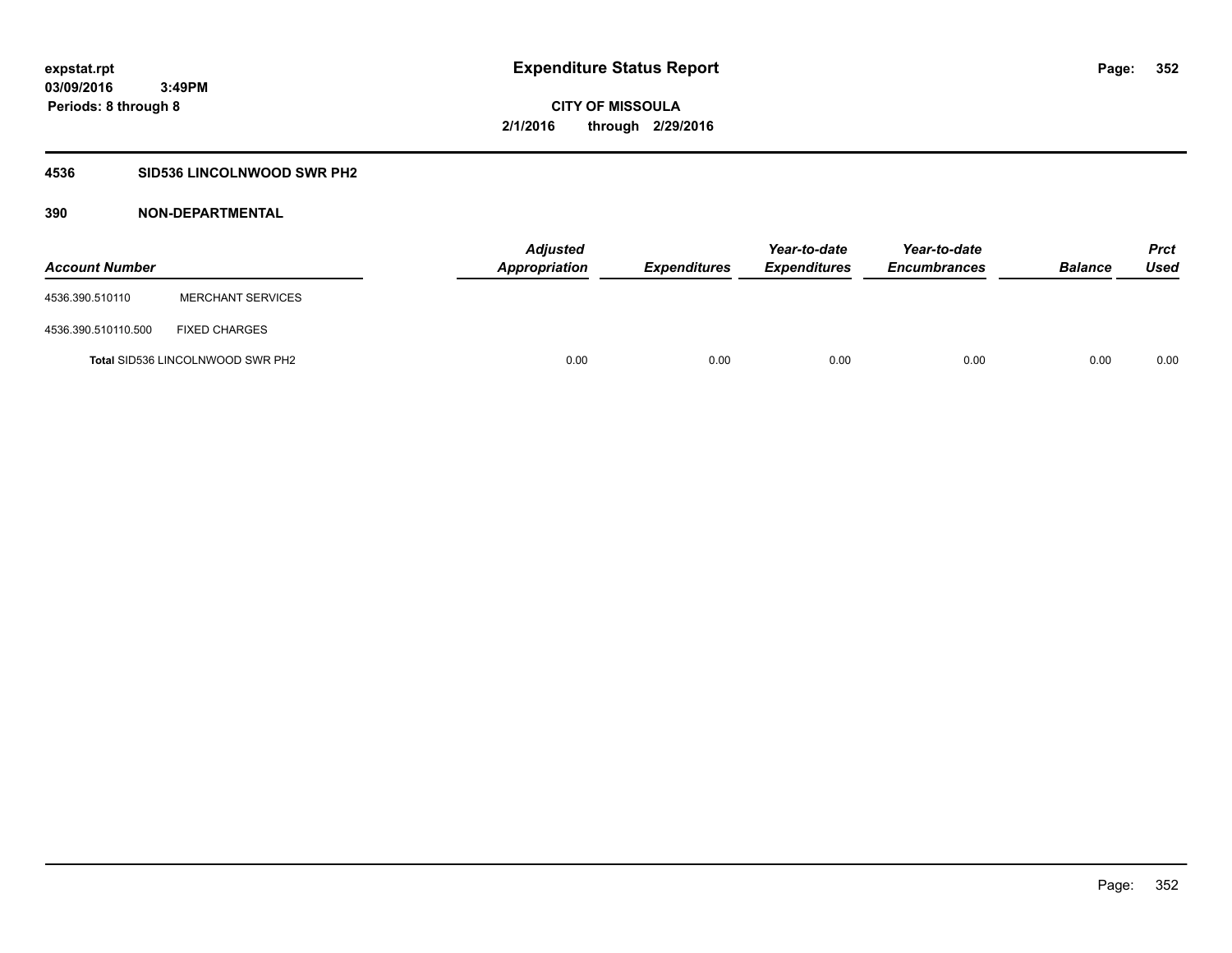expstat.rpt
03/09/2016 3:49PM
Periods: 8 through 8

# Expenditure Status Report

CITY OF MISSOULA
2/1/2016 through 2/29/2016

## 4536 SID536 LINCOLNWOOD SWR PH2

## 390 NON-DEPARTMENTAL

| Account Number | | Adjusted Appropriation | Expenditures | Year-to-date Expenditures | Year-to-date Encumbrances | Balance | Prct Used |
|---|---|---|---|---|---|---|---|
| 4536.390.510110 | MERCHANT SERVICES | | | | | | |
| 4536.390.510110.500 | FIXED CHARGES | | | | | | |
| **Total** SID536 LINCOLNWOOD SWR PH2 | | 0.00 | 0.00 | 0.00 | 0.00 | 0.00 | 0.00 |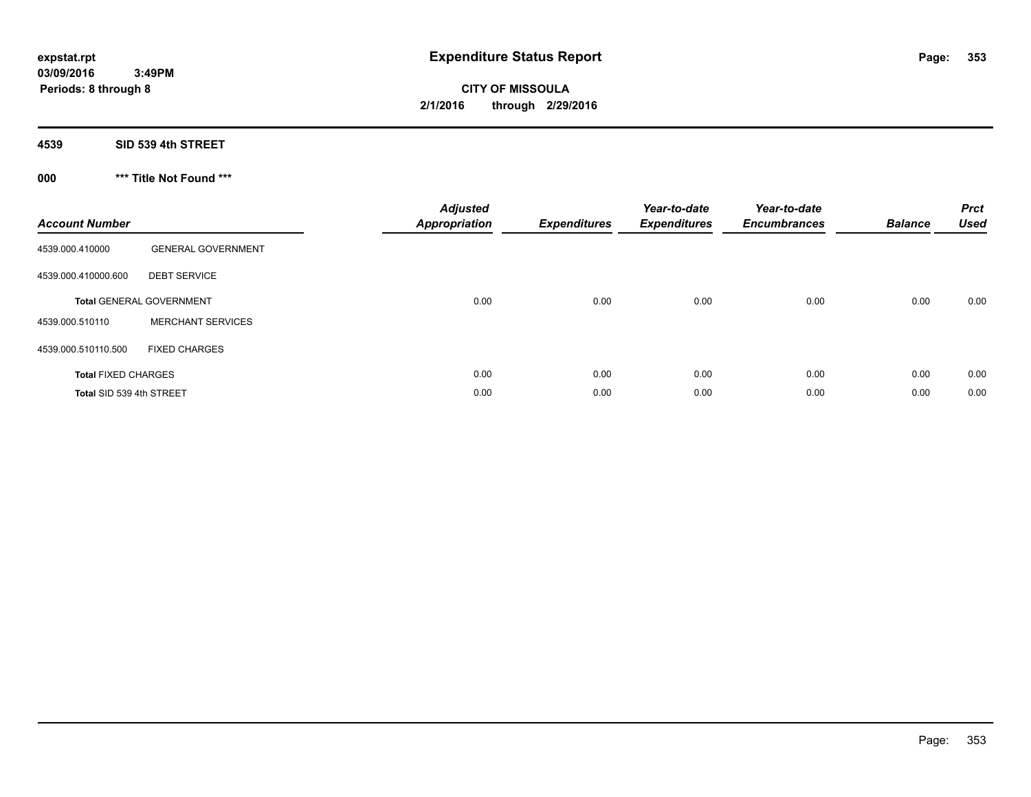**expstat.rpt**
**03/09/2016 3:49PM**
**Periods: 8 through 8**

# Expenditure Status Report

**CITY OF MISSOULA**
**2/1/2016 through 2/29/2016**

## 4539 SID 539 4th STREET

### 000 *** Title Not Found ***

| Account Number | | Adjusted Appropriation | Expenditures | Year-to-date Expenditures | Year-to-date Encumbrances | Balance | Prct Used |
|---|---|---|---|---|---|---|---|
| 4539.000.410000 | GENERAL GOVERNMENT | | | | | | |
| 4539.000.410000.600 | DEBT SERVICE | | | | | | |
| **Total** GENERAL GOVERNMENT | | 0.00 | 0.00 | 0.00 | 0.00 | 0.00 | 0.00 |
| 4539.000.510110 | MERCHANT SERVICES | | | | | | |
| 4539.000.510110.500 | FIXED CHARGES | | | | | | |
| **Total** FIXED CHARGES | | 0.00 | 0.00 | 0.00 | 0.00 | 0.00 | 0.00 |
| **Total** SID 539 4th STREET | | 0.00 | 0.00 | 0.00 | 0.00 | 0.00 | 0.00 |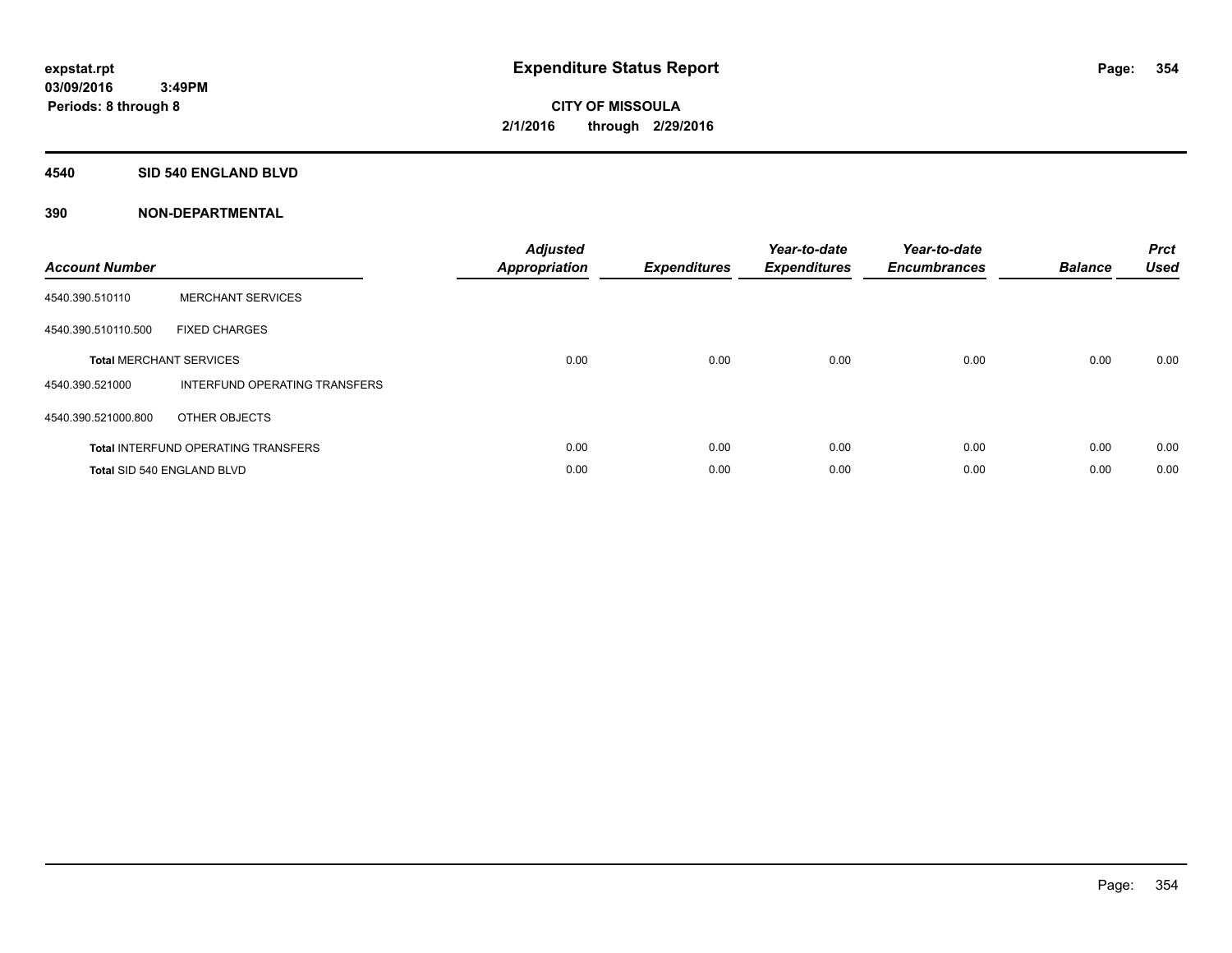# Expenditure Status Report

**CITY OF MISSOULA**
**2/1/2016 through 2/29/2016**

expstat.rpt
03/09/2016 3:49PM
Periods: 8 through 8

## 4540 SID 540 ENGLAND BLVD

### 390 NON-DEPARTMENTAL

| Account Number | | Adjusted Appropriation | Expenditures | Year-to-date Expenditures | Year-to-date Encumbrances | Balance | Prct Used |
|---|---|---|---|---|---|---|---|
| 4540.390.510110 | MERCHANT SERVICES | | | | | | |
| 4540.390.510110.500 | FIXED CHARGES | | | | | | |
| **Total** MERCHANT SERVICES | | 0.00 | 0.00 | 0.00 | 0.00 | 0.00 | 0.00 |
| 4540.390.521000 | INTERFUND OPERATING TRANSFERS | | | | | | |
| 4540.390.521000.800 | OTHER OBJECTS | | | | | | |
| **Total** INTERFUND OPERATING TRANSFERS | | 0.00 | 0.00 | 0.00 | 0.00 | 0.00 | 0.00 |
| **Total** SID 540 ENGLAND BLVD | | 0.00 | 0.00 | 0.00 | 0.00 | 0.00 | 0.00 |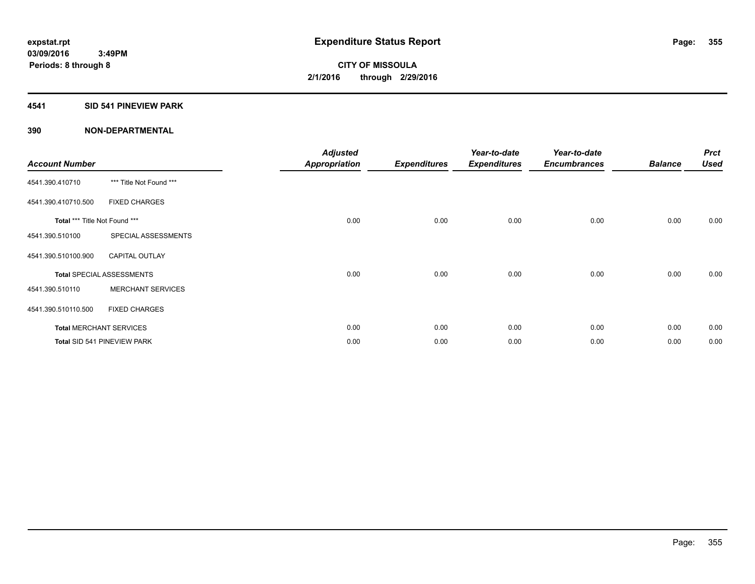**expstat.rpt**
**03/09/2016 3:49PM**
**Periods: 8 through 8**

# Expenditure Status Report

**CITY OF MISSOULA**
**2/1/2016 through 2/29/2016**

## 4541 SID 541 PINEVIEW PARK

## 390 NON-DEPARTMENTAL

| Account Number | | Adjusted Appropriation | Expenditures | Year-to-date Expenditures | Year-to-date Encumbrances | Balance | Prct Used |
|---|---|---|---|---|---|---|---|
| 4541.390.410710 | *** Title Not Found *** | | | | | | |
| 4541.390.410710.500 | FIXED CHARGES | | | | | | |
| **Total** *** Title Not Found *** | | 0.00 | 0.00 | 0.00 | 0.00 | 0.00 | 0.00 |
| 4541.390.510100 | SPECIAL ASSESSMENTS | | | | | | |
| 4541.390.510100.900 | CAPITAL OUTLAY | | | | | | |
| **Total** SPECIAL ASSESSMENTS | | 0.00 | 0.00 | 0.00 | 0.00 | 0.00 | 0.00 |
| 4541.390.510110 | MERCHANT SERVICES | | | | | | |
| 4541.390.510110.500 | FIXED CHARGES | | | | | | |
| **Total** MERCHANT SERVICES | | 0.00 | 0.00 | 0.00 | 0.00 | 0.00 | 0.00 |
| **Total** SID 541 PINEVIEW PARK | | 0.00 | 0.00 | 0.00 | 0.00 | 0.00 | 0.00 |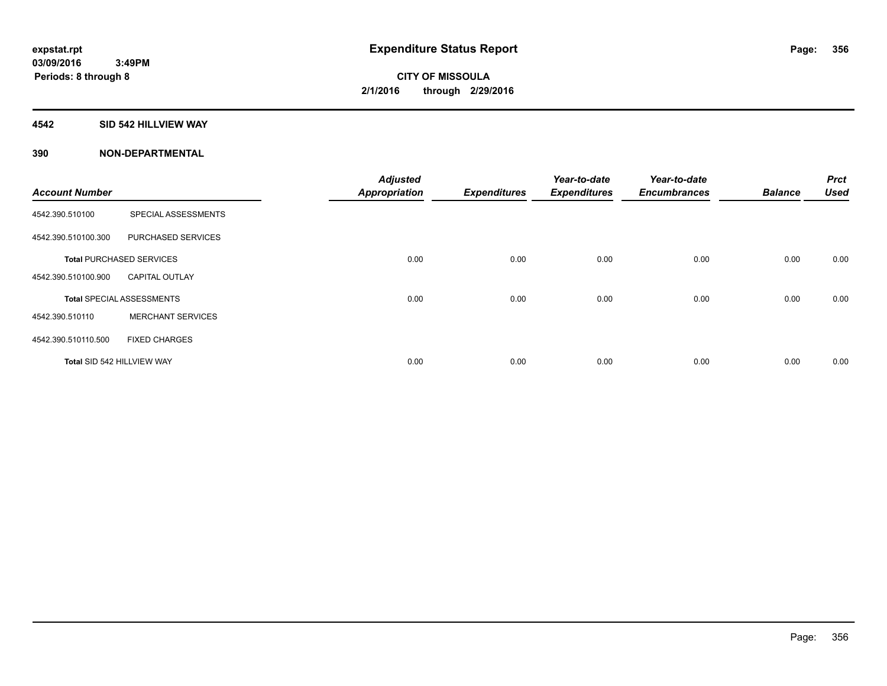**expstat.rpt**
**03/09/2016 3:49PM**
**Periods: 8 through 8**

# Expenditure Status Report

**CITY OF MISSOULA**
**2/1/2016 through 2/29/2016**

## 4542 SID 542 HILLVIEW WAY

## 390 NON-DEPARTMENTAL

| Account Number | | Adjusted Appropriation | Expenditures | Year-to-date Expenditures | Year-to-date Encumbrances | Balance | Prct Used |
|---|---|---|---|---|---|---|---|
| 4542.390.510100 | SPECIAL ASSESSMENTS | | | | | | |
| 4542.390.510100.300 | PURCHASED SERVICES | | | | | | |
| **Total** PURCHASED SERVICES | | 0.00 | 0.00 | 0.00 | 0.00 | 0.00 | 0.00 |
| 4542.390.510100.900 | CAPITAL OUTLAY | | | | | | |
| **Total** SPECIAL ASSESSMENTS | | 0.00 | 0.00 | 0.00 | 0.00 | 0.00 | 0.00 |
| 4542.390.510110 | MERCHANT SERVICES | | | | | | |
| 4542.390.510110.500 | FIXED CHARGES | | | | | | |
| **Total** SID 542 HILLVIEW WAY | | 0.00 | 0.00 | 0.00 | 0.00 | 0.00 | 0.00 |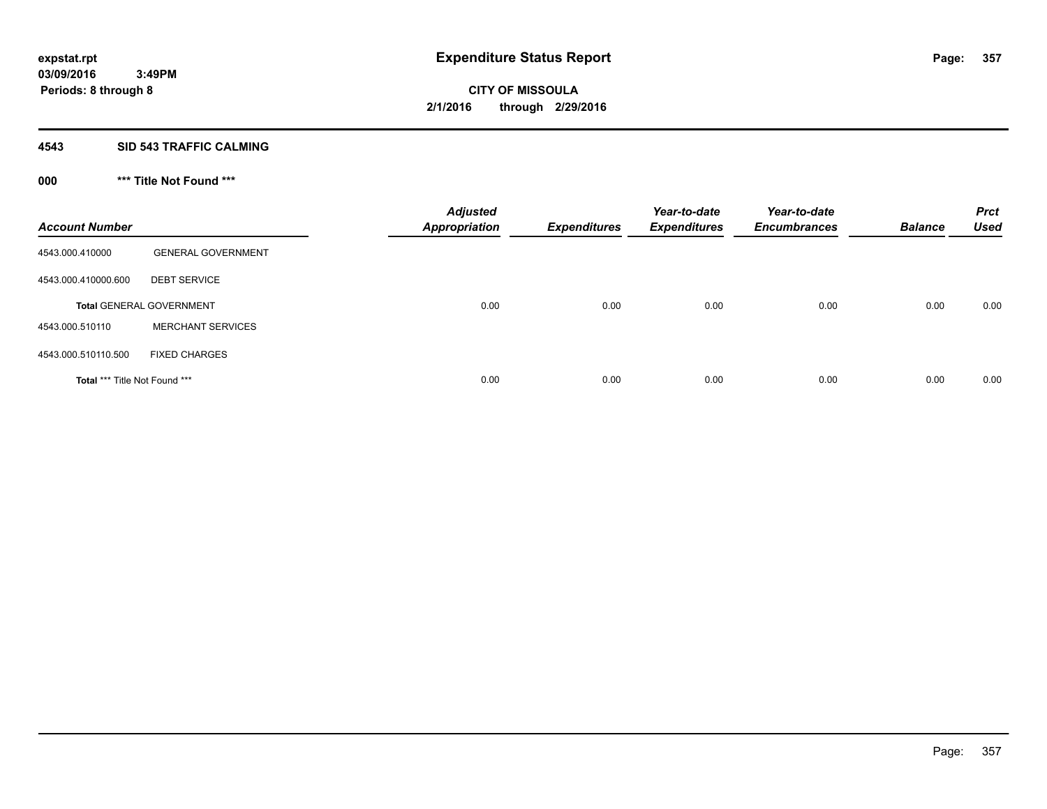# Expenditure Status Report

expstat.rpt
03/09/2016 3:49PM
Periods: 8 through 8

**CITY OF MISSOULA**
**2/1/2016 through 2/29/2016**

## 4543 SID 543 TRAFFIC CALMING

### 000 *** Title Not Found ***

| Account Number | | Adjusted Appropriation | Expenditures | Year-to-date Expenditures | Year-to-date Encumbrances | Balance | Prct Used |
|---|---|---|---|---|---|---|---|
| 4543.000.410000 | GENERAL GOVERNMENT | | | | | | |
| 4543.000.410000.600 | DEBT SERVICE | | | | | | |
| **Total** GENERAL GOVERNMENT | | 0.00 | 0.00 | 0.00 | 0.00 | 0.00 | 0.00 |
| 4543.000.510110 | MERCHANT SERVICES | | | | | | |
| 4543.000.510110.500 | FIXED CHARGES | | | | | | |
| **Total** *** Title Not Found *** | | 0.00 | 0.00 | 0.00 | 0.00 | 0.00 | 0.00 |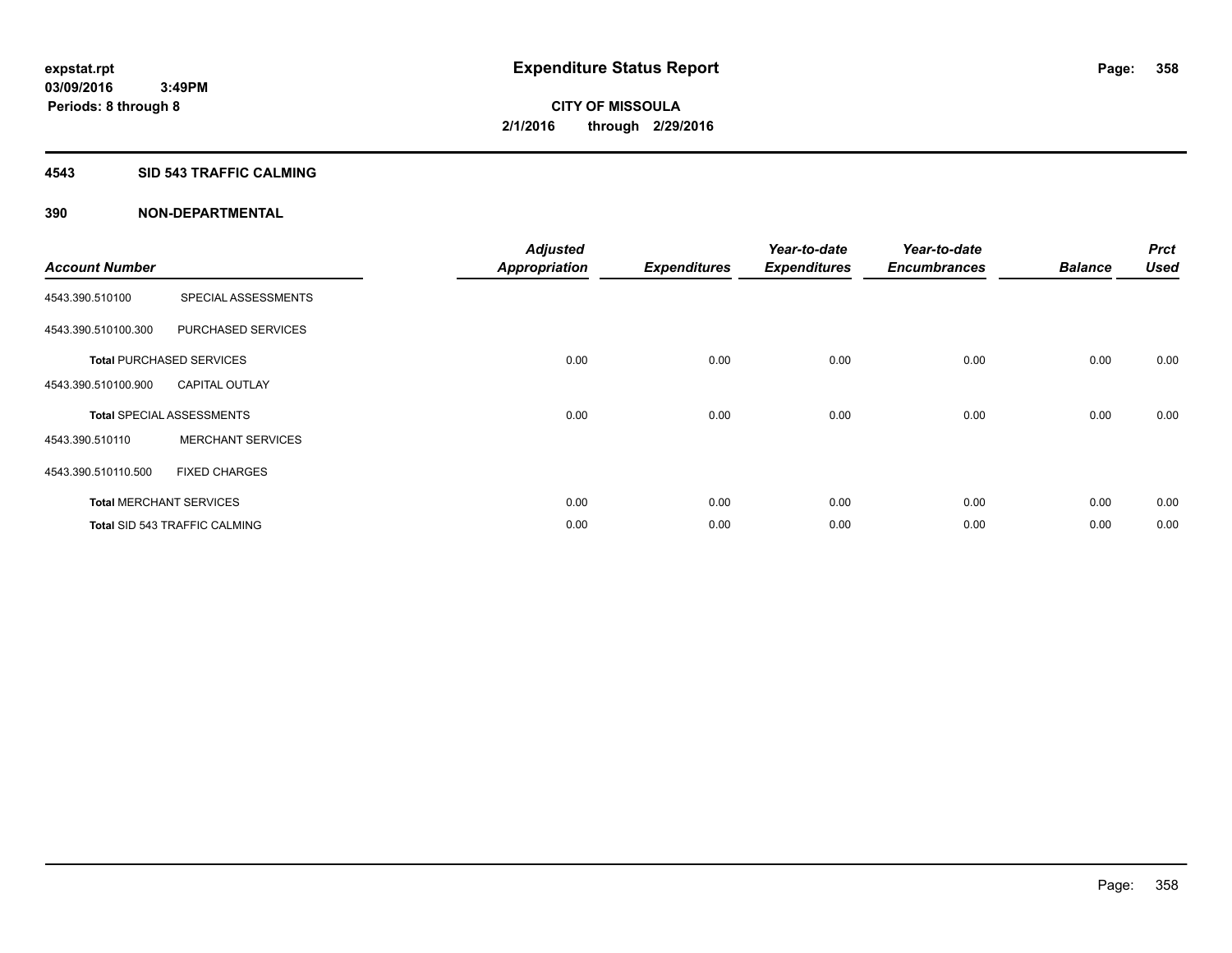# Expenditure Status Report

expstat.rpt
03/09/2016 3:49PM
Periods: 8 through 8

**CITY OF MISSOULA**
**2/1/2016 through 2/29/2016**

## 4543 SID 543 TRAFFIC CALMING

## 390 NON-DEPARTMENTAL

| Account Number | | Adjusted Appropriation | Expenditures | Year-to-date Expenditures | Year-to-date Encumbrances | Balance | Prct Used |
|---|---|---|---|---|---|---|---|
| 4543.390.510100 | SPECIAL ASSESSMENTS | | | | | | |
| 4543.390.510100.300 | PURCHASED SERVICES | | | | | | |
| **Total** PURCHASED SERVICES | | 0.00 | 0.00 | 0.00 | 0.00 | 0.00 | 0.00 |
| 4543.390.510100.900 | CAPITAL OUTLAY | | | | | | |
| **Total** SPECIAL ASSESSMENTS | | 0.00 | 0.00 | 0.00 | 0.00 | 0.00 | 0.00 |
| 4543.390.510110 | MERCHANT SERVICES | | | | | | |
| 4543.390.510110.500 | FIXED CHARGES | | | | | | |
| **Total** MERCHANT SERVICES | | 0.00 | 0.00 | 0.00 | 0.00 | 0.00 | 0.00 |
| **Total** SID 543 TRAFFIC CALMING | | 0.00 | 0.00 | 0.00 | 0.00 | 0.00 | 0.00 |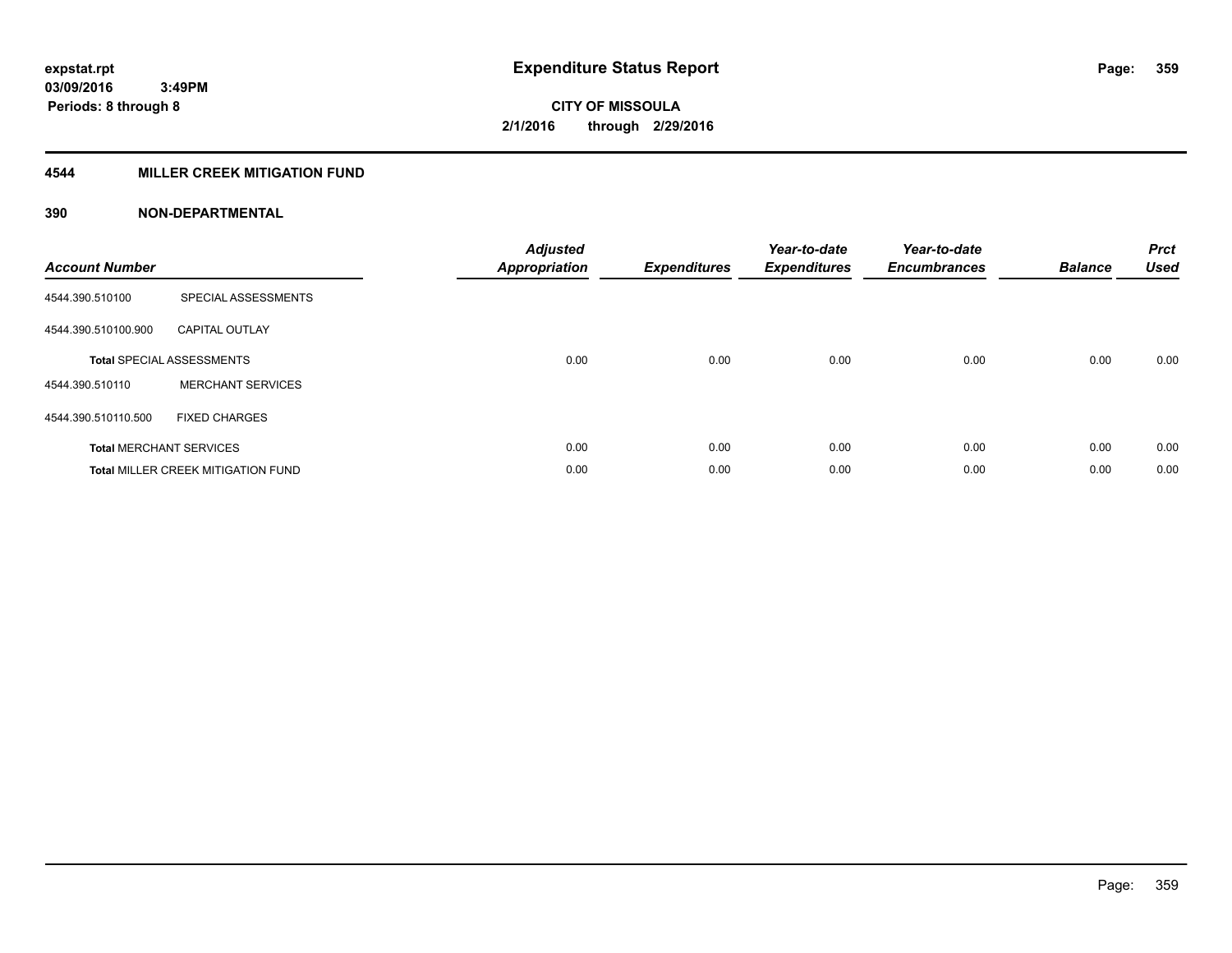**expstat.rpt**
**03/09/2016 3:49PM**
**Periods: 8 through 8**

# Expenditure Status Report

**CITY OF MISSOULA**
**2/1/2016 through 2/29/2016**

## 4544 MILLER CREEK MITIGATION FUND

### 390 NON-DEPARTMENTAL

| Account Number | | Adjusted Appropriation | Expenditures | Year-to-date Expenditures | Year-to-date Encumbrances | Balance | Prct Used |
|---|---|---|---|---|---|---|---|
| 4544.390.510100 | SPECIAL ASSESSMENTS | | | | | | |
| 4544.390.510100.900 | CAPITAL OUTLAY | | | | | | |
| **Total** SPECIAL ASSESSMENTS | | 0.00 | 0.00 | 0.00 | 0.00 | 0.00 | 0.00 |
| 4544.390.510110 | MERCHANT SERVICES | | | | | | |
| 4544.390.510110.500 | FIXED CHARGES | | | | | | |
| **Total** MERCHANT SERVICES | | 0.00 | 0.00 | 0.00 | 0.00 | 0.00 | 0.00 |
| **Total** MILLER CREEK MITIGATION FUND | | 0.00 | 0.00 | 0.00 | 0.00 | 0.00 | 0.00 |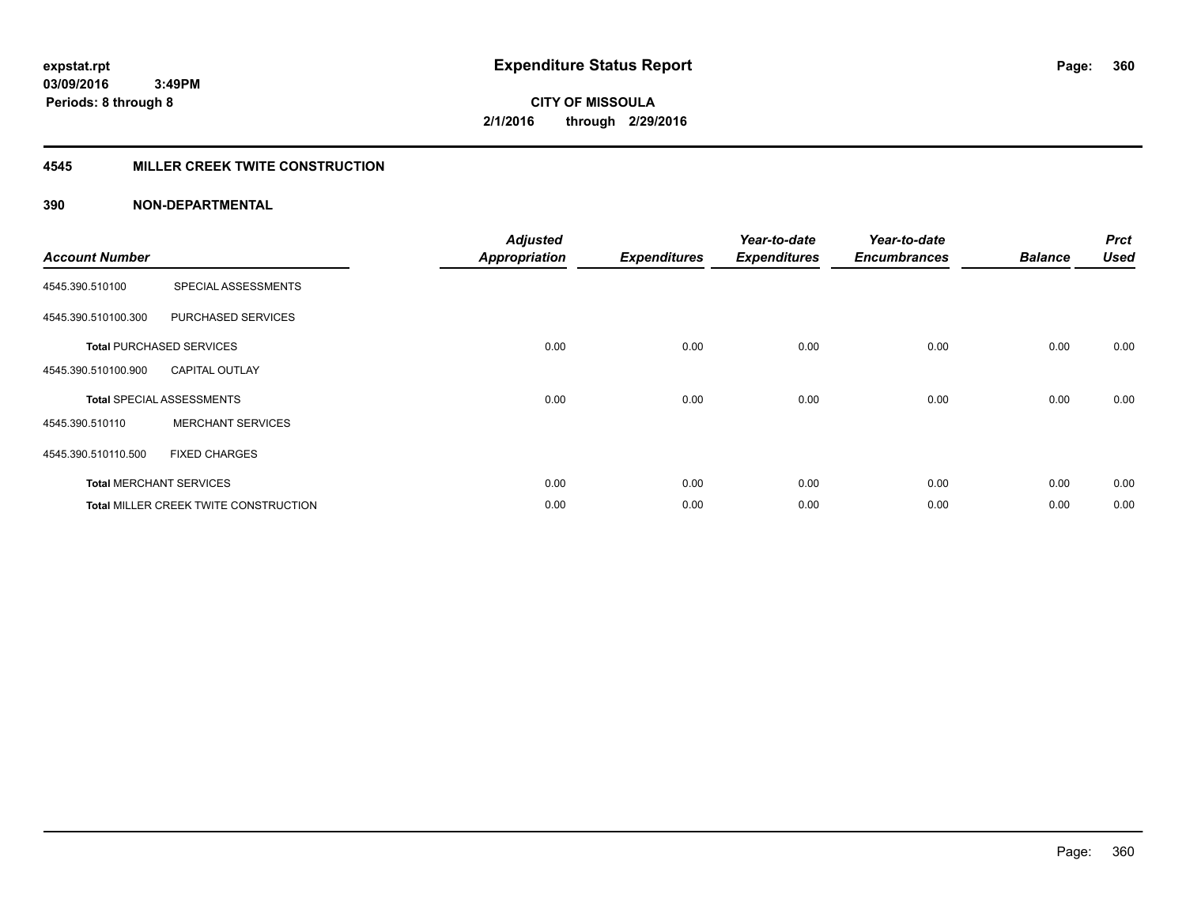# Expenditure Status Report

**expstat.rpt**
**03/09/2016 3:49PM**
**Periods: 8 through 8**

**CITY OF MISSOULA**
**2/1/2016 through 2/29/2016**

## 4545 MILLER CREEK TWITE CONSTRUCTION

### 390 NON-DEPARTMENTAL

| Account Number | | Adjusted Appropriation | Expenditures | Year-to-date Expenditures | Year-to-date Encumbrances | Balance | Prct Used |
|---|---|---|---|---|---|---|---|
| 4545.390.510100 | SPECIAL ASSESSMENTS | | | | | | |
| 4545.390.510100.300 | PURCHASED SERVICES | | | | | | |
| **Total** PURCHASED SERVICES | | 0.00 | 0.00 | 0.00 | 0.00 | 0.00 | 0.00 |
| 4545.390.510100.900 | CAPITAL OUTLAY | | | | | | |
| **Total** SPECIAL ASSESSMENTS | | 0.00 | 0.00 | 0.00 | 0.00 | 0.00 | 0.00 |
| 4545.390.510110 | MERCHANT SERVICES | | | | | | |
| 4545.390.510110.500 | FIXED CHARGES | | | | | | |
| **Total** MERCHANT SERVICES | | 0.00 | 0.00 | 0.00 | 0.00 | 0.00 | 0.00 |
| **Total** MILLER CREEK TWITE CONSTRUCTION | | 0.00 | 0.00 | 0.00 | 0.00 | 0.00 | 0.00 |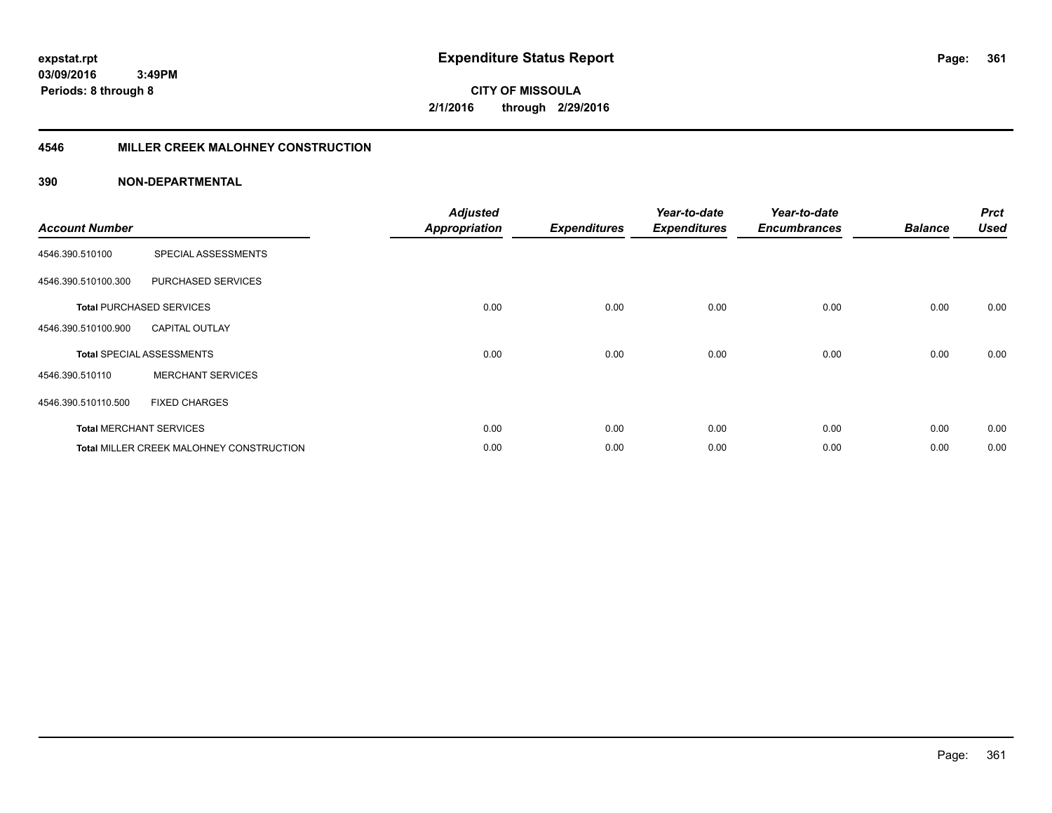**expstat.rpt**
**03/09/2016 3:49PM**
**Periods: 8 through 8**

# Expenditure Status Report

**CITY OF MISSOULA**
**2/1/2016 through 2/29/2016**

## 4546 MILLER CREEK MALOHNEY CONSTRUCTION

### 390 NON-DEPARTMENTAL

| Account Number | | Adjusted Appropriation | Expenditures | Year-to-date Expenditures | Year-to-date Encumbrances | Balance | Prct Used |
|---|---|---|---|---|---|---|---|
| 4546.390.510100 | SPECIAL ASSESSMENTS | | | | | | |
| 4546.390.510100.300 | PURCHASED SERVICES | | | | | | |
| **Total** PURCHASED SERVICES | | 0.00 | 0.00 | 0.00 | 0.00 | 0.00 | 0.00 |
| 4546.390.510100.900 | CAPITAL OUTLAY | | | | | | |
| **Total** SPECIAL ASSESSMENTS | | 0.00 | 0.00 | 0.00 | 0.00 | 0.00 | 0.00 |
| 4546.390.510110 | MERCHANT SERVICES | | | | | | |
| 4546.390.510110.500 | FIXED CHARGES | | | | | | |
| **Total** MERCHANT SERVICES | | 0.00 | 0.00 | 0.00 | 0.00 | 0.00 | 0.00 |
| **Total** MILLER CREEK MALOHNEY CONSTRUCTION | | 0.00 | 0.00 | 0.00 | 0.00 | 0.00 | 0.00 |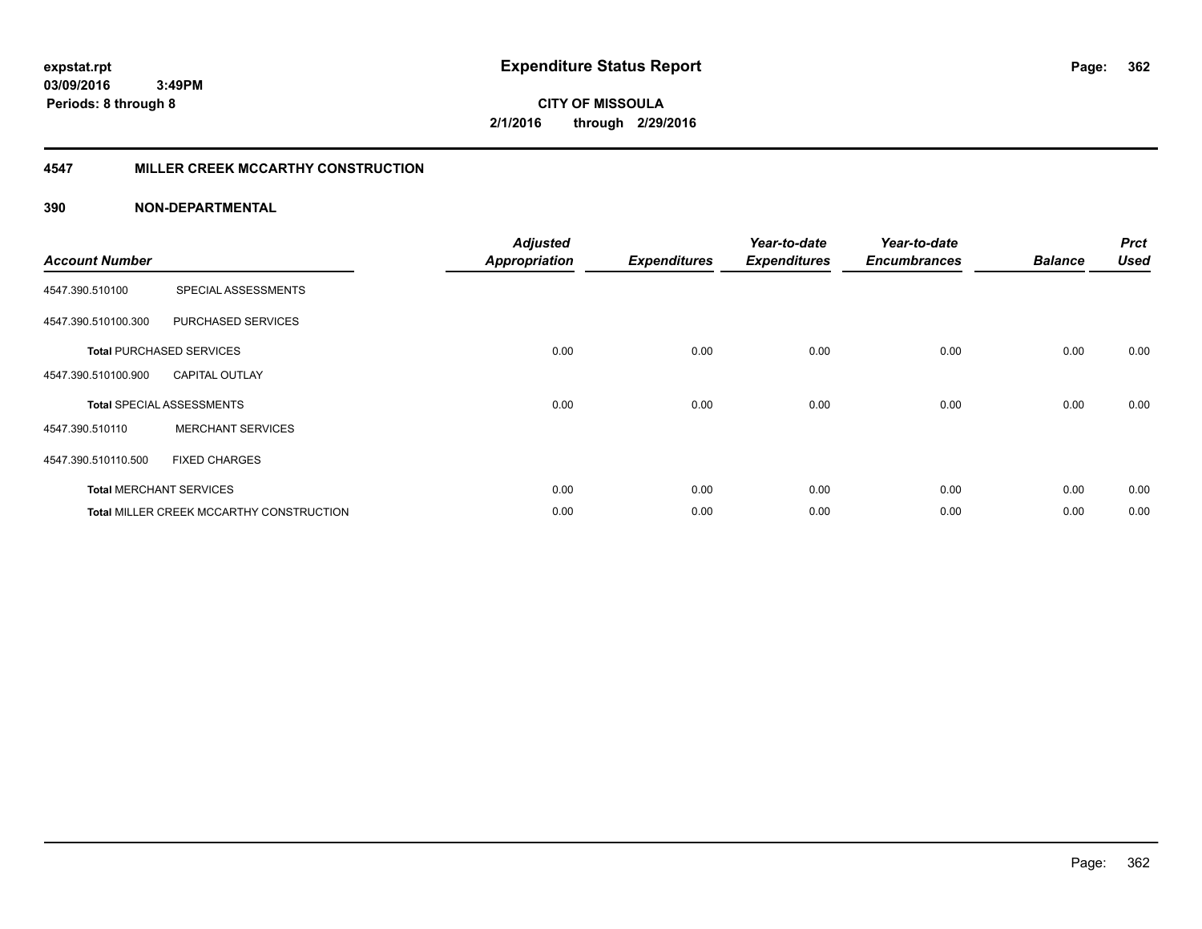# Expenditure Status Report

**expstat.rpt**
**03/09/2016 3:49PM**
**Periods: 8 through 8**

**CITY OF MISSOULA**
**2/1/2016 through 2/29/2016**

## 4547 MILLER CREEK MCCARTHY CONSTRUCTION

### 390 NON-DEPARTMENTAL

| Account Number | | Adjusted Appropriation | Expenditures | Year-to-date Expenditures | Year-to-date Encumbrances | Balance | Prct Used |
|---|---|---|---|---|---|---|---|
| 4547.390.510100 | SPECIAL ASSESSMENTS | | | | | | |
| 4547.390.510100.300 | PURCHASED SERVICES | | | | | | |
| **Total** PURCHASED SERVICES | | 0.00 | 0.00 | 0.00 | 0.00 | 0.00 | 0.00 |
| 4547.390.510100.900 | CAPITAL OUTLAY | | | | | | |
| **Total** SPECIAL ASSESSMENTS | | 0.00 | 0.00 | 0.00 | 0.00 | 0.00 | 0.00 |
| 4547.390.510110 | MERCHANT SERVICES | | | | | | |
| 4547.390.510110.500 | FIXED CHARGES | | | | | | |
| **Total** MERCHANT SERVICES | | 0.00 | 0.00 | 0.00 | 0.00 | 0.00 | 0.00 |
| **Total** MILLER CREEK MCCARTHY CONSTRUCTION | | 0.00 | 0.00 | 0.00 | 0.00 | 0.00 | 0.00 |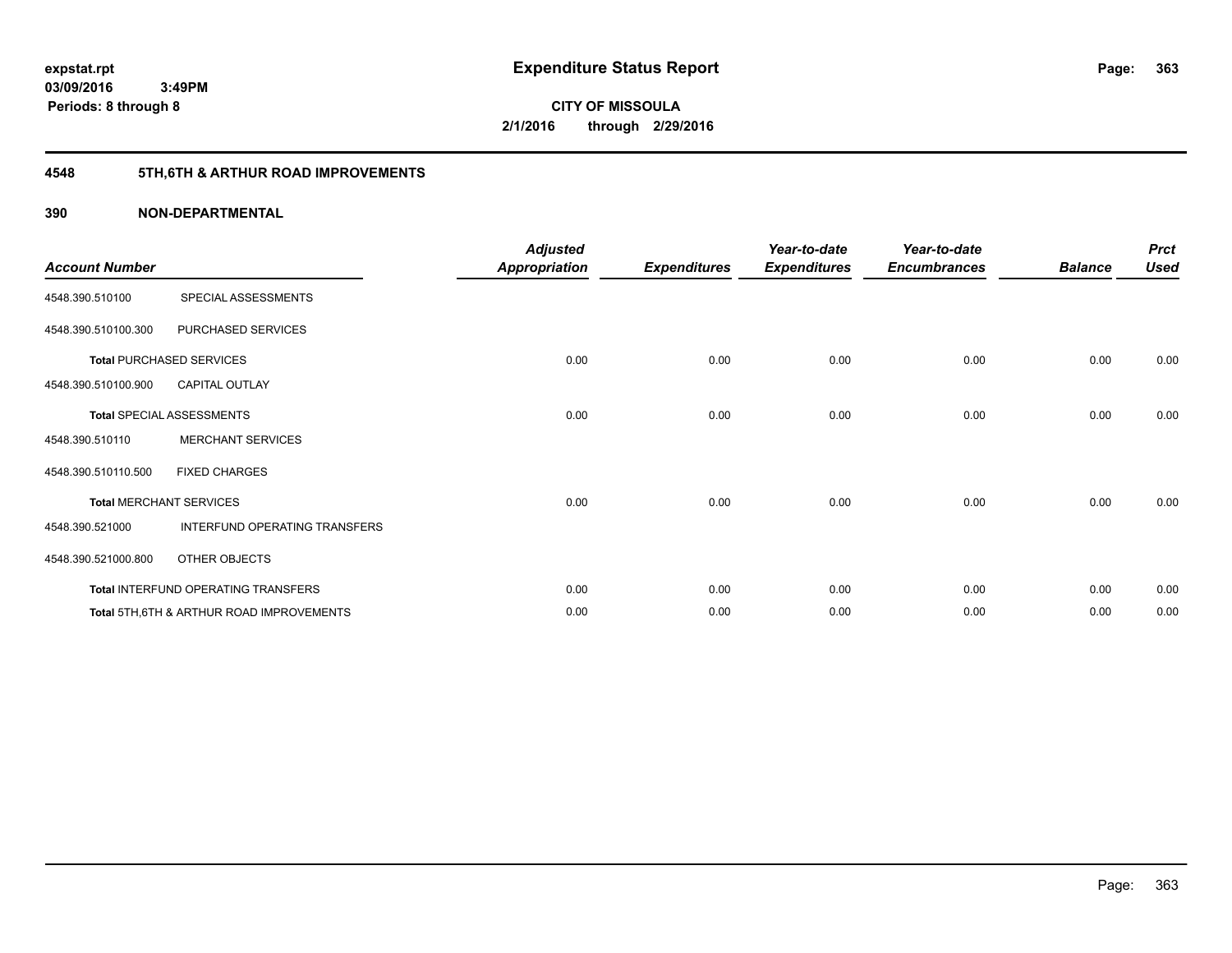**expstat.rpt**
**03/09/2016 3:49PM**
**Periods: 8 through 8**

# Expenditure Status Report

**CITY OF MISSOULA**
**2/1/2016 through 2/29/2016**

## 4548 5TH,6TH & ARTHUR ROAD IMPROVEMENTS

## 390 NON-DEPARTMENTAL

| Account Number | | Adjusted Appropriation | Expenditures | Year-to-date Expenditures | Year-to-date Encumbrances | Balance | Prct Used |
|---|---|---|---|---|---|---|---|
| 4548.390.510100 | SPECIAL ASSESSMENTS | | | | | | |
| 4548.390.510100.300 | PURCHASED SERVICES | | | | | | |
| **Total** PURCHASED SERVICES | | 0.00 | 0.00 | 0.00 | 0.00 | 0.00 | 0.00 |
| 4548.390.510100.900 | CAPITAL OUTLAY | | | | | | |
| **Total** SPECIAL ASSESSMENTS | | 0.00 | 0.00 | 0.00 | 0.00 | 0.00 | 0.00 |
| 4548.390.510110 | MERCHANT SERVICES | | | | | | |
| 4548.390.510110.500 | FIXED CHARGES | | | | | | |
| **Total** MERCHANT SERVICES | | 0.00 | 0.00 | 0.00 | 0.00 | 0.00 | 0.00 |
| 4548.390.521000 | INTERFUND OPERATING TRANSFERS | | | | | | |
| 4548.390.521000.800 | OTHER OBJECTS | | | | | | |
| **Total** INTERFUND OPERATING TRANSFERS | | 0.00 | 0.00 | 0.00 | 0.00 | 0.00 | 0.00 |
| **Total** 5TH,6TH & ARTHUR ROAD IMPROVEMENTS | | 0.00 | 0.00 | 0.00 | 0.00 | 0.00 | 0.00 |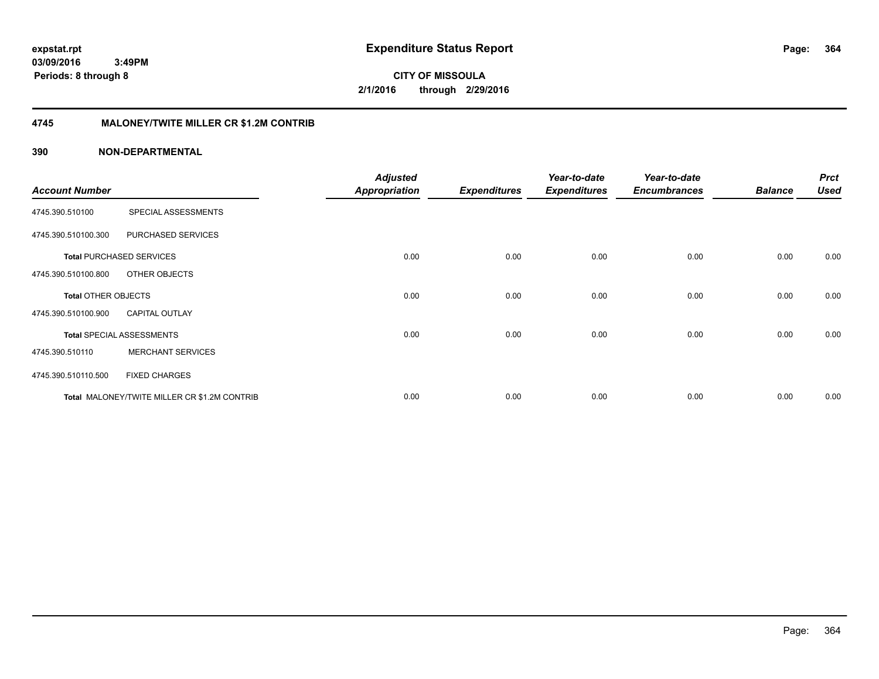**expstat.rpt**
**03/09/2016 3:49PM**
**Periods: 8 through 8**

# Expenditure Status Report

**CITY OF MISSOULA**
**2/1/2016 through 2/29/2016**

## 4745 MALONEY/TWITE MILLER CR $1.2M CONTRIB

## 390 NON-DEPARTMENTAL

| Account Number | | Adjusted Appropriation | Expenditures | Year-to-date Expenditures | Year-to-date Encumbrances | Balance | Prct Used |
|---|---|---|---|---|---|---|---|
| 4745.390.510100 | SPECIAL ASSESSMENTS | | | | | | |
| 4745.390.510100.300 | PURCHASED SERVICES | | | | | | |
| **Total** PURCHASED SERVICES | | 0.00 | 0.00 | 0.00 | 0.00 | 0.00 | 0.00 |
| 4745.390.510100.800 | OTHER OBJECTS | | | | | | |
| **Total** OTHER OBJECTS | | 0.00 | 0.00 | 0.00 | 0.00 | 0.00 | 0.00 |
| 4745.390.510100.900 | CAPITAL OUTLAY | | | | | | |
| **Total** SPECIAL ASSESSMENTS | | 0.00 | 0.00 | 0.00 | 0.00 | 0.00 | 0.00 |
| 4745.390.510110 | MERCHANT SERVICES | | | | | | |
| 4745.390.510110.500 | FIXED CHARGES | | | | | | |
| **Total** MALONEY/TWITE MILLER CR $1.2M CONTRIB | | 0.00 | 0.00 | 0.00 | 0.00 | 0.00 | 0.00 |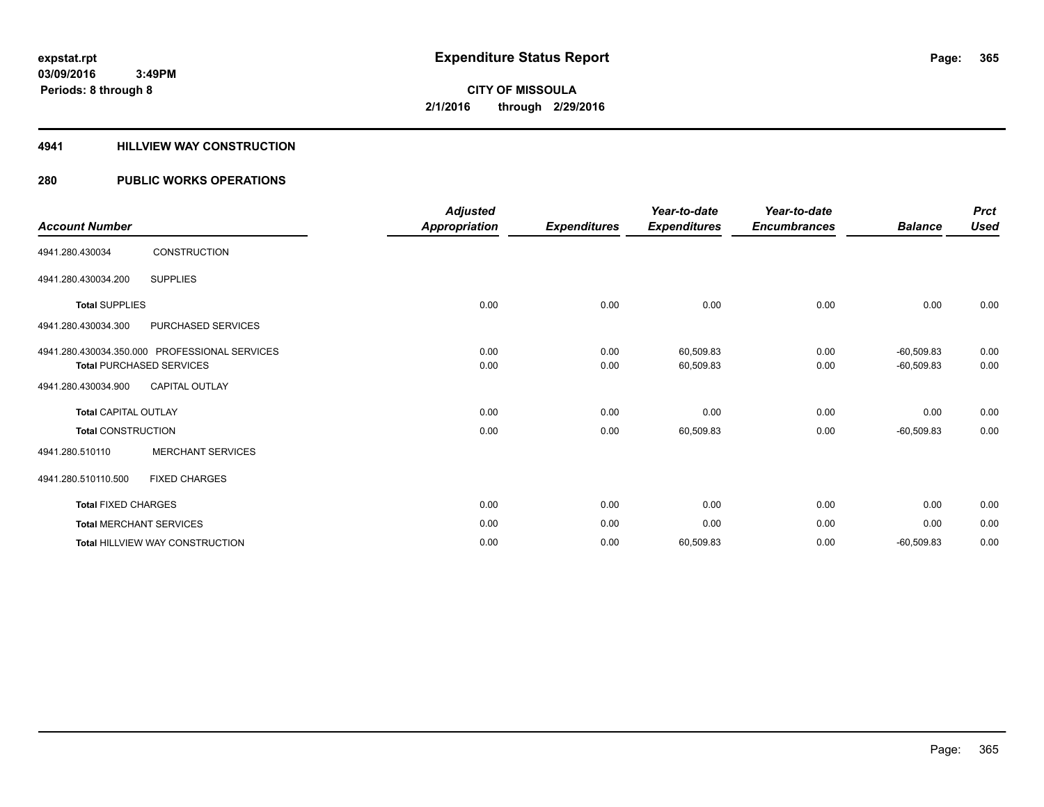# Expenditure Status Report

**CITY OF MISSOULA**

**2/1/2016 through 2/29/2016**

expstat.rpt
03/09/2016 3:49PM
Periods: 8 through 8

## 4941 HILLVIEW WAY CONSTRUCTION

## 280 PUBLIC WORKS OPERATIONS

| Account Number | | Adjusted Appropriation | Expenditures | Year-to-date Expenditures | Year-to-date Encumbrances | Balance | Prct Used |
|---|---|---|---|---|---|---|---|
| 4941.280.430034 | CONSTRUCTION | | | | | | |
| 4941.280.430034.200 | SUPPLIES | | | | | | |
| **Total** SUPPLIES | | 0.00 | 0.00 | 0.00 | 0.00 | 0.00 | 0.00 |
| 4941.280.430034.300 | PURCHASED SERVICES | | | | | | |
| 4941.280.430034.350.000 | PROFESSIONAL SERVICES | 0.00 | 0.00 | 60,509.83 | 0.00 | -60,509.83 | 0.00 |
| **Total** PURCHASED SERVICES | | 0.00 | 0.00 | 60,509.83 | 0.00 | -60,509.83 | 0.00 |
| 4941.280.430034.900 | CAPITAL OUTLAY | | | | | | |
| **Total** CAPITAL OUTLAY | | 0.00 | 0.00 | 0.00 | 0.00 | 0.00 | 0.00 |
| **Total** CONSTRUCTION | | 0.00 | 0.00 | 60,509.83 | 0.00 | -60,509.83 | 0.00 |
| 4941.280.510110 | MERCHANT SERVICES | | | | | | |
| 4941.280.510110.500 | FIXED CHARGES | | | | | | |
| **Total** FIXED CHARGES | | 0.00 | 0.00 | 0.00 | 0.00 | 0.00 | 0.00 |
| **Total** MERCHANT SERVICES | | 0.00 | 0.00 | 0.00 | 0.00 | 0.00 | 0.00 |
| **Total** HILLVIEW WAY CONSTRUCTION | | 0.00 | 0.00 | 60,509.83 | 0.00 | -60,509.83 | 0.00 |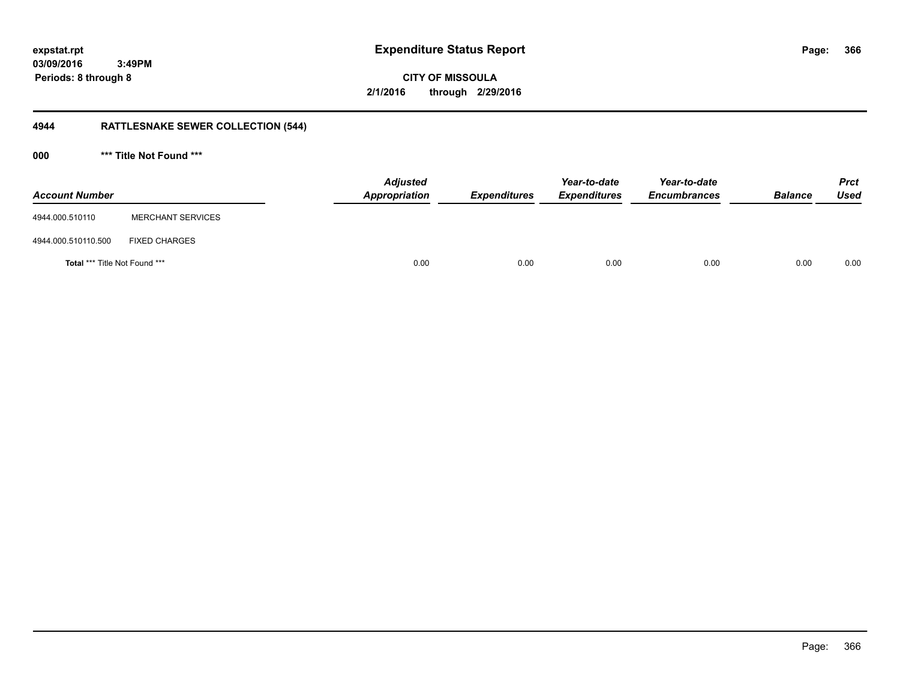# Expenditure Status Report

**expstat.rpt**
**03/09/2016 3:49PM**
**Periods: 8 through 8**

**CITY OF MISSOULA**
**2/1/2016 through 2/29/2016**

## 4944 RATTLESNAKE SEWER COLLECTION (544)

### 000 *** Title Not Found ***

| Account Number | | Adjusted Appropriation | Expenditures | Year-to-date Expenditures | Year-to-date Encumbrances | Balance | Prct Used |
|---|---|---|---|---|---|---|---|
| 4944.000.510110 | MERCHANT SERVICES | | | | | | |
| 4944.000.510110.500 | FIXED CHARGES | | | | | | |
| **Total** *** Title Not Found *** | | 0.00 | 0.00 | 0.00 | 0.00 | 0.00 | 0.00 |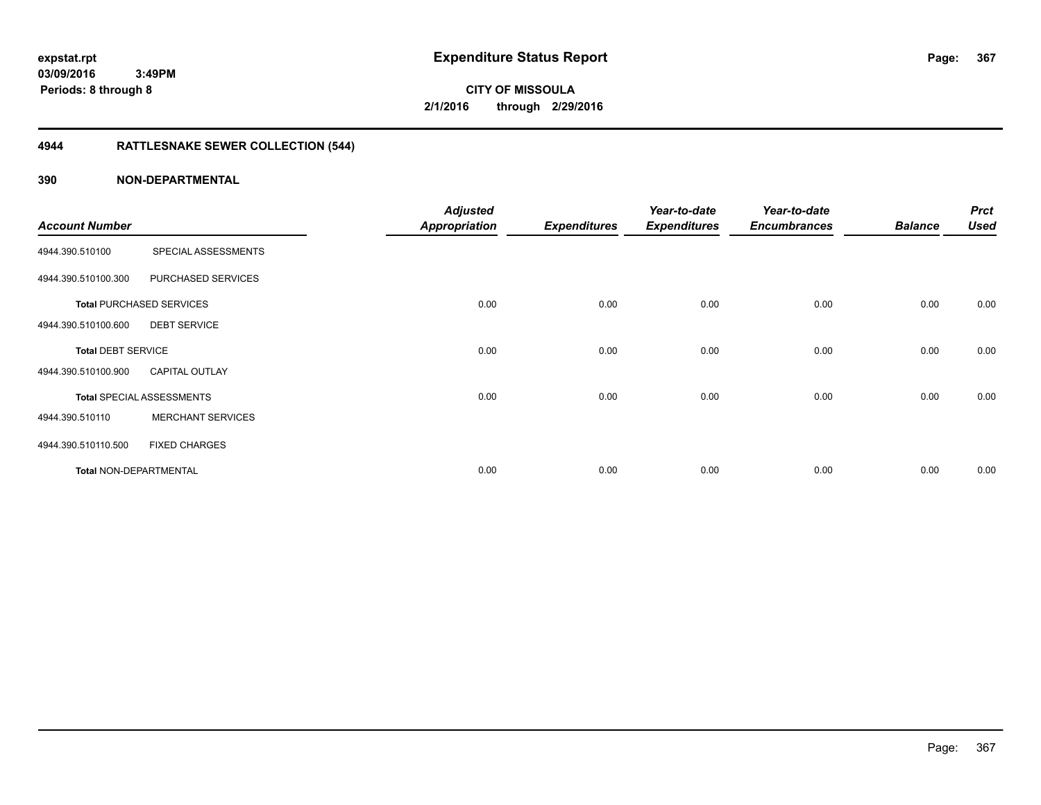expstat.rpt
03/09/2016 3:49PM
Periods: 8 through 8

# Expenditure Status Report

CITY OF MISSOULA
2/1/2016 through 2/29/2016

## 4944 RATTLESNAKE SEWER COLLECTION (544)

## 390 NON-DEPARTMENTAL

| Account Number | | Adjusted Appropriation | Expenditures | Year-to-date Expenditures | Year-to-date Encumbrances | Balance | Prct Used |
|---|---|---|---|---|---|---|---|
| 4944.390.510100 | SPECIAL ASSESSMENTS | | | | | | |
| 4944.390.510100.300 | PURCHASED SERVICES | | | | | | |
| **Total** PURCHASED SERVICES | | 0.00 | 0.00 | 0.00 | 0.00 | 0.00 | 0.00 |
| 4944.390.510100.600 | DEBT SERVICE | | | | | | |
| **Total** DEBT SERVICE | | 0.00 | 0.00 | 0.00 | 0.00 | 0.00 | 0.00 |
| 4944.390.510100.900 | CAPITAL OUTLAY | | | | | | |
| **Total** SPECIAL ASSESSMENTS | | 0.00 | 0.00 | 0.00 | 0.00 | 0.00 | 0.00 |
| 4944.390.510110 | MERCHANT SERVICES | | | | | | |
| 4944.390.510110.500 | FIXED CHARGES | | | | | | |
| **Total** NON-DEPARTMENTAL | | 0.00 | 0.00 | 0.00 | 0.00 | 0.00 | 0.00 |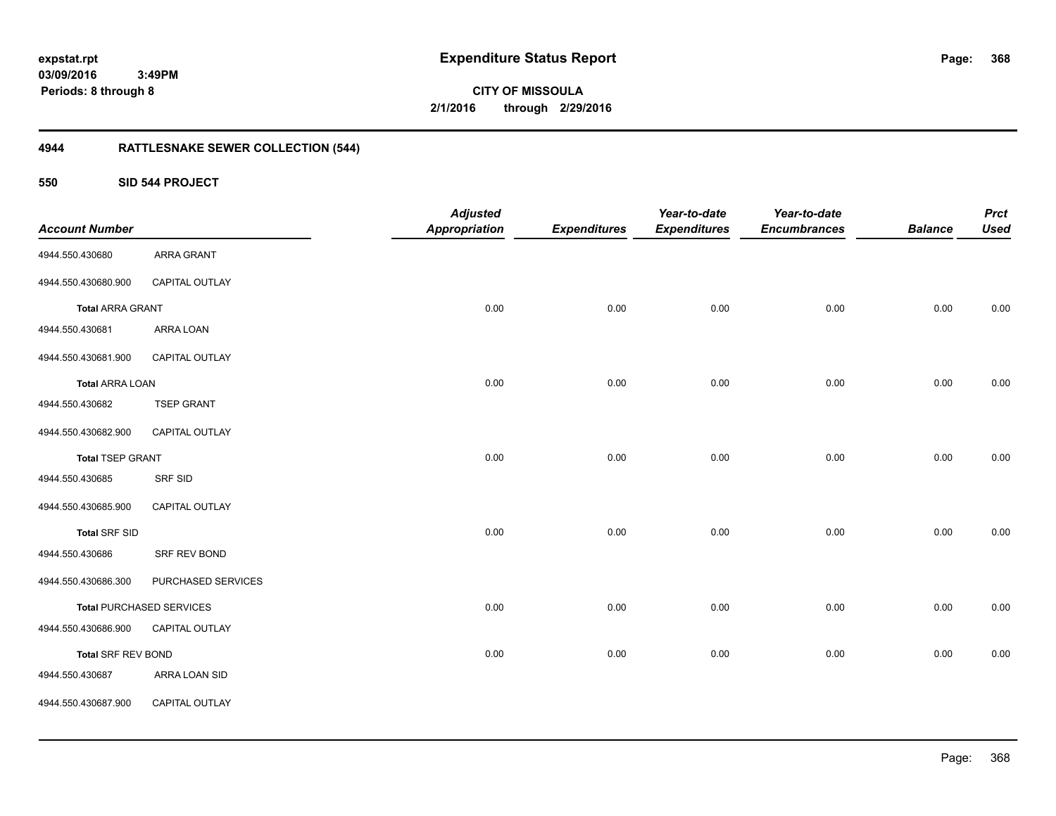**expstat.rpt**
**03/09/2016 3:49PM**
**Periods: 8 through 8**

# Expenditure Status Report

**CITY OF MISSOULA**
**2/1/2016 through 2/29/2016**

## 4944 RATTLESNAKE SEWER COLLECTION (544)

### 550 SID 544 PROJECT

| Account Number | | Adjusted Appropriation | Expenditures | Year-to-date Expenditures | Year-to-date Encumbrances | Balance | Prct Used |
|---|---|---|---|---|---|---|---|
| 4944.550.430680 | ARRA GRANT | | | | | | |
| 4944.550.430680.900 | CAPITAL OUTLAY | | | | | | |
| **Total** ARRA GRANT | | 0.00 | 0.00 | 0.00 | 0.00 | 0.00 | 0.00 |
| 4944.550.430681 | ARRA LOAN | | | | | | |
| 4944.550.430681.900 | CAPITAL OUTLAY | | | | | | |
| **Total** ARRA LOAN | | 0.00 | 0.00 | 0.00 | 0.00 | 0.00 | 0.00 |
| 4944.550.430682 | TSEP GRANT | | | | | | |
| 4944.550.430682.900 | CAPITAL OUTLAY | | | | | | |
| **Total** TSEP GRANT | | 0.00 | 0.00 | 0.00 | 0.00 | 0.00 | 0.00 |
| 4944.550.430685 | SRF SID | | | | | | |
| 4944.550.430685.900 | CAPITAL OUTLAY | | | | | | |
| **Total** SRF SID | | 0.00 | 0.00 | 0.00 | 0.00 | 0.00 | 0.00 |
| 4944.550.430686 | SRF REV BOND | | | | | | |
| 4944.550.430686.300 | PURCHASED SERVICES | | | | | | |
| **Total** PURCHASED SERVICES | | 0.00 | 0.00 | 0.00 | 0.00 | 0.00 | 0.00 |
| 4944.550.430686.900 | CAPITAL OUTLAY | | | | | | |
| **Total** SRF REV BOND | | 0.00 | 0.00 | 0.00 | 0.00 | 0.00 | 0.00 |
| 4944.550.430687 | ARRA LOAN SID | | | | | | |
| 4944.550.430687.900 | CAPITAL OUTLAY | | | | | | |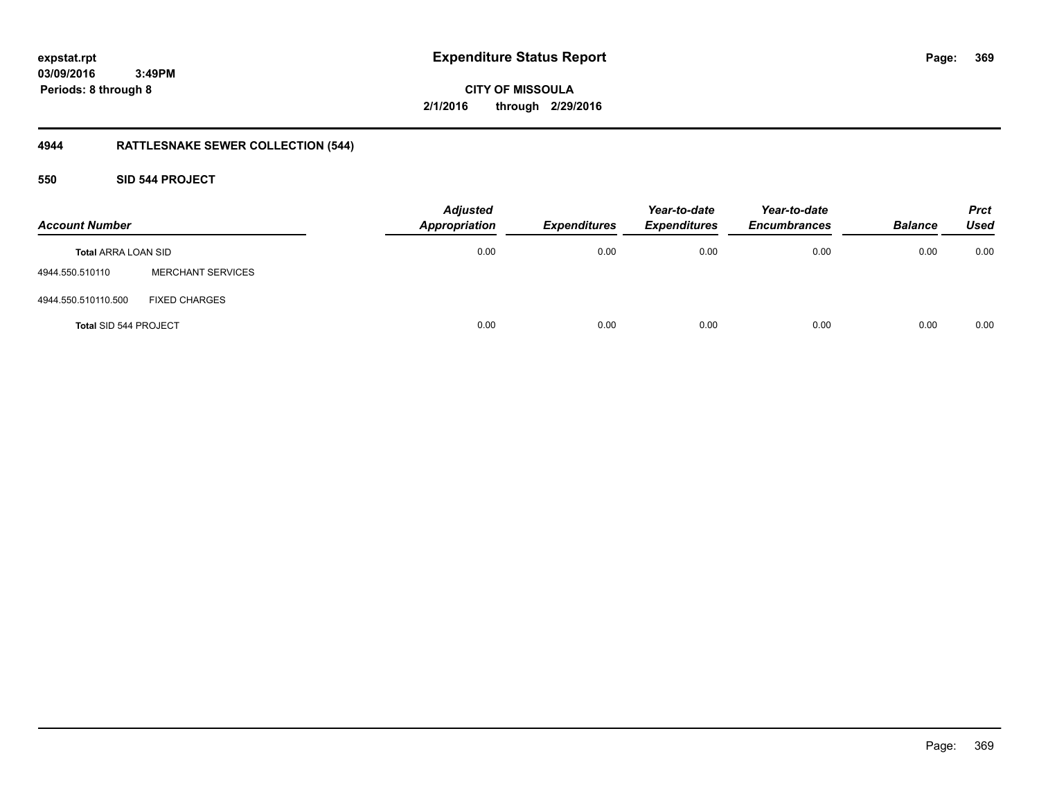**expstat.rpt**
**03/09/2016 3:49PM**
**Periods: 8 through 8**

# Expenditure Status Report

**CITY OF MISSOULA**
**2/1/2016 through 2/29/2016**

## 4944 RATTLESNAKE SEWER COLLECTION (544)

### 550 SID 544 PROJECT

| Account Number | | Adjusted Appropriation | Expenditures | Year-to-date Expenditures | Year-to-date Encumbrances | Balance | Prct Used |
|---|---|---|---|---|---|---|---|
| **Total** ARRA LOAN SID | | 0.00 | 0.00 | 0.00 | 0.00 | 0.00 | 0.00 |
| 4944.550.510110 | MERCHANT SERVICES | | | | | | |
| 4944.550.510110.500 | FIXED CHARGES | | | | | | |
| **Total** SID 544 PROJECT | | 0.00 | 0.00 | 0.00 | 0.00 | 0.00 | 0.00 |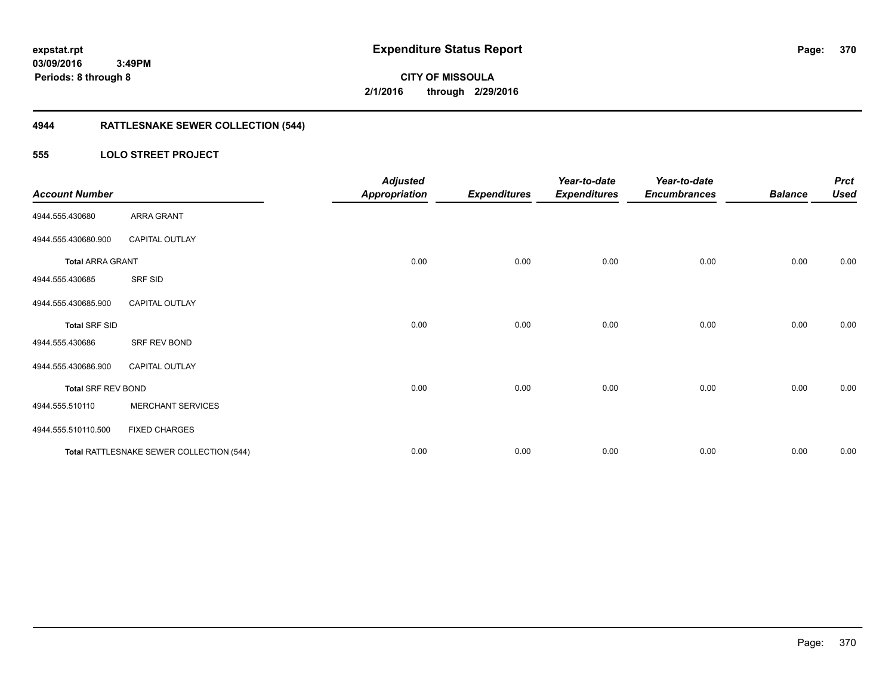# Expenditure Status Report

expstat.rpt
03/09/2016 3:49PM
Periods: 8 through 8

**CITY OF MISSOULA**
**2/1/2016 through 2/29/2016**

## 4944 RATTLESNAKE SEWER COLLECTION (544)

### 555 LOLO STREET PROJECT

| Account Number | | Adjusted Appropriation | Expenditures | Year-to-date Expenditures | Year-to-date Encumbrances | Balance | Prct Used |
|---|---|---|---|---|---|---|---|
| 4944.555.430680 | ARRA GRANT | | | | | | |
| 4944.555.430680.900 | CAPITAL OUTLAY | | | | | | |
| **Total** ARRA GRANT | | 0.00 | 0.00 | 0.00 | 0.00 | 0.00 | 0.00 |
| 4944.555.430685 | SRF SID | | | | | | |
| 4944.555.430685.900 | CAPITAL OUTLAY | | | | | | |
| **Total** SRF SID | | 0.00 | 0.00 | 0.00 | 0.00 | 0.00 | 0.00 |
| 4944.555.430686 | SRF REV BOND | | | | | | |
| 4944.555.430686.900 | CAPITAL OUTLAY | | | | | | |
| **Total** SRF REV BOND | | 0.00 | 0.00 | 0.00 | 0.00 | 0.00 | 0.00 |
| 4944.555.510110 | MERCHANT SERVICES | | | | | | |
| 4944.555.510110.500 | FIXED CHARGES | | | | | | |
| **Total** RATTLESNAKE SEWER COLLECTION (544) | | 0.00 | 0.00 | 0.00 | 0.00 | 0.00 | 0.00 |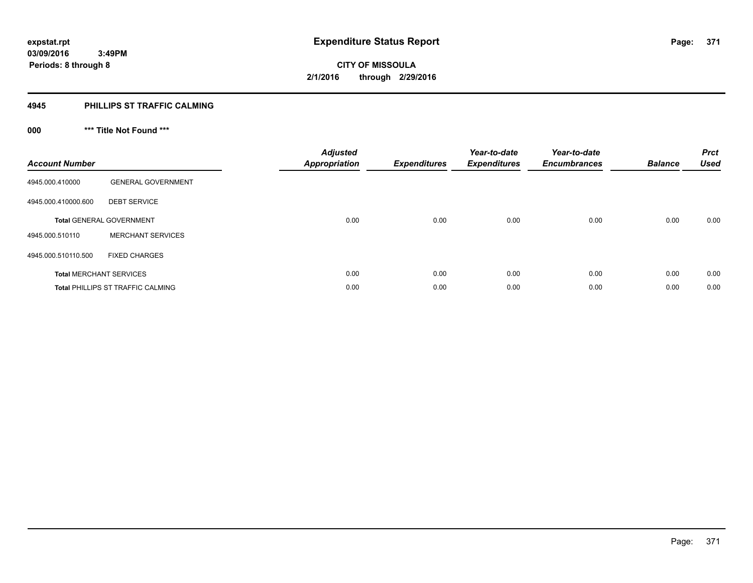**expstat.rpt**
**03/09/2016 3:49PM**
**Periods: 8 through 8**

# Expenditure Status Report

**CITY OF MISSOULA**
**2/1/2016 through 2/29/2016**

## 4945 PHILLIPS ST TRAFFIC CALMING

### 000 *** Title Not Found ***

| Account Number | | Adjusted Appropriation | Expenditures | Year-to-date Expenditures | Year-to-date Encumbrances | Balance | Prct Used |
|---|---|---|---|---|---|---|---|
| 4945.000.410000 | GENERAL GOVERNMENT | | | | | | |
| 4945.000.410000.600 | DEBT SERVICE | | | | | | |
| **Total** GENERAL GOVERNMENT | | 0.00 | 0.00 | 0.00 | 0.00 | 0.00 | 0.00 |
| 4945.000.510110 | MERCHANT SERVICES | | | | | | |
| 4945.000.510110.500 | FIXED CHARGES | | | | | | |
| **Total** MERCHANT SERVICES | | 0.00 | 0.00 | 0.00 | 0.00 | 0.00 | 0.00 |
| **Total** PHILLIPS ST TRAFFIC CALMING | | 0.00 | 0.00 | 0.00 | 0.00 | 0.00 | 0.00 |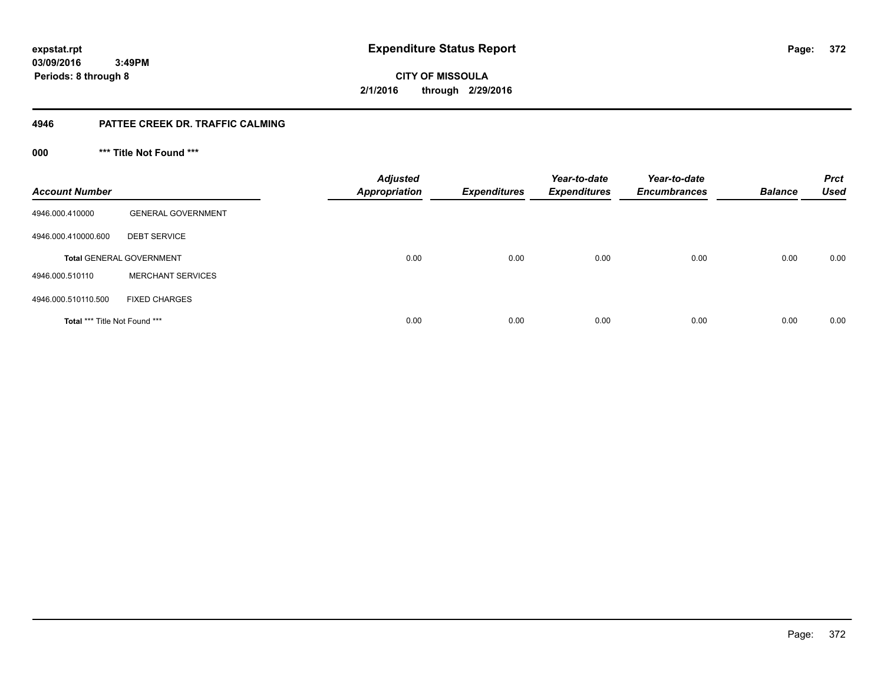# Expenditure Status Report

expstat.rpt
03/09/2016 3:49PM
Periods: 8 through 8

**CITY OF MISSOULA**
**2/1/2016 through 2/29/2016**

## 4946 PATTEE CREEK DR. TRAFFIC CALMING

### 000 *** Title Not Found ***

| Account Number | | Adjusted Appropriation | Expenditures | Year-to-date Expenditures | Year-to-date Encumbrances | Balance | Prct Used |
|---|---|---|---|---|---|---|---|
| 4946.000.410000 | GENERAL GOVERNMENT | | | | | | |
| 4946.000.410000.600 | DEBT SERVICE | | | | | | |
| **Total** GENERAL GOVERNMENT | | 0.00 | 0.00 | 0.00 | 0.00 | 0.00 | 0.00 |
| 4946.000.510110 | MERCHANT SERVICES | | | | | | |
| 4946.000.510110.500 | FIXED CHARGES | | | | | | |
| **Total** *** Title Not Found *** | | 0.00 | 0.00 | 0.00 | 0.00 | 0.00 | 0.00 |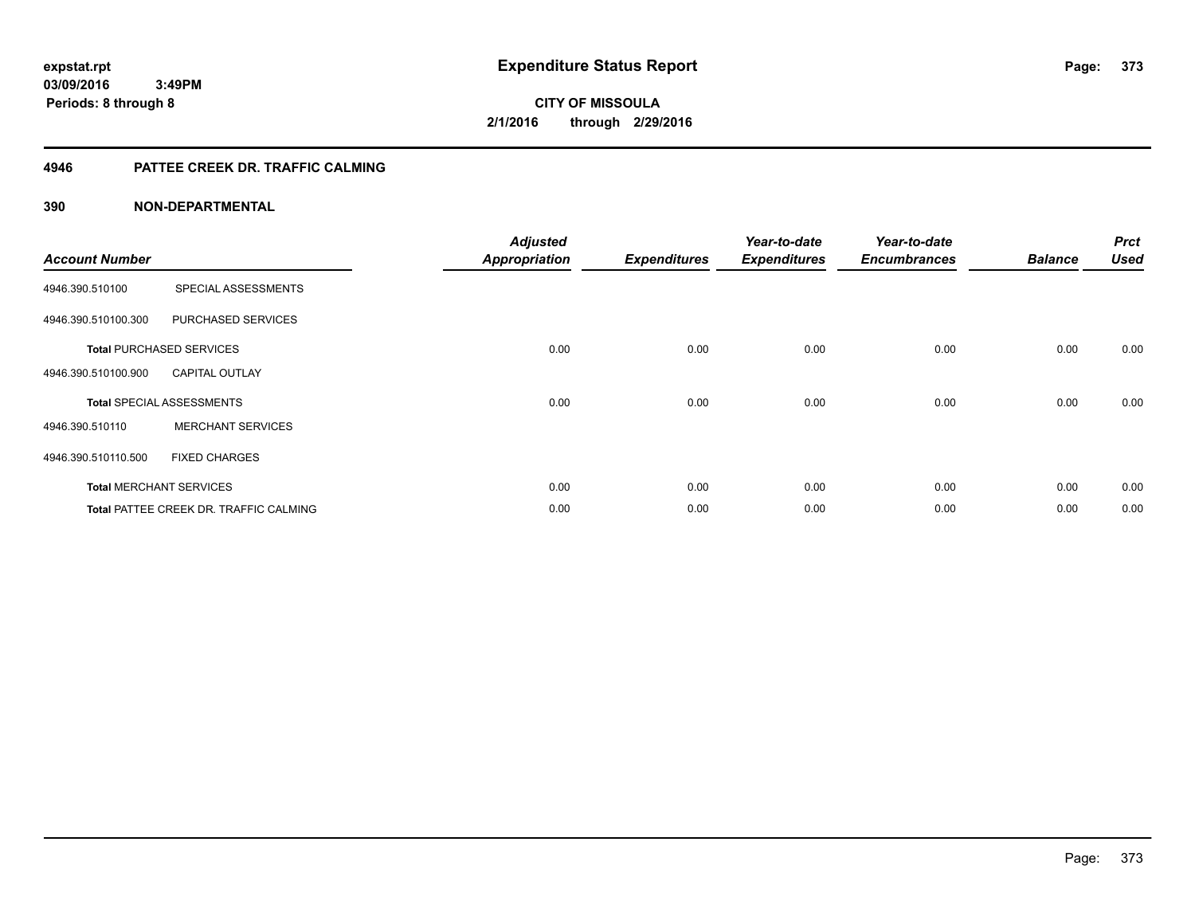# Expenditure Status Report

expstat.rpt
03/09/2016 3:49PM
Periods: 8 through 8

**CITY OF MISSOULA**
**2/1/2016 through 2/29/2016**

## 4946 PATTEE CREEK DR. TRAFFIC CALMING

### 390 NON-DEPARTMENTAL

| Account Number | | Adjusted Appropriation | Expenditures | Year-to-date Expenditures | Year-to-date Encumbrances | Balance | Prct Used |
|---|---|---|---|---|---|---|---|
| 4946.390.510100 | SPECIAL ASSESSMENTS | | | | | | |
| 4946.390.510100.300 | PURCHASED SERVICES | | | | | | |
| **Total** PURCHASED SERVICES | | 0.00 | 0.00 | 0.00 | 0.00 | 0.00 | 0.00 |
| 4946.390.510100.900 | CAPITAL OUTLAY | | | | | | |
| **Total** SPECIAL ASSESSMENTS | | 0.00 | 0.00 | 0.00 | 0.00 | 0.00 | 0.00 |
| 4946.390.510110 | MERCHANT SERVICES | | | | | | |
| 4946.390.510110.500 | FIXED CHARGES | | | | | | |
| **Total** MERCHANT SERVICES | | 0.00 | 0.00 | 0.00 | 0.00 | 0.00 | 0.00 |
| **Total** PATTEE CREEK DR. TRAFFIC CALMING | | 0.00 | 0.00 | 0.00 | 0.00 | 0.00 | 0.00 |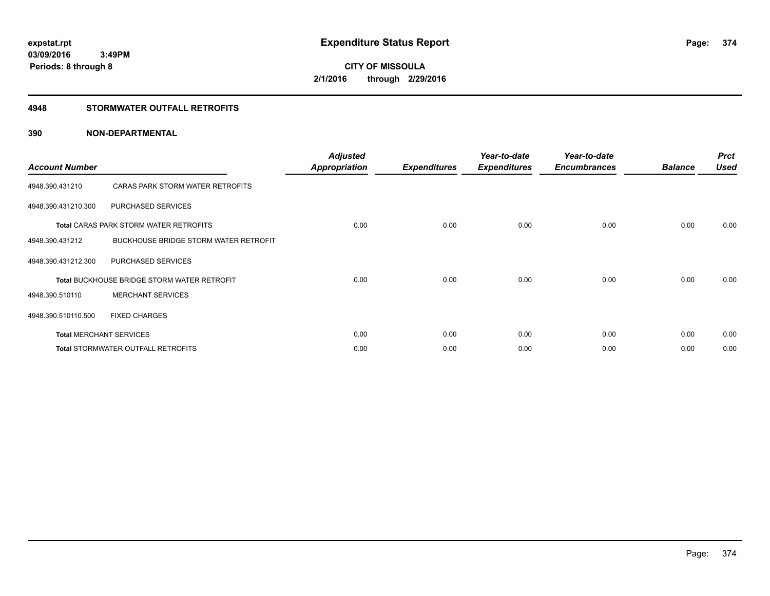**expstat.rpt**
**03/09/2016 3:49PM**
**Periods: 8 through 8**

# Expenditure Status Report

**CITY OF MISSOULA**
**2/1/2016 through 2/29/2016**

## 4948 STORMWATER OUTFALL RETROFITS

### 390 NON-DEPARTMENTAL

| Account Number | | Adjusted Appropriation | Expenditures | Year-to-date Expenditures | Year-to-date Encumbrances | Balance | Prct Used |
|---|---|---|---|---|---|---|---|
| 4948.390.431210 | CARAS PARK STORM WATER RETROFITS | | | | | | |
| 4948.390.431210.300 | PURCHASED SERVICES | | | | | | |
| **Total** CARAS PARK STORM WATER RETROFITS | | 0.00 | 0.00 | 0.00 | 0.00 | 0.00 | 0.00 |
| 4948.390.431212 | BUCKHOUSE BRIDGE STORM WATER RETROFIT | | | | | | |
| 4948.390.431212.300 | PURCHASED SERVICES | | | | | | |
| **Total** BUCKHOUSE BRIDGE STORM WATER RETROFIT | | 0.00 | 0.00 | 0.00 | 0.00 | 0.00 | 0.00 |
| 4948.390.510110 | MERCHANT SERVICES | | | | | | |
| 4948.390.510110.500 | FIXED CHARGES | | | | | | |
| **Total** MERCHANT SERVICES | | 0.00 | 0.00 | 0.00 | 0.00 | 0.00 | 0.00 |
| **Total** STORMWATER OUTFALL RETROFITS | | 0.00 | 0.00 | 0.00 | 0.00 | 0.00 | 0.00 |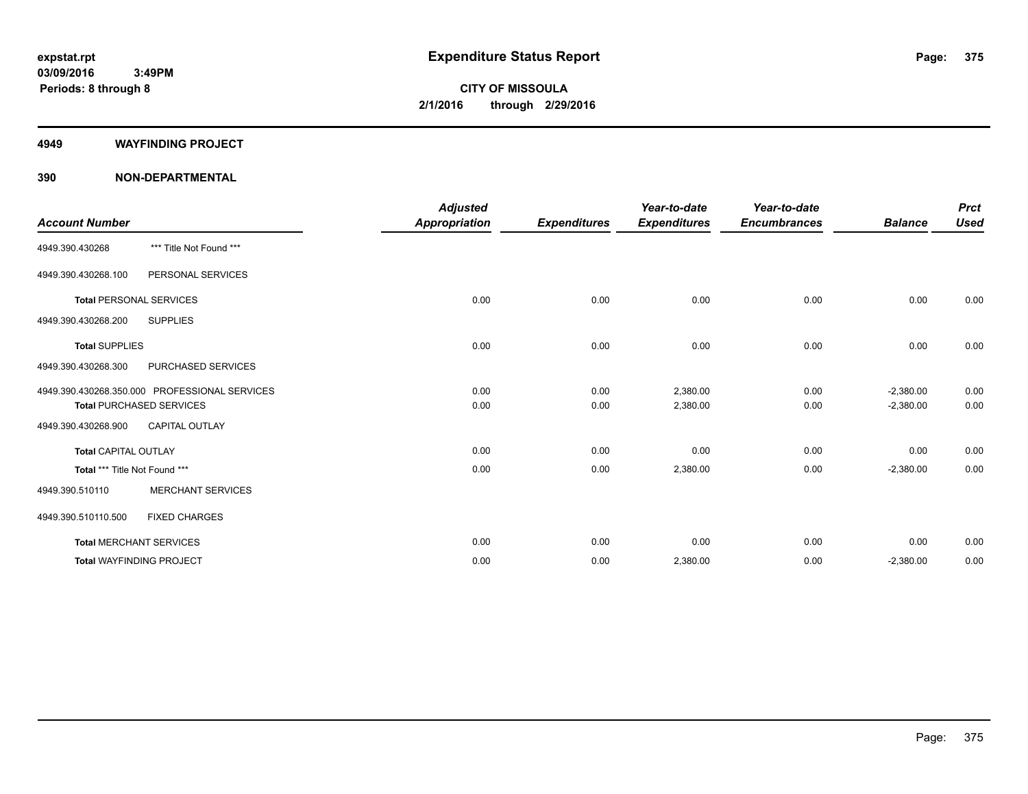**expstat.rpt**
**03/09/2016 3:49PM**
**Periods: 8 through 8**

# Expenditure Status Report

**CITY OF MISSOULA**
**2/1/2016 through 2/29/2016**

## 4949 WAYFINDING PROJECT

## 390 NON-DEPARTMENTAL

| Account Number | | Adjusted Appropriation | Expenditures | Year-to-date Expenditures | Year-to-date Encumbrances | Balance | Prct Used |
|---|---|---|---|---|---|---|---|
| 4949.390.430268 | *** Title Not Found *** | | | | | | |
| 4949.390.430268.100 | PERSONAL SERVICES | | | | | | |
| **Total** PERSONAL SERVICES | | 0.00 | 0.00 | 0.00 | 0.00 | 0.00 | 0.00 |
| 4949.390.430268.200 | SUPPLIES | | | | | | |
| **Total** SUPPLIES | | 0.00 | 0.00 | 0.00 | 0.00 | 0.00 | 0.00 |
| 4949.390.430268.300 | PURCHASED SERVICES | | | | | | |
| 4949.390.430268.350.000 | PROFESSIONAL SERVICES | 0.00 | 0.00 | 2,380.00 | 0.00 | -2,380.00 | 0.00 |
| **Total** PURCHASED SERVICES | | 0.00 | 0.00 | 2,380.00 | 0.00 | -2,380.00 | 0.00 |
| 4949.390.430268.900 | CAPITAL OUTLAY | | | | | | |
| **Total** CAPITAL OUTLAY | | 0.00 | 0.00 | 0.00 | 0.00 | 0.00 | 0.00 |
| **Total** *** Title Not Found *** | | 0.00 | 0.00 | 2,380.00 | 0.00 | -2,380.00 | 0.00 |
| 4949.390.510110 | MERCHANT SERVICES | | | | | | |
| 4949.390.510110.500 | FIXED CHARGES | | | | | | |
| **Total** MERCHANT SERVICES | | 0.00 | 0.00 | 0.00 | 0.00 | 0.00 | 0.00 |
| **Total** WAYFINDING PROJECT | | 0.00 | 0.00 | 2,380.00 | 0.00 | -2,380.00 | 0.00 |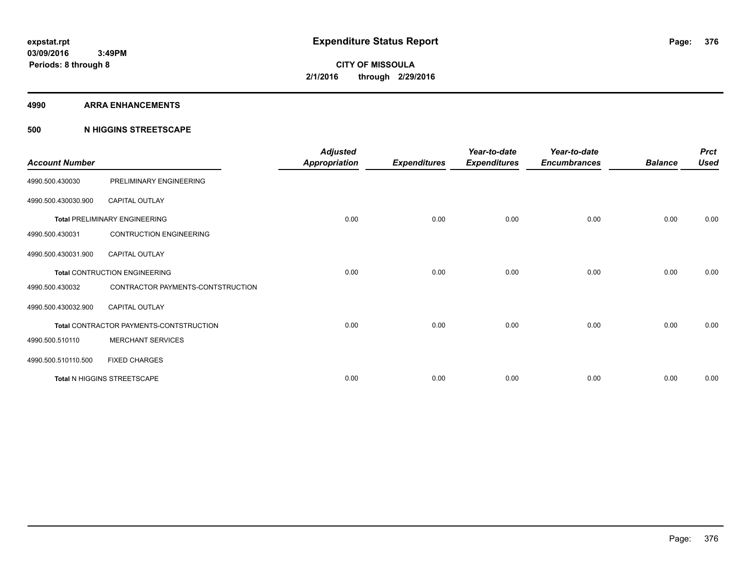**expstat.rpt**
**03/09/2016 3:49PM**
**Periods: 8 through 8**

# Expenditure Status Report

**CITY OF MISSOULA**
**2/1/2016 through 2/29/2016**

## 4990 ARRA ENHANCEMENTS

## 500 N HIGGINS STREETSCAPE

| Account Number | | Adjusted Appropriation | Expenditures | Year-to-date Expenditures | Year-to-date Encumbrances | Balance | Prct Used |
|---|---|---|---|---|---|---|---|
| 4990.500.430030 | PRELIMINARY ENGINEERING | | | | | | |
| 4990.500.430030.900 | CAPITAL OUTLAY | | | | | | |
| **Total** PRELIMINARY ENGINEERING | | 0.00 | 0.00 | 0.00 | 0.00 | 0.00 | 0.00 |
| 4990.500.430031 | CONTRUCTION ENGINEERING | | | | | | |
| 4990.500.430031.900 | CAPITAL OUTLAY | | | | | | |
| **Total** CONTRUCTION ENGINEERING | | 0.00 | 0.00 | 0.00 | 0.00 | 0.00 | 0.00 |
| 4990.500.430032 | CONTRACTOR PAYMENTS-CONTSTRUCTION | | | | | | |
| 4990.500.430032.900 | CAPITAL OUTLAY | | | | | | |
| **Total** CONTRACTOR PAYMENTS-CONTSTRUCTION | | 0.00 | 0.00 | 0.00 | 0.00 | 0.00 | 0.00 |
| 4990.500.510110 | MERCHANT SERVICES | | | | | | |
| 4990.500.510110.500 | FIXED CHARGES | | | | | | |
| **Total** N HIGGINS STREETSCAPE | | 0.00 | 0.00 | 0.00 | 0.00 | 0.00 | 0.00 |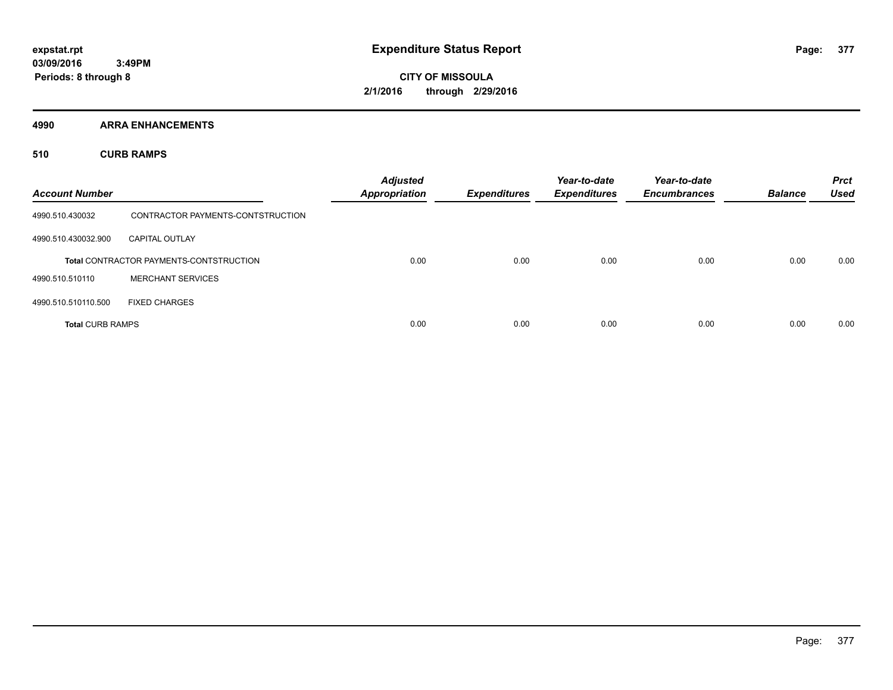**Expenditure Status Report**

expstat.rpt
03/09/2016 3:49PM
Periods: 8 through 8

**CITY OF MISSOULA**
**2/1/2016 through 2/29/2016**

## 4990 ARRA ENHANCEMENTS

### 510 CURB RAMPS

| Account Number | | Adjusted Appropriation | Expenditures | Year-to-date Expenditures | Year-to-date Encumbrances | Balance | Prct Used |
|---|---|---|---|---|---|---|---|
| 4990.510.430032 | CONTRACTOR PAYMENTS-CONTSTRUCTION | | | | | | |
| 4990.510.430032.900 | CAPITAL OUTLAY | | | | | | |
| | **Total** CONTRACTOR PAYMENTS-CONTSTRUCTION | 0.00 | 0.00 | 0.00 | 0.00 | 0.00 | 0.00 |
| 4990.510.510110 | MERCHANT SERVICES | | | | | | |
| 4990.510.510110.500 | FIXED CHARGES | | | | | | |
| **Total** CURB RAMPS | | 0.00 | 0.00 | 0.00 | 0.00 | 0.00 | 0.00 |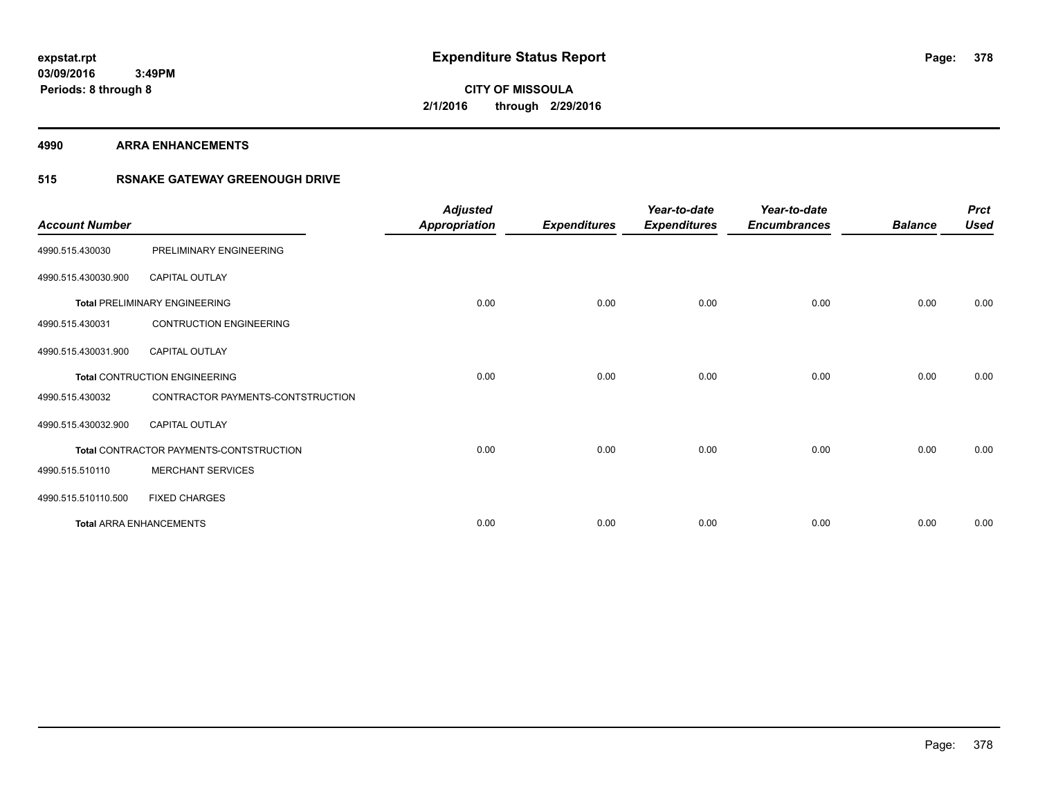**expstat.rpt**
**03/09/2016 3:49PM**
**Periods: 8 through 8**

# Expenditure Status Report

**CITY OF MISSOULA**
**2/1/2016 through 2/29/2016**

## 4990 ARRA ENHANCEMENTS

## 515 RSNAKE GATEWAY GREENOUGH DRIVE

| Account Number | | Adjusted Appropriation | Expenditures | Year-to-date Expenditures | Year-to-date Encumbrances | Balance | Prct Used |
|---|---|---|---|---|---|---|---|
| 4990.515.430030 | PRELIMINARY ENGINEERING | | | | | | |
| 4990.515.430030.900 | CAPITAL OUTLAY | | | | | | |
| **Total** PRELIMINARY ENGINEERING | | 0.00 | 0.00 | 0.00 | 0.00 | 0.00 | 0.00 |
| 4990.515.430031 | CONTRUCTION ENGINEERING | | | | | | |
| 4990.515.430031.900 | CAPITAL OUTLAY | | | | | | |
| **Total** CONTRUCTION ENGINEERING | | 0.00 | 0.00 | 0.00 | 0.00 | 0.00 | 0.00 |
| 4990.515.430032 | CONTRACTOR PAYMENTS-CONTSTRUCTION | | | | | | |
| 4990.515.430032.900 | CAPITAL OUTLAY | | | | | | |
| **Total** CONTRACTOR PAYMENTS-CONTSTRUCTION | | 0.00 | 0.00 | 0.00 | 0.00 | 0.00 | 0.00 |
| 4990.515.510110 | MERCHANT SERVICES | | | | | | |
| 4990.515.510110.500 | FIXED CHARGES | | | | | | |
| **Total** ARRA ENHANCEMENTS | | 0.00 | 0.00 | 0.00 | 0.00 | 0.00 | 0.00 |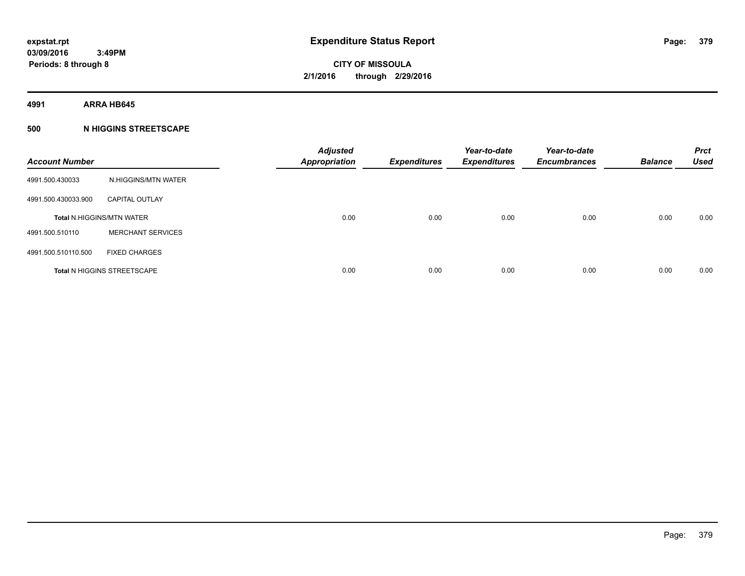**4991 ARRA HB645**

**500 N HIGGINS STREETSCAPE**

| Account Number | | Adjusted Appropriation | Expenditures | Year-to-date Expenditures | Year-to-date Encumbrances | Balance | Prct Used |
|---|---|---|---|---|---|---|---|
| 4991.500.430033 | N.HIGGINS/MTN WATER | | | | | | |
| 4991.500.430033.900 | CAPITAL OUTLAY | | | | | | |
| Total N.HIGGINS/MTN WATER | | 0.00 | 0.00 | 0.00 | 0.00 | 0.00 | 0.00 |
| 4991.500.510110 | MERCHANT SERVICES | | | | | | |
| 4991.500.510110.500 | FIXED CHARGES | | | | | | |
| Total N HIGGINS STREETSCAPE | | 0.00 | 0.00 | 0.00 | 0.00 | 0.00 | 0.00 |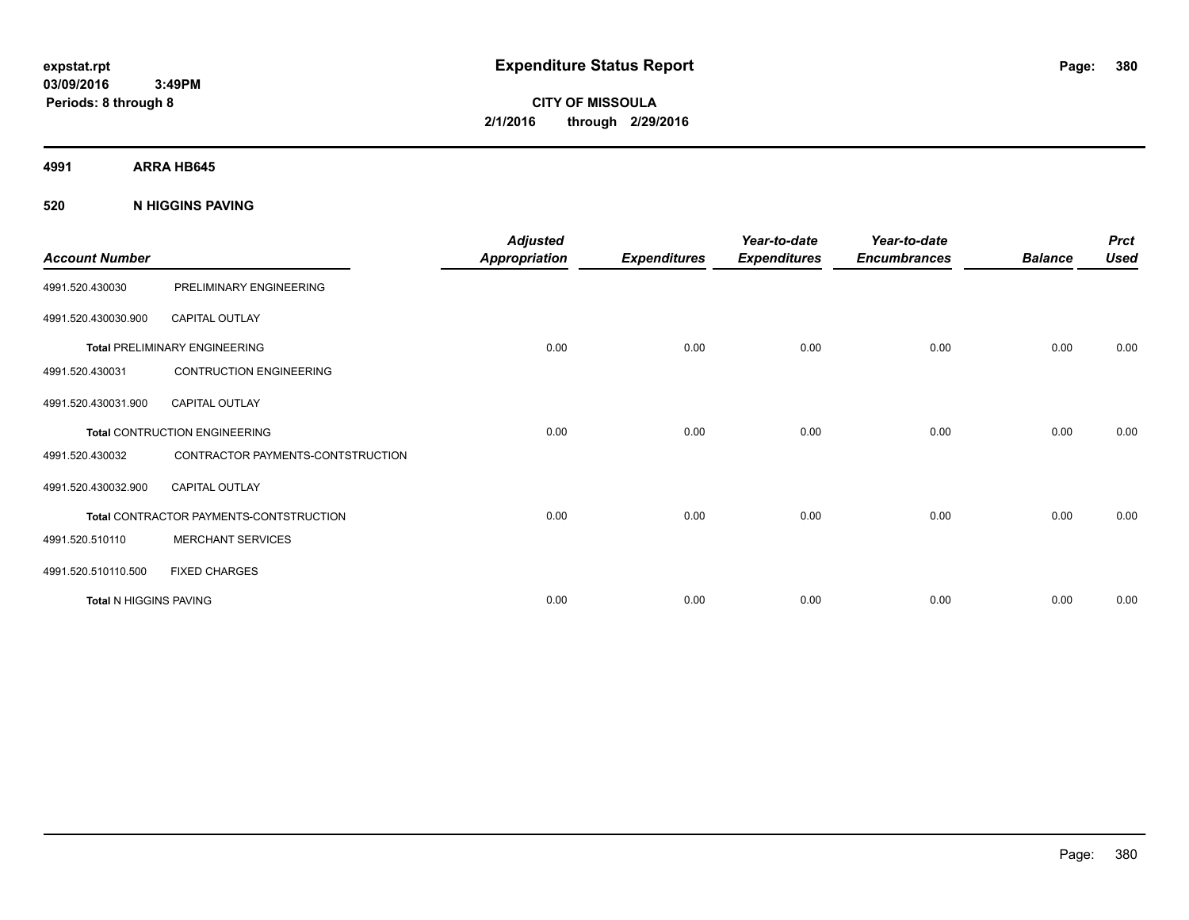**expstat.rpt**
**03/09/2016 3:49PM**
**Periods: 8 through 8**

# Expenditure Status Report

**CITY OF MISSOULA**
**2/1/2016 through 2/29/2016**

## 4991 ARRA HB645

### 520 N HIGGINS PAVING

| Account Number | | Adjusted Appropriation | Expenditures | Year-to-date Expenditures | Year-to-date Encumbrances | Balance | Prct Used |
|---|---|---|---|---|---|---|---|
| 4991.520.430030 | PRELIMINARY ENGINEERING | | | | | | |
| 4991.520.430030.900 | CAPITAL OUTLAY | | | | | | |
| **Total** PRELIMINARY ENGINEERING | | 0.00 | 0.00 | 0.00 | 0.00 | 0.00 | 0.00 |
| 4991.520.430031 | CONTRUCTION ENGINEERING | | | | | | |
| 4991.520.430031.900 | CAPITAL OUTLAY | | | | | | |
| **Total** CONTRUCTION ENGINEERING | | 0.00 | 0.00 | 0.00 | 0.00 | 0.00 | 0.00 |
| 4991.520.430032 | CONTRACTOR PAYMENTS-CONTSTRUCTION | | | | | | |
| 4991.520.430032.900 | CAPITAL OUTLAY | | | | | | |
| **Total** CONTRACTOR PAYMENTS-CONTSTRUCTION | | 0.00 | 0.00 | 0.00 | 0.00 | 0.00 | 0.00 |
| 4991.520.510110 | MERCHANT SERVICES | | | | | | |
| 4991.520.510110.500 | FIXED CHARGES | | | | | | |
| **Total** N HIGGINS PAVING | | 0.00 | 0.00 | 0.00 | 0.00 | 0.00 | 0.00 |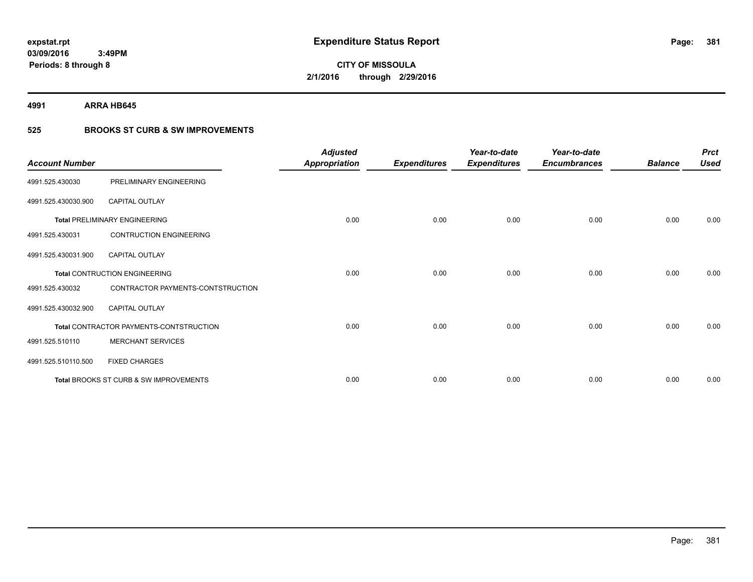**expstat.rpt**
**03/09/2016 3:49PM**
**Periods: 8 through 8**

# Expenditure Status Report

**CITY OF MISSOULA**
**2/1/2016 through 2/29/2016**

**4991 ARRA HB645**

## 525 BROOKS ST CURB & SW IMPROVEMENTS

| Account Number | | Adjusted Appropriation | Expenditures | Year-to-date Expenditures | Year-to-date Encumbrances | Balance | Prct Used |
|---|---|---|---|---|---|---|---|
| 4991.525.430030 | PRELIMINARY ENGINEERING | | | | | | |
| 4991.525.430030.900 | CAPITAL OUTLAY | | | | | | |
| **Total** PRELIMINARY ENGINEERING | | 0.00 | 0.00 | 0.00 | 0.00 | 0.00 | 0.00 |
| 4991.525.430031 | CONTRUCTION ENGINEERING | | | | | | |
| 4991.525.430031.900 | CAPITAL OUTLAY | | | | | | |
| **Total** CONTRUCTION ENGINEERING | | 0.00 | 0.00 | 0.00 | 0.00 | 0.00 | 0.00 |
| 4991.525.430032 | CONTRACTOR PAYMENTS-CONTSTRUCTION | | | | | | |
| 4991.525.430032.900 | CAPITAL OUTLAY | | | | | | |
| **Total** CONTRACTOR PAYMENTS-CONTSTRUCTION | | 0.00 | 0.00 | 0.00 | 0.00 | 0.00 | 0.00 |
| 4991.525.510110 | MERCHANT SERVICES | | | | | | |
| 4991.525.510110.500 | FIXED CHARGES | | | | | | |
| **Total** BROOKS ST CURB & SW IMPROVEMENTS | | 0.00 | 0.00 | 0.00 | 0.00 | 0.00 | 0.00 |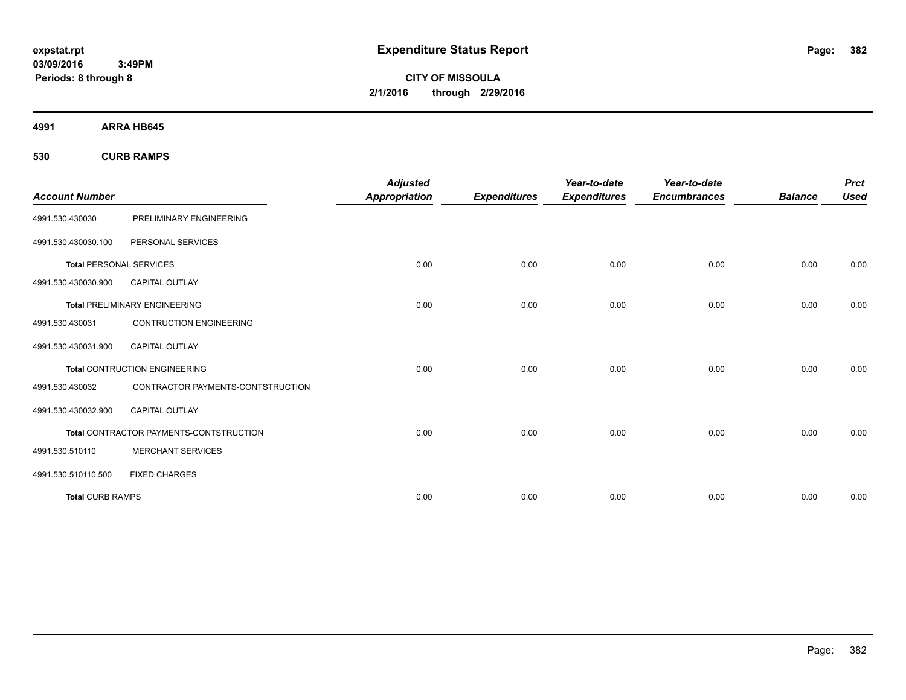# Expenditure Status Report

expstat.rpt
03/09/2016 3:49PM
Periods: 8 through 8

CITY OF MISSOULA
2/1/2016 through 2/29/2016

**4991 ARRA HB645**

**530 CURB RAMPS**

| Account Number | | Adjusted Appropriation | Expenditures | Year-to-date Expenditures | Year-to-date Encumbrances | Balance | Prct Used |
|---|---|---|---|---|---|---|---|
| 4991.530.430030 | PRELIMINARY ENGINEERING | | | | | | |
| 4991.530.430030.100 | PERSONAL SERVICES | | | | | | |
| **Total** PERSONAL SERVICES | | 0.00 | 0.00 | 0.00 | 0.00 | 0.00 | 0.00 |
| 4991.530.430030.900 | CAPITAL OUTLAY | | | | | | |
| **Total** PRELIMINARY ENGINEERING | | 0.00 | 0.00 | 0.00 | 0.00 | 0.00 | 0.00 |
| 4991.530.430031 | CONTRUCTION ENGINEERING | | | | | | |
| 4991.530.430031.900 | CAPITAL OUTLAY | | | | | | |
| **Total** CONTRUCTION ENGINEERING | | 0.00 | 0.00 | 0.00 | 0.00 | 0.00 | 0.00 |
| 4991.530.430032 | CONTRACTOR PAYMENTS-CONTSTRUCTION | | | | | | |
| 4991.530.430032.900 | CAPITAL OUTLAY | | | | | | |
| **Total** CONTRACTOR PAYMENTS-CONTSTRUCTION | | 0.00 | 0.00 | 0.00 | 0.00 | 0.00 | 0.00 |
| 4991.530.510110 | MERCHANT SERVICES | | | | | | |
| 4991.530.510110.500 | FIXED CHARGES | | | | | | |
| **Total** CURB RAMPS | | 0.00 | 0.00 | 0.00 | 0.00 | 0.00 | 0.00 |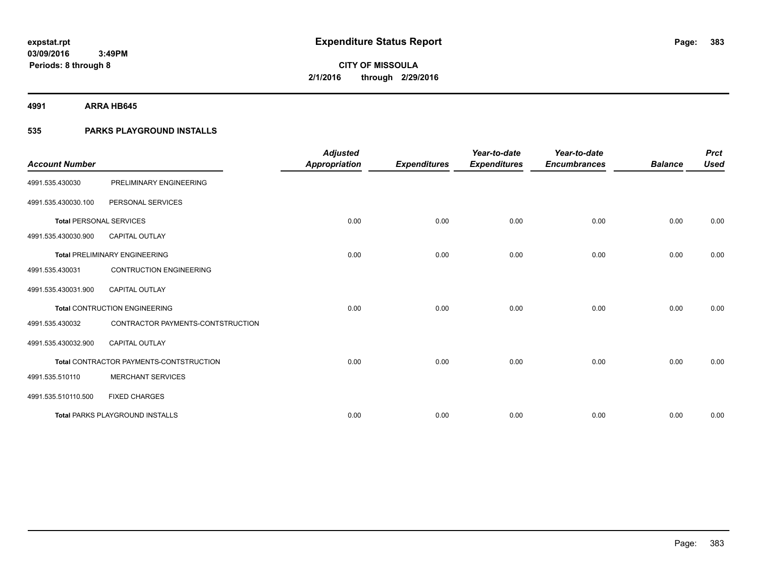# Expenditure Status Report

expstat.rpt
03/09/2016 3:49PM
Periods: 8 through 8

**CITY OF MISSOULA**
**2/1/2016 through 2/29/2016**

## 4991 ARRA HB645

### 535 PARKS PLAYGROUND INSTALLS

| Account Number | | Adjusted Appropriation | Expenditures | Year-to-date Expenditures | Year-to-date Encumbrances | Balance | Prct Used |
|---|---|---|---|---|---|---|---|
| 4991.535.430030 | PRELIMINARY ENGINEERING | | | | | | |
| 4991.535.430030.100 | PERSONAL SERVICES | | | | | | |
| **Total** PERSONAL SERVICES | | 0.00 | 0.00 | 0.00 | 0.00 | 0.00 | 0.00 |
| 4991.535.430030.900 | CAPITAL OUTLAY | | | | | | |
| **Total** PRELIMINARY ENGINEERING | | 0.00 | 0.00 | 0.00 | 0.00 | 0.00 | 0.00 |
| 4991.535.430031 | CONTRUCTION ENGINEERING | | | | | | |
| 4991.535.430031.900 | CAPITAL OUTLAY | | | | | | |
| **Total** CONTRUCTION ENGINEERING | | 0.00 | 0.00 | 0.00 | 0.00 | 0.00 | 0.00 |
| 4991.535.430032 | CONTRACTOR PAYMENTS-CONTSTRUCTION | | | | | | |
| 4991.535.430032.900 | CAPITAL OUTLAY | | | | | | |
| **Total** CONTRACTOR PAYMENTS-CONTSTRUCTION | | 0.00 | 0.00 | 0.00 | 0.00 | 0.00 | 0.00 |
| 4991.535.510110 | MERCHANT SERVICES | | | | | | |
| 4991.535.510110.500 | FIXED CHARGES | | | | | | |
| **Total** PARKS PLAYGROUND INSTALLS | | 0.00 | 0.00 | 0.00 | 0.00 | 0.00 | 0.00 |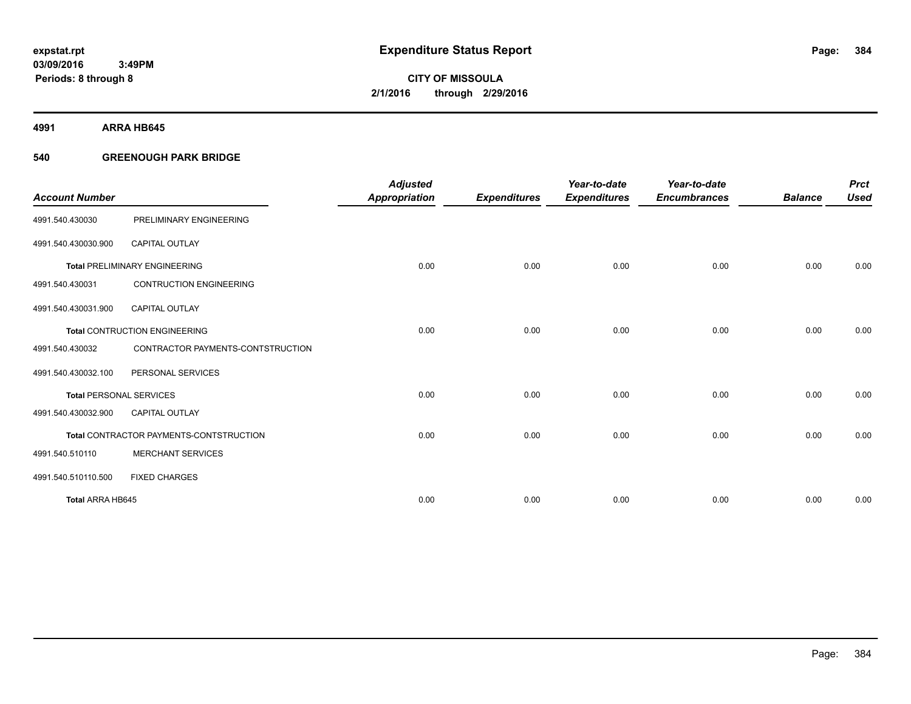**expstat.rpt**
**03/09/2016 3:49PM**
**Periods: 8 through 8**

# Expenditure Status Report

**CITY OF MISSOULA**
**2/1/2016 through 2/29/2016**

## 4991 ARRA HB645

## 540 GREENOUGH PARK BRIDGE

| Account Number | | Adjusted Appropriation | Expenditures | Year-to-date Expenditures | Year-to-date Encumbrances | Balance | Prct Used |
|---|---|---|---|---|---|---|---|
| 4991.540.430030 | PRELIMINARY ENGINEERING | | | | | | |
| 4991.540.430030.900 | CAPITAL OUTLAY | | | | | | |
| **Total** PRELIMINARY ENGINEERING | | 0.00 | 0.00 | 0.00 | 0.00 | 0.00 | 0.00 |
| 4991.540.430031 | CONTRUCTION ENGINEERING | | | | | | |
| 4991.540.430031.900 | CAPITAL OUTLAY | | | | | | |
| **Total** CONTRUCTION ENGINEERING | | 0.00 | 0.00 | 0.00 | 0.00 | 0.00 | 0.00 |
| 4991.540.430032 | CONTRACTOR PAYMENTS-CONTSTRUCTION | | | | | | |
| 4991.540.430032.100 | PERSONAL SERVICES | | | | | | |
| **Total** PERSONAL SERVICES | | 0.00 | 0.00 | 0.00 | 0.00 | 0.00 | 0.00 |
| 4991.540.430032.900 | CAPITAL OUTLAY | | | | | | |
| **Total** CONTRACTOR PAYMENTS-CONTSTRUCTION | | 0.00 | 0.00 | 0.00 | 0.00 | 0.00 | 0.00 |
| 4991.540.510110 | MERCHANT SERVICES | | | | | | |
| 4991.540.510110.500 | FIXED CHARGES | | | | | | |
| **Total ARRA HB645** | | 0.00 | 0.00 | 0.00 | 0.00 | 0.00 | 0.00 |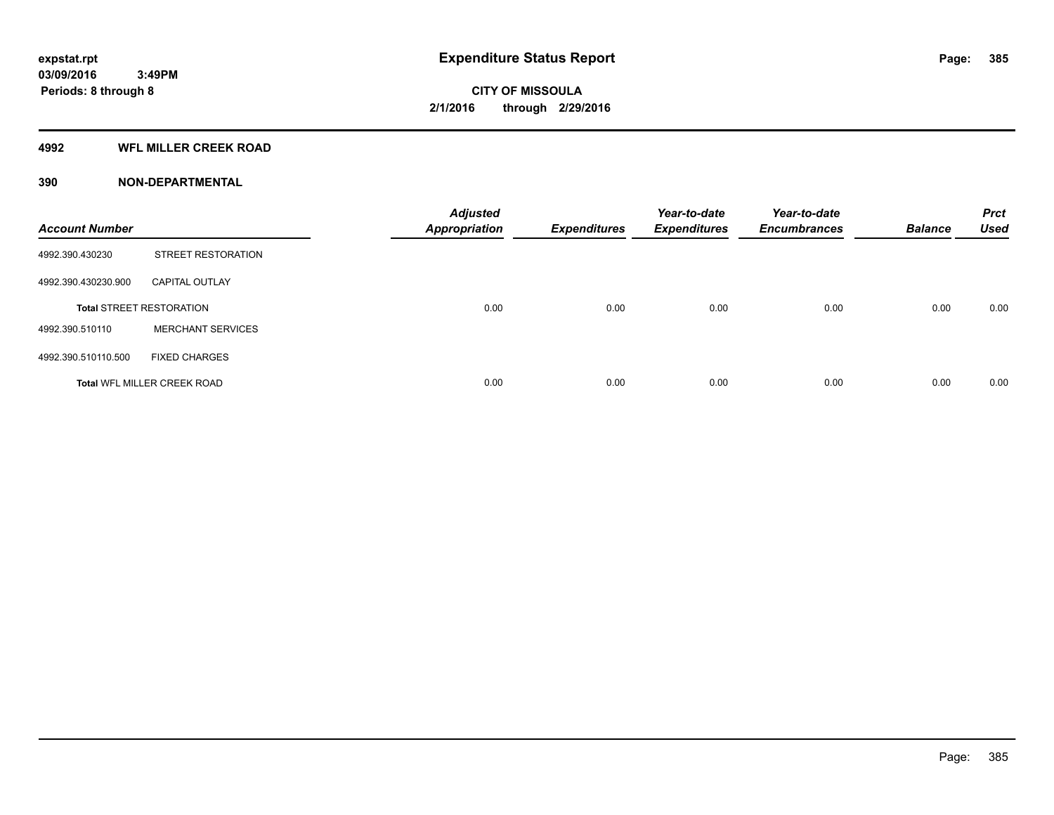# Expenditure Status Report

expstat.rpt
03/09/2016 3:49PM
Periods: 8 through 8

**CITY OF MISSOULA**
**2/1/2016 through 2/29/2016**

## 4992 WFL MILLER CREEK ROAD

### 390 NON-DEPARTMENTAL

| Account Number | | Adjusted Appropriation | Expenditures | Year-to-date Expenditures | Year-to-date Encumbrances | Balance | Prct Used |
|---|---|---|---|---|---|---|---|
| 4992.390.430230 | STREET RESTORATION | | | | | | |
| 4992.390.430230.900 | CAPITAL OUTLAY | | | | | | |
| **Total** STREET RESTORATION | | 0.00 | 0.00 | 0.00 | 0.00 | 0.00 | 0.00 |
| 4992.390.510110 | MERCHANT SERVICES | | | | | | |
| 4992.390.510110.500 | FIXED CHARGES | | | | | | |
| **Total** WFL MILLER CREEK ROAD | | 0.00 | 0.00 | 0.00 | 0.00 | 0.00 | 0.00 |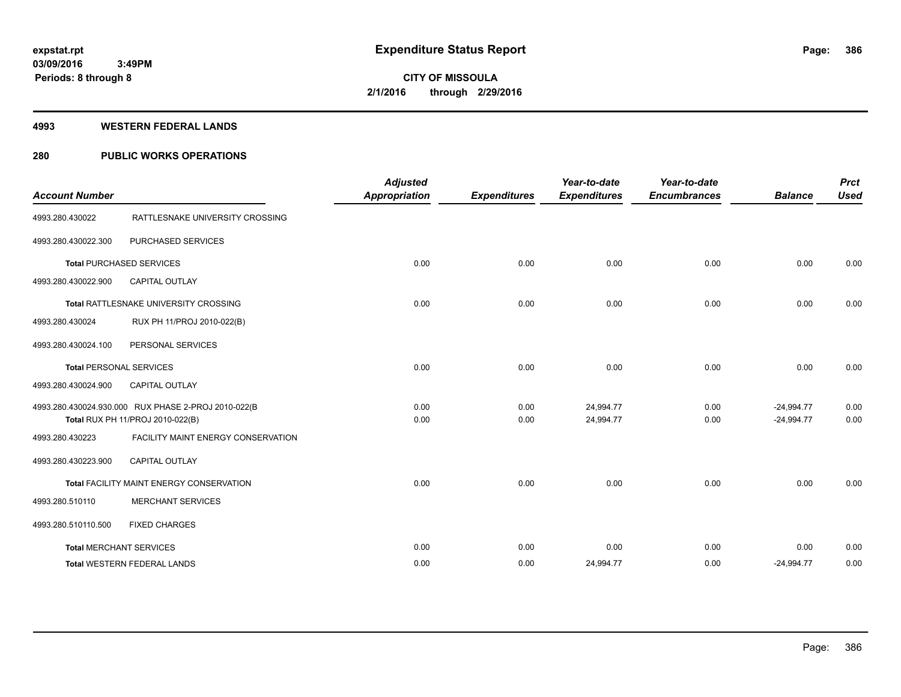**expstat.rpt**
**03/09/2016 3:49PM**
**Periods: 8 through 8**

# Expenditure Status Report

**CITY OF MISSOULA**
**2/1/2016 through 2/29/2016**

## 4993 WESTERN FEDERAL LANDS

## 280 PUBLIC WORKS OPERATIONS

| Account Number | | Adjusted Appropriation | Expenditures | Year-to-date Expenditures | Year-to-date Encumbrances | Balance | Prct Used |
|---|---|---|---|---|---|---|---|
| 4993.280.430022 | RATTLESNAKE UNIVERSITY CROSSING | | | | | | |
| 4993.280.430022.300 | PURCHASED SERVICES | | | | | | |
| **Total** PURCHASED SERVICES | | 0.00 | 0.00 | 0.00 | 0.00 | 0.00 | 0.00 |
| 4993.280.430022.900 | CAPITAL OUTLAY | | | | | | |
| **Total** RATTLESNAKE UNIVERSITY CROSSING | | 0.00 | 0.00 | 0.00 | 0.00 | 0.00 | 0.00 |
| 4993.280.430024 | RUX PH 11/PROJ 2010-022(B) | | | | | | |
| 4993.280.430024.100 | PERSONAL SERVICES | | | | | | |
| **Total** PERSONAL SERVICES | | 0.00 | 0.00 | 0.00 | 0.00 | 0.00 | 0.00 |
| 4993.280.430024.900 | CAPITAL OUTLAY | | | | | | |
| 4993.280.430024.930.000 | RUX PHASE 2-PROJ 2010-022(B | 0.00 | 0.00 | 24,994.77 | 0.00 | -24,994.77 | 0.00 |
| **Total** RUX PH 11/PROJ 2010-022(B) | | 0.00 | 0.00 | 24,994.77 | 0.00 | -24,994.77 | 0.00 |
| 4993.280.430223 | FACILITY MAINT ENERGY CONSERVATION | | | | | | |
| 4993.280.430223.900 | CAPITAL OUTLAY | | | | | | |
| **Total** FACILITY MAINT ENERGY CONSERVATION | | 0.00 | 0.00 | 0.00 | 0.00 | 0.00 | 0.00 |
| 4993.280.510110 | MERCHANT SERVICES | | | | | | |
| 4993.280.510110.500 | FIXED CHARGES | | | | | | |
| **Total** MERCHANT SERVICES | | 0.00 | 0.00 | 0.00 | 0.00 | 0.00 | 0.00 |
| **Total** WESTERN FEDERAL LANDS | | 0.00 | 0.00 | 24,994.77 | 0.00 | -24,994.77 | 0.00 |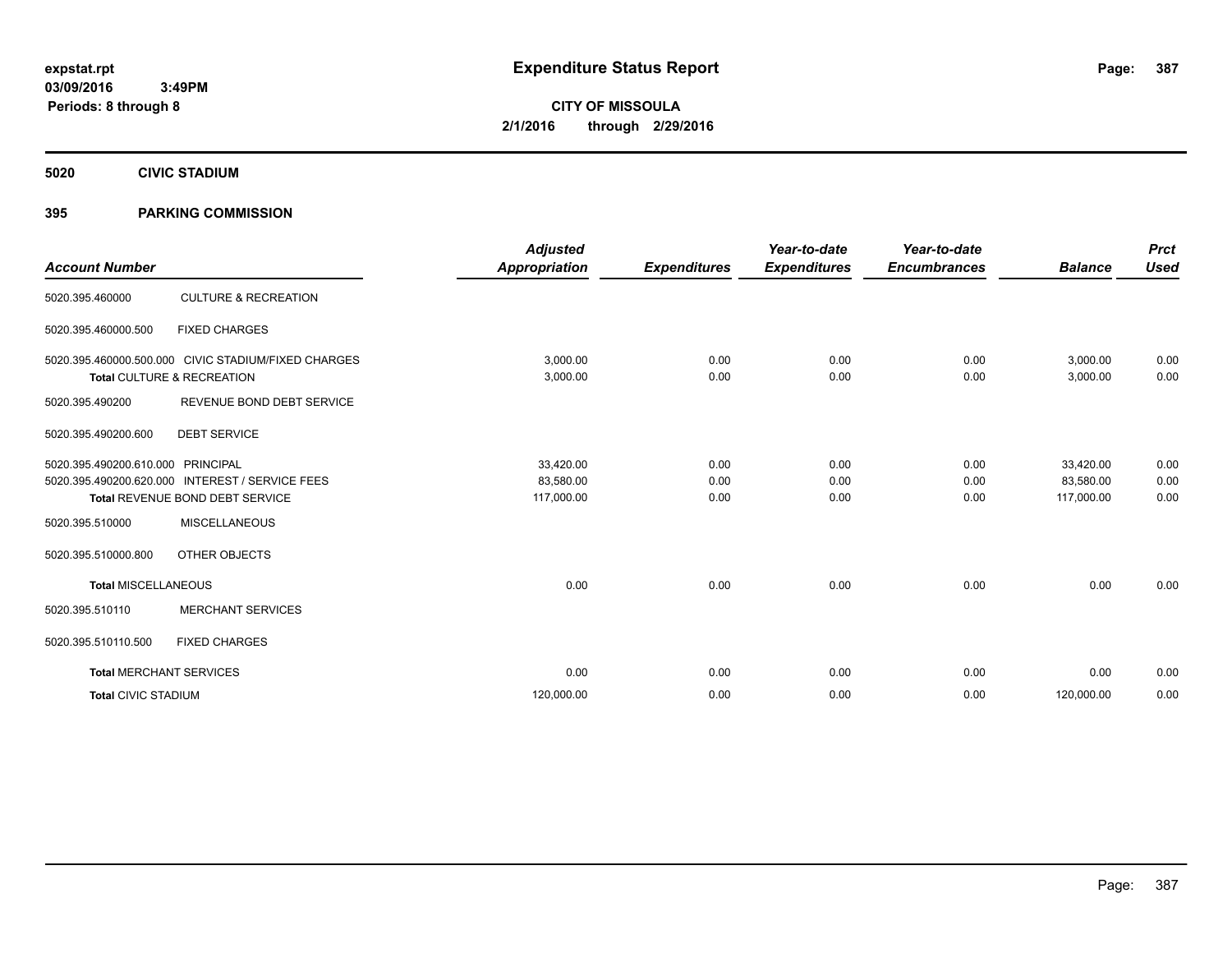expstat.rpt
03/09/2016 3:49PM
Periods: 8 through 8

# Expenditure Status Report

**CITY OF MISSOULA**
**2/1/2016 through 2/29/2016**

## 5020 CIVIC STADIUM

## 395 PARKING COMMISSION

| Account Number | | Adjusted Appropriation | Expenditures | Year-to-date Expenditures | Year-to-date Encumbrances | Balance | Prct Used |
|---|---|---|---|---|---|---|---|
| 5020.395.460000 | CULTURE & RECREATION | | | | | | |
| 5020.395.460000.500 | FIXED CHARGES | | | | | | |
| 5020.395.460000.500.000 | CIVIC STADIUM/FIXED CHARGES | 3,000.00 | 0.00 | 0.00 | 0.00 | 3,000.00 | 0.00 |
| **Total** CULTURE & RECREATION | | 3,000.00 | 0.00 | 0.00 | 0.00 | 3,000.00 | 0.00 |
| 5020.395.490200 | REVENUE BOND DEBT SERVICE | | | | | | |
| 5020.395.490200.600 | DEBT SERVICE | | | | | | |
| 5020.395.490200.610.000 | PRINCIPAL | 33,420.00 | 0.00 | 0.00 | 0.00 | 33,420.00 | 0.00 |
| 5020.395.490200.620.000 | INTEREST / SERVICE FEES | 83,580.00 | 0.00 | 0.00 | 0.00 | 83,580.00 | 0.00 |
| **Total** REVENUE BOND DEBT SERVICE | | 117,000.00 | 0.00 | 0.00 | 0.00 | 117,000.00 | 0.00 |
| 5020.395.510000 | MISCELLANEOUS | | | | | | |
| 5020.395.510000.800 | OTHER OBJECTS | | | | | | |
| **Total** MISCELLANEOUS | | 0.00 | 0.00 | 0.00 | 0.00 | 0.00 | 0.00 |
| 5020.395.510110 | MERCHANT SERVICES | | | | | | |
| 5020.395.510110.500 | FIXED CHARGES | | | | | | |
| **Total** MERCHANT SERVICES | | 0.00 | 0.00 | 0.00 | 0.00 | 0.00 | 0.00 |
| **Total** CIVIC STADIUM | | 120,000.00 | 0.00 | 0.00 | 0.00 | 120,000.00 | 0.00 |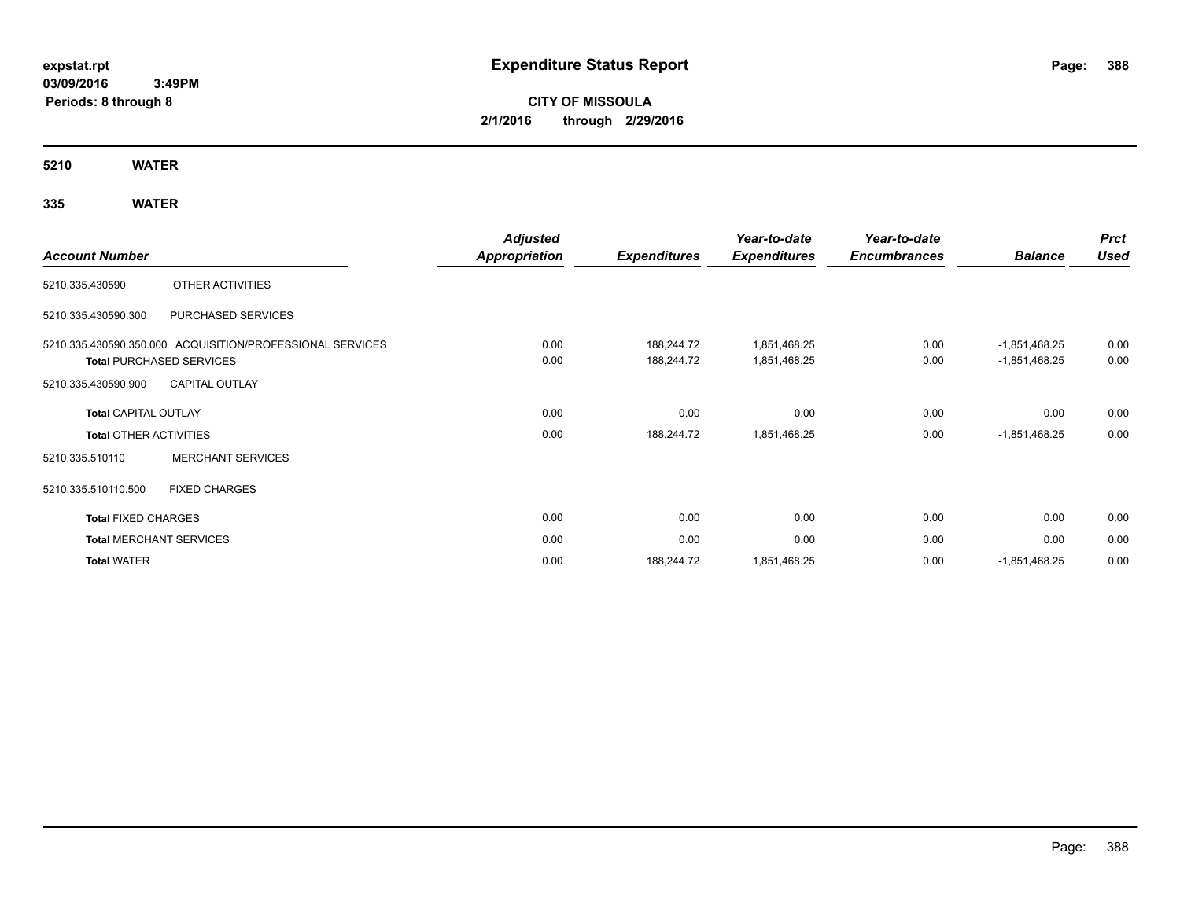**expstat.rpt**
**03/09/2016 3:49PM**
**Periods: 8 through 8**

# Expenditure Status Report

**CITY OF MISSOULA**
**2/1/2016 through 2/29/2016**

## 5210 WATER

## 335 WATER

| Account Number | | Adjusted Appropriation | Expenditures | Year-to-date Expenditures | Year-to-date Encumbrances | Balance | Prct Used |
|---|---|---|---|---|---|---|---|
| 5210.335.430590 | OTHER ACTIVITIES | | | | | | |
| 5210.335.430590.300 | PURCHASED SERVICES | | | | | | |
| 5210.335.430590.350.000 | ACQUISITION/PROFESSIONAL SERVICES | 0.00 | 188,244.72 | 1,851,468.25 | 0.00 | -1,851,468.25 | 0.00 |
| **Total** PURCHASED SERVICES | | 0.00 | 188,244.72 | 1,851,468.25 | 0.00 | -1,851,468.25 | 0.00 |
| 5210.335.430590.900 | CAPITAL OUTLAY | | | | | | |
| **Total** CAPITAL OUTLAY | | 0.00 | 0.00 | 0.00 | 0.00 | 0.00 | 0.00 |
| **Total** OTHER ACTIVITIES | | 0.00 | 188,244.72 | 1,851,468.25 | 0.00 | -1,851,468.25 | 0.00 |
| 5210.335.510110 | MERCHANT SERVICES | | | | | | |
| 5210.335.510110.500 | FIXED CHARGES | | | | | | |
| **Total** FIXED CHARGES | | 0.00 | 0.00 | 0.00 | 0.00 | 0.00 | 0.00 |
| **Total** MERCHANT SERVICES | | 0.00 | 0.00 | 0.00 | 0.00 | 0.00 | 0.00 |
| **Total** WATER | | 0.00 | 188,244.72 | 1,851,468.25 | 0.00 | -1,851,468.25 | 0.00 |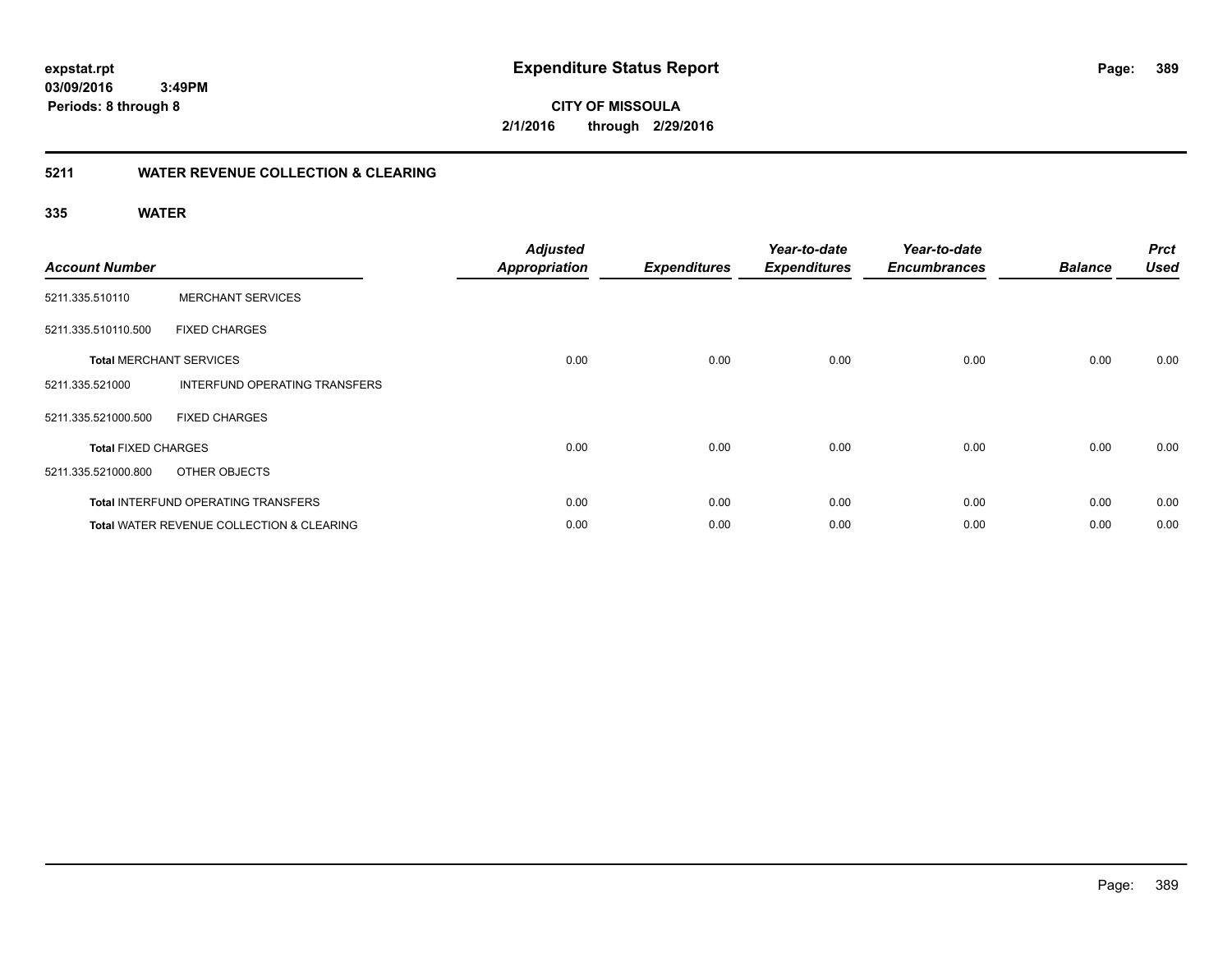expstat.rpt
03/09/2016 3:49PM
Periods: 8 through 8

# Expenditure Status Report

CITY OF MISSOULA
2/1/2016 through 2/29/2016

## 5211 WATER REVENUE COLLECTION & CLEARING

### 335 WATER

| Account Number | | Adjusted Appropriation | Expenditures | Year-to-date Expenditures | Year-to-date Encumbrances | Balance | Prct Used |
|---|---|---|---|---|---|---|---|
| 5211.335.510110 | MERCHANT SERVICES | | | | | | |
| 5211.335.510110.500 | FIXED CHARGES | | | | | | |
| **Total** MERCHANT SERVICES | | 0.00 | 0.00 | 0.00 | 0.00 | 0.00 | 0.00 |
| 5211.335.521000 | INTERFUND OPERATING TRANSFERS | | | | | | |
| 5211.335.521000.500 | FIXED CHARGES | | | | | | |
| **Total** FIXED CHARGES | | 0.00 | 0.00 | 0.00 | 0.00 | 0.00 | 0.00 |
| 5211.335.521000.800 | OTHER OBJECTS | | | | | | |
| **Total** INTERFUND OPERATING TRANSFERS | | 0.00 | 0.00 | 0.00 | 0.00 | 0.00 | 0.00 |
| **Total** WATER REVENUE COLLECTION & CLEARING | | 0.00 | 0.00 | 0.00 | 0.00 | 0.00 | 0.00 |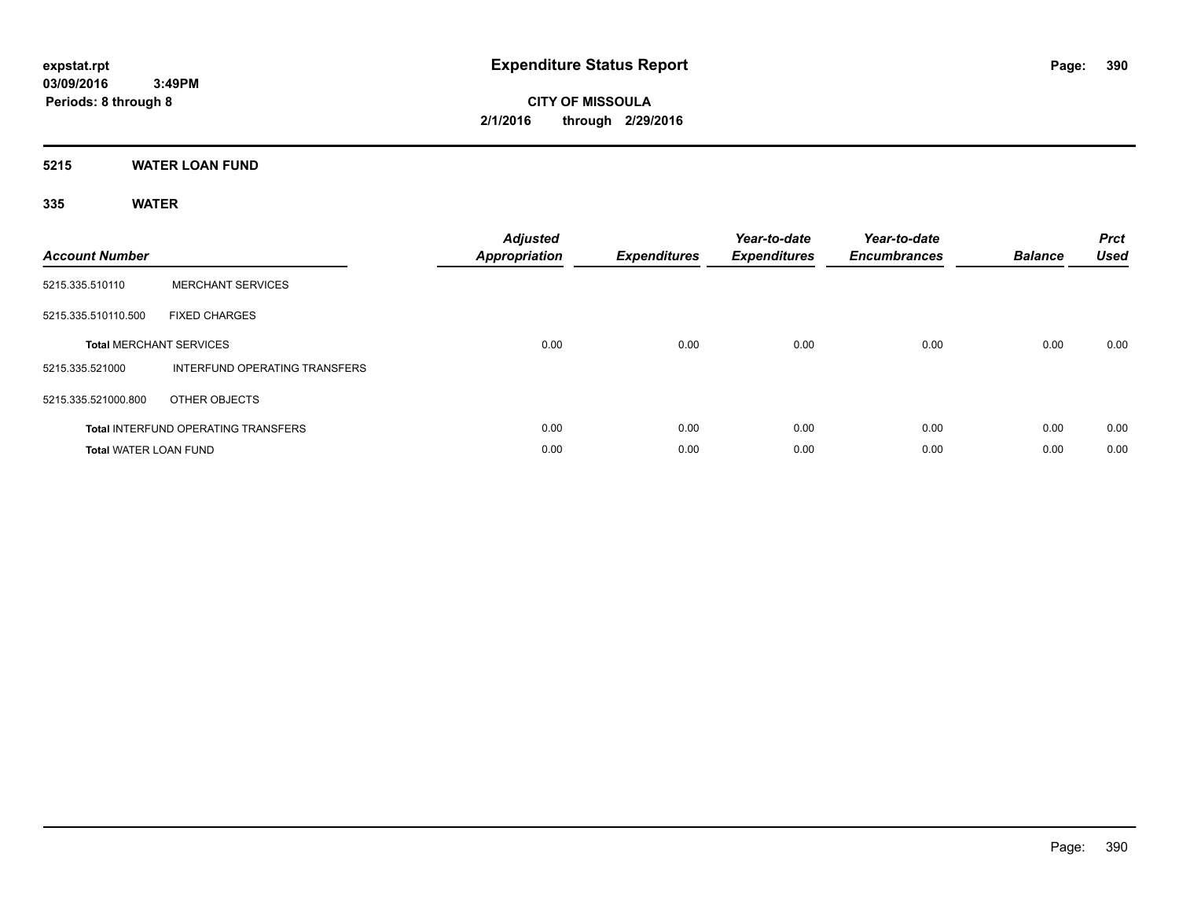**expstat.rpt**
**03/09/2016 3:49PM**
**Periods: 8 through 8**

# Expenditure Status Report

**CITY OF MISSOULA**
**2/1/2016 through 2/29/2016**

## 5215 WATER LOAN FUND

### 335 WATER

| Account Number | | Adjusted Appropriation | Expenditures | Year-to-date Expenditures | Year-to-date Encumbrances | Balance | Prct Used |
|---|---|---|---|---|---|---|---|
| 5215.335.510110 | MERCHANT SERVICES | | | | | | |
| 5215.335.510110.500 | FIXED CHARGES | | | | | | |
| **Total** MERCHANT SERVICES | | 0.00 | 0.00 | 0.00 | 0.00 | 0.00 | 0.00 |
| 5215.335.521000 | INTERFUND OPERATING TRANSFERS | | | | | | |
| 5215.335.521000.800 | OTHER OBJECTS | | | | | | |
| **Total** INTERFUND OPERATING TRANSFERS | | 0.00 | 0.00 | 0.00 | 0.00 | 0.00 | 0.00 |
| **Total** WATER LOAN FUND | | 0.00 | 0.00 | 0.00 | 0.00 | 0.00 | 0.00 |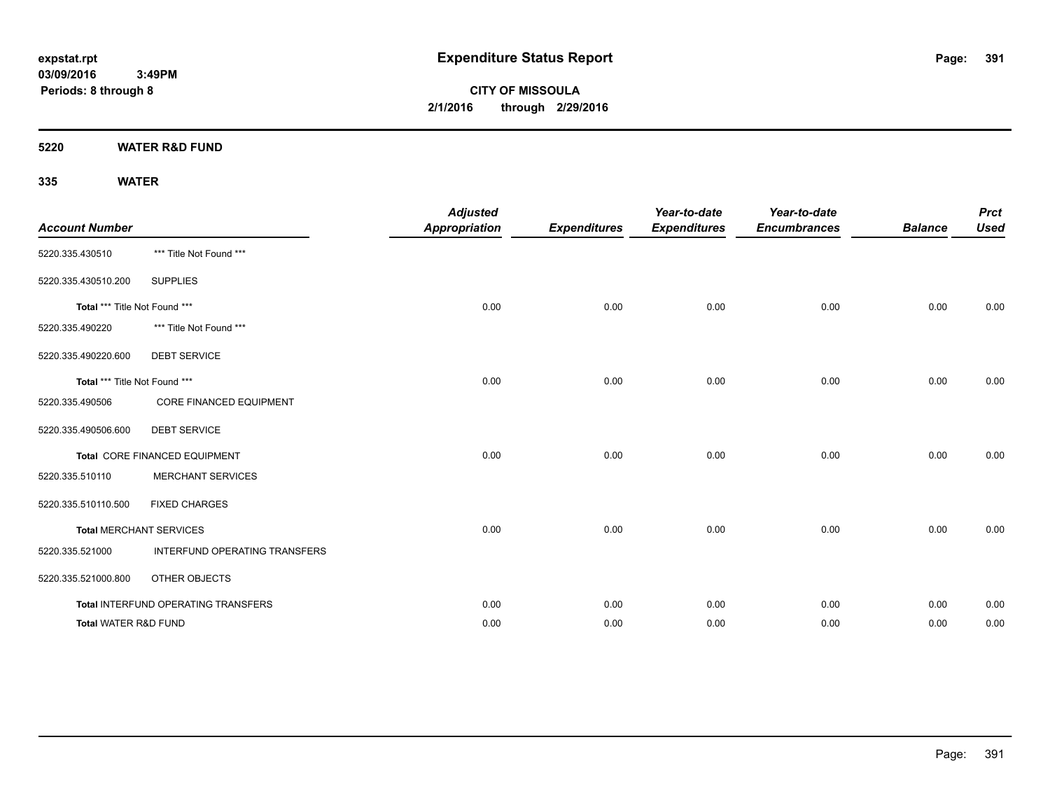# Expenditure Status Report

expstat.rpt
03/09/2016 3:49PM
Periods: 8 through 8

**CITY OF MISSOULA**
**2/1/2016 through 2/29/2016**

## 5220 WATER R&D FUND

### 335 WATER

| Account Number | | Adjusted Appropriation | Expenditures | Year-to-date Expenditures | Year-to-date Encumbrances | Balance | Prct Used |
|---|---|---|---|---|---|---|---|
| 5220.335.430510 | *** Title Not Found *** | | | | | | |
| 5220.335.430510.200 | SUPPLIES | | | | | | |
| Total *** Title Not Found *** | | 0.00 | 0.00 | 0.00 | 0.00 | 0.00 | 0.00 |
| 5220.335.490220 | *** Title Not Found *** | | | | | | |
| 5220.335.490220.600 | DEBT SERVICE | | | | | | |
| Total *** Title Not Found *** | | 0.00 | 0.00 | 0.00 | 0.00 | 0.00 | 0.00 |
| 5220.335.490506 | CORE FINANCED EQUIPMENT | | | | | | |
| 5220.335.490506.600 | DEBT SERVICE | | | | | | |
| Total CORE FINANCED EQUIPMENT | | 0.00 | 0.00 | 0.00 | 0.00 | 0.00 | 0.00 |
| 5220.335.510110 | MERCHANT SERVICES | | | | | | |
| 5220.335.510110.500 | FIXED CHARGES | | | | | | |
| Total MERCHANT SERVICES | | 0.00 | 0.00 | 0.00 | 0.00 | 0.00 | 0.00 |
| 5220.335.521000 | INTERFUND OPERATING TRANSFERS | | | | | | |
| 5220.335.521000.800 | OTHER OBJECTS | | | | | | |
| Total INTERFUND OPERATING TRANSFERS | | 0.00 | 0.00 | 0.00 | 0.00 | 0.00 | 0.00 |
| Total WATER R&D FUND | | 0.00 | 0.00 | 0.00 | 0.00 | 0.00 | 0.00 |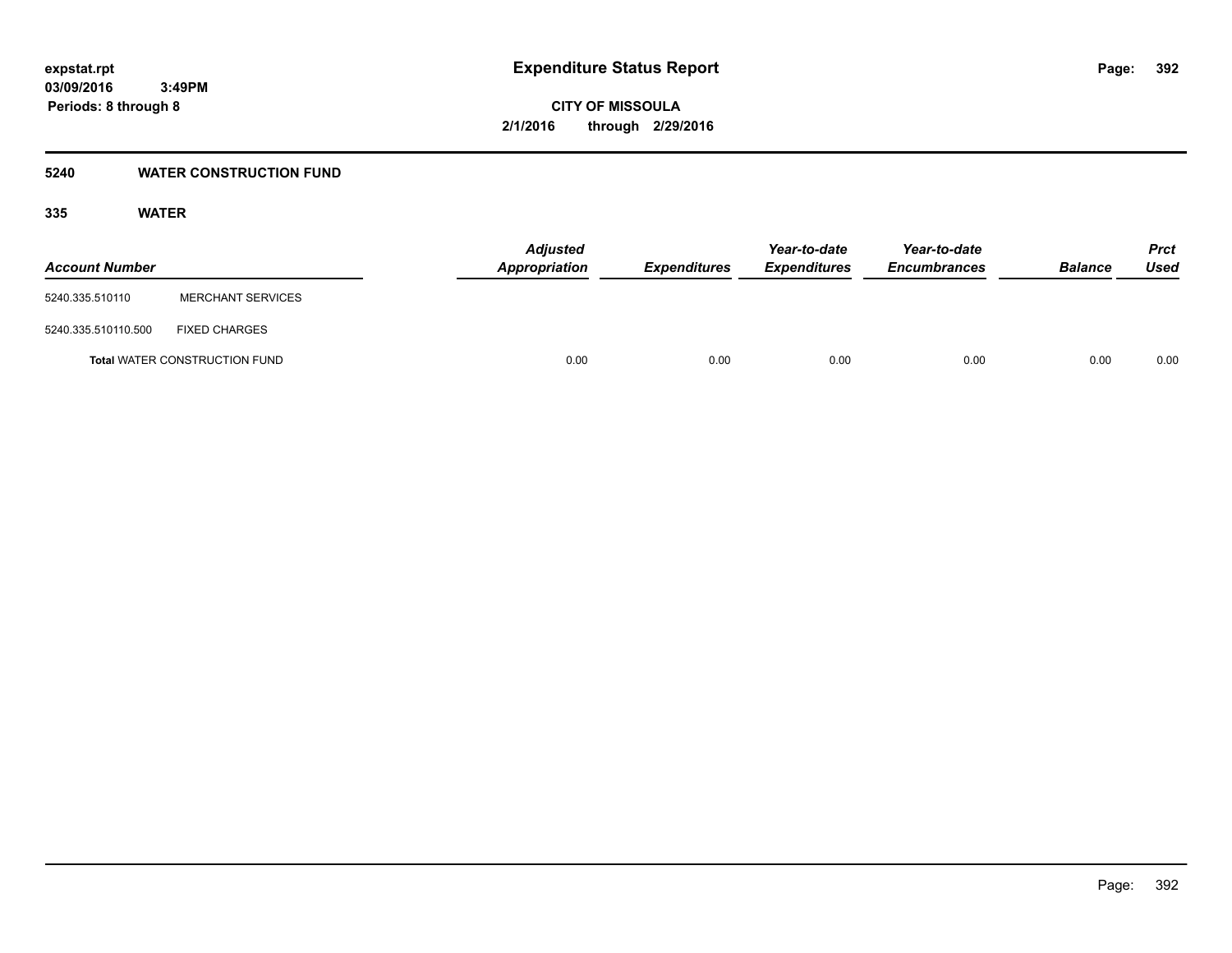# Expenditure Status Report

**expstat.rpt**
**03/09/2016 3:49PM**
**Periods: 8 through 8**

**CITY OF MISSOULA**
**2/1/2016 through 2/29/2016**

## 5240 WATER CONSTRUCTION FUND

### 335 WATER

| Account Number | | Adjusted Appropriation | Expenditures | Year-to-date Expenditures | Year-to-date Encumbrances | Balance | Prct Used |
|---|---|---|---|---|---|---|---|
| 5240.335.510110 | MERCHANT SERVICES | | | | | | |
| 5240.335.510110.500 | FIXED CHARGES | | | | | | |
| **Total** WATER CONSTRUCTION FUND | | 0.00 | 0.00 | 0.00 | 0.00 | 0.00 | 0.00 |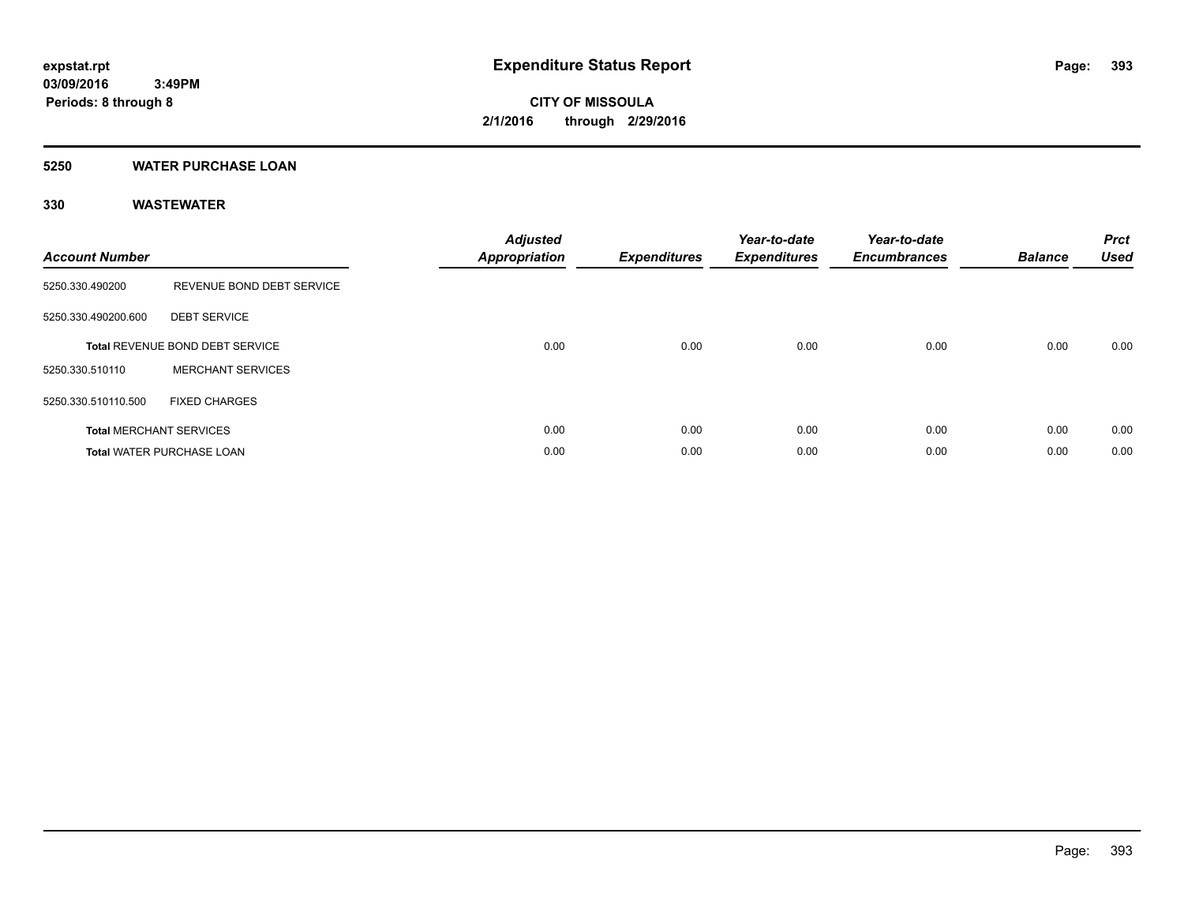# Expenditure Status Report

**CITY OF MISSOULA**
**2/1/2016 through 2/29/2016**

expstat.rpt
03/09/2016 3:49PM
Periods: 8 through 8

## 5250 WATER PURCHASE LOAN

### 330 WASTEWATER

| Account Number | | Adjusted Appropriation | Expenditures | Year-to-date Expenditures | Year-to-date Encumbrances | Balance | Prct Used |
|---|---|---|---|---|---|---|---|
| 5250.330.490200 | REVENUE BOND DEBT SERVICE | | | | | | |
| 5250.330.490200.600 | DEBT SERVICE | | | | | | |
| **Total** REVENUE BOND DEBT SERVICE | | 0.00 | 0.00 | 0.00 | 0.00 | 0.00 | 0.00 |
| 5250.330.510110 | MERCHANT SERVICES | | | | | | |
| 5250.330.510110.500 | FIXED CHARGES | | | | | | |
| **Total** MERCHANT SERVICES | | 0.00 | 0.00 | 0.00 | 0.00 | 0.00 | 0.00 |
| **Total** WATER PURCHASE LOAN | | 0.00 | 0.00 | 0.00 | 0.00 | 0.00 | 0.00 |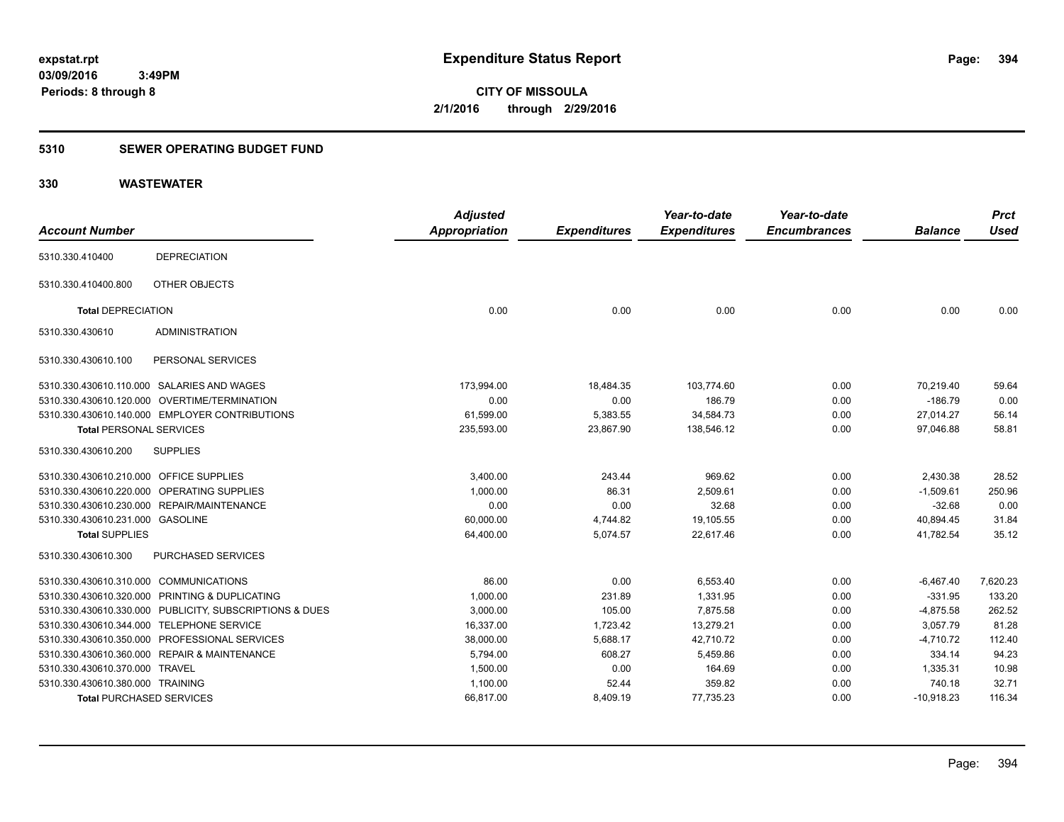expstat.rpt
03/09/2016 3:49PM
Periods: 8 through 8

# Expenditure Status Report

**CITY OF MISSOULA**
**2/1/2016 through 2/29/2016**

## 5310 SEWER OPERATING BUDGET FUND

## 330 WASTEWATER

| Account Number | | Adjusted Appropriation | Expenditures | Year-to-date Expenditures | Year-to-date Encumbrances | Balance | Prct Used |
|---|---|---|---|---|---|---|---|
| 5310.330.410400 | DEPRECIATION | | | | | | |
| 5310.330.410400.800 | OTHER OBJECTS | | | | | | |
| **Total** DEPRECIATION | | 0.00 | 0.00 | 0.00 | 0.00 | 0.00 | 0.00 |
| 5310.330.430610 | ADMINISTRATION | | | | | | |
| 5310.330.430610.100 | PERSONAL SERVICES | | | | | | |
| 5310.330.430610.110.000 | SALARIES AND WAGES | 173,994.00 | 18,484.35 | 103,774.60 | 0.00 | 70,219.40 | 59.64 |
| 5310.330.430610.120.000 | OVERTIME/TERMINATION | 0.00 | 0.00 | 186.79 | 0.00 | -186.79 | 0.00 |
| 5310.330.430610.140.000 | EMPLOYER CONTRIBUTIONS | 61,599.00 | 5,383.55 | 34,584.73 | 0.00 | 27,014.27 | 56.14 |
| **Total** PERSONAL SERVICES | | 235,593.00 | 23,867.90 | 138,546.12 | 0.00 | 97,046.88 | 58.81 |
| 5310.330.430610.200 | SUPPLIES | | | | | | |
| 5310.330.430610.210.000 | OFFICE SUPPLIES | 3,400.00 | 243.44 | 969.62 | 0.00 | 2,430.38 | 28.52 |
| 5310.330.430610.220.000 | OPERATING SUPPLIES | 1,000.00 | 86.31 | 2,509.61 | 0.00 | -1,509.61 | 250.96 |
| 5310.330.430610.230.000 | REPAIR/MAINTENANCE | 0.00 | 0.00 | 32.68 | 0.00 | -32.68 | 0.00 |
| 5310.330.430610.231.000 | GASOLINE | 60,000.00 | 4,744.82 | 19,105.55 | 0.00 | 40,894.45 | 31.84 |
| **Total** SUPPLIES | | 64,400.00 | 5,074.57 | 22,617.46 | 0.00 | 41,782.54 | 35.12 |
| 5310.330.430610.300 | PURCHASED SERVICES | | | | | | |
| 5310.330.430610.310.000 | COMMUNICATIONS | 86.00 | 0.00 | 6,553.40 | 0.00 | -6,467.40 | 7,620.23 |
| 5310.330.430610.320.000 | PRINTING & DUPLICATING | 1,000.00 | 231.89 | 1,331.95 | 0.00 | -331.95 | 133.20 |
| 5310.330.430610.330.000 | PUBLICITY, SUBSCRIPTIONS & DUES | 3,000.00 | 105.00 | 7,875.58 | 0.00 | -4,875.58 | 262.52 |
| 5310.330.430610.344.000 | TELEPHONE SERVICE | 16,337.00 | 1,723.42 | 13,279.21 | 0.00 | 3,057.79 | 81.28 |
| 5310.330.430610.350.000 | PROFESSIONAL SERVICES | 38,000.00 | 5,688.17 | 42,710.72 | 0.00 | -4,710.72 | 112.40 |
| 5310.330.430610.360.000 | REPAIR & MAINTENANCE | 5,794.00 | 608.27 | 5,459.86 | 0.00 | 334.14 | 94.23 |
| 5310.330.430610.370.000 | TRAVEL | 1,500.00 | 0.00 | 164.69 | 0.00 | 1,335.31 | 10.98 |
| 5310.330.430610.380.000 | TRAINING | 1,100.00 | 52.44 | 359.82 | 0.00 | 740.18 | 32.71 |
| **Total** PURCHASED SERVICES | | 66,817.00 | 8,409.19 | 77,735.23 | 0.00 | -10,918.23 | 116.34 |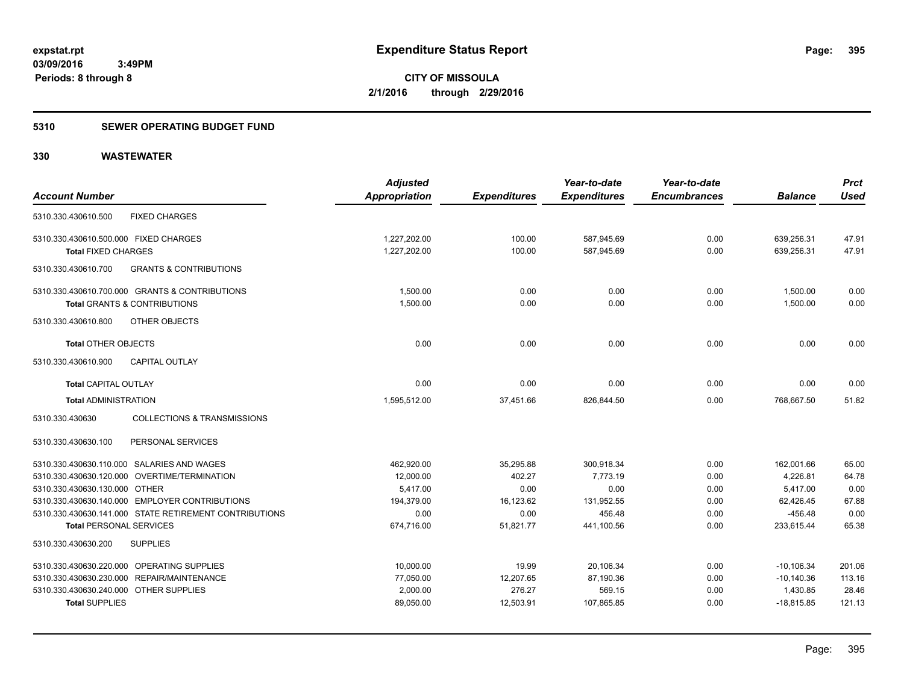# Expenditure Status Report

expstat.rpt
03/09/2016 3:49PM
Periods: 8 through 8

**CITY OF MISSOULA**
**2/1/2016 through 2/29/2016**

## 5310 SEWER OPERATING BUDGET FUND

## 330 WASTEWATER

| Account Number | Adjusted Appropriation | Expenditures | Year-to-date Expenditures | Year-to-date Encumbrances | Balance | Prct Used |
|---|---|---|---|---|---|---|
| 5310.330.430610.500 FIXED CHARGES | | | | | | |
| 5310.330.430610.500.000 FIXED CHARGES | 1,227,202.00 | 100.00 | 587,945.69 | 0.00 | 639,256.31 | 47.91 |
| **Total** FIXED CHARGES | 1,227,202.00 | 100.00 | 587,945.69 | 0.00 | 639,256.31 | 47.91 |
| 5310.330.430610.700 GRANTS & CONTRIBUTIONS | | | | | | |
| 5310.330.430610.700.000 GRANTS & CONTRIBUTIONS | 1,500.00 | 0.00 | 0.00 | 0.00 | 1,500.00 | 0.00 |
| **Total** GRANTS & CONTRIBUTIONS | 1,500.00 | 0.00 | 0.00 | 0.00 | 1,500.00 | 0.00 |
| 5310.330.430610.800 OTHER OBJECTS | | | | | | |
| **Total** OTHER OBJECTS | 0.00 | 0.00 | 0.00 | 0.00 | 0.00 | 0.00 |
| 5310.330.430610.900 CAPITAL OUTLAY | | | | | | |
| **Total** CAPITAL OUTLAY | 0.00 | 0.00 | 0.00 | 0.00 | 0.00 | 0.00 |
| **Total** ADMINISTRATION | 1,595,512.00 | 37,451.66 | 826,844.50 | 0.00 | 768,667.50 | 51.82 |
| 5310.330.430630 COLLECTIONS & TRANSMISSIONS | | | | | | |
| 5310.330.430630.100 PERSONAL SERVICES | | | | | | |
| 5310.330.430630.110.000 SALARIES AND WAGES | 462,920.00 | 35,295.88 | 300,918.34 | 0.00 | 162,001.66 | 65.00 |
| 5310.330.430630.120.000 OVERTIME/TERMINATION | 12,000.00 | 402.27 | 7,773.19 | 0.00 | 4,226.81 | 64.78 |
| 5310.330.430630.130.000 OTHER | 5,417.00 | 0.00 | 0.00 | 0.00 | 5,417.00 | 0.00 |
| 5310.330.430630.140.000 EMPLOYER CONTRIBUTIONS | 194,379.00 | 16,123.62 | 131,952.55 | 0.00 | 62,426.45 | 67.88 |
| 5310.330.430630.141.000 STATE RETIREMENT CONTRIBUTIONS | 0.00 | 0.00 | 456.48 | 0.00 | -456.48 | 0.00 |
| **Total** PERSONAL SERVICES | 674,716.00 | 51,821.77 | 441,100.56 | 0.00 | 233,615.44 | 65.38 |
| 5310.330.430630.200 SUPPLIES | | | | | | |
| 5310.330.430630.220.000 OPERATING SUPPLIES | 10,000.00 | 19.99 | 20,106.34 | 0.00 | -10,106.34 | 201.06 |
| 5310.330.430630.230.000 REPAIR/MAINTENANCE | 77,050.00 | 12,207.65 | 87,190.36 | 0.00 | -10,140.36 | 113.16 |
| 5310.330.430630.240.000 OTHER SUPPLIES | 2,000.00 | 276.27 | 569.15 | 0.00 | 1,430.85 | 28.46 |
| **Total** SUPPLIES | 89,050.00 | 12,503.91 | 107,865.85 | 0.00 | -18,815.85 | 121.13 |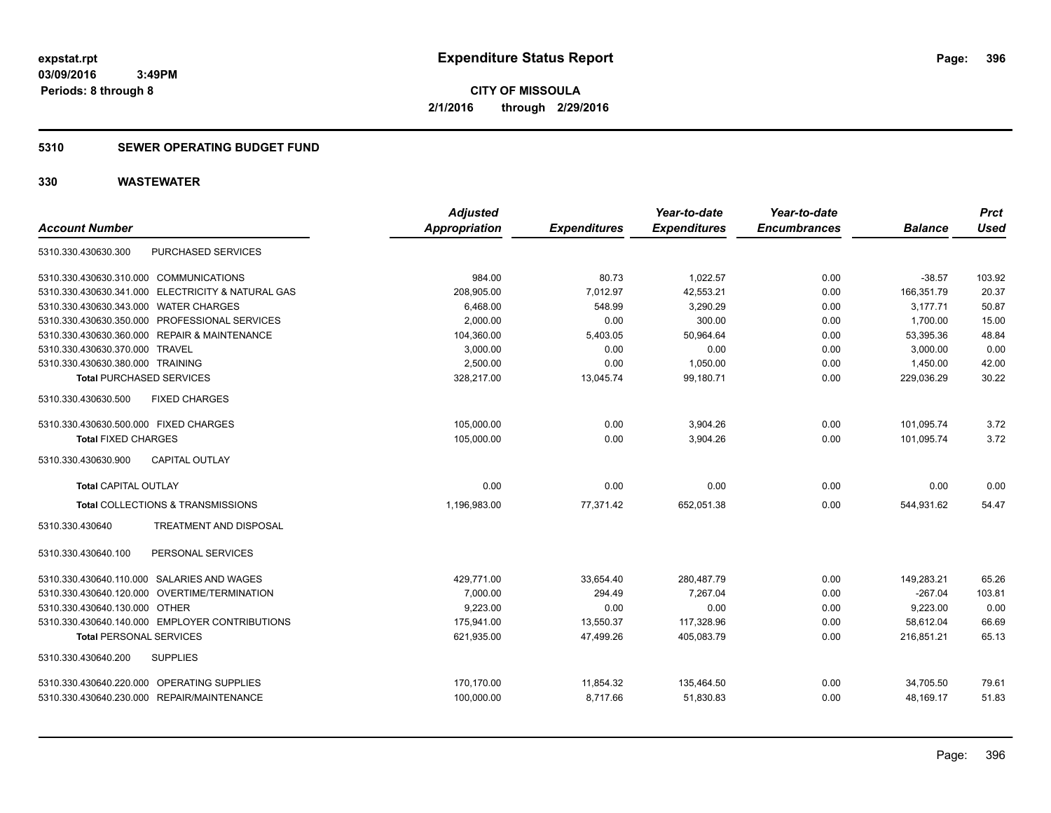# Expenditure Status Report

expstat.rpt
03/09/2016 3:49PM
Periods: 8 through 8

**CITY OF MISSOULA**
**2/1/2016 through 2/29/2016**

## 5310 SEWER OPERATING BUDGET FUND

## 330 WASTEWATER

| Account Number | | Adjusted Appropriation | Expenditures | Year-to-date Expenditures | Year-to-date Encumbrances | Balance | Prct Used |
|---|---|---|---|---|---|---|---|
| 5310.330.430630.300 | PURCHASED SERVICES | | | | | | |
| 5310.330.430630.310.000 | COMMUNICATIONS | 984.00 | 80.73 | 1,022.57 | 0.00 | -38.57 | 103.92 |
| 5310.330.430630.341.000 | ELECTRICITY & NATURAL GAS | 208,905.00 | 7,012.97 | 42,553.21 | 0.00 | 166,351.79 | 20.37 |
| 5310.330.430630.343.000 | WATER CHARGES | 6,468.00 | 548.99 | 3,290.29 | 0.00 | 3,177.71 | 50.87 |
| 5310.330.430630.350.000 | PROFESSIONAL SERVICES | 2,000.00 | 0.00 | 300.00 | 0.00 | 1,700.00 | 15.00 |
| 5310.330.430630.360.000 | REPAIR & MAINTENANCE | 104,360.00 | 5,403.05 | 50,964.64 | 0.00 | 53,395.36 | 48.84 |
| 5310.330.430630.370.000 | TRAVEL | 3,000.00 | 0.00 | 0.00 | 0.00 | 3,000.00 | 0.00 |
| 5310.330.430630.380.000 | TRAINING | 2,500.00 | 0.00 | 1,050.00 | 0.00 | 1,450.00 | 42.00 |
| **Total** PURCHASED SERVICES | | 328,217.00 | 13,045.74 | 99,180.71 | 0.00 | 229,036.29 | 30.22 |
| 5310.330.430630.500 | FIXED CHARGES | | | | | | |
| 5310.330.430630.500.000 | FIXED CHARGES | 105,000.00 | 0.00 | 3,904.26 | 0.00 | 101,095.74 | 3.72 |
| **Total** FIXED CHARGES | | 105,000.00 | 0.00 | 3,904.26 | 0.00 | 101,095.74 | 3.72 |
| 5310.330.430630.900 | CAPITAL OUTLAY | | | | | | |
| **Total** CAPITAL OUTLAY | | 0.00 | 0.00 | 0.00 | 0.00 | 0.00 | 0.00 |
| **Total** COLLECTIONS & TRANSMISSIONS | | 1,196,983.00 | 77,371.42 | 652,051.38 | 0.00 | 544,931.62 | 54.47 |
| 5310.330.430640 | TREATMENT AND DISPOSAL | | | | | | |
| 5310.330.430640.100 | PERSONAL SERVICES | | | | | | |
| 5310.330.430640.110.000 | SALARIES AND WAGES | 429,771.00 | 33,654.40 | 280,487.79 | 0.00 | 149,283.21 | 65.26 |
| 5310.330.430640.120.000 | OVERTIME/TERMINATION | 7,000.00 | 294.49 | 7,267.04 | 0.00 | -267.04 | 103.81 |
| 5310.330.430640.130.000 | OTHER | 9,223.00 | 0.00 | 0.00 | 0.00 | 9,223.00 | 0.00 |
| 5310.330.430640.140.000 | EMPLOYER CONTRIBUTIONS | 175,941.00 | 13,550.37 | 117,328.96 | 0.00 | 58,612.04 | 66.69 |
| **Total** PERSONAL SERVICES | | 621,935.00 | 47,499.26 | 405,083.79 | 0.00 | 216,851.21 | 65.13 |
| 5310.330.430640.200 | SUPPLIES | | | | | | |
| 5310.330.430640.220.000 | OPERATING SUPPLIES | 170,170.00 | 11,854.32 | 135,464.50 | 0.00 | 34,705.50 | 79.61 |
| 5310.330.430640.230.000 | REPAIR/MAINTENANCE | 100,000.00 | 8,717.66 | 51,830.83 | 0.00 | 48,169.17 | 51.83 |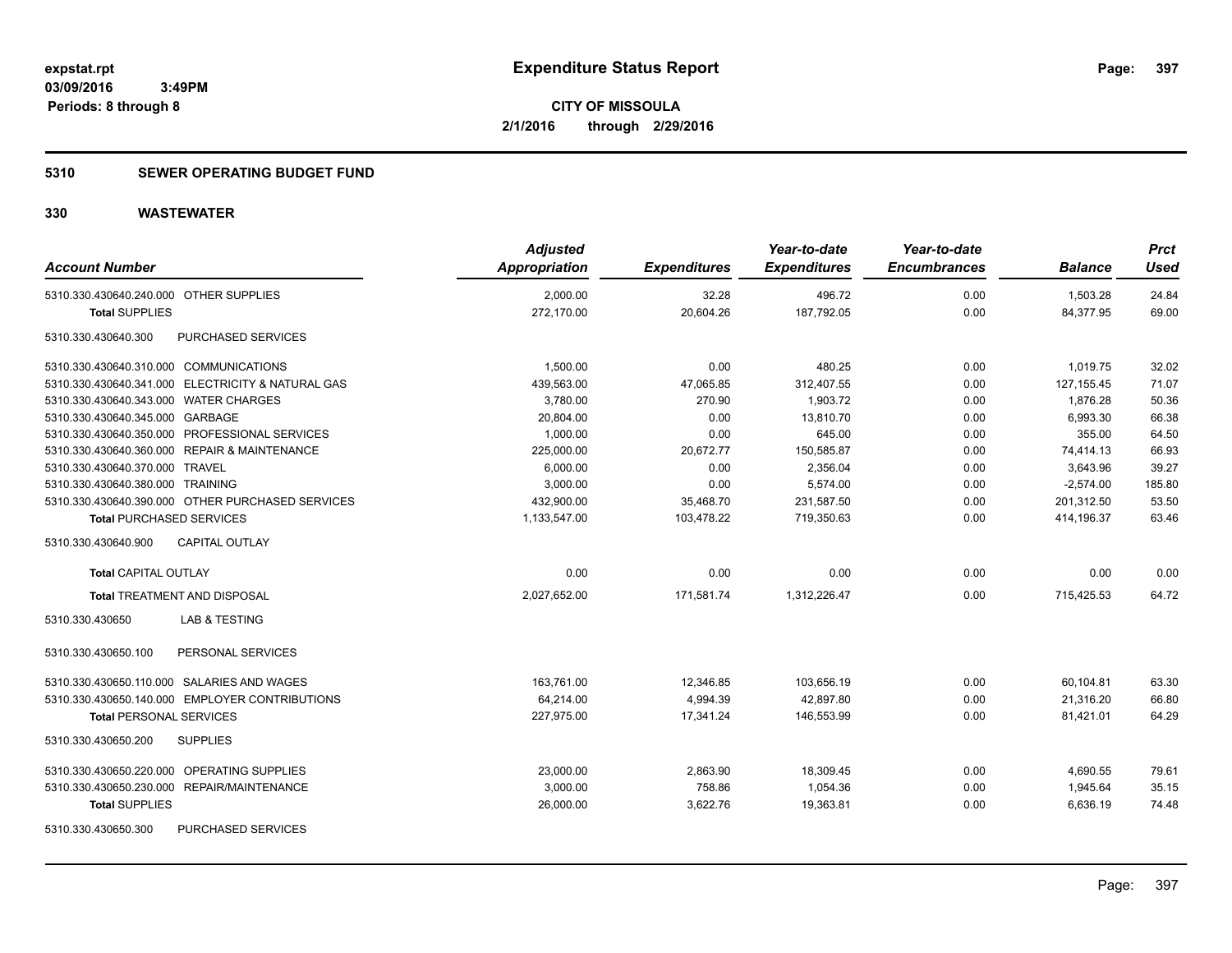**Expenditure Status Report**

expstat.rpt
03/09/2016 3:49PM
Periods: 8 through 8

**CITY OF MISSOULA**
**2/1/2016 through 2/29/2016**

## 5310 SEWER OPERATING BUDGET FUND

## 330 WASTEWATER

| Account Number | Adjusted Appropriation | Expenditures | Year-to-date Expenditures | Year-to-date Encumbrances | Balance | Prct Used |
|---|---|---|---|---|---|---|
| 5310.330.430640.240.000 OTHER SUPPLIES | 2,000.00 | 32.28 | 496.72 | 0.00 | 1,503.28 | 24.84 |
| **Total** SUPPLIES | 272,170.00 | 20,604.26 | 187,792.05 | 0.00 | 84,377.95 | 69.00 |
| 5310.330.430640.300 PURCHASED SERVICES | | | | | | |
| 5310.330.430640.310.000 COMMUNICATIONS | 1,500.00 | 0.00 | 480.25 | 0.00 | 1,019.75 | 32.02 |
| 5310.330.430640.341.000 ELECTRICITY & NATURAL GAS | 439,563.00 | 47,065.85 | 312,407.55 | 0.00 | 127,155.45 | 71.07 |
| 5310.330.430640.343.000 WATER CHARGES | 3,780.00 | 270.90 | 1,903.72 | 0.00 | 1,876.28 | 50.36 |
| 5310.330.430640.345.000 GARBAGE | 20,804.00 | 0.00 | 13,810.70 | 0.00 | 6,993.30 | 66.38 |
| 5310.330.430640.350.000 PROFESSIONAL SERVICES | 1,000.00 | 0.00 | 645.00 | 0.00 | 355.00 | 64.50 |
| 5310.330.430640.360.000 REPAIR & MAINTENANCE | 225,000.00 | 20,672.77 | 150,585.87 | 0.00 | 74,414.13 | 66.93 |
| 5310.330.430640.370.000 TRAVEL | 6,000.00 | 0.00 | 2,356.04 | 0.00 | 3,643.96 | 39.27 |
| 5310.330.430640.380.000 TRAINING | 3,000.00 | 0.00 | 5,574.00 | 0.00 | -2,574.00 | 185.80 |
| 5310.330.430640.390.000 OTHER PURCHASED SERVICES | 432,900.00 | 35,468.70 | 231,587.50 | 0.00 | 201,312.50 | 53.50 |
| **Total** PURCHASED SERVICES | 1,133,547.00 | 103,478.22 | 719,350.63 | 0.00 | 414,196.37 | 63.46 |
| 5310.330.430640.900 CAPITAL OUTLAY | | | | | | |
| **Total** CAPITAL OUTLAY | 0.00 | 0.00 | 0.00 | 0.00 | 0.00 | 0.00 |
| **Total** TREATMENT AND DISPOSAL | 2,027,652.00 | 171,581.74 | 1,312,226.47 | 0.00 | 715,425.53 | 64.72 |
| 5310.330.430650 LAB & TESTING | | | | | | |
| 5310.330.430650.100 PERSONAL SERVICES | | | | | | |
| 5310.330.430650.110.000 SALARIES AND WAGES | 163,761.00 | 12,346.85 | 103,656.19 | 0.00 | 60,104.81 | 63.30 |
| 5310.330.430650.140.000 EMPLOYER CONTRIBUTIONS | 64,214.00 | 4,994.39 | 42,897.80 | 0.00 | 21,316.20 | 66.80 |
| **Total** PERSONAL SERVICES | 227,975.00 | 17,341.24 | 146,553.99 | 0.00 | 81,421.01 | 64.29 |
| 5310.330.430650.200 SUPPLIES | | | | | | |
| 5310.330.430650.220.000 OPERATING SUPPLIES | 23,000.00 | 2,863.90 | 18,309.45 | 0.00 | 4,690.55 | 79.61 |
| 5310.330.430650.230.000 REPAIR/MAINTENANCE | 3,000.00 | 758.86 | 1,054.36 | 0.00 | 1,945.64 | 35.15 |
| **Total** SUPPLIES | 26,000.00 | 3,622.76 | 19,363.81 | 0.00 | 6,636.19 | 74.48 |
| 5310.330.430650.300 PURCHASED SERVICES | | | | | | |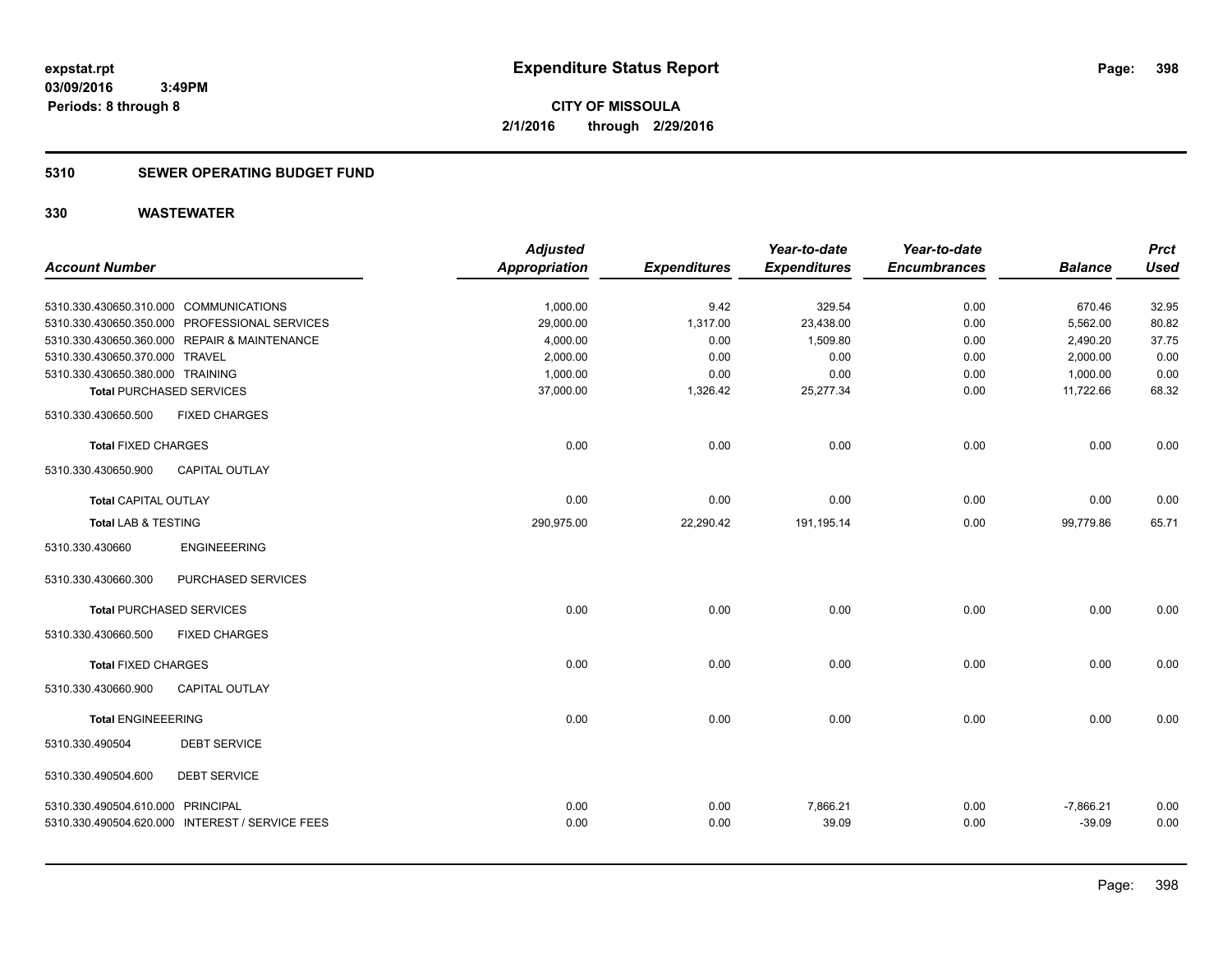**expstat.rpt**
**03/09/2016 3:49PM**
**Periods: 8 through 8**

# Expenditure Status Report

**CITY OF MISSOULA**
**2/1/2016 through 2/29/2016**

## 5310 SEWER OPERATING BUDGET FUND

## 330 WASTEWATER

| Account Number | | Adjusted Appropriation | Expenditures | Year-to-date Expenditures | Year-to-date Encumbrances | Balance | Prct Used |
|---|---|---|---|---|---|---|---|
| 5310.330.430650.310.000 | COMMUNICATIONS | 1,000.00 | 9.42 | 329.54 | 0.00 | 670.46 | 32.95 |
| 5310.330.430650.350.000 | PROFESSIONAL SERVICES | 29,000.00 | 1,317.00 | 23,438.00 | 0.00 | 5,562.00 | 80.82 |
| 5310.330.430650.360.000 | REPAIR & MAINTENANCE | 4,000.00 | 0.00 | 1,509.80 | 0.00 | 2,490.20 | 37.75 |
| 5310.330.430650.370.000 | TRAVEL | 2,000.00 | 0.00 | 0.00 | 0.00 | 2,000.00 | 0.00 |
| 5310.330.430650.380.000 | TRAINING | 1,000.00 | 0.00 | 0.00 | 0.00 | 1,000.00 | 0.00 |
| **Total** PURCHASED SERVICES | | 37,000.00 | 1,326.42 | 25,277.34 | 0.00 | 11,722.66 | 68.32 |
| 5310.330.430650.500 | FIXED CHARGES | | | | | | |
| **Total** FIXED CHARGES | | 0.00 | 0.00 | 0.00 | 0.00 | 0.00 | 0.00 |
| 5310.330.430650.900 | CAPITAL OUTLAY | | | | | | |
| **Total** CAPITAL OUTLAY | | 0.00 | 0.00 | 0.00 | 0.00 | 0.00 | 0.00 |
| **Total LAB & TESTING** | | 290,975.00 | 22,290.42 | 191,195.14 | 0.00 | 99,779.86 | 65.71 |
| 5310.330.430660 | ENGINEEERING | | | | | | |
| 5310.330.430660.300 | PURCHASED SERVICES | | | | | | |
| **Total** PURCHASED SERVICES | | 0.00 | 0.00 | 0.00 | 0.00 | 0.00 | 0.00 |
| 5310.330.430660.500 | FIXED CHARGES | | | | | | |
| **Total** FIXED CHARGES | | 0.00 | 0.00 | 0.00 | 0.00 | 0.00 | 0.00 |
| 5310.330.430660.900 | CAPITAL OUTLAY | | | | | | |
| **Total** ENGINEEERING | | 0.00 | 0.00 | 0.00 | 0.00 | 0.00 | 0.00 |
| 5310.330.490504 | DEBT SERVICE | | | | | | |
| 5310.330.490504.600 | DEBT SERVICE | | | | | | |
| 5310.330.490504.610.000 | PRINCIPAL | 0.00 | 0.00 | 7,866.21 | 0.00 | -7,866.21 | 0.00 |
| 5310.330.490504.620.000 | INTEREST / SERVICE FEES | 0.00 | 0.00 | 39.09 | 0.00 | -39.09 | 0.00 |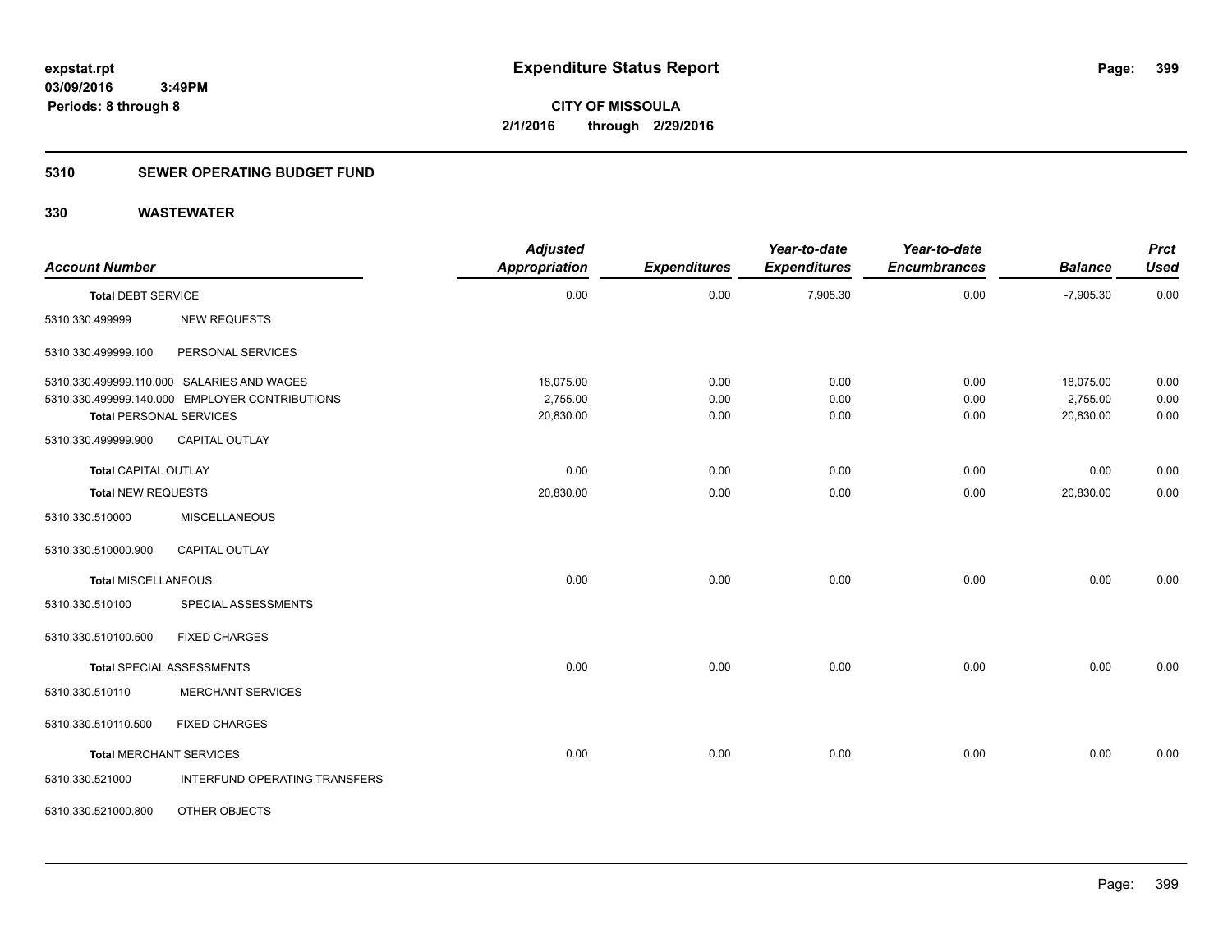**Expenditure Status Report**

**CITY OF MISSOULA**
**2/1/2016 through 2/29/2016**

expstat.rpt
03/09/2016 3:49PM
Periods: 8 through 8

## 5310 SEWER OPERATING BUDGET FUND

## 330 WASTEWATER

| Account Number | | Adjusted Appropriation | Expenditures | Year-to-date Expenditures | Year-to-date Encumbrances | Balance | Prct Used |
|---|---|---|---|---|---|---|---|
| **Total DEBT SERVICE** | | 0.00 | 0.00 | 7,905.30 | 0.00 | -7,905.30 | 0.00 |
| 5310.330.499999 | NEW REQUESTS | | | | | | |
| 5310.330.499999.100 | PERSONAL SERVICES | | | | | | |
| 5310.330.499999.110.000 | SALARIES AND WAGES | 18,075.00 | 0.00 | 0.00 | 0.00 | 18,075.00 | 0.00 |
| 5310.330.499999.140.000 | EMPLOYER CONTRIBUTIONS | 2,755.00 | 0.00 | 0.00 | 0.00 | 2,755.00 | 0.00 |
| **Total PERSONAL SERVICES** | | 20,830.00 | 0.00 | 0.00 | 0.00 | 20,830.00 | 0.00 |
| 5310.330.499999.900 | CAPITAL OUTLAY | | | | | | |
| **Total CAPITAL OUTLAY** | | 0.00 | 0.00 | 0.00 | 0.00 | 0.00 | 0.00 |
| **Total NEW REQUESTS** | | 20,830.00 | 0.00 | 0.00 | 0.00 | 20,830.00 | 0.00 |
| 5310.330.510000 | MISCELLANEOUS | | | | | | |
| 5310.330.510000.900 | CAPITAL OUTLAY | | | | | | |
| **Total MISCELLANEOUS** | | 0.00 | 0.00 | 0.00 | 0.00 | 0.00 | 0.00 |
| 5310.330.510100 | SPECIAL ASSESSMENTS | | | | | | |
| 5310.330.510100.500 | FIXED CHARGES | | | | | | |
| **Total SPECIAL ASSESSMENTS** | | 0.00 | 0.00 | 0.00 | 0.00 | 0.00 | 0.00 |
| 5310.330.510110 | MERCHANT SERVICES | | | | | | |
| 5310.330.510110.500 | FIXED CHARGES | | | | | | |
| **Total MERCHANT SERVICES** | | 0.00 | 0.00 | 0.00 | 0.00 | 0.00 | 0.00 |
| 5310.330.521000 | INTERFUND OPERATING TRANSFERS | | | | | | |
| 5310.330.521000.800 | OTHER OBJECTS | | | | | | |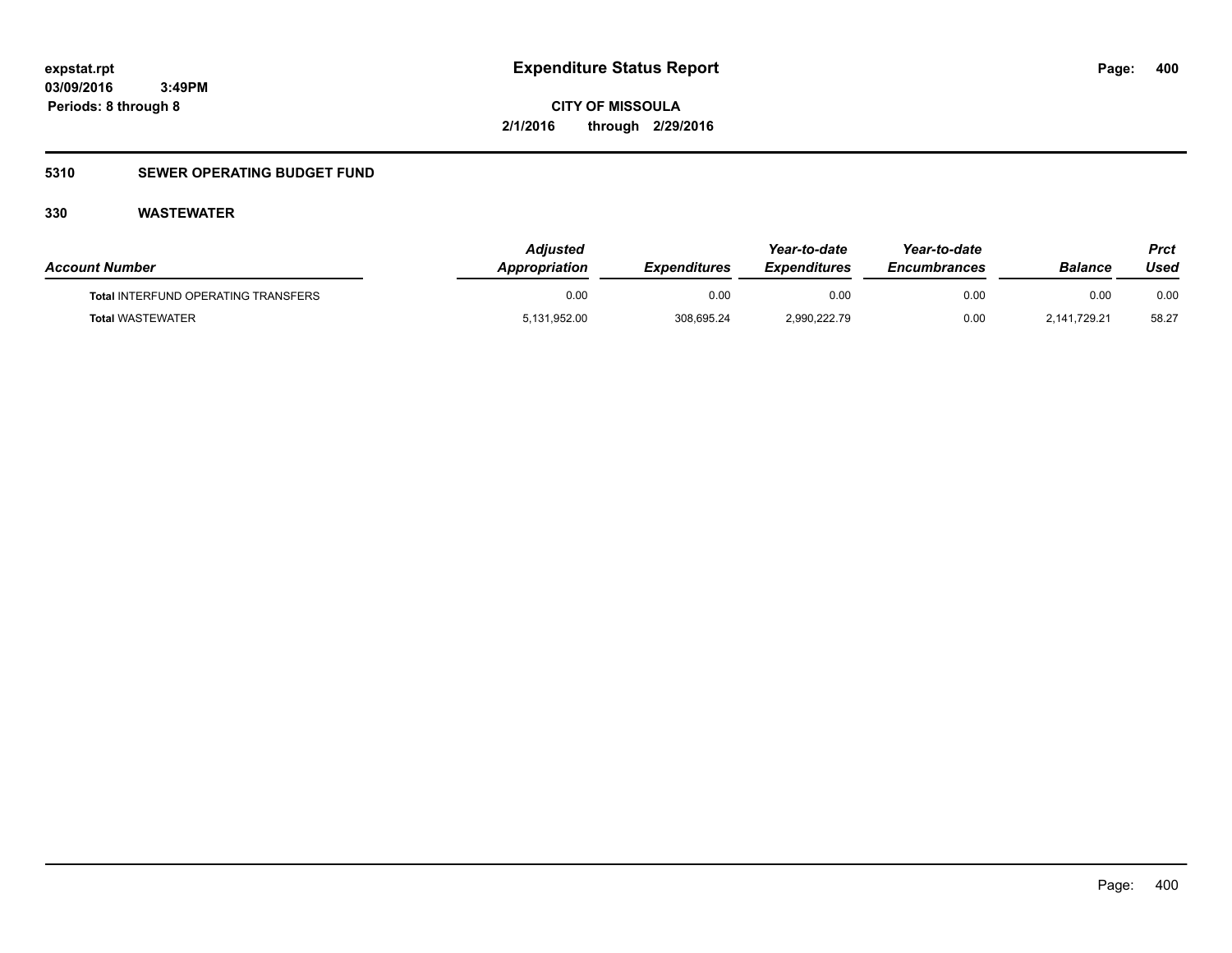**Expenditure Status Report**

expstat.rpt
03/09/2016 3:49PM
Periods: 8 through 8

CITY OF MISSOULA
2/1/2016 through 2/29/2016

## 5310 SEWER OPERATING BUDGET FUND

### 330 WASTEWATER

| Account Number | Adjusted Appropriation | Expenditures | Year-to-date Expenditures | Year-to-date Encumbrances | Balance | Prct Used |
|---|---|---|---|---|---|---|
| **Total** INTERFUND OPERATING TRANSFERS | 0.00 | 0.00 | 0.00 | 0.00 | 0.00 | 0.00 |
| **Total** WASTEWATER | 5,131,952.00 | 308,695.24 | 2,990,222.79 | 0.00 | 2,141,729.21 | 58.27 |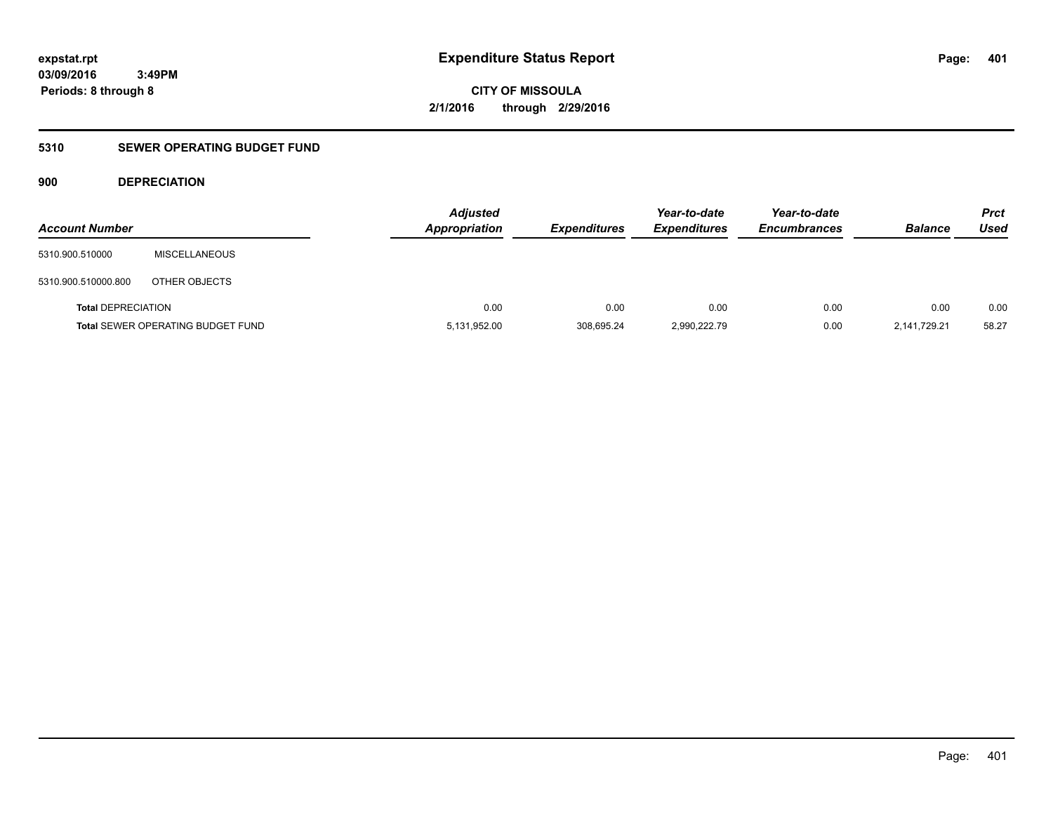**expstat.rpt**
**03/09/2016 3:49PM**
**Periods: 8 through 8**

# Expenditure Status Report

**CITY OF MISSOULA**
**2/1/2016 through 2/29/2016**

## 5310 SEWER OPERATING BUDGET FUND

### 900 DEPRECIATION

| Account Number | | Adjusted Appropriation | Expenditures | Year-to-date Expenditures | Year-to-date Encumbrances | Balance | Prct Used |
|---|---|---|---|---|---|---|---|
| 5310.900.510000 | MISCELLANEOUS | | | | | | |
| 5310.900.510000.800 | OTHER OBJECTS | | | | | | |
| **Total** DEPRECIATION | | 0.00 | 0.00 | 0.00 | 0.00 | 0.00 | 0.00 |
| **Total** SEWER OPERATING BUDGET FUND | | 5,131,952.00 | 308,695.24 | 2,990,222.79 | 0.00 | 2,141,729.21 | 58.27 |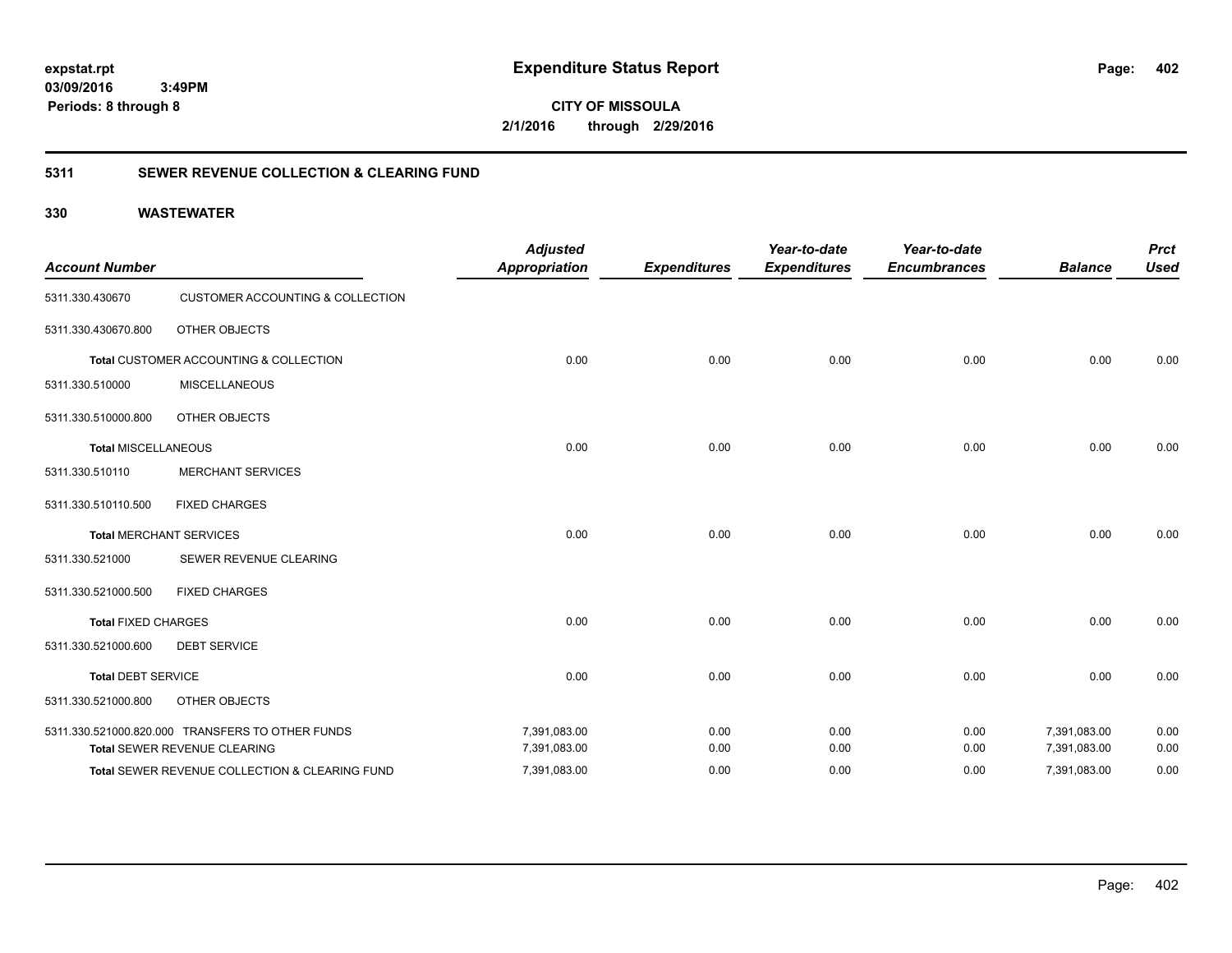**expstat.rpt**
**03/09/2016 3:49PM**
**Periods: 8 through 8**

# Expenditure Status Report

**CITY OF MISSOULA**
**2/1/2016 through 2/29/2016**

## 5311 SEWER REVENUE COLLECTION & CLEARING FUND

### 330 WASTEWATER

| Account Number | | Adjusted Appropriation | Expenditures | Year-to-date Expenditures | Year-to-date Encumbrances | Balance | Prct Used |
|---|---|---|---|---|---|---|---|
| 5311.330.430670 | CUSTOMER ACCOUNTING & COLLECTION | | | | | | |
| 5311.330.430670.800 | OTHER OBJECTS | | | | | | |
| **Total** CUSTOMER ACCOUNTING & COLLECTION | | 0.00 | 0.00 | 0.00 | 0.00 | 0.00 | 0.00 |
| 5311.330.510000 | MISCELLANEOUS | | | | | | |
| 5311.330.510000.800 | OTHER OBJECTS | | | | | | |
| **Total** MISCELLANEOUS | | 0.00 | 0.00 | 0.00 | 0.00 | 0.00 | 0.00 |
| 5311.330.510110 | MERCHANT SERVICES | | | | | | |
| 5311.330.510110.500 | FIXED CHARGES | | | | | | |
| **Total** MERCHANT SERVICES | | 0.00 | 0.00 | 0.00 | 0.00 | 0.00 | 0.00 |
| 5311.330.521000 | SEWER REVENUE CLEARING | | | | | | |
| 5311.330.521000.500 | FIXED CHARGES | | | | | | |
| **Total** FIXED CHARGES | | 0.00 | 0.00 | 0.00 | 0.00 | 0.00 | 0.00 |
| 5311.330.521000.600 | DEBT SERVICE | | | | | | |
| **Total** DEBT SERVICE | | 0.00 | 0.00 | 0.00 | 0.00 | 0.00 | 0.00 |
| 5311.330.521000.800 | OTHER OBJECTS | | | | | | |
| 5311.330.521000.820.000 | TRANSFERS TO OTHER FUNDS | 7,391,083.00 | 0.00 | 0.00 | 0.00 | 7,391,083.00 | 0.00 |
| **Total** SEWER REVENUE CLEARING | | 7,391,083.00 | 0.00 | 0.00 | 0.00 | 7,391,083.00 | 0.00 |
| **Total** SEWER REVENUE COLLECTION & CLEARING FUND | | 7,391,083.00 | 0.00 | 0.00 | 0.00 | 7,391,083.00 | 0.00 |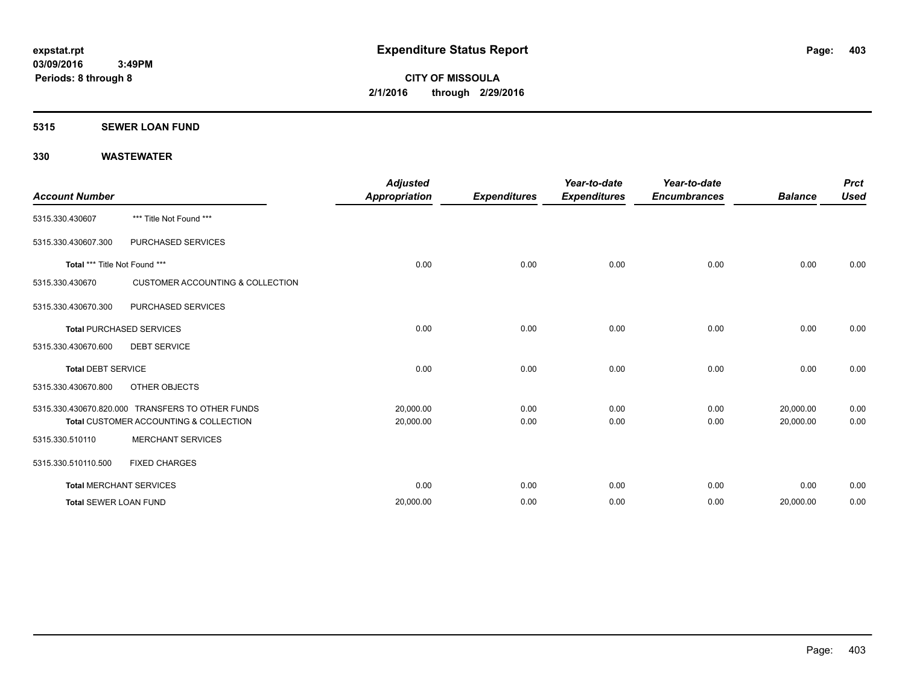# Expenditure Status Report

**CITY OF MISSOULA**
**2/1/2016 through 2/29/2016**

expstat.rpt
03/09/2016 3:49PM
Periods: 8 through 8

## 5315 SEWER LOAN FUND

### 330 WASTEWATER

| Account Number | | Adjusted Appropriation | Expenditures | Year-to-date Expenditures | Year-to-date Encumbrances | Balance | Prct Used |
|---|---|---|---|---|---|---|---|
| 5315.330.430607 | *** Title Not Found *** | | | | | | |
| 5315.330.430607.300 | PURCHASED SERVICES | | | | | | |
| **Total** *** Title Not Found *** | | 0.00 | 0.00 | 0.00 | 0.00 | 0.00 | 0.00 |
| 5315.330.430670 | CUSTOMER ACCOUNTING & COLLECTION | | | | | | |
| 5315.330.430670.300 | PURCHASED SERVICES | | | | | | |
| **Total** PURCHASED SERVICES | | 0.00 | 0.00 | 0.00 | 0.00 | 0.00 | 0.00 |
| 5315.330.430670.600 | DEBT SERVICE | | | | | | |
| **Total** DEBT SERVICE | | 0.00 | 0.00 | 0.00 | 0.00 | 0.00 | 0.00 |
| 5315.330.430670.800 | OTHER OBJECTS | | | | | | |
| 5315.330.430670.820.000 | TRANSFERS TO OTHER FUNDS | 20,000.00 | 0.00 | 0.00 | 0.00 | 20,000.00 | 0.00 |
| **Total** CUSTOMER ACCOUNTING & COLLECTION | | 20,000.00 | 0.00 | 0.00 | 0.00 | 20,000.00 | 0.00 |
| 5315.330.510110 | MERCHANT SERVICES | | | | | | |
| 5315.330.510110.500 | FIXED CHARGES | | | | | | |
| **Total** MERCHANT SERVICES | | 0.00 | 0.00 | 0.00 | 0.00 | 0.00 | 0.00 |
| **Total** SEWER LOAN FUND | | 20,000.00 | 0.00 | 0.00 | 0.00 | 20,000.00 | 0.00 |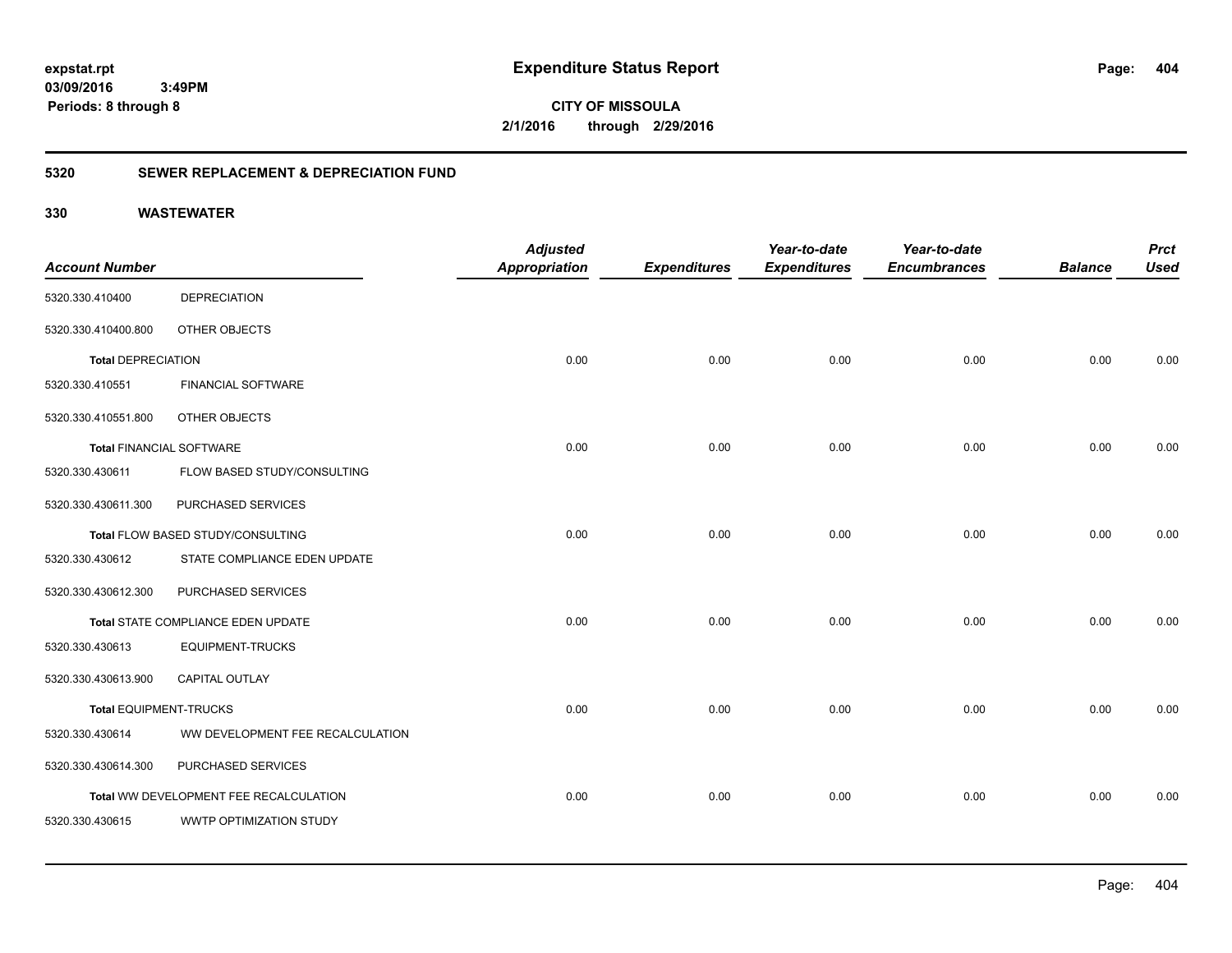# Expenditure Status Report

**CITY OF MISSOULA**

**2/1/2016 through 2/29/2016**

expstat.rpt
03/09/2016 3:49PM
Periods: 8 through 8

## 5320 SEWER REPLACEMENT & DEPRECIATION FUND

### 330 WASTEWATER

| Account Number | | Adjusted Appropriation | Expenditures | Year-to-date Expenditures | Year-to-date Encumbrances | Balance | Prct Used |
|---|---|---|---|---|---|---|---|
| 5320.330.410400 | DEPRECIATION | | | | | | |
| 5320.330.410400.800 | OTHER OBJECTS | | | | | | |
| **Total** DEPRECIATION | | 0.00 | 0.00 | 0.00 | 0.00 | 0.00 | 0.00 |
| 5320.330.410551 | FINANCIAL SOFTWARE | | | | | | |
| 5320.330.410551.800 | OTHER OBJECTS | | | | | | |
| **Total** FINANCIAL SOFTWARE | | 0.00 | 0.00 | 0.00 | 0.00 | 0.00 | 0.00 |
| 5320.330.430611 | FLOW BASED STUDY/CONSULTING | | | | | | |
| 5320.330.430611.300 | PURCHASED SERVICES | | | | | | |
| **Total** FLOW BASED STUDY/CONSULTING | | 0.00 | 0.00 | 0.00 | 0.00 | 0.00 | 0.00 |
| 5320.330.430612 | STATE COMPLIANCE EDEN UPDATE | | | | | | |
| 5320.330.430612.300 | PURCHASED SERVICES | | | | | | |
| **Total** STATE COMPLIANCE EDEN UPDATE | | 0.00 | 0.00 | 0.00 | 0.00 | 0.00 | 0.00 |
| 5320.330.430613 | EQUIPMENT-TRUCKS | | | | | | |
| 5320.330.430613.900 | CAPITAL OUTLAY | | | | | | |
| **Total** EQUIPMENT-TRUCKS | | 0.00 | 0.00 | 0.00 | 0.00 | 0.00 | 0.00 |
| 5320.330.430614 | WW DEVELOPMENT FEE RECALCULATION | | | | | | |
| 5320.330.430614.300 | PURCHASED SERVICES | | | | | | |
| **Total** WW DEVELOPMENT FEE RECALCULATION | | 0.00 | 0.00 | 0.00 | 0.00 | 0.00 | 0.00 |
| 5320.330.430615 | WWTP OPTIMIZATION STUDY | | | | | | |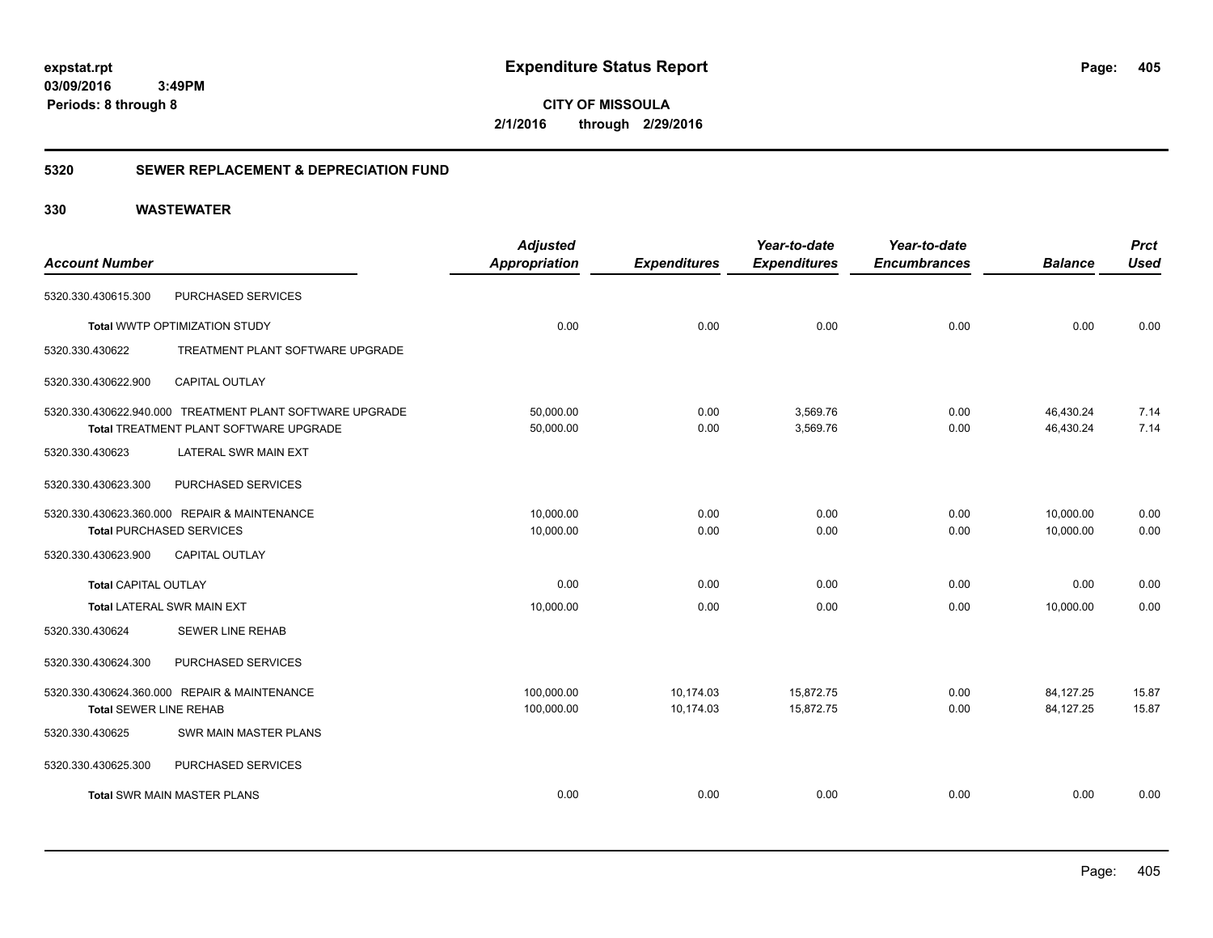**Expenditure Status Report**

**CITY OF MISSOULA**
**2/1/2016 through 2/29/2016**

expstat.rpt
03/09/2016 3:49PM
Periods: 8 through 8

## 5320 SEWER REPLACEMENT & DEPRECIATION FUND

## 330 WASTEWATER

| Account Number | | Adjusted Appropriation | Expenditures | Year-to-date Expenditures | Year-to-date Encumbrances | Balance | Prct Used |
|---|---|---|---|---|---|---|---|
| 5320.330.430615.300 | PURCHASED SERVICES | | | | | | |
| **Total** WWTP OPTIMIZATION STUDY | | 0.00 | 0.00 | 0.00 | 0.00 | 0.00 | 0.00 |
| 5320.330.430622 | TREATMENT PLANT SOFTWARE UPGRADE | | | | | | |
| 5320.330.430622.900 | CAPITAL OUTLAY | | | | | | |
| 5320.330.430622.940.000 | TREATMENT PLANT SOFTWARE UPGRADE | 50,000.00 | 0.00 | 3,569.76 | 0.00 | 46,430.24 | 7.14 |
| **Total** TREATMENT PLANT SOFTWARE UPGRADE | | 50,000.00 | 0.00 | 3,569.76 | 0.00 | 46,430.24 | 7.14 |
| 5320.330.430623 | LATERAL SWR MAIN EXT | | | | | | |
| 5320.330.430623.300 | PURCHASED SERVICES | | | | | | |
| 5320.330.430623.360.000 | REPAIR & MAINTENANCE | 10,000.00 | 0.00 | 0.00 | 0.00 | 10,000.00 | 0.00 |
| **Total** PURCHASED SERVICES | | 10,000.00 | 0.00 | 0.00 | 0.00 | 10,000.00 | 0.00 |
| 5320.330.430623.900 | CAPITAL OUTLAY | | | | | | |
| **Total** CAPITAL OUTLAY | | 0.00 | 0.00 | 0.00 | 0.00 | 0.00 | 0.00 |
| **Total** LATERAL SWR MAIN EXT | | 10,000.00 | 0.00 | 0.00 | 0.00 | 10,000.00 | 0.00 |
| 5320.330.430624 | SEWER LINE REHAB | | | | | | |
| 5320.330.430624.300 | PURCHASED SERVICES | | | | | | |
| 5320.330.430624.360.000 | REPAIR & MAINTENANCE | 100,000.00 | 10,174.03 | 15,872.75 | 0.00 | 84,127.25 | 15.87 |
| **Total** SEWER LINE REHAB | | 100,000.00 | 10,174.03 | 15,872.75 | 0.00 | 84,127.25 | 15.87 |
| 5320.330.430625 | SWR MAIN MASTER PLANS | | | | | | |
| 5320.330.430625.300 | PURCHASED SERVICES | | | | | | |
| **Total** SWR MAIN MASTER PLANS | | 0.00 | 0.00 | 0.00 | 0.00 | 0.00 | 0.00 |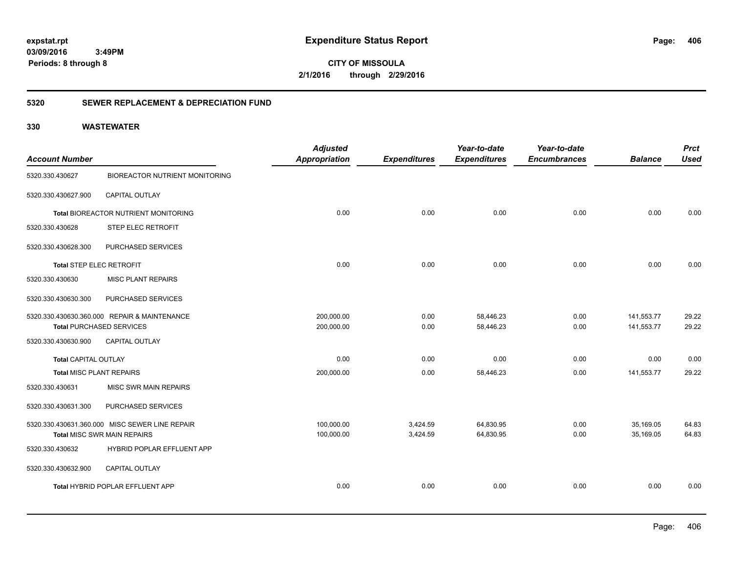**expstat.rpt**
**03/09/2016 3:49PM**
**Periods: 8 through 8**

# Expenditure Status Report

**CITY OF MISSOULA**
**2/1/2016 through 2/29/2016**

## 5320 SEWER REPLACEMENT & DEPRECIATION FUND

## 330 WASTEWATER

| Account Number | | Adjusted Appropriation | Expenditures | Year-to-date Expenditures | Year-to-date Encumbrances | Balance | Prct Used |
|---|---|---|---|---|---|---|---|
| 5320.330.430627 | BIOREACTOR NUTRIENT MONITORING | | | | | | |
| 5320.330.430627.900 | CAPITAL OUTLAY | | | | | | |
| Total BIOREACTOR NUTRIENT MONITORING | | 0.00 | 0.00 | 0.00 | 0.00 | 0.00 | 0.00 |
| 5320.330.430628 | STEP ELEC RETROFIT | | | | | | |
| 5320.330.430628.300 | PURCHASED SERVICES | | | | | | |
| Total STEP ELEC RETROFIT | | 0.00 | 0.00 | 0.00 | 0.00 | 0.00 | 0.00 |
| 5320.330.430630 | MISC PLANT REPAIRS | | | | | | |
| 5320.330.430630.300 | PURCHASED SERVICES | | | | | | |
| 5320.330.430630.360.000 | REPAIR & MAINTENANCE | 200,000.00 | 0.00 | 58,446.23 | 0.00 | 141,553.77 | 29.22 |
| Total PURCHASED SERVICES | | 200,000.00 | 0.00 | 58,446.23 | 0.00 | 141,553.77 | 29.22 |
| 5320.330.430630.900 | CAPITAL OUTLAY | | | | | | |
| Total CAPITAL OUTLAY | | 0.00 | 0.00 | 0.00 | 0.00 | 0.00 | 0.00 |
| Total MISC PLANT REPAIRS | | 200,000.00 | 0.00 | 58,446.23 | 0.00 | 141,553.77 | 29.22 |
| 5320.330.430631 | MISC SWR MAIN REPAIRS | | | | | | |
| 5320.330.430631.300 | PURCHASED SERVICES | | | | | | |
| 5320.330.430631.360.000 | MISC SEWER LINE REPAIR | 100,000.00 | 3,424.59 | 64,830.95 | 0.00 | 35,169.05 | 64.83 |
| Total MISC SWR MAIN REPAIRS | | 100,000.00 | 3,424.59 | 64,830.95 | 0.00 | 35,169.05 | 64.83 |
| 5320.330.430632 | HYBRID POPLAR EFFLUENT APP | | | | | | |
| 5320.330.430632.900 | CAPITAL OUTLAY | | | | | | |
| Total HYBRID POPLAR EFFLUENT APP | | 0.00 | 0.00 | 0.00 | 0.00 | 0.00 | 0.00 |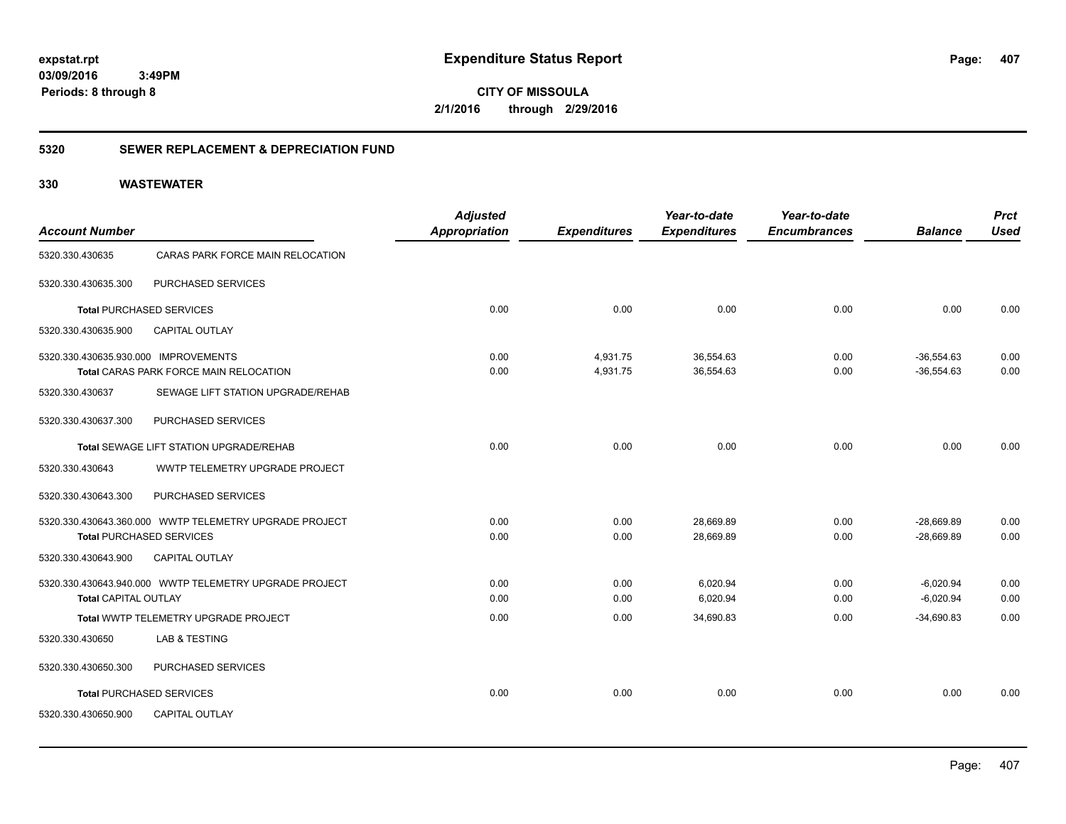**expstat.rpt**
**03/09/2016 3:49PM**
**Periods: 8 through 8**

# Expenditure Status Report

**CITY OF MISSOULA**
**2/1/2016 through 2/29/2016**

## 5320 SEWER REPLACEMENT & DEPRECIATION FUND

## 330 WASTEWATER

| Account Number | | Adjusted Appropriation | Expenditures | Year-to-date Expenditures | Year-to-date Encumbrances | Balance | Prct Used |
|---|---|---|---|---|---|---|---|
| 5320.330.430635 | CARAS PARK FORCE MAIN RELOCATION | | | | | | |
| 5320.330.430635.300 | PURCHASED SERVICES | | | | | | |
| **Total** PURCHASED SERVICES | | 0.00 | 0.00 | 0.00 | 0.00 | 0.00 | 0.00 |
| 5320.330.430635.900 | CAPITAL OUTLAY | | | | | | |
| 5320.330.430635.930.000 IMPROVEMENTS | | 0.00 | 4,931.75 | 36,554.63 | 0.00 | -36,554.63 | 0.00 |
| **Total** CARAS PARK FORCE MAIN RELOCATION | | 0.00 | 4,931.75 | 36,554.63 | 0.00 | -36,554.63 | 0.00 |
| 5320.330.430637 | SEWAGE LIFT STATION UPGRADE/REHAB | | | | | | |
| 5320.330.430637.300 | PURCHASED SERVICES | | | | | | |
| **Total** SEWAGE LIFT STATION UPGRADE/REHAB | | 0.00 | 0.00 | 0.00 | 0.00 | 0.00 | 0.00 |
| 5320.330.430643 | WWTP TELEMETRY UPGRADE PROJECT | | | | | | |
| 5320.330.430643.300 | PURCHASED SERVICES | | | | | | |
| 5320.330.430643.360.000 WWTP TELEMETRY UPGRADE PROJECT | | 0.00 | 0.00 | 28,669.89 | 0.00 | -28,669.89 | 0.00 |
| **Total** PURCHASED SERVICES | | 0.00 | 0.00 | 28,669.89 | 0.00 | -28,669.89 | 0.00 |
| 5320.330.430643.900 | CAPITAL OUTLAY | | | | | | |
| 5320.330.430643.940.000 WWTP TELEMETRY UPGRADE PROJECT | | 0.00 | 0.00 | 6,020.94 | 0.00 | -6,020.94 | 0.00 |
| **Total** CAPITAL OUTLAY | | 0.00 | 0.00 | 6,020.94 | 0.00 | -6,020.94 | 0.00 |
| **Total** WWTP TELEMETRY UPGRADE PROJECT | | 0.00 | 0.00 | 34,690.83 | 0.00 | -34,690.83 | 0.00 |
| 5320.330.430650 | LAB & TESTING | | | | | | |
| 5320.330.430650.300 | PURCHASED SERVICES | | | | | | |
| **Total** PURCHASED SERVICES | | 0.00 | 0.00 | 0.00 | 0.00 | 0.00 | 0.00 |
| 5320.330.430650.900 | CAPITAL OUTLAY | | | | | | |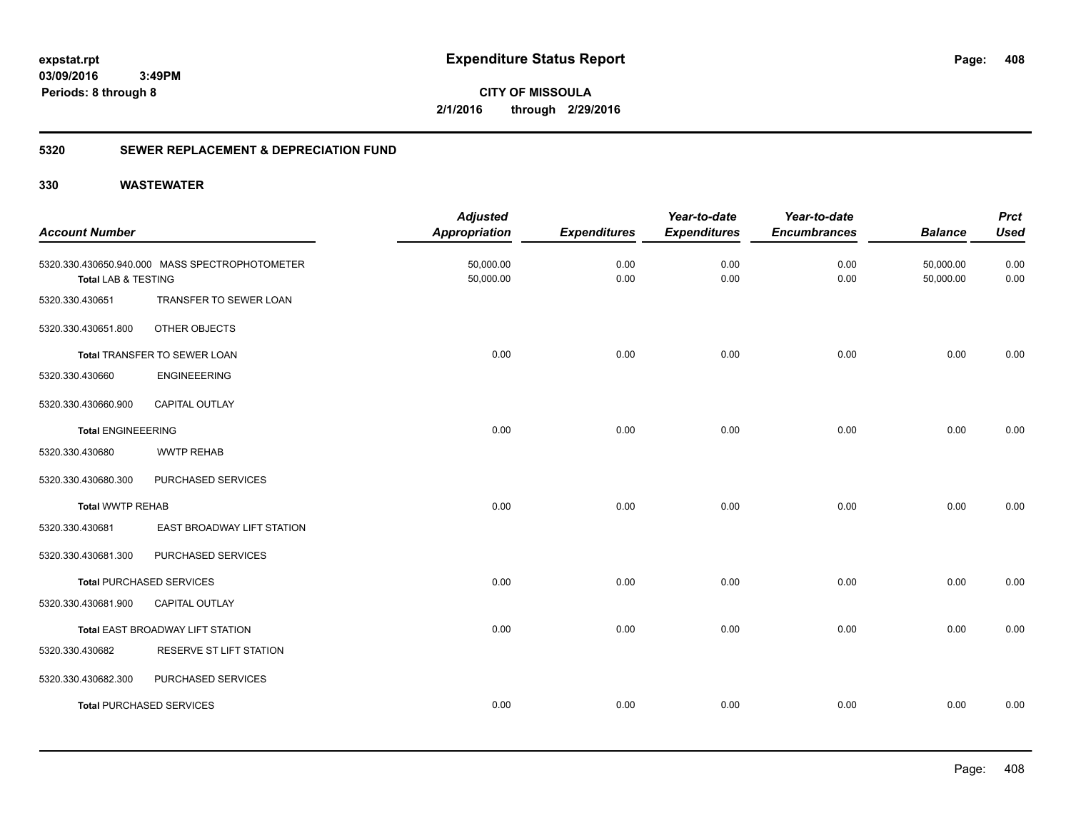**expstat.rpt**
**03/09/2016 3:49PM**
**Periods: 8 through 8**

# Expenditure Status Report

**CITY OF MISSOULA**
**2/1/2016 through 2/29/2016**

## 5320 SEWER REPLACEMENT & DEPRECIATION FUND

## 330 WASTEWATER

| Account Number | | Adjusted Appropriation | Expenditures | Year-to-date Expenditures | Year-to-date Encumbrances | Balance | Prct Used |
|---|---|---|---|---|---|---|---|
| 5320.330.430650.940.000 | MASS SPECTROPHOTOMETER | 50,000.00 | 0.00 | 0.00 | 0.00 | 50,000.00 | 0.00 |
| **Total** LAB & TESTING | | 50,000.00 | 0.00 | 0.00 | 0.00 | 50,000.00 | 0.00 |
| 5320.330.430651 | TRANSFER TO SEWER LOAN | | | | | | |
| 5320.330.430651.800 | OTHER OBJECTS | | | | | | |
| **Total** TRANSFER TO SEWER LOAN | | 0.00 | 0.00 | 0.00 | 0.00 | 0.00 | 0.00 |
| 5320.330.430660 | ENGINEEERING | | | | | | |
| 5320.330.430660.900 | CAPITAL OUTLAY | | | | | | |
| **Total** ENGINEEERING | | 0.00 | 0.00 | 0.00 | 0.00 | 0.00 | 0.00 |
| 5320.330.430680 | WWTP REHAB | | | | | | |
| 5320.330.430680.300 | PURCHASED SERVICES | | | | | | |
| **Total** WWTP REHAB | | 0.00 | 0.00 | 0.00 | 0.00 | 0.00 | 0.00 |
| 5320.330.430681 | EAST BROADWAY LIFT STATION | | | | | | |
| 5320.330.430681.300 | PURCHASED SERVICES | | | | | | |
| **Total** PURCHASED SERVICES | | 0.00 | 0.00 | 0.00 | 0.00 | 0.00 | 0.00 |
| 5320.330.430681.900 | CAPITAL OUTLAY | | | | | | |
| **Total** EAST BROADWAY LIFT STATION | | 0.00 | 0.00 | 0.00 | 0.00 | 0.00 | 0.00 |
| 5320.330.430682 | RESERVE ST LIFT STATION | | | | | | |
| 5320.330.430682.300 | PURCHASED SERVICES | | | | | | |
| **Total** PURCHASED SERVICES | | 0.00 | 0.00 | 0.00 | 0.00 | 0.00 | 0.00 |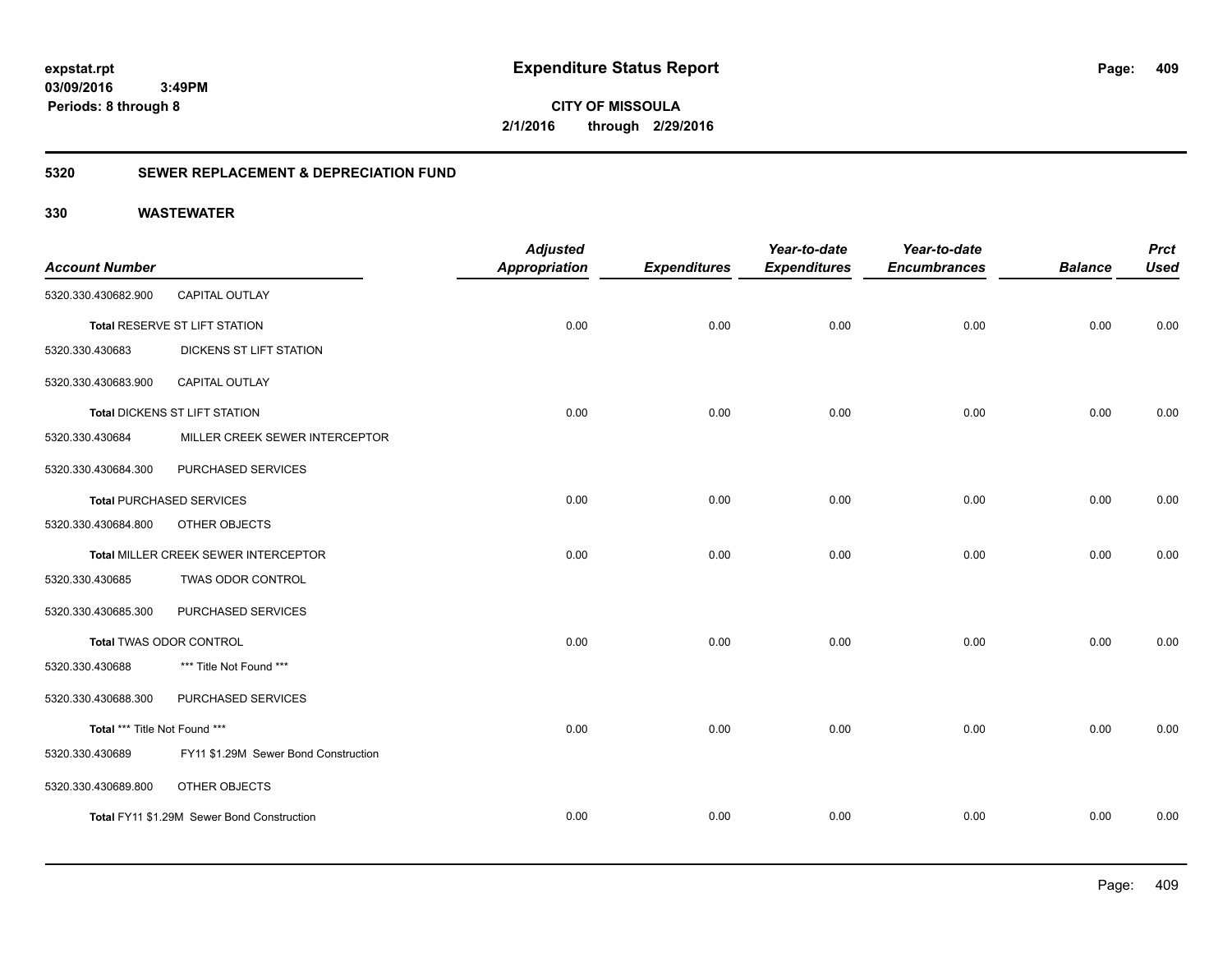**expstat.rpt**
**03/09/2016 3:49PM**
**Periods: 8 through 8**

# Expenditure Status Report

**CITY OF MISSOULA**
**2/1/2016 through 2/29/2016**

## 5320 SEWER REPLACEMENT & DEPRECIATION FUND

### 330 WASTEWATER

| Account Number | | Adjusted Appropriation | Expenditures | Year-to-date Expenditures | Year-to-date Encumbrances | Balance | Prct Used |
|---|---|---|---|---|---|---|---|
| 5320.330.430682.900 | CAPITAL OUTLAY | | | | | | |
| **Total** RESERVE ST LIFT STATION | | 0.00 | 0.00 | 0.00 | 0.00 | 0.00 | 0.00 |
| 5320.330.430683 | DICKENS ST LIFT STATION | | | | | | |
| 5320.330.430683.900 | CAPITAL OUTLAY | | | | | | |
| **Total** DICKENS ST LIFT STATION | | 0.00 | 0.00 | 0.00 | 0.00 | 0.00 | 0.00 |
| 5320.330.430684 | MILLER CREEK SEWER INTERCEPTOR | | | | | | |
| 5320.330.430684.300 | PURCHASED SERVICES | | | | | | |
| **Total** PURCHASED SERVICES | | 0.00 | 0.00 | 0.00 | 0.00 | 0.00 | 0.00 |
| 5320.330.430684.800 | OTHER OBJECTS | | | | | | |
| **Total** MILLER CREEK SEWER INTERCEPTOR | | 0.00 | 0.00 | 0.00 | 0.00 | 0.00 | 0.00 |
| 5320.330.430685 | TWAS ODOR CONTROL | | | | | | |
| 5320.330.430685.300 | PURCHASED SERVICES | | | | | | |
| **Total** TWAS ODOR CONTROL | | 0.00 | 0.00 | 0.00 | 0.00 | 0.00 | 0.00 |
| 5320.330.430688 | *** Title Not Found *** | | | | | | |
| 5320.330.430688.300 | PURCHASED SERVICES | | | | | | |
| **Total** *** Title Not Found *** | | 0.00 | 0.00 | 0.00 | 0.00 | 0.00 | 0.00 |
| 5320.330.430689 | FY11 $1.29M Sewer Bond Construction | | | | | | |
| 5320.330.430689.800 | OTHER OBJECTS | | | | | | |
| **Total** FY11 $1.29M Sewer Bond Construction | | 0.00 | 0.00 | 0.00 | 0.00 | 0.00 | 0.00 |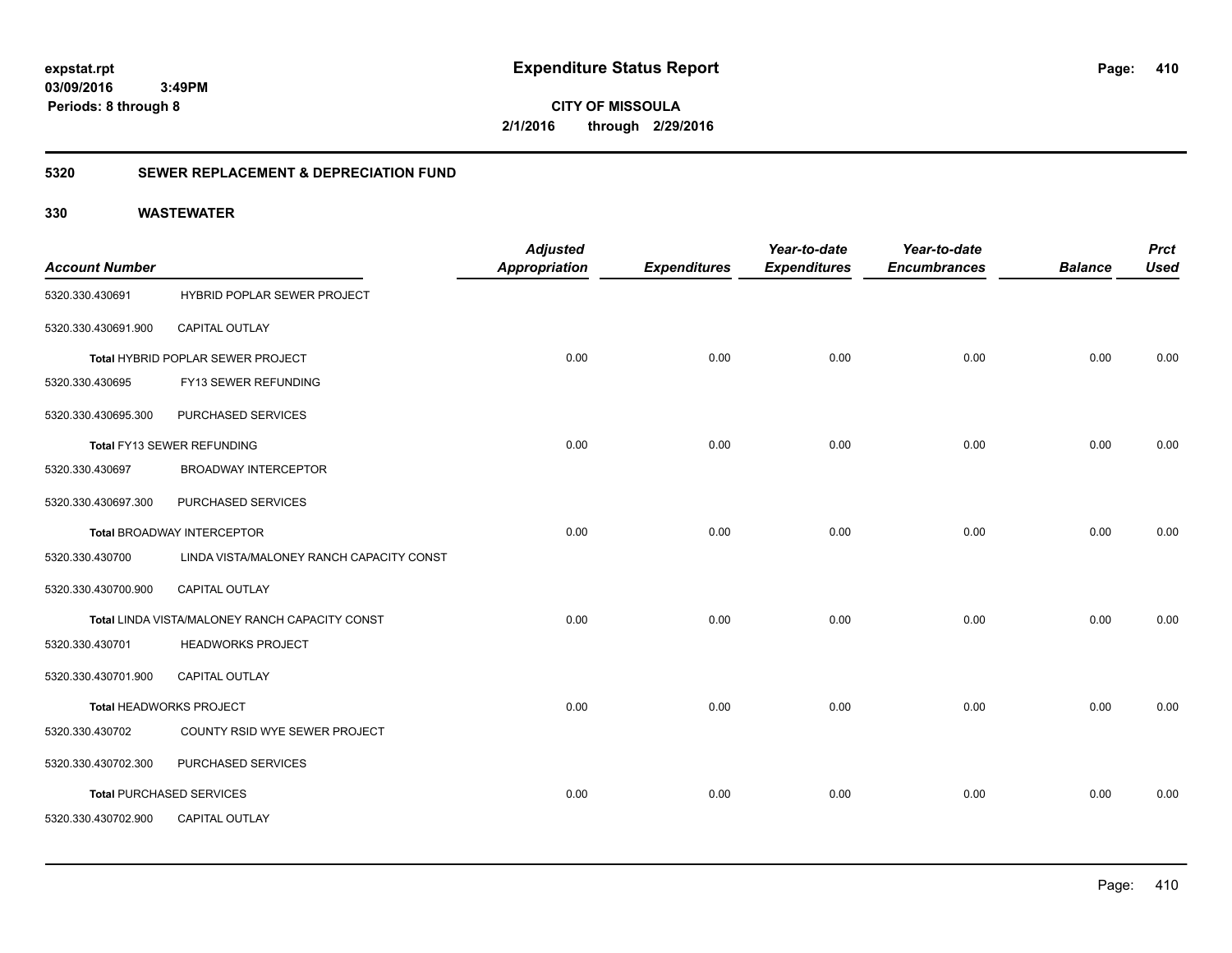# Expenditure Status Report

expstat.rpt
03/09/2016 3:49PM
Periods: 8 through 8

**CITY OF MISSOULA**
**2/1/2016 through 2/29/2016**

## 5320 SEWER REPLACEMENT & DEPRECIATION FUND

### 330 WASTEWATER

| Account Number | | Adjusted Appropriation | Expenditures | Year-to-date Expenditures | Year-to-date Encumbrances | Balance | Prct Used |
|---|---|---|---|---|---|---|---|
| 5320.330.430691 | HYBRID POPLAR SEWER PROJECT | | | | | | |
| 5320.330.430691.900 | CAPITAL OUTLAY | | | | | | |
| | **Total** HYBRID POPLAR SEWER PROJECT | 0.00 | 0.00 | 0.00 | 0.00 | 0.00 | 0.00 |
| 5320.330.430695 | FY13 SEWER REFUNDING | | | | | | |
| 5320.330.430695.300 | PURCHASED SERVICES | | | | | | |
| | **Total** FY13 SEWER REFUNDING | 0.00 | 0.00 | 0.00 | 0.00 | 0.00 | 0.00 |
| 5320.330.430697 | BROADWAY INTERCEPTOR | | | | | | |
| 5320.330.430697.300 | PURCHASED SERVICES | | | | | | |
| | **Total** BROADWAY INTERCEPTOR | 0.00 | 0.00 | 0.00 | 0.00 | 0.00 | 0.00 |
| 5320.330.430700 | LINDA VISTA/MALONEY RANCH CAPACITY CONST | | | | | | |
| 5320.330.430700.900 | CAPITAL OUTLAY | | | | | | |
| | **Total** LINDA VISTA/MALONEY RANCH CAPACITY CONST | 0.00 | 0.00 | 0.00 | 0.00 | 0.00 | 0.00 |
| 5320.330.430701 | HEADWORKS PROJECT | | | | | | |
| 5320.330.430701.900 | CAPITAL OUTLAY | | | | | | |
| | **Total** HEADWORKS PROJECT | 0.00 | 0.00 | 0.00 | 0.00 | 0.00 | 0.00 |
| 5320.330.430702 | COUNTY RSID WYE SEWER PROJECT | | | | | | |
| 5320.330.430702.300 | PURCHASED SERVICES | | | | | | |
| | **Total** PURCHASED SERVICES | 0.00 | 0.00 | 0.00 | 0.00 | 0.00 | 0.00 |
| 5320.330.430702.900 | CAPITAL OUTLAY | | | | | | |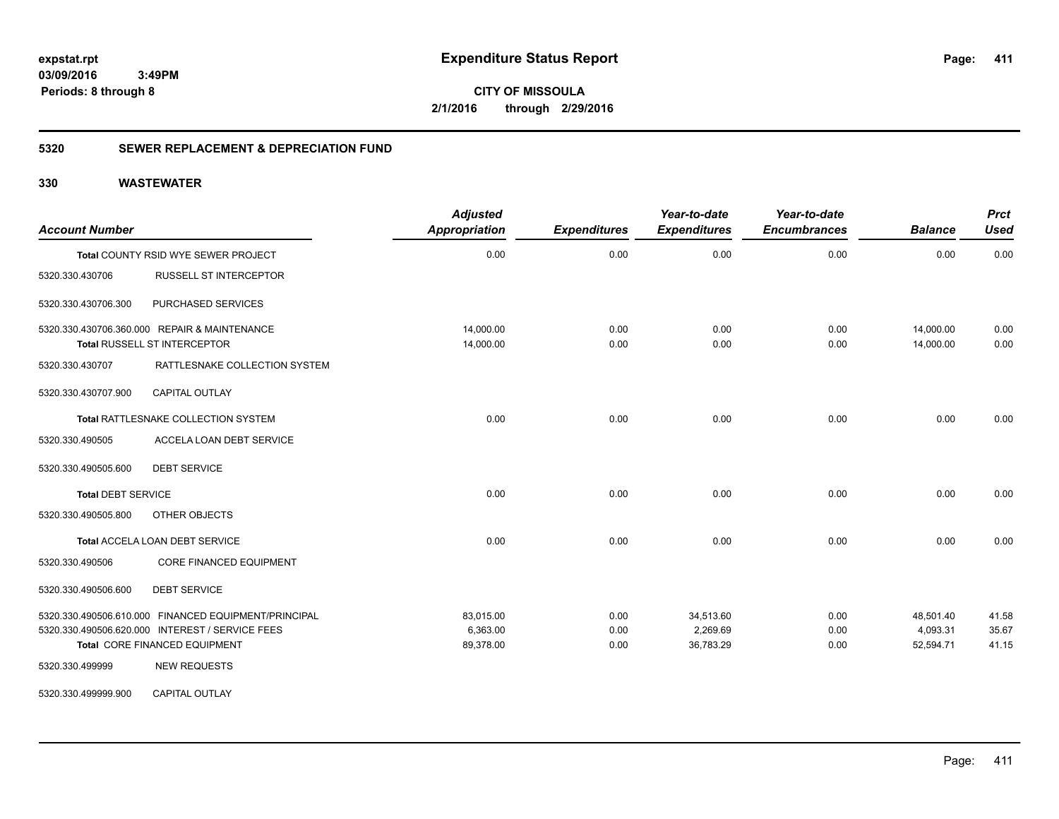**expstat.rpt**
**03/09/2016 3:49PM**
**Periods: 8 through 8**

# Expenditure Status Report

**CITY OF MISSOULA**
**2/1/2016 through 2/29/2016**

## 5320 SEWER REPLACEMENT & DEPRECIATION FUND

### 330 WASTEWATER

| Account Number | | Adjusted Appropriation | Expenditures | Year-to-date Expenditures | Year-to-date Encumbrances | Balance | Prct Used |
|---|---|---|---|---|---|---|---|
| Total COUNTY RSID WYE SEWER PROJECT | | 0.00 | 0.00 | 0.00 | 0.00 | 0.00 | 0.00 |
| 5320.330.430706 | RUSSELL ST INTERCEPTOR | | | | | | |
| 5320.330.430706.300 | PURCHASED SERVICES | | | | | | |
| 5320.330.430706.360.000 | REPAIR & MAINTENANCE | 14,000.00 | 0.00 | 0.00 | 0.00 | 14,000.00 | 0.00 |
| Total RUSSELL ST INTERCEPTOR | | 14,000.00 | 0.00 | 0.00 | 0.00 | 14,000.00 | 0.00 |
| 5320.330.430707 | RATTLESNAKE COLLECTION SYSTEM | | | | | | |
| 5320.330.430707.900 | CAPITAL OUTLAY | | | | | | |
| Total RATTLESNAKE COLLECTION SYSTEM | | 0.00 | 0.00 | 0.00 | 0.00 | 0.00 | 0.00 |
| 5320.330.490505 | ACCELA LOAN DEBT SERVICE | | | | | | |
| 5320.330.490505.600 | DEBT SERVICE | | | | | | |
| Total DEBT SERVICE | | 0.00 | 0.00 | 0.00 | 0.00 | 0.00 | 0.00 |
| 5320.330.490505.800 | OTHER OBJECTS | | | | | | |
| Total ACCELA LOAN DEBT SERVICE | | 0.00 | 0.00 | 0.00 | 0.00 | 0.00 | 0.00 |
| 5320.330.490506 | CORE FINANCED EQUIPMENT | | | | | | |
| 5320.330.490506.600 | DEBT SERVICE | | | | | | |
| 5320.330.490506.610.000 | FINANCED EQUIPMENT/PRINCIPAL | 83,015.00 | 0.00 | 34,513.60 | 0.00 | 48,501.40 | 41.58 |
| 5320.330.490506.620.000 | INTEREST / SERVICE FEES | 6,363.00 | 0.00 | 2,269.69 | 0.00 | 4,093.31 | 35.67 |
| Total CORE FINANCED EQUIPMENT | | 89,378.00 | 0.00 | 36,783.29 | 0.00 | 52,594.71 | 41.15 |
| 5320.330.499999 | NEW REQUESTS | | | | | | |
| 5320.330.499999.900 | CAPITAL OUTLAY | | | | | | |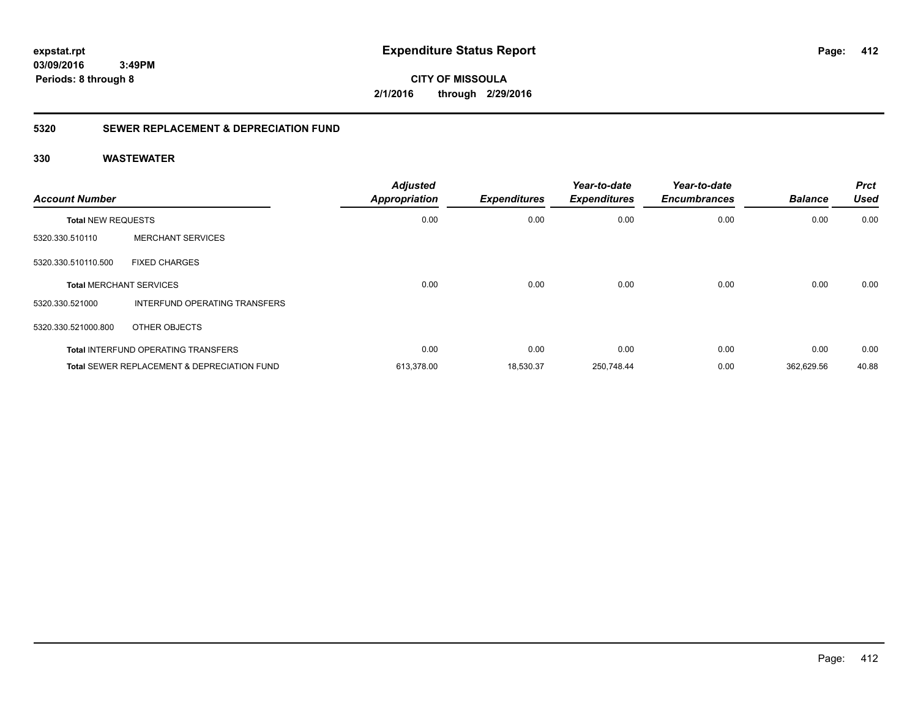**expstat.rpt**
**03/09/2016 3:49PM**
**Periods: 8 through 8**

# Expenditure Status Report

**CITY OF MISSOULA**
**2/1/2016 through 2/29/2016**

## 5320 SEWER REPLACEMENT & DEPRECIATION FUND

### 330 WASTEWATER

| Account Number | | Adjusted Appropriation | Expenditures | Year-to-date Expenditures | Year-to-date Encumbrances | Balance | Prct Used |
|---|---|---|---|---|---|---|---|
| **Total** NEW REQUESTS | | 0.00 | 0.00 | 0.00 | 0.00 | 0.00 | 0.00 |
| 5320.330.510110 | MERCHANT SERVICES | | | | | | |
| 5320.330.510110.500 | FIXED CHARGES | | | | | | |
| **Total** MERCHANT SERVICES | | 0.00 | 0.00 | 0.00 | 0.00 | 0.00 | 0.00 |
| 5320.330.521000 | INTERFUND OPERATING TRANSFERS | | | | | | |
| 5320.330.521000.800 | OTHER OBJECTS | | | | | | |
| **Total** INTERFUND OPERATING TRANSFERS | | 0.00 | 0.00 | 0.00 | 0.00 | 0.00 | 0.00 |
| **Total** SEWER REPLACEMENT & DEPRECIATION FUND | | 613,378.00 | 18,530.37 | 250,748.44 | 0.00 | 362,629.56 | 40.88 |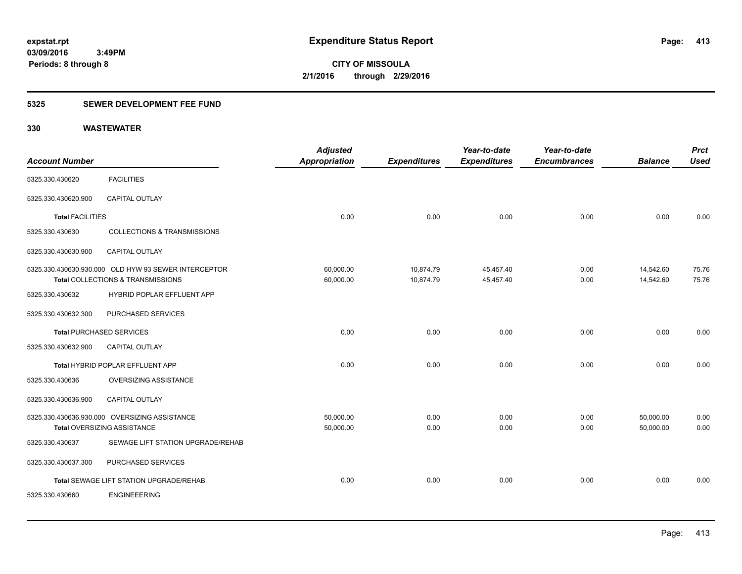expstat.rpt
03/09/2016 3:49PM
Periods: 8 through 8

# Expenditure Status Report

**CITY OF MISSOULA**
**2/1/2016 through 2/29/2016**

## 5325 SEWER DEVELOPMENT FEE FUND

## 330 WASTEWATER

| Account Number | | Adjusted Appropriation | Expenditures | Year-to-date Expenditures | Year-to-date Encumbrances | Balance | Prct Used |
|---|---|---|---|---|---|---|---|
| 5325.330.430620 | FACILITIES | | | | | | |
| 5325.330.430620.900 | CAPITAL OUTLAY | | | | | | |
| **Total** FACILITIES | | 0.00 | 0.00 | 0.00 | 0.00 | 0.00 | 0.00 |
| 5325.330.430630 | COLLECTIONS & TRANSMISSIONS | | | | | | |
| 5325.330.430630.900 | CAPITAL OUTLAY | | | | | | |
| 5325.330.430630.930.000 | OLD HYW 93 SEWER INTERCEPTOR | 60,000.00 | 10,874.79 | 45,457.40 | 0.00 | 14,542.60 | 75.76 |
| **Total** COLLECTIONS & TRANSMISSIONS | | 60,000.00 | 10,874.79 | 45,457.40 | 0.00 | 14,542.60 | 75.76 |
| 5325.330.430632 | HYBRID POPLAR EFFLUENT APP | | | | | | |
| 5325.330.430632.300 | PURCHASED SERVICES | | | | | | |
| **Total** PURCHASED SERVICES | | 0.00 | 0.00 | 0.00 | 0.00 | 0.00 | 0.00 |
| 5325.330.430632.900 | CAPITAL OUTLAY | | | | | | |
| **Total** HYBRID POPLAR EFFLUENT APP | | 0.00 | 0.00 | 0.00 | 0.00 | 0.00 | 0.00 |
| 5325.330.430636 | OVERSIZING ASSISTANCE | | | | | | |
| 5325.330.430636.900 | CAPITAL OUTLAY | | | | | | |
| 5325.330.430636.930.000 | OVERSIZING ASSISTANCE | 50,000.00 | 0.00 | 0.00 | 0.00 | 50,000.00 | 0.00 |
| **Total** OVERSIZING ASSISTANCE | | 50,000.00 | 0.00 | 0.00 | 0.00 | 50,000.00 | 0.00 |
| 5325.330.430637 | SEWAGE LIFT STATION UPGRADE/REHAB | | | | | | |
| 5325.330.430637.300 | PURCHASED SERVICES | | | | | | |
| **Total** SEWAGE LIFT STATION UPGRADE/REHAB | | 0.00 | 0.00 | 0.00 | 0.00 | 0.00 | 0.00 |
| 5325.330.430660 | ENGINEEERING | | | | | | |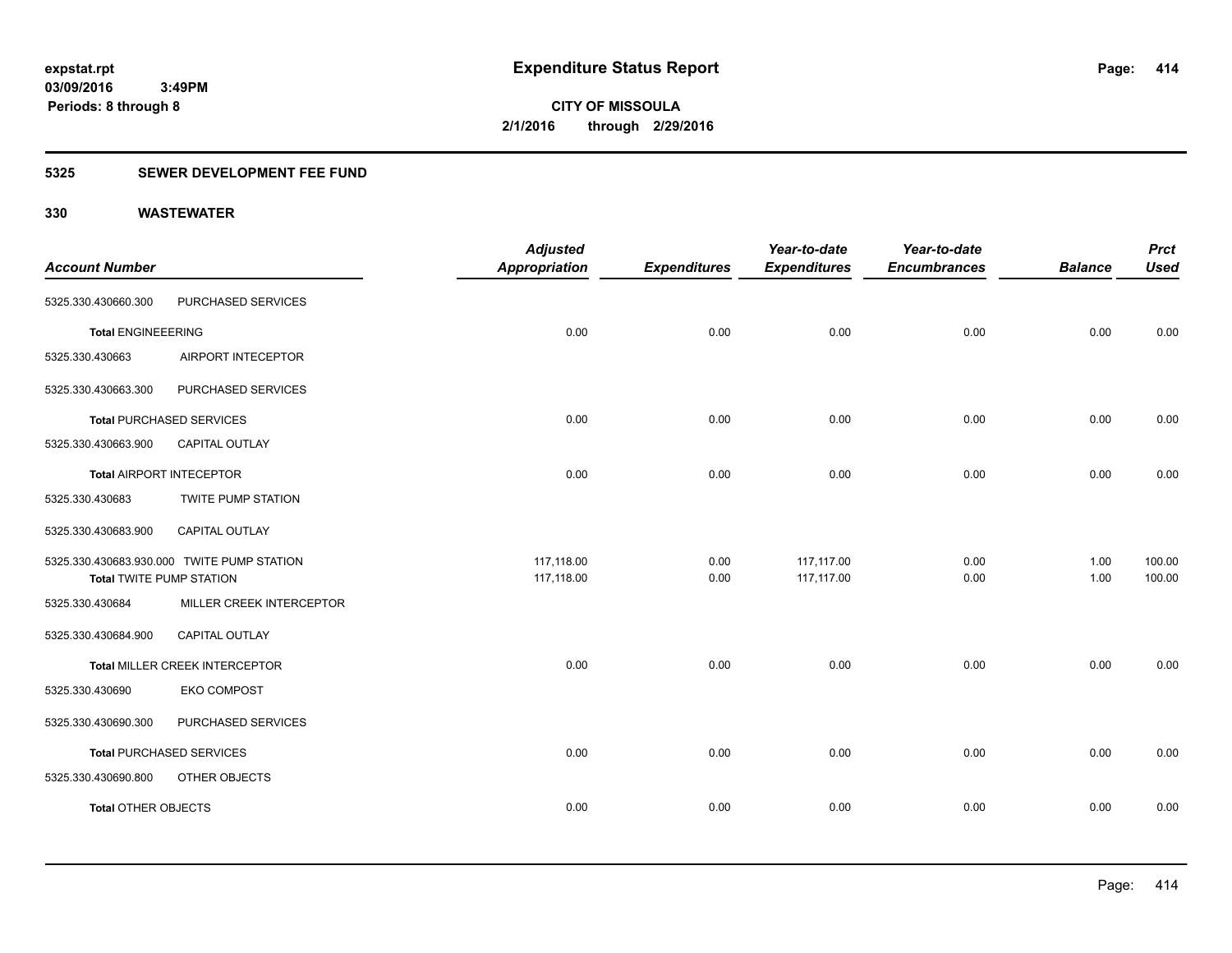**expstat.rpt**
**03/09/2016 3:49PM**
**Periods: 8 through 8**

# Expenditure Status Report

**CITY OF MISSOULA**
**2/1/2016 through 2/29/2016**

## 5325 SEWER DEVELOPMENT FEE FUND

## 330 WASTEWATER

| Account Number | | Adjusted Appropriation | Expenditures | Year-to-date Expenditures | Year-to-date Encumbrances | Balance | Prct Used |
|---|---|---|---|---|---|---|---|
| 5325.330.430660.300 | PURCHASED SERVICES | | | | | | |
| **Total** ENGINEEERING | | 0.00 | 0.00 | 0.00 | 0.00 | 0.00 | 0.00 |
| 5325.330.430663 | AIRPORT INTECEPTOR | | | | | | |
| 5325.330.430663.300 | PURCHASED SERVICES | | | | | | |
| **Total** PURCHASED SERVICES | | 0.00 | 0.00 | 0.00 | 0.00 | 0.00 | 0.00 |
| 5325.330.430663.900 | CAPITAL OUTLAY | | | | | | |
| **Total** AIRPORT INTECEPTOR | | 0.00 | 0.00 | 0.00 | 0.00 | 0.00 | 0.00 |
| 5325.330.430683 | TWITE PUMP STATION | | | | | | |
| 5325.330.430683.900 | CAPITAL OUTLAY | | | | | | |
| 5325.330.430683.930.000 | TWITE PUMP STATION | 117,118.00 | 0.00 | 117,117.00 | 0.00 | 1.00 | 100.00 |
| **Total** TWITE PUMP STATION | | 117,118.00 | 0.00 | 117,117.00 | 0.00 | 1.00 | 100.00 |
| 5325.330.430684 | MILLER CREEK INTERCEPTOR | | | | | | |
| 5325.330.430684.900 | CAPITAL OUTLAY | | | | | | |
| **Total** MILLER CREEK INTERCEPTOR | | 0.00 | 0.00 | 0.00 | 0.00 | 0.00 | 0.00 |
| 5325.330.430690 | EKO COMPOST | | | | | | |
| 5325.330.430690.300 | PURCHASED SERVICES | | | | | | |
| **Total** PURCHASED SERVICES | | 0.00 | 0.00 | 0.00 | 0.00 | 0.00 | 0.00 |
| 5325.330.430690.800 | OTHER OBJECTS | | | | | | |
| **Total** OTHER OBJECTS | | 0.00 | 0.00 | 0.00 | 0.00 | 0.00 | 0.00 |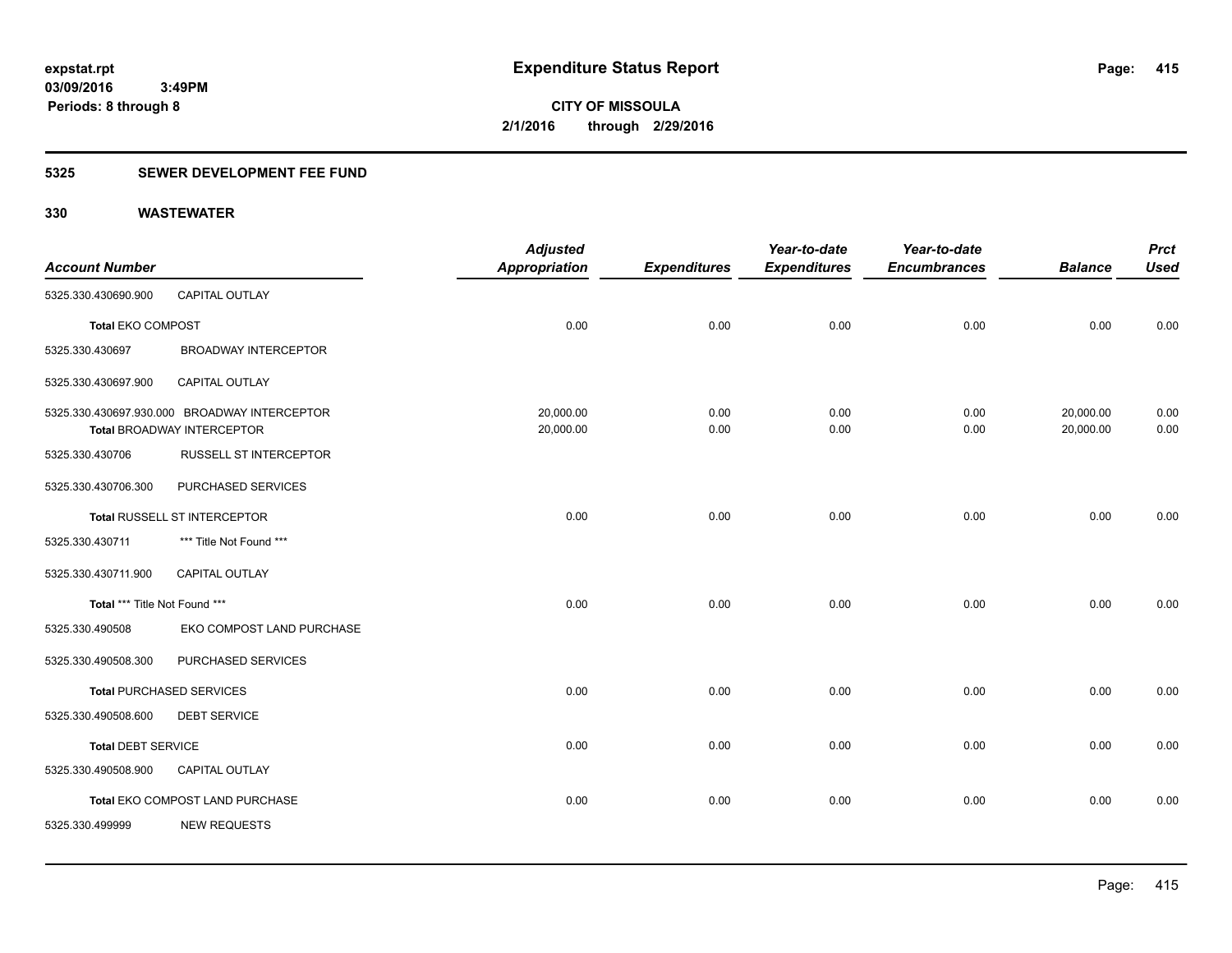**expstat.rpt**
**03/09/2016 3:49PM**
**Periods: 8 through 8**

# Expenditure Status Report

**CITY OF MISSOULA**
**2/1/2016 through 2/29/2016**

## 5325 SEWER DEVELOPMENT FEE FUND

## 330 WASTEWATER

| Account Number | | Adjusted Appropriation | Expenditures | Year-to-date Expenditures | Year-to-date Encumbrances | Balance | Prct Used |
|---|---|---|---|---|---|---|---|
| 5325.330.430690.900 | CAPITAL OUTLAY | | | | | | |
| **Total** EKO COMPOST | | 0.00 | 0.00 | 0.00 | 0.00 | 0.00 | 0.00 |
| 5325.330.430697 | BROADWAY INTERCEPTOR | | | | | | |
| 5325.330.430697.900 | CAPITAL OUTLAY | | | | | | |
| 5325.330.430697.930.000 | BROADWAY INTERCEPTOR | 20,000.00 | 0.00 | 0.00 | 0.00 | 20,000.00 | 0.00 |
| **Total** BROADWAY INTERCEPTOR | | 20,000.00 | 0.00 | 0.00 | 0.00 | 20,000.00 | 0.00 |
| 5325.330.430706 | RUSSELL ST INTERCEPTOR | | | | | | |
| 5325.330.430706.300 | PURCHASED SERVICES | | | | | | |
| **Total** RUSSELL ST INTERCEPTOR | | 0.00 | 0.00 | 0.00 | 0.00 | 0.00 | 0.00 |
| 5325.330.430711 | *** Title Not Found *** | | | | | | |
| 5325.330.430711.900 | CAPITAL OUTLAY | | | | | | |
| **Total** *** Title Not Found *** | | 0.00 | 0.00 | 0.00 | 0.00 | 0.00 | 0.00 |
| 5325.330.490508 | EKO COMPOST LAND PURCHASE | | | | | | |
| 5325.330.490508.300 | PURCHASED SERVICES | | | | | | |
| **Total** PURCHASED SERVICES | | 0.00 | 0.00 | 0.00 | 0.00 | 0.00 | 0.00 |
| 5325.330.490508.600 | DEBT SERVICE | | | | | | |
| **Total** DEBT SERVICE | | 0.00 | 0.00 | 0.00 | 0.00 | 0.00 | 0.00 |
| 5325.330.490508.900 | CAPITAL OUTLAY | | | | | | |
| **Total** EKO COMPOST LAND PURCHASE | | 0.00 | 0.00 | 0.00 | 0.00 | 0.00 | 0.00 |
| 5325.330.499999 | NEW REQUESTS | | | | | | |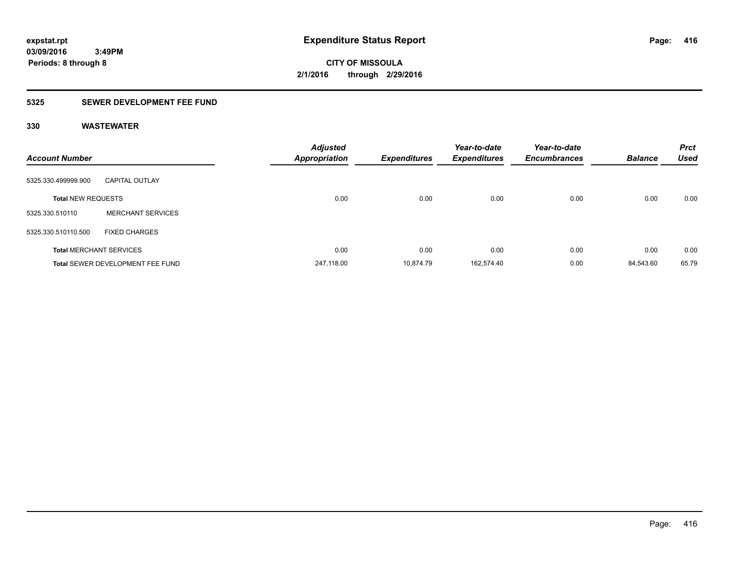**expstat.rpt**
**03/09/2016 3:49PM**
**Periods: 8 through 8**

# Expenditure Status Report

**CITY OF MISSOULA**
**2/1/2016 through 2/29/2016**

## 5325 SEWER DEVELOPMENT FEE FUND

### 330 WASTEWATER

| Account Number | | Adjusted Appropriation | Expenditures | Year-to-date Expenditures | Year-to-date Encumbrances | Balance | Prct Used |
|---|---|---|---|---|---|---|---|
| 5325.330.499999.900 | CAPITAL OUTLAY | | | | | | |
| **Total** NEW REQUESTS | | 0.00 | 0.00 | 0.00 | 0.00 | 0.00 | 0.00 |
| 5325.330.510110 | MERCHANT SERVICES | | | | | | |
| 5325.330.510110.500 | FIXED CHARGES | | | | | | |
| **Total** MERCHANT SERVICES | | 0.00 | 0.00 | 0.00 | 0.00 | 0.00 | 0.00 |
| **Total** SEWER DEVELOPMENT FEE FUND | | 247,118.00 | 10,874.79 | 162,574.40 | 0.00 | 84,543.60 | 65.79 |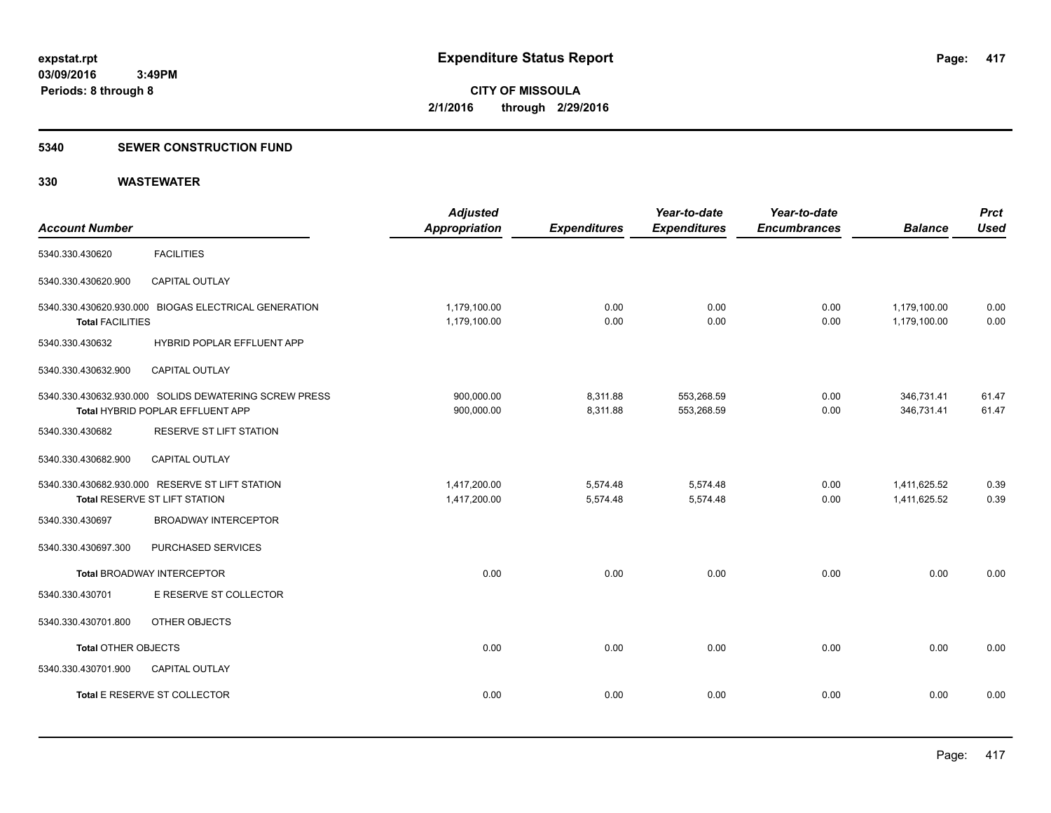expstat.rpt
03/09/2016 3:49PM
Periods: 8 through 8

# Expenditure Status Report

**CITY OF MISSOULA**
**2/1/2016 through 2/29/2016**

## 5340 SEWER CONSTRUCTION FUND

### 330 WASTEWATER

| Account Number | | Adjusted Appropriation | Expenditures | Year-to-date Expenditures | Year-to-date Encumbrances | Balance | Prct Used |
|---|---|---|---|---|---|---|---|
| 5340.330.430620 | FACILITIES | | | | | | |
| 5340.330.430620.900 | CAPITAL OUTLAY | | | | | | |
| 5340.330.430620.930.000 | BIOGAS ELECTRICAL GENERATION | 1,179,100.00 | 0.00 | 0.00 | 0.00 | 1,179,100.00 | 0.00 |
| **Total** FACILITIES | | 1,179,100.00 | 0.00 | 0.00 | 0.00 | 1,179,100.00 | 0.00 |
| 5340.330.430632 | HYBRID POPLAR EFFLUENT APP | | | | | | |
| 5340.330.430632.900 | CAPITAL OUTLAY | | | | | | |
| 5340.330.430632.930.000 | SOLIDS DEWATERING SCREW PRESS | 900,000.00 | 8,311.88 | 553,268.59 | 0.00 | 346,731.41 | 61.47 |
| **Total** HYBRID POPLAR EFFLUENT APP | | 900,000.00 | 8,311.88 | 553,268.59 | 0.00 | 346,731.41 | 61.47 |
| 5340.330.430682 | RESERVE ST LIFT STATION | | | | | | |
| 5340.330.430682.900 | CAPITAL OUTLAY | | | | | | |
| 5340.330.430682.930.000 | RESERVE ST LIFT STATION | 1,417,200.00 | 5,574.48 | 5,574.48 | 0.00 | 1,411,625.52 | 0.39 |
| **Total** RESERVE ST LIFT STATION | | 1,417,200.00 | 5,574.48 | 5,574.48 | 0.00 | 1,411,625.52 | 0.39 |
| 5340.330.430697 | BROADWAY INTERCEPTOR | | | | | | |
| 5340.330.430697.300 | PURCHASED SERVICES | | | | | | |
| **Total** BROADWAY INTERCEPTOR | | 0.00 | 0.00 | 0.00 | 0.00 | 0.00 | 0.00 |
| 5340.330.430701 | E RESERVE ST COLLECTOR | | | | | | |
| 5340.330.430701.800 | OTHER OBJECTS | | | | | | |
| **Total** OTHER OBJECTS | | 0.00 | 0.00 | 0.00 | 0.00 | 0.00 | 0.00 |
| 5340.330.430701.900 | CAPITAL OUTLAY | | | | | | |
| **Total** E RESERVE ST COLLECTOR | | 0.00 | 0.00 | 0.00 | 0.00 | 0.00 | 0.00 |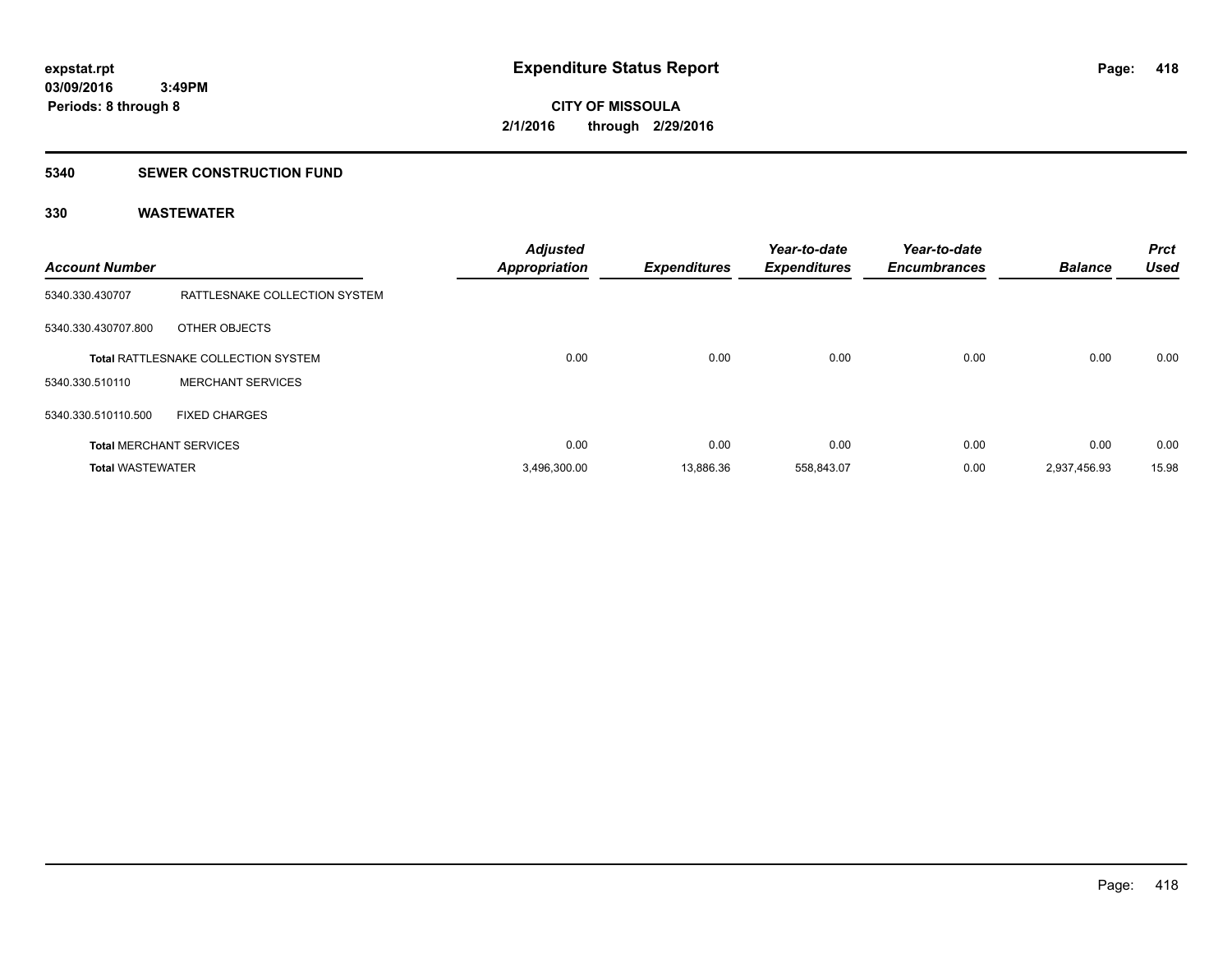**expstat.rpt**
**03/09/2016 3:49PM**
**Periods: 8 through 8**

# Expenditure Status Report

**CITY OF MISSOULA**
**2/1/2016 through 2/29/2016**

## 5340 SEWER CONSTRUCTION FUND

### 330 WASTEWATER

| Account Number | | Adjusted Appropriation | Expenditures | Year-to-date Expenditures | Year-to-date Encumbrances | Balance | Prct Used |
|---|---|---|---|---|---|---|---|
| 5340.330.430707 | RATTLESNAKE COLLECTION SYSTEM | | | | | | |
| 5340.330.430707.800 | OTHER OBJECTS | | | | | | |
| **Total** RATTLESNAKE COLLECTION SYSTEM | | 0.00 | 0.00 | 0.00 | 0.00 | 0.00 | 0.00 |
| 5340.330.510110 | MERCHANT SERVICES | | | | | | |
| 5340.330.510110.500 | FIXED CHARGES | | | | | | |
| **Total** MERCHANT SERVICES | | 0.00 | 0.00 | 0.00 | 0.00 | 0.00 | 0.00 |
| **Total** WASTEWATER | | 3,496,300.00 | 13,886.36 | 558,843.07 | 0.00 | 2,937,456.93 | 15.98 |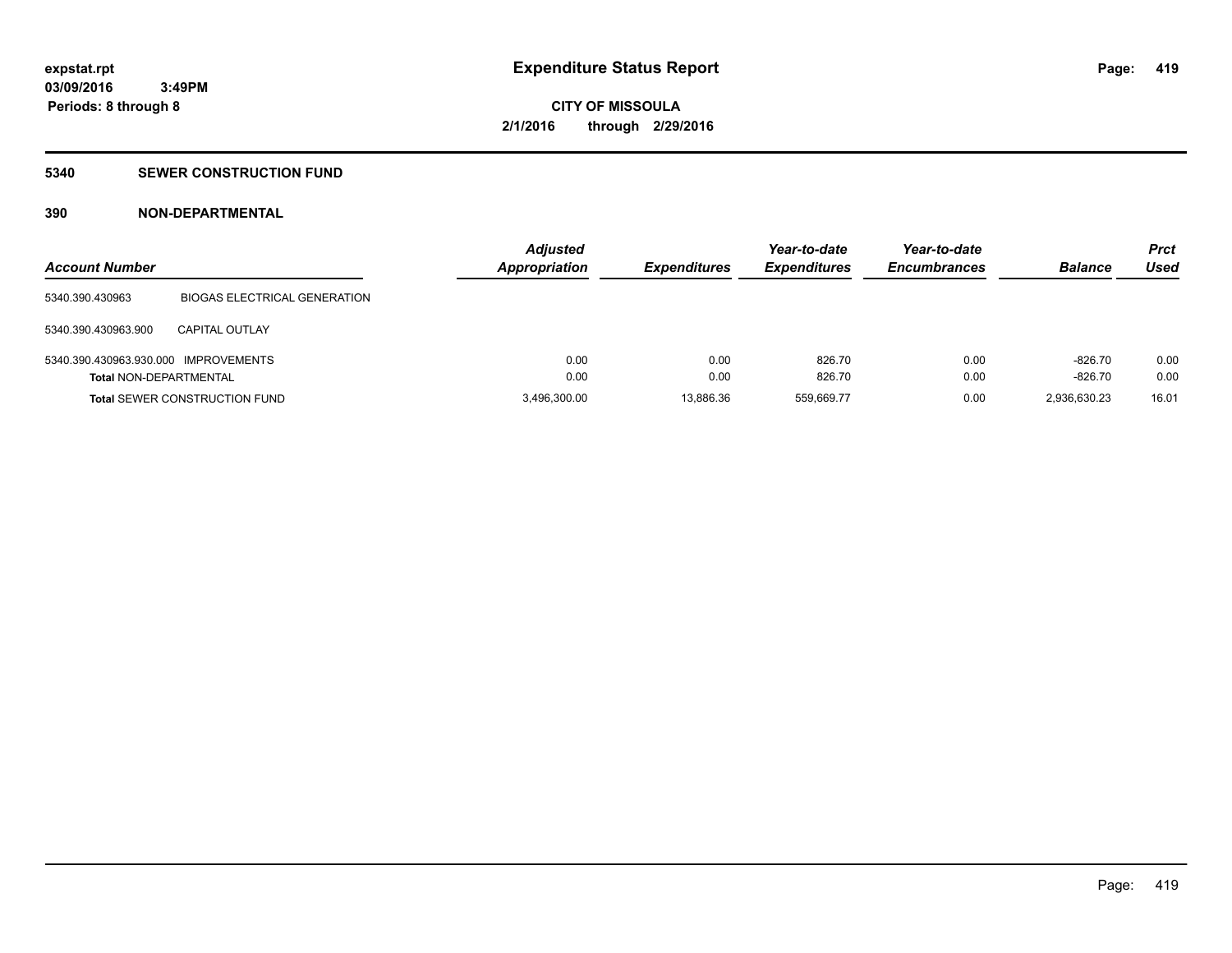# Expenditure Status Report

**CITY OF MISSOULA**

**2/1/2016 through 2/29/2016**

expstat.rpt
03/09/2016 3:49PM
Periods: 8 through 8

## 5340 SEWER CONSTRUCTION FUND

### 390 NON-DEPARTMENTAL

| Account Number | | Adjusted Appropriation | Expenditures | Year-to-date Expenditures | Year-to-date Encumbrances | Balance | Prct Used |
|---|---|---|---|---|---|---|---|
| 5340.390.430963 | BIOGAS ELECTRICAL GENERATION | | | | | | |
| 5340.390.430963.900 | CAPITAL OUTLAY | | | | | | |
| 5340.390.430963.930.000 | IMPROVEMENTS | 0.00 | 0.00 | 826.70 | 0.00 | -826.70 | 0.00 |
| **Total** NON-DEPARTMENTAL | | 0.00 | 0.00 | 826.70 | 0.00 | -826.70 | 0.00 |
| **Total** SEWER CONSTRUCTION FUND | | 3,496,300.00 | 13,886.36 | 559,669.77 | 0.00 | 2,936,630.23 | 16.01 |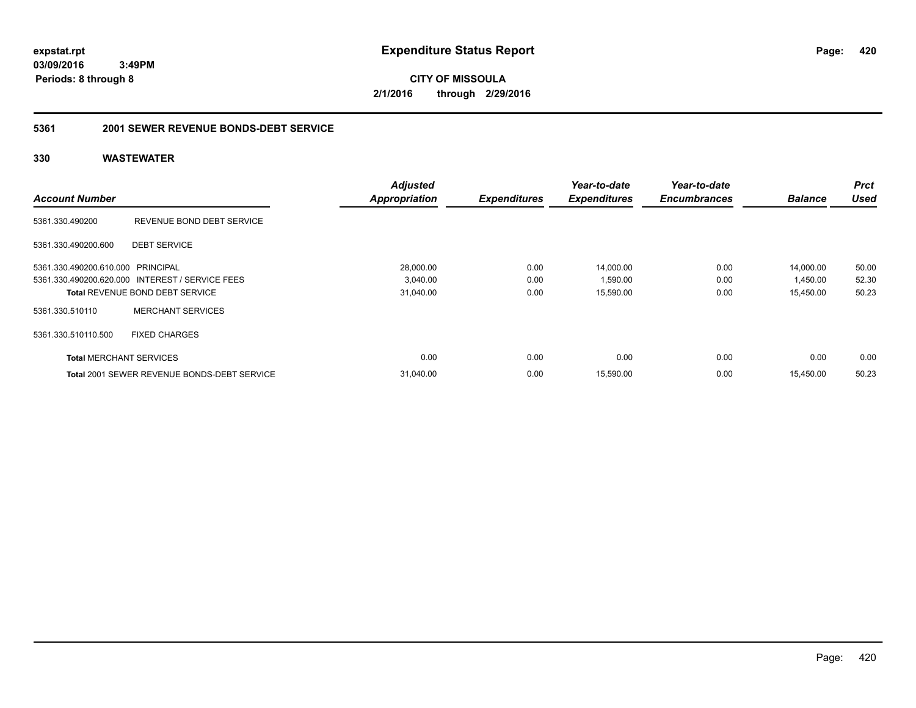**expstat.rpt**
**03/09/2016 3:49PM**
**Periods: 8 through 8**

# Expenditure Status Report

**CITY OF MISSOULA**
**2/1/2016 through 2/29/2016**

## 5361 2001 SEWER REVENUE BONDS-DEBT SERVICE

### 330 WASTEWATER

| Account Number | | Adjusted Appropriation | Expenditures | Year-to-date Expenditures | Year-to-date Encumbrances | Balance | Prct Used |
|---|---|---|---|---|---|---|---|
| 5361.330.490200 | REVENUE BOND DEBT SERVICE | | | | | | |
| 5361.330.490200.600 | DEBT SERVICE | | | | | | |
| 5361.330.490200.610.000 | PRINCIPAL | 28,000.00 | 0.00 | 14,000.00 | 0.00 | 14,000.00 | 50.00 |
| 5361.330.490200.620.000 | INTEREST / SERVICE FEES | 3,040.00 | 0.00 | 1,590.00 | 0.00 | 1,450.00 | 52.30 |
| **Total** REVENUE BOND DEBT SERVICE | | 31,040.00 | 0.00 | 15,590.00 | 0.00 | 15,450.00 | 50.23 |
| 5361.330.510110 | MERCHANT SERVICES | | | | | | |
| 5361.330.510110.500 | FIXED CHARGES | | | | | | |
| **Total** MERCHANT SERVICES | | 0.00 | 0.00 | 0.00 | 0.00 | 0.00 | 0.00 |
| **Total** 2001 SEWER REVENUE BONDS-DEBT SERVICE | | 31,040.00 | 0.00 | 15,590.00 | 0.00 | 15,450.00 | 50.23 |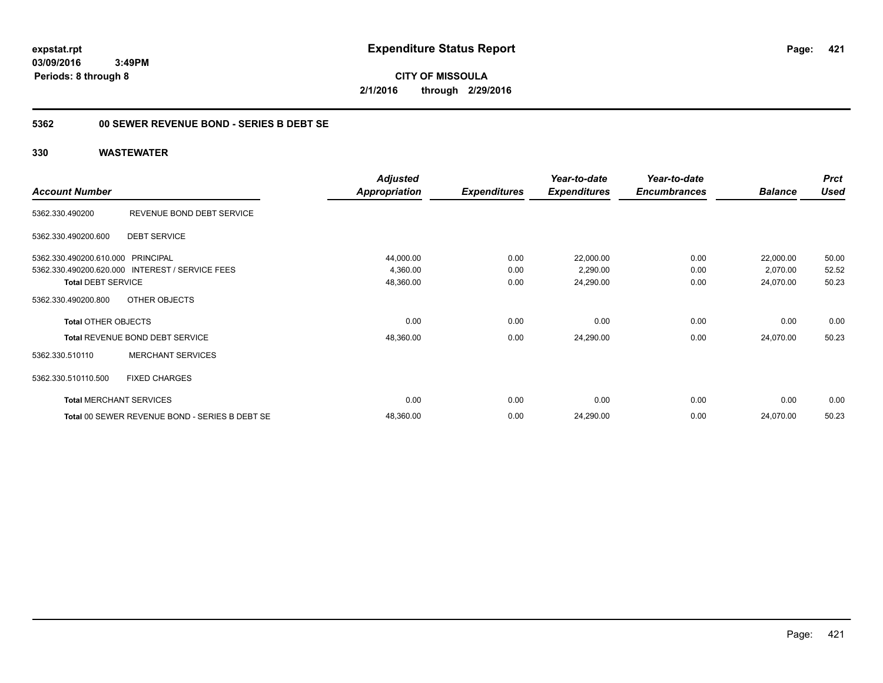**expstat.rpt**
**03/09/2016 3:49PM**
**Periods: 8 through 8**

# Expenditure Status Report

**CITY OF MISSOULA**
**2/1/2016 through 2/29/2016**

## 5362 00 SEWER REVENUE BOND - SERIES B DEBT SE

## 330 WASTEWATER

| Account Number | | Adjusted Appropriation | Expenditures | Year-to-date Expenditures | Year-to-date Encumbrances | Balance | Prct Used |
|---|---|---|---|---|---|---|---|
| 5362.330.490200 | REVENUE BOND DEBT SERVICE | | | | | | |
| 5362.330.490200.600 | DEBT SERVICE | | | | | | |
| 5362.330.490200.610.000 | PRINCIPAL | 44,000.00 | 0.00 | 22,000.00 | 0.00 | 22,000.00 | 50.00 |
| 5362.330.490200.620.000 | INTEREST / SERVICE FEES | 4,360.00 | 0.00 | 2,290.00 | 0.00 | 2,070.00 | 52.52 |
| **Total** DEBT SERVICE | | 48,360.00 | 0.00 | 24,290.00 | 0.00 | 24,070.00 | 50.23 |
| 5362.330.490200.800 | OTHER OBJECTS | | | | | | |
| **Total** OTHER OBJECTS | | 0.00 | 0.00 | 0.00 | 0.00 | 0.00 | 0.00 |
| **Total** REVENUE BOND DEBT SERVICE | | 48,360.00 | 0.00 | 24,290.00 | 0.00 | 24,070.00 | 50.23 |
| 5362.330.510110 | MERCHANT SERVICES | | | | | | |
| 5362.330.510110.500 | FIXED CHARGES | | | | | | |
| **Total** MERCHANT SERVICES | | 0.00 | 0.00 | 0.00 | 0.00 | 0.00 | 0.00 |
| **Total** 00 SEWER REVENUE BOND - SERIES B DEBT SE | | 48,360.00 | 0.00 | 24,290.00 | 0.00 | 24,070.00 | 50.23 |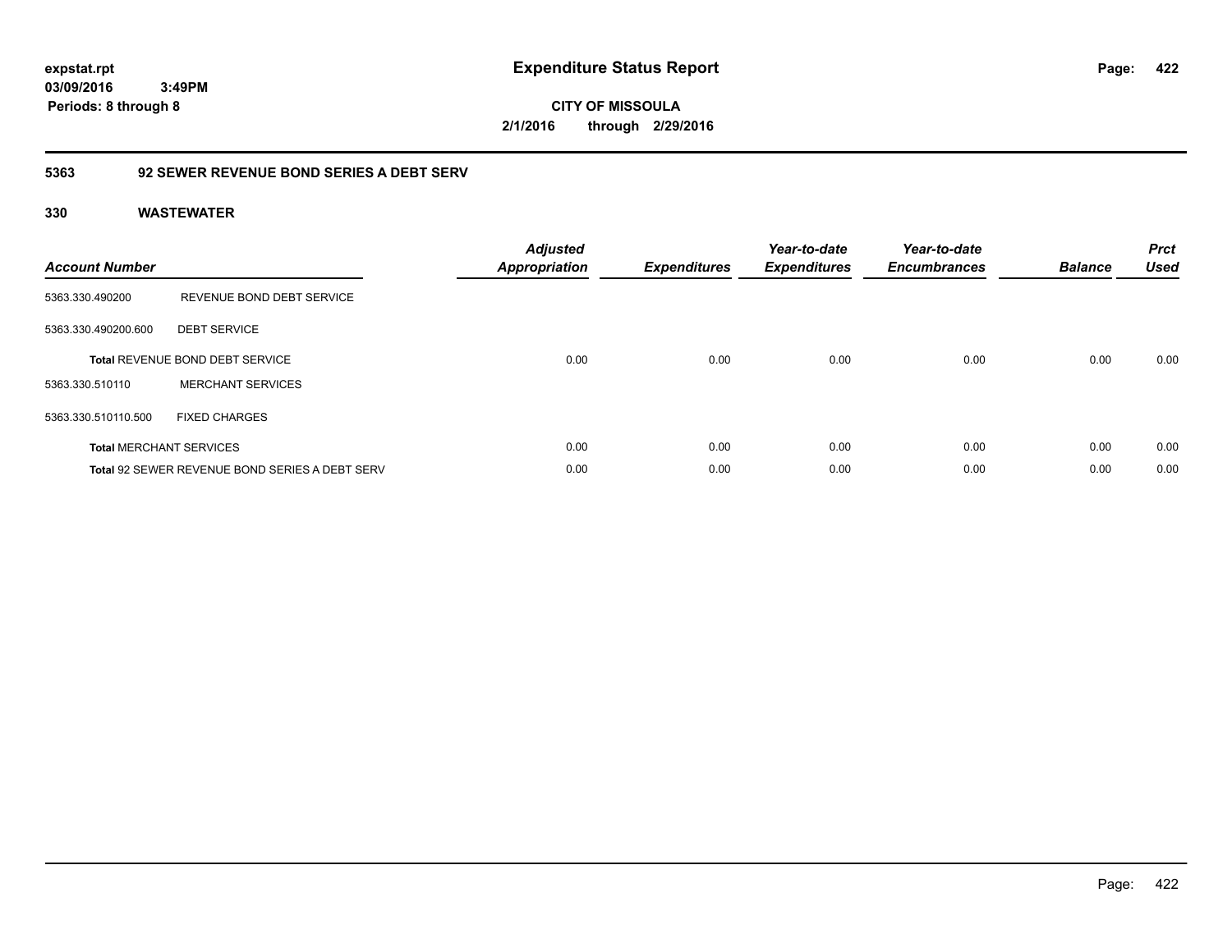**Expenditure Status Report**

**CITY OF MISSOULA**

**2/1/2016 through 2/29/2016**

expstat.rpt
03/09/2016 3:49PM
Periods: 8 through 8

## 5363 92 SEWER REVENUE BOND SERIES A DEBT SERV

### 330 WASTEWATER

| Account Number | | Adjusted Appropriation | Expenditures | Year-to-date Expenditures | Year-to-date Encumbrances | Balance | Prct Used |
|---|---|---|---|---|---|---|---|
| 5363.330.490200 | REVENUE BOND DEBT SERVICE | | | | | | |
| 5363.330.490200.600 | DEBT SERVICE | | | | | | |
| **Total** REVENUE BOND DEBT SERVICE | | 0.00 | 0.00 | 0.00 | 0.00 | 0.00 | 0.00 |
| 5363.330.510110 | MERCHANT SERVICES | | | | | | |
| 5363.330.510110.500 | FIXED CHARGES | | | | | | |
| **Total** MERCHANT SERVICES | | 0.00 | 0.00 | 0.00 | 0.00 | 0.00 | 0.00 |
| **Total** 92 SEWER REVENUE BOND SERIES A DEBT SERV | | 0.00 | 0.00 | 0.00 | 0.00 | 0.00 | 0.00 |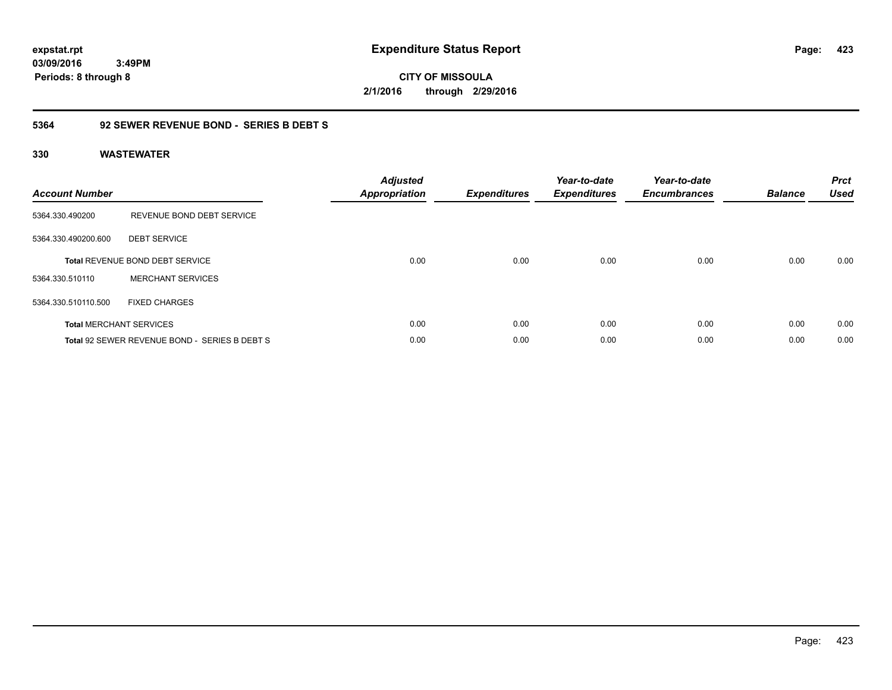**expstat.rpt**
**03/09/2016 3:49PM**
**Periods: 8 through 8**

# Expenditure Status Report

**CITY OF MISSOULA**
**2/1/2016 through 2/29/2016**

## 5364 92 SEWER REVENUE BOND - SERIES B DEBT S

### 330 WASTEWATER

| Account Number | | Adjusted Appropriation | Expenditures | Year-to-date Expenditures | Year-to-date Encumbrances | Balance | Prct Used |
|---|---|---|---|---|---|---|---|
| 5364.330.490200 | REVENUE BOND DEBT SERVICE | | | | | | |
| 5364.330.490200.600 | DEBT SERVICE | | | | | | |
| **Total** REVENUE BOND DEBT SERVICE | | 0.00 | 0.00 | 0.00 | 0.00 | 0.00 | 0.00 |
| 5364.330.510110 | MERCHANT SERVICES | | | | | | |
| 5364.330.510110.500 | FIXED CHARGES | | | | | | |
| **Total** MERCHANT SERVICES | | 0.00 | 0.00 | 0.00 | 0.00 | 0.00 | 0.00 |
| **Total** 92 SEWER REVENUE BOND - SERIES B DEBT S | | 0.00 | 0.00 | 0.00 | 0.00 | 0.00 | 0.00 |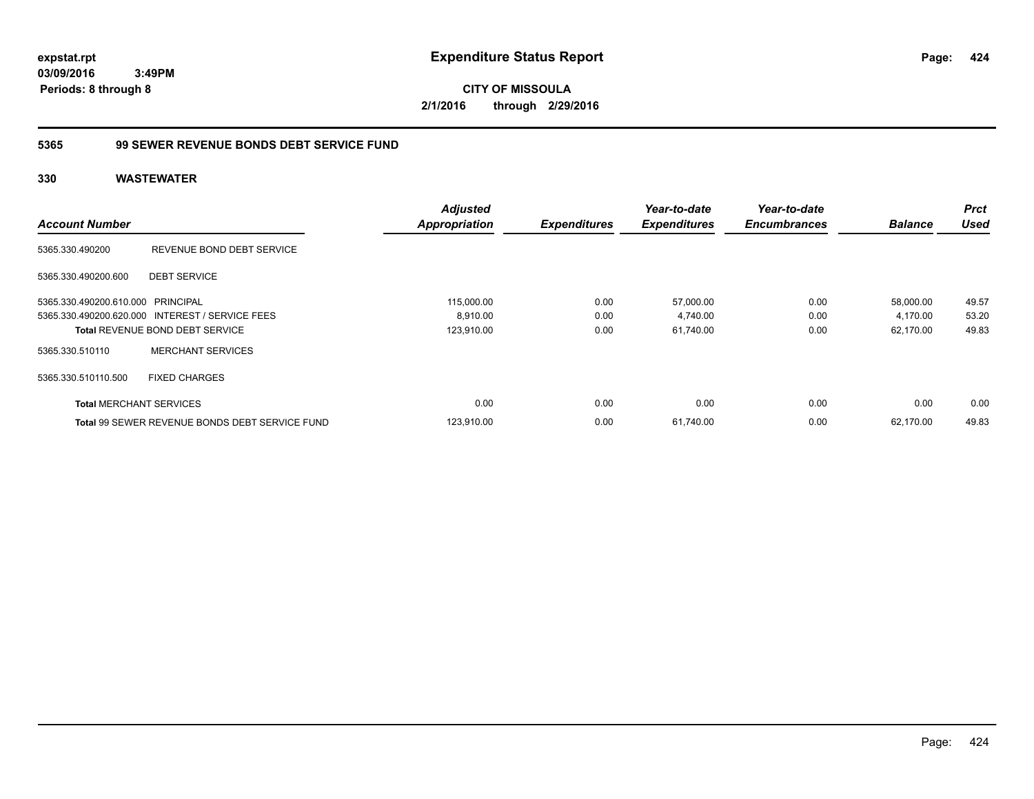**expstat.rpt**
**03/09/2016 3:49PM**
**Periods: 8 through 8**

# Expenditure Status Report

**CITY OF MISSOULA**
**2/1/2016 through 2/29/2016**

## 5365 99 SEWER REVENUE BONDS DEBT SERVICE FUND

### 330 WASTEWATER

| Account Number | | Adjusted Appropriation | Expenditures | Year-to-date Expenditures | Year-to-date Encumbrances | Balance | Prct Used |
|---|---|---|---|---|---|---|---|
| 5365.330.490200 | REVENUE BOND DEBT SERVICE | | | | | | |
| 5365.330.490200.600 | DEBT SERVICE | | | | | | |
| 5365.330.490200.610.000 | PRINCIPAL | 115,000.00 | 0.00 | 57,000.00 | 0.00 | 58,000.00 | 49.57 |
| 5365.330.490200.620.000 | INTEREST / SERVICE FEES | 8,910.00 | 0.00 | 4,740.00 | 0.00 | 4,170.00 | 53.20 |
| **Total** REVENUE BOND DEBT SERVICE | | 123,910.00 | 0.00 | 61,740.00 | 0.00 | 62,170.00 | 49.83 |
| 5365.330.510110 | MERCHANT SERVICES | | | | | | |
| 5365.330.510110.500 | FIXED CHARGES | | | | | | |
| **Total** MERCHANT SERVICES | | 0.00 | 0.00 | 0.00 | 0.00 | 0.00 | 0.00 |
| **Total** 99 SEWER REVENUE BONDS DEBT SERVICE FUND | | 123,910.00 | 0.00 | 61,740.00 | 0.00 | 62,170.00 | 49.83 |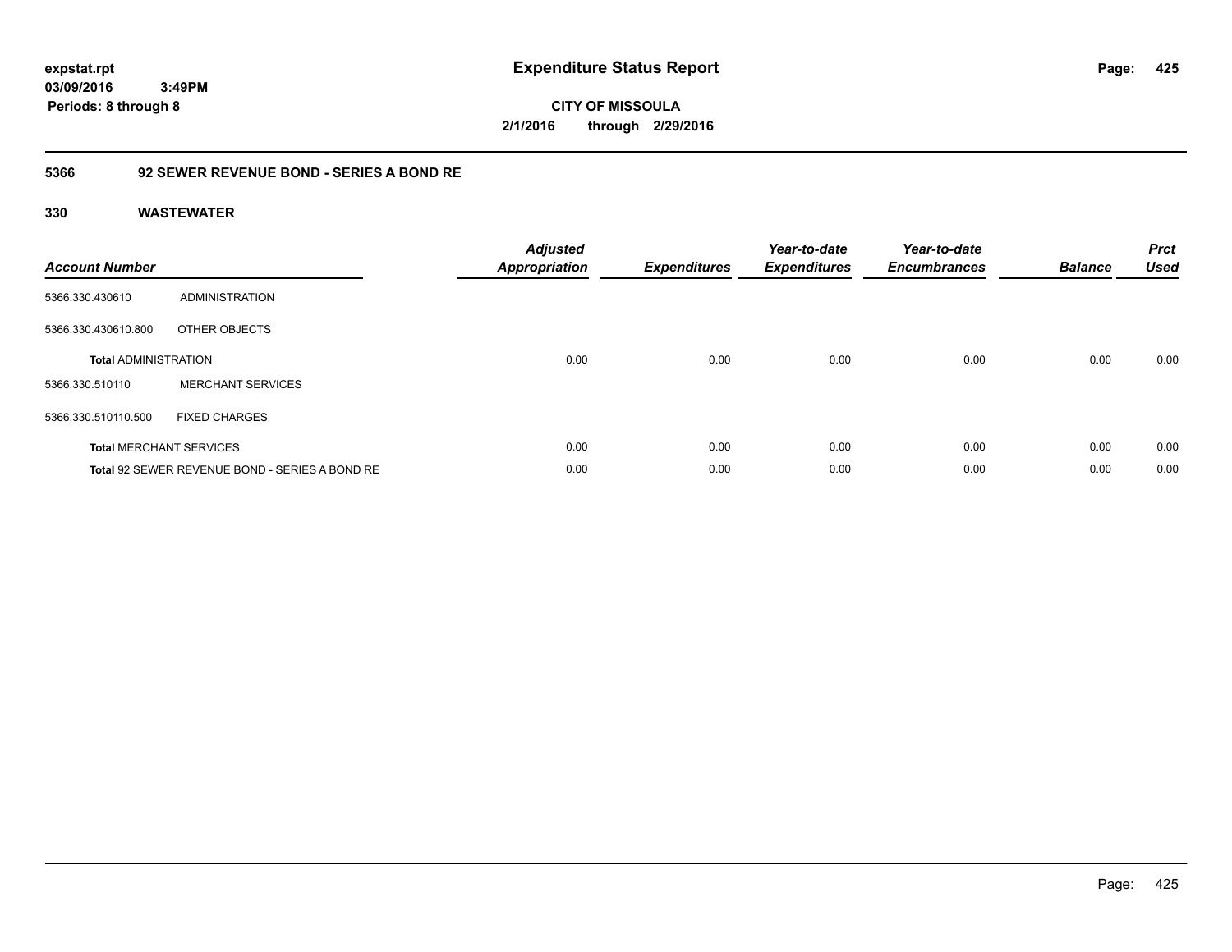**expstat.rpt**
**03/09/2016 3:49PM**
**Periods: 8 through 8**

# Expenditure Status Report

**CITY OF MISSOULA**
**2/1/2016 through 2/29/2016**

## 5366 92 SEWER REVENUE BOND - SERIES A BOND RE

### 330 WASTEWATER

| Account Number | | Adjusted Appropriation | Expenditures | Year-to-date Expenditures | Year-to-date Encumbrances | Balance | Prct Used |
|---|---|---|---|---|---|---|---|
| 5366.330.430610 | ADMINISTRATION | | | | | | |
| 5366.330.430610.800 | OTHER OBJECTS | | | | | | |
| **Total** ADMINISTRATION | | 0.00 | 0.00 | 0.00 | 0.00 | 0.00 | 0.00 |
| 5366.330.510110 | MERCHANT SERVICES | | | | | | |
| 5366.330.510110.500 | FIXED CHARGES | | | | | | |
| **Total** MERCHANT SERVICES | | 0.00 | 0.00 | 0.00 | 0.00 | 0.00 | 0.00 |
| **Total** 92 SEWER REVENUE BOND - SERIES A BOND RE | | 0.00 | 0.00 | 0.00 | 0.00 | 0.00 | 0.00 |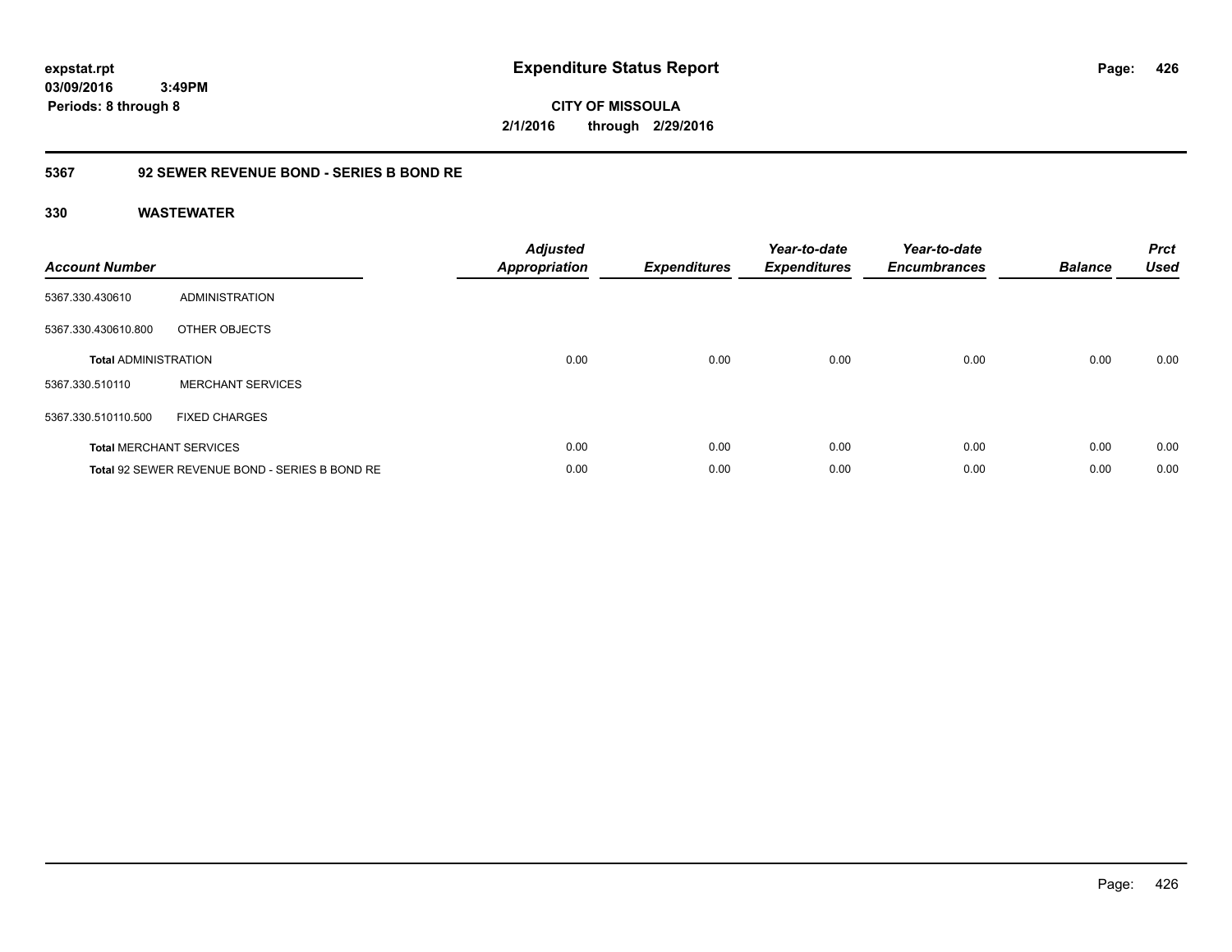# Expenditure Status Report

**CITY OF MISSOULA**

**2/1/2016 through 2/29/2016**

expstat.rpt
03/09/2016 3:49PM
Periods: 8 through 8

## 5367 92 SEWER REVENUE BOND - SERIES B BOND RE

### 330 WASTEWATER

| Account Number | | Adjusted Appropriation | Expenditures | Year-to-date Expenditures | Year-to-date Encumbrances | Balance | Prct Used |
|---|---|---|---|---|---|---|---|
| 5367.330.430610 | ADMINISTRATION | | | | | | |
| 5367.330.430610.800 | OTHER OBJECTS | | | | | | |
| **Total** ADMINISTRATION | | 0.00 | 0.00 | 0.00 | 0.00 | 0.00 | 0.00 |
| 5367.330.510110 | MERCHANT SERVICES | | | | | | |
| 5367.330.510110.500 | FIXED CHARGES | | | | | | |
| **Total** MERCHANT SERVICES | | 0.00 | 0.00 | 0.00 | 0.00 | 0.00 | 0.00 |
| **Total** 92 SEWER REVENUE BOND - SERIES B BOND RE | | 0.00 | 0.00 | 0.00 | 0.00 | 0.00 | 0.00 |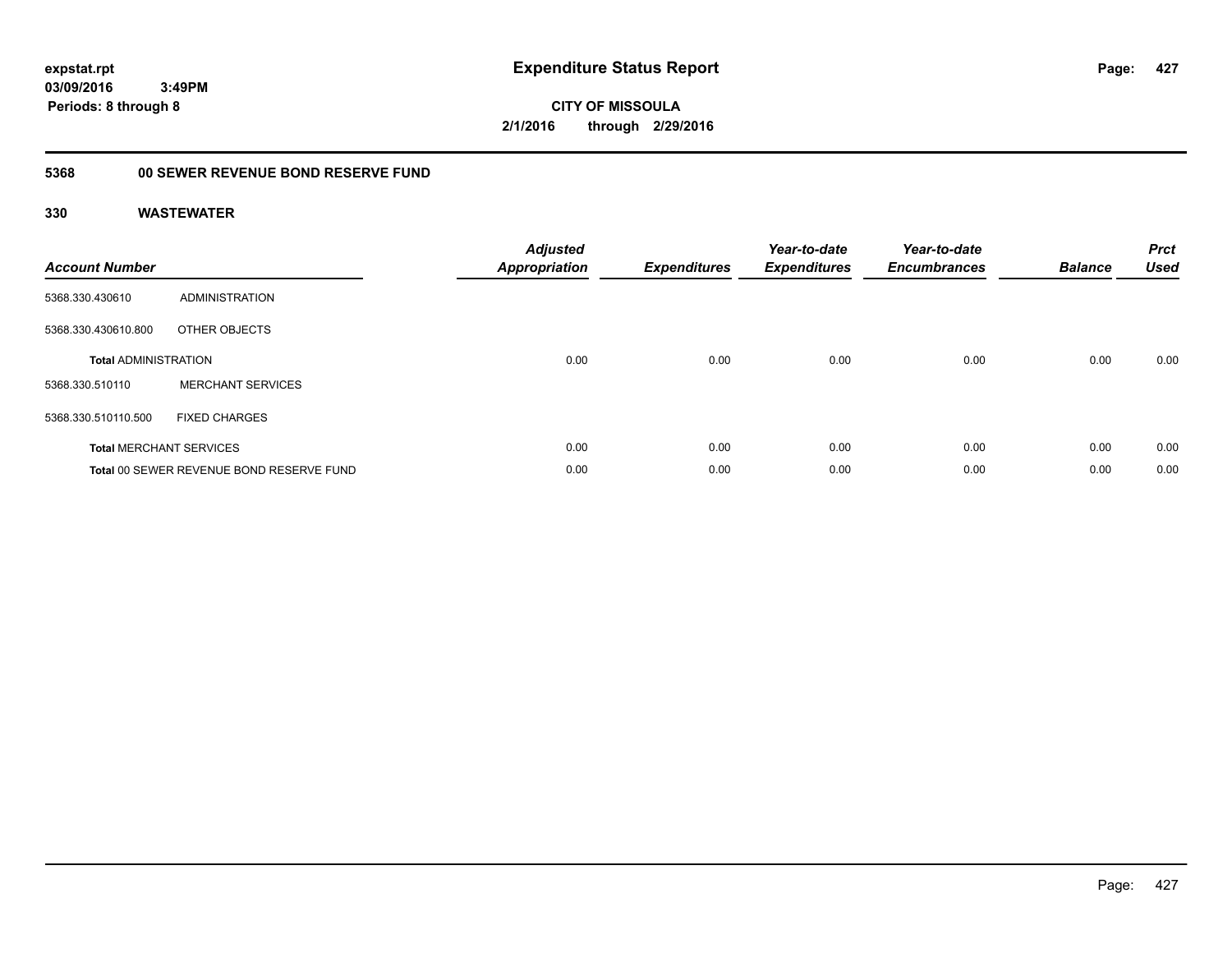# Expenditure Status Report

expstat.rpt
03/09/2016 3:49PM
Periods: 8 through 8

**CITY OF MISSOULA**
**2/1/2016 through 2/29/2016**

## 5368 00 SEWER REVENUE BOND RESERVE FUND

### 330 WASTEWATER

| Account Number | | Adjusted Appropriation | Expenditures | Year-to-date Expenditures | Year-to-date Encumbrances | Balance | Prct Used |
|---|---|---|---|---|---|---|---|
| 5368.330.430610 | ADMINISTRATION | | | | | | |
| 5368.330.430610.800 | OTHER OBJECTS | | | | | | |
| **Total** ADMINISTRATION | | 0.00 | 0.00 | 0.00 | 0.00 | 0.00 | 0.00 |
| 5368.330.510110 | MERCHANT SERVICES | | | | | | |
| 5368.330.510110.500 | FIXED CHARGES | | | | | | |
| **Total** MERCHANT SERVICES | | 0.00 | 0.00 | 0.00 | 0.00 | 0.00 | 0.00 |
| **Total** 00 SEWER REVENUE BOND RESERVE FUND | | 0.00 | 0.00 | 0.00 | 0.00 | 0.00 | 0.00 |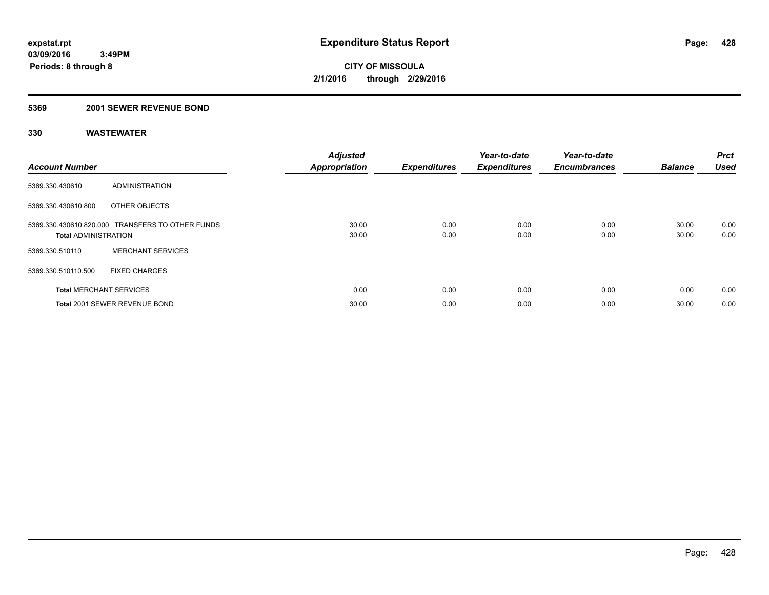# Expenditure Status Report

expstat.rpt
03/09/2016 3:49PM
Periods: 8 through 8

**CITY OF MISSOULA**
**2/1/2016 through 2/29/2016**

## 5369 2001 SEWER REVENUE BOND

## 330 WASTEWATER

| Account Number | | Adjusted Appropriation | Expenditures | Year-to-date Expenditures | Year-to-date Encumbrances | Balance | Prct Used |
|---|---|---|---|---|---|---|---|
| 5369.330.430610 | ADMINISTRATION | | | | | | |
| 5369.330.430610.800 | OTHER OBJECTS | | | | | | |
| 5369.330.430610.820.000 | TRANSFERS TO OTHER FUNDS | 30.00 | 0.00 | 0.00 | 0.00 | 30.00 | 0.00 |
| **Total** ADMINISTRATION | | 30.00 | 0.00 | 0.00 | 0.00 | 30.00 | 0.00 |
| 5369.330.510110 | MERCHANT SERVICES | | | | | | |
| 5369.330.510110.500 | FIXED CHARGES | | | | | | |
| **Total** MERCHANT SERVICES | | 0.00 | 0.00 | 0.00 | 0.00 | 0.00 | 0.00 |
| **Total** 2001 SEWER REVENUE BOND | | 30.00 | 0.00 | 0.00 | 0.00 | 30.00 | 0.00 |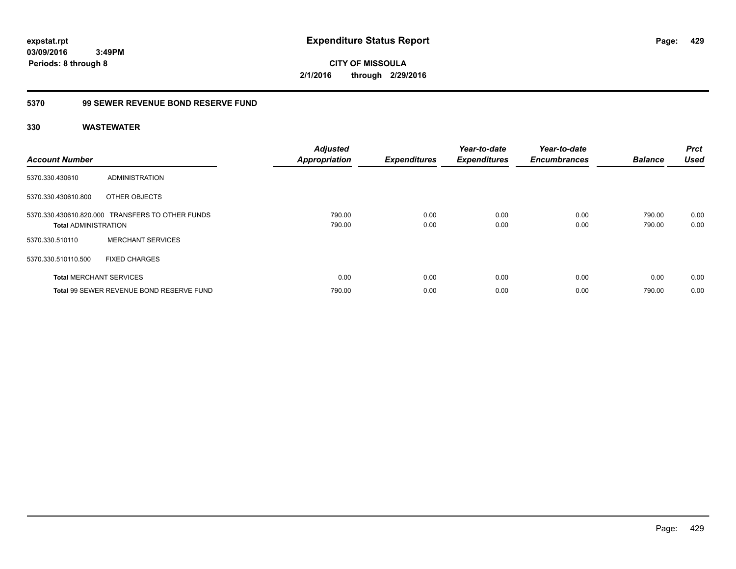expstat.rpt
03/09/2016 3:49PM
Periods: 8 through 8

# Expenditure Status Report

CITY OF MISSOULA
2/1/2016 through 2/29/2016

## 5370 99 SEWER REVENUE BOND RESERVE FUND

### 330 WASTEWATER

| Account Number | | Adjusted Appropriation | Expenditures | Year-to-date Expenditures | Year-to-date Encumbrances | Balance | Prct Used |
|---|---|---|---|---|---|---|---|
| 5370.330.430610 | ADMINISTRATION | | | | | | |
| 5370.330.430610.800 | OTHER OBJECTS | | | | | | |
| 5370.330.430610.820.000 | TRANSFERS TO OTHER FUNDS | 790.00 | 0.00 | 0.00 | 0.00 | 790.00 | 0.00 |
| **Total** ADMINISTRATION | | 790.00 | 0.00 | 0.00 | 0.00 | 790.00 | 0.00 |
| 5370.330.510110 | MERCHANT SERVICES | | | | | | |
| 5370.330.510110.500 | FIXED CHARGES | | | | | | |
| **Total** MERCHANT SERVICES | | 0.00 | 0.00 | 0.00 | 0.00 | 0.00 | 0.00 |
| **Total** 99 SEWER REVENUE BOND RESERVE FUND | | 790.00 | 0.00 | 0.00 | 0.00 | 790.00 | 0.00 |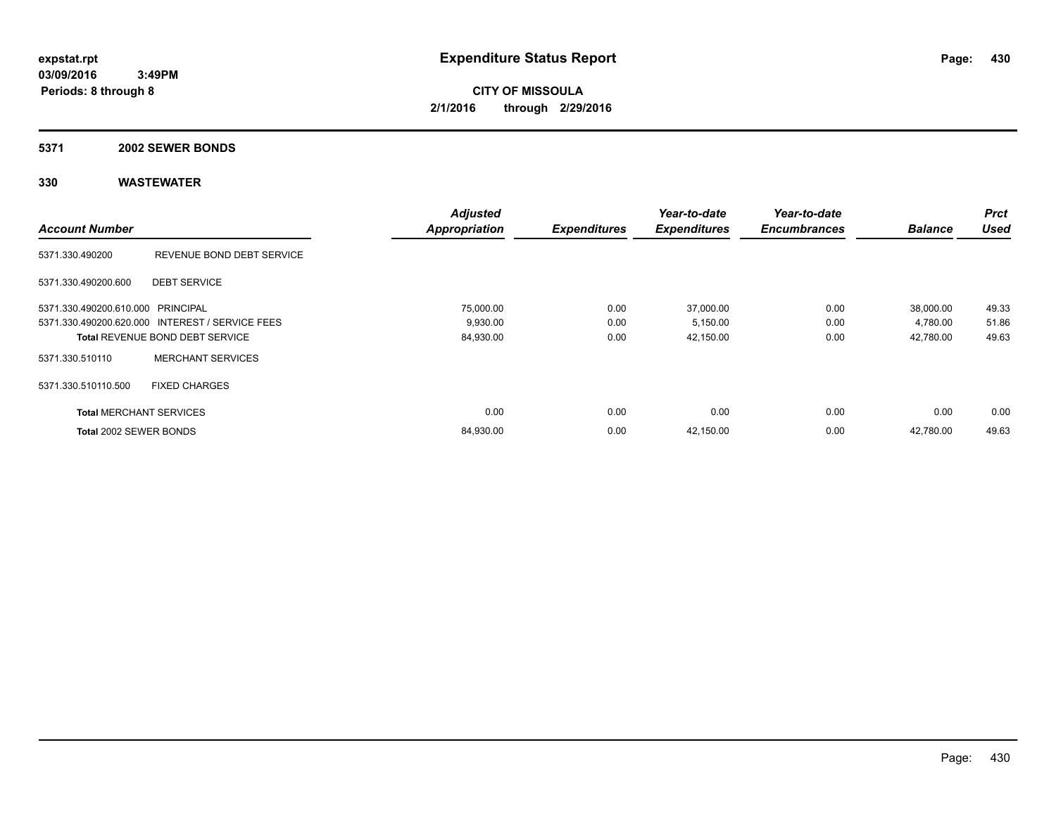# Expenditure Status Report

**CITY OF MISSOULA**

**2/1/2016 through 2/29/2016**

expstat.rpt
03/09/2016 3:49PM
Periods: 8 through 8

## 5371 2002 SEWER BONDS

## 330 WASTEWATER

| Account Number | | Adjusted Appropriation | Expenditures | Year-to-date Expenditures | Year-to-date Encumbrances | Balance | Prct Used |
|---|---|---|---|---|---|---|---|
| 5371.330.490200 | REVENUE BOND DEBT SERVICE | | | | | | |
| 5371.330.490200.600 | DEBT SERVICE | | | | | | |
| 5371.330.490200.610.000 | PRINCIPAL | 75,000.00 | 0.00 | 37,000.00 | 0.00 | 38,000.00 | 49.33 |
| 5371.330.490200.620.000 | INTEREST / SERVICE FEES | 9,930.00 | 0.00 | 5,150.00 | 0.00 | 4,780.00 | 51.86 |
| **Total** REVENUE BOND DEBT SERVICE | | 84,930.00 | 0.00 | 42,150.00 | 0.00 | 42,780.00 | 49.63 |
| 5371.330.510110 | MERCHANT SERVICES | | | | | | |
| 5371.330.510110.500 | FIXED CHARGES | | | | | | |
| **Total** MERCHANT SERVICES | | 0.00 | 0.00 | 0.00 | 0.00 | 0.00 | 0.00 |
| **Total** 2002 SEWER BONDS | | 84,930.00 | 0.00 | 42,150.00 | 0.00 | 42,780.00 | 49.63 |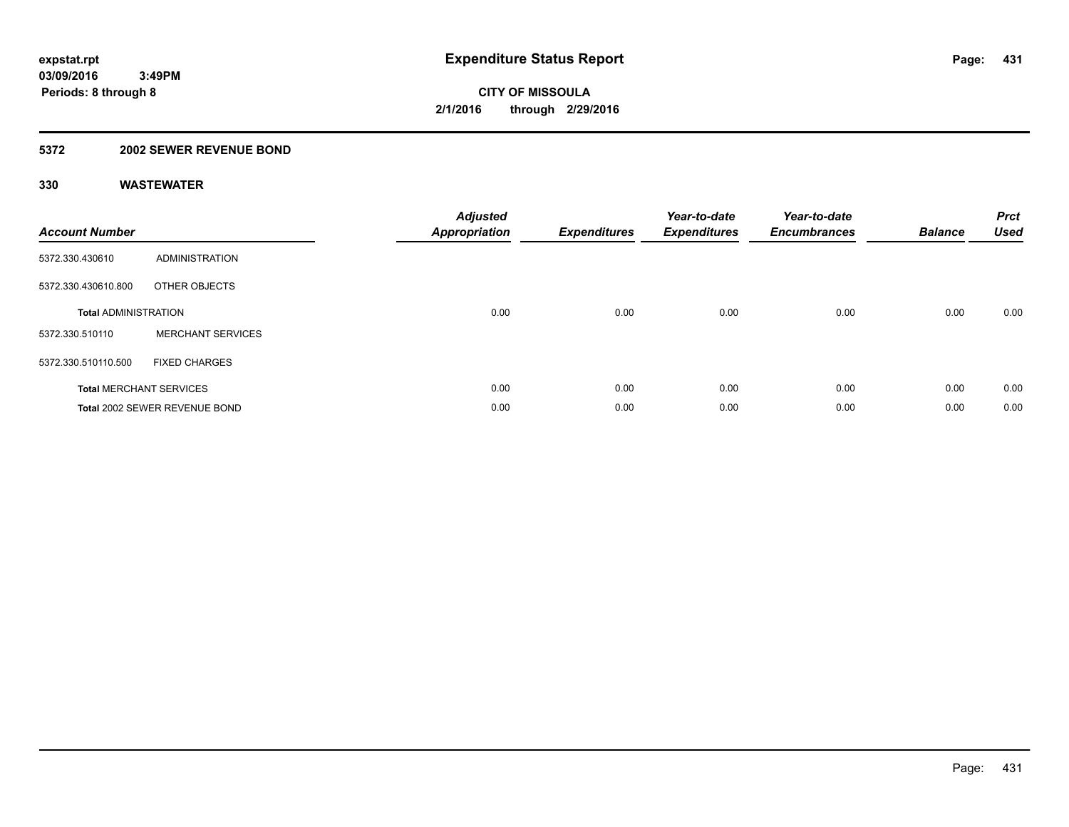**expstat.rpt**
**03/09/2016 3:49PM**
**Periods: 8 through 8**

# Expenditure Status Report

**CITY OF MISSOULA**
**2/1/2016 through 2/29/2016**

## 5372 2002 SEWER REVENUE BOND

### 330 WASTEWATER

| Account Number | | Adjusted Appropriation | Expenditures | Year-to-date Expenditures | Year-to-date Encumbrances | Balance | Prct Used |
|---|---|---|---|---|---|---|---|
| 5372.330.430610 | ADMINISTRATION | | | | | | |
| 5372.330.430610.800 | OTHER OBJECTS | | | | | | |
| **Total** ADMINISTRATION | | 0.00 | 0.00 | 0.00 | 0.00 | 0.00 | 0.00 |
| 5372.330.510110 | MERCHANT SERVICES | | | | | | |
| 5372.330.510110.500 | FIXED CHARGES | | | | | | |
| **Total** MERCHANT SERVICES | | 0.00 | 0.00 | 0.00 | 0.00 | 0.00 | 0.00 |
| **Total** 2002 SEWER REVENUE BOND | | 0.00 | 0.00 | 0.00 | 0.00 | 0.00 | 0.00 |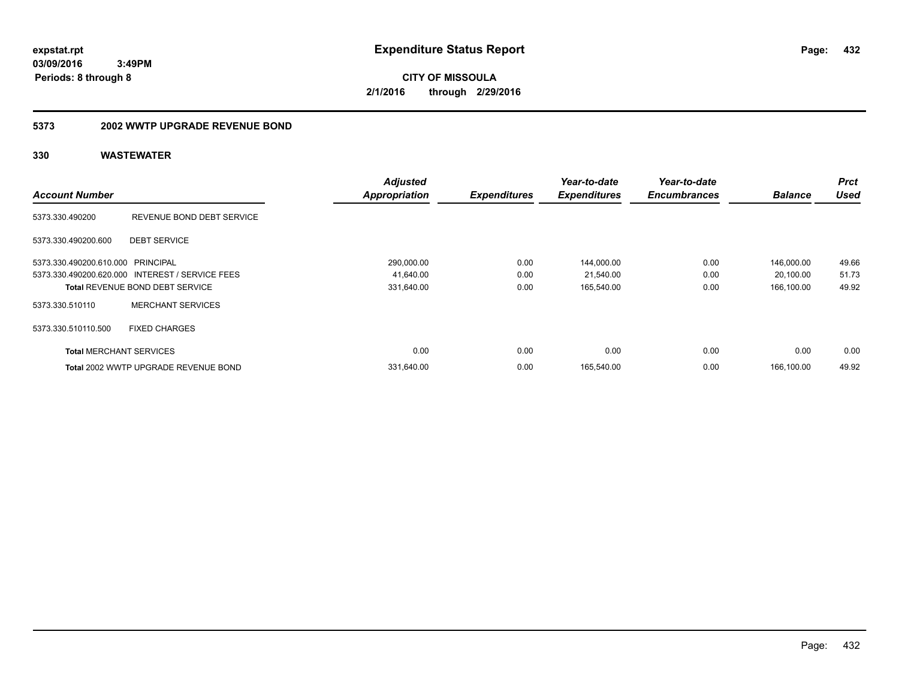# Expenditure Status Report

expstat.rpt
03/09/2016 3:49PM
Periods: 8 through 8

**CITY OF MISSOULA**
**2/1/2016 through 2/29/2016**

## 5373 2002 WWTP UPGRADE REVENUE BOND

### 330 WASTEWATER

| Account Number | | Adjusted Appropriation | Expenditures | Year-to-date Expenditures | Year-to-date Encumbrances | Balance | Prct Used |
|---|---|---|---|---|---|---|---|
| 5373.330.490200 | REVENUE BOND DEBT SERVICE | | | | | | |
| 5373.330.490200.600 | DEBT SERVICE | | | | | | |
| 5373.330.490200.610.000 | PRINCIPAL | 290,000.00 | 0.00 | 144,000.00 | 0.00 | 146,000.00 | 49.66 |
| 5373.330.490200.620.000 | INTEREST / SERVICE FEES | 41,640.00 | 0.00 | 21,540.00 | 0.00 | 20,100.00 | 51.73 |
| **Total** REVENUE BOND DEBT SERVICE | | 331,640.00 | 0.00 | 165,540.00 | 0.00 | 166,100.00 | 49.92 |
| 5373.330.510110 | MERCHANT SERVICES | | | | | | |
| 5373.330.510110.500 | FIXED CHARGES | | | | | | |
| **Total** MERCHANT SERVICES | | 0.00 | 0.00 | 0.00 | 0.00 | 0.00 | 0.00 |
| **Total** 2002 WWTP UPGRADE REVENUE BOND | | 331,640.00 | 0.00 | 165,540.00 | 0.00 | 166,100.00 | 49.92 |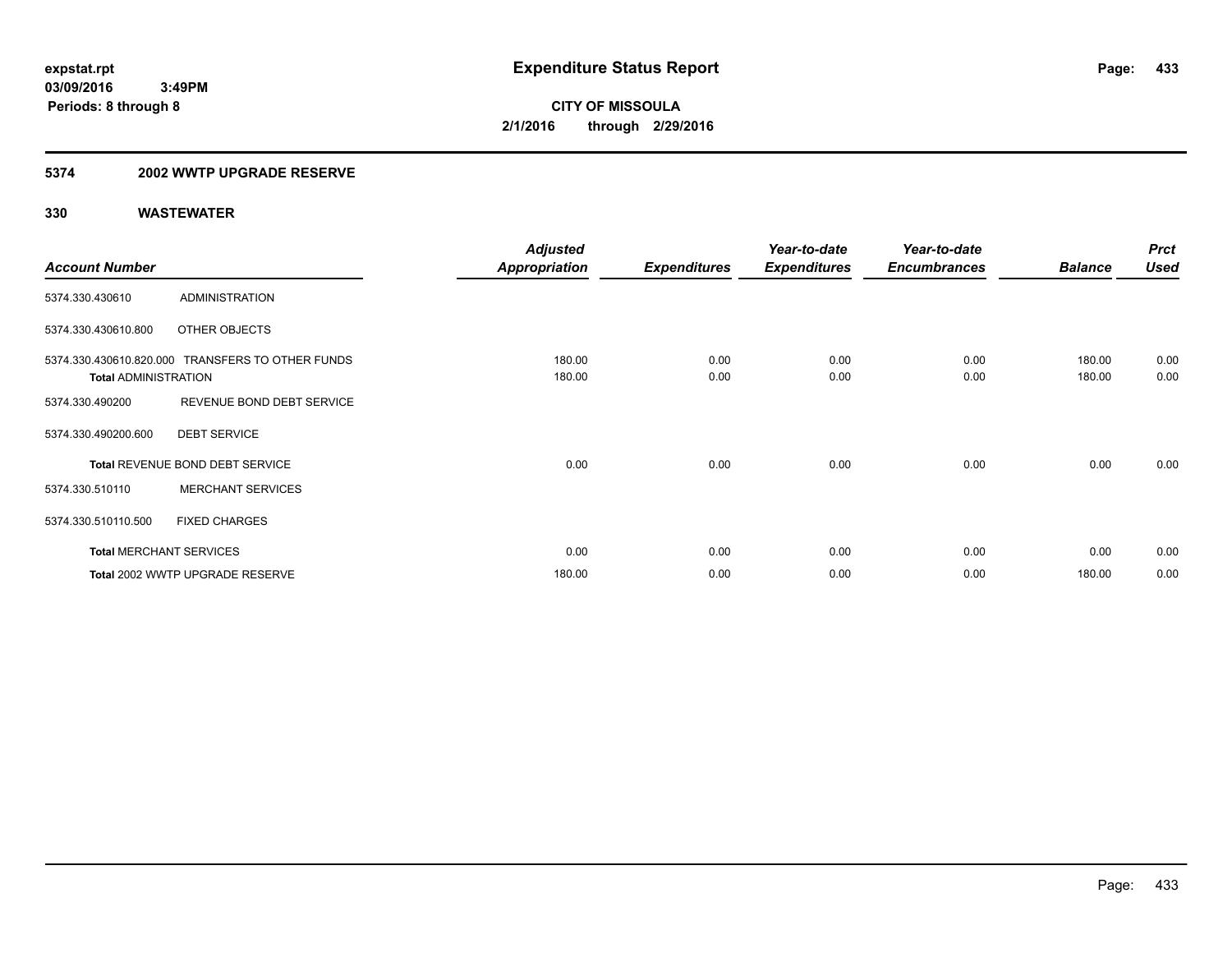expstat.rpt
03/09/2016 3:49PM
Periods: 8 through 8

# Expenditure Status Report

CITY OF MISSOULA
2/1/2016 through 2/29/2016

## 5374 2002 WWTP UPGRADE RESERVE

### 330 WASTEWATER

| Account Number | | Adjusted Appropriation | Expenditures | Year-to-date Expenditures | Year-to-date Encumbrances | Balance | Prct Used |
|---|---|---|---|---|---|---|---|
| 5374.330.430610 | ADMINISTRATION | | | | | | |
| 5374.330.430610.800 | OTHER OBJECTS | | | | | | |
| 5374.330.430610.820.000 | TRANSFERS TO OTHER FUNDS | 180.00 | 0.00 | 0.00 | 0.00 | 180.00 | 0.00 |
| **Total** ADMINISTRATION | | 180.00 | 0.00 | 0.00 | 0.00 | 180.00 | 0.00 |
| 5374.330.490200 | REVENUE BOND DEBT SERVICE | | | | | | |
| 5374.330.490200.600 | DEBT SERVICE | | | | | | |
| **Total** REVENUE BOND DEBT SERVICE | | 0.00 | 0.00 | 0.00 | 0.00 | 0.00 | 0.00 |
| 5374.330.510110 | MERCHANT SERVICES | | | | | | |
| 5374.330.510110.500 | FIXED CHARGES | | | | | | |
| **Total** MERCHANT SERVICES | | 0.00 | 0.00 | 0.00 | 0.00 | 0.00 | 0.00 |
| **Total** 2002 WWTP UPGRADE RESERVE | | 180.00 | 0.00 | 0.00 | 0.00 | 180.00 | 0.00 |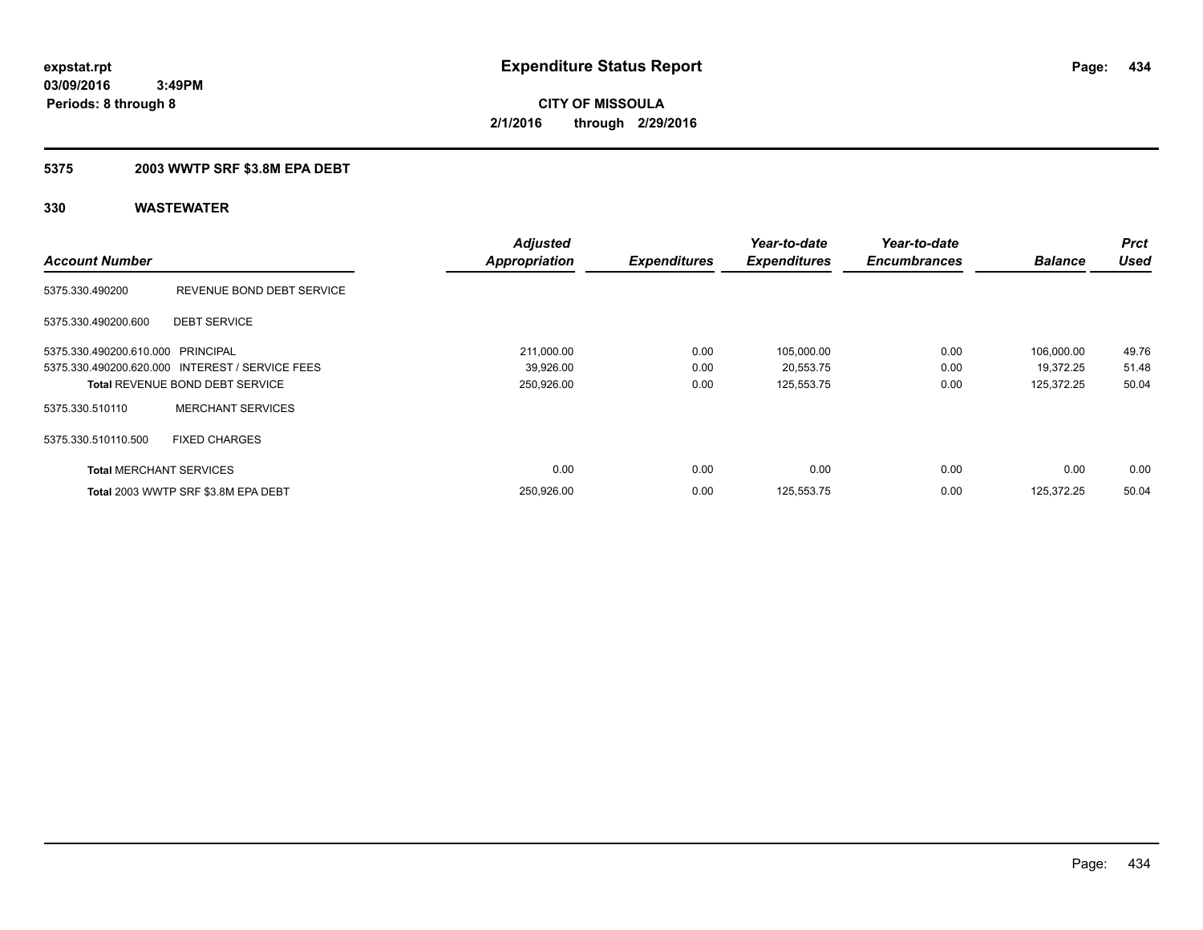**expstat.rpt**
**03/09/2016 3:49PM**
**Periods: 8 through 8**

# Expenditure Status Report

**CITY OF MISSOULA**
**2/1/2016 through 2/29/2016**

## 5375 2003 WWTP SRF $3.8M EPA DEBT

## 330 WASTEWATER

| Account Number | | Adjusted Appropriation | Expenditures | Year-to-date Expenditures | Year-to-date Encumbrances | Balance | Prct Used |
|---|---|---|---|---|---|---|---|
| 5375.330.490200 | REVENUE BOND DEBT SERVICE | | | | | | |
| 5375.330.490200.600 | DEBT SERVICE | | | | | | |
| 5375.330.490200.610.000 | PRINCIPAL | 211,000.00 | 0.00 | 105,000.00 | 0.00 | 106,000.00 | 49.76 |
| 5375.330.490200.620.000 | INTEREST / SERVICE FEES | 39,926.00 | 0.00 | 20,553.75 | 0.00 | 19,372.25 | 51.48 |
| **Total** REVENUE BOND DEBT SERVICE | | 250,926.00 | 0.00 | 125,553.75 | 0.00 | 125,372.25 | 50.04 |
| 5375.330.510110 | MERCHANT SERVICES | | | | | | |
| 5375.330.510110.500 | FIXED CHARGES | | | | | | |
| **Total** MERCHANT SERVICES | | 0.00 | 0.00 | 0.00 | 0.00 | 0.00 | 0.00 |
| **Total** 2003 WWTP SRF $3.8M EPA DEBT | | 250,926.00 | 0.00 | 125,553.75 | 0.00 | 125,372.25 | 50.04 |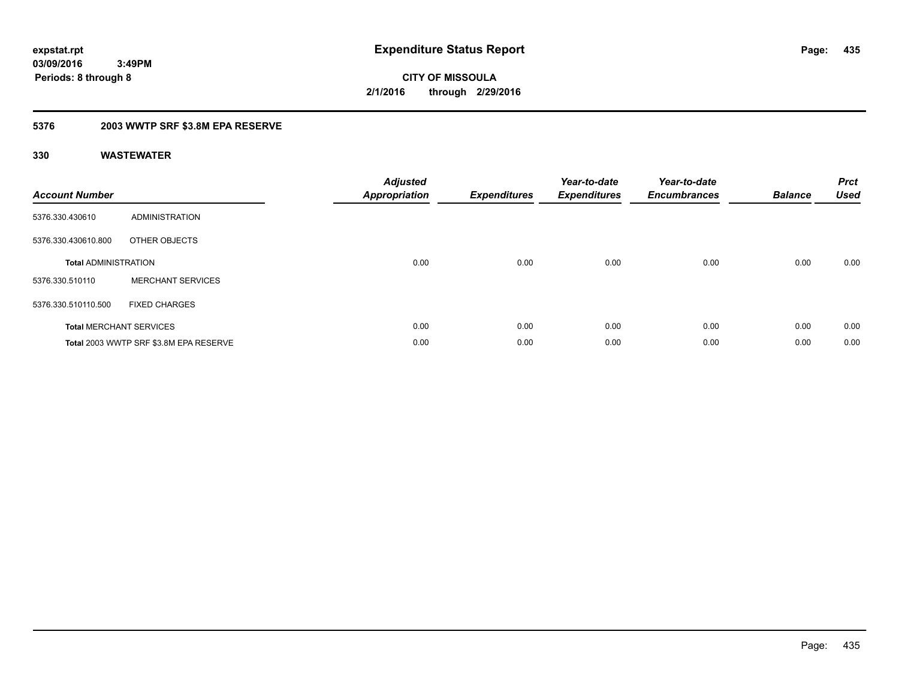**expstat.rpt**
**03/09/2016 3:49PM**
**Periods: 8 through 8**

# Expenditure Status Report

**CITY OF MISSOULA**
**2/1/2016 through 2/29/2016**

## 5376 2003 WWTP SRF $3.8M EPA RESERVE

## 330 WASTEWATER

| Account Number | | Adjusted Appropriation | Expenditures | Year-to-date Expenditures | Year-to-date Encumbrances | Balance | Prct Used |
|---|---|---|---|---|---|---|---|
| 5376.330.430610 | ADMINISTRATION | | | | | | |
| 5376.330.430610.800 | OTHER OBJECTS | | | | | | |
| **Total** ADMINISTRATION | | 0.00 | 0.00 | 0.00 | 0.00 | 0.00 | 0.00 |
| 5376.330.510110 | MERCHANT SERVICES | | | | | | |
| 5376.330.510110.500 | FIXED CHARGES | | | | | | |
| **Total** MERCHANT SERVICES | | 0.00 | 0.00 | 0.00 | 0.00 | 0.00 | 0.00 |
| **Total** 2003 WWTP SRF $3.8M EPA RESERVE | | 0.00 | 0.00 | 0.00 | 0.00 | 0.00 | 0.00 |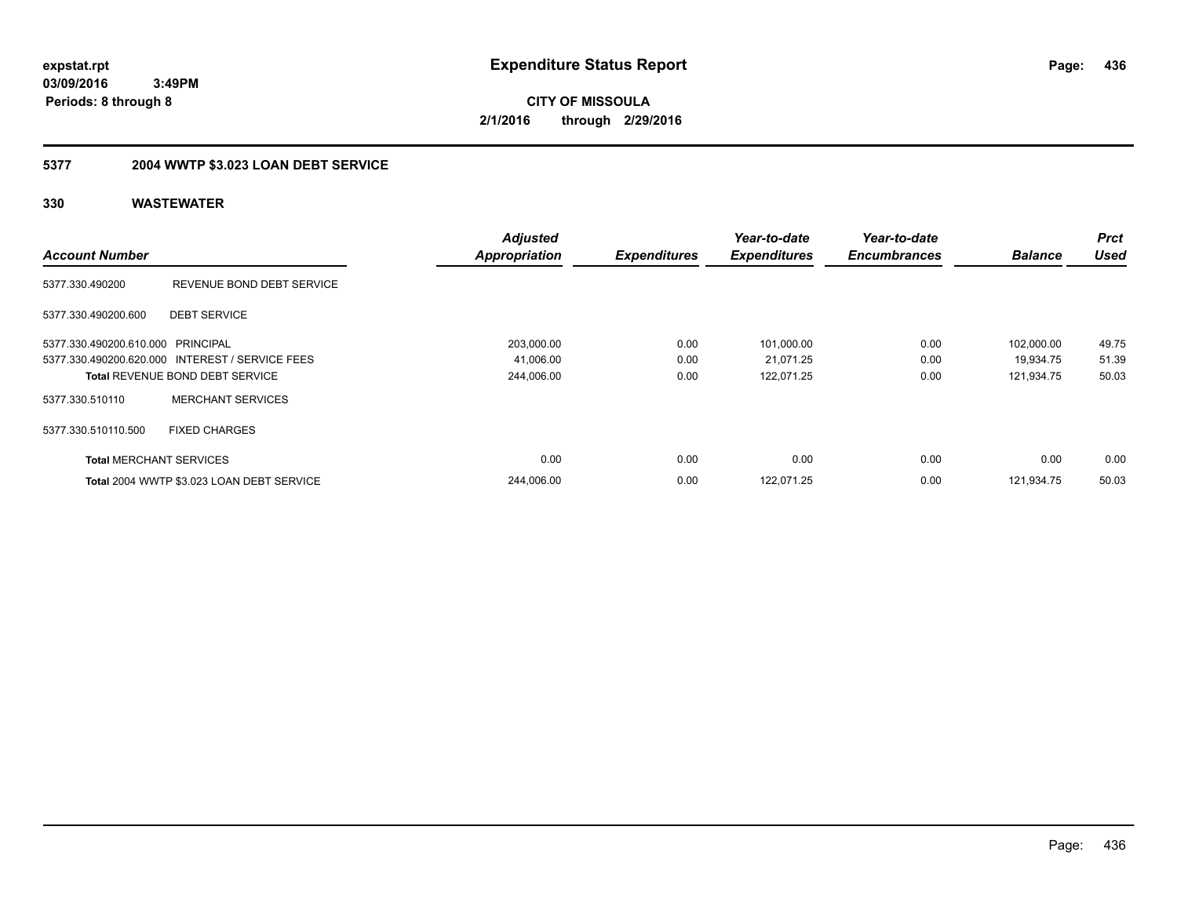**expstat.rpt**
**03/09/2016 3:49PM**
**Periods: 8 through 8**

# Expenditure Status Report

**CITY OF MISSOULA**
**2/1/2016 through 2/29/2016**

## 5377 2004 WWTP $3.023 LOAN DEBT SERVICE

## 330 WASTEWATER

| Account Number | | Adjusted Appropriation | Expenditures | Year-to-date Expenditures | Year-to-date Encumbrances | Balance | Prct Used |
|---|---|---|---|---|---|---|---|
| 5377.330.490200 | REVENUE BOND DEBT SERVICE | | | | | | |
| 5377.330.490200.600 | DEBT SERVICE | | | | | | |
| 5377.330.490200.610.000 | PRINCIPAL | 203,000.00 | 0.00 | 101,000.00 | 0.00 | 102,000.00 | 49.75 |
| 5377.330.490200.620.000 | INTEREST / SERVICE FEES | 41,006.00 | 0.00 | 21,071.25 | 0.00 | 19,934.75 | 51.39 |
| **Total** REVENUE BOND DEBT SERVICE | | 244,006.00 | 0.00 | 122,071.25 | 0.00 | 121,934.75 | 50.03 |
| 5377.330.510110 | MERCHANT SERVICES | | | | | | |
| 5377.330.510110.500 | FIXED CHARGES | | | | | | |
| **Total** MERCHANT SERVICES | | 0.00 | 0.00 | 0.00 | 0.00 | 0.00 | 0.00 |
| **Total** 2004 WWTP $3.023 LOAN DEBT SERVICE | | 244,006.00 | 0.00 | 122,071.25 | 0.00 | 121,934.75 | 50.03 |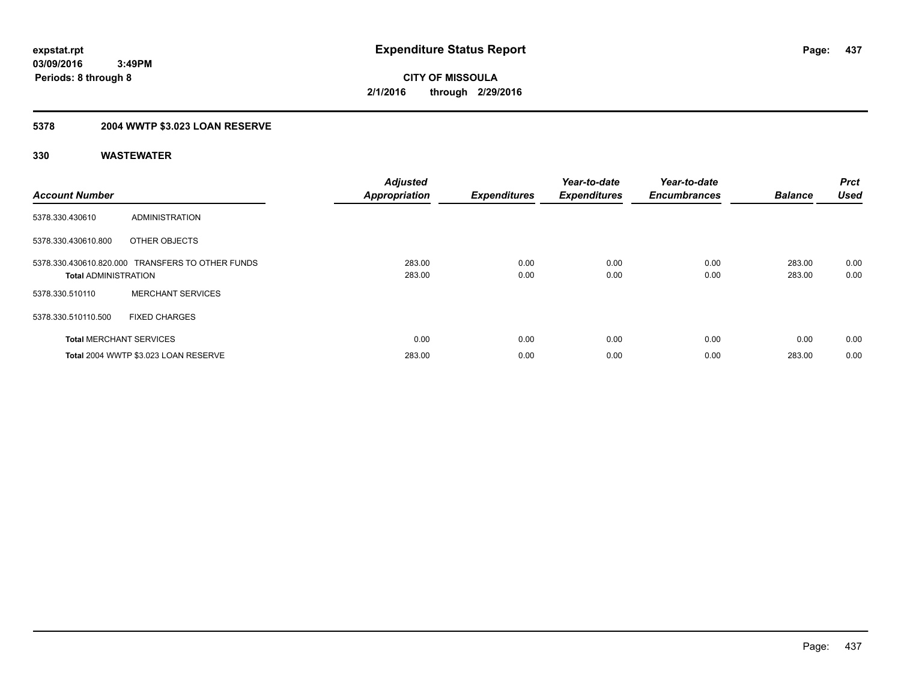expstat.rpt
03/09/2016 3:49PM
Periods: 8 through 8

# Expenditure Status Report

CITY OF MISSOULA
2/1/2016 through 2/29/2016

## 5378 2004 WWTP $3.023 LOAN RESERVE

### 330 WASTEWATER

| Account Number | | Adjusted Appropriation | Expenditures | Year-to-date Expenditures | Year-to-date Encumbrances | Balance | Prct Used |
|---|---|---|---|---|---|---|---|
| 5378.330.430610 | ADMINISTRATION | | | | | | |
| 5378.330.430610.800 | OTHER OBJECTS | | | | | | |
| 5378.330.430610.820.000 | TRANSFERS TO OTHER FUNDS | 283.00 | 0.00 | 0.00 | 0.00 | 283.00 | 0.00 |
| **Total** ADMINISTRATION | | 283.00 | 0.00 | 0.00 | 0.00 | 283.00 | 0.00 |
| 5378.330.510110 | MERCHANT SERVICES | | | | | | |
| 5378.330.510110.500 | FIXED CHARGES | | | | | | |
| **Total** MERCHANT SERVICES | | 0.00 | 0.00 | 0.00 | 0.00 | 0.00 | 0.00 |
| **Total** 2004 WWTP $3.023 LOAN RESERVE | | 283.00 | 0.00 | 0.00 | 0.00 | 283.00 | 0.00 |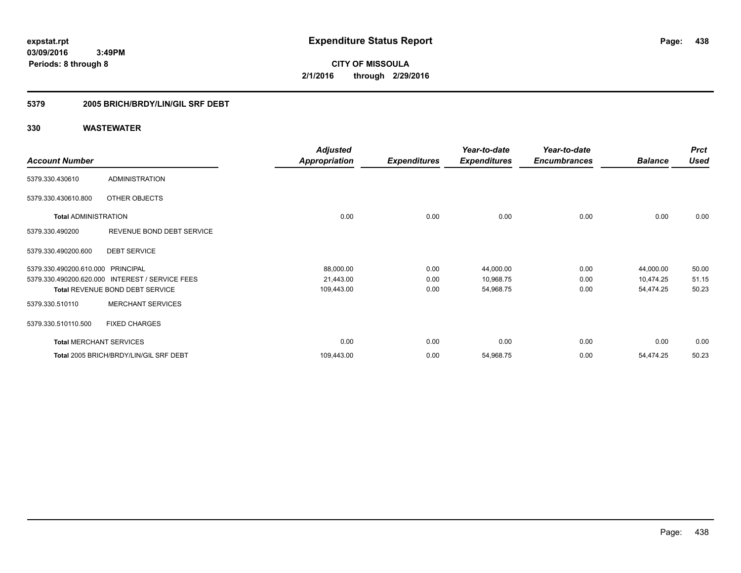# Expenditure Status Report

expstat.rpt
03/09/2016 3:49PM
Periods: 8 through 8

**CITY OF MISSOULA**
**2/1/2016 through 2/29/2016**

## 5379 2005 BRICH/BRDY/LIN/GIL SRF DEBT

### 330 WASTEWATER

| Account Number | | Adjusted Appropriation | Expenditures | Year-to-date Expenditures | Year-to-date Encumbrances | Balance | Prct Used |
|---|---|---|---|---|---|---|---|
| 5379.330.430610 | ADMINISTRATION | | | | | | |
| 5379.330.430610.800 | OTHER OBJECTS | | | | | | |
| **Total** ADMINISTRATION | | 0.00 | 0.00 | 0.00 | 0.00 | 0.00 | 0.00 |
| 5379.330.490200 | REVENUE BOND DEBT SERVICE | | | | | | |
| 5379.330.490200.600 | DEBT SERVICE | | | | | | |
| 5379.330.490200.610.000 | PRINCIPAL | 88,000.00 | 0.00 | 44,000.00 | 0.00 | 44,000.00 | 50.00 |
| 5379.330.490200.620.000 | INTEREST / SERVICE FEES | 21,443.00 | 0.00 | 10,968.75 | 0.00 | 10,474.25 | 51.15 |
| **Total** REVENUE BOND DEBT SERVICE | | 109,443.00 | 0.00 | 54,968.75 | 0.00 | 54,474.25 | 50.23 |
| 5379.330.510110 | MERCHANT SERVICES | | | | | | |
| 5379.330.510110.500 | FIXED CHARGES | | | | | | |
| **Total** MERCHANT SERVICES | | 0.00 | 0.00 | 0.00 | 0.00 | 0.00 | 0.00 |
| **Total** 2005 BRICH/BRDY/LIN/GIL SRF DEBT | | 109,443.00 | 0.00 | 54,968.75 | 0.00 | 54,474.25 | 50.23 |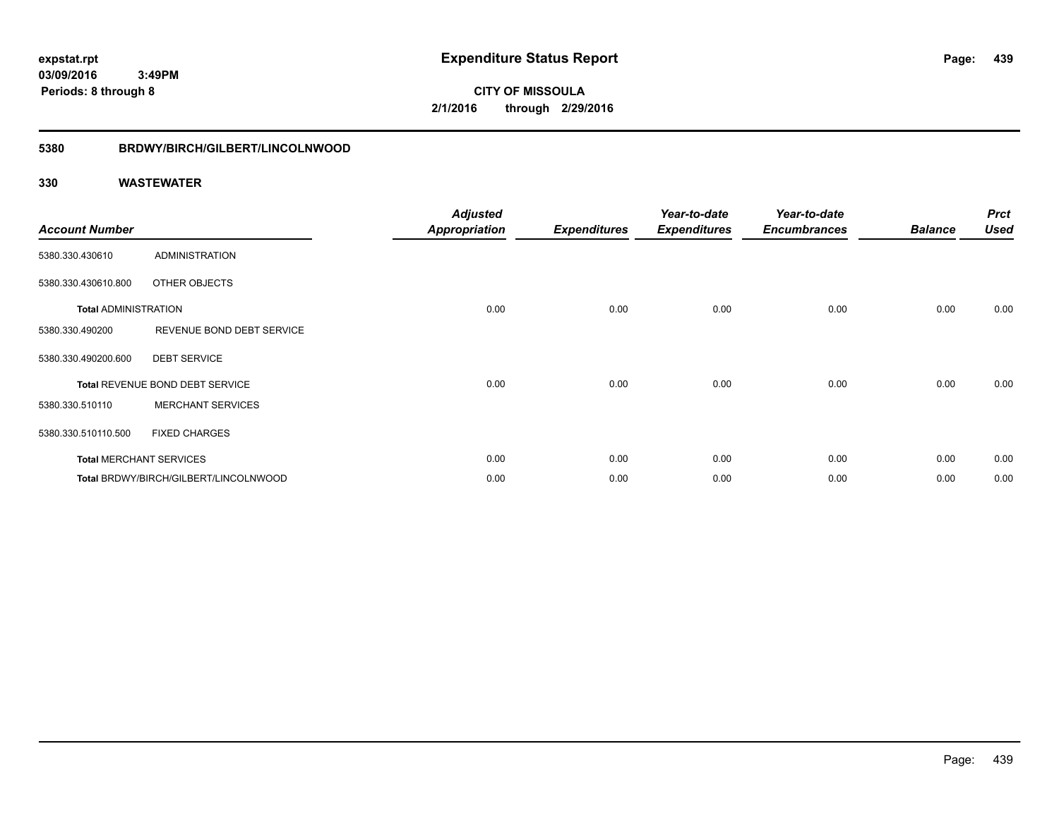**expstat.rpt**
**03/09/2016 3:49PM**
**Periods: 8 through 8**

# Expenditure Status Report

**CITY OF MISSOULA**
**2/1/2016 through 2/29/2016**

## 5380 BRDWY/BIRCH/GILBERT/LINCOLNWOOD

## 330 WASTEWATER

| Account Number | | Adjusted Appropriation | Expenditures | Year-to-date Expenditures | Year-to-date Encumbrances | Balance | Prct Used |
|---|---|---|---|---|---|---|---|
| 5380.330.430610 | ADMINISTRATION | | | | | | |
| 5380.330.430610.800 | OTHER OBJECTS | | | | | | |
| **Total** ADMINISTRATION | | 0.00 | 0.00 | 0.00 | 0.00 | 0.00 | 0.00 |
| 5380.330.490200 | REVENUE BOND DEBT SERVICE | | | | | | |
| 5380.330.490200.600 | DEBT SERVICE | | | | | | |
| **Total** REVENUE BOND DEBT SERVICE | | 0.00 | 0.00 | 0.00 | 0.00 | 0.00 | 0.00 |
| 5380.330.510110 | MERCHANT SERVICES | | | | | | |
| 5380.330.510110.500 | FIXED CHARGES | | | | | | |
| **Total** MERCHANT SERVICES | | 0.00 | 0.00 | 0.00 | 0.00 | 0.00 | 0.00 |
| **Total** BRDWY/BIRCH/GILBERT/LINCOLNWOOD | | 0.00 | 0.00 | 0.00 | 0.00 | 0.00 | 0.00 |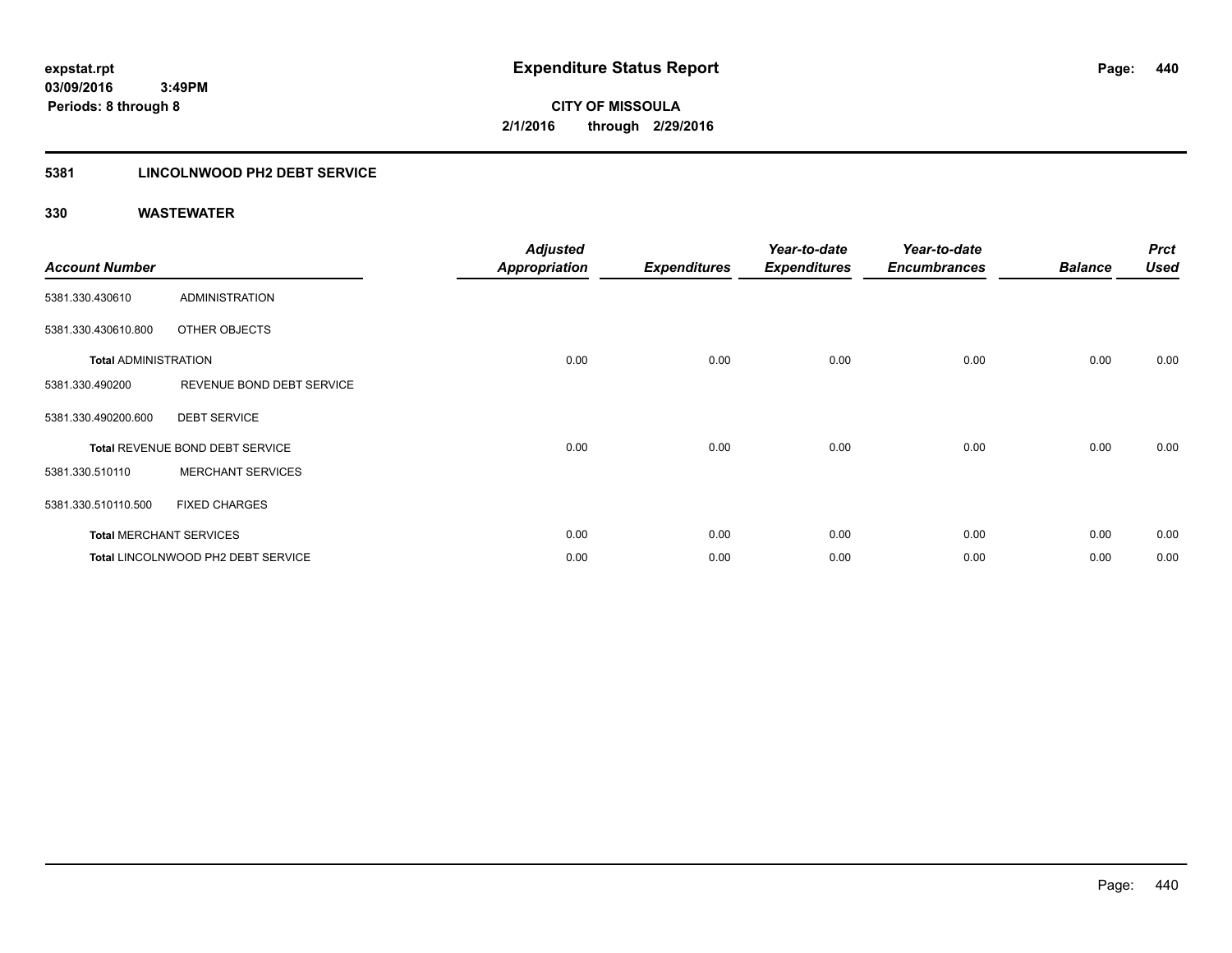**expstat.rpt**
**03/09/2016 3:49PM**
**Periods: 8 through 8**

# Expenditure Status Report

**CITY OF MISSOULA**
**2/1/2016 through 2/29/2016**

## 5381 LINCOLNWOOD PH2 DEBT SERVICE

### 330 WASTEWATER

| Account Number | | Adjusted Appropriation | Expenditures | Year-to-date Expenditures | Year-to-date Encumbrances | Balance | Prct Used |
|---|---|---|---|---|---|---|---|
| 5381.330.430610 | ADMINISTRATION | | | | | | |
| 5381.330.430610.800 | OTHER OBJECTS | | | | | | |
| **Total** ADMINISTRATION | | 0.00 | 0.00 | 0.00 | 0.00 | 0.00 | 0.00 |
| 5381.330.490200 | REVENUE BOND DEBT SERVICE | | | | | | |
| 5381.330.490200.600 | DEBT SERVICE | | | | | | |
| **Total** REVENUE BOND DEBT SERVICE | | 0.00 | 0.00 | 0.00 | 0.00 | 0.00 | 0.00 |
| 5381.330.510110 | MERCHANT SERVICES | | | | | | |
| 5381.330.510110.500 | FIXED CHARGES | | | | | | |
| **Total** MERCHANT SERVICES | | 0.00 | 0.00 | 0.00 | 0.00 | 0.00 | 0.00 |
| **Total** LINCOLNWOOD PH2 DEBT SERVICE | | 0.00 | 0.00 | 0.00 | 0.00 | 0.00 | 0.00 |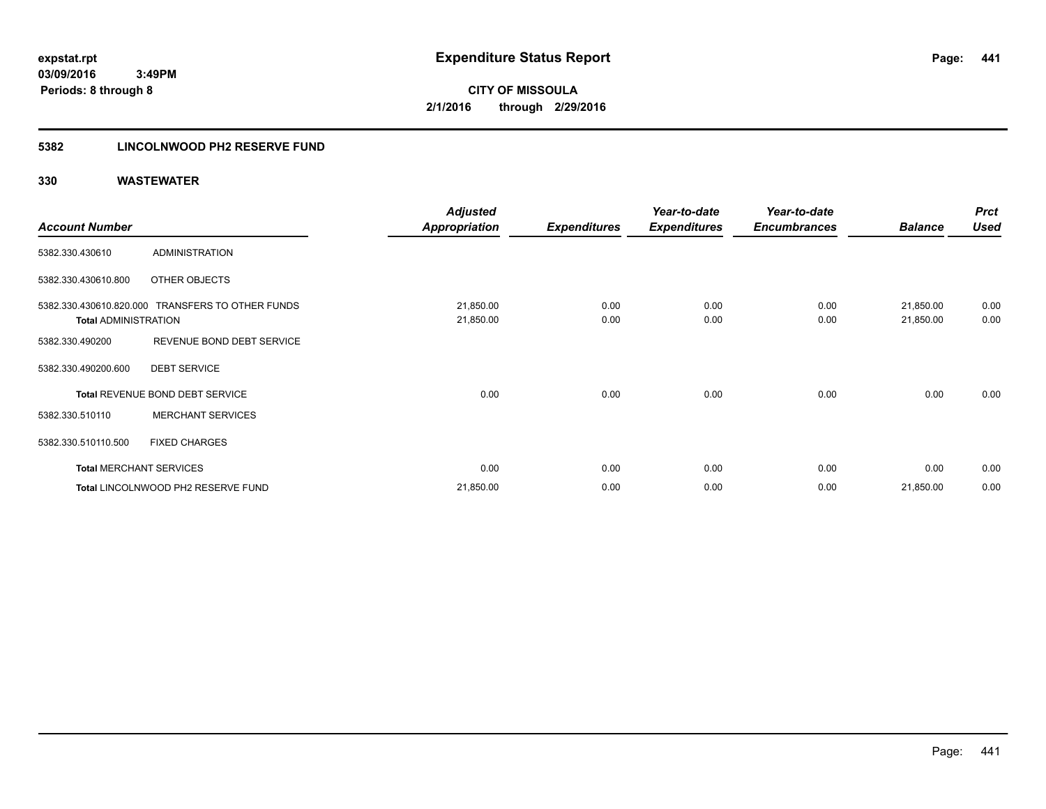**expstat.rpt**
**03/09/2016 3:49PM**
**Periods: 8 through 8**

# Expenditure Status Report

**CITY OF MISSOULA**
**2/1/2016 through 2/29/2016**

## 5382 LINCOLNWOOD PH2 RESERVE FUND

### 330 WASTEWATER

| Account Number | | Adjusted Appropriation | Expenditures | Year-to-date Expenditures | Year-to-date Encumbrances | Balance | Prct Used |
|---|---|---|---|---|---|---|---|
| 5382.330.430610 | ADMINISTRATION | | | | | | |
| 5382.330.430610.800 | OTHER OBJECTS | | | | | | |
| 5382.330.430610.820.000 | TRANSFERS TO OTHER FUNDS | 21,850.00 | 0.00 | 0.00 | 0.00 | 21,850.00 | 0.00 |
| **Total** ADMINISTRATION | | 21,850.00 | 0.00 | 0.00 | 0.00 | 21,850.00 | 0.00 |
| 5382.330.490200 | REVENUE BOND DEBT SERVICE | | | | | | |
| 5382.330.490200.600 | DEBT SERVICE | | | | | | |
| **Total** REVENUE BOND DEBT SERVICE | | 0.00 | 0.00 | 0.00 | 0.00 | 0.00 | 0.00 |
| 5382.330.510110 | MERCHANT SERVICES | | | | | | |
| 5382.330.510110.500 | FIXED CHARGES | | | | | | |
| **Total** MERCHANT SERVICES | | 0.00 | 0.00 | 0.00 | 0.00 | 0.00 | 0.00 |
| **Total** LINCOLNWOOD PH2 RESERVE FUND | | 21,850.00 | 0.00 | 0.00 | 0.00 | 21,850.00 | 0.00 |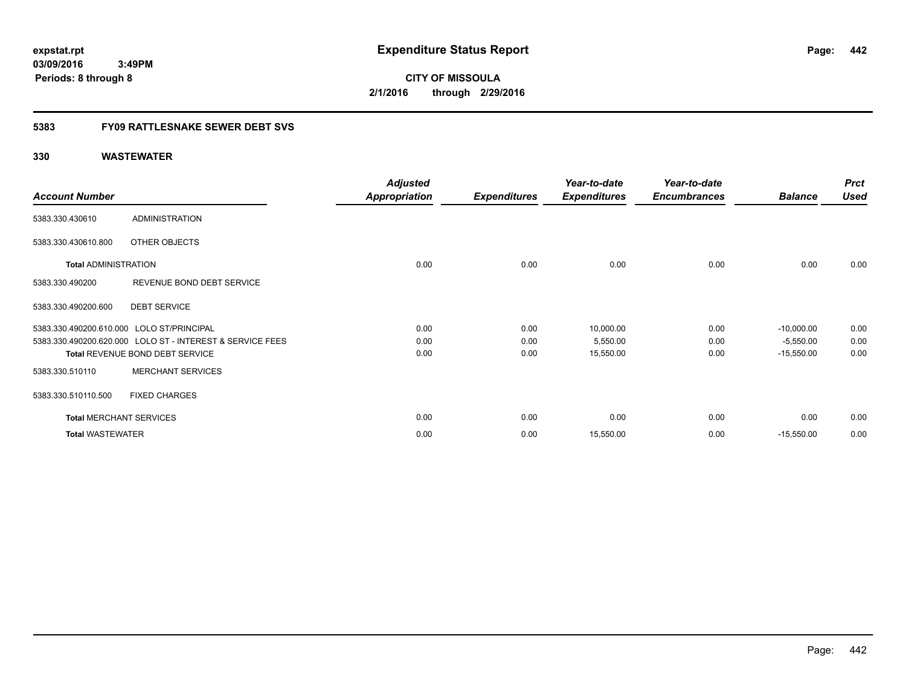# Expenditure Status Report

expstat.rpt
03/09/2016 3:49PM
Periods: 8 through 8

**CITY OF MISSOULA**
**2/1/2016 through 2/29/2016**

## 5383 FY09 RATTLESNAKE SEWER DEBT SVS

## 330 WASTEWATER

| Account Number | | Adjusted Appropriation | Expenditures | Year-to-date Expenditures | Year-to-date Encumbrances | Balance | Prct Used |
|---|---|---|---|---|---|---|---|
| 5383.330.430610 | ADMINISTRATION | | | | | | |
| 5383.330.430610.800 | OTHER OBJECTS | | | | | | |
| **Total** ADMINISTRATION | | 0.00 | 0.00 | 0.00 | 0.00 | 0.00 | 0.00 |
| 5383.330.490200 | REVENUE BOND DEBT SERVICE | | | | | | |
| 5383.330.490200.600 | DEBT SERVICE | | | | | | |
| 5383.330.490200.610.000 | LOLO ST/PRINCIPAL | 0.00 | 0.00 | 10,000.00 | 0.00 | -10,000.00 | 0.00 |
| 5383.330.490200.620.000 | LOLO ST - INTEREST & SERVICE FEES | 0.00 | 0.00 | 5,550.00 | 0.00 | -5,550.00 | 0.00 |
| **Total** REVENUE BOND DEBT SERVICE | | 0.00 | 0.00 | 15,550.00 | 0.00 | -15,550.00 | 0.00 |
| 5383.330.510110 | MERCHANT SERVICES | | | | | | |
| 5383.330.510110.500 | FIXED CHARGES | | | | | | |
| **Total** MERCHANT SERVICES | | 0.00 | 0.00 | 0.00 | 0.00 | 0.00 | 0.00 |
| **Total** WASTEWATER | | 0.00 | 0.00 | 15,550.00 | 0.00 | -15,550.00 | 0.00 |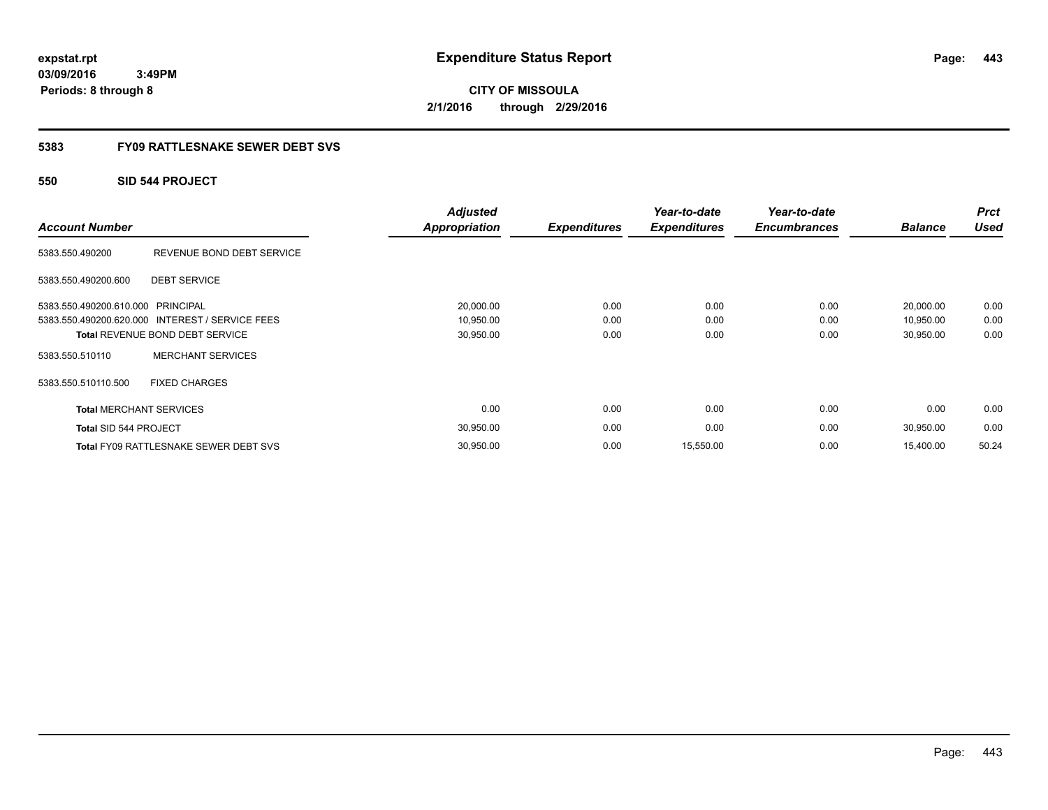# Expenditure Status Report

expstat.rpt
03/09/2016 3:49PM
Periods: 8 through 8

**CITY OF MISSOULA**
**2/1/2016 through 2/29/2016**

## 5383 FY09 RATTLESNAKE SEWER DEBT SVS

### 550 SID 544 PROJECT

| Account Number | | Adjusted Appropriation | Expenditures | Year-to-date Expenditures | Year-to-date Encumbrances | Balance | Prct Used |
|---|---|---|---|---|---|---|---|
| 5383.550.490200 | REVENUE BOND DEBT SERVICE | | | | | | |
| 5383.550.490200.600 | DEBT SERVICE | | | | | | |
| 5383.550.490200.610.000 | PRINCIPAL | 20,000.00 | 0.00 | 0.00 | 0.00 | 20,000.00 | 0.00 |
| 5383.550.490200.620.000 | INTEREST / SERVICE FEES | 10,950.00 | 0.00 | 0.00 | 0.00 | 10,950.00 | 0.00 |
| **Total** REVENUE BOND DEBT SERVICE | | 30,950.00 | 0.00 | 0.00 | 0.00 | 30,950.00 | 0.00 |
| 5383.550.510110 | MERCHANT SERVICES | | | | | | |
| 5383.550.510110.500 | FIXED CHARGES | | | | | | |
| **Total** MERCHANT SERVICES | | 0.00 | 0.00 | 0.00 | 0.00 | 0.00 | 0.00 |
| **Total** SID 544 PROJECT | | 30,950.00 | 0.00 | 0.00 | 0.00 | 30,950.00 | 0.00 |
| **Total** FY09 RATTLESNAKE SEWER DEBT SVS | | 30,950.00 | 0.00 | 15,550.00 | 0.00 | 15,400.00 | 50.24 |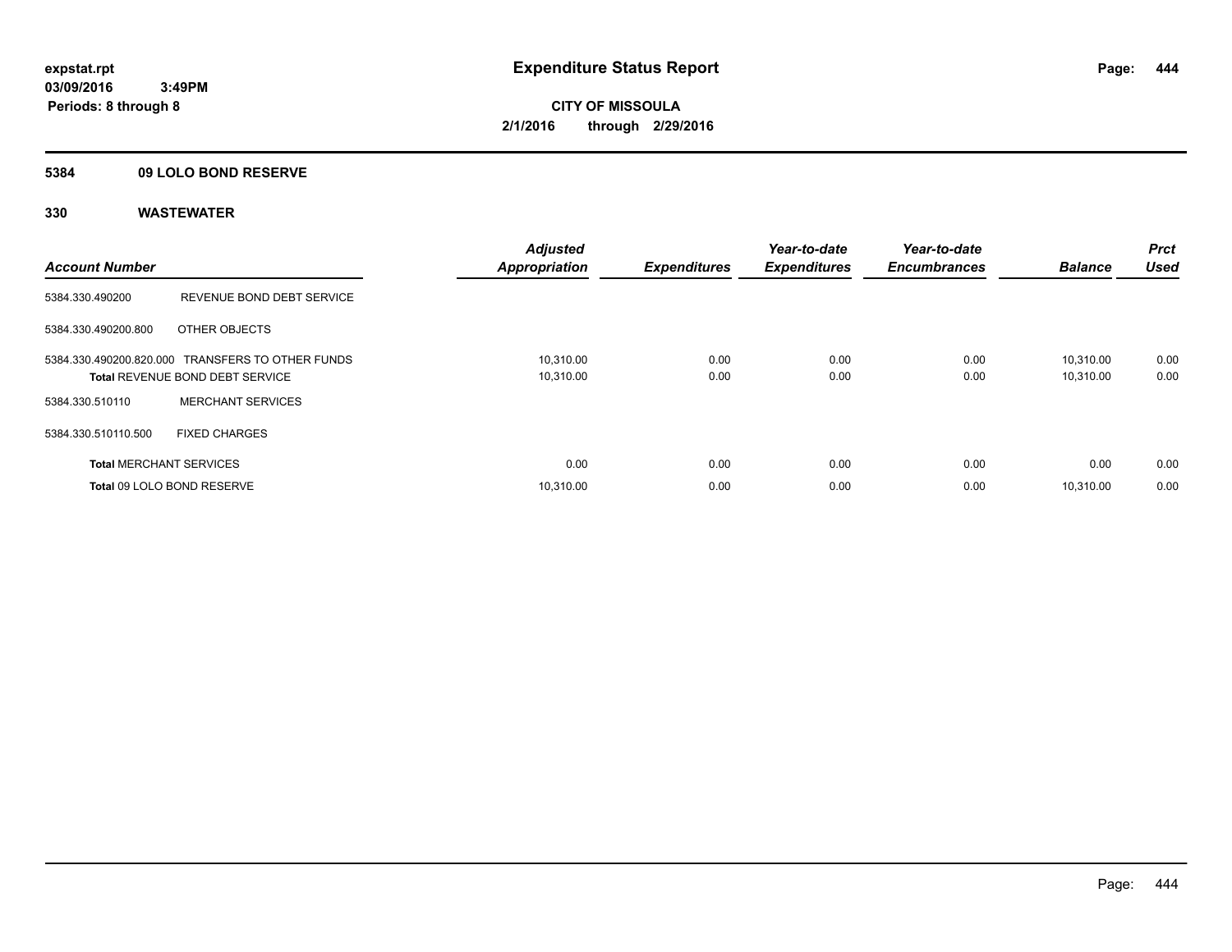# Expenditure Status Report

expstat.rpt
03/09/2016 3:49PM
Periods: 8 through 8

**CITY OF MISSOULA**
**2/1/2016 through 2/29/2016**

## 5384 09 LOLO BOND RESERVE

## 330 WASTEWATER

| Account Number | | Adjusted Appropriation | Expenditures | Year-to-date Expenditures | Year-to-date Encumbrances | Balance | Prct Used |
|---|---|---|---|---|---|---|---|
| 5384.330.490200 | REVENUE BOND DEBT SERVICE | | | | | | |
| 5384.330.490200.800 | OTHER OBJECTS | | | | | | |
| 5384.330.490200.820.000 | TRANSFERS TO OTHER FUNDS | 10,310.00 | 0.00 | 0.00 | 0.00 | 10,310.00 | 0.00 |
| **Total** REVENUE BOND DEBT SERVICE | | 10,310.00 | 0.00 | 0.00 | 0.00 | 10,310.00 | 0.00 |
| 5384.330.510110 | MERCHANT SERVICES | | | | | | |
| 5384.330.510110.500 | FIXED CHARGES | | | | | | |
| **Total** MERCHANT SERVICES | | 0.00 | 0.00 | 0.00 | 0.00 | 0.00 | 0.00 |
| **Total** 09 LOLO BOND RESERVE | | 10,310.00 | 0.00 | 0.00 | 0.00 | 10,310.00 | 0.00 |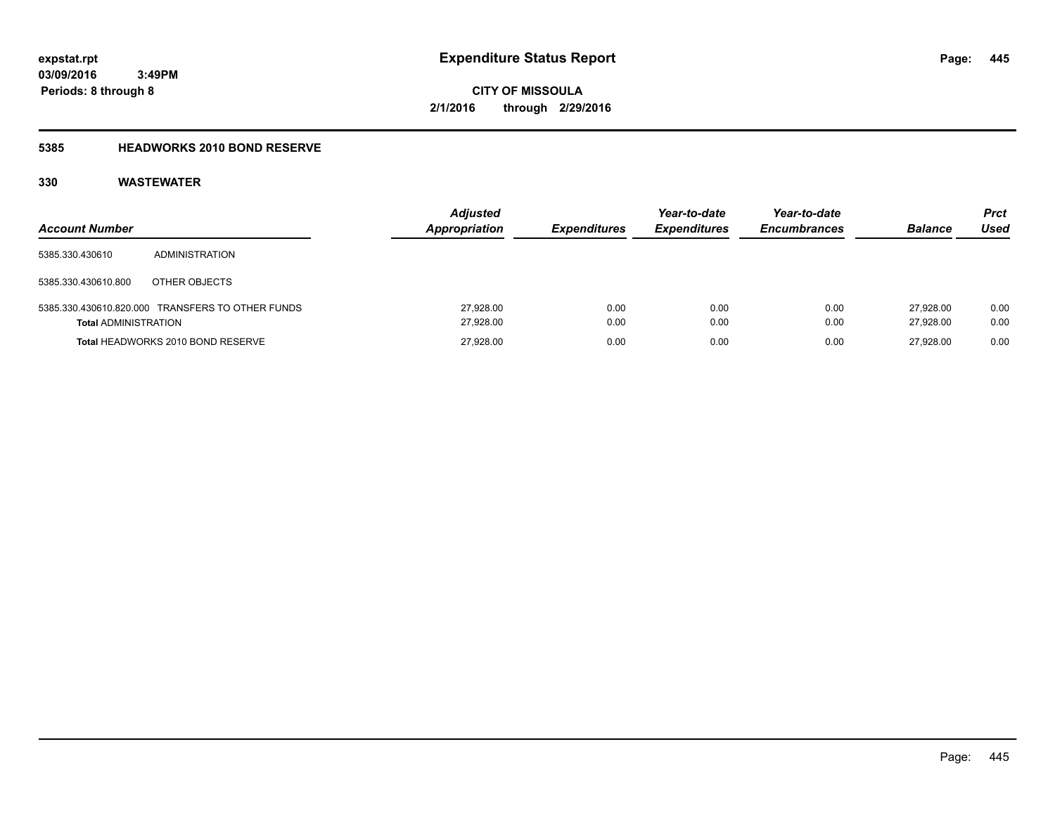**expstat.rpt**
**03/09/2016 3:49PM**
**Periods: 8 through 8**

# Expenditure Status Report

**CITY OF MISSOULA**
**2/1/2016 through 2/29/2016**

## 5385 HEADWORKS 2010 BOND RESERVE

## 330 WASTEWATER

| Account Number | | Adjusted Appropriation | Expenditures | Year-to-date Expenditures | Year-to-date Encumbrances | Balance | Prct Used |
|---|---|---|---|---|---|---|---|
| 5385.330.430610 | ADMINISTRATION | | | | | | |
| 5385.330.430610.800 | OTHER OBJECTS | | | | | | |
| 5385.330.430610.820.000 | TRANSFERS TO OTHER FUNDS | 27,928.00 | 0.00 | 0.00 | 0.00 | 27,928.00 | 0.00 |
| **Total** ADMINISTRATION | | 27,928.00 | 0.00 | 0.00 | 0.00 | 27,928.00 | 0.00 |
| **Total** HEADWORKS 2010 BOND RESERVE | | 27,928.00 | 0.00 | 0.00 | 0.00 | 27,928.00 | 0.00 |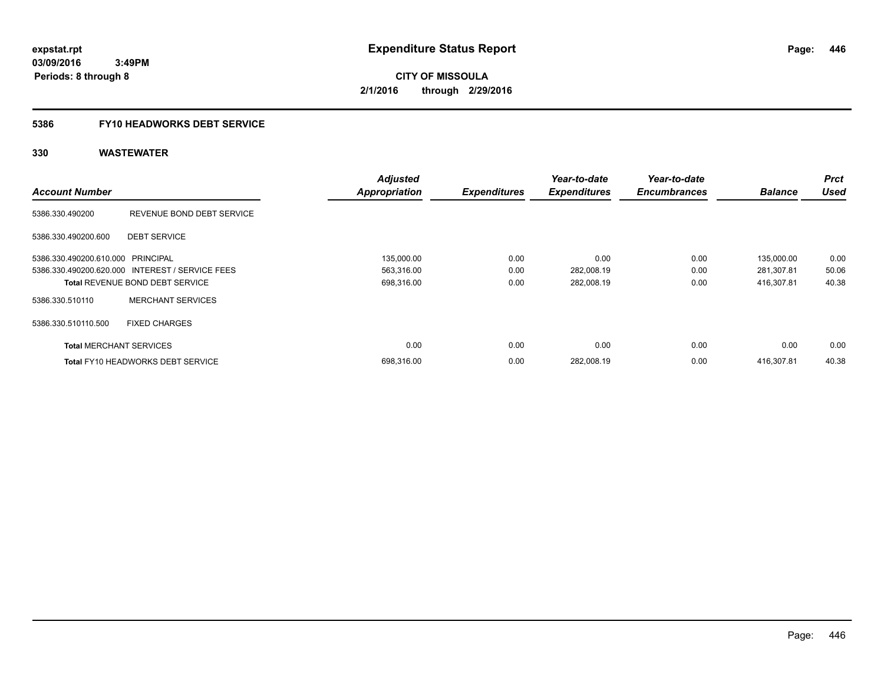expstat.rpt
**03/09/2016 3:49PM**
**Periods: 8 through 8**

# Expenditure Status Report

**CITY OF MISSOULA**
**2/1/2016 through 2/29/2016**

## 5386 FY10 HEADWORKS DEBT SERVICE

### 330 WASTEWATER

| Account Number | | Adjusted Appropriation | Expenditures | Year-to-date Expenditures | Year-to-date Encumbrances | Balance | Prct Used |
|---|---|---|---|---|---|---|---|
| 5386.330.490200 | REVENUE BOND DEBT SERVICE | | | | | | |
| 5386.330.490200.600 | DEBT SERVICE | | | | | | |
| 5386.330.490200.610.000 | PRINCIPAL | 135,000.00 | 0.00 | 0.00 | 0.00 | 135,000.00 | 0.00 |
| 5386.330.490200.620.000 | INTEREST / SERVICE FEES | 563,316.00 | 0.00 | 282,008.19 | 0.00 | 281,307.81 | 50.06 |
| **Total** REVENUE BOND DEBT SERVICE | | 698,316.00 | 0.00 | 282,008.19 | 0.00 | 416,307.81 | 40.38 |
| 5386.330.510110 | MERCHANT SERVICES | | | | | | |
| 5386.330.510110.500 | FIXED CHARGES | | | | | | |
| **Total** MERCHANT SERVICES | | 0.00 | 0.00 | 0.00 | 0.00 | 0.00 | 0.00 |
| **Total** FY10 HEADWORKS DEBT SERVICE | | 698,316.00 | 0.00 | 282,008.19 | 0.00 | 416,307.81 | 40.38 |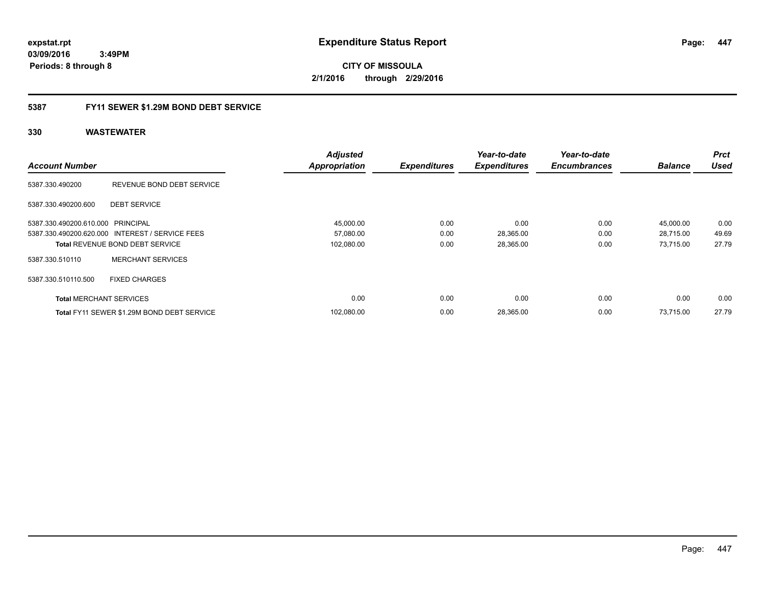**expstat.rpt**
**03/09/2016 3:49PM**
**Periods: 8 through 8**

# Expenditure Status Report

**CITY OF MISSOULA**
**2/1/2016 through 2/29/2016**

## 5387 FY11 SEWER $1.29M BOND DEBT SERVICE

### 330 WASTEWATER

| Account Number | | Adjusted Appropriation | Expenditures | Year-to-date Expenditures | Year-to-date Encumbrances | Balance | Prct Used |
|---|---|---|---|---|---|---|---|
| 5387.330.490200 | REVENUE BOND DEBT SERVICE | | | | | | |
| 5387.330.490200.600 | DEBT SERVICE | | | | | | |
| 5387.330.490200.610.000 | PRINCIPAL | 45,000.00 | 0.00 | 0.00 | 0.00 | 45,000.00 | 0.00 |
| 5387.330.490200.620.000 | INTEREST / SERVICE FEES | 57,080.00 | 0.00 | 28,365.00 | 0.00 | 28,715.00 | 49.69 |
| **Total** REVENUE BOND DEBT SERVICE | | 102,080.00 | 0.00 | 28,365.00 | 0.00 | 73,715.00 | 27.79 |
| 5387.330.510110 | MERCHANT SERVICES | | | | | | |
| 5387.330.510110.500 | FIXED CHARGES | | | | | | |
| **Total** MERCHANT SERVICES | | 0.00 | 0.00 | 0.00 | 0.00 | 0.00 | 0.00 |
| **Total** FY11 SEWER $1.29M BOND DEBT SERVICE | | 102,080.00 | 0.00 | 28,365.00 | 0.00 | 73,715.00 | 27.79 |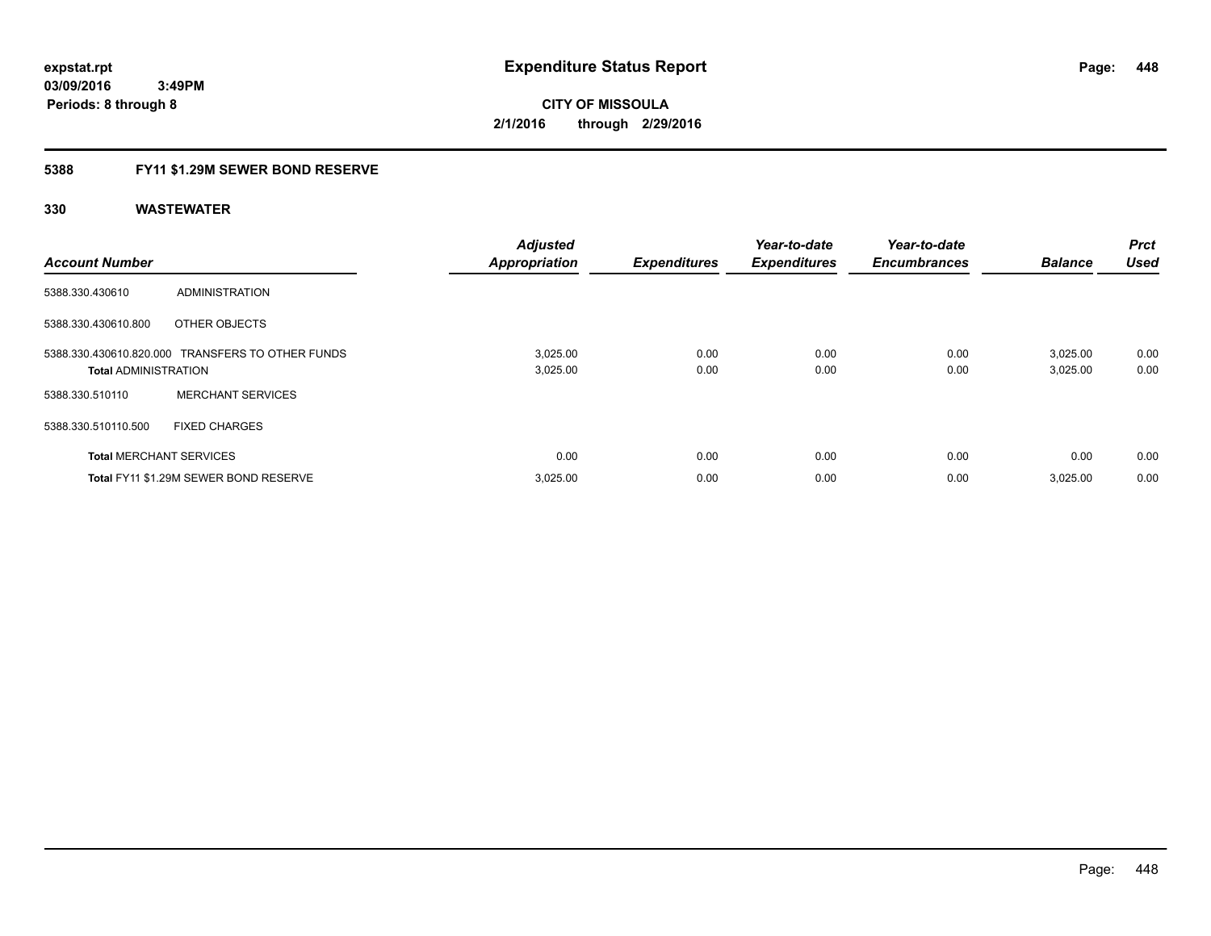**expstat.rpt**
**03/09/2016 3:49PM**
**Periods: 8 through 8**

# Expenditure Status Report

**CITY OF MISSOULA**
**2/1/2016 through 2/29/2016**

## 5388 FY11 $1.29M SEWER BOND RESERVE

### 330 WASTEWATER

| Account Number | | Adjusted Appropriation | Expenditures | Year-to-date Expenditures | Year-to-date Encumbrances | Balance | Prct Used |
|---|---|---|---|---|---|---|---|
| 5388.330.430610 | ADMINISTRATION | | | | | | |
| 5388.330.430610.800 | OTHER OBJECTS | | | | | | |
| 5388.330.430610.820.000 | TRANSFERS TO OTHER FUNDS | 3,025.00 | 0.00 | 0.00 | 0.00 | 3,025.00 | 0.00 |
| **Total** ADMINISTRATION | | 3,025.00 | 0.00 | 0.00 | 0.00 | 3,025.00 | 0.00 |
| 5388.330.510110 | MERCHANT SERVICES | | | | | | |
| 5388.330.510110.500 | FIXED CHARGES | | | | | | |
| **Total** MERCHANT SERVICES | | 0.00 | 0.00 | 0.00 | 0.00 | 0.00 | 0.00 |
| **Total** FY11 $1.29M SEWER BOND RESERVE | | 3,025.00 | 0.00 | 0.00 | 0.00 | 3,025.00 | 0.00 |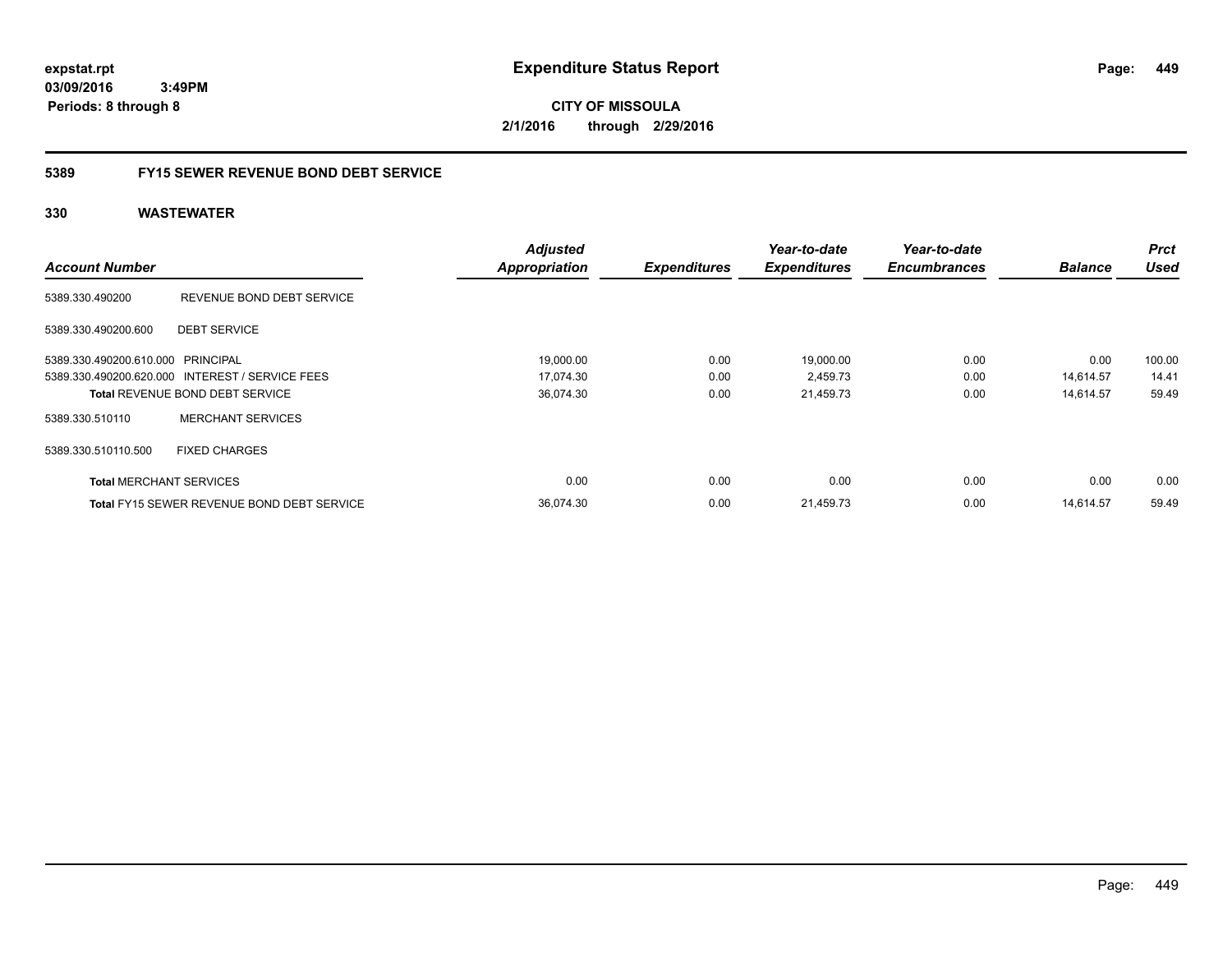expstat.rpt
03/09/2016 3:49PM
Periods: 8 through 8

# Expenditure Status Report

CITY OF MISSOULA
2/1/2016 through 2/29/2016

## 5389 FY15 SEWER REVENUE BOND DEBT SERVICE

### 330 WASTEWATER

| Account Number | | Adjusted Appropriation | Expenditures | Year-to-date Expenditures | Year-to-date Encumbrances | Balance | Prct Used |
|---|---|---|---|---|---|---|---|
| 5389.330.490200 | REVENUE BOND DEBT SERVICE | | | | | | |
| 5389.330.490200.600 | DEBT SERVICE | | | | | | |
| 5389.330.490200.610.000 | PRINCIPAL | 19,000.00 | 0.00 | 19,000.00 | 0.00 | 0.00 | 100.00 |
| 5389.330.490200.620.000 | INTEREST / SERVICE FEES | 17,074.30 | 0.00 | 2,459.73 | 0.00 | 14,614.57 | 14.41 |
| **Total** REVENUE BOND DEBT SERVICE | | 36,074.30 | 0.00 | 21,459.73 | 0.00 | 14,614.57 | 59.49 |
| 5389.330.510110 | MERCHANT SERVICES | | | | | | |
| 5389.330.510110.500 | FIXED CHARGES | | | | | | |
| **Total** MERCHANT SERVICES | | 0.00 | 0.00 | 0.00 | 0.00 | 0.00 | 0.00 |
| **Total** FY15 SEWER REVENUE BOND DEBT SERVICE | | 36,074.30 | 0.00 | 21,459.73 | 0.00 | 14,614.57 | 59.49 |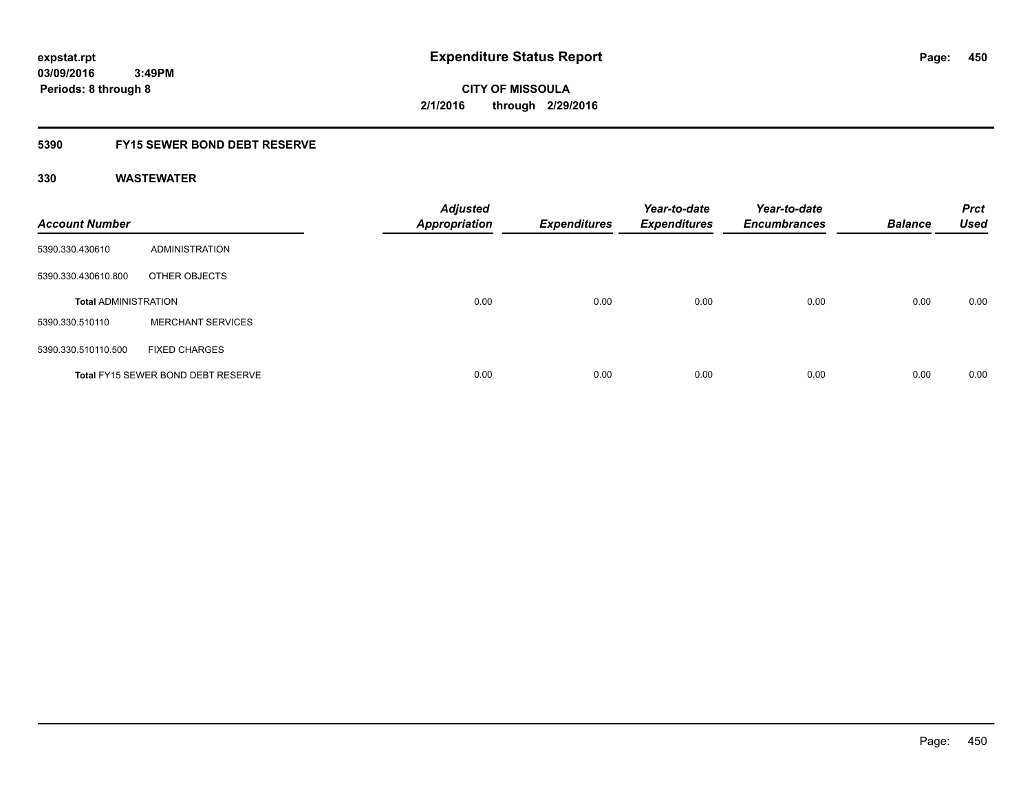# Expenditure Status Report

expstat.rpt
03/09/2016 3:49PM
Periods: 8 through 8

**CITY OF MISSOULA**
**2/1/2016 through 2/29/2016**

## 5390 FY15 SEWER BOND DEBT RESERVE

### 330 WASTEWATER

| Account Number | | Adjusted Appropriation | Expenditures | Year-to-date Expenditures | Year-to-date Encumbrances | Balance | Prct Used |
|---|---|---|---|---|---|---|---|
| 5390.330.430610 | ADMINISTRATION | | | | | | |
| 5390.330.430610.800 | OTHER OBJECTS | | | | | | |
| **Total ADMINISTRATION** | | 0.00 | 0.00 | 0.00 | 0.00 | 0.00 | 0.00 |
| 5390.330.510110 | MERCHANT SERVICES | | | | | | |
| 5390.330.510110.500 | FIXED CHARGES | | | | | | |
| **Total FY15 SEWER BOND DEBT RESERVE** | | 0.00 | 0.00 | 0.00 | 0.00 | 0.00 | 0.00 |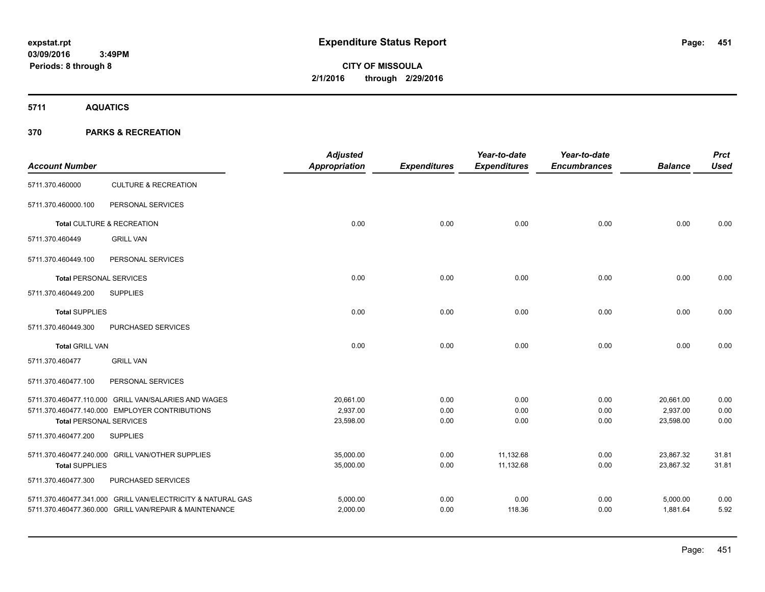# Expenditure Status Report

**CITY OF MISSOULA**
**2/1/2016 through 2/29/2016**

expstat.rpt
03/09/2016 3:49PM
Periods: 8 through 8

## 5711 AQUATICS

## 370 PARKS & RECREATION

| Account Number | | Adjusted Appropriation | Expenditures | Year-to-date Expenditures | Year-to-date Encumbrances | Balance | Prct Used |
|---|---|---|---|---|---|---|---|
| 5711.370.460000 | CULTURE & RECREATION | | | | | | |
| 5711.370.460000.100 | PERSONAL SERVICES | | | | | | |
| **Total** CULTURE & RECREATION | | 0.00 | 0.00 | 0.00 | 0.00 | 0.00 | 0.00 |
| 5711.370.460449 | GRILL VAN | | | | | | |
| 5711.370.460449.100 | PERSONAL SERVICES | | | | | | |
| **Total** PERSONAL SERVICES | | 0.00 | 0.00 | 0.00 | 0.00 | 0.00 | 0.00 |
| 5711.370.460449.200 | SUPPLIES | | | | | | |
| **Total** SUPPLIES | | 0.00 | 0.00 | 0.00 | 0.00 | 0.00 | 0.00 |
| 5711.370.460449.300 | PURCHASED SERVICES | | | | | | |
| **Total** GRILL VAN | | 0.00 | 0.00 | 0.00 | 0.00 | 0.00 | 0.00 |
| 5711.370.460477 | GRILL VAN | | | | | | |
| 5711.370.460477.100 | PERSONAL SERVICES | | | | | | |
| 5711.370.460477.110.000 | GRILL VAN/SALARIES AND WAGES | 20,661.00 | 0.00 | 0.00 | 0.00 | 20,661.00 | 0.00 |
| 5711.370.460477.140.000 | EMPLOYER CONTRIBUTIONS | 2,937.00 | 0.00 | 0.00 | 0.00 | 2,937.00 | 0.00 |
| **Total** PERSONAL SERVICES | | 23,598.00 | 0.00 | 0.00 | 0.00 | 23,598.00 | 0.00 |
| 5711.370.460477.200 | SUPPLIES | | | | | | |
| 5711.370.460477.240.000 | GRILL VAN/OTHER SUPPLIES | 35,000.00 | 0.00 | 11,132.68 | 0.00 | 23,867.32 | 31.81 |
| **Total** SUPPLIES | | 35,000.00 | 0.00 | 11,132.68 | 0.00 | 23,867.32 | 31.81 |
| 5711.370.460477.300 | PURCHASED SERVICES | | | | | | |
| 5711.370.460477.341.000 | GRILL VAN/ELECTRICITY & NATURAL GAS | 5,000.00 | 0.00 | 0.00 | 0.00 | 5,000.00 | 0.00 |
| 5711.370.460477.360.000 | GRILL VAN/REPAIR & MAINTENANCE | 2,000.00 | 0.00 | 118.36 | 0.00 | 1,881.64 | 5.92 |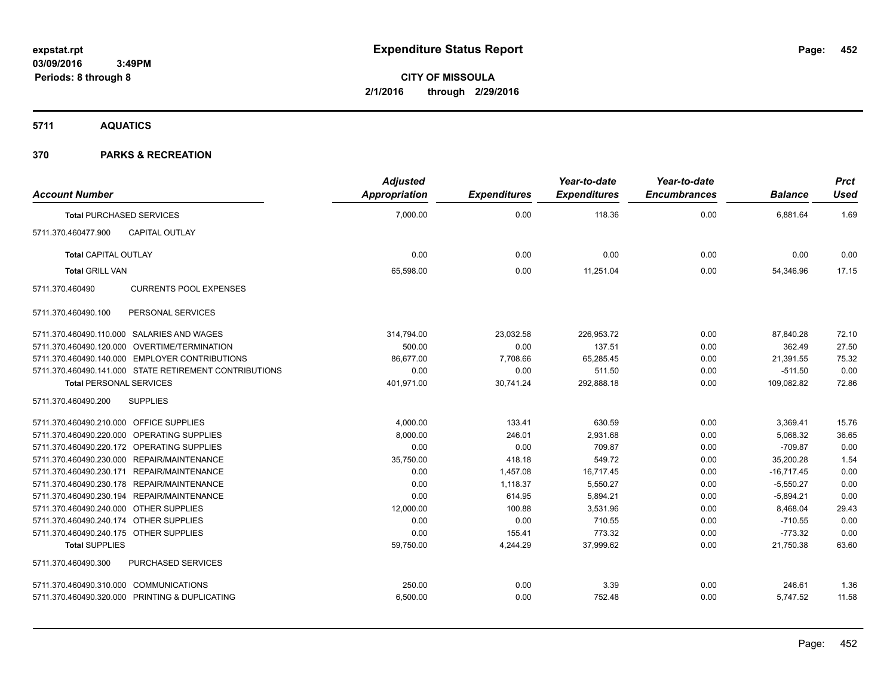**expstat.rpt**
**03/09/2016 3:49PM**
**Periods: 8 through 8**

# Expenditure Status Report

**CITY OF MISSOULA**
**2/1/2016 through 2/29/2016**

## 5711 AQUATICS

## 370 PARKS & RECREATION

| Account Number | | Adjusted Appropriation | Expenditures | Year-to-date Expenditures | Year-to-date Encumbrances | Balance | Prct Used |
|---|---|---|---|---|---|---|---|
| **Total** PURCHASED SERVICES | | 7,000.00 | 0.00 | 118.36 | 0.00 | 6,881.64 | 1.69 |
| 5711.370.460477.900 | CAPITAL OUTLAY | | | | | | |
| **Total** CAPITAL OUTLAY | | 0.00 | 0.00 | 0.00 | 0.00 | 0.00 | 0.00 |
| **Total** GRILL VAN | | 65,598.00 | 0.00 | 11,251.04 | 0.00 | 54,346.96 | 17.15 |
| 5711.370.460490 | CURRENTS POOL EXPENSES | | | | | | |
| 5711.370.460490.100 | PERSONAL SERVICES | | | | | | |
| 5711.370.460490.110.000 | SALARIES AND WAGES | 314,794.00 | 23,032.58 | 226,953.72 | 0.00 | 87,840.28 | 72.10 |
| 5711.370.460490.120.000 | OVERTIME/TERMINATION | 500.00 | 0.00 | 137.51 | 0.00 | 362.49 | 27.50 |
| 5711.370.460490.140.000 | EMPLOYER CONTRIBUTIONS | 86,677.00 | 7,708.66 | 65,285.45 | 0.00 | 21,391.55 | 75.32 |
| 5711.370.460490.141.000 | STATE RETIREMENT CONTRIBUTIONS | 0.00 | 0.00 | 511.50 | 0.00 | -511.50 | 0.00 |
| **Total** PERSONAL SERVICES | | 401,971.00 | 30,741.24 | 292,888.18 | 0.00 | 109,082.82 | 72.86 |
| 5711.370.460490.200 | SUPPLIES | | | | | | |
| 5711.370.460490.210.000 | OFFICE SUPPLIES | 4,000.00 | 133.41 | 630.59 | 0.00 | 3,369.41 | 15.76 |
| 5711.370.460490.220.000 | OPERATING SUPPLIES | 8,000.00 | 246.01 | 2,931.68 | 0.00 | 5,068.32 | 36.65 |
| 5711.370.460490.220.172 | OPERATING SUPPLIES | 0.00 | 0.00 | 709.87 | 0.00 | -709.87 | 0.00 |
| 5711.370.460490.230.000 | REPAIR/MAINTENANCE | 35,750.00 | 418.18 | 549.72 | 0.00 | 35,200.28 | 1.54 |
| 5711.370.460490.230.171 | REPAIR/MAINTENANCE | 0.00 | 1,457.08 | 16,717.45 | 0.00 | -16,717.45 | 0.00 |
| 5711.370.460490.230.178 | REPAIR/MAINTENANCE | 0.00 | 1,118.37 | 5,550.27 | 0.00 | -5,550.27 | 0.00 |
| 5711.370.460490.230.194 | REPAIR/MAINTENANCE | 0.00 | 614.95 | 5,894.21 | 0.00 | -5,894.21 | 0.00 |
| 5711.370.460490.240.000 | OTHER SUPPLIES | 12,000.00 | 100.88 | 3,531.96 | 0.00 | 8,468.04 | 29.43 |
| 5711.370.460490.240.174 | OTHER SUPPLIES | 0.00 | 0.00 | 710.55 | 0.00 | -710.55 | 0.00 |
| 5711.370.460490.240.175 | OTHER SUPPLIES | 0.00 | 155.41 | 773.32 | 0.00 | -773.32 | 0.00 |
| **Total** SUPPLIES | | 59,750.00 | 4,244.29 | 37,999.62 | 0.00 | 21,750.38 | 63.60 |
| 5711.370.460490.300 | PURCHASED SERVICES | | | | | | |
| 5711.370.460490.310.000 | COMMUNICATIONS | 250.00 | 0.00 | 3.39 | 0.00 | 246.61 | 1.36 |
| 5711.370.460490.320.000 | PRINTING & DUPLICATING | 6,500.00 | 0.00 | 752.48 | 0.00 | 5,747.52 | 11.58 |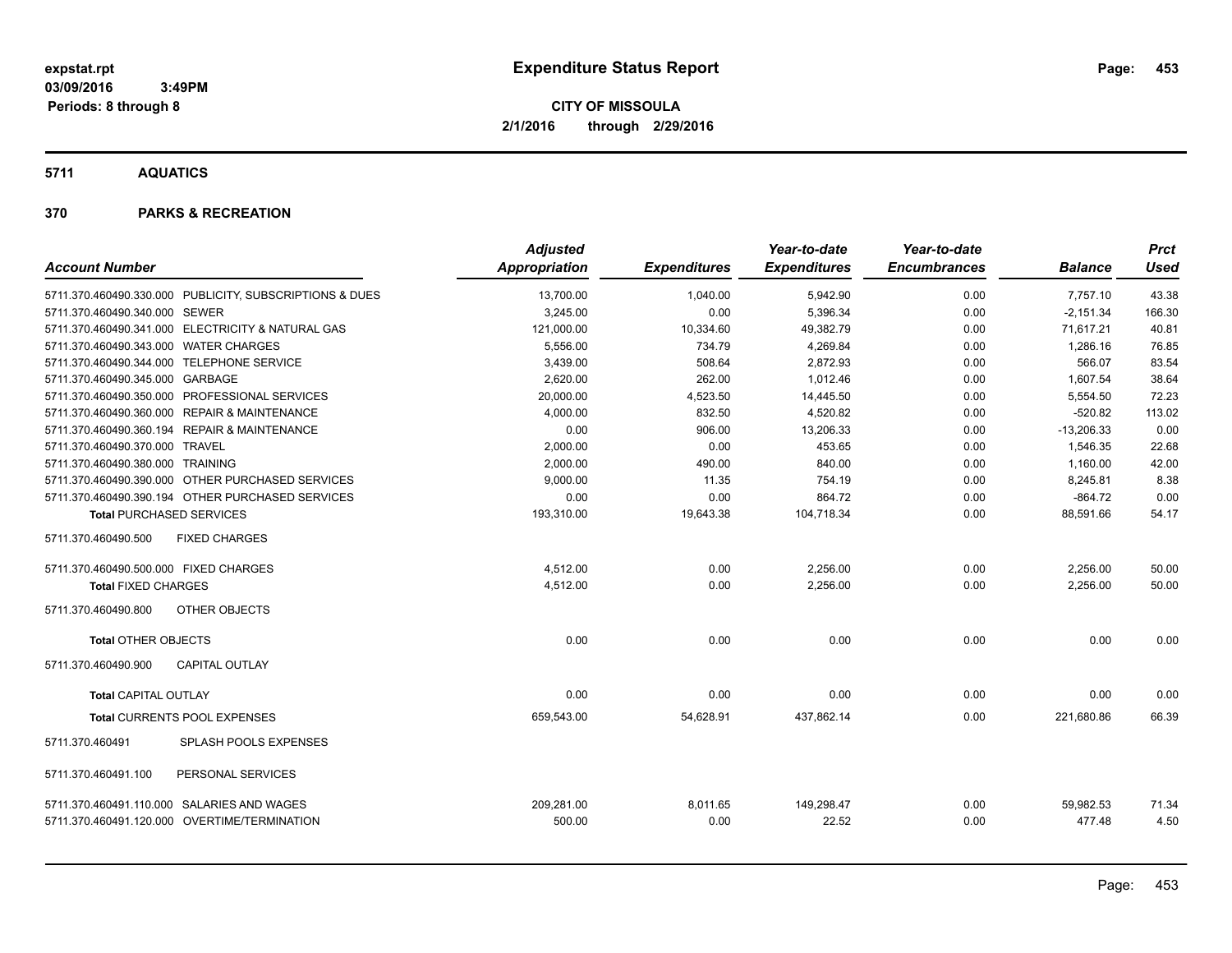expstat.rpt
03/09/2016 3:49PM
Periods: 8 through 8

# Expenditure Status Report

**CITY OF MISSOULA**
**2/1/2016 through 2/29/2016**

## 5711 AQUATICS

## 370 PARKS & RECREATION

| Account Number | Adjusted Appropriation | Expenditures | Year-to-date Expenditures | Year-to-date Encumbrances | Balance | Prct Used |
|---|---|---|---|---|---|---|
| 5711.370.460490.330.000 PUBLICITY, SUBSCRIPTIONS & DUES | 13,700.00 | 1,040.00 | 5,942.90 | 0.00 | 7,757.10 | 43.38 |
| 5711.370.460490.340.000 SEWER | 3,245.00 | 0.00 | 5,396.34 | 0.00 | -2,151.34 | 166.30 |
| 5711.370.460490.341.000 ELECTRICITY & NATURAL GAS | 121,000.00 | 10,334.60 | 49,382.79 | 0.00 | 71,617.21 | 40.81 |
| 5711.370.460490.343.000 WATER CHARGES | 5,556.00 | 734.79 | 4,269.84 | 0.00 | 1,286.16 | 76.85 |
| 5711.370.460490.344.000 TELEPHONE SERVICE | 3,439.00 | 508.64 | 2,872.93 | 0.00 | 566.07 | 83.54 |
| 5711.370.460490.345.000 GARBAGE | 2,620.00 | 262.00 | 1,012.46 | 0.00 | 1,607.54 | 38.64 |
| 5711.370.460490.350.000 PROFESSIONAL SERVICES | 20,000.00 | 4,523.50 | 14,445.50 | 0.00 | 5,554.50 | 72.23 |
| 5711.370.460490.360.000 REPAIR & MAINTENANCE | 4,000.00 | 832.50 | 4,520.82 | 0.00 | -520.82 | 113.02 |
| 5711.370.460490.360.194 REPAIR & MAINTENANCE | 0.00 | 906.00 | 13,206.33 | 0.00 | -13,206.33 | 0.00 |
| 5711.370.460490.370.000 TRAVEL | 2,000.00 | 0.00 | 453.65 | 0.00 | 1,546.35 | 22.68 |
| 5711.370.460490.380.000 TRAINING | 2,000.00 | 490.00 | 840.00 | 0.00 | 1,160.00 | 42.00 |
| 5711.370.460490.390.000 OTHER PURCHASED SERVICES | 9,000.00 | 11.35 | 754.19 | 0.00 | 8,245.81 | 8.38 |
| 5711.370.460490.390.194 OTHER PURCHASED SERVICES | 0.00 | 0.00 | 864.72 | 0.00 | -864.72 | 0.00 |
| **Total PURCHASED SERVICES** | 193,310.00 | 19,643.38 | 104,718.34 | 0.00 | 88,591.66 | 54.17 |
| 5711.370.460490.500 FIXED CHARGES | | | | | | |
| 5711.370.460490.500.000 FIXED CHARGES | 4,512.00 | 0.00 | 2,256.00 | 0.00 | 2,256.00 | 50.00 |
| **Total FIXED CHARGES** | 4,512.00 | 0.00 | 2,256.00 | 0.00 | 2,256.00 | 50.00 |
| 5711.370.460490.800 OTHER OBJECTS | | | | | | |
| **Total OTHER OBJECTS** | 0.00 | 0.00 | 0.00 | 0.00 | 0.00 | 0.00 |
| 5711.370.460490.900 CAPITAL OUTLAY | | | | | | |
| **Total CAPITAL OUTLAY** | 0.00 | 0.00 | 0.00 | 0.00 | 0.00 | 0.00 |
| **Total CURRENTS POOL EXPENSES** | 659,543.00 | 54,628.91 | 437,862.14 | 0.00 | 221,680.86 | 66.39 |
| 5711.370.460491 SPLASH POOLS EXPENSES | | | | | | |
| 5711.370.460491.100 PERSONAL SERVICES | | | | | | |
| 5711.370.460491.110.000 SALARIES AND WAGES | 209,281.00 | 8,011.65 | 149,298.47 | 0.00 | 59,982.53 | 71.34 |
| 5711.370.460491.120.000 OVERTIME/TERMINATION | 500.00 | 0.00 | 22.52 | 0.00 | 477.48 | 4.50 |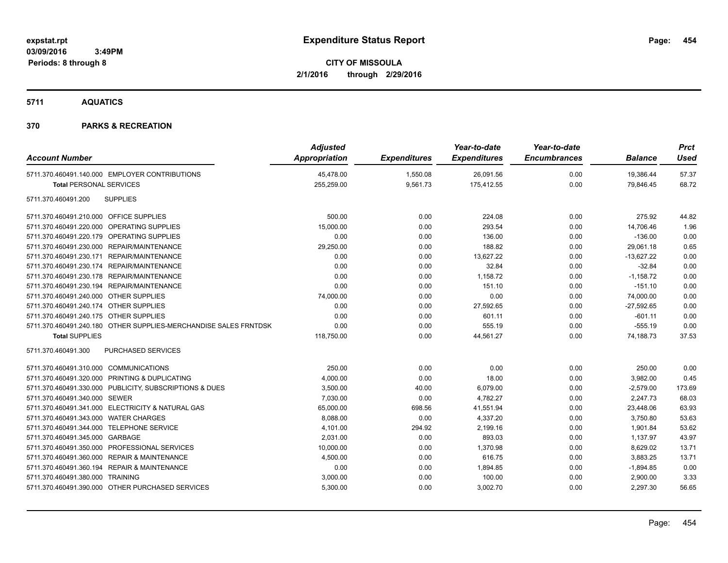**expstat.rpt**
**03/09/2016 3:49PM**
**Periods: 8 through 8**

# Expenditure Status Report

**CITY OF MISSOULA**
**2/1/2016 through 2/29/2016**

## 5711 AQUATICS

## 370 PARKS & RECREATION

| Account Number | | Adjusted Appropriation | Expenditures | Year-to-date Expenditures | Year-to-date Encumbrances | Balance | Prct Used |
|---|---|---|---|---|---|---|---|
| 5711.370.460491.140.000 | EMPLOYER CONTRIBUTIONS | 45,478.00 | 1,550.08 | 26,091.56 | 0.00 | 19,386.44 | 57.37 |
| **Total** PERSONAL SERVICES | | 255,259.00 | 9,561.73 | 175,412.55 | 0.00 | 79,846.45 | 68.72 |
| 5711.370.460491.200 | SUPPLIES | | | | | | |
| 5711.370.460491.210.000 | OFFICE SUPPLIES | 500.00 | 0.00 | 224.08 | 0.00 | 275.92 | 44.82 |
| 5711.370.460491.220.000 | OPERATING SUPPLIES | 15,000.00 | 0.00 | 293.54 | 0.00 | 14,706.46 | 1.96 |
| 5711.370.460491.220.179 | OPERATING SUPPLIES | 0.00 | 0.00 | 136.00 | 0.00 | -136.00 | 0.00 |
| 5711.370.460491.230.000 | REPAIR/MAINTENANCE | 29,250.00 | 0.00 | 188.82 | 0.00 | 29,061.18 | 0.65 |
| 5711.370.460491.230.171 | REPAIR/MAINTENANCE | 0.00 | 0.00 | 13,627.22 | 0.00 | -13,627.22 | 0.00 |
| 5711.370.460491.230.174 | REPAIR/MAINTENANCE | 0.00 | 0.00 | 32.84 | 0.00 | -32.84 | 0.00 |
| 5711.370.460491.230.178 | REPAIR/MAINTENANCE | 0.00 | 0.00 | 1,158.72 | 0.00 | -1,158.72 | 0.00 |
| 5711.370.460491.230.194 | REPAIR/MAINTENANCE | 0.00 | 0.00 | 151.10 | 0.00 | -151.10 | 0.00 |
| 5711.370.460491.240.000 | OTHER SUPPLIES | 74,000.00 | 0.00 | 0.00 | 0.00 | 74,000.00 | 0.00 |
| 5711.370.460491.240.174 | OTHER SUPPLIES | 0.00 | 0.00 | 27,592.65 | 0.00 | -27,592.65 | 0.00 |
| 5711.370.460491.240.175 | OTHER SUPPLIES | 0.00 | 0.00 | 601.11 | 0.00 | -601.11 | 0.00 |
| 5711.370.460491.240.180 | OTHER SUPPLIES-MERCHANDISE SALES FRNTDSK | 0.00 | 0.00 | 555.19 | 0.00 | -555.19 | 0.00 |
| **Total** SUPPLIES | | 118,750.00 | 0.00 | 44,561.27 | 0.00 | 74,188.73 | 37.53 |
| 5711.370.460491.300 | PURCHASED SERVICES | | | | | | |
| 5711.370.460491.310.000 | COMMUNICATIONS | 250.00 | 0.00 | 0.00 | 0.00 | 250.00 | 0.00 |
| 5711.370.460491.320.000 | PRINTING & DUPLICATING | 4,000.00 | 0.00 | 18.00 | 0.00 | 3,982.00 | 0.45 |
| 5711.370.460491.330.000 | PUBLICITY, SUBSCRIPTIONS & DUES | 3,500.00 | 40.00 | 6,079.00 | 0.00 | -2,579.00 | 173.69 |
| 5711.370.460491.340.000 | SEWER | 7,030.00 | 0.00 | 4,782.27 | 0.00 | 2,247.73 | 68.03 |
| 5711.370.460491.341.000 | ELECTRICITY & NATURAL GAS | 65,000.00 | 698.56 | 41,551.94 | 0.00 | 23,448.06 | 63.93 |
| 5711.370.460491.343.000 | WATER CHARGES | 8,088.00 | 0.00 | 4,337.20 | 0.00 | 3,750.80 | 53.63 |
| 5711.370.460491.344.000 | TELEPHONE SERVICE | 4,101.00 | 294.92 | 2,199.16 | 0.00 | 1,901.84 | 53.62 |
| 5711.370.460491.345.000 | GARBAGE | 2,031.00 | 0.00 | 893.03 | 0.00 | 1,137.97 | 43.97 |
| 5711.370.460491.350.000 | PROFESSIONAL SERVICES | 10,000.00 | 0.00 | 1,370.98 | 0.00 | 8,629.02 | 13.71 |
| 5711.370.460491.360.000 | REPAIR & MAINTENANCE | 4,500.00 | 0.00 | 616.75 | 0.00 | 3,883.25 | 13.71 |
| 5711.370.460491.360.194 | REPAIR & MAINTENANCE | 0.00 | 0.00 | 1,894.85 | 0.00 | -1,894.85 | 0.00 |
| 5711.370.460491.380.000 | TRAINING | 3,000.00 | 0.00 | 100.00 | 0.00 | 2,900.00 | 3.33 |
| 5711.370.460491.390.000 | OTHER PURCHASED SERVICES | 5,300.00 | 0.00 | 3,002.70 | 0.00 | 2,297.30 | 56.65 |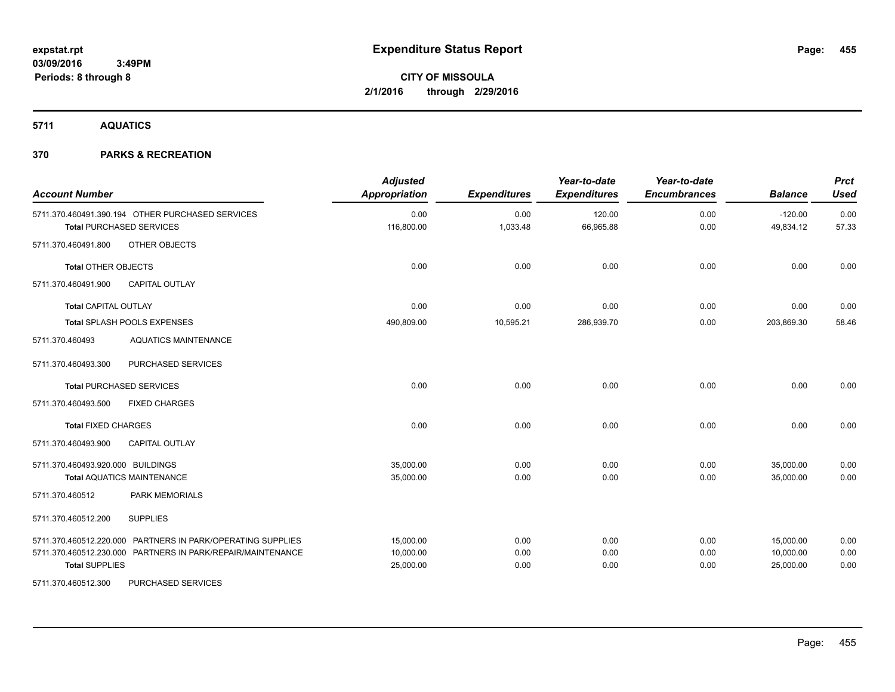# Expenditure Status Report

**CITY OF MISSOULA**
**2/1/2016 through 2/29/2016**

expstat.rpt
03/09/2016 3:49PM
Periods: 8 through 8

## 5711 AQUATICS

## 370 PARKS & RECREATION

| Account Number | Adjusted Appropriation | Expenditures | Year-to-date Expenditures | Year-to-date Encumbrances | Balance | Prct Used |
|---|---|---|---|---|---|---|
| 5711.370.460491.390.194 OTHER PURCHASED SERVICES | 0.00 | 0.00 | 120.00 | 0.00 | -120.00 | 0.00 |
| **Total** PURCHASED SERVICES | 116,800.00 | 1,033.48 | 66,965.88 | 0.00 | 49,834.12 | 57.33 |
| 5711.370.460491.800 OTHER OBJECTS | | | | | | |
| **Total** OTHER OBJECTS | 0.00 | 0.00 | 0.00 | 0.00 | 0.00 | 0.00 |
| 5711.370.460491.900 CAPITAL OUTLAY | | | | | | |
| **Total** CAPITAL OUTLAY | 0.00 | 0.00 | 0.00 | 0.00 | 0.00 | 0.00 |
| **Total** SPLASH POOLS EXPENSES | 490,809.00 | 10,595.21 | 286,939.70 | 0.00 | 203,869.30 | 58.46 |
| 5711.370.460493 AQUATICS MAINTENANCE | | | | | | |
| 5711.370.460493.300 PURCHASED SERVICES | | | | | | |
| **Total** PURCHASED SERVICES | 0.00 | 0.00 | 0.00 | 0.00 | 0.00 | 0.00 |
| 5711.370.460493.500 FIXED CHARGES | | | | | | |
| **Total** FIXED CHARGES | 0.00 | 0.00 | 0.00 | 0.00 | 0.00 | 0.00 |
| 5711.370.460493.900 CAPITAL OUTLAY | | | | | | |
| 5711.370.460493.920.000 BUILDINGS | 35,000.00 | 0.00 | 0.00 | 0.00 | 35,000.00 | 0.00 |
| **Total** AQUATICS MAINTENANCE | 35,000.00 | 0.00 | 0.00 | 0.00 | 35,000.00 | 0.00 |
| 5711.370.460512 PARK MEMORIALS | | | | | | |
| 5711.370.460512.200 SUPPLIES | | | | | | |
| 5711.370.460512.220.000 PARTNERS IN PARK/OPERATING SUPPLIES | 15,000.00 | 0.00 | 0.00 | 0.00 | 15,000.00 | 0.00 |
| 5711.370.460512.230.000 PARTNERS IN PARK/REPAIR/MAINTENANCE | 10,000.00 | 0.00 | 0.00 | 0.00 | 10,000.00 | 0.00 |
| **Total** SUPPLIES | 25,000.00 | 0.00 | 0.00 | 0.00 | 25,000.00 | 0.00 |
| 5711.370.460512.300 PURCHASED SERVICES | | | | | | |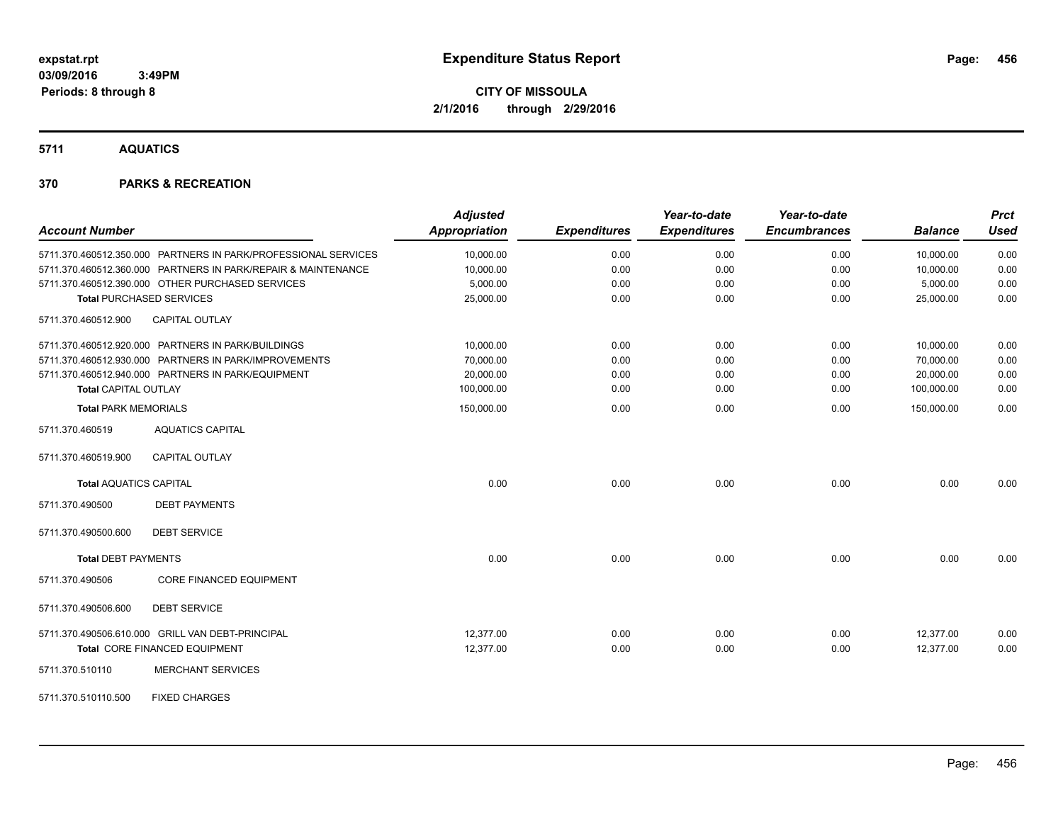expstat.rpt
03/09/2016 3:49PM
Periods: 8 through 8

# Expenditure Status Report

**CITY OF MISSOULA**
**2/1/2016 through 2/29/2016**

## 5711 AQUATICS

## 370 PARKS & RECREATION

| Account Number | Adjusted Appropriation | Expenditures | Year-to-date Expenditures | Year-to-date Encumbrances | Balance | Prct Used |
|---|---|---|---|---|---|---|
| 5711.370.460512.350.000 PARTNERS IN PARK/PROFESSIONAL SERVICES | 10,000.00 | 0.00 | 0.00 | 0.00 | 10,000.00 | 0.00 |
| 5711.370.460512.360.000 PARTNERS IN PARK/REPAIR & MAINTENANCE | 10,000.00 | 0.00 | 0.00 | 0.00 | 10,000.00 | 0.00 |
| 5711.370.460512.390.000 OTHER PURCHASED SERVICES | 5,000.00 | 0.00 | 0.00 | 0.00 | 5,000.00 | 0.00 |
| **Total** PURCHASED SERVICES | 25,000.00 | 0.00 | 0.00 | 0.00 | 25,000.00 | 0.00 |
| 5711.370.460512.900 CAPITAL OUTLAY | | | | | | |
| 5711.370.460512.920.000 PARTNERS IN PARK/BUILDINGS | 10,000.00 | 0.00 | 0.00 | 0.00 | 10,000.00 | 0.00 |
| 5711.370.460512.930.000 PARTNERS IN PARK/IMPROVEMENTS | 70,000.00 | 0.00 | 0.00 | 0.00 | 70,000.00 | 0.00 |
| 5711.370.460512.940.000 PARTNERS IN PARK/EQUIPMENT | 20,000.00 | 0.00 | 0.00 | 0.00 | 20,000.00 | 0.00 |
| **Total** CAPITAL OUTLAY | 100,000.00 | 0.00 | 0.00 | 0.00 | 100,000.00 | 0.00 |
| **Total** PARK MEMORIALS | 150,000.00 | 0.00 | 0.00 | 0.00 | 150,000.00 | 0.00 |
| 5711.370.460519 AQUATICS CAPITAL | | | | | | |
| 5711.370.460519.900 CAPITAL OUTLAY | | | | | | |
| **Total** AQUATICS CAPITAL | 0.00 | 0.00 | 0.00 | 0.00 | 0.00 | 0.00 |
| 5711.370.490500 DEBT PAYMENTS | | | | | | |
| 5711.370.490500.600 DEBT SERVICE | | | | | | |
| **Total** DEBT PAYMENTS | 0.00 | 0.00 | 0.00 | 0.00 | 0.00 | 0.00 |
| 5711.370.490506 CORE FINANCED EQUIPMENT | | | | | | |
| 5711.370.490506.600 DEBT SERVICE | | | | | | |
| 5711.370.490506.610.000 GRILL VAN DEBT-PRINCIPAL | 12,377.00 | 0.00 | 0.00 | 0.00 | 12,377.00 | 0.00 |
| **Total** CORE FINANCED EQUIPMENT | 12,377.00 | 0.00 | 0.00 | 0.00 | 12,377.00 | 0.00 |
| 5711.370.510110 MERCHANT SERVICES | | | | | | |
| 5711.370.510110.500 FIXED CHARGES | | | | | | |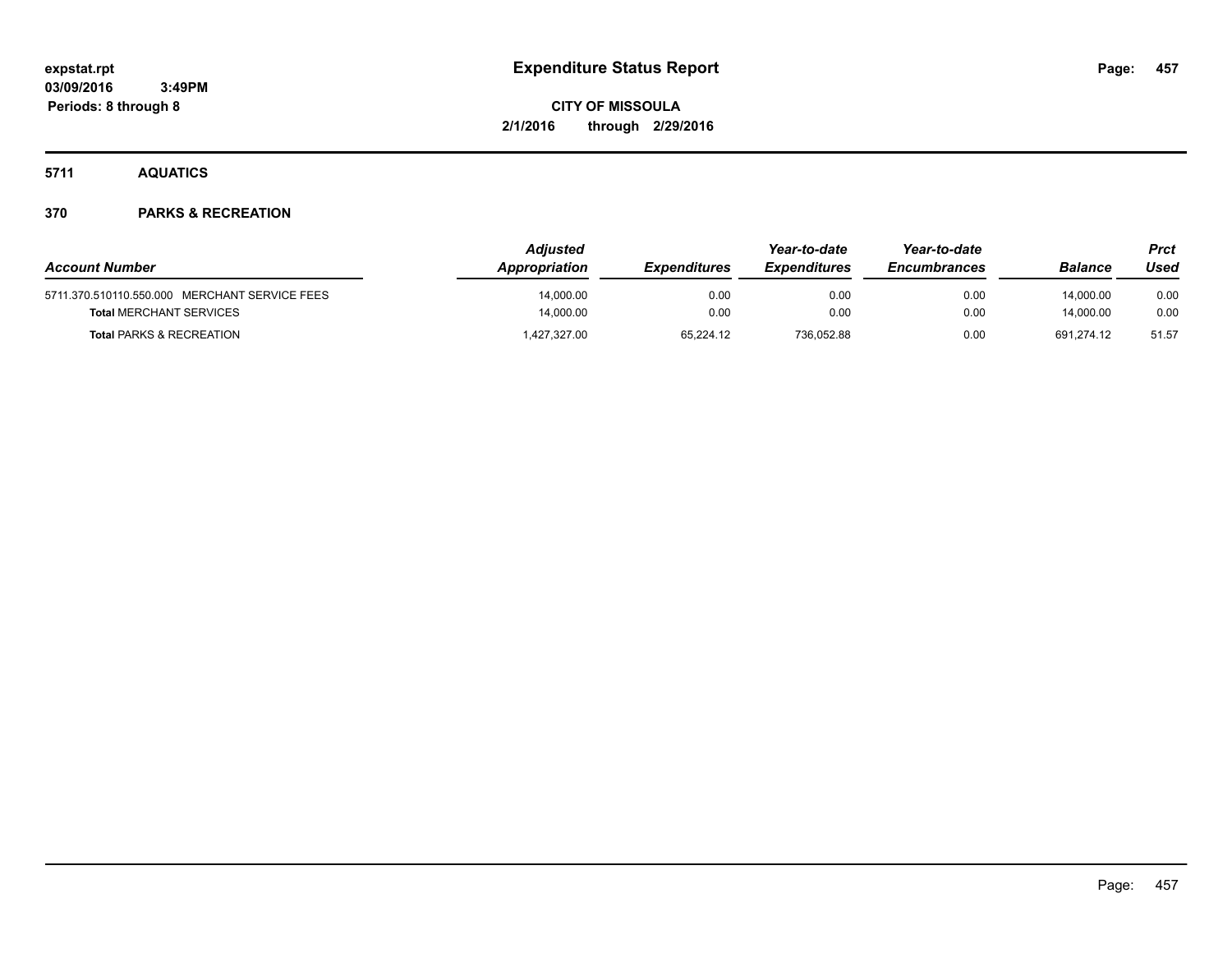**expstat.rpt**
**03/09/2016 3:49PM**
**Periods: 8 through 8**

# Expenditure Status Report

**CITY OF MISSOULA**
**2/1/2016 through 2/29/2016**

## 5711 AQUATICS

## 370 PARKS & RECREATION

| Account Number | Adjusted Appropriation | Expenditures | Year-to-date Expenditures | Year-to-date Encumbrances | Balance | Prct Used |
|---|---|---|---|---|---|---|
| 5711.370.510110.550.000 MERCHANT SERVICE FEES | 14,000.00 | 0.00 | 0.00 | 0.00 | 14,000.00 | 0.00 |
| **Total** MERCHANT SERVICES | 14,000.00 | 0.00 | 0.00 | 0.00 | 14,000.00 | 0.00 |
| **Total** PARKS & RECREATION | 1,427,327.00 | 65,224.12 | 736,052.88 | 0.00 | 691,274.12 | 51.57 |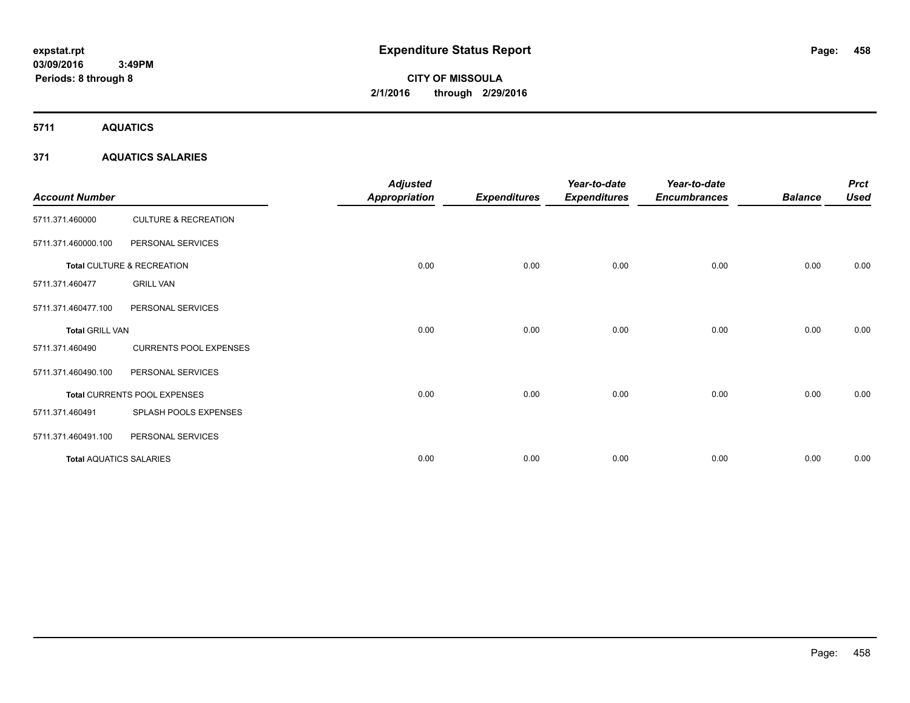# Expenditure Status Report

**CITY OF MISSOULA**

**2/1/2016 through 2/29/2016**

expstat.rpt
03/09/2016 3:49PM
Periods: 8 through 8

## 5711 AQUATICS

### 371 AQUATICS SALARIES

| Account Number | | Adjusted Appropriation | Expenditures | Year-to-date Expenditures | Year-to-date Encumbrances | Balance | Prct Used |
|---|---|---|---|---|---|---|---|
| 5711.371.460000 | CULTURE & RECREATION | | | | | | |
| 5711.371.460000.100 | PERSONAL SERVICES | | | | | | |
| **Total** CULTURE & RECREATION | | 0.00 | 0.00 | 0.00 | 0.00 | 0.00 | 0.00 |
| 5711.371.460477 | GRILL VAN | | | | | | |
| 5711.371.460477.100 | PERSONAL SERVICES | | | | | | |
| **Total** GRILL VAN | | 0.00 | 0.00 | 0.00 | 0.00 | 0.00 | 0.00 |
| 5711.371.460490 | CURRENTS POOL EXPENSES | | | | | | |
| 5711.371.460490.100 | PERSONAL SERVICES | | | | | | |
| **Total** CURRENTS POOL EXPENSES | | 0.00 | 0.00 | 0.00 | 0.00 | 0.00 | 0.00 |
| 5711.371.460491 | SPLASH POOLS EXPENSES | | | | | | |
| 5711.371.460491.100 | PERSONAL SERVICES | | | | | | |
| **Total** AQUATICS SALARIES | | 0.00 | 0.00 | 0.00 | 0.00 | 0.00 | 0.00 |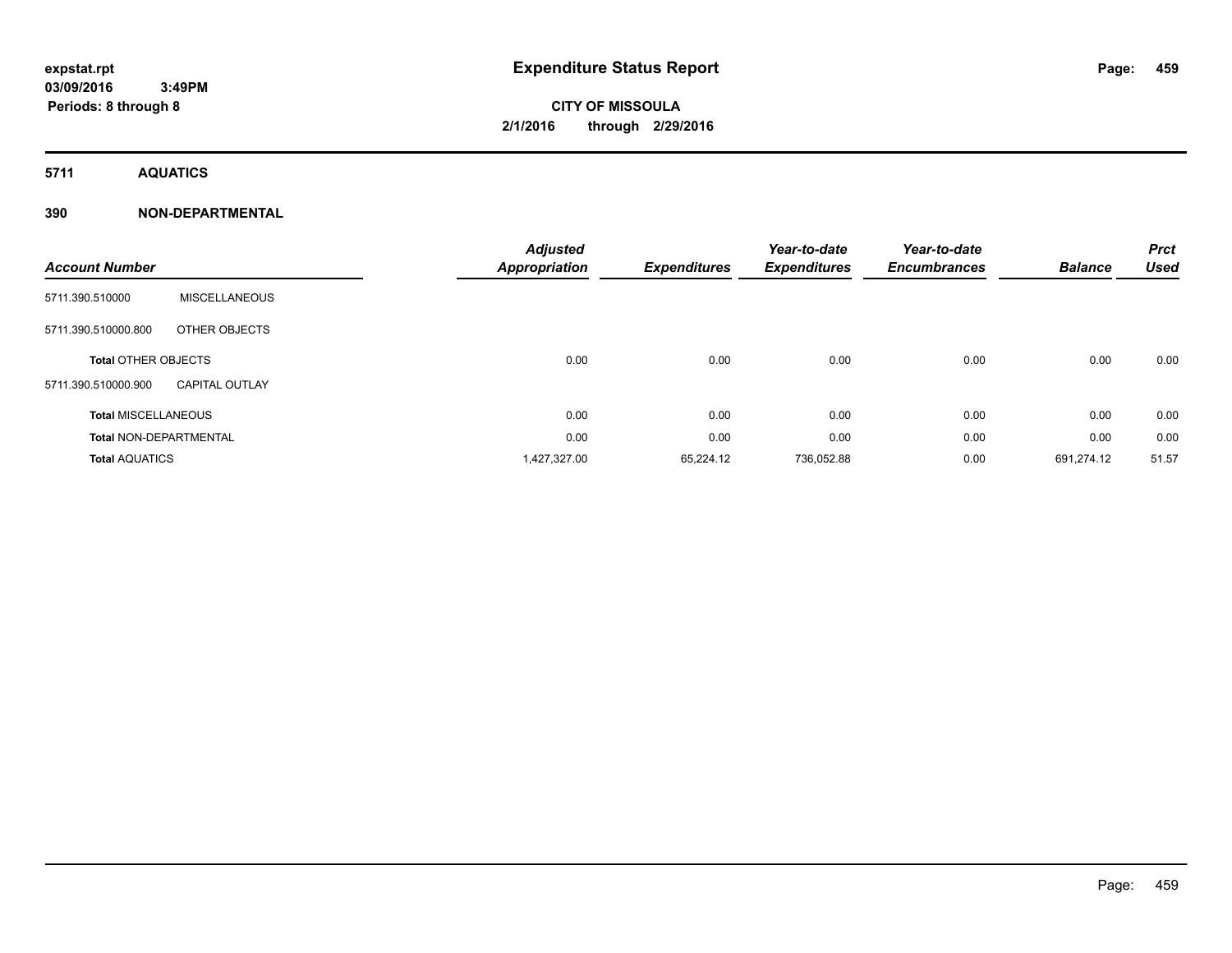# Expenditure Status Report

expstat.rpt
03/09/2016 3:49PM
Periods: 8 through 8

**CITY OF MISSOULA**
**2/1/2016 through 2/29/2016**

## 5711 AQUATICS

### 390 NON-DEPARTMENTAL

| Account Number | | Adjusted Appropriation | Expenditures | Year-to-date Expenditures | Year-to-date Encumbrances | Balance | Prct Used |
|---|---|---|---|---|---|---|---|
| 5711.390.510000 | MISCELLANEOUS | | | | | | |
| 5711.390.510000.800 | OTHER OBJECTS | | | | | | |
| **Total** OTHER OBJECTS | | 0.00 | 0.00 | 0.00 | 0.00 | 0.00 | 0.00 |
| 5711.390.510000.900 | CAPITAL OUTLAY | | | | | | |
| **Total** MISCELLANEOUS | | 0.00 | 0.00 | 0.00 | 0.00 | 0.00 | 0.00 |
| **Total** NON-DEPARTMENTAL | | 0.00 | 0.00 | 0.00 | 0.00 | 0.00 | 0.00 |
| **Total** AQUATICS | | 1,427,327.00 | 65,224.12 | 736,052.88 | 0.00 | 691,274.12 | 51.57 |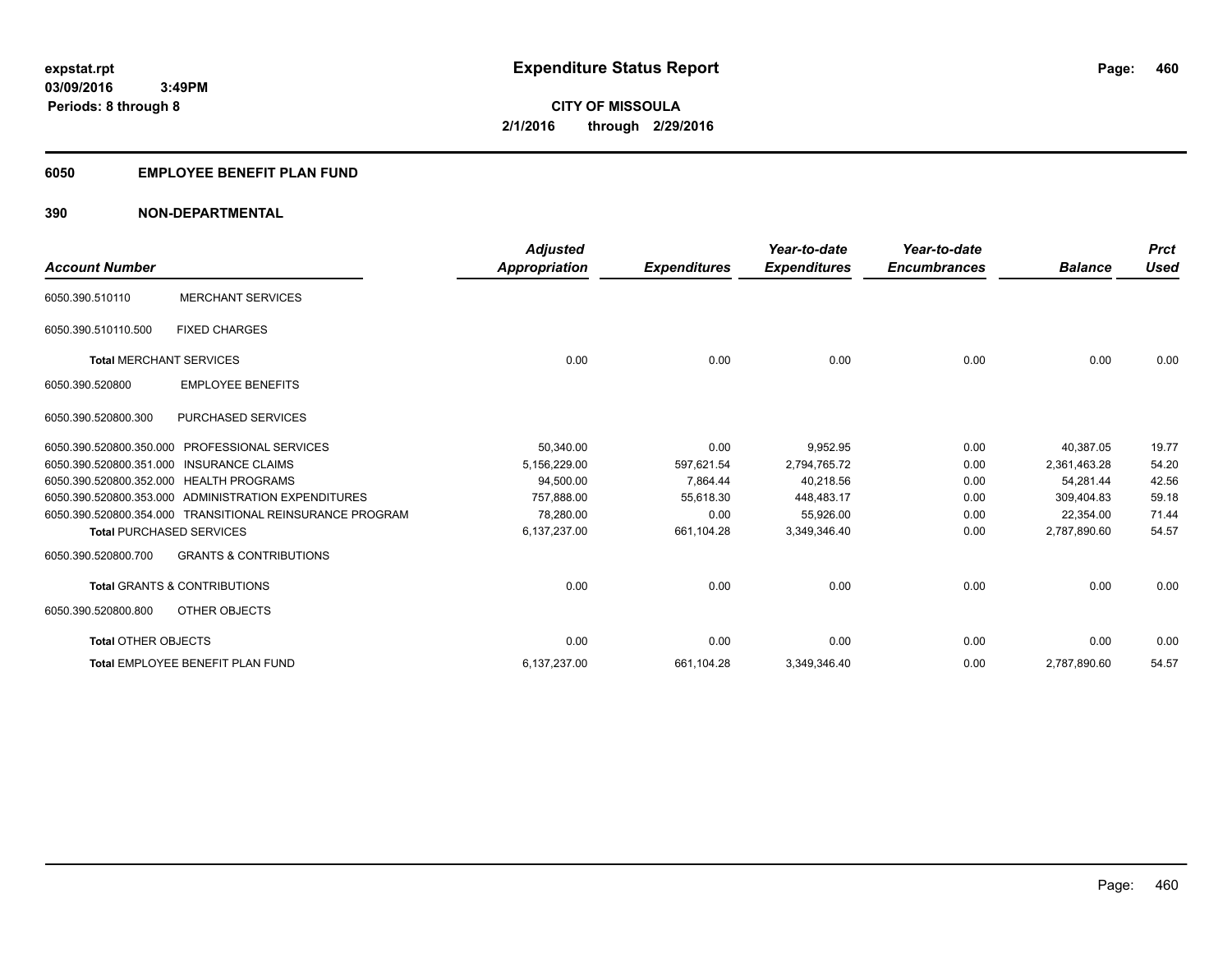**expstat.rpt**
**03/09/2016 3:49PM**
**Periods: 8 through 8**

# Expenditure Status Report

**CITY OF MISSOULA**
**2/1/2016 through 2/29/2016**

## 6050 EMPLOYEE BENEFIT PLAN FUND

## 390 NON-DEPARTMENTAL

| Account Number | | Adjusted Appropriation | Expenditures | Year-to-date Expenditures | Year-to-date Encumbrances | Balance | Prct Used |
|---|---|---|---|---|---|---|---|
| 6050.390.510110 | MERCHANT SERVICES | | | | | | |
| 6050.390.510110.500 | FIXED CHARGES | | | | | | |
| **Total** MERCHANT SERVICES | | 0.00 | 0.00 | 0.00 | 0.00 | 0.00 | 0.00 |
| 6050.390.520800 | EMPLOYEE BENEFITS | | | | | | |
| 6050.390.520800.300 | PURCHASED SERVICES | | | | | | |
| 6050.390.520800.350.000 | PROFESSIONAL SERVICES | 50,340.00 | 0.00 | 9,952.95 | 0.00 | 40,387.05 | 19.77 |
| 6050.390.520800.351.000 | INSURANCE CLAIMS | 5,156,229.00 | 597,621.54 | 2,794,765.72 | 0.00 | 2,361,463.28 | 54.20 |
| 6050.390.520800.352.000 | HEALTH PROGRAMS | 94,500.00 | 7,864.44 | 40,218.56 | 0.00 | 54,281.44 | 42.56 |
| 6050.390.520800.353.000 | ADMINISTRATION EXPENDITURES | 757,888.00 | 55,618.30 | 448,483.17 | 0.00 | 309,404.83 | 59.18 |
| 6050.390.520800.354.000 | TRANSITIONAL REINSURANCE PROGRAM | 78,280.00 | 0.00 | 55,926.00 | 0.00 | 22,354.00 | 71.44 |
| **Total** PURCHASED SERVICES | | 6,137,237.00 | 661,104.28 | 3,349,346.40 | 0.00 | 2,787,890.60 | 54.57 |
| 6050.390.520800.700 | GRANTS & CONTRIBUTIONS | | | | | | |
| **Total** GRANTS & CONTRIBUTIONS | | 0.00 | 0.00 | 0.00 | 0.00 | 0.00 | 0.00 |
| 6050.390.520800.800 | OTHER OBJECTS | | | | | | |
| **Total** OTHER OBJECTS | | 0.00 | 0.00 | 0.00 | 0.00 | 0.00 | 0.00 |
| **Total** EMPLOYEE BENEFIT PLAN FUND | | 6,137,237.00 | 661,104.28 | 3,349,346.40 | 0.00 | 2,787,890.60 | 54.57 |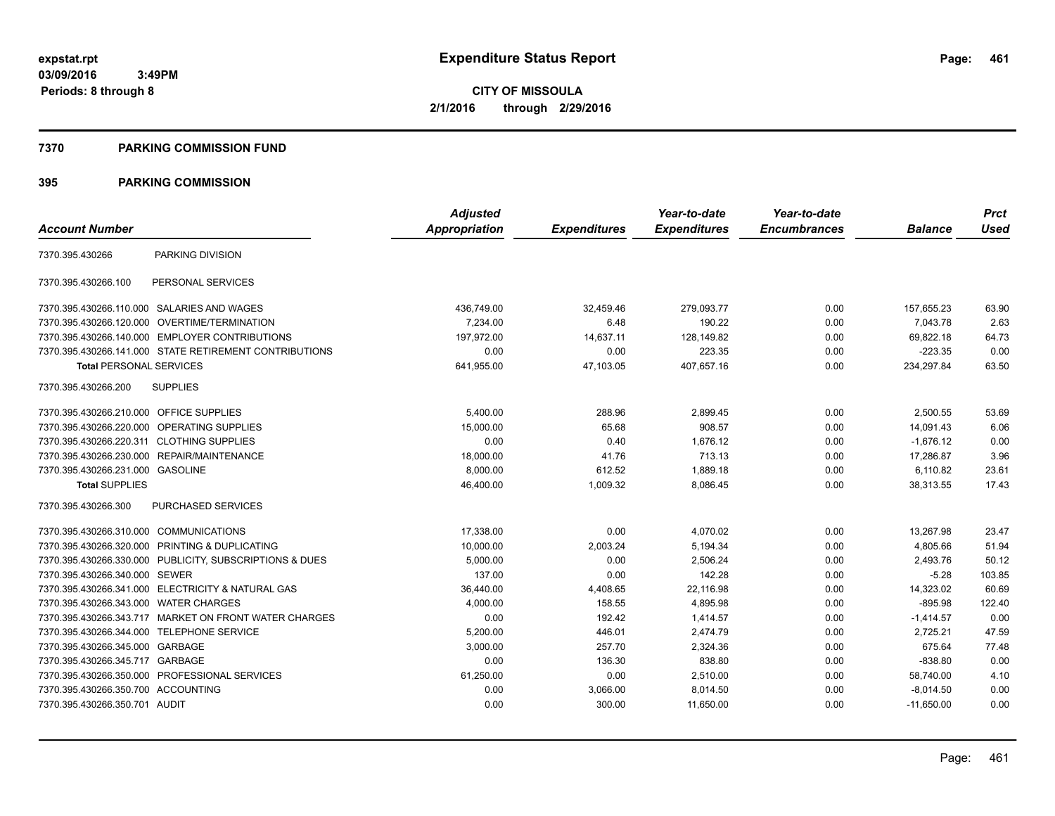**expstat.rpt**
**03/09/2016 3:49PM**
**Periods: 8 through 8**

# Expenditure Status Report

**CITY OF MISSOULA**
**2/1/2016 through 2/29/2016**

## 7370 PARKING COMMISSION FUND

## 395 PARKING COMMISSION

| Account Number | | Adjusted Appropriation | Expenditures | Year-to-date Expenditures | Year-to-date Encumbrances | Balance | Prct Used |
|---|---|---|---|---|---|---|---|
| 7370.395.430266 | PARKING DIVISION | | | | | | |
| 7370.395.430266.100 | PERSONAL SERVICES | | | | | | |
| 7370.395.430266.110.000 | SALARIES AND WAGES | 436,749.00 | 32,459.46 | 279,093.77 | 0.00 | 157,655.23 | 63.90 |
| 7370.395.430266.120.000 | OVERTIME/TERMINATION | 7,234.00 | 6.48 | 190.22 | 0.00 | 7,043.78 | 2.63 |
| 7370.395.430266.140.000 | EMPLOYER CONTRIBUTIONS | 197,972.00 | 14,637.11 | 128,149.82 | 0.00 | 69,822.18 | 64.73 |
| 7370.395.430266.141.000 | STATE RETIREMENT CONTRIBUTIONS | 0.00 | 0.00 | 223.35 | 0.00 | -223.35 | 0.00 |
| **Total** PERSONAL SERVICES | | 641,955.00 | 47,103.05 | 407,657.16 | 0.00 | 234,297.84 | 63.50 |
| 7370.395.430266.200 | SUPPLIES | | | | | | |
| 7370.395.430266.210.000 | OFFICE SUPPLIES | 5,400.00 | 288.96 | 2,899.45 | 0.00 | 2,500.55 | 53.69 |
| 7370.395.430266.220.000 | OPERATING SUPPLIES | 15,000.00 | 65.68 | 908.57 | 0.00 | 14,091.43 | 6.06 |
| 7370.395.430266.220.311 | CLOTHING SUPPLIES | 0.00 | 0.40 | 1,676.12 | 0.00 | -1,676.12 | 0.00 |
| 7370.395.430266.230.000 | REPAIR/MAINTENANCE | 18,000.00 | 41.76 | 713.13 | 0.00 | 17,286.87 | 3.96 |
| 7370.395.430266.231.000 | GASOLINE | 8,000.00 | 612.52 | 1,889.18 | 0.00 | 6,110.82 | 23.61 |
| **Total** SUPPLIES | | 46,400.00 | 1,009.32 | 8,086.45 | 0.00 | 38,313.55 | 17.43 |
| 7370.395.430266.300 | PURCHASED SERVICES | | | | | | |
| 7370.395.430266.310.000 | COMMUNICATIONS | 17,338.00 | 0.00 | 4,070.02 | 0.00 | 13,267.98 | 23.47 |
| 7370.395.430266.320.000 | PRINTING & DUPLICATING | 10,000.00 | 2,003.24 | 5,194.34 | 0.00 | 4,805.66 | 51.94 |
| 7370.395.430266.330.000 | PUBLICITY, SUBSCRIPTIONS & DUES | 5,000.00 | 0.00 | 2,506.24 | 0.00 | 2,493.76 | 50.12 |
| 7370.395.430266.340.000 | SEWER | 137.00 | 0.00 | 142.28 | 0.00 | -5.28 | 103.85 |
| 7370.395.430266.341.000 | ELECTRICITY & NATURAL GAS | 36,440.00 | 4,408.65 | 22,116.98 | 0.00 | 14,323.02 | 60.69 |
| 7370.395.430266.343.000 | WATER CHARGES | 4,000.00 | 158.55 | 4,895.98 | 0.00 | -895.98 | 122.40 |
| 7370.395.430266.343.717 | MARKET ON FRONT WATER CHARGES | 0.00 | 192.42 | 1,414.57 | 0.00 | -1,414.57 | 0.00 |
| 7370.395.430266.344.000 | TELEPHONE SERVICE | 5,200.00 | 446.01 | 2,474.79 | 0.00 | 2,725.21 | 47.59 |
| 7370.395.430266.345.000 | GARBAGE | 3,000.00 | 257.70 | 2,324.36 | 0.00 | 675.64 | 77.48 |
| 7370.395.430266.345.717 | GARBAGE | 0.00 | 136.30 | 838.80 | 0.00 | -838.80 | 0.00 |
| 7370.395.430266.350.000 | PROFESSIONAL SERVICES | 61,250.00 | 0.00 | 2,510.00 | 0.00 | 58,740.00 | 4.10 |
| 7370.395.430266.350.700 | ACCOUNTING | 0.00 | 3,066.00 | 8,014.50 | 0.00 | -8,014.50 | 0.00 |
| 7370.395.430266.350.701 | AUDIT | 0.00 | 300.00 | 11,650.00 | 0.00 | -11,650.00 | 0.00 |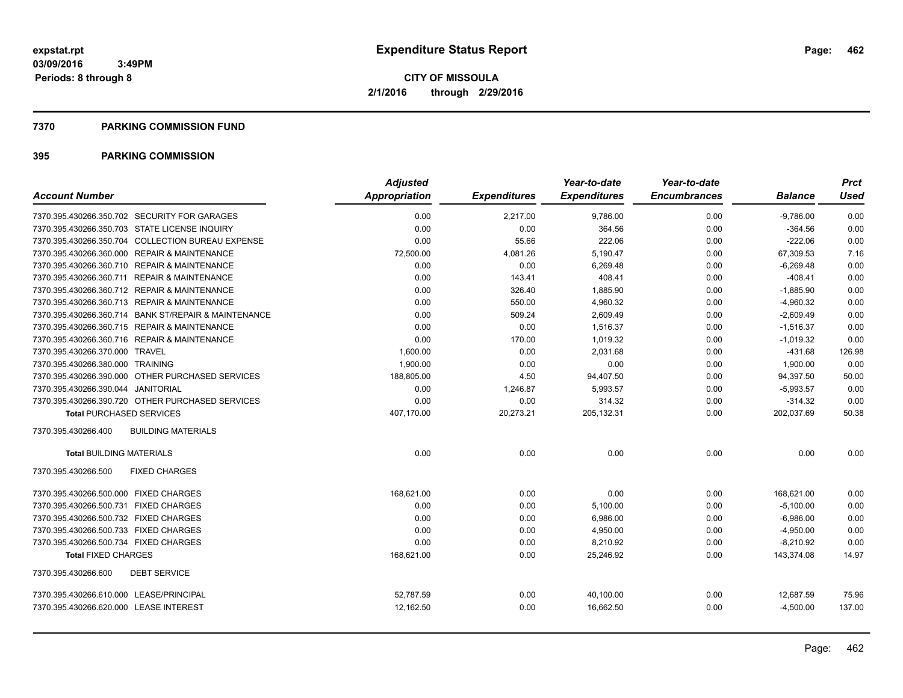**expstat.rpt**
**03/09/2016 3:49PM**
**Periods: 8 through 8**

# Expenditure Status Report

**CITY OF MISSOULA**
**2/1/2016 through 2/29/2016**

## 7370 PARKING COMMISSION FUND

## 395 PARKING COMMISSION

| Account Number | Adjusted Appropriation | Expenditures | Year-to-date Expenditures | Year-to-date Encumbrances | Balance | Prct Used |
|---|---|---|---|---|---|---|
| 7370.395.430266.350.702 SECURITY FOR GARAGES | 0.00 | 2,217.00 | 9,786.00 | 0.00 | -9,786.00 | 0.00 |
| 7370.395.430266.350.703 STATE LICENSE INQUIRY | 0.00 | 0.00 | 364.56 | 0.00 | -364.56 | 0.00 |
| 7370.395.430266.350.704 COLLECTION BUREAU EXPENSE | 0.00 | 55.66 | 222.06 | 0.00 | -222.06 | 0.00 |
| 7370.395.430266.360.000 REPAIR & MAINTENANCE | 72,500.00 | 4,081.26 | 5,190.47 | 0.00 | 67,309.53 | 7.16 |
| 7370.395.430266.360.710 REPAIR & MAINTENANCE | 0.00 | 0.00 | 6,269.48 | 0.00 | -6,269.48 | 0.00 |
| 7370.395.430266.360.711 REPAIR & MAINTENANCE | 0.00 | 143.41 | 408.41 | 0.00 | -408.41 | 0.00 |
| 7370.395.430266.360.712 REPAIR & MAINTENANCE | 0.00 | 326.40 | 1,885.90 | 0.00 | -1,885.90 | 0.00 |
| 7370.395.430266.360.713 REPAIR & MAINTENANCE | 0.00 | 550.00 | 4,960.32 | 0.00 | -4,960.32 | 0.00 |
| 7370.395.430266.360.714 BANK ST/REPAIR & MAINTENANCE | 0.00 | 509.24 | 2,609.49 | 0.00 | -2,609.49 | 0.00 |
| 7370.395.430266.360.715 REPAIR & MAINTENANCE | 0.00 | 0.00 | 1,516.37 | 0.00 | -1,516.37 | 0.00 |
| 7370.395.430266.360.716 REPAIR & MAINTENANCE | 0.00 | 170.00 | 1,019.32 | 0.00 | -1,019.32 | 0.00 |
| 7370.395.430266.370.000 TRAVEL | 1,600.00 | 0.00 | 2,031.68 | 0.00 | -431.68 | 126.98 |
| 7370.395.430266.380.000 TRAINING | 1,900.00 | 0.00 | 0.00 | 0.00 | 1,900.00 | 0.00 |
| 7370.395.430266.390.000 OTHER PURCHASED SERVICES | 188,805.00 | 4.50 | 94,407.50 | 0.00 | 94,397.50 | 50.00 |
| 7370.395.430266.390.044 JANITORIAL | 0.00 | 1,246.87 | 5,993.57 | 0.00 | -5,993.57 | 0.00 |
| 7370.395.430266.390.720 OTHER PURCHASED SERVICES | 0.00 | 0.00 | 314.32 | 0.00 | -314.32 | 0.00 |
| **Total** PURCHASED SERVICES | 407,170.00 | 20,273.21 | 205,132.31 | 0.00 | 202,037.69 | 50.38 |
| 7370.395.430266.400 BUILDING MATERIALS | | | | | | |
| **Total** BUILDING MATERIALS | 0.00 | 0.00 | 0.00 | 0.00 | 0.00 | 0.00 |
| 7370.395.430266.500 FIXED CHARGES | | | | | | |
| 7370.395.430266.500.000 FIXED CHARGES | 168,621.00 | 0.00 | 0.00 | 0.00 | 168,621.00 | 0.00 |
| 7370.395.430266.500.731 FIXED CHARGES | 0.00 | 0.00 | 5,100.00 | 0.00 | -5,100.00 | 0.00 |
| 7370.395.430266.500.732 FIXED CHARGES | 0.00 | 0.00 | 6,986.00 | 0.00 | -6,986.00 | 0.00 |
| 7370.395.430266.500.733 FIXED CHARGES | 0.00 | 0.00 | 4,950.00 | 0.00 | -4,950.00 | 0.00 |
| 7370.395.430266.500.734 FIXED CHARGES | 0.00 | 0.00 | 8,210.92 | 0.00 | -8,210.92 | 0.00 |
| **Total** FIXED CHARGES | 168,621.00 | 0.00 | 25,246.92 | 0.00 | 143,374.08 | 14.97 |
| 7370.395.430266.600 DEBT SERVICE | | | | | | |
| 7370.395.430266.610.000 LEASE/PRINCIPAL | 52,787.59 | 0.00 | 40,100.00 | 0.00 | 12,687.59 | 75.96 |
| 7370.395.430266.620.000 LEASE INTEREST | 12,162.50 | 0.00 | 16,662.50 | 0.00 | -4,500.00 | 137.00 |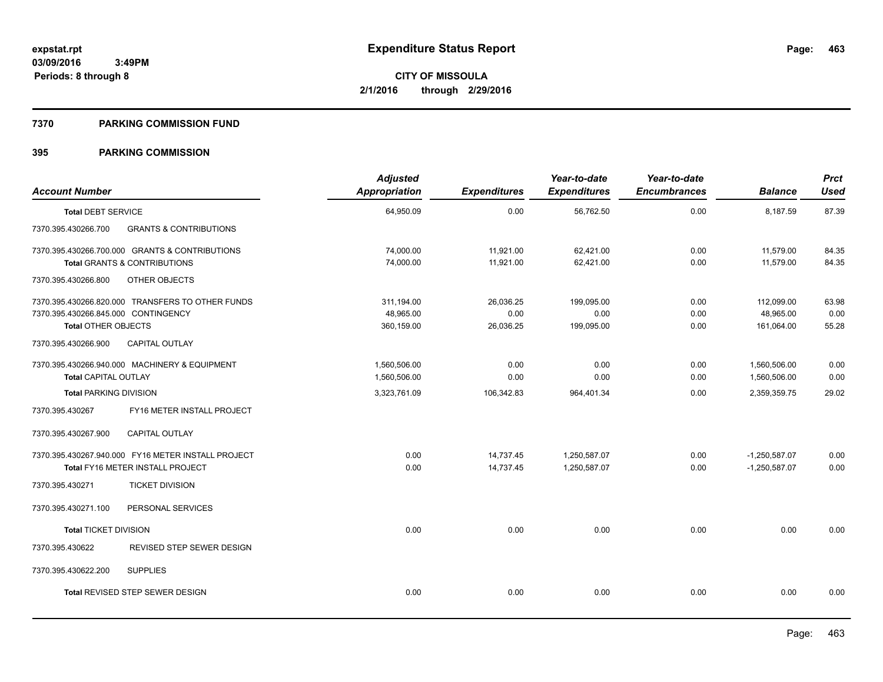**expstat.rpt**
**03/09/2016 3:49PM**
**Periods: 8 through 8**

# Expenditure Status Report

**CITY OF MISSOULA**
**2/1/2016 through 2/29/2016**

## 7370 PARKING COMMISSION FUND

## 395 PARKING COMMISSION

| Account Number | Adjusted Appropriation | Expenditures | Year-to-date Expenditures | Year-to-date Encumbrances | Balance | Prct Used |
|---|---|---|---|---|---|---|
| **Total** DEBT SERVICE | 64,950.09 | 0.00 | 56,762.50 | 0.00 | 8,187.59 | 87.39 |
| 7370.395.430266.700 GRANTS & CONTRIBUTIONS | | | | | | |
| 7370.395.430266.700.000 GRANTS & CONTRIBUTIONS | 74,000.00 | 11,921.00 | 62,421.00 | 0.00 | 11,579.00 | 84.35 |
| **Total** GRANTS & CONTRIBUTIONS | 74,000.00 | 11,921.00 | 62,421.00 | 0.00 | 11,579.00 | 84.35 |
| 7370.395.430266.800 OTHER OBJECTS | | | | | | |
| 7370.395.430266.820.000 TRANSFERS TO OTHER FUNDS | 311,194.00 | 26,036.25 | 199,095.00 | 0.00 | 112,099.00 | 63.98 |
| 7370.395.430266.845.000 CONTINGENCY | 48,965.00 | 0.00 | 0.00 | 0.00 | 48,965.00 | 0.00 |
| **Total** OTHER OBJECTS | 360,159.00 | 26,036.25 | 199,095.00 | 0.00 | 161,064.00 | 55.28 |
| 7370.395.430266.900 CAPITAL OUTLAY | | | | | | |
| 7370.395.430266.940.000 MACHINERY & EQUIPMENT | 1,560,506.00 | 0.00 | 0.00 | 0.00 | 1,560,506.00 | 0.00 |
| **Total** CAPITAL OUTLAY | 1,560,506.00 | 0.00 | 0.00 | 0.00 | 1,560,506.00 | 0.00 |
| **Total** PARKING DIVISION | 3,323,761.09 | 106,342.83 | 964,401.34 | 0.00 | 2,359,359.75 | 29.02 |
| 7370.395.430267 FY16 METER INSTALL PROJECT | | | | | | |
| 7370.395.430267.900 CAPITAL OUTLAY | | | | | | |
| 7370.395.430267.940.000 FY16 METER INSTALL PROJECT | 0.00 | 14,737.45 | 1,250,587.07 | 0.00 | -1,250,587.07 | 0.00 |
| **Total** FY16 METER INSTALL PROJECT | 0.00 | 14,737.45 | 1,250,587.07 | 0.00 | -1,250,587.07 | 0.00 |
| 7370.395.430271 TICKET DIVISION | | | | | | |
| 7370.395.430271.100 PERSONAL SERVICES | | | | | | |
| **Total** TICKET DIVISION | 0.00 | 0.00 | 0.00 | 0.00 | 0.00 | 0.00 |
| 7370.395.430622 REVISED STEP SEWER DESIGN | | | | | | |
| 7370.395.430622.200 SUPPLIES | | | | | | |
| **Total** REVISED STEP SEWER DESIGN | 0.00 | 0.00 | 0.00 | 0.00 | 0.00 | 0.00 |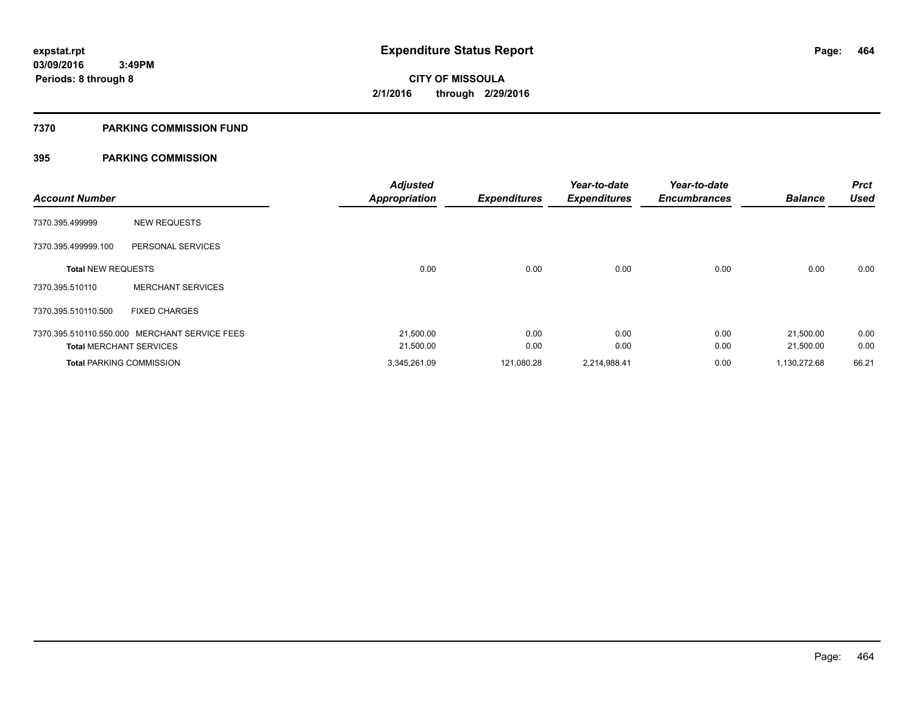**expstat.rpt**
**03/09/2016 3:49PM**
**Periods: 8 through 8**

# Expenditure Status Report

**CITY OF MISSOULA**
**2/1/2016 through 2/29/2016**

## 7370 PARKING COMMISSION FUND

### 395 PARKING COMMISSION

| Account Number | | Adjusted Appropriation | Expenditures | Year-to-date Expenditures | Year-to-date Encumbrances | Balance | Prct Used |
|---|---|---|---|---|---|---|---|
| 7370.395.499999 | NEW REQUESTS | | | | | | |
| 7370.395.499999.100 | PERSONAL SERVICES | | | | | | |
| **Total** NEW REQUESTS | | 0.00 | 0.00 | 0.00 | 0.00 | 0.00 | 0.00 |
| 7370.395.510110 | MERCHANT SERVICES | | | | | | |
| 7370.395.510110.500 | FIXED CHARGES | | | | | | |
| 7370.395.510110.550.000 | MERCHANT SERVICE FEES | 21,500.00 | 0.00 | 0.00 | 0.00 | 21,500.00 | 0.00 |
| **Total** MERCHANT SERVICES | | 21,500.00 | 0.00 | 0.00 | 0.00 | 21,500.00 | 0.00 |
| **Total** PARKING COMMISSION | | 3,345,261.09 | 121,080.28 | 2,214,988.41 | 0.00 | 1,130,272.68 | 66.21 |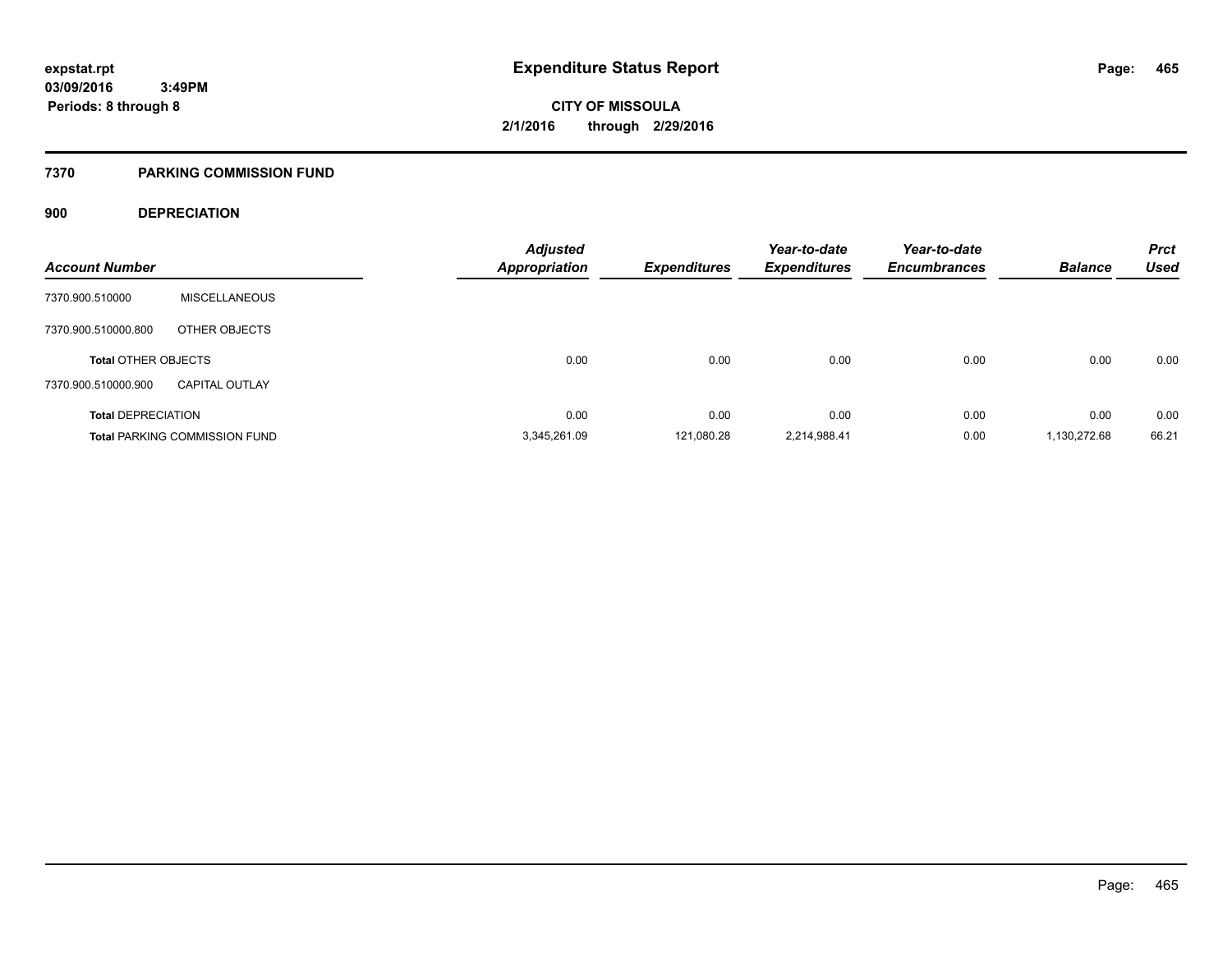# Expenditure Status Report

expstat.rpt
03/09/2016 3:49PM
Periods: 8 through 8

**CITY OF MISSOULA**
**2/1/2016 through 2/29/2016**

## 7370 PARKING COMMISSION FUND

### 900 DEPRECIATION

| Account Number | | Adjusted Appropriation | Expenditures | Year-to-date Expenditures | Year-to-date Encumbrances | Balance | Prct Used |
|---|---|---|---|---|---|---|---|
| 7370.900.510000 | MISCELLANEOUS | | | | | | |
| 7370.900.510000.800 | OTHER OBJECTS | | | | | | |
| **Total** OTHER OBJECTS | | 0.00 | 0.00 | 0.00 | 0.00 | 0.00 | 0.00 |
| 7370.900.510000.900 | CAPITAL OUTLAY | | | | | | |
| **Total** DEPRECIATION | | 0.00 | 0.00 | 0.00 | 0.00 | 0.00 | 0.00 |
| **Total** PARKING COMMISSION FUND | | 3,345,261.09 | 121,080.28 | 2,214,988.41 | 0.00 | 1,130,272.68 | 66.21 |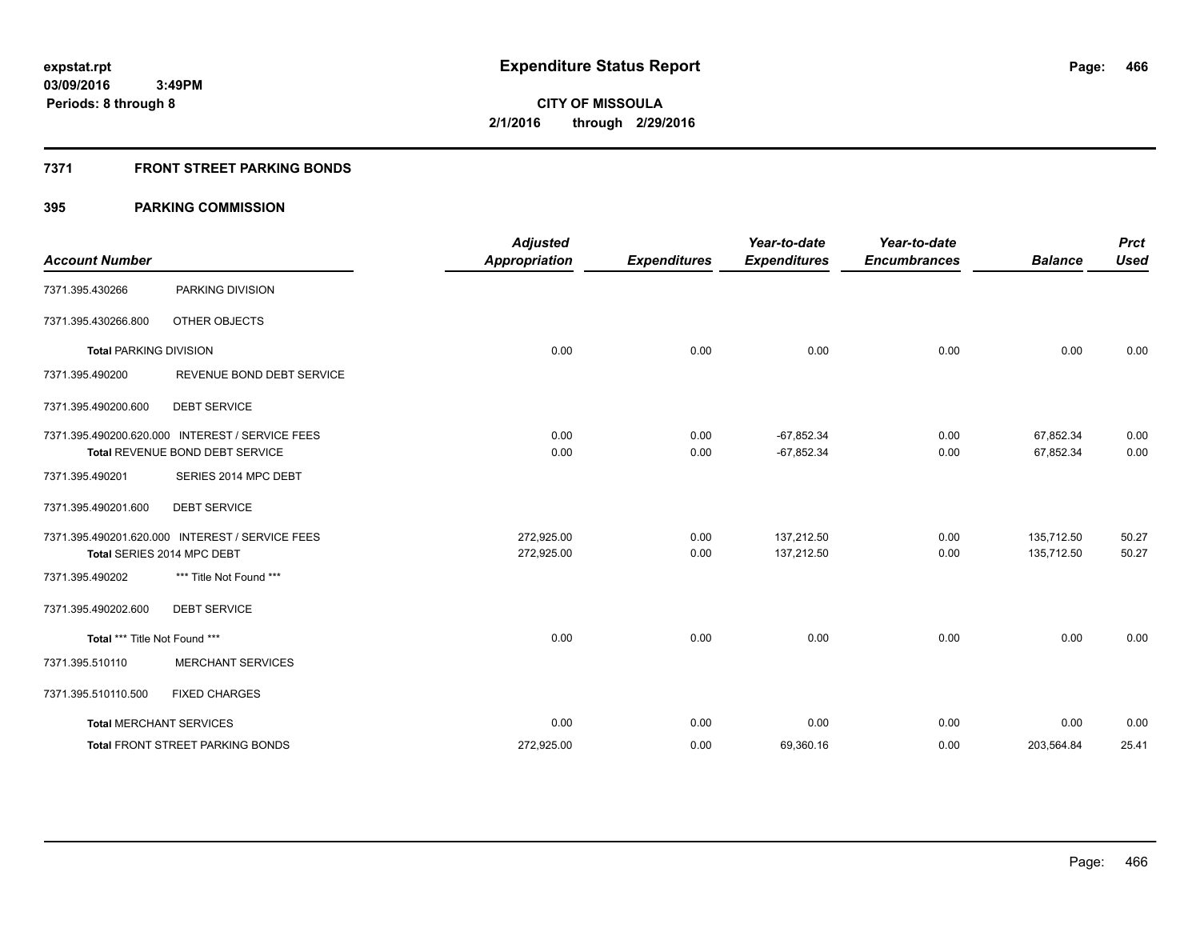expstat.rpt
03/09/2016 3:49PM
Periods: 8 through 8

# Expenditure Status Report

**CITY OF MISSOULA**
**2/1/2016 through 2/29/2016**

## 7371 FRONT STREET PARKING BONDS

## 395 PARKING COMMISSION

| Account Number | | Adjusted Appropriation | Expenditures | Year-to-date Expenditures | Year-to-date Encumbrances | Balance | Prct Used |
|---|---|---|---|---|---|---|---|
| 7371.395.430266 | PARKING DIVISION | | | | | | |
| 7371.395.430266.800 | OTHER OBJECTS | | | | | | |
| **Total** PARKING DIVISION | | 0.00 | 0.00 | 0.00 | 0.00 | 0.00 | 0.00 |
| 7371.395.490200 | REVENUE BOND DEBT SERVICE | | | | | | |
| 7371.395.490200.600 | DEBT SERVICE | | | | | | |
| 7371.395.490200.620.000 | INTEREST / SERVICE FEES | 0.00 | 0.00 | -67,852.34 | 0.00 | 67,852.34 | 0.00 |
| **Total** REVENUE BOND DEBT SERVICE | | 0.00 | 0.00 | -67,852.34 | 0.00 | 67,852.34 | 0.00 |
| 7371.395.490201 | SERIES 2014 MPC DEBT | | | | | | |
| 7371.395.490201.600 | DEBT SERVICE | | | | | | |
| 7371.395.490201.620.000 | INTEREST / SERVICE FEES | 272,925.00 | 0.00 | 137,212.50 | 0.00 | 135,712.50 | 50.27 |
| **Total** SERIES 2014 MPC DEBT | | 272,925.00 | 0.00 | 137,212.50 | 0.00 | 135,712.50 | 50.27 |
| 7371.395.490202 | *** Title Not Found *** | | | | | | |
| 7371.395.490202.600 | DEBT SERVICE | | | | | | |
| **Total** *** Title Not Found *** | | 0.00 | 0.00 | 0.00 | 0.00 | 0.00 | 0.00 |
| 7371.395.510110 | MERCHANT SERVICES | | | | | | |
| 7371.395.510110.500 | FIXED CHARGES | | | | | | |
| **Total** MERCHANT SERVICES | | 0.00 | 0.00 | 0.00 | 0.00 | 0.00 | 0.00 |
| **Total** FRONT STREET PARKING BONDS | | 272,925.00 | 0.00 | 69,360.16 | 0.00 | 203,564.84 | 25.41 |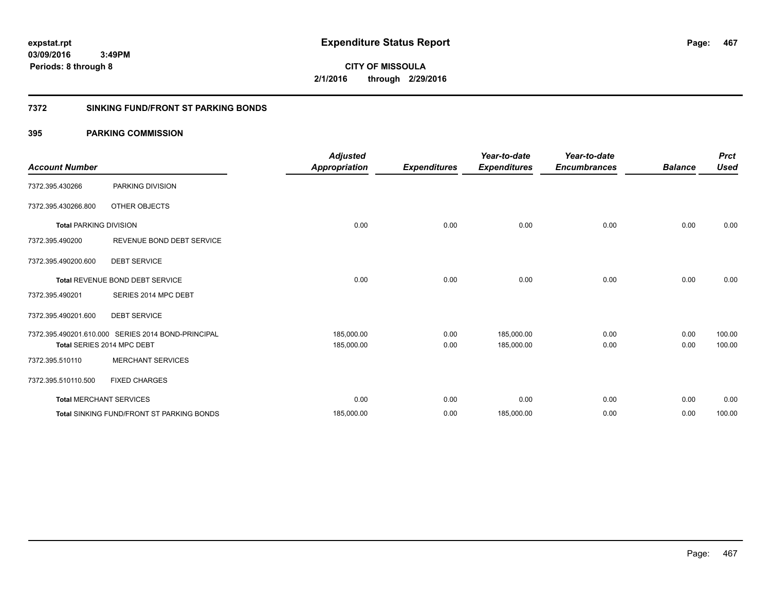expstat.rpt
03/09/2016 3:49PM
Periods: 8 through 8

# Expenditure Status Report

CITY OF MISSOULA
2/1/2016 through 2/29/2016

## 7372 SINKING FUND/FRONT ST PARKING BONDS

## 395 PARKING COMMISSION

| Account Number | | Adjusted Appropriation | Expenditures | Year-to-date Expenditures | Year-to-date Encumbrances | Balance | Prct Used |
|---|---|---|---|---|---|---|---|
| 7372.395.430266 | PARKING DIVISION | | | | | | |
| 7372.395.430266.800 | OTHER OBJECTS | | | | | | |
| **Total** PARKING DIVISION | | 0.00 | 0.00 | 0.00 | 0.00 | 0.00 | 0.00 |
| 7372.395.490200 | REVENUE BOND DEBT SERVICE | | | | | | |
| 7372.395.490200.600 | DEBT SERVICE | | | | | | |
| **Total** REVENUE BOND DEBT SERVICE | | 0.00 | 0.00 | 0.00 | 0.00 | 0.00 | 0.00 |
| 7372.395.490201 | SERIES 2014 MPC DEBT | | | | | | |
| 7372.395.490201.600 | DEBT SERVICE | | | | | | |
| 7372.395.490201.610.000 | SERIES 2014 BOND-PRINCIPAL | 185,000.00 | 0.00 | 185,000.00 | 0.00 | 0.00 | 100.00 |
| **Total** SERIES 2014 MPC DEBT | | 185,000.00 | 0.00 | 185,000.00 | 0.00 | 0.00 | 100.00 |
| 7372.395.510110 | MERCHANT SERVICES | | | | | | |
| 7372.395.510110.500 | FIXED CHARGES | | | | | | |
| **Total** MERCHANT SERVICES | | 0.00 | 0.00 | 0.00 | 0.00 | 0.00 | 0.00 |
| **Total** SINKING FUND/FRONT ST PARKING BONDS | | 185,000.00 | 0.00 | 185,000.00 | 0.00 | 0.00 | 100.00 |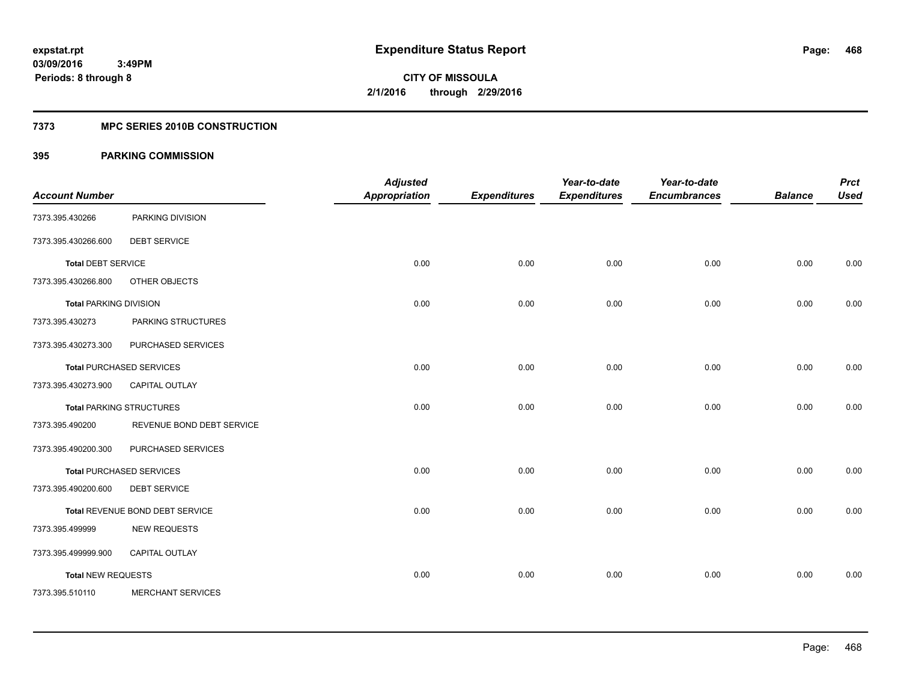**expstat.rpt**
**03/09/2016 3:49PM**
**Periods: 8 through 8**

# Expenditure Status Report

**CITY OF MISSOULA**
**2/1/2016 through 2/29/2016**

## 7373 MPC SERIES 2010B CONSTRUCTION

## 395 PARKING COMMISSION

| Account Number | | Adjusted Appropriation | Expenditures | Year-to-date Expenditures | Year-to-date Encumbrances | Balance | Prct Used |
|---|---|---|---|---|---|---|---|
| 7373.395.430266 | PARKING DIVISION | | | | | | |
| 7373.395.430266.600 | DEBT SERVICE | | | | | | |
| **Total** DEBT SERVICE | | 0.00 | 0.00 | 0.00 | 0.00 | 0.00 | 0.00 |
| 7373.395.430266.800 | OTHER OBJECTS | | | | | | |
| **Total** PARKING DIVISION | | 0.00 | 0.00 | 0.00 | 0.00 | 0.00 | 0.00 |
| 7373.395.430273 | PARKING STRUCTURES | | | | | | |
| 7373.395.430273.300 | PURCHASED SERVICES | | | | | | |
| **Total** PURCHASED SERVICES | | 0.00 | 0.00 | 0.00 | 0.00 | 0.00 | 0.00 |
| 7373.395.430273.900 | CAPITAL OUTLAY | | | | | | |
| **Total** PARKING STRUCTURES | | 0.00 | 0.00 | 0.00 | 0.00 | 0.00 | 0.00 |
| 7373.395.490200 | REVENUE BOND DEBT SERVICE | | | | | | |
| 7373.395.490200.300 | PURCHASED SERVICES | | | | | | |
| **Total** PURCHASED SERVICES | | 0.00 | 0.00 | 0.00 | 0.00 | 0.00 | 0.00 |
| 7373.395.490200.600 | DEBT SERVICE | | | | | | |
| **Total** REVENUE BOND DEBT SERVICE | | 0.00 | 0.00 | 0.00 | 0.00 | 0.00 | 0.00 |
| 7373.395.499999 | NEW REQUESTS | | | | | | |
| 7373.395.499999.900 | CAPITAL OUTLAY | | | | | | |
| **Total** NEW REQUESTS | | 0.00 | 0.00 | 0.00 | 0.00 | 0.00 | 0.00 |
| 7373.395.510110 | MERCHANT SERVICES | | | | | | |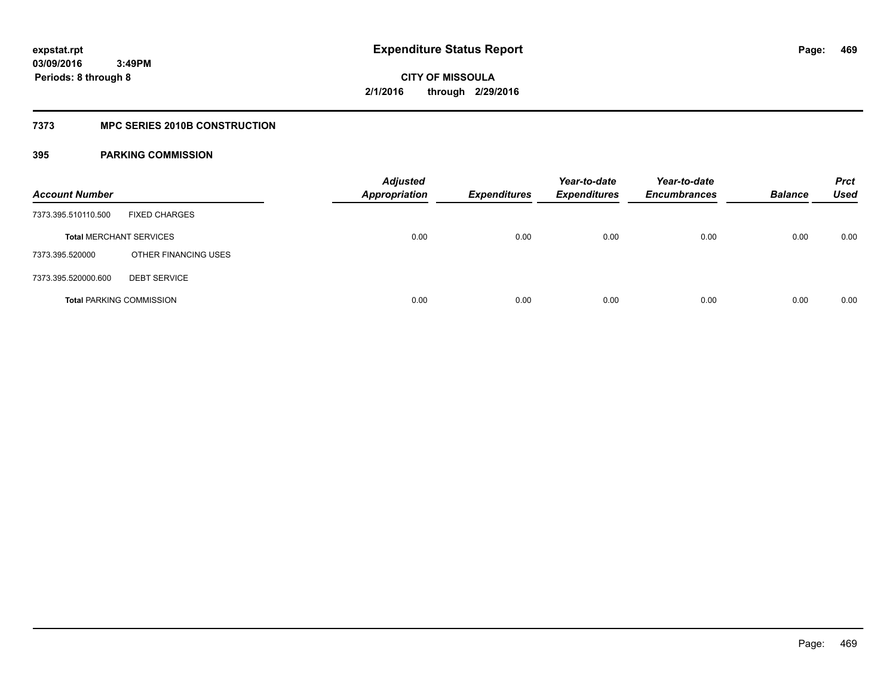**expstat.rpt**
**03/09/2016 3:49PM**
**Periods: 8 through 8**

# Expenditure Status Report

**CITY OF MISSOULA**
**2/1/2016 through 2/29/2016**

## 7373 MPC SERIES 2010B CONSTRUCTION

### 395 PARKING COMMISSION

| Account Number | | Adjusted Appropriation | Expenditures | Year-to-date Expenditures | Year-to-date Encumbrances | Balance | Prct Used |
|---|---|---|---|---|---|---|---|
| 7373.395.510110.500 | FIXED CHARGES | | | | | | |
| **Total** MERCHANT SERVICES | | 0.00 | 0.00 | 0.00 | 0.00 | 0.00 | 0.00 |
| 7373.395.520000 | OTHER FINANCING USES | | | | | | |
| 7373.395.520000.600 | DEBT SERVICE | | | | | | |
| **Total** PARKING COMMISSION | | 0.00 | 0.00 | 0.00 | 0.00 | 0.00 | 0.00 |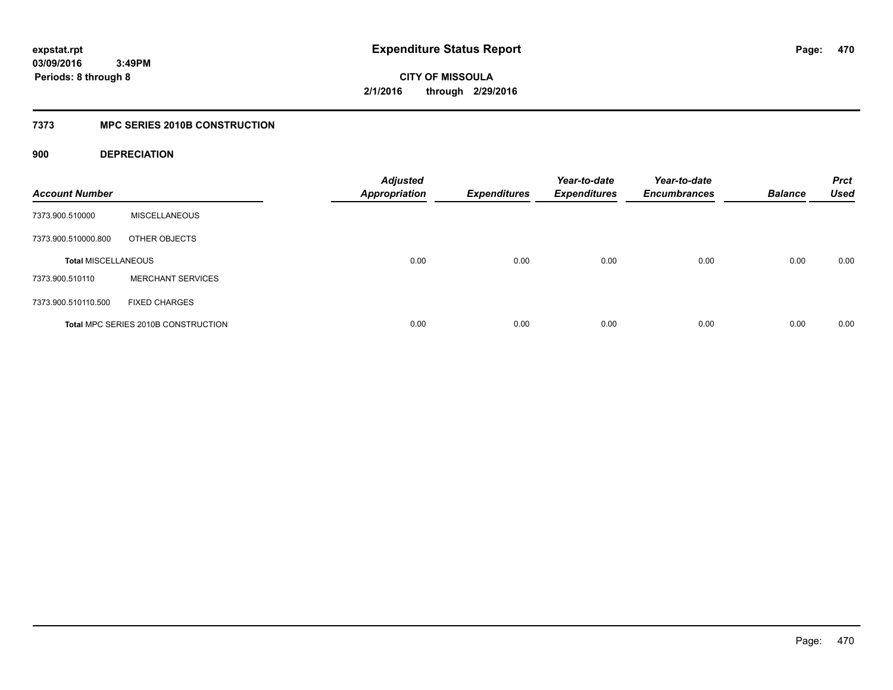**expstat.rpt**
**03/09/2016 3:49PM**
**Periods: 8 through 8**

# Expenditure Status Report

**CITY OF MISSOULA**
**2/1/2016 through 2/29/2016**

## 7373 MPC SERIES 2010B CONSTRUCTION

### 900 DEPRECIATION

| Account Number | | Adjusted Appropriation | Expenditures | Year-to-date Expenditures | Year-to-date Encumbrances | Balance | Prct Used |
|---|---|---|---|---|---|---|---|
| 7373.900.510000 | MISCELLANEOUS | | | | | | |
| 7373.900.510000.800 | OTHER OBJECTS | | | | | | |
| **Total MISCELLANEOUS** | | 0.00 | 0.00 | 0.00 | 0.00 | 0.00 | 0.00 |
| 7373.900.510110 | MERCHANT SERVICES | | | | | | |
| 7373.900.510110.500 | FIXED CHARGES | | | | | | |
| **Total MPC SERIES 2010B CONSTRUCTION** | | 0.00 | 0.00 | 0.00 | 0.00 | 0.00 | 0.00 |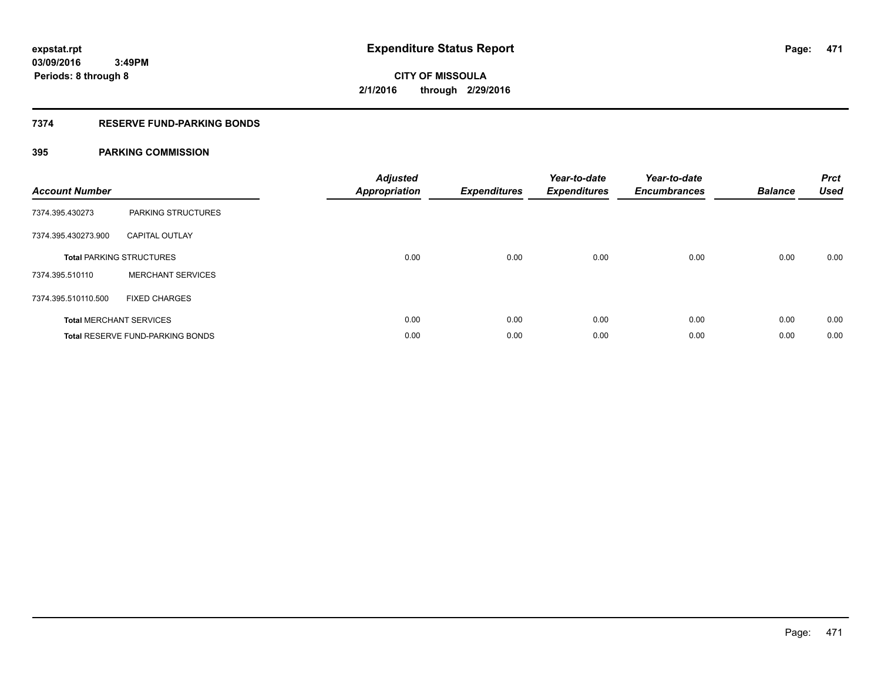expstat.rpt
03/09/2016 3:49PM
Periods: 8 through 8

# Expenditure Status Report

**CITY OF MISSOULA**
**2/1/2016 through 2/29/2016**

## 7374 RESERVE FUND-PARKING BONDS

### 395 PARKING COMMISSION

| Account Number | | Adjusted Appropriation | Expenditures | Year-to-date Expenditures | Year-to-date Encumbrances | Balance | Prct Used |
|---|---|---|---|---|---|---|---|
| 7374.395.430273 | PARKING STRUCTURES | | | | | | |
| 7374.395.430273.900 | CAPITAL OUTLAY | | | | | | |
| **Total** PARKING STRUCTURES | | 0.00 | 0.00 | 0.00 | 0.00 | 0.00 | 0.00 |
| 7374.395.510110 | MERCHANT SERVICES | | | | | | |
| 7374.395.510110.500 | FIXED CHARGES | | | | | | |
| **Total** MERCHANT SERVICES | | 0.00 | 0.00 | 0.00 | 0.00 | 0.00 | 0.00 |
| **Total** RESERVE FUND-PARKING BONDS | | 0.00 | 0.00 | 0.00 | 0.00 | 0.00 | 0.00 |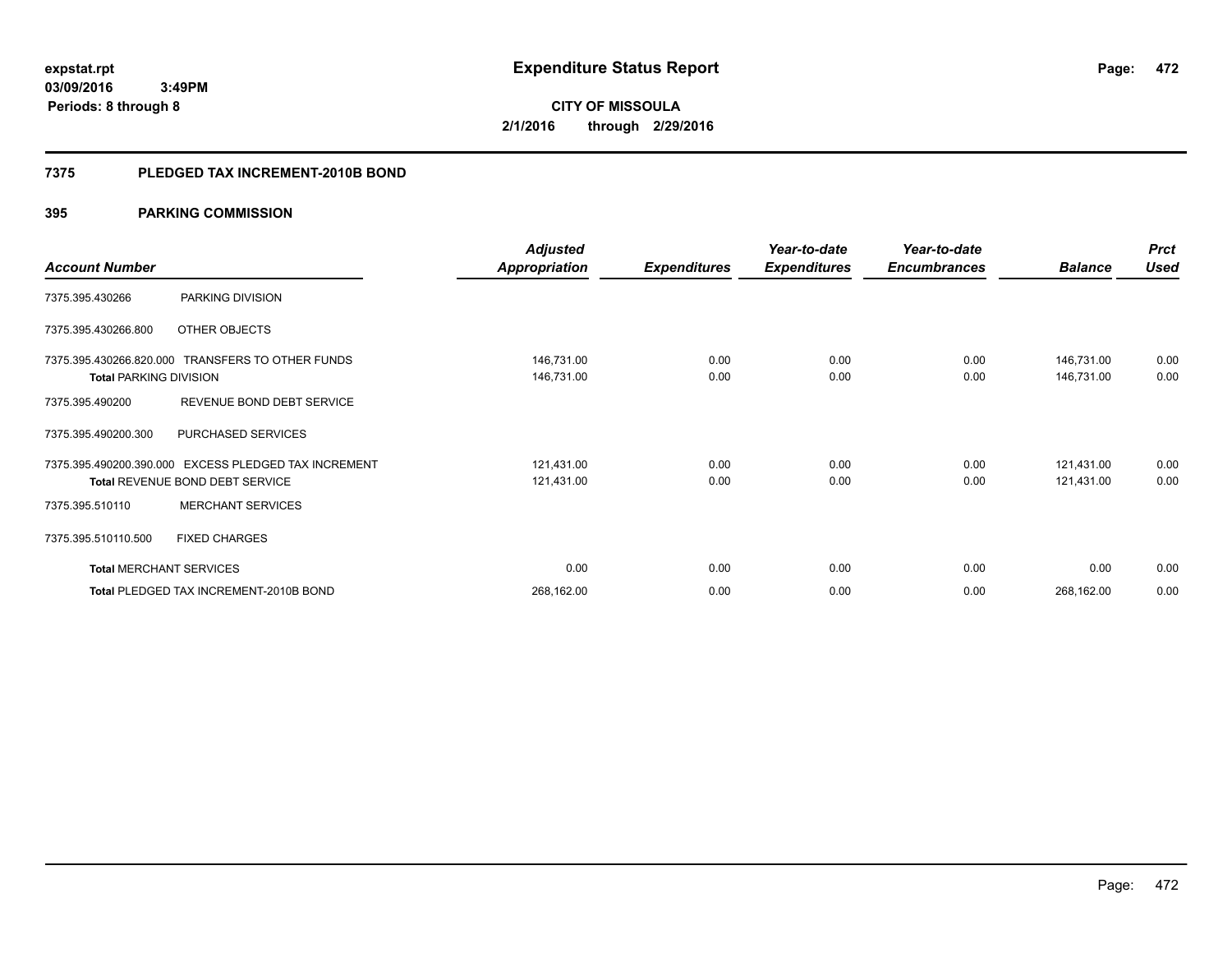**expstat.rpt**
**03/09/2016 3:49PM**
**Periods: 8 through 8**

# Expenditure Status Report

**CITY OF MISSOULA**
**2/1/2016 through 2/29/2016**

## 7375 PLEDGED TAX INCREMENT-2010B BOND

### 395 PARKING COMMISSION

| Account Number | | Adjusted Appropriation | Expenditures | Year-to-date Expenditures | Year-to-date Encumbrances | Balance | Prct Used |
|---|---|---|---|---|---|---|---|
| 7375.395.430266 | PARKING DIVISION | | | | | | |
| 7375.395.430266.800 | OTHER OBJECTS | | | | | | |
| 7375.395.430266.820.000 | TRANSFERS TO OTHER FUNDS | 146,731.00 | 0.00 | 0.00 | 0.00 | 146,731.00 | 0.00 |
| **Total** PARKING DIVISION | | 146,731.00 | 0.00 | 0.00 | 0.00 | 146,731.00 | 0.00 |
| 7375.395.490200 | REVENUE BOND DEBT SERVICE | | | | | | |
| 7375.395.490200.300 | PURCHASED SERVICES | | | | | | |
| 7375.395.490200.390.000 | EXCESS PLEDGED TAX INCREMENT | 121,431.00 | 0.00 | 0.00 | 0.00 | 121,431.00 | 0.00 |
| **Total** REVENUE BOND DEBT SERVICE | | 121,431.00 | 0.00 | 0.00 | 0.00 | 121,431.00 | 0.00 |
| 7375.395.510110 | MERCHANT SERVICES | | | | | | |
| 7375.395.510110.500 | FIXED CHARGES | | | | | | |
| **Total** MERCHANT SERVICES | | 0.00 | 0.00 | 0.00 | 0.00 | 0.00 | 0.00 |
| **Total** PLEDGED TAX INCREMENT-2010B BOND | | 268,162.00 | 0.00 | 0.00 | 0.00 | 268,162.00 | 0.00 |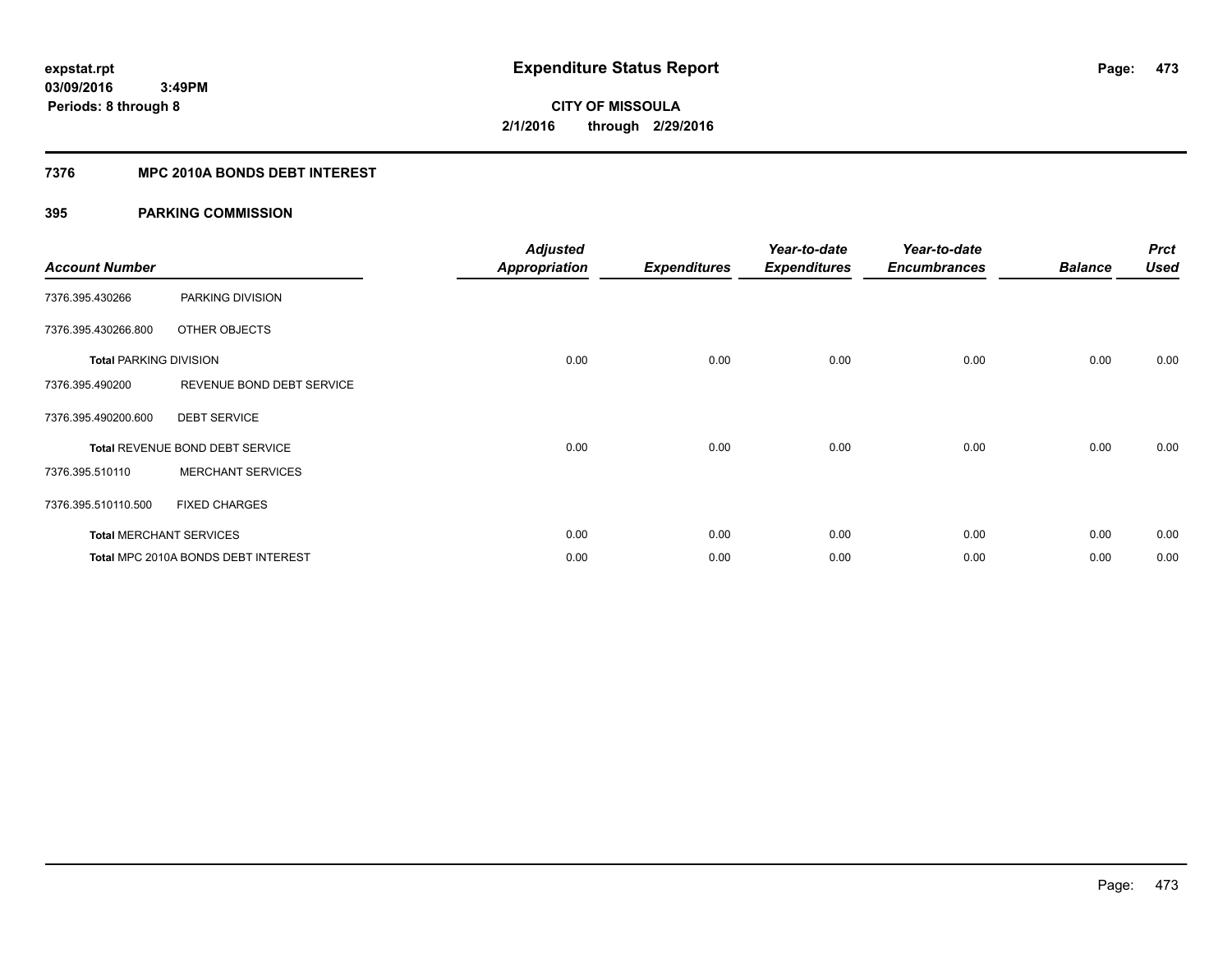**expstat.rpt**
**03/09/2016 3:49PM**
**Periods: 8 through 8**

# Expenditure Status Report

**CITY OF MISSOULA**
**2/1/2016 through 2/29/2016**

## 7376 MPC 2010A BONDS DEBT INTEREST

### 395 PARKING COMMISSION

| Account Number | | Adjusted Appropriation | Expenditures | Year-to-date Expenditures | Year-to-date Encumbrances | Balance | Prct Used |
|---|---|---|---|---|---|---|---|
| 7376.395.430266 | PARKING DIVISION | | | | | | |
| 7376.395.430266.800 | OTHER OBJECTS | | | | | | |
| **Total** PARKING DIVISION | | 0.00 | 0.00 | 0.00 | 0.00 | 0.00 | 0.00 |
| 7376.395.490200 | REVENUE BOND DEBT SERVICE | | | | | | |
| 7376.395.490200.600 | DEBT SERVICE | | | | | | |
| **Total** REVENUE BOND DEBT SERVICE | | 0.00 | 0.00 | 0.00 | 0.00 | 0.00 | 0.00 |
| 7376.395.510110 | MERCHANT SERVICES | | | | | | |
| 7376.395.510110.500 | FIXED CHARGES | | | | | | |
| **Total** MERCHANT SERVICES | | 0.00 | 0.00 | 0.00 | 0.00 | 0.00 | 0.00 |
| **Total** MPC 2010A BONDS DEBT INTEREST | | 0.00 | 0.00 | 0.00 | 0.00 | 0.00 | 0.00 |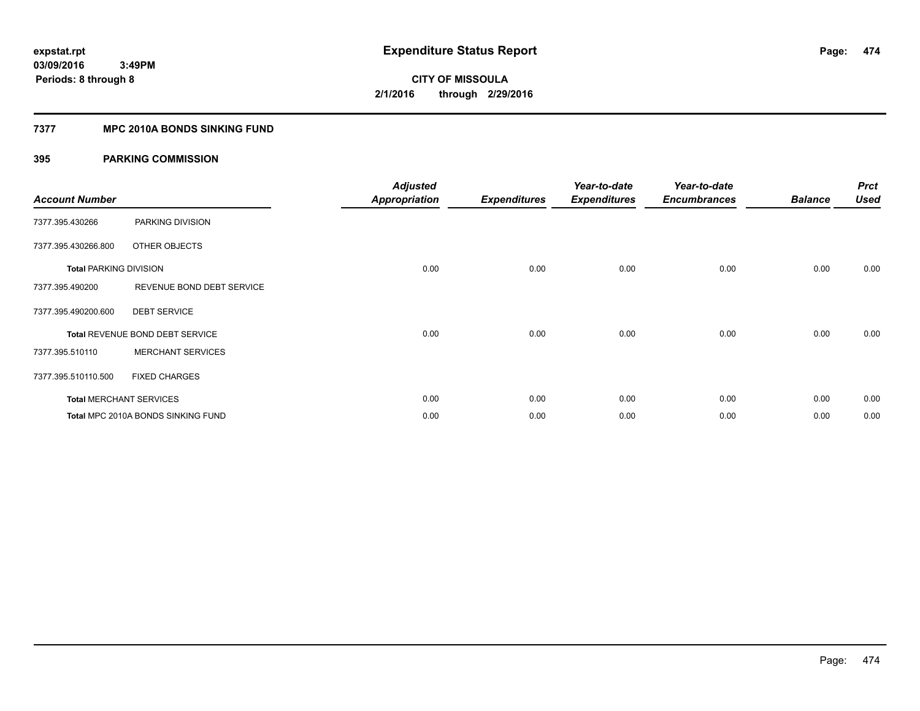expstat.rpt
03/09/2016 3:49PM
Periods: 8 through 8

# Expenditure Status Report

CITY OF MISSOULA
2/1/2016 through 2/29/2016

## 7377 MPC 2010A BONDS SINKING FUND

### 395 PARKING COMMISSION

| Account Number | | Adjusted Appropriation | Expenditures | Year-to-date Expenditures | Year-to-date Encumbrances | Balance | Prct Used |
|---|---|---|---|---|---|---|---|
| 7377.395.430266 | PARKING DIVISION | | | | | | |
| 7377.395.430266.800 | OTHER OBJECTS | | | | | | |
| **Total** PARKING DIVISION | | 0.00 | 0.00 | 0.00 | 0.00 | 0.00 | 0.00 |
| 7377.395.490200 | REVENUE BOND DEBT SERVICE | | | | | | |
| 7377.395.490200.600 | DEBT SERVICE | | | | | | |
| **Total** REVENUE BOND DEBT SERVICE | | 0.00 | 0.00 | 0.00 | 0.00 | 0.00 | 0.00 |
| 7377.395.510110 | MERCHANT SERVICES | | | | | | |
| 7377.395.510110.500 | FIXED CHARGES | | | | | | |
| **Total** MERCHANT SERVICES | | 0.00 | 0.00 | 0.00 | 0.00 | 0.00 | 0.00 |
| **Total** MPC 2010A BONDS SINKING FUND | | 0.00 | 0.00 | 0.00 | 0.00 | 0.00 | 0.00 |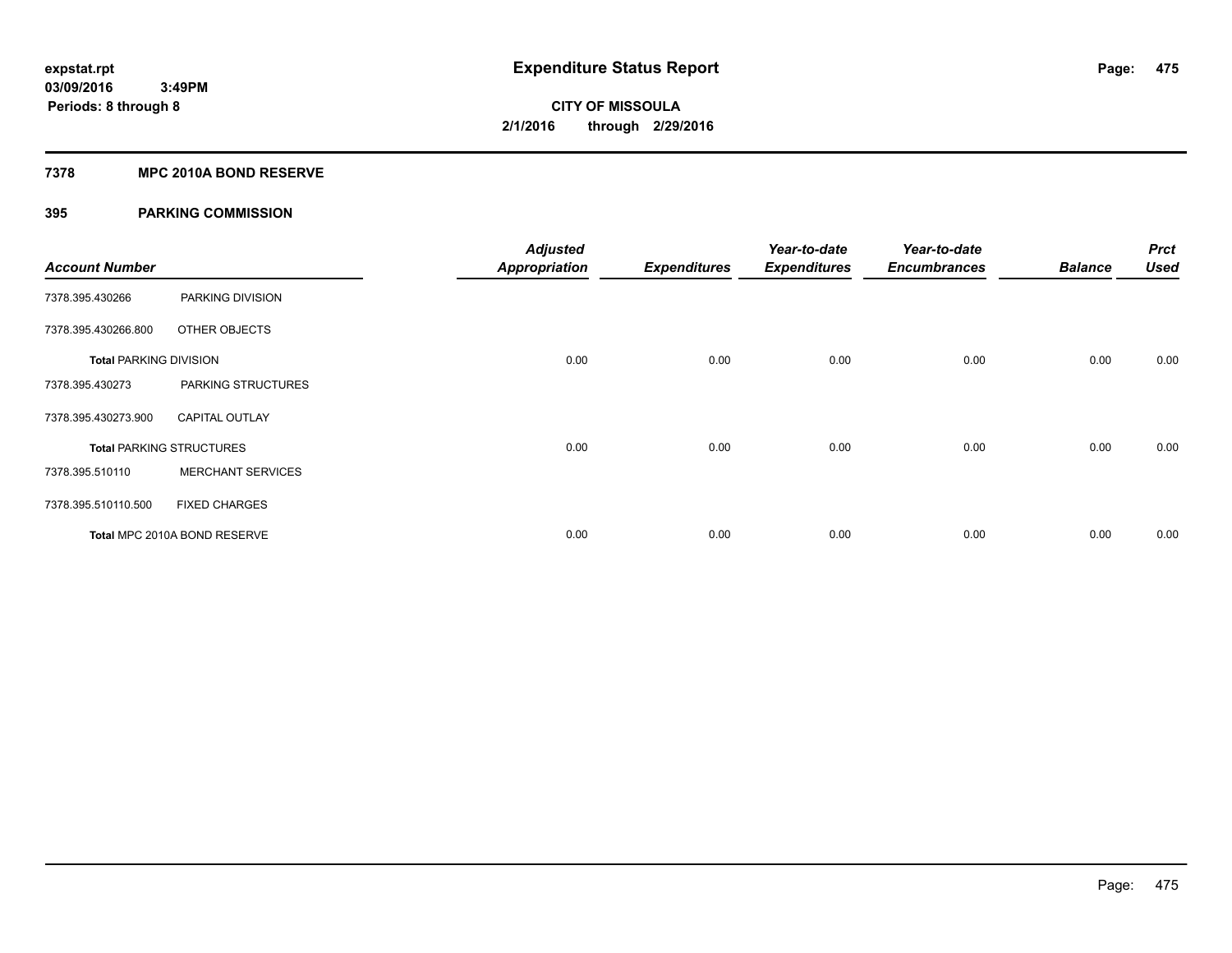**expstat.rpt**
**03/09/2016 3:49PM**
**Periods: 8 through 8**

# Expenditure Status Report

**CITY OF MISSOULA**
**2/1/2016 through 2/29/2016**

## 7378 MPC 2010A BOND RESERVE

## 395 PARKING COMMISSION

| Account Number | | Adjusted Appropriation | Expenditures | Year-to-date Expenditures | Year-to-date Encumbrances | Balance | Prct Used |
|---|---|---|---|---|---|---|---|
| 7378.395.430266 | PARKING DIVISION | | | | | | |
| 7378.395.430266.800 | OTHER OBJECTS | | | | | | |
| **Total PARKING DIVISION** | | 0.00 | 0.00 | 0.00 | 0.00 | 0.00 | 0.00 |
| 7378.395.430273 | PARKING STRUCTURES | | | | | | |
| 7378.395.430273.900 | CAPITAL OUTLAY | | | | | | |
| **Total PARKING STRUCTURES** | | 0.00 | 0.00 | 0.00 | 0.00 | 0.00 | 0.00 |
| 7378.395.510110 | MERCHANT SERVICES | | | | | | |
| 7378.395.510110.500 | FIXED CHARGES | | | | | | |
| **Total MPC 2010A BOND RESERVE** | | 0.00 | 0.00 | 0.00 | 0.00 | 0.00 | 0.00 |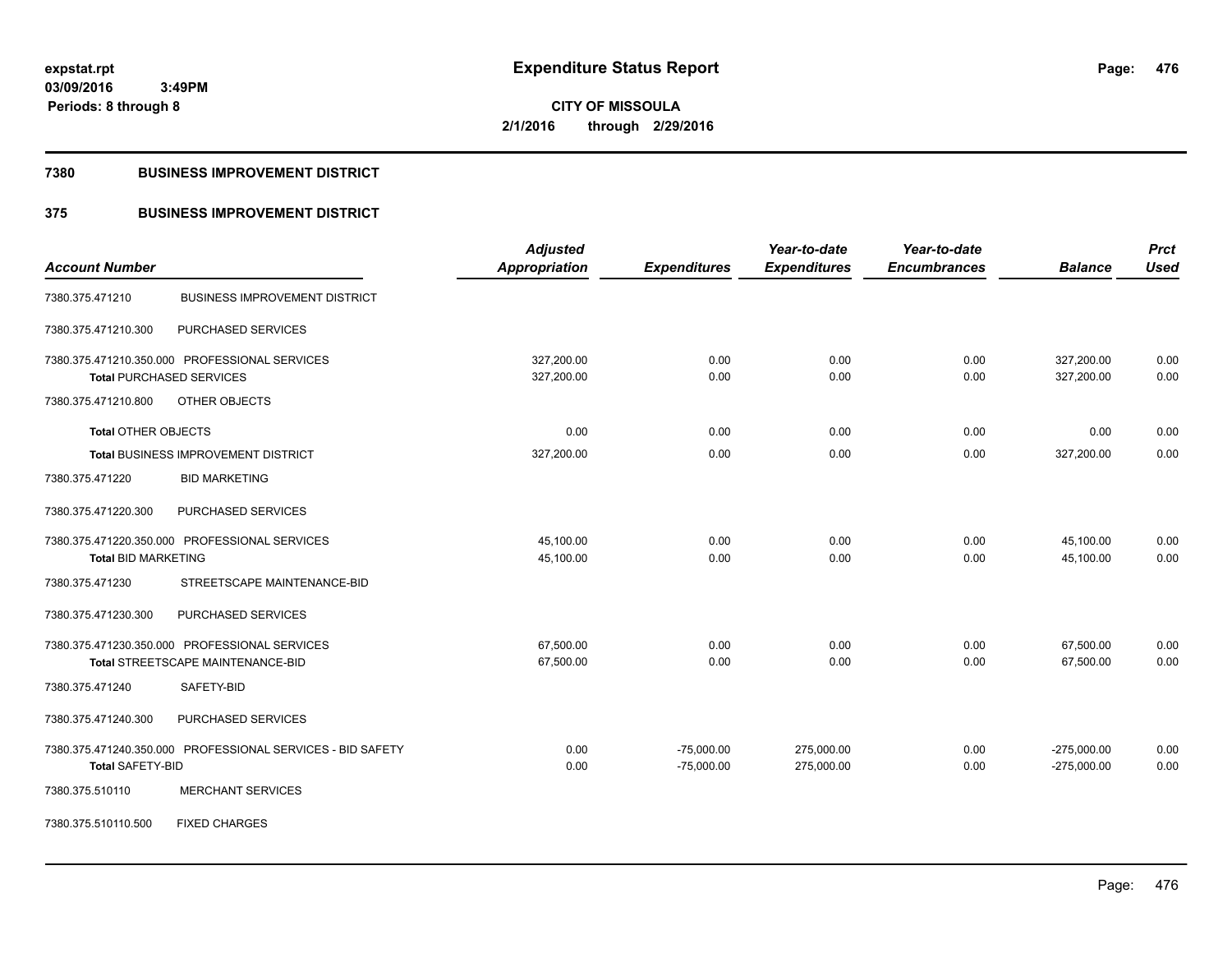expstat.rpt
03/09/2016 3:49PM
Periods: 8 through 8

# Expenditure Status Report

**CITY OF MISSOULA**
**2/1/2016 through 2/29/2016**

## 7380 BUSINESS IMPROVEMENT DISTRICT

## 375 BUSINESS IMPROVEMENT DISTRICT

| Account Number | | Adjusted Appropriation | Expenditures | Year-to-date Expenditures | Year-to-date Encumbrances | Balance | Prct Used |
|---|---|---|---|---|---|---|---|
| 7380.375.471210 | BUSINESS IMPROVEMENT DISTRICT | | | | | | |
| 7380.375.471210.300 | PURCHASED SERVICES | | | | | | |
| 7380.375.471210.350.000 | PROFESSIONAL SERVICES | 327,200.00 | 0.00 | 0.00 | 0.00 | 327,200.00 | 0.00 |
| **Total** PURCHASED SERVICES | | 327,200.00 | 0.00 | 0.00 | 0.00 | 327,200.00 | 0.00 |
| 7380.375.471210.800 | OTHER OBJECTS | | | | | | |
| **Total** OTHER OBJECTS | | 0.00 | 0.00 | 0.00 | 0.00 | 0.00 | 0.00 |
| **Total** BUSINESS IMPROVEMENT DISTRICT | | 327,200.00 | 0.00 | 0.00 | 0.00 | 327,200.00 | 0.00 |
| 7380.375.471220 | BID MARKETING | | | | | | |
| 7380.375.471220.300 | PURCHASED SERVICES | | | | | | |
| 7380.375.471220.350.000 | PROFESSIONAL SERVICES | 45,100.00 | 0.00 | 0.00 | 0.00 | 45,100.00 | 0.00 |
| **Total** BID MARKETING | | 45,100.00 | 0.00 | 0.00 | 0.00 | 45,100.00 | 0.00 |
| 7380.375.471230 | STREETSCAPE MAINTENANCE-BID | | | | | | |
| 7380.375.471230.300 | PURCHASED SERVICES | | | | | | |
| 7380.375.471230.350.000 | PROFESSIONAL SERVICES | 67,500.00 | 0.00 | 0.00 | 0.00 | 67,500.00 | 0.00 |
| **Total** STREETSCAPE MAINTENANCE-BID | | 67,500.00 | 0.00 | 0.00 | 0.00 | 67,500.00 | 0.00 |
| 7380.375.471240 | SAFETY-BID | | | | | | |
| 7380.375.471240.300 | PURCHASED SERVICES | | | | | | |
| 7380.375.471240.350.000 | PROFESSIONAL SERVICES - BID SAFETY | 0.00 | -75,000.00 | 275,000.00 | 0.00 | -275,000.00 | 0.00 |
| **Total** SAFETY-BID | | 0.00 | -75,000.00 | 275,000.00 | 0.00 | -275,000.00 | 0.00 |
| 7380.375.510110 | MERCHANT SERVICES | | | | | | |
| 7380.375.510110.500 | FIXED CHARGES | | | | | | |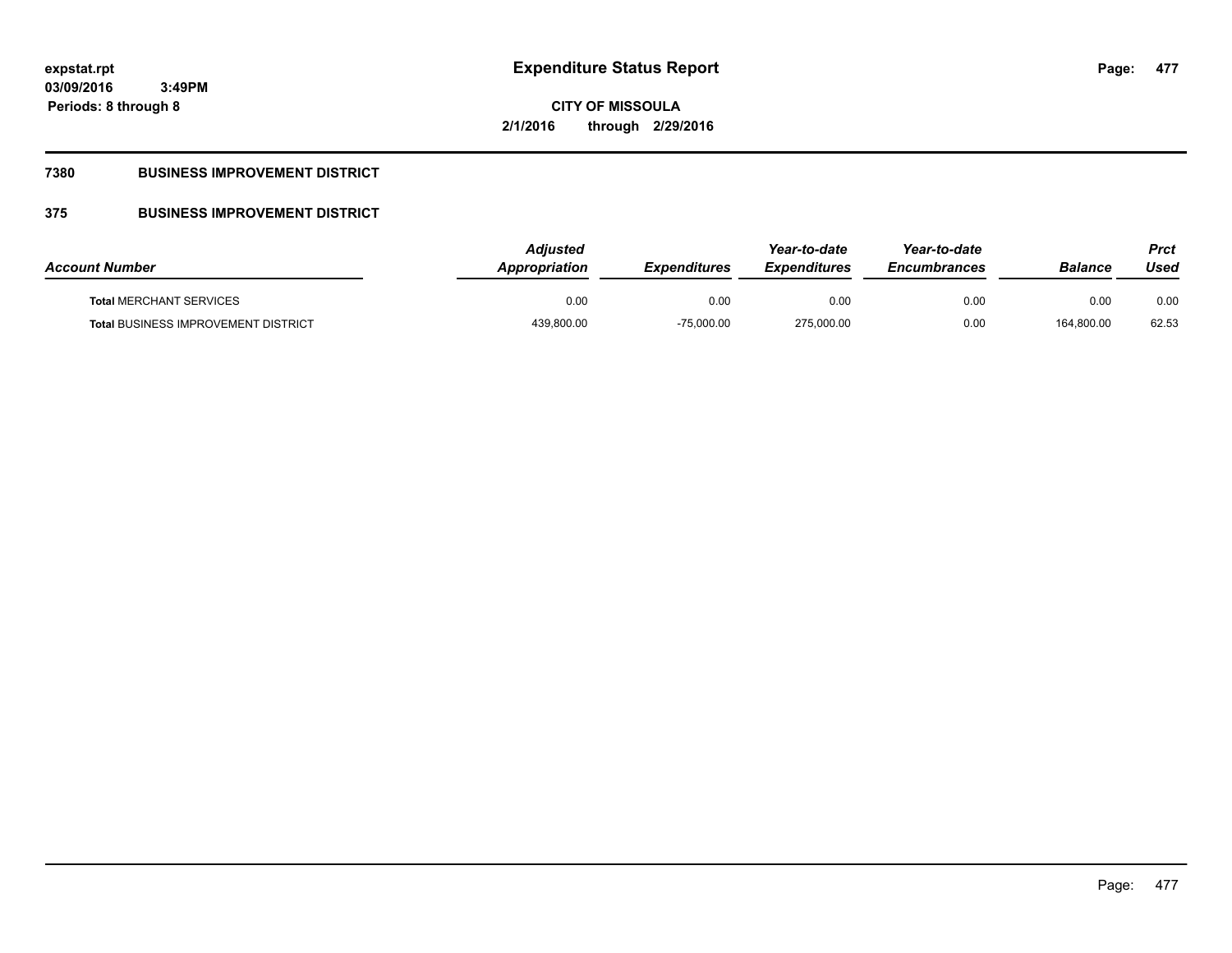**expstat.rpt**
**03/09/2016 3:49PM**
**Periods: 8 through 8**

# Expenditure Status Report

**CITY OF MISSOULA**
**2/1/2016 through 2/29/2016**

## 7380 BUSINESS IMPROVEMENT DISTRICT

## 375 BUSINESS IMPROVEMENT DISTRICT

| *Account Number* | *Adjusted Appropriation* | *Expenditures* | *Year-to-date Expenditures* | *Year-to-date Encumbrances* | *Balance* | *Prct Used* |
|---|---|---|---|---|---|---|
| **Total** MERCHANT SERVICES | 0.00 | 0.00 | 0.00 | 0.00 | 0.00 | 0.00 |
| **Total** BUSINESS IMPROVEMENT DISTRICT | 439,800.00 | -75,000.00 | 275,000.00 | 0.00 | 164,800.00 | 62.53 |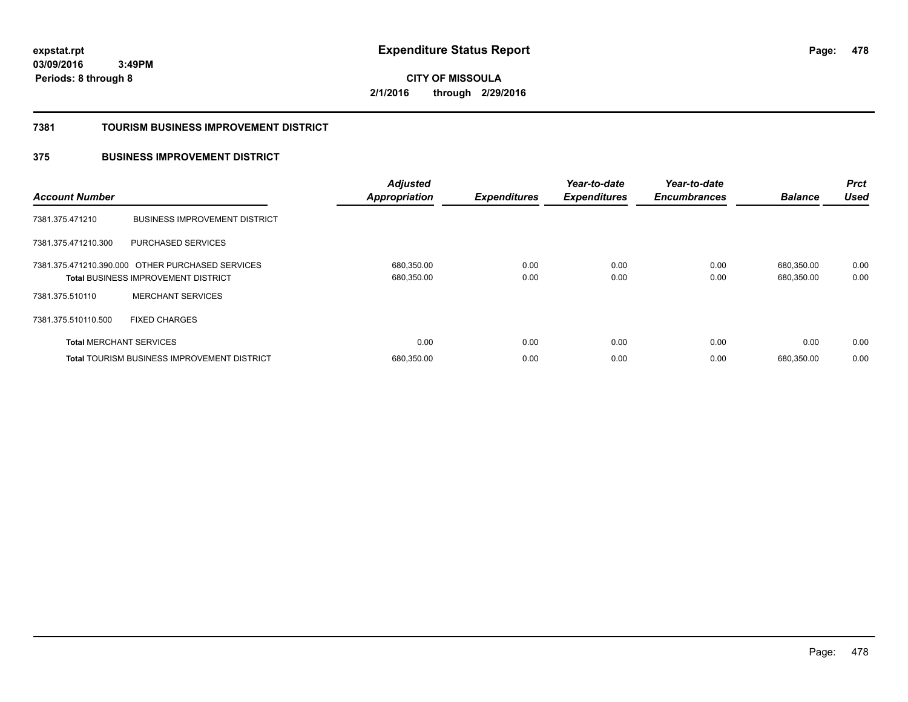# Expenditure Status Report

expstat.rpt
03/09/2016 3:49PM
Periods: 8 through 8

**CITY OF MISSOULA**
**2/1/2016 through 2/29/2016**

## 7381 TOURISM BUSINESS IMPROVEMENT DISTRICT

## 375 BUSINESS IMPROVEMENT DISTRICT

| Account Number | | Adjusted Appropriation | Expenditures | Year-to-date Expenditures | Year-to-date Encumbrances | Balance | Prct Used |
|---|---|---|---|---|---|---|---|
| 7381.375.471210 | BUSINESS IMPROVEMENT DISTRICT | | | | | | |
| 7381.375.471210.300 | PURCHASED SERVICES | | | | | | |
| 7381.375.471210.390.000 | OTHER PURCHASED SERVICES | 680,350.00 | 0.00 | 0.00 | 0.00 | 680,350.00 | 0.00 |
| **Total** BUSINESS IMPROVEMENT DISTRICT | | 680,350.00 | 0.00 | 0.00 | 0.00 | 680,350.00 | 0.00 |
| 7381.375.510110 | MERCHANT SERVICES | | | | | | |
| 7381.375.510110.500 | FIXED CHARGES | | | | | | |
| **Total** MERCHANT SERVICES | | 0.00 | 0.00 | 0.00 | 0.00 | 0.00 | 0.00 |
| **Total** TOURISM BUSINESS IMPROVEMENT DISTRICT | | 680,350.00 | 0.00 | 0.00 | 0.00 | 680,350.00 | 0.00 |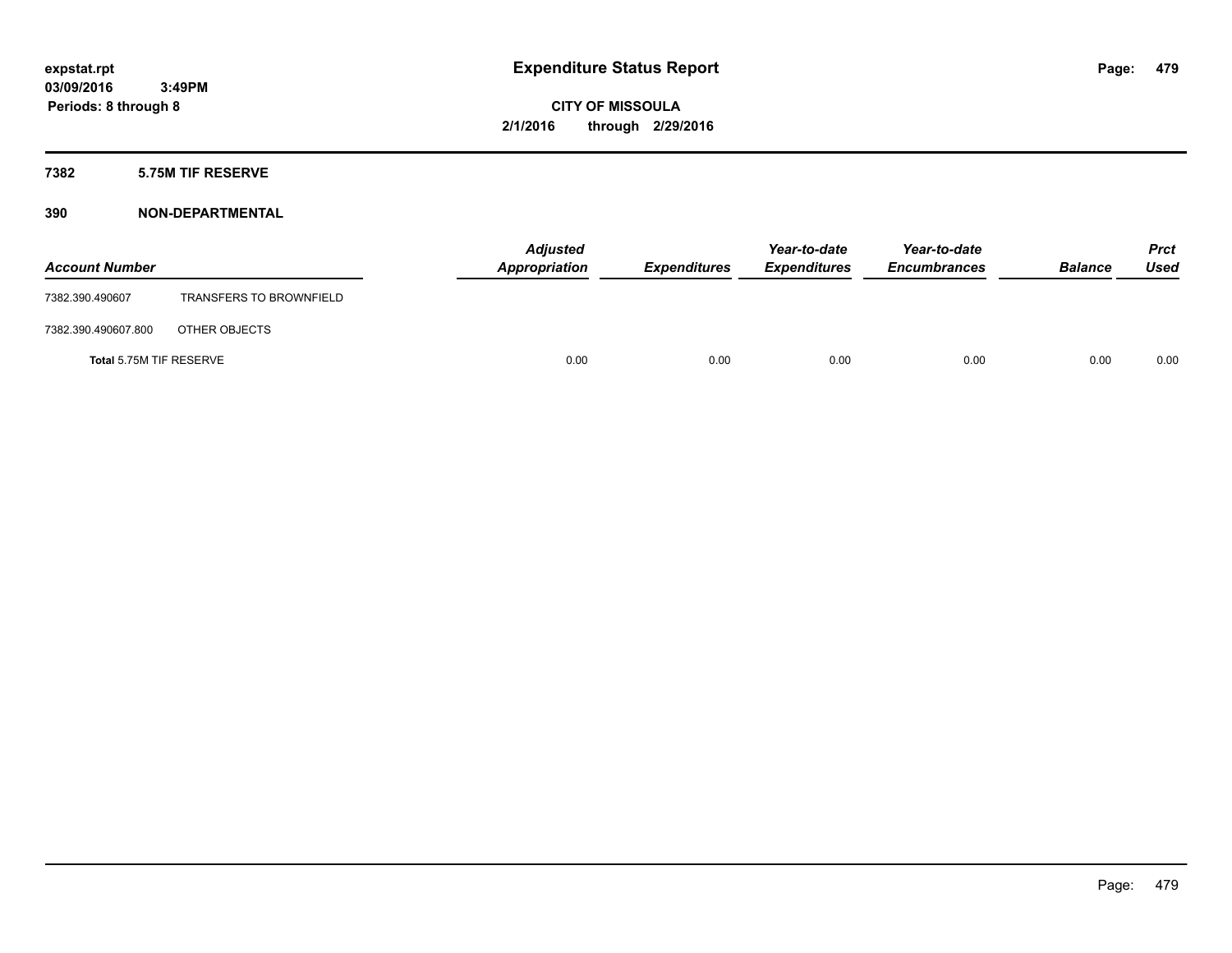**expstat.rpt**
**03/09/2016 3:49PM**
**Periods: 8 through 8**

# Expenditure Status Report

**CITY OF MISSOULA**
**2/1/2016 through 2/29/2016**

## 7382 5.75M TIF RESERVE

## 390 NON-DEPARTMENTAL

| Account Number | | Adjusted Appropriation | Expenditures | Year-to-date Expenditures | Year-to-date Encumbrances | Balance | Prct Used |
|---|---|---|---|---|---|---|---|
| 7382.390.490607 | TRANSFERS TO BROWNFIELD | | | | | | |
| 7382.390.490607.800 | OTHER OBJECTS | | | | | | |
| **Total** 5.75M TIF RESERVE | | 0.00 | 0.00 | 0.00 | 0.00 | 0.00 | 0.00 |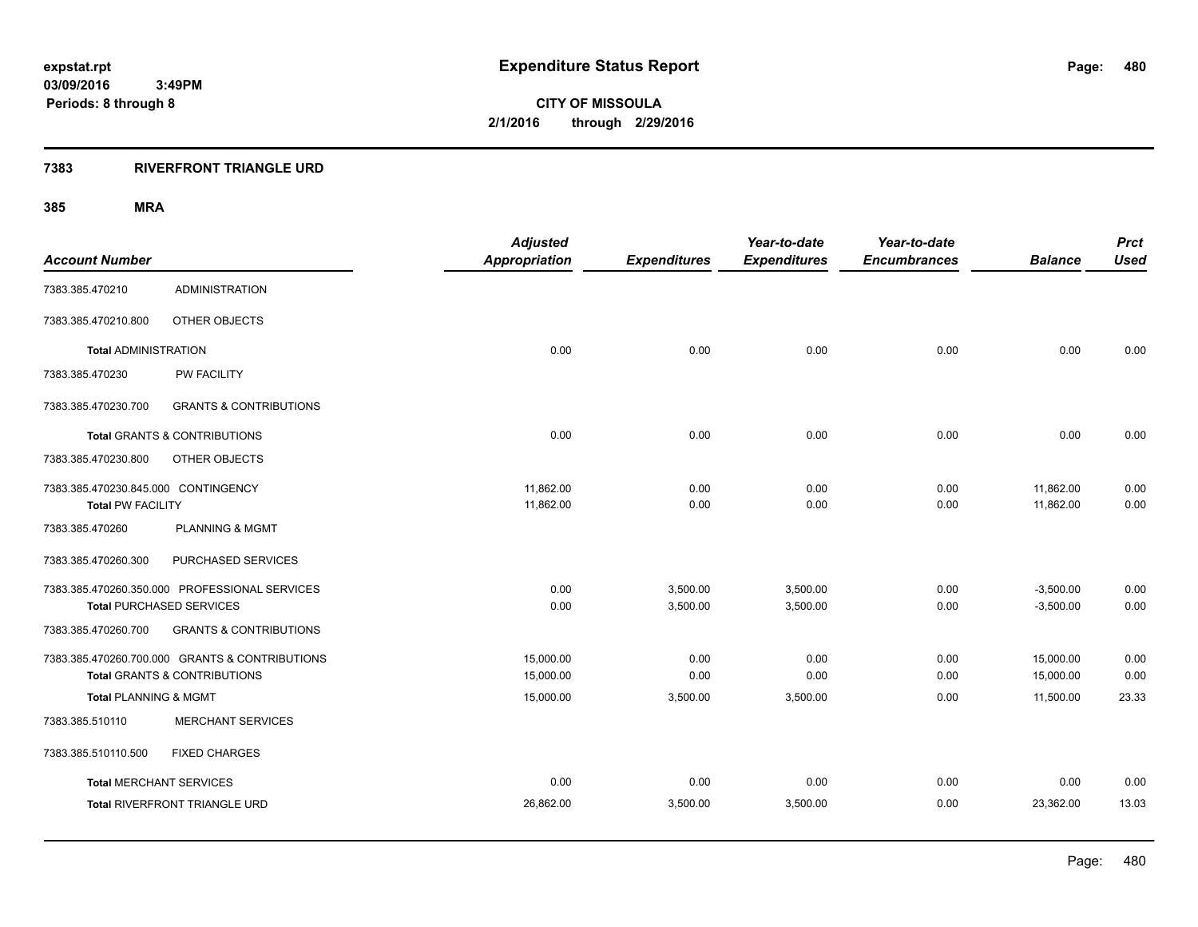# Expenditure Status Report

expstat.rpt
03/09/2016 3:49PM
Periods: 8 through 8

**CITY OF MISSOULA**
**2/1/2016 through 2/29/2016**

## 7383 RIVERFRONT TRIANGLE URD

### 385 MRA

| Account Number | | Adjusted Appropriation | Expenditures | Year-to-date Expenditures | Year-to-date Encumbrances | Balance | Prct Used |
|---|---|---|---|---|---|---|---|
| 7383.385.470210 | ADMINISTRATION | | | | | | |
| 7383.385.470210.800 | OTHER OBJECTS | | | | | | |
| **Total** ADMINISTRATION | | 0.00 | 0.00 | 0.00 | 0.00 | 0.00 | 0.00 |
| 7383.385.470230 | PW FACILITY | | | | | | |
| 7383.385.470230.700 | GRANTS & CONTRIBUTIONS | | | | | | |
| **Total** GRANTS & CONTRIBUTIONS | | 0.00 | 0.00 | 0.00 | 0.00 | 0.00 | 0.00 |
| 7383.385.470230.800 | OTHER OBJECTS | | | | | | |
| 7383.385.470230.845.000 | CONTINGENCY | 11,862.00 | 0.00 | 0.00 | 0.00 | 11,862.00 | 0.00 |
| **Total** PW FACILITY | | 11,862.00 | 0.00 | 0.00 | 0.00 | 11,862.00 | 0.00 |
| 7383.385.470260 | PLANNING & MGMT | | | | | | |
| 7383.385.470260.300 | PURCHASED SERVICES | | | | | | |
| 7383.385.470260.350.000 | PROFESSIONAL SERVICES | 0.00 | 3,500.00 | 3,500.00 | 0.00 | -3,500.00 | 0.00 |
| **Total** PURCHASED SERVICES | | 0.00 | 3,500.00 | 3,500.00 | 0.00 | -3,500.00 | 0.00 |
| 7383.385.470260.700 | GRANTS & CONTRIBUTIONS | | | | | | |
| 7383.385.470260.700.000 | GRANTS & CONTRIBUTIONS | 15,000.00 | 0.00 | 0.00 | 0.00 | 15,000.00 | 0.00 |
| **Total** GRANTS & CONTRIBUTIONS | | 15,000.00 | 0.00 | 0.00 | 0.00 | 15,000.00 | 0.00 |
| **Total** PLANNING & MGMT | | 15,000.00 | 3,500.00 | 3,500.00 | 0.00 | 11,500.00 | 23.33 |
| 7383.385.510110 | MERCHANT SERVICES | | | | | | |
| 7383.385.510110.500 | FIXED CHARGES | | | | | | |
| **Total** MERCHANT SERVICES | | 0.00 | 0.00 | 0.00 | 0.00 | 0.00 | 0.00 |
| **Total** RIVERFRONT TRIANGLE URD | | 26,862.00 | 3,500.00 | 3,500.00 | 0.00 | 23,362.00 | 13.03 |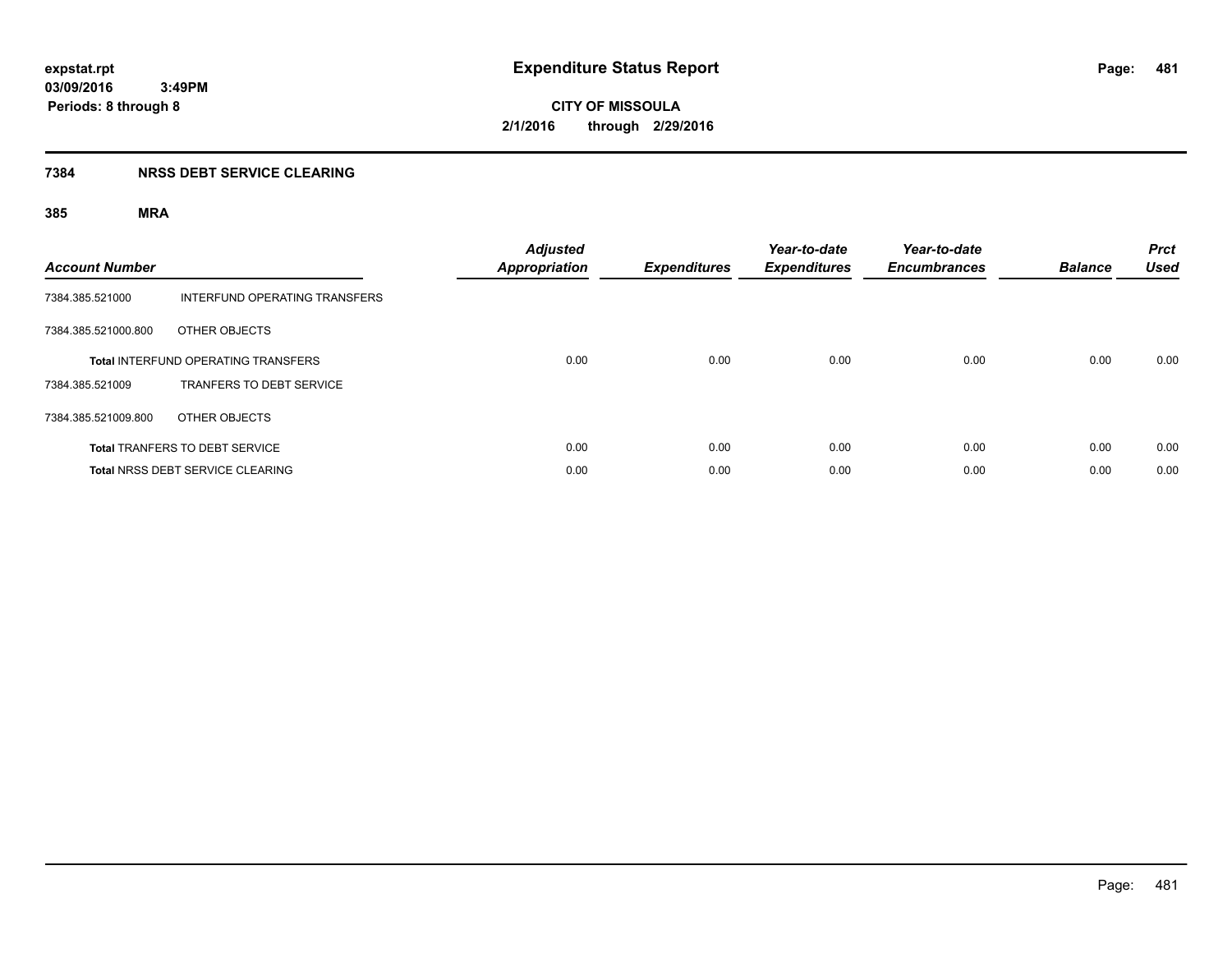**expstat.rpt**
**03/09/2016 3:49PM**
**Periods: 8 through 8**

# Expenditure Status Report

**CITY OF MISSOULA**
**2/1/2016 through 2/29/2016**

## 7384 NRSS DEBT SERVICE CLEARING

### 385 MRA

| Account Number | | Adjusted Appropriation | Expenditures | Year-to-date Expenditures | Year-to-date Encumbrances | Balance | Prct Used |
|---|---|---|---|---|---|---|---|
| 7384.385.521000 | INTERFUND OPERATING TRANSFERS | | | | | | |
| 7384.385.521000.800 | OTHER OBJECTS | | | | | | |
| **Total** INTERFUND OPERATING TRANSFERS | | 0.00 | 0.00 | 0.00 | 0.00 | 0.00 | 0.00 |
| 7384.385.521009 | TRANFERS TO DEBT SERVICE | | | | | | |
| 7384.385.521009.800 | OTHER OBJECTS | | | | | | |
| **Total** TRANFERS TO DEBT SERVICE | | 0.00 | 0.00 | 0.00 | 0.00 | 0.00 | 0.00 |
| **Total** NRSS DEBT SERVICE CLEARING | | 0.00 | 0.00 | 0.00 | 0.00 | 0.00 | 0.00 |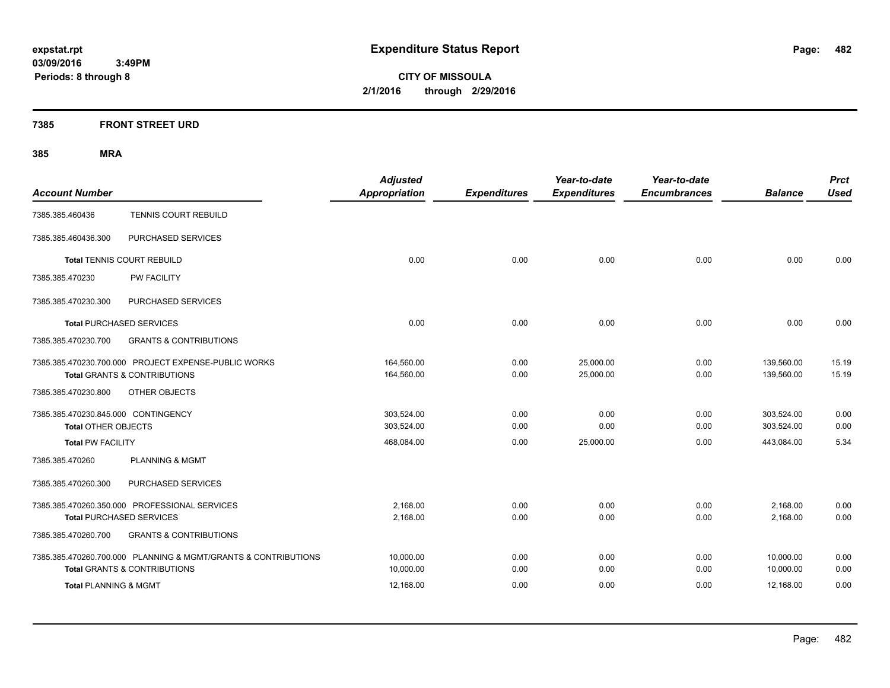**expstat.rpt**
**03/09/2016 3:49PM**
**Periods: 8 through 8**

# Expenditure Status Report

**CITY OF MISSOULA**
**2/1/2016 through 2/29/2016**

## 7385 FRONT STREET URD

## 385 MRA

| Account Number | | Adjusted Appropriation | Expenditures | Year-to-date Expenditures | Year-to-date Encumbrances | Balance | Prct Used |
|---|---|---|---|---|---|---|---|
| 7385.385.460436 | TENNIS COURT REBUILD | | | | | | |
| 7385.385.460436.300 | PURCHASED SERVICES | | | | | | |
| **Total** TENNIS COURT REBUILD | | 0.00 | 0.00 | 0.00 | 0.00 | 0.00 | 0.00 |
| 7385.385.470230 | PW FACILITY | | | | | | |
| 7385.385.470230.300 | PURCHASED SERVICES | | | | | | |
| **Total** PURCHASED SERVICES | | 0.00 | 0.00 | 0.00 | 0.00 | 0.00 | 0.00 |
| 7385.385.470230.700 | GRANTS & CONTRIBUTIONS | | | | | | |
| 7385.385.470230.700.000 | PROJECT EXPENSE-PUBLIC WORKS | 164,560.00 | 0.00 | 25,000.00 | 0.00 | 139,560.00 | 15.19 |
| **Total** GRANTS & CONTRIBUTIONS | | 164,560.00 | 0.00 | 25,000.00 | 0.00 | 139,560.00 | 15.19 |
| 7385.385.470230.800 | OTHER OBJECTS | | | | | | |
| 7385.385.470230.845.000 | CONTINGENCY | 303,524.00 | 0.00 | 0.00 | 0.00 | 303,524.00 | 0.00 |
| **Total** OTHER OBJECTS | | 303,524.00 | 0.00 | 0.00 | 0.00 | 303,524.00 | 0.00 |
| **Total** PW FACILITY | | 468,084.00 | 0.00 | 25,000.00 | 0.00 | 443,084.00 | 5.34 |
| 7385.385.470260 | PLANNING & MGMT | | | | | | |
| 7385.385.470260.300 | PURCHASED SERVICES | | | | | | |
| 7385.385.470260.350.000 | PROFESSIONAL SERVICES | 2,168.00 | 0.00 | 0.00 | 0.00 | 2,168.00 | 0.00 |
| **Total** PURCHASED SERVICES | | 2,168.00 | 0.00 | 0.00 | 0.00 | 2,168.00 | 0.00 |
| 7385.385.470260.700 | GRANTS & CONTRIBUTIONS | | | | | | |
| 7385.385.470260.700.000 | PLANNING & MGMT/GRANTS & CONTRIBUTIONS | 10,000.00 | 0.00 | 0.00 | 0.00 | 10,000.00 | 0.00 |
| **Total** GRANTS & CONTRIBUTIONS | | 10,000.00 | 0.00 | 0.00 | 0.00 | 10,000.00 | 0.00 |
| **Total** PLANNING & MGMT | | 12,168.00 | 0.00 | 0.00 | 0.00 | 12,168.00 | 0.00 |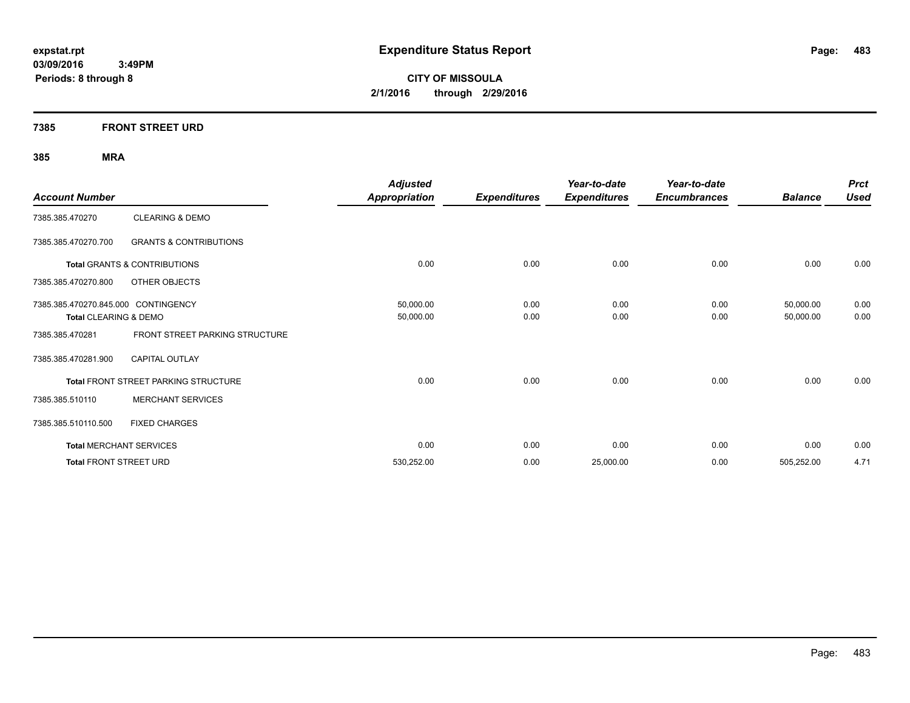# Expenditure Status Report

**CITY OF MISSOULA**
**2/1/2016 through 2/29/2016**

expstat.rpt
03/09/2016 3:49PM
Periods: 8 through 8

## 7385 FRONT STREET URD

## 385 MRA

| Account Number | | Adjusted Appropriation | Expenditures | Year-to-date Expenditures | Year-to-date Encumbrances | Balance | Prct Used |
|---|---|---|---|---|---|---|---|
| 7385.385.470270 | CLEARING & DEMO | | | | | | |
| 7385.385.470270.700 | GRANTS & CONTRIBUTIONS | | | | | | |
| **Total** GRANTS & CONTRIBUTIONS | | 0.00 | 0.00 | 0.00 | 0.00 | 0.00 | 0.00 |
| 7385.385.470270.800 | OTHER OBJECTS | | | | | | |
| 7385.385.470270.845.000 | CONTINGENCY | 50,000.00 | 0.00 | 0.00 | 0.00 | 50,000.00 | 0.00 |
| **Total** CLEARING & DEMO | | 50,000.00 | 0.00 | 0.00 | 0.00 | 50,000.00 | 0.00 |
| 7385.385.470281 | FRONT STREET PARKING STRUCTURE | | | | | | |
| 7385.385.470281.900 | CAPITAL OUTLAY | | | | | | |
| **Total** FRONT STREET PARKING STRUCTURE | | 0.00 | 0.00 | 0.00 | 0.00 | 0.00 | 0.00 |
| 7385.385.510110 | MERCHANT SERVICES | | | | | | |
| 7385.385.510110.500 | FIXED CHARGES | | | | | | |
| **Total** MERCHANT SERVICES | | 0.00 | 0.00 | 0.00 | 0.00 | 0.00 | 0.00 |
| **Total** FRONT STREET URD | | 530,252.00 | 0.00 | 25,000.00 | 0.00 | 505,252.00 | 4.71 |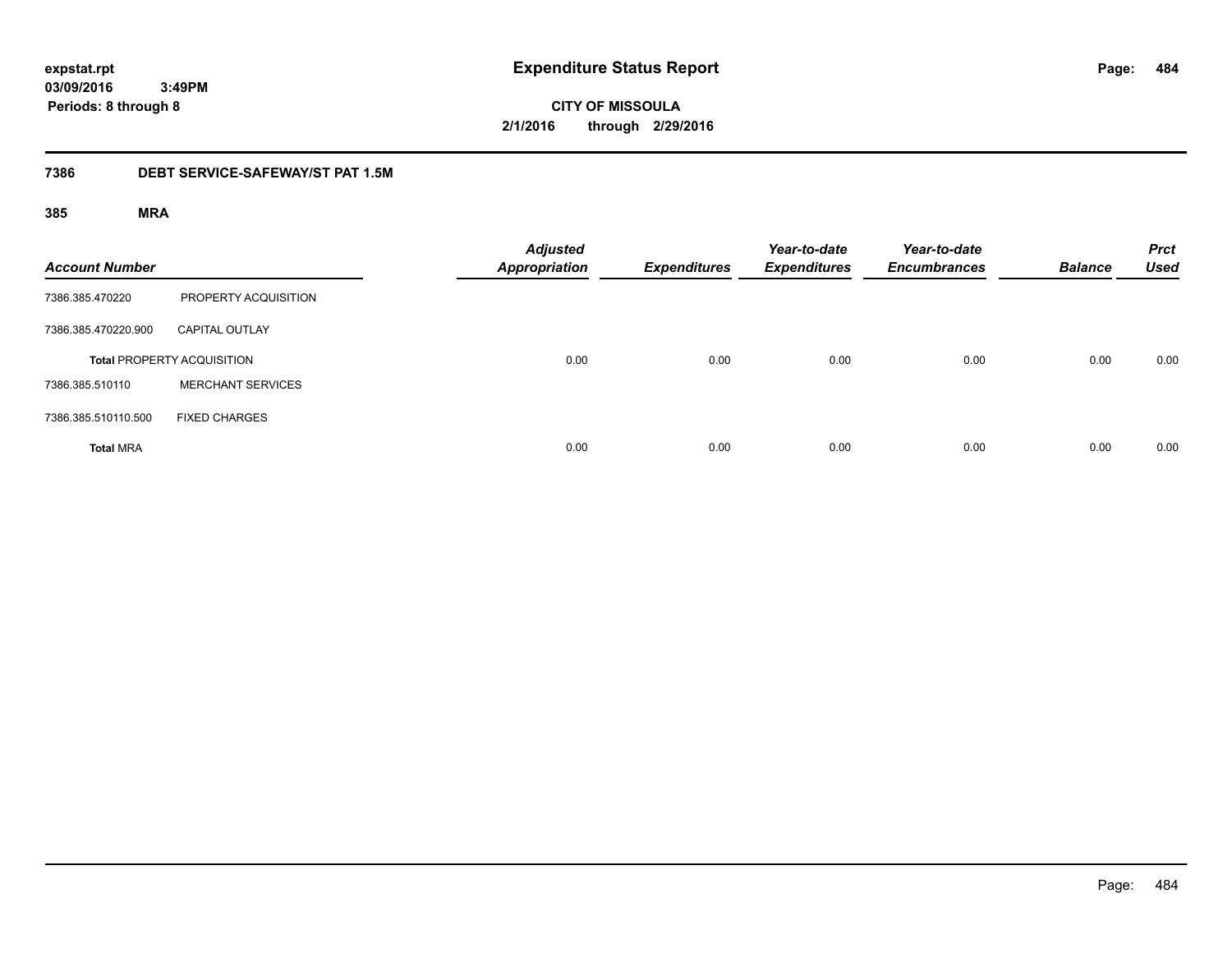expstat.rpt
03/09/2016 3:49PM
Periods: 8 through 8

# Expenditure Status Report

CITY OF MISSOULA
2/1/2016 through 2/29/2016

## 7386 DEBT SERVICE-SAFEWAY/ST PAT 1.5M

### 385 MRA

| Account Number | | Adjusted Appropriation | Expenditures | Year-to-date Expenditures | Year-to-date Encumbrances | Balance | Prct Used |
|---|---|---|---|---|---|---|---|
| 7386.385.470220 | PROPERTY ACQUISITION | | | | | | |
| 7386.385.470220.900 | CAPITAL OUTLAY | | | | | | |
| **Total** PROPERTY ACQUISITION | | 0.00 | 0.00 | 0.00 | 0.00 | 0.00 | 0.00 |
| 7386.385.510110 | MERCHANT SERVICES | | | | | | |
| 7386.385.510110.500 | FIXED CHARGES | | | | | | |
| **Total** MRA | | 0.00 | 0.00 | 0.00 | 0.00 | 0.00 | 0.00 |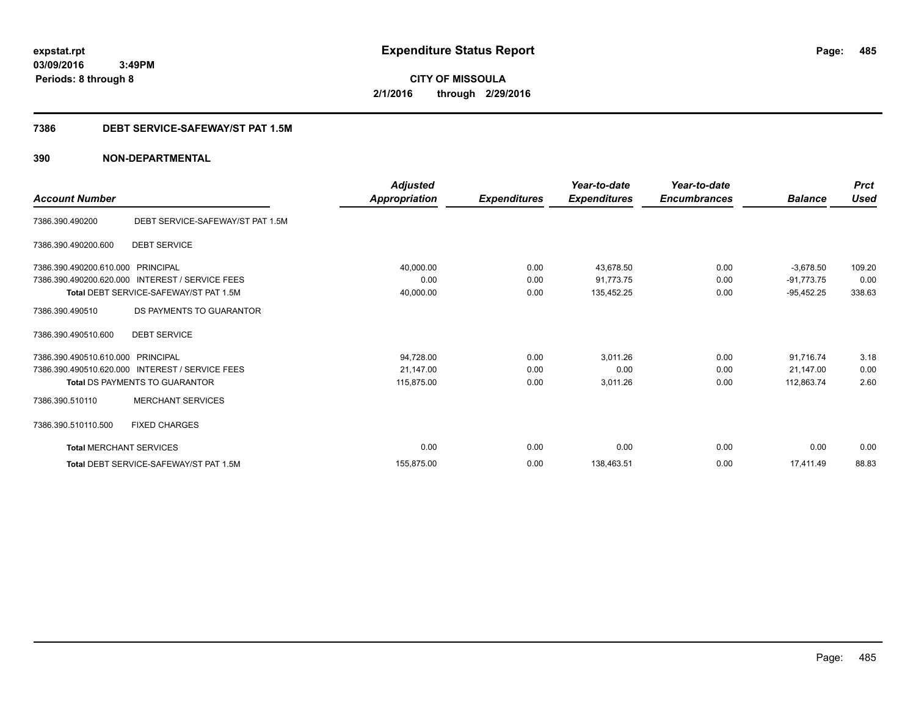# Expenditure Status Report

**CITY OF MISSOULA**

**2/1/2016 through 2/29/2016**

expstat.rpt
03/09/2016 3:49PM
Periods: 8 through 8

## 7386 DEBT SERVICE-SAFEWAY/ST PAT 1.5M

## 390 NON-DEPARTMENTAL

| Account Number | | Adjusted Appropriation | Expenditures | Year-to-date Expenditures | Year-to-date Encumbrances | Balance | Prct Used |
|---|---|---|---|---|---|---|---|
| 7386.390.490200 | DEBT SERVICE-SAFEWAY/ST PAT 1.5M | | | | | | |
| 7386.390.490200.600 | DEBT SERVICE | | | | | | |
| 7386.390.490200.610.000 | PRINCIPAL | 40,000.00 | 0.00 | 43,678.50 | 0.00 | -3,678.50 | 109.20 |
| 7386.390.490200.620.000 | INTEREST / SERVICE FEES | 0.00 | 0.00 | 91,773.75 | 0.00 | -91,773.75 | 0.00 |
| **Total** DEBT SERVICE-SAFEWAY/ST PAT 1.5M | | 40,000.00 | 0.00 | 135,452.25 | 0.00 | -95,452.25 | 338.63 |
| 7386.390.490510 | DS PAYMENTS TO GUARANTOR | | | | | | |
| 7386.390.490510.600 | DEBT SERVICE | | | | | | |
| 7386.390.490510.610.000 | PRINCIPAL | 94,728.00 | 0.00 | 3,011.26 | 0.00 | 91,716.74 | 3.18 |
| 7386.390.490510.620.000 | INTEREST / SERVICE FEES | 21,147.00 | 0.00 | 0.00 | 0.00 | 21,147.00 | 0.00 |
| **Total** DS PAYMENTS TO GUARANTOR | | 115,875.00 | 0.00 | 3,011.26 | 0.00 | 112,863.74 | 2.60 |
| 7386.390.510110 | MERCHANT SERVICES | | | | | | |
| 7386.390.510110.500 | FIXED CHARGES | | | | | | |
| **Total** MERCHANT SERVICES | | 0.00 | 0.00 | 0.00 | 0.00 | 0.00 | 0.00 |
| **Total** DEBT SERVICE-SAFEWAY/ST PAT 1.5M | | 155,875.00 | 0.00 | 138,463.51 | 0.00 | 17,411.49 | 88.83 |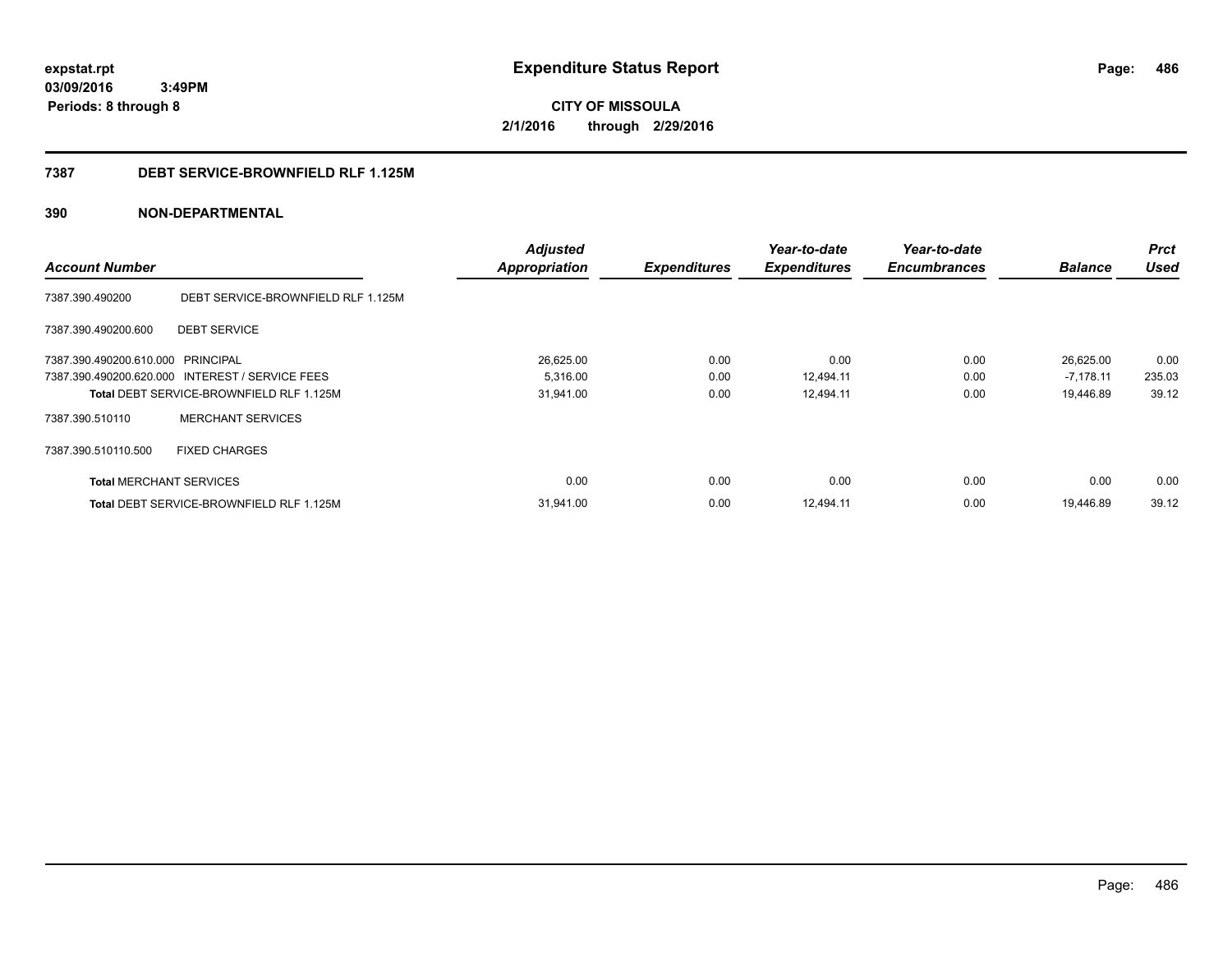# Expenditure Status Report

expstat.rpt
03/09/2016 3:49PM
Periods: 8 through 8

**CITY OF MISSOULA**
**2/1/2016 through 2/29/2016**

## 7387 DEBT SERVICE-BROWNFIELD RLF 1.125M

## 390 NON-DEPARTMENTAL

| Account Number | | Adjusted Appropriation | Expenditures | Year-to-date Expenditures | Year-to-date Encumbrances | Balance | Prct Used |
|---|---|---|---|---|---|---|---|
| 7387.390.490200 | DEBT SERVICE-BROWNFIELD RLF 1.125M | | | | | | |
| 7387.390.490200.600 | DEBT SERVICE | | | | | | |
| 7387.390.490200.610.000 | PRINCIPAL | 26,625.00 | 0.00 | 0.00 | 0.00 | 26,625.00 | 0.00 |
| 7387.390.490200.620.000 | INTEREST / SERVICE FEES | 5,316.00 | 0.00 | 12,494.11 | 0.00 | -7,178.11 | 235.03 |
| **Total** DEBT SERVICE-BROWNFIELD RLF 1.125M | | 31,941.00 | 0.00 | 12,494.11 | 0.00 | 19,446.89 | 39.12 |
| 7387.390.510110 | MERCHANT SERVICES | | | | | | |
| 7387.390.510110.500 | FIXED CHARGES | | | | | | |
| **Total** MERCHANT SERVICES | | 0.00 | 0.00 | 0.00 | 0.00 | 0.00 | 0.00 |
| **Total** DEBT SERVICE-BROWNFIELD RLF 1.125M | | 31,941.00 | 0.00 | 12,494.11 | 0.00 | 19,446.89 | 39.12 |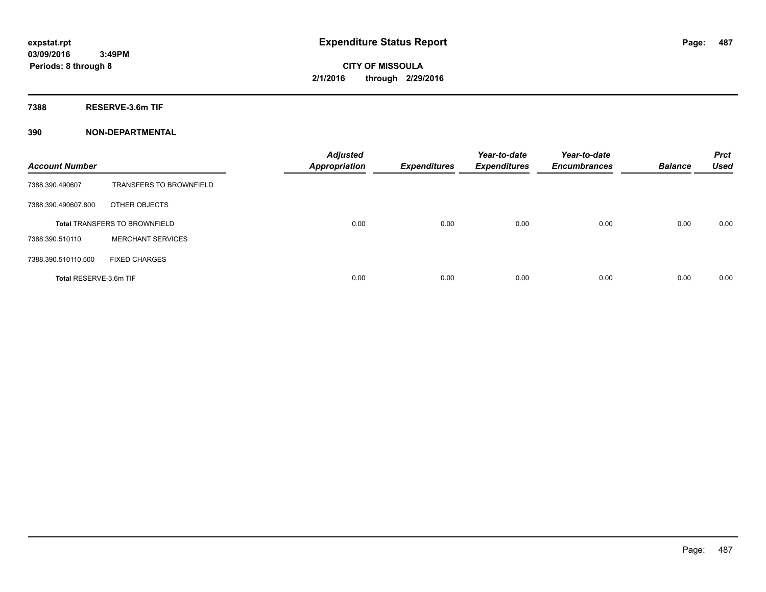**expstat.rpt**
**03/09/2016 3:49PM**
**Periods: 8 through 8**

# Expenditure Status Report

**CITY OF MISSOULA**
**2/1/2016 through 2/29/2016**

## 7388 RESERVE-3.6m TIF

## 390 NON-DEPARTMENTAL

| Account Number | | Adjusted Appropriation | Expenditures | Year-to-date Expenditures | Year-to-date Encumbrances | Balance | Prct Used |
|---|---|---|---|---|---|---|---|
| 7388.390.490607 | TRANSFERS TO BROWNFIELD | | | | | | |
| 7388.390.490607.800 | OTHER OBJECTS | | | | | | |
| **Total** TRANSFERS TO BROWNFIELD | | 0.00 | 0.00 | 0.00 | 0.00 | 0.00 | 0.00 |
| 7388.390.510110 | MERCHANT SERVICES | | | | | | |
| 7388.390.510110.500 | FIXED CHARGES | | | | | | |
| **Total** RESERVE-3.6m TIF | | 0.00 | 0.00 | 0.00 | 0.00 | 0.00 | 0.00 |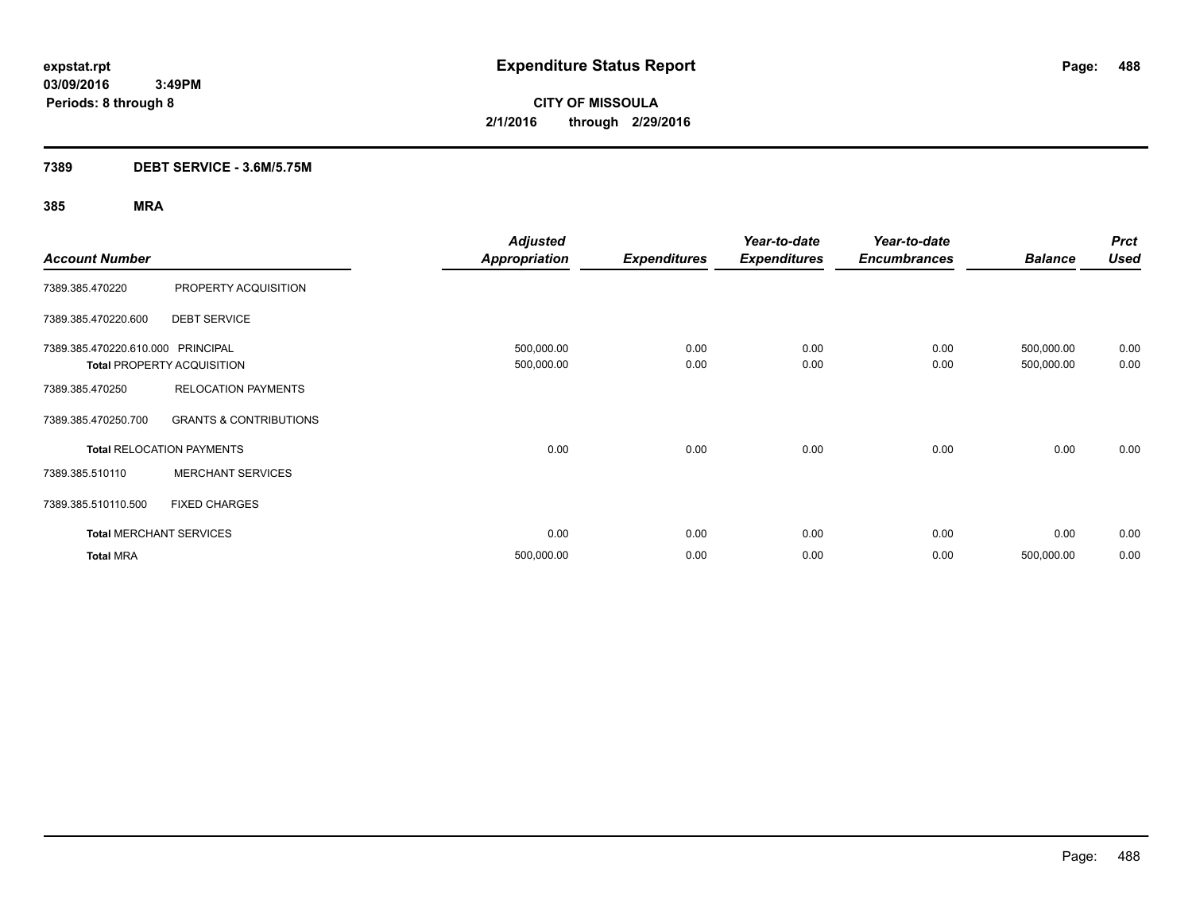**expstat.rpt**
**03/09/2016 3:49PM**
**Periods: 8 through 8**

# Expenditure Status Report

**CITY OF MISSOULA**
**2/1/2016 through 2/29/2016**

## 7389 DEBT SERVICE - 3.6M/5.75M

### 385 MRA

| Account Number | | Adjusted Appropriation | Expenditures | Year-to-date Expenditures | Year-to-date Encumbrances | Balance | Prct Used |
|---|---|---|---|---|---|---|---|
| 7389.385.470220 | PROPERTY ACQUISITION | | | | | | |
| 7389.385.470220.600 | DEBT SERVICE | | | | | | |
| 7389.385.470220.610.000 | PRINCIPAL | 500,000.00 | 0.00 | 0.00 | 0.00 | 500,000.00 | 0.00 |
| **Total** PROPERTY ACQUISITION | | 500,000.00 | 0.00 | 0.00 | 0.00 | 500,000.00 | 0.00 |
| 7389.385.470250 | RELOCATION PAYMENTS | | | | | | |
| 7389.385.470250.700 | GRANTS & CONTRIBUTIONS | | | | | | |
| **Total** RELOCATION PAYMENTS | | 0.00 | 0.00 | 0.00 | 0.00 | 0.00 | 0.00 |
| 7389.385.510110 | MERCHANT SERVICES | | | | | | |
| 7389.385.510110.500 | FIXED CHARGES | | | | | | |
| **Total** MERCHANT SERVICES | | 0.00 | 0.00 | 0.00 | 0.00 | 0.00 | 0.00 |
| **Total** MRA | | 500,000.00 | 0.00 | 0.00 | 0.00 | 500,000.00 | 0.00 |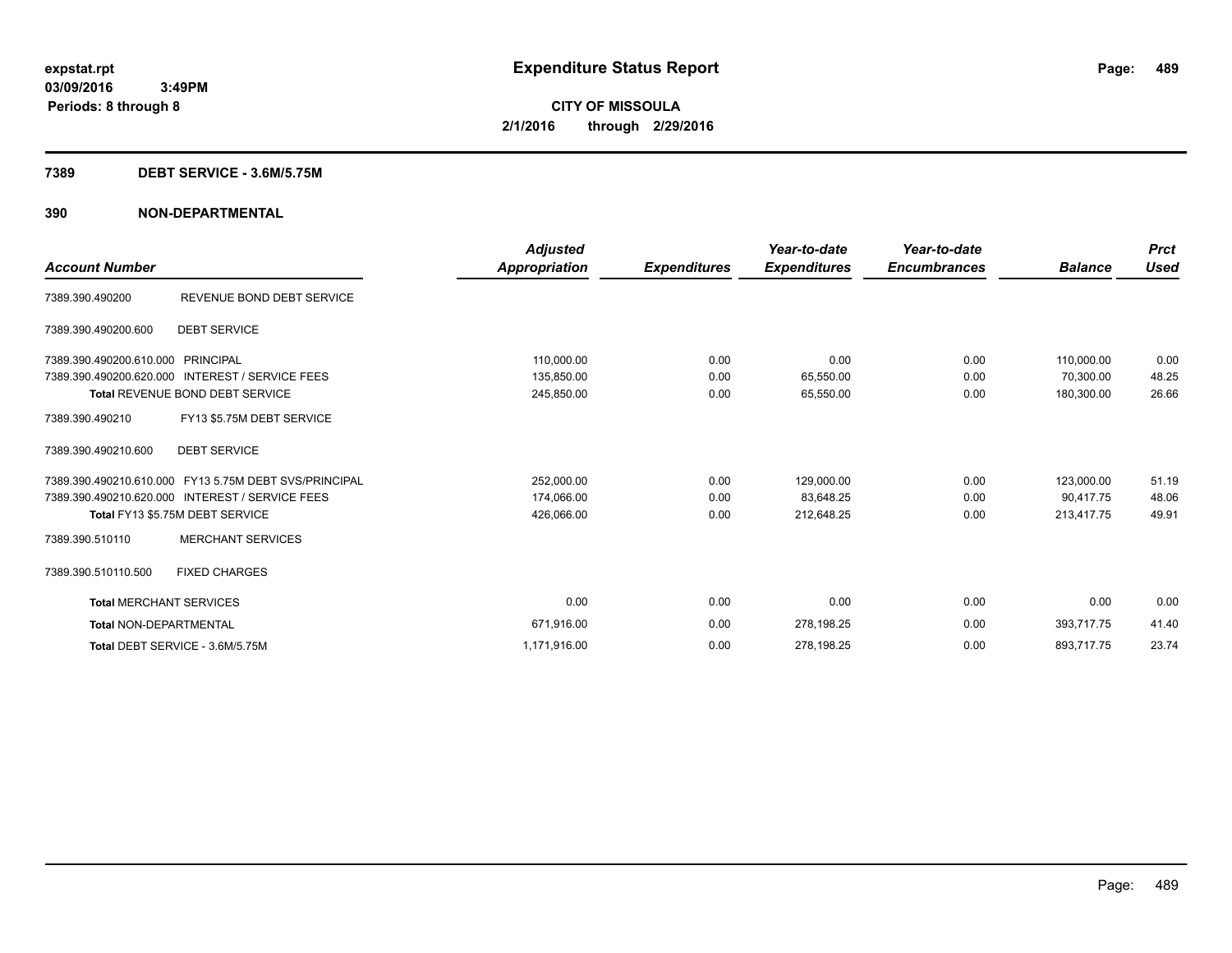# Expenditure Status Report

expstat.rpt
03/09/2016 3:49PM
Periods: 8 through 8

**CITY OF MISSOULA**
**2/1/2016 through 2/29/2016**

## 7389 DEBT SERVICE - 3.6M/5.75M

## 390 NON-DEPARTMENTAL

| Account Number | | Adjusted Appropriation | Expenditures | Year-to-date Expenditures | Year-to-date Encumbrances | Balance | Prct Used |
|---|---|---|---|---|---|---|---|
| 7389.390.490200 | REVENUE BOND DEBT SERVICE | | | | | | |
| 7389.390.490200.600 | DEBT SERVICE | | | | | | |
| 7389.390.490200.610.000 | PRINCIPAL | 110,000.00 | 0.00 | 0.00 | 0.00 | 110,000.00 | 0.00 |
| 7389.390.490200.620.000 | INTEREST / SERVICE FEES | 135,850.00 | 0.00 | 65,550.00 | 0.00 | 70,300.00 | 48.25 |
| Total REVENUE BOND DEBT SERVICE | | 245,850.00 | 0.00 | 65,550.00 | 0.00 | 180,300.00 | 26.66 |
| 7389.390.490210 | FY13 $5.75M DEBT SERVICE | | | | | | |
| 7389.390.490210.600 | DEBT SERVICE | | | | | | |
| 7389.390.490210.610.000 | FY13 5.75M DEBT SVS/PRINCIPAL | 252,000.00 | 0.00 | 129,000.00 | 0.00 | 123,000.00 | 51.19 |
| 7389.390.490210.620.000 | INTEREST / SERVICE FEES | 174,066.00 | 0.00 | 83,648.25 | 0.00 | 90,417.75 | 48.06 |
| Total FY13 $5.75M DEBT SERVICE | | 426,066.00 | 0.00 | 212,648.25 | 0.00 | 213,417.75 | 49.91 |
| 7389.390.510110 | MERCHANT SERVICES | | | | | | |
| 7389.390.510110.500 | FIXED CHARGES | | | | | | |
| Total MERCHANT SERVICES | | 0.00 | 0.00 | 0.00 | 0.00 | 0.00 | 0.00 |
| Total NON-DEPARTMENTAL | | 671,916.00 | 0.00 | 278,198.25 | 0.00 | 393,717.75 | 41.40 |
| Total DEBT SERVICE - 3.6M/5.75M | | 1,171,916.00 | 0.00 | 278,198.25 | 0.00 | 893,717.75 | 23.74 |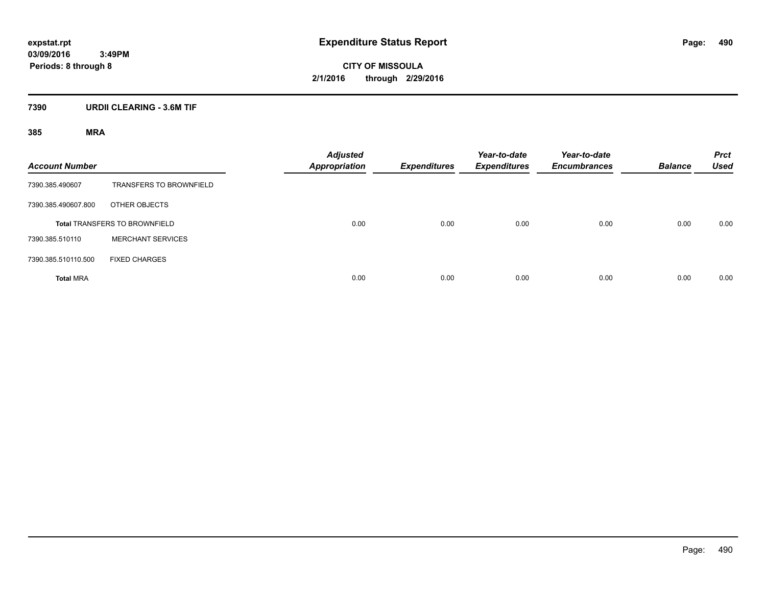# Expenditure Status Report

**CITY OF MISSOULA**

**2/1/2016 through 2/29/2016**

expstat.rpt
03/09/2016 3:49PM
Periods: 8 through 8

## 7390 URDII CLEARING - 3.6M TIF

### 385 MRA

| Account Number | | Adjusted Appropriation | Expenditures | Year-to-date Expenditures | Year-to-date Encumbrances | Balance | Prct Used |
|---|---|---|---|---|---|---|---|
| 7390.385.490607 | TRANSFERS TO BROWNFIELD | | | | | | |
| 7390.385.490607.800 | OTHER OBJECTS | | | | | | |
| **Total** TRANSFERS TO BROWNFIELD | | 0.00 | 0.00 | 0.00 | 0.00 | 0.00 | 0.00 |
| 7390.385.510110 | MERCHANT SERVICES | | | | | | |
| 7390.385.510110.500 | FIXED CHARGES | | | | | | |
| **Total** MRA | | 0.00 | 0.00 | 0.00 | 0.00 | 0.00 | 0.00 |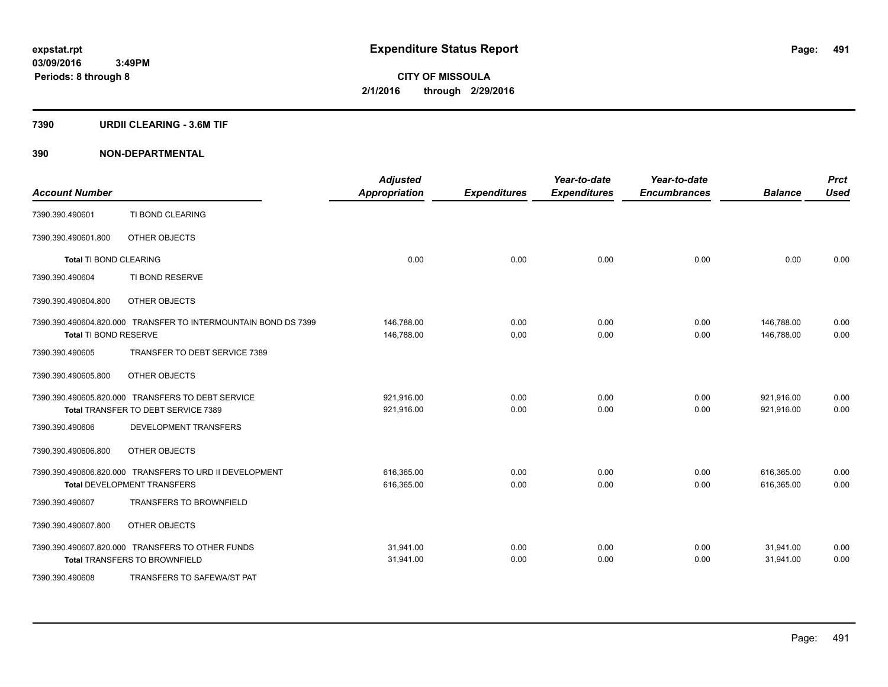**expstat.rpt**
**03/09/2016 3:49PM**
**Periods: 8 through 8**

# Expenditure Status Report

**CITY OF MISSOULA**
**2/1/2016 through 2/29/2016**

## 7390 URDII CLEARING - 3.6M TIF

## 390 NON-DEPARTMENTAL

| Account Number | | Adjusted Appropriation | Expenditures | Year-to-date Expenditures | Year-to-date Encumbrances | Balance | Prct Used |
|---|---|---|---|---|---|---|---|
| 7390.390.490601 | TI BOND CLEARING | | | | | | |
| 7390.390.490601.800 | OTHER OBJECTS | | | | | | |
| **Total** TI BOND CLEARING | | 0.00 | 0.00 | 0.00 | 0.00 | 0.00 | 0.00 |
| 7390.390.490604 | TI BOND RESERVE | | | | | | |
| 7390.390.490604.800 | OTHER OBJECTS | | | | | | |
| 7390.390.490604.820.000 | TRANSFER TO INTERMOUNTAIN BOND DS 7399 | 146,788.00 | 0.00 | 0.00 | 0.00 | 146,788.00 | 0.00 |
| **Total** TI BOND RESERVE | | 146,788.00 | 0.00 | 0.00 | 0.00 | 146,788.00 | 0.00 |
| 7390.390.490605 | TRANSFER TO DEBT SERVICE 7389 | | | | | | |
| 7390.390.490605.800 | OTHER OBJECTS | | | | | | |
| 7390.390.490605.820.000 | TRANSFERS TO DEBT SERVICE | 921,916.00 | 0.00 | 0.00 | 0.00 | 921,916.00 | 0.00 |
| **Total** TRANSFER TO DEBT SERVICE 7389 | | 921,916.00 | 0.00 | 0.00 | 0.00 | 921,916.00 | 0.00 |
| 7390.390.490606 | DEVELOPMENT TRANSFERS | | | | | | |
| 7390.390.490606.800 | OTHER OBJECTS | | | | | | |
| 7390.390.490606.820.000 | TRANSFERS TO URD II DEVELOPMENT | 616,365.00 | 0.00 | 0.00 | 0.00 | 616,365.00 | 0.00 |
| **Total** DEVELOPMENT TRANSFERS | | 616,365.00 | 0.00 | 0.00 | 0.00 | 616,365.00 | 0.00 |
| 7390.390.490607 | TRANSFERS TO BROWNFIELD | | | | | | |
| 7390.390.490607.800 | OTHER OBJECTS | | | | | | |
| 7390.390.490607.820.000 | TRANSFERS TO OTHER FUNDS | 31,941.00 | 0.00 | 0.00 | 0.00 | 31,941.00 | 0.00 |
| **Total** TRANSFERS TO BROWNFIELD | | 31,941.00 | 0.00 | 0.00 | 0.00 | 31,941.00 | 0.00 |
| 7390.390.490608 | TRANSFERS TO SAFEWA/ST PAT | | | | | | |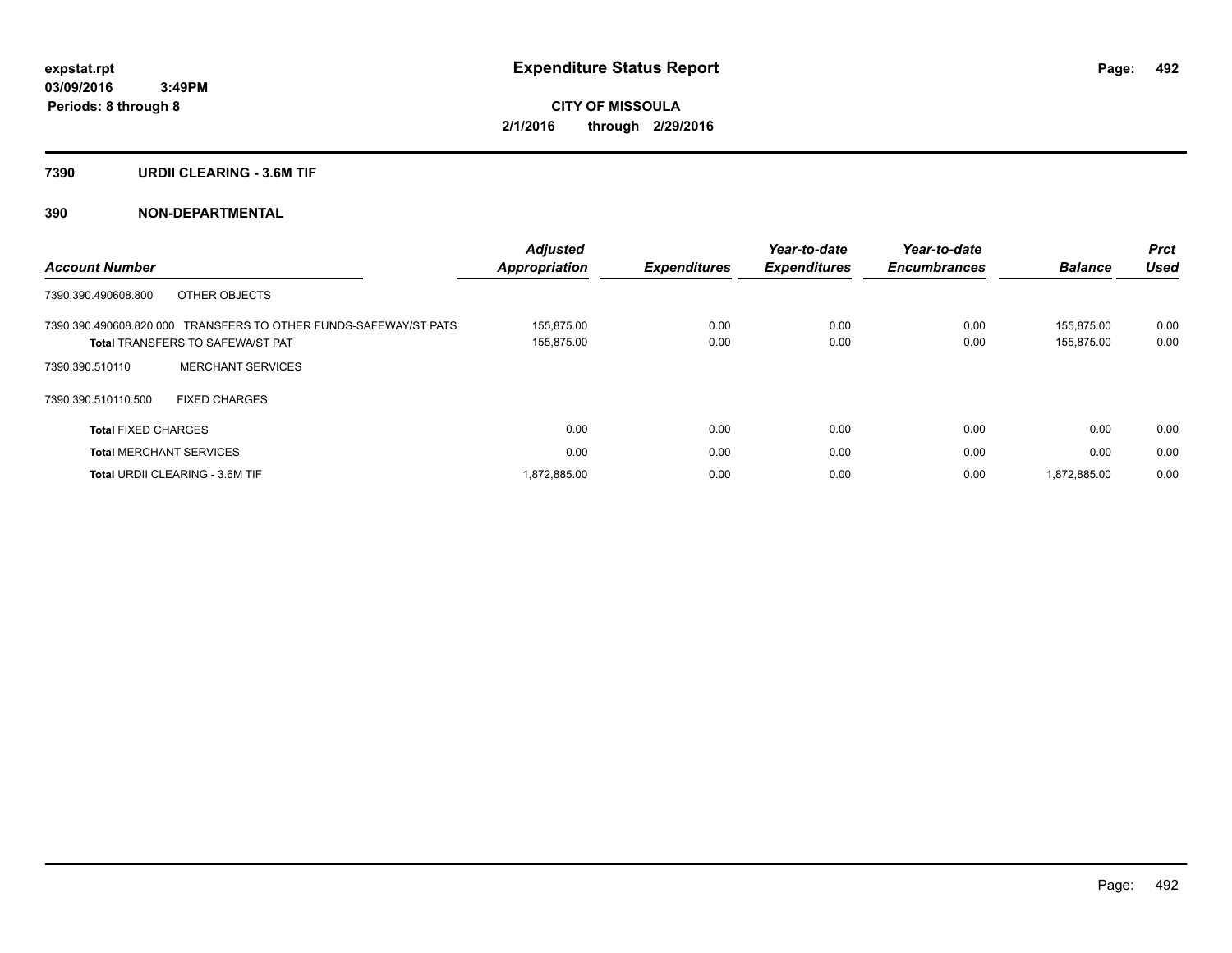expstat.rpt
03/09/2016 3:49PM
Periods: 8 through 8

# Expenditure Status Report

CITY OF MISSOULA
2/1/2016 through 2/29/2016

## 7390 URDII CLEARING - 3.6M TIF

## 390 NON-DEPARTMENTAL

| Account Number | | Adjusted Appropriation | Expenditures | Year-to-date Expenditures | Year-to-date Encumbrances | Balance | Prct Used |
|---|---|---|---|---|---|---|---|
| 7390.390.490608.800 | OTHER OBJECTS | | | | | | |
| 7390.390.490608.820.000 | TRANSFERS TO OTHER FUNDS-SAFEWAY/ST PATS | 155,875.00 | 0.00 | 0.00 | 0.00 | 155,875.00 | 0.00 |
| **Total** TRANSFERS TO SAFEWA/ST PAT | | 155,875.00 | 0.00 | 0.00 | 0.00 | 155,875.00 | 0.00 |
| 7390.390.510110 | MERCHANT SERVICES | | | | | | |
| 7390.390.510110.500 | FIXED CHARGES | | | | | | |
| **Total** FIXED CHARGES | | 0.00 | 0.00 | 0.00 | 0.00 | 0.00 | 0.00 |
| **Total** MERCHANT SERVICES | | 0.00 | 0.00 | 0.00 | 0.00 | 0.00 | 0.00 |
| **Total** URDII CLEARING - 3.6M TIF | | 1,872,885.00 | 0.00 | 0.00 | 0.00 | 1,872,885.00 | 0.00 |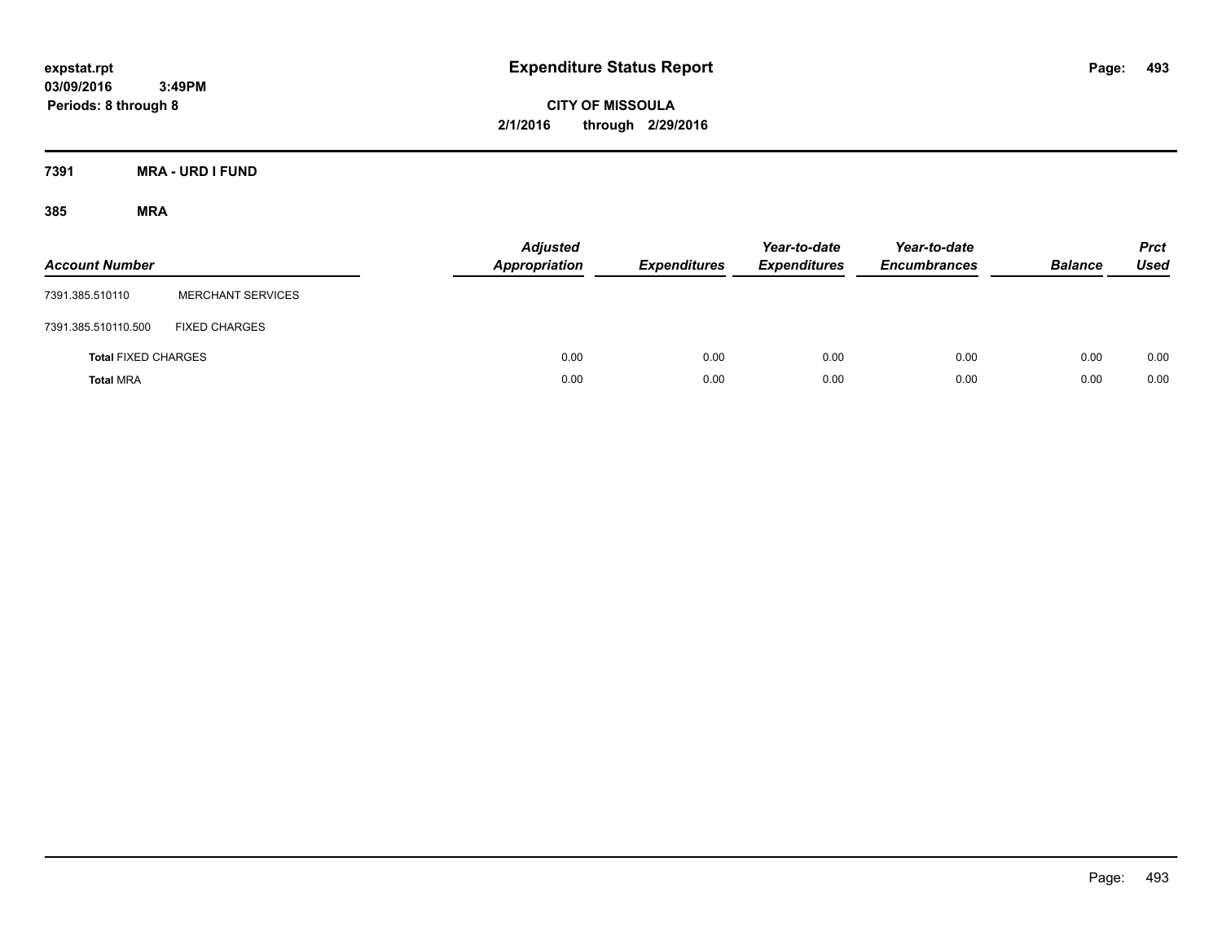# Expenditure Status Report

expstat.rpt
03/09/2016 3:49PM
Periods: 8 through 8

**CITY OF MISSOULA**
**2/1/2016 through 2/29/2016**

## 7391 MRA - URD I FUND

### 385 MRA

| Account Number | | Adjusted Appropriation | Expenditures | Year-to-date Expenditures | Year-to-date Encumbrances | Balance | Prct Used |
|---|---|---|---|---|---|---|---|
| 7391.385.510110 | MERCHANT SERVICES | | | | | | |
| 7391.385.510110.500 | FIXED CHARGES | | | | | | |
| **Total** FIXED CHARGES | | 0.00 | 0.00 | 0.00 | 0.00 | 0.00 | 0.00 |
| **Total** MRA | | 0.00 | 0.00 | 0.00 | 0.00 | 0.00 | 0.00 |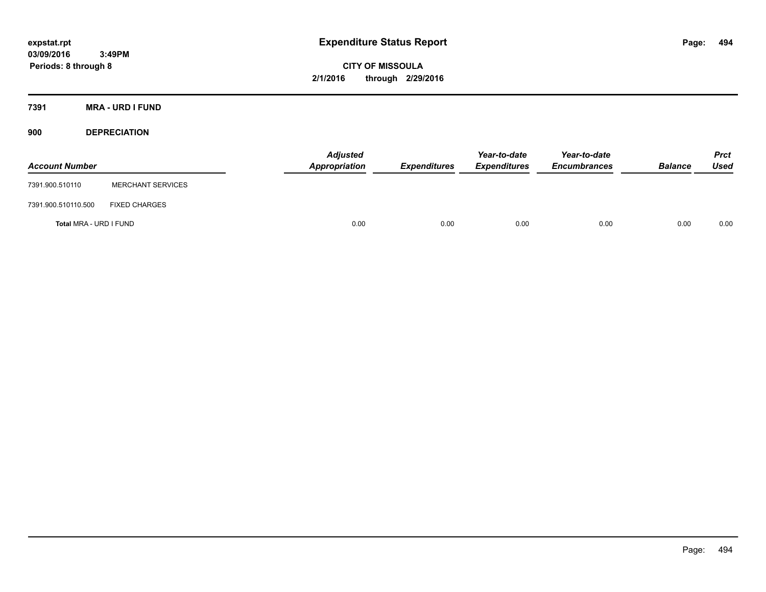**expstat.rpt**
**03/09/2016 3:49PM**
**Periods: 8 through 8**

# Expenditure Status Report

**CITY OF MISSOULA**
**2/1/2016 through 2/29/2016**

## 7391 MRA - URD I FUND

### 900 DEPRECIATION

| Account Number | | Adjusted Appropriation | Expenditures | Year-to-date Expenditures | Year-to-date Encumbrances | Balance | Prct Used |
|---|---|---|---|---|---|---|---|
| 7391.900.510110 | MERCHANT SERVICES | | | | | | |
| 7391.900.510110.500 | FIXED CHARGES | | | | | | |
| **Total** MRA - URD I FUND | | 0.00 | 0.00 | 0.00 | 0.00 | 0.00 | 0.00 |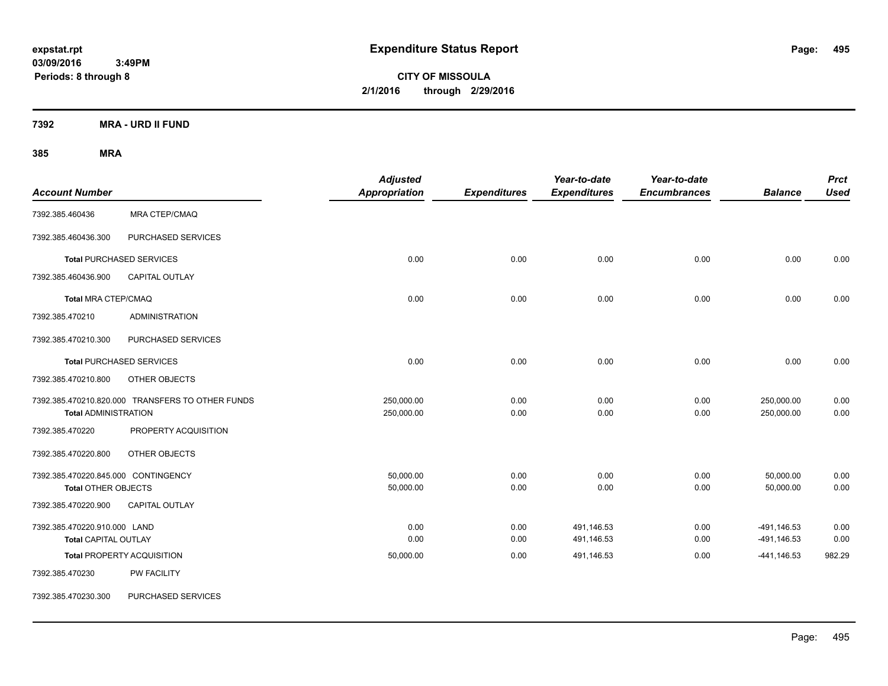# Expenditure Status Report

expstat.rpt
03/09/2016 3:49PM
Periods: 8 through 8

**CITY OF MISSOULA**
**2/1/2016 through 2/29/2016**

## 7392 MRA - URD II FUND

### 385 MRA

| Account Number | | Adjusted Appropriation | Expenditures | Year-to-date Expenditures | Year-to-date Encumbrances | Balance | Prct Used |
|---|---|---|---|---|---|---|---|
| 7392.385.460436 | MRA CTEP/CMAQ | | | | | | |
| 7392.385.460436.300 | PURCHASED SERVICES | | | | | | |
| **Total** PURCHASED SERVICES | | 0.00 | 0.00 | 0.00 | 0.00 | 0.00 | 0.00 |
| 7392.385.460436.900 | CAPITAL OUTLAY | | | | | | |
| **Total** MRA CTEP/CMAQ | | 0.00 | 0.00 | 0.00 | 0.00 | 0.00 | 0.00 |
| 7392.385.470210 | ADMINISTRATION | | | | | | |
| 7392.385.470210.300 | PURCHASED SERVICES | | | | | | |
| **Total** PURCHASED SERVICES | | 0.00 | 0.00 | 0.00 | 0.00 | 0.00 | 0.00 |
| 7392.385.470210.800 | OTHER OBJECTS | | | | | | |
| 7392.385.470210.820.000 | TRANSFERS TO OTHER FUNDS | 250,000.00 | 0.00 | 0.00 | 0.00 | 250,000.00 | 0.00 |
| **Total** ADMINISTRATION | | 250,000.00 | 0.00 | 0.00 | 0.00 | 250,000.00 | 0.00 |
| 7392.385.470220 | PROPERTY ACQUISITION | | | | | | |
| 7392.385.470220.800 | OTHER OBJECTS | | | | | | |
| 7392.385.470220.845.000 | CONTINGENCY | 50,000.00 | 0.00 | 0.00 | 0.00 | 50,000.00 | 0.00 |
| **Total** OTHER OBJECTS | | 50,000.00 | 0.00 | 0.00 | 0.00 | 50,000.00 | 0.00 |
| 7392.385.470220.900 | CAPITAL OUTLAY | | | | | | |
| 7392.385.470220.910.000 | LAND | 0.00 | 0.00 | 491,146.53 | 0.00 | -491,146.53 | 0.00 |
| **Total** CAPITAL OUTLAY | | 0.00 | 0.00 | 491,146.53 | 0.00 | -491,146.53 | 0.00 |
| **Total** PROPERTY ACQUISITION | | 50,000.00 | 0.00 | 491,146.53 | 0.00 | -441,146.53 | 982.29 |
| 7392.385.470230 | PW FACILITY | | | | | | |
| 7392.385.470230.300 | PURCHASED SERVICES | | | | | | |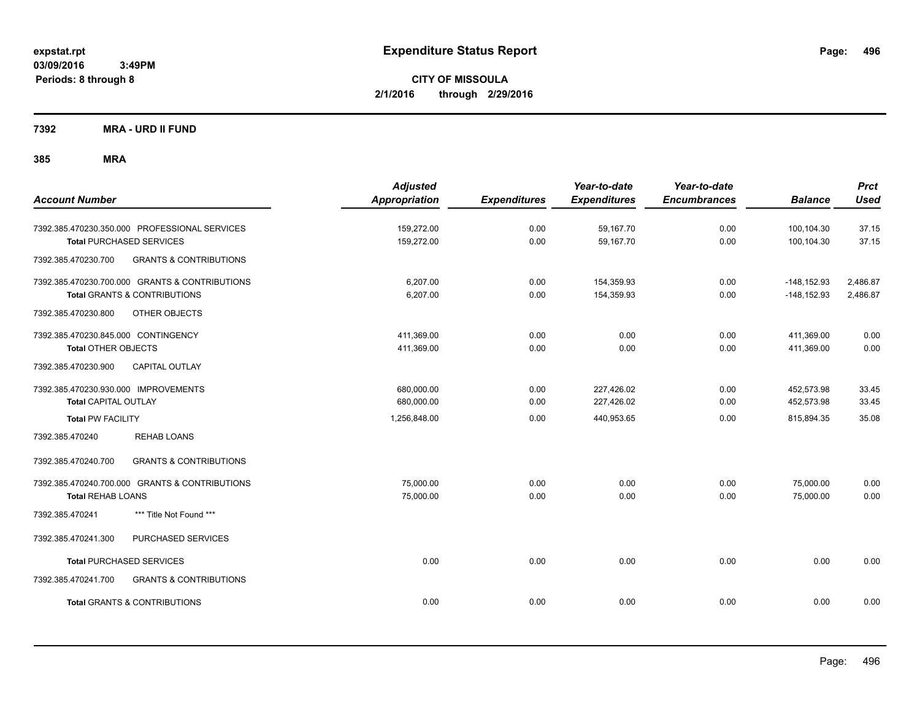expstat.rpt
03/09/2016 3:49PM
Periods: 8 through 8

# Expenditure Status Report

**CITY OF MISSOULA**
**2/1/2016 through 2/29/2016**

**7392 MRA - URD II FUND**

**385 MRA**

| Account Number | Adjusted Appropriation | Expenditures | Year-to-date Expenditures | Year-to-date Encumbrances | Balance | Prct Used |
|---|---|---|---|---|---|---|
| 7392.385.470230.350.000 PROFESSIONAL SERVICES | 159,272.00 | 0.00 | 59,167.70 | 0.00 | 100,104.30 | 37.15 |
| **Total** PURCHASED SERVICES | 159,272.00 | 0.00 | 59,167.70 | 0.00 | 100,104.30 | 37.15 |
| 7392.385.470230.700 GRANTS & CONTRIBUTIONS | | | | | | |
| 7392.385.470230.700.000 GRANTS & CONTRIBUTIONS | 6,207.00 | 0.00 | 154,359.93 | 0.00 | -148,152.93 | 2,486.87 |
| **Total** GRANTS & CONTRIBUTIONS | 6,207.00 | 0.00 | 154,359.93 | 0.00 | -148,152.93 | 2,486.87 |
| 7392.385.470230.800 OTHER OBJECTS | | | | | | |
| 7392.385.470230.845.000 CONTINGENCY | 411,369.00 | 0.00 | 0.00 | 0.00 | 411,369.00 | 0.00 |
| **Total** OTHER OBJECTS | 411,369.00 | 0.00 | 0.00 | 0.00 | 411,369.00 | 0.00 |
| 7392.385.470230.900 CAPITAL OUTLAY | | | | | | |
| 7392.385.470230.930.000 IMPROVEMENTS | 680,000.00 | 0.00 | 227,426.02 | 0.00 | 452,573.98 | 33.45 |
| **Total** CAPITAL OUTLAY | 680,000.00 | 0.00 | 227,426.02 | 0.00 | 452,573.98 | 33.45 |
| **Total** PW FACILITY | 1,256,848.00 | 0.00 | 440,953.65 | 0.00 | 815,894.35 | 35.08 |
| 7392.385.470240 REHAB LOANS | | | | | | |
| 7392.385.470240.700 GRANTS & CONTRIBUTIONS | | | | | | |
| 7392.385.470240.700.000 GRANTS & CONTRIBUTIONS | 75,000.00 | 0.00 | 0.00 | 0.00 | 75,000.00 | 0.00 |
| **Total** REHAB LOANS | 75,000.00 | 0.00 | 0.00 | 0.00 | 75,000.00 | 0.00 |
| 7392.385.470241 *** Title Not Found *** | | | | | | |
| 7392.385.470241.300 PURCHASED SERVICES | | | | | | |
| **Total** PURCHASED SERVICES | 0.00 | 0.00 | 0.00 | 0.00 | 0.00 | 0.00 |
| 7392.385.470241.700 GRANTS & CONTRIBUTIONS | | | | | | |
| **Total** GRANTS & CONTRIBUTIONS | 0.00 | 0.00 | 0.00 | 0.00 | 0.00 | 0.00 |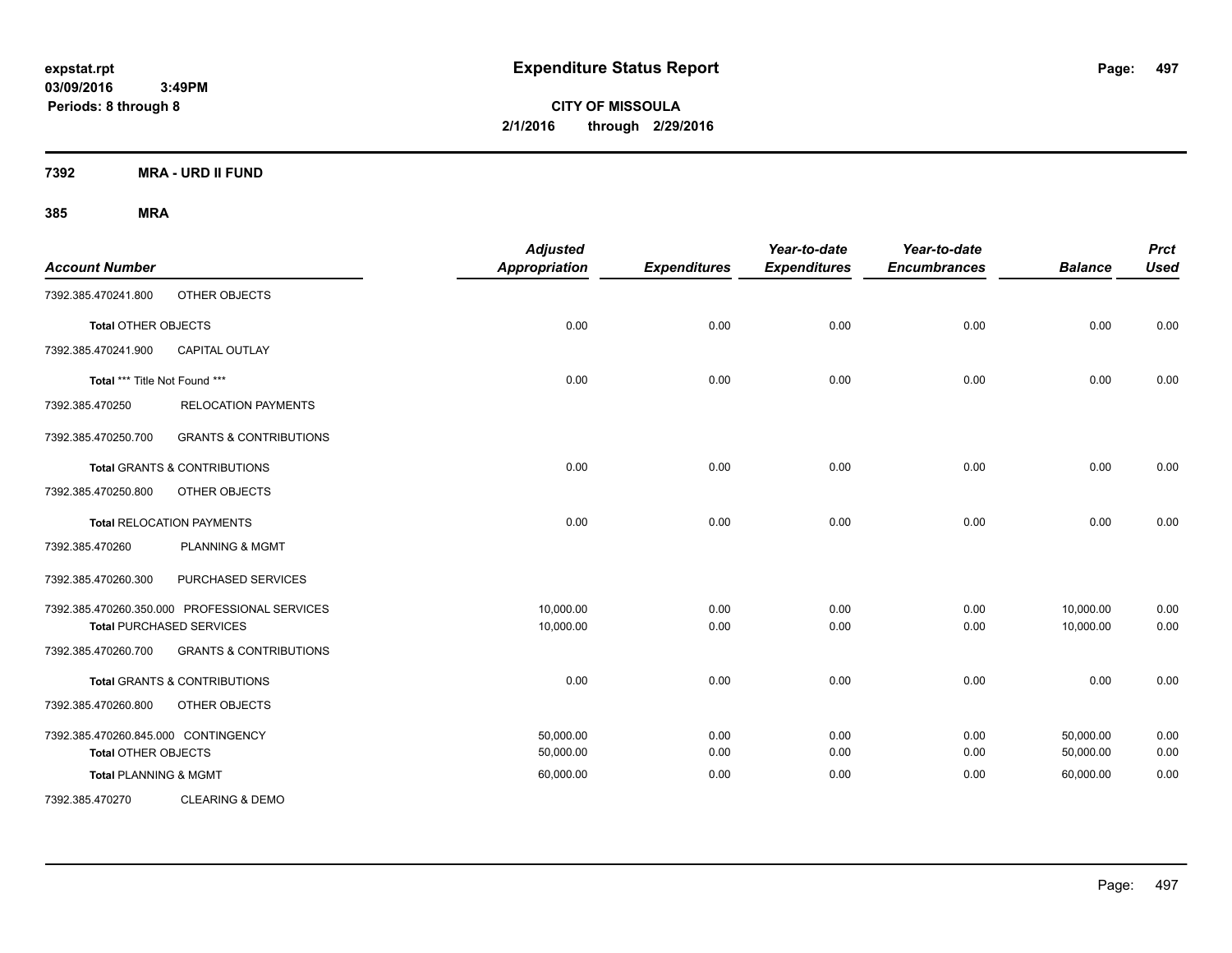**expstat.rpt**
**03/09/2016 3:49PM**
**Periods: 8 through 8**

# Expenditure Status Report

**CITY OF MISSOULA**
**2/1/2016 through 2/29/2016**

## 7392 MRA - URD II FUND

### 385 MRA

| Account Number | | Adjusted Appropriation | Expenditures | Year-to-date Expenditures | Year-to-date Encumbrances | Balance | Prct Used |
|---|---|---|---|---|---|---|---|
| 7392.385.470241.800 | OTHER OBJECTS | | | | | | |
| **Total** OTHER OBJECTS | | 0.00 | 0.00 | 0.00 | 0.00 | 0.00 | 0.00 |
| 7392.385.470241.900 | CAPITAL OUTLAY | | | | | | |
| **Total** *** Title Not Found *** | | 0.00 | 0.00 | 0.00 | 0.00 | 0.00 | 0.00 |
| 7392.385.470250 | RELOCATION PAYMENTS | | | | | | |
| 7392.385.470250.700 | GRANTS & CONTRIBUTIONS | | | | | | |
| **Total** GRANTS & CONTRIBUTIONS | | 0.00 | 0.00 | 0.00 | 0.00 | 0.00 | 0.00 |
| 7392.385.470250.800 | OTHER OBJECTS | | | | | | |
| **Total** RELOCATION PAYMENTS | | 0.00 | 0.00 | 0.00 | 0.00 | 0.00 | 0.00 |
| 7392.385.470260 | PLANNING & MGMT | | | | | | |
| 7392.385.470260.300 | PURCHASED SERVICES | | | | | | |
| 7392.385.470260.350.000 | PROFESSIONAL SERVICES | 10,000.00 | 0.00 | 0.00 | 0.00 | 10,000.00 | 0.00 |
| **Total** PURCHASED SERVICES | | 10,000.00 | 0.00 | 0.00 | 0.00 | 10,000.00 | 0.00 |
| 7392.385.470260.700 | GRANTS & CONTRIBUTIONS | | | | | | |
| **Total** GRANTS & CONTRIBUTIONS | | 0.00 | 0.00 | 0.00 | 0.00 | 0.00 | 0.00 |
| 7392.385.470260.800 | OTHER OBJECTS | | | | | | |
| 7392.385.470260.845.000 | CONTINGENCY | 50,000.00 | 0.00 | 0.00 | 0.00 | 50,000.00 | 0.00 |
| **Total** OTHER OBJECTS | | 50,000.00 | 0.00 | 0.00 | 0.00 | 50,000.00 | 0.00 |
| **Total** PLANNING & MGMT | | 60,000.00 | 0.00 | 0.00 | 0.00 | 60,000.00 | 0.00 |
| 7392.385.470270 | CLEARING & DEMO | | | | | | |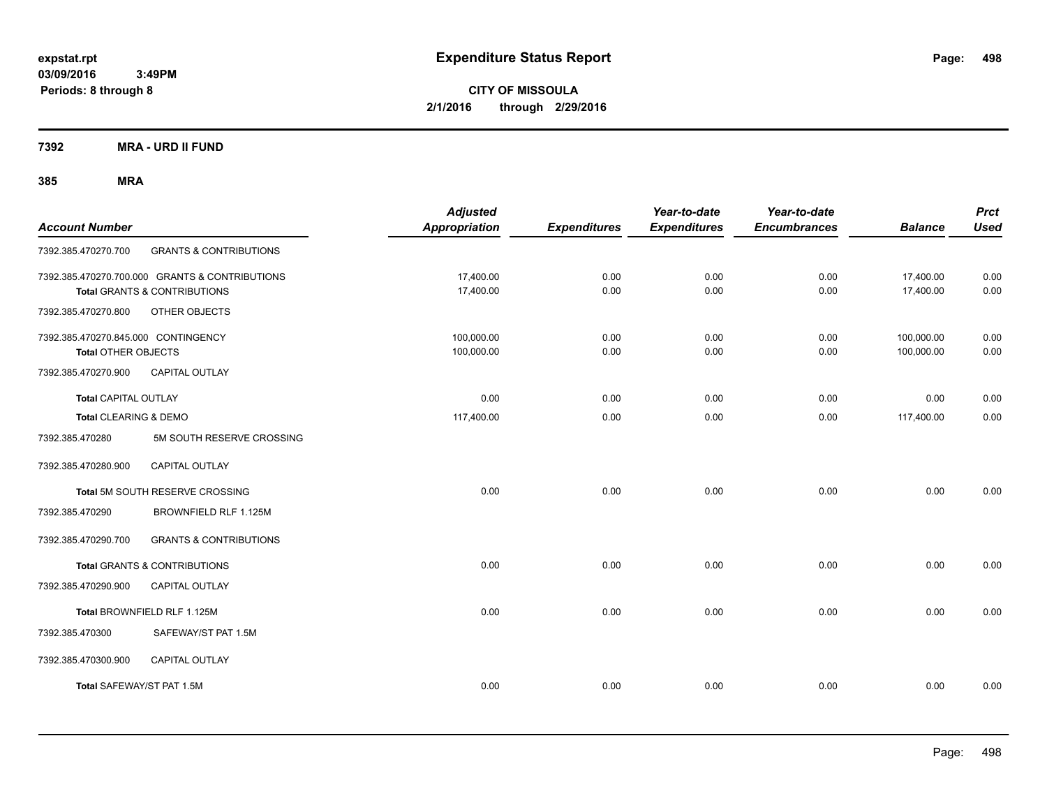**expstat.rpt**
**03/09/2016 3:49PM**
**Periods: 8 through 8**

# Expenditure Status Report

**CITY OF MISSOULA**
**2/1/2016 through 2/29/2016**

## 7392 MRA - URD II FUND

## 385 MRA

| Account Number | | Adjusted Appropriation | Expenditures | Year-to-date Expenditures | Year-to-date Encumbrances | Balance | Prct Used |
|---|---|---|---|---|---|---|---|
| 7392.385.470270.700 | GRANTS & CONTRIBUTIONS | | | | | | |
| 7392.385.470270.700.000 GRANTS & CONTRIBUTIONS | | 17,400.00 | 0.00 | 0.00 | 0.00 | 17,400.00 | 0.00 |
| **Total** GRANTS & CONTRIBUTIONS | | 17,400.00 | 0.00 | 0.00 | 0.00 | 17,400.00 | 0.00 |
| 7392.385.470270.800 | OTHER OBJECTS | | | | | | |
| 7392.385.470270.845.000 CONTINGENCY | | 100,000.00 | 0.00 | 0.00 | 0.00 | 100,000.00 | 0.00 |
| **Total** OTHER OBJECTS | | 100,000.00 | 0.00 | 0.00 | 0.00 | 100,000.00 | 0.00 |
| 7392.385.470270.900 | CAPITAL OUTLAY | | | | | | |
| **Total** CAPITAL OUTLAY | | 0.00 | 0.00 | 0.00 | 0.00 | 0.00 | 0.00 |
| **Total** CLEARING & DEMO | | 117,400.00 | 0.00 | 0.00 | 0.00 | 117,400.00 | 0.00 |
| 7392.385.470280 | 5M SOUTH RESERVE CROSSING | | | | | | |
| 7392.385.470280.900 | CAPITAL OUTLAY | | | | | | |
| **Total** 5M SOUTH RESERVE CROSSING | | 0.00 | 0.00 | 0.00 | 0.00 | 0.00 | 0.00 |
| 7392.385.470290 | BROWNFIELD RLF 1.125M | | | | | | |
| 7392.385.470290.700 | GRANTS & CONTRIBUTIONS | | | | | | |
| **Total** GRANTS & CONTRIBUTIONS | | 0.00 | 0.00 | 0.00 | 0.00 | 0.00 | 0.00 |
| 7392.385.470290.900 | CAPITAL OUTLAY | | | | | | |
| **Total** BROWNFIELD RLF 1.125M | | 0.00 | 0.00 | 0.00 | 0.00 | 0.00 | 0.00 |
| 7392.385.470300 | SAFEWAY/ST PAT 1.5M | | | | | | |
| 7392.385.470300.900 | CAPITAL OUTLAY | | | | | | |
| **Total** SAFEWAY/ST PAT 1.5M | | 0.00 | 0.00 | 0.00 | 0.00 | 0.00 | 0.00 |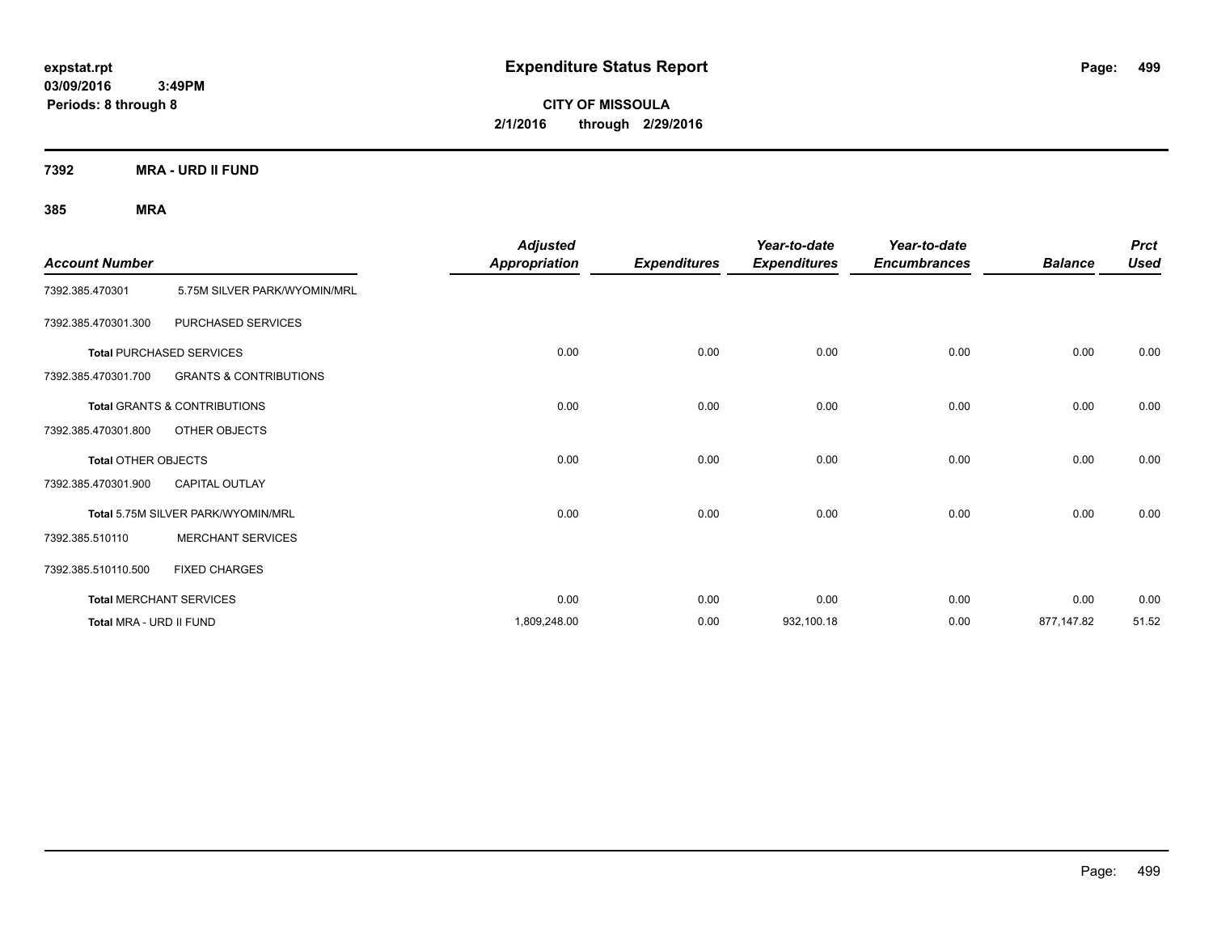**expstat.rpt**
**03/09/2016 3:49PM**
**Periods: 8 through 8**

# Expenditure Status Report

**CITY OF MISSOULA**
**2/1/2016 through 2/29/2016**

## 7392 MRA - URD II FUND

### 385 MRA

| Account Number | | Adjusted Appropriation | Expenditures | Year-to-date Expenditures | Year-to-date Encumbrances | Balance | Prct Used |
|---|---|---|---|---|---|---|---|
| 7392.385.470301 | 5.75M SILVER PARK/WYOMIN/MRL | | | | | | |
| 7392.385.470301.300 | PURCHASED SERVICES | | | | | | |
| **Total** PURCHASED SERVICES | | 0.00 | 0.00 | 0.00 | 0.00 | 0.00 | 0.00 |
| 7392.385.470301.700 | GRANTS & CONTRIBUTIONS | | | | | | |
| **Total** GRANTS & CONTRIBUTIONS | | 0.00 | 0.00 | 0.00 | 0.00 | 0.00 | 0.00 |
| 7392.385.470301.800 | OTHER OBJECTS | | | | | | |
| **Total** OTHER OBJECTS | | 0.00 | 0.00 | 0.00 | 0.00 | 0.00 | 0.00 |
| 7392.385.470301.900 | CAPITAL OUTLAY | | | | | | |
| Total 5.75M SILVER PARK/WYOMIN/MRL | | 0.00 | 0.00 | 0.00 | 0.00 | 0.00 | 0.00 |
| 7392.385.510110 | MERCHANT SERVICES | | | | | | |
| 7392.385.510110.500 | FIXED CHARGES | | | | | | |
| **Total** MERCHANT SERVICES | | 0.00 | 0.00 | 0.00 | 0.00 | 0.00 | 0.00 |
| Total MRA - URD II FUND | | 1,809,248.00 | 0.00 | 932,100.18 | 0.00 | 877,147.82 | 51.52 |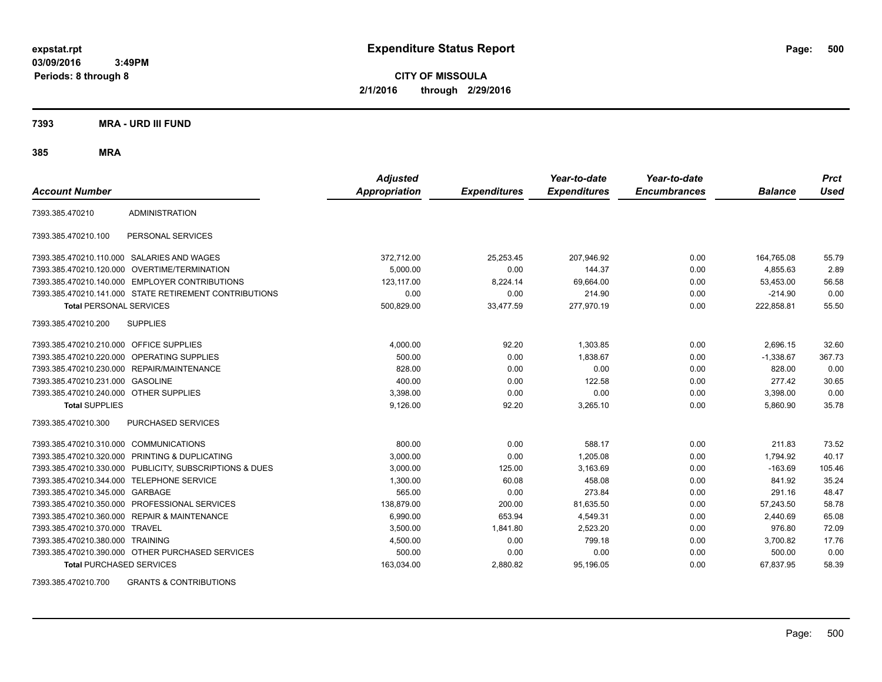# Expenditure Status Report

expstat.rpt
03/09/2016 3:49PM
Periods: 8 through 8

**CITY OF MISSOULA**
**2/1/2016 through 2/29/2016**

## 7393 MRA - URD III FUND

### 385 MRA

| Account Number | | Adjusted Appropriation | Expenditures | Year-to-date Expenditures | Year-to-date Encumbrances | Balance | Prct Used |
|---|---|---|---|---|---|---|---|
| 7393.385.470210 | ADMINISTRATION | | | | | | |
| 7393.385.470210.100 | PERSONAL SERVICES | | | | | | |
| 7393.385.470210.110.000 | SALARIES AND WAGES | 372,712.00 | 25,253.45 | 207,946.92 | 0.00 | 164,765.08 | 55.79 |
| 7393.385.470210.120.000 | OVERTIME/TERMINATION | 5,000.00 | 0.00 | 144.37 | 0.00 | 4,855.63 | 2.89 |
| 7393.385.470210.140.000 | EMPLOYER CONTRIBUTIONS | 123,117.00 | 8,224.14 | 69,664.00 | 0.00 | 53,453.00 | 56.58 |
| 7393.385.470210.141.000 | STATE RETIREMENT CONTRIBUTIONS | 0.00 | 0.00 | 214.90 | 0.00 | -214.90 | 0.00 |
| **Total** PERSONAL SERVICES | | 500,829.00 | 33,477.59 | 277,970.19 | 0.00 | 222,858.81 | 55.50 |
| 7393.385.470210.200 | SUPPLIES | | | | | | |
| 7393.385.470210.210.000 | OFFICE SUPPLIES | 4,000.00 | 92.20 | 1,303.85 | 0.00 | 2,696.15 | 32.60 |
| 7393.385.470210.220.000 | OPERATING SUPPLIES | 500.00 | 0.00 | 1,838.67 | 0.00 | -1,338.67 | 367.73 |
| 7393.385.470210.230.000 | REPAIR/MAINTENANCE | 828.00 | 0.00 | 0.00 | 0.00 | 828.00 | 0.00 |
| 7393.385.470210.231.000 | GASOLINE | 400.00 | 0.00 | 122.58 | 0.00 | 277.42 | 30.65 |
| 7393.385.470210.240.000 | OTHER SUPPLIES | 3,398.00 | 0.00 | 0.00 | 0.00 | 3,398.00 | 0.00 |
| **Total** SUPPLIES | | 9,126.00 | 92.20 | 3,265.10 | 0.00 | 5,860.90 | 35.78 |
| 7393.385.470210.300 | PURCHASED SERVICES | | | | | | |
| 7393.385.470210.310.000 | COMMUNICATIONS | 800.00 | 0.00 | 588.17 | 0.00 | 211.83 | 73.52 |
| 7393.385.470210.320.000 | PRINTING & DUPLICATING | 3,000.00 | 0.00 | 1,205.08 | 0.00 | 1,794.92 | 40.17 |
| 7393.385.470210.330.000 | PUBLICITY, SUBSCRIPTIONS & DUES | 3,000.00 | 125.00 | 3,163.69 | 0.00 | -163.69 | 105.46 |
| 7393.385.470210.344.000 | TELEPHONE SERVICE | 1,300.00 | 60.08 | 458.08 | 0.00 | 841.92 | 35.24 |
| 7393.385.470210.345.000 | GARBAGE | 565.00 | 0.00 | 273.84 | 0.00 | 291.16 | 48.47 |
| 7393.385.470210.350.000 | PROFESSIONAL SERVICES | 138,879.00 | 200.00 | 81,635.50 | 0.00 | 57,243.50 | 58.78 |
| 7393.385.470210.360.000 | REPAIR & MAINTENANCE | 6,990.00 | 653.94 | 4,549.31 | 0.00 | 2,440.69 | 65.08 |
| 7393.385.470210.370.000 | TRAVEL | 3,500.00 | 1,841.80 | 2,523.20 | 0.00 | 976.80 | 72.09 |
| 7393.385.470210.380.000 | TRAINING | 4,500.00 | 0.00 | 799.18 | 0.00 | 3,700.82 | 17.76 |
| 7393.385.470210.390.000 | OTHER PURCHASED SERVICES | 500.00 | 0.00 | 0.00 | 0.00 | 500.00 | 0.00 |
| **Total** PURCHASED SERVICES | | 163,034.00 | 2,880.82 | 95,196.05 | 0.00 | 67,837.95 | 58.39 |
| 7393.385.470210.700 | GRANTS & CONTRIBUTIONS | | | | | | |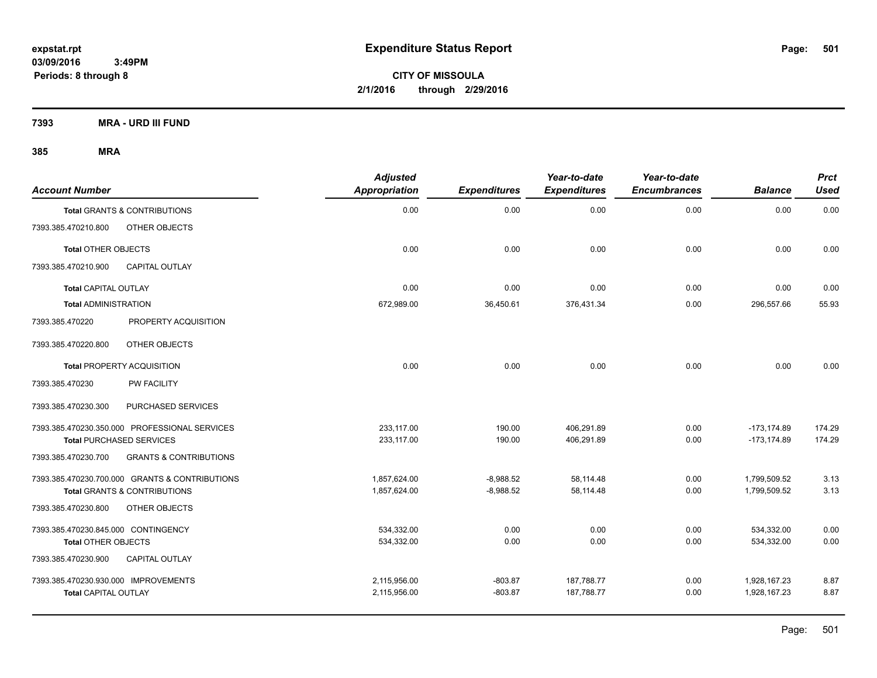# Expenditure Status Report

**CITY OF MISSOULA**
**2/1/2016 through 2/29/2016**

expstat.rpt
03/09/2016 3:49PM
Periods: 8 through 8

## 7393 MRA - URD III FUND

### 385 MRA

| Account Number | Adjusted Appropriation | Expenditures | Year-to-date Expenditures | Year-to-date Encumbrances | Balance | Prct Used |
|---|---|---|---|---|---|---|
| **Total GRANTS & CONTRIBUTIONS** | 0.00 | 0.00 | 0.00 | 0.00 | 0.00 | 0.00 |
| 7393.385.470210.800 OTHER OBJECTS | | | | | | |
| **Total OTHER OBJECTS** | 0.00 | 0.00 | 0.00 | 0.00 | 0.00 | 0.00 |
| 7393.385.470210.900 CAPITAL OUTLAY | | | | | | |
| **Total CAPITAL OUTLAY** | 0.00 | 0.00 | 0.00 | 0.00 | 0.00 | 0.00 |
| **Total ADMINISTRATION** | 672,989.00 | 36,450.61 | 376,431.34 | 0.00 | 296,557.66 | 55.93 |
| 7393.385.470220 PROPERTY ACQUISITION | | | | | | |
| 7393.385.470220.800 OTHER OBJECTS | | | | | | |
| **Total PROPERTY ACQUISITION** | 0.00 | 0.00 | 0.00 | 0.00 | 0.00 | 0.00 |
| 7393.385.470230 PW FACILITY | | | | | | |
| 7393.385.470230.300 PURCHASED SERVICES | | | | | | |
| 7393.385.470230.350.000 PROFESSIONAL SERVICES | 233,117.00 | 190.00 | 406,291.89 | 0.00 | -173,174.89 | 174.29 |
| **Total PURCHASED SERVICES** | 233,117.00 | 190.00 | 406,291.89 | 0.00 | -173,174.89 | 174.29 |
| 7393.385.470230.700 GRANTS & CONTRIBUTIONS | | | | | | |
| 7393.385.470230.700.000 GRANTS & CONTRIBUTIONS | 1,857,624.00 | -8,988.52 | 58,114.48 | 0.00 | 1,799,509.52 | 3.13 |
| **Total GRANTS & CONTRIBUTIONS** | 1,857,624.00 | -8,988.52 | 58,114.48 | 0.00 | 1,799,509.52 | 3.13 |
| 7393.385.470230.800 OTHER OBJECTS | | | | | | |
| 7393.385.470230.845.000 CONTINGENCY | 534,332.00 | 0.00 | 0.00 | 0.00 | 534,332.00 | 0.00 |
| **Total OTHER OBJECTS** | 534,332.00 | 0.00 | 0.00 | 0.00 | 534,332.00 | 0.00 |
| 7393.385.470230.900 CAPITAL OUTLAY | | | | | | |
| 7393.385.470230.930.000 IMPROVEMENTS | 2,115,956.00 | -803.87 | 187,788.77 | 0.00 | 1,928,167.23 | 8.87 |
| **Total CAPITAL OUTLAY** | 2,115,956.00 | -803.87 | 187,788.77 | 0.00 | 1,928,167.23 | 8.87 |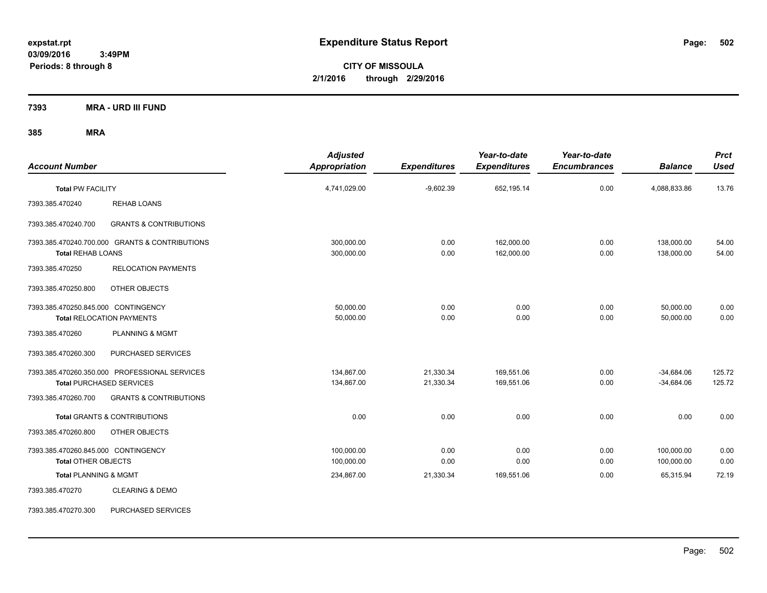# Expenditure Status Report

expstat.rpt
03/09/2016 3:49PM
Periods: 8 through 8

**CITY OF MISSOULA**
**2/1/2016 through 2/29/2016**

**7393 MRA - URD III FUND**

**385 MRA**

| Account Number | | Adjusted Appropriation | Expenditures | Year-to-date Expenditures | Year-to-date Encumbrances | Balance | Prct Used |
|---|---|---|---|---|---|---|---|
| **Total** PW FACILITY | | 4,741,029.00 | -9,602.39 | 652,195.14 | 0.00 | 4,088,833.86 | 13.76 |
| 7393.385.470240 | REHAB LOANS | | | | | | |
| 7393.385.470240.700 | GRANTS & CONTRIBUTIONS | | | | | | |
| 7393.385.470240.700.000 GRANTS & CONTRIBUTIONS | | 300,000.00 | 0.00 | 162,000.00 | 0.00 | 138,000.00 | 54.00 |
| **Total** REHAB LOANS | | 300,000.00 | 0.00 | 162,000.00 | 0.00 | 138,000.00 | 54.00 |
| 7393.385.470250 | RELOCATION PAYMENTS | | | | | | |
| 7393.385.470250.800 | OTHER OBJECTS | | | | | | |
| 7393.385.470250.845.000 CONTINGENCY | | 50,000.00 | 0.00 | 0.00 | 0.00 | 50,000.00 | 0.00 |
| **Total** RELOCATION PAYMENTS | | 50,000.00 | 0.00 | 0.00 | 0.00 | 50,000.00 | 0.00 |
| 7393.385.470260 | PLANNING & MGMT | | | | | | |
| 7393.385.470260.300 | PURCHASED SERVICES | | | | | | |
| 7393.385.470260.350.000 PROFESSIONAL SERVICES | | 134,867.00 | 21,330.34 | 169,551.06 | 0.00 | -34,684.06 | 125.72 |
| **Total** PURCHASED SERVICES | | 134,867.00 | 21,330.34 | 169,551.06 | 0.00 | -34,684.06 | 125.72 |
| 7393.385.470260.700 | GRANTS & CONTRIBUTIONS | | | | | | |
| **Total** GRANTS & CONTRIBUTIONS | | 0.00 | 0.00 | 0.00 | 0.00 | 0.00 | 0.00 |
| 7393.385.470260.800 | OTHER OBJECTS | | | | | | |
| 7393.385.470260.845.000 CONTINGENCY | | 100,000.00 | 0.00 | 0.00 | 0.00 | 100,000.00 | 0.00 |
| **Total** OTHER OBJECTS | | 100,000.00 | 0.00 | 0.00 | 0.00 | 100,000.00 | 0.00 |
| **Total** PLANNING & MGMT | | 234,867.00 | 21,330.34 | 169,551.06 | 0.00 | 65,315.94 | 72.19 |
| 7393.385.470270 | CLEARING & DEMO | | | | | | |
| 7393.385.470270.300 | PURCHASED SERVICES | | | | | | |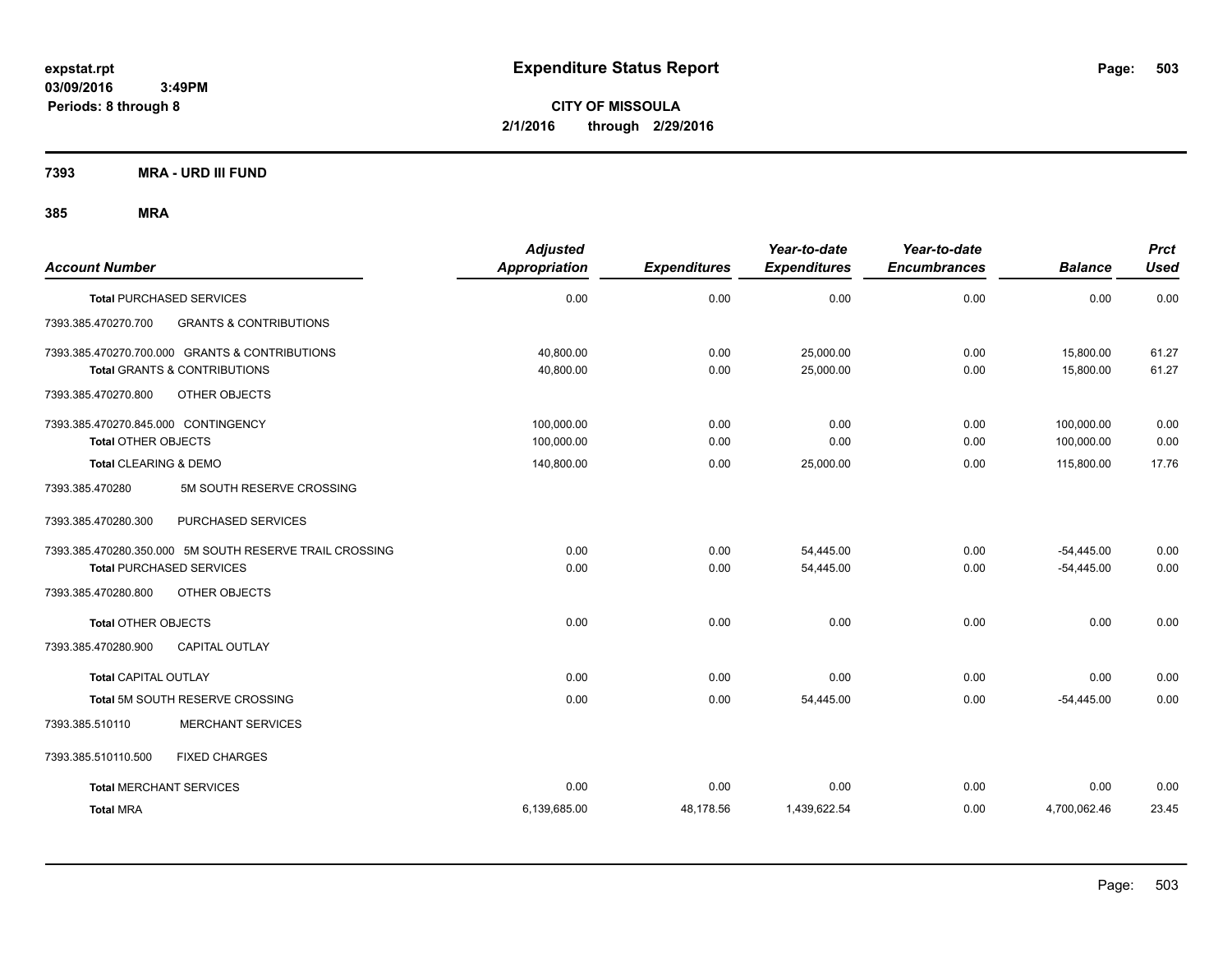**expstat.rpt**
**03/09/2016 3:49PM**
**Periods: 8 through 8**

# Expenditure Status Report

**CITY OF MISSOULA**
**2/1/2016 through 2/29/2016**

## 7393 MRA - URD III FUND

### 385 MRA

| Account Number | Adjusted Appropriation | Expenditures | Year-to-date Expenditures | Year-to-date Encumbrances | Balance | Prct Used |
|---|---|---|---|---|---|---|
| **Total** PURCHASED SERVICES | 0.00 | 0.00 | 0.00 | 0.00 | 0.00 | 0.00 |
| 7393.385.470270.700 GRANTS & CONTRIBUTIONS | | | | | | |
| 7393.385.470270.700.000 GRANTS & CONTRIBUTIONS | 40,800.00 | 0.00 | 25,000.00 | 0.00 | 15,800.00 | 61.27 |
| **Total** GRANTS & CONTRIBUTIONS | 40,800.00 | 0.00 | 25,000.00 | 0.00 | 15,800.00 | 61.27 |
| 7393.385.470270.800 OTHER OBJECTS | | | | | | |
| 7393.385.470270.845.000 CONTINGENCY | 100,000.00 | 0.00 | 0.00 | 0.00 | 100,000.00 | 0.00 |
| **Total** OTHER OBJECTS | 100,000.00 | 0.00 | 0.00 | 0.00 | 100,000.00 | 0.00 |
| **Total** CLEARING & DEMO | 140,800.00 | 0.00 | 25,000.00 | 0.00 | 115,800.00 | 17.76 |
| 7393.385.470280 5M SOUTH RESERVE CROSSING | | | | | | |
| 7393.385.470280.300 PURCHASED SERVICES | | | | | | |
| 7393.385.470280.350.000 5M SOUTH RESERVE TRAIL CROSSING | 0.00 | 0.00 | 54,445.00 | 0.00 | -54,445.00 | 0.00 |
| **Total** PURCHASED SERVICES | 0.00 | 0.00 | 54,445.00 | 0.00 | -54,445.00 | 0.00 |
| 7393.385.470280.800 OTHER OBJECTS | | | | | | |
| **Total** OTHER OBJECTS | 0.00 | 0.00 | 0.00 | 0.00 | 0.00 | 0.00 |
| 7393.385.470280.900 CAPITAL OUTLAY | | | | | | |
| **Total** CAPITAL OUTLAY | 0.00 | 0.00 | 0.00 | 0.00 | 0.00 | 0.00 |
| **Total** 5M SOUTH RESERVE CROSSING | 0.00 | 0.00 | 54,445.00 | 0.00 | -54,445.00 | 0.00 |
| 7393.385.510110 MERCHANT SERVICES | | | | | | |
| 7393.385.510110.500 FIXED CHARGES | | | | | | |
| **Total** MERCHANT SERVICES | 0.00 | 0.00 | 0.00 | 0.00 | 0.00 | 0.00 |
| **Total** MRA | 6,139,685.00 | 48,178.56 | 1,439,622.54 | 0.00 | 4,700,062.46 | 23.45 |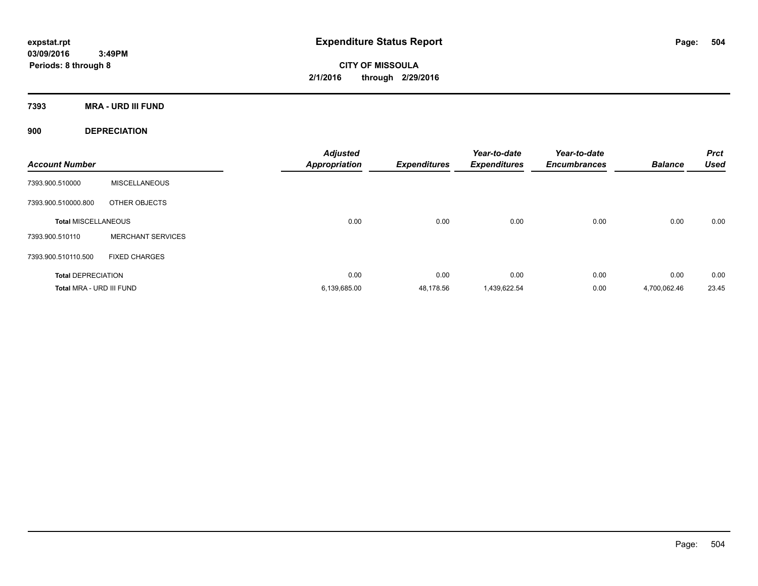# Expenditure Status Report

expstat.rpt
03/09/2016 3:49PM
Periods: 8 through 8

**CITY OF MISSOULA**
**2/1/2016 through 2/29/2016**

## 7393 MRA - URD III FUND

### 900 DEPRECIATION

| Account Number | | Adjusted Appropriation | Expenditures | Year-to-date Expenditures | Year-to-date Encumbrances | Balance | Prct Used |
|---|---|---|---|---|---|---|---|
| 7393.900.510000 | MISCELLANEOUS | | | | | | |
| 7393.900.510000.800 | OTHER OBJECTS | | | | | | |
| **Total MISCELLANEOUS** | | 0.00 | 0.00 | 0.00 | 0.00 | 0.00 | 0.00 |
| 7393.900.510110 | MERCHANT SERVICES | | | | | | |
| 7393.900.510110.500 | FIXED CHARGES | | | | | | |
| **Total DEPRECIATION** | | 0.00 | 0.00 | 0.00 | 0.00 | 0.00 | 0.00 |
| **Total MRA - URD III FUND** | | 6,139,685.00 | 48,178.56 | 1,439,622.54 | 0.00 | 4,700,062.46 | 23.45 |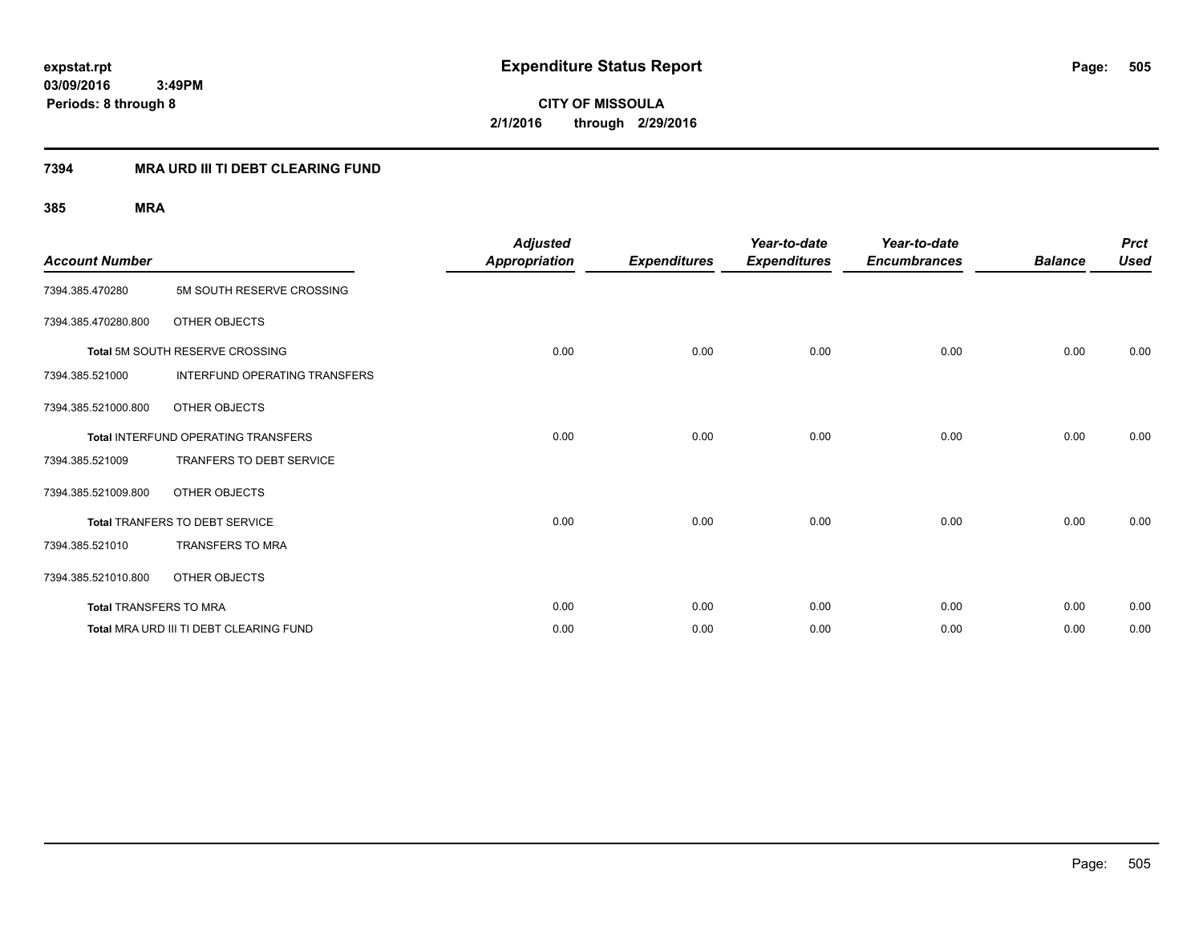**expstat.rpt**
**03/09/2016 3:49PM**
**Periods: 8 through 8**

# Expenditure Status Report

**CITY OF MISSOULA**
**2/1/2016 through 2/29/2016**

## 7394 MRA URD III TI DEBT CLEARING FUND

### 385 MRA

| Account Number | | Adjusted Appropriation | Expenditures | Year-to-date Expenditures | Year-to-date Encumbrances | Balance | Prct Used |
|---|---|---|---|---|---|---|---|
| 7394.385.470280 | 5M SOUTH RESERVE CROSSING | | | | | | |
| 7394.385.470280.800 | OTHER OBJECTS | | | | | | |
| **Total** 5M SOUTH RESERVE CROSSING | | 0.00 | 0.00 | 0.00 | 0.00 | 0.00 | 0.00 |
| 7394.385.521000 | INTERFUND OPERATING TRANSFERS | | | | | | |
| 7394.385.521000.800 | OTHER OBJECTS | | | | | | |
| **Total** INTERFUND OPERATING TRANSFERS | | 0.00 | 0.00 | 0.00 | 0.00 | 0.00 | 0.00 |
| 7394.385.521009 | TRANFERS TO DEBT SERVICE | | | | | | |
| 7394.385.521009.800 | OTHER OBJECTS | | | | | | |
| **Total** TRANFERS TO DEBT SERVICE | | 0.00 | 0.00 | 0.00 | 0.00 | 0.00 | 0.00 |
| 7394.385.521010 | TRANSFERS TO MRA | | | | | | |
| 7394.385.521010.800 | OTHER OBJECTS | | | | | | |
| **Total** TRANSFERS TO MRA | | 0.00 | 0.00 | 0.00 | 0.00 | 0.00 | 0.00 |
| **Total** MRA URD III TI DEBT CLEARING FUND | | 0.00 | 0.00 | 0.00 | 0.00 | 0.00 | 0.00 |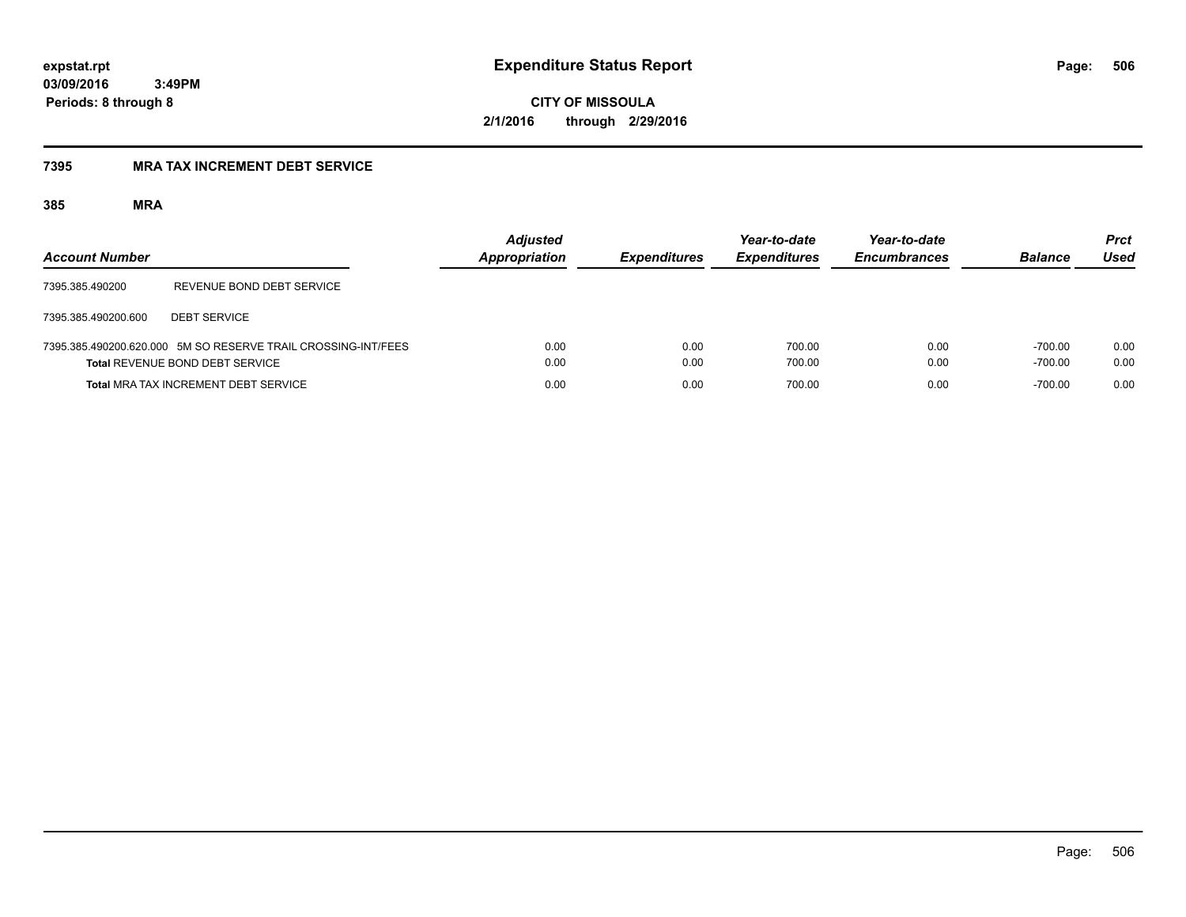**expstat.rpt**
**03/09/2016 3:49PM**
**Periods: 8 through 8**

# Expenditure Status Report

**CITY OF MISSOULA**
**2/1/2016 through 2/29/2016**

## 7395 MRA TAX INCREMENT DEBT SERVICE

### 385 MRA

| Account Number | | Adjusted Appropriation | Expenditures | Year-to-date Expenditures | Year-to-date Encumbrances | Balance | Prct Used |
|---|---|---|---|---|---|---|---|
| 7395.385.490200 | REVENUE BOND DEBT SERVICE | | | | | | |
| 7395.385.490200.600 | DEBT SERVICE | | | | | | |
| 7395.385.490200.620.000 | 5M SO RESERVE TRAIL CROSSING-INT/FEES | 0.00 | 0.00 | 700.00 | 0.00 | -700.00 | 0.00 |
| **Total** REVENUE BOND DEBT SERVICE | | 0.00 | 0.00 | 700.00 | 0.00 | -700.00 | 0.00 |
| **Total** MRA TAX INCREMENT DEBT SERVICE | | 0.00 | 0.00 | 700.00 | 0.00 | -700.00 | 0.00 |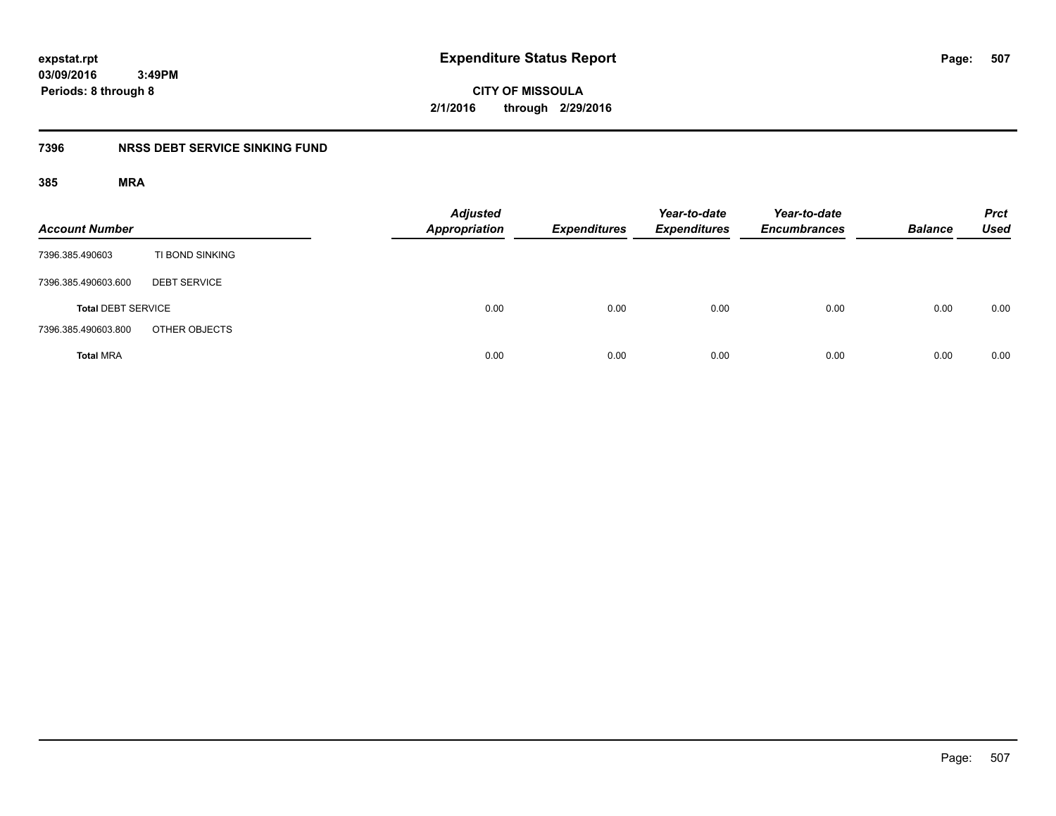expstat.rpt
03/09/2016 3:49PM
Periods: 8 through 8

# Expenditure Status Report

**CITY OF MISSOULA**
**2/1/2016 through 2/29/2016**

## 7396 NRSS DEBT SERVICE SINKING FUND

### 385 MRA

| Account Number | | Adjusted Appropriation | Expenditures | Year-to-date Expenditures | Year-to-date Encumbrances | Balance | Prct Used |
|---|---|---|---|---|---|---|---|
| 7396.385.490603 | TI BOND SINKING | | | | | | |
| 7396.385.490603.600 | DEBT SERVICE | | | | | | |
| **Total** DEBT SERVICE | | 0.00 | 0.00 | 0.00 | 0.00 | 0.00 | 0.00 |
| 7396.385.490603.800 | OTHER OBJECTS | | | | | | |
| **Total** MRA | | 0.00 | 0.00 | 0.00 | 0.00 | 0.00 | 0.00 |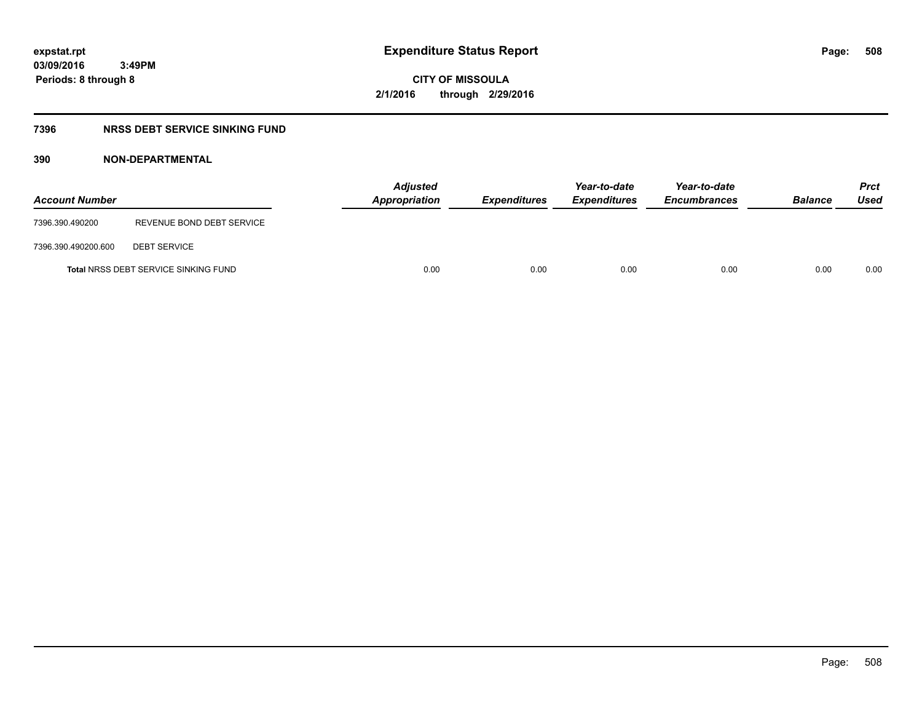**expstat.rpt**
**03/09/2016 3:49PM**
**Periods: 8 through 8**

# Expenditure Status Report

**CITY OF MISSOULA**
**2/1/2016 through 2/29/2016**

## 7396 NRSS DEBT SERVICE SINKING FUND

### 390 NON-DEPARTMENTAL

| Account Number | | Adjusted Appropriation | Expenditures | Year-to-date Expenditures | Year-to-date Encumbrances | Balance | Prct Used |
|---|---|---|---|---|---|---|---|
| 7396.390.490200 | REVENUE BOND DEBT SERVICE | | | | | | |
| 7396.390.490200.600 | DEBT SERVICE | | | | | | |
| **Total** NRSS DEBT SERVICE SINKING FUND | | 0.00 | 0.00 | 0.00 | 0.00 | 0.00 | 0.00 |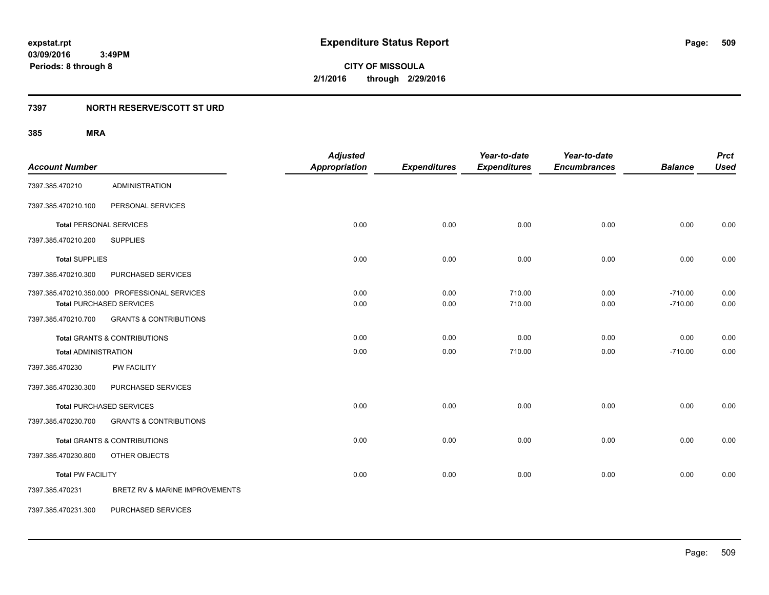# Expenditure Status Report

**CITY OF MISSOULA**
**2/1/2016 through 2/29/2016**

expstat.rpt
03/09/2016 3:49PM
Periods: 8 through 8

## 7397 NORTH RESERVE/SCOTT ST URD

### 385 MRA

| Account Number | | Adjusted Appropriation | Expenditures | Year-to-date Expenditures | Year-to-date Encumbrances | Balance | Prct Used |
|---|---|---|---|---|---|---|---|
| 7397.385.470210 | ADMINISTRATION | | | | | | |
| 7397.385.470210.100 | PERSONAL SERVICES | | | | | | |
| **Total** PERSONAL SERVICES | | 0.00 | 0.00 | 0.00 | 0.00 | 0.00 | 0.00 |
| 7397.385.470210.200 | SUPPLIES | | | | | | |
| **Total** SUPPLIES | | 0.00 | 0.00 | 0.00 | 0.00 | 0.00 | 0.00 |
| 7397.385.470210.300 | PURCHASED SERVICES | | | | | | |
| 7397.385.470210.350.000 | PROFESSIONAL SERVICES | 0.00 | 0.00 | 710.00 | 0.00 | -710.00 | 0.00 |
| **Total** PURCHASED SERVICES | | 0.00 | 0.00 | 710.00 | 0.00 | -710.00 | 0.00 |
| 7397.385.470210.700 | GRANTS & CONTRIBUTIONS | | | | | | |
| **Total** GRANTS & CONTRIBUTIONS | | 0.00 | 0.00 | 0.00 | 0.00 | 0.00 | 0.00 |
| **Total** ADMINISTRATION | | 0.00 | 0.00 | 710.00 | 0.00 | -710.00 | 0.00 |
| 7397.385.470230 | PW FACILITY | | | | | | |
| 7397.385.470230.300 | PURCHASED SERVICES | | | | | | |
| **Total** PURCHASED SERVICES | | 0.00 | 0.00 | 0.00 | 0.00 | 0.00 | 0.00 |
| 7397.385.470230.700 | GRANTS & CONTRIBUTIONS | | | | | | |
| **Total** GRANTS & CONTRIBUTIONS | | 0.00 | 0.00 | 0.00 | 0.00 | 0.00 | 0.00 |
| 7397.385.470230.800 | OTHER OBJECTS | | | | | | |
| **Total** PW FACILITY | | 0.00 | 0.00 | 0.00 | 0.00 | 0.00 | 0.00 |
| 7397.385.470231 | BRETZ RV & MARINE IMPROVEMENTS | | | | | | |
| 7397.385.470231.300 | PURCHASED SERVICES | | | | | | |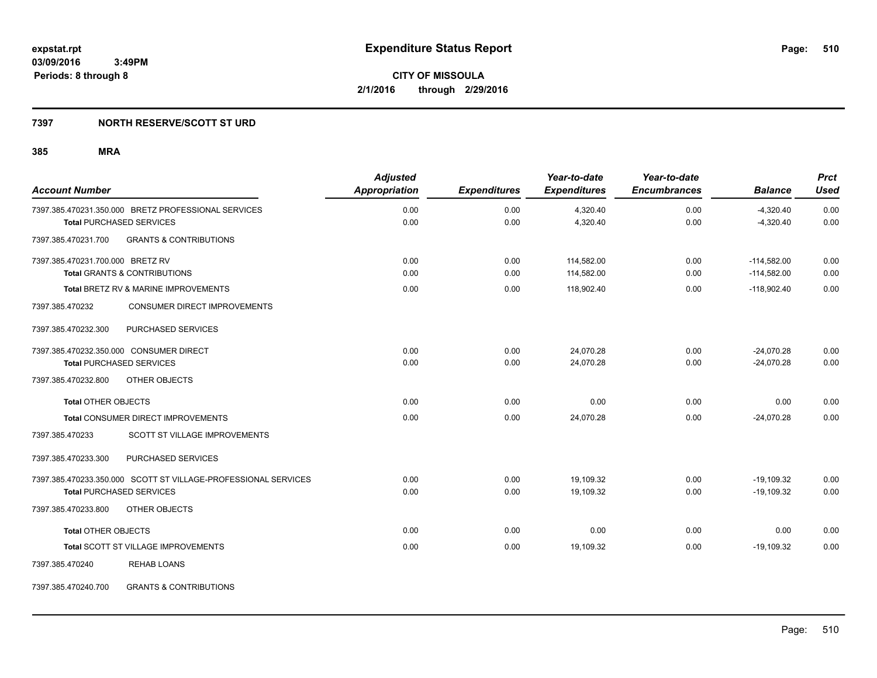# Expenditure Status Report

**CITY OF MISSOULA**
**2/1/2016 through 2/29/2016**

expstat.rpt
03/09/2016 3:49PM
Periods: 8 through 8

## 7397 NORTH RESERVE/SCOTT ST URD

### 385 MRA

| Account Number | Adjusted Appropriation | Expenditures | Year-to-date Expenditures | Year-to-date Encumbrances | Balance | Prct Used |
|---|---|---|---|---|---|---|
| 7397.385.470231.350.000 BRETZ PROFESSIONAL SERVICES | 0.00 | 0.00 | 4,320.40 | 0.00 | -4,320.40 | 0.00 |
| **Total** PURCHASED SERVICES | 0.00 | 0.00 | 4,320.40 | 0.00 | -4,320.40 | 0.00 |
| 7397.385.470231.700 GRANTS & CONTRIBUTIONS | | | | | | |
| 7397.385.470231.700.000 BRETZ RV | 0.00 | 0.00 | 114,582.00 | 0.00 | -114,582.00 | 0.00 |
| **Total** GRANTS & CONTRIBUTIONS | 0.00 | 0.00 | 114,582.00 | 0.00 | -114,582.00 | 0.00 |
| **Total** BRETZ RV & MARINE IMPROVEMENTS | 0.00 | 0.00 | 118,902.40 | 0.00 | -118,902.40 | 0.00 |
| 7397.385.470232 CONSUMER DIRECT IMPROVEMENTS | | | | | | |
| 7397.385.470232.300 PURCHASED SERVICES | | | | | | |
| 7397.385.470232.350.000 CONSUMER DIRECT | 0.00 | 0.00 | 24,070.28 | 0.00 | -24,070.28 | 0.00 |
| **Total** PURCHASED SERVICES | 0.00 | 0.00 | 24,070.28 | 0.00 | -24,070.28 | 0.00 |
| 7397.385.470232.800 OTHER OBJECTS | | | | | | |
| **Total** OTHER OBJECTS | 0.00 | 0.00 | 0.00 | 0.00 | 0.00 | 0.00 |
| **Total** CONSUMER DIRECT IMPROVEMENTS | 0.00 | 0.00 | 24,070.28 | 0.00 | -24,070.28 | 0.00 |
| 7397.385.470233 SCOTT ST VILLAGE IMPROVEMENTS | | | | | | |
| 7397.385.470233.300 PURCHASED SERVICES | | | | | | |
| 7397.385.470233.350.000 SCOTT ST VILLAGE-PROFESSIONAL SERVICES | 0.00 | 0.00 | 19,109.32 | 0.00 | -19,109.32 | 0.00 |
| **Total** PURCHASED SERVICES | 0.00 | 0.00 | 19,109.32 | 0.00 | -19,109.32 | 0.00 |
| 7397.385.470233.800 OTHER OBJECTS | | | | | | |
| **Total** OTHER OBJECTS | 0.00 | 0.00 | 0.00 | 0.00 | 0.00 | 0.00 |
| **Total** SCOTT ST VILLAGE IMPROVEMENTS | 0.00 | 0.00 | 19,109.32 | 0.00 | -19,109.32 | 0.00 |
| 7397.385.470240 REHAB LOANS | | | | | | |
| 7397.385.470240.700 GRANTS & CONTRIBUTIONS | | | | | | |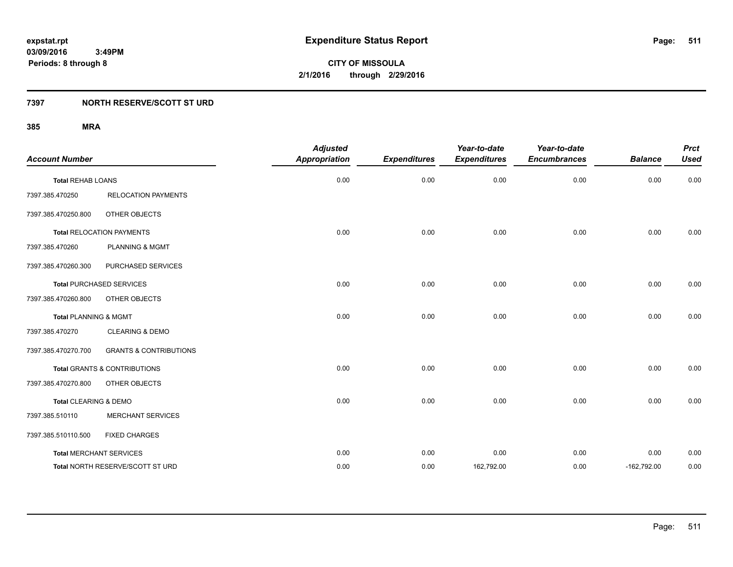expstat.rpt
03/09/2016 3:49PM
Periods: 8 through 8

# Expenditure Status Report

**CITY OF MISSOULA**
**2/1/2016 through 2/29/2016**

## 7397 NORTH RESERVE/SCOTT ST URD

### 385 MRA

| Account Number | | Adjusted Appropriation | Expenditures | Year-to-date Expenditures | Year-to-date Encumbrances | Balance | Prct Used |
|---|---|---|---|---|---|---|---|
| **Total** REHAB LOANS | | 0.00 | 0.00 | 0.00 | 0.00 | 0.00 | 0.00 |
| 7397.385.470250 | RELOCATION PAYMENTS | | | | | | |
| 7397.385.470250.800 | OTHER OBJECTS | | | | | | |
| **Total** RELOCATION PAYMENTS | | 0.00 | 0.00 | 0.00 | 0.00 | 0.00 | 0.00 |
| 7397.385.470260 | PLANNING & MGMT | | | | | | |
| 7397.385.470260.300 | PURCHASED SERVICES | | | | | | |
| **Total** PURCHASED SERVICES | | 0.00 | 0.00 | 0.00 | 0.00 | 0.00 | 0.00 |
| 7397.385.470260.800 | OTHER OBJECTS | | | | | | |
| **Total** PLANNING & MGMT | | 0.00 | 0.00 | 0.00 | 0.00 | 0.00 | 0.00 |
| 7397.385.470270 | CLEARING & DEMO | | | | | | |
| 7397.385.470270.700 | GRANTS & CONTRIBUTIONS | | | | | | |
| **Total** GRANTS & CONTRIBUTIONS | | 0.00 | 0.00 | 0.00 | 0.00 | 0.00 | 0.00 |
| 7397.385.470270.800 | OTHER OBJECTS | | | | | | |
| **Total** CLEARING & DEMO | | 0.00 | 0.00 | 0.00 | 0.00 | 0.00 | 0.00 |
| 7397.385.510110 | MERCHANT SERVICES | | | | | | |
| 7397.385.510110.500 | FIXED CHARGES | | | | | | |
| **Total** MERCHANT SERVICES | | 0.00 | 0.00 | 0.00 | 0.00 | 0.00 | 0.00 |
| **Total** NORTH RESERVE/SCOTT ST URD | | 0.00 | 0.00 | 162,792.00 | 0.00 | -162,792.00 | 0.00 |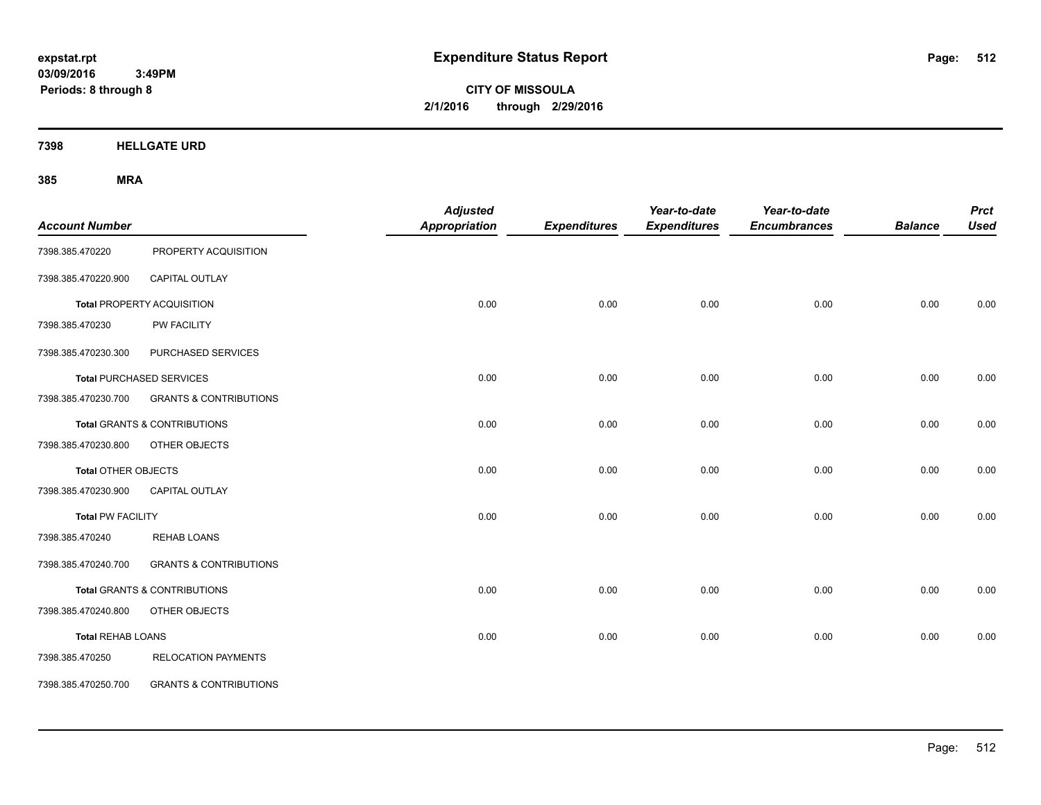**expstat.rpt**
**03/09/2016 3:49PM**
**Periods: 8 through 8**

# Expenditure Status Report

**CITY OF MISSOULA**
**2/1/2016 through 2/29/2016**

## 7398 HELLGATE URD

## 385 MRA

| Account Number | | Adjusted Appropriation | Expenditures | Year-to-date Expenditures | Year-to-date Encumbrances | Balance | Prct Used |
|---|---|---|---|---|---|---|---|
| 7398.385.470220 | PROPERTY ACQUISITION | | | | | | |
| 7398.385.470220.900 | CAPITAL OUTLAY | | | | | | |
| **Total** PROPERTY ACQUISITION | | 0.00 | 0.00 | 0.00 | 0.00 | 0.00 | 0.00 |
| 7398.385.470230 | PW FACILITY | | | | | | |
| 7398.385.470230.300 | PURCHASED SERVICES | | | | | | |
| **Total** PURCHASED SERVICES | | 0.00 | 0.00 | 0.00 | 0.00 | 0.00 | 0.00 |
| 7398.385.470230.700 | GRANTS & CONTRIBUTIONS | | | | | | |
| **Total** GRANTS & CONTRIBUTIONS | | 0.00 | 0.00 | 0.00 | 0.00 | 0.00 | 0.00 |
| 7398.385.470230.800 | OTHER OBJECTS | | | | | | |
| **Total** OTHER OBJECTS | | 0.00 | 0.00 | 0.00 | 0.00 | 0.00 | 0.00 |
| 7398.385.470230.900 | CAPITAL OUTLAY | | | | | | |
| **Total** PW FACILITY | | 0.00 | 0.00 | 0.00 | 0.00 | 0.00 | 0.00 |
| 7398.385.470240 | REHAB LOANS | | | | | | |
| 7398.385.470240.700 | GRANTS & CONTRIBUTIONS | | | | | | |
| **Total** GRANTS & CONTRIBUTIONS | | 0.00 | 0.00 | 0.00 | 0.00 | 0.00 | 0.00 |
| 7398.385.470240.800 | OTHER OBJECTS | | | | | | |
| **Total** REHAB LOANS | | 0.00 | 0.00 | 0.00 | 0.00 | 0.00 | 0.00 |
| 7398.385.470250 | RELOCATION PAYMENTS | | | | | | |
| 7398.385.470250.700 | GRANTS & CONTRIBUTIONS | | | | | | |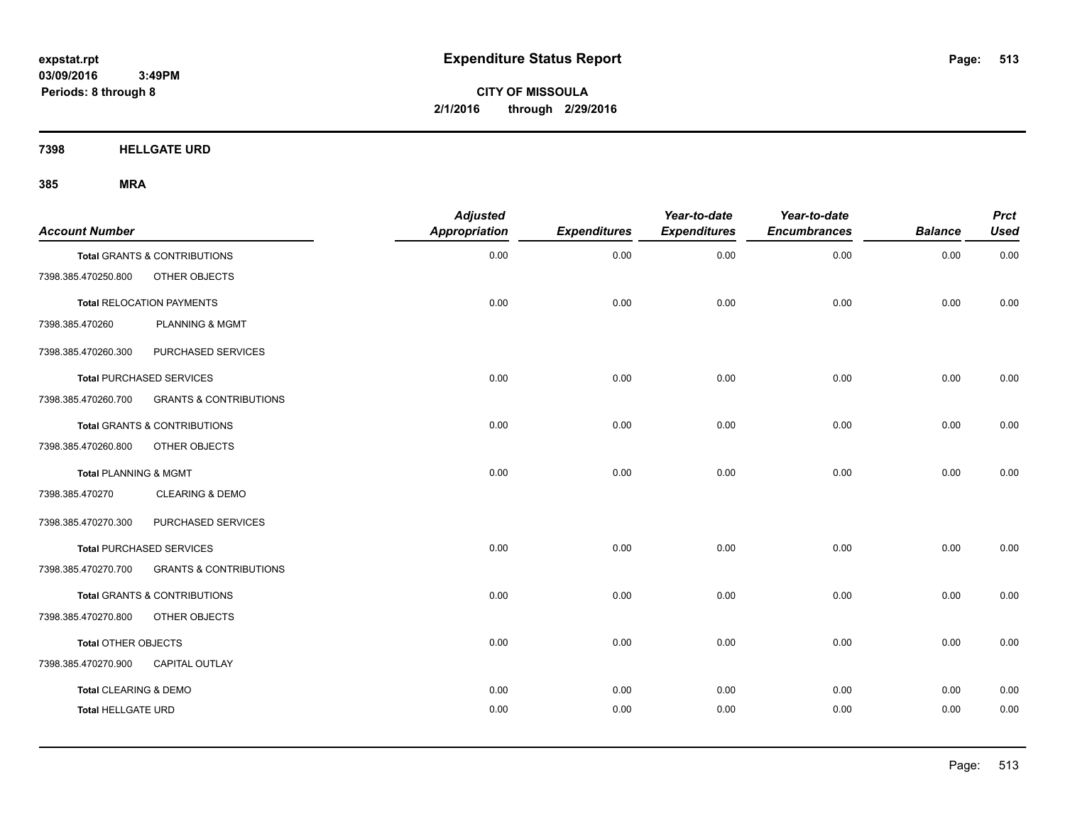**expstat.rpt**
**03/09/2016 3:49PM**
**Periods: 8 through 8**

# Expenditure Status Report

**CITY OF MISSOULA**
**2/1/2016 through 2/29/2016**

## 7398 HELLGATE URD

## 385 MRA

| Account Number | | Adjusted Appropriation | Expenditures | Year-to-date Expenditures | Year-to-date Encumbrances | Balance | Prct Used |
|---|---|---|---|---|---|---|---|
| **Total** GRANTS & CONTRIBUTIONS | | 0.00 | 0.00 | 0.00 | 0.00 | 0.00 | 0.00 |
| 7398.385.470250.800 | OTHER OBJECTS | | | | | | |
| **Total** RELOCATION PAYMENTS | | 0.00 | 0.00 | 0.00 | 0.00 | 0.00 | 0.00 |
| 7398.385.470260 | PLANNING & MGMT | | | | | | |
| 7398.385.470260.300 | PURCHASED SERVICES | | | | | | |
| **Total** PURCHASED SERVICES | | 0.00 | 0.00 | 0.00 | 0.00 | 0.00 | 0.00 |
| 7398.385.470260.700 | GRANTS & CONTRIBUTIONS | | | | | | |
| **Total** GRANTS & CONTRIBUTIONS | | 0.00 | 0.00 | 0.00 | 0.00 | 0.00 | 0.00 |
| 7398.385.470260.800 | OTHER OBJECTS | | | | | | |
| **Total** PLANNING & MGMT | | 0.00 | 0.00 | 0.00 | 0.00 | 0.00 | 0.00 |
| 7398.385.470270 | CLEARING & DEMO | | | | | | |
| 7398.385.470270.300 | PURCHASED SERVICES | | | | | | |
| **Total** PURCHASED SERVICES | | 0.00 | 0.00 | 0.00 | 0.00 | 0.00 | 0.00 |
| 7398.385.470270.700 | GRANTS & CONTRIBUTIONS | | | | | | |
| **Total** GRANTS & CONTRIBUTIONS | | 0.00 | 0.00 | 0.00 | 0.00 | 0.00 | 0.00 |
| 7398.385.470270.800 | OTHER OBJECTS | | | | | | |
| **Total** OTHER OBJECTS | | 0.00 | 0.00 | 0.00 | 0.00 | 0.00 | 0.00 |
| 7398.385.470270.900 | CAPITAL OUTLAY | | | | | | |
| **Total** CLEARING & DEMO | | 0.00 | 0.00 | 0.00 | 0.00 | 0.00 | 0.00 |
| **Total** HELLGATE URD | | 0.00 | 0.00 | 0.00 | 0.00 | 0.00 | 0.00 |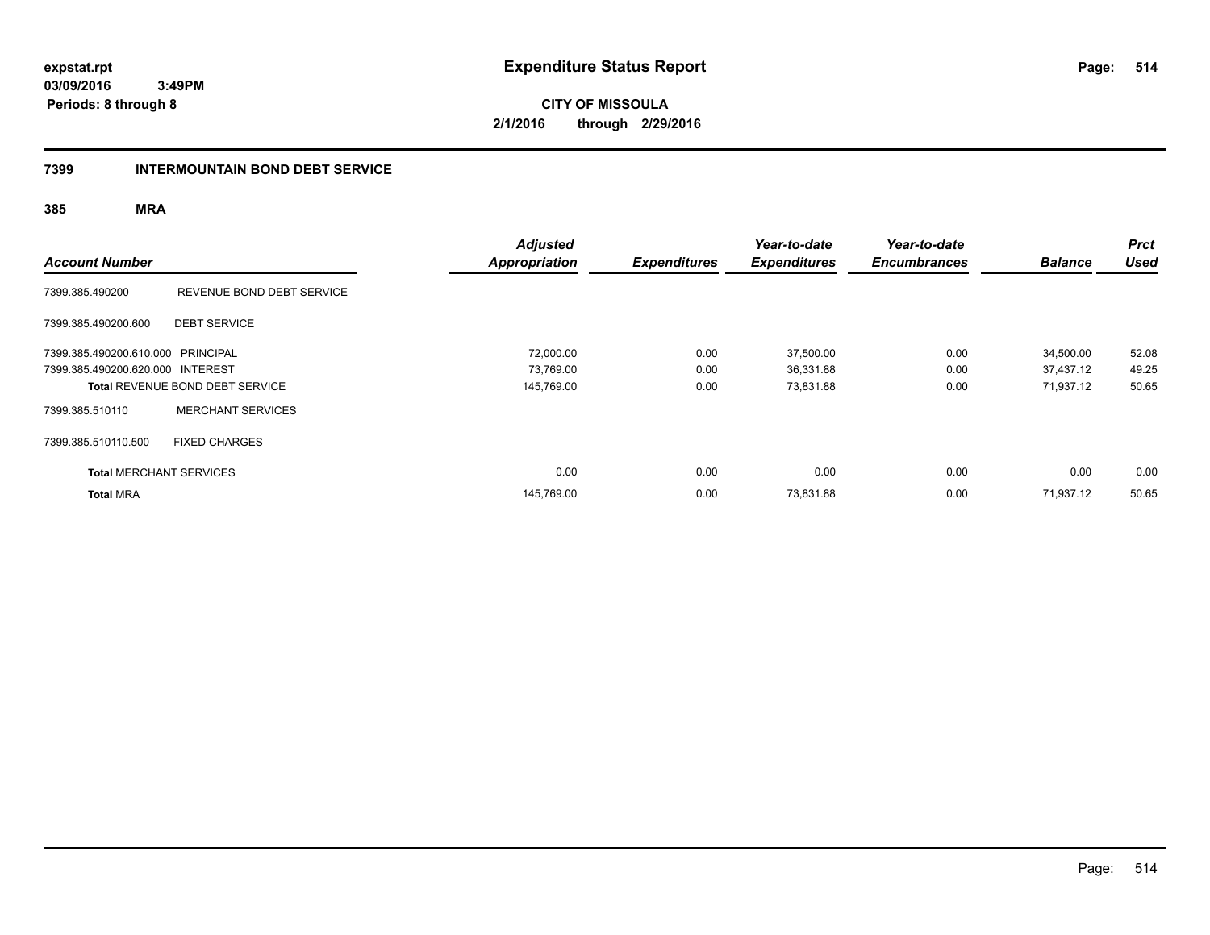expstat.rpt
03/09/2016 3:49PM
Periods: 8 through 8

# Expenditure Status Report

CITY OF MISSOULA
2/1/2016 through 2/29/2016

## 7399 INTERMOUNTAIN BOND DEBT SERVICE

### 385 MRA

| Account Number | | Adjusted Appropriation | Expenditures | Year-to-date Expenditures | Year-to-date Encumbrances | Balance | Prct Used |
|---|---|---|---|---|---|---|---|
| 7399.385.490200 | REVENUE BOND DEBT SERVICE | | | | | | |
| 7399.385.490200.600 | DEBT SERVICE | | | | | | |
| 7399.385.490200.610.000 | PRINCIPAL | 72,000.00 | 0.00 | 37,500.00 | 0.00 | 34,500.00 | 52.08 |
| 7399.385.490200.620.000 | INTEREST | 73,769.00 | 0.00 | 36,331.88 | 0.00 | 37,437.12 | 49.25 |
| Total REVENUE BOND DEBT SERVICE | | 145,769.00 | 0.00 | 73,831.88 | 0.00 | 71,937.12 | 50.65 |
| 7399.385.510110 | MERCHANT SERVICES | | | | | | |
| 7399.385.510110.500 | FIXED CHARGES | | | | | | |
| Total MERCHANT SERVICES | | 0.00 | 0.00 | 0.00 | 0.00 | 0.00 | 0.00 |
| Total MRA | | 145,769.00 | 0.00 | 73,831.88 | 0.00 | 71,937.12 | 50.65 |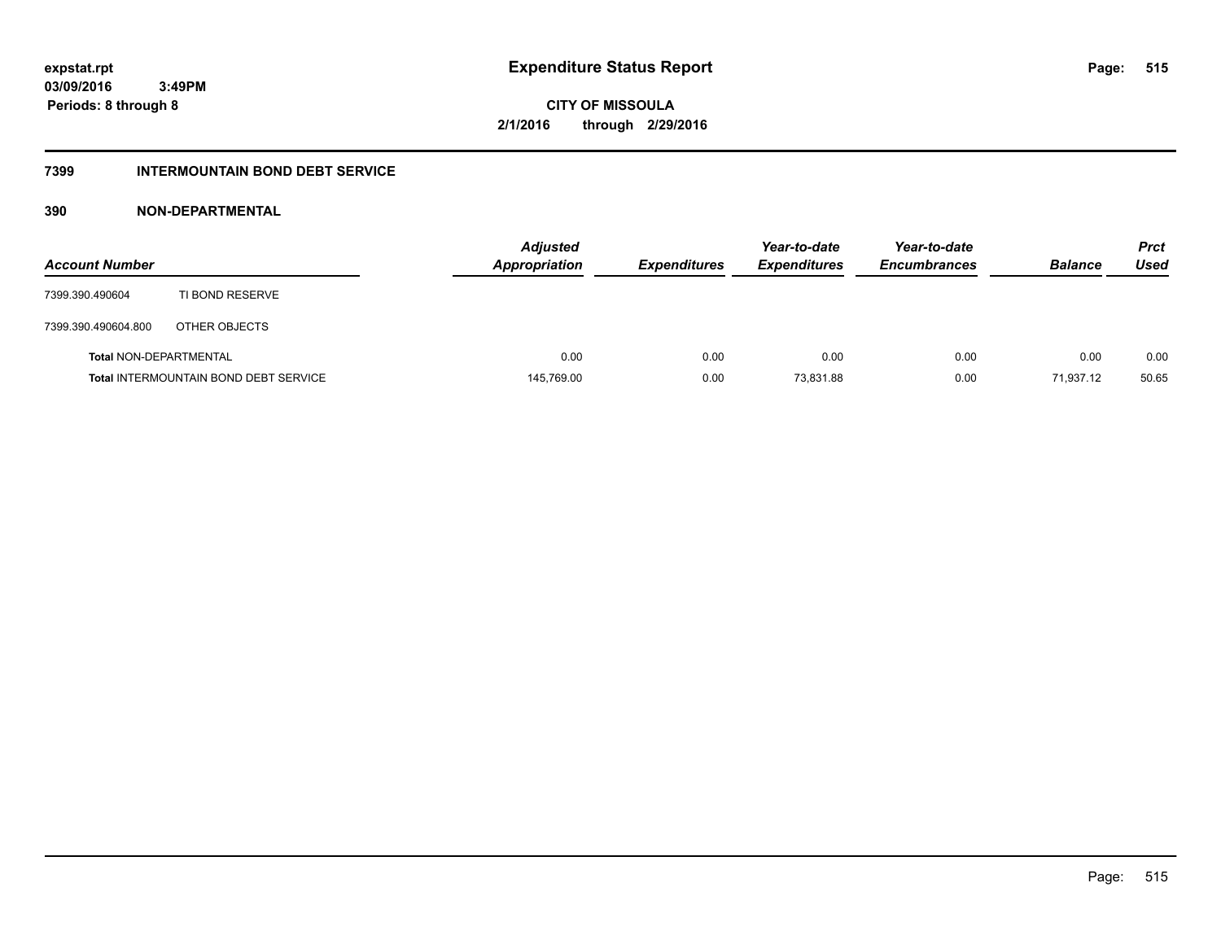**expstat.rpt**
**03/09/2016 3:49PM**
**Periods: 8 through 8**

# Expenditure Status Report

**CITY OF MISSOULA**
**2/1/2016 through 2/29/2016**

## 7399 INTERMOUNTAIN BOND DEBT SERVICE

## 390 NON-DEPARTMENTAL

| Account Number | | Adjusted Appropriation | Expenditures | Year-to-date Expenditures | Year-to-date Encumbrances | Balance | Prct Used |
|---|---|---|---|---|---|---|---|
| 7399.390.490604 | TI BOND RESERVE | | | | | | |
| 7399.390.490604.800 | OTHER OBJECTS | | | | | | |
| **Total** NON-DEPARTMENTAL | | 0.00 | 0.00 | 0.00 | 0.00 | 0.00 | 0.00 |
| **Total** INTERMOUNTAIN BOND DEBT SERVICE | | 145,769.00 | 0.00 | 73,831.88 | 0.00 | 71,937.12 | 50.65 |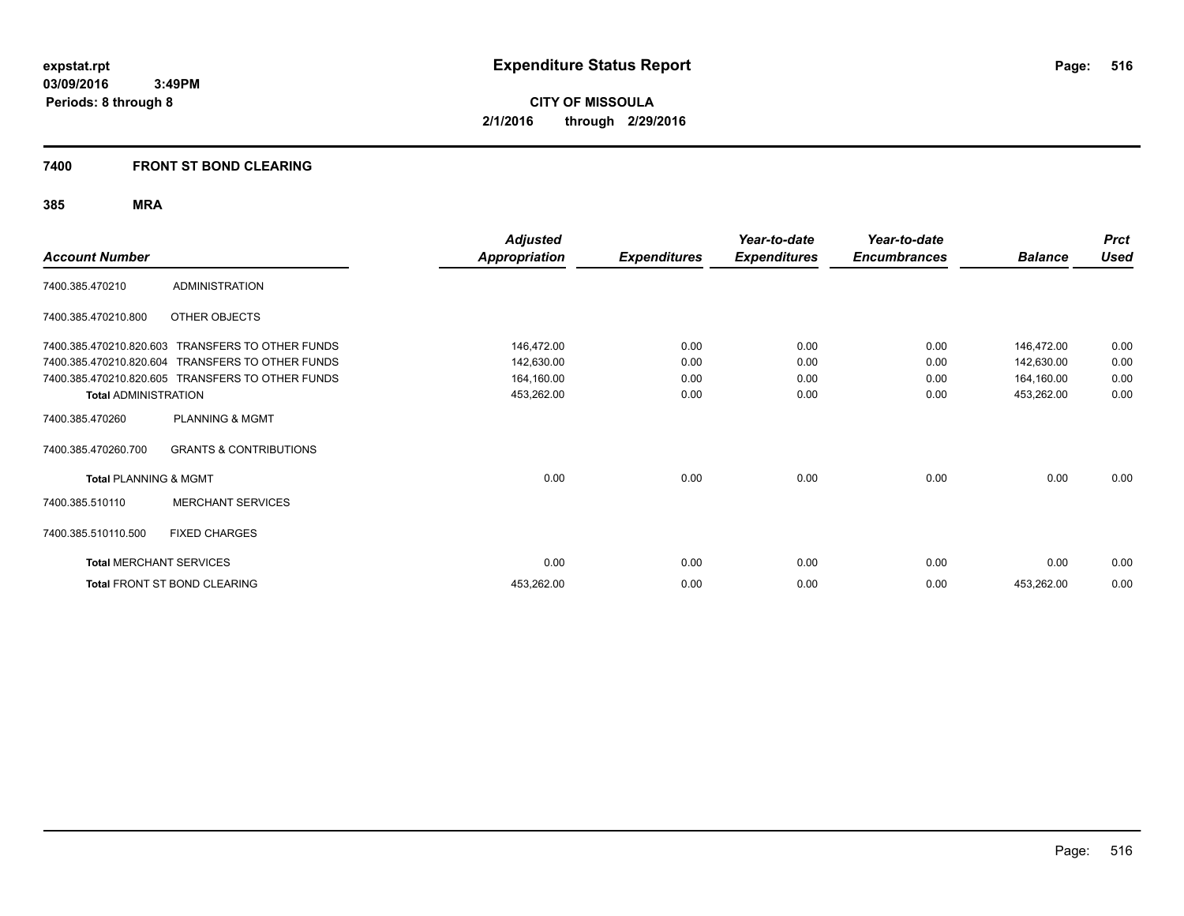**expstat.rpt**
**03/09/2016 3:49PM**
**Periods: 8 through 8**

# Expenditure Status Report

**CITY OF MISSOULA**
**2/1/2016 through 2/29/2016**

## 7400 FRONT ST BOND CLEARING

### 385 MRA

| Account Number | | Adjusted Appropriation | Expenditures | Year-to-date Expenditures | Year-to-date Encumbrances | Balance | Prct Used |
|---|---|---|---|---|---|---|---|
| 7400.385.470210 | ADMINISTRATION | | | | | | |
| 7400.385.470210.800 | OTHER OBJECTS | | | | | | |
| 7400.385.470210.820.603 | TRANSFERS TO OTHER FUNDS | 146,472.00 | 0.00 | 0.00 | 0.00 | 146,472.00 | 0.00 |
| 7400.385.470210.820.604 | TRANSFERS TO OTHER FUNDS | 142,630.00 | 0.00 | 0.00 | 0.00 | 142,630.00 | 0.00 |
| 7400.385.470210.820.605 | TRANSFERS TO OTHER FUNDS | 164,160.00 | 0.00 | 0.00 | 0.00 | 164,160.00 | 0.00 |
| **Total** ADMINISTRATION | | 453,262.00 | 0.00 | 0.00 | 0.00 | 453,262.00 | 0.00 |
| 7400.385.470260 | PLANNING & MGMT | | | | | | |
| 7400.385.470260.700 | GRANTS & CONTRIBUTIONS | | | | | | |
| **Total** PLANNING & MGMT | | 0.00 | 0.00 | 0.00 | 0.00 | 0.00 | 0.00 |
| 7400.385.510110 | MERCHANT SERVICES | | | | | | |
| 7400.385.510110.500 | FIXED CHARGES | | | | | | |
| **Total** MERCHANT SERVICES | | 0.00 | 0.00 | 0.00 | 0.00 | 0.00 | 0.00 |
| **Total** FRONT ST BOND CLEARING | | 453,262.00 | 0.00 | 0.00 | 0.00 | 453,262.00 | 0.00 |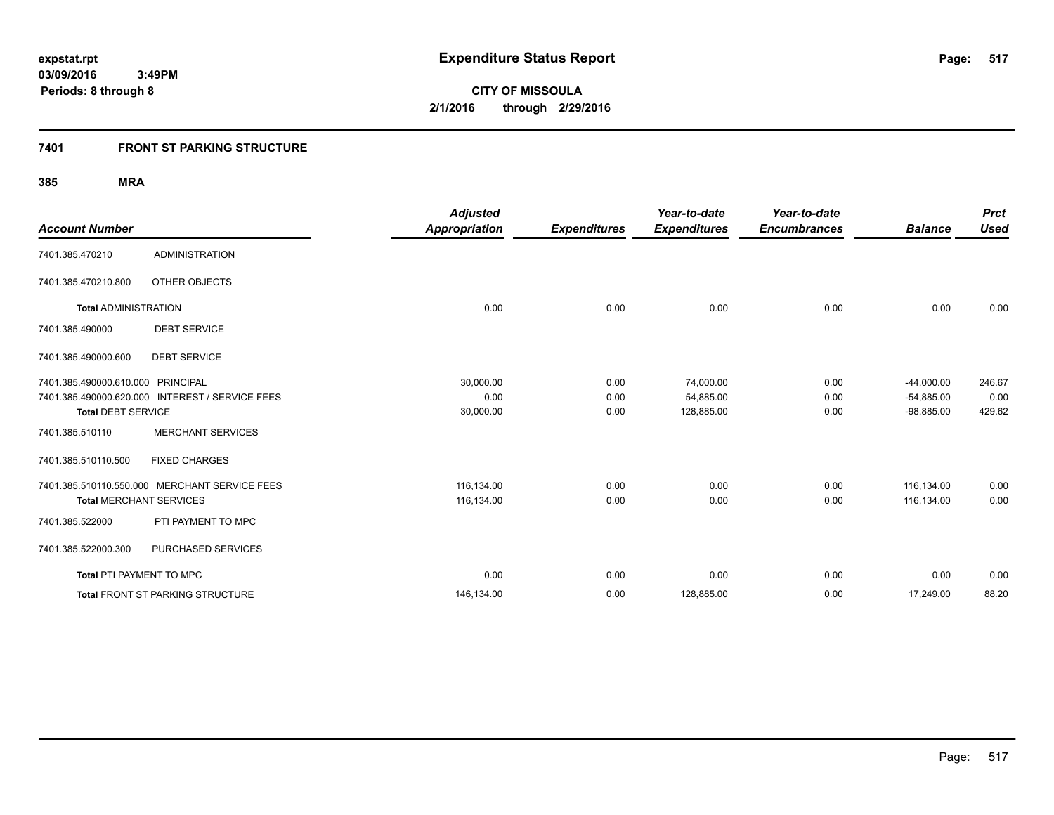expstat.rpt
03/09/2016 3:49PM
Periods: 8 through 8

# Expenditure Status Report

CITY OF MISSOULA
2/1/2016 through 2/29/2016

## 7401 FRONT ST PARKING STRUCTURE

### 385 MRA

| Account Number | | Adjusted Appropriation | Expenditures | Year-to-date Expenditures | Year-to-date Encumbrances | Balance | Prct Used |
|---|---|---|---|---|---|---|---|
| 7401.385.470210 | ADMINISTRATION | | | | | | |
| 7401.385.470210.800 | OTHER OBJECTS | | | | | | |
| **Total** ADMINISTRATION | | 0.00 | 0.00 | 0.00 | 0.00 | 0.00 | 0.00 |
| 7401.385.490000 | DEBT SERVICE | | | | | | |
| 7401.385.490000.600 | DEBT SERVICE | | | | | | |
| 7401.385.490000.610.000 | PRINCIPAL | 30,000.00 | 0.00 | 74,000.00 | 0.00 | -44,000.00 | 246.67 |
| 7401.385.490000.620.000 | INTEREST / SERVICE FEES | 0.00 | 0.00 | 54,885.00 | 0.00 | -54,885.00 | 0.00 |
| **Total** DEBT SERVICE | | 30,000.00 | 0.00 | 128,885.00 | 0.00 | -98,885.00 | 429.62 |
| 7401.385.510110 | MERCHANT SERVICES | | | | | | |
| 7401.385.510110.500 | FIXED CHARGES | | | | | | |
| 7401.385.510110.550.000 | MERCHANT SERVICE FEES | 116,134.00 | 0.00 | 0.00 | 0.00 | 116,134.00 | 0.00 |
| **Total** MERCHANT SERVICES | | 116,134.00 | 0.00 | 0.00 | 0.00 | 116,134.00 | 0.00 |
| 7401.385.522000 | PTI PAYMENT TO MPC | | | | | | |
| 7401.385.522000.300 | PURCHASED SERVICES | | | | | | |
| **Total** PTI PAYMENT TO MPC | | 0.00 | 0.00 | 0.00 | 0.00 | 0.00 | 0.00 |
| **Total** FRONT ST PARKING STRUCTURE | | 146,134.00 | 0.00 | 128,885.00 | 0.00 | 17,249.00 | 88.20 |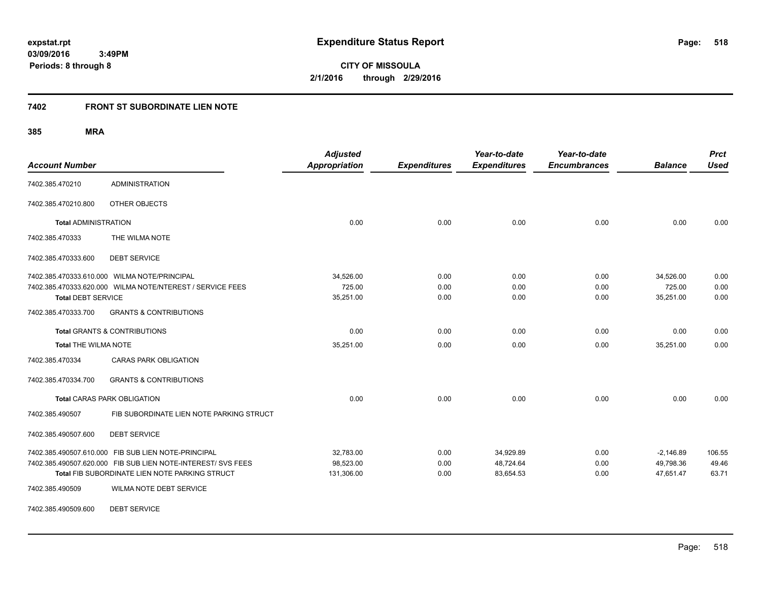expstat.rpt
03/09/2016 3:49PM
Periods: 8 through 8

# Expenditure Status Report

**CITY OF MISSOULA**
**2/1/2016 through 2/29/2016**

## 7402 FRONT ST SUBORDINATE LIEN NOTE

### 385 MRA

| Account Number | | Adjusted Appropriation | Expenditures | Year-to-date Expenditures | Year-to-date Encumbrances | Balance | Prct Used |
|---|---|---|---|---|---|---|---|
| 7402.385.470210 | ADMINISTRATION | | | | | | |
| 7402.385.470210.800 | OTHER OBJECTS | | | | | | |
| **Total** ADMINISTRATION | | 0.00 | 0.00 | 0.00 | 0.00 | 0.00 | 0.00 |
| 7402.385.470333 | THE WILMA NOTE | | | | | | |
| 7402.385.470333.600 | DEBT SERVICE | | | | | | |
| 7402.385.470333.610.000 | WILMA NOTE/PRINCIPAL | 34,526.00 | 0.00 | 0.00 | 0.00 | 34,526.00 | 0.00 |
| 7402.385.470333.620.000 | WILMA NOTE/NTEREST / SERVICE FEES | 725.00 | 0.00 | 0.00 | 0.00 | 725.00 | 0.00 |
| **Total** DEBT SERVICE | | 35,251.00 | 0.00 | 0.00 | 0.00 | 35,251.00 | 0.00 |
| 7402.385.470333.700 | GRANTS & CONTRIBUTIONS | | | | | | |
| **Total** GRANTS & CONTRIBUTIONS | | 0.00 | 0.00 | 0.00 | 0.00 | 0.00 | 0.00 |
| **Total** THE WILMA NOTE | | 35,251.00 | 0.00 | 0.00 | 0.00 | 35,251.00 | 0.00 |
| 7402.385.470334 | CARAS PARK OBLIGATION | | | | | | |
| 7402.385.470334.700 | GRANTS & CONTRIBUTIONS | | | | | | |
| **Total** CARAS PARK OBLIGATION | | 0.00 | 0.00 | 0.00 | 0.00 | 0.00 | 0.00 |
| 7402.385.490507 | FIB SUBORDINATE LIEN NOTE PARKING STRUCT | | | | | | |
| 7402.385.490507.600 | DEBT SERVICE | | | | | | |
| 7402.385.490507.610.000 | FIB SUB LIEN NOTE-PRINCIPAL | 32,783.00 | 0.00 | 34,929.89 | 0.00 | -2,146.89 | 106.55 |
| 7402.385.490507.620.000 | FIB SUB LIEN NOTE-INTEREST/ SVS FEES | 98,523.00 | 0.00 | 48,724.64 | 0.00 | 49,798.36 | 49.46 |
| **Total** FIB SUBORDINATE LIEN NOTE PARKING STRUCT | | 131,306.00 | 0.00 | 83,654.53 | 0.00 | 47,651.47 | 63.71 |
| 7402.385.490509 | WILMA NOTE DEBT SERVICE | | | | | | |
| 7402.385.490509.600 | DEBT SERVICE | | | | | | |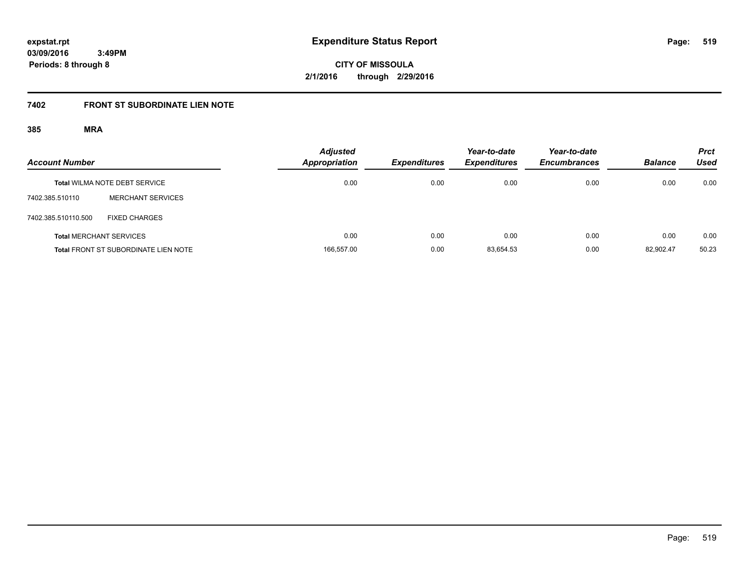**expstat.rpt**
**03/09/2016 3:49PM**
**Periods: 8 through 8**

# Expenditure Status Report

**CITY OF MISSOULA**
**2/1/2016 through 2/29/2016**

## 7402 FRONT ST SUBORDINATE LIEN NOTE

### 385 MRA

| Account Number | | Adjusted Appropriation | Expenditures | Year-to-date Expenditures | Year-to-date Encumbrances | Balance | Prct Used |
|---|---|---|---|---|---|---|---|
| **Total** WILMA NOTE DEBT SERVICE | | 0.00 | 0.00 | 0.00 | 0.00 | 0.00 | 0.00 |
| 7402.385.510110 | MERCHANT SERVICES | | | | | | |
| 7402.385.510110.500 | FIXED CHARGES | | | | | | |
| **Total** MERCHANT SERVICES | | 0.00 | 0.00 | 0.00 | 0.00 | 0.00 | 0.00 |
| **Total** FRONT ST SUBORDINATE LIEN NOTE | | 166,557.00 | 0.00 | 83,654.53 | 0.00 | 82,902.47 | 50.23 |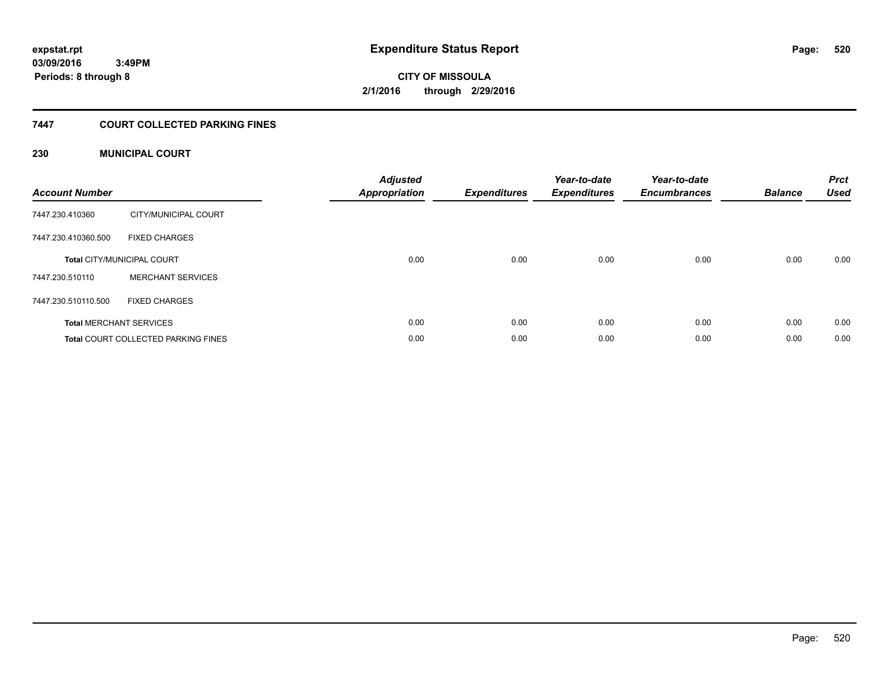expstat.rpt
03/09/2016 3:49PM
Periods: 8 through 8

# Expenditure Status Report

**CITY OF MISSOULA**
**2/1/2016 through 2/29/2016**

## 7447 COURT COLLECTED PARKING FINES

### 230 MUNICIPAL COURT

| Account Number | | Adjusted Appropriation | Expenditures | Year-to-date Expenditures | Year-to-date Encumbrances | Balance | Prct Used |
|---|---|---|---|---|---|---|---|
| 7447.230.410360 | CITY/MUNICIPAL COURT | | | | | | |
| 7447.230.410360.500 | FIXED CHARGES | | | | | | |
| **Total** CITY/MUNICIPAL COURT | | 0.00 | 0.00 | 0.00 | 0.00 | 0.00 | 0.00 |
| 7447.230.510110 | MERCHANT SERVICES | | | | | | |
| 7447.230.510110.500 | FIXED CHARGES | | | | | | |
| **Total** MERCHANT SERVICES | | 0.00 | 0.00 | 0.00 | 0.00 | 0.00 | 0.00 |
| **Total** COURT COLLECTED PARKING FINES | | 0.00 | 0.00 | 0.00 | 0.00 | 0.00 | 0.00 |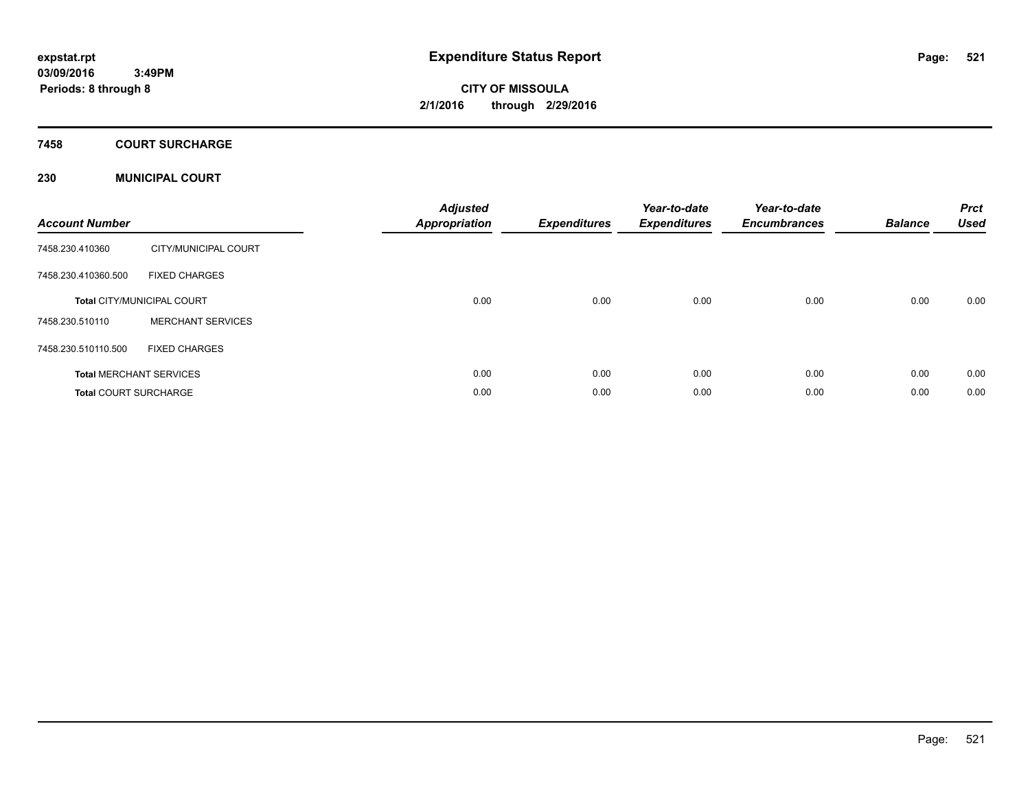expstat.rpt
03/09/2016 3:49PM
Periods: 8 through 8

# Expenditure Status Report

**CITY OF MISSOULA**
**2/1/2016 through 2/29/2016**

## 7458 COURT SURCHARGE

### 230 MUNICIPAL COURT

| Account Number | | Adjusted Appropriation | Expenditures | Year-to-date Expenditures | Year-to-date Encumbrances | Balance | Prct Used |
|---|---|---|---|---|---|---|---|
| 7458.230.410360 | CITY/MUNICIPAL COURT | | | | | | |
| 7458.230.410360.500 | FIXED CHARGES | | | | | | |
| **Total** CITY/MUNICIPAL COURT | | 0.00 | 0.00 | 0.00 | 0.00 | 0.00 | 0.00 |
| 7458.230.510110 | MERCHANT SERVICES | | | | | | |
| 7458.230.510110.500 | FIXED CHARGES | | | | | | |
| **Total** MERCHANT SERVICES | | 0.00 | 0.00 | 0.00 | 0.00 | 0.00 | 0.00 |
| **Total** COURT SURCHARGE | | 0.00 | 0.00 | 0.00 | 0.00 | 0.00 | 0.00 |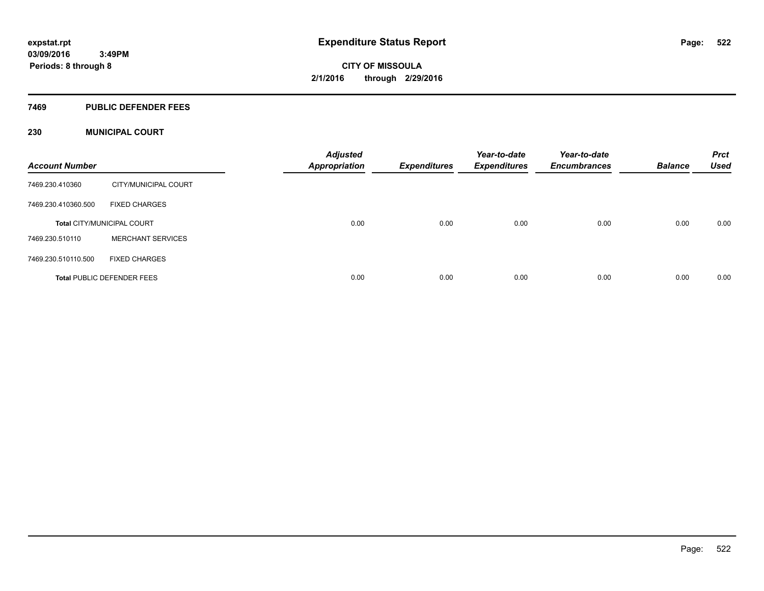expstat.rpt
03/09/2016 3:49PM
Periods: 8 through 8

# Expenditure Status Report

CITY OF MISSOULA
2/1/2016 through 2/29/2016

## 7469 PUBLIC DEFENDER FEES

### 230 MUNICIPAL COURT

| Account Number | | Adjusted Appropriation | Expenditures | Year-to-date Expenditures | Year-to-date Encumbrances | Balance | Prct Used |
|---|---|---|---|---|---|---|---|
| 7469.230.410360 | CITY/MUNICIPAL COURT | | | | | | |
| 7469.230.410360.500 | FIXED CHARGES | | | | | | |
| **Total** CITY/MUNICIPAL COURT | | 0.00 | 0.00 | 0.00 | 0.00 | 0.00 | 0.00 |
| 7469.230.510110 | MERCHANT SERVICES | | | | | | |
| 7469.230.510110.500 | FIXED CHARGES | | | | | | |
| **Total** PUBLIC DEFENDER FEES | | 0.00 | 0.00 | 0.00 | 0.00 | 0.00 | 0.00 |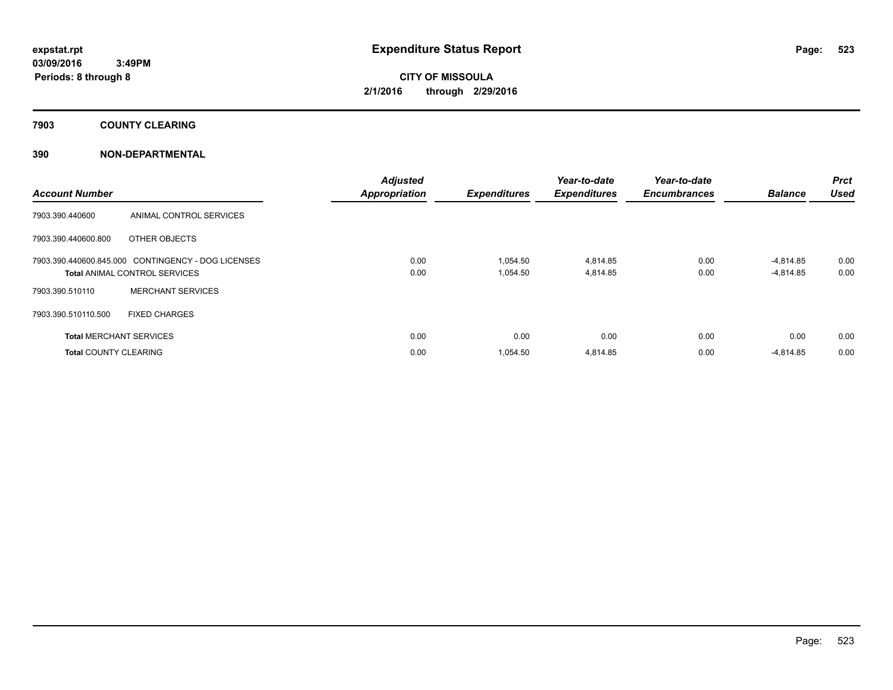expstat.rpt
03/09/2016 3:49PM
Periods: 8 through 8

# Expenditure Status Report

CITY OF MISSOULA
2/1/2016 through 2/29/2016

## 7903 COUNTY CLEARING

## 390 NON-DEPARTMENTAL

| Account Number | | Adjusted Appropriation | Expenditures | Year-to-date Expenditures | Year-to-date Encumbrances | Balance | Prct Used |
|---|---|---|---|---|---|---|---|
| 7903.390.440600 | ANIMAL CONTROL SERVICES | | | | | | |
| 7903.390.440600.800 | OTHER OBJECTS | | | | | | |
| 7903.390.440600.845.000 | CONTINGENCY - DOG LICENSES | 0.00 | 1,054.50 | 4,814.85 | 0.00 | -4,814.85 | 0.00 |
| **Total** ANIMAL CONTROL SERVICES | | 0.00 | 1,054.50 | 4,814.85 | 0.00 | -4,814.85 | 0.00 |
| 7903.390.510110 | MERCHANT SERVICES | | | | | | |
| 7903.390.510110.500 | FIXED CHARGES | | | | | | |
| **Total** MERCHANT SERVICES | | 0.00 | 0.00 | 0.00 | 0.00 | 0.00 | 0.00 |
| **Total** COUNTY CLEARING | | 0.00 | 1,054.50 | 4,814.85 | 0.00 | -4,814.85 | 0.00 |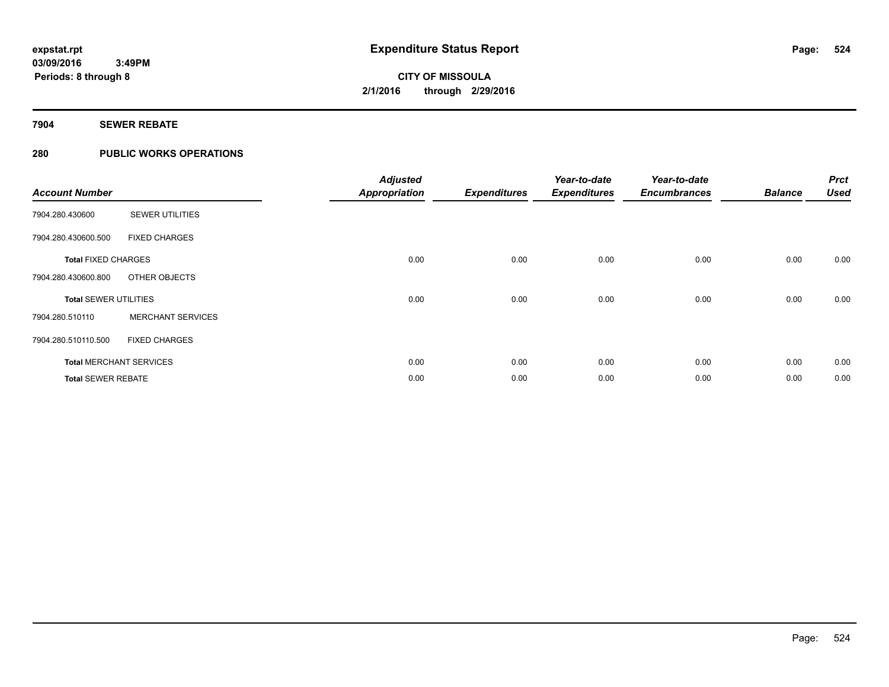**Expenditure Status Report**

**CITY OF MISSOULA**

**2/1/2016 through 2/29/2016**

expstat.rpt
03/09/2016 3:49PM
Periods: 8 through 8

## 7904 SEWER REBATE

## 280 PUBLIC WORKS OPERATIONS

| Account Number | | Adjusted Appropriation | Expenditures | Year-to-date Expenditures | Year-to-date Encumbrances | Balance | Prct Used |
|---|---|---|---|---|---|---|---|
| 7904.280.430600 | SEWER UTILITIES | | | | | | |
| 7904.280.430600.500 | FIXED CHARGES | | | | | | |
| **Total** FIXED CHARGES | | 0.00 | 0.00 | 0.00 | 0.00 | 0.00 | 0.00 |
| 7904.280.430600.800 | OTHER OBJECTS | | | | | | |
| **Total** SEWER UTILITIES | | 0.00 | 0.00 | 0.00 | 0.00 | 0.00 | 0.00 |
| 7904.280.510110 | MERCHANT SERVICES | | | | | | |
| 7904.280.510110.500 | FIXED CHARGES | | | | | | |
| **Total** MERCHANT SERVICES | | 0.00 | 0.00 | 0.00 | 0.00 | 0.00 | 0.00 |
| **Total** SEWER REBATE | | 0.00 | 0.00 | 0.00 | 0.00 | 0.00 | 0.00 |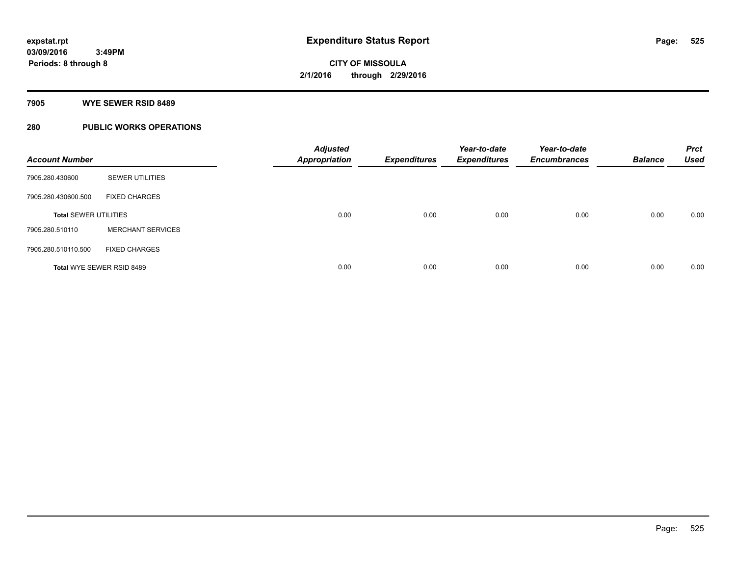**expstat.rpt**
**03/09/2016 3:49PM**
**Periods: 8 through 8**

# Expenditure Status Report

**CITY OF MISSOULA**
**2/1/2016 through 2/29/2016**

## 7905 WYE SEWER RSID 8489

## 280 PUBLIC WORKS OPERATIONS

| Account Number | | Adjusted Appropriation | Expenditures | Year-to-date Expenditures | Year-to-date Encumbrances | Balance | Prct Used |
|---|---|---|---|---|---|---|---|
| 7905.280.430600 | SEWER UTILITIES | | | | | | |
| 7905.280.430600.500 | FIXED CHARGES | | | | | | |
| **Total** SEWER UTILITIES | | 0.00 | 0.00 | 0.00 | 0.00 | 0.00 | 0.00 |
| 7905.280.510110 | MERCHANT SERVICES | | | | | | |
| 7905.280.510110.500 | FIXED CHARGES | | | | | | |
| **Total** WYE SEWER RSID 8489 | | 0.00 | 0.00 | 0.00 | 0.00 | 0.00 | 0.00 |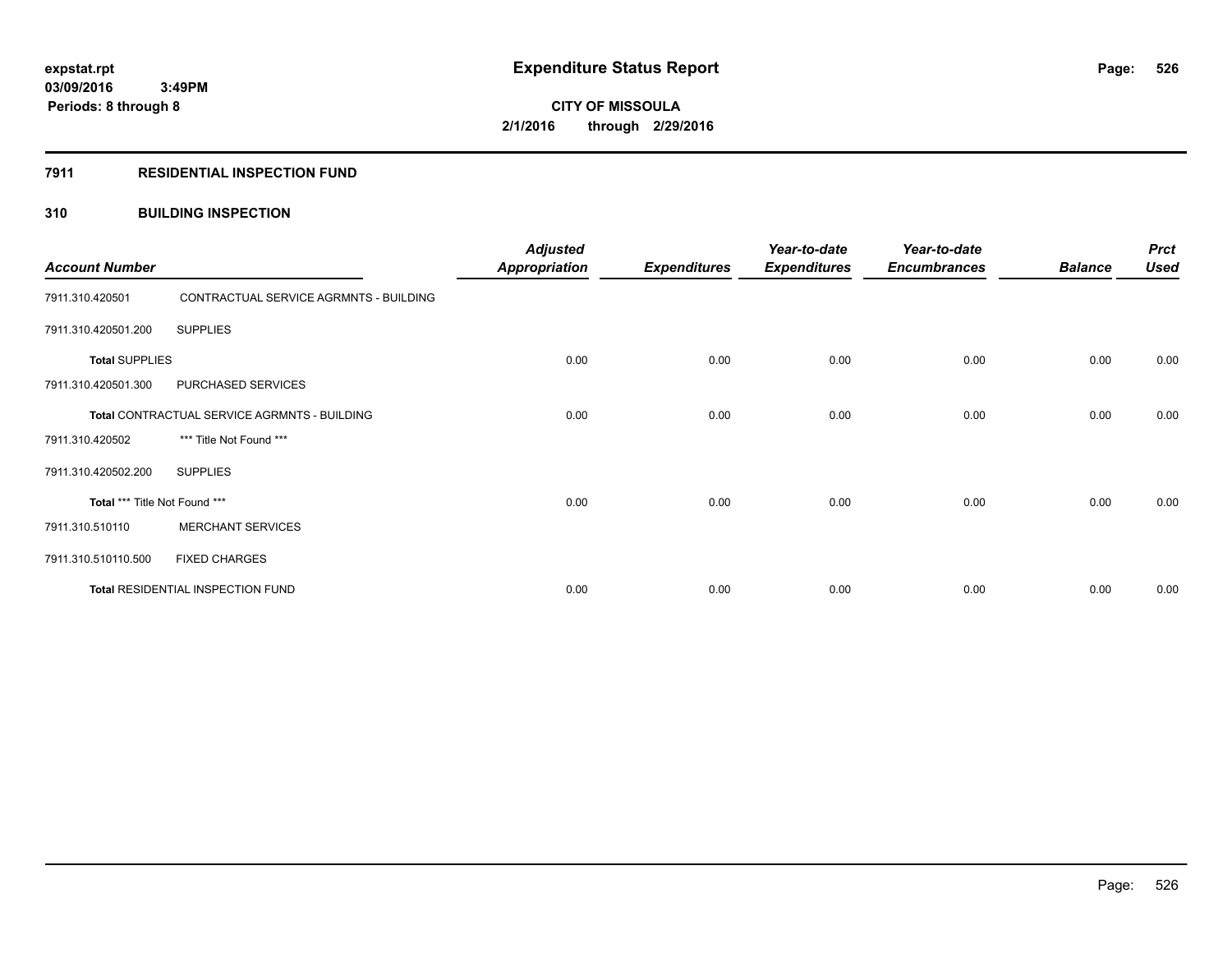**expstat.rpt**
**03/09/2016 3:49PM**
**Periods: 8 through 8**

# Expenditure Status Report

**CITY OF MISSOULA**
**2/1/2016 through 2/29/2016**

## 7911 RESIDENTIAL INSPECTION FUND

### 310 BUILDING INSPECTION

| Account Number | | Adjusted Appropriation | Expenditures | Year-to-date Expenditures | Year-to-date Encumbrances | Balance | Prct Used |
|---|---|---|---|---|---|---|---|
| 7911.310.420501 | CONTRACTUAL SERVICE AGRMNTS - BUILDING | | | | | | |
| 7911.310.420501.200 | SUPPLIES | | | | | | |
| **Total** SUPPLIES | | 0.00 | 0.00 | 0.00 | 0.00 | 0.00 | 0.00 |
| 7911.310.420501.300 | PURCHASED SERVICES | | | | | | |
| **Total** CONTRACTUAL SERVICE AGRMNTS - BUILDING | | 0.00 | 0.00 | 0.00 | 0.00 | 0.00 | 0.00 |
| 7911.310.420502 | *** Title Not Found *** | | | | | | |
| 7911.310.420502.200 | SUPPLIES | | | | | | |
| **Total** *** Title Not Found *** | | 0.00 | 0.00 | 0.00 | 0.00 | 0.00 | 0.00 |
| 7911.310.510110 | MERCHANT SERVICES | | | | | | |
| 7911.310.510110.500 | FIXED CHARGES | | | | | | |
| **Total** RESIDENTIAL INSPECTION FUND | | 0.00 | 0.00 | 0.00 | 0.00 | 0.00 | 0.00 |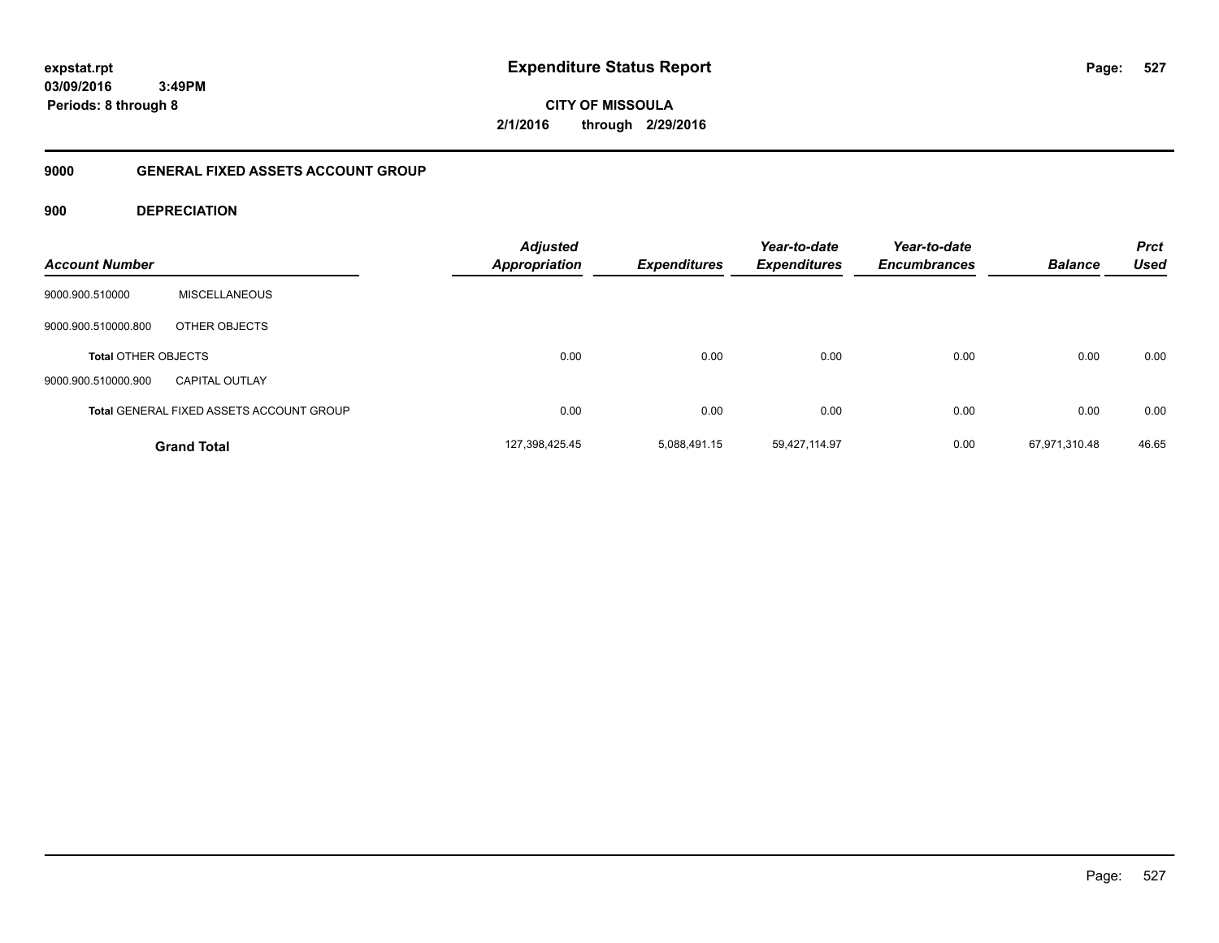# Expenditure Status Report

expstat.rpt
03/09/2016 3:49PM
Periods: 8 through 8

CITY OF MISSOULA
2/1/2016 through 2/29/2016

## 9000 GENERAL FIXED ASSETS ACCOUNT GROUP

### 900 DEPRECIATION

| Account Number | | Adjusted Appropriation | Expenditures | Year-to-date Expenditures | Year-to-date Encumbrances | Balance | Prct Used |
|---|---|---|---|---|---|---|---|
| 9000.900.510000 | MISCELLANEOUS | | | | | | |
| 9000.900.510000.800 | OTHER OBJECTS | | | | | | |
| **Total** OTHER OBJECTS | | 0.00 | 0.00 | 0.00 | 0.00 | 0.00 | 0.00 |
| 9000.900.510000.900 | CAPITAL OUTLAY | | | | | | |
| **Total** GENERAL FIXED ASSETS ACCOUNT GROUP | | 0.00 | 0.00 | 0.00 | 0.00 | 0.00 | 0.00 |
| **Grand Total** | | 127,398,425.45 | 5,088,491.15 | 59,427,114.97 | 0.00 | 67,971,310.48 | 46.65 |